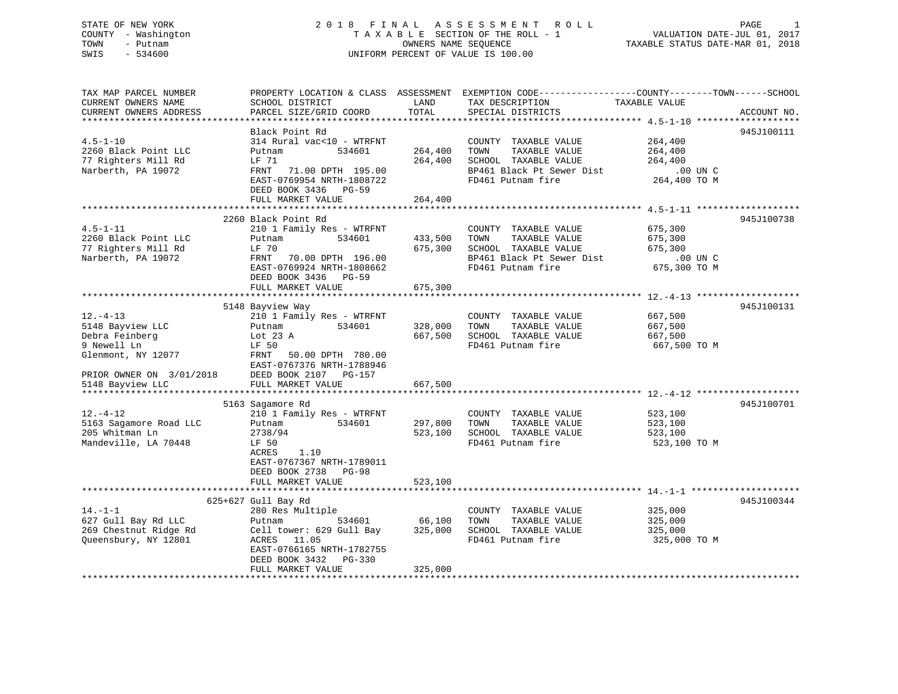STATE OF NEW YORK
COUNTY - Washington
TOWN - Putnam
SWIS - 534600

2018 FINAL ASSESSMENT ROLL
TAXABLE SECTION OF THE ROLL - 1
OWNERS NAME SEQUENCE
UNIFORM PERCENT OF VALUE IS 100.00

VALUATION DATE-JUL 01, 2017
TAXABLE STATUS DATE-MAR 01, 2018

| TAX MAP PARCEL NUMBER / CURRENT OWNERS NAME / CURRENT OWNERS ADDRESS | PROPERTY LOCATION & CLASS / SCHOOL DISTRICT / PARCEL SIZE/GRID COORD | ASSESSMENT LAND | ASSESSMENT TOTAL | EXEMPTION CODE / TAX DESCRIPTION / SPECIAL DISTRICTS | TAXABLE VALUE | ACCOUNT NO. |
|---|---|---|---|---|---|---|
| **4.5-1-10** | Black Point Rd | | | | | 945J100111 |
| 4.5-1-10 | 314 Rural vac<10 - WTRFNT | | | COUNTY TAXABLE VALUE | 264,400 | |
| 2260 Black Point LLC | Putnam 534601 | 264,400 | | TOWN TAXABLE VALUE | 264,400 | |
| 77 Righters Mill Rd | LF 71 | | 264,400 | SCHOOL TAXABLE VALUE | 264,400 | |
| Narberth, PA 19072 | FRNT 71.00 DPTH 195.00 | | | BP461 Black Pt Sewer Dist | .00 UN C | |
| | EAST-0769954 NRTH-1808722 | | | FD461 Putnam fire | 264,400 TO M | |
| | DEED BOOK 3436 PG-59 | | | | | |
| | FULL MARKET VALUE | | 264,400 | | | |
| **4.5-1-11** | 2260 Black Point Rd | | | | | 945J100738 |
| 4.5-1-11 | 210 1 Family Res - WTRFNT | | | COUNTY TAXABLE VALUE | 675,300 | |
| 2260 Black Point LLC | Putnam 534601 | 433,500 | | TOWN TAXABLE VALUE | 675,300 | |
| 77 Righters Mill Rd | LF 70 | | 675,300 | SCHOOL TAXABLE VALUE | 675,300 | |
| Narberth, PA 19072 | FRNT 70.00 DPTH 196.00 | | | BP461 Black Pt Sewer Dist | .00 UN C | |
| | EAST-0769924 NRTH-1808662 | | | FD461 Putnam fire | 675,300 TO M | |
| | DEED BOOK 3436 PG-59 | | | | | |
| | FULL MARKET VALUE | | 675,300 | | | |
| **12.-4-13** | 5148 Bayview Way | | | | | 945J100131 |
| 12.-4-13 | 210 1 Family Res - WTRFNT | | | COUNTY TAXABLE VALUE | 667,500 | |
| 5148 Bayview LLC | Putnam 534601 | 328,000 | | TOWN TAXABLE VALUE | 667,500 | |
| Debra Feinberg | Lot 23 A | | 667,500 | SCHOOL TAXABLE VALUE | 667,500 | |
| 9 Newell Ln | LF 50 | | | FD461 Putnam fire | 667,500 TO M | |
| Glenmont, NY 12077 | FRNT 50.00 DPTH 780.00 | | | | | |
| | EAST-0767376 NRTH-1788946 | | | | | |
| PRIOR OWNER ON 3/01/2018 | DEED BOOK 2107 PG-157 | | | | | |
| 5148 Bayview LLC | FULL MARKET VALUE | | 667,500 | | | |
| **12.-4-12** | 5163 Sagamore Rd | | | | | 945J100701 |
| 12.-4-12 | 210 1 Family Res - WTRFNT | | | COUNTY TAXABLE VALUE | 523,100 | |
| 5163 Sagamore Road LLC | Putnam 534601 | 297,800 | | TOWN TAXABLE VALUE | 523,100 | |
| 205 Whitman Ln | 2738/94 | | 523,100 | SCHOOL TAXABLE VALUE | 523,100 | |
| Mandeville, LA 70448 | LF 50 | | | FD461 Putnam fire | 523,100 TO M | |
| | ACRES 1.10 | | | | | |
| | EAST-0767367 NRTH-1789011 | | | | | |
| | DEED BOOK 2738 PG-98 | | | | | |
| | FULL MARKET VALUE | | 523,100 | | | |
| **14.-1-1** | 625+627 Gull Bay Rd | | | | | 945J100344 |
| 14.-1-1 | 280 Res Multiple | | | COUNTY TAXABLE VALUE | 325,000 | |
| 627 Gull Bay Rd LLC | Putnam 534601 | 66,100 | | TOWN TAXABLE VALUE | 325,000 | |
| 269 Chestnut Ridge Rd | Cell tower: 629 Gull Bay | | 325,000 | SCHOOL TAXABLE VALUE | 325,000 | |
| Queensbury, NY 12801 | ACRES 11.05 | | | FD461 Putnam fire | 325,000 TO M | |
| | EAST-0766165 NRTH-1782755 | | | | | |
| | DEED BOOK 3432 PG-330 | | | | | |
| | FULL MARKET VALUE | | 325,000 | | | |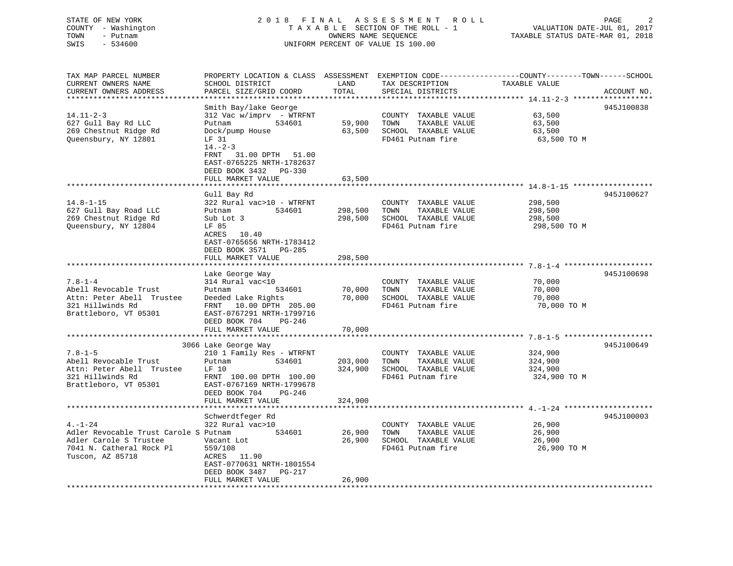STATE OF NEW YORK
COUNTY - Washington
TOWN - Putnam
SWIS - 534600

# 2018 FINAL ASSESSMENT ROLL

TAXABLE SECTION OF THE ROLL - 1
OWNERS NAME SEQUENCE
UNIFORM PERCENT OF VALUE IS 100.00

VALUATION DATE-JUL 01, 2017
TAXABLE STATUS DATE-MAR 01, 2018

| TAX MAP PARCEL NUMBER / CURRENT OWNERS NAME / CURRENT OWNERS ADDRESS | PROPERTY LOCATION & CLASS / SCHOOL DISTRICT / PARCEL SIZE/GRID COORD | ASSESSMENT LAND | TOTAL | EXEMPTION CODE / TAX DESCRIPTION / SPECIAL DISTRICTS | TAXABLE VALUE (COUNTY / TOWN / SCHOOL) | ACCOUNT NO. |
|---|---|---|---|---|---|---|
| 14.11-2-3 | Smith Bay/lake George | | | | | 945J100838 |
| 14.11-2-3 | 312 Vac w/imprv - WTRFNT | | | COUNTY TAXABLE VALUE | 63,500 | |
| 627 Gull Bay Rd LLC | Putnam 534601 | 59,900 | | TOWN TAXABLE VALUE | 63,500 | |
| 269 Chestnut Ridge Rd | Dock/pump House | | 63,500 | SCHOOL TAXABLE VALUE | 63,500 | |
| Queensbury, NY 12801 | LF 31 | | | FD461 Putnam fire | 63,500 TO M | |
| | 14.-2-3 | | | | | |
| | FRNT 31.00 DPTH 51.00 | | | | | |
| | EAST-0765225 NRTH-1782637 | | | | | |
| | DEED BOOK 3432 PG-330 | | | | | |
| | FULL MARKET VALUE | | 63,500 | | | |
| 14.8-1-15 | Gull Bay Rd | | | | | 945J100627 |
| 14.8-1-15 | 322 Rural vac>10 - WTRFNT | | | COUNTY TAXABLE VALUE | 298,500 | |
| 627 Gull Bay Road LLC | Putnam 534601 | 298,500 | | TOWN TAXABLE VALUE | 298,500 | |
| 269 Chestnut Ridge Rd | Sub Lot 3 | | 298,500 | SCHOOL TAXABLE VALUE | 298,500 | |
| Queensbury, NY 12804 | LF 85 | | | FD461 Putnam fire | 298,500 TO M | |
| | ACRES 10.40 | | | | | |
| | EAST-0765656 NRTH-1783412 | | | | | |
| | DEED BOOK 3571 PG-285 | | | | | |
| | FULL MARKET VALUE | | 298,500 | | | |
| 7.8-1-4 | Lake George Way | | | | | 945J100698 |
| 7.8-1-4 | 314 Rural vac<10 | | | COUNTY TAXABLE VALUE | 70,000 | |
| Abell Revocable Trust | Putnam 534601 | 70,000 | | TOWN TAXABLE VALUE | 70,000 | |
| Attn: Peter Abell Trustee | Deeded Lake Rights | | 70,000 | SCHOOL TAXABLE VALUE | 70,000 | |
| 321 Hillwinds Rd | FRNT 10.00 DPTH 205.00 | | | FD461 Putnam fire | 70,000 TO M | |
| Brattleboro, VT 05301 | EAST-0767291 NRTH-1799716 | | | | | |
| | DEED BOOK 704 PG-246 | | | | | |
| | FULL MARKET VALUE | | 70,000 | | | |
| 7.8-1-5 | 3066 Lake George Way | | | | | 945J100649 |
| 7.8-1-5 | 210 1 Family Res - WTRFNT | | | COUNTY TAXABLE VALUE | 324,900 | |
| Abell Revocable Trust | Putnam 534601 | 203,000 | | TOWN TAXABLE VALUE | 324,900 | |
| Attn: Peter Abell Trustee | LF 10 | | 324,900 | SCHOOL TAXABLE VALUE | 324,900 | |
| 321 Hillwinds Rd | FRNT 100.00 DPTH 100.00 | | | FD461 Putnam fire | 324,900 TO M | |
| Brattleboro, VT 05301 | EAST-0767169 NRTH-1799678 | | | | | |
| | DEED BOOK 704 PG-246 | | | | | |
| | FULL MARKET VALUE | | 324,900 | | | |
| 4.-1-24 | Schwerdtfeger Rd | | | | | 945J100003 |
| 4.-1-24 | 322 Rural vac>10 | | | COUNTY TAXABLE VALUE | 26,900 | |
| Adler Revocable Trust Carole S | Putnam 534601 | 26,900 | | TOWN TAXABLE VALUE | 26,900 | |
| Adler Carole S Trustee | Vacant Lot | | 26,900 | SCHOOL TAXABLE VALUE | 26,900 | |
| 7041 N. Catheral Rock Pl | 559/108 | | | FD461 Putnam fire | 26,900 TO M | |
| Tuscon, AZ 85718 | ACRES 11.90 | | | | | |
| | EAST-0770631 NRTH-1801554 | | | | | |
| | DEED BOOK 3487 PG-217 | | | | | |
| | FULL MARKET VALUE | | 26,900 | | | |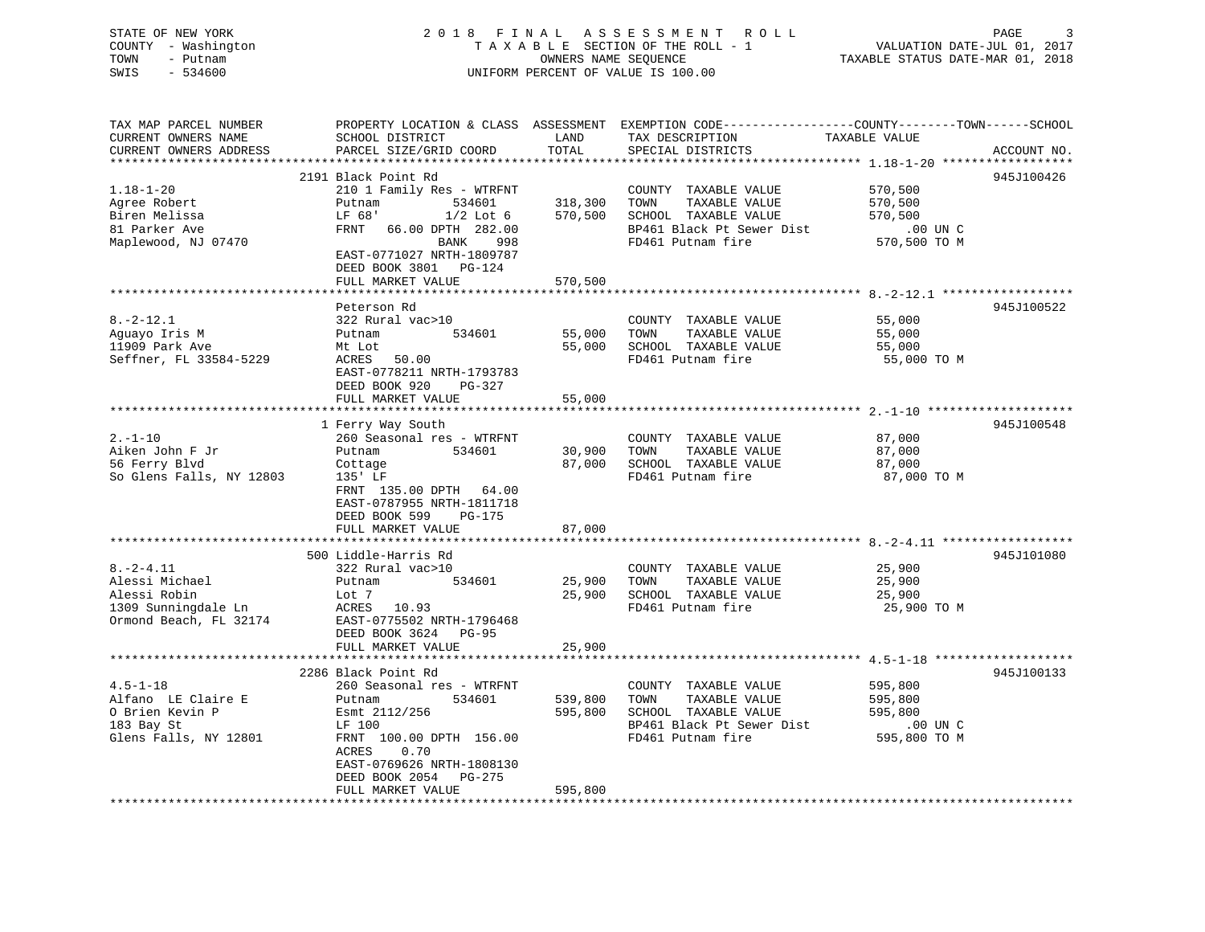STATE OF NEW YORK
COUNTY - Washington
TOWN - Putnam
SWIS - 534600

# 2018 FINAL ASSESSMENT ROLL
TAXABLE SECTION OF THE ROLL - 1
OWNERS NAME SEQUENCE
UNIFORM PERCENT OF VALUE IS 100.00

VALUATION DATE-JUL 01, 2017
TAXABLE STATUS DATE-MAR 01, 2018

| TAX MAP PARCEL NUMBER / CURRENT OWNERS NAME / CURRENT OWNERS ADDRESS | PROPERTY LOCATION & CLASS / SCHOOL DISTRICT / PARCEL SIZE/GRID COORD | ASSESSMENT LAND | TOTAL | EXEMPTION CODE / TAX DESCRIPTION / SPECIAL DISTRICTS | TAXABLE VALUE (COUNTY / TOWN / SCHOOL) | ACCOUNT NO. |
|---|---|---|---|---|---|---|
| 1.18-1-20 | 2191 Black Point Rd | | | | | 945J100426 |
| 1.18-1-20 | 210 1 Family Res - WTRFNT | | | COUNTY TAXABLE VALUE | 570,500 | |
| Agree Robert | Putnam 534601 | 318,300 | | TOWN TAXABLE VALUE | 570,500 | |
| Biren Melissa | LF 68' 1/2 Lot 6 | | 570,500 | SCHOOL TAXABLE VALUE | 570,500 | |
| 81 Parker Ave | FRNT 66.00 DPTH 282.00 | | | BP461 Black Pt Sewer Dist | .00 UN C | |
| Maplewood, NJ 07470 | BANK 998 | | | FD461 Putnam fire | 570,500 TO M | |
| | EAST-0771027 NRTH-1809787 | | | | | |
| | DEED BOOK 3801 PG-124 | | | | | |
| | FULL MARKET VALUE | | 570,500 | | | |
| 8.-2-12.1 | Peterson Rd | | | | | 945J100522 |
| 8.-2-12.1 | 322 Rural vac>10 | | | COUNTY TAXABLE VALUE | 55,000 | |
| Aguayo Iris M | Putnam 534601 | 55,000 | | TOWN TAXABLE VALUE | 55,000 | |
| 11909 Park Ave | Mt Lot | | 55,000 | SCHOOL TAXABLE VALUE | 55,000 | |
| Seffner, FL 33584-5229 | ACRES 50.00 | | | FD461 Putnam fire | 55,000 TO M | |
| | EAST-0778211 NRTH-1793783 | | | | | |
| | DEED BOOK 920 PG-327 | | | | | |
| | FULL MARKET VALUE | | 55,000 | | | |
| 2.-1-10 | 1 Ferry Way South | | | | | 945J100548 |
| 2.-1-10 | 260 Seasonal res - WTRFNT | | | COUNTY TAXABLE VALUE | 87,000 | |
| Aiken John F Jr | Putnam 534601 | 30,900 | | TOWN TAXABLE VALUE | 87,000 | |
| 56 Ferry Blvd | Cottage | | 87,000 | SCHOOL TAXABLE VALUE | 87,000 | |
| So Glens Falls, NY 12803 | 135' LF | | | FD461 Putnam fire | 87,000 TO M | |
| | FRNT 135.00 DPTH 64.00 | | | | | |
| | EAST-0787955 NRTH-1811718 | | | | | |
| | DEED BOOK 599 PG-175 | | | | | |
| | FULL MARKET VALUE | | 87,000 | | | |
| 8.-2-4.11 | 500 Liddle-Harris Rd | | | | | 945J101080 |
| 8.-2-4.11 | 322 Rural vac>10 | | | COUNTY TAXABLE VALUE | 25,900 | |
| Alessi Michael | Putnam 534601 | 25,900 | | TOWN TAXABLE VALUE | 25,900 | |
| Alessi Robin | Lot 7 | | 25,900 | SCHOOL TAXABLE VALUE | 25,900 | |
| 1309 Sunningdale Ln | ACRES 10.93 | | | FD461 Putnam fire | 25,900 TO M | |
| Ormond Beach, FL 32174 | EAST-0775502 NRTH-1796468 | | | | | |
| | DEED BOOK 3624 PG-95 | | | | | |
| | FULL MARKET VALUE | | 25,900 | | | |
| 4.5-1-18 | 2286 Black Point Rd | | | | | 945J100133 |
| 4.5-1-18 | 260 Seasonal res - WTRFNT | | | COUNTY TAXABLE VALUE | 595,800 | |
| Alfano LE Claire E | Putnam 534601 | 539,800 | | TOWN TAXABLE VALUE | 595,800 | |
| O Brien Kevin P | Esmt 2112/256 | | 595,800 | SCHOOL TAXABLE VALUE | 595,800 | |
| 183 Bay St | LF 100 | | | BP461 Black Pt Sewer Dist | .00 UN C | |
| Glens Falls, NY 12801 | FRNT 100.00 DPTH 156.00 | | | FD461 Putnam fire | 595,800 TO M | |
| | ACRES 0.70 | | | | | |
| | EAST-0769626 NRTH-1808130 | | | | | |
| | DEED BOOK 2054 PG-275 | | | | | |
| | FULL MARKET VALUE | | 595,800 | | | |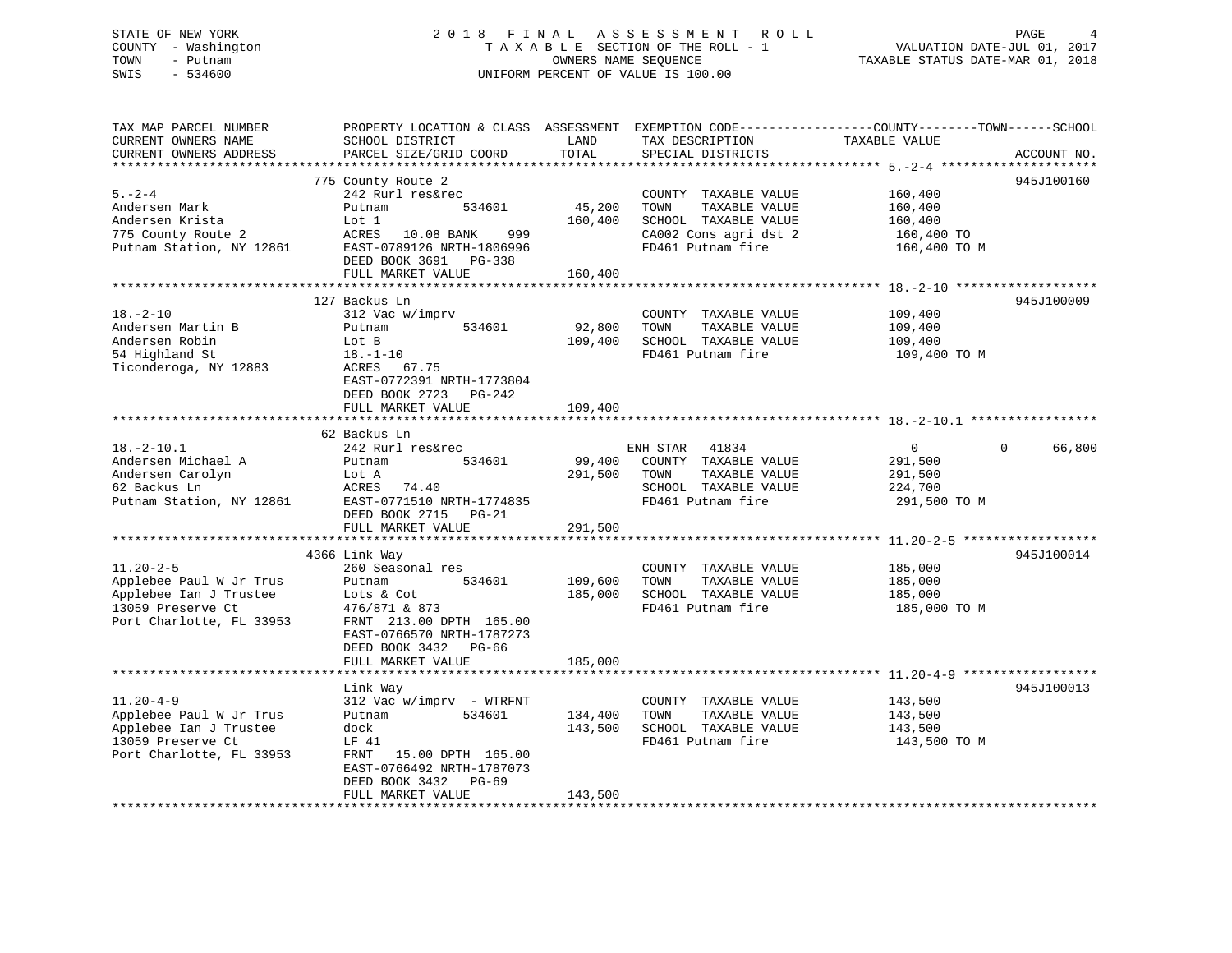STATE OF NEW YORK
COUNTY - Washington
TOWN - Putnam
SWIS - 534600

2 0 1 8 F I N A L A S S E S S M E N T R O L L
T A X A B L E SECTION OF THE ROLL - 1
OWNERS NAME SEQUENCE
UNIFORM PERCENT OF VALUE IS 100.00

VALUATION DATE-JUL 01, 2017
TAXABLE STATUS DATE-MAR 01, 2018

```
TAX MAP PARCEL NUMBER          PROPERTY LOCATION & CLASS  ASSESSMENT  EXEMPTION CODE------------------COUNTY--------TOWN------SCHOOL
CURRENT OWNERS NAME            SCHOOL DISTRICT               LAND      TAX DESCRIPTION             TAXABLE VALUE
CURRENT OWNERS ADDRESS         PARCEL SIZE/GRID COORD        TOTAL     SPECIAL DISTRICTS                                   ACCOUNT NO.
******************************************************************************************************* 5.-2-4 ********************
                               775 County Route 2                                                                          945J100160
5.-2-4                         242 Rurl res&rec                        COUNTY  TAXABLE VALUE          160,400
Andersen Mark                  Putnam          534601        45,200    TOWN    TAXABLE VALUE          160,400
Andersen Krista                Lot 1                        160,400    SCHOOL  TAXABLE VALUE          160,400
775 County Route 2             ACRES   10.08 BANK    999               CA002 Cons agri dst 2           160,400 TO
Putnam Station, NY 12861       EAST-0789126 NRTH-1806996               FD461 Putnam fire               160,400 TO M
                               DEED BOOK 3691   PG-338
                               FULL MARKET VALUE            160,400
******************************************************************************************************* 18.-2-10 ******************
                               127 Backus Ln                                                                               945J100009
18.-2-10                       312 Vac w/imprv                         COUNTY  TAXABLE VALUE          109,400
Andersen Martin B              Putnam          534601        92,800    TOWN    TAXABLE VALUE          109,400
Andersen Robin                 Lot B                        109,400    SCHOOL  TAXABLE VALUE          109,400
54 Highland St                 18.-1-10                                FD461 Putnam fire               109,400 TO M
Ticonderoga, NY 12883          ACRES   67.75
                               EAST-0772391 NRTH-1773804
                               DEED BOOK 2723   PG-242
                               FULL MARKET VALUE            109,400
******************************************************************************************************* 18.-2-10.1 ****************
                               62 Backus Ln
18.-2-10.1                     242 Rurl res&rec                        ENH STAR   41834                  0            0     66,800
Andersen Michael A             Putnam          534601        99,400    COUNTY  TAXABLE VALUE          291,500
Andersen Carolyn               Lot A                        291,500    TOWN    TAXABLE VALUE          291,500
62 Backus Ln                   ACRES   74.40                           SCHOOL  TAXABLE VALUE          224,700
Putnam Station, NY 12861       EAST-0771510 NRTH-1774835               FD461 Putnam fire               291,500 TO M
                               DEED BOOK 2715   PG-21
                               FULL MARKET VALUE            291,500
******************************************************************************************************* 11.20-2-5 *****************
                               4366 Link Way                                                                               945J100014
11.20-2-5                      260 Seasonal res                        COUNTY  TAXABLE VALUE          185,000
Applebee Paul W Jr Trus        Putnam          534601       109,600    TOWN    TAXABLE VALUE          185,000
Applebee Ian J Trustee         Lots & Cot                   185,000    SCHOOL  TAXABLE VALUE          185,000
13059 Preserve Ct              476/871 & 873                           FD461 Putnam fire               185,000 TO M
Port Charlotte, FL 33953       FRNT 213.00 DPTH 165.00
                               EAST-0766570 NRTH-1787273
                               DEED BOOK 3432   PG-66
                               FULL MARKET VALUE            185,000
******************************************************************************************************* 11.20-4-9 *****************
                               Link Way                                                                                    945J100013
11.20-4-9                      312 Vac w/imprv  - WTRFNT               COUNTY  TAXABLE VALUE          143,500
Applebee Paul W Jr Trus        Putnam          534601       134,400    TOWN    TAXABLE VALUE          143,500
Applebee Ian J Trustee         dock                         143,500    SCHOOL  TAXABLE VALUE          143,500
13059 Preserve Ct              LF 41                                   FD461 Putnam fire               143,500 TO M
Port Charlotte, FL 33953       FRNT  15.00 DPTH 165.00
                               EAST-0766492 NRTH-1787073
                               DEED BOOK 3432   PG-69
                               FULL MARKET VALUE            143,500
************************************************************************************************************************************
```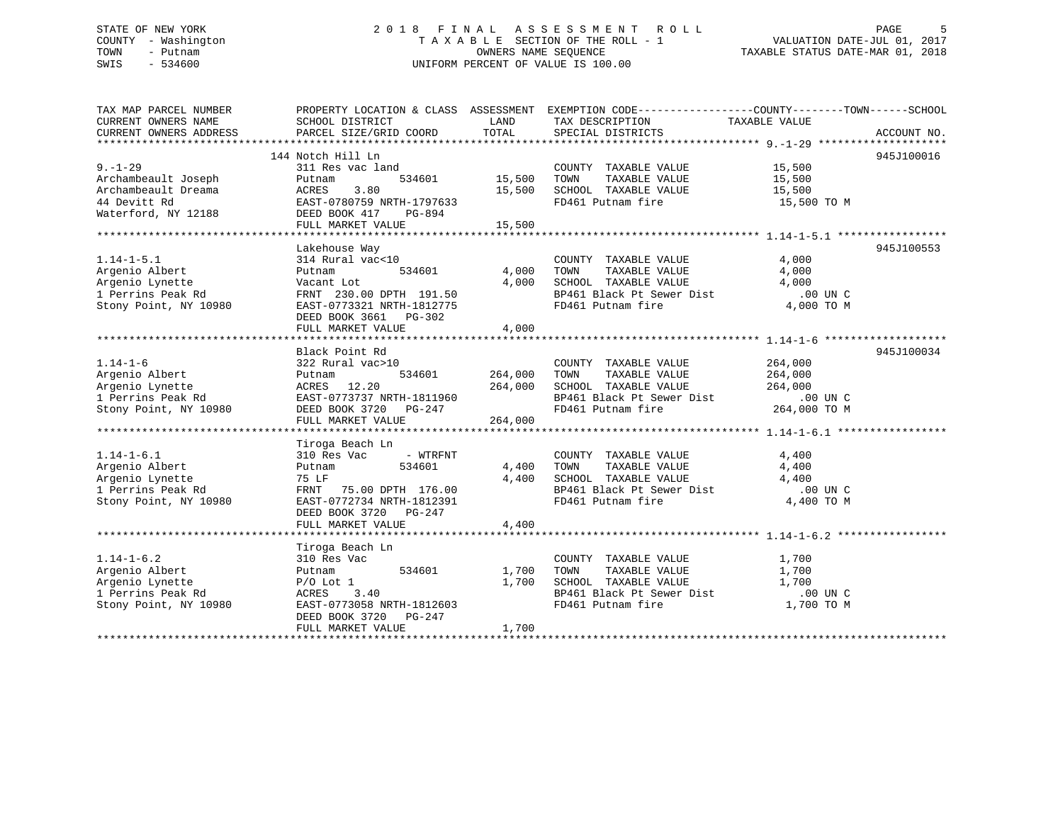STATE OF NEW YORK
COUNTY - Washington
TOWN - Putnam
SWIS - 534600

# 2018 FINAL ASSESSMENT ROLL

TAXABLE SECTION OF THE ROLL - 1
OWNERS NAME SEQUENCE
UNIFORM PERCENT OF VALUE IS 100.00

VALUATION DATE-JUL 01, 2017
TAXABLE STATUS DATE-MAR 01, 2018

| TAX MAP PARCEL NUMBER / CURRENT OWNERS NAME / CURRENT OWNERS ADDRESS | PROPERTY LOCATION & CLASS / SCHOOL DISTRICT / PARCEL SIZE/GRID COORD | ASSESSMENT LAND | TOTAL | EXEMPTION CODE / TAX DESCRIPTION / SPECIAL DISTRICTS | TAXABLE VALUE (COUNTY / TOWN / SCHOOL) | ACCOUNT NO. |
|---|---|---|---|---|---|---|
| 9.-1-29 | 144 Notch Hill Ln | | | | | 945J100016 |
| 9.-1-29 | 311 Res vac land | | | COUNTY TAXABLE VALUE | 15,500 | |
| Archambeault Joseph | Putnam 534601 | 15,500 | | TOWN TAXABLE VALUE | 15,500 | |
| Archambeault Dreama | ACRES 3.80 | | 15,500 | SCHOOL TAXABLE VALUE | 15,500 | |
| 44 Devitt Rd | EAST-0780759 NRTH-1797633 | | | FD461 Putnam fire | 15,500 TO M | |
| Waterford, NY 12188 | DEED BOOK 417 PG-894 | | | | | |
| | FULL MARKET VALUE | | 15,500 | | | |
| 1.14-1-5.1 | Lakehouse Way | | | | | 945J100553 |
| 1.14-1-5.1 | 314 Rural vac<10 | | | COUNTY TAXABLE VALUE | 4,000 | |
| Argenio Albert | Putnam 534601 | 4,000 | | TOWN TAXABLE VALUE | 4,000 | |
| Argenio Lynette | Vacant Lot | | 4,000 | SCHOOL TAXABLE VALUE | 4,000 | |
| 1 Perrins Peak Rd | FRNT 230.00 DPTH 191.50 | | | BP461 Black Pt Sewer Dist | .00 UN C | |
| Stony Point, NY 10980 | EAST-0773321 NRTH-1812775 | | | FD461 Putnam fire | 4,000 TO M | |
| | DEED BOOK 3661 PG-302 | | | | | |
| | FULL MARKET VALUE | | 4,000 | | | |
| 1.14-1-6 | Black Point Rd | | | | | 945J100034 |
| 1.14-1-6 | 322 Rural vac>10 | | | COUNTY TAXABLE VALUE | 264,000 | |
| Argenio Albert | Putnam 534601 | 264,000 | | TOWN TAXABLE VALUE | 264,000 | |
| Argenio Lynette | ACRES 12.20 | | 264,000 | SCHOOL TAXABLE VALUE | 264,000 | |
| 1 Perrins Peak Rd | EAST-0773737 NRTH-1811960 | | | BP461 Black Pt Sewer Dist | .00 UN C | |
| Stony Point, NY 10980 | DEED BOOK 3720 PG-247 | | | FD461 Putnam fire | 264,000 TO M | |
| | FULL MARKET VALUE | | 264,000 | | | |
| 1.14-1-6.1 | Tiroga Beach Ln | | | | | |
| 1.14-1-6.1 | 310 Res Vac - WTRFNT | | | COUNTY TAXABLE VALUE | 4,400 | |
| Argenio Albert | Putnam 534601 | 4,400 | | TOWN TAXABLE VALUE | 4,400 | |
| Argenio Lynette | 75 LF | | 4,400 | SCHOOL TAXABLE VALUE | 4,400 | |
| 1 Perrins Peak Rd | FRNT 75.00 DPTH 176.00 | | | BP461 Black Pt Sewer Dist | .00 UN C | |
| Stony Point, NY 10980 | EAST-0772734 NRTH-1812391 | | | FD461 Putnam fire | 4,400 TO M | |
| | DEED BOOK 3720 PG-247 | | | | | |
| | FULL MARKET VALUE | | 4,400 | | | |
| 1.14-1-6.2 | Tiroga Beach Ln | | | | | |
| 1.14-1-6.2 | 310 Res Vac | | | COUNTY TAXABLE VALUE | 1,700 | |
| Argenio Albert | Putnam 534601 | 1,700 | | TOWN TAXABLE VALUE | 1,700 | |
| Argenio Lynette | P/O Lot 1 | | 1,700 | SCHOOL TAXABLE VALUE | 1,700 | |
| 1 Perrins Peak Rd | ACRES 3.40 | | | BP461 Black Pt Sewer Dist | .00 UN C | |
| Stony Point, NY 10980 | EAST-0773058 NRTH-1812603 | | | FD461 Putnam fire | 1,700 TO M | |
| | DEED BOOK 3720 PG-247 | | | | | |
| | FULL MARKET VALUE | | 1,700 | | | |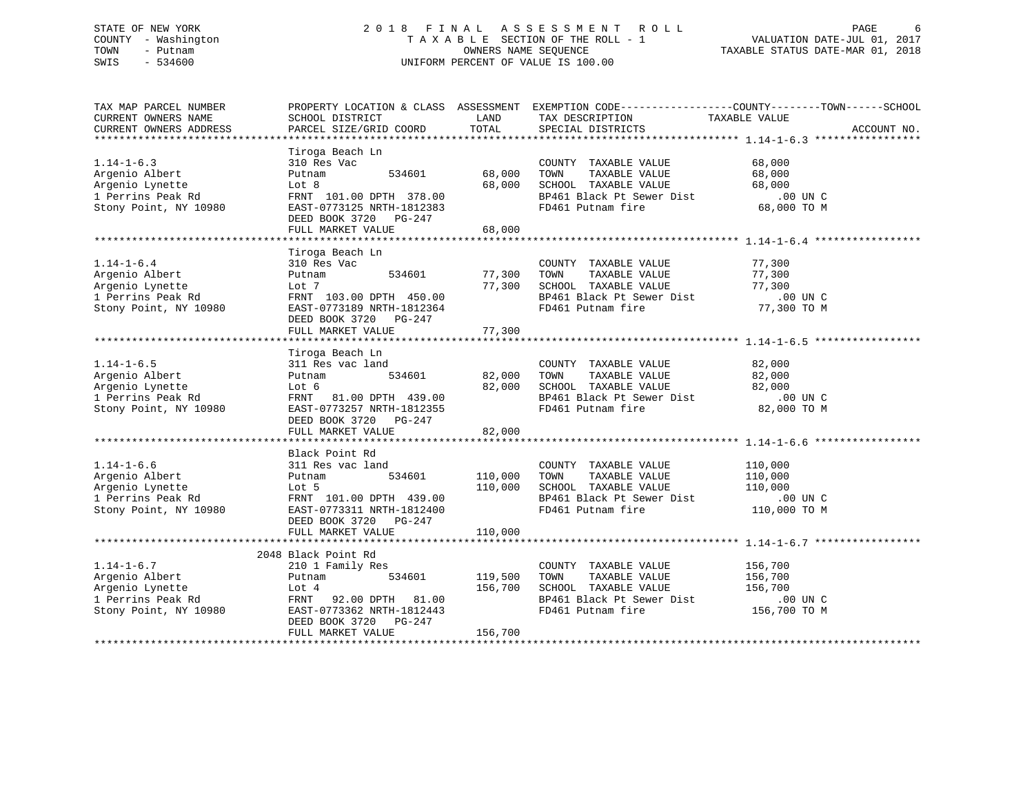STATE OF NEW YORK
COUNTY - Washington
TOWN - Putnam
SWIS - 534600

# 2018 FINAL ASSESSMENT ROLL

TAXABLE SECTION OF THE ROLL - 1
OWNERS NAME SEQUENCE
UNIFORM PERCENT OF VALUE IS 100.00

VALUATION DATE-JUL 01, 2017
TAXABLE STATUS DATE-MAR 01, 2018

| TAX MAP PARCEL NUMBER / CURRENT OWNERS NAME / CURRENT OWNERS ADDRESS | PROPERTY LOCATION & CLASS / SCHOOL DISTRICT / PARCEL SIZE/GRID COORD | ASSESSMENT LAND / TOTAL | EXEMPTION CODE / TAX DESCRIPTION / SPECIAL DISTRICTS | TAXABLE VALUE (COUNTY--TOWN--SCHOOL) | ACCOUNT NO. |
|---|---|---|---|---|---|
| 1.14-1-6.3 | Tiroga Beach Ln | | | | |
| | 310 Res Vac | | COUNTY TAXABLE VALUE | 68,000 | |
| Argenio Albert | Putnam 534601 | 68,000 | TOWN TAXABLE VALUE | 68,000 | |
| Argenio Lynette | Lot 8 | 68,000 | SCHOOL TAXABLE VALUE | 68,000 | |
| 1 Perrins Peak Rd | FRNT 101.00 DPTH 378.00 | | BP461 Black Pt Sewer Dist | .00 UN C | |
| Stony Point, NY 10980 | EAST-0773125 NRTH-1812383 | | FD461 Putnam fire | 68,000 TO M | |
| | DEED BOOK 3720 PG-247 | | | | |
| | FULL MARKET VALUE | 68,000 | | | |
| 1.14-1-6.4 | Tiroga Beach Ln | | | | |
| | 310 Res Vac | | COUNTY TAXABLE VALUE | 77,300 | |
| Argenio Albert | Putnam 534601 | 77,300 | TOWN TAXABLE VALUE | 77,300 | |
| Argenio Lynette | Lot 7 | 77,300 | SCHOOL TAXABLE VALUE | 77,300 | |
| 1 Perrins Peak Rd | FRNT 103.00 DPTH 450.00 | | BP461 Black Pt Sewer Dist | .00 UN C | |
| Stony Point, NY 10980 | EAST-0773189 NRTH-1812364 | | FD461 Putnam fire | 77,300 TO M | |
| | DEED BOOK 3720 PG-247 | | | | |
| | FULL MARKET VALUE | 77,300 | | | |
| 1.14-1-6.5 | Tiroga Beach Ln | | | | |
| | 311 Res vac land | | COUNTY TAXABLE VALUE | 82,000 | |
| Argenio Albert | Putnam 534601 | 82,000 | TOWN TAXABLE VALUE | 82,000 | |
| Argenio Lynette | Lot 6 | 82,000 | SCHOOL TAXABLE VALUE | 82,000 | |
| 1 Perrins Peak Rd | FRNT 81.00 DPTH 439.00 | | BP461 Black Pt Sewer Dist | .00 UN C | |
| Stony Point, NY 10980 | EAST-0773257 NRTH-1812355 | | FD461 Putnam fire | 82,000 TO M | |
| | DEED BOOK 3720 PG-247 | | | | |
| | FULL MARKET VALUE | 82,000 | | | |
| 1.14-1-6.6 | Black Point Rd | | | | |
| | 311 Res vac land | | COUNTY TAXABLE VALUE | 110,000 | |
| Argenio Albert | Putnam 534601 | 110,000 | TOWN TAXABLE VALUE | 110,000 | |
| Argenio Lynette | Lot 5 | 110,000 | SCHOOL TAXABLE VALUE | 110,000 | |
| 1 Perrins Peak Rd | FRNT 101.00 DPTH 439.00 | | BP461 Black Pt Sewer Dist | .00 UN C | |
| Stony Point, NY 10980 | EAST-0773311 NRTH-1812400 | | FD461 Putnam fire | 110,000 TO M | |
| | DEED BOOK 3720 PG-247 | | | | |
| | FULL MARKET VALUE | 110,000 | | | |
| 1.14-1-6.7 | 2048 Black Point Rd | | | | |
| | 210 1 Family Res | | COUNTY TAXABLE VALUE | 156,700 | |
| Argenio Albert | Putnam 534601 | 119,500 | TOWN TAXABLE VALUE | 156,700 | |
| Argenio Lynette | Lot 4 | 156,700 | SCHOOL TAXABLE VALUE | 156,700 | |
| 1 Perrins Peak Rd | FRNT 92.00 DPTH 81.00 | | BP461 Black Pt Sewer Dist | .00 UN C | |
| Stony Point, NY 10980 | EAST-0773362 NRTH-1812443 | | FD461 Putnam fire | 156,700 TO M | |
| | DEED BOOK 3720 PG-247 | | | | |
| | FULL MARKET VALUE | 156,700 | | | |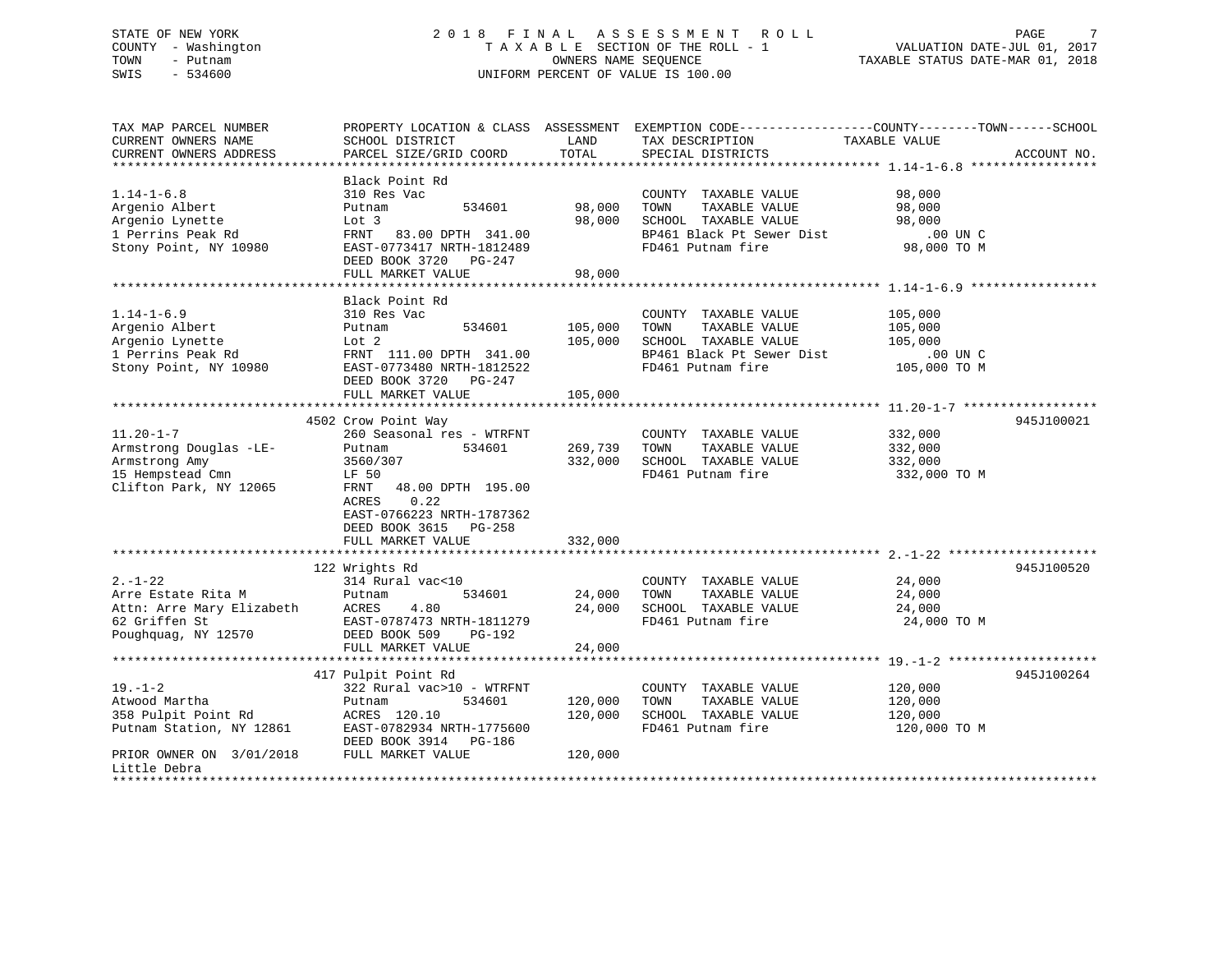STATE OF NEW YORK
COUNTY - Washington
TOWN - Putnam
SWIS - 534600

2 0 1 8 F I N A L A S S E S S M E N T R O L L
T A X A B L E SECTION OF THE ROLL - 1
OWNERS NAME SEQUENCE
UNIFORM PERCENT OF VALUE IS 100.00

VALUATION DATE-JUL 01, 2017
TAXABLE STATUS DATE-MAR 01, 2018

| TAX MAP PARCEL NUMBER / CURRENT OWNERS NAME / CURRENT OWNERS ADDRESS | PROPERTY LOCATION & CLASS / SCHOOL DISTRICT / PARCEL SIZE/GRID COORD | ASSESSMENT LAND / TOTAL | EXEMPTION CODE / TAX DESCRIPTION / SPECIAL DISTRICTS | TAXABLE VALUE (COUNTY / TOWN / SCHOOL) | ACCOUNT NO. |
|---|---|---|---|---|---|
| **1.14-1-6.8** | Black Point Rd | | | | |
| 1.14-1-6.8 | 310 Res Vac | | COUNTY TAXABLE VALUE | 98,000 | |
| Argenio Albert | Putnam 534601 | 98,000 | TOWN TAXABLE VALUE | 98,000 | |
| Argenio Lynette | Lot 3 | 98,000 | SCHOOL TAXABLE VALUE | 98,000 | |
| 1 Perrins Peak Rd | FRNT 83.00 DPTH 341.00 | | BP461 Black Pt Sewer Dist | .00 UN C | |
| Stony Point, NY 10980 | EAST-0773417 NRTH-1812489 | | FD461 Putnam fire | 98,000 TO M | |
| | DEED BOOK 3720 PG-247 | | | | |
| | FULL MARKET VALUE | 98,000 | | | |
| **1.14-1-6.9** | Black Point Rd | | | | |
| 1.14-1-6.9 | 310 Res Vac | | COUNTY TAXABLE VALUE | 105,000 | |
| Argenio Albert | Putnam 534601 | 105,000 | TOWN TAXABLE VALUE | 105,000 | |
| Argenio Lynette | Lot 2 | 105,000 | SCHOOL TAXABLE VALUE | 105,000 | |
| 1 Perrins Peak Rd | FRNT 111.00 DPTH 341.00 | | BP461 Black Pt Sewer Dist | .00 UN C | |
| Stony Point, NY 10980 | EAST-0773480 NRTH-1812522 | | FD461 Putnam fire | 105,000 TO M | |
| | DEED BOOK 3720 PG-247 | | | | |
| | FULL MARKET VALUE | 105,000 | | | |
| **11.20-1-7** | 4502 Crow Point Way | | | | 945J100021 |
| 11.20-1-7 | 260 Seasonal res - WTRFNT | | COUNTY TAXABLE VALUE | 332,000 | |
| Armstrong Douglas -LE- | Putnam 534601 | 269,739 | TOWN TAXABLE VALUE | 332,000 | |
| Armstrong Amy | 3560/307 | 332,000 | SCHOOL TAXABLE VALUE | 332,000 | |
| 15 Hempstead Cmn | LF 50 | | FD461 Putnam fire | 332,000 TO M | |
| Clifton Park, NY 12065 | FRNT 48.00 DPTH 195.00 | | | | |
| | ACRES 0.22 | | | | |
| | EAST-0766223 NRTH-1787362 | | | | |
| | DEED BOOK 3615 PG-258 | | | | |
| | FULL MARKET VALUE | 332,000 | | | |
| **2.-1-22** | 122 Wrights Rd | | | | 945J100520 |
| 2.-1-22 | 314 Rural vac<10 | | COUNTY TAXABLE VALUE | 24,000 | |
| Arre Estate Rita M | Putnam 534601 | 24,000 | TOWN TAXABLE VALUE | 24,000 | |
| Attn: Arre Mary Elizabeth | ACRES 4.80 | 24,000 | SCHOOL TAXABLE VALUE | 24,000 | |
| 62 Griffen St | EAST-0787473 NRTH-1811279 | | FD461 Putnam fire | 24,000 TO M | |
| Poughquag, NY 12570 | DEED BOOK 509 PG-192 | | | | |
| | FULL MARKET VALUE | 24,000 | | | |
| **19.-1-2** | 417 Pulpit Point Rd | | | | 945J100264 |
| 19.-1-2 | 322 Rural vac>10 - WTRFNT | | COUNTY TAXABLE VALUE | 120,000 | |
| Atwood Martha | Putnam 534601 | 120,000 | TOWN TAXABLE VALUE | 120,000 | |
| 358 Pulpit Point Rd | ACRES 120.10 | 120,000 | SCHOOL TAXABLE VALUE | 120,000 | |
| Putnam Station, NY 12861 | EAST-0782934 NRTH-1775600 | | FD461 Putnam fire | 120,000 TO M | |
| | DEED BOOK 3914 PG-186 | | | | |
| PRIOR OWNER ON 3/01/2018 | FULL MARKET VALUE | 120,000 | | | |
| Little Debra | | | | | |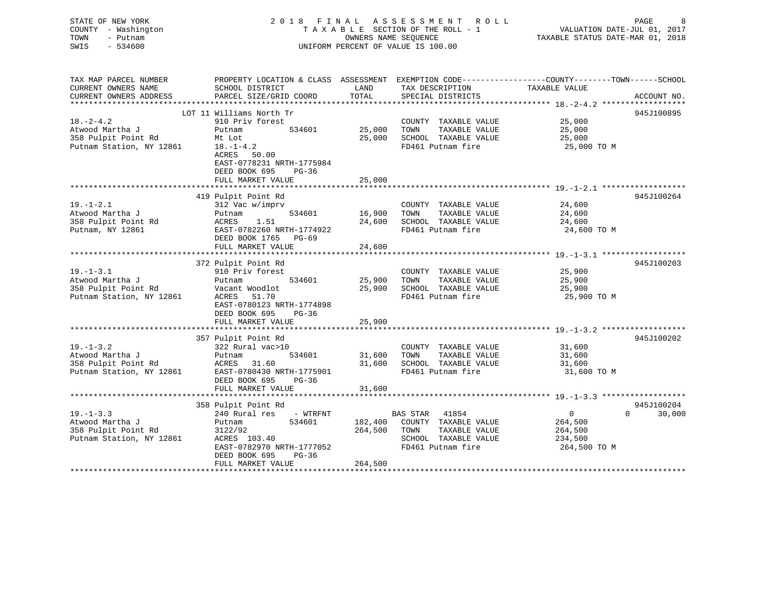STATE OF NEW YORK
COUNTY - Washington
TOWN - Putnam
SWIS - 534600

# 2018 FINAL ASSESSMENT ROLL

TAXABLE SECTION OF THE ROLL - 1
OWNERS NAME SEQUENCE
UNIFORM PERCENT OF VALUE IS 100.00

VALUATION DATE-JUL 01, 2017
TAXABLE STATUS DATE-MAR 01, 2018

| TAX MAP PARCEL NUMBER / CURRENT OWNERS NAME / CURRENT OWNERS ADDRESS | PROPERTY LOCATION & CLASS / SCHOOL DISTRICT / PARCEL SIZE/GRID COORD | ASSESSMENT LAND | TOTAL | EXEMPTION CODE / TAX DESCRIPTION / SPECIAL DISTRICTS | COUNTY | TOWN | SCHOOL TAXABLE VALUE | ACCOUNT NO. |
|---|---|---|---|---|---|---|---|---|
| 18.-2-4.2 | LOT 11 Williams North Tr | | | | | | | 945J100895 |
| 18.-2-4.2 | 910 Priv forest | | | COUNTY TAXABLE VALUE | 25,000 | | | |
| Atwood Martha J | Putnam 534601 | 25,000 | | TOWN TAXABLE VALUE | | 25,000 | | |
| 358 Pulpit Point Rd | Mt Lot | | 25,000 | SCHOOL TAXABLE VALUE | | | 25,000 | |
| Putnam Station, NY 12861 | 18.-1-4.2 | | | FD461 Putnam fire | 25,000 TO M | | | |
| | ACRES 50.00 | | | | | | | |
| | EAST-0778231 NRTH-1775984 | | | | | | | |
| | DEED BOOK 695 PG-36 | | | | | | | |
| | FULL MARKET VALUE | | 25,000 | | | | | |
| 19.-1-2.1 | 419 Pulpit Point Rd | | | | | | | 945J100264 |
| 19.-1-2.1 | 312 Vac w/imprv | | | COUNTY TAXABLE VALUE | 24,600 | | | |
| Atwood Martha J | Putnam 534601 | 16,900 | | TOWN TAXABLE VALUE | | 24,600 | | |
| 358 Pulpit Point Rd | ACRES 1.51 | | 24,600 | SCHOOL TAXABLE VALUE | | | 24,600 | |
| Putnam, NY 12861 | EAST-0782260 NRTH-1774922 | | | FD461 Putnam fire | 24,600 TO M | | | |
| | DEED BOOK 1765 PG-69 | | | | | | | |
| | FULL MARKET VALUE | | 24,600 | | | | | |
| 19.-1-3.1 | 372 Pulpit Point Rd | | | | | | | 945J100203 |
| 19.-1-3.1 | 910 Priv forest | | | COUNTY TAXABLE VALUE | 25,900 | | | |
| Atwood Martha J | Putnam 534601 | 25,900 | | TOWN TAXABLE VALUE | | 25,900 | | |
| 358 Pulpit Point Rd | Vacant Woodlot | | 25,900 | SCHOOL TAXABLE VALUE | | | 25,900 | |
| Putnam Station, NY 12861 | ACRES 51.70 | | | FD461 Putnam fire | 25,900 TO M | | | |
| | EAST-0780123 NRTH-1774898 | | | | | | | |
| | DEED BOOK 695 PG-36 | | | | | | | |
| | FULL MARKET VALUE | | 25,900 | | | | | |
| 19.-1-3.2 | 357 Pulpit Point Rd | | | | | | | 945J100202 |
| 19.-1-3.2 | 322 Rural vac>10 | | | COUNTY TAXABLE VALUE | 31,600 | | | |
| Atwood Martha J | Putnam 534601 | 31,600 | | TOWN TAXABLE VALUE | | 31,600 | | |
| 358 Pulpit Point Rd | ACRES 31.60 | | 31,600 | SCHOOL TAXABLE VALUE | | | 31,600 | |
| Putnam Station, NY 12861 | EAST-0780430 NRTH-1775901 | | | FD461 Putnam fire | 31,600 TO M | | | |
| | DEED BOOK 695 PG-36 | | | | | | | |
| | FULL MARKET VALUE | | 31,600 | | | | | |
| 19.-1-3.3 | 358 Pulpit Point Rd | | | | | | | 945J100204 |
| 19.-1-3.3 | 240 Rural res - WTRFNT | | | BAS STAR 41854 | 0 | 0 | 30,000 | |
| Atwood Martha J | Putnam 534601 | 182,400 | | COUNTY TAXABLE VALUE | 264,500 | | | |
| 358 Pulpit Point Rd | 3122/92 | | 264,500 | TOWN TAXABLE VALUE | | 264,500 | | |
| Putnam Station, NY 12861 | ACRES 103.40 | | | SCHOOL TAXABLE VALUE | | | 234,500 | |
| | EAST-0782970 NRTH-1777052 | | | FD461 Putnam fire | 264,500 TO M | | | |
| | DEED BOOK 695 PG-36 | | | | | | | |
| | FULL MARKET VALUE | | 264,500 | | | | | |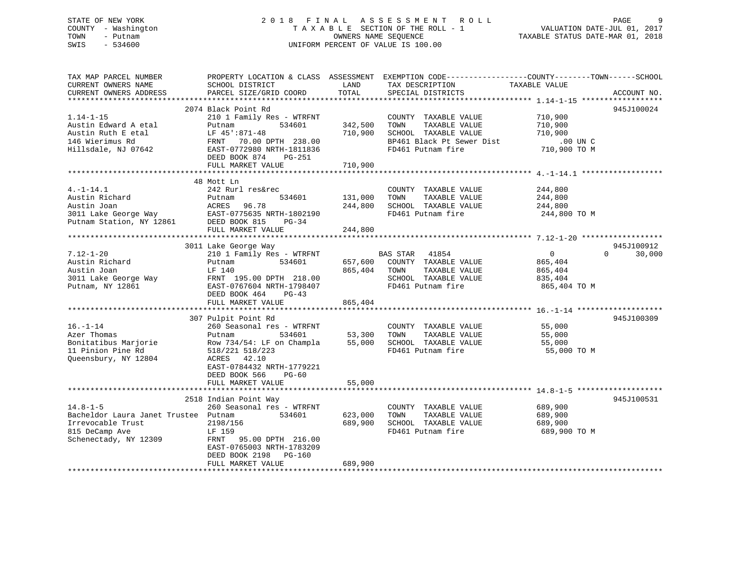STATE OF NEW YORK
COUNTY - Washington
TOWN - Putnam
SWIS - 534600

# 2018 FINAL ASSESSMENT ROLL

TAXABLE SECTION OF THE ROLL - 1
OWNERS NAME SEQUENCE
UNIFORM PERCENT OF VALUE IS 100.00

VALUATION DATE-JUL 01, 2017
TAXABLE STATUS DATE-MAR 01, 2018

```
TAX MAP PARCEL NUMBER          PROPERTY LOCATION & CLASS  ASSESSMENT  EXEMPTION CODE-----------------COUNTY--------TOWN------SCHOOL
CURRENT OWNERS NAME            SCHOOL DISTRICT               LAND      TAX DESCRIPTION            TAXABLE VALUE
CURRENT OWNERS ADDRESS         PARCEL SIZE/GRID COORD        TOTAL     SPECIAL DISTRICTS                                    ACCOUNT NO.
******************************************************************************************************* 1.14-1-15 ******************
                               2074 Black Point Rd                                                                           945J100024
1.14-1-15                      210 1 Family Res - WTRFNT                COUNTY  TAXABLE VALUE           710,900
Austin Edward A etal           Putnam          534601        342,500   TOWN    TAXABLE VALUE           710,900
Austin Ruth E etal             LF 45':871-48                 710,900   SCHOOL  TAXABLE VALUE           710,900
146 Wierimus Rd                FRNT   70.00 DPTH 238.00                BP461 Black Pt Sewer Dist           .00 UN C
Hillsdale, NJ 07642            EAST-0772980 NRTH-1811836               FD461 Putnam fire                710,900 TO M
                               DEED BOOK 874    PG-251
                               FULL MARKET VALUE             710,900
******************************************************************************************************* 4.-1-14.1 ******************
                               48 Mott Ln
4.-1-14.1                      242 Rurl res&rec                         COUNTY  TAXABLE VALUE           244,800
Austin Richard                 Putnam          534601        131,000   TOWN    TAXABLE VALUE           244,800
Austin Joan                    ACRES   96.78                 244,800   SCHOOL  TAXABLE VALUE           244,800
3011 Lake George Way           EAST-0775635 NRTH-1802190               FD461 Putnam fire                244,800 TO M
Putnam Station, NY 12861       DEED BOOK 815    PG-34
                               FULL MARKET VALUE             244,800
******************************************************************************************************* 7.12-1-20 ******************
                               3011 Lake George Way                                                                          945J100912
7.12-1-20                      210 1 Family Res - WTRFNT               BAS STAR   41854                 0             0      30,000
Austin Richard                 Putnam          534601        657,600   COUNTY  TAXABLE VALUE           865,404
Austin Joan                    LF 140                        865,404   TOWN    TAXABLE VALUE           865,404
3011 Lake George Way           FRNT  195.00 DPTH 218.00                SCHOOL  TAXABLE VALUE           835,404
Putnam, NY 12861               EAST-0767604 NRTH-1798407               FD461 Putnam fire                865,404 TO M
                               DEED BOOK 464    PG-43
                               FULL MARKET VALUE             865,404
******************************************************************************************************* 16.-1-14 *******************
                               307 Pulpit Point Rd                                                                           945J100309
16.-1-14                       260 Seasonal res - WTRFNT                COUNTY  TAXABLE VALUE            55,000
Azer Thomas                    Putnam          534601         53,300   TOWN    TAXABLE VALUE            55,000
Bonitatibus Marjorie           Row 734/54: LF on Champla      55,000   SCHOOL  TAXABLE VALUE            55,000
11 Pinion Pine Rd              518/221 518/223                         FD461 Putnam fire                 55,000 TO M
Queensbury, NY 12804           ACRES   42.10
                               EAST-0784432 NRTH-1779221
                               DEED BOOK 566    PG-60
                               FULL MARKET VALUE              55,000
******************************************************************************************************* 14.8-1-5 *******************
                               2518 Indian Point Way                                                                         945J100531
14.8-1-5                       260 Seasonal res - WTRFNT                COUNTY  TAXABLE VALUE           689,900
Bacheldor Laura Janet Trustee  Putnam          534601        623,000   TOWN    TAXABLE VALUE           689,900
Irrevocable Trust              2198/156                      689,900   SCHOOL  TAXABLE VALUE           689,900
815 DeCamp Ave                 LF 159                                  FD461 Putnam fire                689,900 TO M
Schenectady, NY 12309          FRNT   95.00 DPTH 216.00
                               EAST-0765003 NRTH-1783209
                               DEED BOOK 2198   PG-160
                               FULL MARKET VALUE             689,900
************************************************************************************************************************************
```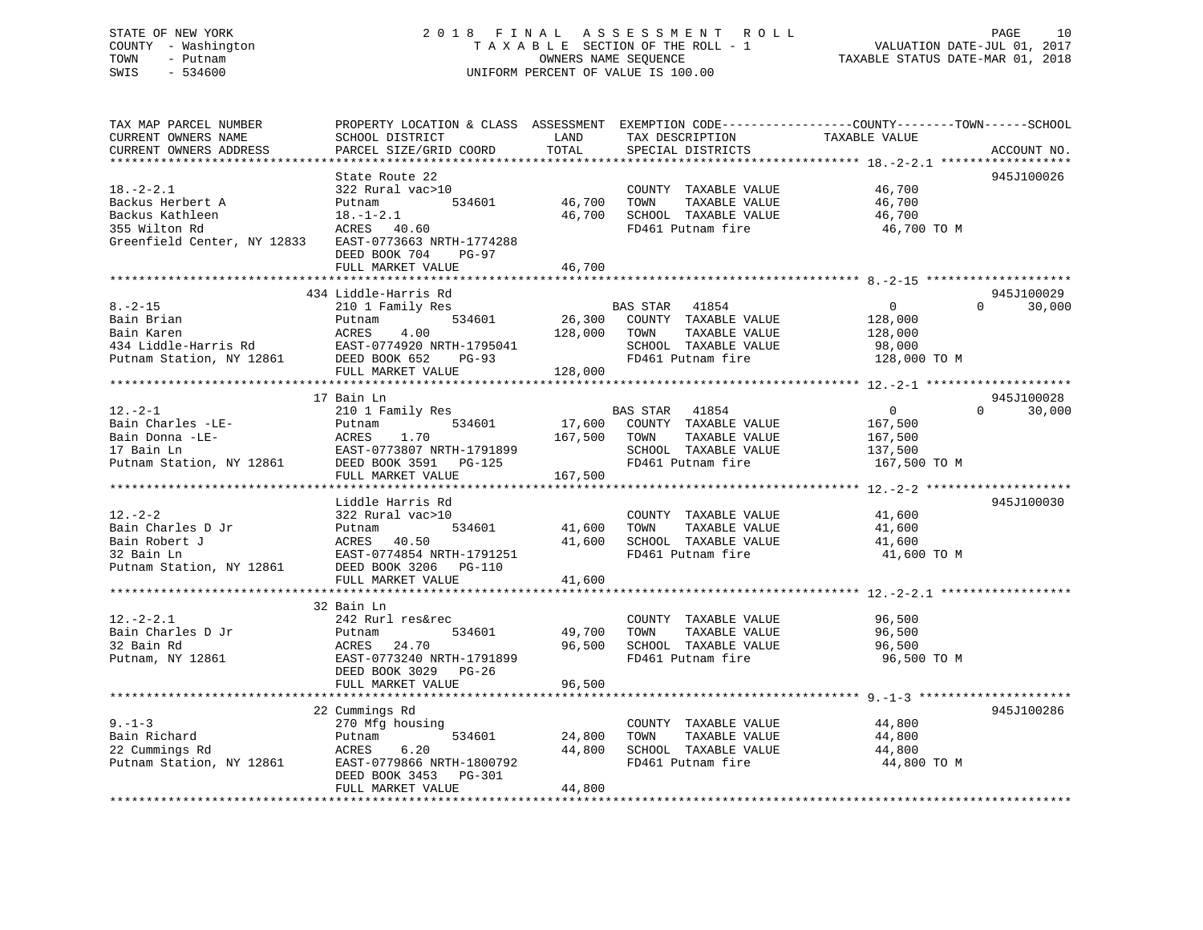STATE OF NEW YORK                    2 0 1 8   F I N A L   A S S E S S M E N T   R O L L
COUNTY - Washington                  T A X A B L E  SECTION OF THE ROLL - 1          VALUATION DATE-JUL 01, 2017
TOWN   - Putnam                      OWNERS NAME SEQUENCE                            TAXABLE STATUS DATE-MAR 01, 2018
SWIS   - 534600                      UNIFORM PERCENT OF VALUE IS 100.00

| TAX MAP PARCEL NUMBER / CURRENT OWNERS NAME / CURRENT OWNERS ADDRESS | PROPERTY LOCATION & CLASS / SCHOOL DISTRICT / PARCEL SIZE/GRID COORD | ASSESSMENT LAND | TOTAL | EXEMPTION CODE / TAX DESCRIPTION / SPECIAL DISTRICTS | COUNTY TAXABLE VALUE | TOWN | SCHOOL | ACCOUNT NO. |
|---|---|---|---|---|---|---|---|---|
| 18.-2-2.1 | State Route 22 | | | | | | | 945J100026 |
| Backus Herbert A | 322 Rural vac>10 | | | COUNTY TAXABLE VALUE | 46,700 | | | |
| Backus Kathleen | Putnam 534601 | 46,700 | | TOWN TAXABLE VALUE | 46,700 | | | |
| 355 Wilton Rd | 18.-1-2.1 | | 46,700 | SCHOOL TAXABLE VALUE | 46,700 | | | |
| Greenfield Center, NY 12833 | ACRES 40.60 | | | FD461 Putnam fire | 46,700 TO M | | | |
| | EAST-0773663 NRTH-1774288 | | | | | | | |
| | DEED BOOK 704 PG-97 | | | | | | | |
| | FULL MARKET VALUE | | 46,700 | | | | | |
| 8.-2-15 | 434 Liddle-Harris Rd | | | | | | | 945J100029 |
| Bain Brian | 210 1 Family Res | | | BAS STAR 41854 | 0 | 0 | 30,000 | |
| Bain Karen | Putnam 534601 | 26,300 | | COUNTY TAXABLE VALUE | 128,000 | | | |
| 434 Liddle-Harris Rd | ACRES 4.00 | | 128,000 | TOWN TAXABLE VALUE | 128,000 | | | |
| Putnam Station, NY 12861 | EAST-0774920 NRTH-1795041 | | | SCHOOL TAXABLE VALUE | 98,000 | | | |
| | DEED BOOK 652 PG-93 | | | FD461 Putnam fire | 128,000 TO M | | | |
| | FULL MARKET VALUE | | 128,000 | | | | | |
| 12.-2-1 | 17 Bain Ln | | | | | | | 945J100028 |
| Bain Charles -LE- | 210 1 Family Res | | | BAS STAR 41854 | 0 | 0 | 30,000 | |
| Bain Donna -LE- | Putnam 534601 | 17,600 | | COUNTY TAXABLE VALUE | 167,500 | | | |
| 17 Bain Ln | ACRES 1.70 | | 167,500 | TOWN TAXABLE VALUE | 167,500 | | | |
| Putnam Station, NY 12861 | EAST-0773807 NRTH-1791899 | | | SCHOOL TAXABLE VALUE | 137,500 | | | |
| | DEED BOOK 3591 PG-125 | | | FD461 Putnam fire | 167,500 TO M | | | |
| | FULL MARKET VALUE | | 167,500 | | | | | |
| 12.-2-2 | Liddle Harris Rd | | | | | | | 945J100030 |
| Bain Charles D Jr | 322 Rural vac>10 | | | COUNTY TAXABLE VALUE | 41,600 | | | |
| Bain Robert J | Putnam 534601 | 41,600 | | TOWN TAXABLE VALUE | 41,600 | | | |
| 32 Bain Ln | ACRES 40.50 | | 41,600 | SCHOOL TAXABLE VALUE | 41,600 | | | |
| Putnam Station, NY 12861 | EAST-0774854 NRTH-1791251 | | | FD461 Putnam fire | 41,600 TO M | | | |
| | DEED BOOK 3206 PG-110 | | | | | | | |
| | FULL MARKET VALUE | | 41,600 | | | | | |
| 12.-2-2.1 | 32 Bain Ln | | | | | | | |
| Bain Charles D Jr | 242 Rurl res&rec | | | COUNTY TAXABLE VALUE | 96,500 | | | |
| 32 Bain Rd | Putnam 534601 | 49,700 | | TOWN TAXABLE VALUE | 96,500 | | | |
| Putnam, NY 12861 | ACRES 24.70 | | 96,500 | SCHOOL TAXABLE VALUE | 96,500 | | | |
| | EAST-0773240 NRTH-1791899 | | | FD461 Putnam fire | 96,500 TO M | | | |
| | DEED BOOK 3029 PG-26 | | | | | | | |
| | FULL MARKET VALUE | | 96,500 | | | | | |
| 9.-1-3 | 22 Cummings Rd | | | | | | | 945J100286 |
| Bain Richard | 270 Mfg housing | | | COUNTY TAXABLE VALUE | 44,800 | | | |
| 22 Cummings Rd | Putnam 534601 | 24,800 | | TOWN TAXABLE VALUE | 44,800 | | | |
| Putnam Station, NY 12861 | ACRES 6.20 | | 44,800 | SCHOOL TAXABLE VALUE | 44,800 | | | |
| | EAST-0779866 NRTH-1800792 | | | FD461 Putnam fire | 44,800 TO M | | | |
| | DEED BOOK 3453 PG-301 | | | | | | | |
| | FULL MARKET VALUE | | 44,800 | | | | | |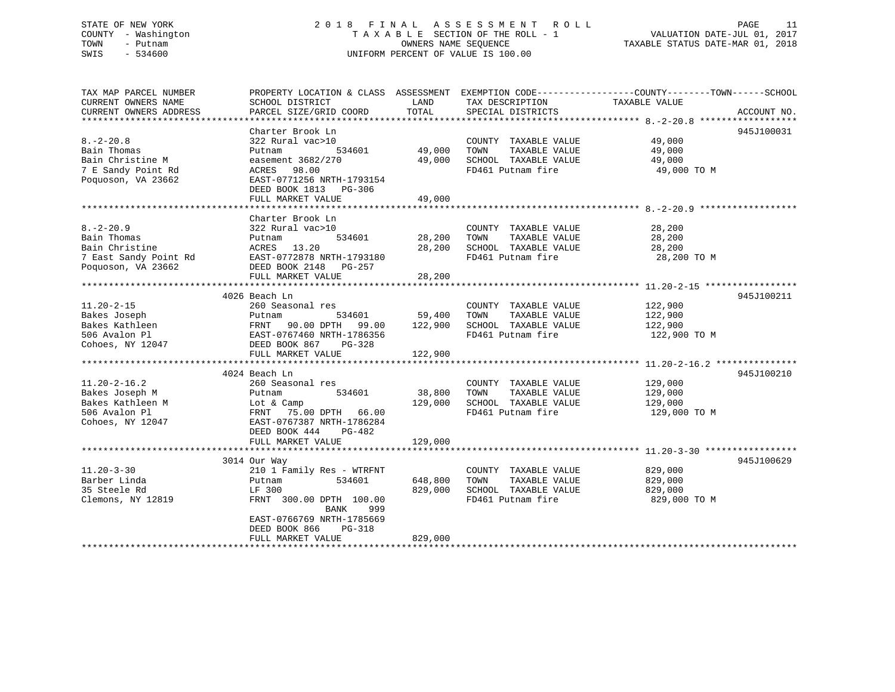STATE OF NEW YORK
COUNTY - Washington
TOWN - Putnam
SWIS - 534600

2018 FINAL ASSESSMENT ROLL
TAXABLE SECTION OF THE ROLL - 1
OWNERS NAME SEQUENCE
UNIFORM PERCENT OF VALUE IS 100.00

VALUATION DATE-JUL 01, 2017
TAXABLE STATUS DATE-MAR 01, 2018

| TAX MAP PARCEL NUMBER / CURRENT OWNERS NAME / CURRENT OWNERS ADDRESS | PROPERTY LOCATION & CLASS / SCHOOL DISTRICT / PARCEL SIZE/GRID COORD | ASSESSMENT LAND / TOTAL | EXEMPTION CODE / TAX DESCRIPTION / SPECIAL DISTRICTS | TAXABLE VALUE (COUNTY / TOWN / SCHOOL) | ACCOUNT NO. |
|---|---|---|---|---|---|
| 8.-2-20.8 | Charter Brook Ln | | | | 945J100031 |
| Bain Thomas | 322 Rural vac>10 | | COUNTY TAXABLE VALUE | 49,000 | |
| Bain Christine M | Putnam 534601 | 49,000 | TOWN TAXABLE VALUE | 49,000 | |
| 7 E Sandy Point Rd | easement 3682/270 | 49,000 | SCHOOL TAXABLE VALUE | 49,000 | |
| Poquoson, VA 23662 | ACRES 98.00 | | FD461 Putnam fire | 49,000 TO M | |
| | EAST-0771256 NRTH-1793154 | | | | |
| | DEED BOOK 1813 PG-306 | | | | |
| | FULL MARKET VALUE | 49,000 | | | |
| 8.-2-20.9 | Charter Brook Ln | | | | |
| Bain Thomas | 322 Rural vac>10 | | COUNTY TAXABLE VALUE | 28,200 | |
| Bain Christine | Putnam 534601 | 28,200 | TOWN TAXABLE VALUE | 28,200 | |
| 7 East Sandy Point Rd | ACRES 13.20 | 28,200 | SCHOOL TAXABLE VALUE | 28,200 | |
| Poquoson, VA 23662 | EAST-0772878 NRTH-1793180 | | FD461 Putnam fire | 28,200 TO M | |
| | DEED BOOK 2148 PG-257 | | | | |
| | FULL MARKET VALUE | 28,200 | | | |
| 11.20-2-15 | 4026 Beach Ln | | | | 945J100211 |
| Bakes Joseph | 260 Seasonal res | | COUNTY TAXABLE VALUE | 122,900 | |
| Bakes Kathleen | Putnam 534601 | 59,400 | TOWN TAXABLE VALUE | 122,900 | |
| 506 Avalon Pl | FRNT 90.00 DPTH 99.00 | 122,900 | SCHOOL TAXABLE VALUE | 122,900 | |
| Cohoes, NY 12047 | EAST-0767460 NRTH-1786356 | | FD461 Putnam fire | 122,900 TO M | |
| | DEED BOOK 867 PG-328 | | | | |
| | FULL MARKET VALUE | 122,900 | | | |
| 11.20-2-16.2 | 4024 Beach Ln | | | | 945J100210 |
| Bakes Joseph M | 260 Seasonal res | | COUNTY TAXABLE VALUE | 129,000 | |
| Bakes Kathleen M | Putnam 534601 | 38,800 | TOWN TAXABLE VALUE | 129,000 | |
| 506 Avalon Pl | Lot & Camp | 129,000 | SCHOOL TAXABLE VALUE | 129,000 | |
| Cohoes, NY 12047 | FRNT 75.00 DPTH 66.00 | | FD461 Putnam fire | 129,000 TO M | |
| | EAST-0767387 NRTH-1786284 | | | | |
| | DEED BOOK 444 PG-482 | | | | |
| | FULL MARKET VALUE | 129,000 | | | |
| 11.20-3-30 | 3014 Our Way | | | | 945J100629 |
| Barber Linda | 210 1 Family Res - WTRFNT | | COUNTY TAXABLE VALUE | 829,000 | |
| 35 Steele Rd | Putnam 534601 | 648,800 | TOWN TAXABLE VALUE | 829,000 | |
| Clemons, NY 12819 | LF 300 | 829,000 | SCHOOL TAXABLE VALUE | 829,000 | |
| | FRNT 300.00 DPTH 100.00 | | FD461 Putnam fire | 829,000 TO M | |
| | BANK 999 | | | | |
| | EAST-0766769 NRTH-1785669 | | | | |
| | DEED BOOK 866 PG-318 | | | | |
| | FULL MARKET VALUE | 829,000 | | | |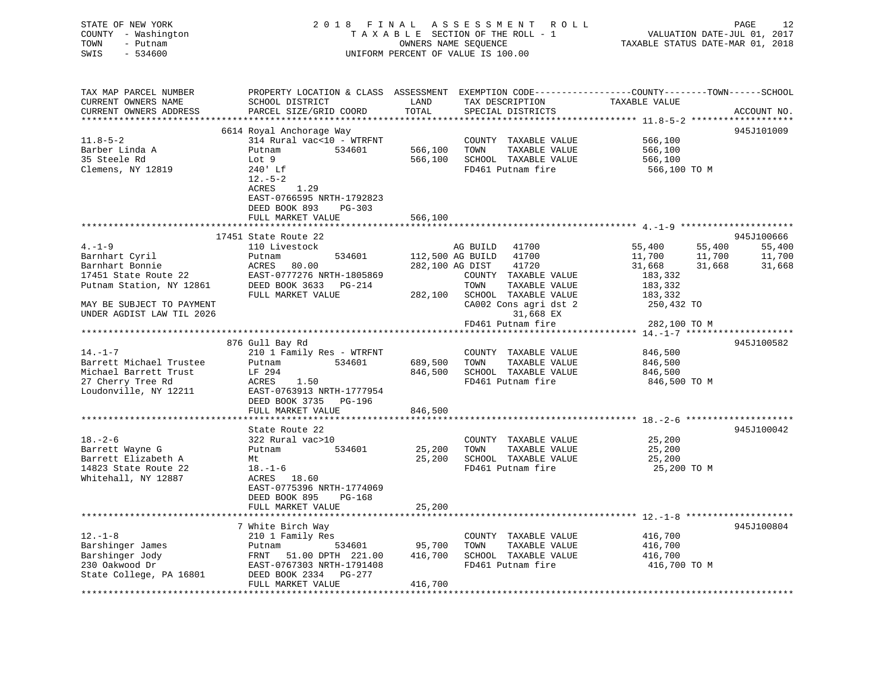STATE OF NEW YORK
COUNTY - Washington
TOWN - Putnam
SWIS - 534600

2018 FINAL ASSESSMENT ROLL
TAXABLE SECTION OF THE ROLL - 1
OWNERS NAME SEQUENCE
UNIFORM PERCENT OF VALUE IS 100.00

VALUATION DATE-JUL 01, 2017
TAXABLE STATUS DATE-MAR 01, 2018

```
TAX MAP PARCEL NUMBER         PROPERTY LOCATION & CLASS  ASSESSMENT  EXEMPTION CODE------------------COUNTY--------TOWN------SCHOOL
CURRENT OWNERS NAME           SCHOOL DISTRICT                LAND      TAX DESCRIPTION             TAXABLE VALUE
CURRENT OWNERS ADDRESS        PARCEL SIZE/GRID COORD         TOTAL     SPECIAL DISTRICTS                                      ACCOUNT NO.
******************************************************************************************************* 11.8-5-2 *******************
                              6614 Royal Anchorage Way                                                                        945J101009
11.8-5-2                      314 Rural vac<10 - WTRFNT             COUNTY  TAXABLE VALUE           566,100
Barber Linda A                Putnam          534601      566,100   TOWN    TAXABLE VALUE           566,100
35 Steele Rd                  Lot 9                       566,100   SCHOOL  TAXABLE VALUE           566,100
Clemens, NY 12819             240' Lf                               FD461 Putnam fire                566,100 TO M
                              12.-5-2
                              ACRES    1.29
                              EAST-0766595 NRTH-1792823
                              DEED BOOK 893    PG-303
                              FULL MARKET VALUE           566,100
******************************************************************************************************* 4.-1-9 *********************
                              17451 State Route 22                                                                            945J100666
4.-1-9                        110 Livestock                         AG BUILD   41700               55,400      55,400      55,400
Barnhart Cyril                Putnam          534601      112,500 AG BUILD   41700               11,700      11,700      11,700
Barnhart Bonnie               ACRES   80.00               282,100 AG DIST    41720               31,668      31,668      31,668
17451 State Route 22          EAST-0777276 NRTH-1805869             COUNTY  TAXABLE VALUE           183,332
Putnam Station, NY 12861      DEED BOOK 3633   PG-214               TOWN    TAXABLE VALUE           183,332
                              FULL MARKET VALUE           282,100   SCHOOL  TAXABLE VALUE           183,332
MAY BE SUBJECT TO PAYMENT                                           CA002 Cons agri dst 2            250,432 TO
UNDER AGDIST LAW TIL 2026                                                 31,668 EX
                                                                    FD461 Putnam fire                282,100 TO M
******************************************************************************************************* 14.-1-7 ********************
                              876 Gull Bay Rd                                                                                 945J100582
14.-1-7                       210 1 Family Res - WTRFNT             COUNTY  TAXABLE VALUE           846,500
Barrett Michael Trustee       Putnam          534601      689,500   TOWN    TAXABLE VALUE           846,500
Michael Barrett Trust         LF 294                      846,500   SCHOOL  TAXABLE VALUE           846,500
27 Cherry Tree Rd             ACRES    1.50                         FD461 Putnam fire                846,500 TO M
Loudonville, NY 12211         EAST-0763913 NRTH-1777954
                              DEED BOOK 3735   PG-196
                              FULL MARKET VALUE           846,500
******************************************************************************************************* 18.-2-6 ********************
                              State Route 22                                                                                  945J100042
18.-2-6                       322 Rural vac>10                      COUNTY  TAXABLE VALUE            25,200
Barrett Wayne G               Putnam          534601       25,200   TOWN    TAXABLE VALUE            25,200
Barrett Elizabeth A           Mt                           25,200   SCHOOL  TAXABLE VALUE            25,200
14823 State Route 22          18.-1-6                               FD461 Putnam fire                 25,200 TO M
Whitehall, NY 12887           ACRES   18.60
                              EAST-0775396 NRTH-1774069
                              DEED BOOK 895    PG-168
                              FULL MARKET VALUE            25,200
******************************************************************************************************* 12.-1-8 ********************
                              7 White Birch Way                                                                               945J100804
12.-1-8                       210 1 Family Res                      COUNTY  TAXABLE VALUE           416,700
Barshinger James              Putnam          534601       95,700   TOWN    TAXABLE VALUE           416,700
Barshinger Jody               FRNT   51.00 DPTH 221.00    416,700   SCHOOL  TAXABLE VALUE           416,700
230 Oakwood Dr                EAST-0767303 NRTH-1791408             FD461 Putnam fire                416,700 TO M
State College, PA 16801       DEED BOOK 2334   PG-277
                              FULL MARKET VALUE           416,700
************************************************************************************************************************************
```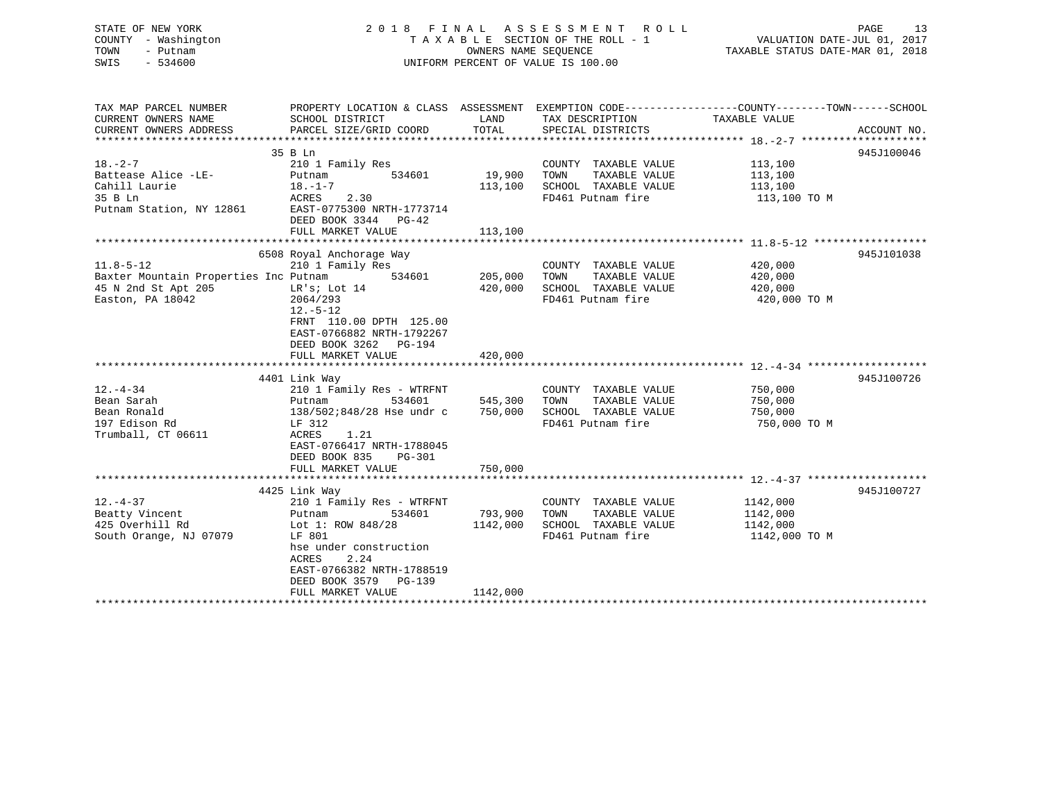STATE OF NEW YORK
COUNTY - Washington
TOWN - Putnam
SWIS - 534600

2 0 1 8 F I N A L A S S E S S M E N T R O L L
T A X A B L E SECTION OF THE ROLL - 1
OWNERS NAME SEQUENCE
UNIFORM PERCENT OF VALUE IS 100.00

VALUATION DATE-JUL 01, 2017
TAXABLE STATUS DATE-MAR 01, 2018

| TAX MAP PARCEL NUMBER / CURRENT OWNERS NAME / CURRENT OWNERS ADDRESS | PROPERTY LOCATION & CLASS / SCHOOL DISTRICT / PARCEL SIZE/GRID COORD | ASSESSMENT LAND / TOTAL | EXEMPTION CODE / TAX DESCRIPTION / SPECIAL DISTRICTS | COUNTY--------TOWN------SCHOOL TAXABLE VALUE | ACCOUNT NO. |
|---|---|---|---|---|---|
| **18.-2-7** | 35 B Ln | | | | 945J100046 |
| 18.-2-7 | 210 1 Family Res | | COUNTY TAXABLE VALUE | 113,100 | |
| Battease Alice -LE- | Putnam 534601 | 19,900 | TOWN TAXABLE VALUE | 113,100 | |
| Cahill Laurie | 18.-1-7 | 113,100 | SCHOOL TAXABLE VALUE | 113,100 | |
| 35 B Ln | ACRES 2.30 | | FD461 Putnam fire | 113,100 TO M | |
| Putnam Station, NY 12861 | EAST-0775300 NRTH-1773714 | | | | |
| | DEED BOOK 3344 PG-42 | | | | |
| | FULL MARKET VALUE | 113,100 | | | |
| **11.8-5-12** | 6508 Royal Anchorage Way | | | | 945J101038 |
| 11.8-5-12 | 210 1 Family Res | | COUNTY TAXABLE VALUE | 420,000 | |
| Baxter Mountain Properties Inc | Putnam 534601 | 205,000 | TOWN TAXABLE VALUE | 420,000 | |
| 45 N 2nd St Apt 205 | LR's; Lot 14 | 420,000 | SCHOOL TAXABLE VALUE | 420,000 | |
| Easton, PA 18042 | 2064/293 | | FD461 Putnam fire | 420,000 TO M | |
| | 12.-5-12 | | | | |
| | FRNT 110.00 DPTH 125.00 | | | | |
| | EAST-0766882 NRTH-1792267 | | | | |
| | DEED BOOK 3262 PG-194 | | | | |
| | FULL MARKET VALUE | 420,000 | | | |
| **12.-4-34** | 4401 Link Way | | | | 945J100726 |
| 12.-4-34 | 210 1 Family Res - WTRFNT | | COUNTY TAXABLE VALUE | 750,000 | |
| Bean Sarah | Putnam 534601 | 545,300 | TOWN TAXABLE VALUE | 750,000 | |
| Bean Ronald | 138/502;848/28 Hse undr c | 750,000 | SCHOOL TAXABLE VALUE | 750,000 | |
| 197 Edison Rd | LF 312 | | FD461 Putnam fire | 750,000 TO M | |
| Trumball, CT 06611 | ACRES 1.21 | | | | |
| | EAST-0766417 NRTH-1788045 | | | | |
| | DEED BOOK 835 PG-301 | | | | |
| | FULL MARKET VALUE | 750,000 | | | |
| **12.-4-37** | 4425 Link Way | | | | 945J100727 |
| 12.-4-37 | 210 1 Family Res - WTRFNT | | COUNTY TAXABLE VALUE | 1142,000 | |
| Beatty Vincent | Putnam 534601 | 793,900 | TOWN TAXABLE VALUE | 1142,000 | |
| 425 Overhill Rd | Lot 1: ROW 848/28 | 1142,000 | SCHOOL TAXABLE VALUE | 1142,000 | |
| South Orange, NJ 07079 | LF 801 | | FD461 Putnam fire | 1142,000 TO M | |
| | hse under construction | | | | |
| | ACRES 2.24 | | | | |
| | EAST-0766382 NRTH-1788519 | | | | |
| | DEED BOOK 3579 PG-139 | | | | |
| | FULL MARKET VALUE | 1142,000 | | | |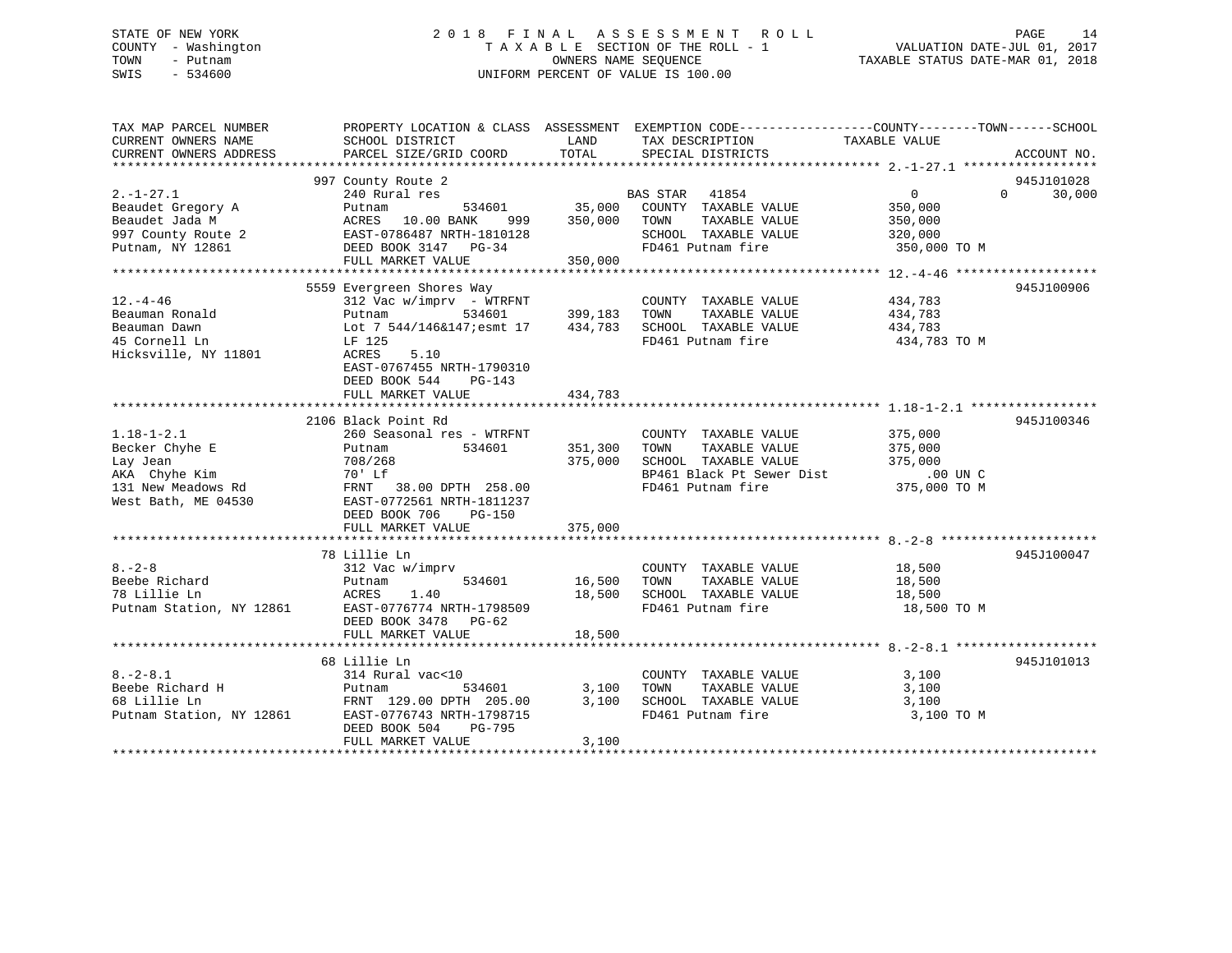STATE OF NEW YORK
COUNTY - Washington
TOWN - Putnam
SWIS - 534600

2018 FINAL ASSESSMENT ROLL
TAXABLE SECTION OF THE ROLL - 1
OWNERS NAME SEQUENCE
UNIFORM PERCENT OF VALUE IS 100.00

VALUATION DATE-JUL 01, 2017
TAXABLE STATUS DATE-MAR 01, 2018

```
TAX MAP PARCEL NUMBER          PROPERTY LOCATION & CLASS  ASSESSMENT  EXEMPTION CODE------------------COUNTY--------TOWN------SCHOOL
CURRENT OWNERS NAME            SCHOOL DISTRICT               LAND     TAX DESCRIPTION              TAXABLE VALUE
CURRENT OWNERS ADDRESS         PARCEL SIZE/GRID COORD       TOTAL     SPECIAL DISTRICTS                                  ACCOUNT NO.
******************************************************************************************************* 2.-1-27.1 ******************
                               997 County Route 2                                                                          945J101028
2.-1-27.1                      240 Rural res                          BAS STAR   41854                 0            0       30,000
Beaudet Gregory A              Putnam            534601     35,000    COUNTY  TAXABLE VALUE          350,000
Beaudet Jada M                 ACRES   10.00 BANK    999   350,000    TOWN    TAXABLE VALUE          350,000
997 County Route 2             EAST-0786487 NRTH-1810128              SCHOOL  TAXABLE VALUE          320,000
Putnam, NY 12861               DEED BOOK 3147   PG-34                 FD461 Putnam fire               350,000 TO M
                               FULL MARKET VALUE           350,000
******************************************************************************************************* 12.-4-46 ******************
                               5559 Evergreen Shores Way                                                                   945J100906
12.-4-46                       312 Vac w/imprv  - WTRFNT              COUNTY  TAXABLE VALUE          434,783
Beauman Ronald                 Putnam            534601    399,183    TOWN    TAXABLE VALUE          434,783
Beauman Dawn                   Lot 7 544/146&147;esmt 17   434,783    SCHOOL  TAXABLE VALUE          434,783
45 Cornell Ln                  LF 125                                 FD461 Putnam fire               434,783 TO M
Hicksville, NY 11801           ACRES    5.10
                               EAST-0767455 NRTH-1790310
                               DEED BOOK 544    PG-143
                               FULL MARKET VALUE           434,783
******************************************************************************************************* 1.18-1-2.1 ****************
                               2106 Black Point Rd                                                                         945J100346
1.18-1-2.1                     260 Seasonal res - WTRFNT              COUNTY  TAXABLE VALUE          375,000
Becker Chyhe E                 Putnam            534601    351,300    TOWN    TAXABLE VALUE          375,000
Lay Jean                       708/268                     375,000    SCHOOL  TAXABLE VALUE          375,000
AKA  Chyhe Kim                 70' Lf                                 BP461 Black Pt Sewer Dist          .00 UN C
131 New Meadows Rd             FRNT   38.00 DPTH  258.00              FD461 Putnam fire               375,000 TO M
West Bath, ME 04530            EAST-0772561 NRTH-1811237
                               DEED BOOK 706    PG-150
                               FULL MARKET VALUE           375,000
******************************************************************************************************* 8.-2-8 ********************
                               78 Lillie Ln                                                                                945J100047
8.-2-8                         312 Vac w/imprv                        COUNTY  TAXABLE VALUE           18,500
Beebe Richard                  Putnam            534601     16,500    TOWN    TAXABLE VALUE           18,500
78 Lillie Ln                   ACRES    1.40                18,500    SCHOOL  TAXABLE VALUE           18,500
Putnam Station, NY 12861       EAST-0776774 NRTH-1798509              FD461 Putnam fire                18,500 TO M
                               DEED BOOK 3478   PG-62
                               FULL MARKET VALUE            18,500
******************************************************************************************************* 8.-2-8.1 ******************
                               68 Lillie Ln                                                                                945J101013
8.-2-8.1                       314 Rural vac<10                       COUNTY  TAXABLE VALUE            3,100
Beebe Richard H                Putnam            534601      3,100    TOWN    TAXABLE VALUE            3,100
68 Lillie Ln                   FRNT  129.00 DPTH  205.00     3,100    SCHOOL  TAXABLE VALUE            3,100
Putnam Station, NY 12861       EAST-0776743 NRTH-1798715              FD461 Putnam fire                 3,100 TO M
                               DEED BOOK 504    PG-795
                               FULL MARKET VALUE             3,100
************************************************************************************************************************************
```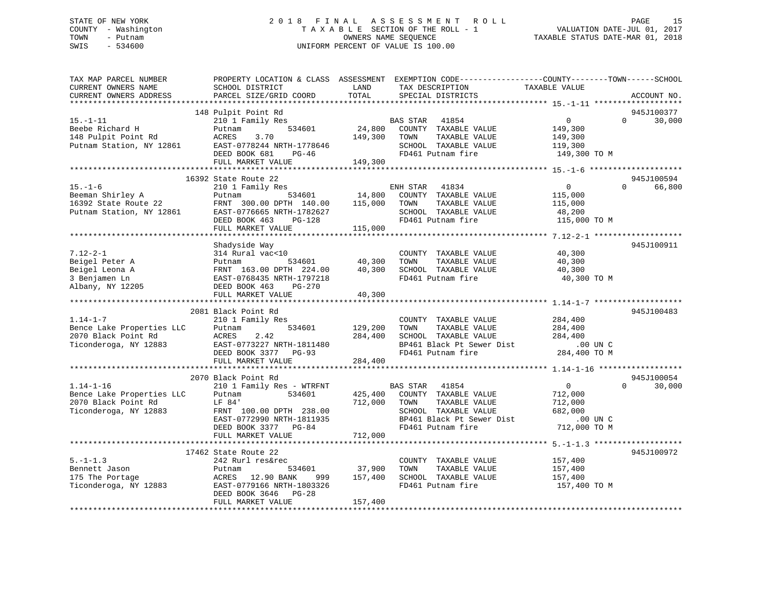STATE OF NEW YORK
COUNTY - Washington
TOWN - Putnam
SWIS - 534600

2018 FINAL ASSESSMENT ROLL
TAXABLE SECTION OF THE ROLL - 1
OWNERS NAME SEQUENCE
UNIFORM PERCENT OF VALUE IS 100.00

VALUATION DATE-JUL 01, 2017
TAXABLE STATUS DATE-MAR 01, 2018

```
TAX MAP PARCEL NUMBER          PROPERTY LOCATION & CLASS  ASSESSMENT  EXEMPTION CODE------------------COUNTY--------TOWN------SCHOOL
CURRENT OWNERS NAME            SCHOOL DISTRICT              LAND      TAX DESCRIPTION              TAXABLE VALUE
CURRENT OWNERS ADDRESS         PARCEL SIZE/GRID COORD       TOTAL     SPECIAL DISTRICTS                                    ACCOUNT NO.
******************************************************************************************************* 15.-1-11 *******************
                           148 Pulpit Point Rd                                                                             945J100377
15.-1-11                       210 1 Family Res                       BAS STAR   41854                 0            0        30,000
Beebe Richard H                Putnam          534601        24,800   COUNTY  TAXABLE VALUE          149,300
148 Pulpit Point Rd            ACRES    3.70                149,300   TOWN    TAXABLE VALUE          149,300
Putnam Station, NY 12861       EAST-0778244 NRTH-1778646              SCHOOL  TAXABLE VALUE          119,300
                               DEED BOOK 681    PG-46                 FD461 Putnam fire               149,300 TO M
                               FULL MARKET VALUE            149,300
******************************************************************************************************* 15.-1-6 ********************
                         16392 State Route 22                                                                              945J100594
15.-1-6                        210 1 Family Res                       ENH STAR   41834                 0            0        66,800
Beeman Shirley A               Putnam          534601        14,800   COUNTY  TAXABLE VALUE          115,000
16392 State Route 22           FRNT 300.00 DPTH 140.00      115,000   TOWN    TAXABLE VALUE          115,000
Putnam Station, NY 12861       EAST-0776665 NRTH-1782627              SCHOOL  TAXABLE VALUE           48,200
                               DEED BOOK 463    PG-128                FD461 Putnam fire               115,000 TO M
                               FULL MARKET VALUE            115,000
******************************************************************************************************* 7.12-2-1 *******************
                               Shadyside Way                                                                               945J100911
7.12-2-1                       314 Rural vac<10                       COUNTY  TAXABLE VALUE           40,300
Beigel Peter A                 Putnam          534601        40,300   TOWN    TAXABLE VALUE           40,300
Beigel Leona A                 FRNT 163.00 DPTH 224.00       40,300   SCHOOL  TAXABLE VALUE           40,300
3 Benjamen Ln                  EAST-0768435 NRTH-1797218              FD461 Putnam fire                40,300 TO M
Albany, NY 12205               DEED BOOK 463    PG-270
                               FULL MARKET VALUE             40,300
******************************************************************************************************* 1.14-1-7 *******************
                          2081 Black Point Rd                                                                              945J100483
1.14-1-7                       210 1 Family Res                       COUNTY  TAXABLE VALUE          284,400
Bence Lake Properties LLC      Putnam          534601       129,200   TOWN    TAXABLE VALUE          284,400
2070 Black Point Rd            ACRES    2.42                284,400   SCHOOL  TAXABLE VALUE          284,400
Ticonderoga, NY 12883          EAST-0773227 NRTH-1811480              BP461 Black Pt Sewer Dist           .00 UN C
                               DEED BOOK 3377   PG-93                 FD461 Putnam fire               284,400 TO M
                               FULL MARKET VALUE            284,400
******************************************************************************************************* 1.14-1-16 ******************
                          2070 Black Point Rd                                                                              945J100054
1.14-1-16                      210 1 Family Res - WTRFNT              BAS STAR   41854                 0            0        30,000
Bence Lake Properties LLC      Putnam          534601       425,400   COUNTY  TAXABLE VALUE          712,000
2070 Black Point Rd            LF 84'                       712,000   TOWN    TAXABLE VALUE          712,000
Ticonderoga, NY 12883          FRNT 100.00 DPTH 238.00                SCHOOL  TAXABLE VALUE          682,000
                               EAST-0772990 NRTH-1811935              BP461 Black Pt Sewer Dist           .00 UN C
                               DEED BOOK 3377   PG-84                 FD461 Putnam fire               712,000 TO M
                               FULL MARKET VALUE            712,000
******************************************************************************************************* 5.-1-1.3 *******************
                         17462 State Route 22                                                                              945J100972
5.-1-1.3                       242 Rurl res&rec                       COUNTY  TAXABLE VALUE          157,400
Bennett Jason                  Putnam          534601        37,900   TOWN    TAXABLE VALUE          157,400
175 The Portage                ACRES   12.90 BANK     999   157,400   SCHOOL  TAXABLE VALUE          157,400
Ticonderoga, NY 12883          EAST-0779166 NRTH-1803326              FD461 Putnam fire               157,400 TO M
                               DEED BOOK 3646   PG-28
                               FULL MARKET VALUE            157,400
************************************************************************************************************************************
```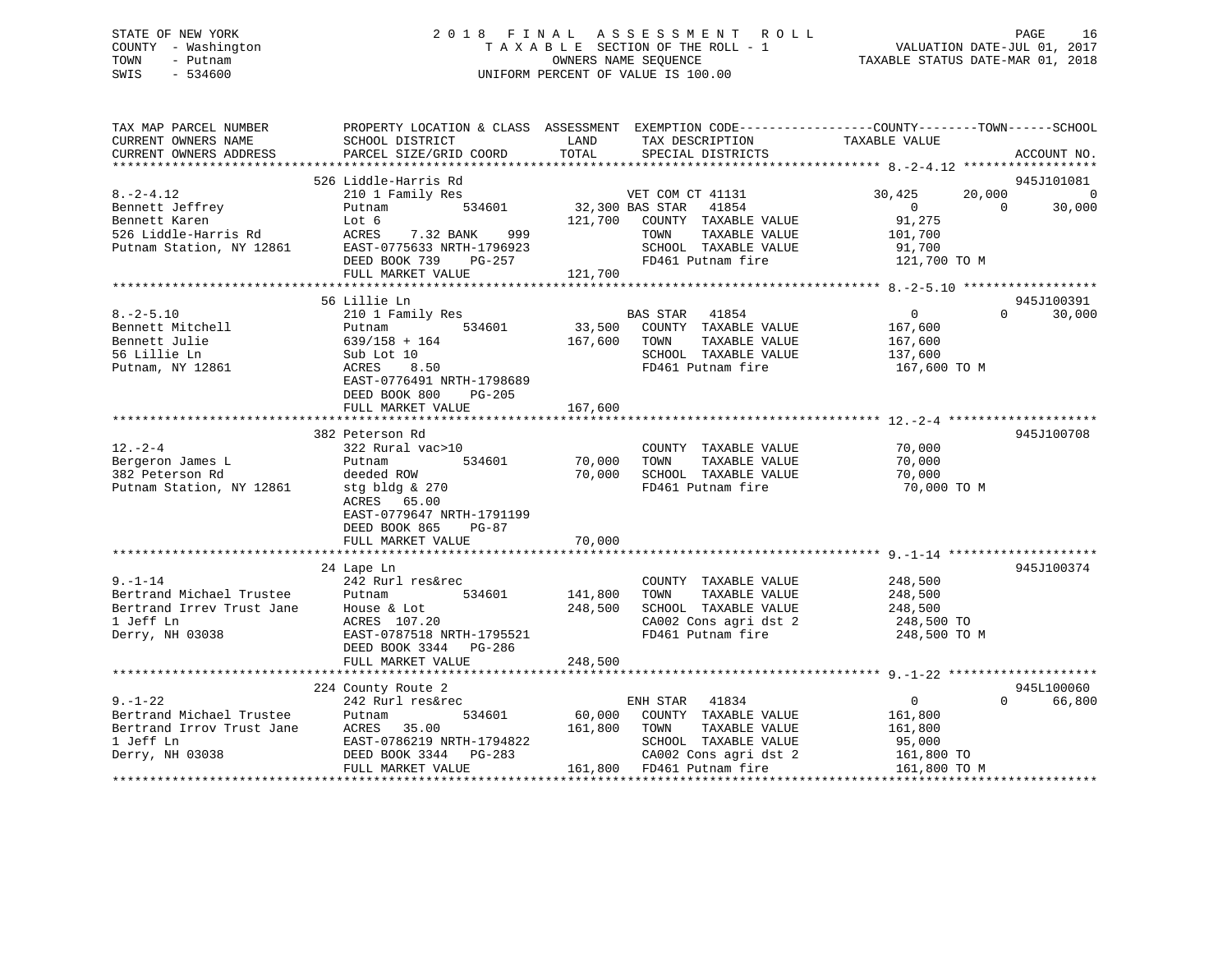STATE OF NEW YORK
COUNTY - Washington
TOWN - Putnam
SWIS - 534600

2018 FINAL ASSESSMENT ROLL
TAXABLE SECTION OF THE ROLL - 1
OWNERS NAME SEQUENCE
UNIFORM PERCENT OF VALUE IS 100.00

VALUATION DATE-JUL 01, 2017
TAXABLE STATUS DATE-MAR 01, 2018

| TAX MAP PARCEL NUMBER / CURRENT OWNERS NAME / CURRENT OWNERS ADDRESS | PROPERTY LOCATION & CLASS / SCHOOL DISTRICT / PARCEL SIZE/GRID COORD | LAND / ASSESSMENT TOTAL | EXEMPTION CODE / TAX DESCRIPTION / SPECIAL DISTRICTS | COUNTY TAXABLE VALUE | TOWN | SCHOOL / ACCOUNT NO. |
|---|---|---|---|---|---|---|
| **8.-2-4.12** | 526 Liddle-Harris Rd | | | | | 945J101081 |
| 8.-2-4.12 | 210 1 Family Res | | VET COM CT 41131 | 30,425 | 20,000 | 0 |
| Bennett Jeffrey | Putnam 534601 | 32,300 | BAS STAR 41854 | 0 | 0 | 30,000 |
| Bennett Karen | Lot 6 | 121,700 | COUNTY TAXABLE VALUE | 91,275 | | |
| 526 Liddle-Harris Rd | ACRES 7.32 BANK 999 | | TOWN TAXABLE VALUE | 101,700 | | |
| Putnam Station, NY 12861 | EAST-0775633 NRTH-1796923 | | SCHOOL TAXABLE VALUE | 91,700 | | |
| | DEED BOOK 739 PG-257 | | FD461 Putnam fire | 121,700 TO M | | |
| | FULL MARKET VALUE | 121,700 | | | | |
| **8.-2-5.10** | 56 Lillie Ln | | | | | 945J100391 |
| 8.-2-5.10 | 210 1 Family Res | | BAS STAR 41854 | 0 | 0 | 30,000 |
| Bennett Mitchell | Putnam 534601 | 33,500 | COUNTY TAXABLE VALUE | 167,600 | | |
| Bennett Julie | 639/158 + 164 | 167,600 | TOWN TAXABLE VALUE | 167,600 | | |
| 56 Lillie Ln | Sub Lot 10 | | SCHOOL TAXABLE VALUE | 137,600 | | |
| Putnam, NY 12861 | ACRES 8.50 | | FD461 Putnam fire | 167,600 TO M | | |
| | EAST-0776491 NRTH-1798689 | | | | | |
| | DEED BOOK 800 PG-205 | | | | | |
| | FULL MARKET VALUE | 167,600 | | | | |
| **12.-2-4** | 382 Peterson Rd | | | | | 945J100708 |
| 12.-2-4 | 322 Rural vac>10 | | COUNTY TAXABLE VALUE | 70,000 | | |
| Bergeron James L | Putnam 534601 | 70,000 | TOWN TAXABLE VALUE | 70,000 | | |
| 382 Peterson Rd | deeded ROW | 70,000 | SCHOOL TAXABLE VALUE | 70,000 | | |
| Putnam Station, NY 12861 | stg bldg & 270 | | FD461 Putnam fire | 70,000 TO M | | |
| | ACRES 65.00 | | | | | |
| | EAST-0779647 NRTH-1791199 | | | | | |
| | DEED BOOK 865 PG-87 | | | | | |
| | FULL MARKET VALUE | 70,000 | | | | |
| **9.-1-14** | 24 Lape Ln | | | | | 945J100374 |
| 9.-1-14 | 242 Rurl res&rec | | COUNTY TAXABLE VALUE | 248,500 | | |
| Bertrand Michael Trustee | Putnam 534601 | 141,800 | TOWN TAXABLE VALUE | 248,500 | | |
| Bertrand Irrev Trust Jane | House & Lot | 248,500 | SCHOOL TAXABLE VALUE | 248,500 | | |
| 1 Jeff Ln | ACRES 107.20 | | CA002 Cons agri dst 2 | 248,500 TO | | |
| Derry, NH 03038 | EAST-0787518 NRTH-1795521 | | FD461 Putnam fire | 248,500 TO M | | |
| | DEED BOOK 3344 PG-286 | | | | | |
| | FULL MARKET VALUE | 248,500 | | | | |
| **9.-1-22** | 224 County Route 2 | | | | | 945L100060 |
| 9.-1-22 | 242 Rurl res&rec | | ENH STAR 41834 | 0 | 0 | 66,800 |
| Bertrand Michael Trustee | Putnam 534601 | 60,000 | COUNTY TAXABLE VALUE | 161,800 | | |
| Bertrand Irrov Trust Jane | ACRES 35.00 | 161,800 | TOWN TAXABLE VALUE | 161,800 | | |
| 1 Jeff Ln | EAST-0786219 NRTH-1794822 | | SCHOOL TAXABLE VALUE | 95,000 | | |
| Derry, NH 03038 | DEED BOOK 3344 PG-283 | | CA002 Cons agri dst 2 | 161,800 TO | | |
| | FULL MARKET VALUE | 161,800 | FD461 Putnam fire | 161,800 TO M | | |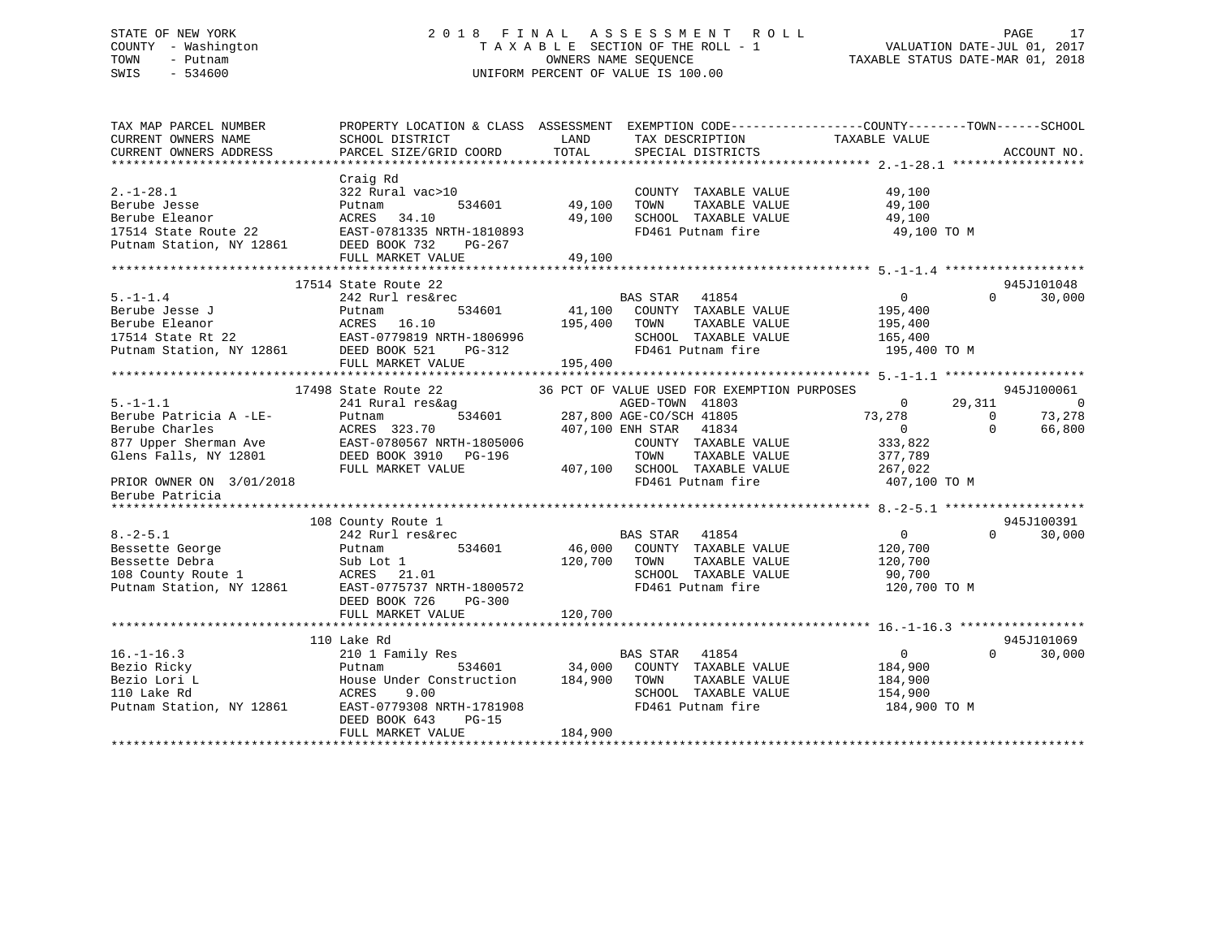STATE OF NEW YORK
COUNTY - Washington
TOWN - Putnam
SWIS - 534600

# 2018 FINAL ASSESSMENT ROLL
TAXABLE SECTION OF THE ROLL - 1
OWNERS NAME SEQUENCE
UNIFORM PERCENT OF VALUE IS 100.00

VALUATION DATE-JUL 01, 2017
TAXABLE STATUS DATE-MAR 01, 2018

```
TAX MAP PARCEL NUMBER          PROPERTY LOCATION & CLASS  ASSESSMENT  EXEMPTION CODE-----------------COUNTY--------TOWN------SCHOOL
CURRENT OWNERS NAME            SCHOOL DISTRICT               LAND      TAX DESCRIPTION            TAXABLE VALUE
CURRENT OWNERS ADDRESS         PARCEL SIZE/GRID COORD        TOTAL     SPECIAL DISTRICTS                                  ACCOUNT NO.
******************************************************************************************************* 2.-1-28.1 ******************
                               Craig Rd
2.-1-28.1                      322 Rural vac>10                        COUNTY  TAXABLE VALUE             49,100
Berube Jesse                   Putnam          534601        49,100    TOWN    TAXABLE VALUE             49,100
Berube Eleanor                 ACRES  34.10                  49,100    SCHOOL  TAXABLE VALUE             49,100
17514 State Route 22           EAST-0781335 NRTH-1810893               FD461 Putnam fire                  49,100 TO M
Putnam Station, NY 12861       DEED BOOK 732    PG-267
                               FULL MARKET VALUE             49,100
******************************************************************************************************* 5.-1-1.4 *******************
                           17514 State Route 22                                                                      945J101048
5.-1-1.4                       242 Rurl res&rec                        BAS STAR   41854                   0            0     30,000
Berube Jesse J                 Putnam          534601        41,100    COUNTY  TAXABLE VALUE            195,400
Berube Eleanor                 ACRES  16.10                 195,400    TOWN    TAXABLE VALUE            195,400
17514 State Rt 22              EAST-0779819 NRTH-1806996               SCHOOL  TAXABLE VALUE            165,400
Putnam Station, NY 12861       DEED BOOK 521    PG-312                 FD461 Putnam fire                 195,400 TO M
                               FULL MARKET VALUE            195,400
******************************************************************************************************* 5.-1-1.1 *******************
                           17498 State Route 22         36 PCT OF VALUE USED FOR EXEMPTION PURPOSES                  945J100061
5.-1-1.1                       241 Rural res&ag                        AGED-TOWN  41803                   0       29,311          0
Berube Patricia A -LE-         Putnam          534601       287,800 AGE-CO/SCH 41805                 73,278            0     73,278
Berube Charles                 ACRES 323.70                 407,100 ENH STAR   41834                   0            0     66,800
877 Upper Sherman Ave          EAST-0780567 NRTH-1805006               COUNTY  TAXABLE VALUE            333,822
Glens Falls, NY 12801          DEED BOOK 3910   PG-196                 TOWN    TAXABLE VALUE            377,789
                               FULL MARKET VALUE            407,100    SCHOOL  TAXABLE VALUE            267,022
PRIOR OWNER ON 3/01/2018                                               FD461 Putnam fire                 407,100 TO M
Berube Patricia
******************************************************************************************************* 8.-2-5.1 *******************
                           108 County Route 1                                                                        945J100391
8.-2-5.1                       242 Rurl res&rec                        BAS STAR   41854                   0            0     30,000
Bessette George                Putnam          534601        46,000    COUNTY  TAXABLE VALUE            120,700
Bessette Debra                 Sub Lot 1                    120,700    TOWN    TAXABLE VALUE            120,700
108 County Route 1             ACRES  21.01                            SCHOOL  TAXABLE VALUE             90,700
Putnam Station, NY 12861       EAST-0775737 NRTH-1800572               FD461 Putnam fire                 120,700 TO M
                               DEED BOOK 726    PG-300
                               FULL MARKET VALUE            120,700
******************************************************************************************************* 16.-1-16.3 *****************
                           110 Lake Rd                                                                               945J101069
16.-1-16.3                     210 1 Family Res                        BAS STAR   41854                   0            0     30,000
Bezio Ricky                    Putnam          534601        34,000    COUNTY  TAXABLE VALUE            184,900
Bezio Lori L                   House Under Construction     184,900    TOWN    TAXABLE VALUE            184,900
110 Lake Rd                    ACRES   9.00                            SCHOOL  TAXABLE VALUE            154,900
Putnam Station, NY 12861       EAST-0779308 NRTH-1781908               FD461 Putnam fire                 184,900 TO M
                               DEED BOOK 643    PG-15
                               FULL MARKET VALUE            184,900
************************************************************************************************************************************
```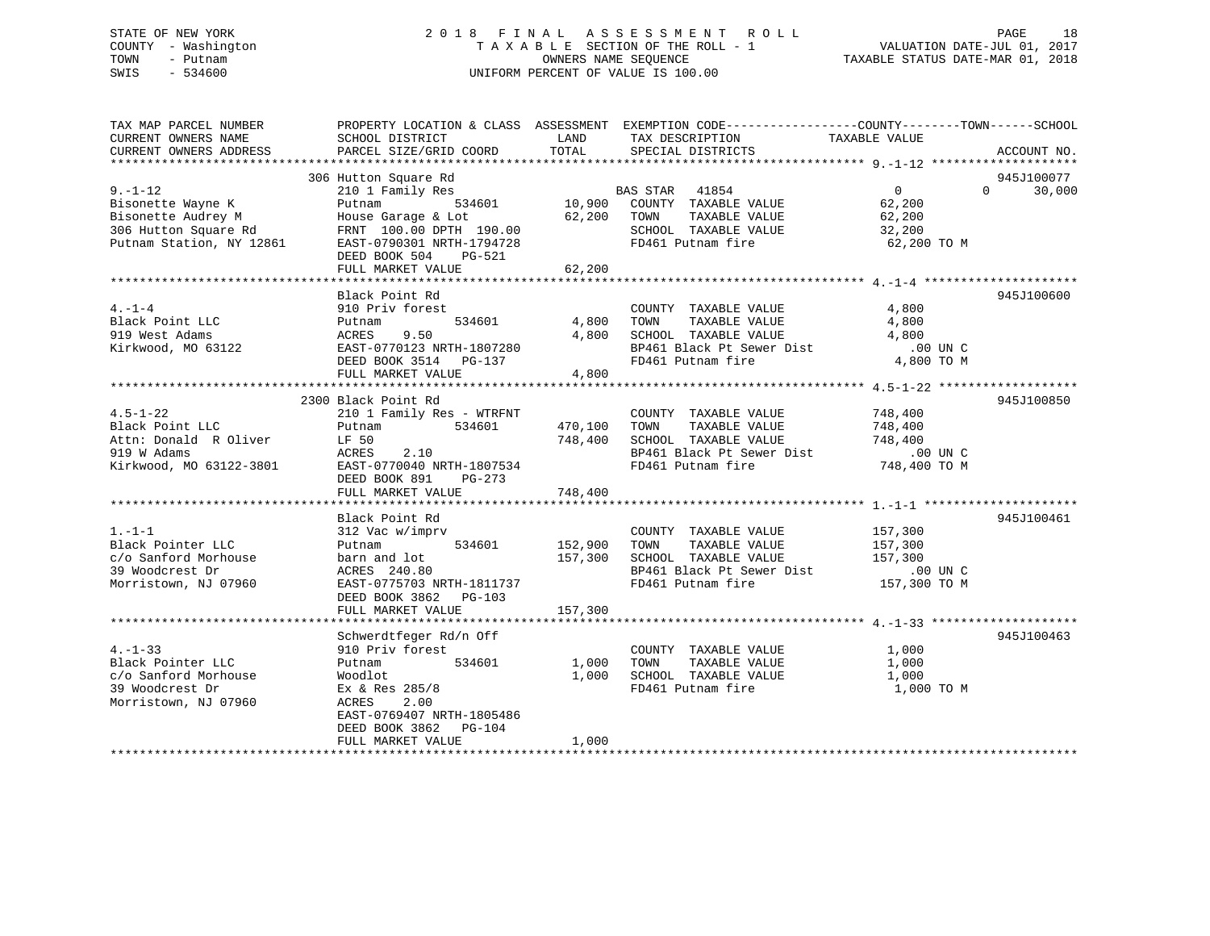STATE OF NEW YORK
COUNTY - Washington
TOWN - Putnam
SWIS - 534600

# 2018 FINAL ASSESSMENT ROLL

TAXABLE SECTION OF THE ROLL - 1
OWNERS NAME SEQUENCE
UNIFORM PERCENT OF VALUE IS 100.00

VALUATION DATE-JUL 01, 2017
TAXABLE STATUS DATE-MAR 01, 2018

| TAX MAP PARCEL NUMBER / CURRENT OWNERS NAME / CURRENT OWNERS ADDRESS | PROPERTY LOCATION & CLASS / SCHOOL DISTRICT / PARCEL SIZE/GRID COORD | ASSESSMENT LAND | TOTAL | EXEMPTION CODE / TAX DESCRIPTION / SPECIAL DISTRICTS | COUNTY TAXABLE VALUE | TOWN | SCHOOL | ACCOUNT NO. |
|---|---|---|---|---|---|---|---|---|
| | 306 Hutton Square Rd | | | | | | | 945J100077 |
| 9.-1-12 | 210 1 Family Res | | | BAS STAR 41854 | 0 | 0 | 30,000 | |
| Bisonette Wayne K | Putnam 534601 | 10,900 | | COUNTY TAXABLE VALUE | 62,200 | | | |
| Bisonette Audrey M | House Garage & Lot | | 62,200 | TOWN TAXABLE VALUE | 62,200 | | | |
| 306 Hutton Square Rd | FRNT 100.00 DPTH 190.00 | | | SCHOOL TAXABLE VALUE | 32,200 | | | |
| Putnam Station, NY 12861 | EAST-0790301 NRTH-1794728 | | | FD461 Putnam fire | 62,200 TO M | | | |
| | DEED BOOK 504 PG-521 | | | | | | | |
| | FULL MARKET VALUE | | 62,200 | | | | | |
| | Black Point Rd | | | | | | | 945J100600 |
| 4.-1-4 | 910 Priv forest | | | COUNTY TAXABLE VALUE | 4,800 | | | |
| Black Point LLC | Putnam 534601 | 4,800 | | TOWN TAXABLE VALUE | 4,800 | | | |
| 919 West Adams | ACRES 9.50 | | 4,800 | SCHOOL TAXABLE VALUE | 4,800 | | | |
| Kirkwood, MO 63122 | EAST-0770123 NRTH-1807280 | | | BP461 Black Pt Sewer Dist | .00 UN C | | | |
| | DEED BOOK 3514 PG-137 | | | FD461 Putnam fire | 4,800 TO M | | | |
| | FULL MARKET VALUE | | 4,800 | | | | | |
| | 2300 Black Point Rd | | | | | | | 945J100850 |
| 4.5-1-22 | 210 1 Family Res - WTRFNT | | | COUNTY TAXABLE VALUE | 748,400 | | | |
| Black Point LLC | Putnam 534601 | 470,100 | | TOWN TAXABLE VALUE | 748,400 | | | |
| Attn: Donald R Oliver | LF 50 | | 748,400 | SCHOOL TAXABLE VALUE | 748,400 | | | |
| 919 W Adams | ACRES 2.10 | | | BP461 Black Pt Sewer Dist | .00 UN C | | | |
| Kirkwood, MO 63122-3801 | EAST-0770040 NRTH-1807534 | | | FD461 Putnam fire | 748,400 TO M | | | |
| | DEED BOOK 891 PG-273 | | | | | | | |
| | FULL MARKET VALUE | | 748,400 | | | | | |
| | Black Point Rd | | | | | | | 945J100461 |
| 1.-1-1 | 312 Vac w/imprv | | | COUNTY TAXABLE VALUE | 157,300 | | | |
| Black Pointer LLC | Putnam 534601 | 152,900 | | TOWN TAXABLE VALUE | 157,300 | | | |
| c/o Sanford Morhouse | barn and lot | | 157,300 | SCHOOL TAXABLE VALUE | 157,300 | | | |
| 39 Woodcrest Dr | ACRES 240.80 | | | BP461 Black Pt Sewer Dist | .00 UN C | | | |
| Morristown, NJ 07960 | EAST-0775703 NRTH-1811737 | | | FD461 Putnam fire | 157,300 TO M | | | |
| | DEED BOOK 3862 PG-103 | | | | | | | |
| | FULL MARKET VALUE | | 157,300 | | | | | |
| | Schwerdtfeger Rd/n Off | | | | | | | 945J100463 |
| 4.-1-33 | 910 Priv forest | | | COUNTY TAXABLE VALUE | 1,000 | | | |
| Black Pointer LLC | Putnam 534601 | 1,000 | | TOWN TAXABLE VALUE | 1,000 | | | |
| c/o Sanford Morhouse | Woodlot | | 1,000 | SCHOOL TAXABLE VALUE | 1,000 | | | |
| 39 Woodcrest Dr | Ex & Res 285/8 | | | FD461 Putnam fire | 1,000 TO M | | | |
| Morristown, NJ 07960 | ACRES 2.00 | | | | | | | |
| | EAST-0769407 NRTH-1805486 | | | | | | | |
| | DEED BOOK 3862 PG-104 | | | | | | | |
| | FULL MARKET VALUE | | 1,000 | | | | | |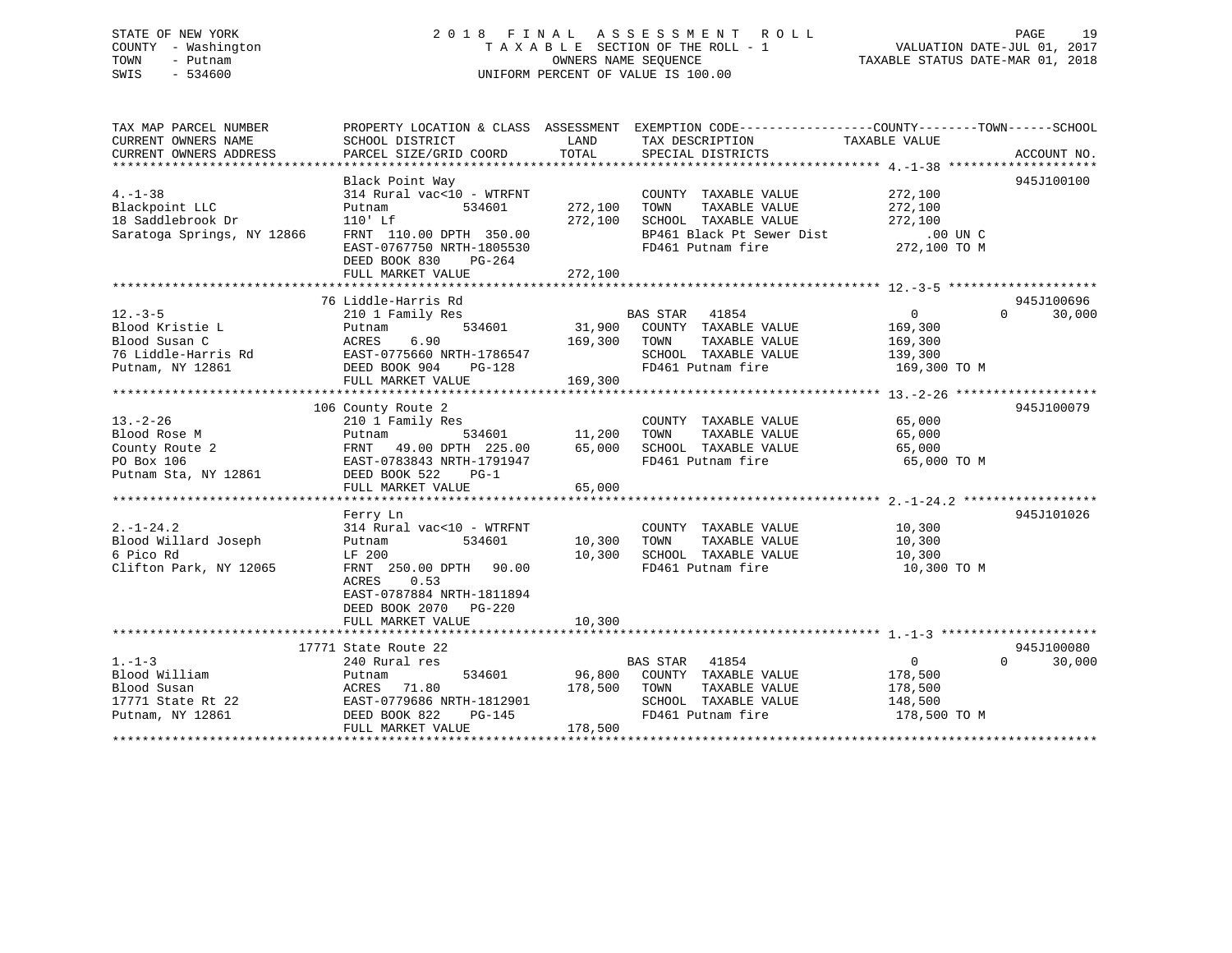STATE OF NEW YORK
COUNTY - Washington
TOWN - Putnam
SWIS - 534600

2018 FINAL ASSESSMENT ROLL
TAXABLE SECTION OF THE ROLL - 1
OWNERS NAME SEQUENCE
UNIFORM PERCENT OF VALUE IS 100.00

VALUATION DATE-JUL 01, 2017
TAXABLE STATUS DATE-MAR 01, 2018

```
TAX MAP PARCEL NUMBER          PROPERTY LOCATION & CLASS  ASSESSMENT  EXEMPTION CODE-----------------COUNTY--------TOWN------SCHOOL
CURRENT OWNERS NAME            SCHOOL DISTRICT               LAND      TAX DESCRIPTION            TAXABLE VALUE
CURRENT OWNERS ADDRESS         PARCEL SIZE/GRID COORD        TOTAL     SPECIAL DISTRICTS                                    ACCOUNT NO.
******************************************************************************************************* 4.-1-38 ********************
                               Black Point Way                                                                        945J100100
4.-1-38                        314 Rural vac<10 - WTRFNT              COUNTY  TAXABLE VALUE          272,100
Blackpoint LLC                 Putnam          534601     272,100     TOWN    TAXABLE VALUE          272,100
18 Saddlebrook Dr              110' Lf                    272,100     SCHOOL  TAXABLE VALUE          272,100
Saratoga Springs, NY 12866     FRNT 110.00 DPTH 350.00                BP461 Black Pt Sewer Dist          .00 UN C
                               EAST-0767750 NRTH-1805530              FD461 Putnam fire              272,100 TO M
                               DEED BOOK 830    PG-264
                               FULL MARKET VALUE          272,100
******************************************************************************************************* 12.-3-5 ********************
                               76 Liddle-Harris Rd                                                                    945J100696
12.-3-5                        210 1 Family Res                       BAS STAR   41854                  0           0      30,000
Blood Kristie L                Putnam          534601      31,900     COUNTY  TAXABLE VALUE          169,300
Blood Susan C                  ACRES    6.90              169,300     TOWN    TAXABLE VALUE          169,300
76 Liddle-Harris Rd            EAST-0775660 NRTH-1786547              SCHOOL  TAXABLE VALUE          139,300
Putnam, NY 12861               DEED BOOK 904    PG-128                FD461 Putnam fire              169,300 TO M
                               FULL MARKET VALUE          169,300
******************************************************************************************************* 13.-2-26 *******************
                               106 County Route 2                                                                     945J100079
13.-2-26                       210 1 Family Res                       COUNTY  TAXABLE VALUE           65,000
Blood Rose M                   Putnam          534601      11,200     TOWN    TAXABLE VALUE           65,000
County Route 2                 FRNT  49.00 DPTH 225.00     65,000     SCHOOL  TAXABLE VALUE           65,000
PO Box 106                     EAST-0783843 NRTH-1791947              FD461 Putnam fire               65,000 TO M
Putnam Sta, NY 12861           DEED BOOK 522    PG-1
                               FULL MARKET VALUE           65,000
******************************************************************************************************* 2.-1-24.2 ******************
                               Ferry Ln                                                                               945J101026
2.-1-24.2                      314 Rural vac<10 - WTRFNT              COUNTY  TAXABLE VALUE           10,300
Blood Willard Joseph           Putnam          534601      10,300     TOWN    TAXABLE VALUE           10,300
6 Pico Rd                      LF 200                      10,300     SCHOOL  TAXABLE VALUE           10,300
Clifton Park, NY 12065         FRNT 250.00 DPTH  90.00                FD461 Putnam fire               10,300 TO M
                               ACRES    0.53
                               EAST-0787884 NRTH-1811894
                               DEED BOOK 2070   PG-220
                               FULL MARKET VALUE           10,300
******************************************************************************************************* 1.-1-3 *********************
                               17771 State Route 22                                                                   945J100080
1.-1-3                         240 Rural res                          BAS STAR   41854                  0           0      30,000
Blood William                  Putnam          534601      96,800     COUNTY  TAXABLE VALUE          178,500
Blood Susan                    ACRES   71.80              178,500     TOWN    TAXABLE VALUE          178,500
17771 State Rt 22              EAST-0779686 NRTH-1812901              SCHOOL  TAXABLE VALUE          148,500
Putnam, NY 12861               DEED BOOK 822    PG-145                FD461 Putnam fire              178,500 TO M
                               FULL MARKET VALUE          178,500
************************************************************************************************************************************
```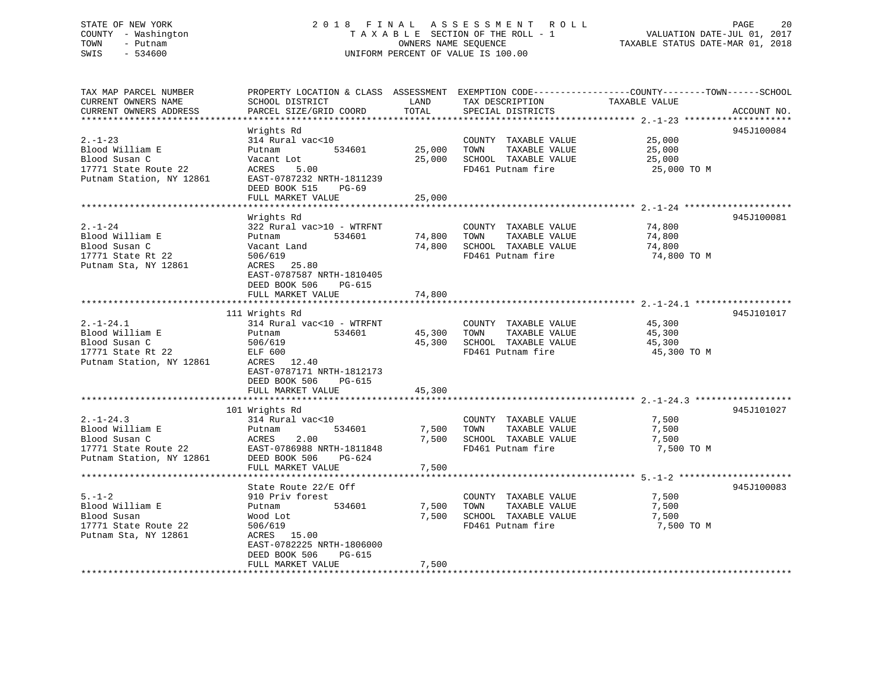STATE OF NEW YORK
COUNTY - Washington
TOWN - Putnam
SWIS - 534600

# 2018 FINAL ASSESSMENT ROLL
TAXABLE SECTION OF THE ROLL - 1
OWNERS NAME SEQUENCE
UNIFORM PERCENT OF VALUE IS 100.00

VALUATION DATE-JUL 01, 2017
TAXABLE STATUS DATE-MAR 01, 2018

| TAX MAP PARCEL NUMBER / CURRENT OWNERS NAME / CURRENT OWNERS ADDRESS | PROPERTY LOCATION & CLASS / SCHOOL DISTRICT / PARCEL SIZE/GRID COORD | ASSESSMENT LAND | ASSESSMENT TOTAL | EXEMPTION CODE / TAX DESCRIPTION / SPECIAL DISTRICTS | TAXABLE VALUE (COUNTY / TOWN / SCHOOL) | ACCOUNT NO. |
|---|---|---|---|---|---|---|
| 2.-1-23 | Wrights Rd | | | | | 945J100084 |
| | 314 Rural vac<10 | | | COUNTY TAXABLE VALUE | 25,000 | |
| Blood William E | Putnam 534601 | 25,000 | | TOWN TAXABLE VALUE | 25,000 | |
| Blood Susan C | Vacant Lot | | 25,000 | SCHOOL TAXABLE VALUE | 25,000 | |
| 17771 State Route 22 | ACRES 5.00 | | | FD461 Putnam fire | 25,000 TO M | |
| Putnam Station, NY 12861 | EAST-0787232 NRTH-1811239 | | | | | |
| | DEED BOOK 515 PG-69 | | | | | |
| | FULL MARKET VALUE | | 25,000 | | | |
| 2.-1-24 | Wrights Rd | | | | | 945J100081 |
| | 322 Rural vac>10 - WTRFNT | | | COUNTY TAXABLE VALUE | 74,800 | |
| Blood William E | Putnam 534601 | 74,800 | | TOWN TAXABLE VALUE | 74,800 | |
| Blood Susan C | Vacant Land | | 74,800 | SCHOOL TAXABLE VALUE | 74,800 | |
| 17771 State Rt 22 | 506/619 | | | FD461 Putnam fire | 74,800 TO M | |
| Putnam Sta, NY 12861 | ACRES 25.80 | | | | | |
| | EAST-0787587 NRTH-1810405 | | | | | |
| | DEED BOOK 506 PG-615 | | | | | |
| | FULL MARKET VALUE | | 74,800 | | | |
| 2.-1-24.1 | 111 Wrights Rd | | | | | 945J101017 |
| | 314 Rural vac<10 - WTRFNT | | | COUNTY TAXABLE VALUE | 45,300 | |
| Blood William E | Putnam 534601 | 45,300 | | TOWN TAXABLE VALUE | 45,300 | |
| Blood Susan C | 506/619 | | 45,300 | SCHOOL TAXABLE VALUE | 45,300 | |
| 17771 State Rt 22 | ELF 600 | | | FD461 Putnam fire | 45,300 TO M | |
| Putnam Station, NY 12861 | ACRES 12.40 | | | | | |
| | EAST-0787171 NRTH-1812173 | | | | | |
| | DEED BOOK 506 PG-615 | | | | | |
| | FULL MARKET VALUE | | 45,300 | | | |
| 2.-1-24.3 | 101 Wrights Rd | | | | | 945J101027 |
| | 314 Rural vac<10 | | | COUNTY TAXABLE VALUE | 7,500 | |
| Blood William E | Putnam 534601 | 7,500 | | TOWN TAXABLE VALUE | 7,500 | |
| Blood Susan C | ACRES 2.00 | | 7,500 | SCHOOL TAXABLE VALUE | 7,500 | |
| 17771 State Route 22 | EAST-0786988 NRTH-1811848 | | | FD461 Putnam fire | 7,500 TO M | |
| Putnam Station, NY 12861 | DEED BOOK 506 PG-624 | | | | | |
| | FULL MARKET VALUE | | 7,500 | | | |
| 5.-1-2 | State Route 22/E Off | | | | | 945J100083 |
| | 910 Priv forest | | | COUNTY TAXABLE VALUE | 7,500 | |
| Blood William E | Putnam 534601 | 7,500 | | TOWN TAXABLE VALUE | 7,500 | |
| Blood Susan | Wood Lot | | 7,500 | SCHOOL TAXABLE VALUE | 7,500 | |
| 17771 State Route 22 | 506/619 | | | FD461 Putnam fire | 7,500 TO M | |
| Putnam Sta, NY 12861 | ACRES 15.00 | | | | | |
| | EAST-0782225 NRTH-1806000 | | | | | |
| | DEED BOOK 506 PG-615 | | | | | |
| | FULL MARKET VALUE | | 7,500 | | | |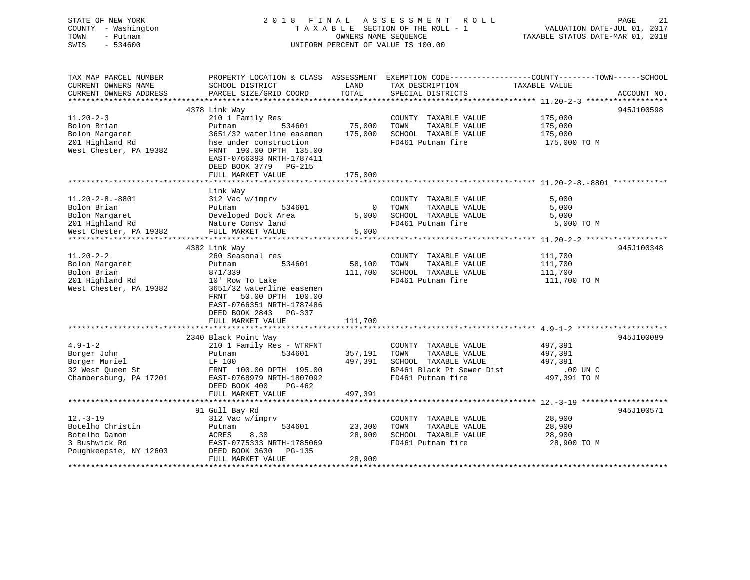STATE OF NEW YORK | 2018 FINAL ASSESSMENT ROLL | VALUATION DATE-JUL 01, 2017
COUNTY - Washington | TAXABLE SECTION OF THE ROLL - 1 | TAXABLE STATUS DATE-MAR 01, 2018
TOWN - Putnam | OWNERS NAME SEQUENCE
SWIS - 534600 | UNIFORM PERCENT OF VALUE IS 100.00

| TAX MAP PARCEL NUMBER / CURRENT OWNERS NAME / CURRENT OWNERS ADDRESS | PROPERTY LOCATION & CLASS / SCHOOL DISTRICT / PARCEL SIZE/GRID COORD | ASSESSMENT LAND / TOTAL | EXEMPTION CODE / TAX DESCRIPTION / SPECIAL DISTRICTS | TAXABLE VALUE (COUNTY--TOWN--SCHOOL) | ACCOUNT NO. |
|---|---|---|---|---|---|
| **11.20-2-3** | 4378 Link Way | | | | 945J100598 |
| 11.20-2-3 | 210 1 Family Res | | COUNTY TAXABLE VALUE | 175,000 | |
| Bolon Brian | Putnam 534601 | 75,000 | TOWN TAXABLE VALUE | 175,000 | |
| Bolon Margaret | 3651/32 waterline easemen | 175,000 | SCHOOL TAXABLE VALUE | 175,000 | |
| 201 Highland Rd | hse under construction | | FD461 Putnam fire | 175,000 TO M | |
| West Chester, PA 19382 | FRNT 190.00 DPTH 135.00 | | | | |
| | EAST-0766393 NRTH-1787411 | | | | |
| | DEED BOOK 3779 PG-215 | | | | |
| | FULL MARKET VALUE | 175,000 | | | |
| **11.20-2-8.-8801** | Link Way | | | | |
| 11.20-2-8.-8801 | 312 Vac w/imprv | | COUNTY TAXABLE VALUE | 5,000 | |
| Bolon Brian | Putnam 534601 | 0 | TOWN TAXABLE VALUE | 5,000 | |
| Bolon Margaret | Developed Dock Area | 5,000 | SCHOOL TAXABLE VALUE | 5,000 | |
| 201 Highland Rd | Nature Consv land | | FD461 Putnam fire | 5,000 TO M | |
| West Chester, PA 19382 | FULL MARKET VALUE | 5,000 | | | |
| **11.20-2-2** | 4382 Link Way | | | | 945J100348 |
| 11.20-2-2 | 260 Seasonal res | | COUNTY TAXABLE VALUE | 111,700 | |
| Bolon Margaret | Putnam 534601 | 58,100 | TOWN TAXABLE VALUE | 111,700 | |
| Bolon Brian | 871/339 | 111,700 | SCHOOL TAXABLE VALUE | 111,700 | |
| 201 Highland Rd | 10' Row To Lake | | FD461 Putnam fire | 111,700 TO M | |
| West Chester, PA 19382 | 3651/32 waterline easemen | | | | |
| | FRNT 50.00 DPTH 100.00 | | | | |
| | EAST-0766351 NRTH-1787486 | | | | |
| | DEED BOOK 2843 PG-337 | | | | |
| | FULL MARKET VALUE | 111,700 | | | |
| **4.9-1-2** | 2340 Black Point Way | | | | 945J100089 |
| 4.9-1-2 | 210 1 Family Res - WTRFNT | | COUNTY TAXABLE VALUE | 497,391 | |
| Borger John | Putnam 534601 | 357,191 | TOWN TAXABLE VALUE | 497,391 | |
| Borger Muriel | LF 100 | 497,391 | SCHOOL TAXABLE VALUE | 497,391 | |
| 32 West Queen St | FRNT 100.00 DPTH 195.00 | | BP461 Black Pt Sewer Dist | .00 UN C | |
| Chambersburg, PA 17201 | EAST-0768979 NRTH-1807092 | | FD461 Putnam fire | 497,391 TO M | |
| | DEED BOOK 400 PG-462 | | | | |
| | FULL MARKET VALUE | 497,391 | | | |
| **12.-3-19** | 91 Gull Bay Rd | | | | 945J100571 |
| 12.-3-19 | 312 Vac w/imprv | | COUNTY TAXABLE VALUE | 28,900 | |
| Botelho Christin | Putnam 534601 | 23,300 | TOWN TAXABLE VALUE | 28,900 | |
| Botelho Damon | ACRES 8.30 | 28,900 | SCHOOL TAXABLE VALUE | 28,900 | |
| 3 Bushwick Rd | EAST-0775333 NRTH-1785069 | | FD461 Putnam fire | 28,900 TO M | |
| Poughkeepsie, NY 12603 | DEED BOOK 3630 PG-135 | | | | |
| | FULL MARKET VALUE | 28,900 | | | |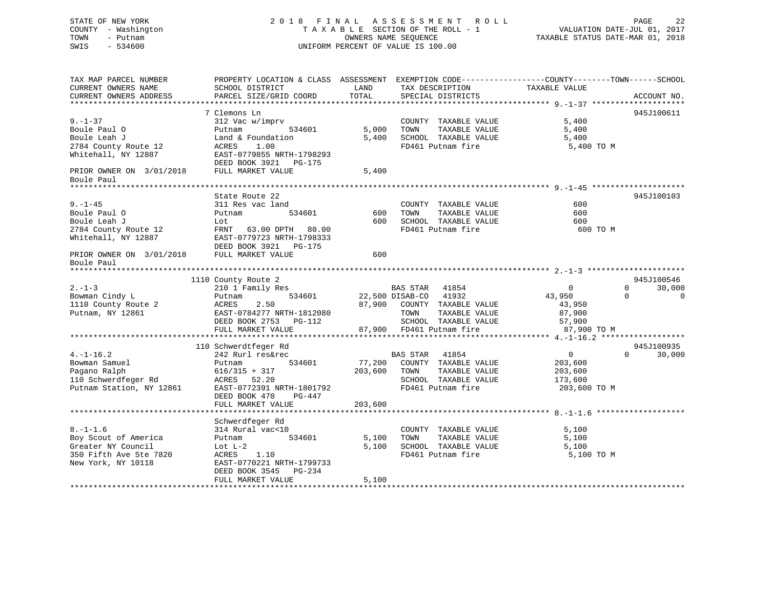STATE OF NEW YORK | COUNTY - Washington | TOWN - Putnam | SWIS - 534600

# 2018 FINAL ASSESSMENT ROLL

TAXABLE SECTION OF THE ROLL - 1
OWNERS NAME SEQUENCE
UNIFORM PERCENT OF VALUE IS 100.00

VALUATION DATE-JUL 01, 2017
TAXABLE STATUS DATE-MAR 01, 2018

```
TAX MAP PARCEL NUMBER          PROPERTY LOCATION & CLASS  ASSESSMENT  EXEMPTION CODE------------------COUNTY--------TOWN------SCHOOL
CURRENT OWNERS NAME            SCHOOL DISTRICT               LAND      TAX DESCRIPTION            TAXABLE VALUE
CURRENT OWNERS ADDRESS         PARCEL SIZE/GRID COORD        TOTAL     SPECIAL DISTRICTS                                   ACCOUNT NO.
******************************************************************************************************* 9.-1-37 *******************
                               7 Clemons Ln                                                                                945J100611
9.-1-37                        312 Vac w/imprv                         COUNTY  TAXABLE VALUE             5,400
Boule Paul O                   Putnam          534601         5,000    TOWN    TAXABLE VALUE             5,400
Boule Leah J                   Land & Foundation              5,400    SCHOOL  TAXABLE VALUE             5,400
2784 County Route 12           ACRES    1.00                           FD461 Putnam fire                  5,400 TO M
Whitehall, NY 12887            EAST-0779855 NRTH-1798293
                               DEED BOOK 3921   PG-175
PRIOR OWNER ON 3/01/2018       FULL MARKET VALUE              5,400
Boule Paul
******************************************************************************************************* 9.-1-45 *******************
                               State Route 22                                                                              945J100103
9.-1-45                        311 Res vac land                        COUNTY  TAXABLE VALUE               600
Boule Paul O                   Putnam          534601           600    TOWN    TAXABLE VALUE               600
Boule Leah J                   Lot                              600    SCHOOL  TAXABLE VALUE               600
2784 County Route 12           FRNT   63.00 DPTH   80.00               FD461 Putnam fire                    600 TO M
Whitehall, NY 12887            EAST-0779723 NRTH-1798333
                               DEED BOOK 3921   PG-175
PRIOR OWNER ON 3/01/2018       FULL MARKET VALUE                600
Boule Paul
******************************************************************************************************* 2.-1-3 ********************
                               1110 County Route 2                                                                         945J100546
2.-1-3                         210 1 Family Res                        BAS STAR   41854                  0            0     30,000
Bowman Cindy L                 Putnam          534601        22,500 DISAB-CO   41932             43,950            0          0
1110 County Route 2            ACRES    2.50                 87,900    COUNTY  TAXABLE VALUE            43,950
Putnam, NY 12861               EAST-0784277 NRTH-1812080               TOWN    TAXABLE VALUE            87,900
                               DEED BOOK 2753   PG-112                 SCHOOL  TAXABLE VALUE            57,900
                               FULL MARKET VALUE             87,900    FD461 Putnam fire                 87,900 TO M
******************************************************************************************************* 4.-1-16.2 *****************
                               110 Schwerdtfeger Rd                                                                        945J100935
4.-1-16.2                      242 Rurl res&rec                        BAS STAR   41854                  0            0     30,000
Bowman Samuel                  Putnam          534601        77,200    COUNTY  TAXABLE VALUE           203,600
Pagano Ralph                   616/315 + 317                203,600    TOWN    TAXABLE VALUE           203,600
110 Schwerdfeger Rd            ACRES   52.20                           SCHOOL  TAXABLE VALUE           173,600
Putnam Station, NY 12861       EAST-0772391 NRTH-1801792               FD461 Putnam fire                203,600 TO M
                               DEED BOOK 470    PG-447
                               FULL MARKET VALUE            203,600
******************************************************************************************************* 8.-1-1.6 ******************
                               Schwerdfeger Rd
8.-1-1.6                       314 Rural vac<10                        COUNTY  TAXABLE VALUE             5,100
Boy Scout of America           Putnam          534601         5,100    TOWN    TAXABLE VALUE             5,100
Greater NY Council             Lot L-2                        5,100    SCHOOL  TAXABLE VALUE             5,100
350 Fifth Ave Ste 7820         ACRES    1.10                           FD461 Putnam fire                  5,100 TO M
New York, NY 10118             EAST-0770221 NRTH-1799733
                               DEED BOOK 3545   PG-234
                               FULL MARKET VALUE              5,100
***********************************************************************************************************************************
```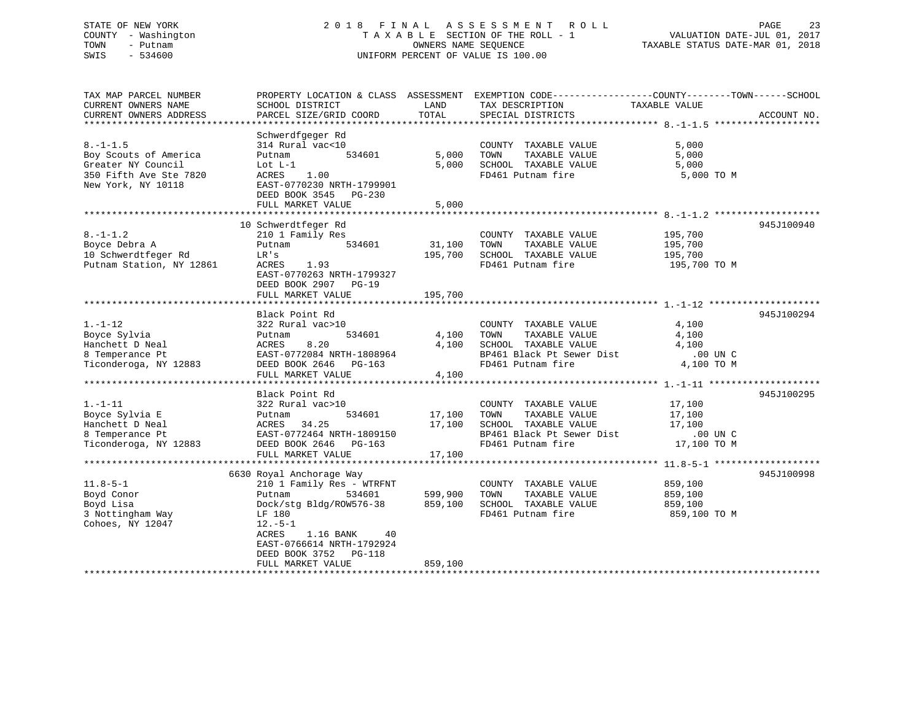STATE OF NEW YORK
COUNTY - Washington
TOWN - Putnam
SWIS - 534600

2018 FINAL ASSESSMENT ROLL
TAXABLE SECTION OF THE ROLL - 1
OWNERS NAME SEQUENCE
UNIFORM PERCENT OF VALUE IS 100.00

VALUATION DATE-JUL 01, 2017
TAXABLE STATUS DATE-MAR 01, 2018

```
TAX MAP PARCEL NUMBER          PROPERTY LOCATION & CLASS  ASSESSMENT  EXEMPTION CODE------------------COUNTY--------TOWN------SCHOOL
CURRENT OWNERS NAME            SCHOOL DISTRICT               LAND      TAX DESCRIPTION            TAXABLE VALUE
CURRENT OWNERS ADDRESS         PARCEL SIZE/GRID COORD        TOTAL     SPECIAL DISTRICTS                                   ACCOUNT NO.
******************************************************************************************************* 8.-1-1.5 *******************
                               Schwerdfgeger Rd
8.-1-1.5                       314 Rural vac<10                       COUNTY  TAXABLE VALUE            5,000
Boy Scouts of America          Putnam          534601         5,000   TOWN    TAXABLE VALUE            5,000
Greater NY Council             Lot L-1                        5,000   SCHOOL  TAXABLE VALUE            5,000
350 Fifth Ave Ste 7820         ACRES    1.00                          FD461 Putnam fire                 5,000 TO M
New York, NY 10118             EAST-0770230 NRTH-1799901
                               DEED BOOK 3545   PG-230
                               FULL MARKET VALUE              5,000
******************************************************************************************************* 8.-1-1.2 *******************
                            10 Schwerdtfeger Rd                                                                        945J100940
8.-1-1.2                       210 1 Family Res                       COUNTY  TAXABLE VALUE          195,700
Boyce Debra A                  Putnam          534601        31,100   TOWN    TAXABLE VALUE          195,700
10 Schwerdtfeger Rd            LR's                         195,700   SCHOOL  TAXABLE VALUE          195,700
Putnam Station, NY 12861       ACRES    1.93                          FD461 Putnam fire               195,700 TO M
                               EAST-0770263 NRTH-1799327
                               DEED BOOK 2907   PG-19
                               FULL MARKET VALUE            195,700
******************************************************************************************************* 1.-1-12 ********************
                               Black Point Rd                                                                          945J100294
1.-1-12                        322 Rural vac>10                       COUNTY  TAXABLE VALUE            4,100
Boyce Sylvia                   Putnam          534601         4,100   TOWN    TAXABLE VALUE            4,100
Hanchett D Neal                ACRES    8.20                  4,100   SCHOOL  TAXABLE VALUE            4,100
8 Temperance Pt                EAST-0772084 NRTH-1808964              BP461 Black Pt Sewer Dist             .00 UN C
Ticonderoga, NY 12883          DEED BOOK 2646   PG-163                FD461 Putnam fire                 4,100 TO M
                               FULL MARKET VALUE              4,100
******************************************************************************************************* 1.-1-11 ********************
                               Black Point Rd                                                                          945J100295
1.-1-11                        322 Rural vac>10                       COUNTY  TAXABLE VALUE           17,100
Boyce Sylvia E                 Putnam          534601        17,100   TOWN    TAXABLE VALUE           17,100
Hanchett D Neal                ACRES   34.25                 17,100   SCHOOL  TAXABLE VALUE           17,100
8 Temperance Pt                EAST-0772464 NRTH-1809150              BP461 Black Pt Sewer Dist             .00 UN C
Ticonderoga, NY 12883          DEED BOOK 2646   PG-163                FD461 Putnam fire                17,100 TO M
                               FULL MARKET VALUE             17,100
******************************************************************************************************* 11.8-5-1 *******************
                          6630 Royal Anchorage Way                                                                     945J100998
11.8-5-1                       210 1 Family Res - WTRFNT              COUNTY  TAXABLE VALUE          859,100
Boyd Conor                     Putnam          534601       599,900   TOWN    TAXABLE VALUE          859,100
Boyd Lisa                      Dock/stg Bldg/ROW576-38      859,100   SCHOOL  TAXABLE VALUE          859,100
3 Nottingham Way               LF 180                                 FD461 Putnam fire               859,100 TO M
Cohoes, NY 12047               12.-5-1
                               ACRES    1.16 BANK     40
                               EAST-0766614 NRTH-1792924
                               DEED BOOK 3752   PG-118
                               FULL MARKET VALUE            859,100
************************************************************************************************************************************
```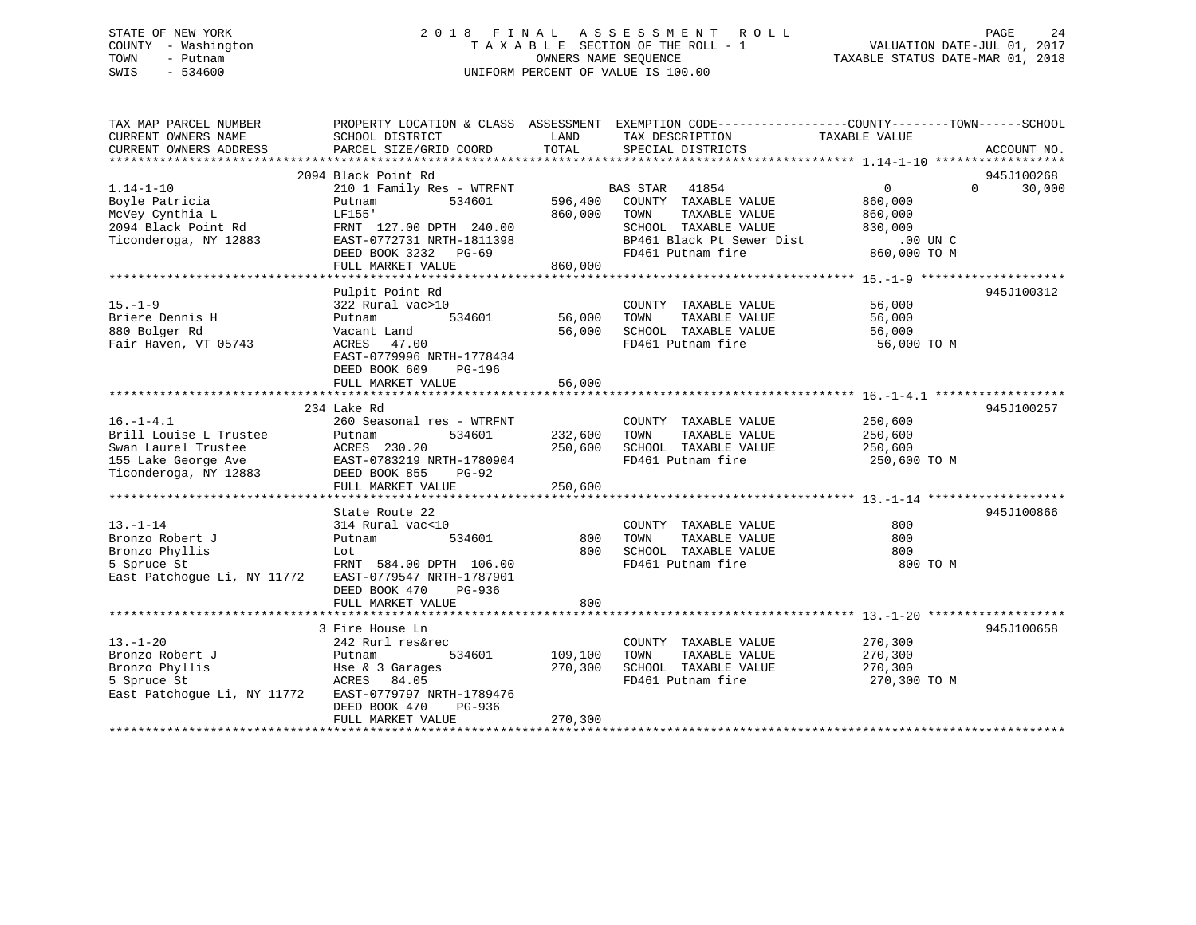STATE OF NEW YORK
COUNTY - Washington
TOWN - Putnam
SWIS - 534600

2 0 1 8 F I N A L A S S E S S M E N T R O L L
T A X A B L E SECTION OF THE ROLL - 1
OWNERS NAME SEQUENCE
UNIFORM PERCENT OF VALUE IS 100.00

VALUATION DATE-JUL 01, 2017
TAXABLE STATUS DATE-MAR 01, 2018

```
TAX MAP PARCEL NUMBER          PROPERTY LOCATION & CLASS  ASSESSMENT  EXEMPTION CODE------------------COUNTY--------TOWN------SCHOOL
CURRENT OWNERS NAME            SCHOOL DISTRICT               LAND      TAX DESCRIPTION             TAXABLE VALUE
CURRENT OWNERS ADDRESS         PARCEL SIZE/GRID COORD        TOTAL     SPECIAL DISTRICTS                                    ACCOUNT NO.
******************************************************************************************************* 1.14-1-10 ******************
                               2094 Black Point Rd                                                                          945J100268
1.14-1-10                      210 1 Family Res - WTRFNT          BAS STAR   41854                  0            0      30,000
Boyle Patricia                 Putnam          534601     596,400   COUNTY  TAXABLE VALUE           860,000
McVey Cynthia L                LF155'                     860,000   TOWN    TAXABLE VALUE           860,000
2094 Black Point Rd            FRNT 127.00 DPTH 240.00              SCHOOL  TAXABLE VALUE           830,000
Ticonderoga, NY 12883          EAST-0772731 NRTH-1811398            BP461 Black Pt Sewer Dist           .00 UN C
                               DEED BOOK 3232   PG-69               FD461 Putnam fire               860,000 TO M
                               FULL MARKET VALUE          860,000
******************************************************************************************************* 15.-1-9 ********************
                               Pulpit Point Rd                                                                              945J100312
15.-1-9                        322 Rural vac>10                     COUNTY  TAXABLE VALUE            56,000
Briere Dennis H                Putnam          534601      56,000   TOWN    TAXABLE VALUE            56,000
880 Bolger Rd                  Vacant Land                 56,000   SCHOOL  TAXABLE VALUE            56,000
Fair Haven, VT 05743           ACRES  47.00                         FD461 Putnam fire                56,000 TO M
                               EAST-0779996 NRTH-1778434
                               DEED BOOK 609    PG-196
                               FULL MARKET VALUE           56,000
******************************************************************************************************* 16.-1-4.1 ******************
                               234 Lake Rd                                                                                  945J100257
16.-1-4.1                      260 Seasonal res - WTRFNT            COUNTY  TAXABLE VALUE           250,600
Brill Louise L Trustee         Putnam          534601     232,600   TOWN    TAXABLE VALUE           250,600
Swan Laurel Trustee            ACRES 230.20               250,600   SCHOOL  TAXABLE VALUE           250,600
155 Lake George Ave            EAST-0783219 NRTH-1780904            FD461 Putnam fire               250,600 TO M
Ticonderoga, NY 12883          DEED BOOK 855    PG-92
                               FULL MARKET VALUE          250,600
******************************************************************************************************* 13.-1-14 *******************
                               State Route 22                                                                               945J100866
13.-1-14                       314 Rural vac<10                     COUNTY  TAXABLE VALUE               800
Bronzo Robert J                Putnam          534601         800   TOWN    TAXABLE VALUE               800
Bronzo Phyllis                 Lot                            800   SCHOOL  TAXABLE VALUE               800
5 Spruce St                    FRNT 584.00 DPTH 106.00              FD461 Putnam fire                   800 TO M
East Patchogue Li, NY 11772    EAST-0779547 NRTH-1787901
                               DEED BOOK 470    PG-936
                               FULL MARKET VALUE              800
******************************************************************************************************* 13.-1-20 *******************
                               3 Fire House Ln                                                                              945J100658
13.-1-20                       242 Rurl res&rec                     COUNTY  TAXABLE VALUE           270,300
Bronzo Robert J                Putnam          534601     109,100   TOWN    TAXABLE VALUE           270,300
Bronzo Phyllis                 Hse & 3 Garages            270,300   SCHOOL  TAXABLE VALUE           270,300
5 Spruce St                    ACRES  84.05                         FD461 Putnam fire               270,300 TO M
East Patchogue Li, NY 11772    EAST-0779797 NRTH-1789476
                               DEED BOOK 470    PG-936
                               FULL MARKET VALUE          270,300
************************************************************************************************************************************
```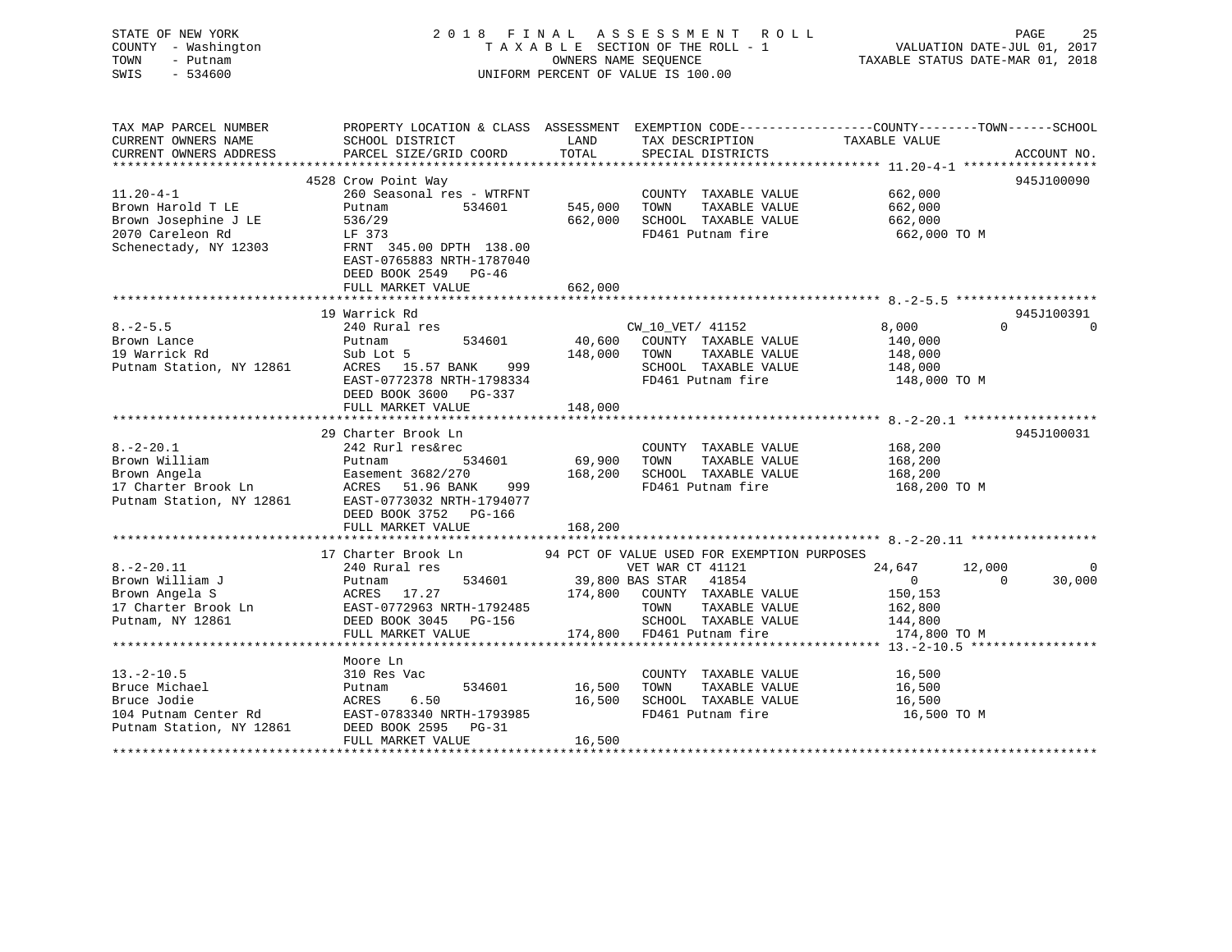STATE OF NEW YORK
COUNTY - Washington
TOWN - Putnam
SWIS - 534600

2018 FINAL ASSESSMENT ROLL
TAXABLE SECTION OF THE ROLL - 1
OWNERS NAME SEQUENCE
UNIFORM PERCENT OF VALUE IS 100.00

VALUATION DATE-JUL 01, 2017
TAXABLE STATUS DATE-MAR 01, 2018

```
TAX MAP PARCEL NUMBER          PROPERTY LOCATION & CLASS  ASSESSMENT  EXEMPTION CODE------------------COUNTY--------TOWN------SCHOOL
CURRENT OWNERS NAME            SCHOOL DISTRICT               LAND      TAX DESCRIPTION            TAXABLE VALUE
CURRENT OWNERS ADDRESS         PARCEL SIZE/GRID COORD        TOTAL     SPECIAL DISTRICTS                                   ACCOUNT NO.
******************************************************************************************************* 11.20-4-1 ******************
                         4528 Crow Point Way                                                                              945J100090
11.20-4-1                      260 Seasonal res - WTRFNT           COUNTY  TAXABLE VALUE          662,000
Brown Harold T LE              Putnam         534601      545,000  TOWN    TAXABLE VALUE          662,000
Brown Josephine J LE           536/29                     662,000  SCHOOL  TAXABLE VALUE          662,000
2070 Careleon Rd               LF 373                              FD461 Putnam fire               662,000 TO M
Schenectady, NY 12303          FRNT 345.00 DPTH 138.00
                               EAST-0765883 NRTH-1787040
                               DEED BOOK 2549   PG-46
                               FULL MARKET VALUE          662,000
******************************************************************************************************* 8.-2-5.5 *******************
                         19 Warrick Rd                                                                                    945J100391
8.-2-5.5                       240 Rural res                        CW_10_VET/ 41152               8,000          0             0
Brown Lance                    Putnam         534601       40,600   COUNTY  TAXABLE VALUE          140,000
19 Warrick Rd                  Sub Lot 5                  148,000   TOWN    TAXABLE VALUE          148,000
Putnam Station, NY 12861       ACRES   15.57 BANK    999            SCHOOL  TAXABLE VALUE          148,000
                               EAST-0772378 NRTH-1798334            FD461 Putnam fire               148,000 TO M
                               DEED BOOK 3600   PG-337
                               FULL MARKET VALUE          148,000
******************************************************************************************************* 8.-2-20.1 ******************
                         29 Charter Brook Ln                                                                              945J100031
8.-2-20.1                      242 Rurl res&rec                     COUNTY  TAXABLE VALUE          168,200
Brown William                  Putnam         534601       69,900   TOWN    TAXABLE VALUE          168,200
Brown Angela                   Easement 3682/270          168,200   SCHOOL  TAXABLE VALUE          168,200
17 Charter Brook Ln            ACRES   51.96 BANK    999            FD461 Putnam fire               168,200 TO M
Putnam Station, NY 12861       EAST-0773032 NRTH-1794077
                               DEED BOOK 3752   PG-166
                               FULL MARKET VALUE          168,200
******************************************************************************************************* 8.-2-20.11 *****************
                         17 Charter Brook Ln          94 PCT OF VALUE USED FOR EXEMPTION PURPOSES
8.-2-20.11                     240 Rural res                        VET WAR CT 41121              24,647     12,000             0
Brown William J                Putnam         534601       39,800 BAS STAR   41854                    0          0        30,000
Brown Angela S                 ACRES   17.27              174,800   COUNTY  TAXABLE VALUE          150,153
17 Charter Brook Ln            EAST-0772963 NRTH-1792485            TOWN    TAXABLE VALUE          162,800
Putnam, NY 12861               DEED BOOK 3045   PG-156              SCHOOL  TAXABLE VALUE          144,800
                               FULL MARKET VALUE          174,800   FD461 Putnam fire               174,800 TO M
******************************************************************************************************* 13.-2-10.5 *****************
                               Moore Ln
13.-2-10.5                     310 Res Vac                          COUNTY  TAXABLE VALUE           16,500
Bruce Michael                  Putnam         534601       16,500   TOWN    TAXABLE VALUE           16,500
Bruce Jodie                    ACRES    6.50               16,500   SCHOOL  TAXABLE VALUE           16,500
104 Putnam Center Rd           EAST-0783340 NRTH-1793985            FD461 Putnam fire                16,500 TO M
Putnam Station, NY 12861       DEED BOOK 2595   PG-31
                               FULL MARKET VALUE           16,500
************************************************************************************************************************************
```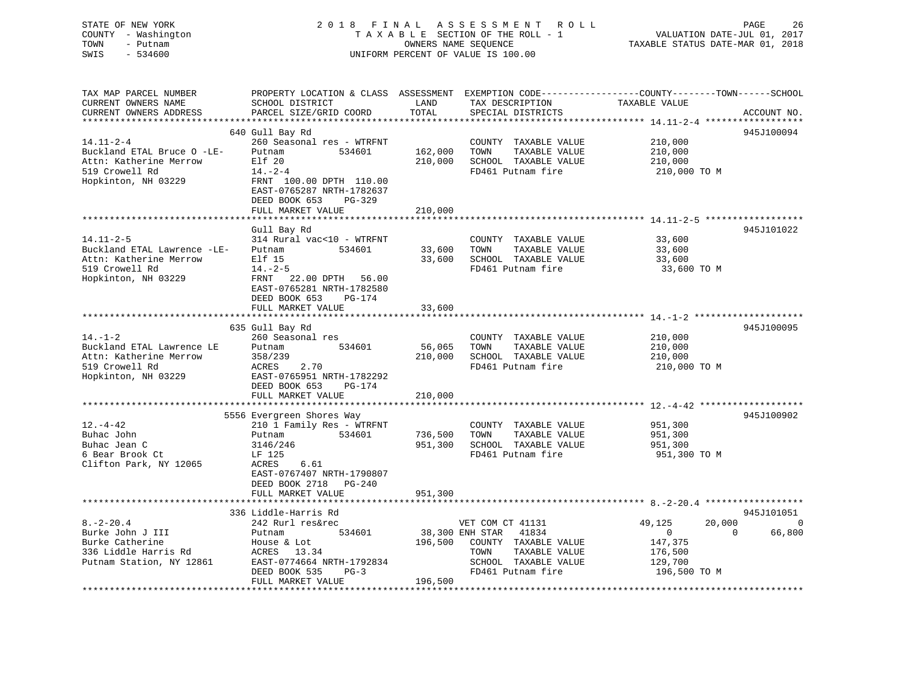STATE OF NEW YORK
COUNTY - Washington
TOWN - Putnam
SWIS - 534600

2018 FINAL ASSESSMENT ROLL
TAXABLE SECTION OF THE ROLL - 1
OWNERS NAME SEQUENCE
UNIFORM PERCENT OF VALUE IS 100.00

VALUATION DATE-JUL 01, 2017
TAXABLE STATUS DATE-MAR 01, 2018

```
TAX MAP PARCEL NUMBER          PROPERTY LOCATION & CLASS  ASSESSMENT  EXEMPTION CODE------------------COUNTY--------TOWN------SCHOOL
CURRENT OWNERS NAME            SCHOOL DISTRICT              LAND      TAX DESCRIPTION              TAXABLE VALUE
CURRENT OWNERS ADDRESS         PARCEL SIZE/GRID COORD       TOTAL     SPECIAL DISTRICTS                                        ACCOUNT NO.
******************************************************************************************************* 14.11-2-4 ******************
                               640 Gull Bay Rd                                                                                945J100094
14.11-2-4                      260 Seasonal res - WTRFNT             COUNTY  TAXABLE VALUE             210,000
Buckland ETAL Bruce O -LE-     Putnam          534601     162,000    TOWN    TAXABLE VALUE             210,000
Attn: Katherine Merrow         Elf 20                     210,000    SCHOOL  TAXABLE VALUE             210,000
519 Crowell Rd                 14.-2-4                               FD461 Putnam fire                  210,000 TO M
Hopkinton, NH 03229            FRNT 100.00 DPTH 110.00
                               EAST-0765287 NRTH-1782637
                               DEED BOOK 653     PG-329
                               FULL MARKET VALUE          210,000
******************************************************************************************************* 14.11-2-5 ******************
                               Gull Bay Rd                                                                                    945J101022
14.11-2-5                      314 Rural vac<10 - WTRFNT             COUNTY  TAXABLE VALUE              33,600
Buckland ETAL Lawrence -LE-    Putnam          534601      33,600    TOWN    TAXABLE VALUE              33,600
Attn: Katherine Merrow         Elf 15                      33,600    SCHOOL  TAXABLE VALUE              33,600
519 Crowell Rd                 14.-2-5                               FD461 Putnam fire                   33,600 TO M
Hopkinton, NH 03229            FRNT  22.00 DPTH  56.00
                               EAST-0765281 NRTH-1782580
                               DEED BOOK 653     PG-174
                               FULL MARKET VALUE           33,600
******************************************************************************************************* 14.-1-2 ********************
                               635 Gull Bay Rd                                                                                945J100095
14.-1-2                        260 Seasonal res                      COUNTY  TAXABLE VALUE             210,000
Buckland ETAL Lawrence LE      Putnam          534601      56,065    TOWN    TAXABLE VALUE             210,000
Attn: Katherine Merrow         358/239                    210,000    SCHOOL  TAXABLE VALUE             210,000
519 Crowell Rd                 ACRES    2.70                         FD461 Putnam fire                  210,000 TO M
Hopkinton, NH 03229            EAST-0765951 NRTH-1782292
                               DEED BOOK 653     PG-174
                               FULL MARKET VALUE          210,000
******************************************************************************************************* 12.-4-42 *******************
                               5556 Evergreen Shores Way                                                                      945J100902
12.-4-42                       210 1 Family Res - WTRFNT             COUNTY  TAXABLE VALUE             951,300
Buhac John                     Putnam          534601     736,500    TOWN    TAXABLE VALUE             951,300
Buhac Jean C                   3146/246                   951,300    SCHOOL  TAXABLE VALUE             951,300
6 Bear Brook Ct                LF 125                                FD461 Putnam fire                  951,300 TO M
Clifton Park, NY 12065         ACRES    6.61
                               EAST-0767407 NRTH-1790807
                               DEED BOOK 2718    PG-240
                               FULL MARKET VALUE          951,300
******************************************************************************************************* 8.-2-20.4 ******************
                               336 Liddle-Harris Rd                                                                           945J101051
8.-2-20.4                      242 Rurl res&rec                      VET COM CT 41131                   49,125       20,000             0
Burke John J III               Putnam          534601      38,300 ENH STAR   41834                           0            0        66,800
Burke Catherine                House & Lot                196,500    COUNTY  TAXABLE VALUE             147,375
336 Liddle Harris Rd           ACRES   13.34                         TOWN    TAXABLE VALUE             176,500
Putnam Station, NY 12861       EAST-0774664 NRTH-1792834             SCHOOL  TAXABLE VALUE             129,700
                               DEED BOOK 535     PG-3                FD461 Putnam fire                  196,500 TO M
                               FULL MARKET VALUE          196,500
************************************************************************************************************************************
```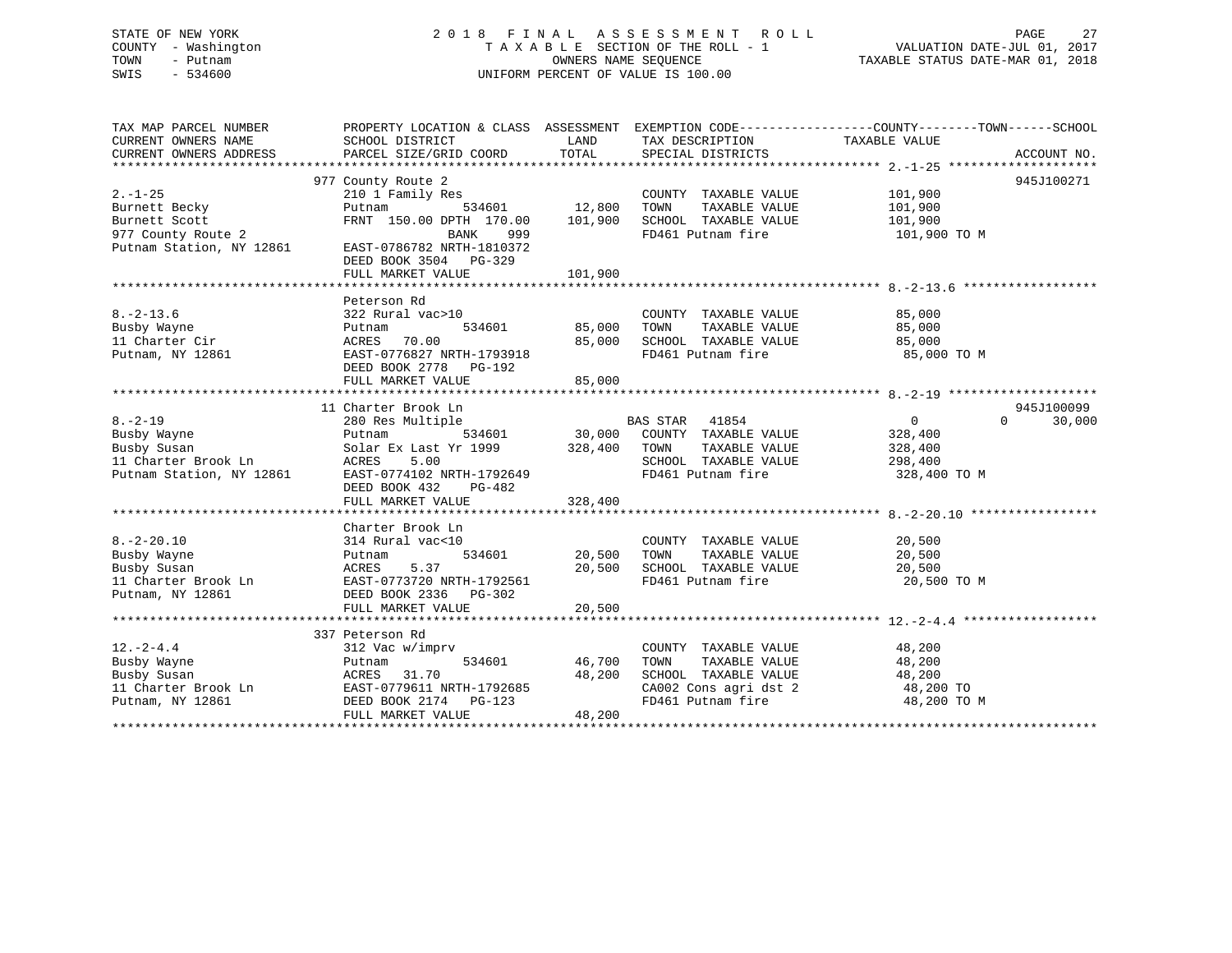STATE OF NEW YORK
COUNTY - Washington
TOWN - Putnam
SWIS - 534600

2018 FINAL ASSESSMENT ROLL
TAXABLE SECTION OF THE ROLL - 1
OWNERS NAME SEQUENCE
UNIFORM PERCENT OF VALUE IS 100.00

VALUATION DATE-JUL 01, 2017
TAXABLE STATUS DATE-MAR 01, 2018

```
TAX MAP PARCEL NUMBER          PROPERTY LOCATION & CLASS  ASSESSMENT  EXEMPTION CODE------------------COUNTY--------TOWN------SCHOOL
CURRENT OWNERS NAME            SCHOOL DISTRICT               LAND      TAX DESCRIPTION              TAXABLE VALUE
CURRENT OWNERS ADDRESS         PARCEL SIZE/GRID COORD        TOTAL     SPECIAL DISTRICTS                                     ACCOUNT NO.
******************************************************************************************************* 2.-1-25 ********************
                               977 County Route 2                                                                         945J100271
2.-1-25                        210 1 Family Res                       COUNTY  TAXABLE VALUE            101,900
Burnett Becky                  Putnam           534601      12,800    TOWN    TAXABLE VALUE            101,900
Burnett Scott                  FRNT 150.00 DPTH 170.00     101,900    SCHOOL  TAXABLE VALUE            101,900
977 County Route 2                          BANK     999              FD461 Putnam fire                 101,900 TO M
Putnam Station, NY 12861       EAST-0786782 NRTH-1810372
                               DEED BOOK 3504   PG-329
                               FULL MARKET VALUE           101,900
******************************************************************************************************* 8.-2-13.6 ******************
                               Peterson Rd
8.-2-13.6                      322 Rural vac>10                       COUNTY  TAXABLE VALUE             85,000
Busby Wayne                    Putnam           534601      85,000    TOWN    TAXABLE VALUE             85,000
11 Charter Cir                 ACRES  70.00                 85,000    SCHOOL  TAXABLE VALUE             85,000
Putnam, NY 12861               EAST-0776827 NRTH-1793918              FD461 Putnam fire                  85,000 TO M
                               DEED BOOK 2778   PG-192
                               FULL MARKET VALUE            85,000
******************************************************************************************************* 8.-2-19 ********************
                               11 Charter Brook Ln                                                                        945J100099
8.-2-19                        280 Res Multiple                       BAS STAR  41854                        0          0     30,000
Busby Wayne                    Putnam           534601      30,000    COUNTY  TAXABLE VALUE            328,400
Busby Susan                    Solar Ex Last Yr 1999       328,400    TOWN    TAXABLE VALUE            328,400
11 Charter Brook Ln            ACRES    5.00                          SCHOOL  TAXABLE VALUE            298,400
Putnam Station, NY 12861       EAST-0774102 NRTH-1792649              FD461 Putnam fire                 328,400 TO M
                               DEED BOOK 432    PG-482
                               FULL MARKET VALUE           328,400
******************************************************************************************************* 8.-2-20.10 *****************
                               Charter Brook Ln
8.-2-20.10                     314 Rural vac<10                       COUNTY  TAXABLE VALUE             20,500
Busby Wayne                    Putnam           534601      20,500    TOWN    TAXABLE VALUE             20,500
Busby Susan                    ACRES    5.37                20,500    SCHOOL  TAXABLE VALUE             20,500
11 Charter Brook Ln            EAST-0773720 NRTH-1792561              FD461 Putnam fire                  20,500 TO M
Putnam, NY 12861               DEED BOOK 2336   PG-302
                               FULL MARKET VALUE            20,500
******************************************************************************************************* 12.-2-4.4 ******************
                               337 Peterson Rd
12.-2-4.4                      312 Vac w/imprv                        COUNTY  TAXABLE VALUE             48,200
Busby Wayne                    Putnam           534601      46,700    TOWN    TAXABLE VALUE             48,200
Busby Susan                    ACRES  31.70                 48,200    SCHOOL  TAXABLE VALUE             48,200
11 Charter Brook Ln            EAST-0779611 NRTH-1792685              CA002 Cons agri dst 2              48,200 TO
Putnam, NY 12861               DEED BOOK 2174   PG-123                FD461 Putnam fire                  48,200 TO M
                               FULL MARKET VALUE            48,200
************************************************************************************************************************************
```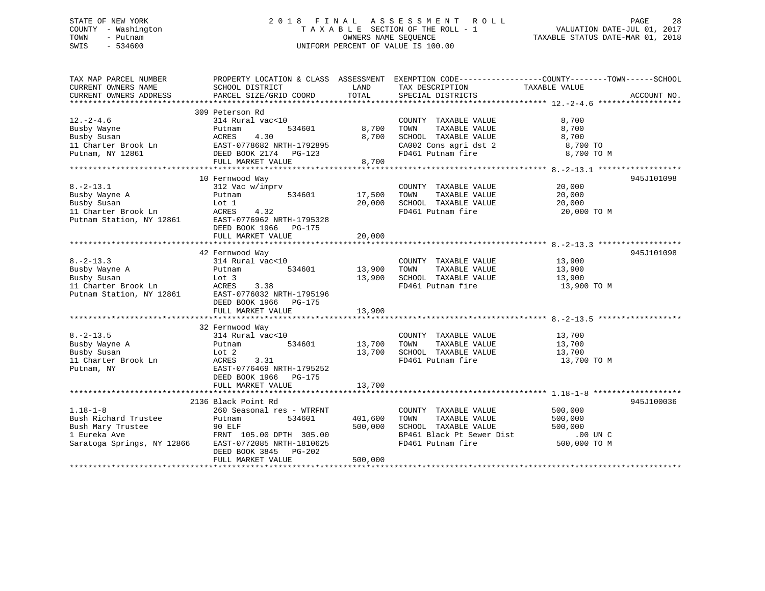STATE OF NEW YORK
COUNTY - Washington
TOWN - Putnam
SWIS - 534600

2018 FINAL ASSESSMENT ROLL
TAXABLE SECTION OF THE ROLL - 1
OWNERS NAME SEQUENCE
UNIFORM PERCENT OF VALUE IS 100.00

VALUATION DATE-JUL 01, 2017
TAXABLE STATUS DATE-MAR 01, 2018

| TAX MAP PARCEL NUMBER / CURRENT OWNERS NAME / CURRENT OWNERS ADDRESS | PROPERTY LOCATION & CLASS / SCHOOL DISTRICT / PARCEL SIZE/GRID COORD | ASSESSMENT LAND / TOTAL | EXEMPTION CODE / TAX DESCRIPTION / SPECIAL DISTRICTS | TAXABLE VALUE (COUNTY / TOWN / SCHOOL) | ACCOUNT NO. |
|---|---|---|---|---|---|
| **12.-2-4.6** | 309 Peterson Rd | | | | |
| 12.-2-4.6 | 314 Rural vac<10 | | COUNTY TAXABLE VALUE | 8,700 | |
| Busby Wayne | Putnam 534601 | 8,700 | TOWN TAXABLE VALUE | 8,700 | |
| Busby Susan | ACRES 4.30 | 8,700 | SCHOOL TAXABLE VALUE | 8,700 | |
| 11 Charter Brook Ln | EAST-0778682 NRTH-1792895 | | CA002 Cons agri dst 2 | 8,700 TO | |
| Putnam, NY 12861 | DEED BOOK 2174 PG-123 | | FD461 Putnam fire | 8,700 TO M | |
| | FULL MARKET VALUE | 8,700 | | | |
| **8.-2-13.1** | 10 Fernwood Way | | | | 945J101098 |
| 8.-2-13.1 | 312 Vac w/imprv | | COUNTY TAXABLE VALUE | 20,000 | |
| Busby Wayne A | Putnam 534601 | 17,500 | TOWN TAXABLE VALUE | 20,000 | |
| Busby Susan | Lot 1 | 20,000 | SCHOOL TAXABLE VALUE | 20,000 | |
| 11 Charter Brook Ln | ACRES 4.32 | | FD461 Putnam fire | 20,000 TO M | |
| Putnam Station, NY 12861 | EAST-0776962 NRTH-1795328 | | | | |
| | DEED BOOK 1966 PG-175 | | | | |
| | FULL MARKET VALUE | 20,000 | | | |
| **8.-2-13.3** | 42 Fernwood Way | | | | 945J101098 |
| 8.-2-13.3 | 314 Rural vac<10 | | COUNTY TAXABLE VALUE | 13,900 | |
| Busby Wayne A | Putnam 534601 | 13,900 | TOWN TAXABLE VALUE | 13,900 | |
| Busby Susan | Lot 3 | 13,900 | SCHOOL TAXABLE VALUE | 13,900 | |
| 11 Charter Brook Ln | ACRES 3.38 | | FD461 Putnam fire | 13,900 TO M | |
| Putnam Station, NY 12861 | EAST-0776032 NRTH-1795196 | | | | |
| | DEED BOOK 1966 PG-175 | | | | |
| | FULL MARKET VALUE | 13,900 | | | |
| **8.-2-13.5** | 32 Fernwood Way | | | | |
| 8.-2-13.5 | 314 Rural vac<10 | | COUNTY TAXABLE VALUE | 13,700 | |
| Busby Wayne A | Putnam 534601 | 13,700 | TOWN TAXABLE VALUE | 13,700 | |
| Busby Susan | Lot 2 | 13,700 | SCHOOL TAXABLE VALUE | 13,700 | |
| 11 Charter Brook Ln | ACRES 3.31 | | FD461 Putnam fire | 13,700 TO M | |
| Putnam, NY | EAST-0776469 NRTH-1795252 | | | | |
| | DEED BOOK 1966 PG-175 | | | | |
| | FULL MARKET VALUE | 13,700 | | | |
| **1.18-1-8** | 2136 Black Point Rd | | | | 945J100036 |
| 1.18-1-8 | 260 Seasonal res - WTRFNT | | COUNTY TAXABLE VALUE | 500,000 | |
| Bush Richard Trustee | Putnam 534601 | 401,600 | TOWN TAXABLE VALUE | 500,000 | |
| Bush Mary Trustee | 90 ELF | 500,000 | SCHOOL TAXABLE VALUE | 500,000 | |
| 1 Eureka Ave | FRNT 105.00 DPTH 305.00 | | BP461 Black Pt Sewer Dist | .00 UN C | |
| Saratoga Springs, NY 12866 | EAST-0772085 NRTH-1810625 | | FD461 Putnam fire | 500,000 TO M | |
| | DEED BOOK 3845 PG-202 | | | | |
| | FULL MARKET VALUE | 500,000 | | | |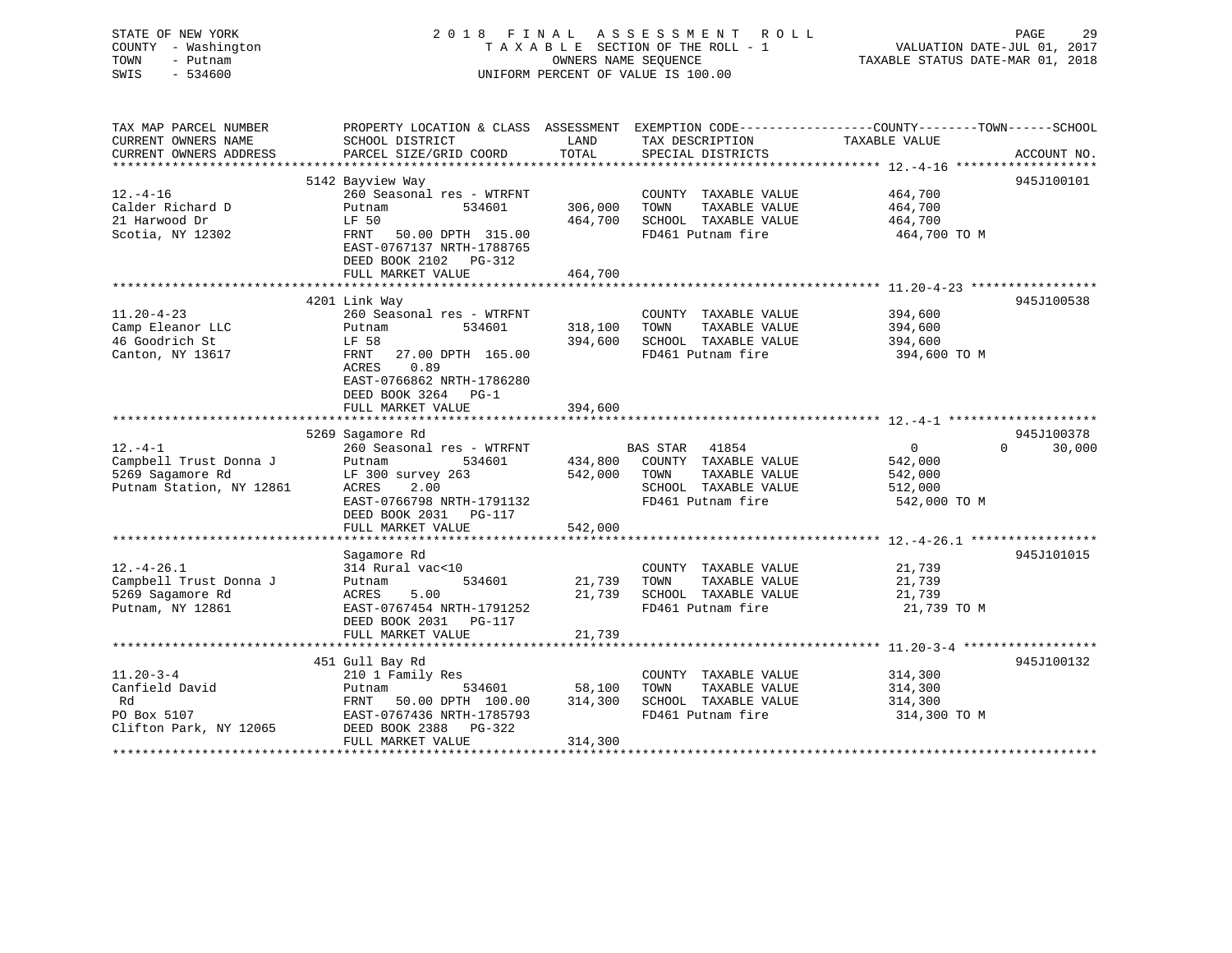STATE OF NEW YORK
COUNTY - Washington
TOWN - Putnam
SWIS - 534600

# 2018 FINAL ASSESSMENT ROLL

TAXABLE SECTION OF THE ROLL - 1
OWNERS NAME SEQUENCE
UNIFORM PERCENT OF VALUE IS 100.00

VALUATION DATE-JUL 01, 2017
TAXABLE STATUS DATE-MAR 01, 2018

| TAX MAP PARCEL NUMBER / CURRENT OWNERS NAME / CURRENT OWNERS ADDRESS | PROPERTY LOCATION & CLASS / SCHOOL DISTRICT / PARCEL SIZE/GRID COORD | ASSESSMENT LAND | ASSESSMENT TOTAL | EXEMPTION CODE / TAX DESCRIPTION / SPECIAL DISTRICTS | COUNTY TAXABLE VALUE | TOWN | SCHOOL | ACCOUNT NO. |
|---|---|---|---|---|---|---|---|---|
| 12.-4-16 | 5142 Bayview Way | | | | | | | 945J100101 |
| Calder Richard D | 260 Seasonal res - WTRFNT | | | COUNTY TAXABLE VALUE | 464,700 | | | |
| 21 Harwood Dr | Putnam 534601 | 306,000 | | TOWN TAXABLE VALUE | 464,700 | | | |
| Scotia, NY 12302 | LF 50 | | 464,700 | SCHOOL TAXABLE VALUE | 464,700 | | | |
| | FRNT 50.00 DPTH 315.00 | | | FD461 Putnam fire | 464,700 TO M | | | |
| | EAST-0767137 NRTH-1788765 | | | | | | | |
| | DEED BOOK 2102 PG-312 | | | | | | | |
| | FULL MARKET VALUE | | 464,700 | | | | | |
| 11.20-4-23 | 4201 Link Way | | | | | | | 945J100538 |
| Camp Eleanor LLC | 260 Seasonal res - WTRFNT | | | COUNTY TAXABLE VALUE | 394,600 | | | |
| 46 Goodrich St | Putnam 534601 | 318,100 | | TOWN TAXABLE VALUE | 394,600 | | | |
| Canton, NY 13617 | LF 58 | | 394,600 | SCHOOL TAXABLE VALUE | 394,600 | | | |
| | FRNT 27.00 DPTH 165.00 | | | FD461 Putnam fire | 394,600 TO M | | | |
| | ACRES 0.89 | | | | | | | |
| | EAST-0766862 NRTH-1786280 | | | | | | | |
| | DEED BOOK 3264 PG-1 | | | | | | | |
| | FULL MARKET VALUE | | 394,600 | | | | | |
| 12.-4-1 | 5269 Sagamore Rd | | | | | | | 945J100378 |
| Campbell Trust Donna J | 260 Seasonal res - WTRFNT | | | BAS STAR 41854 | 0 | 0 | 30,000 | |
| 5269 Sagamore Rd | Putnam 534601 | 434,800 | | COUNTY TAXABLE VALUE | 542,000 | | | |
| Putnam Station, NY 12861 | LF 300 survey 263 | | 542,000 | TOWN TAXABLE VALUE | 542,000 | | | |
| | ACRES 2.00 | | | SCHOOL TAXABLE VALUE | 512,000 | | | |
| | EAST-0766798 NRTH-1791132 | | | FD461 Putnam fire | 542,000 TO M | | | |
| | DEED BOOK 2031 PG-117 | | | | | | | |
| | FULL MARKET VALUE | | 542,000 | | | | | |
| 12.-4-26.1 | Sagamore Rd | | | | | | | 945J101015 |
| Campbell Trust Donna J | 314 Rural vac<10 | | | COUNTY TAXABLE VALUE | 21,739 | | | |
| 5269 Sagamore Rd | Putnam 534601 | 21,739 | | TOWN TAXABLE VALUE | 21,739 | | | |
| Putnam, NY 12861 | ACRES 5.00 | | 21,739 | SCHOOL TAXABLE VALUE | 21,739 | | | |
| | EAST-0767454 NRTH-1791252 | | | FD461 Putnam fire | 21,739 TO M | | | |
| | DEED BOOK 2031 PG-117 | | | | | | | |
| | FULL MARKET VALUE | | 21,739 | | | | | |
| 11.20-3-4 | 451 Gull Bay Rd | | | | | | | 945J100132 |
| Canfield David | 210 1 Family Res | | | COUNTY TAXABLE VALUE | 314,300 | | | |
| Rd | Putnam 534601 | 58,100 | | TOWN TAXABLE VALUE | 314,300 | | | |
| PO Box 5107 | FRNT 50.00 DPTH 100.00 | | 314,300 | SCHOOL TAXABLE VALUE | 314,300 | | | |
| Clifton Park, NY 12065 | EAST-0767436 NRTH-1785793 | | | FD461 Putnam fire | 314,300 TO M | | | |
| | DEED BOOK 2388 PG-322 | | | | | | | |
| | FULL MARKET VALUE | | 314,300 | | | | | |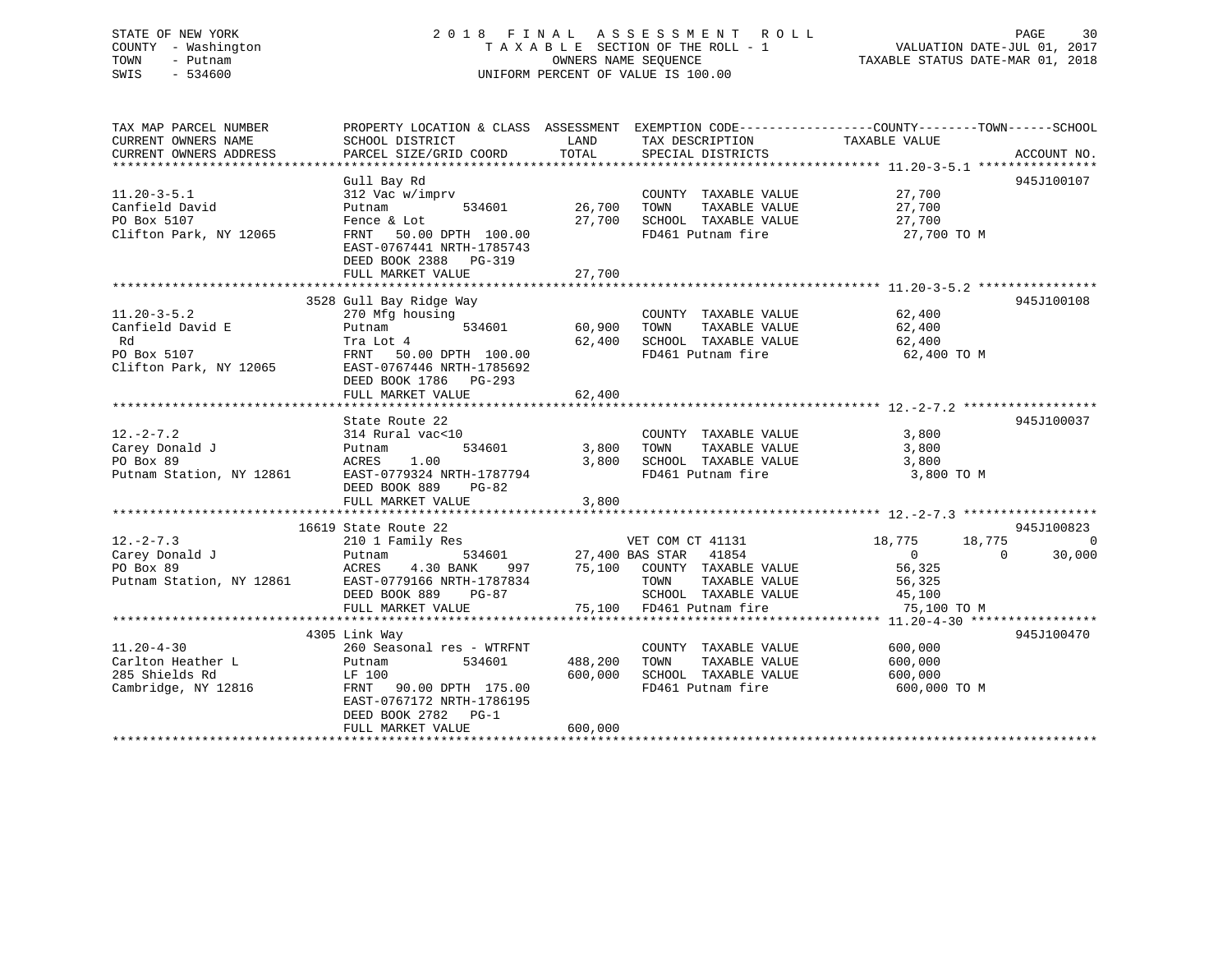STATE OF NEW YORK
COUNTY - Washington
TOWN - Putnam
SWIS - 534600

2018 FINAL ASSESSMENT ROLL
TAXABLE SECTION OF THE ROLL - 1
OWNERS NAME SEQUENCE
UNIFORM PERCENT OF VALUE IS 100.00

VALUATION DATE-JUL 01, 2017
TAXABLE STATUS DATE-MAR 01, 2018

| TAX MAP PARCEL NUMBER / CURRENT OWNERS NAME / CURRENT OWNERS ADDRESS | PROPERTY LOCATION & CLASS / SCHOOL DISTRICT / PARCEL SIZE/GRID COORD | ASSESSMENT LAND / TOTAL | EXEMPTION CODE / TAX DESCRIPTION / SPECIAL DISTRICTS | COUNTY | TOWN | SCHOOL / ACCOUNT NO. |
|---|---|---|---|---|---|---|
| **11.20-3-5.1** | Gull Bay Rd | | | | | 945J100107 |
| 11.20-3-5.1 | 312 Vac w/imprv | | COUNTY TAXABLE VALUE | 27,700 | | |
| Canfield David | Putnam 534601 | 26,700 | TOWN TAXABLE VALUE | | 27,700 | |
| PO Box 5107 | Fence & Lot | 27,700 | SCHOOL TAXABLE VALUE | | | 27,700 |
| Clifton Park, NY 12065 | FRNT 50.00 DPTH 100.00 | | FD461 Putnam fire | 27,700 TO M | | |
| | EAST-0767441 NRTH-1785743 | | | | | |
| | DEED BOOK 2388 PG-319 | | | | | |
| | FULL MARKET VALUE | 27,700 | | | | |
| **11.20-3-5.2** | 3528 Gull Bay Ridge Way | | | | | 945J100108 |
| 11.20-3-5.2 | 270 Mfg housing | | COUNTY TAXABLE VALUE | 62,400 | | |
| Canfield David E | Putnam 534601 | 60,900 | TOWN TAXABLE VALUE | | 62,400 | |
| Rd | Tra Lot 4 | 62,400 | SCHOOL TAXABLE VALUE | | | 62,400 |
| PO Box 5107 | FRNT 50.00 DPTH 100.00 | | FD461 Putnam fire | 62,400 TO M | | |
| Clifton Park, NY 12065 | EAST-0767446 NRTH-1785692 | | | | | |
| | DEED BOOK 1786 PG-293 | | | | | |
| | FULL MARKET VALUE | 62,400 | | | | |
| **12.-2-7.2** | State Route 22 | | | | | 945J100037 |
| 12.-2-7.2 | 314 Rural vac<10 | | COUNTY TAXABLE VALUE | 3,800 | | |
| Carey Donald J | Putnam 534601 | 3,800 | TOWN TAXABLE VALUE | | 3,800 | |
| PO Box 89 | ACRES 1.00 | 3,800 | SCHOOL TAXABLE VALUE | | | 3,800 |
| Putnam Station, NY 12861 | EAST-0779324 NRTH-1787794 | | FD461 Putnam fire | 3,800 TO M | | |
| | DEED BOOK 889 PG-82 | | | | | |
| | FULL MARKET VALUE | 3,800 | | | | |
| **12.-2-7.3** | 16619 State Route 22 | | | | | 945J100823 |
| 12.-2-7.3 | 210 1 Family Res | | VET COM CT 41131 | 18,775 | 18,775 | 0 |
| Carey Donald J | Putnam 534601 | 27,400 | BAS STAR 41854 | 0 | 0 | 30,000 |
| PO Box 89 | ACRES 4.30 BANK 997 | 75,100 | COUNTY TAXABLE VALUE | 56,325 | | |
| Putnam Station, NY 12861 | EAST-0779166 NRTH-1787834 | | TOWN TAXABLE VALUE | | 56,325 | |
| | DEED BOOK 889 PG-87 | | SCHOOL TAXABLE VALUE | | | 45,100 |
| | FULL MARKET VALUE | 75,100 | FD461 Putnam fire | 75,100 TO M | | |
| **11.20-4-30** | 4305 Link Way | | | | | 945J100470 |
| 11.20-4-30 | 260 Seasonal res - WTRFNT | | COUNTY TAXABLE VALUE | 600,000 | | |
| Carlton Heather L | Putnam 534601 | 488,200 | TOWN TAXABLE VALUE | | 600,000 | |
| 285 Shields Rd | LF 100 | 600,000 | SCHOOL TAXABLE VALUE | | | 600,000 |
| Cambridge, NY 12816 | FRNT 90.00 DPTH 175.00 | | FD461 Putnam fire | 600,000 TO M | | |
| | EAST-0767172 NRTH-1786195 | | | | | |
| | DEED BOOK 2782 PG-1 | | | | | |
| | FULL MARKET VALUE | 600,000 | | | | |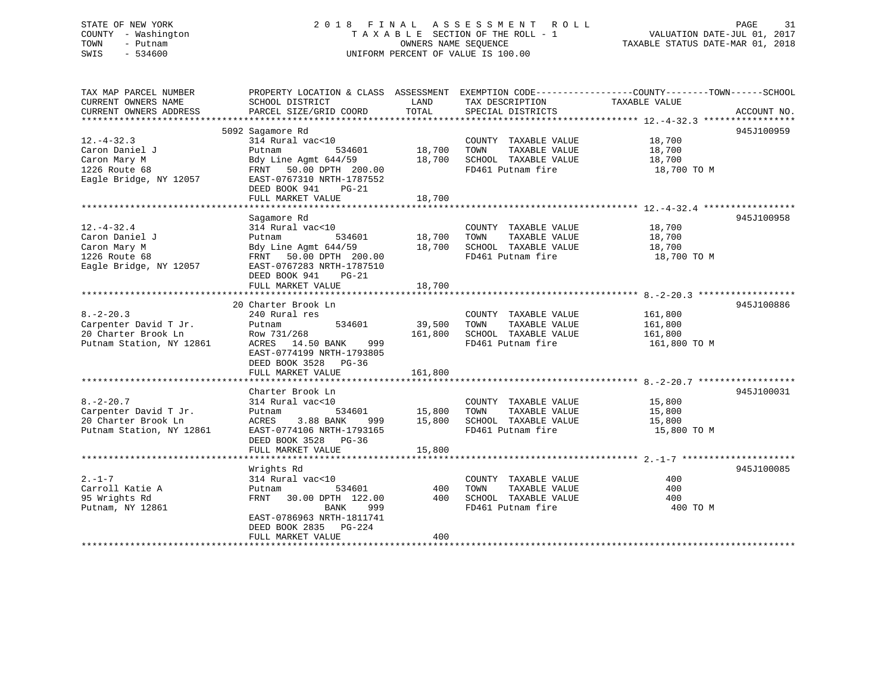STATE OF NEW YORK
COUNTY - Washington
TOWN - Putnam
SWIS - 534600

# 2018 FINAL ASSESSMENT ROLL

TAXABLE SECTION OF THE ROLL - 1
OWNERS NAME SEQUENCE
UNIFORM PERCENT OF VALUE IS 100.00

VALUATION DATE-JUL 01, 2017
TAXABLE STATUS DATE-MAR 01, 2018

| TAX MAP PARCEL NUMBER / CURRENT OWNERS NAME / CURRENT OWNERS ADDRESS | PROPERTY LOCATION & CLASS / SCHOOL DISTRICT / PARCEL SIZE/GRID COORD | ASSESSMENT LAND | TOTAL | EXEMPTION CODE / TAX DESCRIPTION / SPECIAL DISTRICTS | TAXABLE VALUE (COUNTY--TOWN--SCHOOL) | ACCOUNT NO. |
|---|---|---|---|---|---|---|
| 12.-4-32.3 | 5092 Sagamore Rd | | | | | 945J100959 |
| | 314 Rural vac<10 | | | COUNTY TAXABLE VALUE | 18,700 | |
| Caron Daniel J | Putnam 534601 | 18,700 | | TOWN TAXABLE VALUE | 18,700 | |
| Caron Mary M | Bdy Line Agmt 644/59 | | 18,700 | SCHOOL TAXABLE VALUE | 18,700 | |
| 1226 Route 68 | FRNT 50.00 DPTH 200.00 | | | FD461 Putnam fire | 18,700 TO M | |
| Eagle Bridge, NY 12057 | EAST-0767310 NRTH-1787552 | | | | | |
| | DEED BOOK 941 PG-21 | | | | | |
| | FULL MARKET VALUE | | 18,700 | | | |
| 12.-4-32.4 | Sagamore Rd | | | | | 945J100958 |
| | 314 Rural vac<10 | | | COUNTY TAXABLE VALUE | 18,700 | |
| Caron Daniel J | Putnam 534601 | 18,700 | | TOWN TAXABLE VALUE | 18,700 | |
| Caron Mary M | Bdy Line Agmt 644/59 | | 18,700 | SCHOOL TAXABLE VALUE | 18,700 | |
| 1226 Route 68 | FRNT 50.00 DPTH 200.00 | | | FD461 Putnam fire | 18,700 TO M | |
| Eagle Bridge, NY 12057 | EAST-0767283 NRTH-1787510 | | | | | |
| | DEED BOOK 941 PG-21 | | | | | |
| | FULL MARKET VALUE | | 18,700 | | | |
| 8.-2-20.3 | 20 Charter Brook Ln | | | | | 945J100886 |
| | 240 Rural res | | | COUNTY TAXABLE VALUE | 161,800 | |
| Carpenter David T Jr. | Putnam 534601 | 39,500 | | TOWN TAXABLE VALUE | 161,800 | |
| 20 Charter Brook Ln | Row 731/268 | | 161,800 | SCHOOL TAXABLE VALUE | 161,800 | |
| Putnam Station, NY 12861 | ACRES 14.50 BANK 999 | | | FD461 Putnam fire | 161,800 TO M | |
| | EAST-0774199 NRTH-1793805 | | | | | |
| | DEED BOOK 3528 PG-36 | | | | | |
| | FULL MARKET VALUE | | 161,800 | | | |
| 8.-2-20.7 | Charter Brook Ln | | | | | 945J100031 |
| | 314 Rural vac<10 | | | COUNTY TAXABLE VALUE | 15,800 | |
| Carpenter David T Jr. | Putnam 534601 | 15,800 | | TOWN TAXABLE VALUE | 15,800 | |
| 20 Charter Brook Ln | ACRES 3.88 BANK 999 | | 15,800 | SCHOOL TAXABLE VALUE | 15,800 | |
| Putnam Station, NY 12861 | EAST-0774106 NRTH-1793165 | | | FD461 Putnam fire | 15,800 TO M | |
| | DEED BOOK 3528 PG-36 | | | | | |
| | FULL MARKET VALUE | | 15,800 | | | |
| 2.-1-7 | Wrights Rd | | | | | 945J100085 |
| | 314 Rural vac<10 | | | COUNTY TAXABLE VALUE | 400 | |
| Carroll Katie A | Putnam 534601 | 400 | | TOWN TAXABLE VALUE | 400 | |
| 95 Wrights Rd | FRNT 30.00 DPTH 122.00 | | 400 | SCHOOL TAXABLE VALUE | 400 | |
| Putnam, NY 12861 | BANK 999 | | | FD461 Putnam fire | 400 TO M | |
| | EAST-0786963 NRTH-1811741 | | | | | |
| | DEED BOOK 2835 PG-224 | | | | | |
| | FULL MARKET VALUE | | 400 | | | |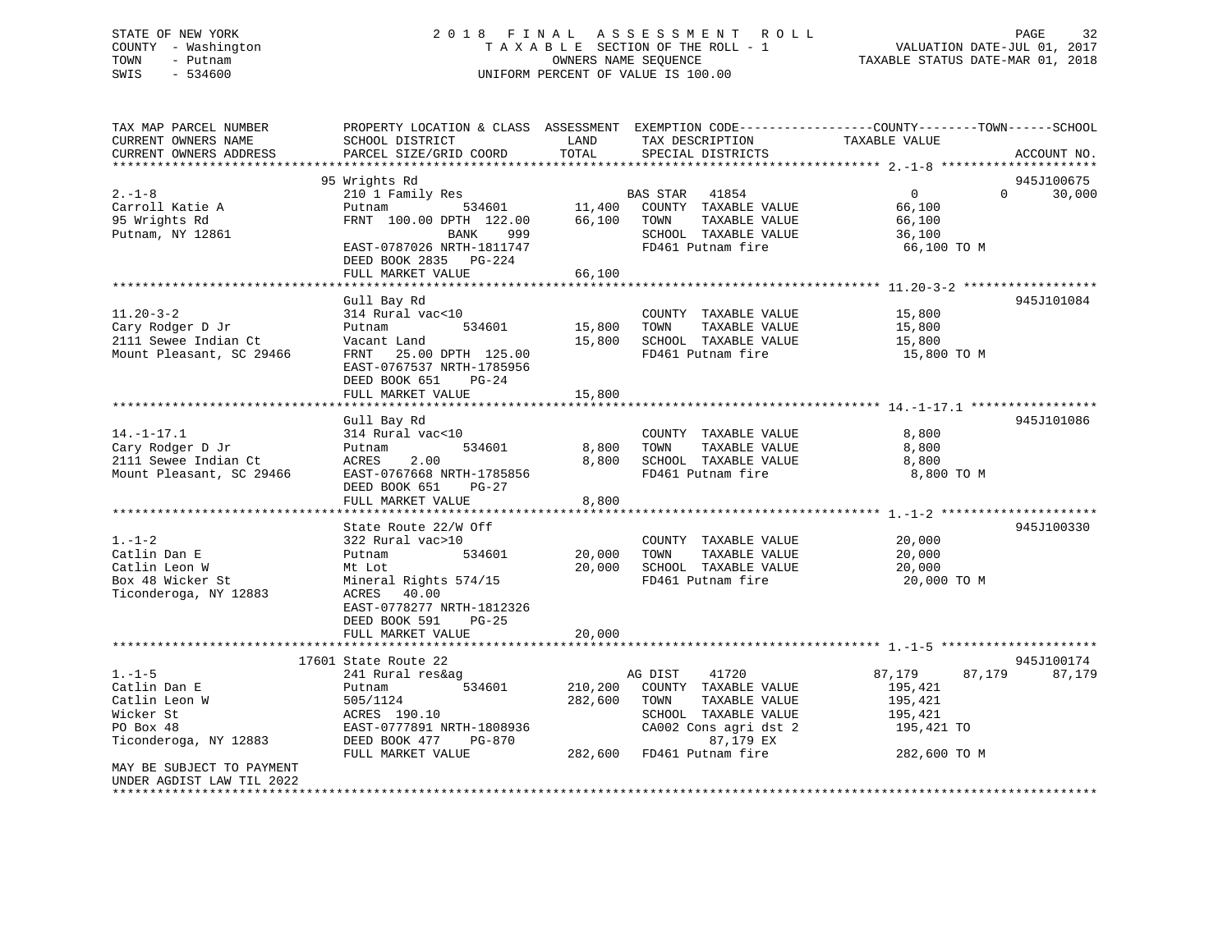STATE OF NEW YORK — 2018 FINAL ASSESSMENT ROLL
COUNTY - Washington — TAXABLE SECTION OF THE ROLL - 1 — VALUATION DATE-JUL 01, 2017
TOWN - Putnam — OWNERS NAME SEQUENCE — TAXABLE STATUS DATE-MAR 01, 2018
SWIS - 534600 — UNIFORM PERCENT OF VALUE IS 100.00

| TAX MAP PARCEL NUMBER / CURRENT OWNERS NAME / CURRENT OWNERS ADDRESS | PROPERTY LOCATION & CLASS / SCHOOL DISTRICT / PARCEL SIZE/GRID COORD | ASSESSMENT LAND | TOTAL | EXEMPTION CODE / TAX DESCRIPTION / SPECIAL DISTRICTS | COUNTY TAXABLE VALUE | TOWN | SCHOOL | ACCOUNT NO. |
|---|---|---|---|---|---|---|---|---|
| 2.-1-8 | 95 Wrights Rd | | | | | | | 945J100675 |
| Carroll Katie A | 210 1 Family Res | | | BAS STAR 41854 | 0 | 0 | 30,000 | |
| 95 Wrights Rd | Putnam 534601 | 11,400 | | COUNTY TAXABLE VALUE | 66,100 | | | |
| Putnam, NY 12861 | FRNT 100.00 DPTH 122.00 | | 66,100 | TOWN TAXABLE VALUE | 66,100 | | | |
| | BANK 999 | | | SCHOOL TAXABLE VALUE | 36,100 | | | |
| | EAST-0787026 NRTH-1811747 | | | FD461 Putnam fire | 66,100 TO M | | | |
| | DEED BOOK 2835 PG-224 | | | | | | | |
| | FULL MARKET VALUE | | 66,100 | | | | | |
| 11.20-3-2 | Gull Bay Rd | | | | | | | 945J101084 |
| Cary Rodger D Jr | 314 Rural vac<10 | | | COUNTY TAXABLE VALUE | 15,800 | | | |
| 2111 Sewee Indian Ct | Putnam 534601 | 15,800 | | TOWN TAXABLE VALUE | 15,800 | | | |
| Mount Pleasant, SC 29466 | Vacant Land | | 15,800 | SCHOOL TAXABLE VALUE | 15,800 | | | |
| | FRNT 25.00 DPTH 125.00 | | | FD461 Putnam fire | 15,800 TO M | | | |
| | EAST-0767537 NRTH-1785956 | | | | | | | |
| | DEED BOOK 651 PG-24 | | | | | | | |
| | FULL MARKET VALUE | | 15,800 | | | | | |
| 14.-1-17.1 | Gull Bay Rd | | | | | | | 945J101086 |
| Cary Rodger D Jr | 314 Rural vac<10 | | | COUNTY TAXABLE VALUE | 8,800 | | | |
| 2111 Sewee Indian Ct | Putnam 534601 | 8,800 | | TOWN TAXABLE VALUE | 8,800 | | | |
| Mount Pleasant, SC 29466 | ACRES 2.00 | | 8,800 | SCHOOL TAXABLE VALUE | 8,800 | | | |
| | EAST-0767668 NRTH-1785856 | | | FD461 Putnam fire | 8,800 TO M | | | |
| | DEED BOOK 651 PG-27 | | | | | | | |
| | FULL MARKET VALUE | | 8,800 | | | | | |
| 1.-1-2 | State Route 22/W Off | | | | | | | 945J100330 |
| Catlin Dan E | 322 Rural vac>10 | | | COUNTY TAXABLE VALUE | 20,000 | | | |
| Catlin Leon W | Putnam 534601 | 20,000 | | TOWN TAXABLE VALUE | 20,000 | | | |
| Box 48 Wicker St | Mt Lot | | 20,000 | SCHOOL TAXABLE VALUE | 20,000 | | | |
| Ticonderoga, NY 12883 | Mineral Rights 574/15 | | | FD461 Putnam fire | 20,000 TO M | | | |
| | ACRES 40.00 | | | | | | | |
| | EAST-0778277 NRTH-1812326 | | | | | | | |
| | DEED BOOK 591 PG-25 | | | | | | | |
| | FULL MARKET VALUE | | 20,000 | | | | | |
| 1.-1-5 | 17601 State Route 22 | | | | | | | 945J100174 |
| Catlin Dan E | 241 Rural res&ag | | | AG DIST 41720 | 87,179 | 87,179 | 87,179 | |
| Catlin Leon W | Putnam 534601 | 210,200 | | COUNTY TAXABLE VALUE | 195,421 | | | |
| Wicker St | 505/1124 | | 282,600 | TOWN TAXABLE VALUE | 195,421 | | | |
| PO Box 48 | ACRES 190.10 | | | SCHOOL TAXABLE VALUE | 195,421 | | | |
| Ticonderoga, NY 12883 | EAST-0777891 NRTH-1808936 | | | CA002 Cons agri dst 2 | 195,421 TO | | | |
| | DEED BOOK 477 PG-870 | | | 87,179 EX | | | | |
| | FULL MARKET VALUE | | 282,600 | FD461 Putnam fire | 282,600 TO M | | | |
| MAY BE SUBJECT TO PAYMENT UNDER AGDIST LAW TIL 2022 | | | | | | | | |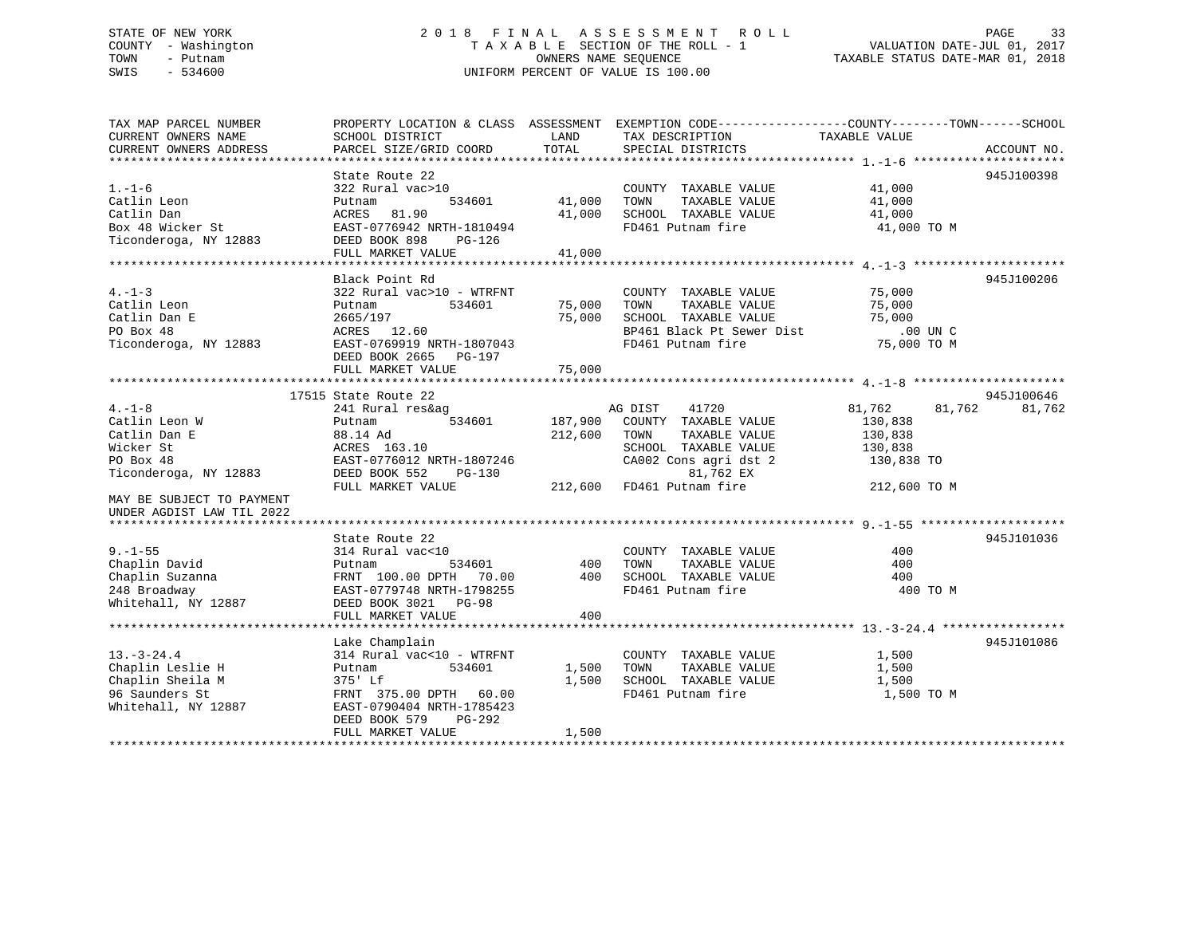STATE OF NEW YORK
COUNTY - Washington
TOWN - Putnam
SWIS - 534600

# 2018 FINAL ASSESSMENT ROLL

TAXABLE SECTION OF THE ROLL - 1
OWNERS NAME SEQUENCE
UNIFORM PERCENT OF VALUE IS 100.00

VALUATION DATE-JUL 01, 2017
TAXABLE STATUS DATE-MAR 01, 2018

```
TAX MAP PARCEL NUMBER          PROPERTY LOCATION & CLASS  ASSESSMENT  EXEMPTION CODE------------------COUNTY--------TOWN------SCHOOL
CURRENT OWNERS NAME            SCHOOL DISTRICT              LAND      TAX DESCRIPTION            TAXABLE VALUE
CURRENT OWNERS ADDRESS         PARCEL SIZE/GRID COORD      TOTAL      SPECIAL DISTRICTS                                   ACCOUNT NO.
******************************************************************************************************* 1.-1-6 ********************
                               State Route 22                                                                          945J100398
1.-1-6                         322 Rural vac>10                        COUNTY  TAXABLE VALUE           41,000
Catlin Leon                    Putnam         534601       41,000     TOWN    TAXABLE VALUE           41,000
Catlin Dan                     ACRES  81.90                41,000     SCHOOL  TAXABLE VALUE           41,000
Box 48 Wicker St               EAST-0776942 NRTH-1810494              FD461 Putnam fire                41,000 TO M
Ticonderoga, NY 12883          DEED BOOK 898    PG-126
                               FULL MARKET VALUE           41,000
******************************************************************************************************* 4.-1-3 ********************
                               Black Point Rd                                                                          945J100206
4.-1-3                         322 Rural vac>10 - WTRFNT               COUNTY  TAXABLE VALUE           75,000
Catlin Leon                    Putnam         534601       75,000     TOWN    TAXABLE VALUE           75,000
Catlin Dan E                   2665/197                    75,000     SCHOOL  TAXABLE VALUE           75,000
PO Box 48                      ACRES  12.60                           BP461 Black Pt Sewer Dist          .00 UN C
Ticonderoga, NY 12883          EAST-0769919 NRTH-1807043              FD461 Putnam fire                75,000 TO M
                               DEED BOOK 2665   PG-197
                               FULL MARKET VALUE           75,000
******************************************************************************************************* 4.-1-8 ********************
                         17515 State Route 22                                                                          945J100646
4.-1-8                         241 Rural res&ag                        AG DIST    41720               81,762     81,762      81,762
Catlin Leon W                  Putnam         534601      187,900     COUNTY  TAXABLE VALUE          130,838
Catlin Dan E                   88.14 Ad                   212,600     TOWN    TAXABLE VALUE          130,838
Wicker St                      ACRES 163.10                           SCHOOL  TAXABLE VALUE          130,838
PO Box 48                      EAST-0776012 NRTH-1807246              CA002 Cons agri dst 2           130,838 TO
Ticonderoga, NY 12883          DEED BOOK 552    PG-130                        81,762 EX
                               FULL MARKET VALUE          212,600     FD461 Putnam fire               212,600 TO M
MAY BE SUBJECT TO PAYMENT
UNDER AGDIST LAW TIL 2022
******************************************************************************************************* 9.-1-55 *******************
                               State Route 22                                                                          945J101036
9.-1-55                        314 Rural vac<10                        COUNTY  TAXABLE VALUE              400
Chaplin David                  Putnam         534601          400     TOWN    TAXABLE VALUE              400
Chaplin Suzanna                FRNT 100.00 DPTH  70.00        400     SCHOOL  TAXABLE VALUE              400
248 Broadway                   EAST-0779748 NRTH-1798255              FD461 Putnam fire                   400 TO M
Whitehall, NY 12887            DEED BOOK 3021   PG-98
                               FULL MARKET VALUE              400
******************************************************************************************************* 13.-3-24.4 ****************
                               Lake Champlain                                                                          945J101086
13.-3-24.4                     314 Rural vac<10 - WTRFNT               COUNTY  TAXABLE VALUE            1,500
Chaplin Leslie H               Putnam         534601        1,500     TOWN    TAXABLE VALUE            1,500
Chaplin Sheila M               375' Lf                      1,500     SCHOOL  TAXABLE VALUE            1,500
96 Saunders St                 FRNT 375.00 DPTH  60.00                FD461 Putnam fire                 1,500 TO M
Whitehall, NY 12887            EAST-0790404 NRTH-1785423
                               DEED BOOK 579    PG-292
                               FULL MARKET VALUE            1,500
************************************************************************************************************************************
```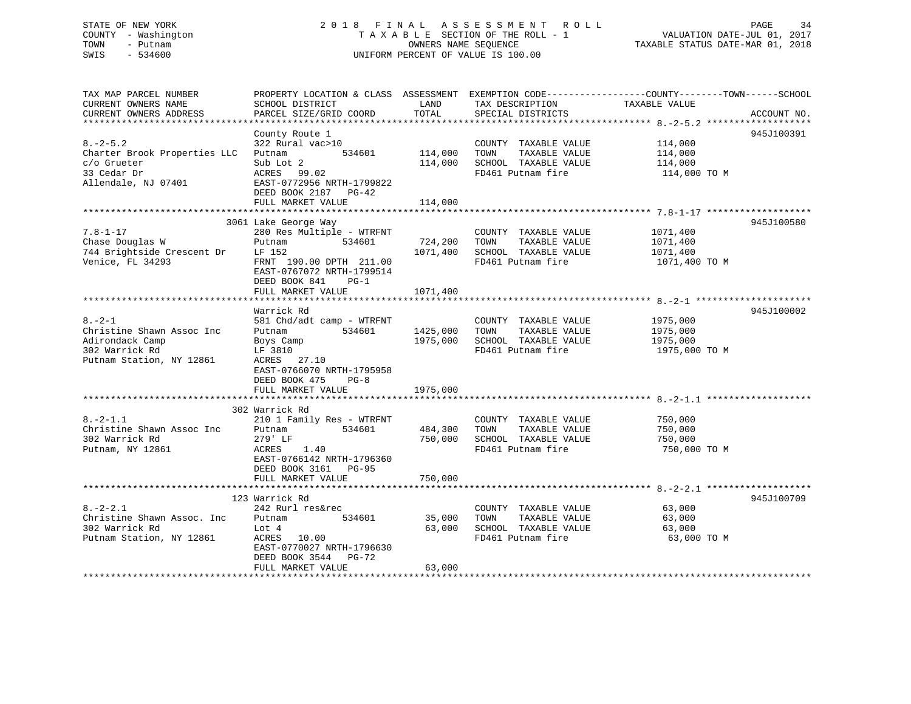STATE OF NEW YORK
COUNTY - Washington
TOWN - Putnam
SWIS - 534600

2018 FINAL ASSESSMENT ROLL
TAXABLE SECTION OF THE ROLL - 1
OWNERS NAME SEQUENCE
UNIFORM PERCENT OF VALUE IS 100.00

VALUATION DATE-JUL 01, 2017
TAXABLE STATUS DATE-MAR 01, 2018

| TAX MAP PARCEL NUMBER / CURRENT OWNERS NAME / CURRENT OWNERS ADDRESS | PROPERTY LOCATION & CLASS / SCHOOL DISTRICT / PARCEL SIZE/GRID COORD | ASSESSMENT LAND | TOTAL | EXEMPTION CODE / TAX DESCRIPTION / SPECIAL DISTRICTS | COUNTY / TOWN / SCHOOL TAXABLE VALUE | ACCOUNT NO. |
|---|---|---|---|---|---|---|
| **8.-2-5.2** | County Route 1 | | | | | 945J100391 |
| 8.-2-5.2 | 322 Rural vac>10 | | | COUNTY TAXABLE VALUE | 114,000 | |
| Charter Brook Properties LLC | Putnam 534601 | 114,000 | | TOWN TAXABLE VALUE | 114,000 | |
| c/o Grueter | Sub Lot 2 | | 114,000 | SCHOOL TAXABLE VALUE | 114,000 | |
| 33 Cedar Dr | ACRES 99.02 | | | FD461 Putnam fire | 114,000 TO M | |
| Allendale, NJ 07401 | EAST-0772956 NRTH-1799822 | | | | | |
| | DEED BOOK 2187 PG-42 | | | | | |
| | FULL MARKET VALUE | | 114,000 | | | |
| **7.8-1-17** | 3061 Lake George Way | | | | | 945J100580 |
| 7.8-1-17 | 280 Res Multiple - WTRFNT | | | COUNTY TAXABLE VALUE | 1071,400 | |
| Chase Douglas W | Putnam 534601 | 724,200 | | TOWN TAXABLE VALUE | 1071,400 | |
| 744 Brightside Crescent Dr | LF 152 | | 1071,400 | SCHOOL TAXABLE VALUE | 1071,400 | |
| Venice, FL 34293 | FRNT 190.00 DPTH 211.00 | | | FD461 Putnam fire | 1071,400 TO M | |
| | EAST-0767072 NRTH-1799514 | | | | | |
| | DEED BOOK 841 PG-1 | | | | | |
| | FULL MARKET VALUE | | 1071,400 | | | |
| **8.-2-1** | Warrick Rd | | | | | 945J100002 |
| 8.-2-1 | 581 Chd/adt camp - WTRFNT | | | COUNTY TAXABLE VALUE | 1975,000 | |
| Christine Shawn Assoc Inc | Putnam 534601 | 1425,000 | | TOWN TAXABLE VALUE | 1975,000 | |
| Adirondack Camp | Boys Camp | | 1975,000 | SCHOOL TAXABLE VALUE | 1975,000 | |
| 302 Warrick Rd | LF 3810 | | | FD461 Putnam fire | 1975,000 TO M | |
| Putnam Station, NY 12861 | ACRES 27.10 | | | | | |
| | EAST-0766070 NRTH-1795958 | | | | | |
| | DEED BOOK 475 PG-8 | | | | | |
| | FULL MARKET VALUE | | 1975,000 | | | |
| **8.-2-1.1** | 302 Warrick Rd | | | | | |
| 8.-2-1.1 | 210 1 Family Res - WTRFNT | | | COUNTY TAXABLE VALUE | 750,000 | |
| Christine Shawn Assoc Inc | Putnam 534601 | 484,300 | | TOWN TAXABLE VALUE | 750,000 | |
| 302 Warrick Rd | 279' LF | | 750,000 | SCHOOL TAXABLE VALUE | 750,000 | |
| Putnam, NY 12861 | ACRES 1.40 | | | FD461 Putnam fire | 750,000 TO M | |
| | EAST-0766142 NRTH-1796360 | | | | | |
| | DEED BOOK 3161 PG-95 | | | | | |
| | FULL MARKET VALUE | | 750,000 | | | |
| **8.-2-2.1** | 123 Warrick Rd | | | | | 945J100709 |
| 8.-2-2.1 | 242 Rurl res&rec | | | COUNTY TAXABLE VALUE | 63,000 | |
| Christine Shawn Assoc. Inc | Putnam 534601 | 35,000 | | TOWN TAXABLE VALUE | 63,000 | |
| 302 Warrick Rd | Lot 4 | | 63,000 | SCHOOL TAXABLE VALUE | 63,000 | |
| Putnam Station, NY 12861 | ACRES 10.00 | | | FD461 Putnam fire | 63,000 TO M | |
| | EAST-0770027 NRTH-1796630 | | | | | |
| | DEED BOOK 3544 PG-72 | | | | | |
| | FULL MARKET VALUE | | 63,000 | | | |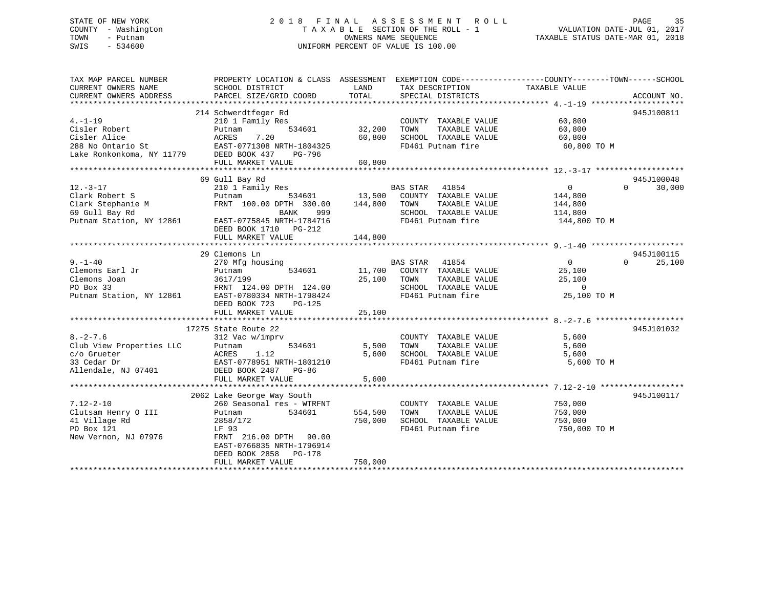STATE OF NEW YORK — 2018 FINAL ASSESSMENT ROLL
COUNTY - Washington — TAXABLE SECTION OF THE ROLL - 1 — VALUATION DATE-JUL 01, 2017
TOWN - Putnam — OWNERS NAME SEQUENCE — TAXABLE STATUS DATE-MAR 01, 2018
SWIS - 534600 — UNIFORM PERCENT OF VALUE IS 100.00

| TAX MAP PARCEL NUMBER / CURRENT OWNERS NAME / CURRENT OWNERS ADDRESS | PROPERTY LOCATION & CLASS / SCHOOL DISTRICT / PARCEL SIZE/GRID COORD | ASSESSMENT LAND / TOTAL | EXEMPTION CODE / TAX DESCRIPTION / SPECIAL DISTRICTS | COUNTY / TOWN / SCHOOL TAXABLE VALUE | ACCOUNT NO. |
|---|---|---|---|---|---|
| 4.-1-19 | 214 Schwerdtfeger Rd | | | | 945J100811 |
| | 210 1 Family Res | | COUNTY TAXABLE VALUE | 60,800 | |
| Cisler Robert | Putnam 534601 | 32,200 | TOWN TAXABLE VALUE | 60,800 | |
| Cisler Alice | ACRES 7.20 | 60,800 | SCHOOL TAXABLE VALUE | 60,800 | |
| 288 No Ontario St | EAST-0771308 NRTH-1804325 | | FD461 Putnam fire | 60,800 TO M | |
| Lake Ronkonkoma, NY 11779 | DEED BOOK 437 PG-796 | | | | |
| | FULL MARKET VALUE | 60,800 | | | |
| 12.-3-17 | 69 Gull Bay Rd | | | | 945J100048 |
| | 210 1 Family Res | | BAS STAR 41854 | 0 / 0 / 30,000 | |
| Clark Robert S | Putnam 534601 | 13,500 | COUNTY TAXABLE VALUE | 144,800 | |
| Clark Stephanie M | FRNT 100.00 DPTH 300.00 | 144,800 | TOWN TAXABLE VALUE | 144,800 | |
| 69 Gull Bay Rd | BANK 999 | | SCHOOL TAXABLE VALUE | 114,800 | |
| Putnam Station, NY 12861 | EAST-0775845 NRTH-1784716 | | FD461 Putnam fire | 144,800 TO M | |
| | DEED BOOK 1710 PG-212 | | | | |
| | FULL MARKET VALUE | 144,800 | | | |
| 9.-1-40 | 29 Clemons Ln | | | | 945J100115 |
| | 270 Mfg housing | | BAS STAR 41854 | 0 / 0 / 25,100 | |
| Clemons Earl Jr | Putnam 534601 | 11,700 | COUNTY TAXABLE VALUE | 25,100 | |
| Clemons Joan | 3617/199 | 25,100 | TOWN TAXABLE VALUE | 25,100 | |
| PO Box 33 | FRNT 124.00 DPTH 124.00 | | SCHOOL TAXABLE VALUE | 0 | |
| Putnam Station, NY 12861 | EAST-0780334 NRTH-1798424 | | FD461 Putnam fire | 25,100 TO M | |
| | DEED BOOK 723 PG-125 | | | | |
| | FULL MARKET VALUE | 25,100 | | | |
| 8.-2-7.6 | 17275 State Route 22 | | | | 945J101032 |
| | 312 Vac w/imprv | | COUNTY TAXABLE VALUE | 5,600 | |
| Club View Properties LLC | Putnam 534601 | 5,500 | TOWN TAXABLE VALUE | 5,600 | |
| c/o Grueter | ACRES 1.12 | 5,600 | SCHOOL TAXABLE VALUE | 5,600 | |
| 33 Cedar Dr | EAST-0778951 NRTH-1801210 | | FD461 Putnam fire | 5,600 TO M | |
| Allendale, NJ 07401 | DEED BOOK 2487 PG-86 | | | | |
| | FULL MARKET VALUE | 5,600 | | | |
| 7.12-2-10 | 2062 Lake George Way South | | | | 945J100117 |
| | 260 Seasonal res - WTRFNT | | COUNTY TAXABLE VALUE | 750,000 | |
| Clutsam Henry O III | Putnam 534601 | 554,500 | TOWN TAXABLE VALUE | 750,000 | |
| 41 Village Rd | 2858/172 | 750,000 | SCHOOL TAXABLE VALUE | 750,000 | |
| PO Box 121 | LF 93 | | FD461 Putnam fire | 750,000 TO M | |
| New Vernon, NJ 07976 | FRNT 216.00 DPTH 90.00 | | | | |
| | EAST-0766835 NRTH-1796914 | | | | |
| | DEED BOOK 2858 PG-178 | | | | |
| | FULL MARKET VALUE | 750,000 | | | |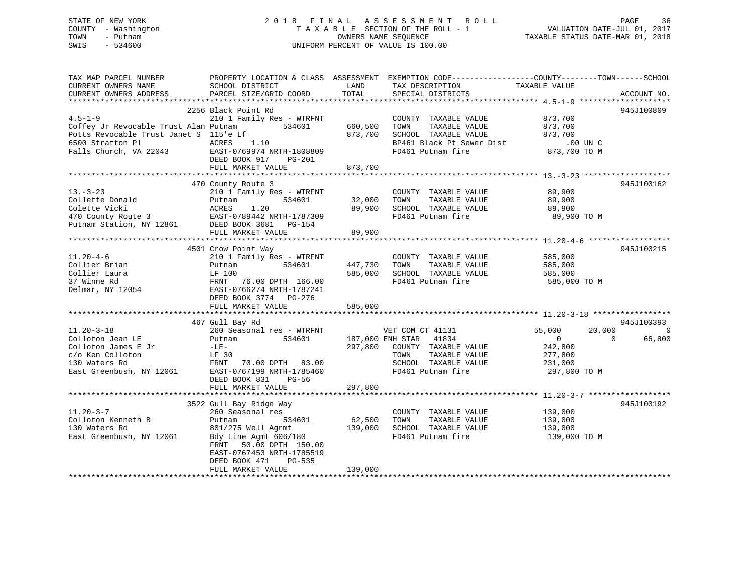STATE OF NEW YORK
COUNTY - Washington
TOWN - Putnam
SWIS - 534600

2 0 1 8 F I N A L A S S E S S M E N T R O L L
T A X A B L E SECTION OF THE ROLL - 1
OWNERS NAME SEQUENCE
UNIFORM PERCENT OF VALUE IS 100.00

VALUATION DATE-JUL 01, 2017
TAXABLE STATUS DATE-MAR 01, 2018

| TAX MAP PARCEL NUMBER / CURRENT OWNERS NAME / CURRENT OWNERS ADDRESS | PROPERTY LOCATION & CLASS / SCHOOL DISTRICT / PARCEL SIZE/GRID COORD | ASSESSMENT LAND / TOTAL | EXEMPTION CODE / TAX DESCRIPTION / SPECIAL DISTRICTS | COUNTY | TOWN | SCHOOL / TAXABLE VALUE | ACCOUNT NO. |
|---|---|---|---|---|---|---|---|
| **4.5-1-9** | 2256 Black Point Rd | | | | | | 945J100809 |
| 4.5-1-9 | 210 1 Family Res - WTRFNT | | COUNTY TAXABLE VALUE | 873,700 | | | |
| Coffey Jr Revocable Trust Alan | Putnam 534601 | 660,500 | TOWN TAXABLE VALUE | 873,700 | | | |
| Potts Revocable Trust Janet S | 115'e Lf | 873,700 | SCHOOL TAXABLE VALUE | 873,700 | | | |
| 6500 Stratton Pl | ACRES 1.10 | | BP461 Black Pt Sewer Dist | .00 UN C | | | |
| Falls Church, VA 22043 | EAST-0769974 NRTH-1808809 | | FD461 Putnam fire | 873,700 TO M | | | |
| | DEED BOOK 917 PG-201 | | | | | | |
| | FULL MARKET VALUE | 873,700 | | | | | |
| **13.-3-23** | 470 County Route 3 | | | | | | 945J100162 |
| 13.-3-23 | 210 1 Family Res - WTRFNT | | COUNTY TAXABLE VALUE | 89,900 | | | |
| Collette Donald | Putnam 534601 | 32,000 | TOWN TAXABLE VALUE | 89,900 | | | |
| Colette Vicki | ACRES 1.20 | 89,900 | SCHOOL TAXABLE VALUE | 89,900 | | | |
| 470 County Route 3 | EAST-0789442 NRTH-1787309 | | FD461 Putnam fire | 89,900 TO M | | | |
| Putnam Station, NY 12861 | DEED BOOK 3681 PG-154 | | | | | | |
| | FULL MARKET VALUE | 89,900 | | | | | |
| **11.20-4-6** | 4501 Crow Point Way | | | | | | 945J100215 |
| 11.20-4-6 | 210 1 Family Res - WTRFNT | | COUNTY TAXABLE VALUE | 585,000 | | | |
| Collier Brian | Putnam 534601 | 447,730 | TOWN TAXABLE VALUE | 585,000 | | | |
| Collier Laura | LF 100 | 585,000 | SCHOOL TAXABLE VALUE | 585,000 | | | |
| 37 Winne Rd | FRNT 76.00 DPTH 166.00 | | FD461 Putnam fire | 585,000 TO M | | | |
| Delmar, NY 12054 | EAST-0766274 NRTH-1787241 | | | | | | |
| | DEED BOOK 3774 PG-276 | | | | | | |
| | FULL MARKET VALUE | 585,000 | | | | | |
| **11.20-3-18** | 467 Gull Bay Rd | | | | | | 945J100393 |
| 11.20-3-18 | 260 Seasonal res - WTRFNT | | VET COM CT 41131 | 55,000 | 20,000 | 0 | |
| Colloton Jean LE | Putnam 534601 | 187,000 | ENH STAR 41834 | 0 | 0 | 66,800 | |
| Colloton James E Jr | -LE- | 297,800 | COUNTY TAXABLE VALUE | 242,800 | | | |
| c/o Ken Colloton | LF 30 | | TOWN TAXABLE VALUE | 277,800 | | | |
| 130 Waters Rd | FRNT 70.00 DPTH 83.00 | | SCHOOL TAXABLE VALUE | 231,000 | | | |
| East Greenbush, NY 12061 | EAST-0767199 NRTH-1785460 | | FD461 Putnam fire | 297,800 TO M | | | |
| | DEED BOOK 831 PG-56 | | | | | | |
| | FULL MARKET VALUE | 297,800 | | | | | |
| **11.20-3-7** | 3522 Gull Bay Ridge Way | | | | | | 945J100192 |
| 11.20-3-7 | 260 Seasonal res | | COUNTY TAXABLE VALUE | 139,000 | | | |
| Colloton Kenneth B | Putnam 534601 | 62,500 | TOWN TAXABLE VALUE | 139,000 | | | |
| 130 Waters Rd | 801/275 Well Agrmt | 139,000 | SCHOOL TAXABLE VALUE | 139,000 | | | |
| East Greenbush, NY 12061 | Bdy Line Agmt 606/180 | | FD461 Putnam fire | 139,000 TO M | | | |
| | FRNT 50.00 DPTH 150.00 | | | | | | |
| | EAST-0767453 NRTH-1785519 | | | | | | |
| | DEED BOOK 471 PG-535 | | | | | | |
| | FULL MARKET VALUE | 139,000 | | | | | |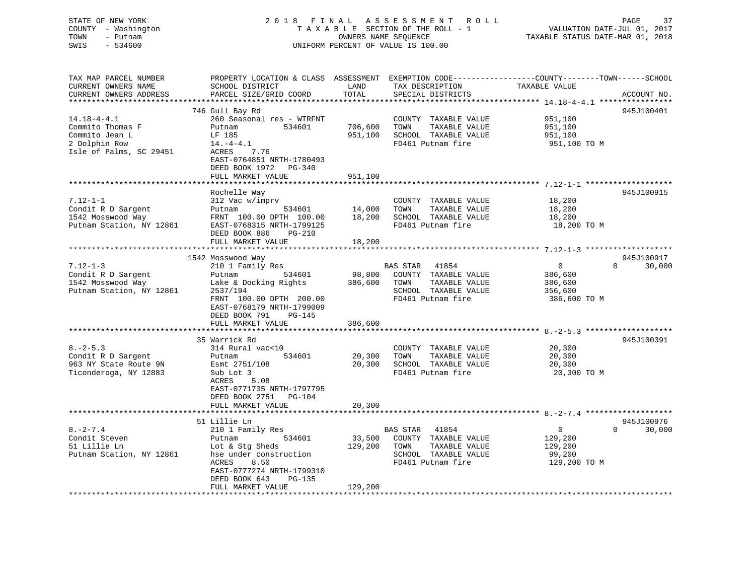STATE OF NEW YORK
COUNTY - Washington
TOWN - Putnam
SWIS - 534600

2018 FINAL ASSESSMENT ROLL
TAXABLE SECTION OF THE ROLL - 1
OWNERS NAME SEQUENCE
UNIFORM PERCENT OF VALUE IS 100.00

VALUATION DATE-JUL 01, 2017
TAXABLE STATUS DATE-MAR 01, 2018

| TAX MAP PARCEL NUMBER / CURRENT OWNERS NAME / CURRENT OWNERS ADDRESS | PROPERTY LOCATION & CLASS / SCHOOL DISTRICT / PARCEL SIZE/GRID COORD | ASSESSMENT LAND / TOTAL | EXEMPTION CODE / TAX DESCRIPTION / SPECIAL DISTRICTS | COUNTY TAXABLE VALUE | TOWN | SCHOOL | ACCOUNT NO. |
|---|---|---|---|---|---|---|---|
| 14.18-4-4.1 | 746 Gull Bay Rd | | | | | | 945J100401 |
| 14.18-4-4.1 | 260 Seasonal res - WTRFNT | | COUNTY TAXABLE VALUE | 951,100 | | | |
| Commito Thomas F | Putnam 534601 | 706,600 | TOWN TAXABLE VALUE | 951,100 | | | |
| Commito Jean L | LF 185 | 951,100 | SCHOOL TAXABLE VALUE | 951,100 | | | |
| 2 Dolphin Row | 14.-4-4.1 | | FD461 Putnam fire | 951,100 TO M | | | |
| Isle of Palms, SC 29451 | ACRES 7.76 | | | | | | |
| | EAST-0764851 NRTH-1780493 | | | | | | |
| | DEED BOOK 1972 PG-340 | | | | | | |
| | FULL MARKET VALUE | 951,100 | | | | | |
| 7.12-1-1 | Rochelle Way | | | | | | 945J100915 |
| 7.12-1-1 | 312 Vac w/imprv | | COUNTY TAXABLE VALUE | 18,200 | | | |
| Condit R D Sargent | Putnam 534601 | 14,000 | TOWN TAXABLE VALUE | 18,200 | | | |
| 1542 Mosswood Way | FRNT 100.00 DPTH 100.00 | 18,200 | SCHOOL TAXABLE VALUE | 18,200 | | | |
| Putnam Station, NY 12861 | EAST-0768315 NRTH-1799125 | | FD461 Putnam fire | 18,200 TO M | | | |
| | DEED BOOK 886 PG-210 | | | | | | |
| | FULL MARKET VALUE | 18,200 | | | | | |
| 7.12-1-3 | 1542 Mosswood Way | | | | | | 945J100917 |
| 7.12-1-3 | 210 1 Family Res | | BAS STAR 41854 | 0 | 0 | 30,000 | |
| Condit R D Sargent | Putnam 534601 | 98,800 | COUNTY TAXABLE VALUE | 386,600 | | | |
| 1542 Mosswood Way | Lake & Docking Rights | 386,600 | TOWN TAXABLE VALUE | 386,600 | | | |
| Putnam Station, NY 12861 | 2537/194 | | SCHOOL TAXABLE VALUE | 356,600 | | | |
| | FRNT 100.00 DPTH 200.00 | | FD461 Putnam fire | 386,600 TO M | | | |
| | EAST-0768179 NRTH-1799009 | | | | | | |
| | DEED BOOK 791 PG-145 | | | | | | |
| | FULL MARKET VALUE | 386,600 | | | | | |
| 8.-2-5.3 | 35 Warrick Rd | | | | | | 945J100391 |
| 8.-2-5.3 | 314 Rural vac<10 | | COUNTY TAXABLE VALUE | 20,300 | | | |
| Condit R D Sargent | Putnam 534601 | 20,300 | TOWN TAXABLE VALUE | 20,300 | | | |
| 963 NY State Route 9N | Esmt 2751/108 | 20,300 | SCHOOL TAXABLE VALUE | 20,300 | | | |
| Ticonderoga, NY 12883 | Sub Lot 3 | | FD461 Putnam fire | 20,300 TO M | | | |
| | ACRES 5.08 | | | | | | |
| | EAST-0771735 NRTH-1797795 | | | | | | |
| | DEED BOOK 2751 PG-104 | | | | | | |
| | FULL MARKET VALUE | 20,300 | | | | | |
| 8.-2-7.4 | 51 Lillie Ln | | | | | | 945J100976 |
| 8.-2-7.4 | 210 1 Family Res | | BAS STAR 41854 | 0 | 0 | 30,000 | |
| Condit Steven | Putnam 534601 | 33,500 | COUNTY TAXABLE VALUE | 129,200 | | | |
| 51 Lillie Ln | Lot & Stg Sheds | 129,200 | TOWN TAXABLE VALUE | 129,200 | | | |
| Putnam Station, NY 12861 | hse under construction | | SCHOOL TAXABLE VALUE | 99,200 | | | |
| | ACRES 8.50 | | FD461 Putnam fire | 129,200 TO M | | | |
| | EAST-0777274 NRTH-1799310 | | | | | | |
| | DEED BOOK 643 PG-135 | | | | | | |
| | FULL MARKET VALUE | 129,200 | | | | | |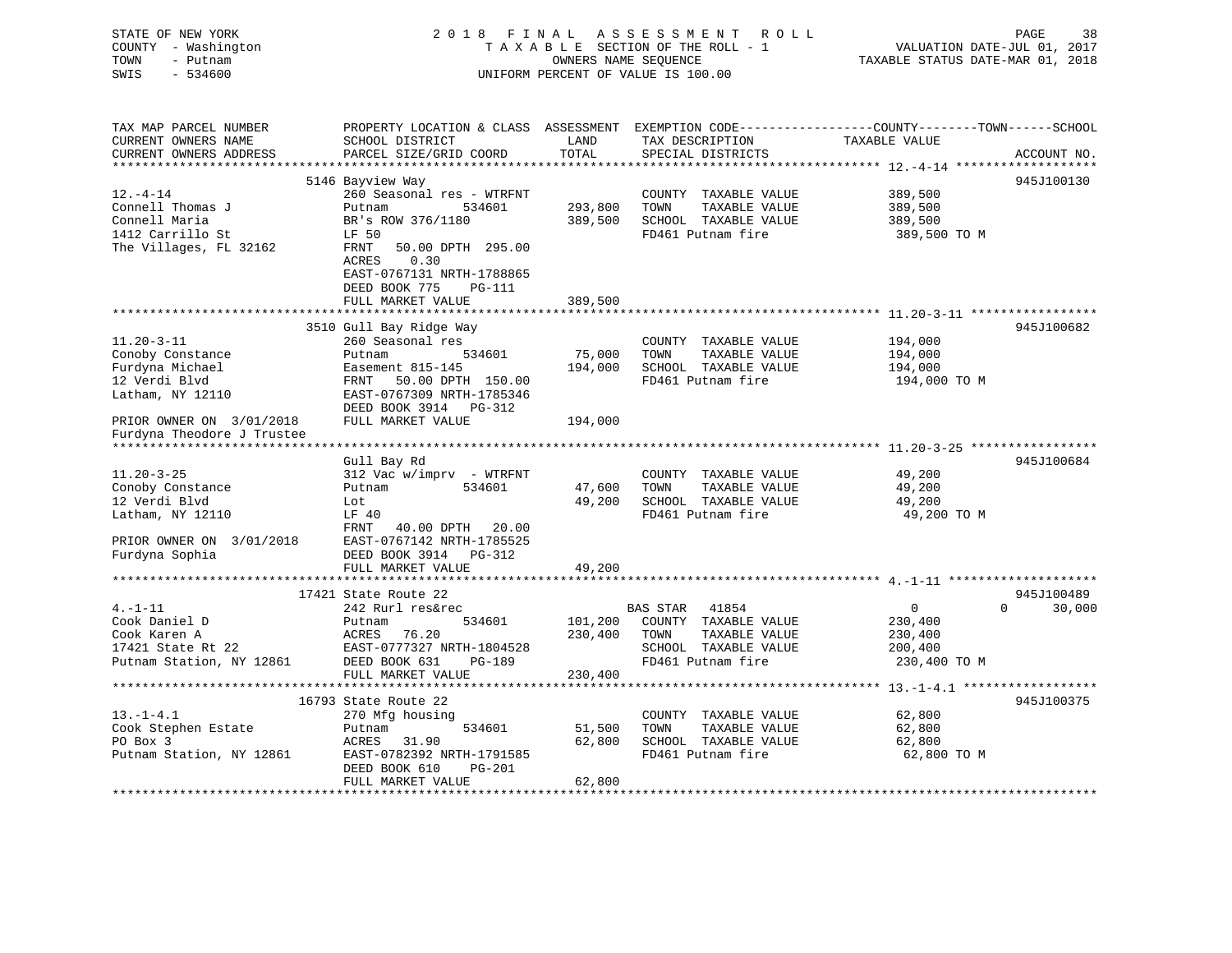STATE OF NEW YORK
COUNTY - Washington
TOWN - Putnam
SWIS - 534600

2018 FINAL ASSESSMENT ROLL
TAXABLE SECTION OF THE ROLL - 1
OWNERS NAME SEQUENCE
UNIFORM PERCENT OF VALUE IS 100.00

VALUATION DATE-JUL 01, 2017
TAXABLE STATUS DATE-MAR 01, 2018

```
TAX MAP PARCEL NUMBER          PROPERTY LOCATION & CLASS  ASSESSMENT  EXEMPTION CODE------------------COUNTY--------TOWN------SCHOOL
CURRENT OWNERS NAME            SCHOOL DISTRICT               LAND      TAX DESCRIPTION            TAXABLE VALUE
CURRENT OWNERS ADDRESS         PARCEL SIZE/GRID COORD        TOTAL     SPECIAL DISTRICTS                                      ACCOUNT NO.
******************************************************************************************************* 12.-4-14 *******************
                               5146 Bayview Way                                                                             945J100130
12.-4-14                       260 Seasonal res - WTRFNT              COUNTY  TAXABLE VALUE          389,500
Connell Thomas J               Putnam         534601       293,800    TOWN    TAXABLE VALUE          389,500
Connell Maria                  BR's ROW 376/1180           389,500    SCHOOL  TAXABLE VALUE          389,500
1412 Carrillo St               LF 50                                  FD461 Putnam fire               389,500 TO M
The Villages, FL 32162         FRNT   50.00 DPTH 295.00
                               ACRES    0.30
                               EAST-0767131 NRTH-1788865
                               DEED BOOK 775    PG-111
                               FULL MARKET VALUE           389,500
******************************************************************************************************* 11.20-3-11 *****************
                               3510 Gull Bay Ridge Way                                                                      945J100682
11.20-3-11                     260 Seasonal res                       COUNTY  TAXABLE VALUE          194,000
Conoby Constance               Putnam         534601        75,000    TOWN    TAXABLE VALUE          194,000
Furdyna Michael                Easement 815-145            194,000    SCHOOL  TAXABLE VALUE          194,000
12 Verdi Blvd                  FRNT   50.00 DPTH 150.00               FD461 Putnam fire               194,000 TO M
Latham, NY 12110               EAST-0767309 NRTH-1785346
                               DEED BOOK 3914   PG-312
PRIOR OWNER ON  3/01/2018      FULL MARKET VALUE           194,000
Furdyna Theodore J Trustee
******************************************************************************************************* 11.20-3-25 *****************
                               Gull Bay Rd                                                                                  945J100684
11.20-3-25                     312 Vac w/imprv  - WTRFNT              COUNTY  TAXABLE VALUE           49,200
Conoby Constance               Putnam         534601        47,600    TOWN    TAXABLE VALUE           49,200
12 Verdi Blvd                  Lot                          49,200    SCHOOL  TAXABLE VALUE           49,200
Latham, NY 12110               LF 40                                  FD461 Putnam fire                49,200 TO M
                               FRNT   40.00 DPTH  20.00
PRIOR OWNER ON  3/01/2018      EAST-0767142 NRTH-1785525
Furdyna Sophia                 DEED BOOK 3914   PG-312
                               FULL MARKET VALUE            49,200
******************************************************************************************************* 4.-1-11 ********************
                               17421 State Route 22                                                                         945J100489
4.-1-11                        242 Rurl res&rec                       BAS STAR   41854                  0            0       30,000
Cook Daniel D                  Putnam         534601       101,200    COUNTY  TAXABLE VALUE          230,400
Cook Karen A                   ACRES   76.20               230,400    TOWN    TAXABLE VALUE          230,400
17421 State Rt 22              EAST-0777327 NRTH-1804528              SCHOOL  TAXABLE VALUE          200,400
Putnam Station, NY 12861       DEED BOOK 631    PG-189                FD461 Putnam fire               230,400 TO M
                               FULL MARKET VALUE           230,400
******************************************************************************************************* 13.-1-4.1 ******************
                               16793 State Route 22                                                                         945J100375
13.-1-4.1                      270 Mfg housing                        COUNTY  TAXABLE VALUE           62,800
Cook Stephen Estate            Putnam         534601        51,500    TOWN    TAXABLE VALUE           62,800
PO Box 3                       ACRES   31.90                62,800    SCHOOL  TAXABLE VALUE           62,800
Putnam Station, NY 12861       EAST-0782392 NRTH-1791585              FD461 Putnam fire                62,800 TO M
                               DEED BOOK 610    PG-201
                               FULL MARKET VALUE            62,800
************************************************************************************************************************************
```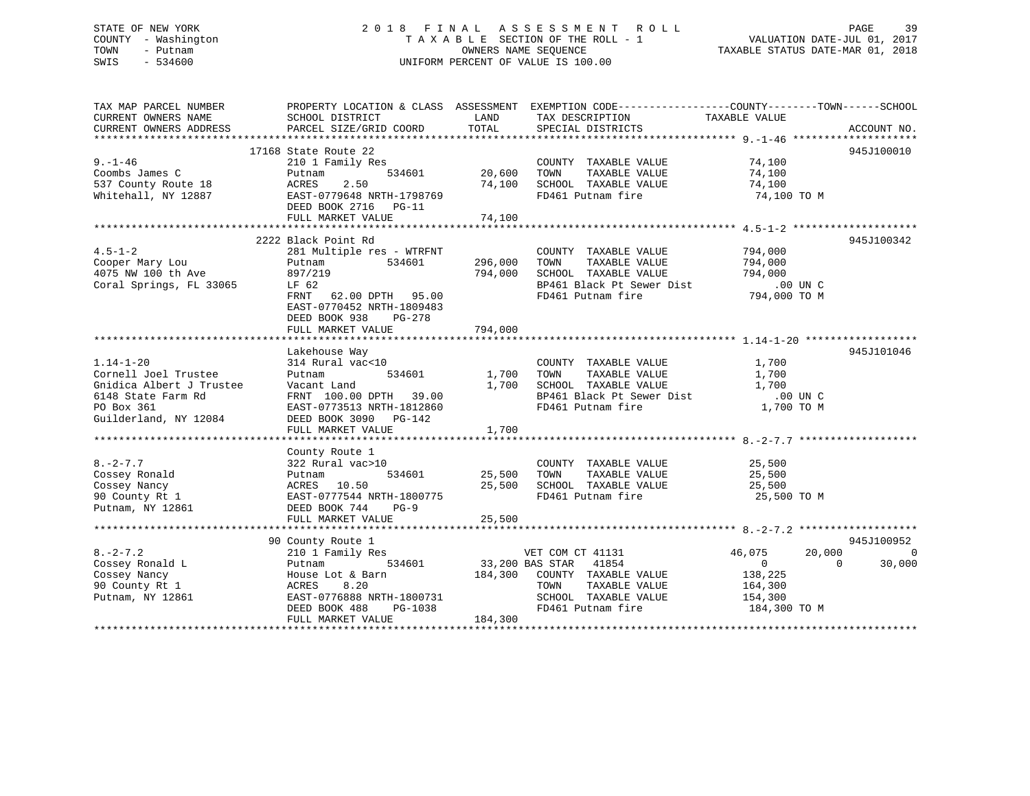STATE OF NEW YORK — 2018 FINAL ASSESSMENT ROLL
COUNTY - Washington — TAXABLE SECTION OF THE ROLL - 1 — VALUATION DATE-JUL 01, 2017
TOWN - Putnam — OWNERS NAME SEQUENCE — TAXABLE STATUS DATE-MAR 01, 2018
SWIS - 534600 — UNIFORM PERCENT OF VALUE IS 100.00

| TAX MAP PARCEL NUMBER / CURRENT OWNERS NAME / CURRENT OWNERS ADDRESS | PROPERTY LOCATION & CLASS / SCHOOL DISTRICT / PARCEL SIZE/GRID COORD | ASSESSMENT LAND | TOTAL | EXEMPTION CODE / TAX DESCRIPTION / SPECIAL DISTRICTS | COUNTY TAXABLE VALUE | TOWN | SCHOOL | ACCOUNT NO. |
|---|---|---|---|---|---|---|---|---|
| **9.-1-46** | 17168 State Route 22 | | | | | | | 945J100010 |
| 9.-1-46 | 210 1 Family Res | | | COUNTY TAXABLE VALUE | 74,100 | | | |
| Coombs James C | Putnam 534601 | 20,600 | | TOWN TAXABLE VALUE | 74,100 | | | |
| 537 County Route 18 | ACRES 2.50 | | 74,100 | SCHOOL TAXABLE VALUE | 74,100 | | | |
| Whitehall, NY 12887 | EAST-0779648 NRTH-1798769 | | | FD461 Putnam fire | 74,100 TO M | | | |
| | DEED BOOK 2716 PG-11 | | | | | | | |
| | FULL MARKET VALUE | | 74,100 | | | | | |
| **4.5-1-2** | 2222 Black Point Rd | | | | | | | 945J100342 |
| 4.5-1-2 | 281 Multiple res - WTRFNT | | | COUNTY TAXABLE VALUE | 794,000 | | | |
| Cooper Mary Lou | Putnam 534601 | 296,000 | | TOWN TAXABLE VALUE | 794,000 | | | |
| 4075 NW 100 th Ave | 897/219 | | 794,000 | SCHOOL TAXABLE VALUE | 794,000 | | | |
| Coral Springs, FL 33065 | LF 62 | | | BP461 Black Pt Sewer Dist | .00 UN C | | | |
| | FRNT 62.00 DPTH 95.00 | | | FD461 Putnam fire | 794,000 TO M | | | |
| | EAST-0770452 NRTH-1809483 | | | | | | | |
| | DEED BOOK 938 PG-278 | | | | | | | |
| | FULL MARKET VALUE | | 794,000 | | | | | |
| **1.14-1-20** | Lakehouse Way | | | | | | | 945J101046 |
| 1.14-1-20 | 314 Rural vac<10 | | | COUNTY TAXABLE VALUE | 1,700 | | | |
| Cornell Joel Trustee | Putnam 534601 | 1,700 | | TOWN TAXABLE VALUE | 1,700 | | | |
| Gnidica Albert J Trustee | Vacant Land | | 1,700 | SCHOOL TAXABLE VALUE | 1,700 | | | |
| 6148 State Farm Rd | FRNT 100.00 DPTH 39.00 | | | BP461 Black Pt Sewer Dist | .00 UN C | | | |
| PO Box 361 | EAST-0773513 NRTH-1812860 | | | FD461 Putnam fire | 1,700 TO M | | | |
| Guilderland, NY 12084 | DEED BOOK 3090 PG-142 | | | | | | | |
| | FULL MARKET VALUE | | 1,700 | | | | | |
| **8.-2-7.7** | County Route 1 | | | | | | | |
| 8.-2-7.7 | 322 Rural vac>10 | | | COUNTY TAXABLE VALUE | 25,500 | | | |
| Cossey Ronald | Putnam 534601 | 25,500 | | TOWN TAXABLE VALUE | 25,500 | | | |
| Cossey Nancy | ACRES 10.50 | | 25,500 | SCHOOL TAXABLE VALUE | 25,500 | | | |
| 90 County Rt 1 | EAST-0777544 NRTH-1800775 | | | FD461 Putnam fire | 25,500 TO M | | | |
| Putnam, NY 12861 | DEED BOOK 744 PG-9 | | | | | | | |
| | FULL MARKET VALUE | | 25,500 | | | | | |
| **8.-2-7.2** | 90 County Route 1 | | | | | | | 945J100952 |
| 8.-2-7.2 | 210 1 Family Res | | | VET COM CT 41131 | 46,075 | 20,000 | 0 | |
| Cossey Ronald L | Putnam 534601 | 33,200 | | BAS STAR 41854 | 0 | 0 | 30,000 | |
| Cossey Nancy | House Lot & Barn | | 184,300 | COUNTY TAXABLE VALUE | 138,225 | | | |
| 90 County Rt 1 | ACRES 8.20 | | | TOWN TAXABLE VALUE | 164,300 | | | |
| Putnam, NY 12861 | EAST-0776888 NRTH-1800731 | | | SCHOOL TAXABLE VALUE | 154,300 | | | |
| | DEED BOOK 488 PG-1038 | | | FD461 Putnam fire | 184,300 TO M | | | |
| | FULL MARKET VALUE | | 184,300 | | | | | |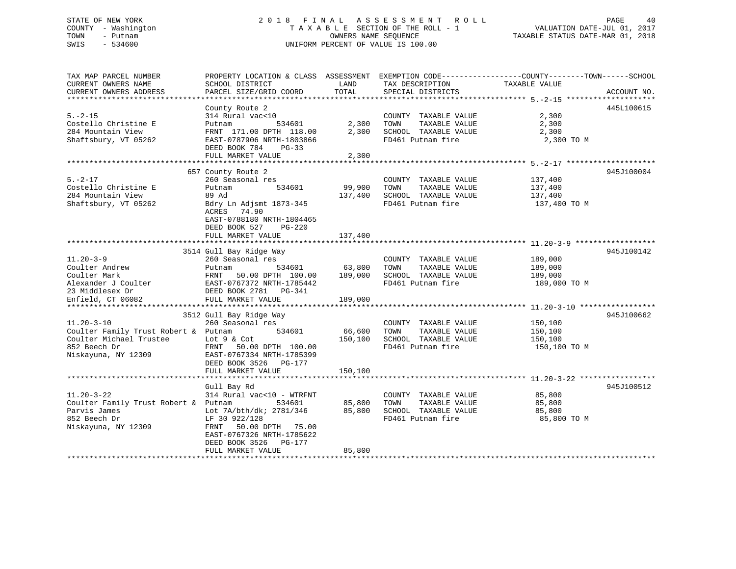STATE OF NEW YORK
COUNTY - Washington
TOWN - Putnam
SWIS - 534600

# 2018 FINAL ASSESSMENT ROLL
TAXABLE SECTION OF THE ROLL - 1
OWNERS NAME SEQUENCE
UNIFORM PERCENT OF VALUE IS 100.00

VALUATION DATE-JUL 01, 2017
TAXABLE STATUS DATE-MAR 01, 2018

| TAX MAP PARCEL NUMBER / CURRENT OWNERS NAME / CURRENT OWNERS ADDRESS | PROPERTY LOCATION & CLASS / SCHOOL DISTRICT / PARCEL SIZE/GRID COORD | ASSESSMENT LAND | TOTAL | EXEMPTION CODE / TAX DESCRIPTION / SPECIAL DISTRICTS | TAXABLE VALUE (COUNTY / TOWN / SCHOOL) | ACCOUNT NO. |
|---|---|---|---|---|---|---|
| 5.-2-15 | County Route 2 | | | | | 445L100615 |
| | 314 Rural vac<10 | | | COUNTY TAXABLE VALUE | 2,300 | |
| Costello Christine E | Putnam 534601 | 2,300 | | TOWN TAXABLE VALUE | 2,300 | |
| 284 Mountain View | FRNT 171.00 DPTH 118.00 | | 2,300 | SCHOOL TAXABLE VALUE | 2,300 | |
| Shaftsbury, VT 05262 | EAST-0787906 NRTH-1803866 | | | FD461 Putnam fire | 2,300 TO M | |
| | DEED BOOK 784 PG-33 | | | | | |
| | FULL MARKET VALUE | | 2,300 | | | |
| 5.-2-17 | 657 County Route 2 | | | | | 945J100004 |
| | 260 Seasonal res | | | COUNTY TAXABLE VALUE | 137,400 | |
| Costello Christine E | Putnam 534601 | 99,900 | | TOWN TAXABLE VALUE | 137,400 | |
| 284 Mountain View | 89 Ad | | 137,400 | SCHOOL TAXABLE VALUE | 137,400 | |
| Shaftsbury, VT 05262 | Bdry Ln Adjsmt 1873-345 | | | FD461 Putnam fire | 137,400 TO M | |
| | ACRES 74.90 | | | | | |
| | EAST-0788180 NRTH-1804465 | | | | | |
| | DEED BOOK 527 PG-220 | | | | | |
| | FULL MARKET VALUE | | 137,400 | | | |
| 11.20-3-9 | 3514 Gull Bay Ridge Way | | | | | 945J100142 |
| | 260 Seasonal res | | | COUNTY TAXABLE VALUE | 189,000 | |
| Coulter Andrew | Putnam 534601 | 63,800 | | TOWN TAXABLE VALUE | 189,000 | |
| Coulter Mark | FRNT 50.00 DPTH 100.00 | | 189,000 | SCHOOL TAXABLE VALUE | 189,000 | |
| Alexander J Coulter | EAST-0767372 NRTH-1785442 | | | FD461 Putnam fire | 189,000 TO M | |
| 23 Middlesex Dr | DEED BOOK 2781 PG-341 | | | | | |
| Enfield, CT 06082 | FULL MARKET VALUE | | 189,000 | | | |
| 11.20-3-10 | 3512 Gull Bay Ridge Way | | | | | 945J100662 |
| | 260 Seasonal res | | | COUNTY TAXABLE VALUE | 150,100 | |
| Coulter Family Trust Robert & | Putnam 534601 | 66,600 | | TOWN TAXABLE VALUE | 150,100 | |
| Coulter Michael Trustee | Lot 9 & Cot | | 150,100 | SCHOOL TAXABLE VALUE | 150,100 | |
| 852 Beech Dr | FRNT 50.00 DPTH 100.00 | | | FD461 Putnam fire | 150,100 TO M | |
| Niskayuna, NY 12309 | EAST-0767334 NRTH-1785399 | | | | | |
| | DEED BOOK 3526 PG-177 | | | | | |
| | FULL MARKET VALUE | | 150,100 | | | |
| 11.20-3-22 | Gull Bay Rd | | | | | 945J100512 |
| | 314 Rural vac<10 - WTRFNT | | | COUNTY TAXABLE VALUE | 85,800 | |
| Coulter Family Trust Robert & | Putnam 534601 | 85,800 | | TOWN TAXABLE VALUE | 85,800 | |
| Parvis James | Lot 7A/bth/dk; 2781/346 | | 85,800 | SCHOOL TAXABLE VALUE | 85,800 | |
| 852 Beech Dr | LF 30 922/128 | | | FD461 Putnam fire | 85,800 TO M | |
| Niskayuna, NY 12309 | FRNT 50.00 DPTH 75.00 | | | | | |
| | EAST-0767326 NRTH-1785622 | | | | | |
| | DEED BOOK 3526 PG-177 | | | | | |
| | FULL MARKET VALUE | | 85,800 | | | |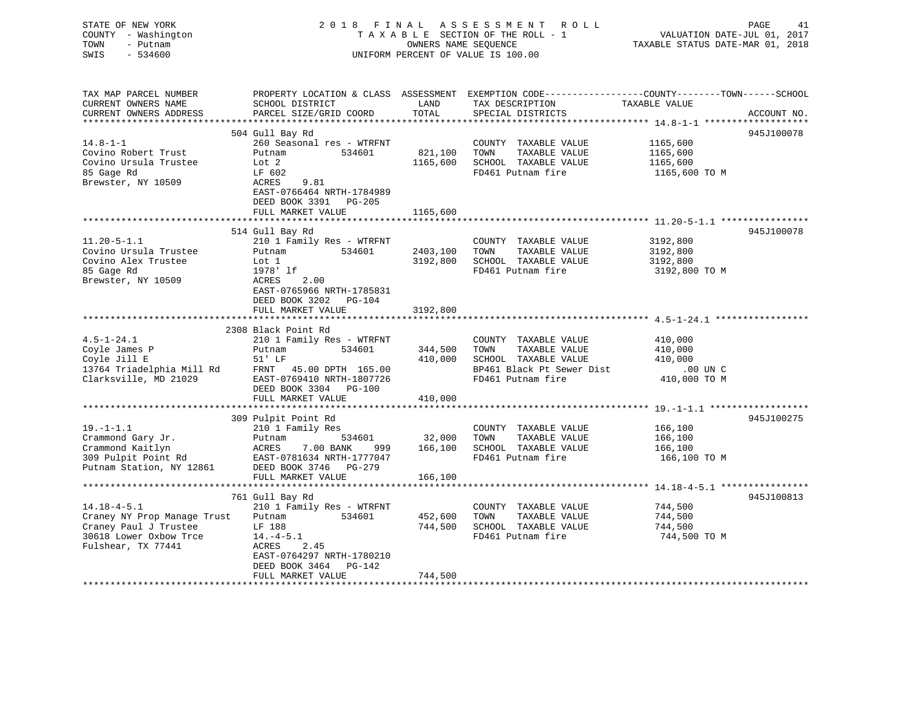STATE OF NEW YORK
COUNTY - Washington
TOWN - Putnam
SWIS - 534600

2018 FINAL ASSESSMENT ROLL
TAXABLE SECTION OF THE ROLL - 1
OWNERS NAME SEQUENCE
UNIFORM PERCENT OF VALUE IS 100.00

VALUATION DATE-JUL 01, 2017
TAXABLE STATUS DATE-MAR 01, 2018

| TAX MAP PARCEL NUMBER / CURRENT OWNERS NAME / CURRENT OWNERS ADDRESS | PROPERTY LOCATION & CLASS / SCHOOL DISTRICT / PARCEL SIZE/GRID COORD | ASSESSMENT LAND | TOTAL | EXEMPTION CODE / TAX DESCRIPTION / SPECIAL DISTRICTS | COUNTY--------TOWN------SCHOOL TAXABLE VALUE | ACCOUNT NO. |
|---|---|---|---|---|---|---|
| 14.8-1-1 | 504 Gull Bay Rd | | | | | 945J100078 |
| | 260 Seasonal res - WTRFNT | | | COUNTY TAXABLE VALUE | 1165,600 | |
| Covino Robert Trust | Putnam 534601 | 821,100 | | TOWN TAXABLE VALUE | 1165,600 | |
| Covino Ursula Trustee | Lot 2 | | 1165,600 | SCHOOL TAXABLE VALUE | 1165,600 | |
| 85 Gage Rd | LF 602 | | | FD461 Putnam fire | 1165,600 TO M | |
| Brewster, NY 10509 | ACRES 9.81 | | | | | |
| | EAST-0766464 NRTH-1784989 | | | | | |
| | DEED BOOK 3391 PG-205 | | | | | |
| | FULL MARKET VALUE | | 1165,600 | | | |
| 11.20-5-1.1 | 514 Gull Bay Rd | | | | | 945J100078 |
| | 210 1 Family Res - WTRFNT | | | COUNTY TAXABLE VALUE | 3192,800 | |
| Covino Ursula Trustee | Putnam 534601 | 2403,100 | | TOWN TAXABLE VALUE | 3192,800 | |
| Covino Alex Trustee | Lot 1 | | 3192,800 | SCHOOL TAXABLE VALUE | 3192,800 | |
| 85 Gage Rd | 1978' lf | | | FD461 Putnam fire | 3192,800 TO M | |
| Brewster, NY 10509 | ACRES 2.00 | | | | | |
| | EAST-0765966 NRTH-1785831 | | | | | |
| | DEED BOOK 3202 PG-104 | | | | | |
| | FULL MARKET VALUE | | 3192,800 | | | |
| 4.5-1-24.1 | 2308 Black Point Rd | | | | | |
| | 210 1 Family Res - WTRFNT | | | COUNTY TAXABLE VALUE | 410,000 | |
| Coyle James P | Putnam 534601 | 344,500 | | TOWN TAXABLE VALUE | 410,000 | |
| Coyle Jill E | 51' LF | | 410,000 | SCHOOL TAXABLE VALUE | 410,000 | |
| 13764 Triadelphia Mill Rd | FRNT 45.00 DPTH 165.00 | | | BP461 Black Pt Sewer Dist | .00 UN C | |
| Clarksville, MD 21029 | EAST-0769410 NRTH-1807726 | | | FD461 Putnam fire | 410,000 TO M | |
| | DEED BOOK 3304 PG-100 | | | | | |
| | FULL MARKET VALUE | | 410,000 | | | |
| 19.-1-1.1 | 309 Pulpit Point Rd | | | | | 945J100275 |
| | 210 1 Family Res | | | COUNTY TAXABLE VALUE | 166,100 | |
| Crammond Gary Jr. | Putnam 534601 | 32,000 | | TOWN TAXABLE VALUE | 166,100 | |
| Crammond Kaitlyn | ACRES 7.00 BANK 999 | | 166,100 | SCHOOL TAXABLE VALUE | 166,100 | |
| 309 Pulpit Point Rd | EAST-0781634 NRTH-1777047 | | | FD461 Putnam fire | 166,100 TO M | |
| Putnam Station, NY 12861 | DEED BOOK 3746 PG-279 | | | | | |
| | FULL MARKET VALUE | | 166,100 | | | |
| 14.18-4-5.1 | 761 Gull Bay Rd | | | | | 945J100813 |
| | 210 1 Family Res - WTRFNT | | | COUNTY TAXABLE VALUE | 744,500 | |
| Craney NY Prop Manage Trust | Putnam 534601 | 452,600 | | TOWN TAXABLE VALUE | 744,500 | |
| Craney Paul J Trustee | LF 188 | | 744,500 | SCHOOL TAXABLE VALUE | 744,500 | |
| 30618 Lower Oxbow Trce | 14.-4-5.1 | | | FD461 Putnam fire | 744,500 TO M | |
| Fulshear, TX 77441 | ACRES 2.45 | | | | | |
| | EAST-0764297 NRTH-1780210 | | | | | |
| | DEED BOOK 3464 PG-142 | | | | | |
| | FULL MARKET VALUE | | 744,500 | | | |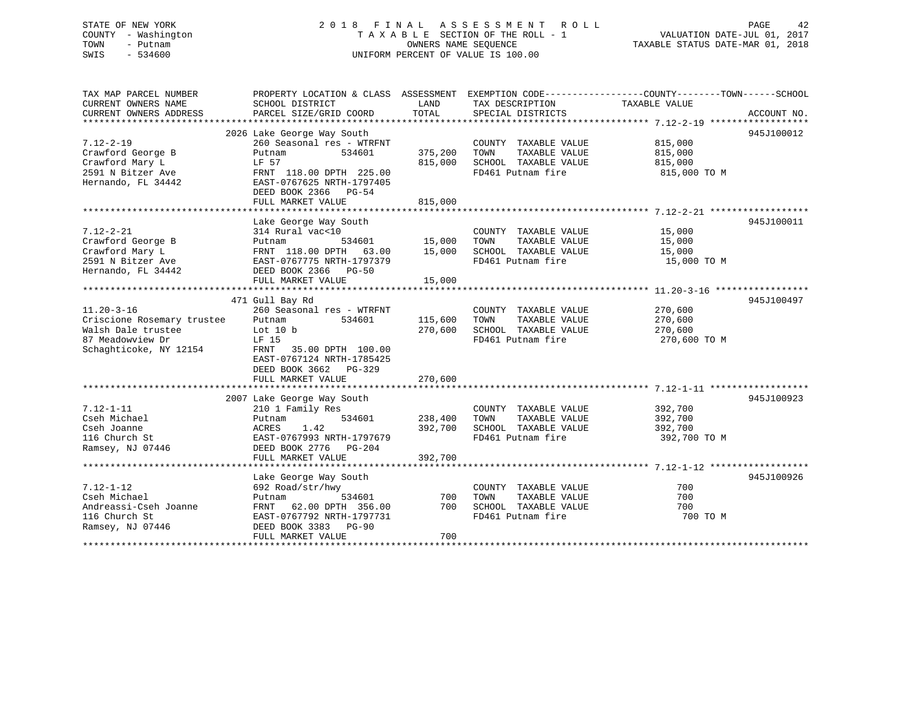STATE OF NEW YORK — 2018 FINAL ASSESSMENT ROLL
COUNTY - Washington — TAXABLE SECTION OF THE ROLL - 1 — VALUATION DATE-JUL 01, 2017
TOWN - Putnam — OWNERS NAME SEQUENCE — TAXABLE STATUS DATE-MAR 01, 2018
SWIS - 534600 — UNIFORM PERCENT OF VALUE IS 100.00

| TAX MAP PARCEL NUMBER / CURRENT OWNERS NAME / CURRENT OWNERS ADDRESS | PROPERTY LOCATION & CLASS / SCHOOL DISTRICT / PARCEL SIZE/GRID COORD | ASSESSMENT LAND | TOTAL | EXEMPTION CODE / TAX DESCRIPTION / SPECIAL DISTRICTS | TAXABLE VALUE (COUNTY / TOWN / SCHOOL) | ACCOUNT NO. |
|---|---|---|---|---|---|---|
| 7.12-2-19 | 2026 Lake George Way South | | | | | 945J100012 |
| Crawford George B | 260 Seasonal res - WTRFNT | | | COUNTY TAXABLE VALUE | 815,000 | |
| Crawford Mary L | Putnam 534601 | 375,200 | | TOWN TAXABLE VALUE | 815,000 | |
| 2591 N Bitzer Ave | LF 57 | | 815,000 | SCHOOL TAXABLE VALUE | 815,000 | |
| Hernando, FL 34442 | FRNT 118.00 DPTH 225.00 | | | FD461 Putnam fire | 815,000 TO M | |
| | EAST-0767625 NRTH-1797405 | | | | | |
| | DEED BOOK 2366 PG-54 | | | | | |
| | FULL MARKET VALUE | | 815,000 | | | |
| 7.12-2-21 | Lake George Way South | | | | | 945J100011 |
| Crawford George B | 314 Rural vac<10 | | | COUNTY TAXABLE VALUE | 15,000 | |
| Crawford Mary L | Putnam 534601 | 15,000 | | TOWN TAXABLE VALUE | 15,000 | |
| 2591 N Bitzer Ave | FRNT 118.00 DPTH 63.00 | | 15,000 | SCHOOL TAXABLE VALUE | 15,000 | |
| Hernando, FL 34442 | EAST-0767775 NRTH-1797379 | | | FD461 Putnam fire | 15,000 TO M | |
| | DEED BOOK 2366 PG-50 | | | | | |
| | FULL MARKET VALUE | | 15,000 | | | |
| 11.20-3-16 | 471 Gull Bay Rd | | | | | 945J100497 |
| Criscione Rosemary trustee | 260 Seasonal res - WTRFNT | | | COUNTY TAXABLE VALUE | 270,600 | |
| Walsh Dale trustee | Putnam 534601 | 115,600 | | TOWN TAXABLE VALUE | 270,600 | |
| 87 Meadowview Dr | Lot 10 b | | 270,600 | SCHOOL TAXABLE VALUE | 270,600 | |
| Schaghticoke, NY 12154 | LF 15 | | | FD461 Putnam fire | 270,600 TO M | |
| | FRNT 35.00 DPTH 100.00 | | | | | |
| | EAST-0767124 NRTH-1785425 | | | | | |
| | DEED BOOK 3662 PG-329 | | | | | |
| | FULL MARKET VALUE | | 270,600 | | | |
| 7.12-1-11 | 2007 Lake George Way South | | | | | 945J100923 |
| Cseh Michael | 210 1 Family Res | | | COUNTY TAXABLE VALUE | 392,700 | |
| Cseh Joanne | Putnam 534601 | 238,400 | | TOWN TAXABLE VALUE | 392,700 | |
| 116 Church St | ACRES 1.42 | | 392,700 | SCHOOL TAXABLE VALUE | 392,700 | |
| Ramsey, NJ 07446 | EAST-0767993 NRTH-1797679 | | | FD461 Putnam fire | 392,700 TO M | |
| | DEED BOOK 2776 PG-204 | | | | | |
| | FULL MARKET VALUE | | 392,700 | | | |
| 7.12-1-12 | Lake George Way South | | | | | 945J100926 |
| Cseh Michael | 692 Road/str/hwy | | | COUNTY TAXABLE VALUE | 700 | |
| Andreassi-Cseh Joanne | Putnam 534601 | 700 | | TOWN TAXABLE VALUE | 700 | |
| 116 Church St | FRNT 62.00 DPTH 356.00 | | 700 | SCHOOL TAXABLE VALUE | 700 | |
| Ramsey, NJ 07446 | EAST-0767792 NRTH-1797731 | | | FD461 Putnam fire | 700 TO M | |
| | DEED BOOK 3383 PG-90 | | | | | |
| | FULL MARKET VALUE | | 700 | | | |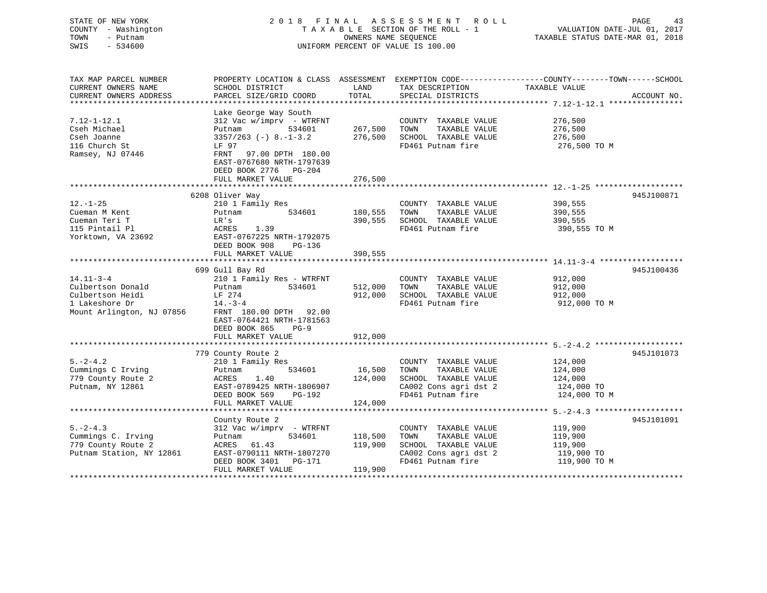STATE OF NEW YORK
COUNTY - Washington
TOWN - Putnam
SWIS - 534600

# 2018 FINAL ASSESSMENT ROLL

TAXABLE SECTION OF THE ROLL - 1
OWNERS NAME SEQUENCE
UNIFORM PERCENT OF VALUE IS 100.00

VALUATION DATE-JUL 01, 2017
TAXABLE STATUS DATE-MAR 01, 2018

| TAX MAP PARCEL NUMBER / CURRENT OWNERS NAME / CURRENT OWNERS ADDRESS | PROPERTY LOCATION & CLASS / SCHOOL DISTRICT / PARCEL SIZE/GRID COORD | ASSESSMENT LAND | TOTAL | EXEMPTION CODE / TAX DESCRIPTION / SPECIAL DISTRICTS | COUNTY--------TOWN------SCHOOL TAXABLE VALUE | ACCOUNT NO. |
|---|---|---|---|---|---|---|
| 7.12-1-12.1 | Lake George Way South | | | | | |
| | 312 Vac w/imprv - WTRFNT | | | COUNTY TAXABLE VALUE | 276,500 | |
| Cseh Michael | Putnam 534601 | 267,500 | | TOWN TAXABLE VALUE | 276,500 | |
| Cseh Joanne | 3357/263 (-) 8.-1-3.2 | | 276,500 | SCHOOL TAXABLE VALUE | 276,500 | |
| 116 Church St | LF 97 | | | FD461 Putnam fire | 276,500 TO M | |
| Ramsey, NJ 07446 | FRNT 97.00 DPTH 180.00 | | | | | |
| | EAST-0767680 NRTH-1797639 | | | | | |
| | DEED BOOK 2776 PG-204 | | | | | |
| | FULL MARKET VALUE | | 276,500 | | | |
| 12.-1-25 | 6208 Oliver Way | | | | | 945J100871 |
| | 210 1 Family Res | | | COUNTY TAXABLE VALUE | 390,555 | |
| Cueman M Kent | Putnam 534601 | 180,555 | | TOWN TAXABLE VALUE | 390,555 | |
| Cueman Teri T | LR's | | 390,555 | SCHOOL TAXABLE VALUE | 390,555 | |
| 115 Pintail Pl | ACRES 1.39 | | | FD461 Putnam fire | 390,555 TO M | |
| Yorktown, VA 23692 | EAST-0767225 NRTH-1792075 | | | | | |
| | DEED BOOK 908 PG-136 | | | | | |
| | FULL MARKET VALUE | | 390,555 | | | |
| 14.11-3-4 | 699 Gull Bay Rd | | | | | 945J100436 |
| | 210 1 Family Res - WTRFNT | | | COUNTY TAXABLE VALUE | 912,000 | |
| Culbertson Donald | Putnam 534601 | 512,000 | | TOWN TAXABLE VALUE | 912,000 | |
| Culbertson Heidi | LF 274 | | 912,000 | SCHOOL TAXABLE VALUE | 912,000 | |
| 1 Lakeshore Dr | 14.-3-4 | | | FD461 Putnam fire | 912,000 TO M | |
| Mount Arlington, NJ 07856 | FRNT 180.00 DPTH 92.00 | | | | | |
| | EAST-0764421 NRTH-1781563 | | | | | |
| | DEED BOOK 865 PG-9 | | | | | |
| | FULL MARKET VALUE | | 912,000 | | | |
| 5.-2-4.2 | 779 County Route 2 | | | | | 945J101073 |
| | 210 1 Family Res | | | COUNTY TAXABLE VALUE | 124,000 | |
| Cummings C Irving | Putnam 534601 | 16,500 | | TOWN TAXABLE VALUE | 124,000 | |
| 779 County Route 2 | ACRES 1.40 | | 124,000 | SCHOOL TAXABLE VALUE | 124,000 | |
| Putnam, NY 12861 | EAST-0789425 NRTH-1806907 | | | CA002 Cons agri dst 2 | 124,000 TO | |
| | DEED BOOK 569 PG-192 | | | FD461 Putnam fire | 124,000 TO M | |
| | FULL MARKET VALUE | | 124,000 | | | |
| 5.-2-4.3 | County Route 2 | | | | | 945J101091 |
| | 312 Vac w/imprv - WTRFNT | | | COUNTY TAXABLE VALUE | 119,900 | |
| Cummings C. Irving | Putnam 534601 | 118,500 | | TOWN TAXABLE VALUE | 119,900 | |
| 779 County Route 2 | ACRES 61.43 | | 119,900 | SCHOOL TAXABLE VALUE | 119,900 | |
| Putnam Station, NY 12861 | EAST-0790111 NRTH-1807270 | | | CA002 Cons agri dst 2 | 119,900 TO | |
| | DEED BOOK 3401 PG-171 | | | FD461 Putnam fire | 119,900 TO M | |
| | FULL MARKET VALUE | | 119,900 | | | |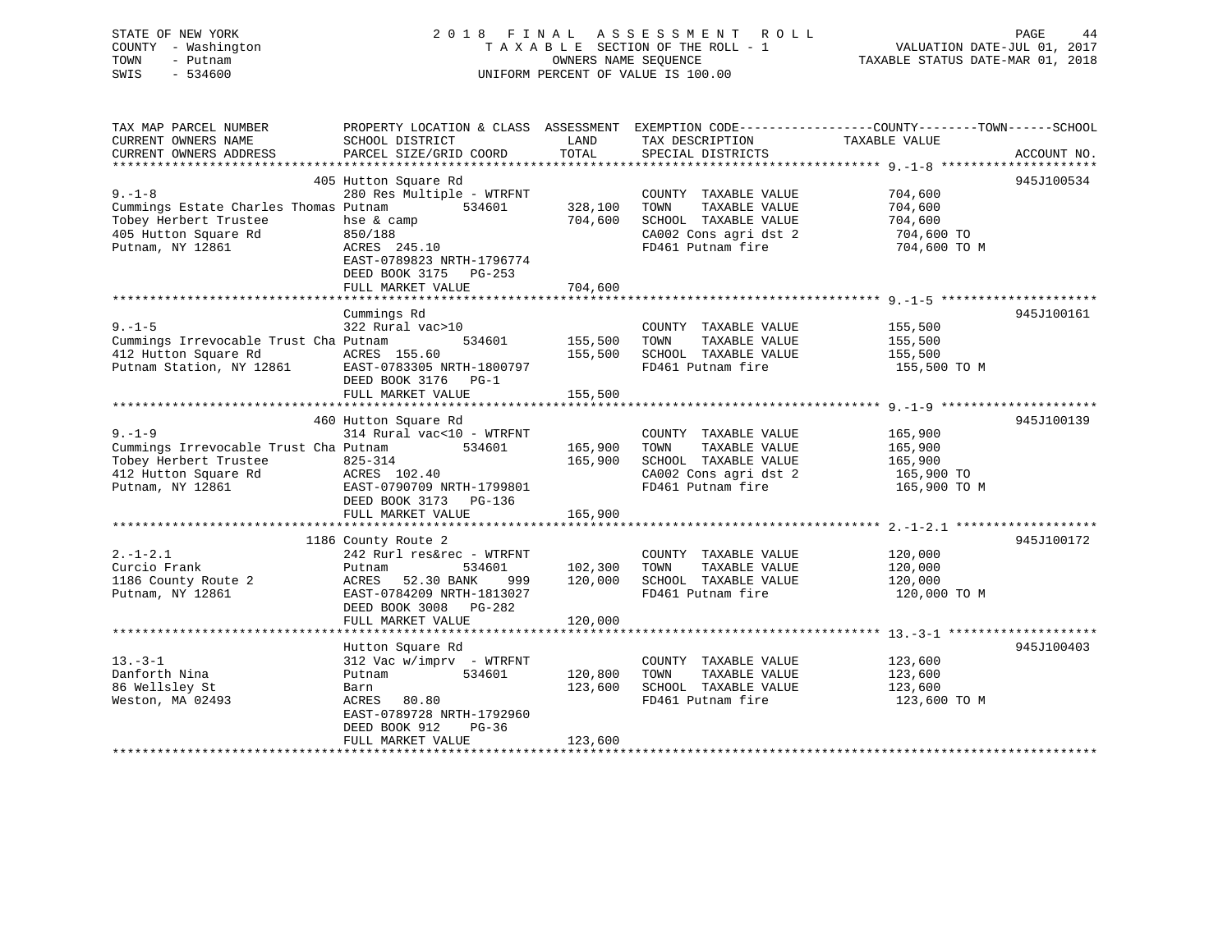STATE OF NEW YORK
COUNTY - Washington
TOWN - Putnam
SWIS - 534600

# 2018 FINAL ASSESSMENT ROLL

TAXABLE SECTION OF THE ROLL - 1
OWNERS NAME SEQUENCE
UNIFORM PERCENT OF VALUE IS 100.00

VALUATION DATE-JUL 01, 2017
TAXABLE STATUS DATE-MAR 01, 2018

| TAX MAP PARCEL NUMBER / CURRENT OWNERS NAME / CURRENT OWNERS ADDRESS | PROPERTY LOCATION & CLASS / SCHOOL DISTRICT / PARCEL SIZE/GRID COORD | ASSESSMENT LAND | ASSESSMENT TOTAL | EXEMPTION CODE / TAX DESCRIPTION / SPECIAL DISTRICTS | TAXABLE VALUE (COUNTY--TOWN--SCHOOL) | ACCOUNT NO. |
|---|---|---|---|---|---|---|
| 9.-1-8 | 405 Hutton Square Rd | | | | | 945J100534 |
| Cummings Estate Charles Thomas | 280 Res Multiple - WTRFNT | | | COUNTY TAXABLE VALUE | 704,600 | |
| Tobey Herbert Trustee | Putnam 534601 | 328,100 | | TOWN TAXABLE VALUE | 704,600 | |
| 405 Hutton Square Rd | hse & camp | | 704,600 | SCHOOL TAXABLE VALUE | 704,600 | |
| Putnam, NY 12861 | 850/188 | | | CA002 Cons agri dst 2 | 704,600 TO | |
| | ACRES 245.10 | | | FD461 Putnam fire | 704,600 TO M | |
| | EAST-0789823 NRTH-1796774 | | | | | |
| | DEED BOOK 3175 PG-253 | | | | | |
| | FULL MARKET VALUE | | 704,600 | | | |
| 9.-1-5 | Cummings Rd | | | | | 945J100161 |
| Cummings Irrevocable Trust Cha | 322 Rural vac>10 | | | COUNTY TAXABLE VALUE | 155,500 | |
| 412 Hutton Square Rd | Putnam 534601 | 155,500 | | TOWN TAXABLE VALUE | 155,500 | |
| Putnam Station, NY 12861 | ACRES 155.60 | | 155,500 | SCHOOL TAXABLE VALUE | 155,500 | |
| | EAST-0783305 NRTH-1800797 | | | FD461 Putnam fire | 155,500 TO M | |
| | DEED BOOK 3176 PG-1 | | | | | |
| | FULL MARKET VALUE | | 155,500 | | | |
| 9.-1-9 | 460 Hutton Square Rd | | | | | 945J100139 |
| Cummings Irrevocable Trust Cha | 314 Rural vac<10 - WTRFNT | | | COUNTY TAXABLE VALUE | 165,900 | |
| Tobey Herbert Trustee | Putnam 534601 | 165,900 | | TOWN TAXABLE VALUE | 165,900 | |
| 412 Hutton Square Rd | 825-314 | | 165,900 | SCHOOL TAXABLE VALUE | 165,900 | |
| Putnam, NY 12861 | ACRES 102.40 | | | CA002 Cons agri dst 2 | 165,900 TO | |
| | EAST-0790709 NRTH-1799801 | | | FD461 Putnam fire | 165,900 TO M | |
| | DEED BOOK 3173 PG-136 | | | | | |
| | FULL MARKET VALUE | | 165,900 | | | |
| 2.-1-2.1 | 1186 County Route 2 | | | | | 945J100172 |
| Curcio Frank | 242 Rurl res&rec - WTRFNT | | | COUNTY TAXABLE VALUE | 120,000 | |
| 1186 County Route 2 | Putnam 534601 | 102,300 | | TOWN TAXABLE VALUE | 120,000 | |
| Putnam, NY 12861 | ACRES 52.30 BANK 999 | | 120,000 | SCHOOL TAXABLE VALUE | 120,000 | |
| | EAST-0784209 NRTH-1813027 | | | FD461 Putnam fire | 120,000 TO M | |
| | DEED BOOK 3008 PG-282 | | | | | |
| | FULL MARKET VALUE | | 120,000 | | | |
| 13.-3-1 | Hutton Square Rd | | | | | 945J100403 |
| Danforth Nina | 312 Vac w/imprv - WTRFNT | | | COUNTY TAXABLE VALUE | 123,600 | |
| 86 Wellsley St | Putnam 534601 | 120,800 | | TOWN TAXABLE VALUE | 123,600 | |
| Weston, MA 02493 | Barn | | 123,600 | SCHOOL TAXABLE VALUE | 123,600 | |
| | ACRES 80.80 | | | FD461 Putnam fire | 123,600 TO M | |
| | EAST-0789728 NRTH-1792960 | | | | | |
| | DEED BOOK 912 PG-36 | | | | | |
| | FULL MARKET VALUE | | 123,600 | | | |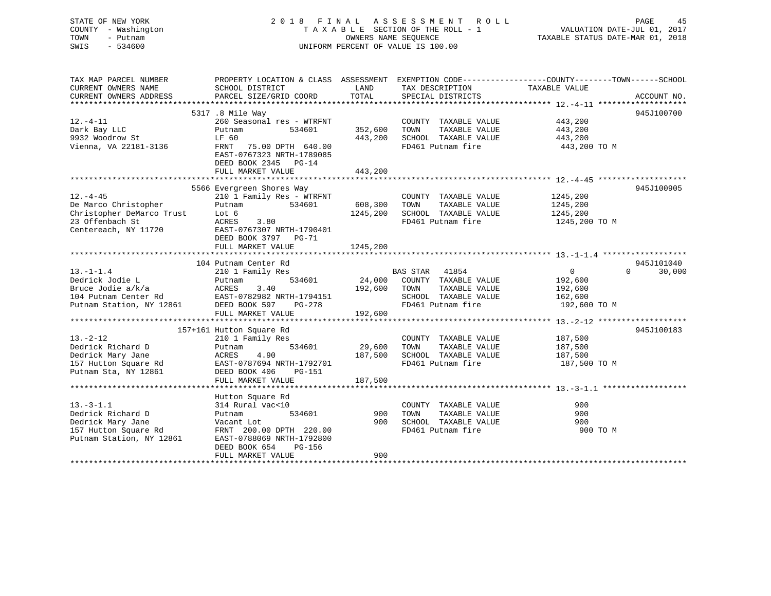STATE OF NEW YORK
COUNTY - Washington
TOWN - Putnam
SWIS - 534600

2 0 1 8 F I N A L A S S E S S M E N T R O L L
T A X A B L E SECTION OF THE ROLL - 1
OWNERS NAME SEQUENCE
UNIFORM PERCENT OF VALUE IS 100.00

VALUATION DATE-JUL 01, 2017
TAXABLE STATUS DATE-MAR 01, 2018

| TAX MAP PARCEL NUMBER / CURRENT OWNERS NAME / CURRENT OWNERS ADDRESS | PROPERTY LOCATION & CLASS / SCHOOL DISTRICT / PARCEL SIZE/GRID COORD | ASSESSMENT LAND | ASSESSMENT TOTAL | EXEMPTION CODE / TAX DESCRIPTION / SPECIAL DISTRICTS | COUNTY TAXABLE VALUE | TOWN | SCHOOL | ACCOUNT NO. |
|---|---|---|---|---|---|---|---|---|
| **12.-4-11** | 5317 .8 Mile Way | | | | | | | 945J100700 |
| 12.-4-11 | 260 Seasonal res - WTRFNT | | | COUNTY TAXABLE VALUE | 443,200 | | | |
| Dark Bay LLC | Putnam 534601 | 352,600 | | TOWN TAXABLE VALUE | 443,200 | | | |
| 9932 Woodrow St | LF 60 | | 443,200 | SCHOOL TAXABLE VALUE | 443,200 | | | |
| Vienna, VA 22181-3136 | FRNT 75.00 DPTH 640.00 | | | FD461 Putnam fire | 443,200 TO M | | | |
| | EAST-0767323 NRTH-1789085 | | | | | | | |
| | DEED BOOK 2345 PG-14 | | | | | | | |
| | FULL MARKET VALUE | | 443,200 | | | | | |
| **12.-4-45** | 5566 Evergreen Shores Way | | | | | | | 945J100905 |
| 12.-4-45 | 210 1 Family Res - WTRFNT | | | COUNTY TAXABLE VALUE | 1245,200 | | | |
| De Marco Christopher | Putnam 534601 | 608,300 | | TOWN TAXABLE VALUE | 1245,200 | | | |
| Christopher DeMarco Trust | Lot 6 | | 1245,200 | SCHOOL TAXABLE VALUE | 1245,200 | | | |
| 23 Offenbach St | ACRES 3.80 | | | FD461 Putnam fire | 1245,200 TO M | | | |
| Centereach, NY 11720 | EAST-0767307 NRTH-1790401 | | | | | | | |
| | DEED BOOK 3797 PG-71 | | | | | | | |
| | FULL MARKET VALUE | | 1245,200 | | | | | |
| **13.-1-1.4** | 104 Putnam Center Rd | | | | | | | 945J101040 |
| 13.-1-1.4 | 210 1 Family Res | | | BAS STAR 41854 | 0 | 0 | 30,000 | |
| Dedrick Jodie L | Putnam 534601 | 24,000 | | COUNTY TAXABLE VALUE | 192,600 | | | |
| Bruce Jodie a/k/a | ACRES 3.40 | | 192,600 | TOWN TAXABLE VALUE | 192,600 | | | |
| 104 Putnam Center Rd | EAST-0782982 NRTH-1794151 | | | SCHOOL TAXABLE VALUE | 162,600 | | | |
| Putnam Station, NY 12861 | DEED BOOK 597 PG-278 | | | FD461 Putnam fire | 192,600 TO M | | | |
| | FULL MARKET VALUE | | 192,600 | | | | | |
| **13.-2-12** | 157+161 Hutton Square Rd | | | | | | | 945J100183 |
| 13.-2-12 | 210 1 Family Res | | | COUNTY TAXABLE VALUE | 187,500 | | | |
| Dedrick Richard D | Putnam 534601 | 29,600 | | TOWN TAXABLE VALUE | 187,500 | | | |
| Dedrick Mary Jane | ACRES 4.90 | | 187,500 | SCHOOL TAXABLE VALUE | 187,500 | | | |
| 157 Hutton Square Rd | EAST-0787694 NRTH-1792701 | | | FD461 Putnam fire | 187,500 TO M | | | |
| Putnam Sta, NY 12861 | DEED BOOK 406 PG-151 | | | | | | | |
| | FULL MARKET VALUE | | 187,500 | | | | | |
| **13.-3-1.1** | Hutton Square Rd | | | | | | | |
| 13.-3-1.1 | 314 Rural vac<10 | | | COUNTY TAXABLE VALUE | 900 | | | |
| Dedrick Richard D | Putnam 534601 | 900 | | TOWN TAXABLE VALUE | 900 | | | |
| Dedrick Mary Jane | Vacant Lot | | 900 | SCHOOL TAXABLE VALUE | 900 | | | |
| 157 Hutton Square Rd | FRNT 200.00 DPTH 220.00 | | | FD461 Putnam fire | 900 TO M | | | |
| Putnam Station, NY 12861 | EAST-0788069 NRTH-1792800 | | | | | | | |
| | DEED BOOK 654 PG-156 | | | | | | | |
| | FULL MARKET VALUE | | 900 | | | | | |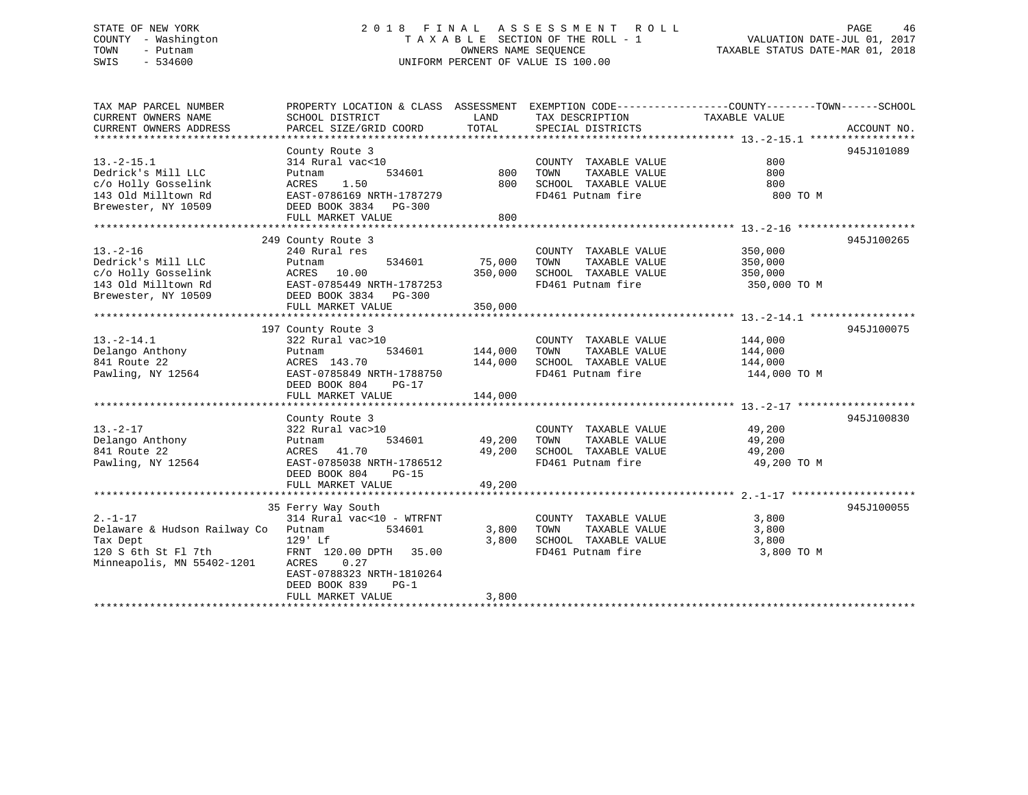STATE OF NEW YORK
COUNTY - Washington
TOWN - Putnam
SWIS - 534600

2 0 1 8 F I N A L A S S E S S M E N T R O L L
T A X A B L E SECTION OF THE ROLL - 1
OWNERS NAME SEQUENCE
UNIFORM PERCENT OF VALUE IS 100.00

VALUATION DATE-JUL 01, 2017
TAXABLE STATUS DATE-MAR 01, 2018

```
TAX MAP PARCEL NUMBER          PROPERTY LOCATION & CLASS  ASSESSMENT  EXEMPTION CODE------------------COUNTY--------TOWN------SCHOOL
CURRENT OWNERS NAME            SCHOOL DISTRICT             LAND      TAX DESCRIPTION            TAXABLE VALUE
CURRENT OWNERS ADDRESS         PARCEL SIZE/GRID COORD      TOTAL     SPECIAL DISTRICTS                                    ACCOUNT NO.
******************************************************************************************************* 13.-2-15.1 *****************
                               County Route 3                                                                         945J101089
13.-2-15.1                     314 Rural vac<10                       COUNTY  TAXABLE VALUE              800
Dedrick's Mill LLC             Putnam         534601         800      TOWN    TAXABLE VALUE              800
c/o Holly Gosselink            ACRES    1.50                 800      SCHOOL  TAXABLE VALUE              800
143 Old Milltown Rd            EAST-0786169 NRTH-1787279              FD461 Putnam fire                    800 TO M
Brewester, NY 10509            DEED BOOK 3834   PG-300
                               FULL MARKET VALUE             800
******************************************************************************************************* 13.-2-16 *******************
                           249 County Route 3                                                                         945J100265
13.-2-16                       240 Rural res                          COUNTY  TAXABLE VALUE          350,000
Dedrick's Mill LLC             Putnam         534601      75,000      TOWN    TAXABLE VALUE          350,000
c/o Holly Gosselink            ACRES   10.00             350,000      SCHOOL  TAXABLE VALUE          350,000
143 Old Milltown Rd            EAST-0785449 NRTH-1787253              FD461 Putnam fire                350,000 TO M
Brewester, NY 10509            DEED BOOK 3834   PG-300
                               FULL MARKET VALUE         350,000
******************************************************************************************************* 13.-2-14.1 *****************
                           197 County Route 3                                                                         945J100075
13.-2-14.1                     322 Rural vac>10                       COUNTY  TAXABLE VALUE          144,000
Delango Anthony                Putnam         534601     144,000      TOWN    TAXABLE VALUE          144,000
841 Route 22                   ACRES  143.70             144,000      SCHOOL  TAXABLE VALUE          144,000
Pawling, NY 12564              EAST-0785849 NRTH-1788750              FD461 Putnam fire                144,000 TO M
                               DEED BOOK 804    PG-17
                               FULL MARKET VALUE         144,000
******************************************************************************************************* 13.-2-17 *******************
                               County Route 3                                                                         945J100830
13.-2-17                       322 Rural vac>10                       COUNTY  TAXABLE VALUE           49,200
Delango Anthony                Putnam         534601      49,200      TOWN    TAXABLE VALUE           49,200
841 Route 22                   ACRES   41.70              49,200      SCHOOL  TAXABLE VALUE           49,200
Pawling, NY 12564              EAST-0785038 NRTH-1786512              FD461 Putnam fire                 49,200 TO M
                               DEED BOOK 804    PG-15
                               FULL MARKET VALUE          49,200
******************************************************************************************************* 2.-1-17 ********************
                            35 Ferry Way South                                                                        945J100055
2.-1-17                        314 Rural vac<10 - WTRFNT              COUNTY  TAXABLE VALUE            3,800
Delaware & Hudson Railway Co   Putnam         534601       3,800      TOWN    TAXABLE VALUE            3,800
Tax Dept                       129' Lf                     3,800      SCHOOL  TAXABLE VALUE            3,800
120 S 6th St Fl 7th            FRNT 120.00 DPTH  35.00                FD461 Putnam fire                  3,800 TO M
Minneapolis, MN 55402-1201     ACRES    0.27
                               EAST-0788323 NRTH-1810264
                               DEED BOOK 839    PG-1
                               FULL MARKET VALUE           3,800
************************************************************************************************************************************
```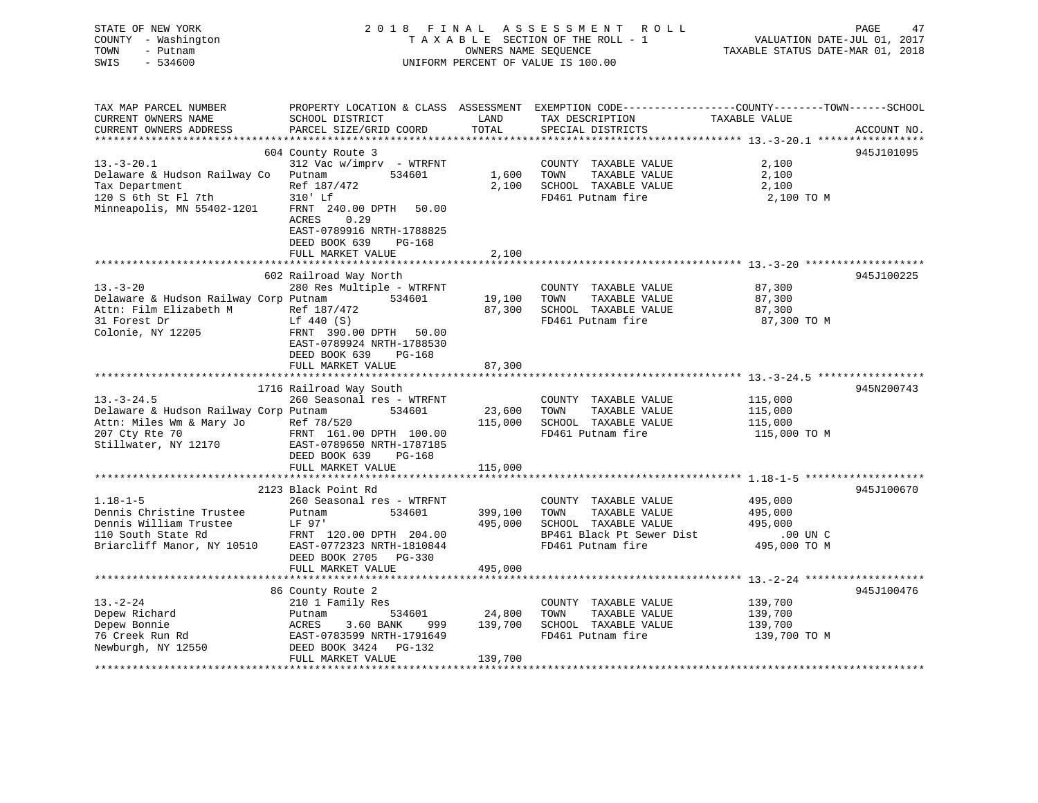STATE OF NEW YORK | COUNTY - Washington | TOWN - Putnam | SWIS - 534600

2018 FINAL ASSESSMENT ROLL
TAXABLE SECTION OF THE ROLL - 1
OWNERS NAME SEQUENCE
UNIFORM PERCENT OF VALUE IS 100.00

VALUATION DATE-JUL 01, 2017
TAXABLE STATUS DATE-MAR 01, 2018

| TAX MAP PARCEL NUMBER / CURRENT OWNERS NAME / CURRENT OWNERS ADDRESS | PROPERTY LOCATION & CLASS / SCHOOL DISTRICT / PARCEL SIZE/GRID COORD | ASSESSMENT LAND | TOTAL | EXEMPTION CODE / TAX DESCRIPTION / SPECIAL DISTRICTS | COUNTY--------TOWN------SCHOOL TAXABLE VALUE | ACCOUNT NO. |
|---|---|---|---|---|---|---|
| **13.-3-20.1** | 604 County Route 3 | | | | | 945J101095 |
| 13.-3-20.1 | 312 Vac w/imprv - WTRFNT | | | COUNTY TAXABLE VALUE | 2,100 | |
| Delaware & Hudson Railway Co | Putnam 534601 | 1,600 | | TOWN TAXABLE VALUE | 2,100 | |
| Tax Department | Ref 187/472 | | 2,100 | SCHOOL TAXABLE VALUE | 2,100 | |
| 120 S 6th St Fl 7th | 310' Lf | | | FD461 Putnam fire | 2,100 TO M | |
| Minneapolis, MN 55402-1201 | FRNT 240.00 DPTH 50.00 | | | | | |
| | ACRES 0.29 | | | | | |
| | EAST-0789916 NRTH-1788825 | | | | | |
| | DEED BOOK 639 PG-168 | | | | | |
| | FULL MARKET VALUE | | 2,100 | | | |
| **13.-3-20** | 602 Railroad Way North | | | | | 945J100225 |
| 13.-3-20 | 280 Res Multiple - WTRFNT | | | COUNTY TAXABLE VALUE | 87,300 | |
| Delaware & Hudson Railway Corp | Putnam 534601 | 19,100 | | TOWN TAXABLE VALUE | 87,300 | |
| Attn: Film Elizabeth M | Ref 187/472 | | 87,300 | SCHOOL TAXABLE VALUE | 87,300 | |
| 31 Forest Dr | Lf 440 (S) | | | FD461 Putnam fire | 87,300 TO M | |
| Colonie, NY 12205 | FRNT 390.00 DPTH 50.00 | | | | | |
| | EAST-0789924 NRTH-1788530 | | | | | |
| | DEED BOOK 639 PG-168 | | | | | |
| | FULL MARKET VALUE | | 87,300 | | | |
| **13.-3-24.5** | 1716 Railroad Way South | | | | | 945N200743 |
| 13.-3-24.5 | 260 Seasonal res - WTRFNT | | | COUNTY TAXABLE VALUE | 115,000 | |
| Delaware & Hudson Railway Corp | Putnam 534601 | 23,600 | | TOWN TAXABLE VALUE | 115,000 | |
| Attn: Miles Wm & Mary Jo | Ref 78/520 | | 115,000 | SCHOOL TAXABLE VALUE | 115,000 | |
| 207 Cty Rte 70 | FRNT 161.00 DPTH 100.00 | | | FD461 Putnam fire | 115,000 TO M | |
| Stillwater, NY 12170 | EAST-0789650 NRTH-1787185 | | | | | |
| | DEED BOOK 639 PG-168 | | | | | |
| | FULL MARKET VALUE | | 115,000 | | | |
| **1.18-1-5** | 2123 Black Point Rd | | | | | 945J100670 |
| 1.18-1-5 | 260 Seasonal res - WTRFNT | | | COUNTY TAXABLE VALUE | 495,000 | |
| Dennis Christine Trustee | Putnam 534601 | 399,100 | | TOWN TAXABLE VALUE | 495,000 | |
| Dennis William Trustee | LF 97' | | 495,000 | SCHOOL TAXABLE VALUE | 495,000 | |
| 110 South State Rd | FRNT 120.00 DPTH 204.00 | | | BP461 Black Pt Sewer Dist | .00 UN C | |
| Briarcliff Manor, NY 10510 | EAST-0772323 NRTH-1810844 | | | FD461 Putnam fire | 495,000 TO M | |
| | DEED BOOK 2705 PG-330 | | | | | |
| | FULL MARKET VALUE | | 495,000 | | | |
| **13.-2-24** | 86 County Route 2 | | | | | 945J100476 |
| 13.-2-24 | 210 1 Family Res | | | COUNTY TAXABLE VALUE | 139,700 | |
| Depew Richard | Putnam 534601 | 24,800 | | TOWN TAXABLE VALUE | 139,700 | |
| Depew Bonnie | ACRES 3.60 BANK 999 | | 139,700 | SCHOOL TAXABLE VALUE | 139,700 | |
| 76 Creek Run Rd | EAST-0783599 NRTH-1791649 | | | FD461 Putnam fire | 139,700 TO M | |
| Newburgh, NY 12550 | DEED BOOK 3424 PG-132 | | | | | |
| | FULL MARKET VALUE | | 139,700 | | | |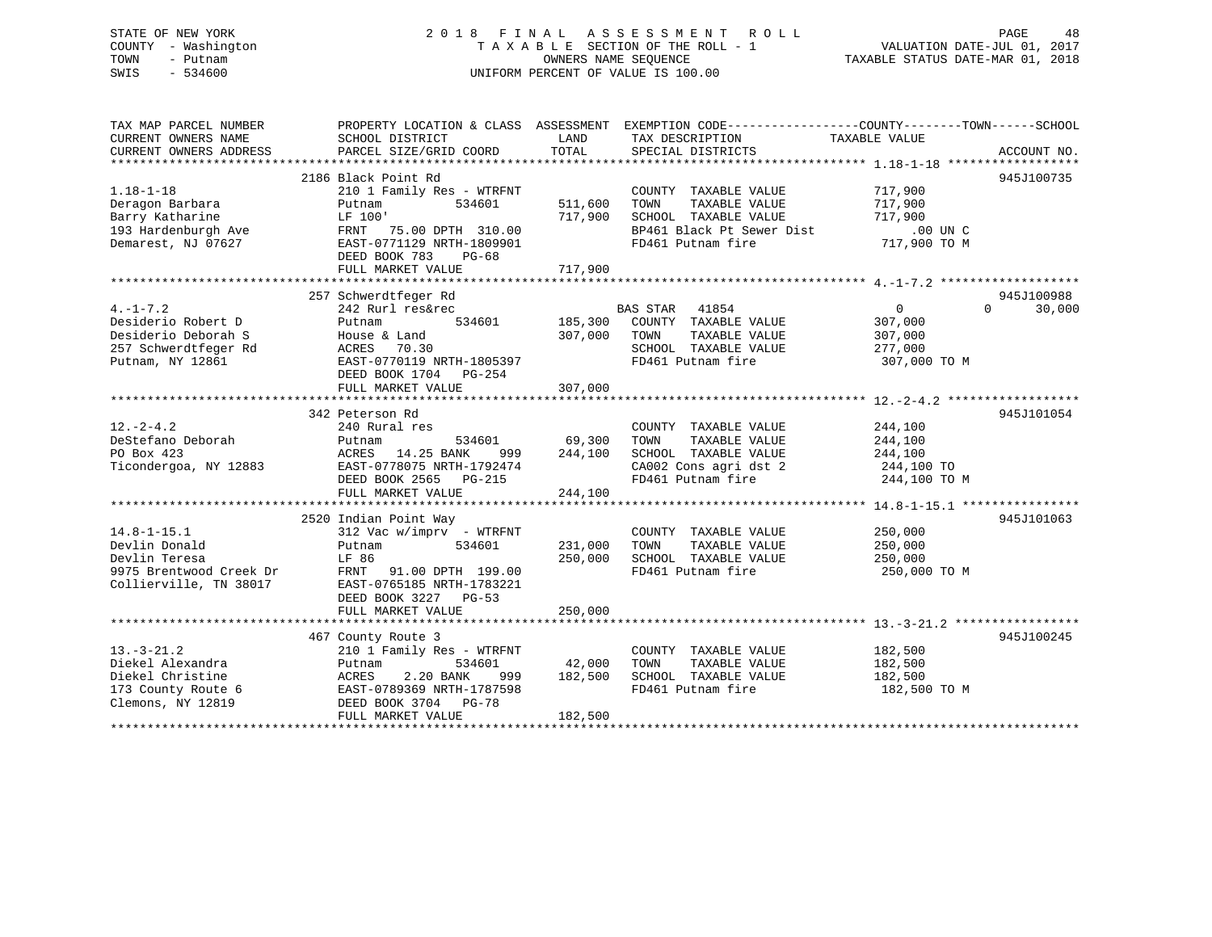STATE OF NEW YORK
COUNTY - Washington
TOWN - Putnam
SWIS - 534600

2 0 1 8 F I N A L A S S E S S M E N T R O L L
T A X A B L E SECTION OF THE ROLL - 1
OWNERS NAME SEQUENCE
UNIFORM PERCENT OF VALUE IS 100.00

VALUATION DATE-JUL 01, 2017
TAXABLE STATUS DATE-MAR 01, 2018

| TAX MAP PARCEL NUMBER / CURRENT OWNERS NAME / CURRENT OWNERS ADDRESS | PROPERTY LOCATION & CLASS / SCHOOL DISTRICT / PARCEL SIZE/GRID COORD | ASSESSMENT LAND / TOTAL | EXEMPTION CODE / TAX DESCRIPTION / SPECIAL DISTRICTS | COUNTY / TOWN / SCHOOL TAXABLE VALUE | ACCOUNT NO. |
|---|---|---|---|---|---|
| 1.18-1-18 | 2186 Black Point Rd | | | | 945J100735 |
| Deragon Barbara | 210 1 Family Res - WTRFNT | | COUNTY TAXABLE VALUE | 717,900 | |
| Barry Katharine | Putnam 534601 | 511,600 | TOWN TAXABLE VALUE | 717,900 | |
| 193 Hardenburgh Ave | LF 100' | 717,900 | SCHOOL TAXABLE VALUE | 717,900 | |
| Demarest, NJ 07627 | FRNT 75.00 DPTH 310.00 | | BP461 Black Pt Sewer Dist | .00 UN C | |
| | EAST-0771129 NRTH-1809901 | | FD461 Putnam fire | 717,900 TO M | |
| | DEED BOOK 783 PG-68 | | | | |
| | FULL MARKET VALUE | 717,900 | | | |
| 4.-1-7.2 | 257 Schwerdtfeger Rd | | | | 945J100988 |
| Desiderio Robert D | 242 Rurl res&rec | | BAS STAR 41854 | 0 0 30,000 | |
| Desiderio Deborah S | Putnam 534601 | 185,300 | COUNTY TAXABLE VALUE | 307,000 | |
| 257 Schwerdtfeger Rd | House & Land | 307,000 | TOWN TAXABLE VALUE | 307,000 | |
| Putnam, NY 12861 | ACRES 70.30 | | SCHOOL TAXABLE VALUE | 277,000 | |
| | EAST-0770119 NRTH-1805397 | | FD461 Putnam fire | 307,000 TO M | |
| | DEED BOOK 1704 PG-254 | | | | |
| | FULL MARKET VALUE | 307,000 | | | |
| 12.-2-4.2 | 342 Peterson Rd | | | | 945J101054 |
| DeStefano Deborah | 240 Rural res | | COUNTY TAXABLE VALUE | 244,100 | |
| PO Box 423 | Putnam 534601 | 69,300 | TOWN TAXABLE VALUE | 244,100 | |
| Ticondergoa, NY 12883 | ACRES 14.25 BANK 999 | 244,100 | SCHOOL TAXABLE VALUE | 244,100 | |
| | EAST-0778075 NRTH-1792474 | | CA002 Cons agri dst 2 | 244,100 TO | |
| | DEED BOOK 2565 PG-215 | | FD461 Putnam fire | 244,100 TO M | |
| | FULL MARKET VALUE | 244,100 | | | |
| 14.8-1-15.1 | 2520 Indian Point Way | | | | 945J101063 |
| Devlin Donald | 312 Vac w/imprv - WTRFNT | | COUNTY TAXABLE VALUE | 250,000 | |
| Devlin Teresa | Putnam 534601 | 231,000 | TOWN TAXABLE VALUE | 250,000 | |
| 9975 Brentwood Creek Dr | LF 86 | 250,000 | SCHOOL TAXABLE VALUE | 250,000 | |
| Collierville, TN 38017 | FRNT 91.00 DPTH 199.00 | | FD461 Putnam fire | 250,000 TO M | |
| | EAST-0765185 NRTH-1783221 | | | | |
| | DEED BOOK 3227 PG-53 | | | | |
| | FULL MARKET VALUE | 250,000 | | | |
| 13.-3-21.2 | 467 County Route 3 | | | | 945J100245 |
| Diekel Alexandra | 210 1 Family Res - WTRFNT | | COUNTY TAXABLE VALUE | 182,500 | |
| Diekel Christine | Putnam 534601 | 42,000 | TOWN TAXABLE VALUE | 182,500 | |
| 173 County Route 6 | ACRES 2.20 BANK 999 | 182,500 | SCHOOL TAXABLE VALUE | 182,500 | |
| Clemons, NY 12819 | EAST-0789369 NRTH-1787598 | | FD461 Putnam fire | 182,500 TO M | |
| | DEED BOOK 3704 PG-78 | | | | |
| | FULL MARKET VALUE | 182,500 | | | |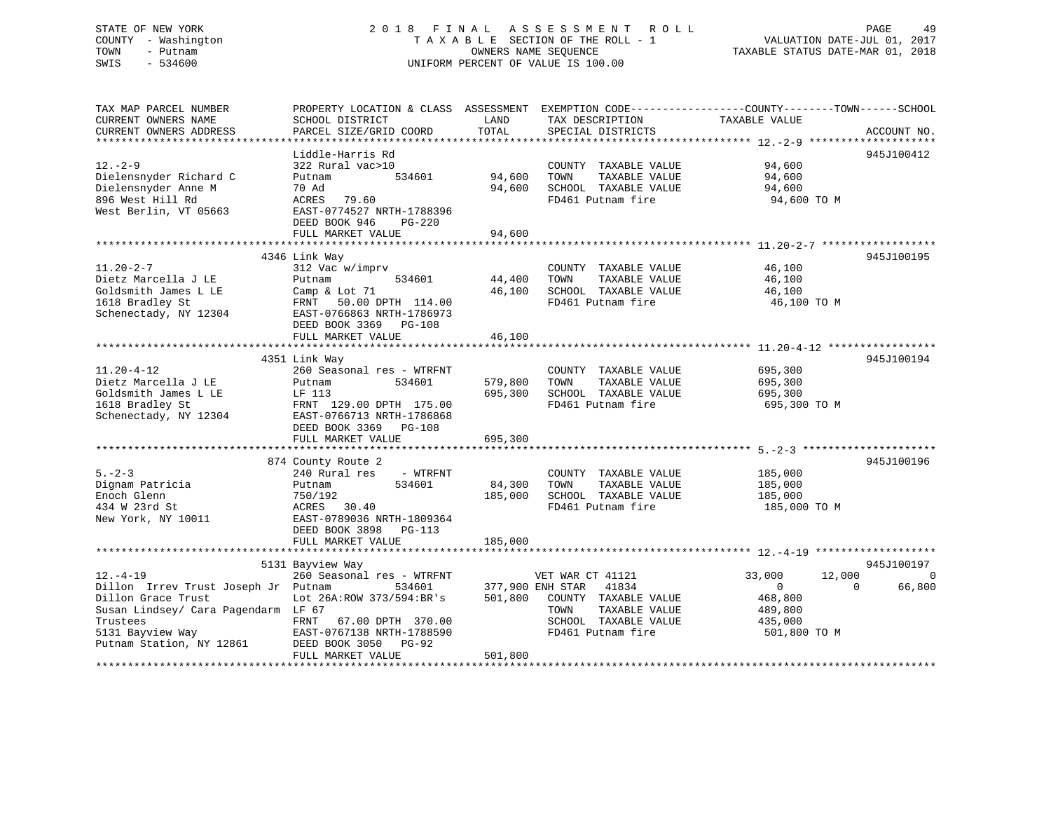STATE OF NEW YORK | 2 0 1 8 F I N A L A S S E S S M E N T R O L L
COUNTY - Washington | T A X A B L E SECTION OF THE ROLL - 1 | VALUATION DATE-JUL 01, 2017
TOWN - Putnam | OWNERS NAME SEQUENCE | TAXABLE STATUS DATE-MAR 01, 2018
SWIS - 534600 | UNIFORM PERCENT OF VALUE IS 100.00

| TAX MAP PARCEL NUMBER / CURRENT OWNERS NAME / CURRENT OWNERS ADDRESS | PROPERTY LOCATION & CLASS / SCHOOL DISTRICT / PARCEL SIZE/GRID COORD | ASSESSMENT LAND | TOTAL | EXEMPTION CODE / TAX DESCRIPTION / SPECIAL DISTRICTS | COUNTY TAXABLE VALUE | TOWN | SCHOOL | ACCOUNT NO. |
|---|---|---|---|---|---|---|---|---|
| **12.-2-9** | Liddle-Harris Rd | | | | | | | 945J100412 |
| | 322 Rural vac>10 | | | COUNTY TAXABLE VALUE | 94,600 | | | |
| Dielensnyder Richard C | Putnam 534601 | 94,600 | | TOWN TAXABLE VALUE | 94,600 | | | |
| Dielensnyder Anne M | 70 Ad | | 94,600 | SCHOOL TAXABLE VALUE | 94,600 | | | |
| 896 West Hill Rd | ACRES 79.60 | | | FD461 Putnam fire | 94,600 TO M | | | |
| West Berlin, VT 05663 | EAST-0774527 NRTH-1788396 | | | | | | | |
| | DEED BOOK 946 PG-220 | | | | | | | |
| | FULL MARKET VALUE | | 94,600 | | | | | |
| **11.20-2-7** | 4346 Link Way | | | | | | | 945J100195 |
| | 312 Vac w/imprv | | | COUNTY TAXABLE VALUE | 46,100 | | | |
| Dietz Marcella J LE | Putnam 534601 | 44,400 | | TOWN TAXABLE VALUE | 46,100 | | | |
| Goldsmith James L LE | Camp & Lot 71 | | 46,100 | SCHOOL TAXABLE VALUE | 46,100 | | | |
| 1618 Bradley St | FRNT 50.00 DPTH 114.00 | | | FD461 Putnam fire | 46,100 TO M | | | |
| Schenectady, NY 12304 | EAST-0766863 NRTH-1786973 | | | | | | | |
| | DEED BOOK 3369 PG-108 | | | | | | | |
| | FULL MARKET VALUE | | 46,100 | | | | | |
| **11.20-4-12** | 4351 Link Way | | | | | | | 945J100194 |
| | 260 Seasonal res - WTRFNT | | | COUNTY TAXABLE VALUE | 695,300 | | | |
| Dietz Marcella J LE | Putnam 534601 | 579,800 | | TOWN TAXABLE VALUE | 695,300 | | | |
| Goldsmith James L LE | LF 113 | | 695,300 | SCHOOL TAXABLE VALUE | 695,300 | | | |
| 1618 Bradley St | FRNT 129.00 DPTH 175.00 | | | FD461 Putnam fire | 695,300 TO M | | | |
| Schenectady, NY 12304 | EAST-0766713 NRTH-1786868 | | | | | | | |
| | DEED BOOK 3369 PG-108 | | | | | | | |
| | FULL MARKET VALUE | | 695,300 | | | | | |
| **5.-2-3** | 874 County Route 2 | | | | | | | 945J100196 |
| | 240 Rural res - WTRFNT | | | COUNTY TAXABLE VALUE | 185,000 | | | |
| Dignam Patricia | Putnam 534601 | 84,300 | | TOWN TAXABLE VALUE | 185,000 | | | |
| Enoch Glenn | 750/192 | | 185,000 | SCHOOL TAXABLE VALUE | 185,000 | | | |
| 434 W 23rd St | ACRES 30.40 | | | FD461 Putnam fire | 185,000 TO M | | | |
| New York, NY 10011 | EAST-0789036 NRTH-1809364 | | | | | | | |
| | DEED BOOK 3898 PG-113 | | | | | | | |
| | FULL MARKET VALUE | | 185,000 | | | | | |
| **12.-4-19** | 5131 Bayview Way | | | | | | | 945J100197 |
| | 260 Seasonal res - WTRFNT | | | VET WAR CT 41121 | 33,000 | 12,000 | 0 | |
| Dillon Irrev Trust Joseph Jr | Putnam 534601 | 377,900 | | ENH STAR 41834 | 0 | 0 | 66,800 | |
| Dillon Grace Trust | Lot 26A:ROW 373/594:BR's | | 501,800 | COUNTY TAXABLE VALUE | 468,800 | | | |
| Susan Lindsey/ Cara Pagendarm | LF 67 | | | TOWN TAXABLE VALUE | 489,800 | | | |
| Trustees | FRNT 67.00 DPTH 370.00 | | | SCHOOL TAXABLE VALUE | 435,000 | | | |
| 5131 Bayview Way | EAST-0767138 NRTH-1788590 | | | FD461 Putnam fire | 501,800 TO M | | | |
| Putnam Station, NY 12861 | DEED BOOK 3050 PG-92 | | | | | | | |
| | FULL MARKET VALUE | | 501,800 | | | | | |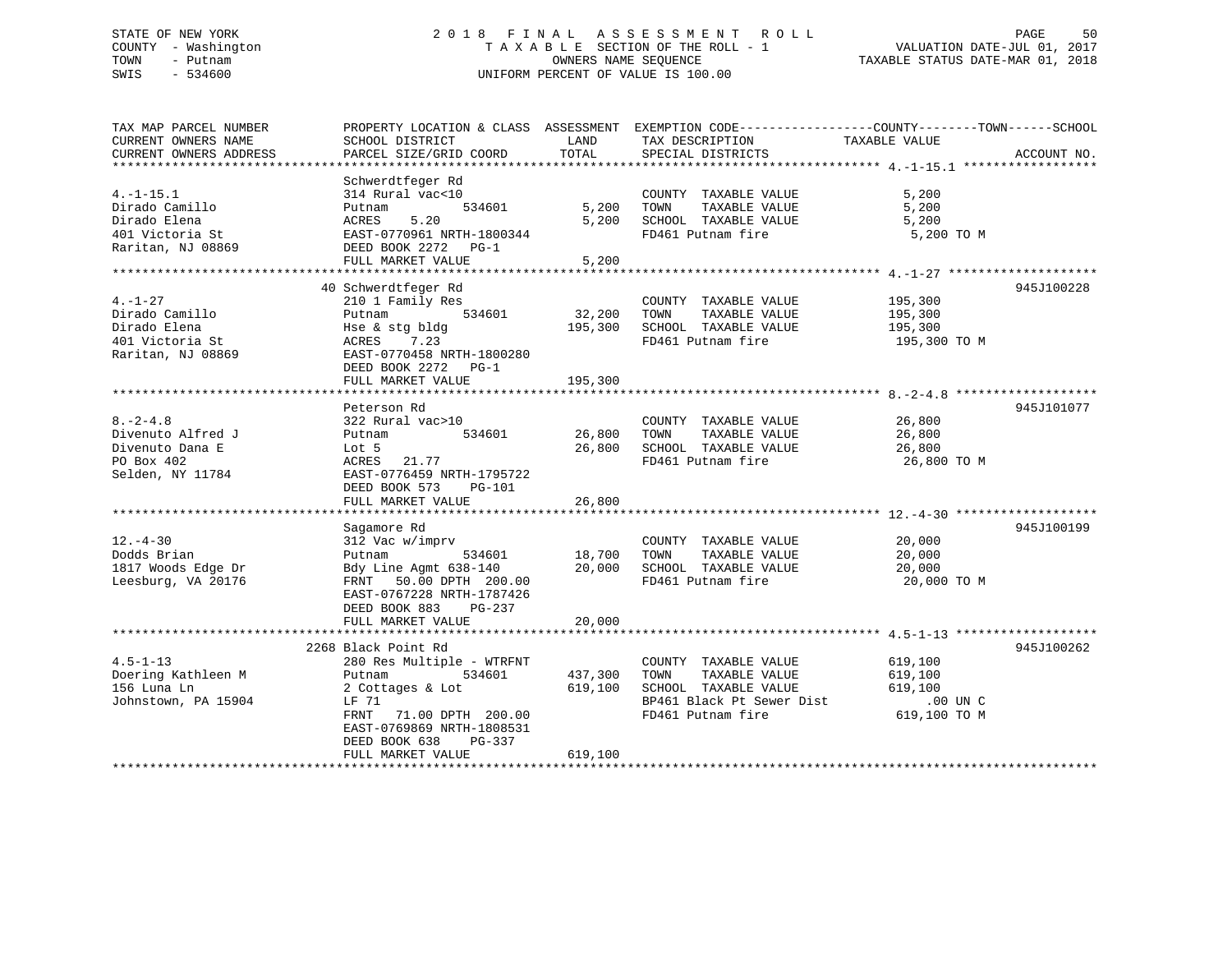STATE OF NEW YORK
COUNTY - Washington
TOWN - Putnam
SWIS - 534600

2 0 1 8 F I N A L A S S E S S M E N T R O L L
T A X A B L E SECTION OF THE ROLL - 1
OWNERS NAME SEQUENCE
UNIFORM PERCENT OF VALUE IS 100.00

VALUATION DATE-JUL 01, 2017
TAXABLE STATUS DATE-MAR 01, 2018

| TAX MAP PARCEL NUMBER / CURRENT OWNERS NAME / CURRENT OWNERS ADDRESS | PROPERTY LOCATION & CLASS / SCHOOL DISTRICT / PARCEL SIZE/GRID COORD | ASSESSMENT LAND / TOTAL | EXEMPTION CODE / TAX DESCRIPTION / SPECIAL DISTRICTS | COUNTY--------TOWN------SCHOOL TAXABLE VALUE | ACCOUNT NO. |
|---|---|---|---|---|---|
| 4.-1-15.1 | Schwerdtfeger Rd | | | | |
| 4.-1-15.1 | 314 Rural vac<10 | | COUNTY TAXABLE VALUE | 5,200 | |
| Dirado Camillo | Putnam 534601 | 5,200 | TOWN TAXABLE VALUE | 5,200 | |
| Dirado Elena | ACRES 5.20 | 5,200 | SCHOOL TAXABLE VALUE | 5,200 | |
| 401 Victoria St | EAST-0770961 NRTH-1800344 | | FD461 Putnam fire | 5,200 TO M | |
| Raritan, NJ 08869 | DEED BOOK 2272 PG-1 | | | | |
| | FULL MARKET VALUE | 5,200 | | | |
| 4.-1-27 | 40 Schwerdtfeger Rd | | | | 945J100228 |
| 4.-1-27 | 210 1 Family Res | | COUNTY TAXABLE VALUE | 195,300 | |
| Dirado Camillo | Putnam 534601 | 32,200 | TOWN TAXABLE VALUE | 195,300 | |
| Dirado Elena | Hse & stg bldg | 195,300 | SCHOOL TAXABLE VALUE | 195,300 | |
| 401 Victoria St | ACRES 7.23 | | FD461 Putnam fire | 195,300 TO M | |
| Raritan, NJ 08869 | EAST-0770458 NRTH-1800280 | | | | |
| | DEED BOOK 2272 PG-1 | | | | |
| | FULL MARKET VALUE | 195,300 | | | |
| 8.-2-4.8 | Peterson Rd | | | | 945J101077 |
| 8.-2-4.8 | 322 Rural vac>10 | | COUNTY TAXABLE VALUE | 26,800 | |
| Divenuto Alfred J | Putnam 534601 | 26,800 | TOWN TAXABLE VALUE | 26,800 | |
| Divenuto Dana E | Lot 5 | 26,800 | SCHOOL TAXABLE VALUE | 26,800 | |
| PO Box 402 | ACRES 21.77 | | FD461 Putnam fire | 26,800 TO M | |
| Selden, NY 11784 | EAST-0776459 NRTH-1795722 | | | | |
| | DEED BOOK 573 PG-101 | | | | |
| | FULL MARKET VALUE | 26,800 | | | |
| 12.-4-30 | Sagamore Rd | | | | 945J100199 |
| 12.-4-30 | 312 Vac w/imprv | | COUNTY TAXABLE VALUE | 20,000 | |
| Dodds Brian | Putnam 534601 | 18,700 | TOWN TAXABLE VALUE | 20,000 | |
| 1817 Woods Edge Dr | Bdy Line Agmt 638-140 | 20,000 | SCHOOL TAXABLE VALUE | 20,000 | |
| Leesburg, VA 20176 | FRNT 50.00 DPTH 200.00 | | FD461 Putnam fire | 20,000 TO M | |
| | EAST-0767228 NRTH-1787426 | | | | |
| | DEED BOOK 883 PG-237 | | | | |
| | FULL MARKET VALUE | 20,000 | | | |
| 4.5-1-13 | 2268 Black Point Rd | | | | 945J100262 |
| 4.5-1-13 | 280 Res Multiple - WTRFNT | | COUNTY TAXABLE VALUE | 619,100 | |
| Doering Kathleen M | Putnam 534601 | 437,300 | TOWN TAXABLE VALUE | 619,100 | |
| 156 Luna Ln | 2 Cottages & Lot | 619,100 | SCHOOL TAXABLE VALUE | 619,100 | |
| Johnstown, PA 15904 | LF 71 | | BP461 Black Pt Sewer Dist | .00 UN C | |
| | FRNT 71.00 DPTH 200.00 | | FD461 Putnam fire | 619,100 TO M | |
| | EAST-0769869 NRTH-1808531 | | | | |
| | DEED BOOK 638 PG-337 | | | | |
| | FULL MARKET VALUE | 619,100 | | | |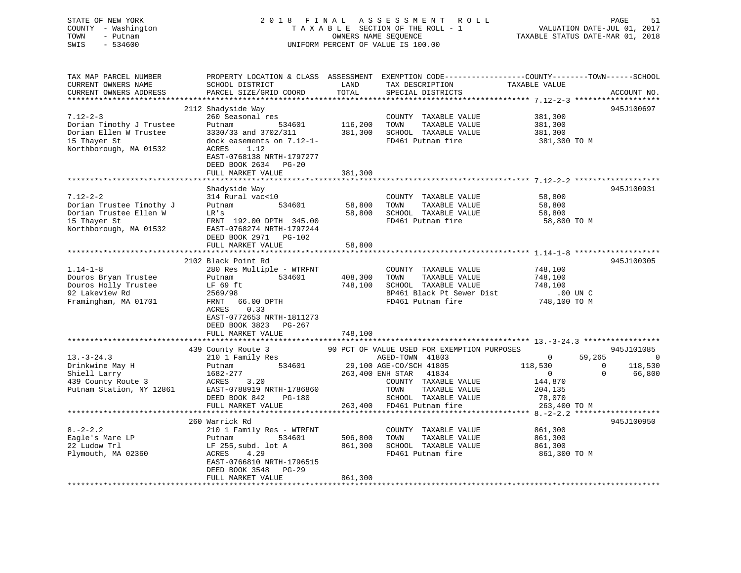STATE OF NEW YORK
COUNTY - Washington
TOWN - Putnam
SWIS - 534600

2 0 1 8 F I N A L A S S E S S M E N T R O L L
T A X A B L E SECTION OF THE ROLL - 1
OWNERS NAME SEQUENCE
UNIFORM PERCENT OF VALUE IS 100.00

VALUATION DATE-JUL 01, 2017
TAXABLE STATUS DATE-MAR 01, 2018

| TAX MAP PARCEL NUMBER / CURRENT OWNERS NAME / CURRENT OWNERS ADDRESS | PROPERTY LOCATION & CLASS / SCHOOL DISTRICT / PARCEL SIZE/GRID COORD | ASSESSMENT LAND | TOTAL | EXEMPTION CODE / TAX DESCRIPTION / SPECIAL DISTRICTS | COUNTY TAXABLE VALUE | TOWN | SCHOOL | ACCOUNT NO. |
|---|---|---|---|---|---|---|---|---|
| 7.12-2-3 | 2112 Shadyside Way | | | | | | | 945J100697 |
| Dorian Timothy J Trustee | 260 Seasonal res | | | COUNTY TAXABLE VALUE | 381,300 | | | |
| Dorian Ellen W Trustee | Putnam 534601 | 116,200 | | TOWN TAXABLE VALUE | 381,300 | | | |
| 15 Thayer St | 3330/33 and 3702/311 | | 381,300 | SCHOOL TAXABLE VALUE | 381,300 | | | |
| Northborough, MA 01532 | dock easements on 7.12-1- | | | FD461 Putnam fire | 381,300 TO M | | | |
| | ACRES 1.12 | | | | | | | |
| | EAST-0768138 NRTH-1797277 | | | | | | | |
| | DEED BOOK 2634 PG-20 | | | | | | | |
| | FULL MARKET VALUE | | 381,300 | | | | | |
| 7.12-2-2 | Shadyside Way | | | | | | | 945J100931 |
| Dorian Trustee Timothy J | 314 Rural vac<10 | | | COUNTY TAXABLE VALUE | 58,800 | | | |
| Dorian Trustee Ellen W | Putnam 534601 | 58,800 | | TOWN TAXABLE VALUE | 58,800 | | | |
| 15 Thayer St | LR's | | 58,800 | SCHOOL TAXABLE VALUE | 58,800 | | | |
| Northborough, MA 01532 | FRNT 192.00 DPTH 345.00 | | | FD461 Putnam fire | 58,800 TO M | | | |
| | EAST-0768274 NRTH-1797244 | | | | | | | |
| | DEED BOOK 2971 PG-102 | | | | | | | |
| | FULL MARKET VALUE | | 58,800 | | | | | |
| 1.14-1-8 | 2102 Black Point Rd | | | | | | | 945J100305 |
| Douros Bryan Trustee | 280 Res Multiple - WTRFNT | | | COUNTY TAXABLE VALUE | 748,100 | | | |
| Douros Holly Trustee | Putnam 534601 | 408,300 | | TOWN TAXABLE VALUE | 748,100 | | | |
| 92 Lakeview Rd | LF 69 ft | | 748,100 | SCHOOL TAXABLE VALUE | 748,100 | | | |
| Framingham, MA 01701 | 2569/98 | | | BP461 Black Pt Sewer Dist | .00 UN C | | | |
| | FRNT 66.00 DPTH | | | FD461 Putnam fire | 748,100 TO M | | | |
| | ACRES 0.33 | | | | | | | |
| | EAST-0772653 NRTH-1811273 | | | | | | | |
| | DEED BOOK 3823 PG-267 | | | | | | | |
| | FULL MARKET VALUE | | 748,100 | | | | | |
| 13.-3-24.3 | 439 County Route 3 | | | 90 PCT OF VALUE USED FOR EXEMPTION PURPOSES | | | | 945J101085 |
| Drinkwine May H | 210 1 Family Res | | | AGED-TOWN 41803 | 0 | 59,265 | 0 | |
| Shiell Larry | Putnam 534601 | 29,100 | | AGE-CO/SCH 41805 | 118,530 | 0 | 118,530 | |
| 439 County Route 3 | 1682-277 | | 263,400 | ENH STAR 41834 | 0 | 0 | 66,800 | |
| Putnam Station, NY 12861 | ACRES 3.20 | | | COUNTY TAXABLE VALUE | 144,870 | | | |
| | EAST-0788919 NRTH-1786860 | | | TOWN TAXABLE VALUE | 204,135 | | | |
| | DEED BOOK 842 PG-180 | | | SCHOOL TAXABLE VALUE | 78,070 | | | |
| | FULL MARKET VALUE | | 263,400 | FD461 Putnam fire | 263,400 TO M | | | |
| 8.-2-2.2 | 260 Warrick Rd | | | | | | | 945J100950 |
| Eagle's Mare LP | 210 1 Family Res - WTRFNT | | | COUNTY TAXABLE VALUE | 861,300 | | | |
| 22 Ludow Trl | Putnam 534601 | 506,800 | | TOWN TAXABLE VALUE | 861,300 | | | |
| Plymouth, MA 02360 | LF 255,subd. lot A | | 861,300 | SCHOOL TAXABLE VALUE | 861,300 | | | |
| | ACRES 4.29 | | | FD461 Putnam fire | 861,300 TO M | | | |
| | EAST-0766810 NRTH-1796515 | | | | | | | |
| | DEED BOOK 3548 PG-29 | | | | | | | |
| | FULL MARKET VALUE | | 861,300 | | | | | |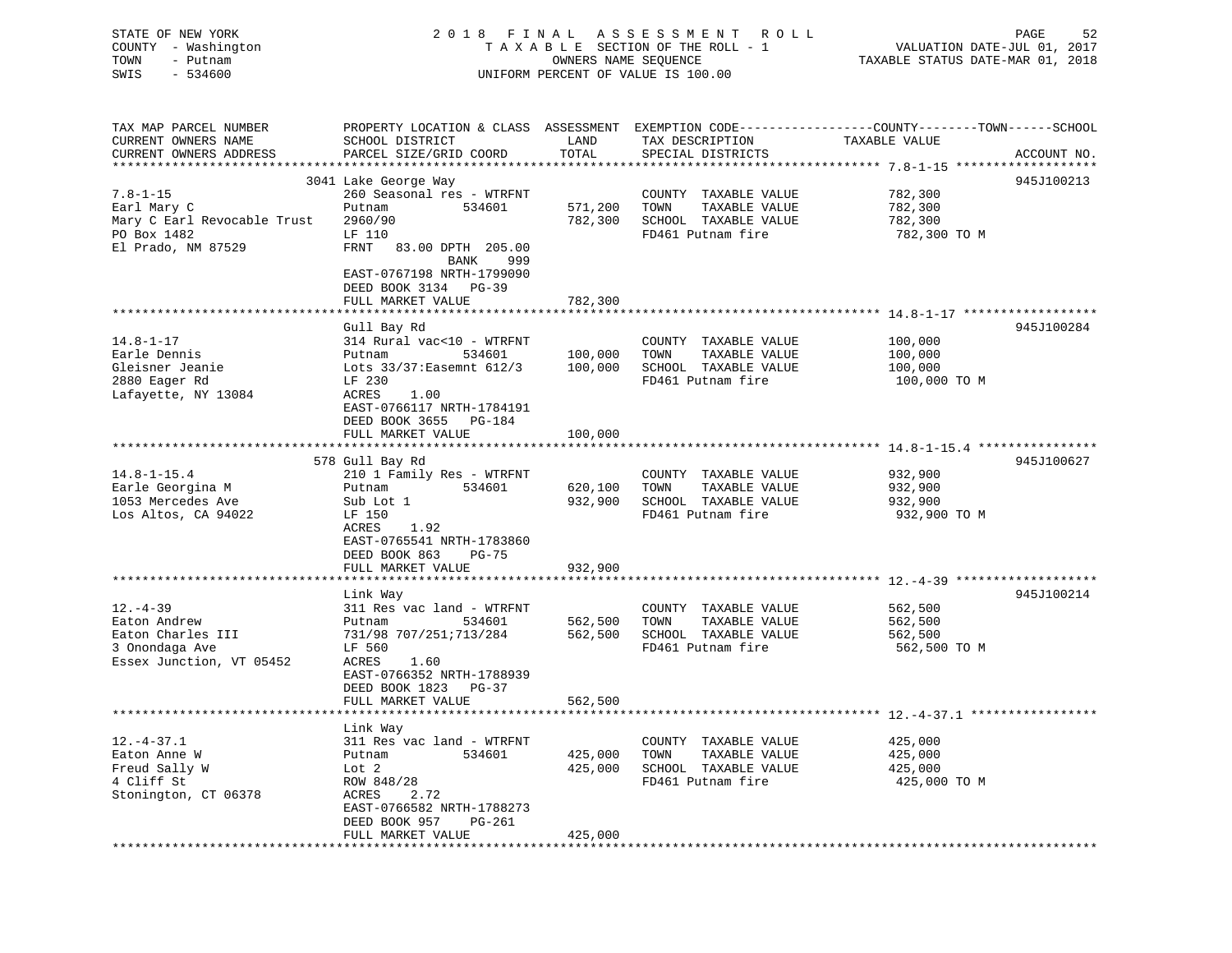STATE OF NEW YORK — 2018 FINAL ASSESSMENT ROLL
COUNTY - Washington — TAXABLE SECTION OF THE ROLL - 1 — VALUATION DATE-JUL 01, 2017
TOWN - Putnam — OWNERS NAME SEQUENCE — TAXABLE STATUS DATE-MAR 01, 2018
SWIS - 534600 — UNIFORM PERCENT OF VALUE IS 100.00

| TAX MAP PARCEL NUMBER / CURRENT OWNERS NAME / CURRENT OWNERS ADDRESS | PROPERTY LOCATION & CLASS / SCHOOL DISTRICT / PARCEL SIZE/GRID COORD | ASSESSMENT LAND | TOTAL | EXEMPTION CODE / TAX DESCRIPTION / SPECIAL DISTRICTS | COUNTY--------TOWN------SCHOOL TAXABLE VALUE | ACCOUNT NO. |
|---|---|---|---|---|---|---|
| 7.8-1-15 | 3041 Lake George Way | | | | | 945J100213 |
| Earl Mary C | 260 Seasonal res - WTRFNT | | | COUNTY TAXABLE VALUE | 782,300 | |
| Mary C Earl Revocable Trust | Putnam 534601 | 571,200 | | TOWN TAXABLE VALUE | 782,300 | |
| PO Box 1482 | 2960/90 | | 782,300 | SCHOOL TAXABLE VALUE | 782,300 | |
| El Prado, NM 87529 | LF 110 | | | FD461 Putnam fire | 782,300 TO M | |
| | FRNT 83.00 DPTH 205.00 | | | | | |
| | BANK 999 | | | | | |
| | EAST-0767198 NRTH-1799090 | | | | | |
| | DEED BOOK 3134 PG-39 | | | | | |
| | FULL MARKET VALUE | | 782,300 | | | |
| 14.8-1-17 | Gull Bay Rd | | | | | 945J100284 |
| Earle Dennis | 314 Rural vac<10 - WTRFNT | | | COUNTY TAXABLE VALUE | 100,000 | |
| Gleisner Jeanie | Putnam 534601 | 100,000 | | TOWN TAXABLE VALUE | 100,000 | |
| 2880 Eager Rd | Lots 33/37:Easemnt 612/3 | | 100,000 | SCHOOL TAXABLE VALUE | 100,000 | |
| Lafayette, NY 13084 | LF 230 | | | FD461 Putnam fire | 100,000 TO M | |
| | ACRES 1.00 | | | | | |
| | EAST-0766117 NRTH-1784191 | | | | | |
| | DEED BOOK 3655 PG-184 | | | | | |
| | FULL MARKET VALUE | | 100,000 | | | |
| 14.8-1-15.4 | 578 Gull Bay Rd | | | | | 945J100627 |
| Earle Georgina M | 210 1 Family Res - WTRFNT | | | COUNTY TAXABLE VALUE | 932,900 | |
| 1053 Mercedes Ave | Putnam 534601 | 620,100 | | TOWN TAXABLE VALUE | 932,900 | |
| Los Altos, CA 94022 | Sub Lot 1 | | 932,900 | SCHOOL TAXABLE VALUE | 932,900 | |
| | LF 150 | | | FD461 Putnam fire | 932,900 TO M | |
| | ACRES 1.92 | | | | | |
| | EAST-0765541 NRTH-1783860 | | | | | |
| | DEED BOOK 863 PG-75 | | | | | |
| | FULL MARKET VALUE | | 932,900 | | | |
| 12.-4-39 | Link Way | | | | | 945J100214 |
| Eaton Andrew | 311 Res vac land - WTRFNT | | | COUNTY TAXABLE VALUE | 562,500 | |
| Eaton Charles III | Putnam 534601 | 562,500 | | TOWN TAXABLE VALUE | 562,500 | |
| 3 Onondaga Ave | 731/98 707/251;713/284 | | 562,500 | SCHOOL TAXABLE VALUE | 562,500 | |
| Essex Junction, VT 05452 | LF 560 | | | FD461 Putnam fire | 562,500 TO M | |
| | ACRES 1.60 | | | | | |
| | EAST-0766352 NRTH-1788939 | | | | | |
| | DEED BOOK 1823 PG-37 | | | | | |
| | FULL MARKET VALUE | | 562,500 | | | |
| 12.-4-37.1 | Link Way | | | | | |
| Eaton Anne W | 311 Res vac land - WTRFNT | | | COUNTY TAXABLE VALUE | 425,000 | |
| Freud Sally W | Putnam 534601 | 425,000 | | TOWN TAXABLE VALUE | 425,000 | |
| 4 Cliff St | Lot 2 | | 425,000 | SCHOOL TAXABLE VALUE | 425,000 | |
| Stonington, CT 06378 | ROW 848/28 | | | FD461 Putnam fire | 425,000 TO M | |
| | ACRES 2.72 | | | | | |
| | EAST-0766582 NRTH-1788273 | | | | | |
| | DEED BOOK 957 PG-261 | | | | | |
| | FULL MARKET VALUE | | 425,000 | | | |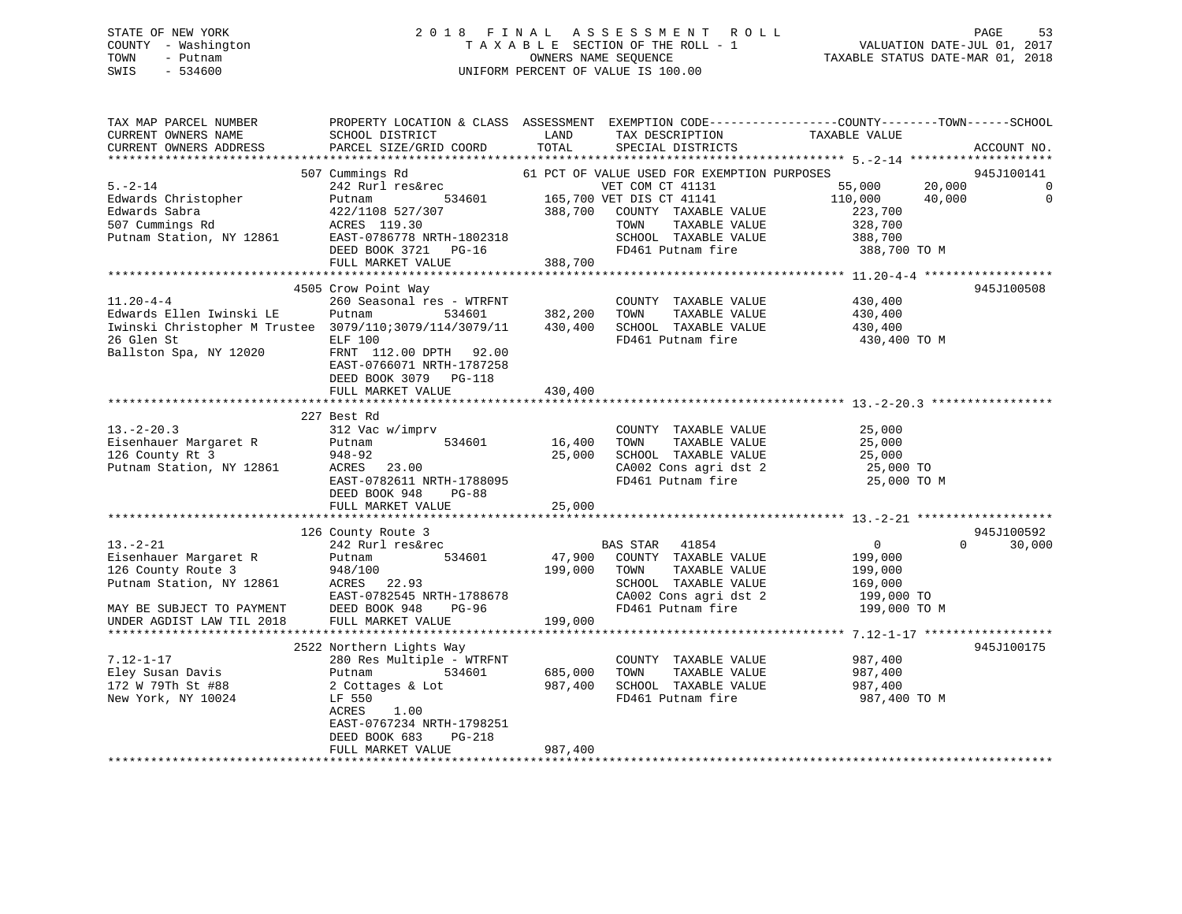STATE OF NEW YORK                                    2018 FINAL ASSESSMENT ROLL
COUNTY - Washington                                  TAXABLE SECTION OF THE ROLL - 1                    VALUATION DATE-JUL 01, 2017
TOWN - Putnam                                        OWNERS NAME SEQUENCE                    TAXABLE STATUS DATE-MAR 01, 2018
SWIS - 534600                                        UNIFORM PERCENT OF VALUE IS 100.00

```
TAX MAP PARCEL NUMBER          PROPERTY LOCATION & CLASS  ASSESSMENT  EXEMPTION CODE------------------COUNTY--------TOWN------SCHOOL
CURRENT OWNERS NAME            SCHOOL DISTRICT             LAND        TAX DESCRIPTION              TAXABLE VALUE
CURRENT OWNERS ADDRESS         PARCEL SIZE/GRID COORD      TOTAL       SPECIAL DISTRICTS                                    ACCOUNT NO.
******************************************************************************************************* 5.-2-14 ********************
                               507 Cummings Rd              61 PCT OF VALUE USED FOR EXEMPTION PURPOSES                      945J100141
5.-2-14                        242 Rurl res&rec                        VET COM CT 41131                55,000       20,000           0
Edwards Christopher            Putnam          534601      165,700 VET DIS CT 41141                  110,000       40,000           0
Edwards Sabra                  422/1108 527/307            388,700   COUNTY  TAXABLE VALUE             223,700
507 Cummings Rd                ACRES 119.30                          TOWN    TAXABLE VALUE             328,700
Putnam Station, NY 12861       EAST-0786778 NRTH-1802318             SCHOOL  TAXABLE VALUE             388,700
                               DEED BOOK 3721   PG-16                FD461 Putnam fire                  388,700 TO M
                               FULL MARKET VALUE           388,700
******************************************************************************************************* 11.20-4-4 ******************
                               4505 Crow Point Way                                                                          945J100508
11.20-4-4                      260 Seasonal res - WTRFNT             COUNTY  TAXABLE VALUE             430,400
Edwards Ellen Iwinski LE       Putnam          534601      382,200   TOWN    TAXABLE VALUE             430,400
Iwinski Christopher M Trustee  3079/110;3079/114/3079/11   430,400   SCHOOL  TAXABLE VALUE             430,400
26 Glen St                     ELF 100                               FD461 Putnam fire                  430,400 TO M
Ballston Spa, NY 12020         FRNT 112.00 DPTH  92.00
                               EAST-0766071 NRTH-1787258
                               DEED BOOK 3079   PG-118
                               FULL MARKET VALUE           430,400
******************************************************************************************************* 13.-2-20.3 *****************
                               227 Best Rd
13.-2-20.3                     312 Vac w/imprv                       COUNTY  TAXABLE VALUE              25,000
Eisenhauer Margaret R          Putnam          534601       16,400   TOWN    TAXABLE VALUE              25,000
126 County Rt 3                948-92                       25,000   SCHOOL  TAXABLE VALUE              25,000
Putnam Station, NY 12861       ACRES  23.00                          CA002 Cons agri dst 2               25,000 TO
                               EAST-0782611 NRTH-1788095             FD461 Putnam fire                   25,000 TO M
                               DEED BOOK 948    PG-88
                               FULL MARKET VALUE            25,000
******************************************************************************************************* 13.-2-21 *******************
                               126 County Route 3                                                                           945J100592
13.-2-21                       242 Rurl res&rec                      BAS STAR   41854                       0            0      30,000
Eisenhauer Margaret R          Putnam          534601       47,900   COUNTY  TAXABLE VALUE             199,000
126 County Route 3             948/100                     199,000   TOWN    TAXABLE VALUE             199,000
Putnam Station, NY 12861       ACRES  22.93                          SCHOOL  TAXABLE VALUE             169,000
                               EAST-0782545 NRTH-1788678             CA002 Cons agri dst 2              199,000 TO
MAY BE SUBJECT TO PAYMENT      DEED BOOK 948    PG-96                FD461 Putnam fire                  199,000 TO M
UNDER AGDIST LAW TIL 2018      FULL MARKET VALUE           199,000
******************************************************************************************************* 7.12-1-17 ******************
                               2522 Northern Lights Way                                                                     945J100175
7.12-1-17                      280 Res Multiple - WTRFNT             COUNTY  TAXABLE VALUE             987,400
Eley Susan Davis               Putnam          534601      685,000   TOWN    TAXABLE VALUE             987,400
172 W 79Th St #88              2 Cottages & Lot            987,400   SCHOOL  TAXABLE VALUE             987,400
New York, NY 10024             LF 550                                FD461 Putnam fire                  987,400 TO M
                               ACRES   1.00
                               EAST-0767234 NRTH-1798251
                               DEED BOOK 683    PG-218
                               FULL MARKET VALUE           987,400
************************************************************************************************************************************
```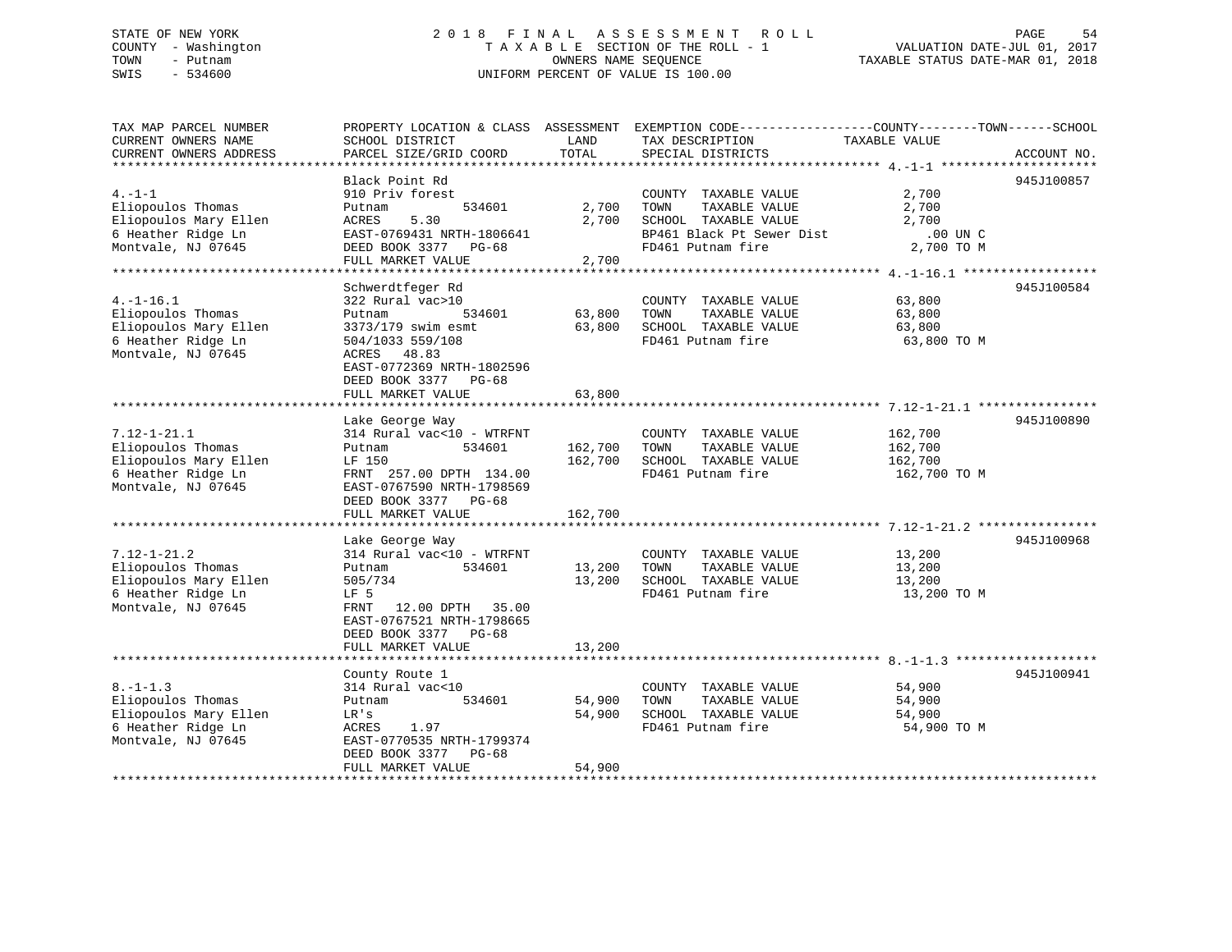STATE OF NEW YORK
COUNTY - Washington
TOWN - Putnam
SWIS - 534600

2018 FINAL ASSESSMENT ROLL
TAXABLE SECTION OF THE ROLL - 1
OWNERS NAME SEQUENCE
UNIFORM PERCENT OF VALUE IS 100.00

VALUATION DATE-JUL 01, 2017
TAXABLE STATUS DATE-MAR 01, 2018

| TAX MAP PARCEL NUMBER / CURRENT OWNERS NAME / CURRENT OWNERS ADDRESS | PROPERTY LOCATION & CLASS / SCHOOL DISTRICT / PARCEL SIZE/GRID COORD | ASSESSMENT LAND | TOTAL | EXEMPTION CODE / TAX DESCRIPTION / SPECIAL DISTRICTS | TAXABLE VALUE (COUNTY--TOWN--SCHOOL) | ACCOUNT NO. |
|---|---|---|---|---|---|---|
| 4.-1-1 | Black Point Rd | | | | | 945J100857 |
| Eliopoulos Thomas | 910 Priv forest | | | COUNTY TAXABLE VALUE | 2,700 | |
| Eliopoulos Mary Ellen | Putnam 534601 | 2,700 | | TOWN TAXABLE VALUE | 2,700 | |
| 6 Heather Ridge Ln | ACRES 5.30 | | 2,700 | SCHOOL TAXABLE VALUE | 2,700 | |
| Montvale, NJ 07645 | EAST-0769431 NRTH-1806641 | | | BP461 Black Pt Sewer Dist | .00 UN C | |
| | DEED BOOK 3377 PG-68 | | | FD461 Putnam fire | 2,700 TO M | |
| | FULL MARKET VALUE | | 2,700 | | | |
| 4.-1-16.1 | Schwerdtfeger Rd | | | | | 945J100584 |
| Eliopoulos Thomas | 322 Rural vac>10 | | | COUNTY TAXABLE VALUE | 63,800 | |
| Eliopoulos Mary Ellen | Putnam 534601 | 63,800 | | TOWN TAXABLE VALUE | 63,800 | |
| 6 Heather Ridge Ln | 3373/179 swim esmt | | 63,800 | SCHOOL TAXABLE VALUE | 63,800 | |
| Montvale, NJ 07645 | 504/1033 559/108 | | | FD461 Putnam fire | 63,800 TO M | |
| | ACRES 48.83 | | | | | |
| | EAST-0772369 NRTH-1802596 | | | | | |
| | DEED BOOK 3377 PG-68 | | | | | |
| | FULL MARKET VALUE | | 63,800 | | | |
| 7.12-1-21.1 | Lake George Way | | | | | 945J100890 |
| Eliopoulos Thomas | 314 Rural vac<10 - WTRFNT | | | COUNTY TAXABLE VALUE | 162,700 | |
| Eliopoulos Mary Ellen | Putnam 534601 | 162,700 | | TOWN TAXABLE VALUE | 162,700 | |
| 6 Heather Ridge Ln | LF 150 | | 162,700 | SCHOOL TAXABLE VALUE | 162,700 | |
| Montvale, NJ 07645 | FRNT 257.00 DPTH 134.00 | | | FD461 Putnam fire | 162,700 TO M | |
| | EAST-0767590 NRTH-1798569 | | | | | |
| | DEED BOOK 3377 PG-68 | | | | | |
| | FULL MARKET VALUE | | 162,700 | | | |
| 7.12-1-21.2 | Lake George Way | | | | | 945J100968 |
| Eliopoulos Thomas | 314 Rural vac<10 - WTRFNT | | | COUNTY TAXABLE VALUE | 13,200 | |
| Eliopoulos Mary Ellen | Putnam 534601 | 13,200 | | TOWN TAXABLE VALUE | 13,200 | |
| 6 Heather Ridge Ln | 505/734 | | 13,200 | SCHOOL TAXABLE VALUE | 13,200 | |
| Montvale, NJ 07645 | LF 5 | | | FD461 Putnam fire | 13,200 TO M | |
| | FRNT 12.00 DPTH 35.00 | | | | | |
| | EAST-0767521 NRTH-1798665 | | | | | |
| | DEED BOOK 3377 PG-68 | | | | | |
| | FULL MARKET VALUE | | 13,200 | | | |
| 8.-1-1.3 | County Route 1 | | | | | 945J100941 |
| Eliopoulos Thomas | 314 Rural vac<10 | | | COUNTY TAXABLE VALUE | 54,900 | |
| Eliopoulos Mary Ellen | Putnam 534601 | 54,900 | | TOWN TAXABLE VALUE | 54,900 | |
| 6 Heather Ridge Ln | LR's | | 54,900 | SCHOOL TAXABLE VALUE | 54,900 | |
| Montvale, NJ 07645 | ACRES 1.97 | | | FD461 Putnam fire | 54,900 TO M | |
| | EAST-0770535 NRTH-1799374 | | | | | |
| | DEED BOOK 3377 PG-68 | | | | | |
| | FULL MARKET VALUE | | 54,900 | | | |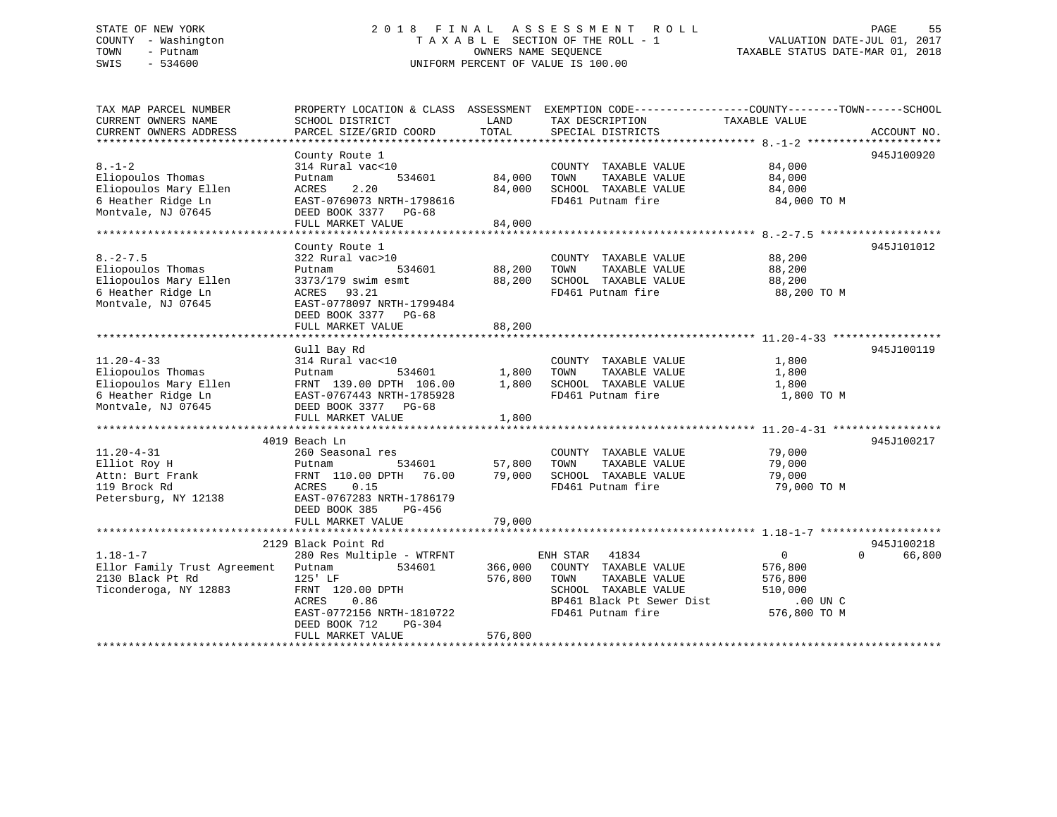STATE OF NEW YORK
COUNTY - Washington
TOWN - Putnam
SWIS - 534600

2018 FINAL ASSESSMENT ROLL
TAXABLE SECTION OF THE ROLL - 1
OWNERS NAME SEQUENCE
UNIFORM PERCENT OF VALUE IS 100.00

VALUATION DATE-JUL 01, 2017
TAXABLE STATUS DATE-MAR 01, 2018

```
TAX MAP PARCEL NUMBER          PROPERTY LOCATION & CLASS  ASSESSMENT  EXEMPTION CODE------------------COUNTY--------TOWN------SCHOOL
CURRENT OWNERS NAME            SCHOOL DISTRICT              LAND      TAX DESCRIPTION               TAXABLE VALUE
CURRENT OWNERS ADDRESS         PARCEL SIZE/GRID COORD       TOTAL     SPECIAL DISTRICTS                                  ACCOUNT NO.
******************************************************************************************************* 8.-1-2 *********************
                               County Route 1                                                                         945J100920
8.-1-2                         314 Rural vac<10                       COUNTY  TAXABLE VALUE            84,000
Eliopoulos Thomas              Putnam          534601      84,000     TOWN    TAXABLE VALUE            84,000
Eliopoulos Mary Ellen          ACRES    2.20               84,000     SCHOOL  TAXABLE VALUE            84,000
6 Heather Ridge Ln             EAST-0769073 NRTH-1798616              FD461 Putnam fire                 84,000 TO M
Montvale, NJ 07645             DEED BOOK 3377   PG-68
                               FULL MARKET VALUE           84,000
******************************************************************************************************* 8.-2-7.5 *******************
                               County Route 1                                                                         945J101012
8.-2-7.5                       322 Rural vac>10                       COUNTY  TAXABLE VALUE            88,200
Eliopoulos Thomas              Putnam          534601      88,200     TOWN    TAXABLE VALUE            88,200
Eliopoulos Mary Ellen          3373/179 swim esmt          88,200     SCHOOL  TAXABLE VALUE            88,200
6 Heather Ridge Ln             ACRES   93.21                          FD461 Putnam fire                 88,200 TO M
Montvale, NJ 07645             EAST-0778097 NRTH-1799484
                               DEED BOOK 3377   PG-68
                               FULL MARKET VALUE           88,200
******************************************************************************************************* 11.20-4-33 *****************
                               Gull Bay Rd                                                                            945J100119
11.20-4-33                     314 Rural vac<10                       COUNTY  TAXABLE VALUE             1,800
Eliopoulos Thomas              Putnam          534601       1,800     TOWN    TAXABLE VALUE             1,800
Eliopoulos Mary Ellen          FRNT 139.00 DPTH 106.00      1,800     SCHOOL  TAXABLE VALUE             1,800
6 Heather Ridge Ln             EAST-0767443 NRTH-1785928              FD461 Putnam fire                  1,800 TO M
Montvale, NJ 07645             DEED BOOK 3377   PG-68
                               FULL MARKET VALUE            1,800
******************************************************************************************************* 11.20-4-31 *****************
                          4019 Beach Ln                                                                               945J100217
11.20-4-31                     260 Seasonal res                       COUNTY  TAXABLE VALUE            79,000
Elliot Roy H                   Putnam          534601      57,800     TOWN    TAXABLE VALUE            79,000
Attn: Burt Frank               FRNT 110.00 DPTH  76.00     79,000     SCHOOL  TAXABLE VALUE            79,000
119 Brock Rd                   ACRES    0.15                          FD461 Putnam fire                 79,000 TO M
Petersburg, NY 12138           EAST-0767283 NRTH-1786179
                               DEED BOOK 385    PG-456
                               FULL MARKET VALUE           79,000
******************************************************************************************************* 1.18-1-7 *******************
                          2129 Black Point Rd                                                                         945J100218
1.18-1-7                       280 Res Multiple - WTRFNT              ENH STAR  41834                       0           0      66,800
Ellor Family Trust Agreement   Putnam          534601     366,000     COUNTY  TAXABLE VALUE           576,800
2130 Black Pt Rd               125' LF                    576,800     TOWN    TAXABLE VALUE           576,800
Ticonderoga, NY 12883          FRNT 120.00 DPTH                       SCHOOL  TAXABLE VALUE           510,000
                               ACRES    0.86                          BP461 Black Pt Sewer Dist            .00 UN C
                               EAST-0772156 NRTH-1810722              FD461 Putnam fire                576,800 TO M
                               DEED BOOK 712    PG-304
                               FULL MARKET VALUE          576,800
************************************************************************************************************************************
```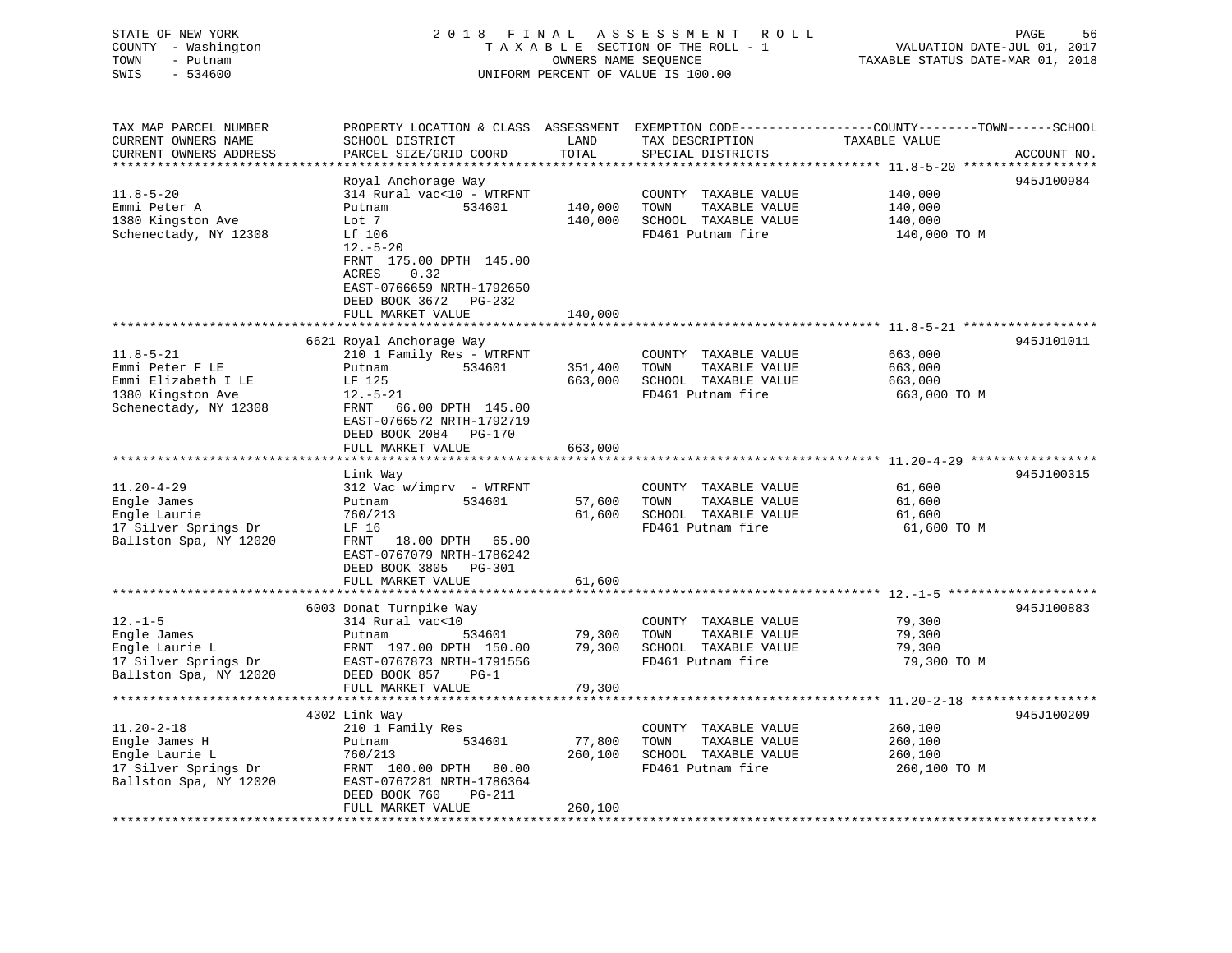STATE OF NEW YORK
COUNTY - Washington
TOWN - Putnam
SWIS - 534600

2018 FINAL ASSESSMENT ROLL
TAXABLE SECTION OF THE ROLL - 1
OWNERS NAME SEQUENCE
UNIFORM PERCENT OF VALUE IS 100.00

VALUATION DATE-JUL 01, 2017
TAXABLE STATUS DATE-MAR 01, 2018

| TAX MAP PARCEL NUMBER / CURRENT OWNERS NAME / CURRENT OWNERS ADDRESS | PROPERTY LOCATION & CLASS / SCHOOL DISTRICT / PARCEL SIZE/GRID COORD | ASSESSMENT LAND | TOTAL | EXEMPTION CODE / TAX DESCRIPTION / SPECIAL DISTRICTS | TAXABLE VALUE (COUNTY--TOWN--SCHOOL) | ACCOUNT NO. |
|---|---|---|---|---|---|---|
| 11.8-5-20 | Royal Anchorage Way | | | | | 945J100984 |
| 11.8-5-20 | 314 Rural vac<10 - WTRFNT | | | COUNTY TAXABLE VALUE | 140,000 | |
| Emmi Peter A | Putnam 534601 | 140,000 | | TOWN TAXABLE VALUE | 140,000 | |
| 1380 Kingston Ave | Lot 7 | | 140,000 | SCHOOL TAXABLE VALUE | 140,000 | |
| Schenectady, NY 12308 | Lf 106 | | | FD461 Putnam fire | 140,000 TO M | |
| | 12.-5-20 | | | | | |
| | FRNT 175.00 DPTH 145.00 | | | | | |
| | ACRES 0.32 | | | | | |
| | EAST-0766659 NRTH-1792650 | | | | | |
| | DEED BOOK 3672 PG-232 | | | | | |
| | FULL MARKET VALUE | | 140,000 | | | |
| 11.8-5-21 | 6621 Royal Anchorage Way | | | | | 945J101011 |
| 11.8-5-21 | 210 1 Family Res - WTRFNT | | | COUNTY TAXABLE VALUE | 663,000 | |
| Emmi Peter F LE | Putnam 534601 | 351,400 | | TOWN TAXABLE VALUE | 663,000 | |
| Emmi Elizabeth I LE | LF 125 | | 663,000 | SCHOOL TAXABLE VALUE | 663,000 | |
| 1380 Kingston Ave | 12.-5-21 | | | FD461 Putnam fire | 663,000 TO M | |
| Schenectady, NY 12308 | FRNT 66.00 DPTH 145.00 | | | | | |
| | EAST-0766572 NRTH-1792719 | | | | | |
| | DEED BOOK 2084 PG-170 | | | | | |
| | FULL MARKET VALUE | | 663,000 | | | |
| 11.20-4-29 | Link Way | | | | | 945J100315 |
| 11.20-4-29 | 312 Vac w/imprv - WTRFNT | | | COUNTY TAXABLE VALUE | 61,600 | |
| Engle James | Putnam 534601 | 57,600 | | TOWN TAXABLE VALUE | 61,600 | |
| Engle Laurie | 760/213 | | 61,600 | SCHOOL TAXABLE VALUE | 61,600 | |
| 17 Silver Springs Dr | LF 16 | | | FD461 Putnam fire | 61,600 TO M | |
| Ballston Spa, NY 12020 | FRNT 18.00 DPTH 65.00 | | | | | |
| | EAST-0767079 NRTH-1786242 | | | | | |
| | DEED BOOK 3805 PG-301 | | | | | |
| | FULL MARKET VALUE | | 61,600 | | | |
| 12.-1-5 | 6003 Donat Turnpike Way | | | | | 945J100883 |
| 12.-1-5 | 314 Rural vac<10 | | | COUNTY TAXABLE VALUE | 79,300 | |
| Engle James | Putnam 534601 | 79,300 | | TOWN TAXABLE VALUE | 79,300 | |
| Engle Laurie L | FRNT 197.00 DPTH 150.00 | | 79,300 | SCHOOL TAXABLE VALUE | 79,300 | |
| 17 Silver Springs Dr | EAST-0767873 NRTH-1791556 | | | FD461 Putnam fire | 79,300 TO M | |
| Ballston Spa, NY 12020 | DEED BOOK 857 PG-1 | | | | | |
| | FULL MARKET VALUE | | 79,300 | | | |
| 11.20-2-18 | 4302 Link Way | | | | | 945J100209 |
| 11.20-2-18 | 210 1 Family Res | | | COUNTY TAXABLE VALUE | 260,100 | |
| Engle James H | Putnam 534601 | 77,800 | | TOWN TAXABLE VALUE | 260,100 | |
| Engle Laurie L | 760/213 | | 260,100 | SCHOOL TAXABLE VALUE | 260,100 | |
| 17 Silver Springs Dr | FRNT 100.00 DPTH 80.00 | | | FD461 Putnam fire | 260,100 TO M | |
| Ballston Spa, NY 12020 | EAST-0767281 NRTH-1786364 | | | | | |
| | DEED BOOK 760 PG-211 | | | | | |
| | FULL MARKET VALUE | | 260,100 | | | |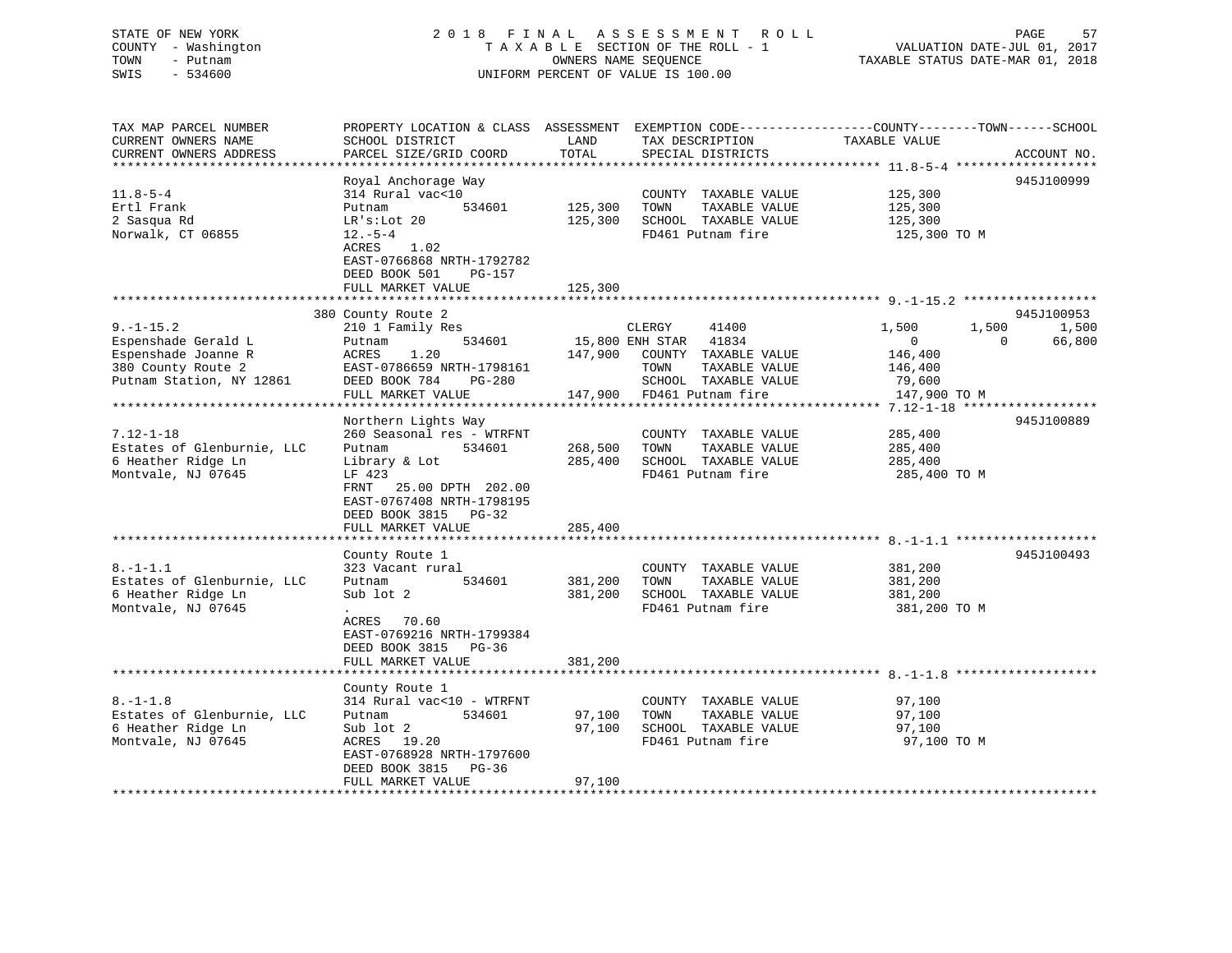```
STATE OF NEW YORK                2 0 1 8   F I N A L   A S S E S S M E N T   R O L L                    PAGE    57
COUNTY  - Washington                  T A X A B L E  SECTION OF THE ROLL - 1                VALUATION DATE-JUL 01, 2017
TOWN    - Putnam                              OWNERS NAME SEQUENCE                      TAXABLE STATUS DATE-MAR 01, 2018
SWIS    - 534600                       UNIFORM PERCENT OF VALUE IS 100.00

TAX MAP PARCEL NUMBER          PROPERTY LOCATION & CLASS  ASSESSMENT  EXEMPTION CODE------------------COUNTY--------TOWN------SCHOOL
CURRENT OWNERS NAME            SCHOOL DISTRICT               LAND      TAX DESCRIPTION              TAXABLE VALUE
CURRENT OWNERS ADDRESS         PARCEL SIZE/GRID COORD       TOTAL      SPECIAL DISTRICTS                                  ACCOUNT NO.
******************************************************************************************************* 11.8-5-4 *******************
                               Royal Anchorage Way                                                                      945J100999
11.8-5-4                       314 Rural vac<10                        COUNTY  TAXABLE VALUE          125,300
Ertl Frank                     Putnam          534601        125,300   TOWN    TAXABLE VALUE          125,300
2 Sasqua Rd                    LR's:Lot 20                   125,300   SCHOOL  TAXABLE VALUE          125,300
Norwalk, CT 06855              12.-5-4                                 FD461 Putnam fire               125,300 TO M
                               ACRES    1.02
                               EAST-0766868 NRTH-1792782
                               DEED BOOK 501     PG-157
                               FULL MARKET VALUE             125,300
******************************************************************************************************* 9.-1-15.2 ******************
                           380 County Route 2                                                                           945J100953
9.-1-15.2                      210 1 Family Res                     CLERGY      41400              1,500        1,500        1,500
Espenshade Gerald L            Putnam          534601        15,800 ENH STAR   41834                  0            0       66,800
Espenshade Joanne R            ACRES    1.20                 147,900   COUNTY  TAXABLE VALUE          146,400
380 County Route 2             EAST-0786659 NRTH-1798161               TOWN    TAXABLE VALUE          146,400
Putnam Station, NY 12861       DEED BOOK 784     PG-280                SCHOOL  TAXABLE VALUE           79,600
                               FULL MARKET VALUE             147,900   FD461 Putnam fire               147,900 TO M
******************************************************************************************************* 7.12-1-18 ******************
                               Northern Lights Way                                                                      945J100889
7.12-1-18                      260 Seasonal res - WTRFNT               COUNTY  TAXABLE VALUE          285,400
Estates of Glenburnie, LLC     Putnam          534601        268,500   TOWN    TAXABLE VALUE          285,400
6 Heather Ridge Ln             Library & Lot                 285,400   SCHOOL  TAXABLE VALUE          285,400
Montvale, NJ 07645             LF 423                                  FD461 Putnam fire               285,400 TO M
                               FRNT    25.00 DPTH  202.00
                               EAST-0767408 NRTH-1798195
                               DEED BOOK 3815    PG-32
                               FULL MARKET VALUE             285,400
******************************************************************************************************* 8.-1-1.1 *******************
                               County Route 1                                                                           945J100493
8.-1-1.1                       323 Vacant rural                        COUNTY  TAXABLE VALUE          381,200
Estates of Glenburnie, LLC     Putnam          534601        381,200   TOWN    TAXABLE VALUE          381,200
6 Heather Ridge Ln             Sub lot 2                     381,200   SCHOOL  TAXABLE VALUE          381,200
Montvale, NJ 07645             .                                       FD461 Putnam fire               381,200 TO M
                               ACRES   70.60
                               EAST-0769216 NRTH-1799384
                               DEED BOOK 3815    PG-36
                               FULL MARKET VALUE             381,200
******************************************************************************************************* 8.-1-1.8 *******************
                               County Route 1
8.-1-1.8                       314 Rural vac<10 - WTRFNT               COUNTY  TAXABLE VALUE           97,100
Estates of Glenburnie, LLC     Putnam          534601         97,100   TOWN    TAXABLE VALUE           97,100
6 Heather Ridge Ln             Sub lot 2                      97,100   SCHOOL  TAXABLE VALUE           97,100
Montvale, NJ 07645             ACRES   19.20                           FD461 Putnam fire                97,100 TO M
                               EAST-0768928 NRTH-1797600
                               DEED BOOK 3815    PG-36
                               FULL MARKET VALUE              97,100
************************************************************************************************************************************
```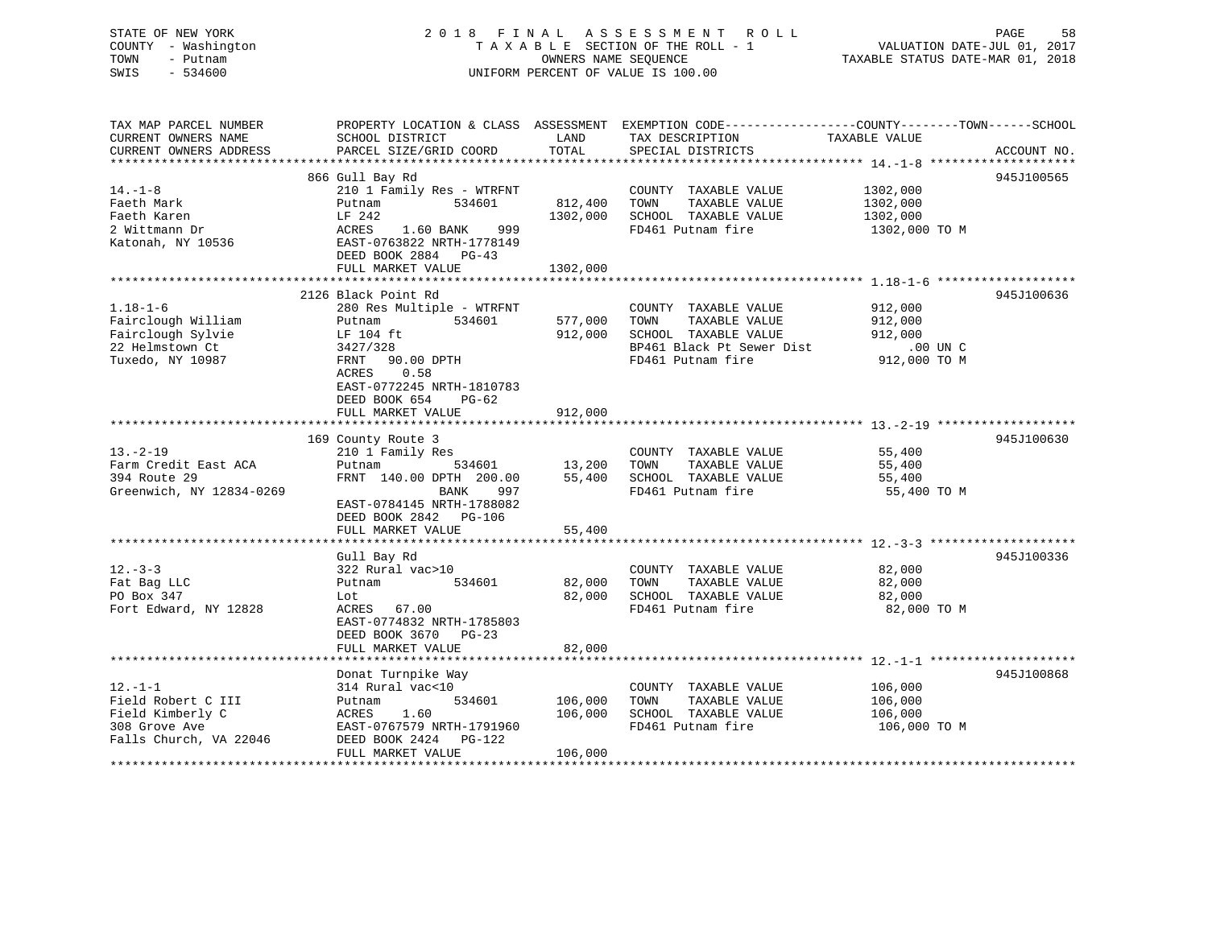STATE OF NEW YORK
COUNTY - Washington
TOWN - Putnam
SWIS - 534600

2 0 1 8 F I N A L A S S E S S M E N T R O L L
T A X A B L E SECTION OF THE ROLL - 1
OWNERS NAME SEQUENCE
UNIFORM PERCENT OF VALUE IS 100.00

VALUATION DATE-JUL 01, 2017
TAXABLE STATUS DATE-MAR 01, 2018

| TAX MAP PARCEL NUMBER / CURRENT OWNERS NAME / CURRENT OWNERS ADDRESS | PROPERTY LOCATION & CLASS / SCHOOL DISTRICT / PARCEL SIZE/GRID COORD | ASSESSMENT LAND / TOTAL | EXEMPTION CODE / TAX DESCRIPTION / SPECIAL DISTRICTS | TAXABLE VALUE (COUNTY / TOWN / SCHOOL) | ACCOUNT NO. |
|---|---|---|---|---|---|
| 14.-1-8 | 866 Gull Bay Rd | | | | 945J100565 |
| 14.-1-8 | 210 1 Family Res - WTRFNT | | COUNTY TAXABLE VALUE | 1302,000 | |
| Faeth Mark | Putnam 534601 | 812,400 | TOWN TAXABLE VALUE | 1302,000 | |
| Faeth Karen | LF 242 | 1302,000 | SCHOOL TAXABLE VALUE | 1302,000 | |
| 2 Wittmann Dr | ACRES 1.60 BANK 999 | | FD461 Putnam fire | 1302,000 TO M | |
| Katonah, NY 10536 | EAST-0763822 NRTH-1778149 | | | | |
| | DEED BOOK 2884 PG-43 | | | | |
| | FULL MARKET VALUE | 1302,000 | | | |
| 1.18-1-6 | 2126 Black Point Rd | | | | 945J100636 |
| 1.18-1-6 | 280 Res Multiple - WTRFNT | | COUNTY TAXABLE VALUE | 912,000 | |
| Fairclough William | Putnam 534601 | 577,000 | TOWN TAXABLE VALUE | 912,000 | |
| Fairclough Sylvie | LF 104 ft | 912,000 | SCHOOL TAXABLE VALUE | 912,000 | |
| 22 Helmstown Ct | 3427/328 | | BP461 Black Pt Sewer Dist | .00 UN C | |
| Tuxedo, NY 10987 | FRNT 90.00 DPTH | | FD461 Putnam fire | 912,000 TO M | |
| | ACRES 0.58 | | | | |
| | EAST-0772245 NRTH-1810783 | | | | |
| | DEED BOOK 654 PG-62 | | | | |
| | FULL MARKET VALUE | 912,000 | | | |
| 13.-2-19 | 169 County Route 3 | | | | 945J100630 |
| 13.-2-19 | 210 1 Family Res | | COUNTY TAXABLE VALUE | 55,400 | |
| Farm Credit East ACA | Putnam 534601 | 13,200 | TOWN TAXABLE VALUE | 55,400 | |
| 394 Route 29 | FRNT 140.00 DPTH 200.00 | 55,400 | SCHOOL TAXABLE VALUE | 55,400 | |
| Greenwich, NY 12834-0269 | BANK 997 | | FD461 Putnam fire | 55,400 TO M | |
| | EAST-0784145 NRTH-1788082 | | | | |
| | DEED BOOK 2842 PG-106 | | | | |
| | FULL MARKET VALUE | 55,400 | | | |
| 12.-3-3 | Gull Bay Rd | | | | 945J100336 |
| 12.-3-3 | 322 Rural vac>10 | | COUNTY TAXABLE VALUE | 82,000 | |
| Fat Bag LLC | Putnam 534601 | 82,000 | TOWN TAXABLE VALUE | 82,000 | |
| PO Box 347 | Lot | 82,000 | SCHOOL TAXABLE VALUE | 82,000 | |
| Fort Edward, NY 12828 | ACRES 67.00 | | FD461 Putnam fire | 82,000 TO M | |
| | EAST-0774832 NRTH-1785803 | | | | |
| | DEED BOOK 3670 PG-23 | | | | |
| | FULL MARKET VALUE | 82,000 | | | |
| 12.-1-1 | Donat Turnpike Way | | | | 945J100868 |
| 12.-1-1 | 314 Rural vac<10 | | COUNTY TAXABLE VALUE | 106,000 | |
| Field Robert C III | Putnam 534601 | 106,000 | TOWN TAXABLE VALUE | 106,000 | |
| Field Kimberly C | ACRES 1.60 | 106,000 | SCHOOL TAXABLE VALUE | 106,000 | |
| 308 Grove Ave | EAST-0767579 NRTH-1791960 | | FD461 Putnam fire | 106,000 TO M | |
| Falls Church, VA 22046 | DEED BOOK 2424 PG-122 | | | | |
| | FULL MARKET VALUE | 106,000 | | | |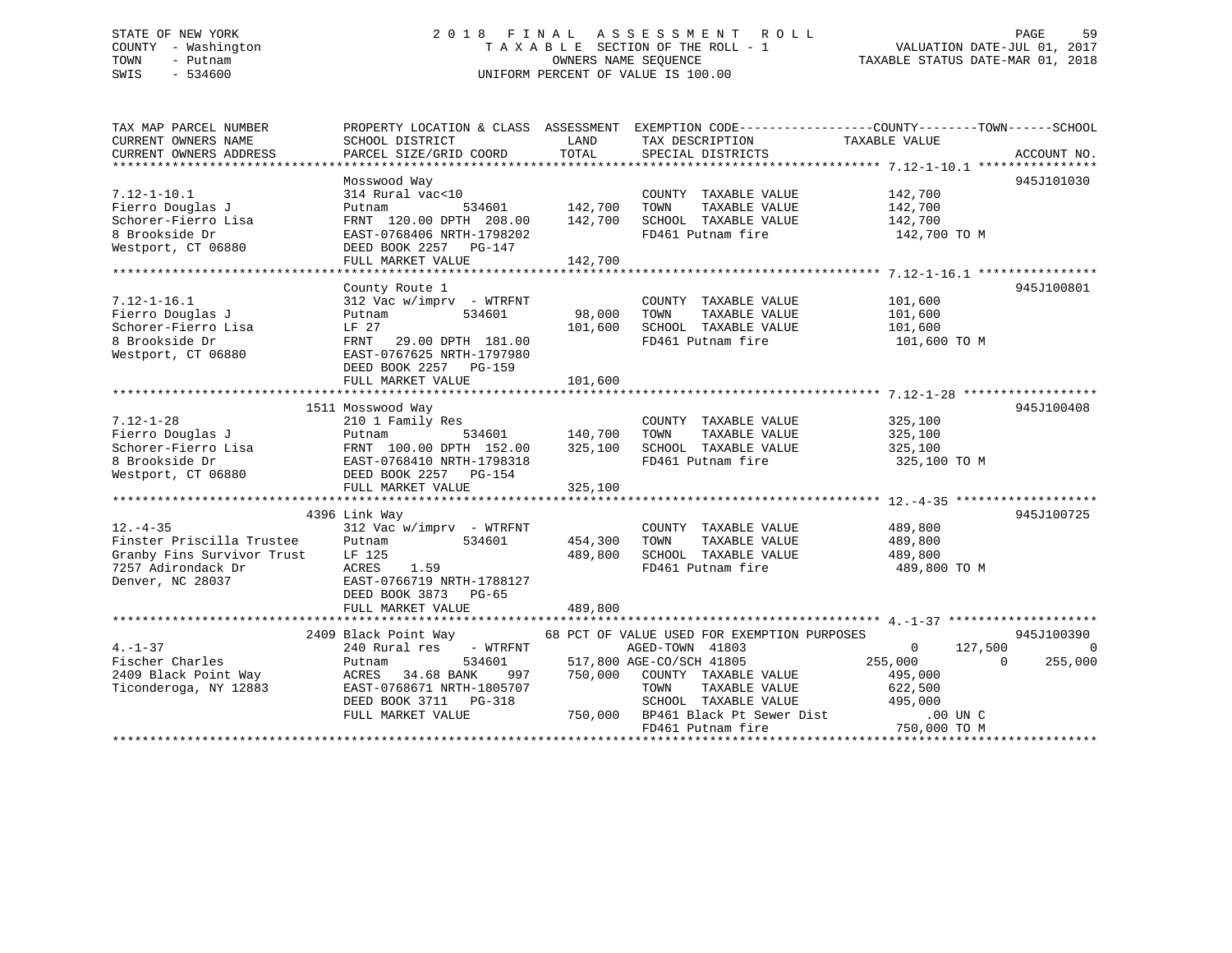STATE OF NEW YORK
COUNTY - Washington
TOWN - Putnam
SWIS - 534600

# 2018 FINAL ASSESSMENT ROLL

TAXABLE SECTION OF THE ROLL - 1
OWNERS NAME SEQUENCE
UNIFORM PERCENT OF VALUE IS 100.00

VALUATION DATE-JUL 01, 2017
TAXABLE STATUS DATE-MAR 01, 2018

```
TAX MAP PARCEL NUMBER          PROPERTY LOCATION & CLASS  ASSESSMENT  EXEMPTION CODE------------------COUNTY--------TOWN------SCHOOL
CURRENT OWNERS NAME            SCHOOL DISTRICT              LAND      TAX DESCRIPTION              TAXABLE VALUE
CURRENT OWNERS ADDRESS         PARCEL SIZE/GRID COORD      TOTAL      SPECIAL DISTRICTS                                    ACCOUNT NO.
******************************************************************************************************* 7.12-1-10.1 ****************
                               Mosswood Way                                                                            945J101030
7.12-1-10.1                    314 Rural vac<10                      COUNTY  TAXABLE VALUE          142,700
Fierro Douglas J               Putnam          534601     142,700    TOWN    TAXABLE VALUE          142,700
Schorer-Fierro Lisa            FRNT 120.00 DPTH 208.00    142,700    SCHOOL  TAXABLE VALUE          142,700
8 Brookside Dr                 EAST-0768406 NRTH-1798202             FD461 Putnam fire               142,700 TO M
Westport, CT 06880             DEED BOOK 2257   PG-147
                               FULL MARKET VALUE          142,700
******************************************************************************************************* 7.12-1-16.1 ****************
                               County Route 1                                                                          945J100801
7.12-1-16.1                    312 Vac w/imprv  - WTRFNT             COUNTY  TAXABLE VALUE          101,600
Fierro Douglas J               Putnam          534601      98,000    TOWN    TAXABLE VALUE          101,600
Schorer-Fierro Lisa            LF 27                      101,600    SCHOOL  TAXABLE VALUE          101,600
8 Brookside Dr                 FRNT  29.00 DPTH 181.00               FD461 Putnam fire               101,600 TO M
Westport, CT 06880             EAST-0767625 NRTH-1797980
                               DEED BOOK 2257   PG-159
                               FULL MARKET VALUE          101,600
******************************************************************************************************* 7.12-1-28 ******************
                          1511 Mosswood Way                                                                            945J100408
7.12-1-28                      210 1 Family Res                      COUNTY  TAXABLE VALUE          325,100
Fierro Douglas J               Putnam          534601     140,700    TOWN    TAXABLE VALUE          325,100
Schorer-Fierro Lisa            FRNT 100.00 DPTH 152.00    325,100    SCHOOL  TAXABLE VALUE          325,100
8 Brookside Dr                 EAST-0768410 NRTH-1798318             FD461 Putnam fire               325,100 TO M
Westport, CT 06880             DEED BOOK 2257   PG-154
                               FULL MARKET VALUE          325,100
******************************************************************************************************* 12.-4-35 *******************
                          4396 Link Way                                                                                945J100725
12.-4-35                       312 Vac w/imprv  - WTRFNT             COUNTY  TAXABLE VALUE          489,800
Finster Priscilla Trustee      Putnam          534601     454,300    TOWN    TAXABLE VALUE          489,800
Granby Fins Survivor Trust     LF 125                     489,800    SCHOOL  TAXABLE VALUE          489,800
7257 Adirondack Dr             ACRES    1.59                         FD461 Putnam fire               489,800 TO M
Denver, NC 28037               EAST-0766719 NRTH-1788127
                               DEED BOOK 3873   PG-65
                               FULL MARKET VALUE          489,800
******************************************************************************************************* 4.-1-37 ********************
                          2409 Black Point Way           68 PCT OF VALUE USED FOR EXEMPTION PURPOSES                   945J100390
4.-1-37                        240 Rural res    - WTRFNT         AGED-TOWN  41803                 0      127,500             0
Fischer Charles                Putnam          534601     517,800 AGE-CO/SCH 41805           255,000            0      255,000
2409 Black Point Way           ACRES   34.68 BANK    997  750,000    COUNTY  TAXABLE VALUE          495,000
Ticonderoga, NY 12883          EAST-0768671 NRTH-1805707             TOWN    TAXABLE VALUE          622,500
                               DEED BOOK 3711   PG-318               SCHOOL  TAXABLE VALUE          495,000
                               FULL MARKET VALUE          750,000    BP461 Black Pt Sewer Dist           .00 UN C
                                                                     FD461 Putnam fire               750,000 TO M
************************************************************************************************************************************
```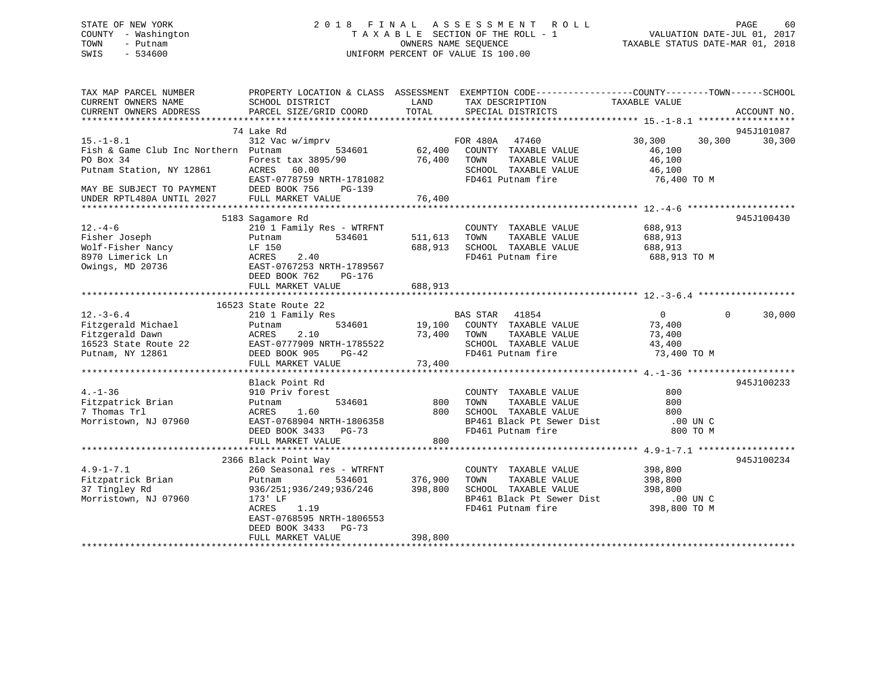STATE OF NEW YORK
COUNTY - Washington
TOWN - Putnam
SWIS - 534600

# 2018 FINAL ASSESSMENT ROLL

TAXABLE SECTION OF THE ROLL - 1
OWNERS NAME SEQUENCE
UNIFORM PERCENT OF VALUE IS 100.00

VALUATION DATE-JUL 01, 2017
TAXABLE STATUS DATE-MAR 01, 2018

| TAX MAP PARCEL NUMBER / CURRENT OWNERS NAME / CURRENT OWNERS ADDRESS | PROPERTY LOCATION & CLASS / SCHOOL DISTRICT / PARCEL SIZE/GRID COORD | ASSESSMENT LAND | TOTAL | EXEMPTION CODE / TAX DESCRIPTION / SPECIAL DISTRICTS | COUNTY TAXABLE VALUE | TOWN | SCHOOL | ACCOUNT NO. |
|---|---|---|---|---|---|---|---|---|
| **15.-1-8.1** | 74 Lake Rd | | | | | | | 945J101087 |
| | 312 Vac w/imprv | | | FOR 480A 47460 | 30,300 | 30,300 | 30,300 | |
| Fish & Game Club Inc Northern | Putnam 534601 | 62,400 | | COUNTY TAXABLE VALUE | 46,100 | | | |
| PO Box 34 | Forest tax 3895/90 | | 76,400 | TOWN TAXABLE VALUE | 46,100 | | | |
| Putnam Station, NY 12861 | ACRES 60.00 | | | SCHOOL TAXABLE VALUE | 46,100 | | | |
| | EAST-0778759 NRTH-1781082 | | | FD461 Putnam fire | 76,400 TO M | | | |
| MAY BE SUBJECT TO PAYMENT | DEED BOOK 756 PG-139 | | | | | | | |
| UNDER RPTL480A UNTIL 2027 | FULL MARKET VALUE | | 76,400 | | | | | |
| **12.-4-6** | 5183 Sagamore Rd | | | | | | | 945J100430 |
| | 210 1 Family Res - WTRFNT | | | COUNTY TAXABLE VALUE | 688,913 | | | |
| Fisher Joseph | Putnam 534601 | 511,613 | | TOWN TAXABLE VALUE | 688,913 | | | |
| Wolf-Fisher Nancy | LF 150 | | 688,913 | SCHOOL TAXABLE VALUE | 688,913 | | | |
| 8970 Limerick Ln | ACRES 2.40 | | | FD461 Putnam fire | 688,913 TO M | | | |
| Owings, MD 20736 | EAST-0767253 NRTH-1789567 | | | | | | | |
| | DEED BOOK 762 PG-176 | | | | | | | |
| | FULL MARKET VALUE | | 688,913 | | | | | |
| **12.-3-6.4** | 16523 State Route 22 | | | | | | | |
| | 210 1 Family Res | | | BAS STAR 41854 | 0 | 0 | 30,000 | |
| Fitzgerald Michael | Putnam 534601 | 19,100 | | COUNTY TAXABLE VALUE | 73,400 | | | |
| Fitzgerald Dawn | ACRES 2.10 | | 73,400 | TOWN TAXABLE VALUE | 73,400 | | | |
| 16523 State Route 22 | EAST-0777909 NRTH-1785522 | | | SCHOOL TAXABLE VALUE | 43,400 | | | |
| Putnam, NY 12861 | DEED BOOK 905 PG-42 | | | FD461 Putnam fire | 73,400 TO M | | | |
| | FULL MARKET VALUE | | 73,400 | | | | | |
| **4.-1-36** | Black Point Rd | | | | | | | 945J100233 |
| | 910 Priv forest | | | COUNTY TAXABLE VALUE | 800 | | | |
| Fitzpatrick Brian | Putnam 534601 | 800 | | TOWN TAXABLE VALUE | 800 | | | |
| 7 Thomas Trl | ACRES 1.60 | | 800 | SCHOOL TAXABLE VALUE | 800 | | | |
| Morristown, NJ 07960 | EAST-0768904 NRTH-1806358 | | | BP461 Black Pt Sewer Dist | .00 UN C | | | |
| | DEED BOOK 3433 PG-73 | | | FD461 Putnam fire | 800 TO M | | | |
| | FULL MARKET VALUE | | 800 | | | | | |
| **4.9-1-7.1** | 2366 Black Point Way | | | | | | | 945J100234 |
| | 260 Seasonal res - WTRFNT | | | COUNTY TAXABLE VALUE | 398,800 | | | |
| Fitzpatrick Brian | Putnam 534601 | 376,900 | | TOWN TAXABLE VALUE | 398,800 | | | |
| 37 Tingley Rd | 936/251;936/249;936/246 | | 398,800 | SCHOOL TAXABLE VALUE | 398,800 | | | |
| Morristown, NJ 07960 | 173' LF | | | BP461 Black Pt Sewer Dist | .00 UN C | | | |
| | ACRES 1.19 | | | FD461 Putnam fire | 398,800 TO M | | | |
| | EAST-0768595 NRTH-1806553 | | | | | | | |
| | DEED BOOK 3433 PG-73 | | | | | | | |
| | FULL MARKET VALUE | | 398,800 | | | | | |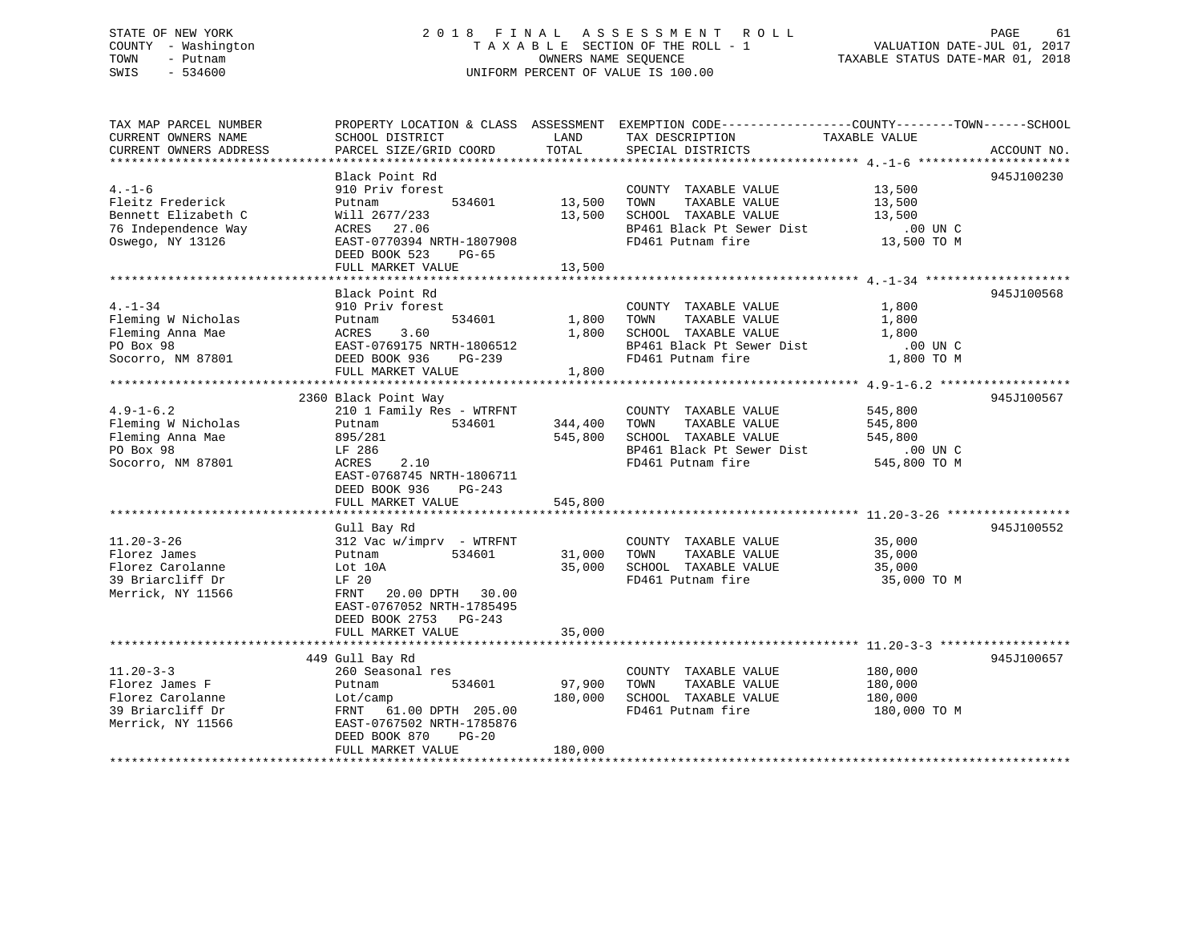STATE OF NEW YORK
COUNTY - Washington
TOWN - Putnam
SWIS - 534600

# 2018 FINAL ASSESSMENT ROLL
TAXABLE SECTION OF THE ROLL - 1
OWNERS NAME SEQUENCE
UNIFORM PERCENT OF VALUE IS 100.00

VALUATION DATE-JUL 01, 2017
TAXABLE STATUS DATE-MAR 01, 2018

| TAX MAP PARCEL NUMBER / CURRENT OWNERS NAME / CURRENT OWNERS ADDRESS | PROPERTY LOCATION & CLASS / SCHOOL DISTRICT / PARCEL SIZE/GRID COORD | ASSESSMENT LAND | TOTAL | EXEMPTION CODE / TAX DESCRIPTION / SPECIAL DISTRICTS | TAXABLE VALUE (COUNTY--TOWN--SCHOOL) | ACCOUNT NO. |
|---|---|---|---|---|---|---|
| 4.-1-6 | Black Point Rd | | | | | 945J100230 |
| | 910 Priv forest | | | COUNTY TAXABLE VALUE | 13,500 | |
| Fleitz Frederick | Putnam 534601 | 13,500 | | TOWN TAXABLE VALUE | 13,500 | |
| Bennett Elizabeth C | Will 2677/233 | | 13,500 | SCHOOL TAXABLE VALUE | 13,500 | |
| 76 Independence Way | ACRES 27.06 | | | BP461 Black Pt Sewer Dist | .00 UN C | |
| Oswego, NY 13126 | EAST-0770394 NRTH-1807908 | | | FD461 Putnam fire | 13,500 TO M | |
| | DEED BOOK 523 PG-65 | | | | | |
| | FULL MARKET VALUE | | 13,500 | | | |
| 4.-1-34 | Black Point Rd | | | | | 945J100568 |
| | 910 Priv forest | | | COUNTY TAXABLE VALUE | 1,800 | |
| Fleming W Nicholas | Putnam 534601 | 1,800 | | TOWN TAXABLE VALUE | 1,800 | |
| Fleming Anna Mae | ACRES 3.60 | | 1,800 | SCHOOL TAXABLE VALUE | 1,800 | |
| PO Box 98 | EAST-0769175 NRTH-1806512 | | | BP461 Black Pt Sewer Dist | .00 UN C | |
| Socorro, NM 87801 | DEED BOOK 936 PG-239 | | | FD461 Putnam fire | 1,800 TO M | |
| | FULL MARKET VALUE | | 1,800 | | | |
| 4.9-1-6.2 | 2360 Black Point Way | | | | | 945J100567 |
| | 210 1 Family Res - WTRFNT | | | COUNTY TAXABLE VALUE | 545,800 | |
| Fleming W Nicholas | Putnam 534601 | 344,400 | | TOWN TAXABLE VALUE | 545,800 | |
| Fleming Anna Mae | 895/281 | | 545,800 | SCHOOL TAXABLE VALUE | 545,800 | |
| PO Box 98 | LF 286 | | | BP461 Black Pt Sewer Dist | .00 UN C | |
| Socorro, NM 87801 | ACRES 2.10 | | | FD461 Putnam fire | 545,800 TO M | |
| | EAST-0768745 NRTH-1806711 | | | | | |
| | DEED BOOK 936 PG-243 | | | | | |
| | FULL MARKET VALUE | | 545,800 | | | |
| 11.20-3-26 | Gull Bay Rd | | | | | 945J100552 |
| | 312 Vac w/imprv - WTRFNT | | | COUNTY TAXABLE VALUE | 35,000 | |
| Florez James | Putnam 534601 | 31,000 | | TOWN TAXABLE VALUE | 35,000 | |
| Florez Carolanne | Lot 10A | | 35,000 | SCHOOL TAXABLE VALUE | 35,000 | |
| 39 Briarcliff Dr | LF 20 | | | FD461 Putnam fire | 35,000 TO M | |
| Merrick, NY 11566 | FRNT 20.00 DPTH 30.00 | | | | | |
| | EAST-0767052 NRTH-1785495 | | | | | |
| | DEED BOOK 2753 PG-243 | | | | | |
| | FULL MARKET VALUE | | 35,000 | | | |
| 11.20-3-3 | 449 Gull Bay Rd | | | | | 945J100657 |
| | 260 Seasonal res | | | COUNTY TAXABLE VALUE | 180,000 | |
| Florez James F | Putnam 534601 | 97,900 | | TOWN TAXABLE VALUE | 180,000 | |
| Florez Carolanne | Lot/camp | | 180,000 | SCHOOL TAXABLE VALUE | 180,000 | |
| 39 Briarcliff Dr | FRNT 61.00 DPTH 205.00 | | | FD461 Putnam fire | 180,000 TO M | |
| Merrick, NY 11566 | EAST-0767502 NRTH-1785876 | | | | | |
| | DEED BOOK 870 PG-20 | | | | | |
| | FULL MARKET VALUE | | 180,000 | | | |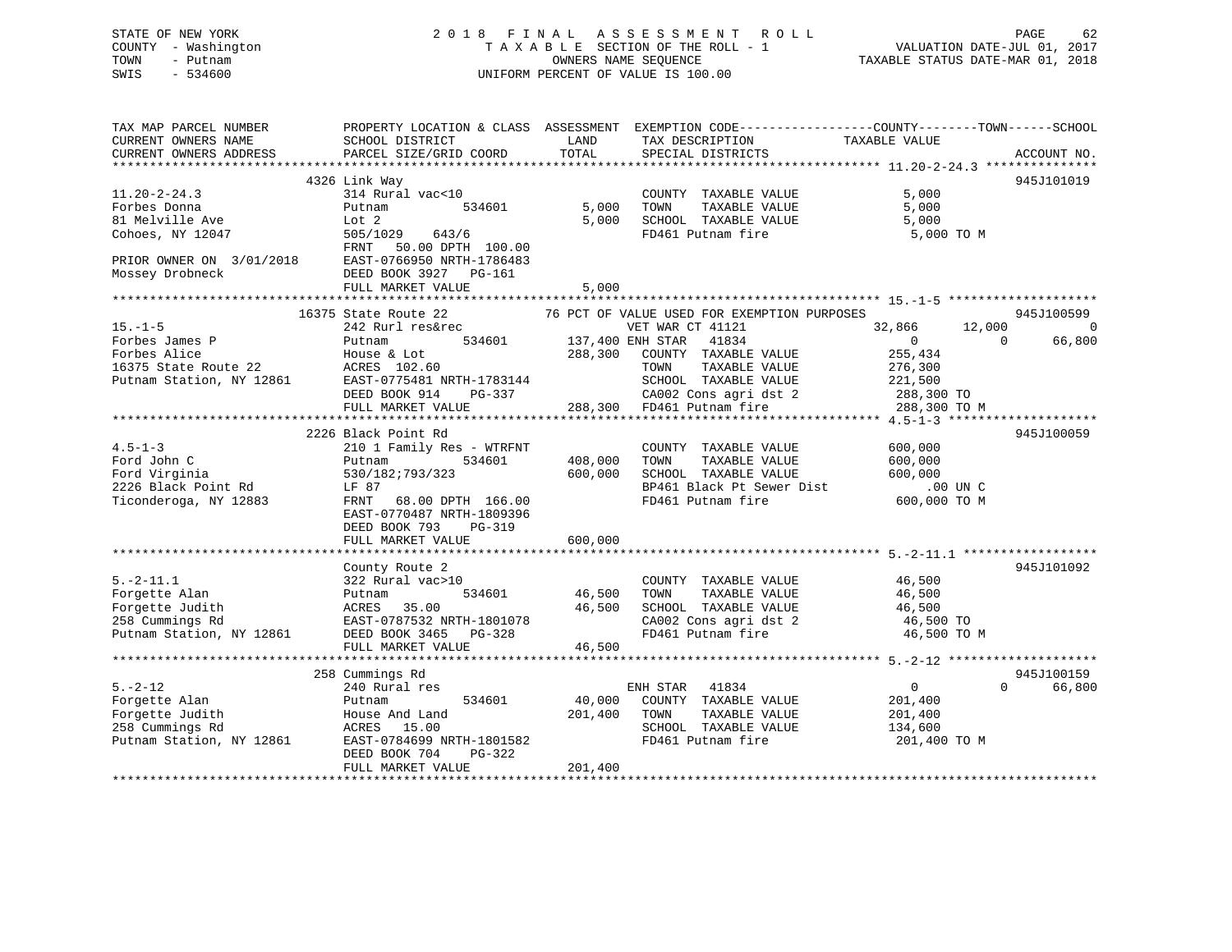STATE OF NEW YORK  
COUNTY - Washington  
TOWN - Putnam  
SWIS - 534600

2 0 1 8 F I N A L A S S E S S M E N T R O L L  
T A X A B L E SECTION OF THE ROLL - 1  
OWNERS NAME SEQUENCE  
UNIFORM PERCENT OF VALUE IS 100.00

VALUATION DATE-JUL 01, 2017  
TAXABLE STATUS DATE-MAR 01, 2018

```
TAX MAP PARCEL NUMBER          PROPERTY LOCATION & CLASS  ASSESSMENT  EXEMPTION CODE------------------COUNTY--------TOWN------SCHOOL
CURRENT OWNERS NAME            SCHOOL DISTRICT              LAND      TAX DESCRIPTION            TAXABLE VALUE
CURRENT OWNERS ADDRESS         PARCEL SIZE/GRID COORD       TOTAL     SPECIAL DISTRICTS                                    ACCOUNT NO.
*********************************************************************************************** 11.20-2-24.3 ***************
                          4326 Link Way                                                                            945J101019
11.20-2-24.3                   314 Rural vac<10                        COUNTY  TAXABLE VALUE              5,000
Forbes Donna                   Putnam          534601       5,000      TOWN    TAXABLE VALUE              5,000
81 Melville Ave                Lot 2                        5,000      SCHOOL  TAXABLE VALUE              5,000
Cohoes, NY 12047               505/1029    643/6                       FD461 Putnam fire                  5,000 TO M
                               FRNT   50.00 DPTH 100.00
PRIOR OWNER ON 3/01/2018       EAST-0766950 NRTH-1786483
Mossey Drobneck                DEED BOOK 3927   PG-161
                               FULL MARKET VALUE            5,000
*********************************************************************************************** 15.-1-5 ********************
                         16375 State Route 22          76 PCT OF VALUE USED FOR EXEMPTION PURPOSES                 945J100599
15.-1-5                        242 Rurl res&rec                        VET WAR CT 41121          32,866      12,000           0
Forbes James P                 Putnam          534601     137,400 ENH STAR   41834                    0           0      66,800
Forbes Alice                   House & Lot                288,300      COUNTY  TAXABLE VALUE            255,434
16375 State Route 22           ACRES 102.60                            TOWN    TAXABLE VALUE            276,300
Putnam Station, NY 12861       EAST-0775481 NRTH-1783144               SCHOOL  TAXABLE VALUE            221,500
                               DEED BOOK 914    PG-337                 CA002 Cons agri dst 2             288,300 TO
                               FULL MARKET VALUE          288,300      FD461 Putnam fire                 288,300 TO M
*********************************************************************************************** 4.5-1-3 ********************
                          2226 Black Point Rd                                                                      945J100059
4.5-1-3                        210 1 Family Res - WTRFNT               COUNTY  TAXABLE VALUE            600,000
Ford John C                    Putnam          534601     408,000      TOWN    TAXABLE VALUE            600,000
Ford Virginia                  530/182;793/323            600,000      SCHOOL  TAXABLE VALUE            600,000
2226 Black Point Rd            LF 87                                   BP461 Black Pt Sewer Dist             .00 UN C
Ticonderoga, NY 12883          FRNT   68.00 DPTH 166.00                FD461 Putnam fire                 600,000 TO M
                               EAST-0770487 NRTH-1809396
                               DEED BOOK 793    PG-319
                               FULL MARKET VALUE          600,000
*********************************************************************************************** 5.-2-11.1 ******************
                               County Route 2                                                                      945J101092
5.-2-11.1                      322 Rural vac>10                        COUNTY  TAXABLE VALUE             46,500
Forgette Alan                  Putnam          534601      46,500      TOWN    TAXABLE VALUE             46,500
Forgette Judith                ACRES   35.00               46,500      SCHOOL  TAXABLE VALUE             46,500
258 Cummings Rd                EAST-0787532 NRTH-1801078               CA002 Cons agri dst 2              46,500 TO
Putnam Station, NY 12861       DEED BOOK 3465   PG-328                 FD461 Putnam fire                  46,500 TO M
                               FULL MARKET VALUE           46,500
*********************************************************************************************** 5.-2-12 ********************
                           258 Cummings Rd                                                                         945J100159
5.-2-12                        240 Rural res                           ENH STAR   41834                   0           0      66,800
Forgette Alan                  Putnam          534601      40,000      COUNTY  TAXABLE VALUE            201,400
Forgette Judith                House And Land             201,400      TOWN    TAXABLE VALUE            201,400
258 Cummings Rd                ACRES   15.00                           SCHOOL  TAXABLE VALUE            134,600
Putnam Station, NY 12861       EAST-0784699 NRTH-1801582               FD461 Putnam fire                 201,400 TO M
                               DEED BOOK 704    PG-322
                               FULL MARKET VALUE          201,400
****************************************************************************************************************************
```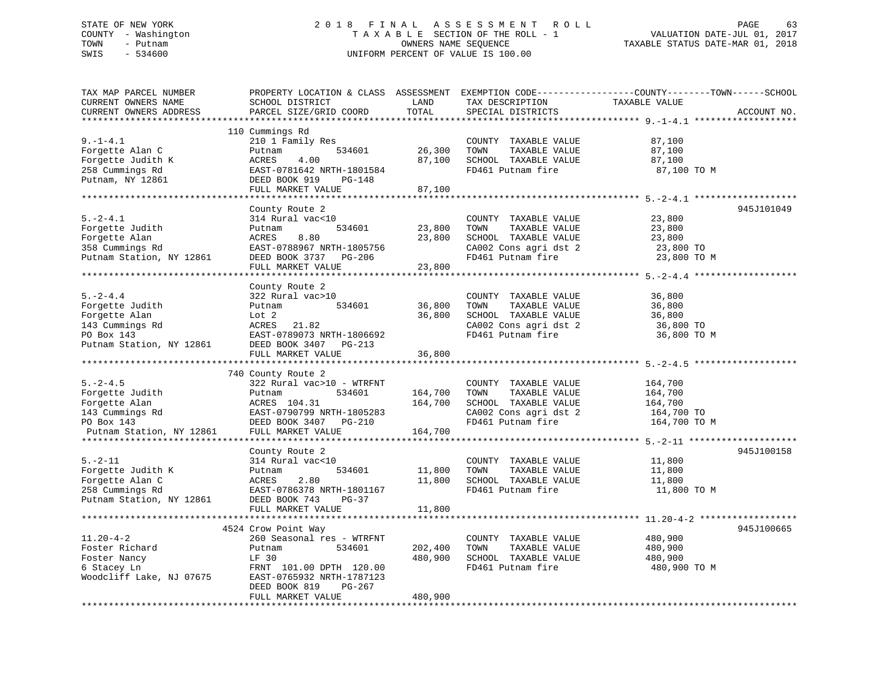STATE OF NEW YORK
COUNTY - Washington
TOWN - Putnam
SWIS - 534600

2 0 1 8 F I N A L A S S E S S M E N T R O L L
T A X A B L E SECTION OF THE ROLL - 1
OWNERS NAME SEQUENCE
UNIFORM PERCENT OF VALUE IS 100.00

VALUATION DATE-JUL 01, 2017
TAXABLE STATUS DATE-MAR 01, 2018

| TAX MAP PARCEL NUMBER / CURRENT OWNERS NAME / CURRENT OWNERS ADDRESS | PROPERTY LOCATION & CLASS / SCHOOL DISTRICT / PARCEL SIZE/GRID COORD | ASSESSMENT LAND / TOTAL | EXEMPTION CODE / TAX DESCRIPTION / SPECIAL DISTRICTS | COUNTY--------TOWN------SCHOOL TAXABLE VALUE | ACCOUNT NO. |
|---|---|---|---|---|---|
| 9.-1-4.1 | 110 Cummings Rd | | | | |
| | 210 1 Family Res | | COUNTY TAXABLE VALUE | 87,100 | |
| Forgette Alan C | Putnam 534601 | 26,300 | TOWN TAXABLE VALUE | 87,100 | |
| Forgette Judith K | ACRES 4.00 | 87,100 | SCHOOL TAXABLE VALUE | 87,100 | |
| 258 Cummings Rd | EAST-0781642 NRTH-1801584 | | FD461 Putnam fire | 87,100 TO M | |
| Putnam, NY 12861 | DEED BOOK 919 PG-148 | | | | |
| | FULL MARKET VALUE | 87,100 | | | |
| 5.-2-4.1 | County Route 2 | | | | 945J101049 |
| | 314 Rural vac<10 | | COUNTY TAXABLE VALUE | 23,800 | |
| Forgette Judith | Putnam 534601 | 23,800 | TOWN TAXABLE VALUE | 23,800 | |
| Forgette Alan | ACRES 8.80 | 23,800 | SCHOOL TAXABLE VALUE | 23,800 | |
| 358 Cummings Rd | EAST-0788967 NRTH-1805756 | | CA002 Cons agri dst 2 | 23,800 TO | |
| Putnam Station, NY 12861 | DEED BOOK 3737 PG-206 | | FD461 Putnam fire | 23,800 TO M | |
| | FULL MARKET VALUE | 23,800 | | | |
| 5.-2-4.4 | County Route 2 | | | | |
| | 322 Rural vac>10 | | COUNTY TAXABLE VALUE | 36,800 | |
| Forgette Judith | Putnam 534601 | 36,800 | TOWN TAXABLE VALUE | 36,800 | |
| Forgette Alan | Lot 2 | 36,800 | SCHOOL TAXABLE VALUE | 36,800 | |
| 143 Cummings Rd | ACRES 21.82 | | CA002 Cons agri dst 2 | 36,800 TO | |
| PO Box 143 | EAST-0789073 NRTH-1806692 | | FD461 Putnam fire | 36,800 TO M | |
| Putnam Station, NY 12861 | DEED BOOK 3407 PG-213 | | | | |
| | FULL MARKET VALUE | 36,800 | | | |
| 5.-2-4.5 | 740 County Route 2 | | | | |
| | 322 Rural vac>10 - WTRFNT | | COUNTY TAXABLE VALUE | 164,700 | |
| Forgette Judith | Putnam 534601 | 164,700 | TOWN TAXABLE VALUE | 164,700 | |
| Forgette Alan | ACRES 104.31 | 164,700 | SCHOOL TAXABLE VALUE | 164,700 | |
| 143 Cummings Rd | EAST-0790799 NRTH-1805283 | | CA002 Cons agri dst 2 | 164,700 TO | |
| PO Box 143 | DEED BOOK 3407 PG-210 | | FD461 Putnam fire | 164,700 TO M | |
| Putnam Station, NY 12861 | FULL MARKET VALUE | 164,700 | | | |
| 5.-2-11 | County Route 2 | | | | 945J100158 |
| | 314 Rural vac<10 | | COUNTY TAXABLE VALUE | 11,800 | |
| Forgette Judith K | Putnam 534601 | 11,800 | TOWN TAXABLE VALUE | 11,800 | |
| Forgette Alan C | ACRES 2.80 | 11,800 | SCHOOL TAXABLE VALUE | 11,800 | |
| 258 Cummings Rd | EAST-0786378 NRTH-1801167 | | FD461 Putnam fire | 11,800 TO M | |
| Putnam Station, NY 12861 | DEED BOOK 743 PG-37 | | | | |
| | FULL MARKET VALUE | 11,800 | | | |
| 11.20-4-2 | 4524 Crow Point Way | | | | 945J100665 |
| | 260 Seasonal res - WTRFNT | | COUNTY TAXABLE VALUE | 480,900 | |
| Foster Richard | Putnam 534601 | 202,400 | TOWN TAXABLE VALUE | 480,900 | |
| Foster Nancy | LF 30 | 480,900 | SCHOOL TAXABLE VALUE | 480,900 | |
| 6 Stacey Ln | FRNT 101.00 DPTH 120.00 | | FD461 Putnam fire | 480,900 TO M | |
| Woodcliff Lake, NJ 07675 | EAST-0765932 NRTH-1787123 | | | | |
| | DEED BOOK 819 PG-267 | | | | |
| | FULL MARKET VALUE | 480,900 | | | |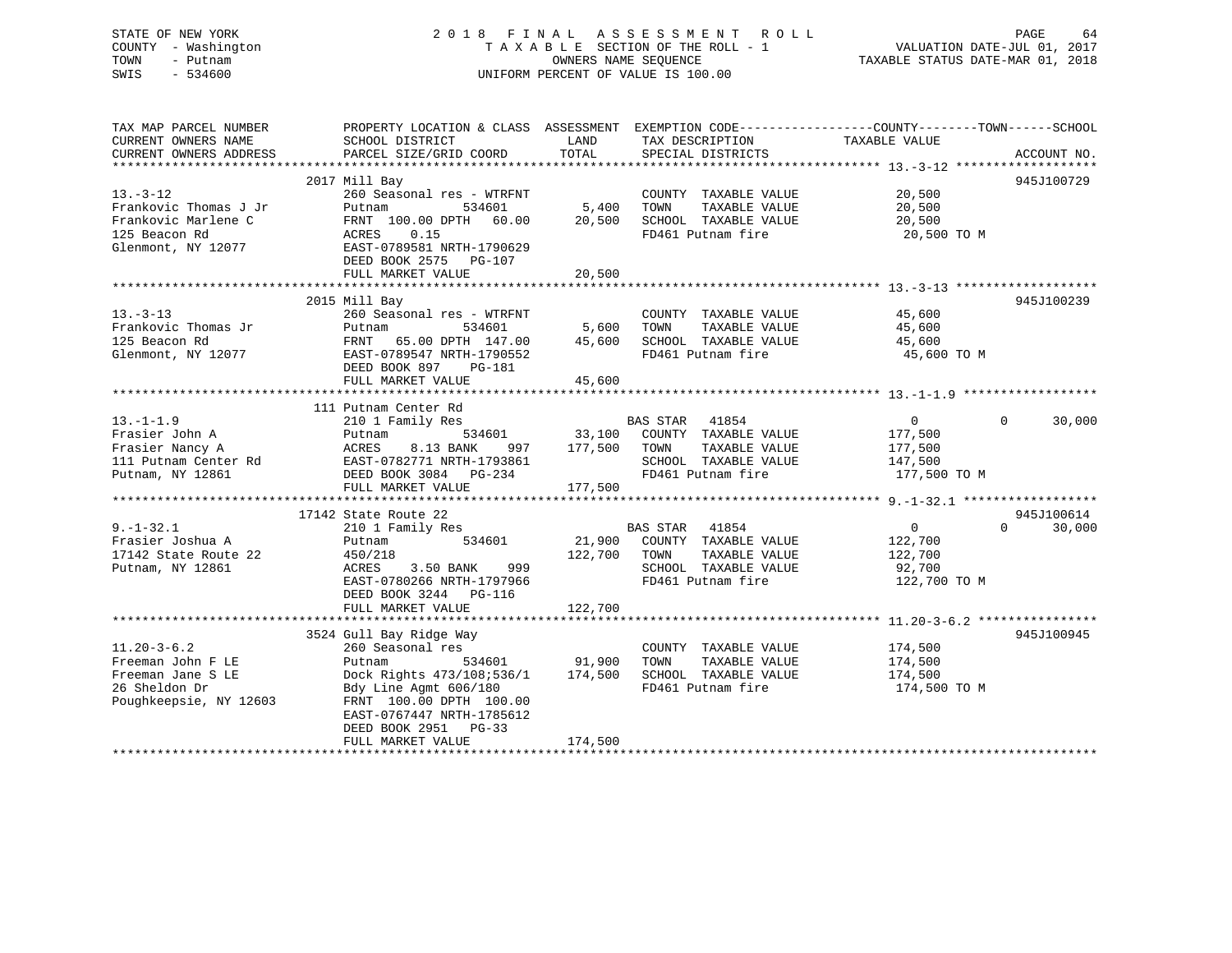STATE OF NEW YORK
COUNTY - Washington
TOWN - Putnam
SWIS - 534600

2 0 1 8 F I N A L A S S E S S M E N T R O L L
T A X A B L E SECTION OF THE ROLL - 1
OWNERS NAME SEQUENCE
UNIFORM PERCENT OF VALUE IS 100.00

VALUATION DATE-JUL 01, 2017
TAXABLE STATUS DATE-MAR 01, 2018

| TAX MAP PARCEL NUMBER / CURRENT OWNERS NAME / CURRENT OWNERS ADDRESS | PROPERTY LOCATION & CLASS / SCHOOL DISTRICT / PARCEL SIZE/GRID COORD | ASSESSMENT LAND / TOTAL | EXEMPTION CODE / TAX DESCRIPTION / SPECIAL DISTRICTS | COUNTY | TOWN | SCHOOL / TAXABLE VALUE | ACCOUNT NO. |
|---|---|---|---|---|---|---|---|
| **13.-3-12** | 2017 Mill Bay | | | | | | 945J100729 |
| Frankovic Thomas J Jr | 260 Seasonal res - WTRFNT | | COUNTY TAXABLE VALUE | 20,500 | | | |
| Frankovic Marlene C | Putnam 534601 | 5,400 | TOWN TAXABLE VALUE | | 20,500 | | |
| 125 Beacon Rd | FRNT 100.00 DPTH 60.00 | 20,500 | SCHOOL TAXABLE VALUE | | | 20,500 | |
| Glenmont, NY 12077 | ACRES 0.15 | | FD461 Putnam fire | 20,500 TO M | | | |
| | EAST-0789581 NRTH-1790629 | | | | | | |
| | DEED BOOK 2575 PG-107 | | | | | | |
| | FULL MARKET VALUE | 20,500 | | | | | |
| **13.-3-13** | 2015 Mill Bay | | | | | | 945J100239 |
| Frankovic Thomas Jr | 260 Seasonal res - WTRFNT | | COUNTY TAXABLE VALUE | 45,600 | | | |
| 125 Beacon Rd | Putnam 534601 | 5,600 | TOWN TAXABLE VALUE | | 45,600 | | |
| Glenmont, NY 12077 | FRNT 65.00 DPTH 147.00 | 45,600 | SCHOOL TAXABLE VALUE | | | 45,600 | |
| | EAST-0789547 NRTH-1790552 | | FD461 Putnam fire | 45,600 TO M | | | |
| | DEED BOOK 897 PG-181 | | | | | | |
| | FULL MARKET VALUE | 45,600 | | | | | |
| **13.-1-1.9** | 111 Putnam Center Rd | | | | | | |
| Frasier John A | 210 1 Family Res | | BAS STAR 41854 | 0 | 0 | 30,000 | |
| Frasier Nancy A | Putnam 534601 | 33,100 | COUNTY TAXABLE VALUE | 177,500 | | | |
| 111 Putnam Center Rd | ACRES 8.13 BANK 997 | 177,500 | TOWN TAXABLE VALUE | | 177,500 | | |
| Putnam, NY 12861 | EAST-0782771 NRTH-1793861 | | SCHOOL TAXABLE VALUE | | | 147,500 | |
| | DEED BOOK 3084 PG-234 | | FD461 Putnam fire | 177,500 TO M | | | |
| | FULL MARKET VALUE | 177,500 | | | | | |
| **9.-1-32.1** | 17142 State Route 22 | | | | | | 945J100614 |
| Frasier Joshua A | 210 1 Family Res | | BAS STAR 41854 | 0 | 0 | 30,000 | |
| 17142 State Route 22 | Putnam 534601 | 21,900 | COUNTY TAXABLE VALUE | 122,700 | | | |
| Putnam, NY 12861 | 450/218 | 122,700 | TOWN TAXABLE VALUE | | 122,700 | | |
| | ACRES 3.50 BANK 999 | | SCHOOL TAXABLE VALUE | | | 92,700 | |
| | EAST-0780266 NRTH-1797966 | | FD461 Putnam fire | 122,700 TO M | | | |
| | DEED BOOK 3244 PG-116 | | | | | | |
| | FULL MARKET VALUE | 122,700 | | | | | |
| **11.20-3-6.2** | 3524 Gull Bay Ridge Way | | | | | | 945J100945 |
| Freeman John F LE | 260 Seasonal res | | COUNTY TAXABLE VALUE | 174,500 | | | |
| Freeman Jane S LE | Putnam 534601 | 91,900 | TOWN TAXABLE VALUE | | 174,500 | | |
| 26 Sheldon Dr | Dock Rights 473/108;536/1 | 174,500 | SCHOOL TAXABLE VALUE | | | 174,500 | |
| Poughkeepsie, NY 12603 | Bdy Line Agmt 606/180 | | FD461 Putnam fire | 174,500 TO M | | | |
| | FRNT 100.00 DPTH 100.00 | | | | | | |
| | EAST-0767447 NRTH-1785612 | | | | | | |
| | DEED BOOK 2951 PG-33 | | | | | | |
| | FULL MARKET VALUE | 174,500 | | | | | |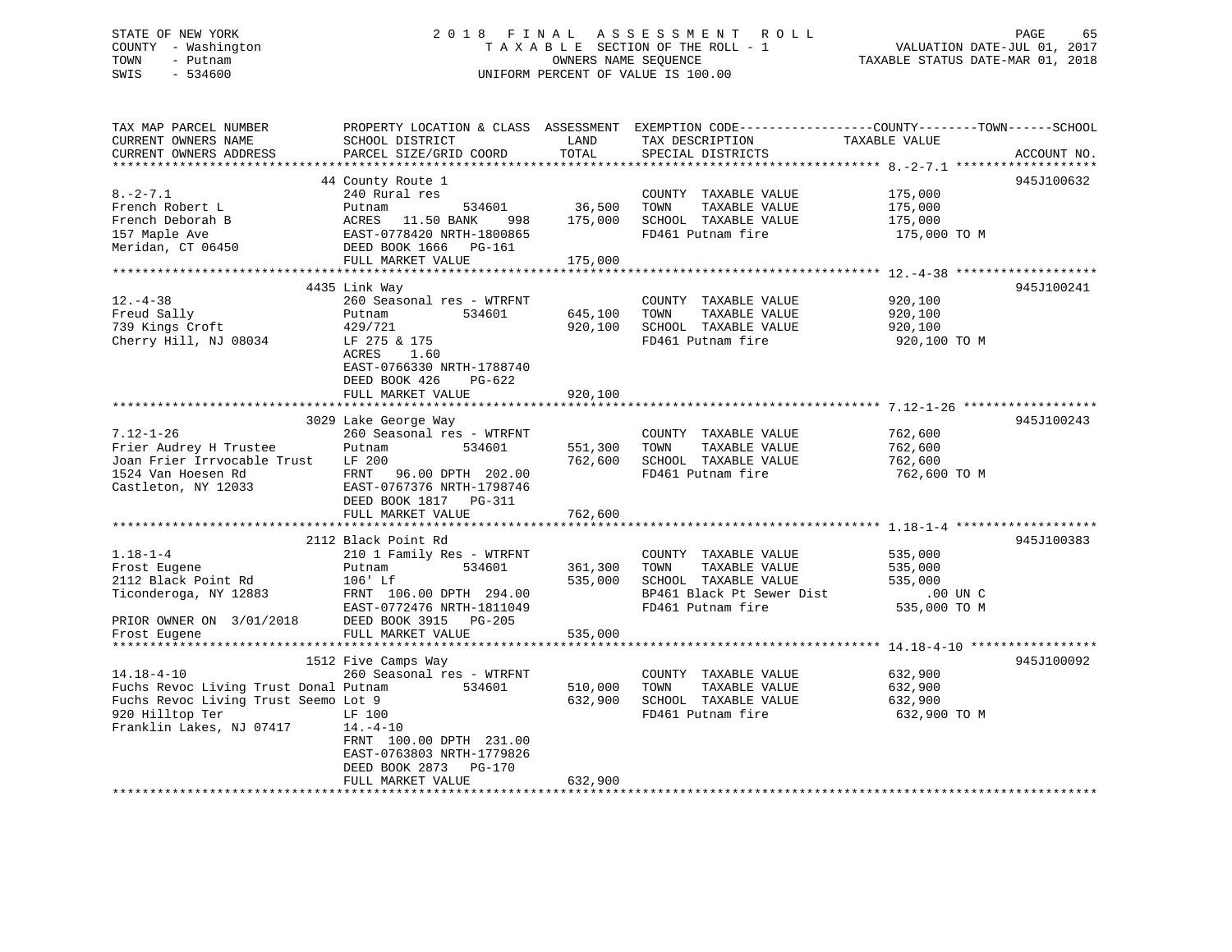STATE OF NEW YORK
COUNTY - Washington
TOWN - Putnam
SWIS - 534600

2018 FINAL ASSESSMENT ROLL
TAXABLE SECTION OF THE ROLL - 1
OWNERS NAME SEQUENCE
UNIFORM PERCENT OF VALUE IS 100.00

VALUATION DATE-JUL 01, 2017
TAXABLE STATUS DATE-MAR 01, 2018

| TAX MAP PARCEL NUMBER / CURRENT OWNERS NAME / CURRENT OWNERS ADDRESS | PROPERTY LOCATION & CLASS / SCHOOL DISTRICT / PARCEL SIZE/GRID COORD | ASSESSMENT LAND | TOTAL | EXEMPTION CODE / TAX DESCRIPTION / SPECIAL DISTRICTS | TAXABLE VALUE (COUNTY / TOWN / SCHOOL) | ACCOUNT NO. |
|---|---|---|---|---|---|---|
| **8.-2-7.1** | 44 County Route 1 | | | | | 945J100632 |
| 8.-2-7.1 | 240 Rural res | | | COUNTY TAXABLE VALUE | 175,000 | |
| French Robert L | Putnam 534601 | 36,500 | | TOWN TAXABLE VALUE | 175,000 | |
| French Deborah B | ACRES 11.50 BANK 998 | | 175,000 | SCHOOL TAXABLE VALUE | 175,000 | |
| 157 Maple Ave | EAST-0778420 NRTH-1800865 | | | FD461 Putnam fire | 175,000 TO M | |
| Meridan, CT 06450 | DEED BOOK 1666 PG-161 | | | | | |
| | FULL MARKET VALUE | | 175,000 | | | |
| **12.-4-38** | 4435 Link Way | | | | | 945J100241 |
| 12.-4-38 | 260 Seasonal res - WTRFNT | | | COUNTY TAXABLE VALUE | 920,100 | |
| Freud Sally | Putnam 534601 | 645,100 | | TOWN TAXABLE VALUE | 920,100 | |
| 739 Kings Croft | 429/721 | | 920,100 | SCHOOL TAXABLE VALUE | 920,100 | |
| Cherry Hill, NJ 08034 | LF 275 & 175 | | | FD461 Putnam fire | 920,100 TO M | |
| | ACRES 1.60 | | | | | |
| | EAST-0766330 NRTH-1788740 | | | | | |
| | DEED BOOK 426 PG-622 | | | | | |
| | FULL MARKET VALUE | | 920,100 | | | |
| **7.12-1-26** | 3029 Lake George Way | | | | | 945J100243 |
| 7.12-1-26 | 260 Seasonal res - WTRFNT | | | COUNTY TAXABLE VALUE | 762,600 | |
| Frier Audrey H Trustee | Putnam 534601 | 551,300 | | TOWN TAXABLE VALUE | 762,600 | |
| Joan Frier Irrvocable Trust | LF 200 | | 762,600 | SCHOOL TAXABLE VALUE | 762,600 | |
| 1524 Van Hoesen Rd | FRNT 96.00 DPTH 202.00 | | | FD461 Putnam fire | 762,600 TO M | |
| Castleton, NY 12033 | EAST-0767376 NRTH-1798746 | | | | | |
| | DEED BOOK 1817 PG-311 | | | | | |
| | FULL MARKET VALUE | | 762,600 | | | |
| **1.18-1-4** | 2112 Black Point Rd | | | | | 945J100383 |
| 1.18-1-4 | 210 1 Family Res - WTRFNT | | | COUNTY TAXABLE VALUE | 535,000 | |
| Frost Eugene | Putnam 534601 | 361,300 | | TOWN TAXABLE VALUE | 535,000 | |
| 2112 Black Point Rd | 106' Lf | | 535,000 | SCHOOL TAXABLE VALUE | 535,000 | |
| Ticonderoga, NY 12883 | FRNT 106.00 DPTH 294.00 | | | BP461 Black Pt Sewer Dist | .00 UN C | |
| | EAST-0772476 NRTH-1811049 | | | FD461 Putnam fire | 535,000 TO M | |
| PRIOR OWNER ON 3/01/2018 | DEED BOOK 3915 PG-205 | | | | | |
| Frost Eugene | FULL MARKET VALUE | | 535,000 | | | |
| **14.18-4-10** | 1512 Five Camps Way | | | | | 945J100092 |
| 14.18-4-10 | 260 Seasonal res - WTRFNT | | | COUNTY TAXABLE VALUE | 632,900 | |
| Fuchs Revoc Living Trust Donal | Putnam 534601 | 510,000 | | TOWN TAXABLE VALUE | 632,900 | |
| Fuchs Revoc Living Trust Seemo | Lot 9 | | 632,900 | SCHOOL TAXABLE VALUE | 632,900 | |
| 920 Hilltop Ter | LF 100 | | | FD461 Putnam fire | 632,900 TO M | |
| Franklin Lakes, NJ 07417 | 14.-4-10 | | | | | |
| | FRNT 100.00 DPTH 231.00 | | | | | |
| | EAST-0763803 NRTH-1779826 | | | | | |
| | DEED BOOK 2873 PG-170 | | | | | |
| | FULL MARKET VALUE | | 632,900 | | | |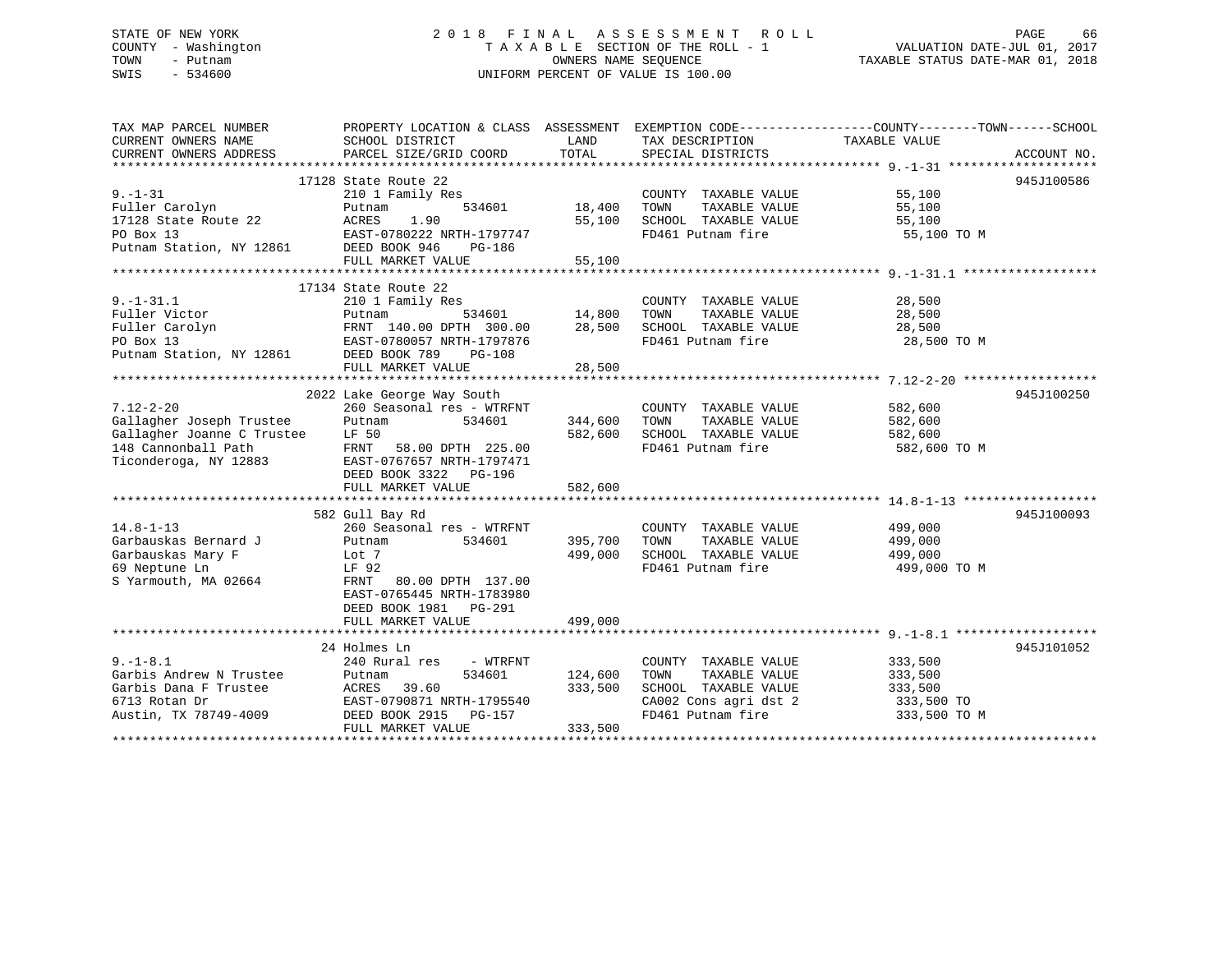STATE OF NEW YORK
COUNTY - Washington
TOWN - Putnam
SWIS - 534600

2018 FINAL ASSESSMENT ROLL
TAXABLE SECTION OF THE ROLL - 1
OWNERS NAME SEQUENCE
UNIFORM PERCENT OF VALUE IS 100.00

VALUATION DATE-JUL 01, 2017
TAXABLE STATUS DATE-MAR 01, 2018

| TAX MAP PARCEL NUMBER / CURRENT OWNERS NAME / CURRENT OWNERS ADDRESS | PROPERTY LOCATION & CLASS / SCHOOL DISTRICT / PARCEL SIZE/GRID COORD | ASSESSMENT LAND | TOTAL | EXEMPTION CODE / TAX DESCRIPTION / SPECIAL DISTRICTS | TAXABLE VALUE (COUNTY / TOWN / SCHOOL) | ACCOUNT NO. |
|---|---|---|---|---|---|---|
| 9.-1-31 | 17128 State Route 22 | | | | | 945J100586 |
| 9.-1-31 | 210 1 Family Res | | | COUNTY TAXABLE VALUE | 55,100 | |
| Fuller Carolyn | Putnam 534601 | 18,400 | | TOWN TAXABLE VALUE | 55,100 | |
| 17128 State Route 22 | ACRES 1.90 | | 55,100 | SCHOOL TAXABLE VALUE | 55,100 | |
| PO Box 13 | EAST-0780222 NRTH-1797747 | | | FD461 Putnam fire | 55,100 TO M | |
| Putnam Station, NY 12861 | DEED BOOK 946 PG-186 | | | | | |
| | FULL MARKET VALUE | | 55,100 | | | |
| 9.-1-31.1 | 17134 State Route 22 | | | | | |
| 9.-1-31.1 | 210 1 Family Res | | | COUNTY TAXABLE VALUE | 28,500 | |
| Fuller Victor | Putnam 534601 | 14,800 | | TOWN TAXABLE VALUE | 28,500 | |
| Fuller Carolyn | FRNT 140.00 DPTH 300.00 | | 28,500 | SCHOOL TAXABLE VALUE | 28,500 | |
| PO Box 13 | EAST-0780057 NRTH-1797876 | | | FD461 Putnam fire | 28,500 TO M | |
| Putnam Station, NY 12861 | DEED BOOK 789 PG-108 | | | | | |
| | FULL MARKET VALUE | | 28,500 | | | |
| 7.12-2-20 | 2022 Lake George Way South | | | | | 945J100250 |
| 7.12-2-20 | 260 Seasonal res - WTRFNT | | | COUNTY TAXABLE VALUE | 582,600 | |
| Gallagher Joseph Trustee | Putnam 534601 | 344,600 | | TOWN TAXABLE VALUE | 582,600 | |
| Gallagher Joanne C Trustee | LF 50 | | 582,600 | SCHOOL TAXABLE VALUE | 582,600 | |
| 148 Cannonball Path | FRNT 58.00 DPTH 225.00 | | | FD461 Putnam fire | 582,600 TO M | |
| Ticonderoga, NY 12883 | EAST-0767657 NRTH-1797471 | | | | | |
| | DEED BOOK 3322 PG-196 | | | | | |
| | FULL MARKET VALUE | | 582,600 | | | |
| 14.8-1-13 | 582 Gull Bay Rd | | | | | 945J100093 |
| 14.8-1-13 | 260 Seasonal res - WTRFNT | | | COUNTY TAXABLE VALUE | 499,000 | |
| Garbauskas Bernard J | Putnam 534601 | 395,700 | | TOWN TAXABLE VALUE | 499,000 | |
| Garbauskas Mary F | Lot 7 | | 499,000 | SCHOOL TAXABLE VALUE | 499,000 | |
| 69 Neptune Ln | LF 92 | | | FD461 Putnam fire | 499,000 TO M | |
| S Yarmouth, MA 02664 | FRNT 80.00 DPTH 137.00 | | | | | |
| | EAST-0765445 NRTH-1783980 | | | | | |
| | DEED BOOK 1981 PG-291 | | | | | |
| | FULL MARKET VALUE | | 499,000 | | | |
| 9.-1-8.1 | 24 Holmes Ln | | | | | 945J101052 |
| 9.-1-8.1 | 240 Rural res - WTRFNT | | | COUNTY TAXABLE VALUE | 333,500 | |
| Garbis Andrew N Trustee | Putnam 534601 | 124,600 | | TOWN TAXABLE VALUE | 333,500 | |
| Garbis Dana F Trustee | ACRES 39.60 | | 333,500 | SCHOOL TAXABLE VALUE | 333,500 | |
| 6713 Rotan Dr | EAST-0790871 NRTH-1795540 | | | CA002 Cons agri dst 2 | 333,500 TO | |
| Austin, TX 78749-4009 | DEED BOOK 2915 PG-157 | | | FD461 Putnam fire | 333,500 TO M | |
| | FULL MARKET VALUE | | 333,500 | | | |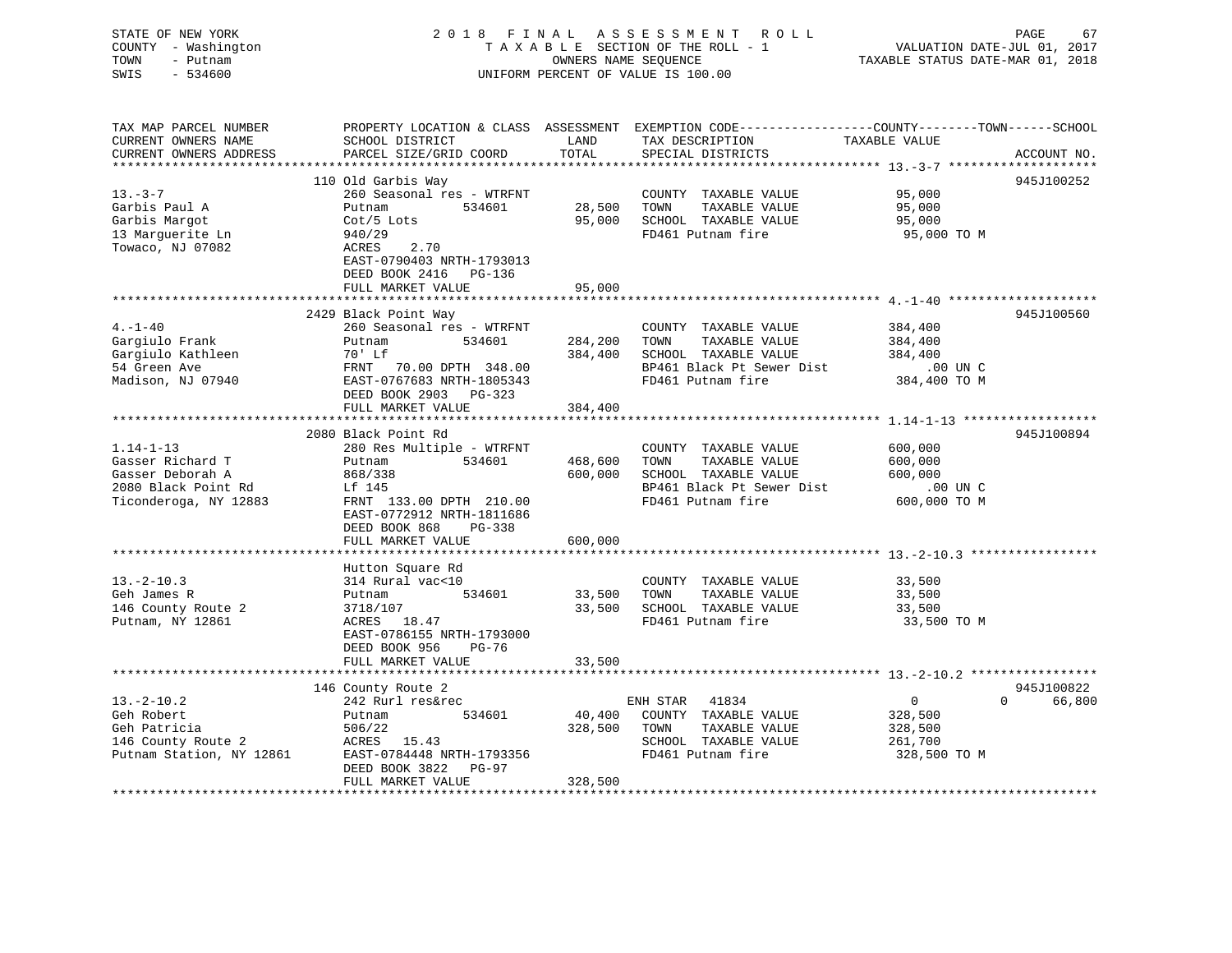STATE OF NEW YORK
COUNTY - Washington
TOWN - Putnam
SWIS - 534600

2 0 1 8 F I N A L A S S E S S M E N T R O L L
T A X A B L E SECTION OF THE ROLL - 1
OWNERS NAME SEQUENCE
UNIFORM PERCENT OF VALUE IS 100.00

VALUATION DATE-JUL 01, 2017
TAXABLE STATUS DATE-MAR 01, 2018

| TAX MAP PARCEL NUMBER / CURRENT OWNERS NAME / CURRENT OWNERS ADDRESS | PROPERTY LOCATION & CLASS / SCHOOL DISTRICT / PARCEL SIZE/GRID COORD | ASSESSMENT LAND | TOTAL | EXEMPTION CODE / TAX DESCRIPTION / SPECIAL DISTRICTS | COUNTY / TOWN / SCHOOL TAXABLE VALUE | ACCOUNT NO. |
|---|---|---|---|---|---|---|
| 13.-3-7 | 110 Old Garbis Way | | | | | 945J100252 |
| Garbis Paul A | 260 Seasonal res - WTRFNT | | | COUNTY TAXABLE VALUE | 95,000 | |
| Garbis Margot | Putnam 534601 | 28,500 | | TOWN TAXABLE VALUE | 95,000 | |
| 13 Marguerite Ln | Cot/5 Lots | | 95,000 | SCHOOL TAXABLE VALUE | 95,000 | |
| Towaco, NJ 07082 | 940/29 | | | FD461 Putnam fire | 95,000 TO M | |
| | ACRES 2.70 | | | | | |
| | EAST-0790403 NRTH-1793013 | | | | | |
| | DEED BOOK 2416 PG-136 | | | | | |
| | FULL MARKET VALUE | | 95,000 | | | |
| 4.-1-40 | 2429 Black Point Way | | | | | 945J100560 |
| Gargiulo Frank | 260 Seasonal res - WTRFNT | | | COUNTY TAXABLE VALUE | 384,400 | |
| Gargiulo Kathleen | Putnam 534601 | 284,200 | | TOWN TAXABLE VALUE | 384,400 | |
| 54 Green Ave | 70' Lf | | 384,400 | SCHOOL TAXABLE VALUE | 384,400 | |
| Madison, NJ 07940 | FRNT 70.00 DPTH 348.00 | | | BP461 Black Pt Sewer Dist | .00 UN C | |
| | EAST-0767683 NRTH-1805343 | | | FD461 Putnam fire | 384,400 TO M | |
| | DEED BOOK 2903 PG-323 | | | | | |
| | FULL MARKET VALUE | | 384,400 | | | |
| 1.14-1-13 | 2080 Black Point Rd | | | | | 945J100894 |
| Gasser Richard T | 280 Res Multiple - WTRFNT | | | COUNTY TAXABLE VALUE | 600,000 | |
| Gasser Deborah A | Putnam 534601 | 468,600 | | TOWN TAXABLE VALUE | 600,000 | |
| 2080 Black Point Rd | 868/338 | | 600,000 | SCHOOL TAXABLE VALUE | 600,000 | |
| Ticonderoga, NY 12883 | Lf 145 | | | BP461 Black Pt Sewer Dist | .00 UN C | |
| | FRNT 133.00 DPTH 210.00 | | | FD461 Putnam fire | 600,000 TO M | |
| | EAST-0772912 NRTH-1811686 | | | | | |
| | DEED BOOK 868 PG-338 | | | | | |
| | FULL MARKET VALUE | | 600,000 | | | |
| 13.-2-10.3 | Hutton Square Rd | | | | | |
| Geh James R | 314 Rural vac<10 | | | COUNTY TAXABLE VALUE | 33,500 | |
| 146 County Route 2 | Putnam 534601 | 33,500 | | TOWN TAXABLE VALUE | 33,500 | |
| Putnam, NY 12861 | 3718/107 | | 33,500 | SCHOOL TAXABLE VALUE | 33,500 | |
| | ACRES 18.47 | | | FD461 Putnam fire | 33,500 TO M | |
| | EAST-0786155 NRTH-1793000 | | | | | |
| | DEED BOOK 956 PG-76 | | | | | |
| | FULL MARKET VALUE | | 33,500 | | | |
| 13.-2-10.2 | 146 County Route 2 | | | | | 945J100822 |
| Geh Robert | 242 Rurl res&rec | | | ENH STAR 41834 | 0 / 0 / 66,800 | |
| Geh Patricia | Putnam 534601 | 40,400 | | COUNTY TAXABLE VALUE | 328,500 | |
| 146 County Route 2 | 506/22 | | 328,500 | TOWN TAXABLE VALUE | 328,500 | |
| Putnam Station, NY 12861 | ACRES 15.43 | | | SCHOOL TAXABLE VALUE | 261,700 | |
| | EAST-0784448 NRTH-1793356 | | | FD461 Putnam fire | 328,500 TO M | |
| | DEED BOOK 3822 PG-97 | | | | | |
| | FULL MARKET VALUE | | 328,500 | | | |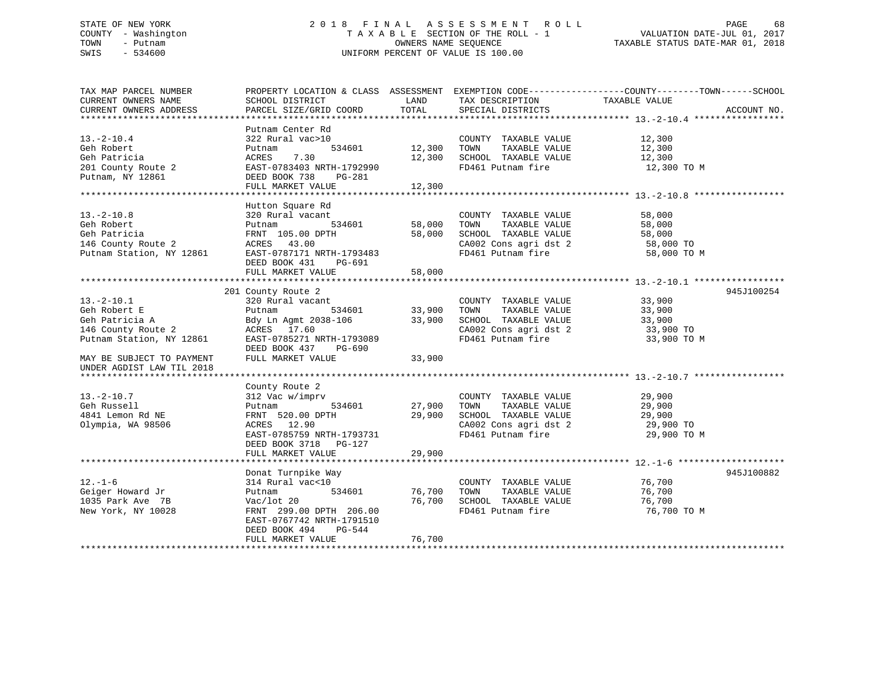STATE OF NEW YORK
COUNTY - Washington
TOWN - Putnam
SWIS - 534600

2018 FINAL ASSESSMENT ROLL
TAXABLE SECTION OF THE ROLL - 1
OWNERS NAME SEQUENCE
UNIFORM PERCENT OF VALUE IS 100.00

VALUATION DATE-JUL 01, 2017
TAXABLE STATUS DATE-MAR 01, 2018

| TAX MAP PARCEL NUMBER / CURRENT OWNERS NAME / CURRENT OWNERS ADDRESS | PROPERTY LOCATION & CLASS / SCHOOL DISTRICT / PARCEL SIZE/GRID COORD | ASSESSMENT LAND | ASSESSMENT TOTAL | EXEMPTION CODE / TAX DESCRIPTION / SPECIAL DISTRICTS | TAXABLE VALUE (COUNTY--TOWN--SCHOOL) | ACCOUNT NO. |
|---|---|---|---|---|---|---|
| 13.-2-10.4 | Putnam Center Rd | | | | | |
| | 322 Rural vac>10 | | | COUNTY TAXABLE VALUE | 12,300 | |
| Geh Robert | Putnam 534601 | 12,300 | | TOWN TAXABLE VALUE | 12,300 | |
| Geh Patricia | ACRES 7.30 | | 12,300 | SCHOOL TAXABLE VALUE | 12,300 | |
| 201 County Route 2 | EAST-0783403 NRTH-1792990 | | | FD461 Putnam fire | 12,300 TO M | |
| Putnam, NY 12861 | DEED BOOK 738 PG-281 | | | | | |
| | FULL MARKET VALUE | | 12,300 | | | |
| 13.-2-10.8 | Hutton Square Rd | | | | | |
| | 320 Rural vacant | | | COUNTY TAXABLE VALUE | 58,000 | |
| Geh Robert | Putnam 534601 | 58,000 | | TOWN TAXABLE VALUE | 58,000 | |
| Geh Patricia | FRNT 105.00 DPTH | | 58,000 | SCHOOL TAXABLE VALUE | 58,000 | |
| 146 County Route 2 | ACRES 43.00 | | | CA002 Cons agri dst 2 | 58,000 TO | |
| Putnam Station, NY 12861 | EAST-0787171 NRTH-1793483 | | | FD461 Putnam fire | 58,000 TO M | |
| | DEED BOOK 431 PG-691 | | | | | |
| | FULL MARKET VALUE | | 58,000 | | | |
| 13.-2-10.1 | 201 County Route 2 | | | | | 945J100254 |
| | 320 Rural vacant | | | COUNTY TAXABLE VALUE | 33,900 | |
| Geh Robert E | Putnam 534601 | 33,900 | | TOWN TAXABLE VALUE | 33,900 | |
| Geh Patricia A | Bdy Ln Agmt 2038-106 | | 33,900 | SCHOOL TAXABLE VALUE | 33,900 | |
| 146 County Route 2 | ACRES 17.60 | | | CA002 Cons agri dst 2 | 33,900 TO | |
| Putnam Station, NY 12861 | EAST-0785271 NRTH-1793089 | | | FD461 Putnam fire | 33,900 TO M | |
| | DEED BOOK 437 PG-690 | | | | | |
| MAY BE SUBJECT TO PAYMENT UNDER AGDIST LAW TIL 2018 | FULL MARKET VALUE | | 33,900 | | | |
| 13.-2-10.7 | County Route 2 | | | | | |
| | 312 Vac w/imprv | | | COUNTY TAXABLE VALUE | 29,900 | |
| Geh Russell | Putnam 534601 | 27,900 | | TOWN TAXABLE VALUE | 29,900 | |
| 4841 Lemon Rd NE | FRNT 520.00 DPTH | | 29,900 | SCHOOL TAXABLE VALUE | 29,900 | |
| Olympia, WA 98506 | ACRES 12.90 | | | CA002 Cons agri dst 2 | 29,900 TO | |
| | EAST-0785759 NRTH-1793731 | | | FD461 Putnam fire | 29,900 TO M | |
| | DEED BOOK 3718 PG-127 | | | | | |
| | FULL MARKET VALUE | | 29,900 | | | |
| 12.-1-6 | Donat Turnpike Way | | | | | 945J100882 |
| | 314 Rural vac<10 | | | COUNTY TAXABLE VALUE | 76,700 | |
| Geiger Howard Jr | Putnam 534601 | 76,700 | | TOWN TAXABLE VALUE | 76,700 | |
| 1035 Park Ave 7B | Vac/lot 20 | | 76,700 | SCHOOL TAXABLE VALUE | 76,700 | |
| New York, NY 10028 | FRNT 299.00 DPTH 206.00 | | | FD461 Putnam fire | 76,700 TO M | |
| | EAST-0767742 NRTH-1791510 | | | | | |
| | DEED BOOK 494 PG-544 | | | | | |
| | FULL MARKET VALUE | | 76,700 | | | |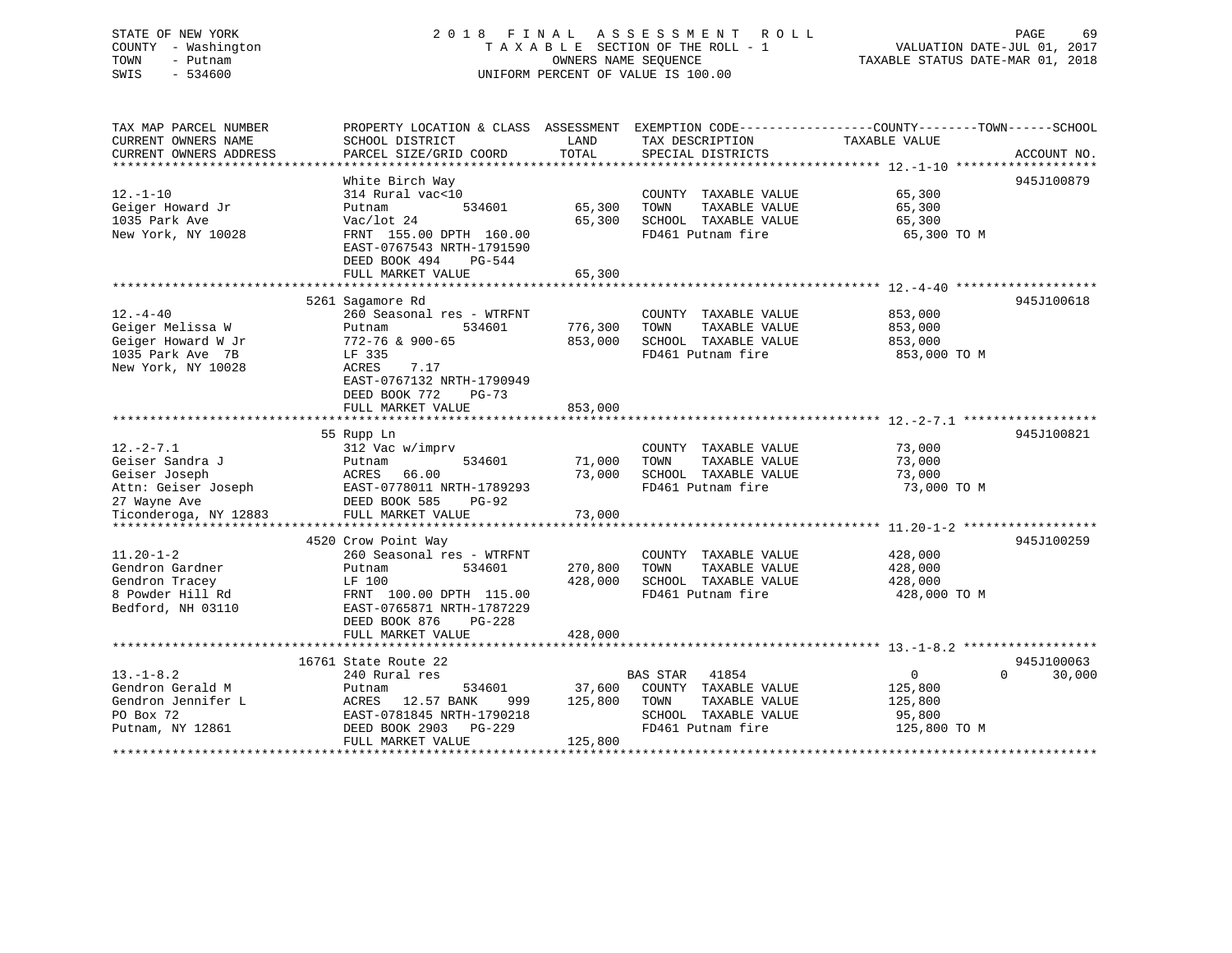STATE OF NEW YORK
COUNTY - Washington
TOWN - Putnam
SWIS - 534600

2018 FINAL ASSESSMENT ROLL
TAXABLE SECTION OF THE ROLL - 1
OWNERS NAME SEQUENCE
UNIFORM PERCENT OF VALUE IS 100.00

VALUATION DATE-JUL 01, 2017
TAXABLE STATUS DATE-MAR 01, 2018

| TAX MAP PARCEL NUMBER / CURRENT OWNERS NAME / CURRENT OWNERS ADDRESS | PROPERTY LOCATION & CLASS / SCHOOL DISTRICT / PARCEL SIZE/GRID COORD | ASSESSMENT LAND | TOTAL | EXEMPTION CODE / TAX DESCRIPTION / SPECIAL DISTRICTS | COUNTY / TOWN / SCHOOL TAXABLE VALUE | ACCOUNT NO. |
|---|---|---|---|---|---|---|
| 12.-1-10 | White Birch Way | | | | | 945J100879 |
| Geiger Howard Jr | 314 Rural vac<10 | | | COUNTY TAXABLE VALUE | 65,300 | |
| 1035 Park Ave | Putnam 534601 | 65,300 | | TOWN TAXABLE VALUE | 65,300 | |
| New York, NY 10028 | Vac/lot 24 | | 65,300 | SCHOOL TAXABLE VALUE | 65,300 | |
| | FRNT 155.00 DPTH 160.00 | | | FD461 Putnam fire | 65,300 TO M | |
| | EAST-0767543 NRTH-1791590 | | | | | |
| | DEED BOOK 494 PG-544 | | | | | |
| | FULL MARKET VALUE | | 65,300 | | | |
| 12.-4-40 | 5261 Sagamore Rd | | | | | 945J100618 |
| Geiger Melissa W | 260 Seasonal res - WTRFNT | | | COUNTY TAXABLE VALUE | 853,000 | |
| Geiger Howard W Jr | Putnam 534601 | 776,300 | | TOWN TAXABLE VALUE | 853,000 | |
| 1035 Park Ave 7B | 772-76 & 900-65 | | 853,000 | SCHOOL TAXABLE VALUE | 853,000 | |
| New York, NY 10028 | LF 335 | | | FD461 Putnam fire | 853,000 TO M | |
| | ACRES 7.17 | | | | | |
| | EAST-0767132 NRTH-1790949 | | | | | |
| | DEED BOOK 772 PG-73 | | | | | |
| | FULL MARKET VALUE | | 853,000 | | | |
| 12.-2-7.1 | 55 Rupp Ln | | | | | 945J100821 |
| Geiser Sandra J | 312 Vac w/imprv | | | COUNTY TAXABLE VALUE | 73,000 | |
| Geiser Joseph | Putnam 534601 | 71,000 | | TOWN TAXABLE VALUE | 73,000 | |
| Attn: Geiser Joseph | ACRES 66.00 | | 73,000 | SCHOOL TAXABLE VALUE | 73,000 | |
| 27 Wayne Ave | EAST-0778011 NRTH-1789293 | | | FD461 Putnam fire | 73,000 TO M | |
| Ticonderoga, NY 12883 | DEED BOOK 585 PG-92 | | | | | |
| | FULL MARKET VALUE | | 73,000 | | | |
| 11.20-1-2 | 4520 Crow Point Way | | | | | 945J100259 |
| Gendron Gardner | 260 Seasonal res - WTRFNT | | | COUNTY TAXABLE VALUE | 428,000 | |
| Gendron Tracey | Putnam 534601 | 270,800 | | TOWN TAXABLE VALUE | 428,000 | |
| 8 Powder Hill Rd | LF 100 | | 428,000 | SCHOOL TAXABLE VALUE | 428,000 | |
| Bedford, NH 03110 | FRNT 100.00 DPTH 115.00 | | | FD461 Putnam fire | 428,000 TO M | |
| | EAST-0765871 NRTH-1787229 | | | | | |
| | DEED BOOK 876 PG-228 | | | | | |
| | FULL MARKET VALUE | | 428,000 | | | |
| 13.-1-8.2 | 16761 State Route 22 | | | | | 945J100063 |
| Gendron Gerald M | 240 Rural res | | | BAS STAR 41854 | 0 0 30,000 | |
| Gendron Jennifer L | Putnam 534601 | 37,600 | | COUNTY TAXABLE VALUE | 125,800 | |
| PO Box 72 | ACRES 12.57 BANK 999 | | 125,800 | TOWN TAXABLE VALUE | 125,800 | |
| Putnam, NY 12861 | EAST-0781845 NRTH-1790218 | | | SCHOOL TAXABLE VALUE | 95,800 | |
| | DEED BOOK 2903 PG-229 | | | FD461 Putnam fire | 125,800 TO M | |
| | FULL MARKET VALUE | | 125,800 | | | |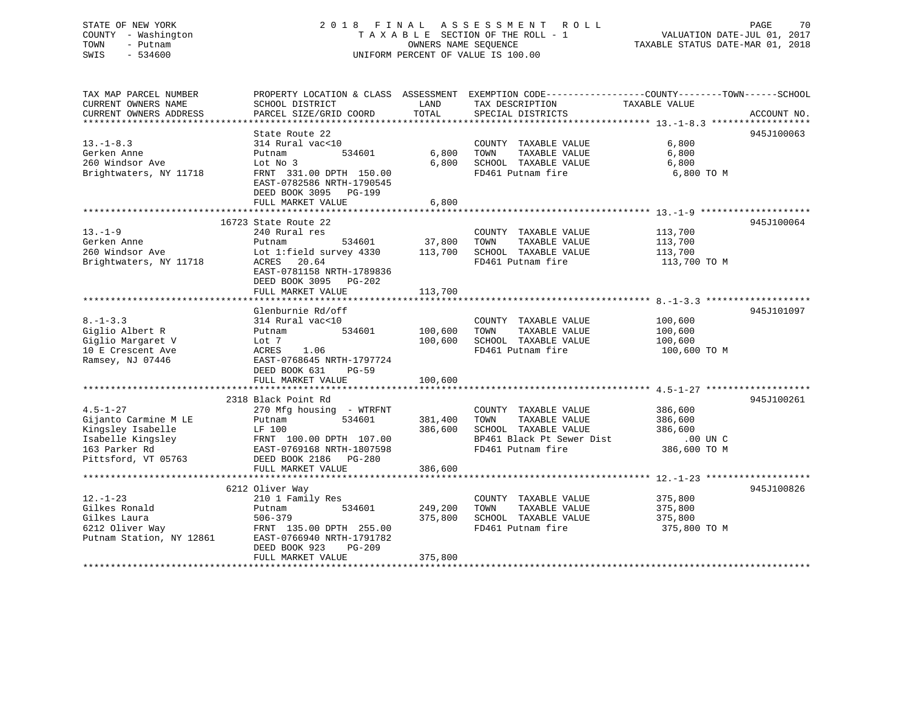STATE OF NEW YORK  
COUNTY - Washington  
TOWN - Putnam  
SWIS - 534600

2 0 1 8 F I N A L A S S E S S M E N T R O L L  
T A X A B L E SECTION OF THE ROLL - 1  
OWNERS NAME SEQUENCE  
UNIFORM PERCENT OF VALUE IS 100.00

VALUATION DATE-JUL 01, 2017  
TAXABLE STATUS DATE-MAR 01, 2018

```
TAX MAP PARCEL NUMBER          PROPERTY LOCATION & CLASS  ASSESSMENT  EXEMPTION CODE------------------COUNTY--------TOWN------SCHOOL
CURRENT OWNERS NAME            SCHOOL DISTRICT               LAND     TAX DESCRIPTION             TAXABLE VALUE
CURRENT OWNERS ADDRESS         PARCEL SIZE/GRID COORD        TOTAL    SPECIAL DISTRICTS                                    ACCOUNT NO.
******************************************************************************************************* 13.-1-8.3 ******************
                               State Route 22                                                                            945J100063
13.-1-8.3                      314 Rural vac<10                       COUNTY  TAXABLE VALUE             6,800
Gerken Anne                    Putnam          534601        6,800    TOWN    TAXABLE VALUE             6,800
260 Windsor Ave                Lot No 3                      6,800    SCHOOL  TAXABLE VALUE             6,800
Brightwaters, NY 11718         FRNT 331.00 DPTH 150.00                FD461 Putnam fire                  6,800 TO M
                               EAST-0782586 NRTH-1790545
                               DEED BOOK 3095   PG-199
                               FULL MARKET VALUE             6,800
******************************************************************************************************* 13.-1-9 ********************
                          16723 State Route 22                                                                           945J100064
13.-1-9                        240 Rural res                          COUNTY  TAXABLE VALUE           113,700
Gerken Anne                    Putnam          534601       37,800    TOWN    TAXABLE VALUE           113,700
260 Windsor Ave                Lot 1:field survey 4330     113,700    SCHOOL  TAXABLE VALUE           113,700
Brightwaters, NY 11718         ACRES   20.64                          FD461 Putnam fire                113,700 TO M
                               EAST-0781158 NRTH-1789836
                               DEED BOOK 3095   PG-202
                               FULL MARKET VALUE           113,700
******************************************************************************************************* 8.-1-3.3 *******************
                               Glenburnie Rd/off                                                                         945J101097
8.-1-3.3                       314 Rural vac<10                       COUNTY  TAXABLE VALUE           100,600
Giglio Albert R                Putnam          534601      100,600    TOWN    TAXABLE VALUE           100,600
Giglio Margaret V              Lot 7                       100,600    SCHOOL  TAXABLE VALUE           100,600
10 E Crescent Ave              ACRES    1.06                          FD461 Putnam fire                100,600 TO M
Ramsey, NJ 07446               EAST-0768645 NRTH-1797724
                               DEED BOOK 631    PG-59
                               FULL MARKET VALUE           100,600
******************************************************************************************************* 4.5-1-27 *******************
                           2318 Black Point Rd                                                                           945J100261
4.5-1-27                       270 Mfg housing  - WTRFNT              COUNTY  TAXABLE VALUE           386,600
Gijanto Carmine M LE           Putnam          534601      381,400    TOWN    TAXABLE VALUE           386,600
Kingsley Isabelle              LF 100                      386,600    SCHOOL  TAXABLE VALUE           386,600
Isabelle Kingsley              FRNT 100.00 DPTH 107.00                BP461 Black Pt Sewer Dist            .00 UN C
163 Parker Rd                  EAST-0769168 NRTH-1807598              FD461 Putnam fire                386,600 TO M
Pittsford, VT 05763            DEED BOOK 2186   PG-280
                               FULL MARKET VALUE           386,600
******************************************************************************************************* 12.-1-23 *******************
                           6212 Oliver Way                                                                               945J100826
12.-1-23                       210 1 Family Res                       COUNTY  TAXABLE VALUE           375,800
Gilkes Ronald                  Putnam          534601      249,200    TOWN    TAXABLE VALUE           375,800
Gilkes Laura                   506-379                     375,800    SCHOOL  TAXABLE VALUE           375,800
6212 Oliver Way                FRNT 135.00 DPTH 255.00                FD461 Putnam fire                375,800 TO M
Putnam Station, NY 12861       EAST-0766940 NRTH-1791782
                               DEED BOOK 923    PG-209
                               FULL MARKET VALUE           375,800
************************************************************************************************************************************
```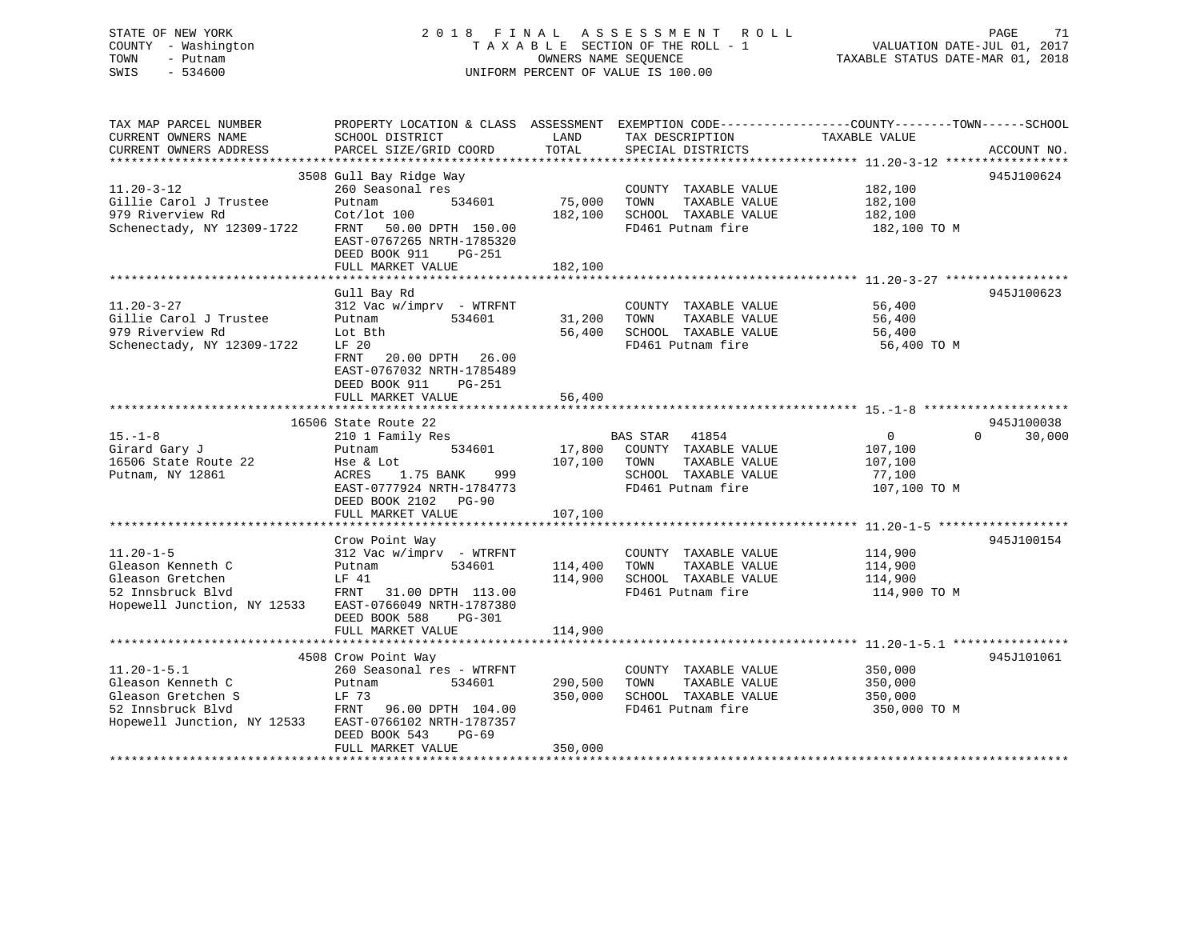STATE OF NEW YORK
COUNTY - Washington
TOWN - Putnam
SWIS - 534600

2 0 1 8 F I N A L A S S E S S M E N T R O L L
T A X A B L E SECTION OF THE ROLL - 1
OWNERS NAME SEQUENCE
UNIFORM PERCENT OF VALUE IS 100.00

VALUATION DATE-JUL 01, 2017
TAXABLE STATUS DATE-MAR 01, 2018

| TAX MAP PARCEL NUMBER / CURRENT OWNERS NAME / CURRENT OWNERS ADDRESS | PROPERTY LOCATION & CLASS / SCHOOL DISTRICT / PARCEL SIZE/GRID COORD | ASSESSMENT LAND / TOTAL | EXEMPTION CODE / TAX DESCRIPTION / SPECIAL DISTRICTS | COUNTY / TOWN / SCHOOL TAXABLE VALUE | ACCOUNT NO. |
|---|---|---|---|---|---|
| **11.20-3-12** | 3508 Gull Bay Ridge Way | | | | 945J100624 |
| 11.20-3-12 | 260 Seasonal res | | COUNTY TAXABLE VALUE | 182,100 | |
| Gillie Carol J Trustee | Putnam 534601 | 75,000 | TOWN TAXABLE VALUE | 182,100 | |
| 979 Riverview Rd | Cot/lot 100 | 182,100 | SCHOOL TAXABLE VALUE | 182,100 | |
| Schenectady, NY 12309-1722 | FRNT 50.00 DPTH 150.00 | | FD461 Putnam fire | 182,100 TO M | |
| | EAST-0767265 NRTH-1785320 | | | | |
| | DEED BOOK 911 PG-251 | | | | |
| | FULL MARKET VALUE | 182,100 | | | |
| **11.20-3-27** | Gull Bay Rd | | | | 945J100623 |
| 11.20-3-27 | 312 Vac w/imprv - WTRFNT | | COUNTY TAXABLE VALUE | 56,400 | |
| Gillie Carol J Trustee | Putnam 534601 | 31,200 | TOWN TAXABLE VALUE | 56,400 | |
| 979 Riverview Rd | Lot Bth | 56,400 | SCHOOL TAXABLE VALUE | 56,400 | |
| Schenectady, NY 12309-1722 | LF 20 | | FD461 Putnam fire | 56,400 TO M | |
| | FRNT 20.00 DPTH 26.00 | | | | |
| | EAST-0767032 NRTH-1785489 | | | | |
| | DEED BOOK 911 PG-251 | | | | |
| | FULL MARKET VALUE | 56,400 | | | |
| **15.-1-8** | 16506 State Route 22 | | | | 945J100038 |
| 15.-1-8 | 210 1 Family Res | | BAS STAR 41854 | 0 0 30,000 | |
| Girard Gary J | Putnam 534601 | 17,800 | COUNTY TAXABLE VALUE | 107,100 | |
| 16506 State Route 22 | Hse & Lot | 107,100 | TOWN TAXABLE VALUE | 107,100 | |
| Putnam, NY 12861 | ACRES 1.75 BANK 999 | | SCHOOL TAXABLE VALUE | 77,100 | |
| | EAST-0777924 NRTH-1784773 | | FD461 Putnam fire | 107,100 TO M | |
| | DEED BOOK 2102 PG-90 | | | | |
| | FULL MARKET VALUE | 107,100 | | | |
| **11.20-1-5** | Crow Point Way | | | | 945J100154 |
| 11.20-1-5 | 312 Vac w/imprv - WTRFNT | | COUNTY TAXABLE VALUE | 114,900 | |
| Gleason Kenneth C | Putnam 534601 | 114,400 | TOWN TAXABLE VALUE | 114,900 | |
| Gleason Gretchen | LF 41 | 114,900 | SCHOOL TAXABLE VALUE | 114,900 | |
| 52 Innsbruck Blvd | FRNT 31.00 DPTH 113.00 | | FD461 Putnam fire | 114,900 TO M | |
| Hopewell Junction, NY 12533 | EAST-0766049 NRTH-1787380 | | | | |
| | DEED BOOK 588 PG-301 | | | | |
| | FULL MARKET VALUE | 114,900 | | | |
| **11.20-1-5.1** | 4508 Crow Point Way | | | | 945J101061 |
| 11.20-1-5.1 | 260 Seasonal res - WTRFNT | | COUNTY TAXABLE VALUE | 350,000 | |
| Gleason Kenneth C | Putnam 534601 | 290,500 | TOWN TAXABLE VALUE | 350,000 | |
| Gleason Gretchen S | LF 73 | 350,000 | SCHOOL TAXABLE VALUE | 350,000 | |
| 52 Innsbruck Blvd | FRNT 96.00 DPTH 104.00 | | FD461 Putnam fire | 350,000 TO M | |
| Hopewell Junction, NY 12533 | EAST-0766102 NRTH-1787357 | | | | |
| | DEED BOOK 543 PG-69 | | | | |
| | FULL MARKET VALUE | 350,000 | | | |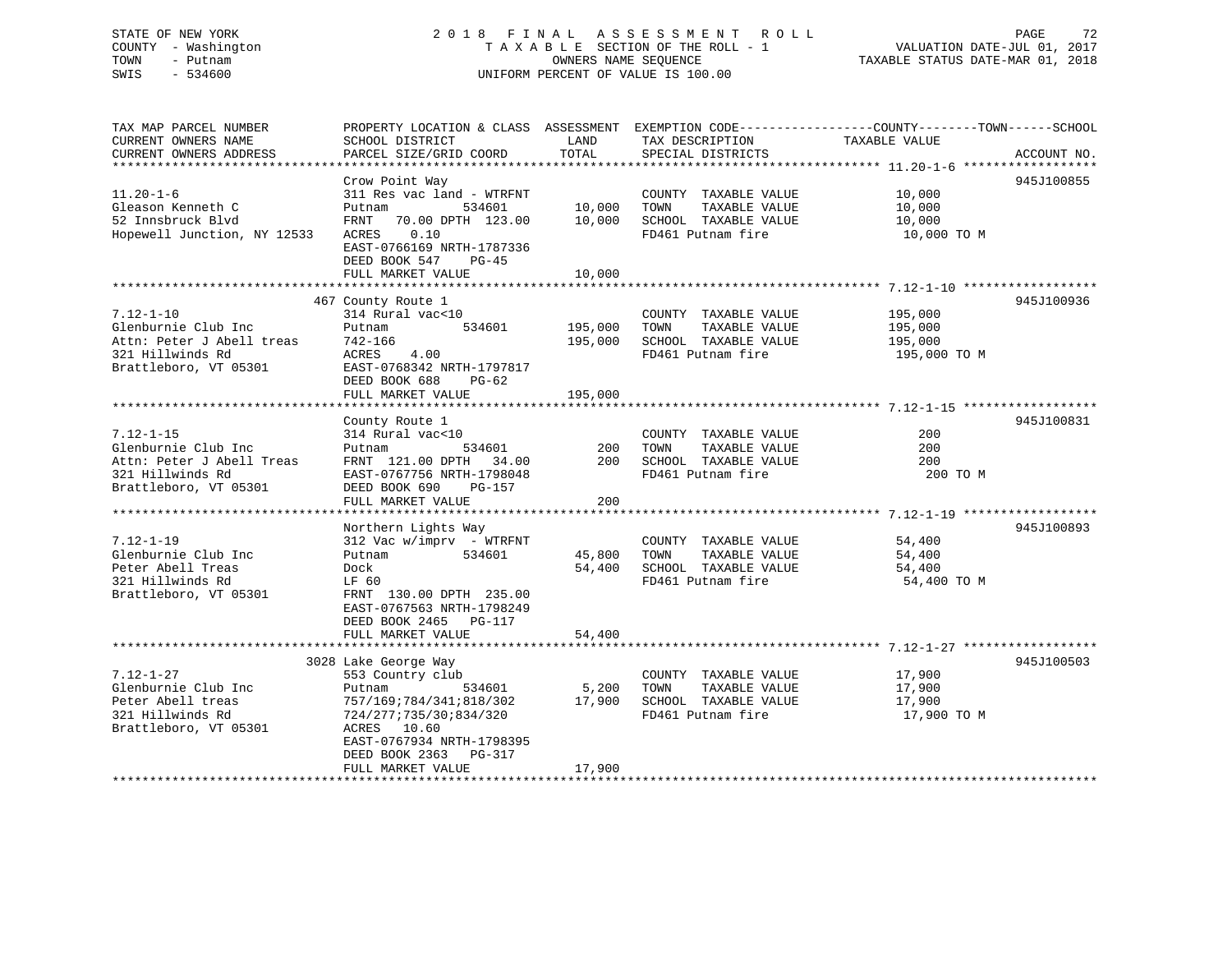STATE OF NEW YORK
COUNTY - Washington
TOWN - Putnam
SWIS - 534600

2018 FINAL ASSESSMENT ROLL
TAXABLE SECTION OF THE ROLL - 1
OWNERS NAME SEQUENCE
UNIFORM PERCENT OF VALUE IS 100.00

VALUATION DATE-JUL 01, 2017
TAXABLE STATUS DATE-MAR 01, 2018

| TAX MAP PARCEL NUMBER / CURRENT OWNERS NAME / CURRENT OWNERS ADDRESS | PROPERTY LOCATION & CLASS / SCHOOL DISTRICT / PARCEL SIZE/GRID COORD | ASSESSMENT LAND | TOTAL | EXEMPTION CODE / TAX DESCRIPTION / SPECIAL DISTRICTS | TAXABLE VALUE (COUNTY--TOWN--SCHOOL) | ACCOUNT NO. |
|---|---|---|---|---|---|---|
| 11.20-1-6 | Crow Point Way | | | | | 945J100855 |
| | 311 Res vac land - WTRFNT | | | COUNTY TAXABLE VALUE | 10,000 | |
| Gleason Kenneth C | Putnam 534601 | 10,000 | | TOWN TAXABLE VALUE | 10,000 | |
| 52 Innsbruck Blvd | FRNT 70.00 DPTH 123.00 | | 10,000 | SCHOOL TAXABLE VALUE | 10,000 | |
| Hopewell Junction, NY 12533 | ACRES 0.10 | | | FD461 Putnam fire | 10,000 TO M | |
| | EAST-0766169 NRTH-1787336 | | | | | |
| | DEED BOOK 547 PG-45 | | | | | |
| | FULL MARKET VALUE | | 10,000 | | | |
| 7.12-1-10 | 467 County Route 1 | | | | | 945J100936 |
| | 314 Rural vac<10 | | | COUNTY TAXABLE VALUE | 195,000 | |
| Glenburnie Club Inc | Putnam 534601 | 195,000 | | TOWN TAXABLE VALUE | 195,000 | |
| Attn: Peter J Abell treas | 742-166 | | 195,000 | SCHOOL TAXABLE VALUE | 195,000 | |
| 321 Hillwinds Rd | ACRES 4.00 | | | FD461 Putnam fire | 195,000 TO M | |
| Brattleboro, VT 05301 | EAST-0768342 NRTH-1797817 | | | | | |
| | DEED BOOK 688 PG-62 | | | | | |
| | FULL MARKET VALUE | | 195,000 | | | |
| 7.12-1-15 | County Route 1 | | | | | 945J100831 |
| | 314 Rural vac<10 | | | COUNTY TAXABLE VALUE | 200 | |
| Glenburnie Club Inc | Putnam 534601 | 200 | | TOWN TAXABLE VALUE | 200 | |
| Attn: Peter J Abell Treas | FRNT 121.00 DPTH 34.00 | | 200 | SCHOOL TAXABLE VALUE | 200 | |
| 321 Hillwinds Rd | EAST-0767756 NRTH-1798048 | | | FD461 Putnam fire | 200 TO M | |
| Brattleboro, VT 05301 | DEED BOOK 690 PG-157 | | | | | |
| | FULL MARKET VALUE | | 200 | | | |
| 7.12-1-19 | Northern Lights Way | | | | | 945J100893 |
| | 312 Vac w/imprv - WTRFNT | | | COUNTY TAXABLE VALUE | 54,400 | |
| Glenburnie Club Inc | Putnam 534601 | 45,800 | | TOWN TAXABLE VALUE | 54,400 | |
| Peter Abell Treas | Dock | | 54,400 | SCHOOL TAXABLE VALUE | 54,400 | |
| 321 Hillwinds Rd | LF 60 | | | FD461 Putnam fire | 54,400 TO M | |
| Brattleboro, VT 05301 | FRNT 130.00 DPTH 235.00 | | | | | |
| | EAST-0767563 NRTH-1798249 | | | | | |
| | DEED BOOK 2465 PG-117 | | | | | |
| | FULL MARKET VALUE | | 54,400 | | | |
| 7.12-1-27 | 3028 Lake George Way | | | | | 945J100503 |
| | 553 Country club | | | COUNTY TAXABLE VALUE | 17,900 | |
| Glenburnie Club Inc | Putnam 534601 | 5,200 | | TOWN TAXABLE VALUE | 17,900 | |
| Peter Abell treas | 757/169;784/341;818/302 | | 17,900 | SCHOOL TAXABLE VALUE | 17,900 | |
| 321 Hillwinds Rd | 724/277;735/30;834/320 | | | FD461 Putnam fire | 17,900 TO M | |
| Brattleboro, VT 05301 | ACRES 10.60 | | | | | |
| | EAST-0767934 NRTH-1798395 | | | | | |
| | DEED BOOK 2363 PG-317 | | | | | |
| | FULL MARKET VALUE | | 17,900 | | | |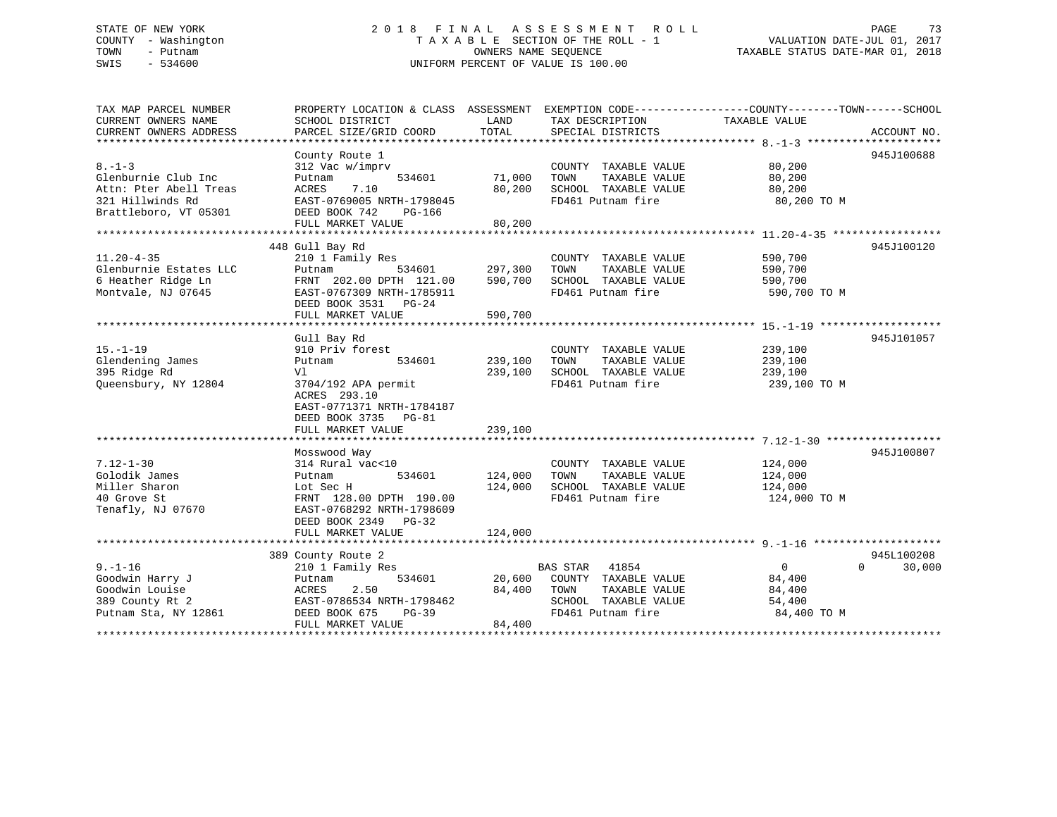STATE OF NEW YORK
COUNTY - Washington
TOWN - Putnam
SWIS - 534600

# 2018 FINAL ASSESSMENT ROLL

TAXABLE SECTION OF THE ROLL - 1
OWNERS NAME SEQUENCE
UNIFORM PERCENT OF VALUE IS 100.00

VALUATION DATE-JUL 01, 2017
TAXABLE STATUS DATE-MAR 01, 2018

| TAX MAP PARCEL NUMBER / CURRENT OWNERS NAME / CURRENT OWNERS ADDRESS | PROPERTY LOCATION & CLASS / SCHOOL DISTRICT / PARCEL SIZE/GRID COORD | ASSESSMENT LAND | ASSESSMENT TOTAL | EXEMPTION CODE / TAX DESCRIPTION / SPECIAL DISTRICTS | COUNTY TAXABLE VALUE | TOWN | SCHOOL | ACCOUNT NO. |
|---|---|---|---|---|---|---|---|---|
| **8.-1-3** | County Route 1 | | | | | | | 945J100688 |
| Glenburnie Club Inc | 312 Vac w/imprv | | | COUNTY TAXABLE VALUE | 80,200 | | | |
| Attn: Pter Abell Treas | Putnam 534601 | 71,000 | | TOWN TAXABLE VALUE | 80,200 | | | |
| 321 Hillwinds Rd | ACRES 7.10 | | 80,200 | SCHOOL TAXABLE VALUE | 80,200 | | | |
| Brattleboro, VT 05301 | EAST-0769005 NRTH-1798045 | | | FD461 Putnam fire | 80,200 TO M | | | |
| | DEED BOOK 742 PG-166 | | | | | | | |
| | FULL MARKET VALUE | | 80,200 | | | | | |
| **11.20-4-35** | 448 Gull Bay Rd | | | | | | | 945J100120 |
| Glenburnie Estates LLC | 210 1 Family Res | | | COUNTY TAXABLE VALUE | 590,700 | | | |
| 6 Heather Ridge Ln | Putnam 534601 | 297,300 | | TOWN TAXABLE VALUE | 590,700 | | | |
| Montvale, NJ 07645 | FRNT 202.00 DPTH 121.00 | | 590,700 | SCHOOL TAXABLE VALUE | 590,700 | | | |
| | EAST-0767309 NRTH-1785911 | | | FD461 Putnam fire | 590,700 TO M | | | |
| | DEED BOOK 3531 PG-24 | | | | | | | |
| | FULL MARKET VALUE | | 590,700 | | | | | |
| **15.-1-19** | Gull Bay Rd | | | | | | | 945J101057 |
| Glendening James | 910 Priv forest | | | COUNTY TAXABLE VALUE | 239,100 | | | |
| 395 Ridge Rd | Putnam 534601 | 239,100 | | TOWN TAXABLE VALUE | 239,100 | | | |
| Queensbury, NY 12804 | Vl | | 239,100 | SCHOOL TAXABLE VALUE | 239,100 | | | |
| | 3704/192 APA permit | | | FD461 Putnam fire | 239,100 TO M | | | |
| | ACRES 293.10 | | | | | | | |
| | EAST-0771371 NRTH-1784187 | | | | | | | |
| | DEED BOOK 3735 PG-81 | | | | | | | |
| | FULL MARKET VALUE | | 239,100 | | | | | |
| **7.12-1-30** | Mosswood Way | | | | | | | 945J100807 |
| Golodik James | 314 Rural vac<10 | | | COUNTY TAXABLE VALUE | 124,000 | | | |
| Miller Sharon | Putnam 534601 | 124,000 | | TOWN TAXABLE VALUE | 124,000 | | | |
| 40 Grove St | Lot Sec H | | 124,000 | SCHOOL TAXABLE VALUE | 124,000 | | | |
| Tenafly, NJ 07670 | FRNT 128.00 DPTH 190.00 | | | FD461 Putnam fire | 124,000 TO M | | | |
| | EAST-0768292 NRTH-1798609 | | | | | | | |
| | DEED BOOK 2349 PG-32 | | | | | | | |
| | FULL MARKET VALUE | | 124,000 | | | | | |
| **9.-1-16** | 389 County Route 2 | | | | | | | 945L100208 |
| Goodwin Harry J | 210 1 Family Res | | | BAS STAR 41854 | 0 | 0 | 30,000 | |
| Goodwin Louise | Putnam 534601 | 20,600 | | COUNTY TAXABLE VALUE | 84,400 | | | |
| 389 County Rt 2 | ACRES 2.50 | | 84,400 | TOWN TAXABLE VALUE | 84,400 | | | |
| Putnam Sta, NY 12861 | EAST-0786534 NRTH-1798462 | | | SCHOOL TAXABLE VALUE | 54,400 | | | |
| | DEED BOOK 675 PG-39 | | | FD461 Putnam fire | 84,400 TO M | | | |
| | FULL MARKET VALUE | | 84,400 | | | | | |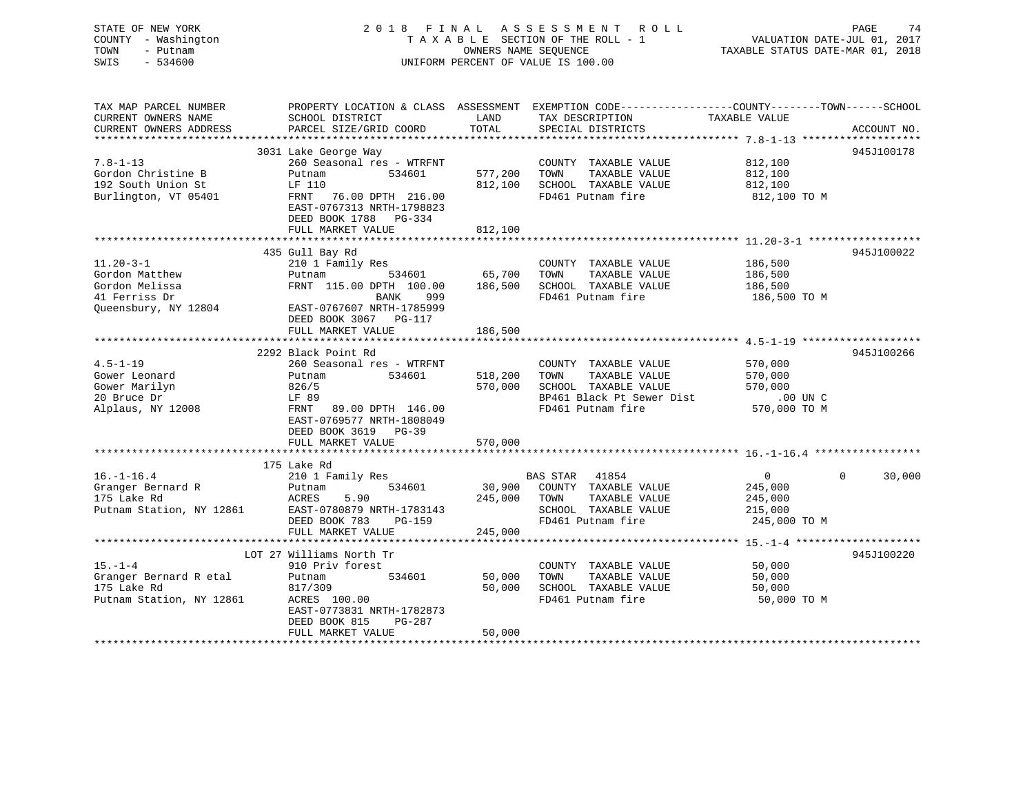STATE OF NEW YORK
COUNTY - Washington
TOWN - Putnam
SWIS - 534600

2018 FINAL ASSESSMENT ROLL
TAXABLE SECTION OF THE ROLL - 1
OWNERS NAME SEQUENCE
UNIFORM PERCENT OF VALUE IS 100.00

VALUATION DATE-JUL 01, 2017
TAXABLE STATUS DATE-MAR 01, 2018

```
TAX MAP PARCEL NUMBER          PROPERTY LOCATION & CLASS  ASSESSMENT  EXEMPTION CODE------------------COUNTY--------TOWN------SCHOOL
CURRENT OWNERS NAME            SCHOOL DISTRICT               LAND      TAX DESCRIPTION             TAXABLE VALUE
CURRENT OWNERS ADDRESS         PARCEL SIZE/GRID COORD        TOTAL     SPECIAL DISTRICTS                                    ACCOUNT NO.
******************************************************************************************************* 7.8-1-13 *******************
                               3031 Lake George Way                                                                        945J100178
7.8-1-13                       260 Seasonal res - WTRFNT              COUNTY  TAXABLE VALUE           812,100
Gordon Christine B             Putnam          534601       577,200   TOWN    TAXABLE VALUE           812,100
192 South Union St             LF 110                       812,100   SCHOOL  TAXABLE VALUE           812,100
Burlington, VT 05401           FRNT   76.00 DPTH 216.00               FD461 Putnam fire                812,100 TO M
                               EAST-0767313 NRTH-1798823
                               DEED BOOK 1788   PG-334
                               FULL MARKET VALUE            812,100
******************************************************************************************************* 11.20-3-1 ******************
                               435 Gull Bay Rd                                                                             945J100022
11.20-3-1                      210 1 Family Res                       COUNTY  TAXABLE VALUE           186,500
Gordon Matthew                 Putnam          534601        65,700   TOWN    TAXABLE VALUE           186,500
Gordon Melissa                 FRNT  115.00 DPTH 100.00     186,500   SCHOOL  TAXABLE VALUE           186,500
41 Ferriss Dr                                BANK     999             FD461 Putnam fire                186,500 TO M
Queensbury, NY 12804           EAST-0767607 NRTH-1785999
                               DEED BOOK 3067   PG-117
                               FULL MARKET VALUE            186,500
******************************************************************************************************* 4.5-1-19 *******************
                               2292 Black Point Rd                                                                         945J100266
4.5-1-19                       260 Seasonal res - WTRFNT              COUNTY  TAXABLE VALUE           570,000
Gower Leonard                  Putnam          534601       518,200   TOWN    TAXABLE VALUE           570,000
Gower Marilyn                  826/5                        570,000   SCHOOL  TAXABLE VALUE           570,000
20 Bruce Dr                    LF 89                                  BP461 Black Pt Sewer Dist           .00 UN C
Alplaus, NY 12008              FRNT   89.00 DPTH 146.00               FD461 Putnam fire                570,000 TO M
                               EAST-0769577 NRTH-1808049
                               DEED BOOK 3619   PG-39
                               FULL MARKET VALUE            570,000
******************************************************************************************************* 16.-1-16.4 *****************
                               175 Lake Rd
16.-1-16.4                     210 1 Family Res                       BAS STAR   41854                 0            0       30,000
Granger Bernard R              Putnam          534601        30,900   COUNTY  TAXABLE VALUE           245,000
175 Lake Rd                    ACRES     5.90               245,000   TOWN    TAXABLE VALUE           245,000
Putnam Station, NY 12861       EAST-0780879 NRTH-1783143              SCHOOL  TAXABLE VALUE           215,000
                               DEED BOOK 783    PG-159                FD461 Putnam fire                245,000 TO M
                               FULL MARKET VALUE            245,000
******************************************************************************************************* 15.-1-4 ********************
                               LOT 27 Williams North Tr                                                                    945J100220
15.-1-4                        910 Priv forest                        COUNTY  TAXABLE VALUE            50,000
Granger Bernard R etal         Putnam          534601        50,000   TOWN    TAXABLE VALUE            50,000
175 Lake Rd                    817/309                       50,000   SCHOOL  TAXABLE VALUE            50,000
Putnam Station, NY 12861       ACRES  100.00                          FD461 Putnam fire                 50,000 TO M
                               EAST-0773831 NRTH-1782873
                               DEED BOOK 815    PG-287
                               FULL MARKET VALUE             50,000
************************************************************************************************************************************
```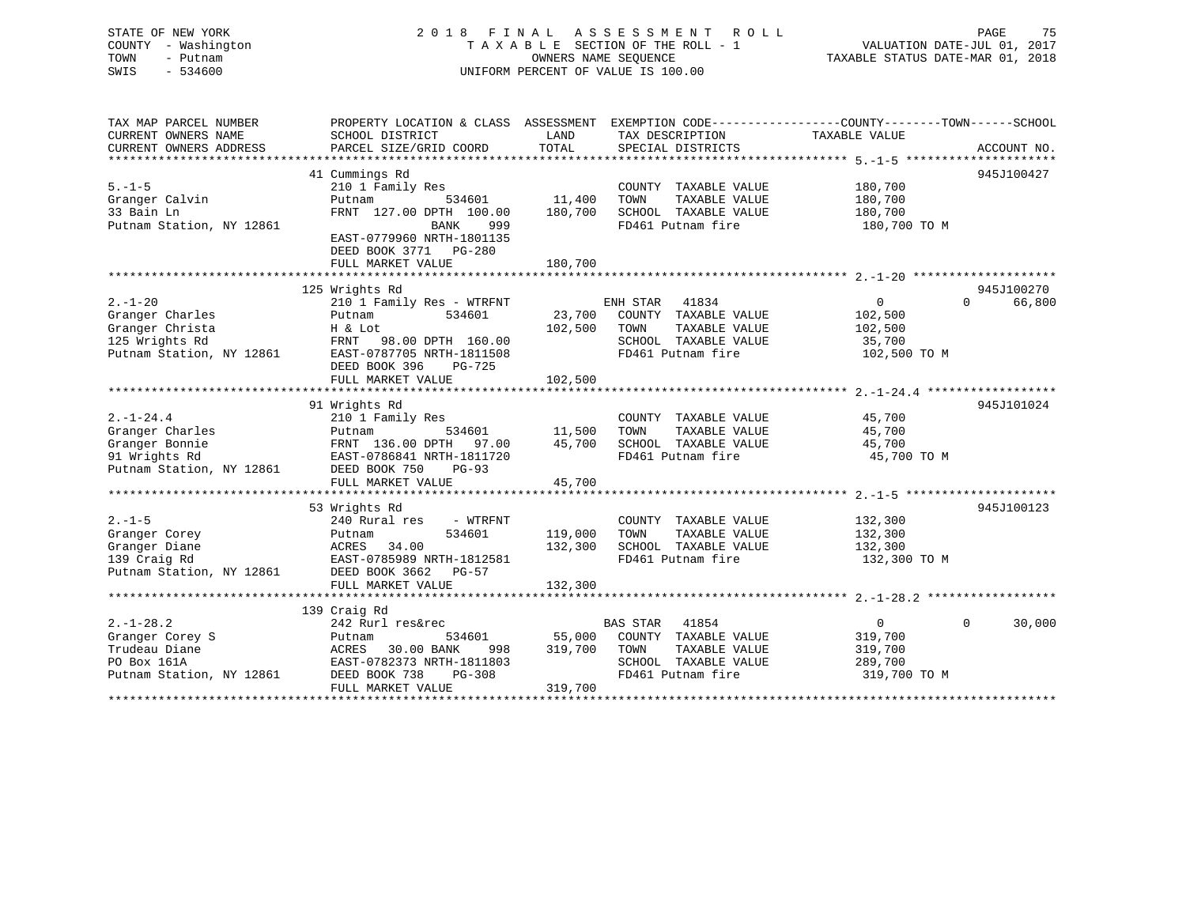STATE OF NEW YORK
COUNTY - Washington
TOWN - Putnam
SWIS - 534600

2018 FINAL ASSESSMENT ROLL
TAXABLE SECTION OF THE ROLL - 1
OWNERS NAME SEQUENCE
UNIFORM PERCENT OF VALUE IS 100.00

VALUATION DATE-JUL 01, 2017
TAXABLE STATUS DATE-MAR 01, 2018

| TAX MAP PARCEL NUMBER / CURRENT OWNERS NAME / CURRENT OWNERS ADDRESS | PROPERTY LOCATION & CLASS / SCHOOL DISTRICT / PARCEL SIZE/GRID COORD | ASSESSMENT LAND | TOTAL | EXEMPTION CODE / TAX DESCRIPTION / SPECIAL DISTRICTS | COUNTY / TOWN / SCHOOL TAXABLE VALUE | ACCOUNT NO. |
|---|---|---|---|---|---|---|
| 5.-1-5 | 41 Cummings Rd | | | | | 945J100427 |
| Granger Calvin | 210 1 Family Res | | | COUNTY TAXABLE VALUE | 180,700 | |
| 33 Bain Ln | Putnam 534601 | 11,400 | | TOWN TAXABLE VALUE | 180,700 | |
| Putnam Station, NY 12861 | FRNT 127.00 DPTH 100.00 | | 180,700 | SCHOOL TAXABLE VALUE | 180,700 | |
| | BANK 999 | | | FD461 Putnam fire | 180,700 TO M | |
| | EAST-0779960 NRTH-1801135 | | | | | |
| | DEED BOOK 3771 PG-280 | | | | | |
| | FULL MARKET VALUE | | 180,700 | | | |
| 2.-1-20 | 125 Wrights Rd | | | | | 945J100270 |
| Granger Charles | 210 1 Family Res - WTRFNT | | | ENH STAR 41834 | 0 0 66,800 | |
| Granger Christa | Putnam 534601 | 23,700 | | COUNTY TAXABLE VALUE | 102,500 | |
| 125 Wrights Rd | H & Lot | | 102,500 | TOWN TAXABLE VALUE | 102,500 | |
| Putnam Station, NY 12861 | FRNT 98.00 DPTH 160.00 | | | SCHOOL TAXABLE VALUE | 35,700 | |
| | EAST-0787705 NRTH-1811508 | | | FD461 Putnam fire | 102,500 TO M | |
| | DEED BOOK 396 PG-725 | | | | | |
| | FULL MARKET VALUE | | 102,500 | | | |
| 2.-1-24.4 | 91 Wrights Rd | | | | | 945J101024 |
| Granger Charles | 210 1 Family Res | | | COUNTY TAXABLE VALUE | 45,700 | |
| Granger Bonnie | Putnam 534601 | 11,500 | | TOWN TAXABLE VALUE | 45,700 | |
| 91 Wrights Rd | FRNT 136.00 DPTH 97.00 | | 45,700 | SCHOOL TAXABLE VALUE | 45,700 | |
| Putnam Station, NY 12861 | EAST-0786841 NRTH-1811720 | | | FD461 Putnam fire | 45,700 TO M | |
| | DEED BOOK 750 PG-93 | | | | | |
| | FULL MARKET VALUE | | 45,700 | | | |
| 2.-1-5 | 53 Wrights Rd | | | | | 945J100123 |
| Granger Corey | 240 Rural res - WTRFNT | | | COUNTY TAXABLE VALUE | 132,300 | |
| Granger Diane | Putnam 534601 | 119,000 | | TOWN TAXABLE VALUE | 132,300 | |
| 139 Craig Rd | ACRES 34.00 | | 132,300 | SCHOOL TAXABLE VALUE | 132,300 | |
| Putnam Station, NY 12861 | EAST-0785989 NRTH-1812581 | | | FD461 Putnam fire | 132,300 TO M | |
| | DEED BOOK 3662 PG-57 | | | | | |
| | FULL MARKET VALUE | | 132,300 | | | |
| 2.-1-28.2 | 139 Craig Rd | | | | | |
| Granger Corey S | 242 Rurl res&rec | | | BAS STAR 41854 | 0 0 30,000 | |
| Trudeau Diane | Putnam 534601 | 55,000 | | COUNTY TAXABLE VALUE | 319,700 | |
| PO Box 161A | ACRES 30.00 BANK 998 | | 319,700 | TOWN TAXABLE VALUE | 319,700 | |
| Putnam Station, NY 12861 | EAST-0782373 NRTH-1811803 | | | SCHOOL TAXABLE VALUE | 289,700 | |
| | DEED BOOK 738 PG-308 | | | FD461 Putnam fire | 319,700 TO M | |
| | FULL MARKET VALUE | | 319,700 | | | |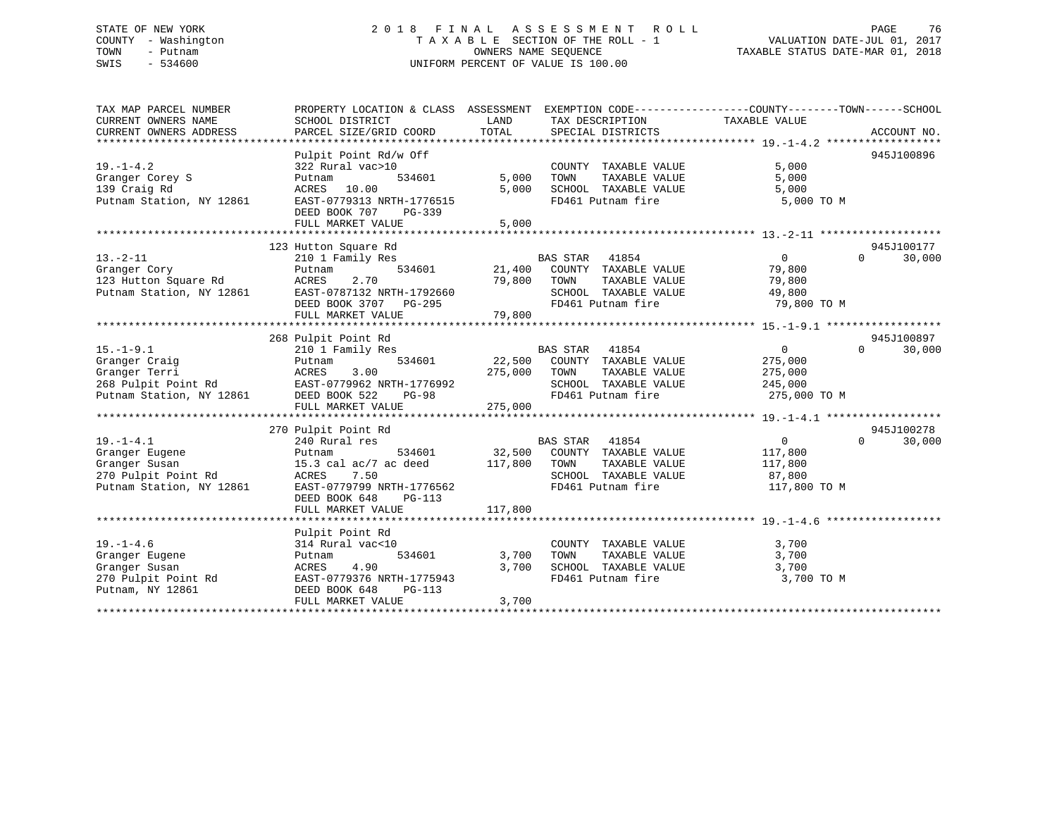STATE OF NEW YORK
COUNTY - Washington
TOWN - Putnam
SWIS - 534600

2018 FINAL ASSESSMENT ROLL
TAXABLE SECTION OF THE ROLL - 1
OWNERS NAME SEQUENCE
UNIFORM PERCENT OF VALUE IS 100.00

VALUATION DATE-JUL 01, 2017
TAXABLE STATUS DATE-MAR 01, 2018

```
TAX MAP PARCEL NUMBER          PROPERTY LOCATION & CLASS  ASSESSMENT  EXEMPTION CODE-----------------COUNTY--------TOWN------SCHOOL
CURRENT OWNERS NAME            SCHOOL DISTRICT              LAND      TAX DESCRIPTION                 TAXABLE VALUE
CURRENT OWNERS ADDRESS         PARCEL SIZE/GRID COORD       TOTAL     SPECIAL DISTRICTS                                    ACCOUNT NO.
****************************************************************************************************** 19.-1-4.2 ******************
                               Pulpit Point Rd/w Off                                                                   945J100896
19.-1-4.2                      322 Rural vac>10                       COUNTY  TAXABLE VALUE             5,000
Granger Corey S                Putnam          534601        5,000    TOWN    TAXABLE VALUE             5,000
139 Craig Rd                   ACRES   10.00                 5,000    SCHOOL  TAXABLE VALUE             5,000
Putnam Station, NY 12861       EAST-0779313 NRTH-1776515              FD461 Putnam fire                  5,000 TO M
                               DEED BOOK 707    PG-339
                               FULL MARKET VALUE             5,000
****************************************************************************************************** 13.-2-11 *******************
                               123 Hutton Square Rd                                                                    945J100177
13.-2-11                       210 1 Family Res                       BAS STAR   41854                  0             0     30,000
Granger Cory                   Putnam          534601       21,400    COUNTY  TAXABLE VALUE            79,800
123 Hutton Square Rd           ACRES    2.70                79,800    TOWN    TAXABLE VALUE            79,800
Putnam Station, NY 12861       EAST-0787132 NRTH-1792660              SCHOOL  TAXABLE VALUE            49,800
                               DEED BOOK 3707   PG-295                FD461 Putnam fire                 79,800 TO M
                               FULL MARKET VALUE            79,800
****************************************************************************************************** 15.-1-9.1 ******************
                               268 Pulpit Point Rd                                                                     945J100897
15.-1-9.1                      210 1 Family Res                       BAS STAR   41854                  0             0     30,000
Granger Craig                  Putnam          534601       22,500    COUNTY  TAXABLE VALUE           275,000
Granger Terri                  ACRES    3.00               275,000    TOWN    TAXABLE VALUE           275,000
268 Pulpit Point Rd            EAST-0779962 NRTH-1776992              SCHOOL  TAXABLE VALUE           245,000
Putnam Station, NY 12861       DEED BOOK 522    PG-98                 FD461 Putnam fire                275,000 TO M
                               FULL MARKET VALUE           275,000
****************************************************************************************************** 19.-1-4.1 ******************
                               270 Pulpit Point Rd                                                                     945J100278
19.-1-4.1                      240 Rural res                          BAS STAR   41854                  0             0     30,000
Granger Eugene                 Putnam          534601       32,500    COUNTY  TAXABLE VALUE           117,800
Granger Susan                  15.3 cal ac/7 ac deed       117,800    TOWN    TAXABLE VALUE           117,800
270 Pulpit Point Rd            ACRES    7.50                          SCHOOL  TAXABLE VALUE            87,800
Putnam Station, NY 12861       EAST-0779799 NRTH-1776562              FD461 Putnam fire                117,800 TO M
                               DEED BOOK 648    PG-113
                               FULL MARKET VALUE           117,800
****************************************************************************************************** 19.-1-4.6 ******************
                               Pulpit Point Rd
19.-1-4.6                      314 Rural vac<10                       COUNTY  TAXABLE VALUE             3,700
Granger Eugene                 Putnam          534601        3,700    TOWN    TAXABLE VALUE             3,700
Granger Susan                  ACRES    4.90                 3,700    SCHOOL  TAXABLE VALUE             3,700
270 Pulpit Point Rd            EAST-0779376 NRTH-1775943              FD461 Putnam fire                  3,700 TO M
Putnam, NY 12861               DEED BOOK 648    PG-113
                               FULL MARKET VALUE             3,700
************************************************************************************************************************************
```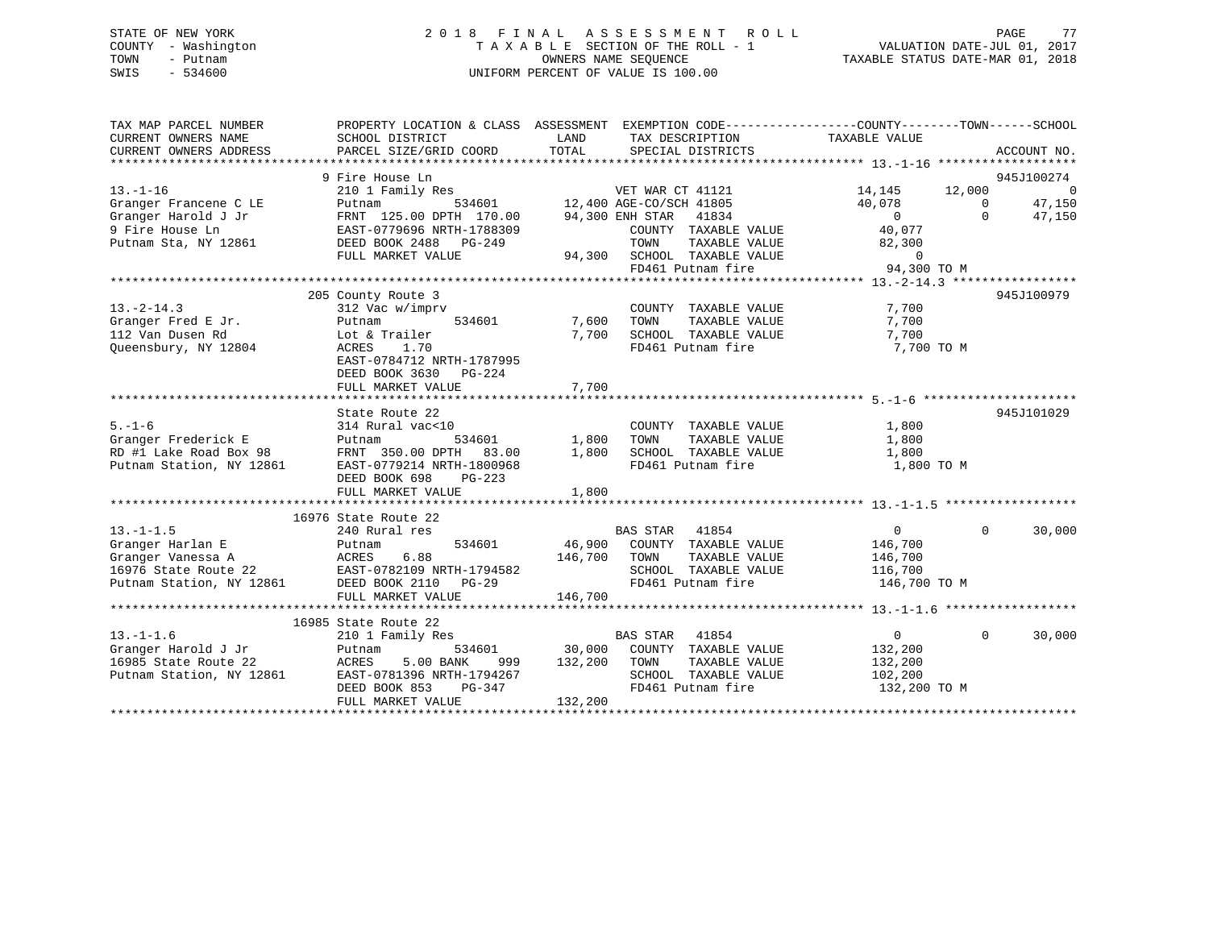STATE OF NEW YORK
COUNTY - Washington
TOWN - Putnam
SWIS - 534600

2018 FINAL ASSESSMENT ROLL
TAXABLE SECTION OF THE ROLL - 1
OWNERS NAME SEQUENCE
UNIFORM PERCENT OF VALUE IS 100.00

VALUATION DATE-JUL 01, 2017
TAXABLE STATUS DATE-MAR 01, 2018

```
TAX MAP PARCEL NUMBER          PROPERTY LOCATION & CLASS  ASSESSMENT  EXEMPTION CODE------------------COUNTY--------TOWN------SCHOOL
CURRENT OWNERS NAME            SCHOOL DISTRICT              LAND       TAX DESCRIPTION            TAXABLE VALUE
CURRENT OWNERS ADDRESS         PARCEL SIZE/GRID COORD       TOTAL      SPECIAL DISTRICTS                                   ACCOUNT NO.
******************************************************************************************************* 13.-1-16 *******************
                               9 Fire House Ln                                                                          945J100274
13.-1-16                       210 1 Family Res                  VET WAR CT 41121            14,145       12,000            0
Granger Francene C LE          Putnam          534601     12,400 AGE-CO/SCH 41805            40,078            0       47,150
Granger Harold J Jr            FRNT 125.00 DPTH 170.00    94,300 ENH STAR   41834                 0            0       47,150
9 Fire House Ln                EAST-0779696 NRTH-1788309         COUNTY  TAXABLE VALUE        40,077
Putnam Sta, NY 12861           DEED BOOK 2488   PG-249           TOWN    TAXABLE VALUE        82,300
                               FULL MARKET VALUE          94,300 SCHOOL  TAXABLE VALUE             0
                                                                 FD461 Putnam fire            94,300 TO M
******************************************************************************************************* 13.-2-14.3 *****************
                               205 County Route 3                                                                       945J100979
13.-2-14.3                     312 Vac w/imprv                   COUNTY  TAXABLE VALUE         7,700
Granger Fred E Jr.             Putnam          534601      7,600 TOWN    TAXABLE VALUE         7,700
112 Van Dusen Rd               Lot & Trailer               7,700 SCHOOL  TAXABLE VALUE         7,700
Queensbury, NY 12804           ACRES    1.70                     FD461 Putnam fire             7,700 TO M
                               EAST-0784712 NRTH-1787995
                               DEED BOOK 3630   PG-224
                               FULL MARKET VALUE           7,700
******************************************************************************************************* 5.-1-6 *********************
                               State Route 22                                                                           945J101029
5.-1-6                         314 Rural vac<10                  COUNTY  TAXABLE VALUE         1,800
Granger Frederick E            Putnam          534601      1,800 TOWN    TAXABLE VALUE         1,800
RD #1 Lake Road Box 98         FRNT 350.00 DPTH  83.00     1,800 SCHOOL  TAXABLE VALUE         1,800
Putnam Station, NY 12861       EAST-0779214 NRTH-1800968         FD461 Putnam fire             1,800 TO M
                               DEED BOOK 698    PG-223
                               FULL MARKET VALUE           1,800
******************************************************************************************************* 13.-1-1.5 ******************
                               16976 State Route 22
13.-1-1.5                      240 Rural res                     BAS STAR   41854                 0            0       30,000
Granger Harlan E               Putnam          534601     46,900 COUNTY  TAXABLE VALUE       146,700
Granger Vanessa A              ACRES    6.88             146,700 TOWN    TAXABLE VALUE       146,700
16976 State Route 22           EAST-0782109 NRTH-1794582         SCHOOL  TAXABLE VALUE       116,700
Putnam Station, NY 12861       DEED BOOK 2110   PG-29            FD461 Putnam fire           146,700 TO M
                               FULL MARKET VALUE         146,700
******************************************************************************************************* 13.-1-1.6 ******************
                               16985 State Route 22
13.-1-1.6                      210 1 Family Res                  BAS STAR   41854                 0            0       30,000
Granger Harold J Jr            Putnam          534601     30,000 COUNTY  TAXABLE VALUE       132,200
16985 State Route 22           ACRES    5.00 BANK    999 132,200 TOWN    TAXABLE VALUE       132,200
Putnam Station, NY 12861       EAST-0781396 NRTH-1794267         SCHOOL  TAXABLE VALUE       102,200
                               DEED BOOK 853    PG-347           FD461 Putnam fire           132,200 TO M
                               FULL MARKET VALUE         132,200
************************************************************************************************************************************
```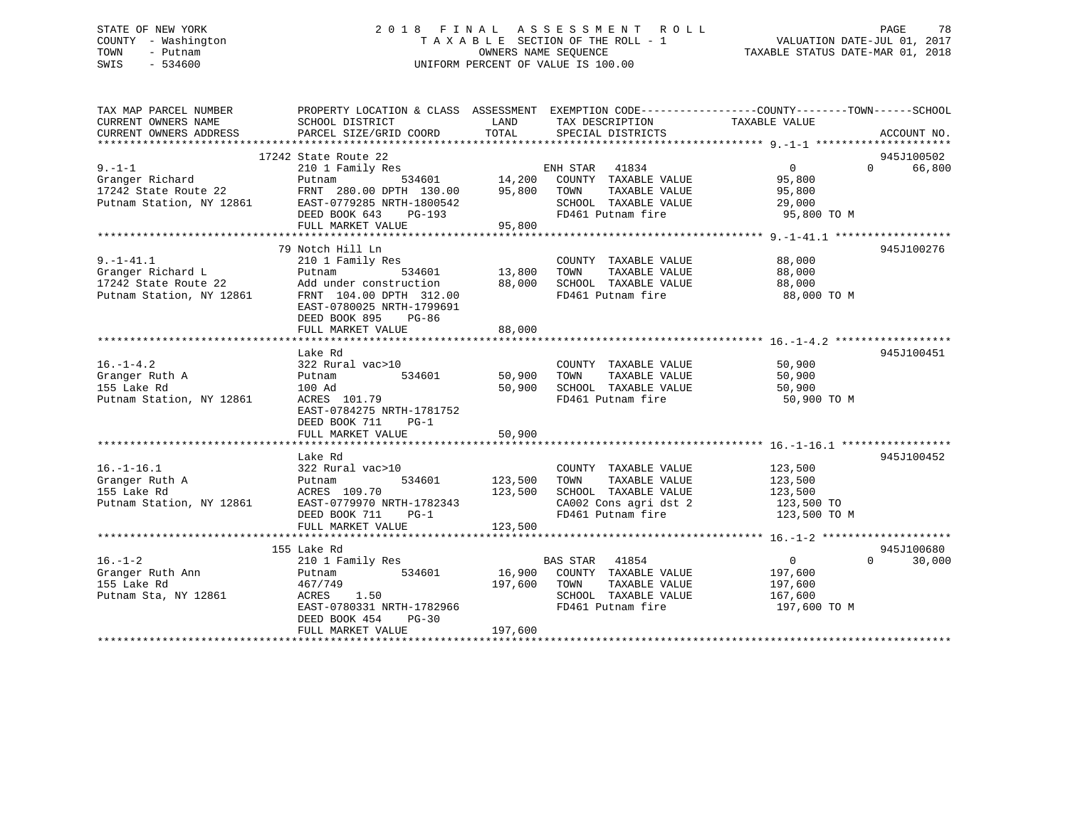STATE OF NEW YORK
COUNTY - Washington
TOWN - Putnam
SWIS - 534600

2018 FINAL ASSESSMENT ROLL
TAXABLE SECTION OF THE ROLL - 1
OWNERS NAME SEQUENCE
UNIFORM PERCENT OF VALUE IS 100.00

VALUATION DATE-JUL 01, 2017
TAXABLE STATUS DATE-MAR 01, 2018

```
TAX MAP PARCEL NUMBER          PROPERTY LOCATION & CLASS  ASSESSMENT  EXEMPTION CODE------------------COUNTY--------TOWN------SCHOOL
CURRENT OWNERS NAME            SCHOOL DISTRICT               LAND      TAX DESCRIPTION            TAXABLE VALUE
CURRENT OWNERS ADDRESS         PARCEL SIZE/GRID COORD        TOTAL     SPECIAL DISTRICTS                                     ACCOUNT NO.
******************************************************************************************************* 9.-1-1 ********************
                    17242 State Route 22                                                                           945J100502
9.-1-1                         210 1 Family Res                    ENH STAR   41834              0             0      66,800
Granger Richard                Putnam          534601      14,200   COUNTY  TAXABLE VALUE          95,800
17242 State Route 22           FRNT 280.00 DPTH 130.00     95,800   TOWN    TAXABLE VALUE          95,800
Putnam Station, NY 12861       EAST-0779285 NRTH-1800542            SCHOOL  TAXABLE VALUE          29,000
                               DEED BOOK 643    PG-193              FD461 Putnam fire               95,800 TO M
                               FULL MARKET VALUE           95,800
******************************************************************************************************* 9.-1-41.1 *****************
                    79 Notch Hill Ln                                                                               945J100276
9.-1-41.1                      210 1 Family Res                     COUNTY  TAXABLE VALUE          88,000
Granger Richard L              Putnam          534601      13,800   TOWN    TAXABLE VALUE          88,000
17242 State Route 22           Add under construction      88,000   SCHOOL  TAXABLE VALUE          88,000
Putnam Station, NY 12861       FRNT 104.00 DPTH 312.00              FD461 Putnam fire               88,000 TO M
                               EAST-0780025 NRTH-1799691
                               DEED BOOK 895    PG-86
                               FULL MARKET VALUE           88,000
******************************************************************************************************* 16.-1-4.2 *****************
                    Lake Rd                                                                                        945J100451
16.-1-4.2                      322 Rural vac>10                     COUNTY  TAXABLE VALUE          50,900
Granger Ruth A                 Putnam          534601      50,900   TOWN    TAXABLE VALUE          50,900
155 Lake Rd                    100 Ad                      50,900   SCHOOL  TAXABLE VALUE          50,900
Putnam Station, NY 12861       ACRES 101.79                         FD461 Putnam fire               50,900 TO M
                               EAST-0784275 NRTH-1781752
                               DEED BOOK 711    PG-1
                               FULL MARKET VALUE           50,900
******************************************************************************************************* 16.-1-16.1 ****************
                    Lake Rd                                                                                        945J100452
16.-1-16.1                     322 Rural vac>10                     COUNTY  TAXABLE VALUE         123,500
Granger Ruth A                 Putnam          534601     123,500   TOWN    TAXABLE VALUE         123,500
155 Lake Rd                    ACRES 109.70               123,500   SCHOOL  TAXABLE VALUE         123,500
Putnam Station, NY 12861       EAST-0779970 NRTH-1782343            CA002 Cons agri dst 2          123,500 TO
                               DEED BOOK 711    PG-1                FD461 Putnam fire              123,500 TO M
                               FULL MARKET VALUE          123,500
******************************************************************************************************* 16.-1-2 *******************
                    155 Lake Rd                                                                                    945J100680
16.-1-2                        210 1 Family Res                    BAS STAR   41854              0             0      30,000
Granger Ruth Ann               Putnam          534601      16,900   COUNTY  TAXABLE VALUE         197,600
155 Lake Rd                    467/749                    197,600   TOWN    TAXABLE VALUE         197,600
Putnam Sta, NY 12861           ACRES    1.50                        SCHOOL  TAXABLE VALUE         167,600
                               EAST-0780331 NRTH-1782966            FD461 Putnam fire              197,600 TO M
                               DEED BOOK 454    PG-30
                               FULL MARKET VALUE          197,600
************************************************************************************************************************************
```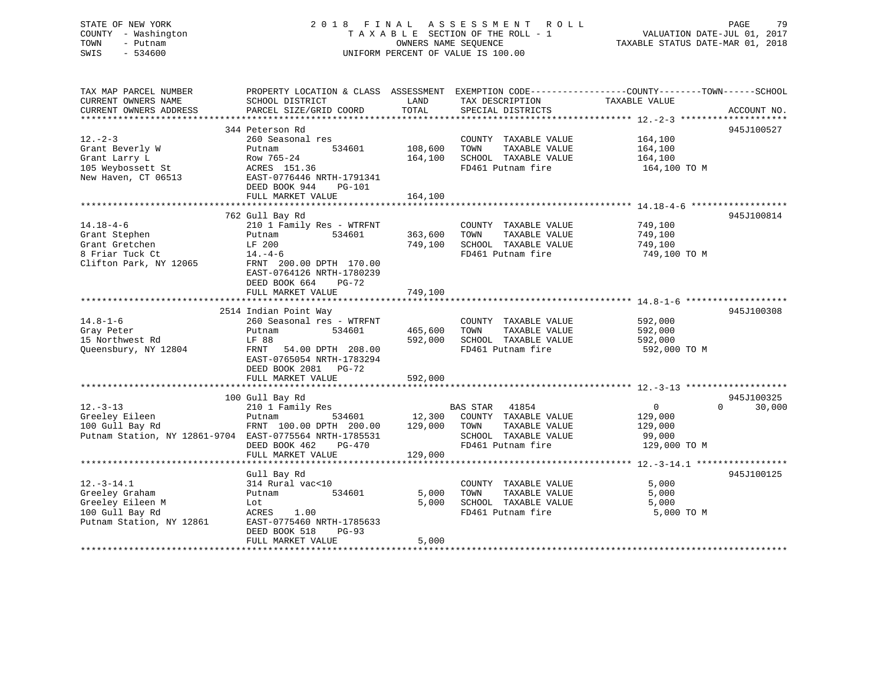STATE OF NEW YORK
COUNTY - Washington
TOWN - Putnam
SWIS - 534600

# 2018 FINAL ASSESSMENT ROLL

TAXABLE SECTION OF THE ROLL - 1
OWNERS NAME SEQUENCE
UNIFORM PERCENT OF VALUE IS 100.00

VALUATION DATE-JUL 01, 2017
TAXABLE STATUS DATE-MAR 01, 2018

| TAX MAP PARCEL NUMBER / CURRENT OWNERS NAME / CURRENT OWNERS ADDRESS | PROPERTY LOCATION & CLASS / SCHOOL DISTRICT / PARCEL SIZE/GRID COORD | ASSESSMENT LAND | TOTAL | EXEMPTION CODE / TAX DESCRIPTION / SPECIAL DISTRICTS | COUNTY / TOWN TAXABLE VALUE | SCHOOL | ACCOUNT NO. |
|---|---|---|---|---|---|---|---|
| 12.-2-3 | 344 Peterson Rd | | | | | | 945J100527 |
| 12.-2-3 | 260 Seasonal res | | | COUNTY TAXABLE VALUE | 164,100 | | |
| Grant Beverly W | Putnam 534601 | 108,600 | | TOWN TAXABLE VALUE | 164,100 | | |
| Grant Larry L | Row 765-24 | | 164,100 | SCHOOL TAXABLE VALUE | 164,100 | | |
| 105 Weybossett St | ACRES 151.36 | | | FD461 Putnam fire | 164,100 TO M | | |
| New Haven, CT 06513 | EAST-0776446 NRTH-1791341 | | | | | | |
| | DEED BOOK 944 PG-101 | | | | | | |
| | FULL MARKET VALUE | | 164,100 | | | | |
| 14.18-4-6 | 762 Gull Bay Rd | | | | | | 945J100814 |
| 14.18-4-6 | 210 1 Family Res - WTRFNT | | | COUNTY TAXABLE VALUE | 749,100 | | |
| Grant Stephen | Putnam 534601 | 363,600 | | TOWN TAXABLE VALUE | 749,100 | | |
| Grant Gretchen | LF 200 | | 749,100 | SCHOOL TAXABLE VALUE | 749,100 | | |
| 8 Friar Tuck Ct | 14.-4-6 | | | FD461 Putnam fire | 749,100 TO M | | |
| Clifton Park, NY 12065 | FRNT 200.00 DPTH 170.00 | | | | | | |
| | EAST-0764126 NRTH-1780239 | | | | | | |
| | DEED BOOK 664 PG-72 | | | | | | |
| | FULL MARKET VALUE | | 749,100 | | | | |
| 14.8-1-6 | 2514 Indian Point Way | | | | | | 945J100308 |
| 14.8-1-6 | 260 Seasonal res - WTRFNT | | | COUNTY TAXABLE VALUE | 592,000 | | |
| Gray Peter | Putnam 534601 | 465,600 | | TOWN TAXABLE VALUE | 592,000 | | |
| 15 Northwest Rd | LF 88 | | 592,000 | SCHOOL TAXABLE VALUE | 592,000 | | |
| Queensbury, NY 12804 | FRNT 54.00 DPTH 208.00 | | | FD461 Putnam fire | 592,000 TO M | | |
| | EAST-0765054 NRTH-1783294 | | | | | | |
| | DEED BOOK 2081 PG-72 | | | | | | |
| | FULL MARKET VALUE | | 592,000 | | | | |
| 12.-3-13 | 100 Gull Bay Rd | | | | | | 945J100325 |
| 12.-3-13 | 210 1 Family Res | | | BAS STAR 41854 | 0 | 0 | 30,000 |
| Greeley Eileen | Putnam 534601 | 12,300 | | COUNTY TAXABLE VALUE | 129,000 | | |
| 100 Gull Bay Rd | FRNT 100.00 DPTH 200.00 | | 129,000 | TOWN TAXABLE VALUE | 129,000 | | |
| Putnam Station, NY 12861-9704 | EAST-0775564 NRTH-1785531 | | | SCHOOL TAXABLE VALUE | 99,000 | | |
| | DEED BOOK 462 PG-470 | | | FD461 Putnam fire | 129,000 TO M | | |
| | FULL MARKET VALUE | | 129,000 | | | | |
| 12.-3-14.1 | Gull Bay Rd | | | | | | 945J100125 |
| 12.-3-14.1 | 314 Rural vac<10 | | | COUNTY TAXABLE VALUE | 5,000 | | |
| Greeley Graham | Putnam 534601 | 5,000 | | TOWN TAXABLE VALUE | 5,000 | | |
| Greeley Eileen M | Lot | | 5,000 | SCHOOL TAXABLE VALUE | 5,000 | | |
| 100 Gull Bay Rd | ACRES 1.00 | | | FD461 Putnam fire | 5,000 TO M | | |
| Putnam Station, NY 12861 | EAST-0775460 NRTH-1785633 | | | | | | |
| | DEED BOOK 518 PG-93 | | | | | | |
| | FULL MARKET VALUE | | 5,000 | | | | |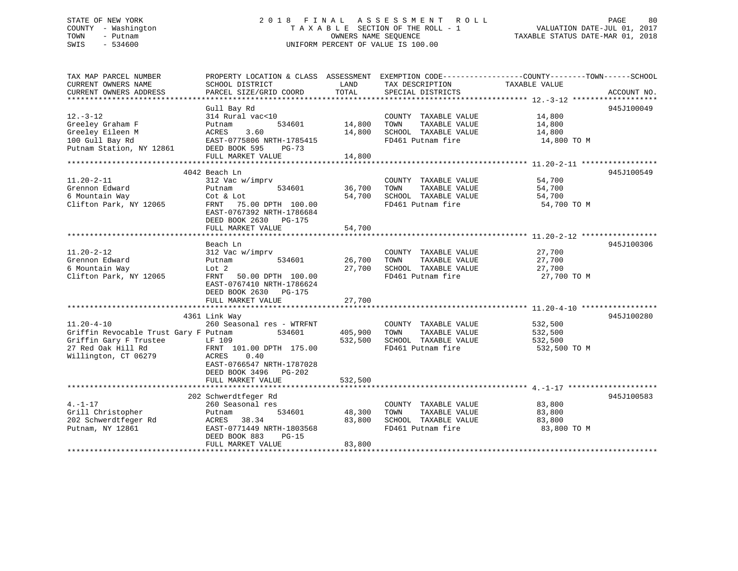STATE OF NEW YORK
COUNTY - Washington
TOWN - Putnam
SWIS - 534600

# 2018 FINAL ASSESSMENT ROLL

TAXABLE SECTION OF THE ROLL - 1
OWNERS NAME SEQUENCE
UNIFORM PERCENT OF VALUE IS 100.00

VALUATION DATE-JUL 01, 2017
TAXABLE STATUS DATE-MAR 01, 2018

| TAX MAP PARCEL NUMBER / CURRENT OWNERS NAME / CURRENT OWNERS ADDRESS | PROPERTY LOCATION & CLASS / SCHOOL DISTRICT / PARCEL SIZE/GRID COORD | ASSESSMENT LAND | TOTAL | EXEMPTION CODE / TAX DESCRIPTION / SPECIAL DISTRICTS | COUNTY--------TOWN------SCHOOL TAXABLE VALUE | ACCOUNT NO. |
|---|---|---|---|---|---|---|
| 12.-3-12 | Gull Bay Rd | | | | | 945J100049 |
| | 314 Rural vac<10 | | | COUNTY TAXABLE VALUE | 14,800 | |
| Greeley Graham F | Putnam 534601 | 14,800 | | TOWN TAXABLE VALUE | 14,800 | |
| Greeley Eileen M | ACRES 3.60 | | 14,800 | SCHOOL TAXABLE VALUE | 14,800 | |
| 100 Gull Bay Rd | EAST-0775806 NRTH-1785415 | | | FD461 Putnam fire | 14,800 TO M | |
| Putnam Station, NY 12861 | DEED BOOK 595 PG-73 | | | | | |
| | FULL MARKET VALUE | | 14,800 | | | |
| 11.20-2-11 | 4042 Beach Ln | | | | | 945J100549 |
| | 312 Vac w/imprv | | | COUNTY TAXABLE VALUE | 54,700 | |
| Grennon Edward | Putnam 534601 | 36,700 | | TOWN TAXABLE VALUE | 54,700 | |
| 6 Mountain Way | Cot & Lot | | 54,700 | SCHOOL TAXABLE VALUE | 54,700 | |
| Clifton Park, NY 12065 | FRNT 75.00 DPTH 100.00 | | | FD461 Putnam fire | 54,700 TO M | |
| | EAST-0767392 NRTH-1786684 | | | | | |
| | DEED BOOK 2630 PG-175 | | | | | |
| | FULL MARKET VALUE | | 54,700 | | | |
| 11.20-2-12 | Beach Ln | | | | | 945J100306 |
| | 312 Vac w/imprv | | | COUNTY TAXABLE VALUE | 27,700 | |
| Grennon Edward | Putnam 534601 | 26,700 | | TOWN TAXABLE VALUE | 27,700 | |
| 6 Mountain Way | Lot 2 | | 27,700 | SCHOOL TAXABLE VALUE | 27,700 | |
| Clifton Park, NY 12065 | FRNT 50.00 DPTH 100.00 | | | FD461 Putnam fire | 27,700 TO M | |
| | EAST-0767410 NRTH-1786624 | | | | | |
| | DEED BOOK 2630 PG-175 | | | | | |
| | FULL MARKET VALUE | | 27,700 | | | |
| 11.20-4-10 | 4361 Link Way | | | | | 945J100280 |
| | 260 Seasonal res - WTRFNT | | | COUNTY TAXABLE VALUE | 532,500 | |
| Griffin Revocable Trust Gary F | Putnam 534601 | 405,900 | | TOWN TAXABLE VALUE | 532,500 | |
| Griffin Gary F Trustee | LF 109 | | 532,500 | SCHOOL TAXABLE VALUE | 532,500 | |
| 27 Red Oak Hill Rd | FRNT 101.00 DPTH 175.00 | | | FD461 Putnam fire | 532,500 TO M | |
| Willington, CT 06279 | ACRES 0.40 | | | | | |
| | EAST-0766547 NRTH-1787028 | | | | | |
| | DEED BOOK 3496 PG-202 | | | | | |
| | FULL MARKET VALUE | | 532,500 | | | |
| 4.-1-17 | 202 Schwerdtfeger Rd | | | | | 945J100583 |
| | 260 Seasonal res | | | COUNTY TAXABLE VALUE | 83,800 | |
| Grill Christopher | Putnam 534601 | 48,300 | | TOWN TAXABLE VALUE | 83,800 | |
| 202 Schwerdtfeger Rd | ACRES 38.34 | | 83,800 | SCHOOL TAXABLE VALUE | 83,800 | |
| Putnam, NY 12861 | EAST-0771449 NRTH-1803568 | | | FD461 Putnam fire | 83,800 TO M | |
| | DEED BOOK 883 PG-15 | | | | | |
| | FULL MARKET VALUE | | 83,800 | | | |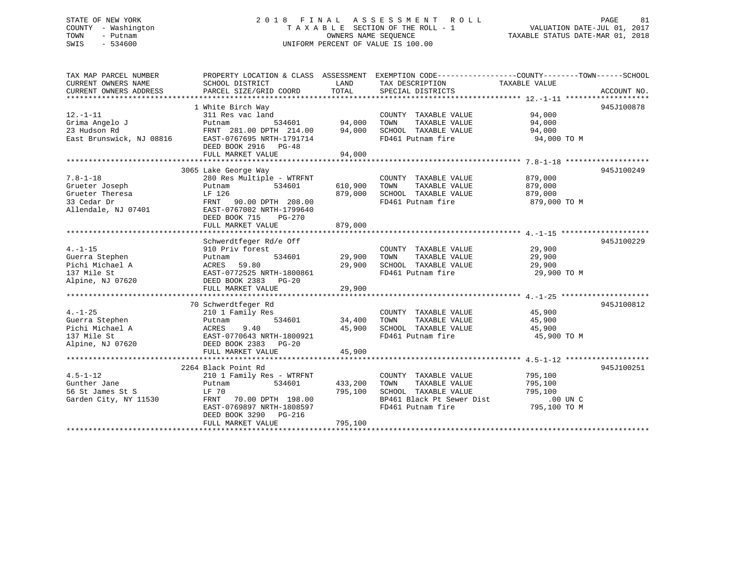STATE OF NEW YORK
COUNTY - Washington
TOWN - Putnam
SWIS - 534600

2018 FINAL ASSESSMENT ROLL
TAXABLE SECTION OF THE ROLL - 1
OWNERS NAME SEQUENCE
UNIFORM PERCENT OF VALUE IS 100.00

VALUATION DATE-JUL 01, 2017
TAXABLE STATUS DATE-MAR 01, 2018

| TAX MAP PARCEL NUMBER / CURRENT OWNERS NAME / CURRENT OWNERS ADDRESS | PROPERTY LOCATION & CLASS / SCHOOL DISTRICT / PARCEL SIZE/GRID COORD | ASSESSMENT LAND | ASSESSMENT TOTAL | EXEMPTION CODE / TAX DESCRIPTION / SPECIAL DISTRICTS | TAXABLE VALUE (COUNTY / TOWN / SCHOOL) | ACCOUNT NO. |
|---|---|---|---|---|---|---|
| 12.-1-11 | 1 White Birch Way | | | | | 945J100878 |
| Grima Angelo J | 311 Res vac land | | | COUNTY TAXABLE VALUE | 94,000 | |
| 23 Hudson Rd | Putnam 534601 | 94,000 | | TOWN TAXABLE VALUE | 94,000 | |
| East Brunswick, NJ 08816 | FRNT 281.00 DPTH 214.00 | | 94,000 | SCHOOL TAXABLE VALUE | 94,000 | |
| | EAST-0767695 NRTH-1791714 | | | FD461 Putnam fire | 94,000 TO M | |
| | DEED BOOK 2916 PG-48 | | | | | |
| | FULL MARKET VALUE | | 94,000 | | | |
| 7.8-1-18 | 3065 Lake George Way | | | | | 945J100249 |
| Grueter Joseph | 280 Res Multiple - WTRFNT | | | COUNTY TAXABLE VALUE | 879,000 | |
| Grueter Theresa | Putnam 534601 | 610,900 | | TOWN TAXABLE VALUE | 879,000 | |
| 33 Cedar Dr | LF 126 | | 879,000 | SCHOOL TAXABLE VALUE | 879,000 | |
| Allendale, NJ 07401 | FRNT 90.00 DPTH 208.00 | | | FD461 Putnam fire | 879,000 TO M | |
| | EAST-0767002 NRTH-1799640 | | | | | |
| | DEED BOOK 715 PG-270 | | | | | |
| | FULL MARKET VALUE | | 879,000 | | | |
| 4.-1-15 | Schwerdtfeger Rd/e Off | | | | | 945J100229 |
| Guerra Stephen | 910 Priv forest | | | COUNTY TAXABLE VALUE | 29,900 | |
| Pichi Michael A | Putnam 534601 | 29,900 | | TOWN TAXABLE VALUE | 29,900 | |
| 137 Mile St | ACRES 59.80 | | 29,900 | SCHOOL TAXABLE VALUE | 29,900 | |
| Alpine, NJ 07620 | EAST-0772525 NRTH-1800861 | | | FD461 Putnam fire | 29,900 TO M | |
| | DEED BOOK 2383 PG-20 | | | | | |
| | FULL MARKET VALUE | | 29,900 | | | |
| 4.-1-25 | 70 Schwerdtfeger Rd | | | | | 945J100812 |
| Guerra Stephen | 210 1 Family Res | | | COUNTY TAXABLE VALUE | 45,900 | |
| Pichi Michael A | Putnam 534601 | 34,400 | | TOWN TAXABLE VALUE | 45,900 | |
| 137 Mile St | ACRES 9.40 | | 45,900 | SCHOOL TAXABLE VALUE | 45,900 | |
| Alpine, NJ 07620 | EAST-0770643 NRTH-1800921 | | | FD461 Putnam fire | 45,900 TO M | |
| | DEED BOOK 2383 PG-20 | | | | | |
| | FULL MARKET VALUE | | 45,900 | | | |
| 4.5-1-12 | 2264 Black Point Rd | | | | | 945J100251 |
| Gunther Jane | 210 1 Family Res - WTRFNT | | | COUNTY TAXABLE VALUE | 795,100 | |
| 56 St James St S | Putnam 534601 | 433,200 | | TOWN TAXABLE VALUE | 795,100 | |
| Garden City, NY 11530 | LF 70 | | 795,100 | SCHOOL TAXABLE VALUE | 795,100 | |
| | FRNT 70.00 DPTH 198.00 | | | BP461 Black Pt Sewer Dist | .00 UN C | |
| | EAST-0769897 NRTH-1808597 | | | FD461 Putnam fire | 795,100 TO M | |
| | DEED BOOK 3290 PG-216 | | | | | |
| | FULL MARKET VALUE | | 795,100 | | | |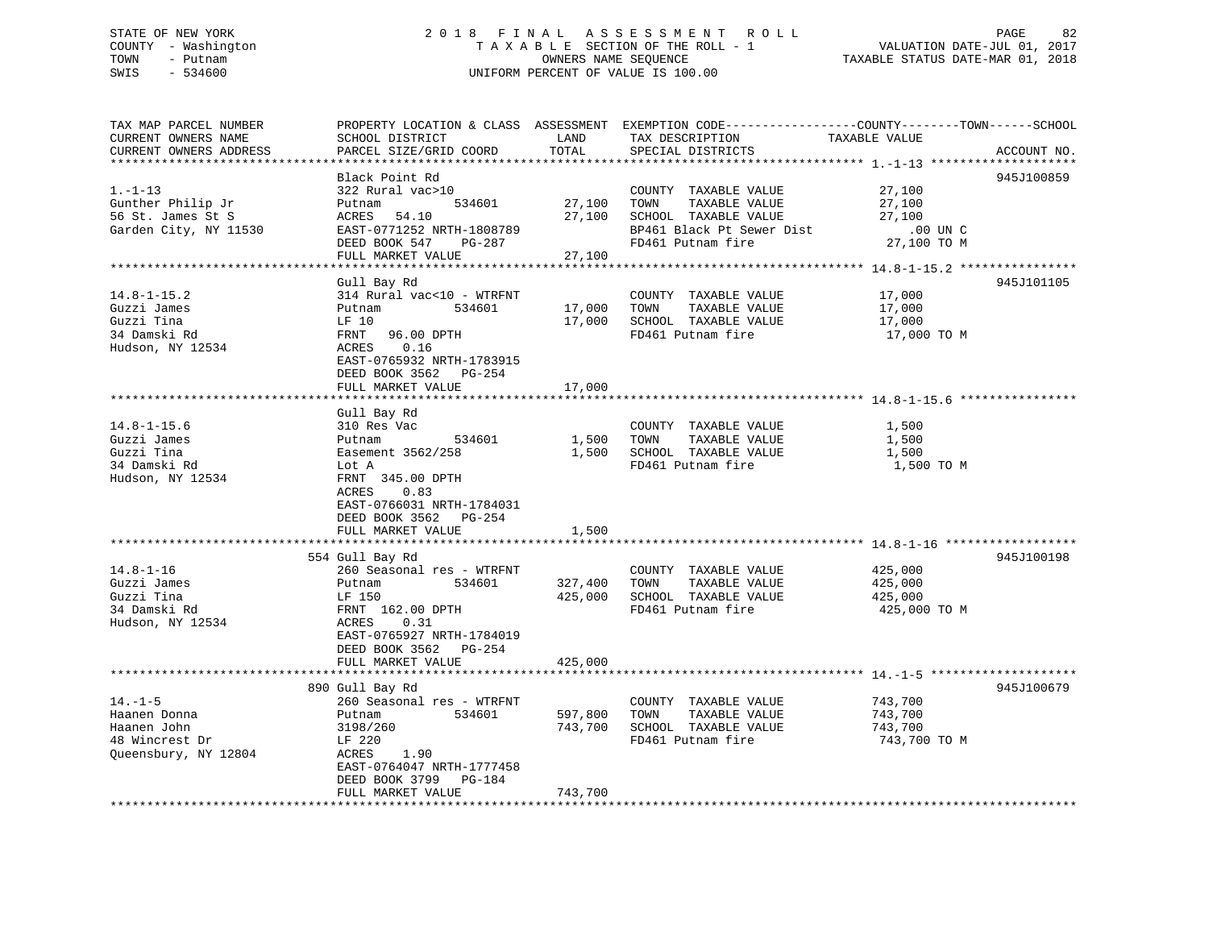STATE OF NEW YORK — 2018 FINAL ASSESSMENT ROLL
COUNTY - Washington — TAXABLE SECTION OF THE ROLL - 1 — VALUATION DATE-JUL 01, 2017
TOWN - Putnam — OWNERS NAME SEQUENCE — TAXABLE STATUS DATE-MAR 01, 2018
SWIS - 534600 — UNIFORM PERCENT OF VALUE IS 100.00

| TAX MAP PARCEL NUMBER / CURRENT OWNERS NAME / CURRENT OWNERS ADDRESS | PROPERTY LOCATION & CLASS / SCHOOL DISTRICT / PARCEL SIZE/GRID COORD | ASSESSMENT LAND | TOTAL | EXEMPTION CODE / TAX DESCRIPTION / SPECIAL DISTRICTS | COUNTY--------TOWN------SCHOOL TAXABLE VALUE | ACCOUNT NO. |
|---|---|---|---|---|---|---|
| 1.-1-13 | Black Point Rd | | | | | 945J100859 |
| 1.-1-13 | 322 Rural vac>10 | | | COUNTY TAXABLE VALUE | 27,100 | |
| Gunther Philip Jr | Putnam 534601 | 27,100 | | TOWN TAXABLE VALUE | 27,100 | |
| 56 St. James St S | ACRES 54.10 | | 27,100 | SCHOOL TAXABLE VALUE | 27,100 | |
| Garden City, NY 11530 | EAST-0771252 NRTH-1808789 | | | BP461 Black Pt Sewer Dist | .00 UN C | |
| | DEED BOOK 547 PG-287 | | | FD461 Putnam fire | 27,100 TO M | |
| | FULL MARKET VALUE | | 27,100 | | | |
| 14.8-1-15.2 | Gull Bay Rd | | | | | 945J101105 |
| 14.8-1-15.2 | 314 Rural vac<10 - WTRFNT | | | COUNTY TAXABLE VALUE | 17,000 | |
| Guzzi James | Putnam 534601 | 17,000 | | TOWN TAXABLE VALUE | 17,000 | |
| Guzzi Tina | LF 10 | | 17,000 | SCHOOL TAXABLE VALUE | 17,000 | |
| 34 Damski Rd | FRNT 96.00 DPTH | | | FD461 Putnam fire | 17,000 TO M | |
| Hudson, NY 12534 | ACRES 0.16 | | | | | |
| | EAST-0765932 NRTH-1783915 | | | | | |
| | DEED BOOK 3562 PG-254 | | | | | |
| | FULL MARKET VALUE | | 17,000 | | | |
| 14.8-1-15.6 | Gull Bay Rd | | | | | |
| 14.8-1-15.6 | 310 Res Vac | | | COUNTY TAXABLE VALUE | 1,500 | |
| Guzzi James | Putnam 534601 | 1,500 | | TOWN TAXABLE VALUE | 1,500 | |
| Guzzi Tina | Easement 3562/258 | | 1,500 | SCHOOL TAXABLE VALUE | 1,500 | |
| 34 Damski Rd | Lot A | | | FD461 Putnam fire | 1,500 TO M | |
| Hudson, NY 12534 | FRNT 345.00 DPTH | | | | | |
| | ACRES 0.83 | | | | | |
| | EAST-0766031 NRTH-1784031 | | | | | |
| | DEED BOOK 3562 PG-254 | | | | | |
| | FULL MARKET VALUE | | 1,500 | | | |
| 14.8-1-16 | 554 Gull Bay Rd | | | | | 945J100198 |
| 14.8-1-16 | 260 Seasonal res - WTRFNT | | | COUNTY TAXABLE VALUE | 425,000 | |
| Guzzi James | Putnam 534601 | 327,400 | | TOWN TAXABLE VALUE | 425,000 | |
| Guzzi Tina | LF 150 | | 425,000 | SCHOOL TAXABLE VALUE | 425,000 | |
| 34 Damski Rd | FRNT 162.00 DPTH | | | FD461 Putnam fire | 425,000 TO M | |
| Hudson, NY 12534 | ACRES 0.31 | | | | | |
| | EAST-0765927 NRTH-1784019 | | | | | |
| | DEED BOOK 3562 PG-254 | | | | | |
| | FULL MARKET VALUE | | 425,000 | | | |
| 14.-1-5 | 890 Gull Bay Rd | | | | | 945J100679 |
| 14.-1-5 | 260 Seasonal res - WTRFNT | | | COUNTY TAXABLE VALUE | 743,700 | |
| Haanen Donna | Putnam 534601 | 597,800 | | TOWN TAXABLE VALUE | 743,700 | |
| Haanen John | 3198/260 | | 743,700 | SCHOOL TAXABLE VALUE | 743,700 | |
| 48 Wincrest Dr | LF 220 | | | FD461 Putnam fire | 743,700 TO M | |
| Queensbury, NY 12804 | ACRES 1.90 | | | | | |
| | EAST-0764047 NRTH-1777458 | | | | | |
| | DEED BOOK 3799 PG-184 | | | | | |
| | FULL MARKET VALUE | | 743,700 | | | |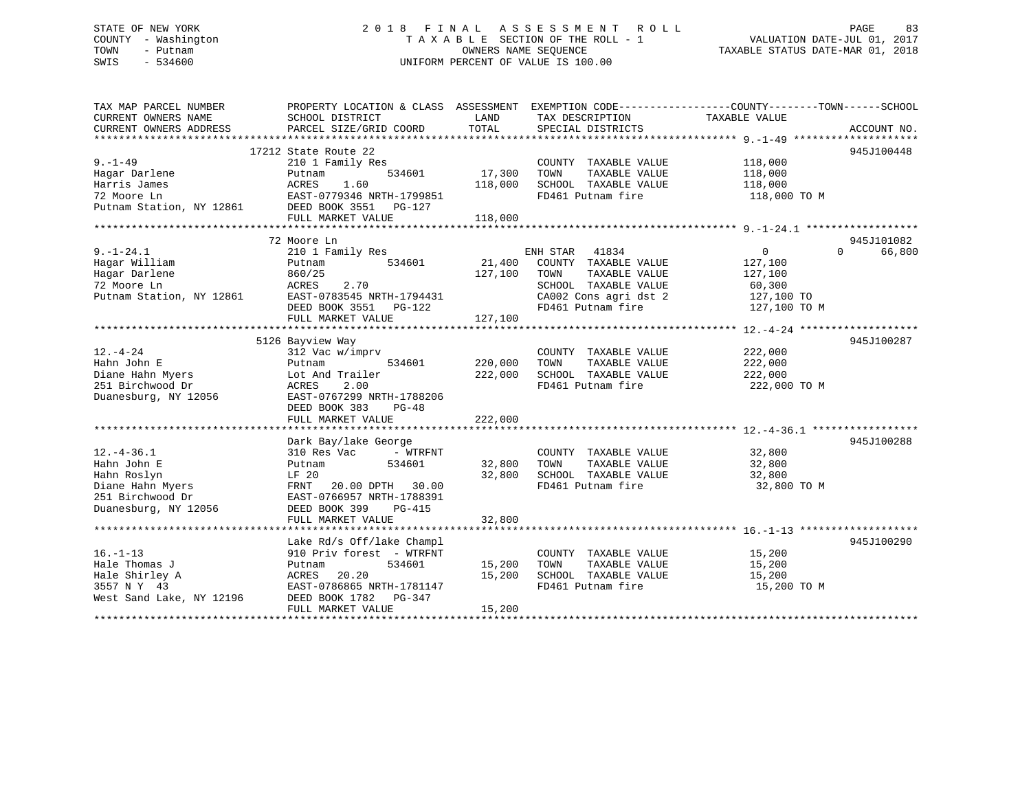STATE OF NEW YORK
COUNTY - Washington
TOWN - Putnam
SWIS - 534600

2 0 1 8 F I N A L A S S E S S M E N T R O L L
T A X A B L E SECTION OF THE ROLL - 1
OWNERS NAME SEQUENCE
UNIFORM PERCENT OF VALUE IS 100.00

VALUATION DATE-JUL 01, 2017
TAXABLE STATUS DATE-MAR 01, 2018

| TAX MAP PARCEL NUMBER / CURRENT OWNERS NAME / CURRENT OWNERS ADDRESS | PROPERTY LOCATION & CLASS / SCHOOL DISTRICT / PARCEL SIZE/GRID COORD | ASSESSMENT LAND | TOTAL | EXEMPTION CODE / TAX DESCRIPTION / SPECIAL DISTRICTS | COUNTY/TOWN TAXABLE VALUE | SCHOOL | ACCOUNT NO. |
|---|---|---|---|---|---|---|---|
| 9.-1-49 | 17212 State Route 22 | | | | | | 945J100448 |
| | 210 1 Family Res | | | COUNTY TAXABLE VALUE | 118,000 | | |
| Hagar Darlene | Putnam 534601 | 17,300 | | TOWN TAXABLE VALUE | 118,000 | | |
| Harris James | ACRES 1.60 | | 118,000 | SCHOOL TAXABLE VALUE | 118,000 | | |
| 72 Moore Ln | EAST-0779346 NRTH-1799851 | | | FD461 Putnam fire | 118,000 TO M | | |
| Putnam Station, NY 12861 | DEED BOOK 3551 PG-127 | | | | | | |
| | FULL MARKET VALUE | | 118,000 | | | | |
| 9.-1-24.1 | 72 Moore Ln | | | | | | 945J101082 |
| | 210 1 Family Res | | | ENH STAR 41834 | 0 | 0 | 66,800 |
| Hagar William | Putnam 534601 | 21,400 | | COUNTY TAXABLE VALUE | 127,100 | | |
| Hagar Darlene | 860/25 | | 127,100 | TOWN TAXABLE VALUE | 127,100 | | |
| 72 Moore Ln | ACRES 2.70 | | | SCHOOL TAXABLE VALUE | 60,300 | | |
| Putnam Station, NY 12861 | EAST-0783545 NRTH-1794431 | | | CA002 Cons agri dst 2 | 127,100 TO | | |
| | DEED BOOK 3551 PG-122 | | | FD461 Putnam fire | 127,100 TO M | | |
| | FULL MARKET VALUE | | 127,100 | | | | |
| 12.-4-24 | 5126 Bayview Way | | | | | | 945J100287 |
| | 312 Vac w/imprv | | | COUNTY TAXABLE VALUE | 222,000 | | |
| Hahn John E | Putnam 534601 | 220,000 | | TOWN TAXABLE VALUE | 222,000 | | |
| Diane Hahn Myers | Lot And Trailer | | 222,000 | SCHOOL TAXABLE VALUE | 222,000 | | |
| 251 Birchwood Dr | ACRES 2.00 | | | FD461 Putnam fire | 222,000 TO M | | |
| Duanesburg, NY 12056 | EAST-0767299 NRTH-1788206 | | | | | | |
| | DEED BOOK 383 PG-48 | | | | | | |
| | FULL MARKET VALUE | | 222,000 | | | | |
| 12.-4-36.1 | Dark Bay/lake George | | | | | | 945J100288 |
| | 310 Res Vac - WTRFNT | | | COUNTY TAXABLE VALUE | 32,800 | | |
| Hahn John E | Putnam 534601 | 32,800 | | TOWN TAXABLE VALUE | 32,800 | | |
| Hahn Roslyn | LF 20 | | 32,800 | SCHOOL TAXABLE VALUE | 32,800 | | |
| Diane Hahn Myers | FRNT 20.00 DPTH 30.00 | | | FD461 Putnam fire | 32,800 TO M | | |
| 251 Birchwood Dr | EAST-0766957 NRTH-1788391 | | | | | | |
| Duanesburg, NY 12056 | DEED BOOK 399 PG-415 | | | | | | |
| | FULL MARKET VALUE | | 32,800 | | | | |
| 16.-1-13 | Lake Rd/s Off/lake Champl | | | | | | 945J100290 |
| | 910 Priv forest - WTRFNT | | | COUNTY TAXABLE VALUE | 15,200 | | |
| Hale Thomas J | Putnam 534601 | 15,200 | | TOWN TAXABLE VALUE | 15,200 | | |
| Hale Shirley A | ACRES 20.20 | | 15,200 | SCHOOL TAXABLE VALUE | 15,200 | | |
| 3557 N Y 43 | EAST-0786865 NRTH-1781147 | | | FD461 Putnam fire | 15,200 TO M | | |
| West Sand Lake, NY 12196 | DEED BOOK 1782 PG-347 | | | | | | |
| | FULL MARKET VALUE | | 15,200 | | | | |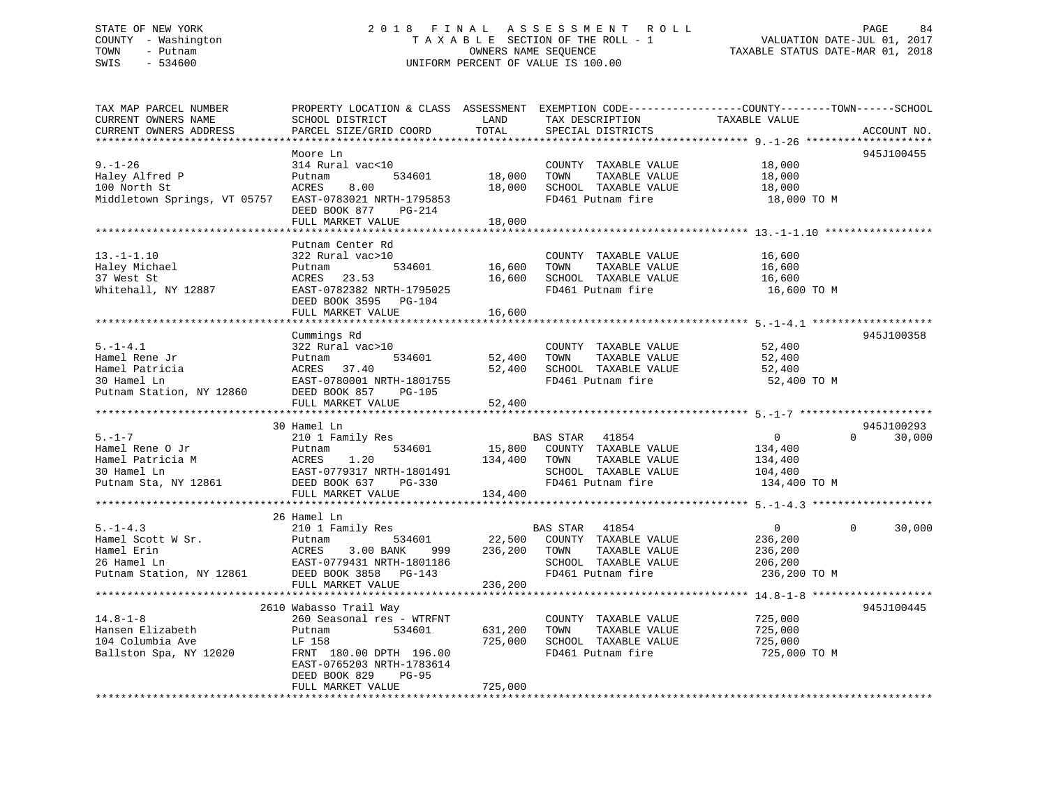STATE OF NEW YORK
COUNTY - Washington
TOWN - Putnam
SWIS - 534600

2018 FINAL ASSESSMENT ROLL
TAXABLE SECTION OF THE ROLL - 1
OWNERS NAME SEQUENCE
UNIFORM PERCENT OF VALUE IS 100.00

VALUATION DATE-JUL 01, 2017
TAXABLE STATUS DATE-MAR 01, 2018

| TAX MAP PARCEL NUMBER / CURRENT OWNERS NAME / CURRENT OWNERS ADDRESS | PROPERTY LOCATION & CLASS / SCHOOL DISTRICT / PARCEL SIZE/GRID COORD | ASSESSMENT LAND | TOTAL | EXEMPTION CODE / TAX DESCRIPTION / SPECIAL DISTRICTS | COUNTY TAXABLE VALUE | TOWN | SCHOOL | ACCOUNT NO. |
|---|---|---|---|---|---|---|---|---|
| **9.-1-26** | Moore Ln | | | | | | | 945J100455 |
| 9.-1-26 | 314 Rural vac<10 | | | COUNTY TAXABLE VALUE | 18,000 | | | |
| Haley Alfred P | Putnam 534601 | 18,000 | | TOWN TAXABLE VALUE | 18,000 | | | |
| 100 North St | ACRES 8.00 | | 18,000 | SCHOOL TAXABLE VALUE | 18,000 | | | |
| Middletown Springs, VT 05757 | EAST-0783021 NRTH-1795853 | | | FD461 Putnam fire | 18,000 TO M | | | |
| | DEED BOOK 877 PG-214 | | | | | | | |
| | FULL MARKET VALUE | | 18,000 | | | | | |
| **13.-1-1.10** | Putnam Center Rd | | | | | | | |
| 13.-1-1.10 | 322 Rural vac>10 | | | COUNTY TAXABLE VALUE | 16,600 | | | |
| Haley Michael | Putnam 534601 | 16,600 | | TOWN TAXABLE VALUE | 16,600 | | | |
| 37 West St | ACRES 23.53 | | 16,600 | SCHOOL TAXABLE VALUE | 16,600 | | | |
| Whitehall, NY 12887 | EAST-0782382 NRTH-1795025 | | | FD461 Putnam fire | 16,600 TO M | | | |
| | DEED BOOK 3595 PG-104 | | | | | | | |
| | FULL MARKET VALUE | | 16,600 | | | | | |
| **5.-1-4.1** | Cummings Rd | | | | | | | 945J100358 |
| 5.-1-4.1 | 322 Rural vac>10 | | | COUNTY TAXABLE VALUE | 52,400 | | | |
| Hamel Rene Jr | Putnam 534601 | 52,400 | | TOWN TAXABLE VALUE | 52,400 | | | |
| Hamel Patricia | ACRES 37.40 | | 52,400 | SCHOOL TAXABLE VALUE | 52,400 | | | |
| 30 Hamel Ln | EAST-0780001 NRTH-1801755 | | | FD461 Putnam fire | 52,400 TO M | | | |
| Putnam Station, NY 12860 | DEED BOOK 857 PG-105 | | | | | | | |
| | FULL MARKET VALUE | | 52,400 | | | | | |
| **5.-1-7** | 30 Hamel Ln | | | | | | | 945J100293 |
| 5.-1-7 | 210 1 Family Res | | | BAS STAR 41854 | 0 | 0 | 30,000 | |
| Hamel Rene O Jr | Putnam 534601 | 15,800 | | COUNTY TAXABLE VALUE | 134,400 | | | |
| Hamel Patricia M | ACRES 1.20 | | 134,400 | TOWN TAXABLE VALUE | 134,400 | | | |
| 30 Hamel Ln | EAST-0779317 NRTH-1801491 | | | SCHOOL TAXABLE VALUE | 104,400 | | | |
| Putnam Sta, NY 12861 | DEED BOOK 637 PG-330 | | | FD461 Putnam fire | 134,400 TO M | | | |
| | FULL MARKET VALUE | | 134,400 | | | | | |
| **5.-1-4.3** | 26 Hamel Ln | | | | | | | |
| 5.-1-4.3 | 210 1 Family Res | | | BAS STAR 41854 | 0 | 0 | 30,000 | |
| Hamel Scott W Sr. | Putnam 534601 | 22,500 | | COUNTY TAXABLE VALUE | 236,200 | | | |
| Hamel Erin | ACRES 3.00 BANK 999 | | 236,200 | TOWN TAXABLE VALUE | 236,200 | | | |
| 26 Hamel Ln | EAST-0779431 NRTH-1801186 | | | SCHOOL TAXABLE VALUE | 206,200 | | | |
| Putnam Station, NY 12861 | DEED BOOK 3858 PG-143 | | | FD461 Putnam fire | 236,200 TO M | | | |
| | FULL MARKET VALUE | | 236,200 | | | | | |
| **14.8-1-8** | 2610 Wabasso Trail Way | | | | | | | 945J100445 |
| 14.8-1-8 | 260 Seasonal res - WTRFNT | | | COUNTY TAXABLE VALUE | 725,000 | | | |
| Hansen Elizabeth | Putnam 534601 | 631,200 | | TOWN TAXABLE VALUE | 725,000 | | | |
| 104 Columbia Ave | LF 158 | | 725,000 | SCHOOL TAXABLE VALUE | 725,000 | | | |
| Ballston Spa, NY 12020 | FRNT 180.00 DPTH 196.00 | | | FD461 Putnam fire | 725,000 TO M | | | |
| | EAST-0765203 NRTH-1783614 | | | | | | | |
| | DEED BOOK 829 PG-95 | | | | | | | |
| | FULL MARKET VALUE | | 725,000 | | | | | |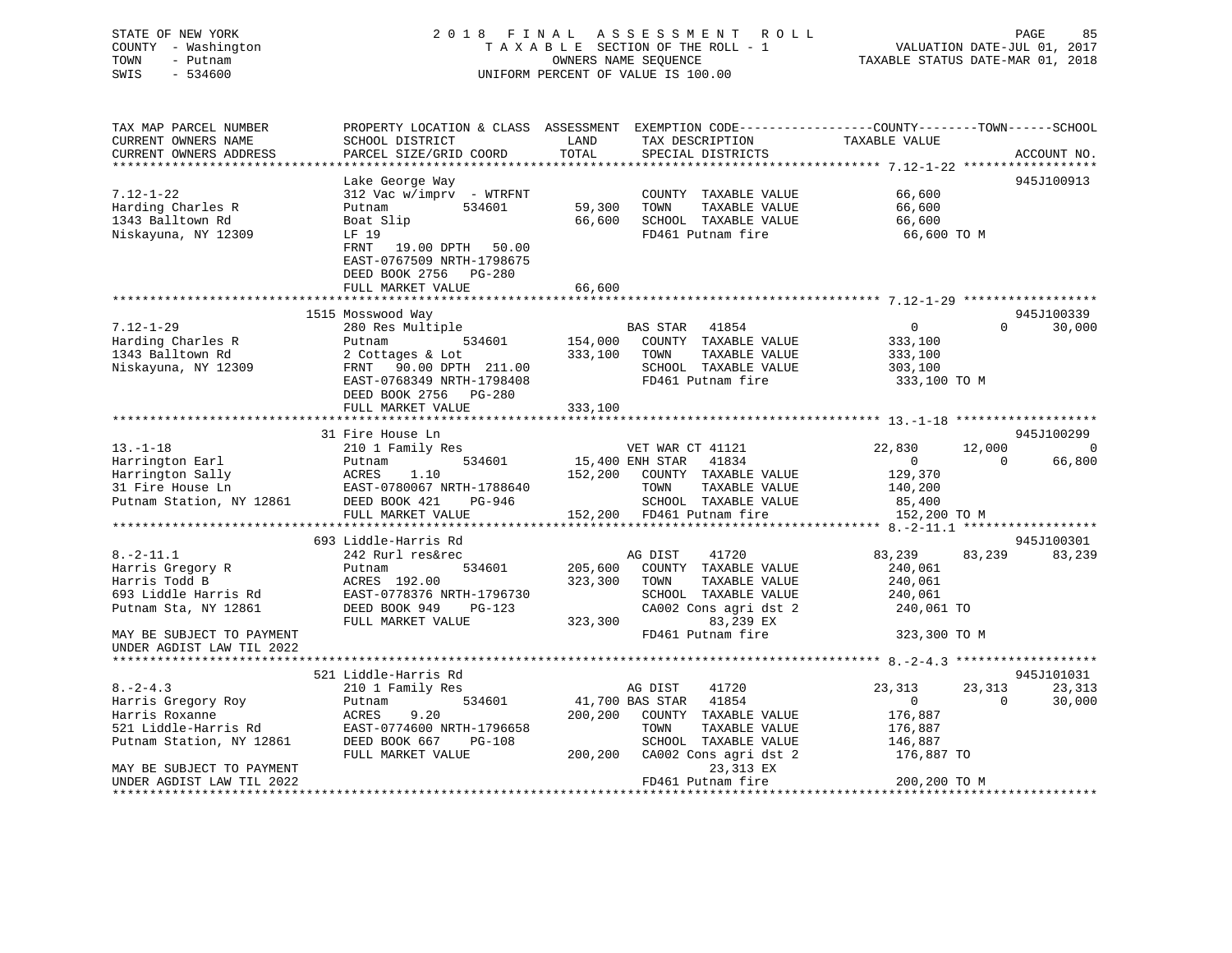STATE OF NEW YORK  
COUNTY - Washington  
TOWN - Putnam  
SWIS - 534600

2018 FINAL ASSESSMENT ROLL  
TAXABLE SECTION OF THE ROLL - 1  
OWNERS NAME SEQUENCE  
UNIFORM PERCENT OF VALUE IS 100.00

VALUATION DATE-JUL 01, 2017  
TAXABLE STATUS DATE-MAR 01, 2018

```
TAX MAP PARCEL NUMBER          PROPERTY LOCATION & CLASS  ASSESSMENT  EXEMPTION CODE------------------COUNTY--------TOWN------SCHOOL
CURRENT OWNERS NAME            SCHOOL DISTRICT             LAND       TAX DESCRIPTION             TAXABLE VALUE
CURRENT OWNERS ADDRESS         PARCEL SIZE/GRID COORD      TOTAL      SPECIAL DISTRICTS                                      ACCOUNT NO.
*********************************************************************************************** 7.12-1-22 ******************
                               Lake George Way                                                                       945J100913
7.12-1-22                      312 Vac w/imprv  - WTRFNT              COUNTY  TAXABLE VALUE            66,600
Harding Charles R              Putnam          534601      59,300     TOWN    TAXABLE VALUE            66,600
1343 Balltown Rd               Boat Slip                   66,600     SCHOOL  TAXABLE VALUE            66,600
Niskayuna, NY 12309            LF 19                                  FD461 Putnam fire                 66,600 TO M
                               FRNT   19.00 DPTH   50.00
                               EAST-0767509 NRTH-1798675
                               DEED BOOK 2756   PG-280
                               FULL MARKET VALUE           66,600
*********************************************************************************************** 7.12-1-29 ******************
                               1515 Mosswood Way                                                                     945J100339
7.12-1-29                      280 Res Multiple                      BAS STAR  41854                    0             0      30,000
Harding Charles R              Putnam          534601     154,000     COUNTY  TAXABLE VALUE           333,100
1343 Balltown Rd               2 Cottages & Lot           333,100     TOWN    TAXABLE VALUE           333,100
Niskayuna, NY 12309            FRNT   90.00 DPTH  211.00              SCHOOL  TAXABLE VALUE           303,100
                               EAST-0768349 NRTH-1798408              FD461 Putnam fire                333,100 TO M
                               DEED BOOK 2756   PG-280
                               FULL MARKET VALUE          333,100
*********************************************************************************************** 13.-1-18 *******************
                               31 Fire House Ln                                                                      945J100299
13.-1-18                       210 1 Family Res                      VET WAR CT 41121              22,830        12,000           0
Harrington Earl                Putnam          534601      15,400 ENH STAR  41834                    0             0      66,800
Harrington Sally               ACRES    1.10              152,200     COUNTY  TAXABLE VALUE           129,370
31 Fire House Ln               EAST-0780067 NRTH-1788640              TOWN    TAXABLE VALUE           140,200
Putnam Station, NY 12861       DEED BOOK 421    PG-946                SCHOOL  TAXABLE VALUE            85,400
                               FULL MARKET VALUE          152,200     FD461 Putnam fire                152,200 TO M
*********************************************************************************************** 8.-2-11.1 ******************
                               693 Liddle-Harris Rd                                                                  945J100301
8.-2-11.1                      242 Rurl res&rec                      AG DIST    41720              83,239        83,239      83,239
Harris Gregory R               Putnam          534601     205,600     COUNTY  TAXABLE VALUE           240,061
Harris Todd B                  ACRES  192.00              323,300     TOWN    TAXABLE VALUE           240,061
693 Liddle Harris Rd           EAST-0778376 NRTH-1796730              SCHOOL  TAXABLE VALUE           240,061
Putnam Sta, NY 12861           DEED BOOK 949    PG-123                CA002 Cons agri dst 2            240,061 TO
                               FULL MARKET VALUE          323,300             83,239 EX
MAY BE SUBJECT TO PAYMENT                                             FD461 Putnam fire                323,300 TO M
UNDER AGDIST LAW TIL 2022
*********************************************************************************************** 8.-2-4.3 *******************
                               521 Liddle-Harris Rd                                                                  945J101031
8.-2-4.3                       210 1 Family Res                      AG DIST    41720              23,313        23,313      23,313
Harris Gregory Roy             Putnam          534601      41,700 BAS STAR  41854                    0             0      30,000
Harris Roxanne                 ACRES    9.20              200,200     COUNTY  TAXABLE VALUE           176,887
521 Liddle-Harris Rd           EAST-0774600 NRTH-1796658              TOWN    TAXABLE VALUE           176,887
Putnam Station, NY 12861       DEED BOOK 667    PG-108                SCHOOL  TAXABLE VALUE           146,887
                               FULL MARKET VALUE          200,200     CA002 Cons agri dst 2            176,887 TO
MAY BE SUBJECT TO PAYMENT                                                     23,313 EX
UNDER AGDIST LAW TIL 2022                                             FD461 Putnam fire                200,200 TO M
****************************************************************************************************************************
```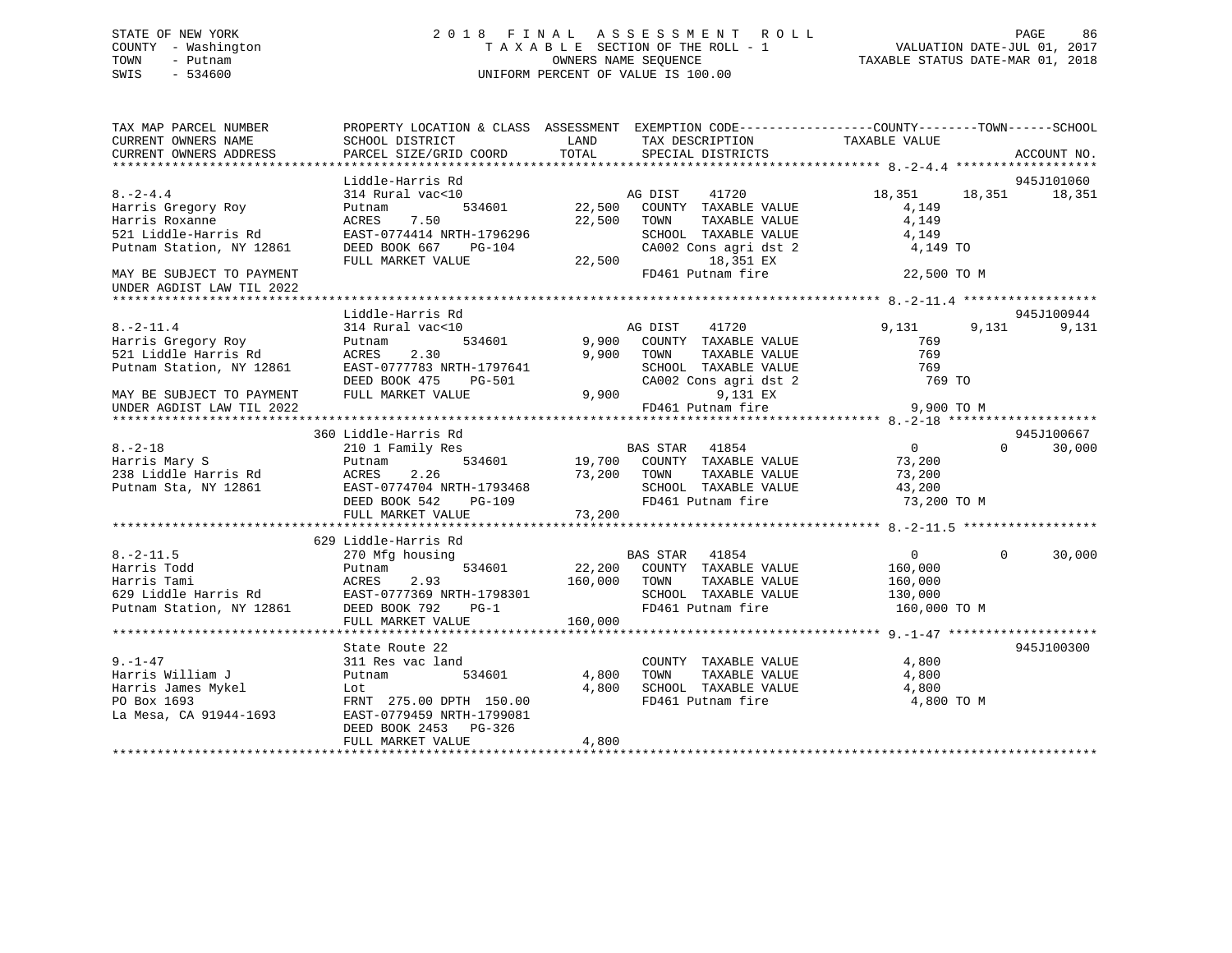STATE OF NEW YORK
COUNTY - Washington
TOWN - Putnam
SWIS - 534600

2018 FINAL ASSESSMENT ROLL
TAXABLE SECTION OF THE ROLL - 1
OWNERS NAME SEQUENCE
UNIFORM PERCENT OF VALUE IS 100.00

VALUATION DATE-JUL 01, 2017
TAXABLE STATUS DATE-MAR 01, 2018

| TAX MAP PARCEL NUMBER / CURRENT OWNERS NAME / CURRENT OWNERS ADDRESS | PROPERTY LOCATION & CLASS / SCHOOL DISTRICT / PARCEL SIZE/GRID COORD | ASSESSMENT LAND | TOTAL | EXEMPTION CODE / TAX DESCRIPTION / SPECIAL DISTRICTS | COUNTY TAXABLE VALUE | TOWN | SCHOOL | ACCOUNT NO. |
|---|---|---|---|---|---|---|---|---|
| 8.-2-4.4 | Liddle-Harris Rd | | | | | | | 945J101060 |
| | 314 Rural vac<10 | | | AG DIST 41720 | 18,351 | 18,351 | 18,351 | |
| Harris Gregory Roy | Putnam 534601 | 22,500 | | COUNTY TAXABLE VALUE | 4,149 | | | |
| Harris Roxanne | ACRES 7.50 | | 22,500 | TOWN TAXABLE VALUE | 4,149 | | | |
| 521 Liddle-Harris Rd | EAST-0774414 NRTH-1796296 | | | SCHOOL TAXABLE VALUE | 4,149 | | | |
| Putnam Station, NY 12861 | DEED BOOK 667 PG-104 | | | CA002 Cons agri dst 2 | 4,149 TO | | | |
| | FULL MARKET VALUE | | 22,500 | 18,351 EX | | | | |
| MAY BE SUBJECT TO PAYMENT UNDER AGDIST LAW TIL 2022 | | | | FD461 Putnam fire | 22,500 TO M | | | |
| 8.-2-11.4 | Liddle-Harris Rd | | | | | | | 945J100944 |
| | 314 Rural vac<10 | | | AG DIST 41720 | 9,131 | 9,131 | 9,131 | |
| Harris Gregory Roy | Putnam 534601 | 9,900 | | COUNTY TAXABLE VALUE | 769 | | | |
| 521 Liddle Harris Rd | ACRES 2.30 | | 9,900 | TOWN TAXABLE VALUE | 769 | | | |
| Putnam Station, NY 12861 | EAST-0777783 NRTH-1797641 | | | SCHOOL TAXABLE VALUE | 769 | | | |
| | DEED BOOK 475 PG-501 | | | CA002 Cons agri dst 2 | 769 TO | | | |
| MAY BE SUBJECT TO PAYMENT | FULL MARKET VALUE | | 9,900 | 9,131 EX | | | | |
| UNDER AGDIST LAW TIL 2022 | | | | FD461 Putnam fire | 9,900 TO M | | | |
| 8.-2-18 | 360 Liddle-Harris Rd | | | | | | | 945J100667 |
| | 210 1 Family Res | | | BAS STAR 41854 | 0 | 0 | 30,000 | |
| Harris Mary S | Putnam 534601 | 19,700 | | COUNTY TAXABLE VALUE | 73,200 | | | |
| 238 Liddle Harris Rd | ACRES 2.26 | | 73,200 | TOWN TAXABLE VALUE | 73,200 | | | |
| Putnam Sta, NY 12861 | EAST-0774704 NRTH-1793468 | | | SCHOOL TAXABLE VALUE | 43,200 | | | |
| | DEED BOOK 542 PG-109 | | | FD461 Putnam fire | 73,200 TO M | | | |
| | FULL MARKET VALUE | | 73,200 | | | | | |
| 8.-2-11.5 | 629 Liddle-Harris Rd | | | | | | | |
| | 270 Mfg housing | | | BAS STAR 41854 | 0 | 0 | 30,000 | |
| Harris Todd | Putnam 534601 | 22,200 | | COUNTY TAXABLE VALUE | 160,000 | | | |
| Harris Tami | ACRES 2.93 | | 160,000 | TOWN TAXABLE VALUE | 160,000 | | | |
| 629 Liddle Harris Rd | EAST-0777369 NRTH-1798301 | | | SCHOOL TAXABLE VALUE | 130,000 | | | |
| Putnam Station, NY 12861 | DEED BOOK 792 PG-1 | | | FD461 Putnam fire | 160,000 TO M | | | |
| | FULL MARKET VALUE | | 160,000 | | | | | |
| 9.-1-47 | State Route 22 | | | | | | | 945J100300 |
| | 311 Res vac land | | | COUNTY TAXABLE VALUE | 4,800 | | | |
| Harris William J | Putnam 534601 | 4,800 | | TOWN TAXABLE VALUE | 4,800 | | | |
| Harris James Mykel | Lot | | 4,800 | SCHOOL TAXABLE VALUE | 4,800 | | | |
| PO Box 1693 | FRNT 275.00 DPTH 150.00 | | | FD461 Putnam fire | 4,800 TO M | | | |
| La Mesa, CA 91944-1693 | EAST-0779459 NRTH-1799081 | | | | | | | |
| | DEED BOOK 2453 PG-326 | | | | | | | |
| | FULL MARKET VALUE | | 4,800 | | | | | |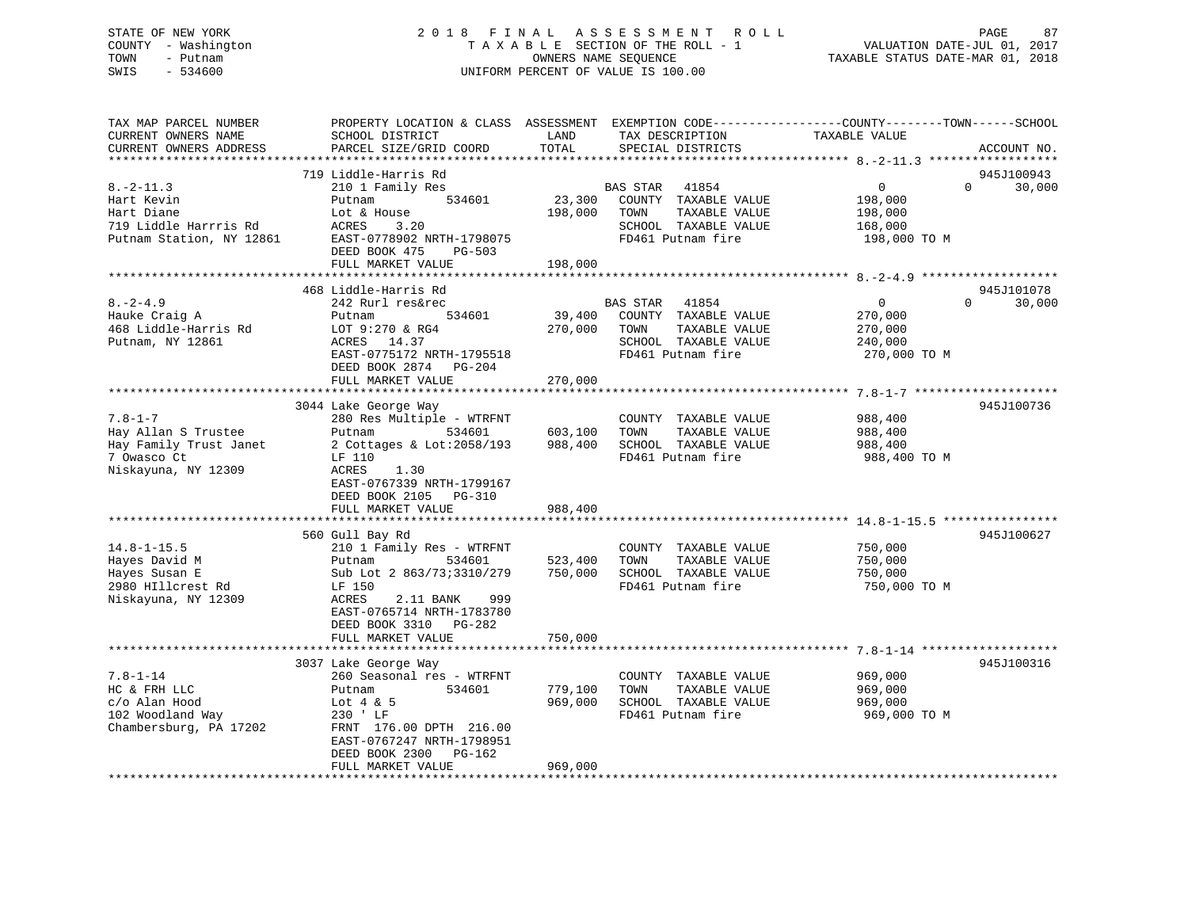STATE OF NEW YORK
COUNTY - Washington
TOWN - Putnam
SWIS - 534600

2 0 1 8 F I N A L A S S E S S M E N T R O L L
T A X A B L E SECTION OF THE ROLL - 1
OWNERS NAME SEQUENCE
UNIFORM PERCENT OF VALUE IS 100.00

VALUATION DATE-JUL 01, 2017
TAXABLE STATUS DATE-MAR 01, 2018

| TAX MAP PARCEL NUMBER / CURRENT OWNERS NAME / CURRENT OWNERS ADDRESS | PROPERTY LOCATION & CLASS / SCHOOL DISTRICT / PARCEL SIZE/GRID COORD | ASSESSMENT LAND | TOTAL | EXEMPTION CODE / TAX DESCRIPTION / SPECIAL DISTRICTS | COUNTY TAXABLE VALUE | TOWN | SCHOOL / ACCOUNT NO. |
|---|---|---|---|---|---|---|---|
| **8.-2-11.3** | 719 Liddle-Harris Rd | | | | | | 945J100943 |
| 8.-2-11.3 | 210 1 Family Res | | | BAS STAR 41854 | 0 | 0 | 30,000 |
| Hart Kevin | Putnam 534601 | 23,300 | | COUNTY TAXABLE VALUE | 198,000 | | |
| Hart Diane | Lot & House | | 198,000 | TOWN TAXABLE VALUE | 198,000 | | |
| 719 Liddle Harrris Rd | ACRES 3.20 | | | SCHOOL TAXABLE VALUE | 168,000 | | |
| Putnam Station, NY 12861 | EAST-0778902 NRTH-1798075 | | | FD461 Putnam fire | 198,000 TO M | | |
| | DEED BOOK 475 PG-503 | | | | | | |
| | FULL MARKET VALUE | | 198,000 | | | | |
| **8.-2-4.9** | 468 Liddle-Harris Rd | | | | | | 945J101078 |
| 8.-2-4.9 | 242 Rurl res&rec | | | BAS STAR 41854 | 0 | 0 | 30,000 |
| Hauke Craig A | Putnam 534601 | 39,400 | | COUNTY TAXABLE VALUE | 270,000 | | |
| 468 Liddle-Harris Rd | LOT 9:270 & RG4 | | 270,000 | TOWN TAXABLE VALUE | 270,000 | | |
| Putnam, NY 12861 | ACRES 14.37 | | | SCHOOL TAXABLE VALUE | 240,000 | | |
| | EAST-0775172 NRTH-1795518 | | | FD461 Putnam fire | 270,000 TO M | | |
| | DEED BOOK 2874 PG-204 | | | | | | |
| | FULL MARKET VALUE | | 270,000 | | | | |
| **7.8-1-7** | 3044 Lake George Way | | | | | | 945J100736 |
| 7.8-1-7 | 280 Res Multiple - WTRFNT | | | COUNTY TAXABLE VALUE | 988,400 | | |
| Hay Allan S Trustee | Putnam 534601 | 603,100 | | TOWN TAXABLE VALUE | 988,400 | | |
| Hay Family Trust Janet | 2 Cottages & Lot:2058/193 | | 988,400 | SCHOOL TAXABLE VALUE | 988,400 | | |
| 7 Owasco Ct | LF 110 | | | FD461 Putnam fire | 988,400 TO M | | |
| Niskayuna, NY 12309 | ACRES 1.30 | | | | | | |
| | EAST-0767339 NRTH-1799167 | | | | | | |
| | DEED BOOK 2105 PG-310 | | | | | | |
| | FULL MARKET VALUE | | 988,400 | | | | |
| **14.8-1-15.5** | 560 Gull Bay Rd | | | | | | 945J100627 |
| 14.8-1-15.5 | 210 1 Family Res - WTRFNT | | | COUNTY TAXABLE VALUE | 750,000 | | |
| Hayes David M | Putnam 534601 | 523,400 | | TOWN TAXABLE VALUE | 750,000 | | |
| Hayes Susan E | Sub Lot 2 863/73;3310/279 | | 750,000 | SCHOOL TAXABLE VALUE | 750,000 | | |
| 2980 HIllcrest Rd | LF 150 | | | FD461 Putnam fire | 750,000 TO M | | |
| Niskayuna, NY 12309 | ACRES 2.11 BANK 999 | | | | | | |
| | EAST-0765714 NRTH-1783780 | | | | | | |
| | DEED BOOK 3310 PG-282 | | | | | | |
| | FULL MARKET VALUE | | 750,000 | | | | |
| **7.8-1-14** | 3037 Lake George Way | | | | | | 945J100316 |
| 7.8-1-14 | 260 Seasonal res - WTRFNT | | | COUNTY TAXABLE VALUE | 969,000 | | |
| HC & FRH LLC | Putnam 534601 | 779,100 | | TOWN TAXABLE VALUE | 969,000 | | |
| c/o Alan Hood | Lot 4 & 5 | | 969,000 | SCHOOL TAXABLE VALUE | 969,000 | | |
| 102 Woodland Way | 230 ' LF | | | FD461 Putnam fire | 969,000 TO M | | |
| Chambersburg, PA 17202 | FRNT 176.00 DPTH 216.00 | | | | | | |
| | EAST-0767247 NRTH-1798951 | | | | | | |
| | DEED BOOK 2300 PG-162 | | | | | | |
| | FULL MARKET VALUE | | 969,000 | | | | |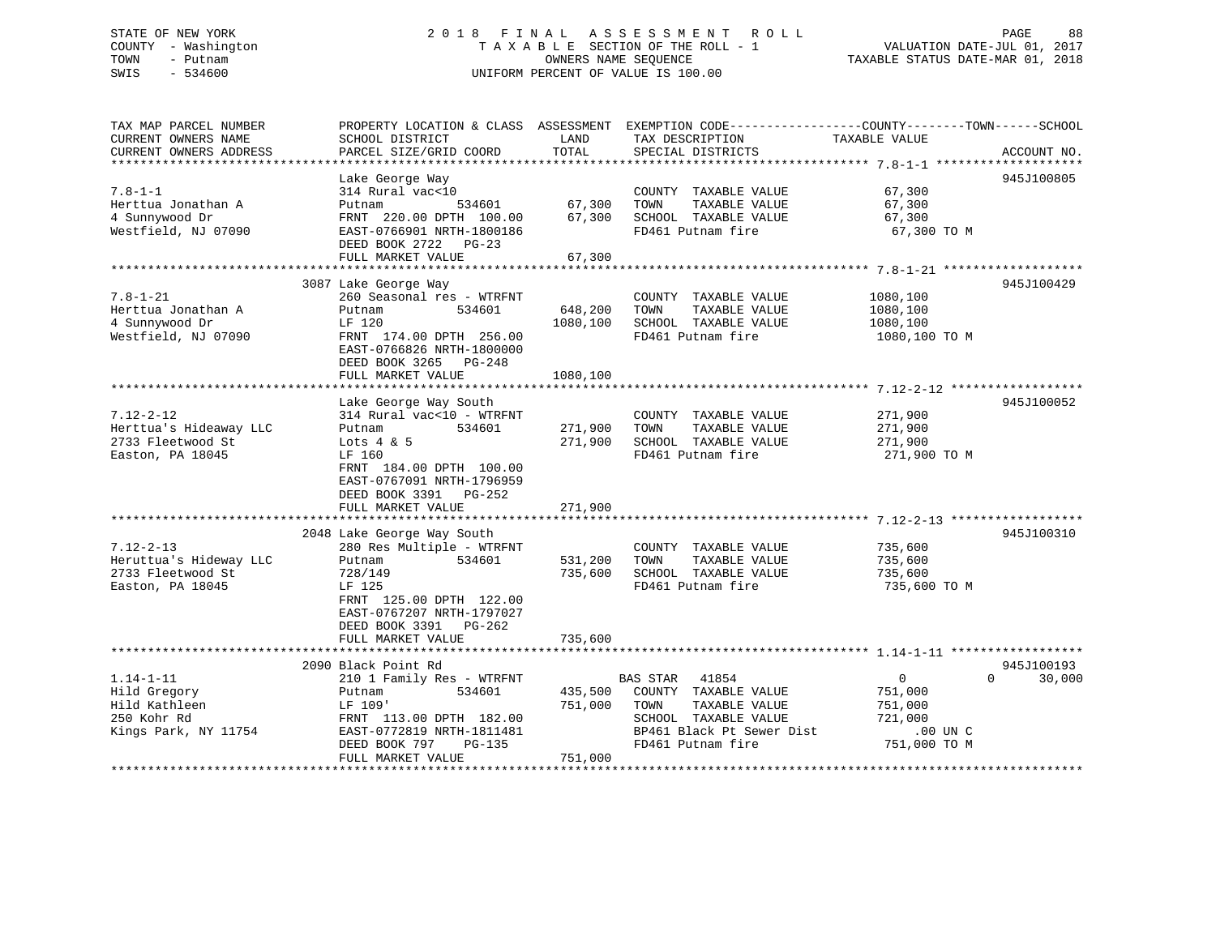STATE OF NEW YORK
COUNTY - Washington
TOWN - Putnam
SWIS - 534600

2 0 1 8 F I N A L A S S E S S M E N T R O L L
T A X A B L E SECTION OF THE ROLL - 1
OWNERS NAME SEQUENCE
UNIFORM PERCENT OF VALUE IS 100.00

VALUATION DATE-JUL 01, 2017
TAXABLE STATUS DATE-MAR 01, 2018

| TAX MAP PARCEL NUMBER / CURRENT OWNERS NAME / CURRENT OWNERS ADDRESS | PROPERTY LOCATION & CLASS / SCHOOL DISTRICT / PARCEL SIZE/GRID COORD | ASSESSMENT LAND | TOTAL | EXEMPTION CODE / TAX DESCRIPTION / SPECIAL DISTRICTS | COUNTY--------TOWN------SCHOOL TAXABLE VALUE | ACCOUNT NO. |
|---|---|---|---|---|---|---|
| **7.8-1-1** | Lake George Way | | | | | 945J100805 |
| 7.8-1-1 | 314 Rural vac<10 | | | COUNTY TAXABLE VALUE | 67,300 | |
| Herttua Jonathan A | Putnam 534601 | 67,300 | | TOWN TAXABLE VALUE | 67,300 | |
| 4 Sunnywood Dr | FRNT 220.00 DPTH 100.00 | | 67,300 | SCHOOL TAXABLE VALUE | 67,300 | |
| Westfield, NJ 07090 | EAST-0766901 NRTH-1800186 | | | FD461 Putnam fire | 67,300 TO M | |
| | DEED BOOK 2722 PG-23 | | | | | |
| | FULL MARKET VALUE | | 67,300 | | | |
| **7.8-1-21** | 3087 Lake George Way | | | | | 945J100429 |
| 7.8-1-21 | 260 Seasonal res - WTRFNT | | | COUNTY TAXABLE VALUE | 1080,100 | |
| Herttua Jonathan A | Putnam 534601 | 648,200 | | TOWN TAXABLE VALUE | 1080,100 | |
| 4 Sunnywood Dr | LF 120 | | 1080,100 | SCHOOL TAXABLE VALUE | 1080,100 | |
| Westfield, NJ 07090 | FRNT 174.00 DPTH 256.00 | | | FD461 Putnam fire | 1080,100 TO M | |
| | EAST-0766826 NRTH-1800000 | | | | | |
| | DEED BOOK 3265 PG-248 | | | | | |
| | FULL MARKET VALUE | | 1080,100 | | | |
| **7.12-2-12** | Lake George Way South | | | | | 945J100052 |
| 7.12-2-12 | 314 Rural vac<10 - WTRFNT | | | COUNTY TAXABLE VALUE | 271,900 | |
| Herttua's Hideaway LLC | Putnam 534601 | 271,900 | | TOWN TAXABLE VALUE | 271,900 | |
| 2733 Fleetwood St | Lots 4 & 5 | | 271,900 | SCHOOL TAXABLE VALUE | 271,900 | |
| Easton, PA 18045 | LF 160 | | | FD461 Putnam fire | 271,900 TO M | |
| | FRNT 184.00 DPTH 100.00 | | | | | |
| | EAST-0767091 NRTH-1796959 | | | | | |
| | DEED BOOK 3391 PG-252 | | | | | |
| | FULL MARKET VALUE | | 271,900 | | | |
| **7.12-2-13** | 2048 Lake George Way South | | | | | 945J100310 |
| 7.12-2-13 | 280 Res Multiple - WTRFNT | | | COUNTY TAXABLE VALUE | 735,600 | |
| Heruttua's Hideway LLC | Putnam 534601 | 531,200 | | TOWN TAXABLE VALUE | 735,600 | |
| 2733 Fleetwood St | 728/149 | | 735,600 | SCHOOL TAXABLE VALUE | 735,600 | |
| Easton, PA 18045 | LF 125 | | | FD461 Putnam fire | 735,600 TO M | |
| | FRNT 125.00 DPTH 122.00 | | | | | |
| | EAST-0767207 NRTH-1797027 | | | | | |
| | DEED BOOK 3391 PG-262 | | | | | |
| | FULL MARKET VALUE | | 735,600 | | | |
| **1.14-1-11** | 2090 Black Point Rd | | | | | 945J100193 |
| 1.14-1-11 | 210 1 Family Res - WTRFNT | | | BAS STAR 41854 | 0 0 30,000 | |
| Hild Gregory | Putnam 534601 | 435,500 | | COUNTY TAXABLE VALUE | 751,000 | |
| Hild Kathleen | LF 109' | | 751,000 | TOWN TAXABLE VALUE | 751,000 | |
| 250 Kohr Rd | FRNT 113.00 DPTH 182.00 | | | SCHOOL TAXABLE VALUE | 721,000 | |
| Kings Park, NY 11754 | EAST-0772819 NRTH-1811481 | | | BP461 Black Pt Sewer Dist | .00 UN C | |
| | DEED BOOK 797 PG-135 | | | FD461 Putnam fire | 751,000 TO M | |
| | FULL MARKET VALUE | | 751,000 | | | |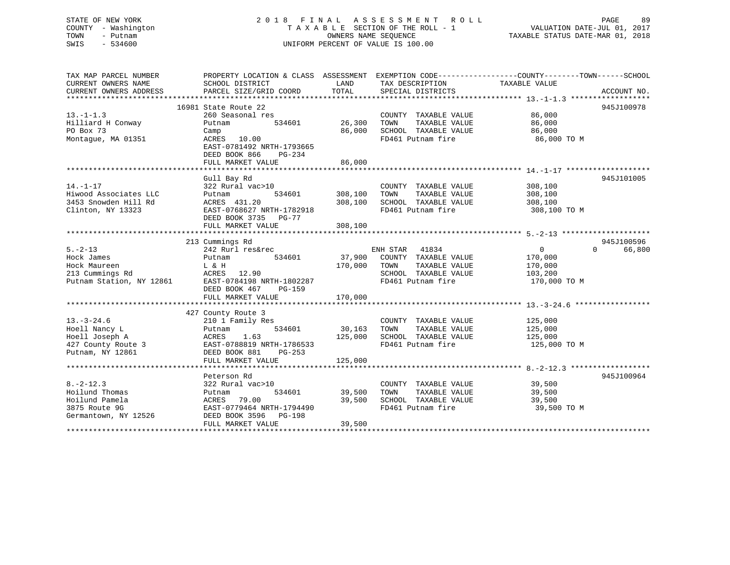STATE OF NEW YORK
COUNTY - Washington
TOWN - Putnam
SWIS - 534600

2018 FINAL ASSESSMENT ROLL
TAXABLE SECTION OF THE ROLL - 1
OWNERS NAME SEQUENCE
UNIFORM PERCENT OF VALUE IS 100.00

VALUATION DATE-JUL 01, 2017
TAXABLE STATUS DATE-MAR 01, 2018

| TAX MAP PARCEL NUMBER / CURRENT OWNERS NAME / CURRENT OWNERS ADDRESS | PROPERTY LOCATION & CLASS / SCHOOL DISTRICT / PARCEL SIZE/GRID COORD | ASSESSMENT LAND | TOTAL | EXEMPTION CODE / TAX DESCRIPTION / SPECIAL DISTRICTS | COUNTY TAXABLE VALUE | TOWN | SCHOOL | ACCOUNT NO. |
|---|---|---|---|---|---|---|---|---|
| 13.-1-1.3 | 16981 State Route 22 | | | | | | | 945J100978 |
| 13.-1-1.3 | 260 Seasonal res | | | COUNTY TAXABLE VALUE | 86,000 | | | |
| Hilliard H Conway | Putnam 534601 | 26,300 | | TOWN TAXABLE VALUE | 86,000 | | | |
| PO Box 73 | Camp | | 86,000 | SCHOOL TAXABLE VALUE | 86,000 | | | |
| Montague, MA 01351 | ACRES 10.00 | | | FD461 Putnam fire | 86,000 TO M | | | |
| | EAST-0781492 NRTH-1793665 | | | | | | | |
| | DEED BOOK 866 PG-234 | | | | | | | |
| | FULL MARKET VALUE | | 86,000 | | | | | |
| 14.-1-17 | Gull Bay Rd | | | | | | | 945J101005 |
| 14.-1-17 | 322 Rural vac>10 | | | COUNTY TAXABLE VALUE | 308,100 | | | |
| Hiwood Associates LLC | Putnam 534601 | 308,100 | | TOWN TAXABLE VALUE | 308,100 | | | |
| 3453 Snowden Hill Rd | ACRES 431.20 | | 308,100 | SCHOOL TAXABLE VALUE | 308,100 | | | |
| Clinton, NY 13323 | EAST-0768627 NRTH-1782918 | | | FD461 Putnam fire | 308,100 TO M | | | |
| | DEED BOOK 3735 PG-77 | | | | | | | |
| | FULL MARKET VALUE | | 308,100 | | | | | |
| 5.-2-13 | 213 Cummings Rd | | | | | | | 945J100596 |
| 5.-2-13 | 242 Rurl res&rec | | | ENH STAR 41834 | 0 | 0 | 66,800 | |
| Hock James | Putnam 534601 | 37,900 | | COUNTY TAXABLE VALUE | 170,000 | | | |
| Hock Maureen | L & H | | 170,000 | TOWN TAXABLE VALUE | 170,000 | | | |
| 213 Cummings Rd | ACRES 12.90 | | | SCHOOL TAXABLE VALUE | 103,200 | | | |
| Putnam Station, NY 12861 | EAST-0784198 NRTH-1802287 | | | FD461 Putnam fire | 170,000 TO M | | | |
| | DEED BOOK 467 PG-159 | | | | | | | |
| | FULL MARKET VALUE | | 170,000 | | | | | |
| 13.-3-24.6 | 427 County Route 3 | | | | | | | |
| 13.-3-24.6 | 210 1 Family Res | | | COUNTY TAXABLE VALUE | 125,000 | | | |
| Hoell Nancy L | Putnam 534601 | 30,163 | | TOWN TAXABLE VALUE | 125,000 | | | |
| Hoell Joseph A | ACRES 1.63 | | 125,000 | SCHOOL TAXABLE VALUE | 125,000 | | | |
| 427 County Route 3 | EAST-0788819 NRTH-1786533 | | | FD461 Putnam fire | 125,000 TO M | | | |
| Putnam, NY 12861 | DEED BOOK 881 PG-253 | | | | | | | |
| | FULL MARKET VALUE | | 125,000 | | | | | |
| 8.-2-12.3 | Peterson Rd | | | | | | | 945J100964 |
| 8.-2-12.3 | 322 Rural vac>10 | | | COUNTY TAXABLE VALUE | 39,500 | | | |
| Hoilund Thomas | Putnam 534601 | 39,500 | | TOWN TAXABLE VALUE | 39,500 | | | |
| Hoilund Pamela | ACRES 79.00 | | 39,500 | SCHOOL TAXABLE VALUE | 39,500 | | | |
| 3875 Route 9G | EAST-0779464 NRTH-1794490 | | | FD461 Putnam fire | 39,500 TO M | | | |
| Germantown, NY 12526 | DEED BOOK 3596 PG-198 | | | | | | | |
| | FULL MARKET VALUE | | 39,500 | | | | | |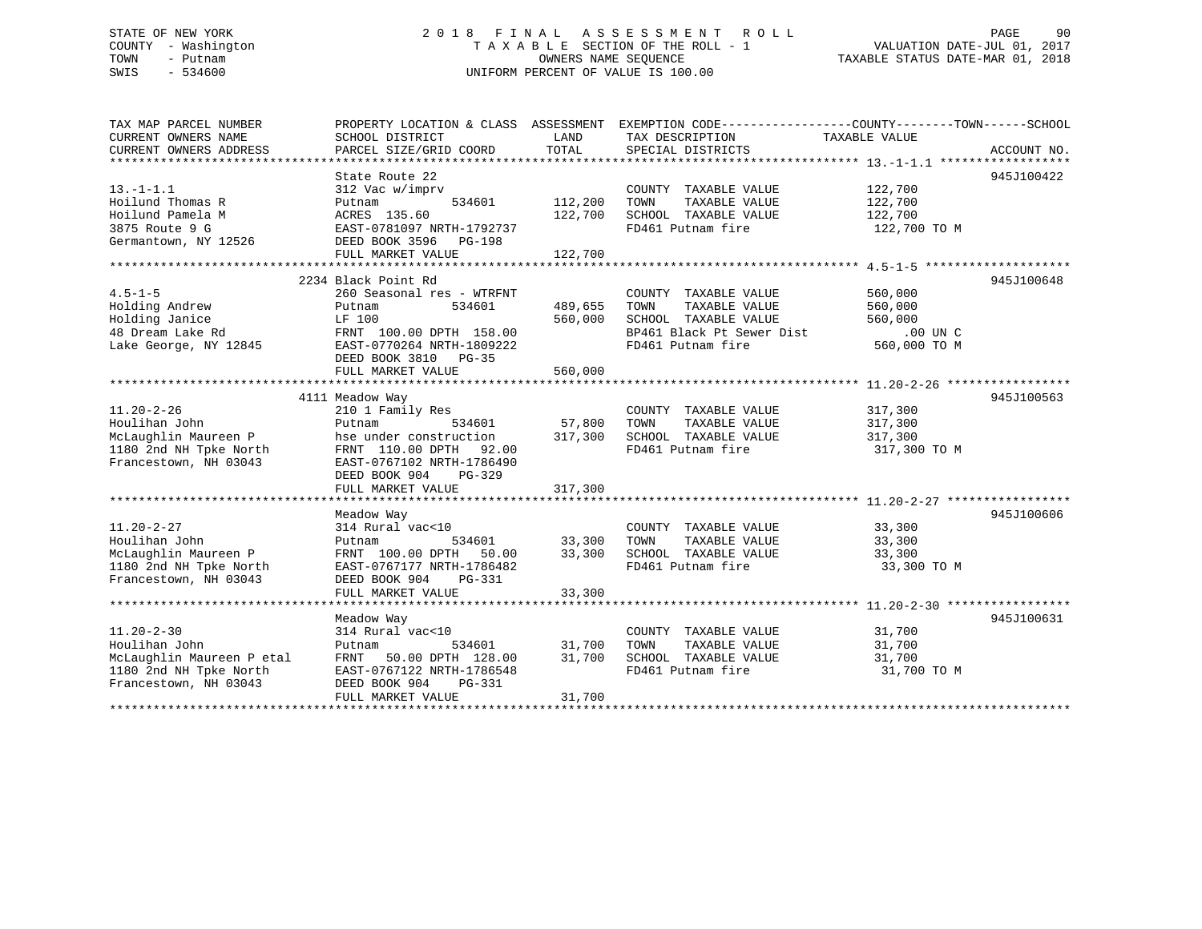STATE OF NEW YORK
COUNTY - Washington
TOWN - Putnam
SWIS - 534600

2 0 1 8 F I N A L A S S E S S M E N T R O L L
T A X A B L E SECTION OF THE ROLL - 1
OWNERS NAME SEQUENCE
UNIFORM PERCENT OF VALUE IS 100.00

VALUATION DATE-JUL 01, 2017
TAXABLE STATUS DATE-MAR 01, 2018

| TAX MAP PARCEL NUMBER / CURRENT OWNERS NAME / CURRENT OWNERS ADDRESS | PROPERTY LOCATION & CLASS / SCHOOL DISTRICT / PARCEL SIZE/GRID COORD | ASSESSMENT LAND / TOTAL | EXEMPTION CODE / TAX DESCRIPTION / SPECIAL DISTRICTS | TAXABLE VALUE (COUNTY / TOWN / SCHOOL) | ACCOUNT NO. |
|---|---|---|---|---|---|
| 13.-1-1.1 | State Route 22 | | | | 945J100422 |
| | 312 Vac w/imprv | | COUNTY TAXABLE VALUE | 122,700 | |
| Hoilund Thomas R | Putnam 534601 | 112,200 | TOWN TAXABLE VALUE | 122,700 | |
| Hoilund Pamela M | ACRES 135.60 | 122,700 | SCHOOL TAXABLE VALUE | 122,700 | |
| 3875 Route 9 G | EAST-0781097 NRTH-1792737 | | FD461 Putnam fire | 122,700 TO M | |
| Germantown, NY 12526 | DEED BOOK 3596 PG-198 | | | | |
| | FULL MARKET VALUE | 122,700 | | | |
| 4.5-1-5 | 2234 Black Point Rd | | | | 945J100648 |
| | 260 Seasonal res - WTRFNT | | COUNTY TAXABLE VALUE | 560,000 | |
| Holding Andrew | Putnam 534601 | 489,655 | TOWN TAXABLE VALUE | 560,000 | |
| Holding Janice | LF 100 | 560,000 | SCHOOL TAXABLE VALUE | 560,000 | |
| 48 Dream Lake Rd | FRNT 100.00 DPTH 158.00 | | BP461 Black Pt Sewer Dist | .00 UN C | |
| Lake George, NY 12845 | EAST-0770264 NRTH-1809222 | | FD461 Putnam fire | 560,000 TO M | |
| | DEED BOOK 3810 PG-35 | | | | |
| | FULL MARKET VALUE | 560,000 | | | |
| 11.20-2-26 | 4111 Meadow Way | | | | 945J100563 |
| | 210 1 Family Res | | COUNTY TAXABLE VALUE | 317,300 | |
| Houlihan John | Putnam 534601 | 57,800 | TOWN TAXABLE VALUE | 317,300 | |
| McLaughlin Maureen P | hse under construction | 317,300 | SCHOOL TAXABLE VALUE | 317,300 | |
| 1180 2nd NH Tpke North | FRNT 110.00 DPTH 92.00 | | FD461 Putnam fire | 317,300 TO M | |
| Francestown, NH 03043 | EAST-0767102 NRTH-1786490 | | | | |
| | DEED BOOK 904 PG-329 | | | | |
| | FULL MARKET VALUE | 317,300 | | | |
| 11.20-2-27 | Meadow Way | | | | 945J100606 |
| | 314 Rural vac<10 | | COUNTY TAXABLE VALUE | 33,300 | |
| Houlihan John | Putnam 534601 | 33,300 | TOWN TAXABLE VALUE | 33,300 | |
| McLaughlin Maureen P | FRNT 100.00 DPTH 50.00 | 33,300 | SCHOOL TAXABLE VALUE | 33,300 | |
| 1180 2nd NH Tpke North | EAST-0767177 NRTH-1786482 | | FD461 Putnam fire | 33,300 TO M | |
| Francestown, NH 03043 | DEED BOOK 904 PG-331 | | | | |
| | FULL MARKET VALUE | 33,300 | | | |
| 11.20-2-30 | Meadow Way | | | | 945J100631 |
| | 314 Rural vac<10 | | COUNTY TAXABLE VALUE | 31,700 | |
| Houlihan John | Putnam 534601 | 31,700 | TOWN TAXABLE VALUE | 31,700 | |
| McLaughlin Maureen P etal | FRNT 50.00 DPTH 128.00 | 31,700 | SCHOOL TAXABLE VALUE | 31,700 | |
| 1180 2nd NH Tpke North | EAST-0767122 NRTH-1786548 | | FD461 Putnam fire | 31,700 TO M | |
| Francestown, NH 03043 | DEED BOOK 904 PG-331 | | | | |
| | FULL MARKET VALUE | 31,700 | | | |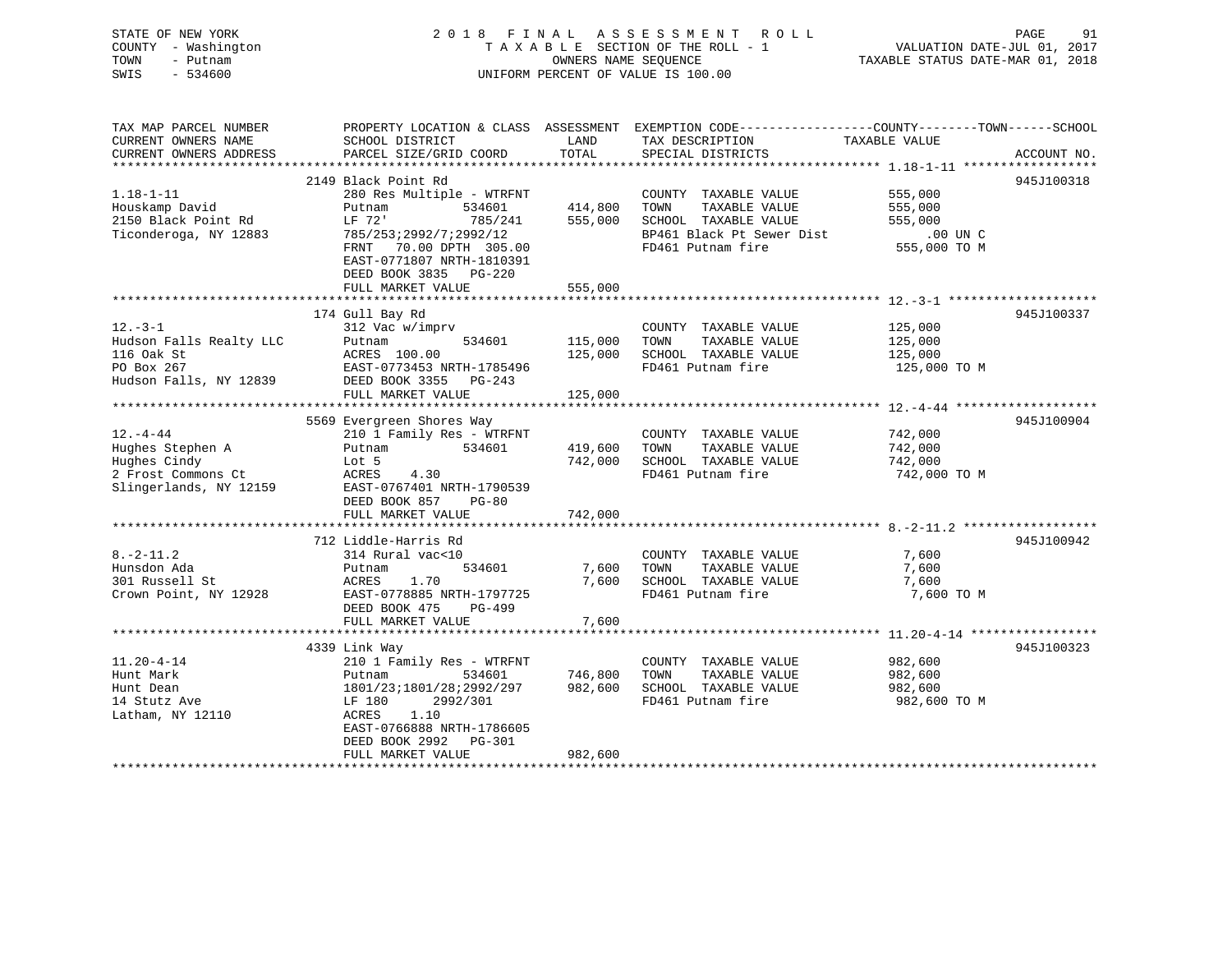STATE OF NEW YORK
COUNTY - Washington
TOWN - Putnam
SWIS - 534600

2018 FINAL ASSESSMENT ROLL
TAXABLE SECTION OF THE ROLL - 1
OWNERS NAME SEQUENCE
UNIFORM PERCENT OF VALUE IS 100.00

VALUATION DATE-JUL 01, 2017
TAXABLE STATUS DATE-MAR 01, 2018

| TAX MAP PARCEL NUMBER / CURRENT OWNERS NAME / CURRENT OWNERS ADDRESS | PROPERTY LOCATION & CLASS / SCHOOL DISTRICT / PARCEL SIZE/GRID COORD | ASSESSMENT LAND / TOTAL | EXEMPTION CODE / TAX DESCRIPTION / SPECIAL DISTRICTS | COUNTY--------TOWN------SCHOOL TAXABLE VALUE | ACCOUNT NO. |
|---|---|---|---|---|---|
| 1.18-1-11 | 2149 Black Point Rd | | | | 945J100318 |
| Houskamp David | 280 Res Multiple - WTRFNT | | COUNTY TAXABLE VALUE | 555,000 | |
| 2150 Black Point Rd | Putnam 534601 | 414,800 | TOWN TAXABLE VALUE | 555,000 | |
| Ticonderoga, NY 12883 | LF 72' 785/241 | 555,000 | SCHOOL TAXABLE VALUE | 555,000 | |
| | 785/253;2992/7;2992/12 | | BP461 Black Pt Sewer Dist | .00 UN C | |
| | FRNT 70.00 DPTH 305.00 | | FD461 Putnam fire | 555,000 TO M | |
| | EAST-0771807 NRTH-1810391 | | | | |
| | DEED BOOK 3835 PG-220 | | | | |
| | FULL MARKET VALUE | 555,000 | | | |
| 12.-3-1 | 174 Gull Bay Rd | | | | 945J100337 |
| Hudson Falls Realty LLC | 312 Vac w/imprv | | COUNTY TAXABLE VALUE | 125,000 | |
| 116 Oak St | Putnam 534601 | 115,000 | TOWN TAXABLE VALUE | 125,000 | |
| PO Box 267 | ACRES 100.00 | 125,000 | SCHOOL TAXABLE VALUE | 125,000 | |
| Hudson Falls, NY 12839 | EAST-0773453 NRTH-1785496 | | FD461 Putnam fire | 125,000 TO M | |
| | DEED BOOK 3355 PG-243 | | | | |
| | FULL MARKET VALUE | 125,000 | | | |
| 12.-4-44 | 5569 Evergreen Shores Way | | | | 945J100904 |
| Hughes Stephen A | 210 1 Family Res - WTRFNT | | COUNTY TAXABLE VALUE | 742,000 | |
| Hughes Cindy | Putnam 534601 | 419,600 | TOWN TAXABLE VALUE | 742,000 | |
| 2 Frost Commons Ct | Lot 5 | 742,000 | SCHOOL TAXABLE VALUE | 742,000 | |
| Slingerlands, NY 12159 | ACRES 4.30 | | FD461 Putnam fire | 742,000 TO M | |
| | EAST-0767401 NRTH-1790539 | | | | |
| | DEED BOOK 857 PG-80 | | | | |
| | FULL MARKET VALUE | 742,000 | | | |
| 8.-2-11.2 | 712 Liddle-Harris Rd | | | | 945J100942 |
| Hunsdon Ada | 314 Rural vac<10 | | COUNTY TAXABLE VALUE | 7,600 | |
| 301 Russell St | Putnam 534601 | 7,600 | TOWN TAXABLE VALUE | 7,600 | |
| Crown Point, NY 12928 | ACRES 1.70 | 7,600 | SCHOOL TAXABLE VALUE | 7,600 | |
| | EAST-0778885 NRTH-1797725 | | FD461 Putnam fire | 7,600 TO M | |
| | DEED BOOK 475 PG-499 | | | | |
| | FULL MARKET VALUE | 7,600 | | | |
| 11.20-4-14 | 4339 Link Way | | | | 945J100323 |
| Hunt Mark | 210 1 Family Res - WTRFNT | | COUNTY TAXABLE VALUE | 982,600 | |
| Hunt Dean | Putnam 534601 | 746,800 | TOWN TAXABLE VALUE | 982,600 | |
| 14 Stutz Ave | 1801/23;1801/28;2992/297 | 982,600 | SCHOOL TAXABLE VALUE | 982,600 | |
| Latham, NY 12110 | LF 180 2992/301 | | FD461 Putnam fire | 982,600 TO M | |
| | ACRES 1.10 | | | | |
| | EAST-0766888 NRTH-1786605 | | | | |
| | DEED BOOK 2992 PG-301 | | | | |
| | FULL MARKET VALUE | 982,600 | | | |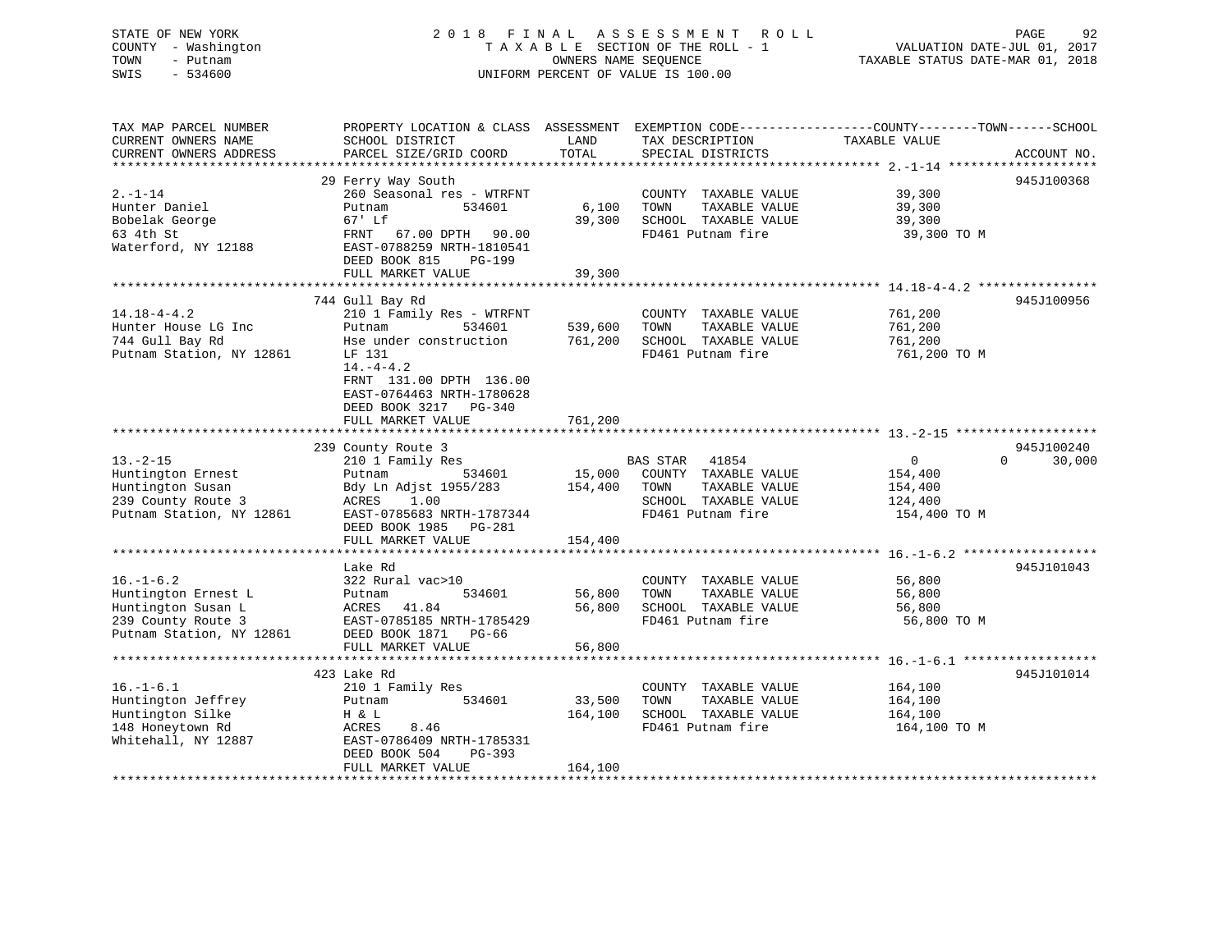STATE OF NEW YORK
COUNTY - Washington
TOWN - Putnam
SWIS - 534600

2018 FINAL ASSESSMENT ROLL
TAXABLE SECTION OF THE ROLL - 1
OWNERS NAME SEQUENCE
UNIFORM PERCENT OF VALUE IS 100.00

VALUATION DATE-JUL 01, 2017
TAXABLE STATUS DATE-MAR 01, 2018

| TAX MAP PARCEL NUMBER / CURRENT OWNERS NAME / CURRENT OWNERS ADDRESS | PROPERTY LOCATION & CLASS / SCHOOL DISTRICT / PARCEL SIZE/GRID COORD | ASSESSMENT LAND | TOTAL | EXEMPTION CODE / TAX DESCRIPTION / SPECIAL DISTRICTS | COUNTY / TOWN / TAXABLE VALUE | SCHOOL | ACCOUNT NO. |
|---|---|---|---|---|---|---|---|
| 2.-1-14 | 29 Ferry Way South | | | | | | 945J100368 |
| Hunter Daniel | 260 Seasonal res - WTRFNT | | | COUNTY TAXABLE VALUE | 39,300 | | |
| Bobelak George | Putnam 534601 | 6,100 | | TOWN TAXABLE VALUE | 39,300 | | |
| 63 4th St | 67' Lf | | 39,300 | SCHOOL TAXABLE VALUE | 39,300 | | |
| Waterford, NY 12188 | FRNT 67.00 DPTH 90.00 | | | FD461 Putnam fire | 39,300 TO M | | |
| | EAST-0788259 NRTH-1810541 | | | | | | |
| | DEED BOOK 815 PG-199 | | | | | | |
| | FULL MARKET VALUE | | 39,300 | | | | |
| 14.18-4-4.2 | 744 Gull Bay Rd | | | | | | 945J100956 |
| Hunter House LG Inc | 210 1 Family Res - WTRFNT | | | COUNTY TAXABLE VALUE | 761,200 | | |
| 744 Gull Bay Rd | Putnam 534601 | 539,600 | | TOWN TAXABLE VALUE | 761,200 | | |
| Putnam Station, NY 12861 | Hse under construction | | 761,200 | SCHOOL TAXABLE VALUE | 761,200 | | |
| | LF 131 | | | FD461 Putnam fire | 761,200 TO M | | |
| | 14.-4-4.2 | | | | | | |
| | FRNT 131.00 DPTH 136.00 | | | | | | |
| | EAST-0764463 NRTH-1780628 | | | | | | |
| | DEED BOOK 3217 PG-340 | | | | | | |
| | FULL MARKET VALUE | | 761,200 | | | | |
| 13.-2-15 | 239 County Route 3 | | | | | | 945J100240 |
| Huntington Ernest | 210 1 Family Res | | | BAS STAR 41854 | 0 / 0 | 30,000 | |
| Huntington Susan | Putnam 534601 | 15,000 | | COUNTY TAXABLE VALUE | 154,400 | | |
| 239 County Route 3 | Bdy Ln Adjst 1955/283 | | 154,400 | TOWN TAXABLE VALUE | 154,400 | | |
| Putnam Station, NY 12861 | ACRES 1.00 | | | SCHOOL TAXABLE VALUE | 124,400 | | |
| | EAST-0785683 NRTH-1787344 | | | FD461 Putnam fire | 154,400 TO M | | |
| | DEED BOOK 1985 PG-281 | | | | | | |
| | FULL MARKET VALUE | | 154,400 | | | | |
| 16.-1-6.2 | Lake Rd | | | | | | 945J101043 |
| Huntington Ernest L | 322 Rural vac>10 | | | COUNTY TAXABLE VALUE | 56,800 | | |
| Huntington Susan L | Putnam 534601 | 56,800 | | TOWN TAXABLE VALUE | 56,800 | | |
| 239 County Route 3 | ACRES 41.84 | | 56,800 | SCHOOL TAXABLE VALUE | 56,800 | | |
| Putnam Station, NY 12861 | EAST-0785185 NRTH-1785429 | | | FD461 Putnam fire | 56,800 TO M | | |
| | DEED BOOK 1871 PG-66 | | | | | | |
| | FULL MARKET VALUE | | 56,800 | | | | |
| 16.-1-6.1 | 423 Lake Rd | | | | | | 945J101014 |
| Huntington Jeffrey | 210 1 Family Res | | | COUNTY TAXABLE VALUE | 164,100 | | |
| Huntington Silke | Putnam 534601 | 33,500 | | TOWN TAXABLE VALUE | 164,100 | | |
| 148 Honeytown Rd | H & L | | 164,100 | SCHOOL TAXABLE VALUE | 164,100 | | |
| Whitehall, NY 12887 | ACRES 8.46 | | | FD461 Putnam fire | 164,100 TO M | | |
| | EAST-0786409 NRTH-1785331 | | | | | | |
| | DEED BOOK 504 PG-393 | | | | | | |
| | FULL MARKET VALUE | | 164,100 | | | | |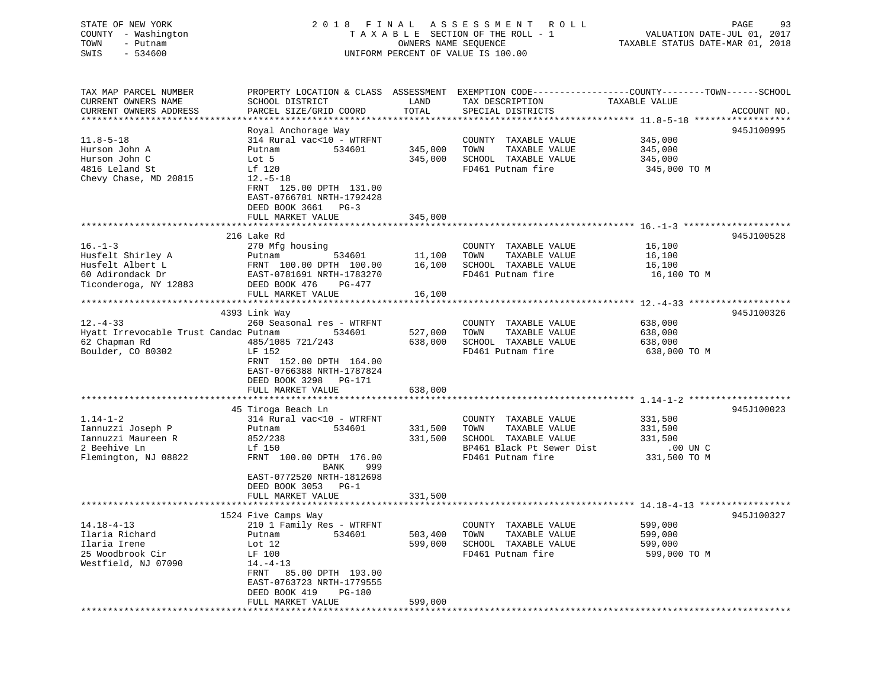STATE OF NEW YORK
COUNTY - Washington
TOWN - Putnam
SWIS - 534600

# 2018 FINAL ASSESSMENT ROLL
TAXABLE SECTION OF THE ROLL - 1
OWNERS NAME SEQUENCE
UNIFORM PERCENT OF VALUE IS 100.00

VALUATION DATE-JUL 01, 2017
TAXABLE STATUS DATE-MAR 01, 2018

| TAX MAP PARCEL NUMBER / CURRENT OWNERS NAME / CURRENT OWNERS ADDRESS | PROPERTY LOCATION & CLASS / SCHOOL DISTRICT / PARCEL SIZE/GRID COORD | ASSESSMENT LAND | TOTAL | EXEMPTION CODE / TAX DESCRIPTION / SPECIAL DISTRICTS | COUNTY--------TOWN------SCHOOL TAXABLE VALUE | ACCOUNT NO. |
|---|---|---|---|---|---|---|
| 11.8-5-18 | Royal Anchorage Way | | | | | 945J100995 |
| | 314 Rural vac<10 - WTRFNT | | | COUNTY TAXABLE VALUE | 345,000 | |
| Hurson John A | Putnam 534601 | 345,000 | | TOWN TAXABLE VALUE | 345,000 | |
| Hurson John C | Lot 5 | | 345,000 | SCHOOL TAXABLE VALUE | 345,000 | |
| 4816 Leland St | Lf 120 | | | FD461 Putnam fire | 345,000 TO M | |
| Chevy Chase, MD 20815 | 12.-5-18 | | | | | |
| | FRNT 125.00 DPTH 131.00 | | | | | |
| | EAST-0766701 NRTH-1792428 | | | | | |
| | DEED BOOK 3661 PG-3 | | | | | |
| | FULL MARKET VALUE | | 345,000 | | | |
| 16.-1-3 | 216 Lake Rd | | | | | 945J100528 |
| | 270 Mfg housing | | | COUNTY TAXABLE VALUE | 16,100 | |
| Husfelt Shirley A | Putnam 534601 | 11,100 | | TOWN TAXABLE VALUE | 16,100 | |
| Husfelt Albert L | FRNT 100.00 DPTH 100.00 | | 16,100 | SCHOOL TAXABLE VALUE | 16,100 | |
| 60 Adirondack Dr | EAST-0781691 NRTH-1783270 | | | FD461 Putnam fire | 16,100 TO M | |
| Ticonderoga, NY 12883 | DEED BOOK 476 PG-477 | | | | | |
| | FULL MARKET VALUE | | 16,100 | | | |
| 12.-4-33 | 4393 Link Way | | | | | 945J100326 |
| | 260 Seasonal res - WTRFNT | | | COUNTY TAXABLE VALUE | 638,000 | |
| Hyatt Irrevocable Trust Candac | Putnam 534601 | 527,000 | | TOWN TAXABLE VALUE | 638,000 | |
| 62 Chapman Rd | 485/1085 721/243 | | 638,000 | SCHOOL TAXABLE VALUE | 638,000 | |
| Boulder, CO 80302 | LF 152 | | | FD461 Putnam fire | 638,000 TO M | |
| | FRNT 152.00 DPTH 164.00 | | | | | |
| | EAST-0766388 NRTH-1787824 | | | | | |
| | DEED BOOK 3298 PG-171 | | | | | |
| | FULL MARKET VALUE | | 638,000 | | | |
| 1.14-1-2 | 45 Tiroga Beach Ln | | | | | 945J100023 |
| | 314 Rural vac<10 - WTRFNT | | | COUNTY TAXABLE VALUE | 331,500 | |
| Iannuzzi Joseph P | Putnam 534601 | 331,500 | | TOWN TAXABLE VALUE | 331,500 | |
| Iannuzzi Maureen R | 852/238 | | 331,500 | SCHOOL TAXABLE VALUE | 331,500 | |
| 2 Beehive Ln | Lf 150 | | | BP461 Black Pt Sewer Dist | .00 UN C | |
| Flemington, NJ 08822 | FRNT 100.00 DPTH 176.00 | | | FD461 Putnam fire | 331,500 TO M | |
| | BANK 999 | | | | | |
| | EAST-0772520 NRTH-1812698 | | | | | |
| | DEED BOOK 3053 PG-1 | | | | | |
| | FULL MARKET VALUE | | 331,500 | | | |
| 14.18-4-13 | 1524 Five Camps Way | | | | | 945J100327 |
| | 210 1 Family Res - WTRFNT | | | COUNTY TAXABLE VALUE | 599,000 | |
| Ilaria Richard | Putnam 534601 | 503,400 | | TOWN TAXABLE VALUE | 599,000 | |
| Ilaria Irene | Lot 12 | | 599,000 | SCHOOL TAXABLE VALUE | 599,000 | |
| 25 Woodbrook Cir | LF 100 | | | FD461 Putnam fire | 599,000 TO M | |
| Westfield, NJ 07090 | 14.-4-13 | | | | | |
| | FRNT 85.00 DPTH 193.00 | | | | | |
| | EAST-0763723 NRTH-1779555 | | | | | |
| | DEED BOOK 419 PG-180 | | | | | |
| | FULL MARKET VALUE | | 599,000 | | | |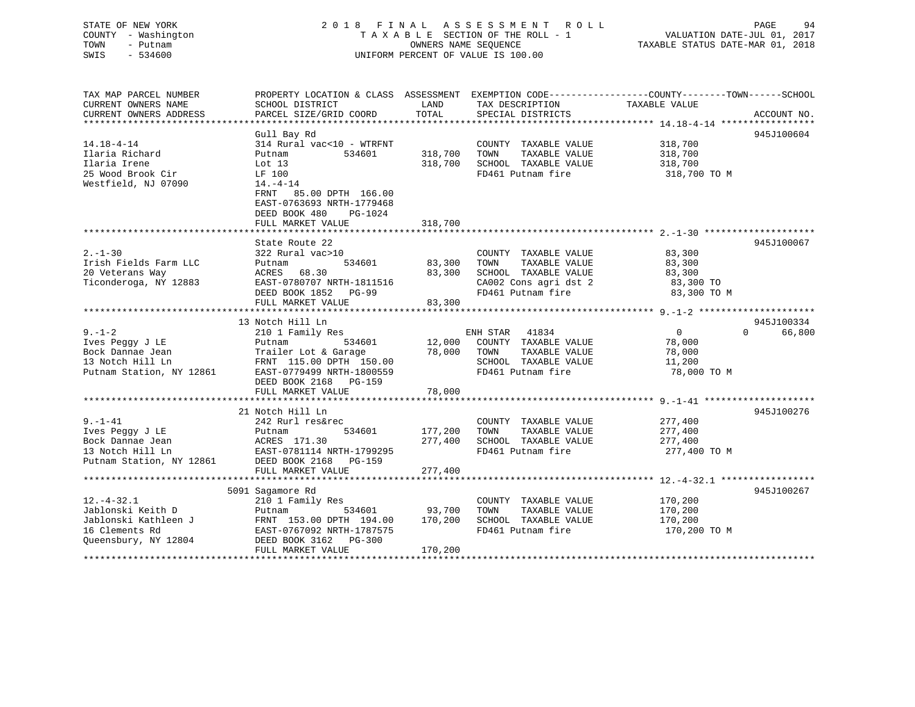STATE OF NEW YORK | 2018 FINAL ASSESSMENT ROLL | VALUATION DATE-JUL 01, 2017
COUNTY - Washington | TAXABLE SECTION OF THE ROLL - 1 | TAXABLE STATUS DATE-MAR 01, 2018
TOWN - Putnam | OWNERS NAME SEQUENCE
SWIS - 534600 | UNIFORM PERCENT OF VALUE IS 100.00

| TAX MAP PARCEL NUMBER / CURRENT OWNERS NAME / CURRENT OWNERS ADDRESS | PROPERTY LOCATION & CLASS / SCHOOL DISTRICT / PARCEL SIZE/GRID COORD | ASSESSMENT LAND | TOTAL | EXEMPTION CODE / TAX DESCRIPTION / SPECIAL DISTRICTS | COUNTY / TOWN / SCHOOL TAXABLE VALUE | ACCOUNT NO. |
|---|---|---|---|---|---|---|
| 14.18-4-14 | Gull Bay Rd | | | | | 945J100604 |
| 14.18-4-14 | 314 Rural vac<10 - WTRFNT | | | COUNTY TAXABLE VALUE | 318,700 | |
| Ilaria Richard | Putnam 534601 | 318,700 | | TOWN TAXABLE VALUE | 318,700 | |
| Ilaria Irene | Lot 13 | | 318,700 | SCHOOL TAXABLE VALUE | 318,700 | |
| 25 Wood Brook Cir | LF 100 | | | FD461 Putnam fire | 318,700 TO M | |
| Westfield, NJ 07090 | 14.-4-14 | | | | | |
| | FRNT 85.00 DPTH 166.00 | | | | | |
| | EAST-0763693 NRTH-1779468 | | | | | |
| | DEED BOOK 480 PG-1024 | | | | | |
| | FULL MARKET VALUE | | 318,700 | | | |
| 2.-1-30 | State Route 22 | | | | | 945J100067 |
| 2.-1-30 | 322 Rural vac>10 | | | COUNTY TAXABLE VALUE | 83,300 | |
| Irish Fields Farm LLC | Putnam 534601 | 83,300 | | TOWN TAXABLE VALUE | 83,300 | |
| 20 Veterans Way | ACRES 68.30 | | 83,300 | SCHOOL TAXABLE VALUE | 83,300 | |
| Ticonderoga, NY 12883 | EAST-0780707 NRTH-1811516 | | | CA002 Cons agri dst 2 | 83,300 TO | |
| | DEED BOOK 1852 PG-99 | | | FD461 Putnam fire | 83,300 TO M | |
| | FULL MARKET VALUE | | 83,300 | | | |
| 9.-1-2 | 13 Notch Hill Ln | | | | | 945J100334 |
| 9.-1-2 | 210 1 Family Res | | | ENH STAR 41834 | 0 0 66,800 | |
| Ives Peggy J LE | Putnam 534601 | 12,000 | | COUNTY TAXABLE VALUE | 78,000 | |
| Bock Dannae Jean | Trailer Lot & Garage | | 78,000 | TOWN TAXABLE VALUE | 78,000 | |
| 13 Notch Hill Ln | FRNT 115.00 DPTH 150.00 | | | SCHOOL TAXABLE VALUE | 11,200 | |
| Putnam Station, NY 12861 | EAST-0779499 NRTH-1800559 | | | FD461 Putnam fire | 78,000 TO M | |
| | DEED BOOK 2168 PG-159 | | | | | |
| | FULL MARKET VALUE | | 78,000 | | | |
| 9.-1-41 | 21 Notch Hill Ln | | | | | 945J100276 |
| 9.-1-41 | 242 Rurl res&rec | | | COUNTY TAXABLE VALUE | 277,400 | |
| Ives Peggy J LE | Putnam 534601 | 177,200 | | TOWN TAXABLE VALUE | 277,400 | |
| Bock Dannae Jean | ACRES 171.30 | | 277,400 | SCHOOL TAXABLE VALUE | 277,400 | |
| 13 Notch Hill Ln | EAST-0781114 NRTH-1799295 | | | FD461 Putnam fire | 277,400 TO M | |
| Putnam Station, NY 12861 | DEED BOOK 2168 PG-159 | | | | | |
| | FULL MARKET VALUE | | 277,400 | | | |
| 12.-4-32.1 | 5091 Sagamore Rd | | | | | 945J100267 |
| 12.-4-32.1 | 210 1 Family Res | | | COUNTY TAXABLE VALUE | 170,200 | |
| Jablonski Keith D | Putnam 534601 | 93,700 | | TOWN TAXABLE VALUE | 170,200 | |
| Jablonski Kathleen J | FRNT 153.00 DPTH 194.00 | | 170,200 | SCHOOL TAXABLE VALUE | 170,200 | |
| 16 Clements Rd | EAST-0767092 NRTH-1787575 | | | FD461 Putnam fire | 170,200 TO M | |
| Queensbury, NY 12804 | DEED BOOK 3162 PG-300 | | | | | |
| | FULL MARKET VALUE | | 170,200 | | | |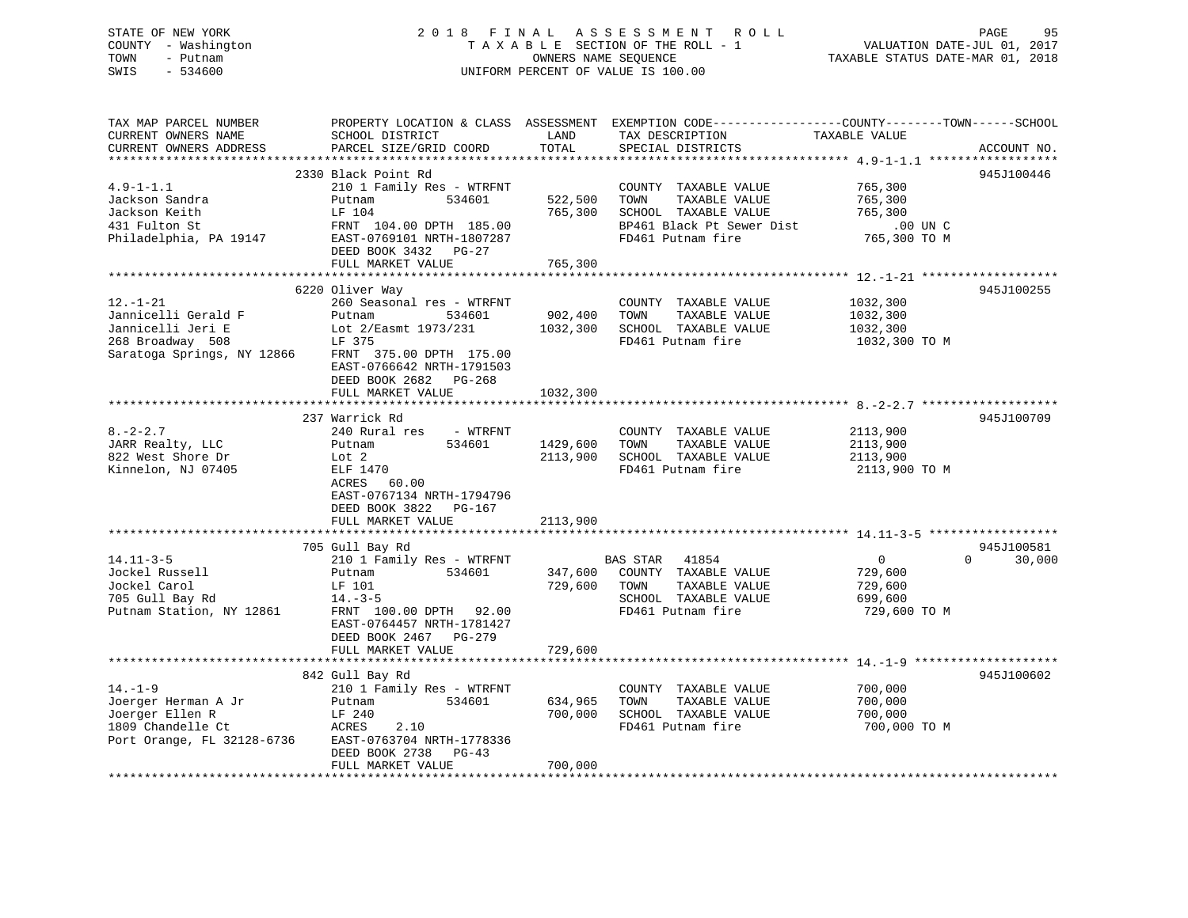STATE OF NEW YORK                                    2018 FINAL ASSESSMENT ROLL
COUNTY - Washington                                  TAXABLE SECTION OF THE ROLL - 1                    VALUATION DATE-JUL 01, 2017
TOWN - Putnam                                        OWNERS NAME SEQUENCE                               TAXABLE STATUS DATE-MAR 01, 2018
SWIS - 534600                                        UNIFORM PERCENT OF VALUE IS 100.00

| TAX MAP PARCEL NUMBER / CURRENT OWNERS NAME / CURRENT OWNERS ADDRESS | PROPERTY LOCATION & CLASS / SCHOOL DISTRICT / PARCEL SIZE/GRID COORD | ASSESSMENT LAND / TOTAL | EXEMPTION CODE / TAX DESCRIPTION / SPECIAL DISTRICTS | COUNTY / TOWN / SCHOOL TAXABLE VALUE | ACCOUNT NO. |
|---|---|---|---|---|---|
| | 2330 Black Point Rd | | | | 945J100446 |
| 4.9-1-1.1 | 210 1 Family Res - WTRFNT | | COUNTY TAXABLE VALUE | 765,300 | |
| Jackson Sandra | Putnam 534601 | 522,500 | TOWN TAXABLE VALUE | 765,300 | |
| Jackson Keith | LF 104 | 765,300 | SCHOOL TAXABLE VALUE | 765,300 | |
| 431 Fulton St | FRNT 104.00 DPTH 185.00 | | BP461 Black Pt Sewer Dist | .00 UN C | |
| Philadelphia, PA 19147 | EAST-0769101 NRTH-1807287 | | FD461 Putnam fire | 765,300 TO M | |
| | DEED BOOK 3432 PG-27 | | | | |
| | FULL MARKET VALUE | 765,300 | | | |
| | 6220 Oliver Way | | | | 945J100255 |
| 12.-1-21 | 260 Seasonal res - WTRFNT | | COUNTY TAXABLE VALUE | 1032,300 | |
| Jannicelli Gerald F | Putnam 534601 | 902,400 | TOWN TAXABLE VALUE | 1032,300 | |
| Jannicelli Jeri E | Lot 2/Easmt 1973/231 | 1032,300 | SCHOOL TAXABLE VALUE | 1032,300 | |
| 268 Broadway 508 | LF 375 | | FD461 Putnam fire | 1032,300 TO M | |
| Saratoga Springs, NY 12866 | FRNT 375.00 DPTH 175.00 | | | | |
| | EAST-0766642 NRTH-1791503 | | | | |
| | DEED BOOK 2682 PG-268 | | | | |
| | FULL MARKET VALUE | 1032,300 | | | |
| | 237 Warrick Rd | | | | 945J100709 |
| 8.-2-2.7 | 240 Rural res - WTRFNT | | COUNTY TAXABLE VALUE | 2113,900 | |
| JARR Realty, LLC | Putnam 534601 | 1429,600 | TOWN TAXABLE VALUE | 2113,900 | |
| 822 West Shore Dr | Lot 2 | 2113,900 | SCHOOL TAXABLE VALUE | 2113,900 | |
| Kinnelon, NJ 07405 | ELF 1470 | | FD461 Putnam fire | 2113,900 TO M | |
| | ACRES 60.00 | | | | |
| | EAST-0767134 NRTH-1794796 | | | | |
| | DEED BOOK 3822 PG-167 | | | | |
| | FULL MARKET VALUE | 2113,900 | | | |
| | 705 Gull Bay Rd | | | | 945J100581 |
| 14.11-3-5 | 210 1 Family Res - WTRFNT | | BAS STAR 41854 | 0 0 30,000 | |
| Jockel Russell | Putnam 534601 | 347,600 | COUNTY TAXABLE VALUE | 729,600 | |
| Jockel Carol | LF 101 | 729,600 | TOWN TAXABLE VALUE | 729,600 | |
| 705 Gull Bay Rd | 14.-3-5 | | SCHOOL TAXABLE VALUE | 699,600 | |
| Putnam Station, NY 12861 | FRNT 100.00 DPTH 92.00 | | FD461 Putnam fire | 729,600 TO M | |
| | EAST-0764457 NRTH-1781427 | | | | |
| | DEED BOOK 2467 PG-279 | | | | |
| | FULL MARKET VALUE | 729,600 | | | |
| | 842 Gull Bay Rd | | | | 945J100602 |
| 14.-1-9 | 210 1 Family Res - WTRFNT | | COUNTY TAXABLE VALUE | 700,000 | |
| Joerger Herman A Jr | Putnam 534601 | 634,965 | TOWN TAXABLE VALUE | 700,000 | |
| Joerger Ellen R | LF 240 | 700,000 | SCHOOL TAXABLE VALUE | 700,000 | |
| 1809 Chandelle Ct | ACRES 2.10 | | FD461 Putnam fire | 700,000 TO M | |
| Port Orange, FL 32128-6736 | EAST-0763704 NRTH-1778336 | | | | |
| | DEED BOOK 2738 PG-43 | | | | |
| | FULL MARKET VALUE | 700,000 | | | |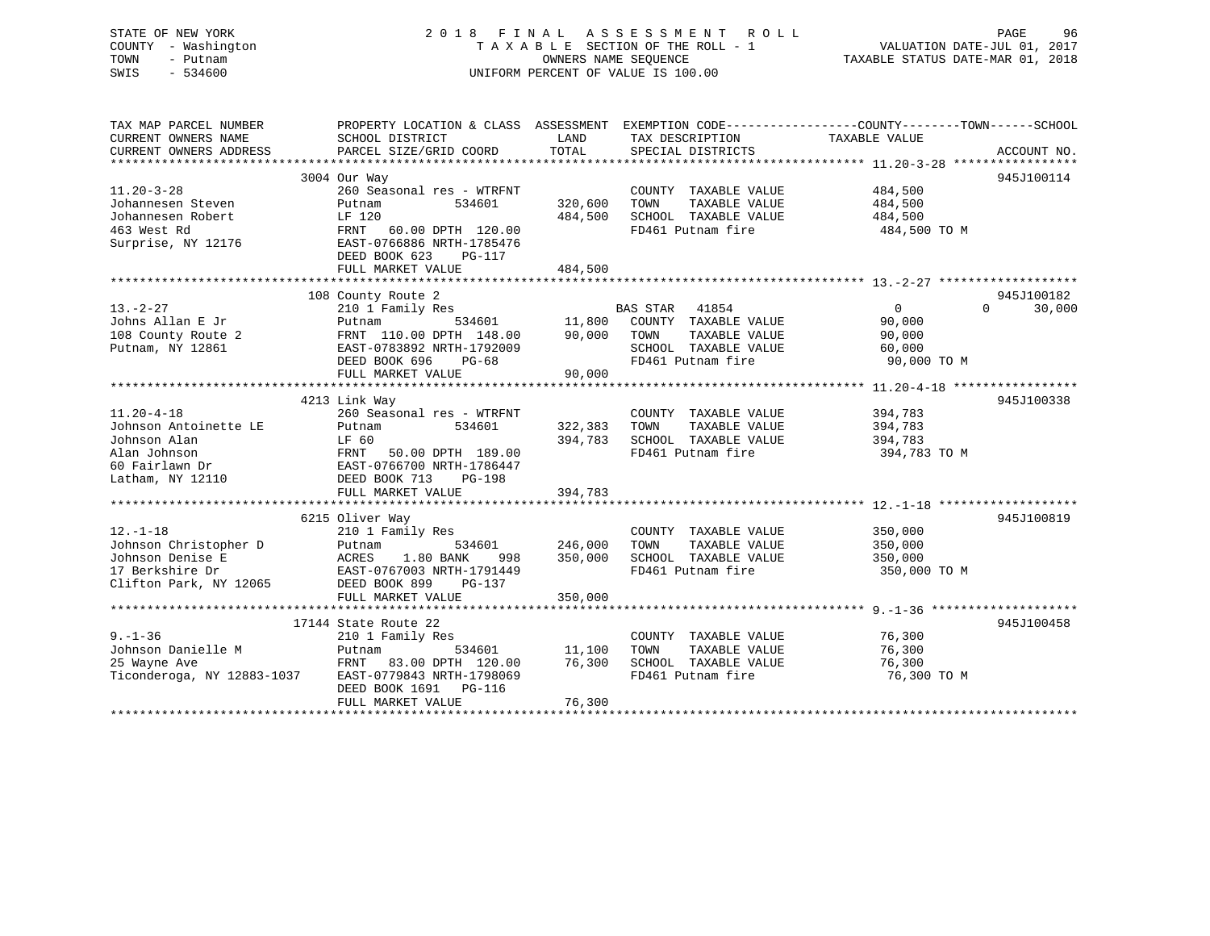STATE OF NEW YORK
COUNTY - Washington
TOWN - Putnam
SWIS - 534600

2018 FINAL ASSESSMENT ROLL
TAXABLE SECTION OF THE ROLL - 1
OWNERS NAME SEQUENCE
UNIFORM PERCENT OF VALUE IS 100.00

VALUATION DATE-JUL 01, 2017
TAXABLE STATUS DATE-MAR 01, 2018

| TAX MAP PARCEL NUMBER / CURRENT OWNERS NAME / CURRENT OWNERS ADDRESS | PROPERTY LOCATION & CLASS / SCHOOL DISTRICT / PARCEL SIZE/GRID COORD | ASSESSMENT LAND | TOTAL | EXEMPTION CODE / TAX DESCRIPTION / SPECIAL DISTRICTS | COUNTY | TOWN | SCHOOL | ACCOUNT NO. |
|---|---|---|---|---|---|---|---|---|
| 11.20-3-28 | 3004 Our Way | | | | | | | 945J100114 |
| Johannesen Steven | 260 Seasonal res - WTRFNT | | | COUNTY TAXABLE VALUE | 484,500 | | | |
| Johannesen Robert | Putnam 534601 | 320,600 | | TOWN TAXABLE VALUE | | 484,500 | | |
| 463 West Rd | LF 120 | | 484,500 | SCHOOL TAXABLE VALUE | | | 484,500 | |
| Surprise, NY 12176 | FRNT 60.00 DPTH 120.00 | | | FD461 Putnam fire | 484,500 TO M | | | |
| | EAST-0766886 NRTH-1785476 | | | | | | | |
| | DEED BOOK 623 PG-117 | | | | | | | |
| | FULL MARKET VALUE | | 484,500 | | | | | |
| 13.-2-27 | 108 County Route 2 | | | | | | | 945J100182 |
| Johns Allan E Jr | 210 1 Family Res | | | BAS STAR 41854 | 0 | 0 | 30,000 | |
| 108 County Route 2 | Putnam 534601 | 11,800 | | COUNTY TAXABLE VALUE | 90,000 | | | |
| Putnam, NY 12861 | FRNT 110.00 DPTH 148.00 | | 90,000 | TOWN TAXABLE VALUE | | 90,000 | | |
| | EAST-0783892 NRTH-1792009 | | | SCHOOL TAXABLE VALUE | | | 60,000 | |
| | DEED BOOK 696 PG-68 | | | FD461 Putnam fire | 90,000 TO M | | | |
| | FULL MARKET VALUE | | 90,000 | | | | | |
| 11.20-4-18 | 4213 Link Way | | | | | | | 945J100338 |
| Johnson Antoinette LE | 260 Seasonal res - WTRFNT | | | COUNTY TAXABLE VALUE | 394,783 | | | |
| Johnson Alan | Putnam 534601 | 322,383 | | TOWN TAXABLE VALUE | | 394,783 | | |
| Alan Johnson | LF 60 | | 394,783 | SCHOOL TAXABLE VALUE | | | 394,783 | |
| 60 Fairlawn Dr | FRNT 50.00 DPTH 189.00 | | | FD461 Putnam fire | 394,783 TO M | | | |
| Latham, NY 12110 | EAST-0766700 NRTH-1786447 | | | | | | | |
| | DEED BOOK 713 PG-198 | | | | | | | |
| | FULL MARKET VALUE | | 394,783 | | | | | |
| 12.-1-18 | 6215 Oliver Way | | | | | | | 945J100819 |
| Johnson Christopher D | 210 1 Family Res | | | COUNTY TAXABLE VALUE | 350,000 | | | |
| Johnson Denise E | Putnam 534601 | 246,000 | | TOWN TAXABLE VALUE | | 350,000 | | |
| 17 Berkshire Dr | ACRES 1.80 BANK 998 | | 350,000 | SCHOOL TAXABLE VALUE | | | 350,000 | |
| Clifton Park, NY 12065 | EAST-0767003 NRTH-1791449 | | | FD461 Putnam fire | 350,000 TO M | | | |
| | DEED BOOK 899 PG-137 | | | | | | | |
| | FULL MARKET VALUE | | 350,000 | | | | | |
| 9.-1-36 | 17144 State Route 22 | | | | | | | 945J100458 |
| Johnson Danielle M | 210 1 Family Res | | | COUNTY TAXABLE VALUE | 76,300 | | | |
| 25 Wayne Ave | Putnam 534601 | 11,100 | | TOWN TAXABLE VALUE | | 76,300 | | |
| Ticonderoga, NY 12883-1037 | FRNT 83.00 DPTH 120.00 | | 76,300 | SCHOOL TAXABLE VALUE | | | 76,300 | |
| | EAST-0779843 NRTH-1798069 | | | FD461 Putnam fire | 76,300 TO M | | | |
| | DEED BOOK 1691 PG-116 | | | | | | | |
| | FULL MARKET VALUE | | 76,300 | | | | | |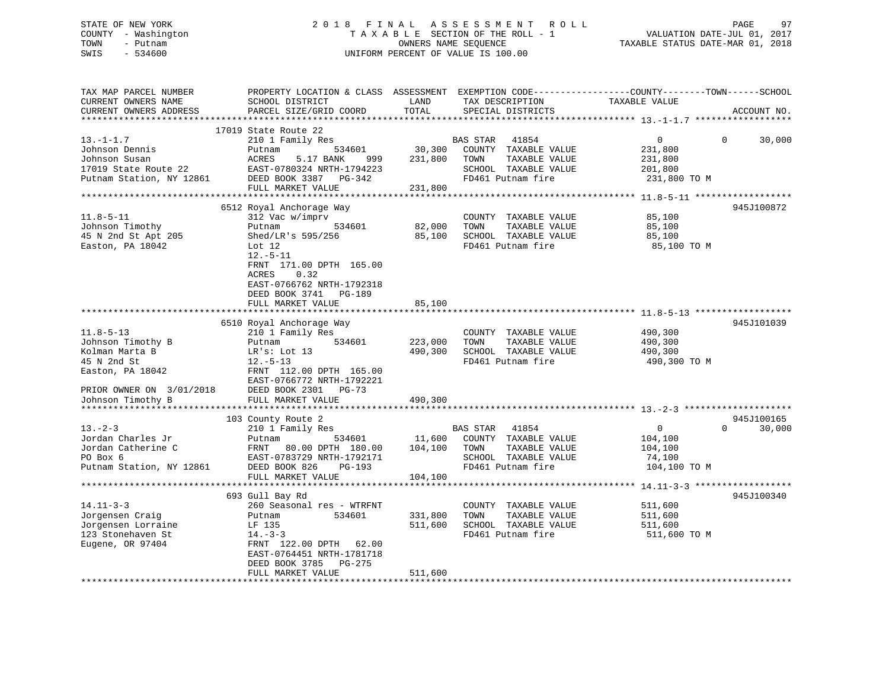STATE OF NEW YORK
COUNTY - Washington
TOWN - Putnam
SWIS - 534600

2 0 1 8 F I N A L A S S E S S M E N T R O L L
T A X A B L E SECTION OF THE ROLL - 1
OWNERS NAME SEQUENCE
UNIFORM PERCENT OF VALUE IS 100.00

VALUATION DATE-JUL 01, 2017
TAXABLE STATUS DATE-MAR 01, 2018

```
TAX MAP PARCEL NUMBER          PROPERTY LOCATION & CLASS  ASSESSMENT  EXEMPTION CODE------------------COUNTY--------TOWN------SCHOOL
CURRENT OWNERS NAME            SCHOOL DISTRICT               LAND       TAX DESCRIPTION            TAXABLE VALUE
CURRENT OWNERS ADDRESS         PARCEL SIZE/GRID COORD        TOTAL      SPECIAL DISTRICTS                                   ACCOUNT NO.
******************************************************************************************************* 13.-1-1.7 ******************
                         17019 State Route 22
13.-1-1.7                      210 1 Family Res                    BAS STAR   41854                    0             0      30,000
Johnson Dennis                 Putnam          534601        30,300   COUNTY  TAXABLE VALUE          231,800
Johnson Susan                  ACRES     5.17 BANK     999   231,800   TOWN    TAXABLE VALUE          231,800
17019 State Route 22           EAST-0780324 NRTH-1794223               SCHOOL  TAXABLE VALUE          201,800
Putnam Station, NY 12861       DEED BOOK 3387   PG-342                 FD461 Putnam fire               231,800 TO M
                               FULL MARKET VALUE            231,800
******************************************************************************************************* 11.8-5-11 ******************
                         6512 Royal Anchorage Way                                                                    945J100872
11.8-5-11                      312 Vac w/imprv                         COUNTY  TAXABLE VALUE           85,100
Johnson Timothy                Putnam          534601        82,000   TOWN    TAXABLE VALUE           85,100
45 N 2nd St Apt 205            Shed/LR's 595/256             85,100   SCHOOL  TAXABLE VALUE           85,100
Easton, PA 18042               Lot 12                                  FD461 Putnam fire                85,100 TO M
                               12.-5-11
                               FRNT  171.00 DPTH  165.00
                               ACRES     0.32
                               EAST-0766762 NRTH-1792318
                               DEED BOOK 3741   PG-189
                               FULL MARKET VALUE             85,100
******************************************************************************************************* 11.8-5-13 ******************
                         6510 Royal Anchorage Way                                                                    945J101039
11.8-5-13                      210 1 Family Res                        COUNTY  TAXABLE VALUE          490,300
Johnson Timothy B              Putnam          534601       223,000   TOWN    TAXABLE VALUE          490,300
Kolman Marta B                 LR's: Lot 13                 490,300   SCHOOL  TAXABLE VALUE          490,300
45 N 2nd St                    12.-5-13                                FD461 Putnam fire               490,300 TO M
Easton, PA 18042               FRNT  112.00 DPTH  165.00
                               EAST-0766772 NRTH-1792221
PRIOR OWNER ON 3/01/2018       DEED BOOK 2301   PG-73
Johnson Timothy B              FULL MARKET VALUE            490,300
******************************************************************************************************* 13.-2-3 ********************
                         103 County Route 2                                                                          945J100165
13.-2-3                        210 1 Family Res                    BAS STAR   41854                    0             0      30,000
Jordan Charles Jr              Putnam          534601        11,600   COUNTY  TAXABLE VALUE          104,100
Jordan Catherine C             FRNT   80.00 DPTH  180.00    104,100   TOWN    TAXABLE VALUE          104,100
PO Box 6                       EAST-0783729 NRTH-1792171               SCHOOL  TAXABLE VALUE           74,100
Putnam Station, NY 12861       DEED BOOK 826    PG-193                 FD461 Putnam fire               104,100 TO M
                               FULL MARKET VALUE            104,100
******************************************************************************************************* 14.11-3-3 ******************
                         693 Gull Bay Rd                                                                             945J100340
14.11-3-3                      260 Seasonal res - WTRFNT               COUNTY  TAXABLE VALUE          511,600
Jorgensen Craig                Putnam          534601       331,800   TOWN    TAXABLE VALUE          511,600
Jorgensen Lorraine             LF 135                       511,600   SCHOOL  TAXABLE VALUE          511,600
123 Stonehaven St              14.-3-3                                 FD461 Putnam fire               511,600 TO M
Eugene, OR 97404               FRNT  122.00 DPTH   62.00
                               EAST-0764451 NRTH-1781718
                               DEED BOOK 3785   PG-275
                               FULL MARKET VALUE            511,600
************************************************************************************************************************************
```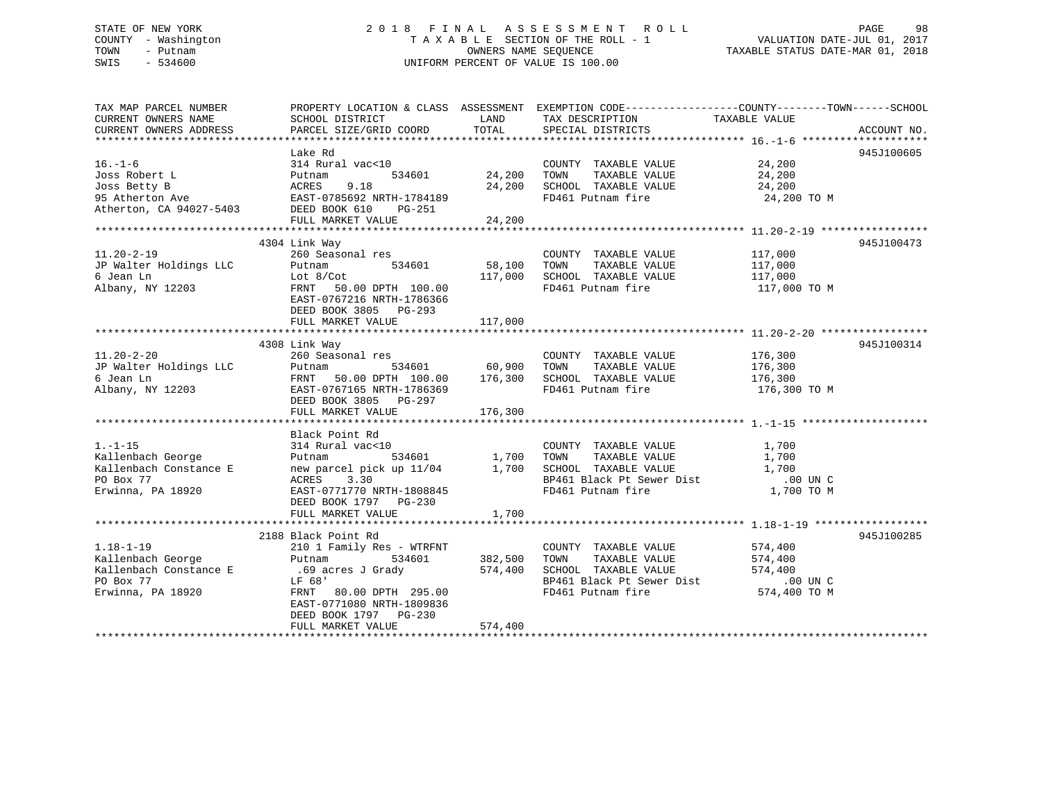STATE OF NEW YORK
COUNTY - Washington
TOWN - Putnam
SWIS - 534600

2018 FINAL ASSESSMENT ROLL
TAXABLE SECTION OF THE ROLL - 1
OWNERS NAME SEQUENCE
UNIFORM PERCENT OF VALUE IS 100.00

VALUATION DATE-JUL 01, 2017
TAXABLE STATUS DATE-MAR 01, 2018

| TAX MAP PARCEL NUMBER / CURRENT OWNERS NAME / CURRENT OWNERS ADDRESS | PROPERTY LOCATION & CLASS / SCHOOL DISTRICT / PARCEL SIZE/GRID COORD | ASSESSMENT LAND | TOTAL | EXEMPTION CODE / TAX DESCRIPTION / SPECIAL DISTRICTS | TAXABLE VALUE (COUNTY--TOWN--SCHOOL) | ACCOUNT NO. |
|---|---|---|---|---|---|---|
| 16.-1-6 | Lake Rd | | | | | 945J100605 |
| 16.-1-6 | 314 Rural vac<10 | | | COUNTY TAXABLE VALUE | 24,200 | |
| Joss Robert L | Putnam 534601 | 24,200 | | TOWN TAXABLE VALUE | 24,200 | |
| Joss Betty B | ACRES 9.18 | | 24,200 | SCHOOL TAXABLE VALUE | 24,200 | |
| 95 Atherton Ave | EAST-0785692 NRTH-1784189 | | | FD461 Putnam fire | 24,200 TO M | |
| Atherton, CA 94027-5403 | DEED BOOK 610 PG-251 | | | | | |
| | FULL MARKET VALUE | | 24,200 | | | |
| 11.20-2-19 | 4304 Link Way | | | | | 945J100473 |
| 11.20-2-19 | 260 Seasonal res | | | COUNTY TAXABLE VALUE | 117,000 | |
| JP Walter Holdings LLC | Putnam 534601 | 58,100 | | TOWN TAXABLE VALUE | 117,000 | |
| 6 Jean Ln | Lot 8/Cot | | 117,000 | SCHOOL TAXABLE VALUE | 117,000 | |
| Albany, NY 12203 | FRNT 50.00 DPTH 100.00 | | | FD461 Putnam fire | 117,000 TO M | |
| | EAST-0767216 NRTH-1786366 | | | | | |
| | DEED BOOK 3805 PG-293 | | | | | |
| | FULL MARKET VALUE | | 117,000 | | | |
| 11.20-2-20 | 4308 Link Way | | | | | 945J100314 |
| 11.20-2-20 | 260 Seasonal res | | | COUNTY TAXABLE VALUE | 176,300 | |
| JP Walter Holdings LLC | Putnam 534601 | 60,900 | | TOWN TAXABLE VALUE | 176,300 | |
| 6 Jean Ln | FRNT 50.00 DPTH 100.00 | | 176,300 | SCHOOL TAXABLE VALUE | 176,300 | |
| Albany, NY 12203 | EAST-0767165 NRTH-1786369 | | | FD461 Putnam fire | 176,300 TO M | |
| | DEED BOOK 3805 PG-297 | | | | | |
| | FULL MARKET VALUE | | 176,300 | | | |
| 1.-1-15 | Black Point Rd | | | | | |
| 1.-1-15 | 314 Rural vac<10 | | | COUNTY TAXABLE VALUE | 1,700 | |
| Kallenbach George | Putnam 534601 | 1,700 | | TOWN TAXABLE VALUE | 1,700 | |
| Kallenbach Constance E | new parcel pick up 11/04 | | 1,700 | SCHOOL TAXABLE VALUE | 1,700 | |
| PO Box 77 | ACRES 3.30 | | | BP461 Black Pt Sewer Dist | .00 UN C | |
| Erwinna, PA 18920 | EAST-0771770 NRTH-1808845 | | | FD461 Putnam fire | 1,700 TO M | |
| | DEED BOOK 1797 PG-230 | | | | | |
| | FULL MARKET VALUE | | 1,700 | | | |
| 1.18-1-19 | 2188 Black Point Rd | | | | | 945J100285 |
| 1.18-1-19 | 210 1 Family Res - WTRFNT | | | COUNTY TAXABLE VALUE | 574,400 | |
| Kallenbach George | Putnam 534601 | 382,500 | | TOWN TAXABLE VALUE | 574,400 | |
| Kallenbach Constance E | .69 acres J Grady | | 574,400 | SCHOOL TAXABLE VALUE | 574,400 | |
| PO Box 77 | LF 68' | | | BP461 Black Pt Sewer Dist | .00 UN C | |
| Erwinna, PA 18920 | FRNT 80.00 DPTH 295.00 | | | FD461 Putnam fire | 574,400 TO M | |
| | EAST-0771080 NRTH-1809836 | | | | | |
| | DEED BOOK 1797 PG-230 | | | | | |
| | FULL MARKET VALUE | | 574,400 | | | |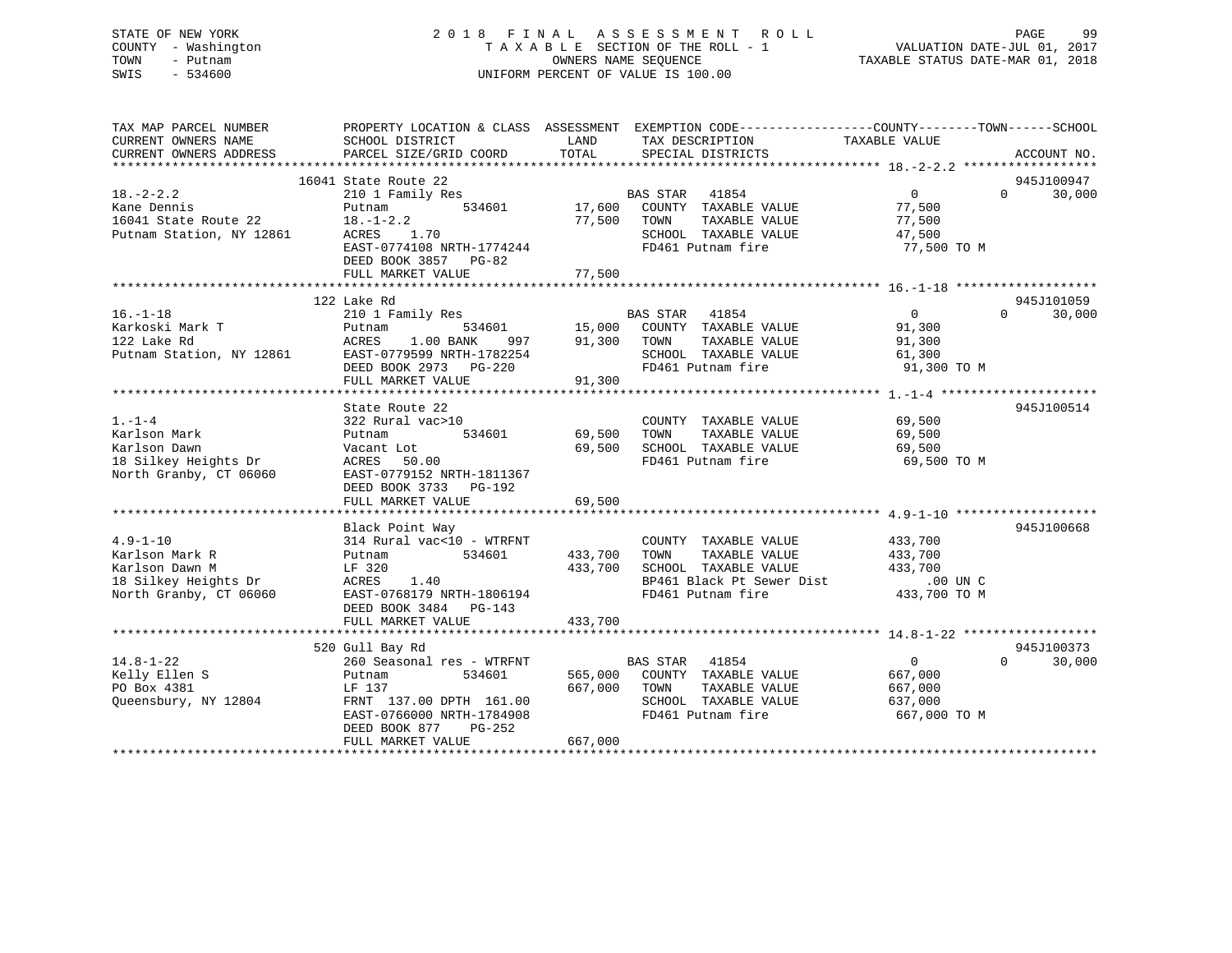STATE OF NEW YORK
COUNTY - Washington
TOWN - Putnam
SWIS - 534600

# 2018 FINAL ASSESSMENT ROLL

TAXABLE SECTION OF THE ROLL - 1
OWNERS NAME SEQUENCE
UNIFORM PERCENT OF VALUE IS 100.00

VALUATION DATE-JUL 01, 2017
TAXABLE STATUS DATE-MAR 01, 2018

| TAX MAP PARCEL NUMBER / CURRENT OWNERS NAME / CURRENT OWNERS ADDRESS | PROPERTY LOCATION & CLASS / SCHOOL DISTRICT / PARCEL SIZE/GRID COORD | ASSESSMENT LAND | TOTAL | EXEMPTION CODE / TAX DESCRIPTION / SPECIAL DISTRICTS | COUNTY / TOWN TAXABLE VALUE | SCHOOL | ACCOUNT NO. |
|---|---|---|---|---|---|---|---|
| **18.-2-2.2** | 16041 State Route 22 | | | | | | 945J100947 |
| Kane Dennis | 210 1 Family Res | | | BAS STAR 41854 | 0 | 0 30,000 | |
| 16041 State Route 22 | Putnam 534601 | 17,600 | | COUNTY TAXABLE VALUE | 77,500 | | |
| Putnam Station, NY 12861 | 18.-1-2.2 | | 77,500 | TOWN TAXABLE VALUE | 77,500 | | |
| | ACRES 1.70 | | | SCHOOL TAXABLE VALUE | 47,500 | | |
| | EAST-0774108 NRTH-1774244 | | | FD461 Putnam fire | 77,500 TO M | | |
| | DEED BOOK 3857 PG-82 | | | | | | |
| | FULL MARKET VALUE | | 77,500 | | | | |
| **16.-1-18** | 122 Lake Rd | | | | | | 945J101059 |
| Karkoski Mark T | 210 1 Family Res | | | BAS STAR 41854 | 0 | 0 30,000 | |
| 122 Lake Rd | Putnam 534601 | 15,000 | | COUNTY TAXABLE VALUE | 91,300 | | |
| Putnam Station, NY 12861 | ACRES 1.00 BANK 997 | | 91,300 | TOWN TAXABLE VALUE | 91,300 | | |
| | EAST-0779599 NRTH-1782254 | | | SCHOOL TAXABLE VALUE | 61,300 | | |
| | DEED BOOK 2973 PG-220 | | | FD461 Putnam fire | 91,300 TO M | | |
| | FULL MARKET VALUE | | 91,300 | | | | |
| **1.-1-4** | State Route 22 | | | | | | 945J100514 |
| Karlson Mark | 322 Rural vac>10 | | | COUNTY TAXABLE VALUE | 69,500 | | |
| Karlson Dawn | Putnam 534601 | 69,500 | | TOWN TAXABLE VALUE | 69,500 | | |
| 18 Silkey Heights Dr | Vacant Lot | | 69,500 | SCHOOL TAXABLE VALUE | 69,500 | | |
| North Granby, CT 06060 | ACRES 50.00 | | | FD461 Putnam fire | 69,500 TO M | | |
| | EAST-0779152 NRTH-1811367 | | | | | | |
| | DEED BOOK 3733 PG-192 | | | | | | |
| | FULL MARKET VALUE | | 69,500 | | | | |
| **4.9-1-10** | Black Point Way | | | | | | 945J100668 |
| Karlson Mark R | 314 Rural vac<10 - WTRFNT | | | COUNTY TAXABLE VALUE | 433,700 | | |
| Karlson Dawn M | Putnam 534601 | 433,700 | | TOWN TAXABLE VALUE | 433,700 | | |
| 18 Silkey Heights Dr | LF 320 | | 433,700 | SCHOOL TAXABLE VALUE | 433,700 | | |
| North Granby, CT 06060 | ACRES 1.40 | | | BP461 Black Pt Sewer Dist | .00 UN C | | |
| | EAST-0768179 NRTH-1806194 | | | FD461 Putnam fire | 433,700 TO M | | |
| | DEED BOOK 3484 PG-143 | | | | | | |
| | FULL MARKET VALUE | | 433,700 | | | | |
| **14.8-1-22** | 520 Gull Bay Rd | | | | | | 945J100373 |
| Kelly Ellen S | 260 Seasonal res - WTRFNT | | | BAS STAR 41854 | 0 | 0 30,000 | |
| PO Box 4381 | Putnam 534601 | 565,000 | | COUNTY TAXABLE VALUE | 667,000 | | |
| Queensbury, NY 12804 | LF 137 | | 667,000 | TOWN TAXABLE VALUE | 667,000 | | |
| | FRNT 137.00 DPTH 161.00 | | | SCHOOL TAXABLE VALUE | 637,000 | | |
| | EAST-0766000 NRTH-1784908 | | | FD461 Putnam fire | 667,000 TO M | | |
| | DEED BOOK 877 PG-252 | | | | | | |
| | FULL MARKET VALUE | | 667,000 | | | | |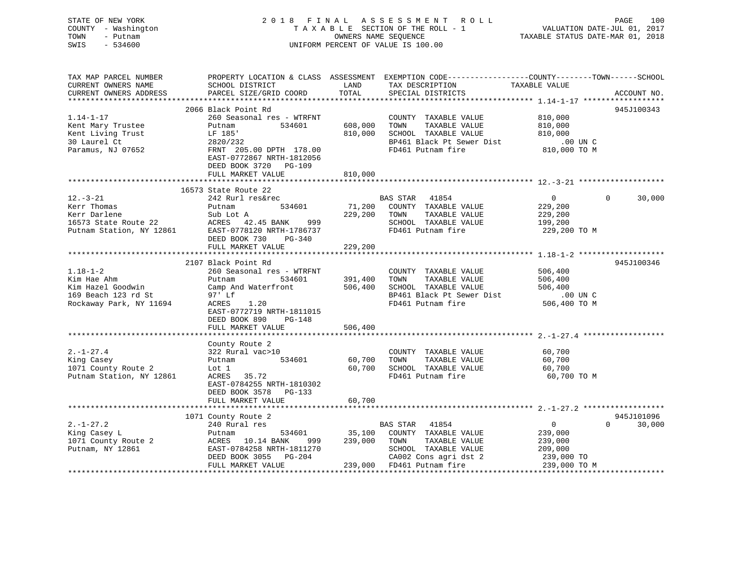STATE OF NEW YORK
COUNTY - Washington
TOWN - Putnam
SWIS - 534600

2 0 1 8 F I N A L A S S E S S M E N T R O L L
T A X A B L E SECTION OF THE ROLL - 1
OWNERS NAME SEQUENCE
UNIFORM PERCENT OF VALUE IS 100.00

VALUATION DATE-JUL 01, 2017
TAXABLE STATUS DATE-MAR 01, 2018

| TAX MAP PARCEL NUMBER / CURRENT OWNERS NAME / CURRENT OWNERS ADDRESS | PROPERTY LOCATION & CLASS / SCHOOL DISTRICT / PARCEL SIZE/GRID COORD | ASSESSMENT LAND | TOTAL | EXEMPTION CODE / TAX DESCRIPTION / SPECIAL DISTRICTS | COUNTY / TAXABLE VALUE | TOWN | SCHOOL | ACCOUNT NO. |
|---|---|---|---|---|---|---|---|---|
| 1.14-1-17 | 2066 Black Point Rd | | | | | | | 945J100343 |
| | 260 Seasonal res - WTRFNT | | | COUNTY TAXABLE VALUE | 810,000 | | | |
| Kent Mary Trustee | Putnam 534601 | 608,000 | | TOWN TAXABLE VALUE | 810,000 | | | |
| Kent Living Trust | LF 185' | | 810,000 | SCHOOL TAXABLE VALUE | 810,000 | | | |
| 30 Laurel Ct | 2820/232 | | | BP461 Black Pt Sewer Dist | .00 UN C | | | |
| Paramus, NJ 07652 | FRNT 205.00 DPTH 178.00 | | | FD461 Putnam fire | 810,000 TO M | | | |
| | EAST-0772867 NRTH-1812056 | | | | | | | |
| | DEED BOOK 3720 PG-109 | | | | | | | |
| | FULL MARKET VALUE | | 810,000 | | | | | |
| 12.-3-21 | 16573 State Route 22 | | | | | | | |
| | 242 Rurl res&rec | | | BAS STAR 41854 | 0 | 0 | 30,000 | |
| Kerr Thomas | Putnam 534601 | 71,200 | | COUNTY TAXABLE VALUE | 229,200 | | | |
| Kerr Darlene | Sub Lot A | | 229,200 | TOWN TAXABLE VALUE | 229,200 | | | |
| 16573 State Route 22 | ACRES 42.45 BANK 999 | | | SCHOOL TAXABLE VALUE | 199,200 | | | |
| Putnam Station, NY 12861 | EAST-0778120 NRTH-1786737 | | | FD461 Putnam fire | 229,200 TO M | | | |
| | DEED BOOK 730 PG-340 | | | | | | | |
| | FULL MARKET VALUE | | 229,200 | | | | | |
| 1.18-1-2 | 2107 Black Point Rd | | | | | | | 945J100346 |
| | 260 Seasonal res - WTRFNT | | | COUNTY TAXABLE VALUE | 506,400 | | | |
| Kim Hae Ahm | Putnam 534601 | 391,400 | | TOWN TAXABLE VALUE | 506,400 | | | |
| Kim Hazel Goodwin | Camp And Waterfront | | 506,400 | SCHOOL TAXABLE VALUE | 506,400 | | | |
| 169 Beach 123 rd St | 97' Lf | | | BP461 Black Pt Sewer Dist | .00 UN C | | | |
| Rockaway Park, NY 11694 | ACRES 1.20 | | | FD461 Putnam fire | 506,400 TO M | | | |
| | EAST-0772719 NRTH-1811015 | | | | | | | |
| | DEED BOOK 890 PG-148 | | | | | | | |
| | FULL MARKET VALUE | | 506,400 | | | | | |
| 2.-1-27.4 | County Route 2 | | | | | | | |
| | 322 Rural vac>10 | | | COUNTY TAXABLE VALUE | 60,700 | | | |
| King Casey | Putnam 534601 | 60,700 | | TOWN TAXABLE VALUE | 60,700 | | | |
| 1071 County Route 2 | Lot 1 | | 60,700 | SCHOOL TAXABLE VALUE | 60,700 | | | |
| Putnam Station, NY 12861 | ACRES 35.72 | | | FD461 Putnam fire | 60,700 TO M | | | |
| | EAST-0784255 NRTH-1810302 | | | | | | | |
| | DEED BOOK 3578 PG-133 | | | | | | | |
| | FULL MARKET VALUE | | 60,700 | | | | | |
| 2.-1-27.2 | 1071 County Route 2 | | | | | | | 945J101096 |
| | 240 Rural res | | | BAS STAR 41854 | 0 | 0 | 30,000 | |
| King Casey L | Putnam 534601 | 35,100 | | COUNTY TAXABLE VALUE | 239,000 | | | |
| 1071 County Route 2 | ACRES 10.14 BANK 999 | | 239,000 | TOWN TAXABLE VALUE | 239,000 | | | |
| Putnam, NY 12861 | EAST-0784258 NRTH-1811270 | | | SCHOOL TAXABLE VALUE | 209,000 | | | |
| | DEED BOOK 3055 PG-204 | | | CA002 Cons agri dst 2 | 239,000 TO | | | |
| | FULL MARKET VALUE | | 239,000 | FD461 Putnam fire | 239,000 TO M | | | |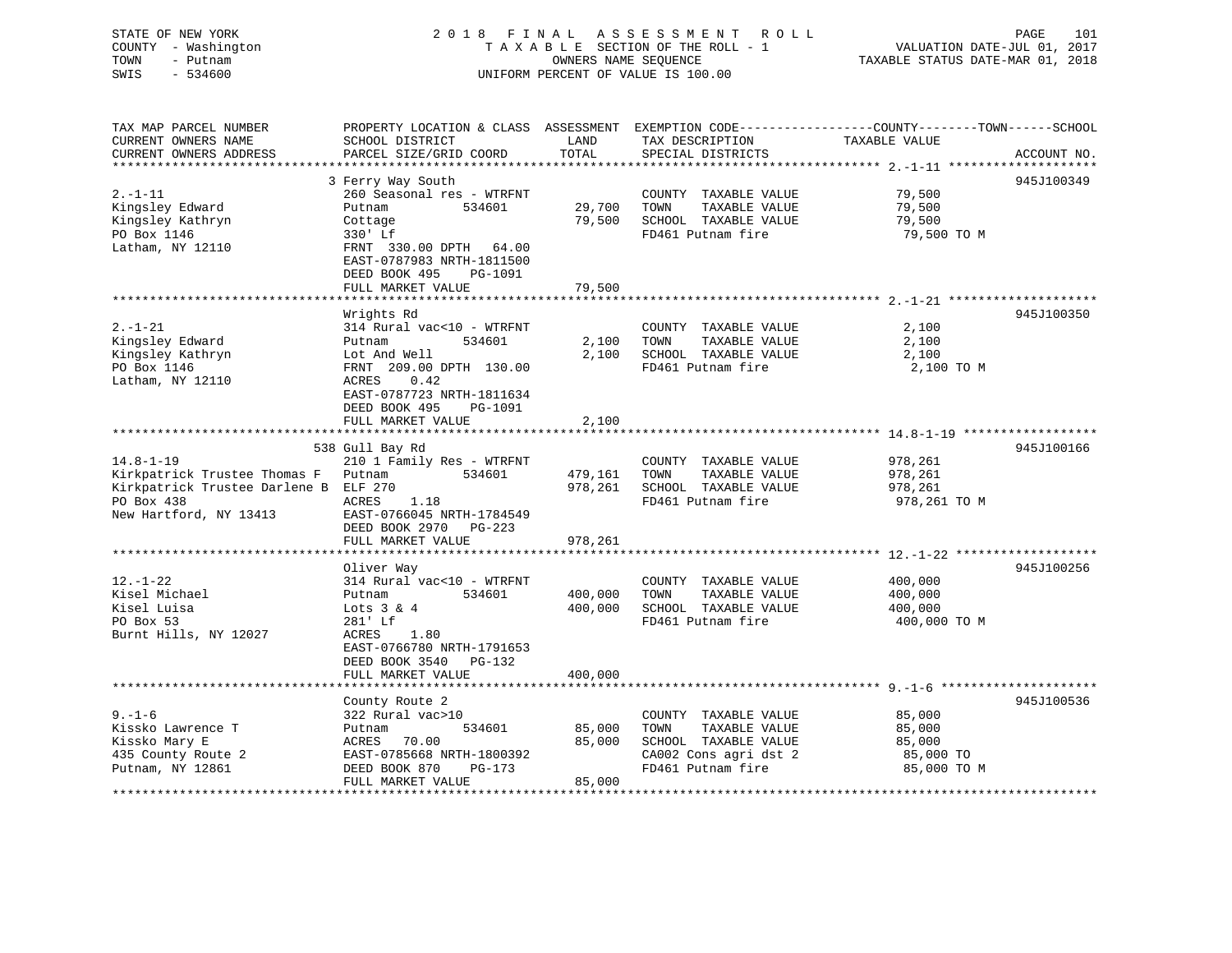STATE OF NEW YORK — 2018 FINAL ASSESSMENT ROLL
COUNTY - Washington — TAXABLE SECTION OF THE ROLL - 1 — VALUATION DATE-JUL 01, 2017
TOWN - Putnam — OWNERS NAME SEQUENCE — TAXABLE STATUS DATE-MAR 01, 2018
SWIS - 534600 — UNIFORM PERCENT OF VALUE IS 100.00

| TAX MAP PARCEL NUMBER / CURRENT OWNERS NAME / CURRENT OWNERS ADDRESS | PROPERTY LOCATION & CLASS / SCHOOL DISTRICT / PARCEL SIZE/GRID COORD | ASSESSMENT LAND | TOTAL | EXEMPTION CODE / TAX DESCRIPTION / SPECIAL DISTRICTS | TAXABLE VALUE (COUNTY--TOWN--SCHOOL) | ACCOUNT NO. |
|---|---|---|---|---|---|---|
| 2.-1-11 | 3 Ferry Way South | | | | | 945J100349 |
| Kingsley Edward | 260 Seasonal res - WTRFNT | | | COUNTY TAXABLE VALUE | 79,500 | |
| Kingsley Kathryn | Putnam 534601 | 29,700 | | TOWN TAXABLE VALUE | 79,500 | |
| PO Box 1146 | Cottage | | 79,500 | SCHOOL TAXABLE VALUE | 79,500 | |
| Latham, NY 12110 | 330' Lf | | | FD461 Putnam fire | 79,500 TO M | |
| | FRNT 330.00 DPTH 64.00 | | | | | |
| | EAST-0787983 NRTH-1811500 | | | | | |
| | DEED BOOK 495 PG-1091 | | | | | |
| | FULL MARKET VALUE | | 79,500 | | | |
| 2.-1-21 | Wrights Rd | | | | | 945J100350 |
| Kingsley Edward | 314 Rural vac<10 - WTRFNT | | | COUNTY TAXABLE VALUE | 2,100 | |
| Kingsley Kathryn | Putnam 534601 | 2,100 | | TOWN TAXABLE VALUE | 2,100 | |
| PO Box 1146 | Lot And Well | | 2,100 | SCHOOL TAXABLE VALUE | 2,100 | |
| Latham, NY 12110 | FRNT 209.00 DPTH 130.00 | | | FD461 Putnam fire | 2,100 TO M | |
| | ACRES 0.42 | | | | | |
| | EAST-0787723 NRTH-1811634 | | | | | |
| | DEED BOOK 495 PG-1091 | | | | | |
| | FULL MARKET VALUE | | 2,100 | | | |
| 14.8-1-19 | 538 Gull Bay Rd | | | | | 945J100166 |
| Kirkpatrick Trustee Thomas F | 210 1 Family Res - WTRFNT | | | COUNTY TAXABLE VALUE | 978,261 | |
| Kirkpatrick Trustee Darlene B | Putnam 534601 | 479,161 | | TOWN TAXABLE VALUE | 978,261 | |
| PO Box 438 | ELF 270 | | 978,261 | SCHOOL TAXABLE VALUE | 978,261 | |
| New Hartford, NY 13413 | ACRES 1.18 | | | FD461 Putnam fire | 978,261 TO M | |
| | EAST-0766045 NRTH-1784549 | | | | | |
| | DEED BOOK 2970 PG-223 | | | | | |
| | FULL MARKET VALUE | | 978,261 | | | |
| 12.-1-22 | Oliver Way | | | | | 945J100256 |
| Kisel Michael | 314 Rural vac<10 - WTRFNT | | | COUNTY TAXABLE VALUE | 400,000 | |
| Kisel Luisa | Putnam 534601 | 400,000 | | TOWN TAXABLE VALUE | 400,000 | |
| PO Box 53 | Lots 3 & 4 | | 400,000 | SCHOOL TAXABLE VALUE | 400,000 | |
| Burnt Hills, NY 12027 | 281' Lf | | | FD461 Putnam fire | 400,000 TO M | |
| | ACRES 1.80 | | | | | |
| | EAST-0766780 NRTH-1791653 | | | | | |
| | DEED BOOK 3540 PG-132 | | | | | |
| | FULL MARKET VALUE | | 400,000 | | | |
| 9.-1-6 | County Route 2 | | | | | 945J100536 |
| Kissko Lawrence T | 322 Rural vac>10 | | | COUNTY TAXABLE VALUE | 85,000 | |
| Kissko Mary E | Putnam 534601 | 85,000 | | TOWN TAXABLE VALUE | 85,000 | |
| 435 County Route 2 | ACRES 70.00 | | 85,000 | SCHOOL TAXABLE VALUE | 85,000 | |
| Putnam, NY 12861 | EAST-0785668 NRTH-1800392 | | | CA002 Cons agri dst 2 | 85,000 TO | |
| | DEED BOOK 870 PG-173 | | | FD461 Putnam fire | 85,000 TO M | |
| | FULL MARKET VALUE | | 85,000 | | | |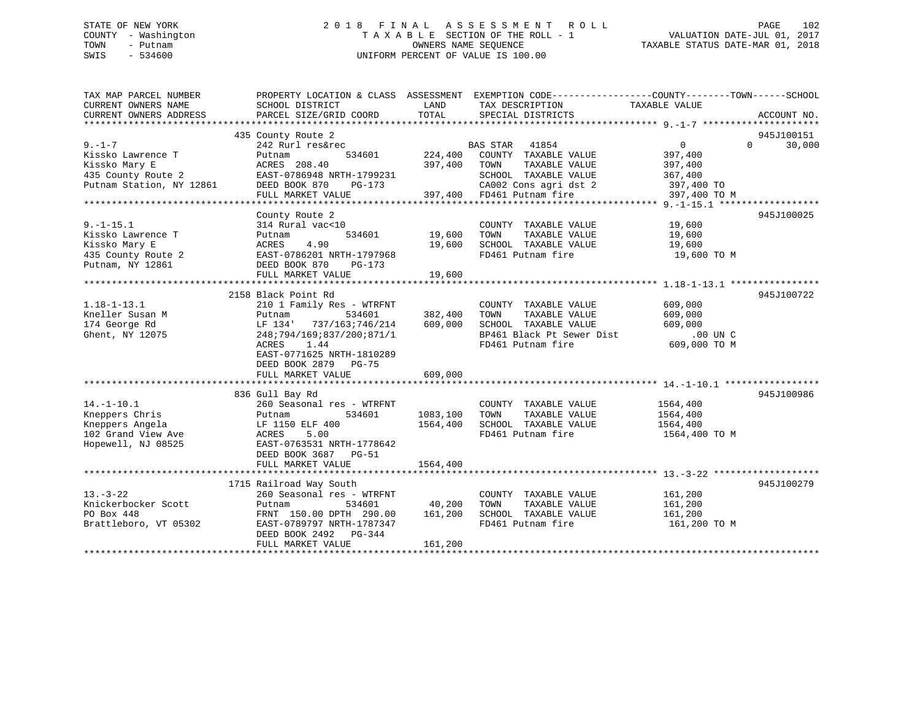STATE OF NEW YORK
COUNTY - Washington
TOWN - Putnam
SWIS - 534600

2018 FINAL ASSESSMENT ROLL
TAXABLE SECTION OF THE ROLL - 1
OWNERS NAME SEQUENCE
UNIFORM PERCENT OF VALUE IS 100.00

VALUATION DATE-JUL 01, 2017
TAXABLE STATUS DATE-MAR 01, 2018

```
TAX MAP PARCEL NUMBER         PROPERTY LOCATION & CLASS  ASSESSMENT  EXEMPTION CODE------------------COUNTY--------TOWN------SCHOOL
CURRENT OWNERS NAME           SCHOOL DISTRICT               LAND      TAX DESCRIPTION              TAXABLE VALUE
CURRENT OWNERS ADDRESS        PARCEL SIZE/GRID COORD        TOTAL     SPECIAL DISTRICTS                                   ACCOUNT NO.
******************************************************************************************************* 9.-1-7 ********************
                              435 County Route 2                                                                        945J100151
9.-1-7                        242 Rurl res&rec                      BAS STAR   41854                 0            0      30,000
Kissko Lawrence T             Putnam          534601      224,400   COUNTY  TAXABLE VALUE         397,400
Kissko Mary E                 ACRES  208.40               397,400   TOWN    TAXABLE VALUE         397,400
435 County Route 2            EAST-0786948 NRTH-1799231             SCHOOL  TAXABLE VALUE         367,400
Putnam Station, NY 12861      DEED BOOK 870    PG-173               CA002 Cons agri dst 2          397,400 TO
                              FULL MARKET VALUE           397,400   FD461 Putnam fire              397,400 TO M
******************************************************************************************************* 9.-1-15.1 ******************
                              County Route 2                                                                            945J100025
9.-1-15.1                     314 Rural vac<10                      COUNTY  TAXABLE VALUE          19,600
Kissko Lawrence T             Putnam          534601       19,600   TOWN    TAXABLE VALUE          19,600
Kissko Mary E                 ACRES    4.90                19,600   SCHOOL  TAXABLE VALUE          19,600
435 County Route 2            EAST-0786201 NRTH-1797968             FD461 Putnam fire               19,600 TO M
Putnam, NY 12861              DEED BOOK 870    PG-173
                              FULL MARKET VALUE            19,600
******************************************************************************************************* 1.18-1-13.1 ****************
                              2158 Black Point Rd                                                                       945J100722
1.18-1-13.1                   210 1 Family Res - WTRFNT             COUNTY  TAXABLE VALUE         609,000
Kneller Susan M               Putnam          534601      382,400   TOWN    TAXABLE VALUE         609,000
174 George Rd                 LF 134'  737/163;746/214    609,000   SCHOOL  TAXABLE VALUE         609,000
Ghent, NY 12075               248;794/169;837/200;871/1             BP461 Black Pt Sewer Dist          .00 UN C
                              ACRES    1.44                         FD461 Putnam fire              609,000 TO M
                              EAST-0771625 NRTH-1810289
                              DEED BOOK 2879   PG-75
                              FULL MARKET VALUE           609,000
******************************************************************************************************* 14.-1-10.1 *****************
                              836 Gull Bay Rd                                                                           945J100986
14.-1-10.1                    260 Seasonal res - WTRFNT             COUNTY  TAXABLE VALUE        1564,400
Kneppers Chris                Putnam          534601     1083,100   TOWN    TAXABLE VALUE        1564,400
Kneppers Angela               LF 1150 ELF 400            1564,400   SCHOOL  TAXABLE VALUE        1564,400
102 Grand View Ave            ACRES    5.00                         FD461 Putnam fire             1564,400 TO M
Hopewell, NJ 08525            EAST-0763531 NRTH-1778642
                              DEED BOOK 3687   PG-51
                              FULL MARKET VALUE          1564,400
******************************************************************************************************* 13.-3-22 *******************
                              1715 Railroad Way South                                                                   945J100279
13.-3-22                      260 Seasonal res - WTRFNT             COUNTY  TAXABLE VALUE         161,200
Knickerbocker Scott           Putnam          534601       40,200   TOWN    TAXABLE VALUE         161,200
PO Box 448                    FRNT 150.00 DPTH 290.00     161,200   SCHOOL  TAXABLE VALUE         161,200
Brattleboro, VT 05302         EAST-0789797 NRTH-1787347             FD461 Putnam fire              161,200 TO M
                              DEED BOOK 2492   PG-344
                              FULL MARKET VALUE           161,200
************************************************************************************************************************************
```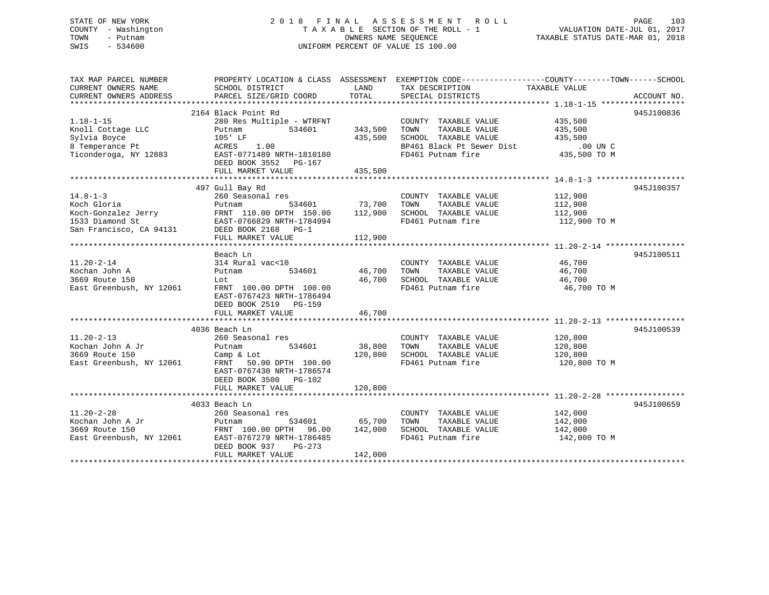STATE OF NEW YORK
COUNTY - Washington
TOWN - Putnam
SWIS - 534600

2 0 1 8 F I N A L A S S E S S M E N T R O L L
T A X A B L E SECTION OF THE ROLL - 1
OWNERS NAME SEQUENCE
UNIFORM PERCENT OF VALUE IS 100.00

VALUATION DATE-JUL 01, 2017
TAXABLE STATUS DATE-MAR 01, 2018

| TAX MAP PARCEL NUMBER / CURRENT OWNERS NAME / CURRENT OWNERS ADDRESS | PROPERTY LOCATION & CLASS / SCHOOL DISTRICT / PARCEL SIZE/GRID COORD | ASSESSMENT LAND / TOTAL | EXEMPTION CODE / TAX DESCRIPTION / SPECIAL DISTRICTS | COUNTY--------TOWN------SCHOOL TAXABLE VALUE | ACCOUNT NO. |
|---|---|---|---|---|---|
| **1.18-1-15** | 2164 Black Point Rd | | | | 945J100836 |
| 1.18-1-15 | 280 Res Multiple - WTRFNT | | COUNTY TAXABLE VALUE | 435,500 | |
| Knoll Cottage LLC | Putnam 534601 | 343,500 | TOWN TAXABLE VALUE | 435,500 | |
| Sylvia Boyce | 105' LF | 435,500 | SCHOOL TAXABLE VALUE | 435,500 | |
| 8 Temperance Pt | ACRES 1.00 | | BP461 Black Pt Sewer Dist | .00 UN C | |
| Ticonderoga, NY 12883 | EAST-0771489 NRTH-1810180 | | FD461 Putnam fire | 435,500 TO M | |
| | DEED BOOK 3552 PG-167 | | | | |
| | FULL MARKET VALUE | 435,500 | | | |
| **14.8-1-3** | 497 Gull Bay Rd | | | | 945J100357 |
| 14.8-1-3 | 260 Seasonal res | | COUNTY TAXABLE VALUE | 112,900 | |
| Koch Gloria | Putnam 534601 | 73,700 | TOWN TAXABLE VALUE | 112,900 | |
| Koch-Gonzalez Jerry | FRNT 110.00 DPTH 150.00 | 112,900 | SCHOOL TAXABLE VALUE | 112,900 | |
| 1533 Diamond St | EAST-0766829 NRTH-1784994 | | FD461 Putnam fire | 112,900 TO M | |
| San Francisco, CA 94131 | DEED BOOK 2168 PG-1 | | | | |
| | FULL MARKET VALUE | 112,900 | | | |
| **11.20-2-14** | Beach Ln | | | | 945J100511 |
| 11.20-2-14 | 314 Rural vac<10 | | COUNTY TAXABLE VALUE | 46,700 | |
| Kochan John A | Putnam 534601 | 46,700 | TOWN TAXABLE VALUE | 46,700 | |
| 3669 Route 150 | Lot | 46,700 | SCHOOL TAXABLE VALUE | 46,700 | |
| East Greenbush, NY 12061 | FRNT 100.00 DPTH 100.00 | | FD461 Putnam fire | 46,700 TO M | |
| | EAST-0767423 NRTH-1786494 | | | | |
| | DEED BOOK 2519 PG-159 | | | | |
| | FULL MARKET VALUE | 46,700 | | | |
| **11.20-2-13** | 4036 Beach Ln | | | | 945J100539 |
| 11.20-2-13 | 260 Seasonal res | | COUNTY TAXABLE VALUE | 120,800 | |
| Kochan John A Jr | Putnam 534601 | 38,800 | TOWN TAXABLE VALUE | 120,800 | |
| 3669 Route 150 | Camp & Lot | 120,800 | SCHOOL TAXABLE VALUE | 120,800 | |
| East Greenbush, NY 12061 | FRNT 50.00 DPTH 100.00 | | FD461 Putnam fire | 120,800 TO M | |
| | EAST-0767430 NRTH-1786574 | | | | |
| | DEED BOOK 3500 PG-102 | | | | |
| | FULL MARKET VALUE | 120,800 | | | |
| **11.20-2-28** | 4033 Beach Ln | | | | 945J100659 |
| 11.20-2-28 | 260 Seasonal res | | COUNTY TAXABLE VALUE | 142,000 | |
| Kochan John A Jr | Putnam 534601 | 65,700 | TOWN TAXABLE VALUE | 142,000 | |
| 3669 Route 150 | FRNT 100.00 DPTH 96.00 | 142,000 | SCHOOL TAXABLE VALUE | 142,000 | |
| East Greenbush, NY 12061 | EAST-0767279 NRTH-1786485 | | FD461 Putnam fire | 142,000 TO M | |
| | DEED BOOK 937 PG-273 | | | | |
| | FULL MARKET VALUE | 142,000 | | | |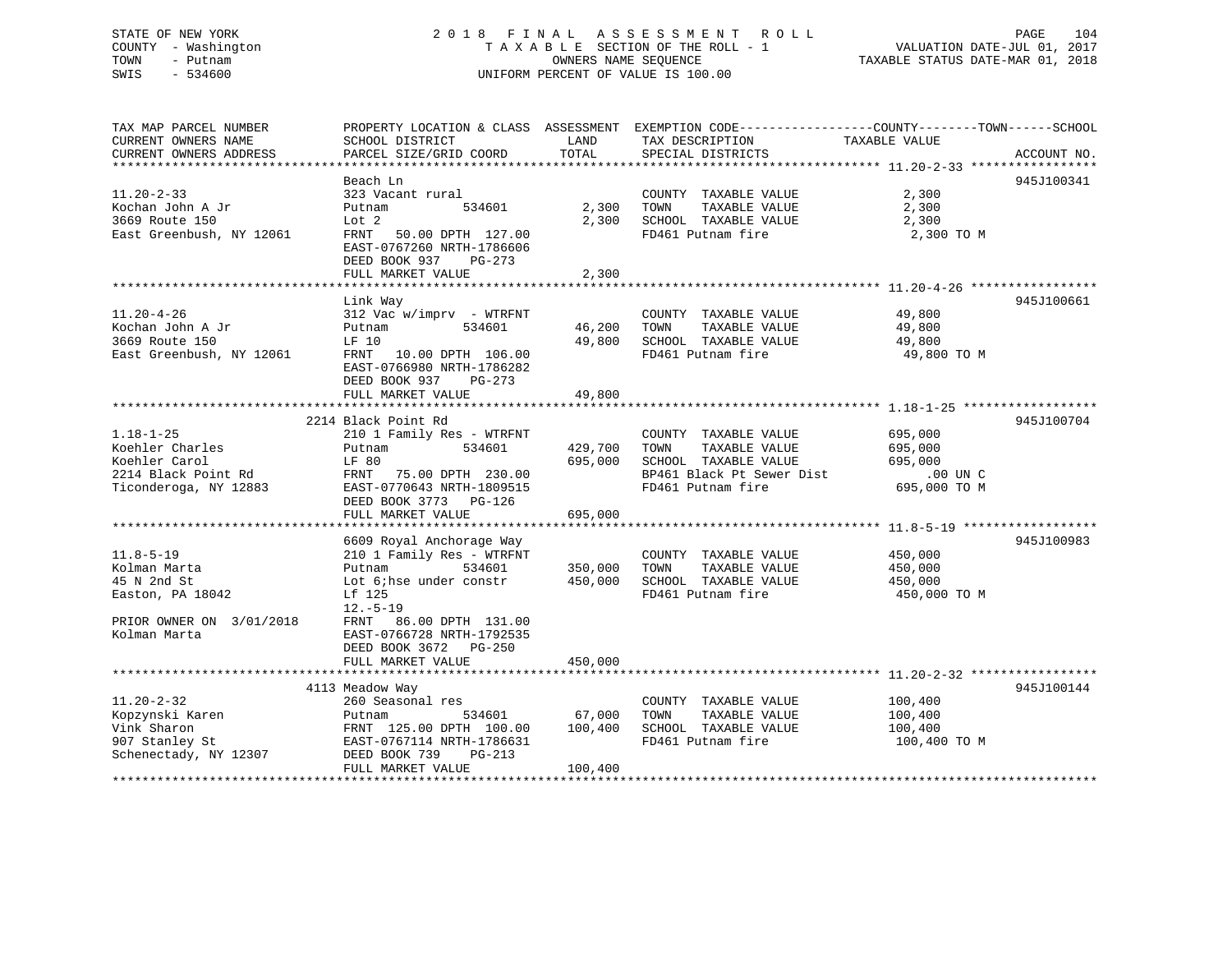STATE OF NEW YORK
COUNTY - Washington
TOWN - Putnam
SWIS - 534600

2018 FINAL ASSESSMENT ROLL
TAXABLE SECTION OF THE ROLL - 1
OWNERS NAME SEQUENCE
UNIFORM PERCENT OF VALUE IS 100.00

VALUATION DATE-JUL 01, 2017
TAXABLE STATUS DATE-MAR 01, 2018

| TAX MAP PARCEL NUMBER / CURRENT OWNERS NAME / CURRENT OWNERS ADDRESS | PROPERTY LOCATION & CLASS / SCHOOL DISTRICT / PARCEL SIZE/GRID COORD | ASSESSMENT LAND / TOTAL | EXEMPTION CODE / TAX DESCRIPTION / SPECIAL DISTRICTS | COUNTY--TOWN--SCHOOL TAXABLE VALUE | ACCOUNT NO. |
|---|---|---|---|---|---|
| **11.20-2-33** | Beach Ln | | | | 945J100341 |
| 11.20-2-33 | 323 Vacant rural | | COUNTY TAXABLE VALUE | 2,300 | |
| Kochan John A Jr | Putnam 534601 | 2,300 | TOWN TAXABLE VALUE | 2,300 | |
| 3669 Route 150 | Lot 2 | 2,300 | SCHOOL TAXABLE VALUE | 2,300 | |
| East Greenbush, NY 12061 | FRNT 50.00 DPTH 127.00 | | FD461 Putnam fire | 2,300 TO M | |
| | EAST-0767260 NRTH-1786606 | | | | |
| | DEED BOOK 937 PG-273 | | | | |
| | FULL MARKET VALUE | 2,300 | | | |
| **11.20-4-26** | Link Way | | | | 945J100661 |
| 11.20-4-26 | 312 Vac w/imprv - WTRFNT | | COUNTY TAXABLE VALUE | 49,800 | |
| Kochan John A Jr | Putnam 534601 | 46,200 | TOWN TAXABLE VALUE | 49,800 | |
| 3669 Route 150 | LF 10 | 49,800 | SCHOOL TAXABLE VALUE | 49,800 | |
| East Greenbush, NY 12061 | FRNT 10.00 DPTH 106.00 | | FD461 Putnam fire | 49,800 TO M | |
| | EAST-0766980 NRTH-1786282 | | | | |
| | DEED BOOK 937 PG-273 | | | | |
| | FULL MARKET VALUE | 49,800 | | | |
| **1.18-1-25** | 2214 Black Point Rd | | | | 945J100704 |
| 1.18-1-25 | 210 1 Family Res - WTRFNT | | COUNTY TAXABLE VALUE | 695,000 | |
| Koehler Charles | Putnam 534601 | 429,700 | TOWN TAXABLE VALUE | 695,000 | |
| Koehler Carol | LF 80 | 695,000 | SCHOOL TAXABLE VALUE | 695,000 | |
| 2214 Black Point Rd | FRNT 75.00 DPTH 230.00 | | BP461 Black Pt Sewer Dist | .00 UN C | |
| Ticonderoga, NY 12883 | EAST-0770643 NRTH-1809515 | | FD461 Putnam fire | 695,000 TO M | |
| | DEED BOOK 3773 PG-126 | | | | |
| | FULL MARKET VALUE | 695,000 | | | |
| **11.8-5-19** | 6609 Royal Anchorage Way | | | | 945J100983 |
| 11.8-5-19 | 210 1 Family Res - WTRFNT | | COUNTY TAXABLE VALUE | 450,000 | |
| Kolman Marta | Putnam 534601 | 350,000 | TOWN TAXABLE VALUE | 450,000 | |
| 45 N 2nd St | Lot 6;hse under constr | 450,000 | SCHOOL TAXABLE VALUE | 450,000 | |
| Easton, PA 18042 | Lf 125 | | FD461 Putnam fire | 450,000 TO M | |
| | 12.-5-19 | | | | |
| PRIOR OWNER ON 3/01/2018 | FRNT 86.00 DPTH 131.00 | | | | |
| Kolman Marta | EAST-0766728 NRTH-1792535 | | | | |
| | DEED BOOK 3672 PG-250 | | | | |
| | FULL MARKET VALUE | 450,000 | | | |
| **11.20-2-32** | 4113 Meadow Way | | | | 945J100144 |
| 11.20-2-32 | 260 Seasonal res | | COUNTY TAXABLE VALUE | 100,400 | |
| Kopzynski Karen | Putnam 534601 | 67,000 | TOWN TAXABLE VALUE | 100,400 | |
| Vink Sharon | FRNT 125.00 DPTH 100.00 | 100,400 | SCHOOL TAXABLE VALUE | 100,400 | |
| 907 Stanley St | EAST-0767114 NRTH-1786631 | | FD461 Putnam fire | 100,400 TO M | |
| Schenectady, NY 12307 | DEED BOOK 739 PG-213 | | | | |
| | FULL MARKET VALUE | 100,400 | | | |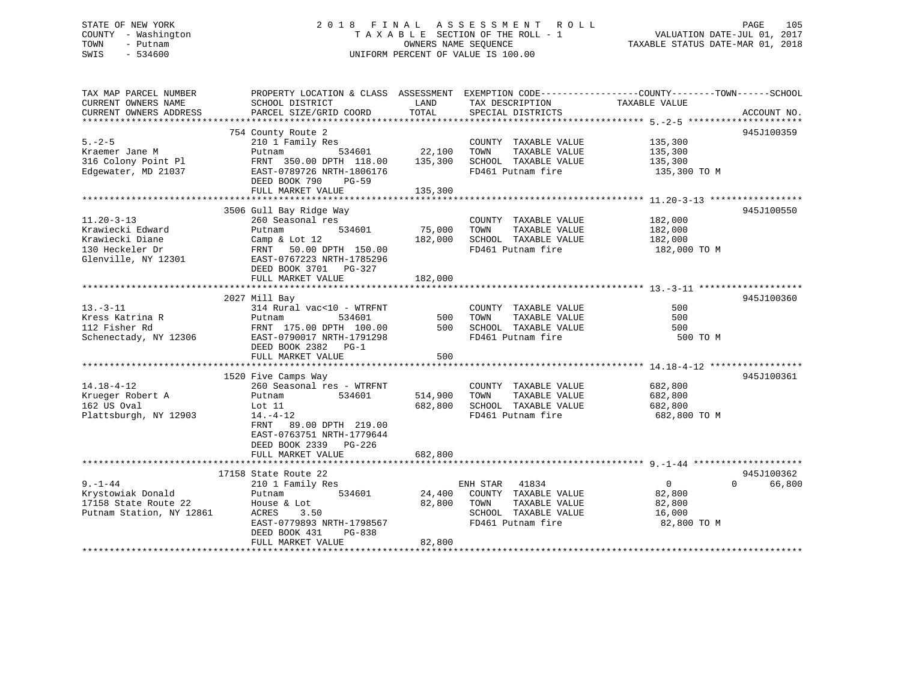STATE OF NEW YORK
COUNTY - Washington
TOWN - Putnam
SWIS - 534600

# 2018 FINAL ASSESSMENT ROLL

TAXABLE SECTION OF THE ROLL - 1
OWNERS NAME SEQUENCE
UNIFORM PERCENT OF VALUE IS 100.00

VALUATION DATE-JUL 01, 2017
TAXABLE STATUS DATE-MAR 01, 2018

| TAX MAP PARCEL NUMBER / CURRENT OWNERS NAME / CURRENT OWNERS ADDRESS | PROPERTY LOCATION & CLASS / SCHOOL DISTRICT / PARCEL SIZE/GRID COORD | ASSESSMENT LAND | TOTAL | EXEMPTION CODE / TAX DESCRIPTION / SPECIAL DISTRICTS | COUNTY / TOWN / SCHOOL TAXABLE VALUE | ACCOUNT NO. |
|---|---|---|---|---|---|---|
| 5.-2-5 | 754 County Route 2 | | | | | 945J100359 |
| Kraemer Jane M | 210 1 Family Res | | | COUNTY TAXABLE VALUE | 135,300 | |
| 316 Colony Point Pl | Putnam 534601 | 22,100 | | TOWN TAXABLE VALUE | 135,300 | |
| Edgewater, MD 21037 | FRNT 350.00 DPTH 118.00 | | 135,300 | SCHOOL TAXABLE VALUE | 135,300 | |
| | EAST-0789726 NRTH-1806176 | | | FD461 Putnam fire | 135,300 TO M | |
| | DEED BOOK 790 PG-59 | | | | | |
| | FULL MARKET VALUE | | 135,300 | | | |
| 11.20-3-13 | 3506 Gull Bay Ridge Way | | | | | 945J100550 |
| Krawiecki Edward | 260 Seasonal res | | | COUNTY TAXABLE VALUE | 182,000 | |
| Krawiecki Diane | Putnam 534601 | 75,000 | | TOWN TAXABLE VALUE | 182,000 | |
| 130 Heckeler Dr | Camp & Lot 12 | | 182,000 | SCHOOL TAXABLE VALUE | 182,000 | |
| Glenville, NY 12301 | FRNT 50.00 DPTH 150.00 | | | FD461 Putnam fire | 182,000 TO M | |
| | EAST-0767223 NRTH-1785296 | | | | | |
| | DEED BOOK 3701 PG-327 | | | | | |
| | FULL MARKET VALUE | | 182,000 | | | |
| 13.-3-11 | 2027 Mill Bay | | | | | 945J100360 |
| Kress Katrina R | 314 Rural vac<10 - WTRFNT | | | COUNTY TAXABLE VALUE | 500 | |
| 112 Fisher Rd | Putnam 534601 | 500 | | TOWN TAXABLE VALUE | 500 | |
| Schenectady, NY 12306 | FRNT 175.00 DPTH 100.00 | | 500 | SCHOOL TAXABLE VALUE | 500 | |
| | EAST-0790017 NRTH-1791298 | | | FD461 Putnam fire | 500 TO M | |
| | DEED BOOK 2382 PG-1 | | | | | |
| | FULL MARKET VALUE | | 500 | | | |
| 14.18-4-12 | 1520 Five Camps Way | | | | | 945J100361 |
| Krueger Robert A | 260 Seasonal res - WTRFNT | | | COUNTY TAXABLE VALUE | 682,800 | |
| 162 US Oval | Putnam 534601 | 514,900 | | TOWN TAXABLE VALUE | 682,800 | |
| Plattsburgh, NY 12903 | Lot 11 | | 682,800 | SCHOOL TAXABLE VALUE | 682,800 | |
| | 14.-4-12 | | | FD461 Putnam fire | 682,800 TO M | |
| | FRNT 89.00 DPTH 219.00 | | | | | |
| | EAST-0763751 NRTH-1779644 | | | | | |
| | DEED BOOK 2339 PG-226 | | | | | |
| | FULL MARKET VALUE | | 682,800 | | | |
| 9.-1-44 | 17158 State Route 22 | | | | | 945J100362 |
| Krystowiak Donald | 210 1 Family Res | | | ENH STAR 41834 | 0 0 66,800 | |
| 17158 State Route 22 | Putnam 534601 | 24,400 | | COUNTY TAXABLE VALUE | 82,800 | |
| Putnam Station, NY 12861 | House & Lot | | 82,800 | TOWN TAXABLE VALUE | 82,800 | |
| | ACRES 3.50 | | | SCHOOL TAXABLE VALUE | 16,000 | |
| | EAST-0779893 NRTH-1798567 | | | FD461 Putnam fire | 82,800 TO M | |
| | DEED BOOK 431 PG-838 | | | | | |
| | FULL MARKET VALUE | | 82,800 | | | |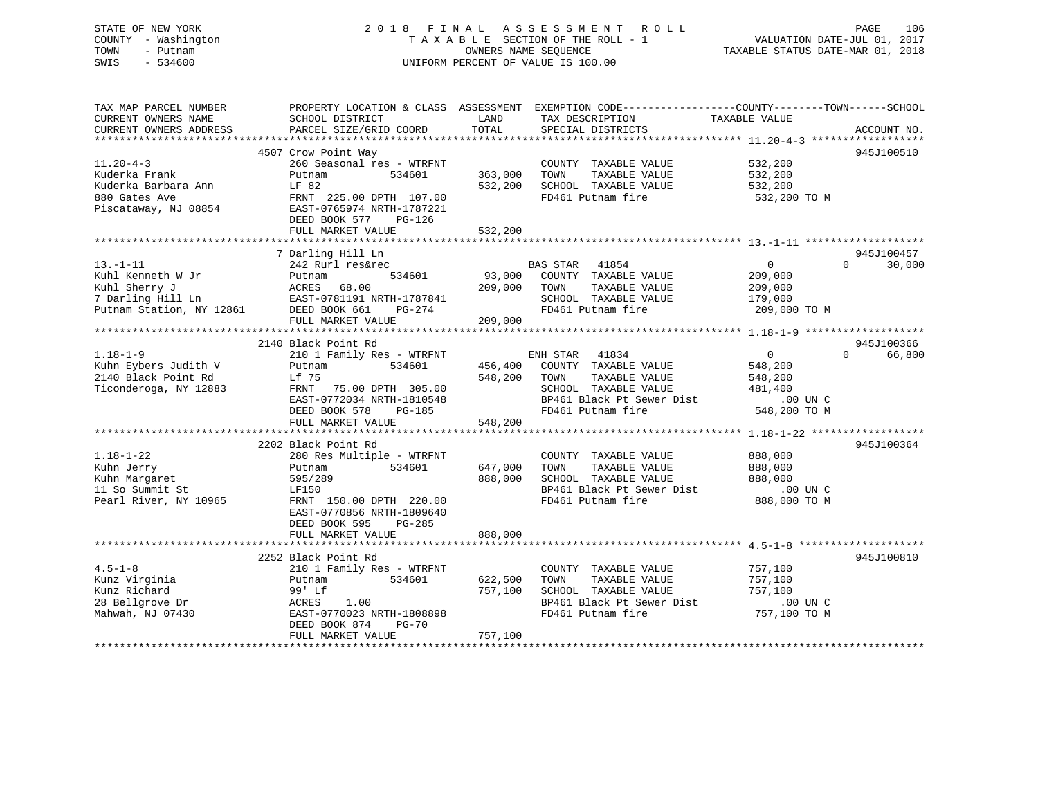STATE OF NEW YORK
COUNTY - Washington
TOWN - Putnam
SWIS - 534600

2018 FINAL ASSESSMENT ROLL
TAXABLE SECTION OF THE ROLL - 1
OWNERS NAME SEQUENCE
UNIFORM PERCENT OF VALUE IS 100.00

VALUATION DATE-JUL 01, 2017
TAXABLE STATUS DATE-MAR 01, 2018

| TAX MAP PARCEL NUMBER / CURRENT OWNERS NAME / CURRENT OWNERS ADDRESS | PROPERTY LOCATION & CLASS / SCHOOL DISTRICT / PARCEL SIZE/GRID COORD | ASSESSMENT LAND / TOTAL | EXEMPTION CODE / TAX DESCRIPTION / SPECIAL DISTRICTS | COUNTY TAXABLE VALUE | TOWN | SCHOOL | ACCOUNT NO. |
|---|---|---|---|---|---|---|---|
| **11.20-4-3** | 4507 Crow Point Way | | | | | | 945J100510 |
| Kuderka Frank | 260 Seasonal res - WTRFNT | | COUNTY TAXABLE VALUE | 532,200 | | | |
| Kuderka Barbara Ann | Putnam 534601 | 363,000 | TOWN TAXABLE VALUE | 532,200 | | | |
| 880 Gates Ave | LF 82 | 532,200 | SCHOOL TAXABLE VALUE | 532,200 | | | |
| Piscataway, NJ 08854 | FRNT 225.00 DPTH 107.00 | | FD461 Putnam fire | 532,200 TO M | | | |
| | EAST-0765974 NRTH-1787221 | | | | | | |
| | DEED BOOK 577 PG-126 | | | | | | |
| | FULL MARKET VALUE | 532,200 | | | | | |
| **13.-1-11** | 7 Darling Hill Ln | | | | | | 945J100457 |
| Kuhl Kenneth W Jr | 242 Rurl res&rec | | BAS STAR 41854 | 0 | 0 | 30,000 | |
| Kuhl Sherry J | Putnam 534601 | 93,000 | COUNTY TAXABLE VALUE | 209,000 | | | |
| 7 Darling Hill Ln | ACRES 68.00 | 209,000 | TOWN TAXABLE VALUE | 209,000 | | | |
| Putnam Station, NY 12861 | EAST-0781191 NRTH-1787841 | | SCHOOL TAXABLE VALUE | 179,000 | | | |
| | DEED BOOK 661 PG-274 | | FD461 Putnam fire | 209,000 TO M | | | |
| | FULL MARKET VALUE | 209,000 | | | | | |
| **1.18-1-9** | 2140 Black Point Rd | | | | | | 945J100366 |
| Kuhn Eybers Judith V | 210 1 Family Res - WTRFNT | | ENH STAR 41834 | 0 | 0 | 66,800 | |
| 2140 Black Point Rd | Putnam 534601 | 456,400 | COUNTY TAXABLE VALUE | 548,200 | | | |
| Ticonderoga, NY 12883 | Lf 75 | 548,200 | TOWN TAXABLE VALUE | 548,200 | | | |
| | FRNT 75.00 DPTH 305.00 | | SCHOOL TAXABLE VALUE | 481,400 | | | |
| | EAST-0772034 NRTH-1810548 | | BP461 Black Pt Sewer Dist | .00 UN C | | | |
| | DEED BOOK 578 PG-185 | | FD461 Putnam fire | 548,200 TO M | | | |
| | FULL MARKET VALUE | 548,200 | | | | | |
| **1.18-1-22** | 2202 Black Point Rd | | | | | | 945J100364 |
| Kuhn Jerry | 280 Res Multiple - WTRFNT | | COUNTY TAXABLE VALUE | 888,000 | | | |
| Kuhn Margaret | Putnam 534601 | 647,000 | TOWN TAXABLE VALUE | 888,000 | | | |
| 11 So Summit St | 595/289 | 888,000 | SCHOOL TAXABLE VALUE | 888,000 | | | |
| Pearl River, NY 10965 | LF150 | | BP461 Black Pt Sewer Dist | .00 UN C | | | |
| | FRNT 150.00 DPTH 220.00 | | FD461 Putnam fire | 888,000 TO M | | | |
| | EAST-0770856 NRTH-1809640 | | | | | | |
| | DEED BOOK 595 PG-285 | | | | | | |
| | FULL MARKET VALUE | 888,000 | | | | | |
| **4.5-1-8** | 2252 Black Point Rd | | | | | | 945J100810 |
| Kunz Virginia | 210 1 Family Res - WTRFNT | | COUNTY TAXABLE VALUE | 757,100 | | | |
| Kunz Richard | Putnam 534601 | 622,500 | TOWN TAXABLE VALUE | 757,100 | | | |
| 28 Bellgrove Dr | 99' Lf | 757,100 | SCHOOL TAXABLE VALUE | 757,100 | | | |
| Mahwah, NJ 07430 | ACRES 1.00 | | BP461 Black Pt Sewer Dist | .00 UN C | | | |
| | EAST-0770023 NRTH-1808898 | | FD461 Putnam fire | 757,100 TO M | | | |
| | DEED BOOK 874 PG-70 | | | | | | |
| | FULL MARKET VALUE | 757,100 | | | | | |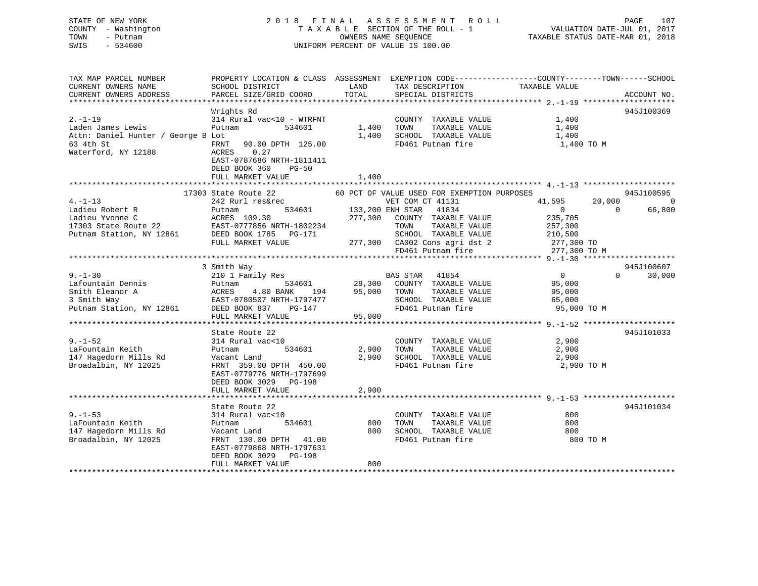STATE OF NEW YORK — 2018 FINAL ASSESSMENT ROLL
COUNTY - Washington — TAXABLE SECTION OF THE ROLL - 1 — VALUATION DATE-JUL 01, 2017
TOWN - Putnam — OWNERS NAME SEQUENCE — TAXABLE STATUS DATE-MAR 01, 2018
SWIS - 534600 — UNIFORM PERCENT OF VALUE IS 100.00

```
TAX MAP PARCEL NUMBER          PROPERTY LOCATION & CLASS  ASSESSMENT  EXEMPTION CODE-----------------COUNTY--------TOWN------SCHOOL
CURRENT OWNERS NAME            SCHOOL DISTRICT               LAND      TAX DESCRIPTION            TAXABLE VALUE
CURRENT OWNERS ADDRESS         PARCEL SIZE/GRID COORD        TOTAL     SPECIAL DISTRICTS                                    ACCOUNT NO.
*********************************************************************************************** 2.-1-19 ********************
                               Wrights Rd                                                                                945J100369
2.-1-19                        314 Rural vac<10 - WTRFNT             COUNTY  TAXABLE VALUE              1,400
Laden James Lewis              Putnam          534601       1,400    TOWN    TAXABLE VALUE              1,400
Attn: Daniel Hunter / George B Lot                          1,400    SCHOOL  TAXABLE VALUE              1,400
63 4th St                      FRNT   90.00 DPTH  125.00             FD461 Putnam fire                  1,400 TO M
Waterford, NY 12188            ACRES    0.27
                               EAST-0787686 NRTH-1811411
                               DEED BOOK 360    PG-50
                               FULL MARKET VALUE            1,400
*********************************************************************************************** 4.-1-13 ********************
                         17303 State Route 22        60 PCT OF VALUE USED FOR EXEMPTION PURPOSES                         945J100595
4.-1-13                        242 Rurl res&rec                      VET COM CT 41131             41,595      20,000           0
Ladieu Robert R                Putnam          534601     133,200 ENH STAR   41834                      0           0      66,800
Ladieu Yvonne C                ACRES  109.30              277,300    COUNTY  TAXABLE VALUE            235,705
17303 State Route 22           EAST-0777856 NRTH-1802234             TOWN    TAXABLE VALUE            257,300
Putnam Station, NY 12861       DEED BOOK 1785   PG-171               SCHOOL  TAXABLE VALUE            210,500
                               FULL MARKET VALUE          277,300    CA002 Cons agri dst 2            277,300 TO
                                                                     FD461 Putnam fire                277,300 TO M
*********************************************************************************************** 9.-1-30 ********************
                             3 Smith Way                                                                                 945J100607
9.-1-30                        210 1 Family Res                      BAS STAR   41854                       0           0      30,000
Lafountain Dennis              Putnam          534601      29,300    COUNTY  TAXABLE VALUE             95,000
Smith Eleanor A                ACRES    4.80 BANK     194  95,000    TOWN    TAXABLE VALUE             95,000
3 Smith Way                    EAST-0780507 NRTH-1797477             SCHOOL  TAXABLE VALUE             65,000
Putnam Station, NY 12861       DEED BOOK 837    PG-147               FD461 Putnam fire                 95,000 TO M
                               FULL MARKET VALUE           95,000
*********************************************************************************************** 9.-1-52 ********************
                               State Route 22                                                                            945J101033
9.-1-52                        314 Rural vac<10                      COUNTY  TAXABLE VALUE              2,900
LaFountain Keith               Putnam          534601       2,900    TOWN    TAXABLE VALUE              2,900
147 Hagedorn Mills Rd          Vacant Land                  2,900    SCHOOL  TAXABLE VALUE              2,900
Broadalbin, NY 12025           FRNT  359.00 DPTH  450.00             FD461 Putnam fire                  2,900 TO M
                               EAST-0779776 NRTH-1797699
                               DEED BOOK 3029   PG-198
                               FULL MARKET VALUE            2,900
*********************************************************************************************** 9.-1-53 ********************
                               State Route 22                                                                            945J101034
9.-1-53                        314 Rural vac<10                      COUNTY  TAXABLE VALUE                800
LaFountain Keith               Putnam          534601         800    TOWN    TAXABLE VALUE                800
147 Hagedorn Mills Rd          Vacant Land                    800    SCHOOL  TAXABLE VALUE                800
Broadalbin, NY 12025           FRNT  130.00 DPTH   41.00             FD461 Putnam fire                    800 TO M
                               EAST-0779868 NRTH-1797631
                               DEED BOOK 3029   PG-198
                               FULL MARKET VALUE              800
********************************************************************************************************************************
```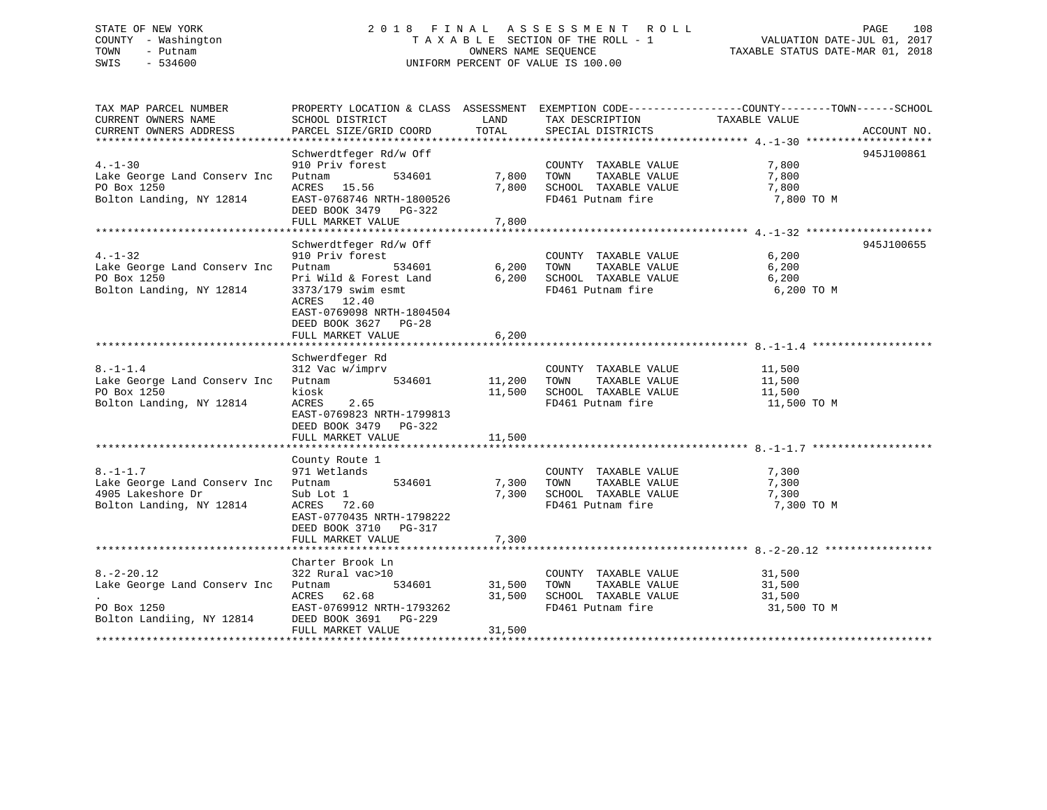STATE OF NEW YORK
COUNTY - Washington
TOWN - Putnam
SWIS - 534600

# 2018 FINAL ASSESSMENT ROLL
TAXABLE SECTION OF THE ROLL - 1
OWNERS NAME SEQUENCE
UNIFORM PERCENT OF VALUE IS 100.00

VALUATION DATE-JUL 01, 2017
TAXABLE STATUS DATE-MAR 01, 2018

| TAX MAP PARCEL NUMBER / CURRENT OWNERS NAME / CURRENT OWNERS ADDRESS | PROPERTY LOCATION & CLASS / SCHOOL DISTRICT / PARCEL SIZE/GRID COORD | ASSESSMENT LAND | TOTAL | EXEMPTION CODE / TAX DESCRIPTION / SPECIAL DISTRICTS | TAXABLE VALUE (COUNTY / TOWN / SCHOOL) | ACCOUNT NO. |
|---|---|---|---|---|---|---|
| **4.-1-30** | Schwerdtfeger Rd/w Off | | | | | 945J100861 |
| Lake George Land Conserv Inc | 910 Priv forest | | | COUNTY TAXABLE VALUE | 7,800 | |
| PO Box 1250 | Putnam 534601 | 7,800 | | TOWN TAXABLE VALUE | 7,800 | |
| Bolton Landing, NY 12814 | ACRES 15.56 | | 7,800 | SCHOOL TAXABLE VALUE | 7,800 | |
| | EAST-0768746 NRTH-1800526 | | | FD461 Putnam fire | 7,800 TO M | |
| | DEED BOOK 3479 PG-322 | | | | | |
| | FULL MARKET VALUE | | 7,800 | | | |
| **4.-1-32** | Schwerdtfeger Rd/w Off | | | | | 945J100655 |
| Lake George Land Conserv Inc | 910 Priv forest | | | COUNTY TAXABLE VALUE | 6,200 | |
| PO Box 1250 | Putnam 534601 | 6,200 | | TOWN TAXABLE VALUE | 6,200 | |
| Bolton Landing, NY 12814 | Pri Wild & Forest Land | | 6,200 | SCHOOL TAXABLE VALUE | 6,200 | |
| | 3373/179 swim esmt | | | FD461 Putnam fire | 6,200 TO M | |
| | ACRES 12.40 | | | | | |
| | EAST-0769098 NRTH-1804504 | | | | | |
| | DEED BOOK 3627 PG-28 | | | | | |
| | FULL MARKET VALUE | | 6,200 | | | |
| **8.-1-1.4** | Schwerdfeger Rd | | | | | |
| Lake George Land Conserv Inc | 312 Vac w/imprv | | | COUNTY TAXABLE VALUE | 11,500 | |
| PO Box 1250 | Putnam 534601 | 11,200 | | TOWN TAXABLE VALUE | 11,500 | |
| Bolton Landing, NY 12814 | kiosk | | 11,500 | SCHOOL TAXABLE VALUE | 11,500 | |
| | ACRES 2.65 | | | FD461 Putnam fire | 11,500 TO M | |
| | EAST-0769823 NRTH-1799813 | | | | | |
| | DEED BOOK 3479 PG-322 | | | | | |
| | FULL MARKET VALUE | | 11,500 | | | |
| **8.-1-1.7** | County Route 1 | | | | | |
| Lake George Land Conserv Inc | 971 Wetlands | | | COUNTY TAXABLE VALUE | 7,300 | |
| 4905 Lakeshore Dr | Putnam 534601 | 7,300 | | TOWN TAXABLE VALUE | 7,300 | |
| Bolton Landing, NY 12814 | Sub Lot 1 | | 7,300 | SCHOOL TAXABLE VALUE | 7,300 | |
| | ACRES 72.60 | | | FD461 Putnam fire | 7,300 TO M | |
| | EAST-0770435 NRTH-1798222 | | | | | |
| | DEED BOOK 3710 PG-317 | | | | | |
| | FULL MARKET VALUE | | 7,300 | | | |
| **8.-2-20.12** | Charter Brook Ln | | | | | |
| Lake George Land Conserv Inc | 322 Rural vac>10 | | | COUNTY TAXABLE VALUE | 31,500 | |
| . | Putnam 534601 | 31,500 | | TOWN TAXABLE VALUE | 31,500 | |
| PO Box 1250 | ACRES 62.68 | | 31,500 | SCHOOL TAXABLE VALUE | 31,500 | |
| Bolton Landiing, NY 12814 | EAST-0769912 NRTH-1793262 | | | FD461 Putnam fire | 31,500 TO M | |
| | DEED BOOK 3691 PG-229 | | | | | |
| | FULL MARKET VALUE | | 31,500 | | | |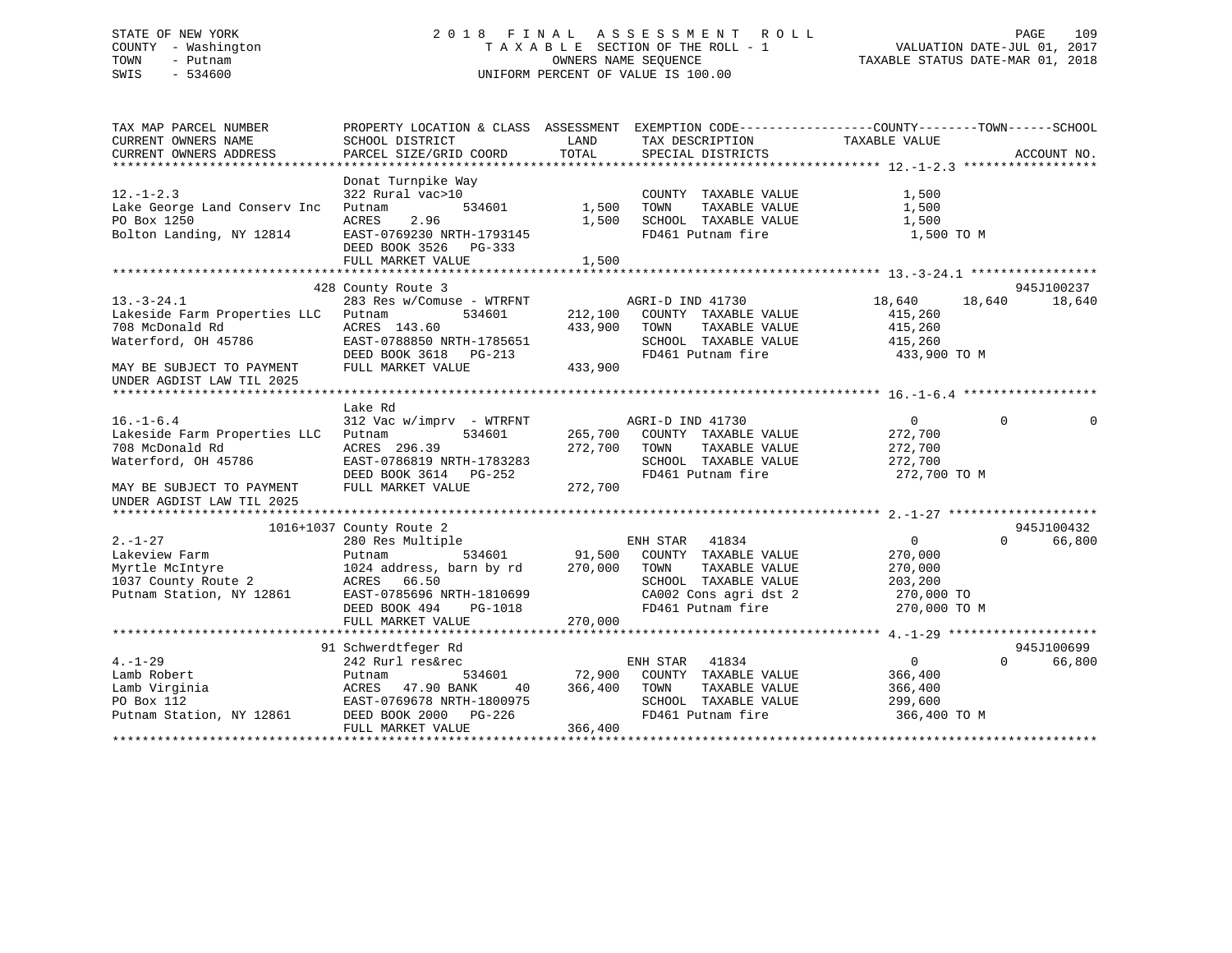STATE OF NEW YORK
COUNTY - Washington
TOWN - Putnam
SWIS - 534600

2018 FINAL ASSESSMENT ROLL
TAXABLE SECTION OF THE ROLL - 1
OWNERS NAME SEQUENCE
UNIFORM PERCENT OF VALUE IS 100.00

VALUATION DATE-JUL 01, 2017
TAXABLE STATUS DATE-MAR 01, 2018

```
TAX MAP PARCEL NUMBER          PROPERTY LOCATION & CLASS  ASSESSMENT  EXEMPTION CODE-----------------COUNTY--------TOWN------SCHOOL
CURRENT OWNERS NAME            SCHOOL DISTRICT               LAND      TAX DESCRIPTION              TAXABLE VALUE
CURRENT OWNERS ADDRESS         PARCEL SIZE/GRID COORD        TOTAL     SPECIAL DISTRICTS                                     ACCOUNT NO.
******************************************************************************************************* 12.-1-2.3 ******************
                               Donat Turnpike Way
12.-1-2.3                      322 Rural vac>10                        COUNTY  TAXABLE VALUE            1,500
Lake George Land Conserv Inc   Putnam          534601        1,500     TOWN    TAXABLE VALUE            1,500
PO Box 1250                    ACRES    2.96                 1,500     SCHOOL  TAXABLE VALUE            1,500
Bolton Landing, NY 12814       EAST-0769230 NRTH-1793145               FD461 Putnam fire                  1,500 TO M
                               DEED BOOK 3526   PG-333
                               FULL MARKET VALUE             1,500
******************************************************************************************************* 13.-3-24.1 *****************
                           428 County Route 3                                                                        945J100237
13.-3-24.1                     283 Res w/Comuse - WTRFNT               AGRI-D IND 41730             18,640      18,640      18,640
Lakeside Farm Properties LLC   Putnam          534601      212,100     COUNTY  TAXABLE VALUE          415,260
708 McDonald Rd                ACRES  143.60               433,900     TOWN    TAXABLE VALUE          415,260
Waterford, OH 45786            EAST-0788850 NRTH-1785651               SCHOOL  TAXABLE VALUE          415,260
                               DEED BOOK 3618   PG-213                 FD461 Putnam fire                433,900 TO M
MAY BE SUBJECT TO PAYMENT      FULL MARKET VALUE           433,900
UNDER AGDIST LAW TIL 2025
******************************************************************************************************* 16.-1-6.4 ******************
                               Lake Rd
16.-1-6.4                      312 Vac w/imprv  - WTRFNT               AGRI-D IND 41730                  0           0           0
Lakeside Farm Properties LLC   Putnam          534601      265,700     COUNTY  TAXABLE VALUE          272,700
708 McDonald Rd                ACRES  296.39               272,700     TOWN    TAXABLE VALUE          272,700
Waterford, OH 45786            EAST-0786819 NRTH-1783283               SCHOOL  TAXABLE VALUE          272,700
                               DEED BOOK 3614   PG-252                 FD461 Putnam fire                272,700 TO M
MAY BE SUBJECT TO PAYMENT      FULL MARKET VALUE           272,700
UNDER AGDIST LAW TIL 2025
******************************************************************************************************* 2.-1-27 ********************
                     1016+1037 County Route 2                                                                        945J100432
2.-1-27                        280 Res Multiple                        ENH STAR    41834                 0           0      66,800
Lakeview Farm                  Putnam          534601       91,500     COUNTY  TAXABLE VALUE          270,000
Myrtle McIntyre                1024 address, barn by rd    270,000     TOWN    TAXABLE VALUE          270,000
1037 County Route 2            ACRES   66.50                           SCHOOL  TAXABLE VALUE          203,200
Putnam Station, NY 12861       EAST-0785696 NRTH-1810699               CA002 Cons agri dst 2            270,000 TO
                               DEED BOOK 494    PG-1018                FD461 Putnam fire                270,000 TO M
                               FULL MARKET VALUE           270,000
******************************************************************************************************* 4.-1-29 ********************
                            91 Schwerdtfeger Rd                                                                      945J100699
4.-1-29                        242 Rurl res&rec                        ENH STAR    41834                 0           0      66,800
Lamb Robert                    Putnam          534601       72,900     COUNTY  TAXABLE VALUE          366,400
Lamb Virginia                  ACRES   47.90 BANK     40   366,400     TOWN    TAXABLE VALUE          366,400
PO Box 112                     EAST-0769678 NRTH-1800975               SCHOOL  TAXABLE VALUE          299,600
Putnam Station, NY 12861       DEED BOOK 2000   PG-226                 FD461 Putnam fire                366,400 TO M
                               FULL MARKET VALUE           366,400
************************************************************************************************************************************
```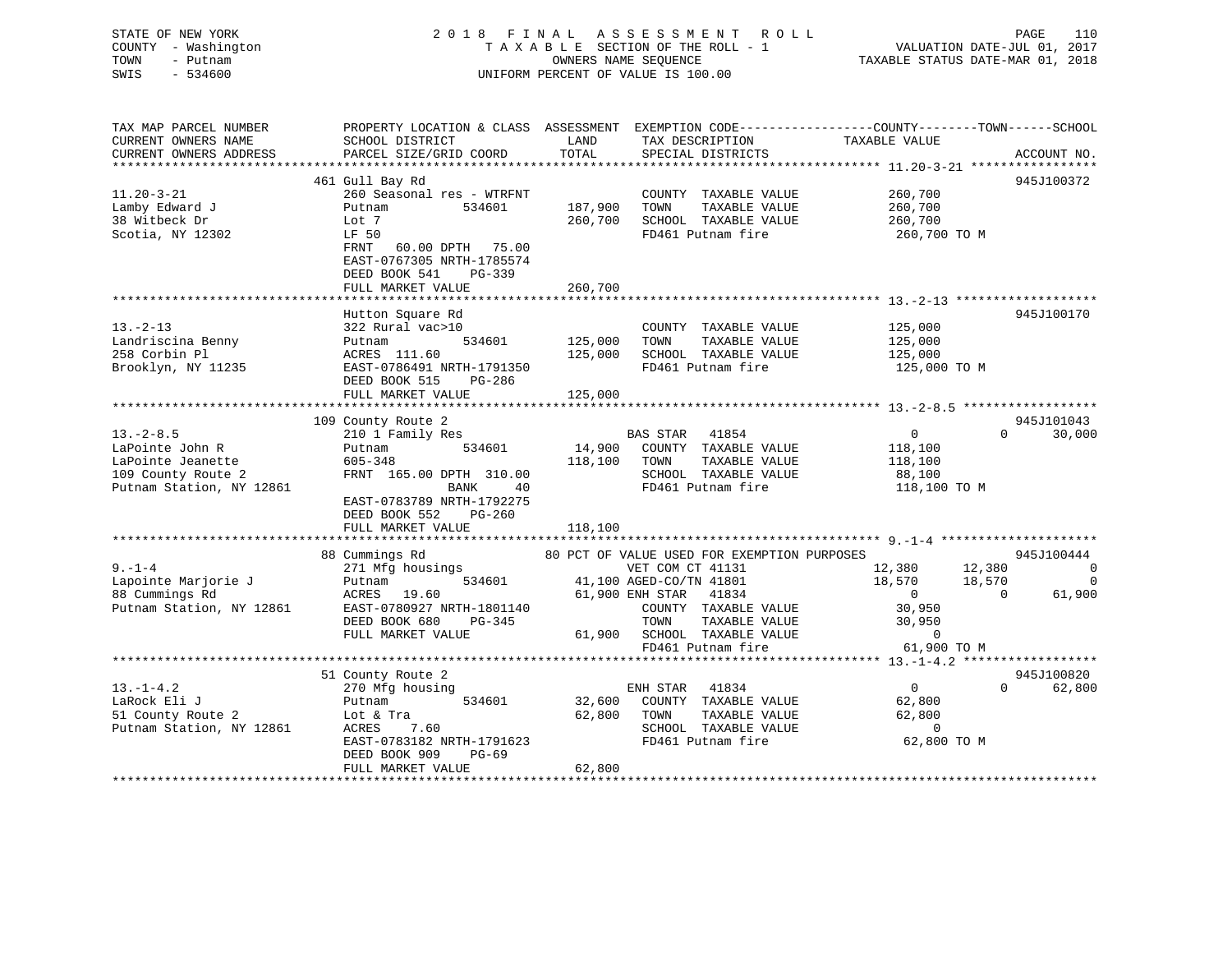STATE OF NEW YORK | COUNTY - Washington | TOWN - Putnam | SWIS - 534600

2018 FINAL ASSESSMENT ROLL
TAXABLE SECTION OF THE ROLL - 1
OWNERS NAME SEQUENCE
UNIFORM PERCENT OF VALUE IS 100.00

VALUATION DATE-JUL 01, 2017
TAXABLE STATUS DATE-MAR 01, 2018

```
TAX MAP PARCEL NUMBER     PROPERTY LOCATION & CLASS  ASSESSMENT  EXEMPTION CODE-----------------COUNTY--------TOWN------SCHOOL
CURRENT OWNERS NAME       SCHOOL DISTRICT              LAND      TAX DESCRIPTION            TAXABLE VALUE
CURRENT OWNERS ADDRESS    PARCEL SIZE/GRID COORD       TOTAL     SPECIAL DISTRICTS                                  ACCOUNT NO.
******************************************************************************************************* 11.20-3-21 *****************
                          461 Gull Bay Rd                                                                           945J100372
11.20-3-21                260 Seasonal res - WTRFNT               COUNTY  TAXABLE VALUE        260,700
Lamby Edward J            Putnam          534601      187,900     TOWN    TAXABLE VALUE        260,700
38 Witbeck Dr             Lot 7                       260,700     SCHOOL  TAXABLE VALUE        260,700
Scotia, NY 12302          LF 50                                   FD461 Putnam fire             260,700 TO M
                          FRNT   60.00 DPTH   75.00
                          EAST-0767305 NRTH-1785574
                          DEED BOOK 541    PG-339
                          FULL MARKET VALUE           260,700
******************************************************************************************************* 13.-2-13 *******************
                          Hutton Square Rd                                                                          945J100170
13.-2-13                  322 Rural vac>10                        COUNTY  TAXABLE VALUE        125,000
Landriscina Benny         Putnam          534601      125,000     TOWN    TAXABLE VALUE        125,000
258 Corbin Pl             ACRES  111.60               125,000     SCHOOL  TAXABLE VALUE        125,000
Brooklyn, NY 11235        EAST-0786491 NRTH-1791350               FD461 Putnam fire             125,000 TO M
                          DEED BOOK 515    PG-286
                          FULL MARKET VALUE           125,000
******************************************************************************************************* 13.-2-8.5 ******************
                          109 County Route 2                                                                        945J101043
13.-2-8.5                 210 1 Family Res                        BAS STAR   41854                  0          0      30,000
LaPointe John R           Putnam          534601       14,900     COUNTY  TAXABLE VALUE        118,100
LaPointe Jeanette         605-348                     118,100     TOWN    TAXABLE VALUE        118,100
109 County Route 2        FRNT  165.00 DPTH  310.00               SCHOOL  TAXABLE VALUE         88,100
Putnam Station, NY 12861              BANK     40                 FD461 Putnam fire             118,100 TO M
                          EAST-0783789 NRTH-1792275
                          DEED BOOK 552    PG-260
                          FULL MARKET VALUE           118,100
******************************************************************************************************* 9.-1-4 *********************
                          88 Cummings Rd               80 PCT OF VALUE USED FOR EXEMPTION PURPOSES                  945J100444
9.-1-4                    271 Mfg housings                        VET COM CT 41131             12,380     12,380           0
Lapointe Marjorie J       Putnam          534601       41,100 AGED-CO/TN 41801             18,570     18,570           0
88 Cummings Rd            ACRES   19.60                61,900 ENH STAR   41834                  0          0      61,900
Putnam Station, NY 12861  EAST-0780927 NRTH-1801140               COUNTY  TAXABLE VALUE         30,950
                          DEED BOOK 680    PG-345                 TOWN    TAXABLE VALUE         30,950
                          FULL MARKET VALUE            61,900     SCHOOL  TAXABLE VALUE              0
                                                                  FD461 Putnam fire              61,900 TO M
******************************************************************************************************* 13.-1-4.2 ******************
                          51 County Route 2                                                                         945J100820
13.-1-4.2                 270 Mfg housing                         ENH STAR   41834                  0          0      62,800
LaRock Eli J              Putnam          534601       32,600     COUNTY  TAXABLE VALUE         62,800
51 County Route 2         Lot & Tra                    62,800     TOWN    TAXABLE VALUE         62,800
Putnam Station, NY 12861  ACRES    7.60                           SCHOOL  TAXABLE VALUE              0
                          EAST-0783182 NRTH-1791623               FD461 Putnam fire              62,800 TO M
                          DEED BOOK 909    PG-69
                          FULL MARKET VALUE            62,800
************************************************************************************************************************************
```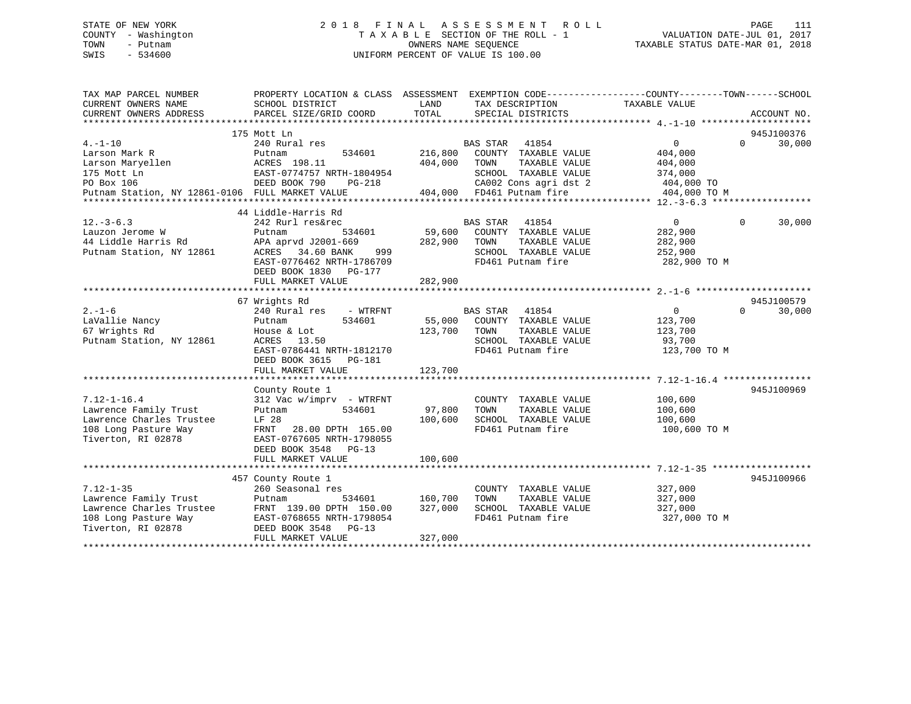STATE OF NEW YORK — 2018 FINAL ASSESSMENT ROLL
COUNTY - Washington — TAXABLE SECTION OF THE ROLL - 1 — VALUATION DATE-JUL 01, 2017
TOWN - Putnam — OWNERS NAME SEQUENCE — TAXABLE STATUS DATE-MAR 01, 2018
SWIS - 534600 — UNIFORM PERCENT OF VALUE IS 100.00

```
TAX MAP PARCEL NUMBER          PROPERTY LOCATION & CLASS  ASSESSMENT  EXEMPTION CODE------------------COUNTY--------TOWN------SCHOOL
CURRENT OWNERS NAME            SCHOOL DISTRICT             LAND       TAX DESCRIPTION            TAXABLE VALUE
CURRENT OWNERS ADDRESS         PARCEL SIZE/GRID COORD      TOTAL      SPECIAL DISTRICTS                                      ACCOUNT NO.
******************************************************************************************************* 4.-1-10 ********************
                               175 Mott Ln                                                                                945J100376
4.-1-10                        240 Rural res                          BAS STAR   41854                    0          0      30,000
Larson Mark R                  Putnam          534601      216,800    COUNTY  TAXABLE VALUE          404,000
Larson Maryellen               ACRES 198.11                404,000    TOWN    TAXABLE VALUE          404,000
175 Mott Ln                    EAST-0774757 NRTH-1804954              SCHOOL  TAXABLE VALUE          374,000
PO Box 106                     DEED BOOK 790    PG-218                CA002 Cons agri dst 2          404,000 TO
Putnam Station, NY 12861-0106  FULL MARKET VALUE           404,000    FD461 Putnam fire              404,000 TO M
******************************************************************************************************* 12.-3-6.3 ******************
                               44 Liddle-Harris Rd
12.-3-6.3                      242 Rurl res&rec                       BAS STAR   41854                    0          0      30,000
Lauzon Jerome W                Putnam          534601       59,600    COUNTY  TAXABLE VALUE          282,900
44 Liddle Harris Rd            APA aprvd J2001-669         282,900    TOWN    TAXABLE VALUE          282,900
Putnam Station, NY 12861       ACRES  34.60 BANK     999              SCHOOL  TAXABLE VALUE          252,900
                               EAST-0776462 NRTH-1786709              FD461 Putnam fire              282,900 TO M
                               DEED BOOK 1830   PG-177
                               FULL MARKET VALUE           282,900
******************************************************************************************************* 2.-1-6 *********************
                               67 Wrights Rd                                                                              945J100579
2.-1-6                         240 Rural res     - WTRFNT             BAS STAR   41854                    0          0      30,000
LaVallie Nancy                 Putnam          534601       55,000    COUNTY  TAXABLE VALUE          123,700
67 Wrights Rd                  House & Lot                 123,700    TOWN    TAXABLE VALUE          123,700
Putnam Station, NY 12861       ACRES  13.50                           SCHOOL  TAXABLE VALUE           93,700
                               EAST-0786441 NRTH-1812170              FD461 Putnam fire              123,700 TO M
                               DEED BOOK 3615   PG-181
                               FULL MARKET VALUE           123,700
******************************************************************************************************* 7.12-1-16.4 ****************
                               County Route 1                                                                             945J100969
7.12-1-16.4                    312 Vac w/imprv  - WTRFNT              COUNTY  TAXABLE VALUE          100,600
Lawrence Family Trust          Putnam          534601       97,800    TOWN    TAXABLE VALUE          100,600
Lawrence Charles Trustee       LF 28                       100,600    SCHOOL  TAXABLE VALUE          100,600
108 Long Pasture Way           FRNT   28.00 DPTH 165.00               FD461 Putnam fire              100,600 TO M
Tiverton, RI 02878             EAST-0767605 NRTH-1798055
                               DEED BOOK 3548   PG-13
                               FULL MARKET VALUE           100,600
******************************************************************************************************* 7.12-1-35 ******************
                               457 County Route 1                                                                         945J100966
7.12-1-35                      260 Seasonal res                       COUNTY  TAXABLE VALUE          327,000
Lawrence Family Trust          Putnam          534601      160,700    TOWN    TAXABLE VALUE          327,000
Lawrence Charles Trustee       FRNT 139.00 DPTH 150.00     327,000    SCHOOL  TAXABLE VALUE          327,000
108 Long Pasture Way           EAST-0768655 NRTH-1798054              FD461 Putnam fire              327,000 TO M
Tiverton, RI 02878             DEED BOOK 3548   PG-13
                               FULL MARKET VALUE           327,000
************************************************************************************************************************************
```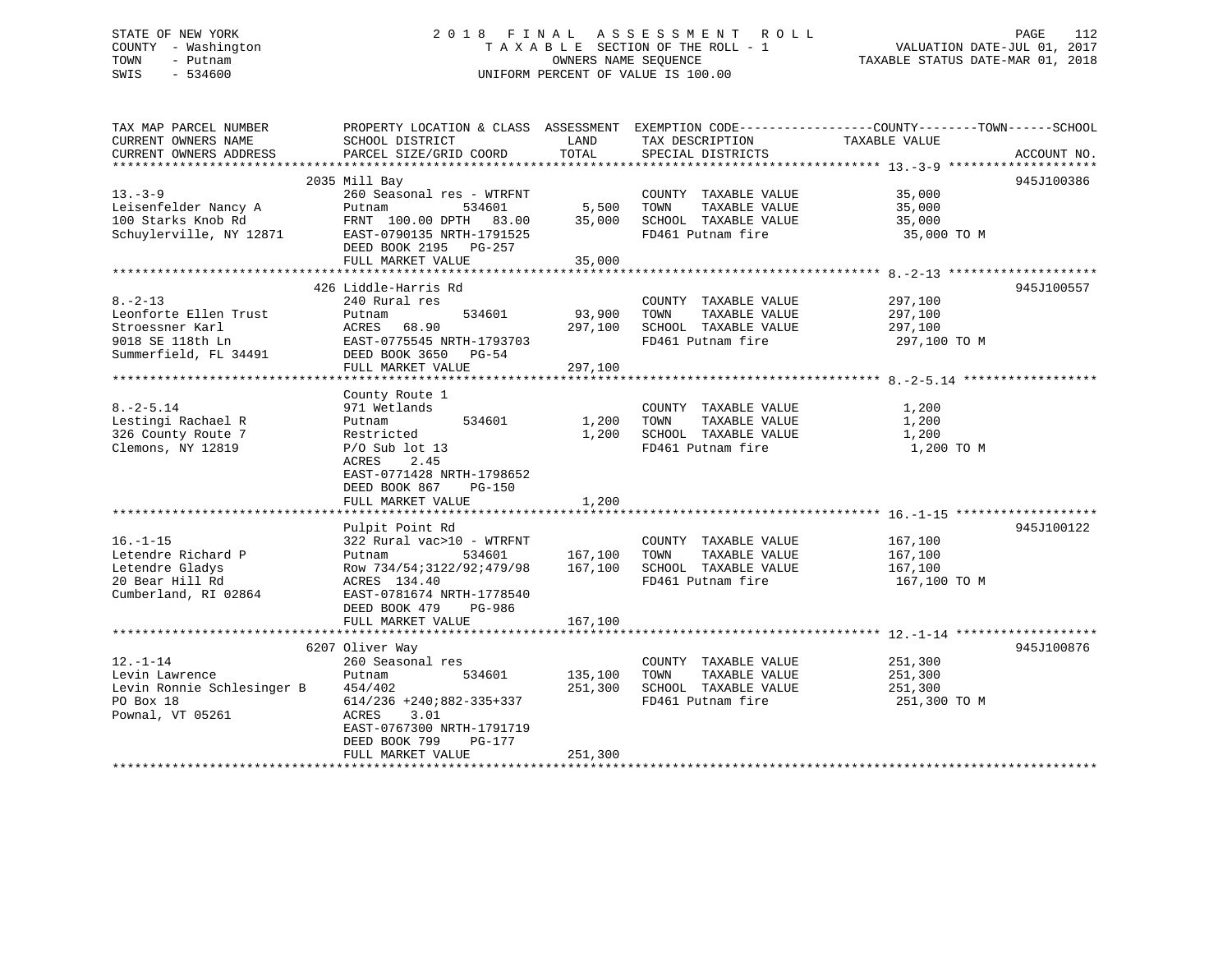STATE OF NEW YORK
COUNTY - Washington
TOWN - Putnam
SWIS - 534600

2 0 1 8 F I N A L A S S E S S M E N T R O L L
T A X A B L E SECTION OF THE ROLL - 1
OWNERS NAME SEQUENCE
UNIFORM PERCENT OF VALUE IS 100.00

VALUATION DATE-JUL 01, 2017
TAXABLE STATUS DATE-MAR 01, 2018

| TAX MAP PARCEL NUMBER / CURRENT OWNERS NAME / CURRENT OWNERS ADDRESS | PROPERTY LOCATION & CLASS / SCHOOL DISTRICT / PARCEL SIZE/GRID COORD | ASSESSMENT LAND / TOTAL | EXEMPTION CODE / TAX DESCRIPTION / SPECIAL DISTRICTS | COUNTY--------TOWN------SCHOOL TAXABLE VALUE | ACCOUNT NO. |
|---|---|---|---|---|---|
| 13.-3-9 | 2035 Mill Bay | | | | 945J100386 |
| 13.-3-9 | 260 Seasonal res - WTRFNT | | COUNTY TAXABLE VALUE | 35,000 | |
| Leisenfelder Nancy A | Putnam 534601 | 5,500 | TOWN TAXABLE VALUE | 35,000 | |
| 100 Starks Knob Rd | FRNT 100.00 DPTH 83.00 | 35,000 | SCHOOL TAXABLE VALUE | 35,000 | |
| Schuylerville, NY 12871 | EAST-0790135 NRTH-1791525 | | FD461 Putnam fire | 35,000 TO M | |
| | DEED BOOK 2195 PG-257 | | | | |
| | FULL MARKET VALUE | 35,000 | | | |
| 8.-2-13 | 426 Liddle-Harris Rd | | | | 945J100557 |
| 8.-2-13 | 240 Rural res | | COUNTY TAXABLE VALUE | 297,100 | |
| Leonforte Ellen Trust | Putnam 534601 | 93,900 | TOWN TAXABLE VALUE | 297,100 | |
| Stroessner Karl | ACRES 68.90 | 297,100 | SCHOOL TAXABLE VALUE | 297,100 | |
| 9018 SE 118th Ln | EAST-0775545 NRTH-1793703 | | FD461 Putnam fire | 297,100 TO M | |
| Summerfield, FL 34491 | DEED BOOK 3650 PG-54 | | | | |
| | FULL MARKET VALUE | 297,100 | | | |
| 8.-2-5.14 | County Route 1 | | | | |
| 8.-2-5.14 | 971 Wetlands | | COUNTY TAXABLE VALUE | 1,200 | |
| Lestingi Rachael R | Putnam 534601 | 1,200 | TOWN TAXABLE VALUE | 1,200 | |
| 326 County Route 7 | Restricted | 1,200 | SCHOOL TAXABLE VALUE | 1,200 | |
| Clemons, NY 12819 | P/O Sub lot 13 | | FD461 Putnam fire | 1,200 TO M | |
| | ACRES 2.45 | | | | |
| | EAST-0771428 NRTH-1798652 | | | | |
| | DEED BOOK 867 PG-150 | | | | |
| | FULL MARKET VALUE | 1,200 | | | |
| 16.-1-15 | Pulpit Point Rd | | | | 945J100122 |
| 16.-1-15 | 322 Rural vac>10 - WTRFNT | | COUNTY TAXABLE VALUE | 167,100 | |
| Letendre Richard P | Putnam 534601 | 167,100 | TOWN TAXABLE VALUE | 167,100 | |
| Letendre Gladys | Row 734/54;3122/92;479/98 | 167,100 | SCHOOL TAXABLE VALUE | 167,100 | |
| 20 Bear Hill Rd | ACRES 134.40 | | FD461 Putnam fire | 167,100 TO M | |
| Cumberland, RI 02864 | EAST-0781674 NRTH-1778540 | | | | |
| | DEED BOOK 479 PG-986 | | | | |
| | FULL MARKET VALUE | 167,100 | | | |
| 12.-1-14 | 6207 Oliver Way | | | | 945J100876 |
| 12.-1-14 | 260 Seasonal res | | COUNTY TAXABLE VALUE | 251,300 | |
| Levin Lawrence | Putnam 534601 | 135,100 | TOWN TAXABLE VALUE | 251,300 | |
| Levin Ronnie Schlesinger B | 454/402 | 251,300 | SCHOOL TAXABLE VALUE | 251,300 | |
| PO Box 18 | 614/236 +240;882-335+337 | | FD461 Putnam fire | 251,300 TO M | |
| Pownal, VT 05261 | ACRES 3.01 | | | | |
| | EAST-0767300 NRTH-1791719 | | | | |
| | DEED BOOK 799 PG-177 | | | | |
| | FULL MARKET VALUE | 251,300 | | | |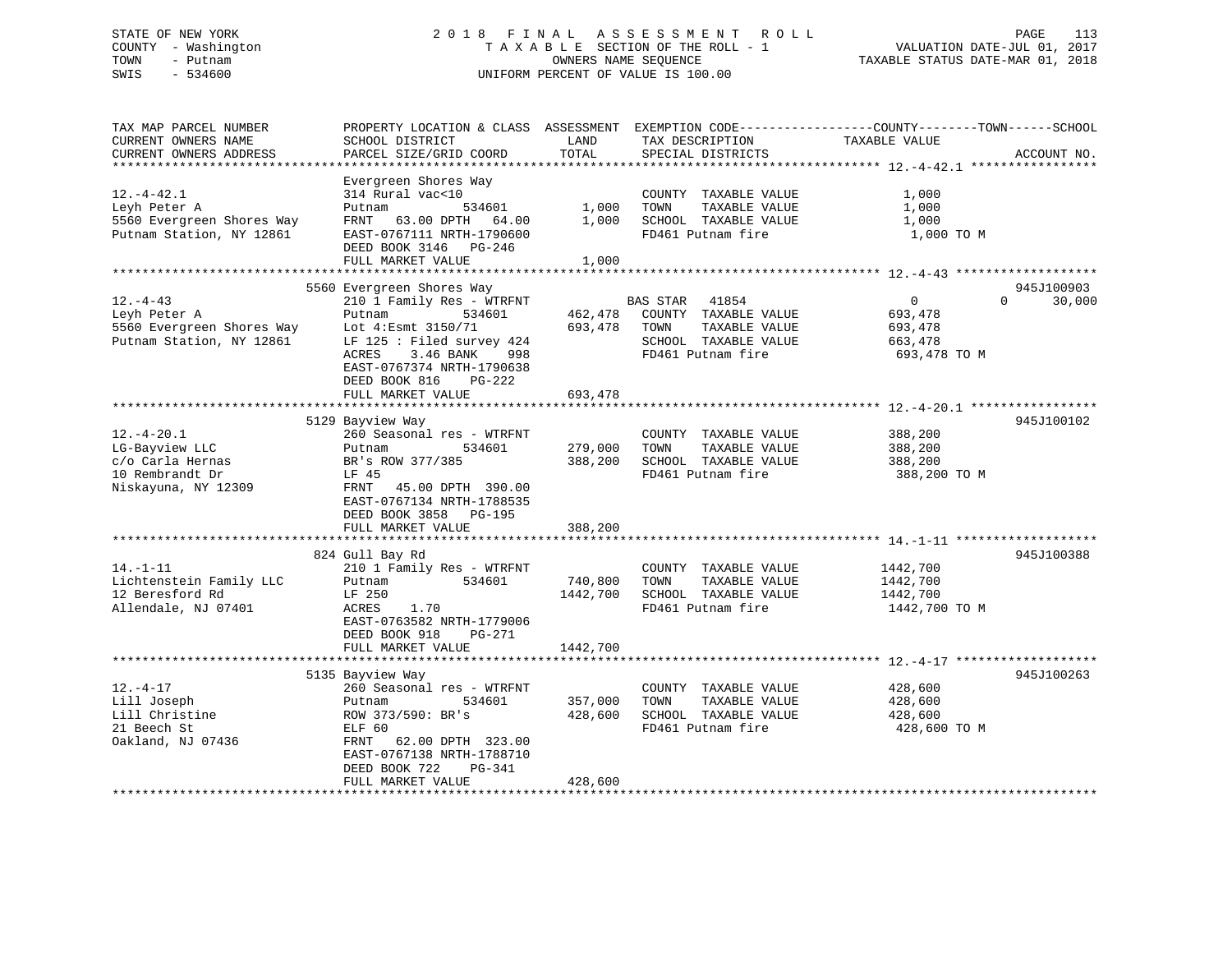STATE OF NEW YORK
COUNTY - Washington
TOWN - Putnam
SWIS - 534600

2018 FINAL ASSESSMENT ROLL
TAXABLE SECTION OF THE ROLL - 1
OWNERS NAME SEQUENCE
UNIFORM PERCENT OF VALUE IS 100.00

VALUATION DATE-JUL 01, 2017
TAXABLE STATUS DATE-MAR 01, 2018

| TAX MAP PARCEL NUMBER / CURRENT OWNERS NAME / CURRENT OWNERS ADDRESS | PROPERTY LOCATION & CLASS / SCHOOL DISTRICT / PARCEL SIZE/GRID COORD | ASSESSMENT LAND / TOTAL | EXEMPTION CODE / TAX DESCRIPTION / SPECIAL DISTRICTS | COUNTY / TOWN / SCHOOL TAXABLE VALUE | ACCOUNT NO. |
|---|---|---|---|---|---|
| **12.-4-42.1** | Evergreen Shores Way | | | | |
| 12.-4-42.1 | 314 Rural vac<10 | | COUNTY TAXABLE VALUE | 1,000 | |
| Leyh Peter A | Putnam 534601 | 1,000 | TOWN TAXABLE VALUE | 1,000 | |
| 5560 Evergreen Shores Way | FRNT 63.00 DPTH 64.00 | 1,000 | SCHOOL TAXABLE VALUE | 1,000 | |
| Putnam Station, NY 12861 | EAST-0767111 NRTH-1790600 | | FD461 Putnam fire | 1,000 TO M | |
| | DEED BOOK 3146 PG-246 | | | | |
| | FULL MARKET VALUE | 1,000 | | | |
| **12.-4-43** | 5560 Evergreen Shores Way | | | | 945J100903 |
| 12.-4-43 | 210 1 Family Res - WTRFNT | | BAS STAR 41854 | 0 0 30,000 | |
| Leyh Peter A | Putnam 534601 | 462,478 | COUNTY TAXABLE VALUE | 693,478 | |
| 5560 Evergreen Shores Way | Lot 4:Esmt 3150/71 | 693,478 | TOWN TAXABLE VALUE | 693,478 | |
| Putnam Station, NY 12861 | LF 125 : Filed survey 424 | | SCHOOL TAXABLE VALUE | 663,478 | |
| | ACRES 3.46 BANK 998 | | FD461 Putnam fire | 693,478 TO M | |
| | EAST-0767374 NRTH-1790638 | | | | |
| | DEED BOOK 816 PG-222 | | | | |
| | FULL MARKET VALUE | 693,478 | | | |
| **12.-4-20.1** | 5129 Bayview Way | | | | 945J100102 |
| 12.-4-20.1 | 260 Seasonal res - WTRFNT | | COUNTY TAXABLE VALUE | 388,200 | |
| LG-Bayview LLC | Putnam 534601 | 279,000 | TOWN TAXABLE VALUE | 388,200 | |
| c/o Carla Hernas | BR's ROW 377/385 | 388,200 | SCHOOL TAXABLE VALUE | 388,200 | |
| 10 Rembrandt Dr | LF 45 | | FD461 Putnam fire | 388,200 TO M | |
| Niskayuna, NY 12309 | FRNT 45.00 DPTH 390.00 | | | | |
| | EAST-0767134 NRTH-1788535 | | | | |
| | DEED BOOK 3858 PG-195 | | | | |
| | FULL MARKET VALUE | 388,200 | | | |
| **14.-1-11** | 824 Gull Bay Rd | | | | 945J100388 |
| 14.-1-11 | 210 1 Family Res - WTRFNT | | COUNTY TAXABLE VALUE | 1442,700 | |
| Lichtenstein Family LLC | Putnam 534601 | 740,800 | TOWN TAXABLE VALUE | 1442,700 | |
| 12 Beresford Rd | LF 250 | 1442,700 | SCHOOL TAXABLE VALUE | 1442,700 | |
| Allendale, NJ 07401 | ACRES 1.70 | | FD461 Putnam fire | 1442,700 TO M | |
| | EAST-0763582 NRTH-1779006 | | | | |
| | DEED BOOK 918 PG-271 | | | | |
| | FULL MARKET VALUE | 1442,700 | | | |
| **12.-4-17** | 5135 Bayview Way | | | | 945J100263 |
| 12.-4-17 | 260 Seasonal res - WTRFNT | | COUNTY TAXABLE VALUE | 428,600 | |
| Lill Joseph | Putnam 534601 | 357,000 | TOWN TAXABLE VALUE | 428,600 | |
| Lill Christine | ROW 373/590: BR's | 428,600 | SCHOOL TAXABLE VALUE | 428,600 | |
| 21 Beech St | ELF 60 | | FD461 Putnam fire | 428,600 TO M | |
| Oakland, NJ 07436 | FRNT 62.00 DPTH 323.00 | | | | |
| | EAST-0767138 NRTH-1788710 | | | | |
| | DEED BOOK 722 PG-341 | | | | |
| | FULL MARKET VALUE | 428,600 | | | |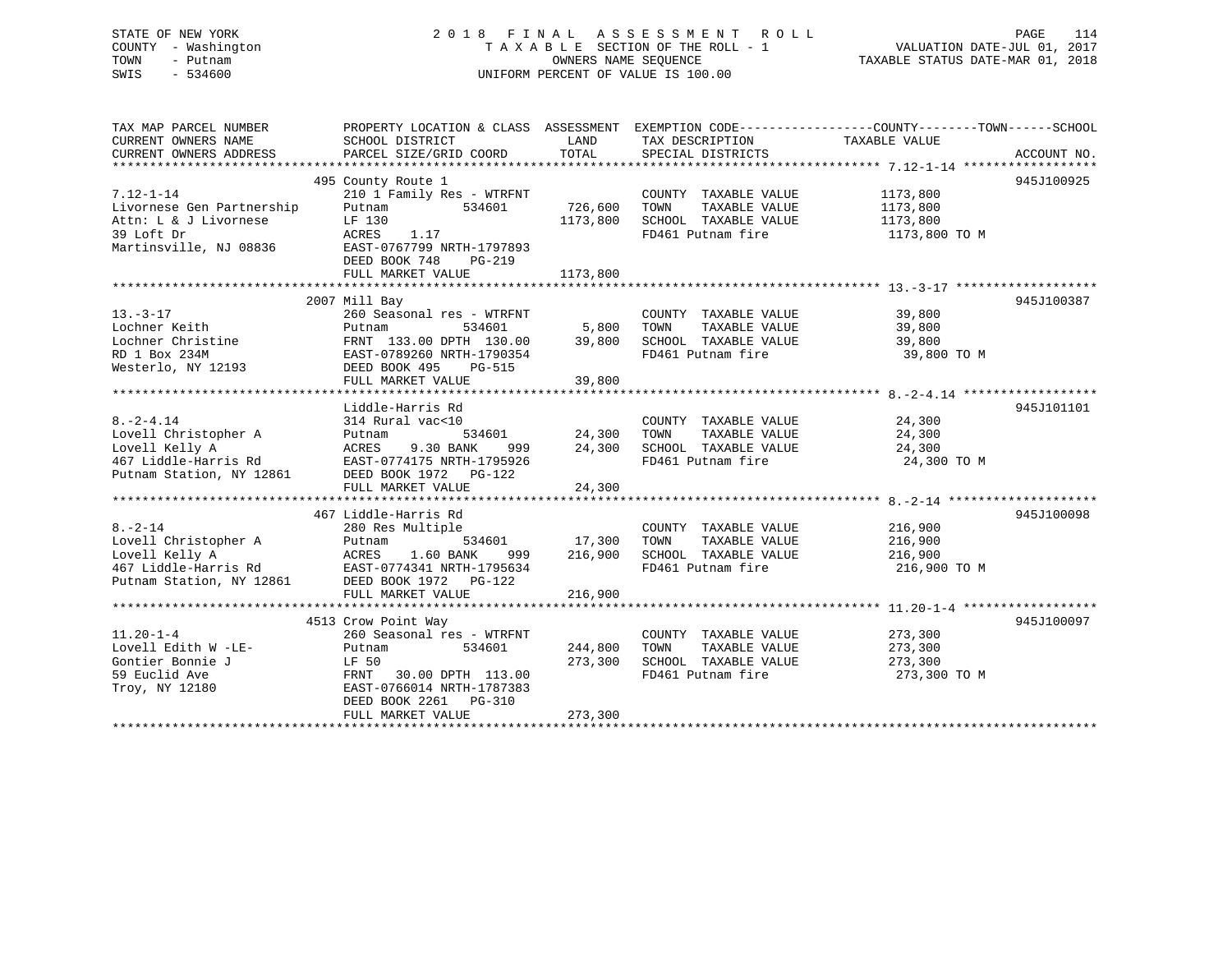STATE OF NEW YORK
COUNTY - Washington
TOWN - Putnam
SWIS - 534600

2018 FINAL ASSESSMENT ROLL
TAXABLE SECTION OF THE ROLL - 1
OWNERS NAME SEQUENCE
UNIFORM PERCENT OF VALUE IS 100.00

VALUATION DATE-JUL 01, 2017
TAXABLE STATUS DATE-MAR 01, 2018

| TAX MAP PARCEL NUMBER / CURRENT OWNERS NAME / CURRENT OWNERS ADDRESS | PROPERTY LOCATION & CLASS / SCHOOL DISTRICT / PARCEL SIZE/GRID COORD | ASSESSMENT LAND | ASSESSMENT TOTAL | EXEMPTION CODE / TAX DESCRIPTION / SPECIAL DISTRICTS | TAXABLE VALUE (COUNTY--TOWN--SCHOOL) | ACCOUNT NO. |
|---|---|---|---|---|---|---|
| 7.12-1-14 | 495 County Route 1 | | | | | 945J100925 |
| 7.12-1-14 | 210 1 Family Res - WTRFNT | | | COUNTY TAXABLE VALUE | 1173,800 | |
| Livornese Gen Partnership | Putnam 534601 | 726,600 | | TOWN TAXABLE VALUE | 1173,800 | |
| Attn: L & J Livornese | LF 130 | | 1173,800 | SCHOOL TAXABLE VALUE | 1173,800 | |
| 39 Loft Dr | ACRES 1.17 | | | FD461 Putnam fire | 1173,800 TO M | |
| Martinsville, NJ 08836 | EAST-0767799 NRTH-1797893 | | | | | |
| | DEED BOOK 748 PG-219 | | | | | |
| | FULL MARKET VALUE | | 1173,800 | | | |
| 13.-3-17 | 2007 Mill Bay | | | | | 945J100387 |
| 13.-3-17 | 260 Seasonal res - WTRFNT | | | COUNTY TAXABLE VALUE | 39,800 | |
| Lochner Keith | Putnam 534601 | 5,800 | | TOWN TAXABLE VALUE | 39,800 | |
| Lochner Christine | FRNT 133.00 DPTH 130.00 | | 39,800 | SCHOOL TAXABLE VALUE | 39,800 | |
| RD 1 Box 234M | EAST-0789260 NRTH-1790354 | | | FD461 Putnam fire | 39,800 TO M | |
| Westerlo, NY 12193 | DEED BOOK 495 PG-515 | | | | | |
| | FULL MARKET VALUE | | 39,800 | | | |
| 8.-2-4.14 | Liddle-Harris Rd | | | | | 945J101101 |
| 8.-2-4.14 | 314 Rural vac<10 | | | COUNTY TAXABLE VALUE | 24,300 | |
| Lovell Christopher A | Putnam 534601 | 24,300 | | TOWN TAXABLE VALUE | 24,300 | |
| Lovell Kelly A | ACRES 9.30 BANK 999 | | 24,300 | SCHOOL TAXABLE VALUE | 24,300 | |
| 467 Liddle-Harris Rd | EAST-0774175 NRTH-1795926 | | | FD461 Putnam fire | 24,300 TO M | |
| Putnam Station, NY 12861 | DEED BOOK 1972 PG-122 | | | | | |
| | FULL MARKET VALUE | | 24,300 | | | |
| 8.-2-14 | 467 Liddle-Harris Rd | | | | | 945J100098 |
| 8.-2-14 | 280 Res Multiple | | | COUNTY TAXABLE VALUE | 216,900 | |
| Lovell Christopher A | Putnam 534601 | 17,300 | | TOWN TAXABLE VALUE | 216,900 | |
| Lovell Kelly A | ACRES 1.60 BANK 999 | | 216,900 | SCHOOL TAXABLE VALUE | 216,900 | |
| 467 Liddle-Harris Rd | EAST-0774341 NRTH-1795634 | | | FD461 Putnam fire | 216,900 TO M | |
| Putnam Station, NY 12861 | DEED BOOK 1972 PG-122 | | | | | |
| | FULL MARKET VALUE | | 216,900 | | | |
| 11.20-1-4 | 4513 Crow Point Way | | | | | 945J100097 |
| 11.20-1-4 | 260 Seasonal res - WTRFNT | | | COUNTY TAXABLE VALUE | 273,300 | |
| Lovell Edith W -LE- | Putnam 534601 | 244,800 | | TOWN TAXABLE VALUE | 273,300 | |
| Gontier Bonnie J | LF 50 | | 273,300 | SCHOOL TAXABLE VALUE | 273,300 | |
| 59 Euclid Ave | FRNT 30.00 DPTH 113.00 | | | FD461 Putnam fire | 273,300 TO M | |
| Troy, NY 12180 | EAST-0766014 NRTH-1787383 | | | | | |
| | DEED BOOK 2261 PG-310 | | | | | |
| | FULL MARKET VALUE | | 273,300 | | | |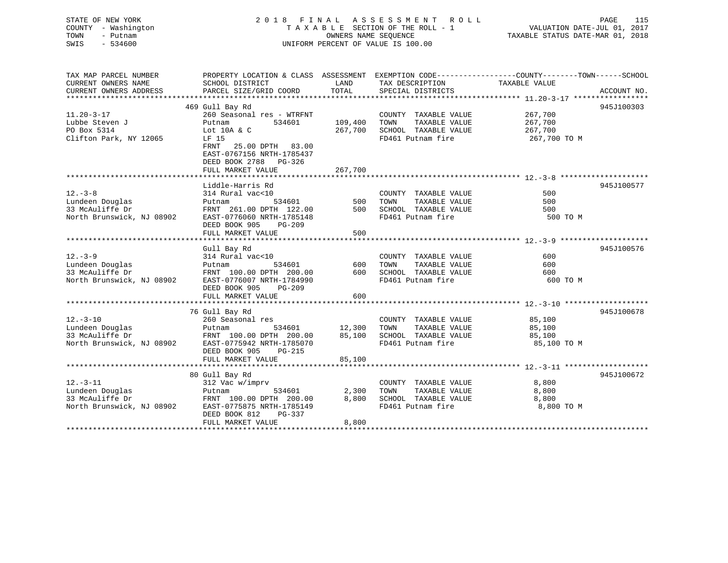STATE OF NEW YORK
COUNTY - Washington
TOWN - Putnam
SWIS - 534600

2 0 1 8 F I N A L A S S E S S M E N T R O L L
T A X A B L E SECTION OF THE ROLL - 1
OWNERS NAME SEQUENCE
UNIFORM PERCENT OF VALUE IS 100.00

VALUATION DATE-JUL 01, 2017
TAXABLE STATUS DATE-MAR 01, 2018

| TAX MAP PARCEL NUMBER / CURRENT OWNERS NAME / CURRENT OWNERS ADDRESS | PROPERTY LOCATION & CLASS / SCHOOL DISTRICT / PARCEL SIZE/GRID COORD | ASSESSMENT LAND | TOTAL | EXEMPTION CODE / TAX DESCRIPTION / SPECIAL DISTRICTS | COUNTY--------TOWN------SCHOOL TAXABLE VALUE | ACCOUNT NO. |
|---|---|---|---|---|---|---|
| **11.20-3-17** | 469 Gull Bay Rd | | | | | 945J100303 |
| 11.20-3-17 | 260 Seasonal res - WTRFNT | | | COUNTY TAXABLE VALUE | 267,700 | |
| Lubbe Steven J | Putnam 534601 | 109,400 | | TOWN TAXABLE VALUE | 267,700 | |
| PO Box 5314 | Lot 10A & C | | 267,700 | SCHOOL TAXABLE VALUE | 267,700 | |
| Clifton Park, NY 12065 | LF 15 | | | FD461 Putnam fire | 267,700 TO M | |
| | FRNT 25.00 DPTH 83.00 | | | | | |
| | EAST-0767156 NRTH-1785437 | | | | | |
| | DEED BOOK 2788 PG-326 | | | | | |
| | FULL MARKET VALUE | | 267,700 | | | |
| **12.-3-8** | Liddle-Harris Rd | | | | | 945J100577 |
| 12.-3-8 | 314 Rural vac<10 | | | COUNTY TAXABLE VALUE | 500 | |
| Lundeen Douglas | Putnam 534601 | 500 | | TOWN TAXABLE VALUE | 500 | |
| 33 McAuliffe Dr | FRNT 261.00 DPTH 122.00 | | 500 | SCHOOL TAXABLE VALUE | 500 | |
| North Brunswick, NJ 08902 | EAST-0776060 NRTH-1785148 | | | FD461 Putnam fire | 500 TO M | |
| | DEED BOOK 905 PG-209 | | | | | |
| | FULL MARKET VALUE | | 500 | | | |
| **12.-3-9** | Gull Bay Rd | | | | | 945J100576 |
| 12.-3-9 | 314 Rural vac<10 | | | COUNTY TAXABLE VALUE | 600 | |
| Lundeen Douglas | Putnam 534601 | 600 | | TOWN TAXABLE VALUE | 600 | |
| 33 McAuliffe Dr | FRNT 100.00 DPTH 200.00 | | 600 | SCHOOL TAXABLE VALUE | 600 | |
| North Brunswick, NJ 08902 | EAST-0776007 NRTH-1784990 | | | FD461 Putnam fire | 600 TO M | |
| | DEED BOOK 905 PG-209 | | | | | |
| | FULL MARKET VALUE | | 600 | | | |
| **12.-3-10** | 76 Gull Bay Rd | | | | | 945J100678 |
| 12.-3-10 | 260 Seasonal res | | | COUNTY TAXABLE VALUE | 85,100 | |
| Lundeen Douglas | Putnam 534601 | 12,300 | | TOWN TAXABLE VALUE | 85,100 | |
| 33 McAuliffe Dr | FRNT 100.00 DPTH 200.00 | | 85,100 | SCHOOL TAXABLE VALUE | 85,100 | |
| North Brunswick, NJ 08902 | EAST-0775942 NRTH-1785070 | | | FD461 Putnam fire | 85,100 TO M | |
| | DEED BOOK 905 PG-215 | | | | | |
| | FULL MARKET VALUE | | 85,100 | | | |
| **12.-3-11** | 80 Gull Bay Rd | | | | | 945J100672 |
| 12.-3-11 | 312 Vac w/imprv | | | COUNTY TAXABLE VALUE | 8,800 | |
| Lundeen Douglas | Putnam 534601 | 2,300 | | TOWN TAXABLE VALUE | 8,800 | |
| 33 McAuliffe Dr | FRNT 100.00 DPTH 200.00 | | 8,800 | SCHOOL TAXABLE VALUE | 8,800 | |
| North Brunswick, NJ 08902 | EAST-0775875 NRTH-1785149 | | | FD461 Putnam fire | 8,800 TO M | |
| | DEED BOOK 812 PG-337 | | | | | |
| | FULL MARKET VALUE | | 8,800 | | | |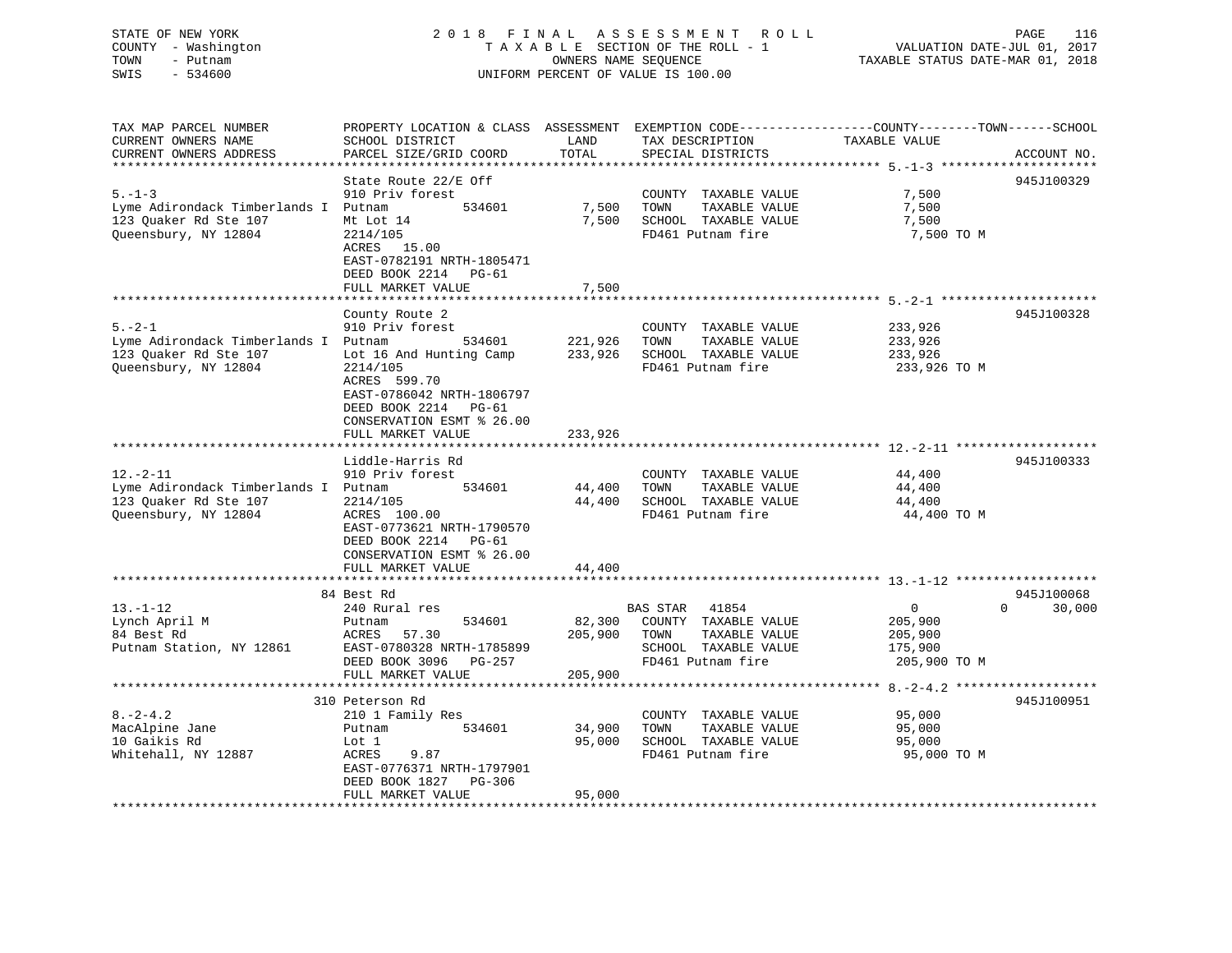STATE OF NEW YORK
COUNTY - Washington
TOWN - Putnam
SWIS - 534600

2 0 1 8 F I N A L A S S E S S M E N T R O L L
T A X A B L E SECTION OF THE ROLL - 1
OWNERS NAME SEQUENCE
UNIFORM PERCENT OF VALUE IS 100.00

VALUATION DATE-JUL 01, 2017
TAXABLE STATUS DATE-MAR 01, 2018

| TAX MAP PARCEL NUMBER / CURRENT OWNERS NAME / CURRENT OWNERS ADDRESS | PROPERTY LOCATION & CLASS / SCHOOL DISTRICT / PARCEL SIZE/GRID COORD | ASSESSMENT LAND | TOTAL | EXEMPTION CODE / TAX DESCRIPTION / SPECIAL DISTRICTS | COUNTY--------TOWN------SCHOOL TAXABLE VALUE | ACCOUNT NO. |
|---|---|---|---|---|---|---|
| **5.-1-3** | State Route 22/E Off | | | | | 945J100329 |
| 5.-1-3 | 910 Priv forest | | | COUNTY TAXABLE VALUE | 7,500 | |
| Lyme Adirondack Timberlands I | Putnam 534601 | 7,500 | | TOWN TAXABLE VALUE | 7,500 | |
| 123 Quaker Rd Ste 107 | Mt Lot 14 | | 7,500 | SCHOOL TAXABLE VALUE | 7,500 | |
| Queensbury, NY 12804 | 2214/105 | | | FD461 Putnam fire | 7,500 TO M | |
| | ACRES 15.00 | | | | | |
| | EAST-0782191 NRTH-1805471 | | | | | |
| | DEED BOOK 2214 PG-61 | | | | | |
| | FULL MARKET VALUE | | 7,500 | | | |
| **5.-2-1** | County Route 2 | | | | | 945J100328 |
| 5.-2-1 | 910 Priv forest | | | COUNTY TAXABLE VALUE | 233,926 | |
| Lyme Adirondack Timberlands I | Putnam 534601 | 221,926 | | TOWN TAXABLE VALUE | 233,926 | |
| 123 Quaker Rd Ste 107 | Lot 16 And Hunting Camp | | 233,926 | SCHOOL TAXABLE VALUE | 233,926 | |
| Queensbury, NY 12804 | 2214/105 | | | FD461 Putnam fire | 233,926 TO M | |
| | ACRES 599.70 | | | | | |
| | EAST-0786042 NRTH-1806797 | | | | | |
| | DEED BOOK 2214 PG-61 | | | | | |
| | CONSERVATION ESMT % 26.00 | | | | | |
| | FULL MARKET VALUE | | 233,926 | | | |
| **12.-2-11** | Liddle-Harris Rd | | | | | 945J100333 |
| 12.-2-11 | 910 Priv forest | | | COUNTY TAXABLE VALUE | 44,400 | |
| Lyme Adirondack Timberlands I | Putnam 534601 | 44,400 | | TOWN TAXABLE VALUE | 44,400 | |
| 123 Quaker Rd Ste 107 | 2214/105 | | 44,400 | SCHOOL TAXABLE VALUE | 44,400 | |
| Queensbury, NY 12804 | ACRES 100.00 | | | FD461 Putnam fire | 44,400 TO M | |
| | EAST-0773621 NRTH-1790570 | | | | | |
| | DEED BOOK 2214 PG-61 | | | | | |
| | CONSERVATION ESMT % 26.00 | | | | | |
| | FULL MARKET VALUE | | 44,400 | | | |
| **13.-1-12** | 84 Best Rd | | | | | 945J100068 |
| 13.-1-12 | 240 Rural res | | | BAS STAR 41854 | 0 0 30,000 | |
| Lynch April M | Putnam 534601 | 82,300 | | COUNTY TAXABLE VALUE | 205,900 | |
| 84 Best Rd | ACRES 57.30 | | 205,900 | TOWN TAXABLE VALUE | 205,900 | |
| Putnam Station, NY 12861 | EAST-0780328 NRTH-1785899 | | | SCHOOL TAXABLE VALUE | 175,900 | |
| | DEED BOOK 3096 PG-257 | | | FD461 Putnam fire | 205,900 TO M | |
| | FULL MARKET VALUE | | 205,900 | | | |
| **8.-2-4.2** | 310 Peterson Rd | | | | | 945J100951 |
| 8.-2-4.2 | 210 1 Family Res | | | COUNTY TAXABLE VALUE | 95,000 | |
| MacAlpine Jane | Putnam 534601 | 34,900 | | TOWN TAXABLE VALUE | 95,000 | |
| 10 Gaikis Rd | Lot 1 | | 95,000 | SCHOOL TAXABLE VALUE | 95,000 | |
| Whitehall, NY 12887 | ACRES 9.87 | | | FD461 Putnam fire | 95,000 TO M | |
| | EAST-0776371 NRTH-1797901 | | | | | |
| | DEED BOOK 1827 PG-306 | | | | | |
| | FULL MARKET VALUE | | 95,000 | | | |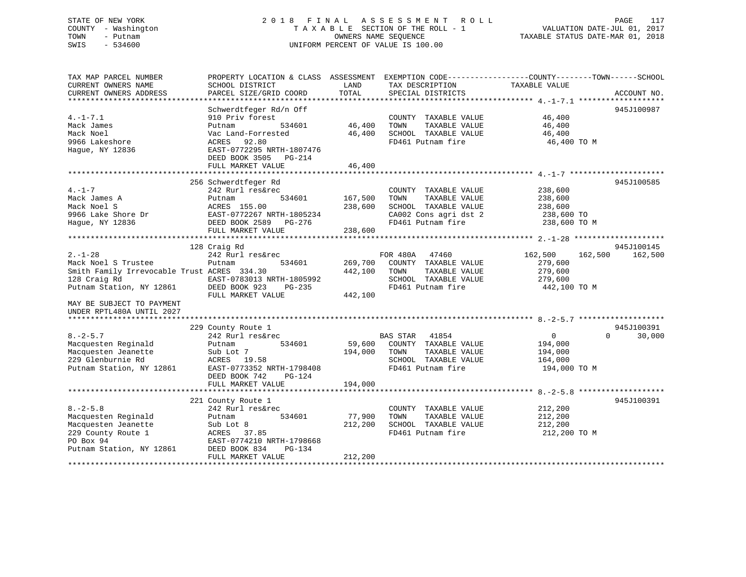STATE OF NEW YORK
COUNTY - Washington
TOWN - Putnam
SWIS - 534600

2018 FINAL ASSESSMENT ROLL
TAXABLE SECTION OF THE ROLL - 1
OWNERS NAME SEQUENCE
UNIFORM PERCENT OF VALUE IS 100.00

VALUATION DATE-JUL 01, 2017
TAXABLE STATUS DATE-MAR 01, 2018

```
TAX MAP PARCEL NUMBER          PROPERTY LOCATION & CLASS  ASSESSMENT  EXEMPTION CODE------------------COUNTY--------TOWN------SCHOOL
CURRENT OWNERS NAME            SCHOOL DISTRICT               LAND      TAX DESCRIPTION              TAXABLE VALUE
CURRENT OWNERS ADDRESS         PARCEL SIZE/GRID COORD       TOTAL      SPECIAL DISTRICTS                                    ACCOUNT NO.
******************************************************************************************************* 4.-1-7.1 *******************
                               Schwerdtfeger Rd/n Off                                                                        945J100987
4.-1-7.1                       910 Priv forest                         COUNTY  TAXABLE VALUE             46,400
Mack James                     Putnam            534601       46,400   TOWN    TAXABLE VALUE             46,400
Mack Noel                      Vac Land-Forrested            46,400   SCHOOL  TAXABLE VALUE             46,400
9966 Lakeshore                 ACRES   92.80                           FD461 Putnam fire                  46,400 TO M
Hague, NY 12836                EAST-0772295 NRTH-1807476
                               DEED BOOK 3505   PG-214
                               FULL MARKET VALUE             46,400
******************************************************************************************************* 4.-1-7 *********************
                               256 Schwerdtfeger Rd                                                                          945J100585
4.-1-7                         242 Rurl res&rec                        COUNTY  TAXABLE VALUE            238,600
Mack James A                   Putnam            534601      167,500   TOWN    TAXABLE VALUE            238,600
Mack Noel S                    ACRES  155.00                 238,600   SCHOOL  TAXABLE VALUE            238,600
9966 Lake Shore Dr             EAST-0772267 NRTH-1805234               CA002 Cons agri dst 2             238,600 TO
Hague, NY 12836                DEED BOOK 2589   PG-276                 FD461 Putnam fire                 238,600 TO M
                               FULL MARKET VALUE            238,600
******************************************************************************************************* 2.-1-28 ********************
                               128 Craig Rd                                                                                  945J100145
2.-1-28                        242 Rurl res&rec                        FOR 480A   47460               162,500    162,500    162,500
Mack Noel S Trustee            Putnam            534601      269,700   COUNTY  TAXABLE VALUE            279,600
Smith Family Irrevocable Trust ACRES  334.30                 442,100   TOWN    TAXABLE VALUE            279,600
128 Craig Rd                   EAST-0783013 NRTH-1805992               SCHOOL  TAXABLE VALUE            279,600
Putnam Station, NY 12861       DEED BOOK 923    PG-235                 FD461 Putnam fire                 442,100 TO M
                               FULL MARKET VALUE            442,100
MAY BE SUBJECT TO PAYMENT
UNDER RPTL480A UNTIL 2027
******************************************************************************************************* 8.-2-5.7 *******************
                               229 County Route 1                                                                            945J100391
8.-2-5.7                       242 Rurl res&rec                        BAS STAR   41854                     0          0     30,000
Macquesten Reginald            Putnam            534601       59,600   COUNTY  TAXABLE VALUE            194,000
Macquesten Jeanette            Sub Lot 7                     194,000   TOWN    TAXABLE VALUE            194,000
229 Glenburnie Rd              ACRES   19.58                           SCHOOL  TAXABLE VALUE            164,000
Putnam Station, NY 12861       EAST-0773352 NRTH-1798408               FD461 Putnam fire                 194,000 TO M
                               DEED BOOK 742    PG-124
                               FULL MARKET VALUE            194,000
******************************************************************************************************* 8.-2-5.8 *******************
                               221 County Route 1                                                                            945J100391
8.-2-5.8                       242 Rurl res&rec                        COUNTY  TAXABLE VALUE            212,200
Macquesten Reginald            Putnam            534601       77,900   TOWN    TAXABLE VALUE            212,200
Macquesten Jeanette            Sub Lot 8                     212,200   SCHOOL  TAXABLE VALUE            212,200
229 County Route 1             ACRES   37.85                           FD461 Putnam fire                 212,200 TO M
PO Box 94                      EAST-0774210 NRTH-1798668
Putnam Station, NY 12861       DEED BOOK 834    PG-134
                               FULL MARKET VALUE            212,200
************************************************************************************************************************************
```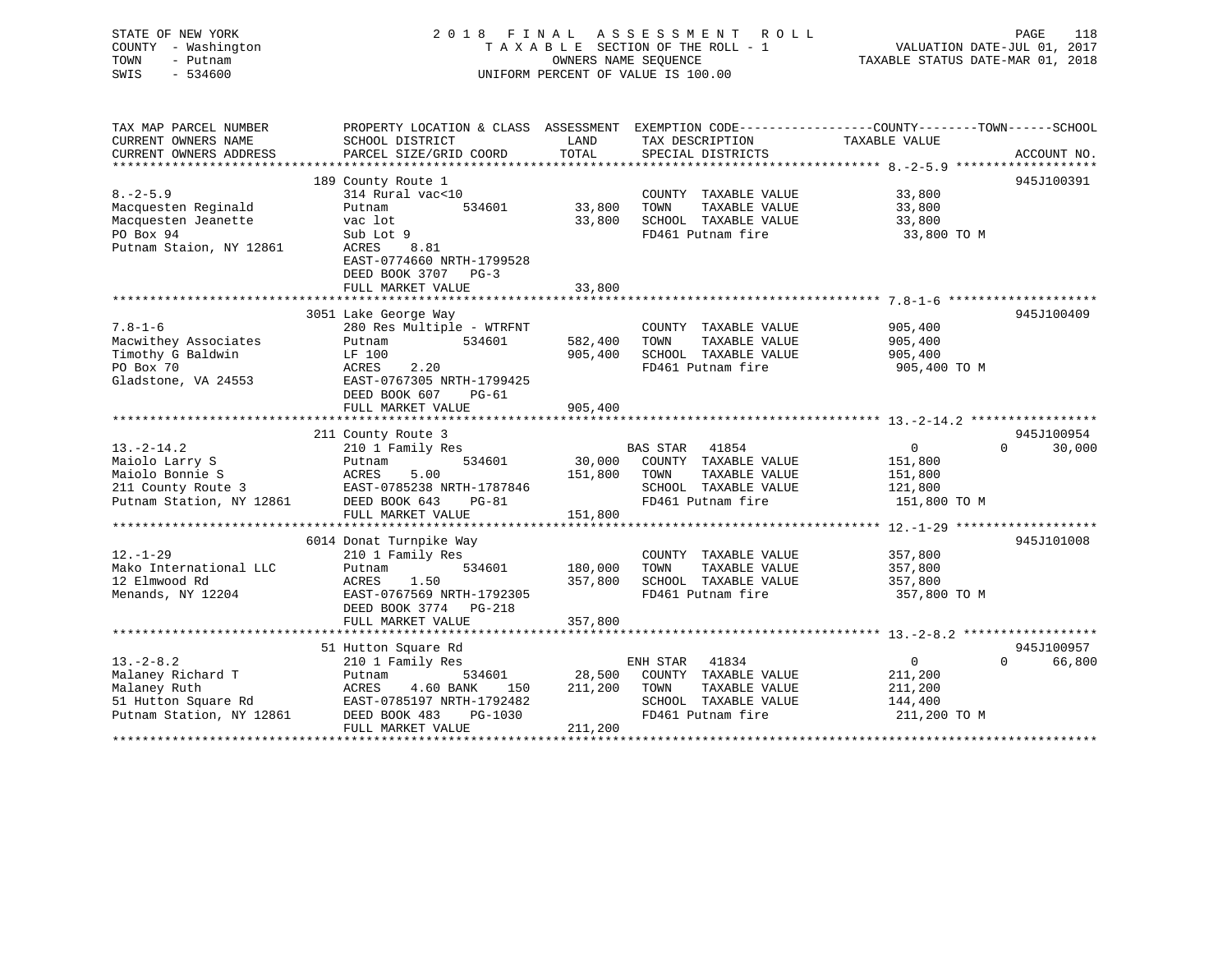STATE OF NEW YORK
COUNTY - Washington
TOWN - Putnam
SWIS - 534600

# 2018 FINAL ASSESSMENT ROLL
TAXABLE SECTION OF THE ROLL - 1
OWNERS NAME SEQUENCE
UNIFORM PERCENT OF VALUE IS 100.00

VALUATION DATE-JUL 01, 2017
TAXABLE STATUS DATE-MAR 01, 2018

| TAX MAP PARCEL NUMBER / CURRENT OWNERS NAME / CURRENT OWNERS ADDRESS | PROPERTY LOCATION & CLASS / SCHOOL DISTRICT / PARCEL SIZE/GRID COORD | ASSESSMENT LAND / TOTAL | EXEMPTION CODE / TAX DESCRIPTION / SPECIAL DISTRICTS | TAXABLE VALUE (COUNTY / TOWN / SCHOOL) | ACCOUNT NO. |
|---|---|---|---|---|---|
| **8.-2-5.9** | 189 County Route 1 | | | | 945J100391 |
| 8.-2-5.9 | 314 Rural vac<10 | | COUNTY TAXABLE VALUE | 33,800 | |
| Macquesten Reginald | Putnam 534601 | 33,800 | TOWN TAXABLE VALUE | 33,800 | |
| Macquesten Jeanette | vac lot | 33,800 | SCHOOL TAXABLE VALUE | 33,800 | |
| PO Box 94 | Sub Lot 9 | | FD461 Putnam fire | 33,800 TO M | |
| Putnam Staion, NY 12861 | ACRES 8.81 | | | | |
| | EAST-0774660 NRTH-1799528 | | | | |
| | DEED BOOK 3707 PG-3 | | | | |
| | FULL MARKET VALUE | 33,800 | | | |
| **7.8-1-6** | 3051 Lake George Way | | | | 945J100409 |
| 7.8-1-6 | 280 Res Multiple - WTRFNT | | COUNTY TAXABLE VALUE | 905,400 | |
| Macwithey Associates | Putnam 534601 | 582,400 | TOWN TAXABLE VALUE | 905,400 | |
| Timothy G Baldwin | LF 100 | 905,400 | SCHOOL TAXABLE VALUE | 905,400 | |
| PO Box 70 | ACRES 2.20 | | FD461 Putnam fire | 905,400 TO M | |
| Gladstone, VA 24553 | EAST-0767305 NRTH-1799425 | | | | |
| | DEED BOOK 607 PG-61 | | | | |
| | FULL MARKET VALUE | 905,400 | | | |
| **13.-2-14.2** | 211 County Route 3 | | | | 945J100954 |
| 13.-2-14.2 | 210 1 Family Res | | BAS STAR 41854 | 0 / 0 / 30,000 | |
| Maiolo Larry S | Putnam 534601 | 30,000 | COUNTY TAXABLE VALUE | 151,800 | |
| Maiolo Bonnie S | ACRES 5.00 | 151,800 | TOWN TAXABLE VALUE | 151,800 | |
| 211 County Route 3 | EAST-0785238 NRTH-1787846 | | SCHOOL TAXABLE VALUE | 121,800 | |
| Putnam Station, NY 12861 | DEED BOOK 643 PG-81 | | FD461 Putnam fire | 151,800 TO M | |
| | FULL MARKET VALUE | 151,800 | | | |
| **12.-1-29** | 6014 Donat Turnpike Way | | | | 945J101008 |
| 12.-1-29 | 210 1 Family Res | | COUNTY TAXABLE VALUE | 357,800 | |
| Mako International LLC | Putnam 534601 | 180,000 | TOWN TAXABLE VALUE | 357,800 | |
| 12 Elmwood Rd | ACRES 1.50 | 357,800 | SCHOOL TAXABLE VALUE | 357,800 | |
| Menands, NY 12204 | EAST-0767569 NRTH-1792305 | | FD461 Putnam fire | 357,800 TO M | |
| | DEED BOOK 3774 PG-218 | | | | |
| | FULL MARKET VALUE | 357,800 | | | |
| **13.-2-8.2** | 51 Hutton Square Rd | | | | 945J100957 |
| 13.-2-8.2 | 210 1 Family Res | | ENH STAR 41834 | 0 / 0 / 66,800 | |
| Malaney Richard T | Putnam 534601 | 28,500 | COUNTY TAXABLE VALUE | 211,200 | |
| Malaney Ruth | ACRES 4.60 BANK 150 | 211,200 | TOWN TAXABLE VALUE | 211,200 | |
| 51 Hutton Square Rd | EAST-0785197 NRTH-1792482 | | SCHOOL TAXABLE VALUE | 144,400 | |
| Putnam Station, NY 12861 | DEED BOOK 483 PG-1030 | | FD461 Putnam fire | 211,200 TO M | |
| | FULL MARKET VALUE | 211,200 | | | |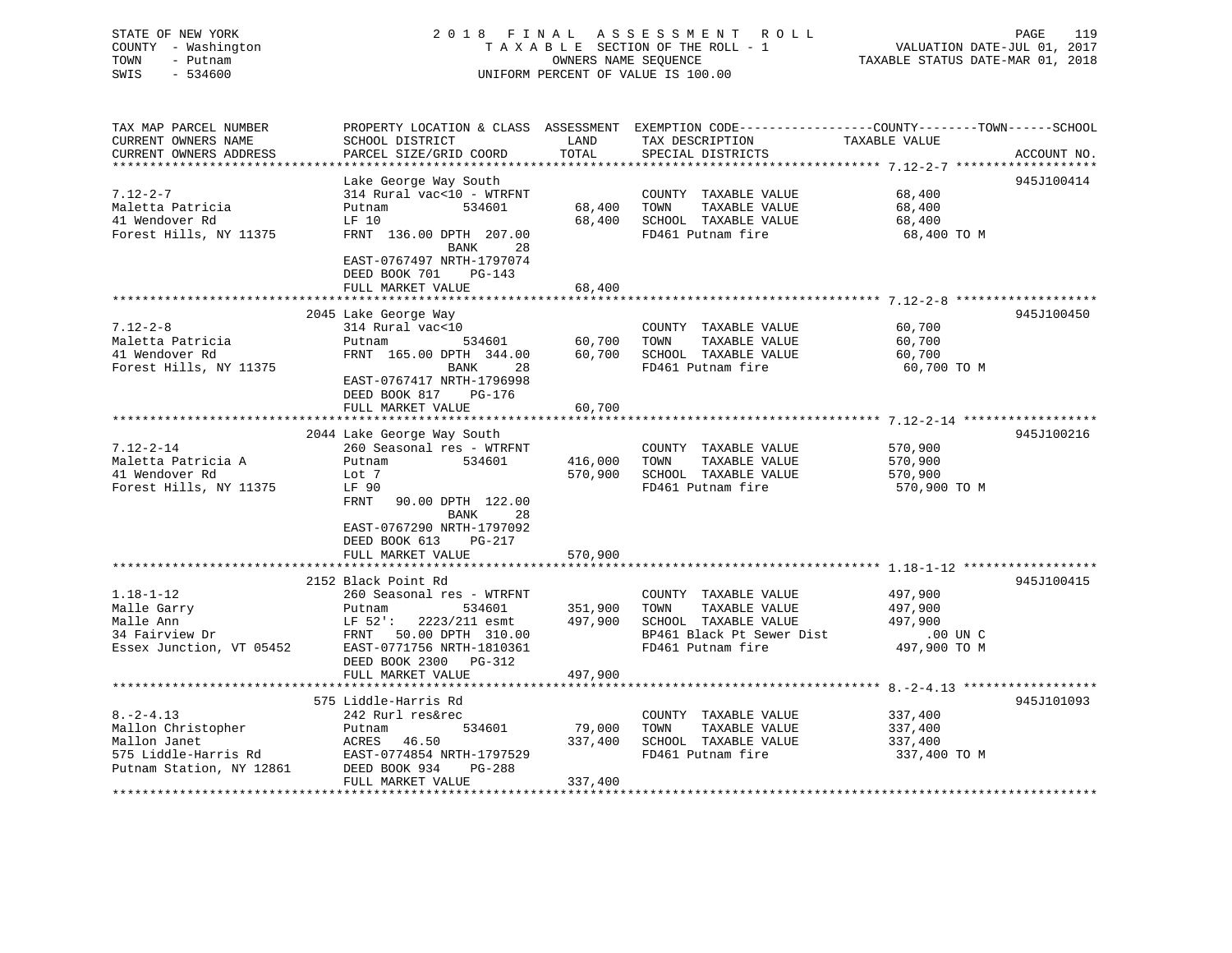STATE OF NEW YORK
COUNTY - Washington
TOWN - Putnam
SWIS - 534600

2 0 1 8 F I N A L A S S E S S M E N T R O L L
T A X A B L E SECTION OF THE ROLL - 1
OWNERS NAME SEQUENCE
UNIFORM PERCENT OF VALUE IS 100.00

VALUATION DATE-JUL 01, 2017
TAXABLE STATUS DATE-MAR 01, 2018

| TAX MAP PARCEL NUMBER<br>CURRENT OWNERS NAME<br>CURRENT OWNERS ADDRESS | PROPERTY LOCATION & CLASS<br>SCHOOL DISTRICT<br>PARCEL SIZE/GRID COORD | ASSESSMENT<br>LAND<br>TOTAL | EXEMPTION CODE-----COUNTY-----TOWN-----SCHOOL<br>TAX DESCRIPTION<br>SPECIAL DISTRICTS | TAXABLE VALUE | ACCOUNT NO. |
|---|---|---|---|---|---|
| 7.12-2-7 | Lake George Way South | | | | 945J100414 |
| 7.12-2-7 | 314 Rural vac<10 - WTRFNT | | COUNTY TAXABLE VALUE | 68,400 | |
| Maletta Patricia | Putnam 534601 | 68,400 | TOWN TAXABLE VALUE | 68,400 | |
| 41 Wendover Rd | LF 10 | 68,400 | SCHOOL TAXABLE VALUE | 68,400 | |
| Forest Hills, NY 11375 | FRNT 136.00 DPTH 207.00 | | FD461 Putnam fire | 68,400 TO M | |
| | BANK 28 | | | | |
| | EAST-0767497 NRTH-1797074 | | | | |
| | DEED BOOK 701 PG-143 | | | | |
| | FULL MARKET VALUE | 68,400 | | | |
| 7.12-2-8 | 2045 Lake George Way | | | | 945J100450 |
| 7.12-2-8 | 314 Rural vac<10 | | COUNTY TAXABLE VALUE | 60,700 | |
| Maletta Patricia | Putnam 534601 | 60,700 | TOWN TAXABLE VALUE | 60,700 | |
| 41 Wendover Rd | FRNT 165.00 DPTH 344.00 | 60,700 | SCHOOL TAXABLE VALUE | 60,700 | |
| Forest Hills, NY 11375 | BANK 28 | | FD461 Putnam fire | 60,700 TO M | |
| | EAST-0767417 NRTH-1796998 | | | | |
| | DEED BOOK 817 PG-176 | | | | |
| | FULL MARKET VALUE | 60,700 | | | |
| 7.12-2-14 | 2044 Lake George Way South | | | | 945J100216 |
| 7.12-2-14 | 260 Seasonal res - WTRFNT | | COUNTY TAXABLE VALUE | 570,900 | |
| Maletta Patricia A | Putnam 534601 | 416,000 | TOWN TAXABLE VALUE | 570,900 | |
| 41 Wendover Rd | Lot 7 | 570,900 | SCHOOL TAXABLE VALUE | 570,900 | |
| Forest Hills, NY 11375 | LF 90 | | FD461 Putnam fire | 570,900 TO M | |
| | FRNT 90.00 DPTH 122.00 | | | | |
| | BANK 28 | | | | |
| | EAST-0767290 NRTH-1797092 | | | | |
| | DEED BOOK 613 PG-217 | | | | |
| | FULL MARKET VALUE | 570,900 | | | |
| 1.18-1-12 | 2152 Black Point Rd | | | | 945J100415 |
| 1.18-1-12 | 260 Seasonal res - WTRFNT | | COUNTY TAXABLE VALUE | 497,900 | |
| Malle Garry | Putnam 534601 | 351,900 | TOWN TAXABLE VALUE | 497,900 | |
| Malle Ann | LF 52': 2223/211 esmt | 497,900 | SCHOOL TAXABLE VALUE | 497,900 | |
| 34 Fairview Dr | FRNT 50.00 DPTH 310.00 | | BP461 Black Pt Sewer Dist | .00 UN C | |
| Essex Junction, VT 05452 | EAST-0771756 NRTH-1810361 | | FD461 Putnam fire | 497,900 TO M | |
| | DEED BOOK 2300 PG-312 | | | | |
| | FULL MARKET VALUE | 497,900 | | | |
| 8.-2-4.13 | 575 Liddle-Harris Rd | | | | 945J101093 |
| 8.-2-4.13 | 242 Rurl res&rec | | COUNTY TAXABLE VALUE | 337,400 | |
| Mallon Christopher | Putnam 534601 | 79,000 | TOWN TAXABLE VALUE | 337,400 | |
| Mallon Janet | ACRES 46.50 | 337,400 | SCHOOL TAXABLE VALUE | 337,400 | |
| 575 Liddle-Harris Rd | EAST-0774854 NRTH-1797529 | | FD461 Putnam fire | 337,400 TO M | |
| Putnam Station, NY 12861 | DEED BOOK 934 PG-288 | | | | |
| | FULL MARKET VALUE | 337,400 | | | |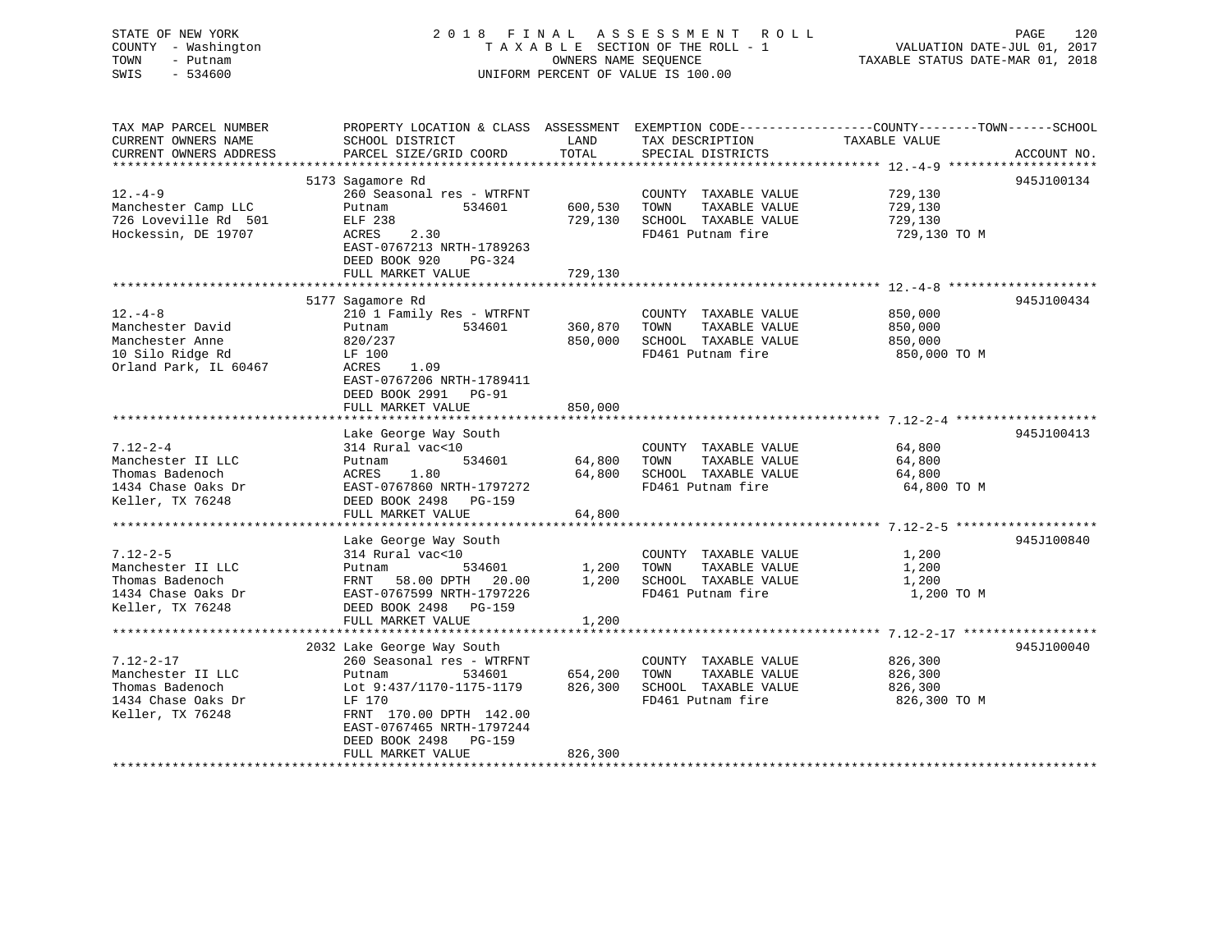STATE OF NEW YORK
COUNTY - Washington
TOWN - Putnam
SWIS - 534600

2 0 1 8 F I N A L A S S E S S M E N T R O L L
T A X A B L E SECTION OF THE ROLL - 1
OWNERS NAME SEQUENCE
UNIFORM PERCENT OF VALUE IS 100.00

VALUATION DATE-JUL 01, 2017
TAXABLE STATUS DATE-MAR 01, 2018

| TAX MAP PARCEL NUMBER / CURRENT OWNERS NAME / CURRENT OWNERS ADDRESS | PROPERTY LOCATION & CLASS / SCHOOL DISTRICT / PARCEL SIZE/GRID COORD | ASSESSMENT LAND / TOTAL | EXEMPTION CODE / TAX DESCRIPTION / SPECIAL DISTRICTS | COUNTY / TOWN / SCHOOL TAXABLE VALUE | ACCOUNT NO. |
|---|---|---|---|---|---|
| 12.-4-9 | 5173 Sagamore Rd | | | | 945J100134 |
| 12.-4-9 | 260 Seasonal res - WTRFNT | | COUNTY TAXABLE VALUE | 729,130 | |
| Manchester Camp LLC | Putnam 534601 | 600,530 | TOWN TAXABLE VALUE | 729,130 | |
| 726 Loveville Rd 501 | ELF 238 | 729,130 | SCHOOL TAXABLE VALUE | 729,130 | |
| Hockessin, DE 19707 | ACRES 2.30 | | FD461 Putnam fire | 729,130 TO M | |
| | EAST-0767213 NRTH-1789263 | | | | |
| | DEED BOOK 920 PG-324 | | | | |
| | FULL MARKET VALUE | 729,130 | | | |
| 12.-4-8 | 5177 Sagamore Rd | | | | 945J100434 |
| 12.-4-8 | 210 1 Family Res - WTRFNT | | COUNTY TAXABLE VALUE | 850,000 | |
| Manchester David | Putnam 534601 | 360,870 | TOWN TAXABLE VALUE | 850,000 | |
| Manchester Anne | 820/237 | 850,000 | SCHOOL TAXABLE VALUE | 850,000 | |
| 10 Silo Ridge Rd | LF 100 | | FD461 Putnam fire | 850,000 TO M | |
| Orland Park, IL 60467 | ACRES 1.09 | | | | |
| | EAST-0767206 NRTH-1789411 | | | | |
| | DEED BOOK 2991 PG-91 | | | | |
| | FULL MARKET VALUE | 850,000 | | | |
| 7.12-2-4 | Lake George Way South | | | | 945J100413 |
| 7.12-2-4 | 314 Rural vac<10 | | COUNTY TAXABLE VALUE | 64,800 | |
| Manchester II LLC | Putnam 534601 | 64,800 | TOWN TAXABLE VALUE | 64,800 | |
| Thomas Badenoch | ACRES 1.80 | 64,800 | SCHOOL TAXABLE VALUE | 64,800 | |
| 1434 Chase Oaks Dr | EAST-0767860 NRTH-1797272 | | FD461 Putnam fire | 64,800 TO M | |
| Keller, TX 76248 | DEED BOOK 2498 PG-159 | | | | |
| | FULL MARKET VALUE | 64,800 | | | |
| 7.12-2-5 | Lake George Way South | | | | 945J100840 |
| 7.12-2-5 | 314 Rural vac<10 | | COUNTY TAXABLE VALUE | 1,200 | |
| Manchester II LLC | Putnam 534601 | 1,200 | TOWN TAXABLE VALUE | 1,200 | |
| Thomas Badenoch | FRNT 58.00 DPTH 20.00 | 1,200 | SCHOOL TAXABLE VALUE | 1,200 | |
| 1434 Chase Oaks Dr | EAST-0767599 NRTH-1797226 | | FD461 Putnam fire | 1,200 TO M | |
| Keller, TX 76248 | DEED BOOK 2498 PG-159 | | | | |
| | FULL MARKET VALUE | 1,200 | | | |
| 7.12-2-17 | 2032 Lake George Way South | | | | 945J100040 |
| 7.12-2-17 | 260 Seasonal res - WTRFNT | | COUNTY TAXABLE VALUE | 826,300 | |
| Manchester II LLC | Putnam 534601 | 654,200 | TOWN TAXABLE VALUE | 826,300 | |
| Thomas Badenoch | Lot 9:437/1170-1175-1179 | 826,300 | SCHOOL TAXABLE VALUE | 826,300 | |
| 1434 Chase Oaks Dr | LF 170 | | FD461 Putnam fire | 826,300 TO M | |
| Keller, TX 76248 | FRNT 170.00 DPTH 142.00 | | | | |
| | EAST-0767465 NRTH-1797244 | | | | |
| | DEED BOOK 2498 PG-159 | | | | |
| | FULL MARKET VALUE | 826,300 | | | |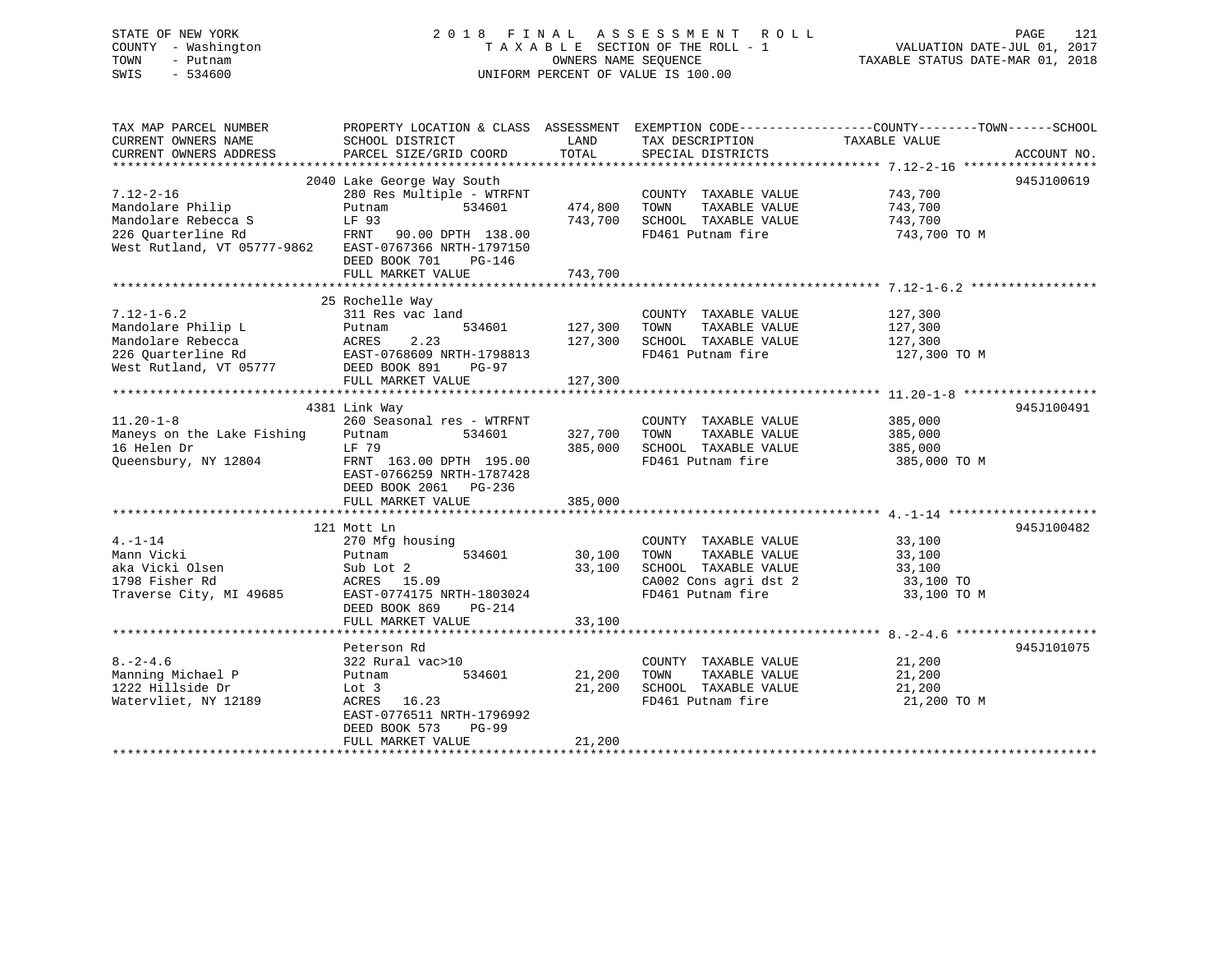STATE OF NEW YORK
COUNTY - Washington
TOWN - Putnam
SWIS - 534600

2 0 1 8 F I N A L A S S E S S M E N T R O L L
T A X A B L E SECTION OF THE ROLL - 1
OWNERS NAME SEQUENCE
UNIFORM PERCENT OF VALUE IS 100.00

VALUATION DATE-JUL 01, 2017
TAXABLE STATUS DATE-MAR 01, 2018

| TAX MAP PARCEL NUMBER / CURRENT OWNERS NAME / CURRENT OWNERS ADDRESS | PROPERTY LOCATION & CLASS / SCHOOL DISTRICT / PARCEL SIZE/GRID COORD | ASSESSMENT LAND / TOTAL | EXEMPTION CODE / TAX DESCRIPTION / SPECIAL DISTRICTS | COUNTY--------TOWN------SCHOOL TAXABLE VALUE | ACCOUNT NO. |
|---|---|---|---|---|---|
| 7.12-2-16 | 2040 Lake George Way South | | | | 945J100619 |
| Mandolare Philip | 280 Res Multiple - WTRFNT | | COUNTY TAXABLE VALUE | 743,700 | |
| Mandolare Rebecca S | Putnam 534601 | 474,800 | TOWN TAXABLE VALUE | 743,700 | |
| 226 Quarterline Rd | LF 93 | 743,700 | SCHOOL TAXABLE VALUE | 743,700 | |
| West Rutland, VT 05777-9862 | FRNT 90.00 DPTH 138.00 | | FD461 Putnam fire | 743,700 TO M | |
| | EAST-0767366 NRTH-1797150 | | | | |
| | DEED BOOK 701 PG-146 | | | | |
| | FULL MARKET VALUE | 743,700 | | | |
| 7.12-1-6.2 | 25 Rochelle Way | | | | |
| Mandolare Philip L | 311 Res vac land | | COUNTY TAXABLE VALUE | 127,300 | |
| Mandolare Rebecca | Putnam 534601 | 127,300 | TOWN TAXABLE VALUE | 127,300 | |
| 226 Quarterline Rd | ACRES 2.23 | 127,300 | SCHOOL TAXABLE VALUE | 127,300 | |
| West Rutland, VT 05777 | EAST-0768609 NRTH-1798813 | | FD461 Putnam fire | 127,300 TO M | |
| | DEED BOOK 891 PG-97 | | | | |
| | FULL MARKET VALUE | 127,300 | | | |
| 11.20-1-8 | 4381 Link Way | | | | 945J100491 |
| Maneys on the Lake Fishing | 260 Seasonal res - WTRFNT | | COUNTY TAXABLE VALUE | 385,000 | |
| 16 Helen Dr | Putnam 534601 | 327,700 | TOWN TAXABLE VALUE | 385,000 | |
| Queensbury, NY 12804 | LF 79 | 385,000 | SCHOOL TAXABLE VALUE | 385,000 | |
| | FRNT 163.00 DPTH 195.00 | | FD461 Putnam fire | 385,000 TO M | |
| | EAST-0766259 NRTH-1787428 | | | | |
| | DEED BOOK 2061 PG-236 | | | | |
| | FULL MARKET VALUE | 385,000 | | | |
| 4.-1-14 | 121 Mott Ln | | | | 945J100482 |
| Mann Vicki | 270 Mfg housing | | COUNTY TAXABLE VALUE | 33,100 | |
| aka Vicki Olsen | Putnam 534601 | 30,100 | TOWN TAXABLE VALUE | 33,100 | |
| 1798 Fisher Rd | Sub Lot 2 | 33,100 | SCHOOL TAXABLE VALUE | 33,100 | |
| Traverse City, MI 49685 | ACRES 15.09 | | CA002 Cons agri dst 2 | 33,100 TO | |
| | EAST-0774175 NRTH-1803024 | | FD461 Putnam fire | 33,100 TO M | |
| | DEED BOOK 869 PG-214 | | | | |
| | FULL MARKET VALUE | 33,100 | | | |
| 8.-2-4.6 | Peterson Rd | | | | 945J101075 |
| Manning Michael P | 322 Rural vac>10 | | COUNTY TAXABLE VALUE | 21,200 | |
| 1222 Hillside Dr | Putnam 534601 | 21,200 | TOWN TAXABLE VALUE | 21,200 | |
| Watervliet, NY 12189 | Lot 3 | 21,200 | SCHOOL TAXABLE VALUE | 21,200 | |
| | ACRES 16.23 | | FD461 Putnam fire | 21,200 TO M | |
| | EAST-0776511 NRTH-1796992 | | | | |
| | DEED BOOK 573 PG-99 | | | | |
| | FULL MARKET VALUE | 21,200 | | | |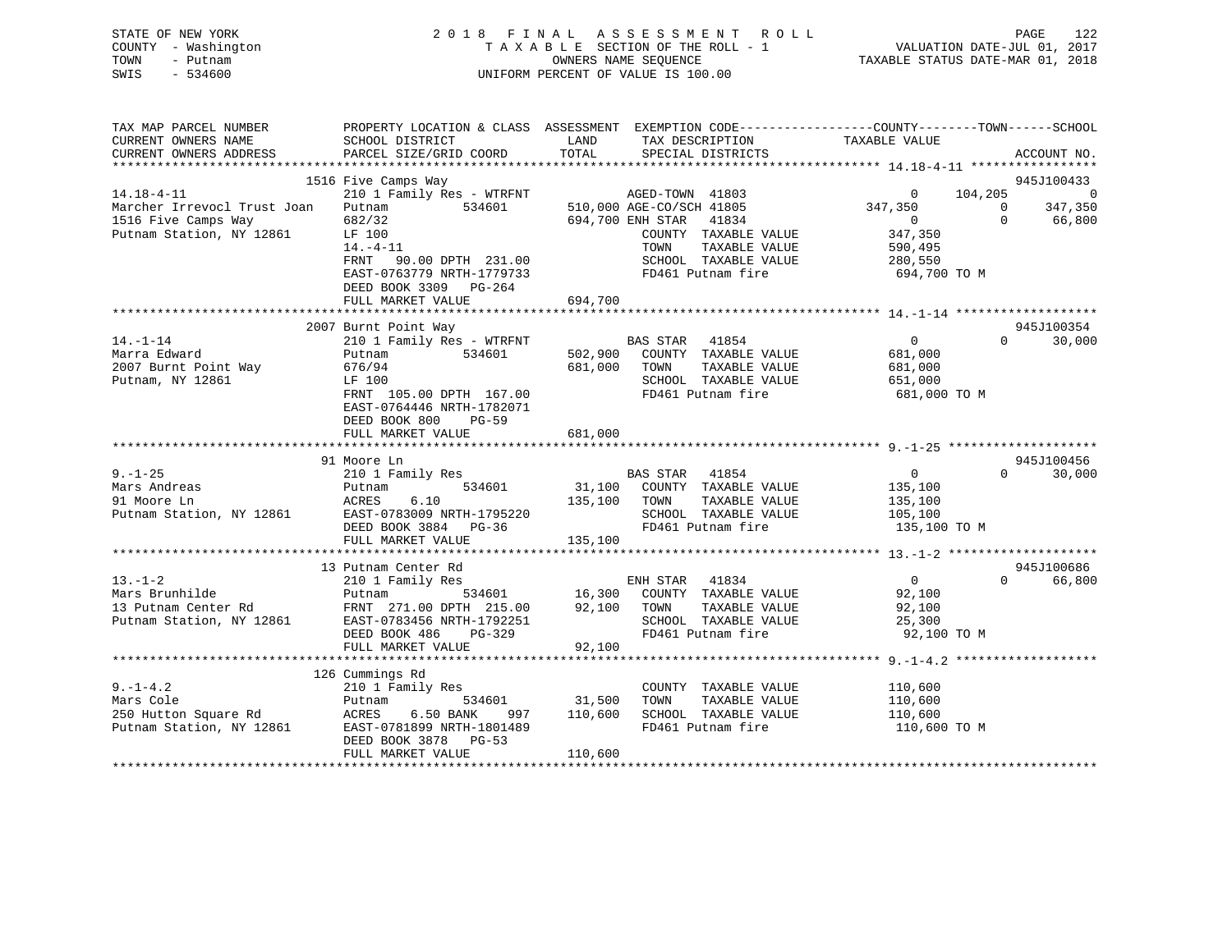STATE OF NEW YORK
COUNTY - Washington
TOWN - Putnam
SWIS - 534600

2 0 1 8 F I N A L A S S E S S M E N T R O L L
T A X A B L E SECTION OF THE ROLL - 1
OWNERS NAME SEQUENCE
UNIFORM PERCENT OF VALUE IS 100.00

VALUATION DATE-JUL 01, 2017
TAXABLE STATUS DATE-MAR 01, 2018

```
TAX MAP PARCEL NUMBER          PROPERTY LOCATION & CLASS  ASSESSMENT  EXEMPTION CODE------------------COUNTY--------TOWN------SCHOOL
CURRENT OWNERS NAME            SCHOOL DISTRICT              LAND      TAX DESCRIPTION              TAXABLE VALUE
CURRENT OWNERS ADDRESS         PARCEL SIZE/GRID COORD       TOTAL     SPECIAL DISTRICTS                                       ACCOUNT NO.
******************************************************************************************************* 14.18-4-11 *****************
                              1516 Five Camps Way                                                                          945J100433
14.18-4-11                    210 1 Family Res - WTRFNT           AGED-TOWN 41803                  0      104,205           0
Marcher Irrevocl Trust Joan   Putnam          534601       510,000 AGE-CO/SCH 41805           347,350            0     347,350
1516 Five Camps Way           682/32                       694,700 ENH STAR   41834                0             0      66,800
Putnam Station, NY 12861      LF 100                                COUNTY  TAXABLE VALUE          347,350
                              14.-4-11                              TOWN    TAXABLE VALUE          590,495
                              FRNT   90.00 DPTH 231.00              SCHOOL  TAXABLE VALUE          280,550
                              EAST-0763779 NRTH-1779733             FD461 Putnam fire              694,700 TO M
                              DEED BOOK 3309   PG-264
                              FULL MARKET VALUE            694,700
******************************************************************************************************* 14.-1-14 *******************
                              2007 Burnt Point Way                                                                         945J100354
14.-1-14                      210 1 Family Res - WTRFNT            BAS STAR   41854                0             0      30,000
Marra Edward                  Putnam          534601       502,900  COUNTY  TAXABLE VALUE          681,000
2007 Burnt Point Way          676/94                       681,000  TOWN    TAXABLE VALUE          681,000
Putnam, NY 12861              LF 100                                SCHOOL  TAXABLE VALUE          651,000
                              FRNT  105.00 DPTH 167.00              FD461 Putnam fire              681,000 TO M
                              EAST-0764446 NRTH-1782071
                              DEED BOOK 800    PG-59
                              FULL MARKET VALUE            681,000
******************************************************************************************************* 9.-1-25 ********************
                              91 Moore Ln                                                                                  945J100456
9.-1-25                       210 1 Family Res                     BAS STAR   41854                0             0      30,000
Mars Andreas                  Putnam          534601        31,100  COUNTY  TAXABLE VALUE          135,100
91 Moore Ln                   ACRES    6.10                135,100  TOWN    TAXABLE VALUE          135,100
Putnam Station, NY 12861      EAST-0783009 NRTH-1795220             SCHOOL  TAXABLE VALUE          105,100
                              DEED BOOK 3884   PG-36                FD461 Putnam fire              135,100 TO M
                              FULL MARKET VALUE            135,100
******************************************************************************************************* 13.-1-2 ********************
                              13 Putnam Center Rd                                                                          945J100686
13.-1-2                       210 1 Family Res                     ENH STAR   41834                0             0      66,800
Mars Brunhilde                Putnam          534601        16,300  COUNTY  TAXABLE VALUE           92,100
13 Putnam Center Rd           FRNT  271.00 DPTH 215.00      92,100  TOWN    TAXABLE VALUE           92,100
Putnam Station, NY 12861      EAST-0783456 NRTH-1792251             SCHOOL  TAXABLE VALUE           25,300
                              DEED BOOK 486    PG-329               FD461 Putnam fire               92,100 TO M
                              FULL MARKET VALUE             92,100
******************************************************************************************************* 9.-1-4.2 *******************
                              126 Cummings Rd
9.-1-4.2                      210 1 Family Res                      COUNTY  TAXABLE VALUE          110,600
Mars Cole                     Putnam          534601        31,500  TOWN    TAXABLE VALUE          110,600
250 Hutton Square Rd          ACRES    6.50 BANK     997   110,600  SCHOOL  TAXABLE VALUE          110,600
Putnam Station, NY 12861      EAST-0781899 NRTH-1801489             FD461 Putnam fire              110,600 TO M
                              DEED BOOK 3878   PG-53
                              FULL MARKET VALUE            110,600
************************************************************************************************************************************
```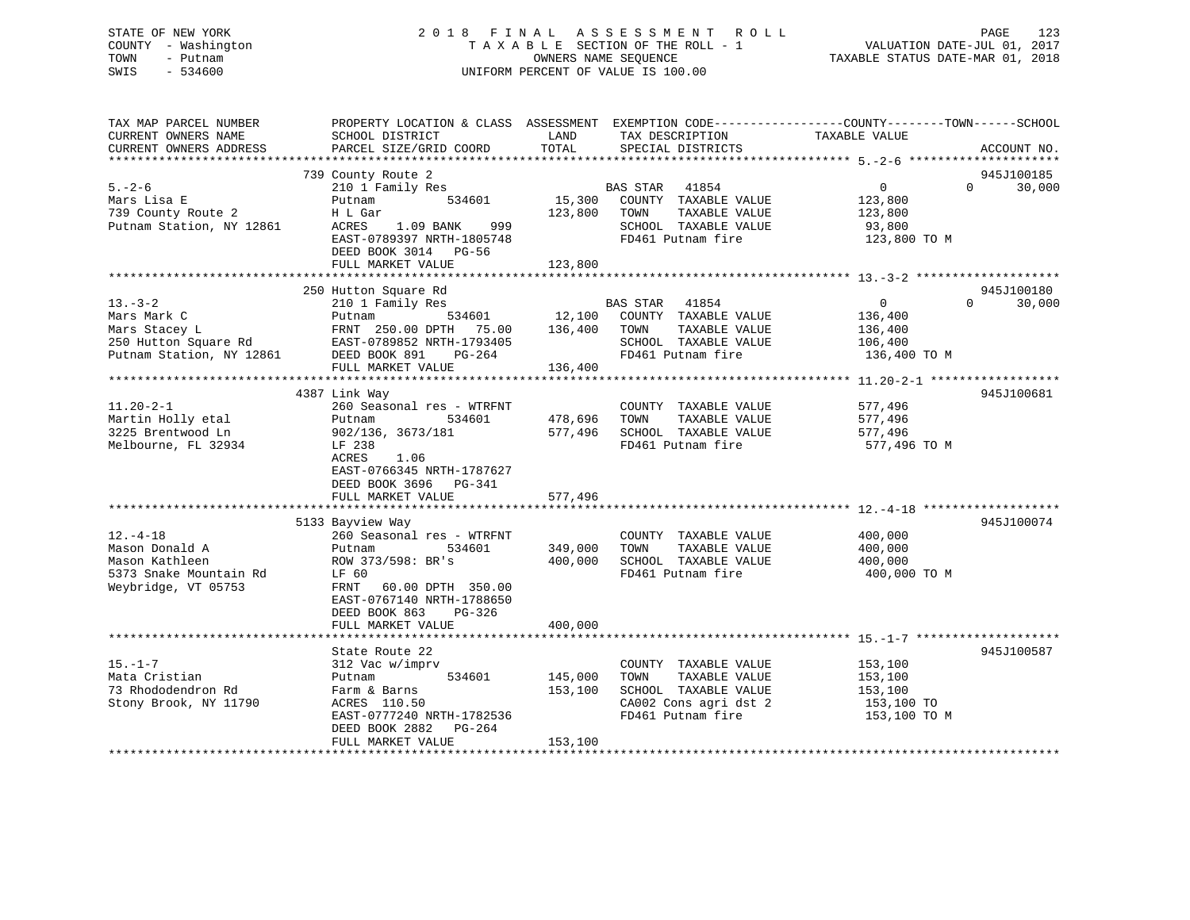STATE OF NEW YORK
COUNTY - Washington
TOWN - Putnam
SWIS - 534600

2 0 1 8 F I N A L A S S E S S M E N T R O L L
T A X A B L E SECTION OF THE ROLL - 1
OWNERS NAME SEQUENCE
UNIFORM PERCENT OF VALUE IS 100.00

VALUATION DATE-JUL 01, 2017
TAXABLE STATUS DATE-MAR 01, 2018

| TAX MAP PARCEL NUMBER / CURRENT OWNERS NAME / CURRENT OWNERS ADDRESS | PROPERTY LOCATION & CLASS / SCHOOL DISTRICT / PARCEL SIZE/GRID COORD | ASSESSMENT LAND / TOTAL | EXEMPTION CODE / TAX DESCRIPTION / SPECIAL DISTRICTS | COUNTY / TOWN / SCHOOL TAXABLE VALUE | ACCOUNT NO. |
|---|---|---|---|---|---|
| 5.-2-6 | 739 County Route 2 | | | | 945J100185 |
| Mars Lisa E | 210 1 Family Res | | BAS STAR 41854 | 0 0 30,000 | |
| 739 County Route 2 | Putnam 534601 | 15,300 | COUNTY TAXABLE VALUE | 123,800 | |
| Putnam Station, NY 12861 | H L Gar | 123,800 | TOWN TAXABLE VALUE | 123,800 | |
| | ACRES 1.09 BANK 999 | | SCHOOL TAXABLE VALUE | 93,800 | |
| | EAST-0789397 NRTH-1805748 | | FD461 Putnam fire | 123,800 TO M | |
| | DEED BOOK 3014 PG-56 | | | | |
| | FULL MARKET VALUE | 123,800 | | | |
| 13.-3-2 | 250 Hutton Square Rd | | | | 945J100180 |
| Mars Mark C | 210 1 Family Res | | BAS STAR 41854 | 0 0 30,000 | |
| Mars Stacey L | Putnam 534601 | 12,100 | COUNTY TAXABLE VALUE | 136,400 | |
| 250 Hutton Square Rd | FRNT 250.00 DPTH 75.00 | 136,400 | TOWN TAXABLE VALUE | 136,400 | |
| Putnam Station, NY 12861 | EAST-0789852 NRTH-1793405 | | SCHOOL TAXABLE VALUE | 106,400 | |
| | DEED BOOK 891 PG-264 | | FD461 Putnam fire | 136,400 TO M | |
| | FULL MARKET VALUE | 136,400 | | | |
| 11.20-2-1 | 4387 Link Way | | | | 945J100681 |
| Martin Holly etal | 260 Seasonal res - WTRFNT | | COUNTY TAXABLE VALUE | 577,496 | |
| 3225 Brentwood Ln | Putnam 534601 | 478,696 | TOWN TAXABLE VALUE | 577,496 | |
| Melbourne, FL 32934 | 902/136, 3673/181 | 577,496 | SCHOOL TAXABLE VALUE | 577,496 | |
| | LF 238 | | FD461 Putnam fire | 577,496 TO M | |
| | ACRES 1.06 | | | | |
| | EAST-0766345 NRTH-1787627 | | | | |
| | DEED BOOK 3696 PG-341 | | | | |
| | FULL MARKET VALUE | 577,496 | | | |
| 12.-4-18 | 5133 Bayview Way | | | | 945J100074 |
| Mason Donald A | 260 Seasonal res - WTRFNT | | COUNTY TAXABLE VALUE | 400,000 | |
| Mason Kathleen | Putnam 534601 | 349,000 | TOWN TAXABLE VALUE | 400,000 | |
| 5373 Snake Mountain Rd | ROW 373/598: BR's | 400,000 | SCHOOL TAXABLE VALUE | 400,000 | |
| Weybridge, VT 05753 | LF 60 | | FD461 Putnam fire | 400,000 TO M | |
| | FRNT 60.00 DPTH 350.00 | | | | |
| | EAST-0767140 NRTH-1788650 | | | | |
| | DEED BOOK 863 PG-326 | | | | |
| | FULL MARKET VALUE | 400,000 | | | |
| 15.-1-7 | State Route 22 | | | | 945J100587 |
| Mata Cristian | 312 Vac w/imprv | | COUNTY TAXABLE VALUE | 153,100 | |
| 73 Rhododendron Rd | Putnam 534601 | 145,000 | TOWN TAXABLE VALUE | 153,100 | |
| Stony Brook, NY 11790 | Farm & Barns | 153,100 | SCHOOL TAXABLE VALUE | 153,100 | |
| | ACRES 110.50 | | CA002 Cons agri dst 2 | 153,100 TO | |
| | EAST-0777240 NRTH-1782536 | | FD461 Putnam fire | 153,100 TO M | |
| | DEED BOOK 2882 PG-264 | | | | |
| | FULL MARKET VALUE | 153,100 | | | |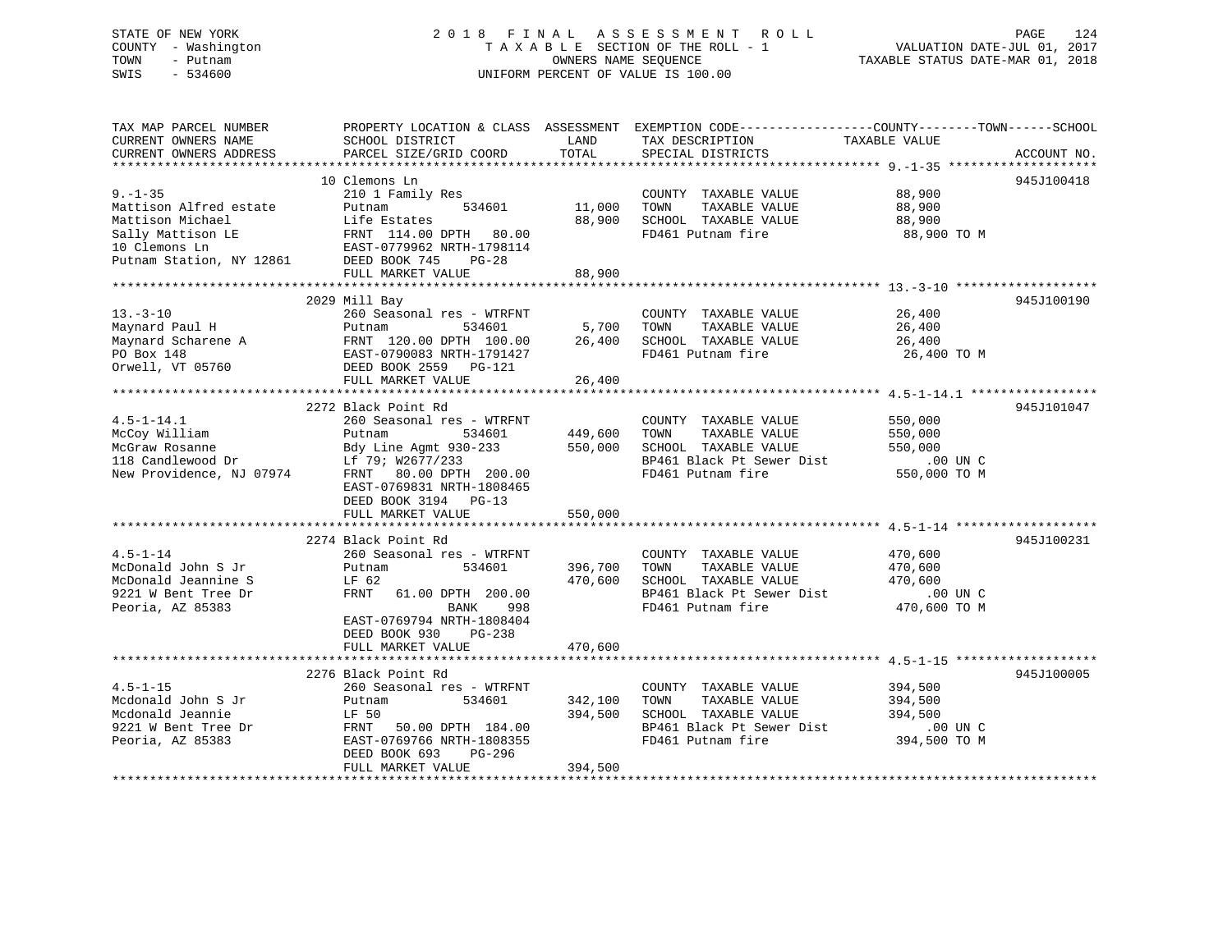STATE OF NEW YORK
COUNTY - Washington
TOWN - Putnam
SWIS - 534600

# 2018 FINAL ASSESSMENT ROLL
TAXABLE SECTION OF THE ROLL - 1
OWNERS NAME SEQUENCE
UNIFORM PERCENT OF VALUE IS 100.00

VALUATION DATE-JUL 01, 2017
TAXABLE STATUS DATE-MAR 01, 2018

| TAX MAP PARCEL NUMBER / CURRENT OWNERS NAME / CURRENT OWNERS ADDRESS | PROPERTY LOCATION & CLASS / SCHOOL DISTRICT / PARCEL SIZE/GRID COORD | ASSESSMENT LAND | TOTAL | EXEMPTION CODE / TAX DESCRIPTION / SPECIAL DISTRICTS | TAXABLE VALUE (COUNTY--TOWN--SCHOOL) | ACCOUNT NO. |
|---|---|---|---|---|---|---|
| 9.-1-35 | 10 Clemons Ln | | | | | 945J100418 |
| 9.-1-35 | 210 1 Family Res | | | COUNTY TAXABLE VALUE | 88,900 | |
| Mattison Alfred estate | Putnam 534601 | 11,000 | | TOWN TAXABLE VALUE | 88,900 | |
| Mattison Michael | Life Estates | | 88,900 | SCHOOL TAXABLE VALUE | 88,900 | |
| Sally Mattison LE | FRNT 114.00 DPTH 80.00 | | | FD461 Putnam fire | 88,900 TO M | |
| 10 Clemons Ln | EAST-0779962 NRTH-1798114 | | | | | |
| Putnam Station, NY 12861 | DEED BOOK 745 PG-28 | | | | | |
| | FULL MARKET VALUE | | 88,900 | | | |
| 13.-3-10 | 2029 Mill Bay | | | | | 945J100190 |
| 13.-3-10 | 260 Seasonal res - WTRFNT | | | COUNTY TAXABLE VALUE | 26,400 | |
| Maynard Paul H | Putnam 534601 | 5,700 | | TOWN TAXABLE VALUE | 26,400 | |
| Maynard Scharene A | FRNT 120.00 DPTH 100.00 | | 26,400 | SCHOOL TAXABLE VALUE | 26,400 | |
| PO Box 148 | EAST-0790083 NRTH-1791427 | | | FD461 Putnam fire | 26,400 TO M | |
| Orwell, VT 05760 | DEED BOOK 2559 PG-121 | | | | | |
| | FULL MARKET VALUE | | 26,400 | | | |
| 4.5-1-14.1 | 2272 Black Point Rd | | | | | 945J101047 |
| 4.5-1-14.1 | 260 Seasonal res - WTRFNT | | | COUNTY TAXABLE VALUE | 550,000 | |
| McCoy William | Putnam 534601 | 449,600 | | TOWN TAXABLE VALUE | 550,000 | |
| McGraw Rosanne | Bdy Line Agmt 930-233 | | 550,000 | SCHOOL TAXABLE VALUE | 550,000 | |
| 118 Candlewood Dr | Lf 79; W2677/233 | | | BP461 Black Pt Sewer Dist | .00 UN C | |
| New Providence, NJ 07974 | FRNT 80.00 DPTH 200.00 | | | FD461 Putnam fire | 550,000 TO M | |
| | EAST-0769831 NRTH-1808465 | | | | | |
| | DEED BOOK 3194 PG-13 | | | | | |
| | FULL MARKET VALUE | | 550,000 | | | |
| 4.5-1-14 | 2274 Black Point Rd | | | | | 945J100231 |
| 4.5-1-14 | 260 Seasonal res - WTRFNT | | | COUNTY TAXABLE VALUE | 470,600 | |
| McDonald John S Jr | Putnam 534601 | 396,700 | | TOWN TAXABLE VALUE | 470,600 | |
| McDonald Jeannine S | LF 62 | | 470,600 | SCHOOL TAXABLE VALUE | 470,600 | |
| 9221 W Bent Tree Dr | FRNT 61.00 DPTH 200.00 | | | BP461 Black Pt Sewer Dist | .00 UN C | |
| Peoria, AZ 85383 | BANK 998 | | | FD461 Putnam fire | 470,600 TO M | |
| | EAST-0769794 NRTH-1808404 | | | | | |
| | DEED BOOK 930 PG-238 | | | | | |
| | FULL MARKET VALUE | | 470,600 | | | |
| 4.5-1-15 | 2276 Black Point Rd | | | | | 945J100005 |
| 4.5-1-15 | 260 Seasonal res - WTRFNT | | | COUNTY TAXABLE VALUE | 394,500 | |
| Mcdonald John S Jr | Putnam 534601 | 342,100 | | TOWN TAXABLE VALUE | 394,500 | |
| Mcdonald Jeannie | LF 50 | | 394,500 | SCHOOL TAXABLE VALUE | 394,500 | |
| 9221 W Bent Tree Dr | FRNT 50.00 DPTH 184.00 | | | BP461 Black Pt Sewer Dist | .00 UN C | |
| Peoria, AZ 85383 | EAST-0769766 NRTH-1808355 | | | FD461 Putnam fire | 394,500 TO M | |
| | DEED BOOK 693 PG-296 | | | | | |
| | FULL MARKET VALUE | | 394,500 | | | |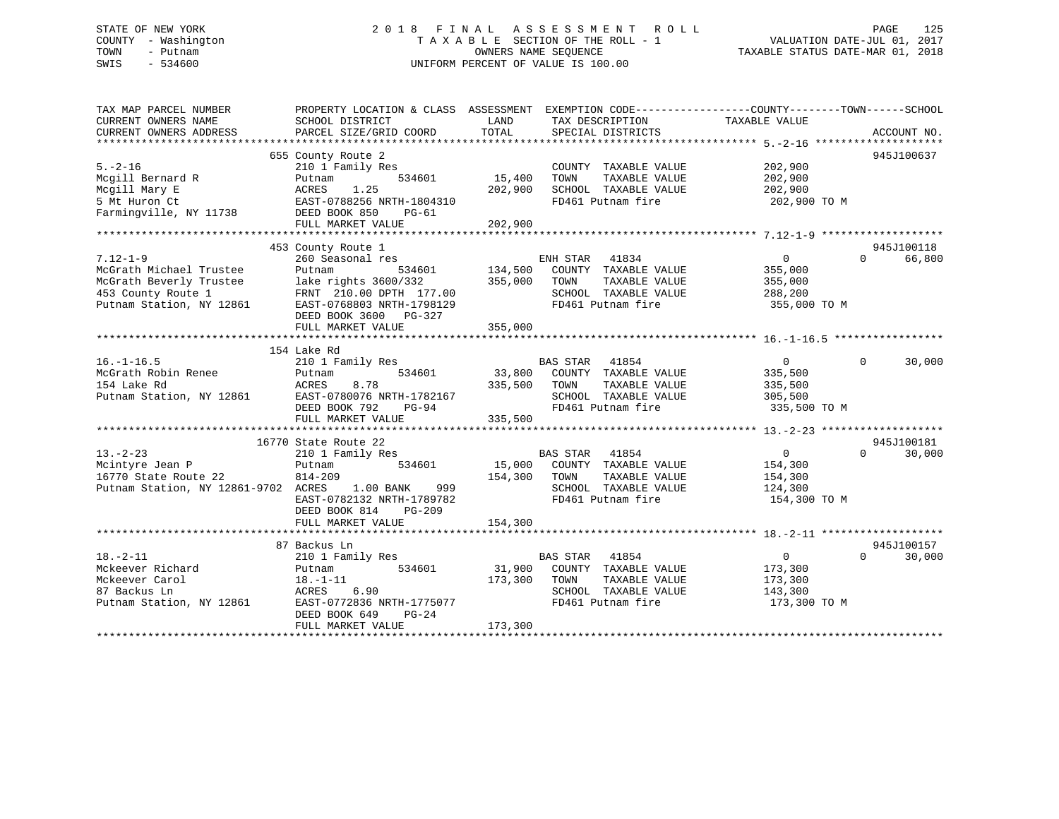STATE OF NEW YORK
COUNTY - Washington
TOWN - Putnam
SWIS - 534600

2018 FINAL ASSESSMENT ROLL
TAXABLE SECTION OF THE ROLL - 1
OWNERS NAME SEQUENCE
UNIFORM PERCENT OF VALUE IS 100.00

VALUATION DATE-JUL 01, 2017
TAXABLE STATUS DATE-MAR 01, 2018

```
TAX MAP PARCEL NUMBER          PROPERTY LOCATION & CLASS  ASSESSMENT  EXEMPTION CODE------------------COUNTY--------TOWN------SCHOOL
CURRENT OWNERS NAME            SCHOOL DISTRICT              LAND       TAX DESCRIPTION            TAXABLE VALUE
CURRENT OWNERS ADDRESS         PARCEL SIZE/GRID COORD       TOTAL      SPECIAL DISTRICTS                                    ACCOUNT NO.
******************************************************************************************************* 5.-2-16 ********************
                               655 County Route 2                                                                         945J100637
5.-2-16                        210 1 Family Res                        COUNTY  TAXABLE VALUE            202,900
Mcgill Bernard R               Putnam           534601     15,400      TOWN    TAXABLE VALUE            202,900
Mcgill Mary E                  ACRES    1.25              202,900      SCHOOL  TAXABLE VALUE            202,900
5 Mt Huron Ct                  EAST-0788256 NRTH-1804310               FD461 Putnam fire                 202,900 TO M
Farmingville, NY 11738         DEED BOOK 850    PG-61
                               FULL MARKET VALUE          202,900
******************************************************************************************************* 7.12-1-9 *******************
                               453 County Route 1                                                                         945J100118
7.12-1-9                       260 Seasonal res                        ENH STAR  41834                   0            0     66,800
McGrath Michael Trustee        Putnam           534601    134,500      COUNTY  TAXABLE VALUE            355,000
McGrath Beverly Trustee        lake rights 3600/332       355,000      TOWN    TAXABLE VALUE            355,000
453 County Route 1             FRNT 210.00 DPTH 177.00                 SCHOOL  TAXABLE VALUE            288,200
Putnam Station, NY 12861       EAST-0768803 NRTH-1798129               FD461 Putnam fire                 355,000 TO M
                               DEED BOOK 3600   PG-327
                               FULL MARKET VALUE          355,000
******************************************************************************************************* 16.-1-16.5 *****************
                               154 Lake Rd
16.-1-16.5                     210 1 Family Res                        BAS STAR  41854                   0            0     30,000
McGrath Robin Renee            Putnam           534601     33,800      COUNTY  TAXABLE VALUE            335,500
154 Lake Rd                    ACRES    8.78              335,500      TOWN    TAXABLE VALUE            335,500
Putnam Station, NY 12861       EAST-0780076 NRTH-1782167               SCHOOL  TAXABLE VALUE            305,500
                               DEED BOOK 792    PG-94                  FD461 Putnam fire                 335,500 TO M
                               FULL MARKET VALUE          335,500
******************************************************************************************************* 13.-2-23 *******************
                               16770 State Route 22                                                                       945J100181
13.-2-23                       210 1 Family Res                        BAS STAR  41854                   0            0     30,000
Mcintyre Jean P                Putnam           534601     15,000      COUNTY  TAXABLE VALUE            154,300
16770 State Route 22           814-209                    154,300      TOWN    TAXABLE VALUE            154,300
Putnam Station, NY 12861-9702  ACRES    1.00 BANK    999               SCHOOL  TAXABLE VALUE            124,300
                               EAST-0782132 NRTH-1789782               FD461 Putnam fire                 154,300 TO M
                               DEED BOOK 814    PG-209
                               FULL MARKET VALUE          154,300
******************************************************************************************************* 18.-2-11 *******************
                               87 Backus Ln                                                                               945J100157
18.-2-11                       210 1 Family Res                        BAS STAR  41854                   0            0     30,000
Mckeever Richard               Putnam           534601     31,900      COUNTY  TAXABLE VALUE            173,300
Mckeever Carol                 18.-1-11                   173,300      TOWN    TAXABLE VALUE            173,300
87 Backus Ln                   ACRES    6.90                           SCHOOL  TAXABLE VALUE            143,300
Putnam Station, NY 12861       EAST-0772836 NRTH-1775077               FD461 Putnam fire                 173,300 TO M
                               DEED BOOK 649    PG-24
                               FULL MARKET VALUE          173,300
************************************************************************************************************************************
```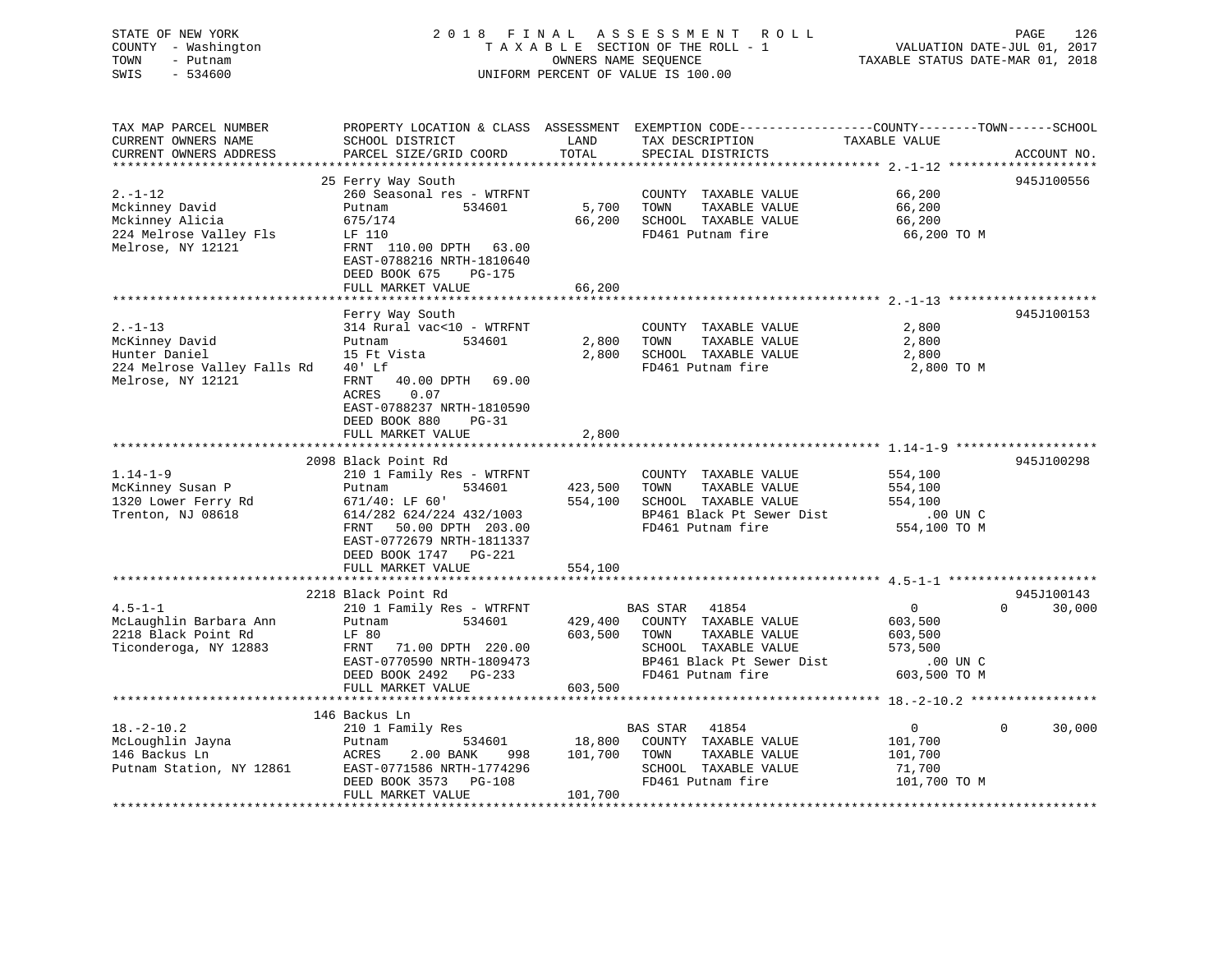STATE OF NEW YORK
COUNTY - Washington
TOWN - Putnam
SWIS - 534600

2 0 1 8 F I N A L A S S E S S M E N T R O L L
T A X A B L E SECTION OF THE ROLL - 1
OWNERS NAME SEQUENCE
UNIFORM PERCENT OF VALUE IS 100.00

VALUATION DATE-JUL 01, 2017
TAXABLE STATUS DATE-MAR 01, 2018

| TAX MAP PARCEL NUMBER / CURRENT OWNERS NAME / CURRENT OWNERS ADDRESS | PROPERTY LOCATION & CLASS / SCHOOL DISTRICT / PARCEL SIZE/GRID COORD | ASSESSMENT LAND / TOTAL | EXEMPTION CODE / TAX DESCRIPTION / SPECIAL DISTRICTS | COUNTY | TOWN | SCHOOL / TAXABLE VALUE | ACCOUNT NO. |
|---|---|---|---|---|---|---|---|
| **2.-1-12** | 25 Ferry Way South | | | | | | 945J100556 |
| 2.-1-12 | 260 Seasonal res - WTRFNT | | COUNTY TAXABLE VALUE | 66,200 | | | |
| Mckinney David | Putnam 534601 | 5,700 | TOWN TAXABLE VALUE | | 66,200 | | |
| Mckinney Alicia | 675/174 | 66,200 | SCHOOL TAXABLE VALUE | | | 66,200 | |
| 224 Melrose Valley Fls | LF 110 | | FD461 Putnam fire | 66,200 TO M | | | |
| Melrose, NY 12121 | FRNT 110.00 DPTH 63.00 | | | | | | |
| | EAST-0788216 NRTH-1810640 | | | | | | |
| | DEED BOOK 675 PG-175 | | | | | | |
| | FULL MARKET VALUE | 66,200 | | | | | |
| **2.-1-13** | Ferry Way South | | | | | | 945J100153 |
| 2.-1-13 | 314 Rural vac<10 - WTRFNT | | COUNTY TAXABLE VALUE | 2,800 | | | |
| McKinney David | Putnam 534601 | 2,800 | TOWN TAXABLE VALUE | | 2,800 | | |
| Hunter Daniel | 15 Ft Vista | 2,800 | SCHOOL TAXABLE VALUE | | | 2,800 | |
| 224 Melrose Valley Falls Rd | 40' Lf | | FD461 Putnam fire | 2,800 TO M | | | |
| Melrose, NY 12121 | FRNT 40.00 DPTH 69.00 | | | | | | |
| | ACRES 0.07 | | | | | | |
| | EAST-0788237 NRTH-1810590 | | | | | | |
| | DEED BOOK 880 PG-31 | | | | | | |
| | FULL MARKET VALUE | 2,800 | | | | | |
| **1.14-1-9** | 2098 Black Point Rd | | | | | | 945J100298 |
| 1.14-1-9 | 210 1 Family Res - WTRFNT | | COUNTY TAXABLE VALUE | 554,100 | | | |
| McKinney Susan P | Putnam 534601 | 423,500 | TOWN TAXABLE VALUE | | 554,100 | | |
| 1320 Lower Ferry Rd | 671/40: LF 60' | 554,100 | SCHOOL TAXABLE VALUE | | | 554,100 | |
| Trenton, NJ 08618 | 614/282 624/224 432/1003 | | BP461 Black Pt Sewer Dist | .00 UN C | | | |
| | FRNT 50.00 DPTH 203.00 | | FD461 Putnam fire | 554,100 TO M | | | |
| | EAST-0772679 NRTH-1811337 | | | | | | |
| | DEED BOOK 1747 PG-221 | | | | | | |
| | FULL MARKET VALUE | 554,100 | | | | | |
| **4.5-1-1** | 2218 Black Point Rd | | | | | | 945J100143 |
| 4.5-1-1 | 210 1 Family Res - WTRFNT | | BAS STAR 41854 | 0 | 0 | 30,000 | |
| McLaughlin Barbara Ann | Putnam 534601 | 429,400 | COUNTY TAXABLE VALUE | 603,500 | | | |
| 2218 Black Point Rd | LF 80 | 603,500 | TOWN TAXABLE VALUE | | 603,500 | | |
| Ticonderoga, NY 12883 | FRNT 71.00 DPTH 220.00 | | SCHOOL TAXABLE VALUE | | | 573,500 | |
| | EAST-0770590 NRTH-1809473 | | BP461 Black Pt Sewer Dist | .00 UN C | | | |
| | DEED BOOK 2492 PG-233 | | FD461 Putnam fire | 603,500 TO M | | | |
| | FULL MARKET VALUE | 603,500 | | | | | |
| **18.-2-10.2** | 146 Backus Ln | | | | | | |
| 18.-2-10.2 | 210 1 Family Res | | BAS STAR 41854 | 0 | 0 | 30,000 | |
| McLoughlin Jayna | Putnam 534601 | 18,800 | COUNTY TAXABLE VALUE | 101,700 | | | |
| 146 Backus Ln | ACRES 2.00 BANK 998 | 101,700 | TOWN TAXABLE VALUE | | 101,700 | | |
| Putnam Station, NY 12861 | EAST-0771586 NRTH-1774296 | | SCHOOL TAXABLE VALUE | | | 71,700 | |
| | DEED BOOK 3573 PG-108 | | FD461 Putnam fire | 101,700 TO M | | | |
| | FULL MARKET VALUE | 101,700 | | | | | |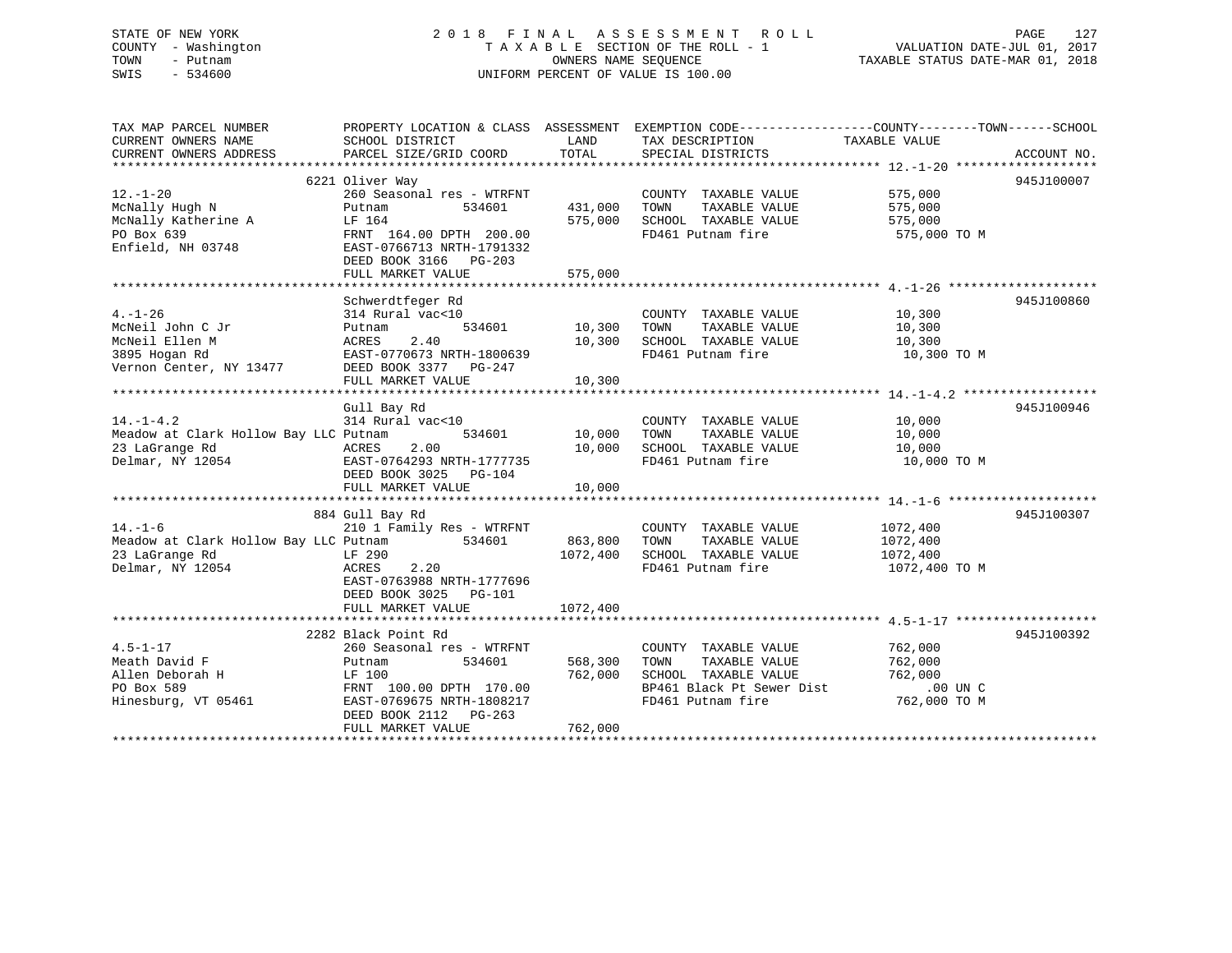STATE OF NEW YORK — 2018 FINAL ASSESSMENT ROLL
COUNTY - Washington — TAXABLE SECTION OF THE ROLL - 1 — VALUATION DATE-JUL 01, 2017
TOWN - Putnam — OWNERS NAME SEQUENCE — TAXABLE STATUS DATE-MAR 01, 2018
SWIS - 534600 — UNIFORM PERCENT OF VALUE IS 100.00

| TAX MAP PARCEL NUMBER / CURRENT OWNERS NAME / CURRENT OWNERS ADDRESS | PROPERTY LOCATION & CLASS / SCHOOL DISTRICT / PARCEL SIZE/GRID COORD | ASSESSMENT LAND | TOTAL | EXEMPTION CODE / TAX DESCRIPTION / SPECIAL DISTRICTS | TAXABLE VALUE (COUNTY--------TOWN------SCHOOL) | ACCOUNT NO. |
|---|---|---|---|---|---|---|
| **12.-1-20** | 6221 Oliver Way | | | | | 945J100007 |
| McNally Hugh N | 260 Seasonal res - WTRFNT | | | COUNTY TAXABLE VALUE | 575,000 | |
| McNally Katherine A | Putnam 534601 | 431,000 | | TOWN TAXABLE VALUE | 575,000 | |
| PO Box 639 | LF 164 | | 575,000 | SCHOOL TAXABLE VALUE | 575,000 | |
| Enfield, NH 03748 | FRNT 164.00 DPTH 200.00 | | | FD461 Putnam fire | 575,000 TO M | |
| | EAST-0766713 NRTH-1791332 | | | | | |
| | DEED BOOK 3166 PG-203 | | | | | |
| | FULL MARKET VALUE | | 575,000 | | | |
| **4.-1-26** | Schwerdtfeger Rd | | | | | 945J100860 |
| McNeil John C Jr | 314 Rural vac<10 | | | COUNTY TAXABLE VALUE | 10,300 | |
| McNeil Ellen M | Putnam 534601 | 10,300 | | TOWN TAXABLE VALUE | 10,300 | |
| 3895 Hogan Rd | ACRES 2.40 | | 10,300 | SCHOOL TAXABLE VALUE | 10,300 | |
| Vernon Center, NY 13477 | EAST-0770673 NRTH-1800639 | | | FD461 Putnam fire | 10,300 TO M | |
| | DEED BOOK 3377 PG-247 | | | | | |
| | FULL MARKET VALUE | | 10,300 | | | |
| **14.-1-4.2** | Gull Bay Rd | | | | | 945J100946 |
| Meadow at Clark Hollow Bay LLC | 314 Rural vac<10 | | | COUNTY TAXABLE VALUE | 10,000 | |
| 23 LaGrange Rd | Putnam 534601 | 10,000 | | TOWN TAXABLE VALUE | 10,000 | |
| Delmar, NY 12054 | ACRES 2.00 | | 10,000 | SCHOOL TAXABLE VALUE | 10,000 | |
| | EAST-0764293 NRTH-1777735 | | | FD461 Putnam fire | 10,000 TO M | |
| | DEED BOOK 3025 PG-104 | | | | | |
| | FULL MARKET VALUE | | 10,000 | | | |
| **14.-1-6** | 884 Gull Bay Rd | | | | | 945J100307 |
| Meadow at Clark Hollow Bay LLC | 210 1 Family Res - WTRFNT | | | COUNTY TAXABLE VALUE | 1072,400 | |
| 23 LaGrange Rd | Putnam 534601 | 863,800 | | TOWN TAXABLE VALUE | 1072,400 | |
| Delmar, NY 12054 | LF 290 | | 1072,400 | SCHOOL TAXABLE VALUE | 1072,400 | |
| | ACRES 2.20 | | | FD461 Putnam fire | 1072,400 TO M | |
| | EAST-0763988 NRTH-1777696 | | | | | |
| | DEED BOOK 3025 PG-101 | | | | | |
| | FULL MARKET VALUE | | 1072,400 | | | |
| **4.5-1-17** | 2282 Black Point Rd | | | | | 945J100392 |
| Meath David F | 260 Seasonal res - WTRFNT | | | COUNTY TAXABLE VALUE | 762,000 | |
| Allen Deborah H | Putnam 534601 | 568,300 | | TOWN TAXABLE VALUE | 762,000 | |
| PO Box 589 | LF 100 | | 762,000 | SCHOOL TAXABLE VALUE | 762,000 | |
| Hinesburg, VT 05461 | FRNT 100.00 DPTH 170.00 | | | BP461 Black Pt Sewer Dist | .00 UN C | |
| | EAST-0769675 NRTH-1808217 | | | FD461 Putnam fire | 762,000 TO M | |
| | DEED BOOK 2112 PG-263 | | | | | |
| | FULL MARKET VALUE | | 762,000 | | | |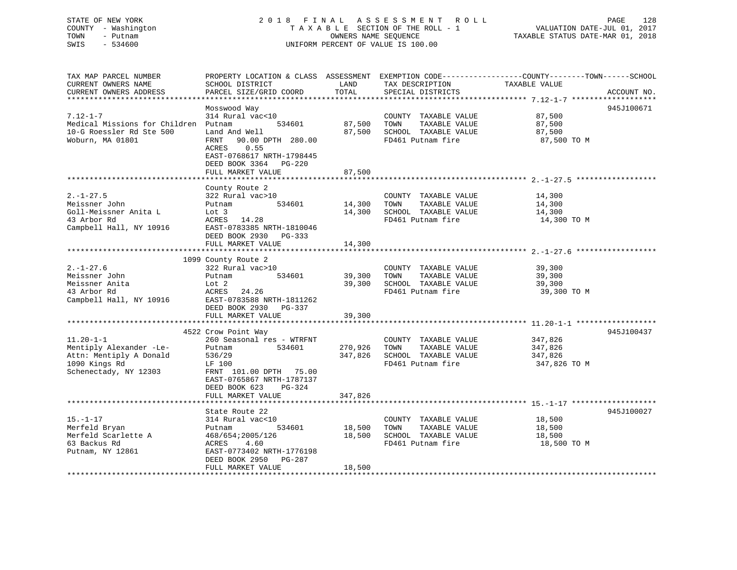STATE OF NEW YORK
COUNTY - Washington
TOWN - Putnam
SWIS - 534600

2018 FINAL ASSESSMENT ROLL
TAXABLE SECTION OF THE ROLL - 1
OWNERS NAME SEQUENCE
UNIFORM PERCENT OF VALUE IS 100.00

VALUATION DATE-JUL 01, 2017
TAXABLE STATUS DATE-MAR 01, 2018

| TAX MAP PARCEL NUMBER / CURRENT OWNERS NAME / CURRENT OWNERS ADDRESS | PROPERTY LOCATION & CLASS / SCHOOL DISTRICT / PARCEL SIZE/GRID COORD | ASSESSMENT LAND | TOTAL | EXEMPTION CODE / TAX DESCRIPTION / SPECIAL DISTRICTS | TAXABLE VALUE (COUNTY--TOWN--SCHOOL) | ACCOUNT NO. |
|---|---|---|---|---|---|---|
| 7.12-1-7 | Mosswood Way | | | | | 945J100671 |
| Medical Missions for Children | 314 Rural vac<10 | | | COUNTY TAXABLE VALUE | 87,500 | |
| 10-G Roessler Rd Ste 500 | Putnam 534601 | 87,500 | | TOWN TAXABLE VALUE | 87,500 | |
| Woburn, MA 01801 | Land And Well | | 87,500 | SCHOOL TAXABLE VALUE | 87,500 | |
| | FRNT 90.00 DPTH 280.00 | | | FD461 Putnam fire | 87,500 TO M | |
| | ACRES 0.55 | | | | | |
| | EAST-0768617 NRTH-1798445 | | | | | |
| | DEED BOOK 3364 PG-220 | | | | | |
| | FULL MARKET VALUE | | 87,500 | | | |
| 2.-1-27.5 | County Route 2 | | | | | |
| Meissner John | 322 Rural vac>10 | | | COUNTY TAXABLE VALUE | 14,300 | |
| Goll-Meissner Anita L | Putnam 534601 | 14,300 | | TOWN TAXABLE VALUE | 14,300 | |
| 43 Arbor Rd | Lot 3 | | 14,300 | SCHOOL TAXABLE VALUE | 14,300 | |
| Campbell Hall, NY 10916 | ACRES 14.28 | | | FD461 Putnam fire | 14,300 TO M | |
| | EAST-0783385 NRTH-1810046 | | | | | |
| | DEED BOOK 2930 PG-333 | | | | | |
| | FULL MARKET VALUE | | 14,300 | | | |
| 2.-1-27.6 | 1099 County Route 2 | | | | | |
| Meissner John | 322 Rural vac>10 | | | COUNTY TAXABLE VALUE | 39,300 | |
| Meissner Anita | Putnam 534601 | 39,300 | | TOWN TAXABLE VALUE | 39,300 | |
| 43 Arbor Rd | Lot 2 | | 39,300 | SCHOOL TAXABLE VALUE | 39,300 | |
| Campbell Hall, NY 10916 | ACRES 24.26 | | | FD461 Putnam fire | 39,300 TO M | |
| | EAST-0783588 NRTH-1811262 | | | | | |
| | DEED BOOK 2930 PG-337 | | | | | |
| | FULL MARKET VALUE | | 39,300 | | | |
| 11.20-1-1 | 4522 Crow Point Way | | | | | 945J100437 |
| Mentiply Alexander -Le- | 260 Seasonal res - WTRFNT | | | COUNTY TAXABLE VALUE | 347,826 | |
| Attn: Mentiply A Donald | Putnam 534601 | 270,926 | | TOWN TAXABLE VALUE | 347,826 | |
| 1090 Kings Rd | 536/29 | | 347,826 | SCHOOL TAXABLE VALUE | 347,826 | |
| Schenectady, NY 12303 | LF 100 | | | FD461 Putnam fire | 347,826 TO M | |
| | FRNT 101.00 DPTH 75.00 | | | | | |
| | EAST-0765867 NRTH-1787137 | | | | | |
| | DEED BOOK 623 PG-324 | | | | | |
| | FULL MARKET VALUE | | 347,826 | | | |
| 15.-1-17 | State Route 22 | | | | | 945J100027 |
| Merfeld Bryan | 314 Rural vac<10 | | | COUNTY TAXABLE VALUE | 18,500 | |
| Merfeld Scarlette A | Putnam 534601 | 18,500 | | TOWN TAXABLE VALUE | 18,500 | |
| 63 Backus Rd | 468/654;2005/126 | | 18,500 | SCHOOL TAXABLE VALUE | 18,500 | |
| Putnam, NY 12861 | ACRES 4.60 | | | FD461 Putnam fire | 18,500 TO M | |
| | EAST-0773402 NRTH-1776198 | | | | | |
| | DEED BOOK 2950 PG-287 | | | | | |
| | FULL MARKET VALUE | | 18,500 | | | |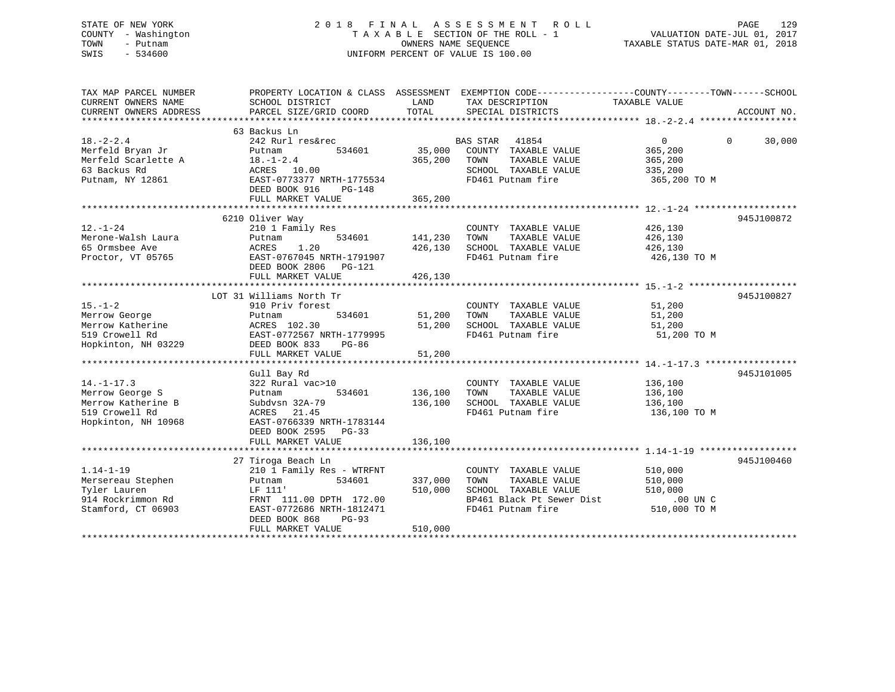STATE OF NEW YORK
COUNTY - Washington
TOWN - Putnam
SWIS - 534600

2 0 1 8 F I N A L A S S E S S M E N T R O L L
T A X A B L E SECTION OF THE ROLL - 1
OWNERS NAME SEQUENCE
UNIFORM PERCENT OF VALUE IS 100.00

VALUATION DATE-JUL 01, 2017
TAXABLE STATUS DATE-MAR 01, 2018

```
TAX MAP PARCEL NUMBER          PROPERTY LOCATION & CLASS  ASSESSMENT  EXEMPTION CODE------------------COUNTY--------TOWN------SCHOOL
CURRENT OWNERS NAME            SCHOOL DISTRICT               LAND      TAX DESCRIPTION             TAXABLE VALUE
CURRENT OWNERS ADDRESS         PARCEL SIZE/GRID COORD       TOTAL      SPECIAL DISTRICTS                                     ACCOUNT NO.
******************************************************************************************************* 18.-2-2.4 ******************
                               63 Backus Ln
18.-2-2.4                      242 Rurl res&rec                       BAS STAR   41854                  0          0       30,000
Merfeld Bryan Jr               Putnam          534601       35,000    COUNTY  TAXABLE VALUE          365,200
Merfeld Scarlette A            18.-1-2.4                   365,200    TOWN    TAXABLE VALUE          365,200
63 Backus Rd                   ACRES  10.00                           SCHOOL  TAXABLE VALUE          335,200
Putnam, NY 12861               EAST-0773377 NRTH-1775534              FD461 Putnam fire               365,200 TO M
                               DEED BOOK 916    PG-148
                               FULL MARKET VALUE           365,200
******************************************************************************************************* 12.-1-24 *******************
                               6210 Oliver Way                                                                         945J100872
12.-1-24                       210 1 Family Res                       COUNTY  TAXABLE VALUE          426,130
Merone-Walsh Laura             Putnam          534601      141,230    TOWN    TAXABLE VALUE          426,130
65 Ormsbee Ave                 ACRES   1.20                426,130    SCHOOL  TAXABLE VALUE          426,130
Proctor, VT 05765              EAST-0767045 NRTH-1791907              FD461 Putnam fire               426,130 TO M
                               DEED BOOK 2806   PG-121
                               FULL MARKET VALUE           426,130
******************************************************************************************************* 15.-1-2 ********************
                               LOT 31 Williams North Tr                                                                945J100827
15.-1-2                        910 Priv forest                        COUNTY  TAXABLE VALUE           51,200
Merrow George                  Putnam          534601       51,200    TOWN    TAXABLE VALUE           51,200
Merrow Katherine               ACRES 102.30                 51,200    SCHOOL  TAXABLE VALUE           51,200
519 Crowell Rd                 EAST-0772567 NRTH-1779995              FD461 Putnam fire                51,200 TO M
Hopkinton, NH 03229            DEED BOOK 833    PG-86
                               FULL MARKET VALUE            51,200
******************************************************************************************************* 14.-1-17.3 *****************
                               Gull Bay Rd                                                                             945J101005
14.-1-17.3                     322 Rural vac>10                       COUNTY  TAXABLE VALUE          136,100
Merrow George S                Putnam          534601      136,100    TOWN    TAXABLE VALUE          136,100
Merrow Katherine B             Subdvsn 32A-79              136,100    SCHOOL  TAXABLE VALUE          136,100
519 Crowell Rd                 ACRES  21.45                           FD461 Putnam fire               136,100 TO M
Hopkinton, NH 10968            EAST-0766339 NRTH-1783144
                               DEED BOOK 2595   PG-33
                               FULL MARKET VALUE           136,100
******************************************************************************************************* 1.14-1-19 ******************
                               27 Tiroga Beach Ln                                                                      945J100460
1.14-1-19                      210 1 Family Res - WTRFNT              COUNTY  TAXABLE VALUE          510,000
Mersereau Stephen              Putnam          534601      337,000    TOWN    TAXABLE VALUE          510,000
Tyler Lauren                   LF 111'                     510,000    SCHOOL  TAXABLE VALUE          510,000
914 Rockrimmon Rd              FRNT 111.00 DPTH 172.00                BP461 Black Pt Sewer Dist           .00 UN C
Stamford, CT 06903             EAST-0772686 NRTH-1812471              FD461 Putnam fire               510,000 TO M
                               DEED BOOK 868    PG-93
                               FULL MARKET VALUE           510,000
************************************************************************************************************************************
```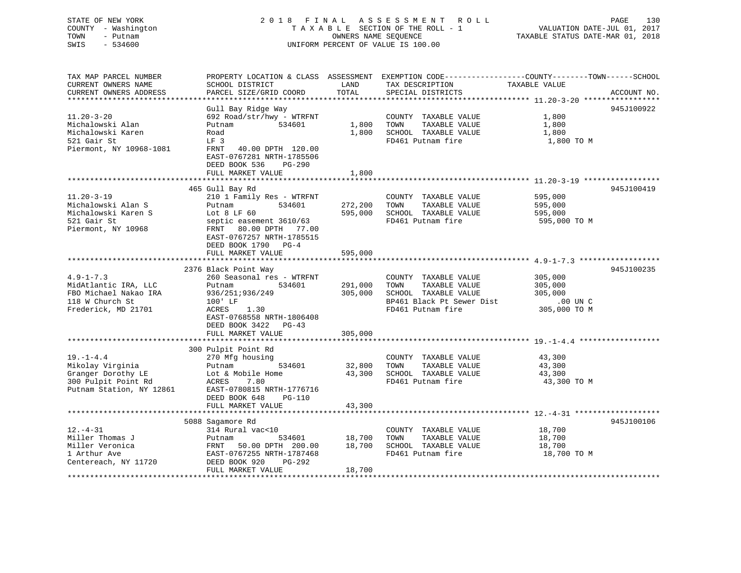STATE OF NEW YORK
COUNTY - Washington
TOWN - Putnam
SWIS - 534600

# 2018 FINAL ASSESSMENT ROLL

TAXABLE SECTION OF THE ROLL - 1
OWNERS NAME SEQUENCE
UNIFORM PERCENT OF VALUE IS 100.00

VALUATION DATE-JUL 01, 2017
TAXABLE STATUS DATE-MAR 01, 2018

| TAX MAP PARCEL NUMBER / CURRENT OWNERS NAME / CURRENT OWNERS ADDRESS | PROPERTY LOCATION & CLASS / SCHOOL DISTRICT / PARCEL SIZE/GRID COORD | ASSESSMENT LAND | TOTAL | EXEMPTION CODE / TAX DESCRIPTION / SPECIAL DISTRICTS | TAXABLE VALUE (COUNTY / TOWN / SCHOOL) | ACCOUNT NO. |
|---|---|---|---|---|---|---|
| 11.20-3-20 | Gull Bay Ridge Way | | | | | 945J100922 |
| | 692 Road/str/hwy - WTRFNT | | | COUNTY TAXABLE VALUE | 1,800 | |
| Michalowski Alan | Putnam 534601 | 1,800 | | TOWN TAXABLE VALUE | 1,800 | |
| Michalowski Karen | Road | | 1,800 | SCHOOL TAXABLE VALUE | 1,800 | |
| 521 Gair St | LF 3 | | | FD461 Putnam fire | 1,800 TO M | |
| Piermont, NY 10968-1081 | FRNT 40.00 DPTH 120.00 | | | | | |
| | EAST-0767281 NRTH-1785506 | | | | | |
| | DEED BOOK 536 PG-290 | | | | | |
| | FULL MARKET VALUE | | 1,800 | | | |
| 11.20-3-19 | 465 Gull Bay Rd | | | | | 945J100419 |
| | 210 1 Family Res - WTRFNT | | | COUNTY TAXABLE VALUE | 595,000 | |
| Michalowski Alan S | Putnam 534601 | 272,200 | | TOWN TAXABLE VALUE | 595,000 | |
| Michalowski Karen S | Lot 8 LF 60 | | 595,000 | SCHOOL TAXABLE VALUE | 595,000 | |
| 521 Gair St | septic easement 3610/63 | | | FD461 Putnam fire | 595,000 TO M | |
| Piermont, NY 10968 | FRNT 80.00 DPTH 77.00 | | | | | |
| | EAST-0767257 NRTH-1785515 | | | | | |
| | DEED BOOK 1790 PG-4 | | | | | |
| | FULL MARKET VALUE | | 595,000 | | | |
| 4.9-1-7.3 | 2376 Black Point Way | | | | | 945J100235 |
| | 260 Seasonal res - WTRFNT | | | COUNTY TAXABLE VALUE | 305,000 | |
| MidAtlantic IRA, LLC | Putnam 534601 | 291,000 | | TOWN TAXABLE VALUE | 305,000 | |
| FBO Michael Nakao IRA | 936/251;936/249 | | 305,000 | SCHOOL TAXABLE VALUE | 305,000 | |
| 118 W Church St | 100' LF | | | BP461 Black Pt Sewer Dist | .00 UN C | |
| Frederick, MD 21701 | ACRES 1.30 | | | FD461 Putnam fire | 305,000 TO M | |
| | EAST-0768558 NRTH-1806408 | | | | | |
| | DEED BOOK 3422 PG-43 | | | | | |
| | FULL MARKET VALUE | | 305,000 | | | |
| 19.-1-4.4 | 300 Pulpit Point Rd | | | | | |
| | 270 Mfg housing | | | COUNTY TAXABLE VALUE | 43,300 | |
| Mikolay Virginia | Putnam 534601 | 32,800 | | TOWN TAXABLE VALUE | 43,300 | |
| Granger Dorothy LE | Lot & Mobile Home | | 43,300 | SCHOOL TAXABLE VALUE | 43,300 | |
| 300 Pulpit Point Rd | ACRES 7.80 | | | FD461 Putnam fire | 43,300 TO M | |
| Putnam Station, NY 12861 | EAST-0780815 NRTH-1776716 | | | | | |
| | DEED BOOK 648 PG-110 | | | | | |
| | FULL MARKET VALUE | | 43,300 | | | |
| 12.-4-31 | 5088 Sagamore Rd | | | | | 945J100106 |
| | 314 Rural vac<10 | | | COUNTY TAXABLE VALUE | 18,700 | |
| Miller Thomas J | Putnam 534601 | 18,700 | | TOWN TAXABLE VALUE | 18,700 | |
| Miller Veronica | FRNT 50.00 DPTH 200.00 | | 18,700 | SCHOOL TAXABLE VALUE | 18,700 | |
| 1 Arthur Ave | EAST-0767255 NRTH-1787468 | | | FD461 Putnam fire | 18,700 TO M | |
| Centereach, NY 11720 | DEED BOOK 920 PG-292 | | | | | |
| | FULL MARKET VALUE | | 18,700 | | | |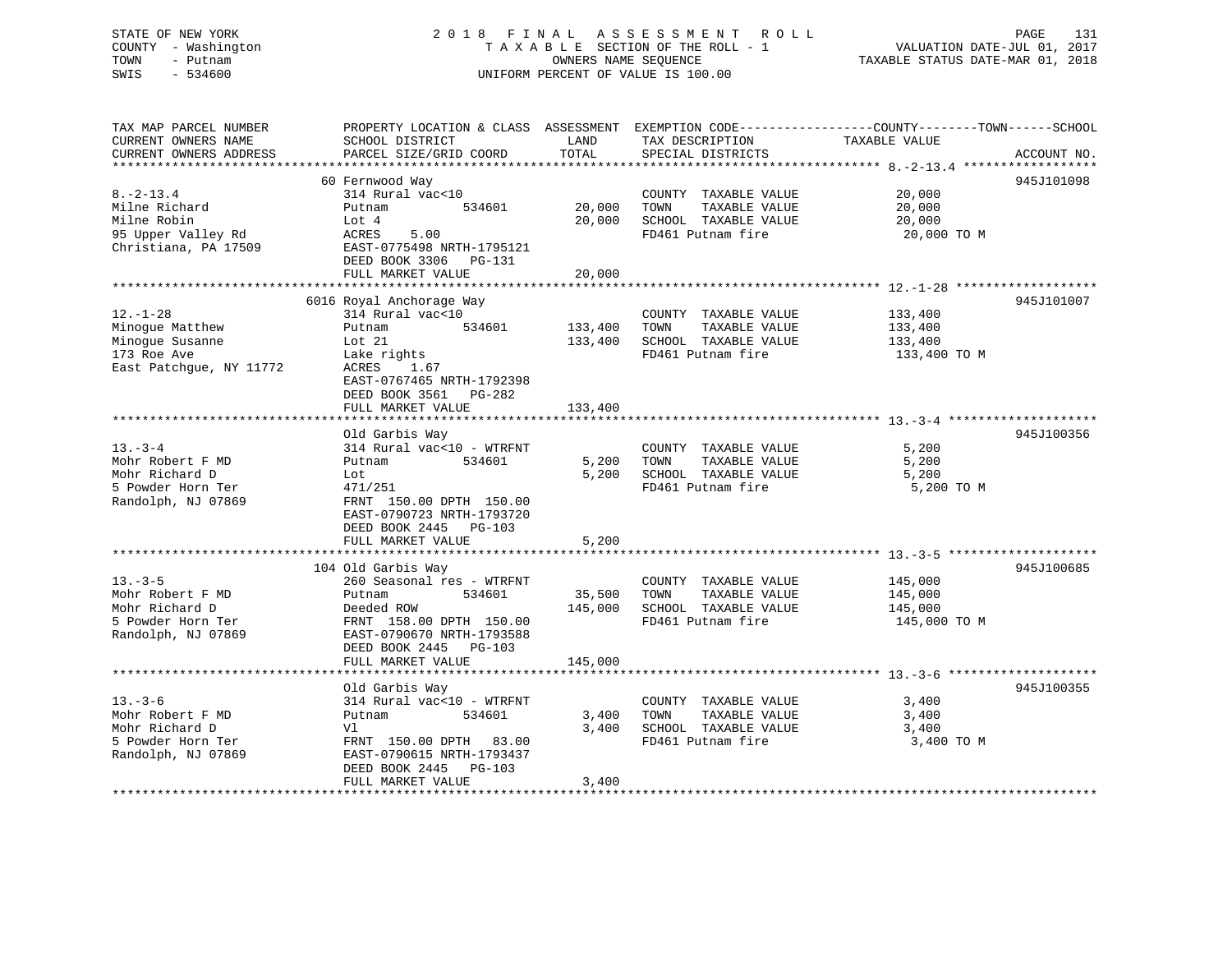STATE OF NEW YORK — COUNTY - Washington — TOWN - Putnam — SWIS - 534600

# 2018 FINAL ASSESSMENT ROLL
TAXABLE SECTION OF THE ROLL - 1
OWNERS NAME SEQUENCE
UNIFORM PERCENT OF VALUE IS 100.00

VALUATION DATE-JUL 01, 2017
TAXABLE STATUS DATE-MAR 01, 2018

| TAX MAP PARCEL NUMBER / CURRENT OWNERS NAME / CURRENT OWNERS ADDRESS | PROPERTY LOCATION & CLASS / SCHOOL DISTRICT / PARCEL SIZE/GRID COORD | ASSESSMENT LAND | TOTAL | EXEMPTION CODE / TAX DESCRIPTION / SPECIAL DISTRICTS | TAXABLE VALUE (COUNTY / TOWN / SCHOOL) | ACCOUNT NO. |
|---|---|---|---|---|---|---|
| **8.-2-13.4** | 60 Fernwood Way | | | | | 945J101098 |
| Milne Richard | 314 Rural vac<10 | | | COUNTY TAXABLE VALUE | 20,000 | |
| Milne Robin | Putnam 534601 | 20,000 | | TOWN TAXABLE VALUE | 20,000 | |
| 95 Upper Valley Rd | Lot 4 | | 20,000 | SCHOOL TAXABLE VALUE | 20,000 | |
| Christiana, PA 17509 | ACRES 5.00 | | | FD461 Putnam fire | 20,000 TO M | |
| | EAST-0775498 NRTH-1795121 | | | | | |
| | DEED BOOK 3306 PG-131 | | | | | |
| | FULL MARKET VALUE | | 20,000 | | | |
| **12.-1-28** | 6016 Royal Anchorage Way | | | | | 945J101007 |
| Minogue Matthew | 314 Rural vac<10 | | | COUNTY TAXABLE VALUE | 133,400 | |
| Minogue Susanne | Putnam 534601 | 133,400 | | TOWN TAXABLE VALUE | 133,400 | |
| 173 Roe Ave | Lot 21 | | 133,400 | SCHOOL TAXABLE VALUE | 133,400 | |
| East Patchgue, NY 11772 | Lake rights | | | FD461 Putnam fire | 133,400 TO M | |
| | ACRES 1.67 | | | | | |
| | EAST-0767465 NRTH-1792398 | | | | | |
| | DEED BOOK 3561 PG-282 | | | | | |
| | FULL MARKET VALUE | | 133,400 | | | |
| **13.-3-4** | Old Garbis Way | | | | | 945J100356 |
| Mohr Robert F MD | 314 Rural vac<10 - WTRFNT | | | COUNTY TAXABLE VALUE | 5,200 | |
| Mohr Richard D | Putnam 534601 | 5,200 | | TOWN TAXABLE VALUE | 5,200 | |
| 5 Powder Horn Ter | Lot | | 5,200 | SCHOOL TAXABLE VALUE | 5,200 | |
| Randolph, NJ 07869 | 471/251 | | | FD461 Putnam fire | 5,200 TO M | |
| | FRNT 150.00 DPTH 150.00 | | | | | |
| | EAST-0790723 NRTH-1793720 | | | | | |
| | DEED BOOK 2445 PG-103 | | | | | |
| | FULL MARKET VALUE | | 5,200 | | | |
| **13.-3-5** | 104 Old Garbis Way | | | | | 945J100685 |
| Mohr Robert F MD | 260 Seasonal res - WTRFNT | | | COUNTY TAXABLE VALUE | 145,000 | |
| Mohr Richard D | Putnam 534601 | 35,500 | | TOWN TAXABLE VALUE | 145,000 | |
| 5 Powder Horn Ter | Deeded ROW | | 145,000 | SCHOOL TAXABLE VALUE | 145,000 | |
| Randolph, NJ 07869 | FRNT 158.00 DPTH 150.00 | | | FD461 Putnam fire | 145,000 TO M | |
| | EAST-0790670 NRTH-1793588 | | | | | |
| | DEED BOOK 2445 PG-103 | | | | | |
| | FULL MARKET VALUE | | 145,000 | | | |
| **13.-3-6** | Old Garbis Way | | | | | 945J100355 |
| Mohr Robert F MD | 314 Rural vac<10 - WTRFNT | | | COUNTY TAXABLE VALUE | 3,400 | |
| Mohr Richard D | Putnam 534601 | 3,400 | | TOWN TAXABLE VALUE | 3,400 | |
| 5 Powder Horn Ter | Vl | | 3,400 | SCHOOL TAXABLE VALUE | 3,400 | |
| Randolph, NJ 07869 | FRNT 150.00 DPTH 83.00 | | | FD461 Putnam fire | 3,400 TO M | |
| | EAST-0790615 NRTH-1793437 | | | | | |
| | DEED BOOK 2445 PG-103 | | | | | |
| | FULL MARKET VALUE | | 3,400 | | | |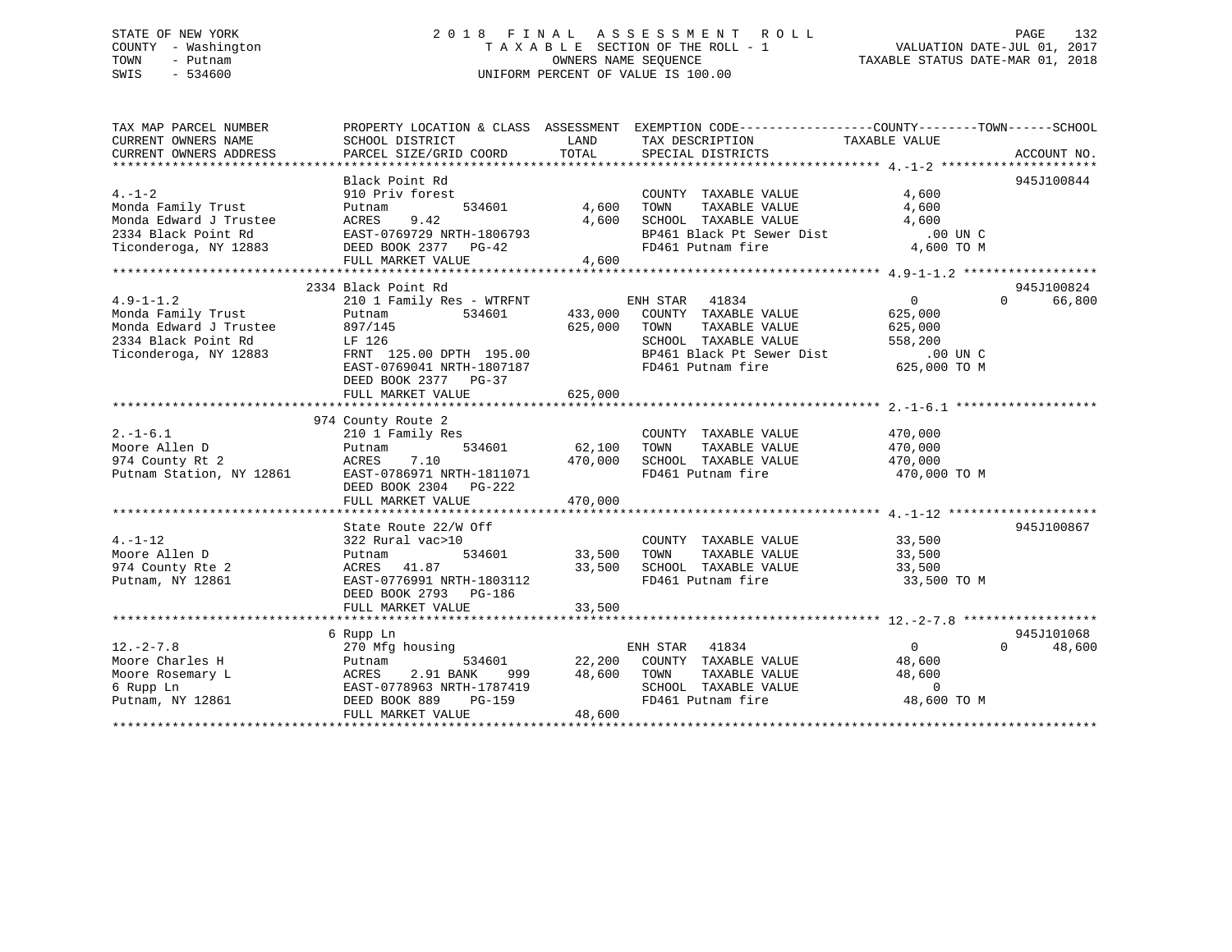STATE OF NEW YORK
COUNTY - Washington
TOWN - Putnam
SWIS - 534600

2 0 1 8 F I N A L A S S E S S M E N T R O L L
T A X A B L E SECTION OF THE ROLL - 1
OWNERS NAME SEQUENCE
UNIFORM PERCENT OF VALUE IS 100.00

VALUATION DATE-JUL 01, 2017
TAXABLE STATUS DATE-MAR 01, 2018

```
TAX MAP PARCEL NUMBER          PROPERTY LOCATION & CLASS  ASSESSMENT  EXEMPTION CODE------------------COUNTY--------TOWN------SCHOOL
CURRENT OWNERS NAME            SCHOOL DISTRICT              LAND      TAX DESCRIPTION            TAXABLE VALUE
CURRENT OWNERS ADDRESS         PARCEL SIZE/GRID COORD       TOTAL     SPECIAL DISTRICTS                                    ACCOUNT NO.
******************************************************************************************************* 4.-1-2 *********************
                               Black Point Rd                                                                          945J100844
4.-1-2                         910 Priv forest                        COUNTY  TAXABLE VALUE            4,600
Monda Family Trust             Putnam        534601         4,600     TOWN    TAXABLE VALUE            4,600
Monda Edward J Trustee         ACRES    9.42                4,600     SCHOOL  TAXABLE VALUE            4,600
2334 Black Point Rd            EAST-0769729 NRTH-1806793              BP461 Black Pt Sewer Dist          .00 UN C
Ticonderoga, NY 12883          DEED BOOK 2377   PG-42                 FD461 Putnam fire                4,600 TO M
                               FULL MARKET VALUE            4,600
******************************************************************************************************* 4.9-1-1.2 ******************
                               2334 Black Point Rd                                                                     945J100824
4.9-1-1.2                      210 1 Family Res - WTRFNT              ENH STAR   41834                   0          0     66,800
Monda Family Trust             Putnam        534601       433,000     COUNTY  TAXABLE VALUE          625,000
Monda Edward J Trustee         897/145                    625,000     TOWN    TAXABLE VALUE          625,000
2334 Black Point Rd            LF 126                                 SCHOOL  TAXABLE VALUE          558,200
Ticonderoga, NY 12883          FRNT 125.00 DPTH 195.00                BP461 Black Pt Sewer Dist          .00 UN C
                               EAST-0769041 NRTH-1807187              FD461 Putnam fire              625,000 TO M
                               DEED BOOK 2377   PG-37
                               FULL MARKET VALUE          625,000
******************************************************************************************************* 2.-1-6.1 *******************
                               974 County Route 2
2.-1-6.1                       210 1 Family Res                       COUNTY  TAXABLE VALUE          470,000
Moore Allen D                  Putnam        534601        62,100     TOWN    TAXABLE VALUE          470,000
974 County Rt 2                ACRES    7.10              470,000     SCHOOL  TAXABLE VALUE          470,000
Putnam Station, NY 12861       EAST-0786971 NRTH-1811071              FD461 Putnam fire              470,000 TO M
                               DEED BOOK 2304   PG-222
                               FULL MARKET VALUE          470,000
******************************************************************************************************* 4.-1-12 ********************
                               State Route 22/W Off                                                                    945J100867
4.-1-12                        322 Rural vac>10                       COUNTY  TAXABLE VALUE           33,500
Moore Allen D                  Putnam        534601        33,500     TOWN    TAXABLE VALUE           33,500
974 County Rte 2               ACRES   41.87               33,500     SCHOOL  TAXABLE VALUE           33,500
Putnam, NY 12861               EAST-0776991 NRTH-1803112              FD461 Putnam fire               33,500 TO M
                               DEED BOOK 2793   PG-186
                               FULL MARKET VALUE           33,500
******************************************************************************************************* 12.-2-7.8 ******************
                               6 Rupp Ln                                                                               945J101068
12.-2-7.8                      270 Mfg housing                        ENH STAR   41834                   0          0     48,600
Moore Charles H                Putnam        534601        22,200     COUNTY  TAXABLE VALUE           48,600
Moore Rosemary L               ACRES    2.91 BANK     999  48,600     TOWN    TAXABLE VALUE           48,600
6 Rupp Ln                      EAST-0778963 NRTH-1787419              SCHOOL  TAXABLE VALUE                0
Putnam, NY 12861               DEED BOOK 889    PG-159                FD461 Putnam fire               48,600 TO M
                               FULL MARKET VALUE           48,600
************************************************************************************************************************************
```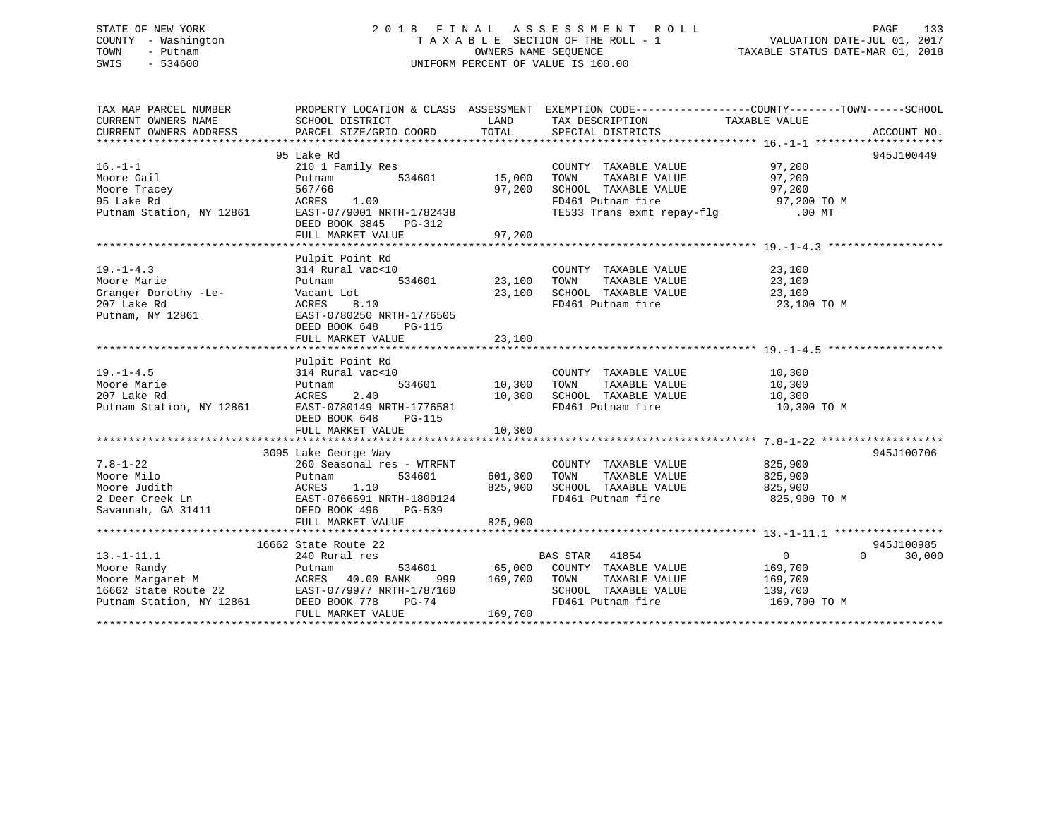STATE OF NEW YORK
COUNTY - Washington
TOWN - Putnam
SWIS - 534600

# 2018 FINAL ASSESSMENT ROLL

TAXABLE SECTION OF THE ROLL - 1
OWNERS NAME SEQUENCE
UNIFORM PERCENT OF VALUE IS 100.00

VALUATION DATE-JUL 01, 2017
TAXABLE STATUS DATE-MAR 01, 2018

| TAX MAP PARCEL NUMBER / CURRENT OWNERS NAME / CURRENT OWNERS ADDRESS | PROPERTY LOCATION & CLASS / SCHOOL DISTRICT / PARCEL SIZE/GRID COORD | ASSESSMENT LAND | TOTAL | EXEMPTION CODE / TAX DESCRIPTION / SPECIAL DISTRICTS | COUNTY / TOWN TAXABLE VALUE | SCHOOL | ACCOUNT NO. |
|---|---|---|---|---|---|---|---|
| 16.-1-1 | 95 Lake Rd | | | | | | 945J100449 |
| | 210 1 Family Res | | | COUNTY TAXABLE VALUE | 97,200 | | |
| Moore Gail | Putnam 534601 | 15,000 | | TOWN TAXABLE VALUE | 97,200 | | |
| Moore Tracey | 567/66 | | 97,200 | SCHOOL TAXABLE VALUE | 97,200 | | |
| 95 Lake Rd | ACRES 1.00 | | | FD461 Putnam fire | 97,200 TO M | | |
| Putnam Station, NY 12861 | EAST-0779001 NRTH-1782438 | | | TE533 Trans exmt repay-flg | .00 MT | | |
| | DEED BOOK 3845 PG-312 | | | | | | |
| | FULL MARKET VALUE | | 97,200 | | | | |
| 19.-1-4.3 | Pulpit Point Rd | | | | | | |
| | 314 Rural vac<10 | | | COUNTY TAXABLE VALUE | 23,100 | | |
| Moore Marie | Putnam 534601 | 23,100 | | TOWN TAXABLE VALUE | 23,100 | | |
| Granger Dorothy -Le- | Vacant Lot | | 23,100 | SCHOOL TAXABLE VALUE | 23,100 | | |
| 207 Lake Rd | ACRES 8.10 | | | FD461 Putnam fire | 23,100 TO M | | |
| Putnam, NY 12861 | EAST-0780250 NRTH-1776505 | | | | | | |
| | DEED BOOK 648 PG-115 | | | | | | |
| | FULL MARKET VALUE | | 23,100 | | | | |
| 19.-1-4.5 | Pulpit Point Rd | | | | | | |
| | 314 Rural vac<10 | | | COUNTY TAXABLE VALUE | 10,300 | | |
| Moore Marie | Putnam 534601 | 10,300 | | TOWN TAXABLE VALUE | 10,300 | | |
| 207 Lake Rd | ACRES 2.40 | | 10,300 | SCHOOL TAXABLE VALUE | 10,300 | | |
| Putnam Station, NY 12861 | EAST-0780149 NRTH-1776581 | | | FD461 Putnam fire | 10,300 TO M | | |
| | DEED BOOK 648 PG-115 | | | | | | |
| | FULL MARKET VALUE | | 10,300 | | | | |
| 7.8-1-22 | 3095 Lake George Way | | | | | | 945J100706 |
| | 260 Seasonal res - WTRFNT | | | COUNTY TAXABLE VALUE | 825,900 | | |
| Moore Milo | Putnam 534601 | 601,300 | | TOWN TAXABLE VALUE | 825,900 | | |
| Moore Judith | ACRES 1.10 | | 825,900 | SCHOOL TAXABLE VALUE | 825,900 | | |
| 2 Deer Creek Ln | EAST-0766691 NRTH-1800124 | | | FD461 Putnam fire | 825,900 TO M | | |
| Savannah, GA 31411 | DEED BOOK 496 PG-539 | | | | | | |
| | FULL MARKET VALUE | | 825,900 | | | | |
| 13.-1-11.1 | 16662 State Route 22 | | | | | | 945J100985 |
| | 240 Rural res | | | BAS STAR 41854 | 0 | 0 | 30,000 |
| Moore Randy | Putnam 534601 | 65,000 | | COUNTY TAXABLE VALUE | 169,700 | | |
| Moore Margaret M | ACRES 40.00 BANK 999 | | 169,700 | TOWN TAXABLE VALUE | 169,700 | | |
| 16662 State Route 22 | EAST-0779977 NRTH-1787160 | | | SCHOOL TAXABLE VALUE | 139,700 | | |
| Putnam Station, NY 12861 | DEED BOOK 778 PG-74 | | | FD461 Putnam fire | 169,700 TO M | | |
| | FULL MARKET VALUE | | 169,700 | | | | |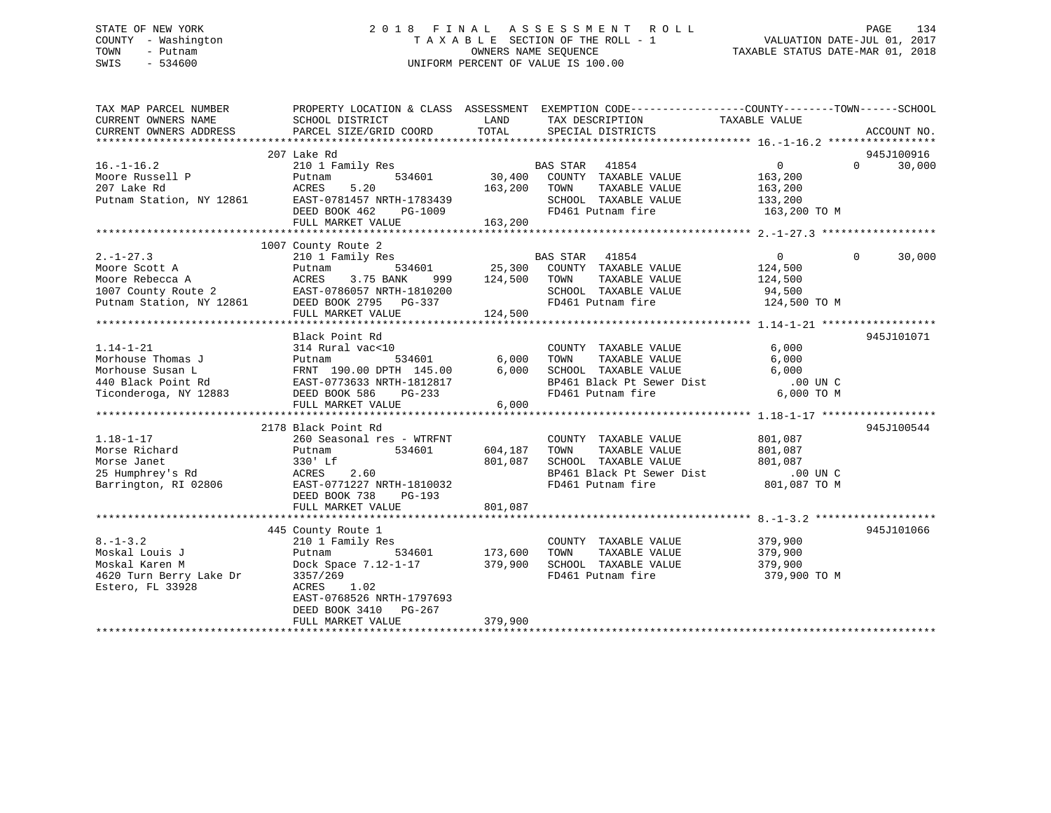STATE OF NEW YORK
COUNTY - Washington
TOWN - Putnam
SWIS - 534600

2 0 1 8 F I N A L A S S E S S M E N T R O L L
T A X A B L E SECTION OF THE ROLL - 1
OWNERS NAME SEQUENCE
UNIFORM PERCENT OF VALUE IS 100.00

VALUATION DATE-JUL 01, 2017
TAXABLE STATUS DATE-MAR 01, 2018

| TAX MAP PARCEL NUMBER / CURRENT OWNERS NAME / CURRENT OWNERS ADDRESS | PROPERTY LOCATION & CLASS / SCHOOL DISTRICT / PARCEL SIZE/GRID COORD | ASSESSMENT LAND | TOTAL | EXEMPTION CODE / TAX DESCRIPTION / SPECIAL DISTRICTS | COUNTY TAXABLE VALUE | TOWN | SCHOOL | ACCOUNT NO. |
|---|---|---|---|---|---|---|---|---|
| 16.-1-16.2 | 207 Lake Rd | | | | | | | 945J100916 |
| Moore Russell P | 210 1 Family Res | | | BAS STAR 41854 | 0 | 0 | 30,000 | |
| 207 Lake Rd | Putnam 534601 | 30,400 | | COUNTY TAXABLE VALUE | 163,200 | | | |
| Putnam Station, NY 12861 | ACRES 5.20 | | 163,200 | TOWN TAXABLE VALUE | 163,200 | | | |
| | EAST-0781457 NRTH-1783439 | | | SCHOOL TAXABLE VALUE | 133,200 | | | |
| | DEED BOOK 462 PG-1009 | | | FD461 Putnam fire | 163,200 TO M | | | |
| | FULL MARKET VALUE | | 163,200 | | | | | |
| 2.-1-27.3 | 1007 County Route 2 | | | | | | | |
| Moore Scott A | 210 1 Family Res | | | BAS STAR 41854 | 0 | 0 | 30,000 | |
| Moore Rebecca A | Putnam 534601 | 25,300 | | COUNTY TAXABLE VALUE | 124,500 | | | |
| 1007 County Route 2 | ACRES 3.75 BANK 999 | | 124,500 | TOWN TAXABLE VALUE | 124,500 | | | |
| Putnam Station, NY 12861 | EAST-0786057 NRTH-1810200 | | | SCHOOL TAXABLE VALUE | 94,500 | | | |
| | DEED BOOK 2795 PG-337 | | | FD461 Putnam fire | 124,500 TO M | | | |
| | FULL MARKET VALUE | | 124,500 | | | | | |
| 1.14-1-21 | Black Point Rd | | | | | | | 945J101071 |
| Morhouse Thomas J | 314 Rural vac<10 | | | COUNTY TAXABLE VALUE | 6,000 | | | |
| Morhouse Susan L | Putnam 534601 | 6,000 | | TOWN TAXABLE VALUE | 6,000 | | | |
| 440 Black Point Rd | FRNT 190.00 DPTH 145.00 | | 6,000 | SCHOOL TAXABLE VALUE | 6,000 | | | |
| Ticonderoga, NY 12883 | EAST-0773633 NRTH-1812817 | | | BP461 Black Pt Sewer Dist | .00 UN C | | | |
| | DEED BOOK 586 PG-233 | | | FD461 Putnam fire | 6,000 TO M | | | |
| | FULL MARKET VALUE | | 6,000 | | | | | |
| 1.18-1-17 | 2178 Black Point Rd | | | | | | | 945J100544 |
| Morse Richard | 260 Seasonal res - WTRFNT | | | COUNTY TAXABLE VALUE | 801,087 | | | |
| Morse Janet | Putnam 534601 | 604,187 | | TOWN TAXABLE VALUE | 801,087 | | | |
| 25 Humphrey's Rd | 330' Lf | | 801,087 | SCHOOL TAXABLE VALUE | 801,087 | | | |
| Barrington, RI 02806 | ACRES 2.60 | | | BP461 Black Pt Sewer Dist | .00 UN C | | | |
| | EAST-0771227 NRTH-1810032 | | | FD461 Putnam fire | 801,087 TO M | | | |
| | DEED BOOK 738 PG-193 | | | | | | | |
| | FULL MARKET VALUE | | 801,087 | | | | | |
| 8.-1-3.2 | 445 County Route 1 | | | | | | | 945J101066 |
| Moskal Louis J | 210 1 Family Res | | | COUNTY TAXABLE VALUE | 379,900 | | | |
| Moskal Karen M | Putnam 534601 | 173,600 | | TOWN TAXABLE VALUE | 379,900 | | | |
| 4620 Turn Berry Lake Dr | Dock Space 7.12-1-17 | | 379,900 | SCHOOL TAXABLE VALUE | 379,900 | | | |
| Estero, FL 33928 | 3357/269 | | | FD461 Putnam fire | 379,900 TO M | | | |
| | ACRES 1.02 | | | | | | | |
| | EAST-0768526 NRTH-1797693 | | | | | | | |
| | DEED BOOK 3410 PG-267 | | | | | | | |
| | FULL MARKET VALUE | | 379,900 | | | | | |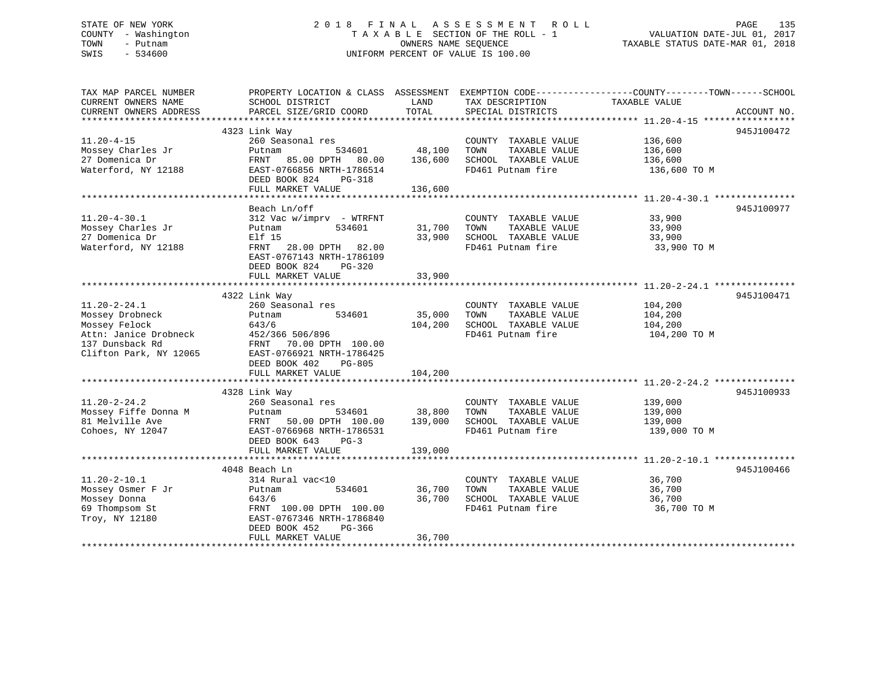STATE OF NEW YORK
COUNTY - Washington
TOWN - Putnam
SWIS - 534600

# 2018 FINAL ASSESSMENT ROLL
TAXABLE SECTION OF THE ROLL - 1
OWNERS NAME SEQUENCE
UNIFORM PERCENT OF VALUE IS 100.00

VALUATION DATE-JUL 01, 2017
TAXABLE STATUS DATE-MAR 01, 2018

| TAX MAP PARCEL NUMBER / CURRENT OWNERS NAME / CURRENT OWNERS ADDRESS | PROPERTY LOCATION & CLASS / SCHOOL DISTRICT / PARCEL SIZE/GRID COORD | ASSESSMENT LAND | ASSESSMENT TOTAL | EXEMPTION CODE / TAX DESCRIPTION / SPECIAL DISTRICTS | TAXABLE VALUE (COUNTY / TOWN / SCHOOL) | ACCOUNT NO. |
|---|---|---|---|---|---|---|
| 11.20-4-15 | 4323 Link Way | | | | | 945J100472 |
| Mossey Charles Jr | 260 Seasonal res | | | COUNTY TAXABLE VALUE | 136,600 | |
| 27 Domenica Dr | Putnam 534601 | 48,100 | | TOWN TAXABLE VALUE | 136,600 | |
| Waterford, NY 12188 | FRNT 85.00 DPTH 80.00 | | 136,600 | SCHOOL TAXABLE VALUE | 136,600 | |
| | EAST-0766856 NRTH-1786514 | | | FD461 Putnam fire | 136,600 TO M | |
| | DEED BOOK 824 PG-318 | | | | | |
| | FULL MARKET VALUE | | 136,600 | | | |
| 11.20-4-30.1 | Beach Ln/off | | | | | 945J100977 |
| Mossey Charles Jr | 312 Vac w/imprv - WTRFNT | | | COUNTY TAXABLE VALUE | 33,900 | |
| 27 Domenica Dr | Putnam 534601 | 31,700 | | TOWN TAXABLE VALUE | 33,900 | |
| Waterford, NY 12188 | Elf 15 | | 33,900 | SCHOOL TAXABLE VALUE | 33,900 | |
| | FRNT 28.00 DPTH 82.00 | | | FD461 Putnam fire | 33,900 TO M | |
| | EAST-0767143 NRTH-1786109 | | | | | |
| | DEED BOOK 824 PG-320 | | | | | |
| | FULL MARKET VALUE | | 33,900 | | | |
| 11.20-2-24.1 | 4322 Link Way | | | | | 945J100471 |
| Mossey Drobneck | 260 Seasonal res | | | COUNTY TAXABLE VALUE | 104,200 | |
| Mossey Felock | Putnam 534601 | 35,000 | | TOWN TAXABLE VALUE | 104,200 | |
| Attn: Janice Drobneck | 643/6 | | 104,200 | SCHOOL TAXABLE VALUE | 104,200 | |
| 137 Dunsback Rd | 452/366 506/896 | | | FD461 Putnam fire | 104,200 TO M | |
| Clifton Park, NY 12065 | FRNT 70.00 DPTH 100.00 | | | | | |
| | EAST-0766921 NRTH-1786425 | | | | | |
| | DEED BOOK 402 PG-805 | | | | | |
| | FULL MARKET VALUE | | 104,200 | | | |
| 11.20-2-24.2 | 4328 Link Way | | | | | 945J100933 |
| Mossey Fiffe Donna M | 260 Seasonal res | | | COUNTY TAXABLE VALUE | 139,000 | |
| 81 Melville Ave | Putnam 534601 | 38,800 | | TOWN TAXABLE VALUE | 139,000 | |
| Cohoes, NY 12047 | FRNT 50.00 DPTH 100.00 | | 139,000 | SCHOOL TAXABLE VALUE | 139,000 | |
| | EAST-0766968 NRTH-1786531 | | | FD461 Putnam fire | 139,000 TO M | |
| | DEED BOOK 643 PG-3 | | | | | |
| | FULL MARKET VALUE | | 139,000 | | | |
| 11.20-2-10.1 | 4048 Beach Ln | | | | | 945J100466 |
| Mossey Osmer F Jr | 314 Rural vac<10 | | | COUNTY TAXABLE VALUE | 36,700 | |
| Mossey Donna | Putnam 534601 | 36,700 | | TOWN TAXABLE VALUE | 36,700 | |
| 69 Thompsom St | 643/6 | | 36,700 | SCHOOL TAXABLE VALUE | 36,700 | |
| Troy, NY 12180 | FRNT 100.00 DPTH 100.00 | | | FD461 Putnam fire | 36,700 TO M | |
| | EAST-0767346 NRTH-1786840 | | | | | |
| | DEED BOOK 452 PG-366 | | | | | |
| | FULL MARKET VALUE | | 36,700 | | | |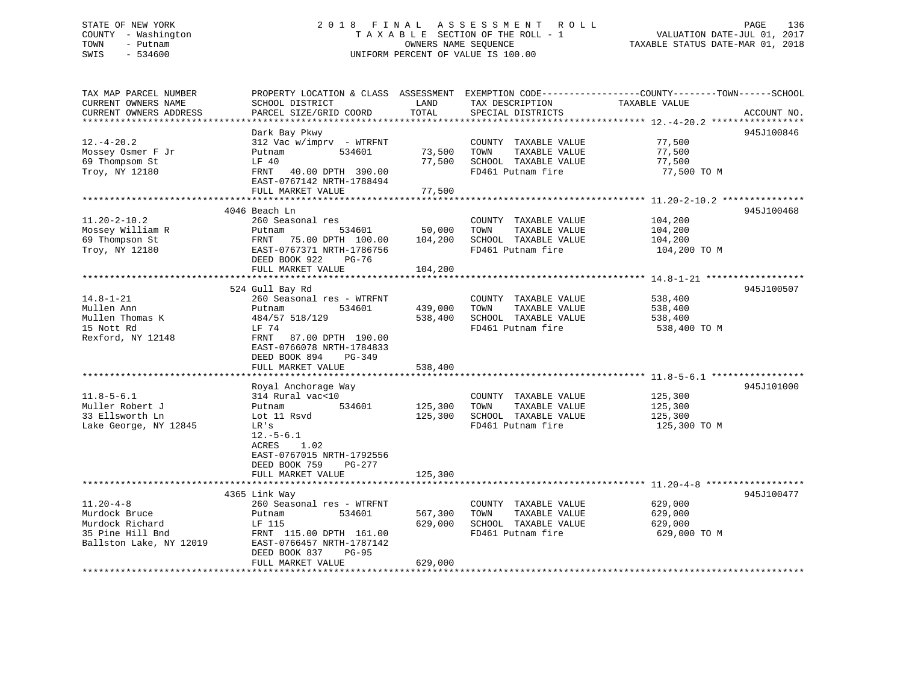STATE OF NEW YORK — COUNTY - Washington — TOWN - Putnam — SWIS - 534600

# 2018 FINAL ASSESSMENT ROLL

TAXABLE SECTION OF THE ROLL - 1 — OWNERS NAME SEQUENCE — UNIFORM PERCENT OF VALUE IS 100.00

VALUATION DATE-JUL 01, 2017 — TAXABLE STATUS DATE-MAR 01, 2018

| TAX MAP PARCEL NUMBER / CURRENT OWNERS NAME / CURRENT OWNERS ADDRESS | PROPERTY LOCATION & CLASS / SCHOOL DISTRICT / PARCEL SIZE/GRID COORD | ASSESSMENT LAND | ASSESSMENT TOTAL | EXEMPTION CODE / TAX DESCRIPTION / SPECIAL DISTRICTS | COUNTY--------TOWN------SCHOOL TAXABLE VALUE | ACCOUNT NO. |
|---|---|---|---|---|---|---|
| 12.-4-20.2 | Dark Bay Pkwy | | | | | 945J100846 |
| Mossey Osmer F Jr | 312 Vac w/imprv - WTRFNT | | | COUNTY TAXABLE VALUE | 77,500 | |
| 69 Thompsom St | Putnam 534601 | 73,500 | | TOWN TAXABLE VALUE | 77,500 | |
| Troy, NY 12180 | LF 40 | | 77,500 | SCHOOL TAXABLE VALUE | 77,500 | |
| | FRNT 40.00 DPTH 390.00 | | | FD461 Putnam fire | 77,500 TO M | |
| | EAST-0767142 NRTH-1788494 | | | | | |
| | FULL MARKET VALUE | | 77,500 | | | |
| 11.20-2-10.2 | 4046 Beach Ln | | | | | 945J100468 |
| Mossey William R | 260 Seasonal res | | | COUNTY TAXABLE VALUE | 104,200 | |
| 69 Thompson St | Putnam 534601 | 50,000 | | TOWN TAXABLE VALUE | 104,200 | |
| Troy, NY 12180 | FRNT 75.00 DPTH 100.00 | | 104,200 | SCHOOL TAXABLE VALUE | 104,200 | |
| | EAST-0767371 NRTH-1786756 | | | FD461 Putnam fire | 104,200 TO M | |
| | DEED BOOK 922 PG-76 | | | | | |
| | FULL MARKET VALUE | | 104,200 | | | |
| 14.8-1-21 | 524 Gull Bay Rd | | | | | 945J100507 |
| Mullen Ann | 260 Seasonal res - WTRFNT | | | COUNTY TAXABLE VALUE | 538,400 | |
| Mullen Thomas K | Putnam 534601 | 439,000 | | TOWN TAXABLE VALUE | 538,400 | |
| 15 Nott Rd | 484/57 518/129 | | 538,400 | SCHOOL TAXABLE VALUE | 538,400 | |
| Rexford, NY 12148 | LF 74 | | | FD461 Putnam fire | 538,400 TO M | |
| | FRNT 87.00 DPTH 190.00 | | | | | |
| | EAST-0766078 NRTH-1784833 | | | | | |
| | DEED BOOK 894 PG-349 | | | | | |
| | FULL MARKET VALUE | | 538,400 | | | |
| 11.8-5-6.1 | Royal Anchorage Way | | | | | 945J101000 |
| Muller Robert J | 314 Rural vac<10 | | | COUNTY TAXABLE VALUE | 125,300 | |
| 33 Ellsworth Ln | Putnam 534601 | 125,300 | | TOWN TAXABLE VALUE | 125,300 | |
| Lake George, NY 12845 | Lot 11 Rsvd | | 125,300 | SCHOOL TAXABLE VALUE | 125,300 | |
| | LR's | | | FD461 Putnam fire | 125,300 TO M | |
| | 12.-5-6.1 | | | | | |
| | ACRES 1.02 | | | | | |
| | EAST-0767015 NRTH-1792556 | | | | | |
| | DEED BOOK 759 PG-277 | | | | | |
| | FULL MARKET VALUE | | 125,300 | | | |
| 11.20-4-8 | 4365 Link Way | | | | | 945J100477 |
| Murdock Bruce | 260 Seasonal res - WTRFNT | | | COUNTY TAXABLE VALUE | 629,000 | |
| Murdock Richard | Putnam 534601 | 567,300 | | TOWN TAXABLE VALUE | 629,000 | |
| 35 Pine Hill Bnd | LF 115 | | 629,000 | SCHOOL TAXABLE VALUE | 629,000 | |
| Ballston Lake, NY 12019 | FRNT 115.00 DPTH 161.00 | | | FD461 Putnam fire | 629,000 TO M | |
| | EAST-0766457 NRTH-1787142 | | | | | |
| | DEED BOOK 837 PG-95 | | | | | |
| | FULL MARKET VALUE | | 629,000 | | | |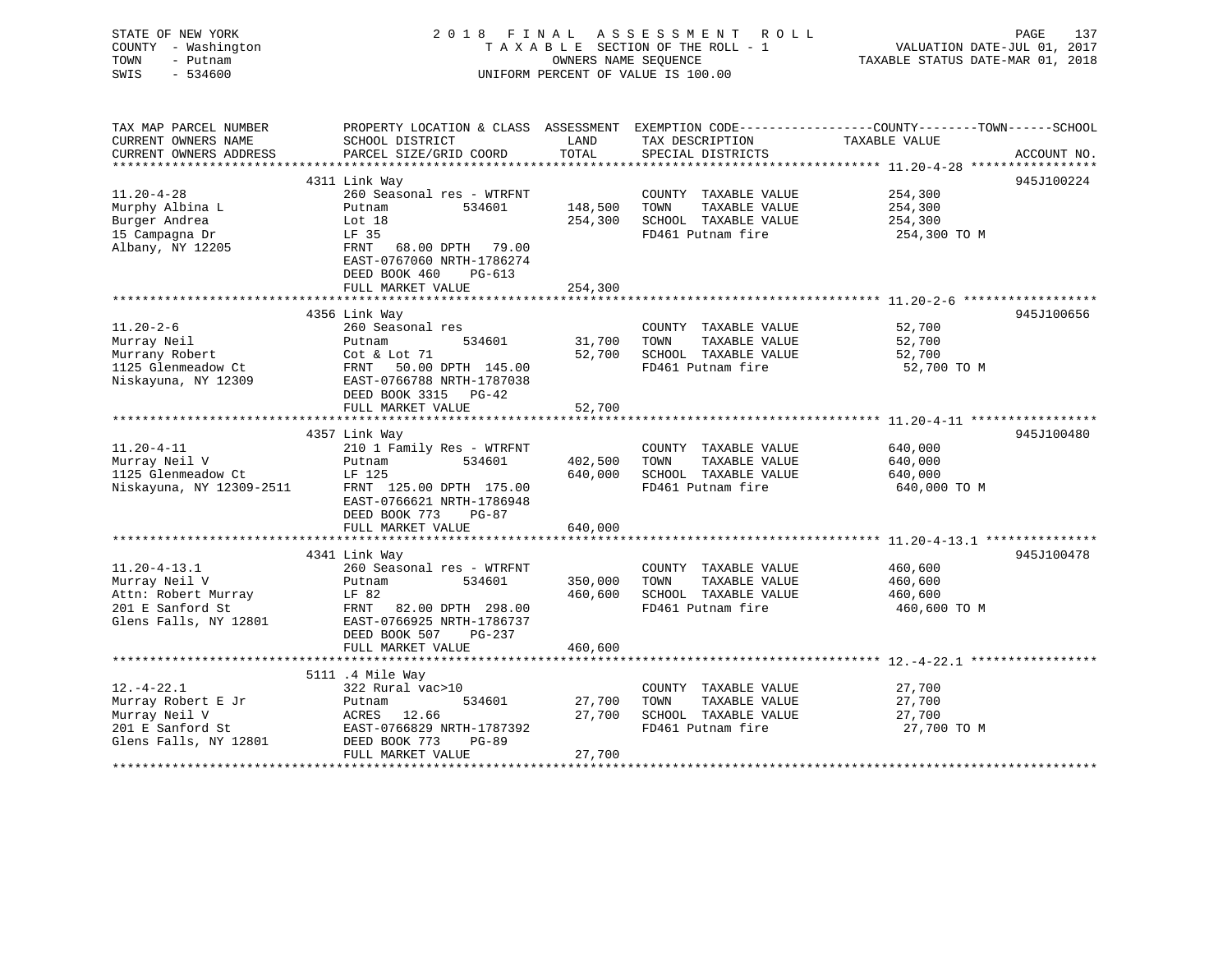STATE OF NEW YORK
COUNTY - Washington
TOWN - Putnam
SWIS - 534600

2018 FINAL ASSESSMENT ROLL
TAXABLE SECTION OF THE ROLL - 1
OWNERS NAME SEQUENCE
UNIFORM PERCENT OF VALUE IS 100.00

VALUATION DATE-JUL 01, 2017
TAXABLE STATUS DATE-MAR 01, 2018

| TAX MAP PARCEL NUMBER / CURRENT OWNERS NAME / CURRENT OWNERS ADDRESS | PROPERTY LOCATION & CLASS / SCHOOL DISTRICT / PARCEL SIZE/GRID COORD | ASSESSMENT LAND / TOTAL | EXEMPTION CODE / TAX DESCRIPTION / SPECIAL DISTRICTS | COUNTY--------TOWN------SCHOOL TAXABLE VALUE | ACCOUNT NO. |
|---|---|---|---|---|---|
| 11.20-4-28 | 4311 Link Way | | | | 945J100224 |
| 11.20-4-28 | 260 Seasonal res - WTRFNT | | COUNTY TAXABLE VALUE | 254,300 | |
| Murphy Albina L | Putnam 534601 | 148,500 | TOWN TAXABLE VALUE | 254,300 | |
| Burger Andrea | Lot 18 | 254,300 | SCHOOL TAXABLE VALUE | 254,300 | |
| 15 Campagna Dr | LF 35 | | FD461 Putnam fire | 254,300 TO M | |
| Albany, NY 12205 | FRNT 68.00 DPTH 79.00 | | | | |
| | EAST-0767060 NRTH-1786274 | | | | |
| | DEED BOOK 460 PG-613 | | | | |
| | FULL MARKET VALUE | 254,300 | | | |
| 11.20-2-6 | 4356 Link Way | | | | 945J100656 |
| 11.20-2-6 | 260 Seasonal res | | COUNTY TAXABLE VALUE | 52,700 | |
| Murray Neil | Putnam 534601 | 31,700 | TOWN TAXABLE VALUE | 52,700 | |
| Murrany Robert | Cot & Lot 71 | 52,700 | SCHOOL TAXABLE VALUE | 52,700 | |
| 1125 Glenmeadow Ct | FRNT 50.00 DPTH 145.00 | | FD461 Putnam fire | 52,700 TO M | |
| Niskayuna, NY 12309 | EAST-0766788 NRTH-1787038 | | | | |
| | DEED BOOK 3315 PG-42 | | | | |
| | FULL MARKET VALUE | 52,700 | | | |
| 11.20-4-11 | 4357 Link Way | | | | 945J100480 |
| 11.20-4-11 | 210 1 Family Res - WTRFNT | | COUNTY TAXABLE VALUE | 640,000 | |
| Murray Neil V | Putnam 534601 | 402,500 | TOWN TAXABLE VALUE | 640,000 | |
| 1125 Glenmeadow Ct | LF 125 | 640,000 | SCHOOL TAXABLE VALUE | 640,000 | |
| Niskayuna, NY 12309-2511 | FRNT 125.00 DPTH 175.00 | | FD461 Putnam fire | 640,000 TO M | |
| | EAST-0766621 NRTH-1786948 | | | | |
| | DEED BOOK 773 PG-87 | | | | |
| | FULL MARKET VALUE | 640,000 | | | |
| 11.20-4-13.1 | 4341 Link Way | | | | 945J100478 |
| 11.20-4-13.1 | 260 Seasonal res - WTRFNT | | COUNTY TAXABLE VALUE | 460,600 | |
| Murray Neil V | Putnam 534601 | 350,000 | TOWN TAXABLE VALUE | 460,600 | |
| Attn: Robert Murray | LF 82 | 460,600 | SCHOOL TAXABLE VALUE | 460,600 | |
| 201 E Sanford St | FRNT 82.00 DPTH 298.00 | | FD461 Putnam fire | 460,600 TO M | |
| Glens Falls, NY 12801 | EAST-0766925 NRTH-1786737 | | | | |
| | DEED BOOK 507 PG-237 | | | | |
| | FULL MARKET VALUE | 460,600 | | | |
| 12.-4-22.1 | 5111 .4 Mile Way | | | | |
| 12.-4-22.1 | 322 Rural vac>10 | | COUNTY TAXABLE VALUE | 27,700 | |
| Murray Robert E Jr | Putnam 534601 | 27,700 | TOWN TAXABLE VALUE | 27,700 | |
| Murray Neil V | ACRES 12.66 | 27,700 | SCHOOL TAXABLE VALUE | 27,700 | |
| 201 E Sanford St | EAST-0766829 NRTH-1787392 | | FD461 Putnam fire | 27,700 TO M | |
| Glens Falls, NY 12801 | DEED BOOK 773 PG-89 | | | | |
| | FULL MARKET VALUE | 27,700 | | | |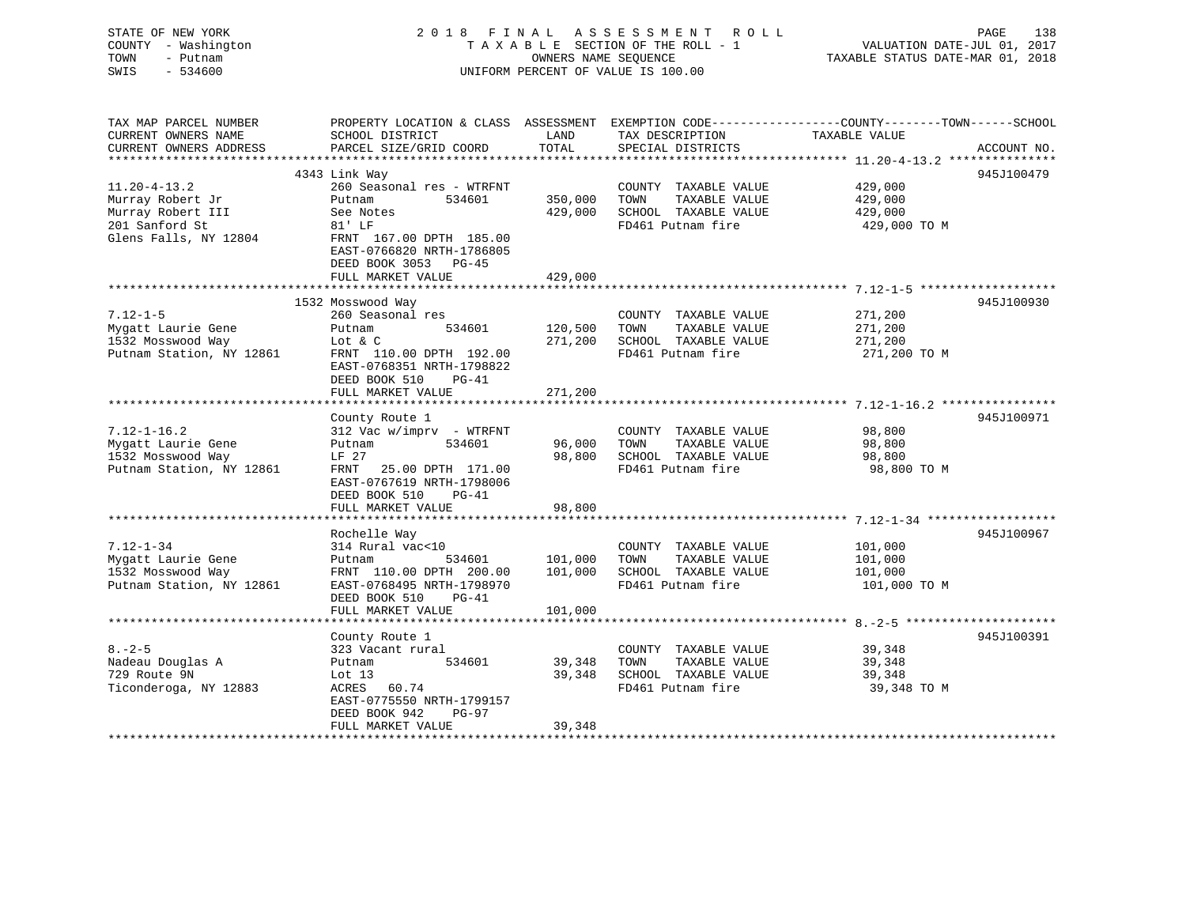STATE OF NEW YORK
COUNTY - Washington
TOWN - Putnam
SWIS - 534600

# 2018 FINAL ASSESSMENT ROLL
TAXABLE SECTION OF THE ROLL - 1
OWNERS NAME SEQUENCE
UNIFORM PERCENT OF VALUE IS 100.00

VALUATION DATE-JUL 01, 2017
TAXABLE STATUS DATE-MAR 01, 2018

| TAX MAP PARCEL NUMBER / CURRENT OWNERS NAME / CURRENT OWNERS ADDRESS | PROPERTY LOCATION & CLASS / SCHOOL DISTRICT / PARCEL SIZE/GRID COORD | ASSESSMENT LAND | ASSESSMENT TOTAL | EXEMPTION CODE / TAX DESCRIPTION / SPECIAL DISTRICTS | COUNTY--------TOWN------SCHOOL TAXABLE VALUE | ACCOUNT NO. |
|---|---|---|---|---|---|---|
| 11.20-4-13.2 | 4343 Link Way | | | | | 945J100479 |
| Murray Robert Jr | 260 Seasonal res - WTRFNT | | | COUNTY TAXABLE VALUE | 429,000 | |
| Murray Robert III | Putnam 534601 | 350,000 | | TOWN TAXABLE VALUE | 429,000 | |
| 201 Sanford St | See Notes | | 429,000 | SCHOOL TAXABLE VALUE | 429,000 | |
| Glens Falls, NY 12804 | 81' LF | | | FD461 Putnam fire | 429,000 TO M | |
| | FRNT 167.00 DPTH 185.00 | | | | | |
| | EAST-0766820 NRTH-1786805 | | | | | |
| | DEED BOOK 3053 PG-45 | | | | | |
| | FULL MARKET VALUE | | 429,000 | | | |
| 7.12-1-5 | 1532 Mosswood Way | | | | | 945J100930 |
| Mygatt Laurie Gene | 260 Seasonal res | | | COUNTY TAXABLE VALUE | 271,200 | |
| 1532 Mosswood Way | Putnam 534601 | 120,500 | | TOWN TAXABLE VALUE | 271,200 | |
| Putnam Station, NY 12861 | Lot & C | | 271,200 | SCHOOL TAXABLE VALUE | 271,200 | |
| | FRNT 110.00 DPTH 192.00 | | | FD461 Putnam fire | 271,200 TO M | |
| | EAST-0768351 NRTH-1798822 | | | | | |
| | DEED BOOK 510 PG-41 | | | | | |
| | FULL MARKET VALUE | | 271,200 | | | |
| 7.12-1-16.2 | County Route 1 | | | | | 945J100971 |
| Mygatt Laurie Gene | 312 Vac w/imprv - WTRFNT | | | COUNTY TAXABLE VALUE | 98,800 | |
| 1532 Mosswood Way | Putnam 534601 | 96,000 | | TOWN TAXABLE VALUE | 98,800 | |
| Putnam Station, NY 12861 | LF 27 | | 98,800 | SCHOOL TAXABLE VALUE | 98,800 | |
| | FRNT 25.00 DPTH 171.00 | | | FD461 Putnam fire | 98,800 TO M | |
| | EAST-0767619 NRTH-1798006 | | | | | |
| | DEED BOOK 510 PG-41 | | | | | |
| | FULL MARKET VALUE | | 98,800 | | | |
| 7.12-1-34 | Rochelle Way | | | | | 945J100967 |
| Mygatt Laurie Gene | 314 Rural vac<10 | | | COUNTY TAXABLE VALUE | 101,000 | |
| 1532 Mosswood Way | Putnam 534601 | 101,000 | | TOWN TAXABLE VALUE | 101,000 | |
| Putnam Station, NY 12861 | FRNT 110.00 DPTH 200.00 | | 101,000 | SCHOOL TAXABLE VALUE | 101,000 | |
| | EAST-0768495 NRTH-1798970 | | | FD461 Putnam fire | 101,000 TO M | |
| | DEED BOOK 510 PG-41 | | | | | |
| | FULL MARKET VALUE | | 101,000 | | | |
| 8.-2-5 | County Route 1 | | | | | 945J100391 |
| Nadeau Douglas A | 323 Vacant rural | | | COUNTY TAXABLE VALUE | 39,348 | |
| 729 Route 9N | Putnam 534601 | 39,348 | | TOWN TAXABLE VALUE | 39,348 | |
| Ticonderoga, NY 12883 | Lot 13 | | 39,348 | SCHOOL TAXABLE VALUE | 39,348 | |
| | ACRES 60.74 | | | FD461 Putnam fire | 39,348 TO M | |
| | EAST-0775550 NRTH-1799157 | | | | | |
| | DEED BOOK 942 PG-97 | | | | | |
| | FULL MARKET VALUE | | 39,348 | | | |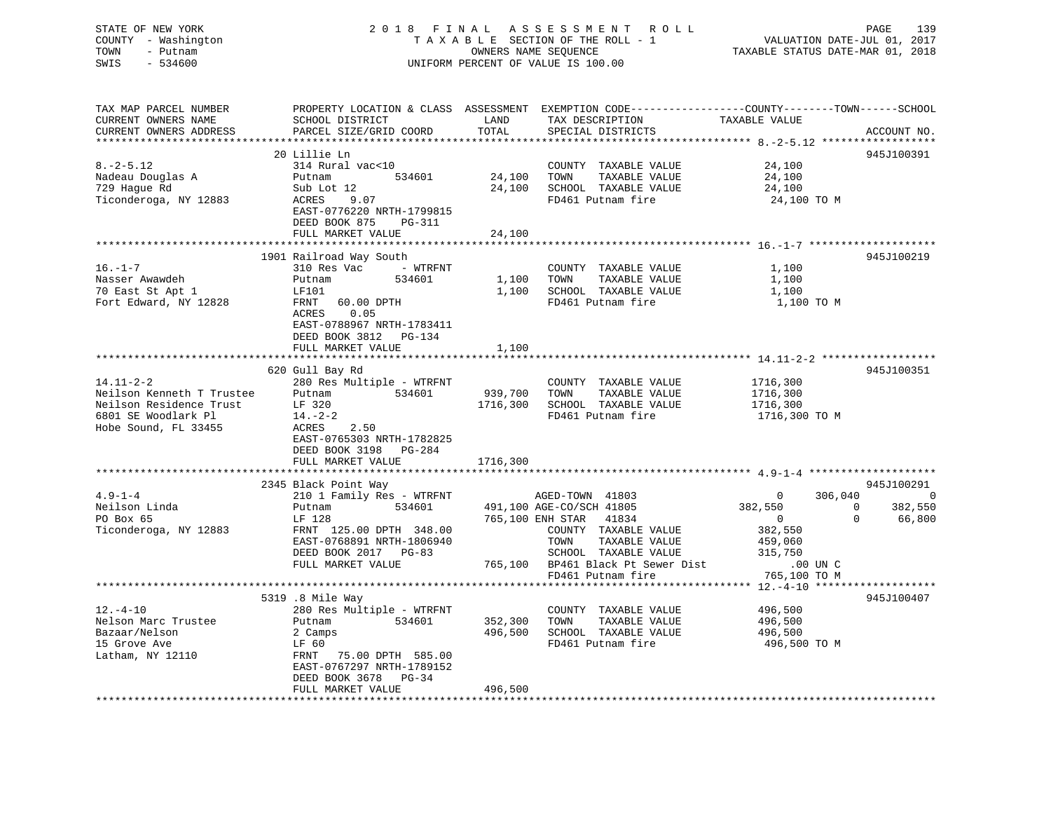STATE OF NEW YORK
COUNTY - Washington
TOWN - Putnam
SWIS - 534600

2 0 1 8 F I N A L A S S E S S M E N T R O L L
T A X A B L E SECTION OF THE ROLL - 1
OWNERS NAME SEQUENCE
UNIFORM PERCENT OF VALUE IS 100.00

VALUATION DATE-JUL 01, 2017
TAXABLE STATUS DATE-MAR 01, 2018

```
TAX MAP PARCEL NUMBER          PROPERTY LOCATION & CLASS  ASSESSMENT  EXEMPTION CODE------------------COUNTY--------TOWN------SCHOOL
CURRENT OWNERS NAME            SCHOOL DISTRICT               LAND      TAX DESCRIPTION             TAXABLE VALUE
CURRENT OWNERS ADDRESS         PARCEL SIZE/GRID COORD        TOTAL     SPECIAL DISTRICTS                                        ACCOUNT NO.
******************************************************************************************************* 8.-2-5.12 ******************
                               20 Lillie Ln                                                                                945J100391
8.-2-5.12                      314 Rural vac<10                        COUNTY  TAXABLE VALUE           24,100
Nadeau Douglas A               Putnam          534601        24,100    TOWN    TAXABLE VALUE           24,100
729 Hague Rd                   Sub Lot 12                    24,100    SCHOOL  TAXABLE VALUE           24,100
Ticonderoga, NY 12883          ACRES     9.07                          FD461 Putnam fire                24,100 TO M
                               EAST-0776220 NRTH-1799815
                               DEED BOOK 875     PG-311
                               FULL MARKET VALUE             24,100
******************************************************************************************************* 16.-1-7 ********************
                               1901 Railroad Way South                                                                     945J100219
16.-1-7                        310 Res Vac       - WTRFNT              COUNTY  TAXABLE VALUE            1,100
Nasser Awawdeh                 Putnam          534601         1,100    TOWN    TAXABLE VALUE            1,100
70 East St Apt 1               LF101                          1,100    SCHOOL  TAXABLE VALUE            1,100
Fort Edward, NY 12828          FRNT    60.00 DPTH                      FD461 Putnam fire                 1,100 TO M
                               ACRES     0.05
                               EAST-0788967 NRTH-1783411
                               DEED BOOK 3812    PG-134
                               FULL MARKET VALUE              1,100
******************************************************************************************************* 14.11-2-2 ******************
                               620 Gull Bay Rd                                                                             945J100351
14.11-2-2                      280 Res Multiple - WTRFNT               COUNTY  TAXABLE VALUE         1716,300
Neilson Kenneth T Trustee      Putnam          534601       939,700    TOWN    TAXABLE VALUE         1716,300
Neilson Residence Trust        LF 320                      1716,300    SCHOOL  TAXABLE VALUE         1716,300
6801 SE Woodlark Pl            14.-2-2                                 FD461 Putnam fire              1716,300 TO M
Hobe Sound, FL 33455           ACRES     2.50
                               EAST-0765303 NRTH-1782825
                               DEED BOOK 3198    PG-284
                               FULL MARKET VALUE           1716,300
******************************************************************************************************* 4.9-1-4 ********************
                               2345 Black Point Way                                                                        945J100291
4.9-1-4                        210 1 Family Res - WTRFNT          AGED-TOWN  41803                   0     306,040          0
Neilson Linda                  Putnam          534601       491,100 AGE-CO/SCH 41805           382,550           0     382,550
PO Box 65                      LF 128                       765,100 ENH STAR   41834                 0           0      66,800
Ticonderoga, NY 12883          FRNT  125.00 DPTH  348.00               COUNTY  TAXABLE VALUE          382,550
                               EAST-0768891 NRTH-1806940               TOWN    TAXABLE VALUE          459,060
                               DEED BOOK 2017    PG-83                 SCHOOL  TAXABLE VALUE          315,750
                               FULL MARKET VALUE            765,100    BP461 Black Pt Sewer Dist          .00 UN C
                                                                       FD461 Putnam fire               765,100 TO M
******************************************************************************************************* 12.-4-10 *******************
                               5319 .8 Mile Way                                                                            945J100407
12.-4-10                       280 Res Multiple - WTRFNT               COUNTY  TAXABLE VALUE          496,500
Nelson Marc Trustee            Putnam          534601       352,300    TOWN    TAXABLE VALUE          496,500
Bazaar/Nelson                  2 Camps                      496,500    SCHOOL  TAXABLE VALUE          496,500
15 Grove Ave                   LF 60                                   FD461 Putnam fire               496,500 TO M
Latham, NY 12110               FRNT   75.00 DPTH  585.00
                               EAST-0767297 NRTH-1789152
                               DEED BOOK 3678    PG-34
                               FULL MARKET VALUE            496,500
************************************************************************************************************************************
```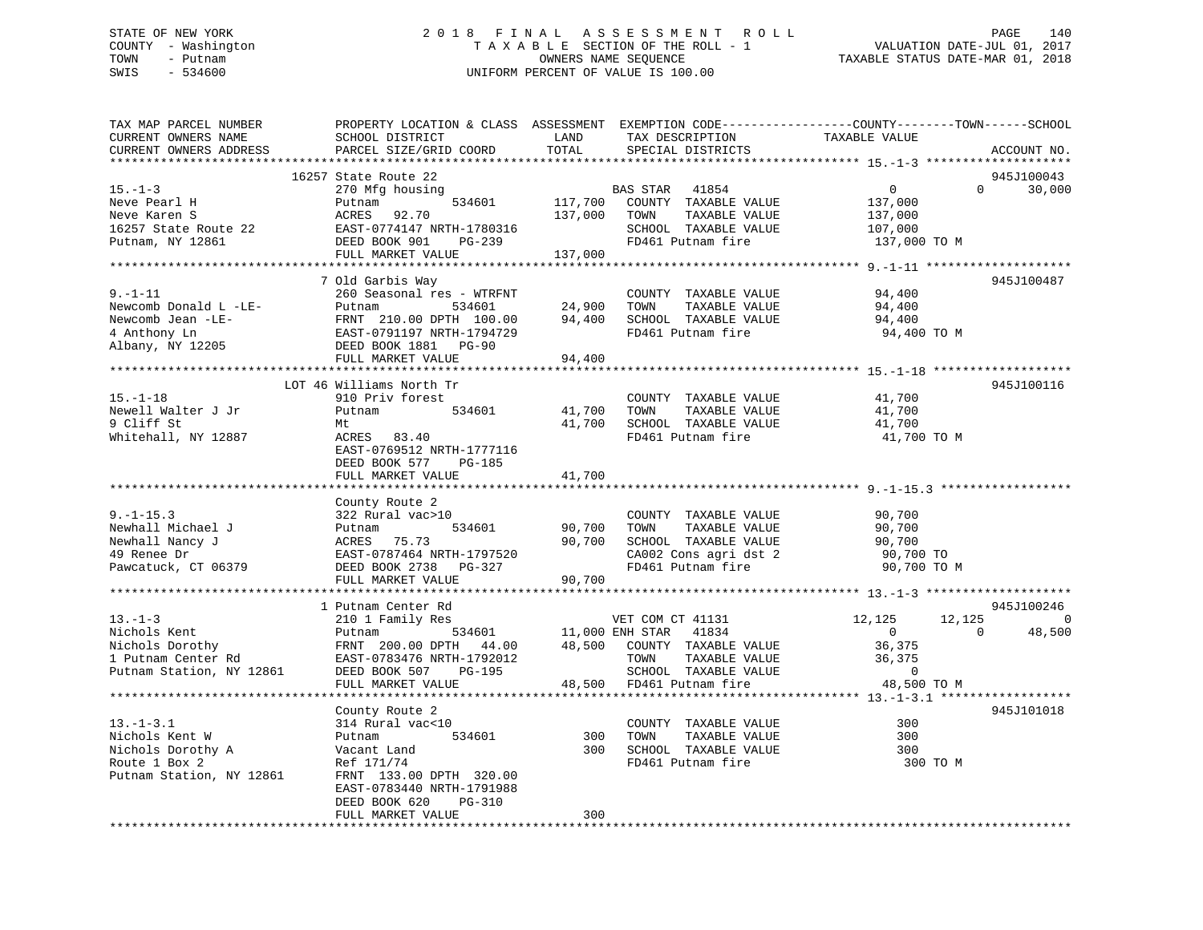STATE OF NEW YORK
COUNTY - Washington
TOWN - Putnam
SWIS - 534600

2018 FINAL ASSESSMENT ROLL
TAXABLE SECTION OF THE ROLL - 1
OWNERS NAME SEQUENCE
UNIFORM PERCENT OF VALUE IS 100.00

VALUATION DATE-JUL 01, 2017
TAXABLE STATUS DATE-MAR 01, 2018

```
TAX MAP PARCEL NUMBER          PROPERTY LOCATION & CLASS  ASSESSMENT  EXEMPTION CODE------------------COUNTY--------TOWN------SCHOOL
CURRENT OWNERS NAME            SCHOOL DISTRICT               LAND      TAX DESCRIPTION            TAXABLE VALUE
CURRENT OWNERS ADDRESS         PARCEL SIZE/GRID COORD        TOTAL     SPECIAL DISTRICTS                                    ACCOUNT NO.
******************************************************************************************************* 15.-1-3 ********************
                          16257 State Route 22                                                                            945J100043
15.-1-3                        270 Mfg housing                        BAS STAR   41854                  0             0       30,000
Neve Pearl H                   Putnam          534601       117,700   COUNTY  TAXABLE VALUE           137,000
Neve Karen S                   ACRES   92.70                137,000   TOWN    TAXABLE VALUE           137,000
16257 State Route 22           EAST-0774147 NRTH-1780316              SCHOOL  TAXABLE VALUE           107,000
Putnam, NY 12861               DEED BOOK 901    PG-239                FD461 Putnam fire                137,000 TO M
                               FULL MARKET VALUE            137,000
******************************************************************************************************* 9.-1-11 ********************
                          7 Old Garbis Way                                                                                945J100487
9.-1-11                        260 Seasonal res - WTRFNT              COUNTY  TAXABLE VALUE            94,400
Newcomb Donald L -LE-          Putnam          534601        24,900   TOWN    TAXABLE VALUE            94,400
Newcomb Jean -LE-              FRNT 210.00 DPTH 100.00       94,400   SCHOOL  TAXABLE VALUE            94,400
4 Anthony Ln                   EAST-0791197 NRTH-1794729              FD461 Putnam fire                 94,400 TO M
Albany, NY 12205               DEED BOOK 1881   PG-90
                               FULL MARKET VALUE             94,400
******************************************************************************************************* 15.-1-18 *******************
                          LOT 46 Williams North Tr                                                                        945J100116
15.-1-18                       910 Priv forest                        COUNTY  TAXABLE VALUE            41,700
Newell Walter J Jr             Putnam          534601        41,700   TOWN    TAXABLE VALUE            41,700
9 Cliff St                     Mt                            41,700   SCHOOL  TAXABLE VALUE            41,700
Whitehall, NY 12887            ACRES   83.40                          FD461 Putnam fire                 41,700 TO M
                               EAST-0769512 NRTH-1777116
                               DEED BOOK 577    PG-185
                               FULL MARKET VALUE             41,700
******************************************************************************************************* 9.-1-15.3 ******************
                          County Route 2
9.-1-15.3                      322 Rural vac>10                       COUNTY  TAXABLE VALUE            90,700
Newhall Michael J              Putnam          534601        90,700   TOWN    TAXABLE VALUE            90,700
Newhall Nancy J                ACRES   75.73                 90,700   SCHOOL  TAXABLE VALUE            90,700
49 Renee Dr                    EAST-0787464 NRTH-1797520              CA002 Cons agri dst 2             90,700 TO
Pawcatuck, CT 06379            DEED BOOK 2738   PG-327                FD461 Putnam fire                 90,700 TO M
                               FULL MARKET VALUE             90,700
******************************************************************************************************* 13.-1-3 ********************
                          1 Putnam Center Rd                                                                              945J100246
13.-1-3                        210 1 Family Res                       VET COM CT 41131             12,125        12,125            0
Nichols Kent                   Putnam          534601        11,000 ENH STAR   41834                    0             0       48,500
Nichols Dorothy                FRNT 200.00 DPTH  44.00       48,500   COUNTY  TAXABLE VALUE            36,375
1 Putnam Center Rd             EAST-0783476 NRTH-1792012              TOWN    TAXABLE VALUE            36,375
Putnam Station, NY 12861       DEED BOOK 507    PG-195                SCHOOL  TAXABLE VALUE                 0
                               FULL MARKET VALUE             48,500   FD461 Putnam fire                 48,500 TO M
******************************************************************************************************* 13.-1-3.1 ******************
                          County Route 2                                                                                  945J101018
13.-1-3.1                      314 Rural vac<10                       COUNTY  TAXABLE VALUE               300
Nichols Kent W                 Putnam          534601           300   TOWN    TAXABLE VALUE               300
Nichols Dorothy A              Vacant Land                      300   SCHOOL  TAXABLE VALUE               300
Route 1 Box 2                  Ref 171/74                             FD461 Putnam fire                    300 TO M
Putnam Station, NY 12861       FRNT 133.00 DPTH 320.00
                               EAST-0783440 NRTH-1791988
                               DEED BOOK 620    PG-310
                               FULL MARKET VALUE                300
************************************************************************************************************************************
```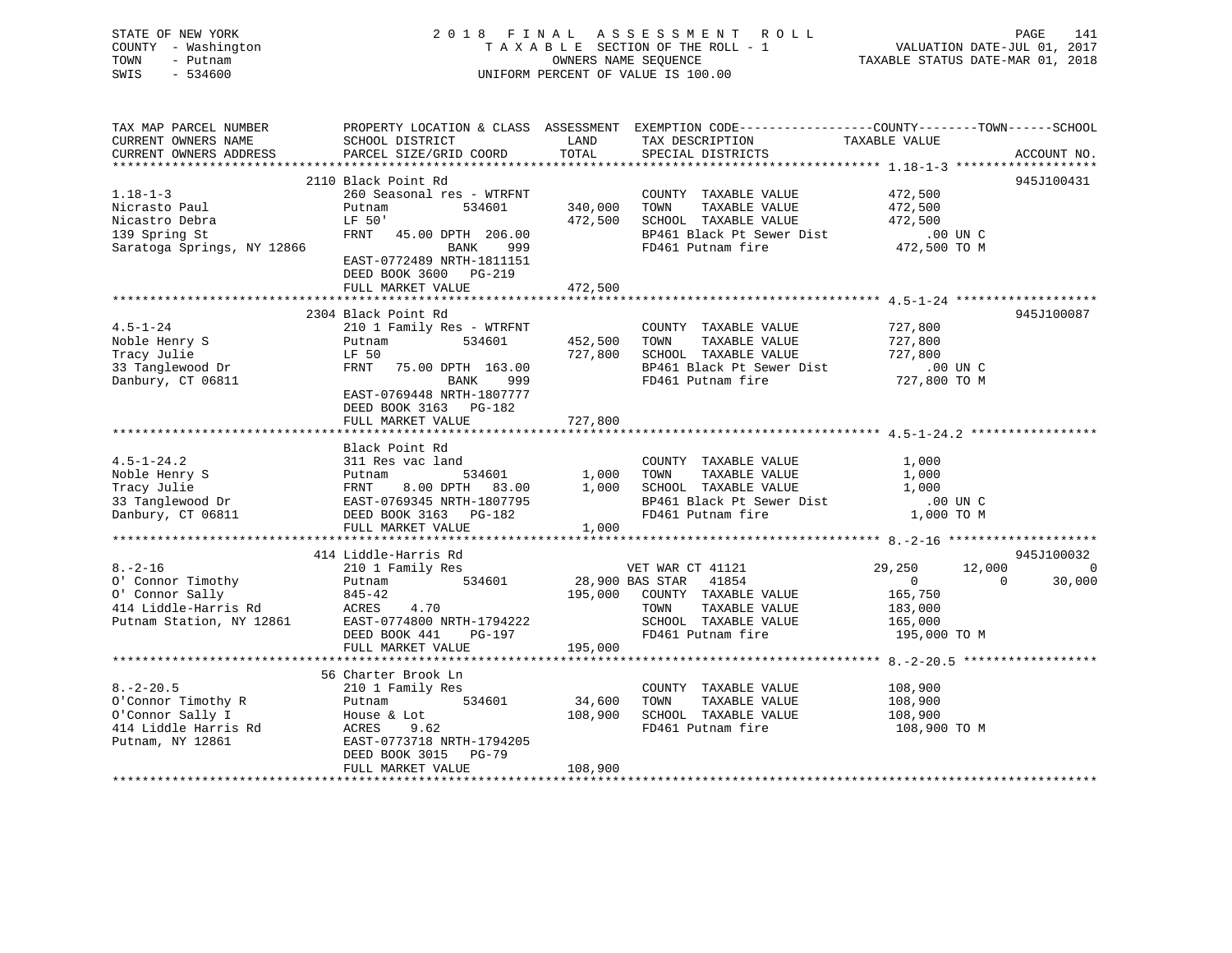STATE OF NEW YORK                2 0 1 8   F I N A L   A S S E S S M E N T   R O L L
COUNTY - Washington              T A X A B L E SECTION OF THE ROLL - 1          VALUATION DATE-JUL 01, 2017
TOWN - Putnam                    OWNERS NAME SEQUENCE                            TAXABLE STATUS DATE-MAR 01, 2018
SWIS - 534600                    UNIFORM PERCENT OF VALUE IS 100.00

```
TAX MAP PARCEL NUMBER          PROPERTY LOCATION & CLASS  ASSESSMENT  EXEMPTION CODE-----------------COUNTY--------TOWN------SCHOOL
CURRENT OWNERS NAME            SCHOOL DISTRICT               LAND      TAX DESCRIPTION            TAXABLE VALUE
CURRENT OWNERS ADDRESS         PARCEL SIZE/GRID COORD        TOTAL     SPECIAL DISTRICTS                                    ACCOUNT NO.
******************************************************************************************************* 1.18-1-3 ******************
                          2110 Black Point Rd                                                                              945J100431
1.18-1-3                       260 Seasonal res - WTRFNT              COUNTY  TAXABLE VALUE          472,500
Nicrasto Paul                  Putnam          534601       340,000   TOWN    TAXABLE VALUE          472,500
Nicastro Debra                 LF 50'                       472,500   SCHOOL  TAXABLE VALUE          472,500
139 Spring St                  FRNT   45.00 DPTH 206.00               BP461 Black Pt Sewer Dist          .00 UN C
Saratoga Springs, NY 12866                BANK    999                 FD461 Putnam fire              472,500 TO M
                               EAST-0772489 NRTH-1811151
                               DEED BOOK 3600   PG-219
                               FULL MARKET VALUE            472,500
******************************************************************************************************* 4.5-1-24 ******************
                          2304 Black Point Rd                                                                              945J100087
4.5-1-24                       210 1 Family Res - WTRFNT              COUNTY  TAXABLE VALUE          727,800
Noble Henry S                  Putnam          534601       452,500   TOWN    TAXABLE VALUE          727,800
Tracy Julie                    LF 50                        727,800   SCHOOL  TAXABLE VALUE          727,800
33 Tanglewood Dr               FRNT   75.00 DPTH 163.00               BP461 Black Pt Sewer Dist          .00 UN C
Danbury, CT 06811                         BANK    999                 FD461 Putnam fire              727,800 TO M
                               EAST-0769448 NRTH-1807777
                               DEED BOOK 3163   PG-182
                               FULL MARKET VALUE            727,800
******************************************************************************************************* 4.5-1-24.2 ****************
                               Black Point Rd
4.5-1-24.2                     311 Res vac land                       COUNTY  TAXABLE VALUE            1,000
Noble Henry S                  Putnam          534601         1,000   TOWN    TAXABLE VALUE            1,000
Tracy Julie                    FRNT    8.00 DPTH  83.00       1,000   SCHOOL  TAXABLE VALUE            1,000
33 Tanglewood Dr               EAST-0769345 NRTH-1807795              BP461 Black Pt Sewer Dist          .00 UN C
Danbury, CT 06811              DEED BOOK 3163   PG-182                FD461 Putnam fire                1,000 TO M
                               FULL MARKET VALUE              1,000
******************************************************************************************************* 8.-2-16 *******************
                          414 Liddle-Harris Rd                                                                             945J100032
8.-2-16                        210 1 Family Res                       VET WAR CT 41121              29,250      12,000           0
O' Connor Timothy              Putnam          534601        28,900 BAS STAR  41854                      0           0      30,000
O' Connor Sally                845-42                       195,000   COUNTY  TAXABLE VALUE          165,750
414 Liddle-Harris Rd           ACRES    4.70                          TOWN    TAXABLE VALUE          183,000
Putnam Station, NY 12861       EAST-0774800 NRTH-1794222              SCHOOL  TAXABLE VALUE          165,000
                               DEED BOOK 441    PG-197                FD461 Putnam fire              195,000 TO M
                               FULL MARKET VALUE            195,000
******************************************************************************************************* 8.-2-20.5 *****************
                          56 Charter Brook Ln
8.-2-20.5                      210 1 Family Res                       COUNTY  TAXABLE VALUE          108,900
O'Connor Timothy R             Putnam          534601        34,600   TOWN    TAXABLE VALUE          108,900
O'Connor Sally I               House & Lot                  108,900   SCHOOL  TAXABLE VALUE          108,900
414 Liddle Harris Rd           ACRES    9.62                          FD461 Putnam fire              108,900 TO M
Putnam, NY 12861               EAST-0773718 NRTH-1794205
                               DEED BOOK 3015   PG-79
                               FULL MARKET VALUE            108,900
************************************************************************************************************************************
```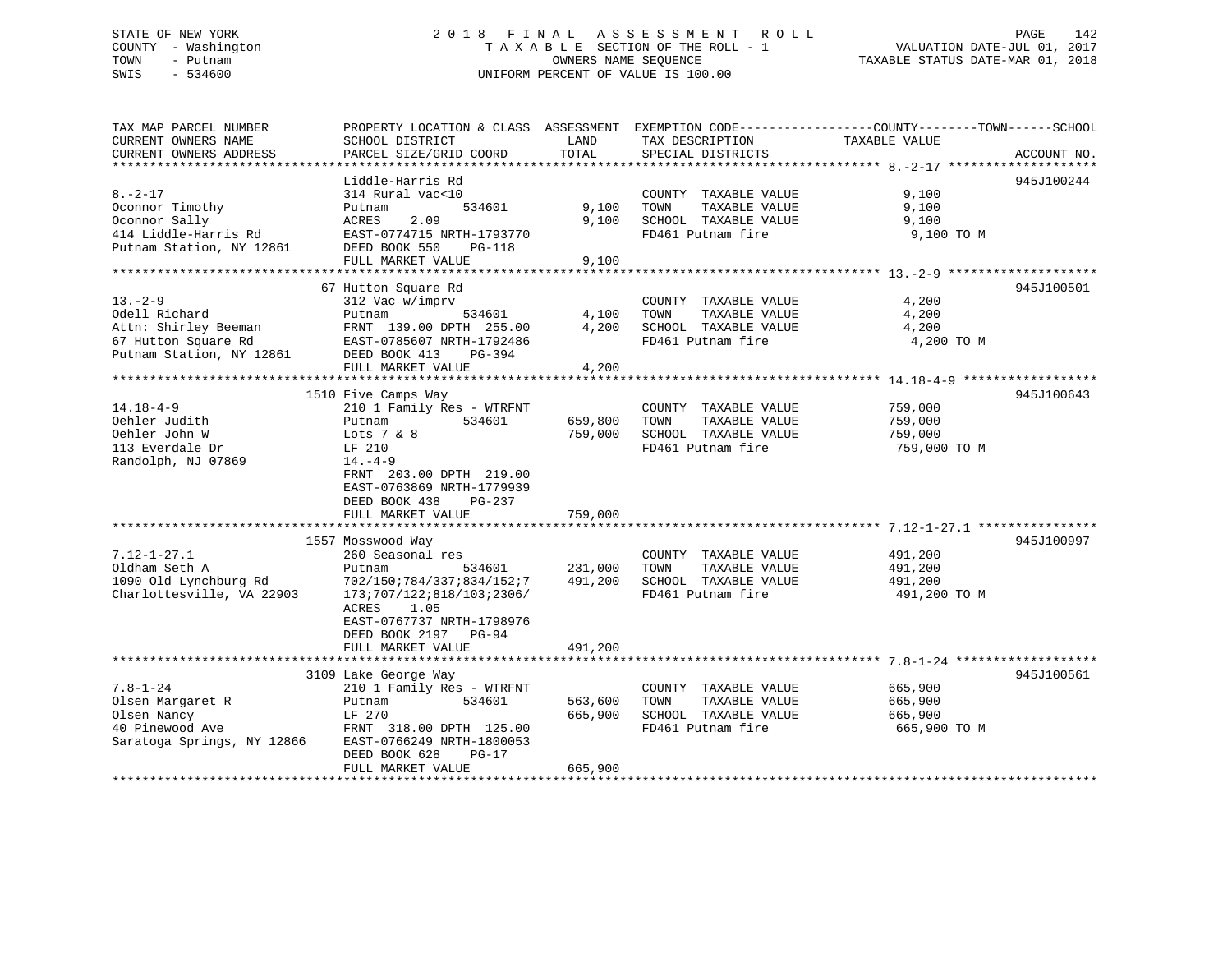STATE OF NEW YORK
COUNTY - Washington
TOWN - Putnam
SWIS - 534600

2018 FINAL ASSESSMENT ROLL
TAXABLE SECTION OF THE ROLL - 1
OWNERS NAME SEQUENCE
UNIFORM PERCENT OF VALUE IS 100.00

VALUATION DATE-JUL 01, 2017
TAXABLE STATUS DATE-MAR 01, 2018

| TAX MAP PARCEL NUMBER / CURRENT OWNERS NAME / CURRENT OWNERS ADDRESS | PROPERTY LOCATION & CLASS / SCHOOL DISTRICT / PARCEL SIZE/GRID COORD | ASSESSMENT LAND | TOTAL | EXEMPTION CODE / TAX DESCRIPTION / SPECIAL DISTRICTS | COUNTY--------TOWN------SCHOOL TAXABLE VALUE | ACCOUNT NO. |
|---|---|---|---|---|---|---|
| 8.-2-17 | Liddle-Harris Rd | | | | | 945J100244 |
| 8.-2-17 | 314 Rural vac<10 | | | COUNTY TAXABLE VALUE | 9,100 | |
| Oconnor Timothy | Putnam 534601 | 9,100 | | TOWN TAXABLE VALUE | 9,100 | |
| Oconnor Sally | ACRES 2.09 | | 9,100 | SCHOOL TAXABLE VALUE | 9,100 | |
| 414 Liddle-Harris Rd | EAST-0774715 NRTH-1793770 | | | FD461 Putnam fire | 9,100 TO M | |
| Putnam Station, NY 12861 | DEED BOOK 550 PG-118 | | | | | |
| | FULL MARKET VALUE | | 9,100 | | | |
| 13.-2-9 | 67 Hutton Square Rd | | | | | 945J100501 |
| 13.-2-9 | 312 Vac w/imprv | | | COUNTY TAXABLE VALUE | 4,200 | |
| Odell Richard | Putnam 534601 | 4,100 | | TOWN TAXABLE VALUE | 4,200 | |
| Attn: Shirley Beeman | FRNT 139.00 DPTH 255.00 | | 4,200 | SCHOOL TAXABLE VALUE | 4,200 | |
| 67 Hutton Square Rd | EAST-0785607 NRTH-1792486 | | | FD461 Putnam fire | 4,200 TO M | |
| Putnam Station, NY 12861 | DEED BOOK 413 PG-394 | | | | | |
| | FULL MARKET VALUE | | 4,200 | | | |
| 14.18-4-9 | 1510 Five Camps Way | | | | | 945J100643 |
| 14.18-4-9 | 210 1 Family Res - WTRFNT | | | COUNTY TAXABLE VALUE | 759,000 | |
| Oehler Judith | Putnam 534601 | 659,800 | | TOWN TAXABLE VALUE | 759,000 | |
| Oehler John W | Lots 7 & 8 | | 759,000 | SCHOOL TAXABLE VALUE | 759,000 | |
| 113 Everdale Dr | LF 210 | | | FD461 Putnam fire | 759,000 TO M | |
| Randolph, NJ 07869 | 14.-4-9 | | | | | |
| | FRNT 203.00 DPTH 219.00 | | | | | |
| | EAST-0763869 NRTH-1779939 | | | | | |
| | DEED BOOK 438 PG-237 | | | | | |
| | FULL MARKET VALUE | | 759,000 | | | |
| 7.12-1-27.1 | 1557 Mosswood Way | | | | | 945J100997 |
| 7.12-1-27.1 | 260 Seasonal res | | | COUNTY TAXABLE VALUE | 491,200 | |
| Oldham Seth A | Putnam 534601 | 231,000 | | TOWN TAXABLE VALUE | 491,200 | |
| 1090 Old Lynchburg Rd | 702/150;784/337;834/152;7 | | 491,200 | SCHOOL TAXABLE VALUE | 491,200 | |
| Charlottesville, VA 22903 | 173;707/122;818/103;2306/ | | | FD461 Putnam fire | 491,200 TO M | |
| | ACRES 1.05 | | | | | |
| | EAST-0767737 NRTH-1798976 | | | | | |
| | DEED BOOK 2197 PG-94 | | | | | |
| | FULL MARKET VALUE | | 491,200 | | | |
| 7.8-1-24 | 3109 Lake George Way | | | | | 945J100561 |
| 7.8-1-24 | 210 1 Family Res - WTRFNT | | | COUNTY TAXABLE VALUE | 665,900 | |
| Olsen Margaret R | Putnam 534601 | 563,600 | | TOWN TAXABLE VALUE | 665,900 | |
| Olsen Nancy | LF 270 | | 665,900 | SCHOOL TAXABLE VALUE | 665,900 | |
| 40 Pinewood Ave | FRNT 318.00 DPTH 125.00 | | | FD461 Putnam fire | 665,900 TO M | |
| Saratoga Springs, NY 12866 | EAST-0766249 NRTH-1800053 | | | | | |
| | DEED BOOK 628 PG-17 | | | | | |
| | FULL MARKET VALUE | | 665,900 | | | |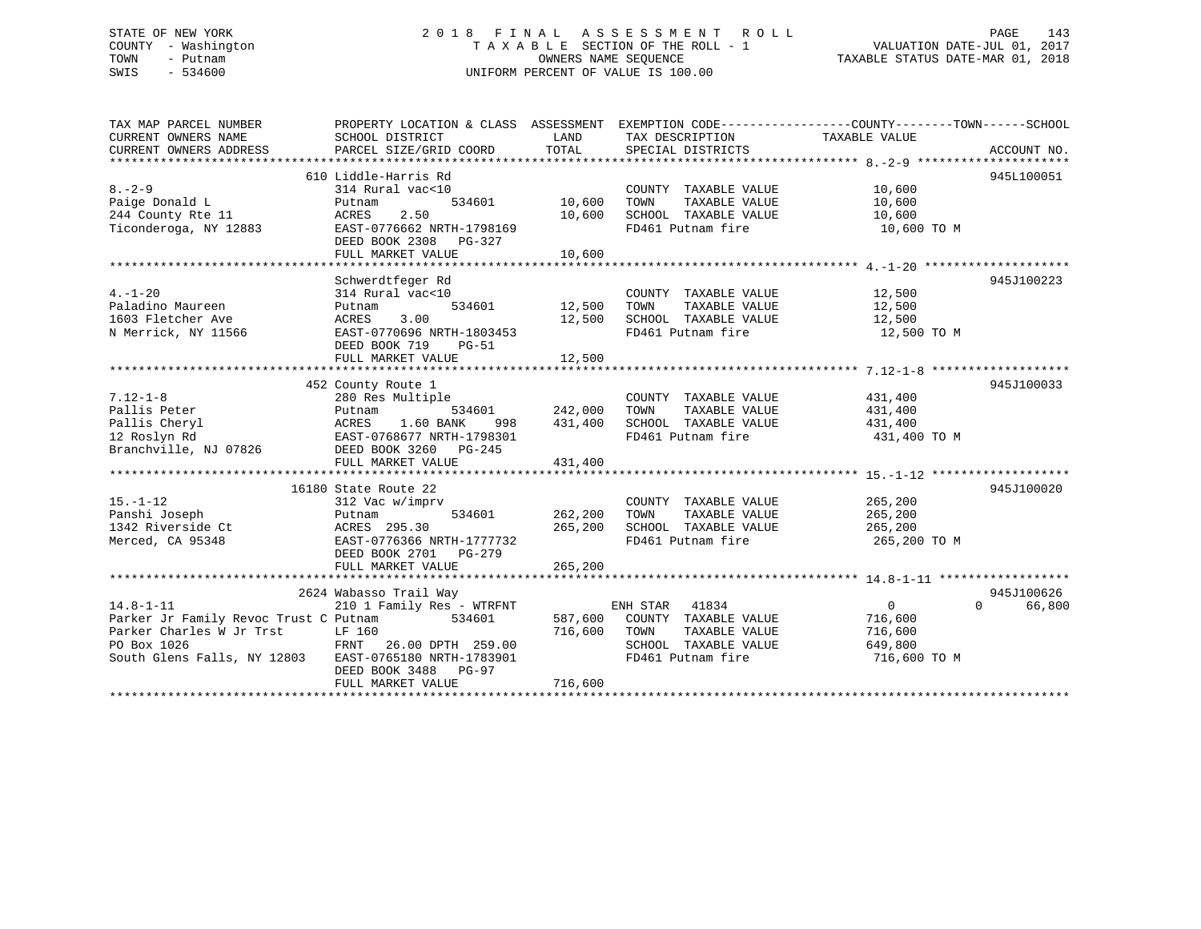STATE OF NEW YORK
COUNTY - Washington
TOWN - Putnam
SWIS - 534600

# 2018 FINAL ASSESSMENT ROLL

TAXABLE SECTION OF THE ROLL - 1
OWNERS NAME SEQUENCE
UNIFORM PERCENT OF VALUE IS 100.00

VALUATION DATE-JUL 01, 2017
TAXABLE STATUS DATE-MAR 01, 2018

| TAX MAP PARCEL NUMBER / CURRENT OWNERS NAME / CURRENT OWNERS ADDRESS | PROPERTY LOCATION & CLASS / SCHOOL DISTRICT / PARCEL SIZE/GRID COORD | ASSESSMENT LAND | ASSESSMENT TOTAL | EXEMPTION CODE / TAX DESCRIPTION / SPECIAL DISTRICTS | COUNTY TAXABLE VALUE | TOWN | SCHOOL | ACCOUNT NO. |
|---|---|---|---|---|---|---|---|---|
| **8.-2-9** | 610 Liddle-Harris Rd | | | | | | | 945L100051 |
| 8.-2-9 | 314 Rural vac<10 | | | COUNTY TAXABLE VALUE | 10,600 | | | |
| Paige Donald L | Putnam 534601 | 10,600 | | TOWN TAXABLE VALUE | 10,600 | | | |
| 244 County Rte 11 | ACRES 2.50 | | 10,600 | SCHOOL TAXABLE VALUE | 10,600 | | | |
| Ticonderoga, NY 12883 | EAST-0776662 NRTH-1798169 | | | FD461 Putnam fire | 10,600 TO M | | | |
| | DEED BOOK 2308 PG-327 | | | | | | | |
| | FULL MARKET VALUE | | 10,600 | | | | | |
| **4.-1-20** | Schwerdtfeger Rd | | | | | | | 945J100223 |
| 4.-1-20 | 314 Rural vac<10 | | | COUNTY TAXABLE VALUE | 12,500 | | | |
| Paladino Maureen | Putnam 534601 | 12,500 | | TOWN TAXABLE VALUE | 12,500 | | | |
| 1603 Fletcher Ave | ACRES 3.00 | | 12,500 | SCHOOL TAXABLE VALUE | 12,500 | | | |
| N Merrick, NY 11566 | EAST-0770696 NRTH-1803453 | | | FD461 Putnam fire | 12,500 TO M | | | |
| | DEED BOOK 719 PG-51 | | | | | | | |
| | FULL MARKET VALUE | | 12,500 | | | | | |
| **7.12-1-8** | 452 County Route 1 | | | | | | | 945J100033 |
| 7.12-1-8 | 280 Res Multiple | | | COUNTY TAXABLE VALUE | 431,400 | | | |
| Pallis Peter | Putnam 534601 | 242,000 | | TOWN TAXABLE VALUE | 431,400 | | | |
| Pallis Cheryl | ACRES 1.60 BANK 998 | | 431,400 | SCHOOL TAXABLE VALUE | 431,400 | | | |
| 12 Roslyn Rd | EAST-0768677 NRTH-1798301 | | | FD461 Putnam fire | 431,400 TO M | | | |
| Branchville, NJ 07826 | DEED BOOK 3260 PG-245 | | | | | | | |
| | FULL MARKET VALUE | | 431,400 | | | | | |
| **15.-1-12** | 16180 State Route 22 | | | | | | | 945J100020 |
| 15.-1-12 | 312 Vac w/imprv | | | COUNTY TAXABLE VALUE | 265,200 | | | |
| Panshi Joseph | Putnam 534601 | 262,200 | | TOWN TAXABLE VALUE | 265,200 | | | |
| 1342 Riverside Ct | ACRES 295.30 | | 265,200 | SCHOOL TAXABLE VALUE | 265,200 | | | |
| Merced, CA 95348 | EAST-0776366 NRTH-1777732 | | | FD461 Putnam fire | 265,200 TO M | | | |
| | DEED BOOK 2701 PG-279 | | | | | | | |
| | FULL MARKET VALUE | | 265,200 | | | | | |
| **14.8-1-11** | 2624 Wabasso Trail Way | | | | | | | 945J100626 |
| 14.8-1-11 | 210 1 Family Res - WTRFNT | | | ENH STAR 41834 | 0 | 0 | 66,800 | |
| Parker Jr Family Revoc Trust C | Putnam 534601 | 587,600 | | COUNTY TAXABLE VALUE | 716,600 | | | |
| Parker Charles W Jr Trst | LF 160 | | 716,600 | TOWN TAXABLE VALUE | 716,600 | | | |
| PO Box 1026 | FRNT 26.00 DPTH 259.00 | | | SCHOOL TAXABLE VALUE | 649,800 | | | |
| South Glens Falls, NY 12803 | EAST-0765180 NRTH-1783901 | | | FD461 Putnam fire | 716,600 TO M | | | |
| | DEED BOOK 3488 PG-97 | | | | | | | |
| | FULL MARKET VALUE | | 716,600 | | | | | |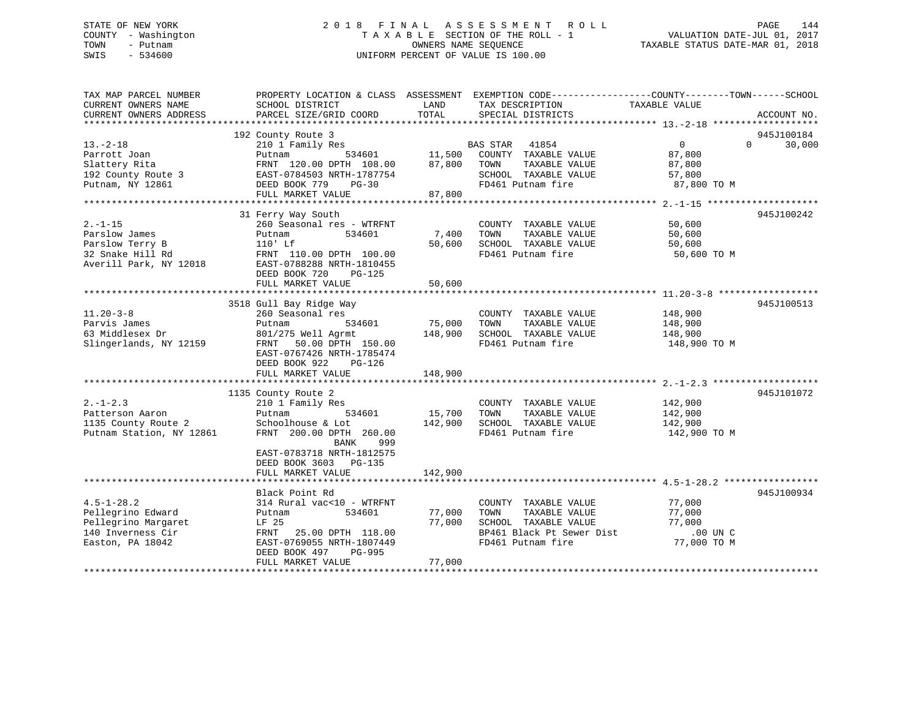STATE OF NEW YORK
COUNTY - Washington
TOWN - Putnam
SWIS - 534600

# 2018 FINAL ASSESSMENT ROLL
TAXABLE SECTION OF THE ROLL - 1
OWNERS NAME SEQUENCE
UNIFORM PERCENT OF VALUE IS 100.00

VALUATION DATE-JUL 01, 2017
TAXABLE STATUS DATE-MAR 01, 2018

| TAX MAP PARCEL NUMBER / CURRENT OWNERS NAME / CURRENT OWNERS ADDRESS | PROPERTY LOCATION & CLASS / SCHOOL DISTRICT / PARCEL SIZE/GRID COORD | ASSESSMENT LAND / TOTAL | EXEMPTION CODE / TAX DESCRIPTION / SPECIAL DISTRICTS | COUNTY | TOWN | SCHOOL / TAXABLE VALUE | ACCOUNT NO. |
|---|---|---|---|---|---|---|---|
| 13.-2-18 | 192 County Route 3 | | | | | | 945J100184 |
| | 210 1 Family Res | | BAS STAR 41854 | 0 | 0 | 30,000 | |
| Parrott Joan | Putnam 534601 | 11,500 | COUNTY TAXABLE VALUE | 87,800 | | | |
| Slattery Rita | FRNT 120.00 DPTH 108.00 | 87,800 | TOWN TAXABLE VALUE | | 87,800 | | |
| 192 County Route 3 | EAST-0784503 NRTH-1787754 | | SCHOOL TAXABLE VALUE | | | 57,800 | |
| Putnam, NY 12861 | DEED BOOK 779 PG-30 | | FD461 Putnam fire | 87,800 TO M | | | |
| | FULL MARKET VALUE | 87,800 | | | | | |
| 2.-1-15 | 31 Ferry Way South | | | | | | 945J100242 |
| | 260 Seasonal res - WTRFNT | | COUNTY TAXABLE VALUE | 50,600 | | | |
| Parslow James | Putnam 534601 | 7,400 | TOWN TAXABLE VALUE | | 50,600 | | |
| Parslow Terry B | 110' Lf | 50,600 | SCHOOL TAXABLE VALUE | | | 50,600 | |
| 32 Snake Hill Rd | FRNT 110.00 DPTH 100.00 | | FD461 Putnam fire | 50,600 TO M | | | |
| Averill Park, NY 12018 | EAST-0788288 NRTH-1810455 | | | | | | |
| | DEED BOOK 720 PG-125 | | | | | | |
| | FULL MARKET VALUE | 50,600 | | | | | |
| 11.20-3-8 | 3518 Gull Bay Ridge Way | | | | | | 945J100513 |
| | 260 Seasonal res | | COUNTY TAXABLE VALUE | 148,900 | | | |
| Parvis James | Putnam 534601 | 75,000 | TOWN TAXABLE VALUE | | 148,900 | | |
| 63 Middlesex Dr | 801/275 Well Agrmt | 148,900 | SCHOOL TAXABLE VALUE | | | 148,900 | |
| Slingerlands, NY 12159 | FRNT 50.00 DPTH 150.00 | | FD461 Putnam fire | 148,900 TO M | | | |
| | EAST-0767426 NRTH-1785474 | | | | | | |
| | DEED BOOK 922 PG-126 | | | | | | |
| | FULL MARKET VALUE | 148,900 | | | | | |
| 2.-1-2.3 | 1135 County Route 2 | | | | | | 945J101072 |
| | 210 1 Family Res | | COUNTY TAXABLE VALUE | 142,900 | | | |
| Patterson Aaron | Putnam 534601 | 15,700 | TOWN TAXABLE VALUE | | 142,900 | | |
| 1135 County Route 2 | Schoolhouse & Lot | 142,900 | SCHOOL TAXABLE VALUE | | | 142,900 | |
| Putnam Station, NY 12861 | FRNT 200.00 DPTH 260.00 | | FD461 Putnam fire | 142,900 TO M | | | |
| | BANK 999 | | | | | | |
| | EAST-0783718 NRTH-1812575 | | | | | | |
| | DEED BOOK 3603 PG-135 | | | | | | |
| | FULL MARKET VALUE | 142,900 | | | | | |
| 4.5-1-28.2 | Black Point Rd | | | | | | 945J100934 |
| | 314 Rural vac<10 - WTRFNT | | COUNTY TAXABLE VALUE | 77,000 | | | |
| Pellegrino Edward | Putnam 534601 | 77,000 | TOWN TAXABLE VALUE | | 77,000 | | |
| Pellegrino Margaret | LF 25 | 77,000 | SCHOOL TAXABLE VALUE | | | 77,000 | |
| 140 Inverness Cir | FRNT 25.00 DPTH 118.00 | | BP461 Black Pt Sewer Dist | .00 UN C | | | |
| Easton, PA 18042 | EAST-0769055 NRTH-1807449 | | FD461 Putnam fire | 77,000 TO M | | | |
| | DEED BOOK 497 PG-995 | | | | | | |
| | FULL MARKET VALUE | 77,000 | | | | | |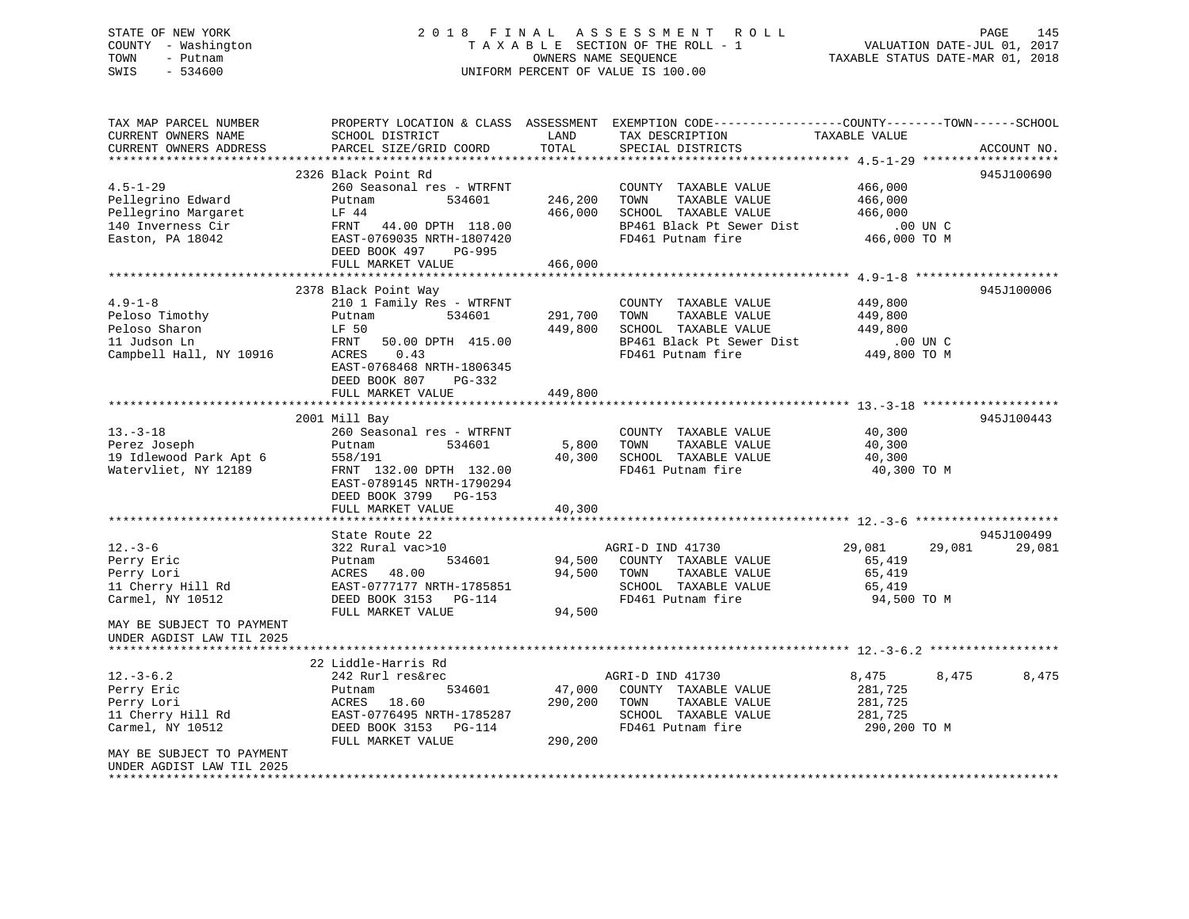STATE OF NEW YORK · COUNTY - Washington · TOWN - Putnam · SWIS - 534600

# 2018 FINAL ASSESSMENT ROLL

TAXABLE SECTION OF THE ROLL - 1 · OWNERS NAME SEQUENCE · UNIFORM PERCENT OF VALUE IS 100.00

VALUATION DATE-JUL 01, 2017 · TAXABLE STATUS DATE-MAR 01, 2018

| TAX MAP PARCEL NUMBER / CURRENT OWNERS NAME / CURRENT OWNERS ADDRESS | PROPERTY LOCATION & CLASS / SCHOOL DISTRICT / PARCEL SIZE/GRID COORD | ASSESSMENT LAND / TOTAL | EXEMPTION CODE / TAX DESCRIPTION / SPECIAL DISTRICTS | COUNTY | TOWN | SCHOOL / TAXABLE VALUE | ACCOUNT NO. |
|---|---|---|---|---|---|---|---|
| 4.5-1-29 | 2326 Black Point Rd | | | | | | 945J100690 |
| 4.5-1-29 | 260 Seasonal res - WTRFNT | | COUNTY TAXABLE VALUE | 466,000 | | | |
| Pellegrino Edward | Putnam 534601 | 246,200 | TOWN TAXABLE VALUE | | 466,000 | | |
| Pellegrino Margaret | LF 44 | 466,000 | SCHOOL TAXABLE VALUE | | | 466,000 | |
| 140 Inverness Cir | FRNT 44.00 DPTH 118.00 | | BP461 Black Pt Sewer Dist | | | .00 UN C | |
| Easton, PA 18042 | EAST-0769035 NRTH-1807420 | | FD461 Putnam fire | | | 466,000 TO M | |
| | DEED BOOK 497 PG-995 | | | | | | |
| | FULL MARKET VALUE | 466,000 | | | | | |
| 4.9-1-8 | 2378 Black Point Way | | | | | | 945J100006 |
| 4.9-1-8 | 210 1 Family Res - WTRFNT | | COUNTY TAXABLE VALUE | 449,800 | | | |
| Peloso Timothy | Putnam 534601 | 291,700 | TOWN TAXABLE VALUE | | 449,800 | | |
| Peloso Sharon | LF 50 | 449,800 | SCHOOL TAXABLE VALUE | | | 449,800 | |
| 11 Judson Ln | FRNT 50.00 DPTH 415.00 | | BP461 Black Pt Sewer Dist | | | .00 UN C | |
| Campbell Hall, NY 10916 | ACRES 0.43 | | FD461 Putnam fire | | | 449,800 TO M | |
| | EAST-0768468 NRTH-1806345 | | | | | | |
| | DEED BOOK 807 PG-332 | | | | | | |
| | FULL MARKET VALUE | 449,800 | | | | | |
| 13.-3-18 | 2001 Mill Bay | | | | | | 945J100443 |
| 13.-3-18 | 260 Seasonal res - WTRFNT | | COUNTY TAXABLE VALUE | 40,300 | | | |
| Perez Joseph | Putnam 534601 | 5,800 | TOWN TAXABLE VALUE | | 40,300 | | |
| 19 Idlewood Park Apt 6 | 558/191 | 40,300 | SCHOOL TAXABLE VALUE | | | 40,300 | |
| Watervliet, NY 12189 | FRNT 132.00 DPTH 132.00 | | FD461 Putnam fire | | | 40,300 TO M | |
| | EAST-0789145 NRTH-1790294 | | | | | | |
| | DEED BOOK 3799 PG-153 | | | | | | |
| | FULL MARKET VALUE | 40,300 | | | | | |
| 12.-3-6 | State Route 22 | | | | | | 945J100499 |
| 12.-3-6 | 322 Rural vac>10 | | AGRI-D IND 41730 | 29,081 | 29,081 | 29,081 | |
| Perry Eric | Putnam 534601 | 94,500 | COUNTY TAXABLE VALUE | 65,419 | | | |
| Perry Lori | ACRES 48.00 | 94,500 | TOWN TAXABLE VALUE | | 65,419 | | |
| 11 Cherry Hill Rd | EAST-0777177 NRTH-1785851 | | SCHOOL TAXABLE VALUE | | | 65,419 | |
| Carmel, NY 10512 | DEED BOOK 3153 PG-114 | | FD461 Putnam fire | | | 94,500 TO M | |
| | FULL MARKET VALUE | 94,500 | | | | | |
| MAY BE SUBJECT TO PAYMENT UNDER AGDIST LAW TIL 2025 | | | | | | | |
| 12.-3-6.2 | 22 Liddle-Harris Rd | | | | | | |
| 12.-3-6.2 | 242 Rurl res&rec | | AGRI-D IND 41730 | 8,475 | 8,475 | 8,475 | |
| Perry Eric | Putnam 534601 | 47,000 | COUNTY TAXABLE VALUE | 281,725 | | | |
| Perry Lori | ACRES 18.60 | 290,200 | TOWN TAXABLE VALUE | | 281,725 | | |
| 11 Cherry Hill Rd | EAST-0776495 NRTH-1785287 | | SCHOOL TAXABLE VALUE | | | 281,725 | |
| Carmel, NY 10512 | DEED BOOK 3153 PG-114 | | FD461 Putnam fire | | | 290,200 TO M | |
| | FULL MARKET VALUE | 290,200 | | | | | |
| MAY BE SUBJECT TO PAYMENT UNDER AGDIST LAW TIL 2025 | | | | | | | |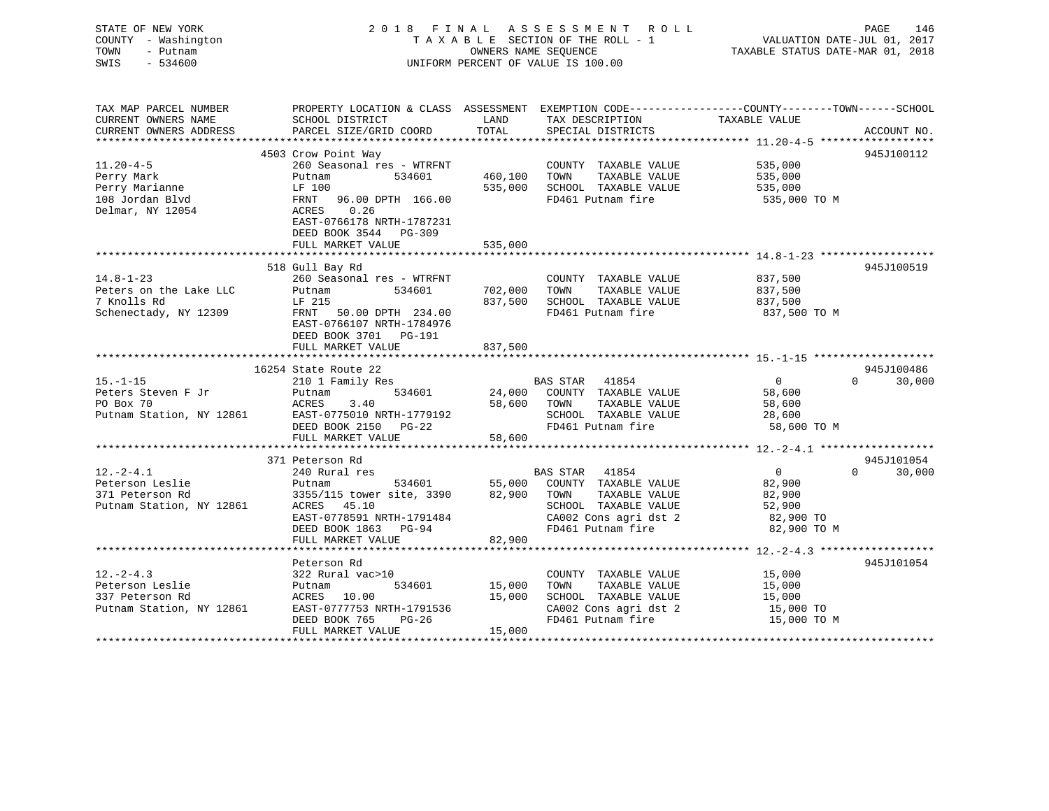STATE OF NEW YORK — COUNTY - Washington — TOWN - Putnam — SWIS - 534600

# 2018 FINAL ASSESSMENT ROLL

TAXABLE SECTION OF THE ROLL - 1 — OWNERS NAME SEQUENCE — UNIFORM PERCENT OF VALUE IS 100.00

VALUATION DATE-JUL 01, 2017 — TAXABLE STATUS DATE-MAR 01, 2018

| TAX MAP PARCEL NUMBER / CURRENT OWNERS NAME / CURRENT OWNERS ADDRESS | PROPERTY LOCATION & CLASS / SCHOOL DISTRICT / PARCEL SIZE/GRID COORD | ASSESSMENT LAND / TOTAL | EXEMPTION CODE / TAX DESCRIPTION / SPECIAL DISTRICTS | COUNTY / TOWN TAXABLE VALUE | SCHOOL | ACCOUNT NO. |
|---|---|---|---|---|---|---|
| **11.20-4-5** | 4503 Crow Point Way | | | | | 945J100112 |
| 11.20-4-5 | 260 Seasonal res - WTRFNT | | COUNTY TAXABLE VALUE | 535,000 | | |
| Perry Mark | Putnam 534601 | 460,100 | TOWN TAXABLE VALUE | 535,000 | | |
| Perry Marianne | LF 100 | 535,000 | SCHOOL TAXABLE VALUE | 535,000 | | |
| 108 Jordan Blvd | FRNT 96.00 DPTH 166.00 | | FD461 Putnam fire | 535,000 TO M | | |
| Delmar, NY 12054 | ACRES 0.26 | | | | | |
| | EAST-0766178 NRTH-1787231 | | | | | |
| | DEED BOOK 3544 PG-309 | | | | | |
| | FULL MARKET VALUE | 535,000 | | | | |
| **14.8-1-23** | 518 Gull Bay Rd | | | | | 945J100519 |
| 14.8-1-23 | 260 Seasonal res - WTRFNT | | COUNTY TAXABLE VALUE | 837,500 | | |
| Peters on the Lake LLC | Putnam 534601 | 702,000 | TOWN TAXABLE VALUE | 837,500 | | |
| 7 Knolls Rd | LF 215 | 837,500 | SCHOOL TAXABLE VALUE | 837,500 | | |
| Schenectady, NY 12309 | FRNT 50.00 DPTH 234.00 | | FD461 Putnam fire | 837,500 TO M | | |
| | EAST-0766107 NRTH-1784976 | | | | | |
| | DEED BOOK 3701 PG-191 | | | | | |
| | FULL MARKET VALUE | 837,500 | | | | |
| **15.-1-15** | 16254 State Route 22 | | | | | 945J100486 |
| 15.-1-15 | 210 1 Family Res | | BAS STAR 41854 | 0 | 0 | 30,000 |
| Peters Steven F Jr | Putnam 534601 | 24,000 | COUNTY TAXABLE VALUE | 58,600 | | |
| PO Box 70 | ACRES 3.40 | 58,600 | TOWN TAXABLE VALUE | 58,600 | | |
| Putnam Station, NY 12861 | EAST-0775010 NRTH-1779192 | | SCHOOL TAXABLE VALUE | 28,600 | | |
| | DEED BOOK 2150 PG-22 | | FD461 Putnam fire | 58,600 TO M | | |
| | FULL MARKET VALUE | 58,600 | | | | |
| **12.-2-4.1** | 371 Peterson Rd | | | | | 945J101054 |
| 12.-2-4.1 | 240 Rural res | | BAS STAR 41854 | 0 | 0 | 30,000 |
| Peterson Leslie | Putnam 534601 | 55,000 | COUNTY TAXABLE VALUE | 82,900 | | |
| 371 Peterson Rd | 3355/115 tower site, 3390 | 82,900 | TOWN TAXABLE VALUE | 82,900 | | |
| Putnam Station, NY 12861 | ACRES 45.10 | | SCHOOL TAXABLE VALUE | 52,900 | | |
| | EAST-0778591 NRTH-1791484 | | CA002 Cons agri dst 2 | 82,900 TO | | |
| | DEED BOOK 1863 PG-94 | | FD461 Putnam fire | 82,900 TO M | | |
| | FULL MARKET VALUE | 82,900 | | | | |
| **12.-2-4.3** | Peterson Rd | | | | | 945J101054 |
| 12.-2-4.3 | 322 Rural vac>10 | | COUNTY TAXABLE VALUE | 15,000 | | |
| Peterson Leslie | Putnam 534601 | 15,000 | TOWN TAXABLE VALUE | 15,000 | | |
| 337 Peterson Rd | ACRES 10.00 | 15,000 | SCHOOL TAXABLE VALUE | 15,000 | | |
| Putnam Station, NY 12861 | EAST-0777753 NRTH-1791536 | | CA002 Cons agri dst 2 | 15,000 TO | | |
| | DEED BOOK 765 PG-26 | | FD461 Putnam fire | 15,000 TO M | | |
| | FULL MARKET VALUE | 15,000 | | | | |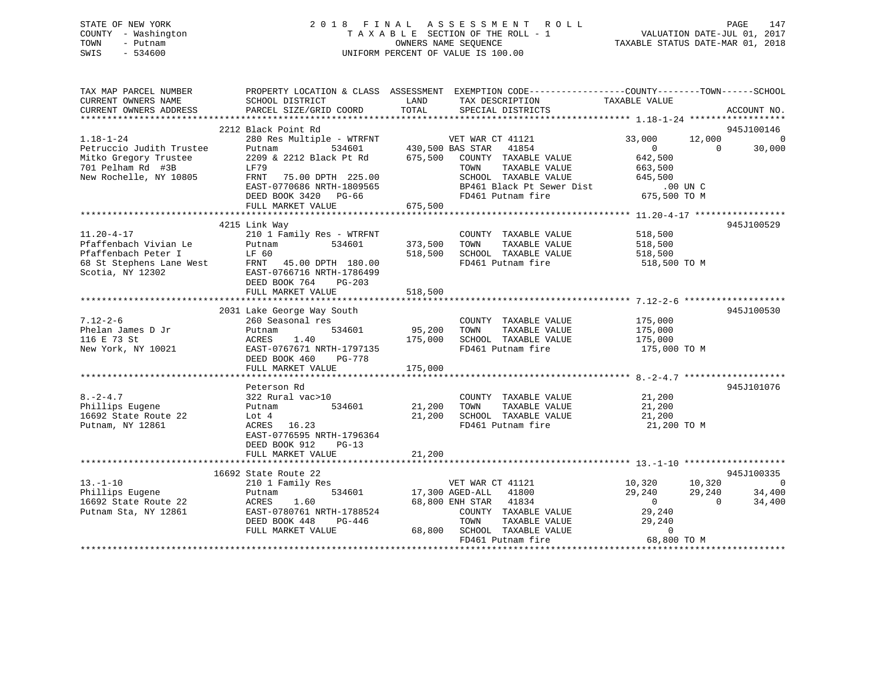STATE OF NEW YORK
COUNTY - Washington
TOWN - Putnam
SWIS - 534600

2 0 1 8 F I N A L A S S E S S M E N T R O L L
T A X A B L E SECTION OF THE ROLL - 1
OWNERS NAME SEQUENCE
UNIFORM PERCENT OF VALUE IS 100.00

VALUATION DATE-JUL 01, 2017
TAXABLE STATUS DATE-MAR 01, 2018

```
TAX MAP PARCEL NUMBER          PROPERTY LOCATION & CLASS  ASSESSMENT  EXEMPTION CODE-----------------COUNTY--------TOWN------SCHOOL
CURRENT OWNERS NAME            SCHOOL DISTRICT              LAND       TAX DESCRIPTION             TAXABLE VALUE
CURRENT OWNERS ADDRESS         PARCEL SIZE/GRID COORD       TOTAL      SPECIAL DISTRICTS                                    ACCOUNT NO.
************************************************************************************************ 1.18-1-24 ******************
                    2212 Black Point Rd                                                                               945J100146
1.18-1-24                      280 Res Multiple - WTRFNT            VET WAR CT 41121             33,000      12,000           0
Petruccio Judith Trustee       Putnam         534601      430,500 BAS STAR   41854                    0           0      30,000
Mitko Gregory Trustee          2209 & 2212 Black Pt Rd    675,500   COUNTY  TAXABLE VALUE          642,500
701 Pelham Rd  #3B             LF79                                 TOWN    TAXABLE VALUE          663,500
New Rochelle, NY 10805         FRNT   75.00 DPTH 225.00             SCHOOL  TAXABLE VALUE          645,500
                               EAST-0770686 NRTH-1809565            BP461 Black Pt Sewer Dist           .00 UN C
                               DEED BOOK 3420   PG-66               FD461 Putnam fire              675,500 TO M
                               FULL MARKET VALUE          675,500
************************************************************************************************ 11.20-4-17 *****************
                    4215 Link Way                                                                                     945J100529
11.20-4-17                     210 1 Family Res - WTRFNT            COUNTY  TAXABLE VALUE          518,500
Pfaffenbach Vivian Le          Putnam         534601      373,500   TOWN    TAXABLE VALUE          518,500
Pfaffenbach Peter I            LF 60                      518,500   SCHOOL  TAXABLE VALUE          518,500
68 St Stephens Lane West       FRNT   45.00 DPTH 180.00             FD461 Putnam fire              518,500 TO M
Scotia, NY 12302               EAST-0766716 NRTH-1786499
                               DEED BOOK 764    PG-203
                               FULL MARKET VALUE          518,500
************************************************************************************************ 7.12-2-6 *******************
                    2031 Lake George Way South                                                                        945J100530
7.12-2-6                       260 Seasonal res                     COUNTY  TAXABLE VALUE          175,000
Phelan James D Jr              Putnam         534601       95,200   TOWN    TAXABLE VALUE          175,000
116 E 73 St                    ACRES    1.40              175,000   SCHOOL  TAXABLE VALUE          175,000
New York, NY 10021             EAST-0767671 NRTH-1797135            FD461 Putnam fire              175,000 TO M
                               DEED BOOK 460    PG-778
                               FULL MARKET VALUE          175,000
************************************************************************************************ 8.-2-4.7 *******************
                    Peterson Rd                                                                                       945J101076
8.-2-4.7                       322 Rural vac>10                     COUNTY  TAXABLE VALUE           21,200
Phillips Eugene                Putnam         534601       21,200   TOWN    TAXABLE VALUE           21,200
16692 State Route 22           Lot 4                       21,200   SCHOOL  TAXABLE VALUE           21,200
Putnam, NY 12861               ACRES   16.23                        FD461 Putnam fire               21,200 TO M
                               EAST-0776595 NRTH-1796364
                               DEED BOOK 912    PG-13
                               FULL MARKET VALUE           21,200
************************************************************************************************ 13.-1-10 *******************
                    16692 State Route 22                                                                              945J100335
13.-1-10                       210 1 Family Res                     VET WAR CT 41121             10,320      10,320           0
Phillips Eugene                Putnam         534601       17,300 AGED-ALL   41800               29,240      29,240      34,400
16692 State Route 22           ACRES    1.60               68,800 ENH STAR   41834                    0           0      34,400
Putnam Sta, NY 12861           EAST-0780761 NRTH-1788524            COUNTY  TAXABLE VALUE           29,240
                               DEED BOOK 448    PG-446              TOWN    TAXABLE VALUE           29,240
                               FULL MARKET VALUE           68,800   SCHOOL  TAXABLE VALUE                0
                                                                    FD461 Putnam fire               68,800 TO M
******************************************************************************************************************************
```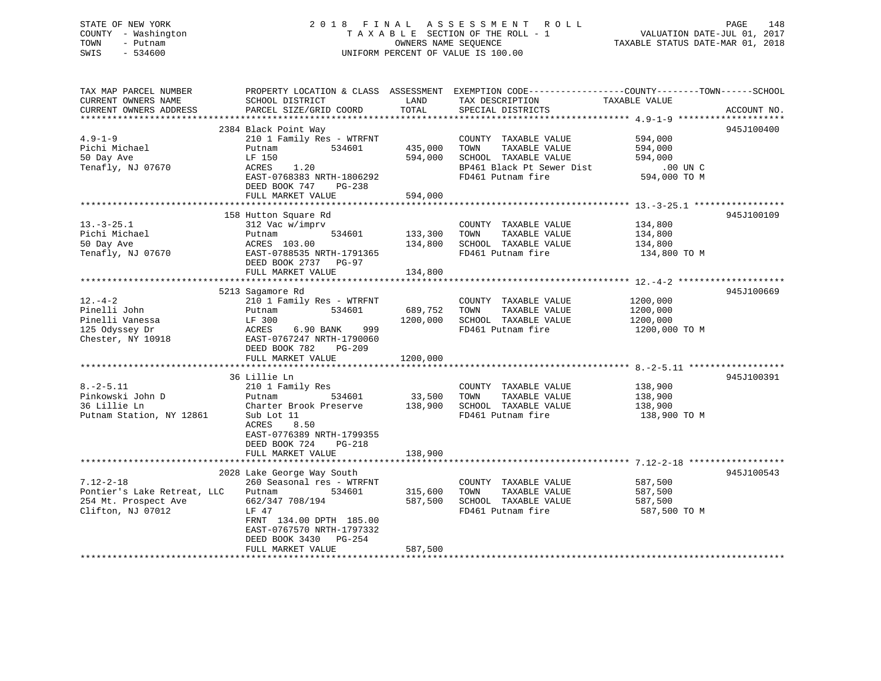STATE OF NEW YORK
COUNTY - Washington
TOWN - Putnam
SWIS - 534600

2018 FINAL ASSESSMENT ROLL
TAXABLE SECTION OF THE ROLL - 1
OWNERS NAME SEQUENCE
UNIFORM PERCENT OF VALUE IS 100.00

VALUATION DATE-JUL 01, 2017
TAXABLE STATUS DATE-MAR 01, 2018

| TAX MAP PARCEL NUMBER / CURRENT OWNERS NAME / CURRENT OWNERS ADDRESS | PROPERTY LOCATION & CLASS / SCHOOL DISTRICT / PARCEL SIZE/GRID COORD | ASSESSMENT LAND / TOTAL | EXEMPTION CODE / TAX DESCRIPTION / SPECIAL DISTRICTS | TAXABLE VALUE (COUNTY--TOWN--SCHOOL) | ACCOUNT NO. |
|---|---|---|---|---|---|
| **4.9-1-9** | 2384 Black Point Way | | | | 945J100400 |
| 4.9-1-9 | 210 1 Family Res - WTRFNT | | COUNTY TAXABLE VALUE | 594,000 | |
| Pichi Michael | Putnam 534601 | 435,000 | TOWN TAXABLE VALUE | 594,000 | |
| 50 Day Ave | LF 150 | 594,000 | SCHOOL TAXABLE VALUE | 594,000 | |
| Tenafly, NJ 07670 | ACRES 1.20 | | BP461 Black Pt Sewer Dist | .00 UN C | |
| | EAST-0768383 NRTH-1806292 | | FD461 Putnam fire | 594,000 TO M | |
| | DEED BOOK 747 PG-238 | | | | |
| | FULL MARKET VALUE | 594,000 | | | |
| **13.-3-25.1** | 158 Hutton Square Rd | | | | 945J100109 |
| 13.-3-25.1 | 312 Vac w/imprv | | COUNTY TAXABLE VALUE | 134,800 | |
| Pichi Michael | Putnam 534601 | 133,300 | TOWN TAXABLE VALUE | 134,800 | |
| 50 Day Ave | ACRES 103.00 | 134,800 | SCHOOL TAXABLE VALUE | 134,800 | |
| Tenafly, NJ 07670 | EAST-0788535 NRTH-1791365 | | FD461 Putnam fire | 134,800 TO M | |
| | DEED BOOK 2737 PG-97 | | | | |
| | FULL MARKET VALUE | 134,800 | | | |
| **12.-4-2** | 5213 Sagamore Rd | | | | 945J100669 |
| 12.-4-2 | 210 1 Family Res - WTRFNT | | COUNTY TAXABLE VALUE | 1200,000 | |
| Pinelli John | Putnam 534601 | 689,752 | TOWN TAXABLE VALUE | 1200,000 | |
| Pinelli Vanessa | LF 300 | 1200,000 | SCHOOL TAXABLE VALUE | 1200,000 | |
| 125 Odyssey Dr | ACRES 6.90 BANK 999 | | FD461 Putnam fire | 1200,000 TO M | |
| Chester, NY 10918 | EAST-0767247 NRTH-1790060 | | | | |
| | DEED BOOK 782 PG-209 | | | | |
| | FULL MARKET VALUE | 1200,000 | | | |
| **8.-2-5.11** | 36 Lillie Ln | | | | 945J100391 |
| 8.-2-5.11 | 210 1 Family Res | | COUNTY TAXABLE VALUE | 138,900 | |
| Pinkowski John D | Putnam 534601 | 33,500 | TOWN TAXABLE VALUE | 138,900 | |
| 36 Lillie Ln | Charter Brook Preserve | 138,900 | SCHOOL TAXABLE VALUE | 138,900 | |
| Putnam Station, NY 12861 | Sub Lot 11 | | FD461 Putnam fire | 138,900 TO M | |
| | ACRES 8.50 | | | | |
| | EAST-0776389 NRTH-1799355 | | | | |
| | DEED BOOK 724 PG-218 | | | | |
| | FULL MARKET VALUE | 138,900 | | | |
| **7.12-2-18** | 2028 Lake George Way South | | | | 945J100543 |
| 7.12-2-18 | 260 Seasonal res - WTRFNT | | COUNTY TAXABLE VALUE | 587,500 | |
| Pontier's Lake Retreat, LLC | Putnam 534601 | 315,600 | TOWN TAXABLE VALUE | 587,500 | |
| 254 Mt. Prospect Ave | 662/347 708/194 | 587,500 | SCHOOL TAXABLE VALUE | 587,500 | |
| Clifton, NJ 07012 | LF 47 | | FD461 Putnam fire | 587,500 TO M | |
| | FRNT 134.00 DPTH 185.00 | | | | |
| | EAST-0767570 NRTH-1797332 | | | | |
| | DEED BOOK 3430 PG-254 | | | | |
| | FULL MARKET VALUE | 587,500 | | | |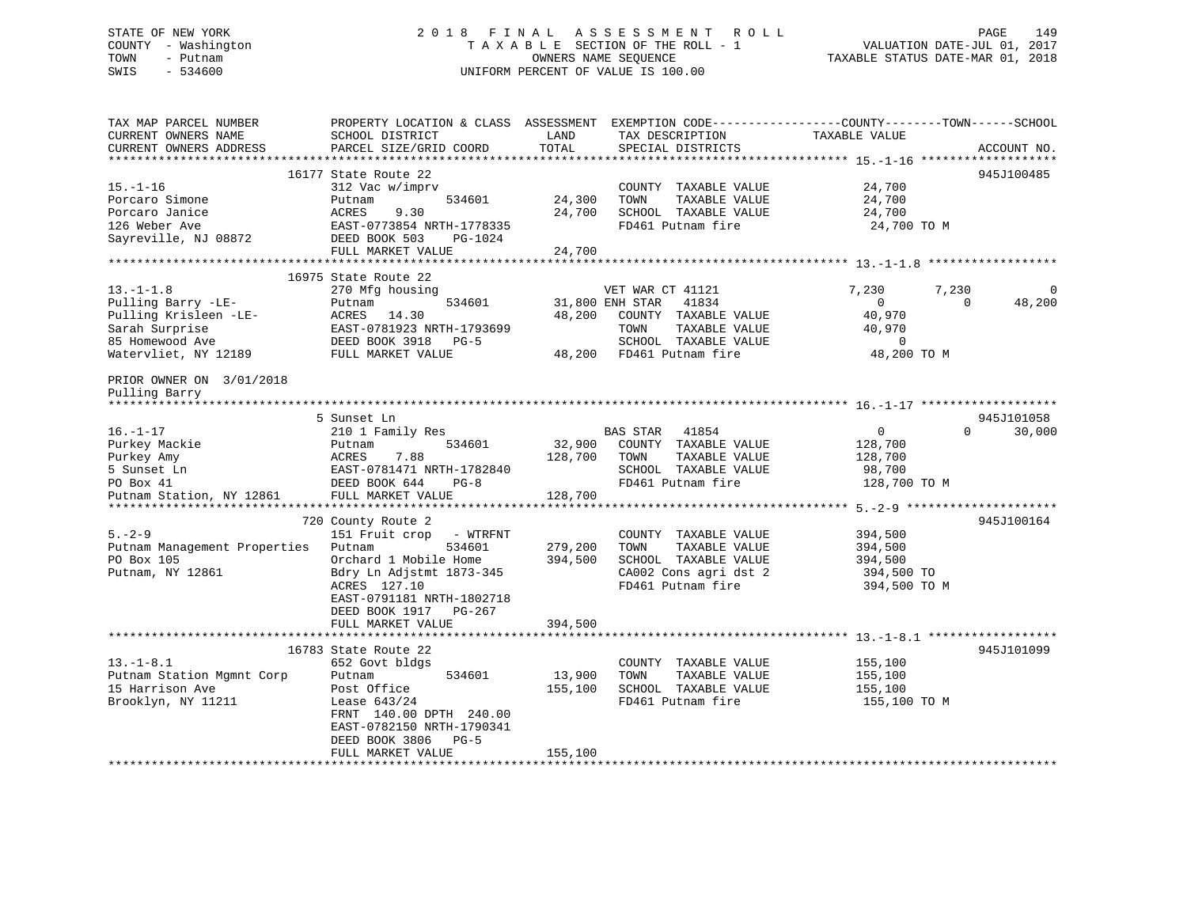STATE OF NEW YORK — 2018 FINAL ASSESSMENT ROLL
COUNTY - Washington — TAXABLE SECTION OF THE ROLL - 1 — VALUATION DATE-JUL 01, 2017
TOWN - Putnam — OWNERS NAME SEQUENCE — TAXABLE STATUS DATE-MAR 01, 2018
SWIS - 534600 — UNIFORM PERCENT OF VALUE IS 100.00

| TAX MAP PARCEL NUMBER / CURRENT OWNERS NAME / CURRENT OWNERS ADDRESS | PROPERTY LOCATION & CLASS / SCHOOL DISTRICT / PARCEL SIZE/GRID COORD | ASSESSMENT LAND / TOTAL | EXEMPTION CODE / TAX DESCRIPTION / SPECIAL DISTRICTS | COUNTY TAXABLE VALUE | TOWN | SCHOOL | ACCOUNT NO. |
|---|---|---|---|---|---|---|---|
| **15.-1-16** | 16177 State Route 22 | | | | | | 945J100485 |
| 15.-1-16 | 312 Vac w/imprv | | COUNTY TAXABLE VALUE | 24,700 | | | |
| Porcaro Simone | Putnam 534601 | 24,300 | TOWN TAXABLE VALUE | 24,700 | | | |
| Porcaro Janice | ACRES 9.30 | 24,700 | SCHOOL TAXABLE VALUE | 24,700 | | | |
| 126 Weber Ave | EAST-0773854 NRTH-1778335 | | FD461 Putnam fire | 24,700 TO M | | | |
| Sayreville, NJ 08872 | DEED BOOK 503 PG-1024 | | | | | | |
| | FULL MARKET VALUE | 24,700 | | | | | |
| **13.-1-1.8** | 16975 State Route 22 | | | | | | |
| 13.-1-1.8 | 270 Mfg housing | | VET WAR CT 41121 | 7,230 | 7,230 | 0 | |
| Pulling Barry -LE- | Putnam 534601 | 31,800 | ENH STAR 41834 | 0 | 0 | 48,200 | |
| Pulling Krisleen -LE- | ACRES 14.30 | 48,200 | COUNTY TAXABLE VALUE | 40,970 | | | |
| Sarah Surprise | EAST-0781923 NRTH-1793699 | | TOWN TAXABLE VALUE | 40,970 | | | |
| 85 Homewood Ave | DEED BOOK 3918 PG-5 | | SCHOOL TAXABLE VALUE | 0 | | | |
| Watervliet, NY 12189 | FULL MARKET VALUE | 48,200 | FD461 Putnam fire | 48,200 TO M | | | |
| PRIOR OWNER ON 3/01/2018 | | | | | | | |
| Pulling Barry | | | | | | | |
| **16.-1-17** | 5 Sunset Ln | | | | | | 945J101058 |
| 16.-1-17 | 210 1 Family Res | | BAS STAR 41854 | 0 | 0 | 30,000 | |
| Purkey Mackie | Putnam 534601 | 32,900 | COUNTY TAXABLE VALUE | 128,700 | | | |
| Purkey Amy | ACRES 7.88 | 128,700 | TOWN TAXABLE VALUE | 128,700 | | | |
| 5 Sunset Ln | EAST-0781471 NRTH-1782840 | | SCHOOL TAXABLE VALUE | 98,700 | | | |
| PO Box 41 | DEED BOOK 644 PG-8 | | FD461 Putnam fire | 128,700 TO M | | | |
| Putnam Station, NY 12861 | FULL MARKET VALUE | 128,700 | | | | | |
| **5.-2-9** | 720 County Route 2 | | | | | | 945J100164 |
| 5.-2-9 | 151 Fruit crop - WTRFNT | | COUNTY TAXABLE VALUE | 394,500 | | | |
| Putnam Management Properties | Putnam 534601 | 279,200 | TOWN TAXABLE VALUE | 394,500 | | | |
| PO Box 105 | Orchard 1 Mobile Home | 394,500 | SCHOOL TAXABLE VALUE | 394,500 | | | |
| Putnam, NY 12861 | Bdry Ln Adjstmt 1873-345 | | CA002 Cons agri dst 2 | 394,500 TO | | | |
| | ACRES 127.10 | | FD461 Putnam fire | 394,500 TO M | | | |
| | EAST-0791181 NRTH-1802718 | | | | | | |
| | DEED BOOK 1917 PG-267 | | | | | | |
| | FULL MARKET VALUE | 394,500 | | | | | |
| **13.-1-8.1** | 16783 State Route 22 | | | | | | 945J101099 |
| 13.-1-8.1 | 652 Govt bldgs | | COUNTY TAXABLE VALUE | 155,100 | | | |
| Putnam Station Mgmnt Corp | Putnam 534601 | 13,900 | TOWN TAXABLE VALUE | 155,100 | | | |
| 15 Harrison Ave | Post Office | 155,100 | SCHOOL TAXABLE VALUE | 155,100 | | | |
| Brooklyn, NY 11211 | Lease 643/24 | | FD461 Putnam fire | 155,100 TO M | | | |
| | FRNT 140.00 DPTH 240.00 | | | | | | |
| | EAST-0782150 NRTH-1790341 | | | | | | |
| | DEED BOOK 3806 PG-5 | | | | | | |
| | FULL MARKET VALUE | 155,100 | | | | | |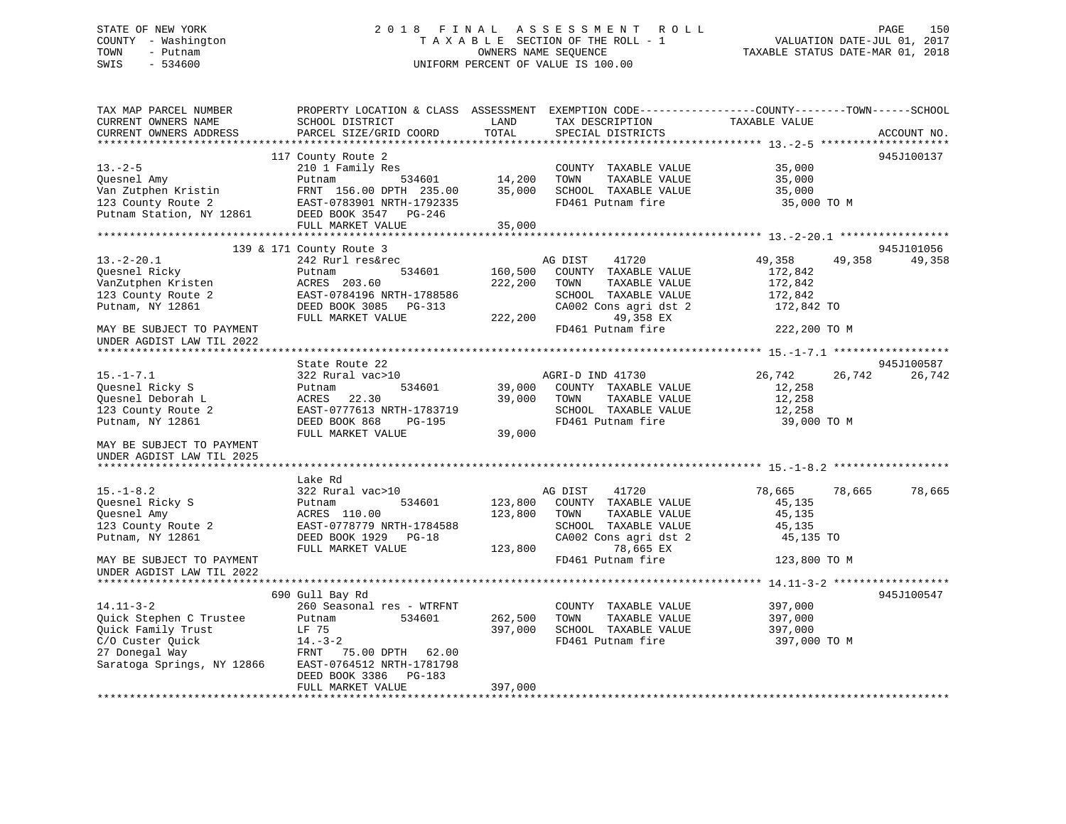STATE OF NEW YORK
COUNTY - Washington
TOWN - Putnam
SWIS - 534600

2 0 1 8 F I N A L A S S E S S M E N T R O L L
T A X A B L E SECTION OF THE ROLL - 1
OWNERS NAME SEQUENCE
UNIFORM PERCENT OF VALUE IS 100.00

VALUATION DATE-JUL 01, 2017
TAXABLE STATUS DATE-MAR 01, 2018

```
TAX MAP PARCEL NUMBER          PROPERTY LOCATION & CLASS  ASSESSMENT  EXEMPTION CODE------------------COUNTY--------TOWN------SCHOOL
CURRENT OWNERS NAME            SCHOOL DISTRICT               LAND      TAX DESCRIPTION             TAXABLE VALUE
CURRENT OWNERS ADDRESS         PARCEL SIZE/GRID COORD       TOTAL      SPECIAL DISTRICTS                                       ACCOUNT NO.
******************************************************************************************************* 13.-2-5 *******************
                               117 County Route 2                                                                            945J100137
13.-2-5                        210 1 Family Res                        COUNTY  TAXABLE VALUE          35,000
Quesnel Amy                    Putnam         534601       14,200      TOWN    TAXABLE VALUE          35,000
Van Zutphen Kristin            FRNT 156.00 DPTH 235.00     35,000      SCHOOL  TAXABLE VALUE          35,000
123 County Route 2             EAST-0783901 NRTH-1792335               FD461 Putnam fire               35,000 TO M
Putnam Station, NY 12861       DEED BOOK 3547   PG-246
                               FULL MARKET VALUE           35,000
******************************************************************************************************* 13.-2-20.1 ****************
                               139 & 171 County Route 3                                                                      945J101056
13.-2-20.1                     242 Rurl res&rec                        AG DIST     41720              49,358      49,358      49,358
Quesnel Ricky                  Putnam         534601      160,500      COUNTY  TAXABLE VALUE         172,842
VanZutphen Kristen             ACRES 203.60               222,200      TOWN    TAXABLE VALUE         172,842
123 County Route 2             EAST-0784196 NRTH-1788586               SCHOOL  TAXABLE VALUE         172,842
Putnam, NY 12861               DEED BOOK 3085   PG-313                 CA002 Cons agri dst 2          172,842 TO
                               FULL MARKET VALUE          222,200            49,358 EX
MAY BE SUBJECT TO PAYMENT                                              FD461 Putnam fire              222,200 TO M
UNDER AGDIST LAW TIL 2022
******************************************************************************************************* 15.-1-7.1 *****************
                               State Route 22                                                                                945J100587
15.-1-7.1                      322 Rural vac>10                        AGRI-D IND 41730               26,742      26,742      26,742
Quesnel Ricky S                Putnam         534601       39,000      COUNTY  TAXABLE VALUE          12,258
Quesnel Deborah L              ACRES  22.30                39,000      TOWN    TAXABLE VALUE          12,258
123 County Route 2             EAST-0777613 NRTH-1783719               SCHOOL  TAXABLE VALUE          12,258
Putnam, NY 12861               DEED BOOK 868    PG-195                 FD461 Putnam fire               39,000 TO M
                               FULL MARKET VALUE           39,000
MAY BE SUBJECT TO PAYMENT
UNDER AGDIST LAW TIL 2025
******************************************************************************************************* 15.-1-8.2 *****************
                               Lake Rd
15.-1-8.2                      322 Rural vac>10                        AG DIST     41720              78,665      78,665      78,665
Quesnel Ricky S                Putnam         534601      123,800      COUNTY  TAXABLE VALUE          45,135
Quesnel Amy                    ACRES 110.00               123,800      TOWN    TAXABLE VALUE          45,135
123 County Route 2             EAST-0778779 NRTH-1784588               SCHOOL  TAXABLE VALUE          45,135
Putnam, NY 12861               DEED BOOK 1929   PG-18                  CA002 Cons agri dst 2           45,135 TO
                               FULL MARKET VALUE          123,800            78,665 EX
MAY BE SUBJECT TO PAYMENT                                              FD461 Putnam fire              123,800 TO M
UNDER AGDIST LAW TIL 2022
******************************************************************************************************* 14.11-3-2 *****************
                               690 Gull Bay Rd                                                                               945J100547
14.11-3-2                      260 Seasonal res - WTRFNT               COUNTY  TAXABLE VALUE         397,000
Quick Stephen C Trustee        Putnam         534601      262,500      TOWN    TAXABLE VALUE         397,000
Quick Family Trust             LF 75                      397,000      SCHOOL  TAXABLE VALUE         397,000
C/O Custer Quick               14.-3-2                                 FD461 Putnam fire              397,000 TO M
27 Donegal Way                 FRNT  75.00 DPTH  62.00
Saratoga Springs, NY 12866     EAST-0764512 NRTH-1781798
                               DEED BOOK 3386   PG-183
                               FULL MARKET VALUE          397,000
************************************************************************************************************************************
```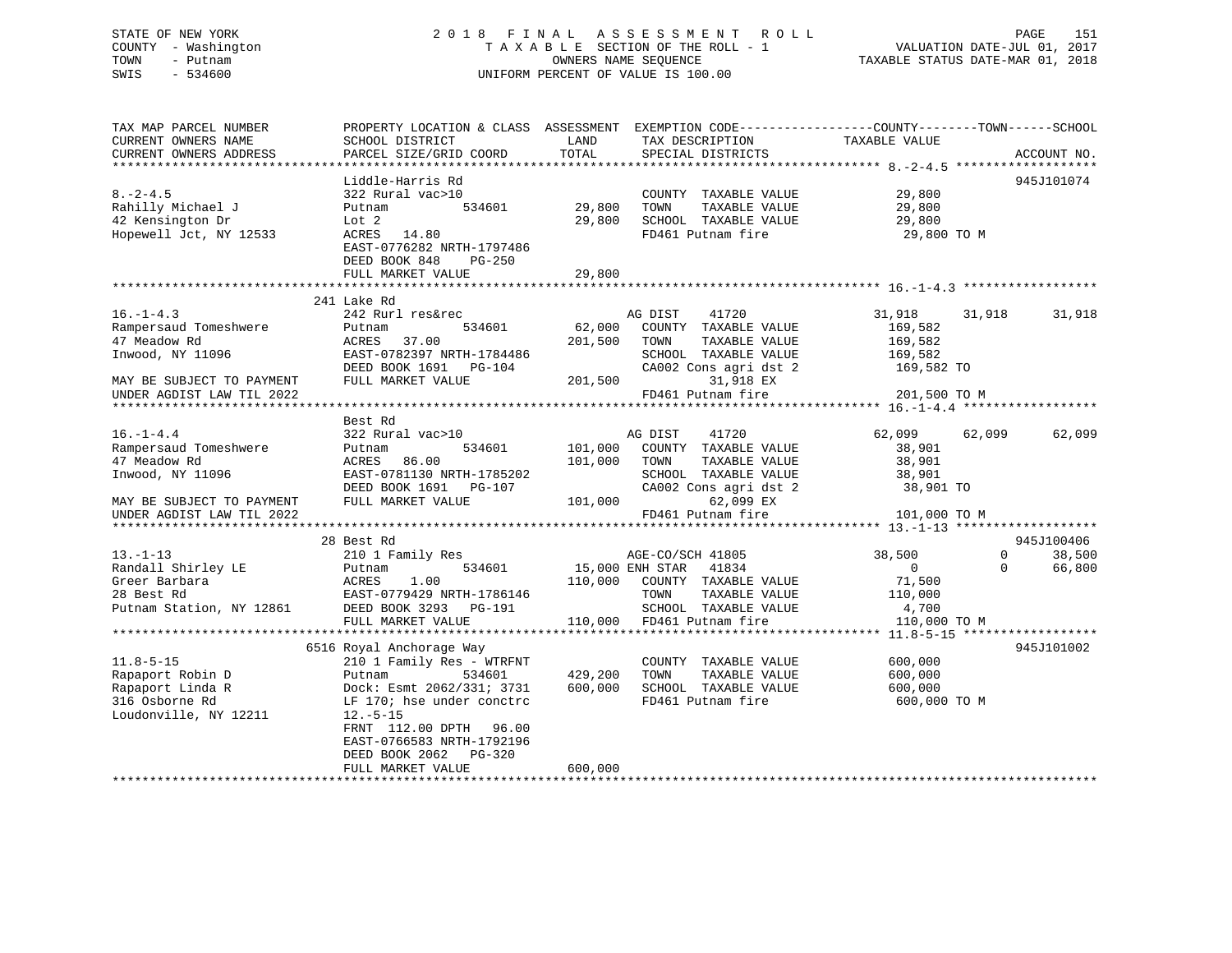STATE OF NEW YORK
COUNTY - Washington
TOWN - Putnam
SWIS - 534600

2 0 1 8 F I N A L A S S E S S M E N T R O L L
T A X A B L E SECTION OF THE ROLL - 1
OWNERS NAME SEQUENCE
UNIFORM PERCENT OF VALUE IS 100.00

VALUATION DATE-JUL 01, 2017
TAXABLE STATUS DATE-MAR 01, 2018

| TAX MAP PARCEL NUMBER / CURRENT OWNERS NAME / CURRENT OWNERS ADDRESS | PROPERTY LOCATION & CLASS / SCHOOL DISTRICT / PARCEL SIZE/GRID COORD | ASSESSMENT LAND / TOTAL | EXEMPTION CODE / TAX DESCRIPTION / SPECIAL DISTRICTS | COUNTY TAXABLE VALUE | TOWN | SCHOOL | ACCOUNT NO. |
|---|---|---|---|---|---|---|---|
| **8.-2-4.5** | Liddle-Harris Rd | | | | | | 945J101074 |
| 8.-2-4.5 | 322 Rural vac>10 | | COUNTY TAXABLE VALUE | 29,800 | | | |
| Rahilly Michael J | Putnam 534601 | 29,800 | TOWN TAXABLE VALUE | 29,800 | | | |
| 42 Kensington Dr | Lot 2 | 29,800 | SCHOOL TAXABLE VALUE | 29,800 | | | |
| Hopewell Jct, NY 12533 | ACRES 14.80 | | FD461 Putnam fire | 29,800 TO M | | | |
| | EAST-0776282 NRTH-1797486 | | | | | | |
| | DEED BOOK 848 PG-250 | | | | | | |
| | FULL MARKET VALUE | 29,800 | | | | | |
| **16.-1-4.3** | 241 Lake Rd | | | | | | |
| 16.-1-4.3 | 242 Rurl res&rec | | AG DIST 41720 | 31,918 | 31,918 | 31,918 | |
| Rampersaud Tomeshwere | Putnam 534601 | 62,000 | COUNTY TAXABLE VALUE | 169,582 | | | |
| 47 Meadow Rd | ACRES 37.00 | 201,500 | TOWN TAXABLE VALUE | 169,582 | | | |
| Inwood, NY 11096 | EAST-0782397 NRTH-1784486 | | SCHOOL TAXABLE VALUE | 169,582 | | | |
| | DEED BOOK 1691 PG-104 | | CA002 Cons agri dst 2 | 169,582 TO | | | |
| MAY BE SUBJECT TO PAYMENT | FULL MARKET VALUE | 201,500 | 31,918 EX | | | | |
| UNDER AGDIST LAW TIL 2022 | | | FD461 Putnam fire | 201,500 TO M | | | |
| **16.-1-4.4** | Best Rd | | | | | | |
| 16.-1-4.4 | 322 Rural vac>10 | | AG DIST 41720 | 62,099 | 62,099 | 62,099 | |
| Rampersaud Tomeshwere | Putnam 534601 | 101,000 | COUNTY TAXABLE VALUE | 38,901 | | | |
| 47 Meadow Rd | ACRES 86.00 | 101,000 | TOWN TAXABLE VALUE | 38,901 | | | |
| Inwood, NY 11096 | EAST-0781130 NRTH-1785202 | | SCHOOL TAXABLE VALUE | 38,901 | | | |
| | DEED BOOK 1691 PG-107 | | CA002 Cons agri dst 2 | 38,901 TO | | | |
| MAY BE SUBJECT TO PAYMENT | FULL MARKET VALUE | 101,000 | 62,099 EX | | | | |
| UNDER AGDIST LAW TIL 2022 | | | FD461 Putnam fire | 101,000 TO M | | | |
| **13.-1-13** | 28 Best Rd | | | | | | 945J100406 |
| 13.-1-13 | 210 1 Family Res | | AGE-CO/SCH 41805 | 38,500 | 0 | 38,500 | |
| Randall Shirley LE | Putnam 534601 | 15,000 | ENH STAR 41834 | 0 | 0 | 66,800 | |
| Greer Barbara | ACRES 1.00 | 110,000 | COUNTY TAXABLE VALUE | 71,500 | | | |
| 28 Best Rd | EAST-0779429 NRTH-1786146 | | TOWN TAXABLE VALUE | 110,000 | | | |
| Putnam Station, NY 12861 | DEED BOOK 3293 PG-191 | | SCHOOL TAXABLE VALUE | 4,700 | | | |
| | FULL MARKET VALUE | 110,000 | FD461 Putnam fire | 110,000 TO M | | | |
| **11.8-5-15** | 6516 Royal Anchorage Way | | | | | | 945J101002 |
| 11.8-5-15 | 210 1 Family Res - WTRFNT | | COUNTY TAXABLE VALUE | 600,000 | | | |
| Rapaport Robin D | Putnam 534601 | 429,200 | TOWN TAXABLE VALUE | 600,000 | | | |
| Rapaport Linda R | Dock: Esmt 2062/331; 3731 | 600,000 | SCHOOL TAXABLE VALUE | 600,000 | | | |
| 316 Osborne Rd | LF 170; hse under conctrc | | FD461 Putnam fire | 600,000 TO M | | | |
| Loudonville, NY 12211 | 12.-5-15 | | | | | | |
| | FRNT 112.00 DPTH 96.00 | | | | | | |
| | EAST-0766583 NRTH-1792196 | | | | | | |
| | DEED BOOK 2062 PG-320 | | | | | | |
| | FULL MARKET VALUE | 600,000 | | | | | |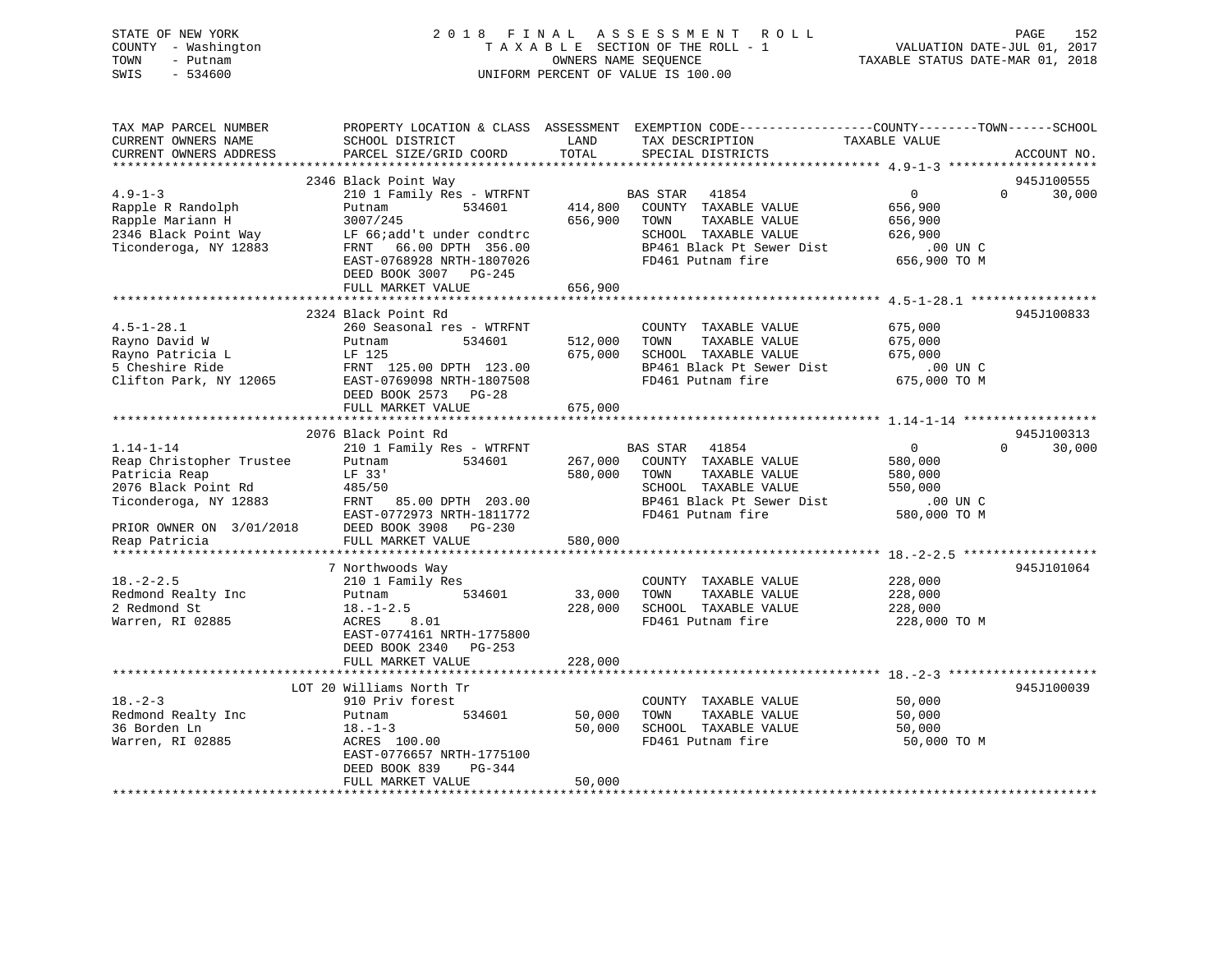STATE OF NEW YORK
COUNTY - Washington
TOWN - Putnam
SWIS - 534600

2018 FINAL ASSESSMENT ROLL
TAXABLE SECTION OF THE ROLL - 1
OWNERS NAME SEQUENCE
UNIFORM PERCENT OF VALUE IS 100.00

VALUATION DATE-JUL 01, 2017
TAXABLE STATUS DATE-MAR 01, 2018

```
TAX MAP PARCEL NUMBER          PROPERTY LOCATION & CLASS  ASSESSMENT  EXEMPTION CODE------------------COUNTY--------TOWN------SCHOOL
CURRENT OWNERS NAME            SCHOOL DISTRICT              LAND      TAX DESCRIPTION           TAXABLE VALUE
CURRENT OWNERS ADDRESS         PARCEL SIZE/GRID COORD       TOTAL     SPECIAL DISTRICTS                                     ACCOUNT NO.
******************************************************************************************************* 4.9-1-3 ********************
                               2346 Black Point Way                                                                         945J100555
4.9-1-3                        210 1 Family Res - WTRFNT             BAS STAR   41854                  0             0        30,000
Rapple R Randolph              Putnam          534601       414,800   COUNTY  TAXABLE VALUE          656,900
Rapple Mariann H               3007/245                     656,900   TOWN    TAXABLE VALUE          656,900
2346 Black Point Way           LF 66;add't under condtrc              SCHOOL  TAXABLE VALUE          626,900
Ticonderoga, NY 12883          FRNT   66.00 DPTH 356.00               BP461 Black Pt Sewer Dist            .00 UN C
                               EAST-0768928 NRTH-1807026              FD461 Putnam fire              656,900 TO M
                               DEED BOOK 3007   PG-245
                               FULL MARKET VALUE            656,900
******************************************************************************************************* 4.5-1-28.1 *****************
                               2324 Black Point Rd                                                                          945J100833
4.5-1-28.1                     260 Seasonal res - WTRFNT              COUNTY  TAXABLE VALUE          675,000
Rayno David W                  Putnam          534601       512,000   TOWN    TAXABLE VALUE          675,000
Rayno Patricia L               LF 125                       675,000   SCHOOL  TAXABLE VALUE          675,000
5 Cheshire Ride                FRNT  125.00 DPTH 123.00               BP461 Black Pt Sewer Dist            .00 UN C
Clifton Park, NY 12065         EAST-0769098 NRTH-1807508              FD461 Putnam fire              675,000 TO M
                               DEED BOOK 2573   PG-28
                               FULL MARKET VALUE            675,000
******************************************************************************************************* 1.14-1-14 ******************
                               2076 Black Point Rd                                                                          945J100313
1.14-1-14                      210 1 Family Res - WTRFNT             BAS STAR   41854                  0             0        30,000
Reap Christopher Trustee       Putnam          534601       267,000   COUNTY  TAXABLE VALUE          580,000
Patricia Reap                  LF 33'                       580,000   TOWN    TAXABLE VALUE          580,000
2076 Black Point Rd            485/50                                 SCHOOL  TAXABLE VALUE          550,000
Ticonderoga, NY 12883          FRNT   85.00 DPTH 203.00               BP461 Black Pt Sewer Dist            .00 UN C
                               EAST-0772973 NRTH-1811772              FD461 Putnam fire              580,000 TO M
PRIOR OWNER ON  3/01/2018      DEED BOOK 3908   PG-230
Reap Patricia                  FULL MARKET VALUE            580,000
******************************************************************************************************* 18.-2-2.5 ******************
                               7 Northwoods Way                                                                             945J101064
18.-2-2.5                      210 1 Family Res                       COUNTY  TAXABLE VALUE          228,000
Redmond Realty Inc             Putnam          534601        33,000   TOWN    TAXABLE VALUE          228,000
2 Redmond St                   18.-1-2.5                    228,000   SCHOOL  TAXABLE VALUE          228,000
Warren, RI 02885               ACRES    8.01                          FD461 Putnam fire              228,000 TO M
                               EAST-0774161 NRTH-1775800
                               DEED BOOK 2340   PG-253
                               FULL MARKET VALUE            228,000
******************************************************************************************************* 18.-2-3 ********************
                           LOT 20 Williams North Tr                                                                         945J100039
18.-2-3                        910 Priv forest                        COUNTY  TAXABLE VALUE           50,000
Redmond Realty Inc             Putnam          534601        50,000   TOWN    TAXABLE VALUE           50,000
36 Borden Ln                   18.-1-3                       50,000   SCHOOL  TAXABLE VALUE           50,000
Warren, RI 02885               ACRES  100.00                          FD461 Putnam fire               50,000 TO M
                               EAST-0776657 NRTH-1775100
                               DEED BOOK 839    PG-344
                               FULL MARKET VALUE             50,000
************************************************************************************************************************************
```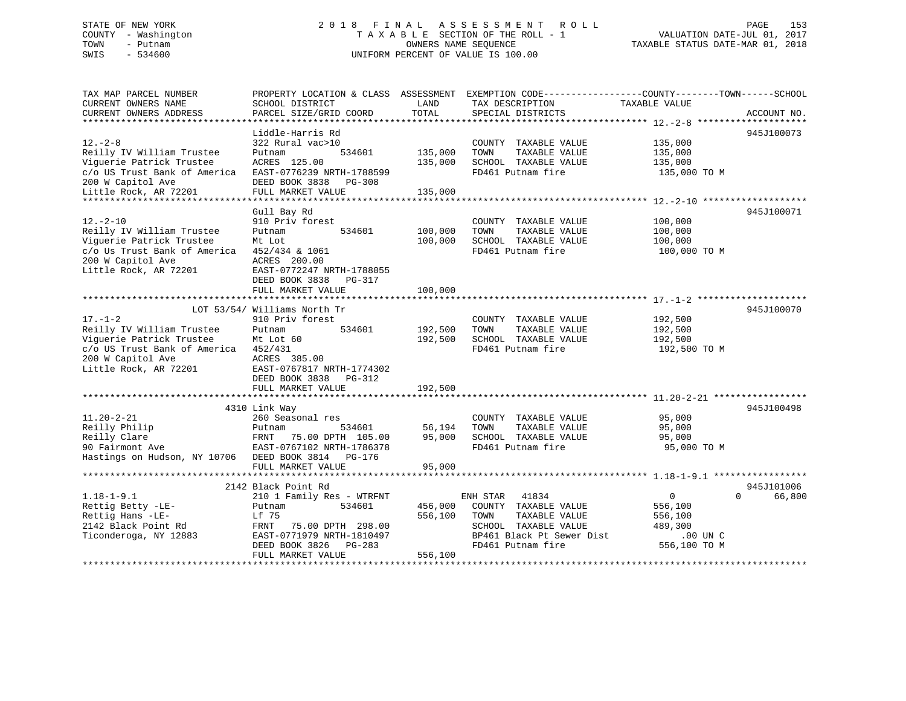STATE OF NEW YORK | 2018 FINAL ASSESSMENT ROLL | VALUATION DATE-JUL 01, 2017
COUNTY - Washington | TAXABLE SECTION OF THE ROLL - 1 | TAXABLE STATUS DATE-MAR 01, 2018
TOWN - Putnam | OWNERS NAME SEQUENCE
SWIS - 534600 | UNIFORM PERCENT OF VALUE IS 100.00

| TAX MAP PARCEL NUMBER / CURRENT OWNERS NAME / CURRENT OWNERS ADDRESS | PROPERTY LOCATION & CLASS / SCHOOL DISTRICT / PARCEL SIZE/GRID COORD | ASSESSMENT LAND | ASSESSMENT TOTAL | EXEMPTION CODE / TAX DESCRIPTION / SPECIAL DISTRICTS | COUNTY TAXABLE VALUE | TOWN | SCHOOL | ACCOUNT NO. |
|---|---|---|---|---|---|---|---|---|
| **12.-2-8** | Liddle-Harris Rd | | | | | | | 945J100073 |
| Reilly IV William Trustee | 322 Rural vac>10 | | | COUNTY TAXABLE VALUE | 135,000 | | | |
| Viguerie Patrick Trustee | Putnam 534601 | 135,000 | | TOWN TAXABLE VALUE | 135,000 | | | |
| c/o US Trust Bank of America | ACRES 125.00 | | 135,000 | SCHOOL TAXABLE VALUE | 135,000 | | | |
| 200 W Capitol Ave | EAST-0776239 NRTH-1788599 | | | FD461 Putnam fire | 135,000 TO M | | | |
| Little Rock, AR 72201 | DEED BOOK 3838 PG-308 | | | | | | | |
| | FULL MARKET VALUE | | 135,000 | | | | | |
| **12.-2-10** | Gull Bay Rd | | | | | | | 945J100071 |
| Reilly IV William Trustee | 910 Priv forest | | | COUNTY TAXABLE VALUE | 100,000 | | | |
| Viguerie Patrick Trustee | Putnam 534601 | 100,000 | | TOWN TAXABLE VALUE | 100,000 | | | |
| c/o Us Trust Bank of America | Mt Lot | | 100,000 | SCHOOL TAXABLE VALUE | 100,000 | | | |
| 200 W Capitol Ave | 452/434 & 1061 | | | FD461 Putnam fire | 100,000 TO M | | | |
| Little Rock, AR 72201 | ACRES 200.00 | | | | | | | |
| | EAST-0772247 NRTH-1788055 | | | | | | | |
| | DEED BOOK 3838 PG-317 | | | | | | | |
| | FULL MARKET VALUE | | 100,000 | | | | | |
| **17.-1-2** | LOT 53/54/ Williams North Tr | | | | | | | 945J100070 |
| Reilly IV William Trustee | 910 Priv forest | | | COUNTY TAXABLE VALUE | 192,500 | | | |
| Viguerie Patrick Trustee | Putnam 534601 | 192,500 | | TOWN TAXABLE VALUE | 192,500 | | | |
| c/o US Trust Bank of America | Mt Lot 60 | | 192,500 | SCHOOL TAXABLE VALUE | 192,500 | | | |
| 200 W Capitol Ave | 452/431 | | | FD461 Putnam fire | 192,500 TO M | | | |
| Little Rock, AR 72201 | ACRES 385.00 | | | | | | | |
| | EAST-0767817 NRTH-1774302 | | | | | | | |
| | DEED BOOK 3838 PG-312 | | | | | | | |
| | FULL MARKET VALUE | | 192,500 | | | | | |
| **11.20-2-21** | 4310 Link Way | | | | | | | 945J100498 |
| Reilly Philip | 260 Seasonal res | | | COUNTY TAXABLE VALUE | 95,000 | | | |
| Reilly Clare | Putnam 534601 | 56,194 | | TOWN TAXABLE VALUE | 95,000 | | | |
| 90 Fairmont Ave | FRNT 75.00 DPTH 105.00 | | 95,000 | SCHOOL TAXABLE VALUE | 95,000 | | | |
| Hastings on Hudson, NY 10706 | EAST-0767102 NRTH-1786378 | | | FD461 Putnam fire | 95,000 TO M | | | |
| | DEED BOOK 3814 PG-176 | | | | | | | |
| | FULL MARKET VALUE | | 95,000 | | | | | |
| **1.18-1-9.1** | 2142 Black Point Rd | | | | | | | 945J101006 |
| Rettig Betty -LE- | 210 1 Family Res - WTRFNT | | | ENH STAR 41834 | 0 | 0 | 66,800 | |
| Rettig Hans -LE- | Putnam 534601 | 456,000 | | COUNTY TAXABLE VALUE | 556,100 | | | |
| 2142 Black Point Rd | Lf 75 | | 556,100 | TOWN TAXABLE VALUE | 556,100 | | | |
| Ticonderoga, NY 12883 | FRNT 75.00 DPTH 298.00 | | | SCHOOL TAXABLE VALUE | 489,300 | | | |
| | EAST-0771979 NRTH-1810497 | | | BP461 Black Pt Sewer Dist | .00 UN C | | | |
| | DEED BOOK 3826 PG-283 | | | FD461 Putnam fire | 556,100 TO M | | | |
| | FULL MARKET VALUE | | 556,100 | | | | | |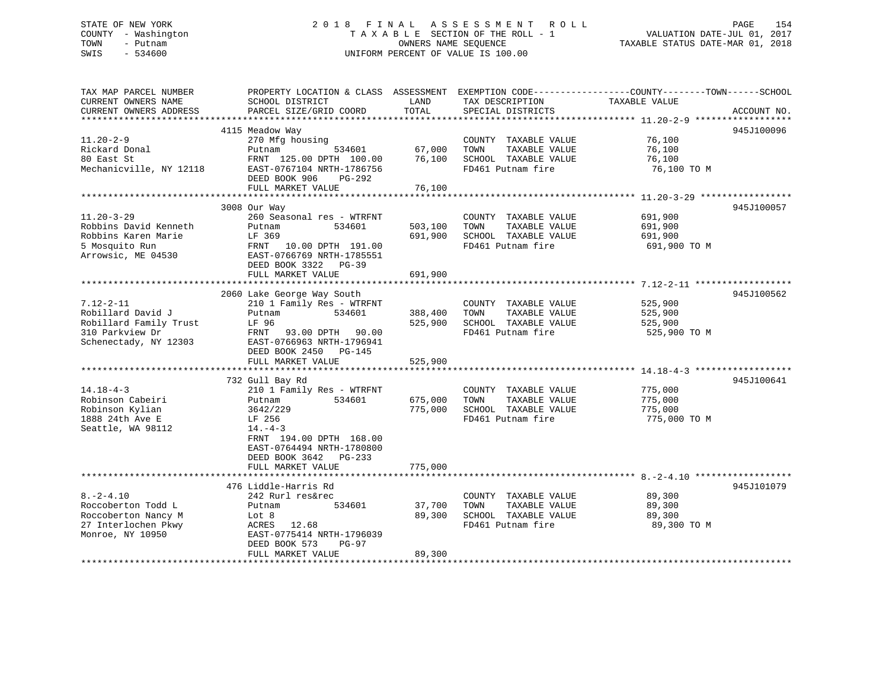STATE OF NEW YORK
COUNTY - Washington
TOWN - Putnam
SWIS - 534600

# 2018 FINAL ASSESSMENT ROLL

TAXABLE SECTION OF THE ROLL - 1
OWNERS NAME SEQUENCE
UNIFORM PERCENT OF VALUE IS 100.00

VALUATION DATE-JUL 01, 2017
TAXABLE STATUS DATE-MAR 01, 2018

| TAX MAP PARCEL NUMBER / CURRENT OWNERS NAME / CURRENT OWNERS ADDRESS | PROPERTY LOCATION & CLASS / SCHOOL DISTRICT / PARCEL SIZE/GRID COORD | ASSESSMENT LAND | ASSESSMENT TOTAL | EXEMPTION CODE / TAX DESCRIPTION / SPECIAL DISTRICTS | TAXABLE VALUE (COUNTY--TOWN--SCHOOL) | ACCOUNT NO. |
|---|---|---|---|---|---|---|
| 11.20-2-9 | 4115 Meadow Way | | | | | 945J100096 |
| | 270 Mfg housing | | | COUNTY TAXABLE VALUE | 76,100 | |
| Rickard Donal | Putnam 534601 | 67,000 | | TOWN TAXABLE VALUE | 76,100 | |
| 80 East St | FRNT 125.00 DPTH 100.00 | | 76,100 | SCHOOL TAXABLE VALUE | 76,100 | |
| Mechanicville, NY 12118 | EAST-0767104 NRTH-1786756 | | | FD461 Putnam fire | 76,100 TO M | |
| | DEED BOOK 906 PG-292 | | | | | |
| | FULL MARKET VALUE | | 76,100 | | | |
| 11.20-3-29 | 3008 Our Way | | | | | 945J100057 |
| | 260 Seasonal res - WTRFNT | | | COUNTY TAXABLE VALUE | 691,900 | |
| Robbins David Kenneth | Putnam 534601 | 503,100 | | TOWN TAXABLE VALUE | 691,900 | |
| Robbins Karen Marie | LF 369 | | 691,900 | SCHOOL TAXABLE VALUE | 691,900 | |
| 5 Mosquito Run | FRNT 10.00 DPTH 191.00 | | | FD461 Putnam fire | 691,900 TO M | |
| Arrowsic, ME 04530 | EAST-0766769 NRTH-1785551 | | | | | |
| | DEED BOOK 3322 PG-39 | | | | | |
| | FULL MARKET VALUE | | 691,900 | | | |
| 7.12-2-11 | 2060 Lake George Way South | | | | | 945J100562 |
| | 210 1 Family Res - WTRFNT | | | COUNTY TAXABLE VALUE | 525,900 | |
| Robillard David J | Putnam 534601 | 388,400 | | TOWN TAXABLE VALUE | 525,900 | |
| Robillard Family Trust | LF 96 | | 525,900 | SCHOOL TAXABLE VALUE | 525,900 | |
| 310 Parkview Dr | FRNT 93.00 DPTH 90.00 | | | FD461 Putnam fire | 525,900 TO M | |
| Schenectady, NY 12303 | EAST-0766963 NRTH-1796941 | | | | | |
| | DEED BOOK 2450 PG-145 | | | | | |
| | FULL MARKET VALUE | | 525,900 | | | |
| 14.18-4-3 | 732 Gull Bay Rd | | | | | 945J100641 |
| | 210 1 Family Res - WTRFNT | | | COUNTY TAXABLE VALUE | 775,000 | |
| Robinson Cabeiri | Putnam 534601 | 675,000 | | TOWN TAXABLE VALUE | 775,000 | |
| Robinson Kylian | 3642/229 | | 775,000 | SCHOOL TAXABLE VALUE | 775,000 | |
| 1888 24th Ave E | LF 256 | | | FD461 Putnam fire | 775,000 TO M | |
| Seattle, WA 98112 | 14.-4-3 | | | | | |
| | FRNT 194.00 DPTH 168.00 | | | | | |
| | EAST-0764494 NRTH-1780800 | | | | | |
| | DEED BOOK 3642 PG-233 | | | | | |
| | FULL MARKET VALUE | | 775,000 | | | |
| 8.-2-4.10 | 476 Liddle-Harris Rd | | | | | 945J101079 |
| | 242 Rurl res&rec | | | COUNTY TAXABLE VALUE | 89,300 | |
| Roccoberton Todd L | Putnam 534601 | 37,700 | | TOWN TAXABLE VALUE | 89,300 | |
| Roccoberton Nancy M | Lot 8 | | 89,300 | SCHOOL TAXABLE VALUE | 89,300 | |
| 27 Interlochen Pkwy | ACRES 12.68 | | | FD461 Putnam fire | 89,300 TO M | |
| Monroe, NY 10950 | EAST-0775414 NRTH-1796039 | | | | | |
| | DEED BOOK 573 PG-97 | | | | | |
| | FULL MARKET VALUE | | 89,300 | | | |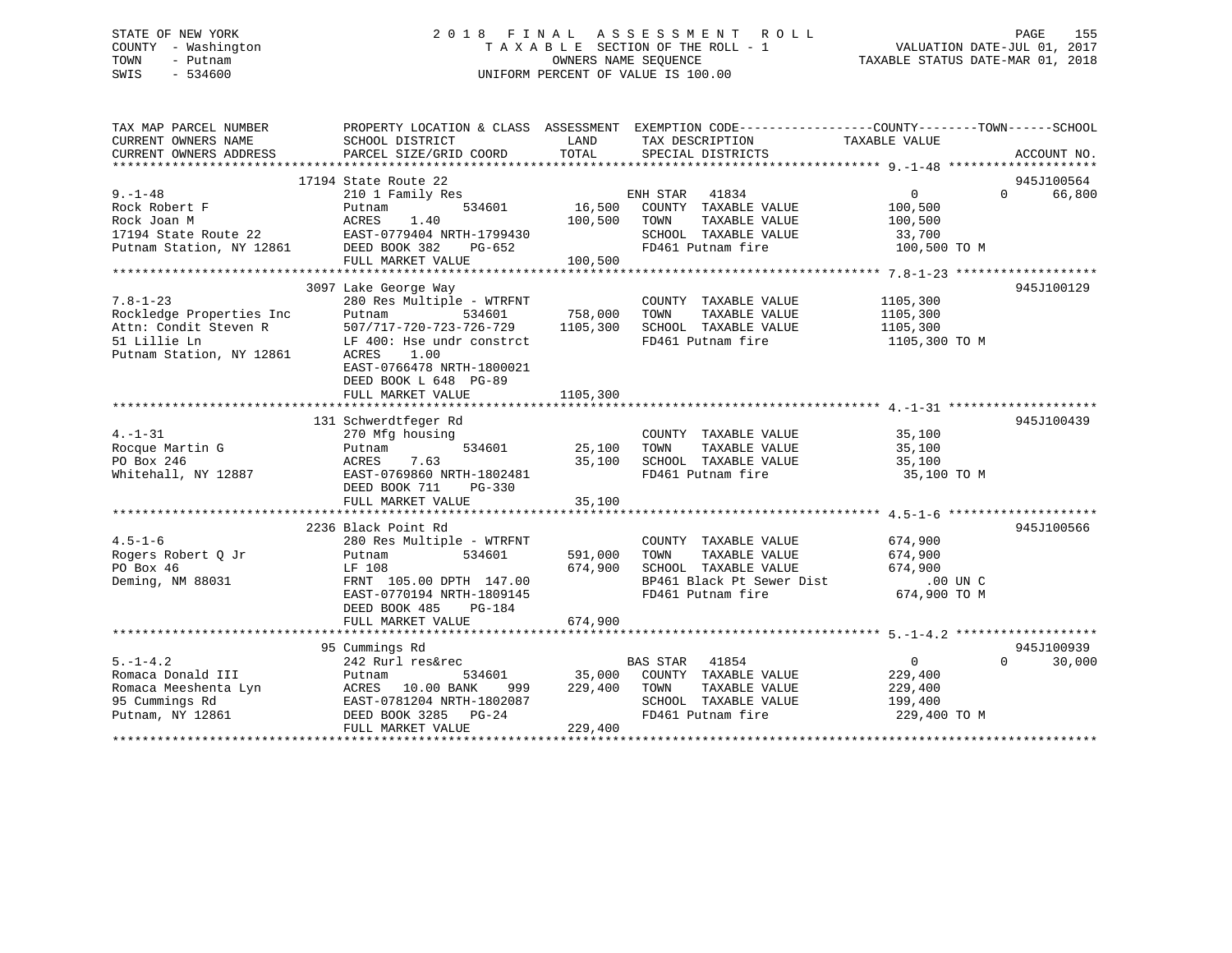STATE OF NEW YORK — 2018 FINAL ASSESSMENT ROLL
COUNTY - Washington — TAXABLE SECTION OF THE ROLL - 1 — VALUATION DATE-JUL 01, 2017
TOWN - Putnam — OWNERS NAME SEQUENCE — TAXABLE STATUS DATE-MAR 01, 2018
SWIS - 534600 — UNIFORM PERCENT OF VALUE IS 100.00

| TAX MAP PARCEL NUMBER / CURRENT OWNERS NAME / CURRENT OWNERS ADDRESS | PROPERTY LOCATION & CLASS / SCHOOL DISTRICT / PARCEL SIZE/GRID COORD | ASSESSMENT LAND / TOTAL | EXEMPTION CODE / TAX DESCRIPTION / SPECIAL DISTRICTS | COUNTY / TOWN TAXABLE VALUE | SCHOOL / ACCOUNT NO. |
|---|---|---|---|---|---|
| **9.-1-48** | 17194 State Route 22 | | | | 945J100564 |
| 9.-1-48 | 210 1 Family Res | | ENH STAR 41834 | 0 | 0 66,800 |
| Rock Robert F | Putnam 534601 | 16,500 | COUNTY TAXABLE VALUE | 100,500 | |
| Rock Joan M | ACRES 1.40 | 100,500 | TOWN TAXABLE VALUE | 100,500 | |
| 17194 State Route 22 | EAST-0779404 NRTH-1799430 | | SCHOOL TAXABLE VALUE | 33,700 | |
| Putnam Station, NY 12861 | DEED BOOK 382 PG-652 | | FD461 Putnam fire | 100,500 TO M | |
| | FULL MARKET VALUE | 100,500 | | | |
| **7.8-1-23** | 3097 Lake George Way | | | | 945J100129 |
| 7.8-1-23 | 280 Res Multiple - WTRFNT | | COUNTY TAXABLE VALUE | 1105,300 | |
| Rockledge Properties Inc | Putnam 534601 | 758,000 | TOWN TAXABLE VALUE | 1105,300 | |
| Attn: Condit Steven R | 507/717-720-723-726-729 | 1105,300 | SCHOOL TAXABLE VALUE | 1105,300 | |
| 51 Lillie Ln | LF 400: Hse undr constrct | | FD461 Putnam fire | 1105,300 TO M | |
| Putnam Station, NY 12861 | ACRES 1.00 | | | | |
| | EAST-0766478 NRTH-1800021 | | | | |
| | DEED BOOK L 648 PG-89 | | | | |
| | FULL MARKET VALUE | 1105,300 | | | |
| **4.-1-31** | 131 Schwerdtfeger Rd | | | | 945J100439 |
| 4.-1-31 | 270 Mfg housing | | COUNTY TAXABLE VALUE | 35,100 | |
| Rocque Martin G | Putnam 534601 | 25,100 | TOWN TAXABLE VALUE | 35,100 | |
| PO Box 246 | ACRES 7.63 | 35,100 | SCHOOL TAXABLE VALUE | 35,100 | |
| Whitehall, NY 12887 | EAST-0769860 NRTH-1802481 | | FD461 Putnam fire | 35,100 TO M | |
| | DEED BOOK 711 PG-330 | | | | |
| | FULL MARKET VALUE | 35,100 | | | |
| **4.5-1-6** | 2236 Black Point Rd | | | | 945J100566 |
| 4.5-1-6 | 280 Res Multiple - WTRFNT | | COUNTY TAXABLE VALUE | 674,900 | |
| Rogers Robert Q Jr | Putnam 534601 | 591,000 | TOWN TAXABLE VALUE | 674,900 | |
| PO Box 46 | LF 108 | 674,900 | SCHOOL TAXABLE VALUE | 674,900 | |
| Deming, NM 88031 | FRNT 105.00 DPTH 147.00 | | BP461 Black Pt Sewer Dist | .00 UN C | |
| | EAST-0770194 NRTH-1809145 | | FD461 Putnam fire | 674,900 TO M | |
| | DEED BOOK 485 PG-184 | | | | |
| | FULL MARKET VALUE | 674,900 | | | |
| **5.-1-4.2** | 95 Cummings Rd | | | | 945J100939 |
| 5.-1-4.2 | 242 Rurl res&rec | | BAS STAR 41854 | 0 | 0 30,000 |
| Romaca Donald III | Putnam 534601 | 35,000 | COUNTY TAXABLE VALUE | 229,400 | |
| Romaca Meeshenta Lyn | ACRES 10.00 BANK 999 | 229,400 | TOWN TAXABLE VALUE | 229,400 | |
| 95 Cummings Rd | EAST-0781204 NRTH-1802087 | | SCHOOL TAXABLE VALUE | 199,400 | |
| Putnam, NY 12861 | DEED BOOK 3285 PG-24 | | FD461 Putnam fire | 229,400 TO M | |
| | FULL MARKET VALUE | 229,400 | | | |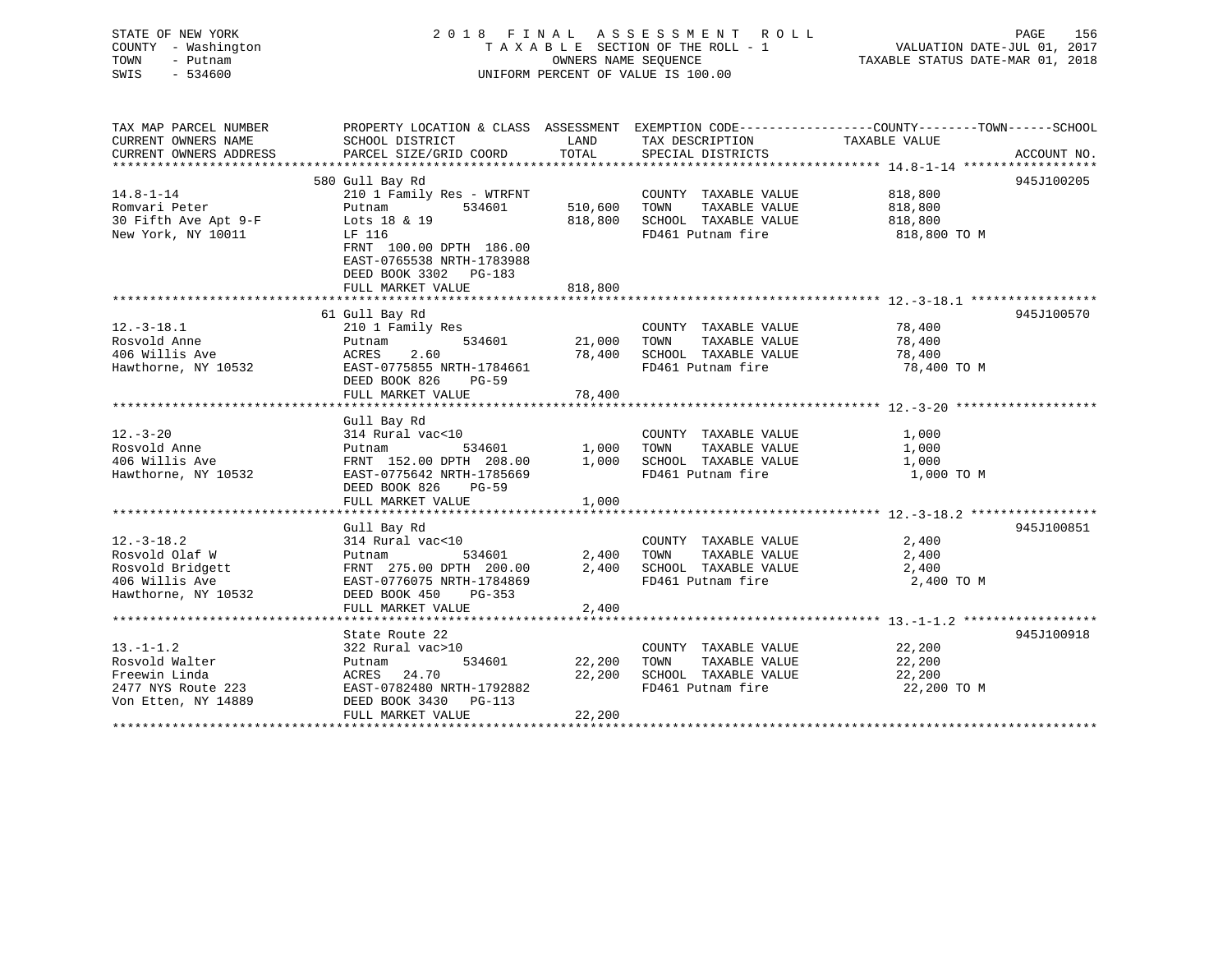STATE OF NEW YORK
COUNTY - Washington
TOWN - Putnam
SWIS - 534600

# 2018 FINAL ASSESSMENT ROLL
TAXABLE SECTION OF THE ROLL - 1
OWNERS NAME SEQUENCE
UNIFORM PERCENT OF VALUE IS 100.00

VALUATION DATE-JUL 01, 2017
TAXABLE STATUS DATE-MAR 01, 2018

| TAX MAP PARCEL NUMBER / CURRENT OWNERS NAME / CURRENT OWNERS ADDRESS | PROPERTY LOCATION & CLASS / SCHOOL DISTRICT / PARCEL SIZE/GRID COORD | ASSESSMENT LAND | TOTAL | EXEMPTION CODE / TAX DESCRIPTION / SPECIAL DISTRICTS | TAXABLE VALUE (COUNTY--TOWN--SCHOOL) | ACCOUNT NO. |
|---|---|---|---|---|---|---|
| 14.8-1-14 | 580 Gull Bay Rd | | | | | 945J100205 |
| Romvari Peter | 210 1 Family Res - WTRFNT | | | COUNTY TAXABLE VALUE | 818,800 | |
| 30 Fifth Ave Apt 9-F | Putnam 534601 | 510,600 | | TOWN TAXABLE VALUE | 818,800 | |
| New York, NY 10011 | Lots 18 & 19 | | 818,800 | SCHOOL TAXABLE VALUE | 818,800 | |
| | LF 116 | | | FD461 Putnam fire | 818,800 TO M | |
| | FRNT 100.00 DPTH 186.00 | | | | | |
| | EAST-0765538 NRTH-1783988 | | | | | |
| | DEED BOOK 3302 PG-183 | | | | | |
| | FULL MARKET VALUE | | 818,800 | | | |
| 12.-3-18.1 | 61 Gull Bay Rd | | | | | 945J100570 |
| Rosvold Anne | 210 1 Family Res | | | COUNTY TAXABLE VALUE | 78,400 | |
| 406 Willis Ave | Putnam 534601 | 21,000 | | TOWN TAXABLE VALUE | 78,400 | |
| Hawthorne, NY 10532 | ACRES 2.60 | | 78,400 | SCHOOL TAXABLE VALUE | 78,400 | |
| | EAST-0775855 NRTH-1784661 | | | FD461 Putnam fire | 78,400 TO M | |
| | DEED BOOK 826 PG-59 | | | | | |
| | FULL MARKET VALUE | | 78,400 | | | |
| 12.-3-20 | Gull Bay Rd | | | | | |
| Rosvold Anne | 314 Rural vac<10 | | | COUNTY TAXABLE VALUE | 1,000 | |
| 406 Willis Ave | Putnam 534601 | 1,000 | | TOWN TAXABLE VALUE | 1,000 | |
| Hawthorne, NY 10532 | FRNT 152.00 DPTH 208.00 | | 1,000 | SCHOOL TAXABLE VALUE | 1,000 | |
| | EAST-0775642 NRTH-1785669 | | | FD461 Putnam fire | 1,000 TO M | |
| | DEED BOOK 826 PG-59 | | | | | |
| | FULL MARKET VALUE | | 1,000 | | | |
| 12.-3-18.2 | Gull Bay Rd | | | | | 945J100851 |
| Rosvold Olaf W | 314 Rural vac<10 | | | COUNTY TAXABLE VALUE | 2,400 | |
| Rosvold Bridgett | Putnam 534601 | 2,400 | | TOWN TAXABLE VALUE | 2,400 | |
| 406 Willis Ave | FRNT 275.00 DPTH 200.00 | | 2,400 | SCHOOL TAXABLE VALUE | 2,400 | |
| Hawthorne, NY 10532 | EAST-0776075 NRTH-1784869 | | | FD461 Putnam fire | 2,400 TO M | |
| | DEED BOOK 450 PG-353 | | | | | |
| | FULL MARKET VALUE | | 2,400 | | | |
| 13.-1-1.2 | State Route 22 | | | | | 945J100918 |
| Rosvold Walter | 322 Rural vac>10 | | | COUNTY TAXABLE VALUE | 22,200 | |
| Freewin Linda | Putnam 534601 | 22,200 | | TOWN TAXABLE VALUE | 22,200 | |
| 2477 NYS Route 223 | ACRES 24.70 | | 22,200 | SCHOOL TAXABLE VALUE | 22,200 | |
| Von Etten, NY 14889 | EAST-0782480 NRTH-1792882 | | | FD461 Putnam fire | 22,200 TO M | |
| | DEED BOOK 3430 PG-113 | | | | | |
| | FULL MARKET VALUE | | 22,200 | | | |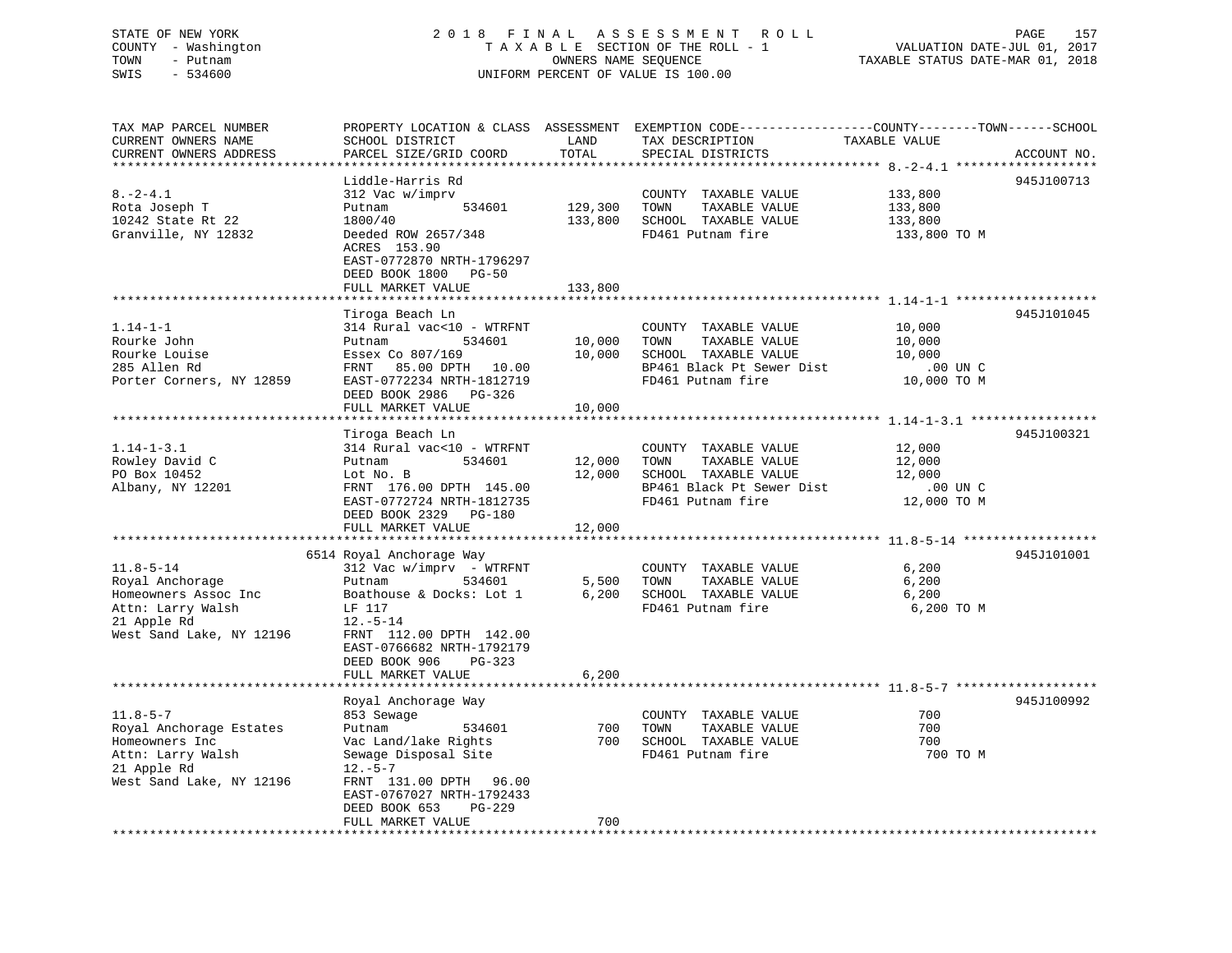STATE OF NEW YORK  
COUNTY - Washington  
TOWN - Putnam  
SWIS - 534600

2018 FINAL ASSESSMENT ROLL  
TAXABLE SECTION OF THE ROLL - 1  
OWNERS NAME SEQUENCE  
UNIFORM PERCENT OF VALUE IS 100.00

VALUATION DATE-JUL 01, 2017  
TAXABLE STATUS DATE-MAR 01, 2018

| TAX MAP PARCEL NUMBER / CURRENT OWNERS NAME / CURRENT OWNERS ADDRESS | PROPERTY LOCATION & CLASS / SCHOOL DISTRICT / PARCEL SIZE/GRID COORD | ASSESSMENT LAND | TOTAL | EXEMPTION CODE / TAX DESCRIPTION / SPECIAL DISTRICTS | TAXABLE VALUE | ACCOUNT NO. |
|---|---|---|---|---|---|---|
| **8.-2-4.1** | Liddle-Harris Rd | | | | | 945J100713 |
| 8.-2-4.1 | 312 Vac w/imprv | | | COUNTY TAXABLE VALUE | 133,800 | |
| Rota Joseph T | Putnam 534601 | 129,300 | | TOWN TAXABLE VALUE | 133,800 | |
| 10242 State Rt 22 | 1800/40 | | 133,800 | SCHOOL TAXABLE VALUE | 133,800 | |
| Granville, NY 12832 | Deeded ROW 2657/348 | | | FD461 Putnam fire | 133,800 TO M | |
| | ACRES 153.90 | | | | | |
| | EAST-0772870 NRTH-1796297 | | | | | |
| | DEED BOOK 1800 PG-50 | | | | | |
| | FULL MARKET VALUE | | 133,800 | | | |
| **1.14-1-1** | Tiroga Beach Ln | | | | | 945J101045 |
| 1.14-1-1 | 314 Rural vac<10 - WTRFNT | | | COUNTY TAXABLE VALUE | 10,000 | |
| Rourke John | Putnam 534601 | 10,000 | | TOWN TAXABLE VALUE | 10,000 | |
| Rourke Louise | Essex Co 807/169 | | 10,000 | SCHOOL TAXABLE VALUE | 10,000 | |
| 285 Allen Rd | FRNT 85.00 DPTH 10.00 | | | BP461 Black Pt Sewer Dist | .00 UN C | |
| Porter Corners, NY 12859 | EAST-0772234 NRTH-1812719 | | | FD461 Putnam fire | 10,000 TO M | |
| | DEED BOOK 2986 PG-326 | | | | | |
| | FULL MARKET VALUE | | 10,000 | | | |
| **1.14-1-3.1** | Tiroga Beach Ln | | | | | 945J100321 |
| 1.14-1-3.1 | 314 Rural vac<10 - WTRFNT | | | COUNTY TAXABLE VALUE | 12,000 | |
| Rowley David C | Putnam 534601 | 12,000 | | TOWN TAXABLE VALUE | 12,000 | |
| PO Box 10452 | Lot No. B | | 12,000 | SCHOOL TAXABLE VALUE | 12,000 | |
| Albany, NY 12201 | FRNT 176.00 DPTH 145.00 | | | BP461 Black Pt Sewer Dist | .00 UN C | |
| | EAST-0772724 NRTH-1812735 | | | FD461 Putnam fire | 12,000 TO M | |
| | DEED BOOK 2329 PG-180 | | | | | |
| | FULL MARKET VALUE | | 12,000 | | | |
| **11.8-5-14** | 6514 Royal Anchorage Way | | | | | 945J101001 |
| 11.8-5-14 | 312 Vac w/imprv - WTRFNT | | | COUNTY TAXABLE VALUE | 6,200 | |
| Royal Anchorage | Putnam 534601 | 5,500 | | TOWN TAXABLE VALUE | 6,200 | |
| Homeowners Assoc Inc | Boathouse & Docks: Lot 1 | | 6,200 | SCHOOL TAXABLE VALUE | 6,200 | |
| Attn: Larry Walsh | LF 117 | | | FD461 Putnam fire | 6,200 TO M | |
| 21 Apple Rd | 12.-5-14 | | | | | |
| West Sand Lake, NY 12196 | FRNT 112.00 DPTH 142.00 | | | | | |
| | EAST-0766682 NRTH-1792179 | | | | | |
| | DEED BOOK 906 PG-323 | | | | | |
| | FULL MARKET VALUE | | 6,200 | | | |
| **11.8-5-7** | Royal Anchorage Way | | | | | 945J100992 |
| 11.8-5-7 | 853 Sewage | | | COUNTY TAXABLE VALUE | 700 | |
| Royal Anchorage Estates | Putnam 534601 | 700 | | TOWN TAXABLE VALUE | 700 | |
| Homeowners Inc | Vac Land/lake Rights | | 700 | SCHOOL TAXABLE VALUE | 700 | |
| Attn: Larry Walsh | Sewage Disposal Site | | | FD461 Putnam fire | 700 TO M | |
| 21 Apple Rd | 12.-5-7 | | | | | |
| West Sand Lake, NY 12196 | FRNT 131.00 DPTH 96.00 | | | | | |
| | EAST-0767027 NRTH-1792433 | | | | | |
| | DEED BOOK 653 PG-229 | | | | | |
| | FULL MARKET VALUE | | 700 | | | |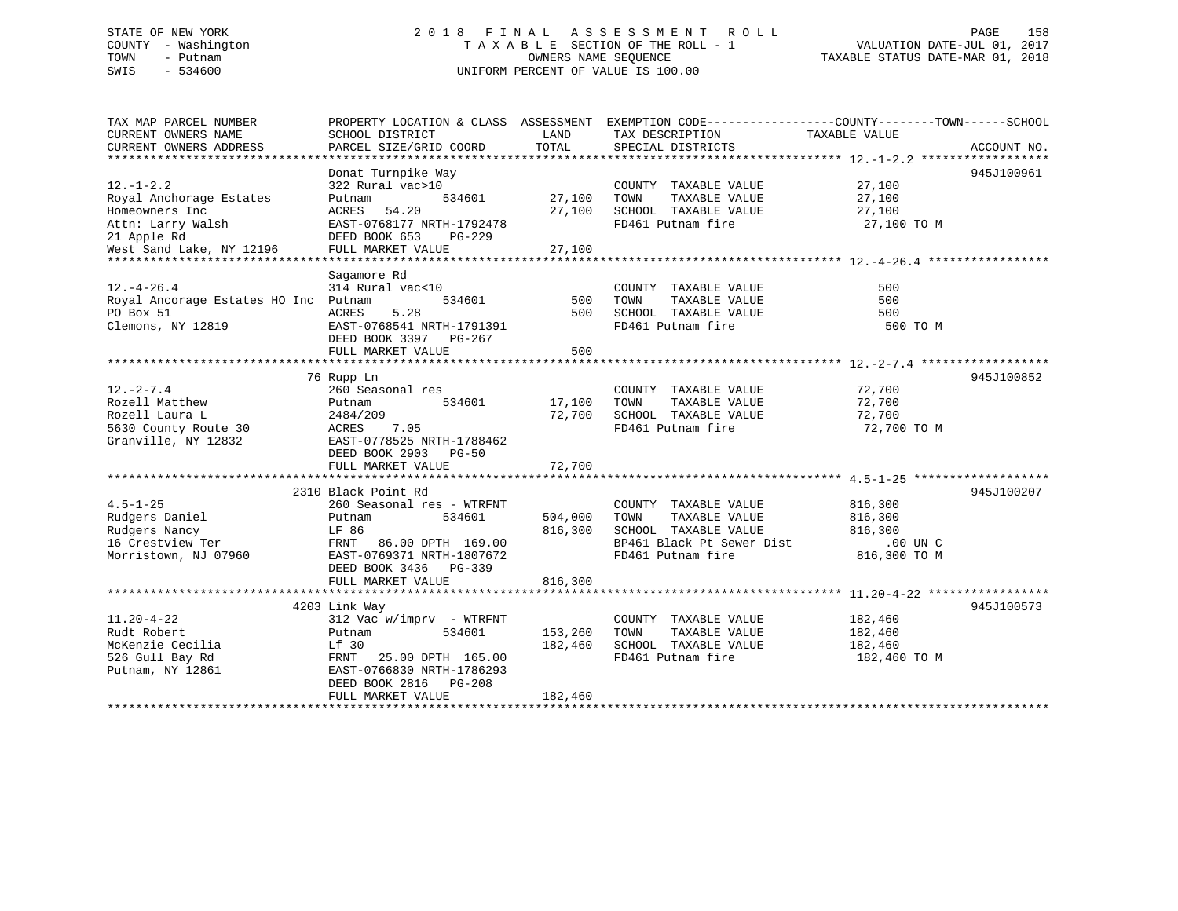STATE OF NEW YORK
COUNTY - Washington
TOWN - Putnam
SWIS - 534600

2018 FINAL ASSESSMENT ROLL
TAXABLE SECTION OF THE ROLL - 1
OWNERS NAME SEQUENCE
UNIFORM PERCENT OF VALUE IS 100.00

VALUATION DATE-JUL 01, 2017
TAXABLE STATUS DATE-MAR 01, 2018

| TAX MAP PARCEL NUMBER / CURRENT OWNERS NAME / CURRENT OWNERS ADDRESS | PROPERTY LOCATION & CLASS / SCHOOL DISTRICT / PARCEL SIZE/GRID COORD | ASSESSMENT LAND / TOTAL | EXEMPTION CODE / TAX DESCRIPTION / SPECIAL DISTRICTS | COUNTY--TOWN--SCHOOL TAXABLE VALUE | ACCOUNT NO. |
|---|---|---|---|---|---|
| **12.-1-2.2** | Donat Turnpike Way | | | | 945J100961 |
| 12.-1-2.2 | 322 Rural vac>10 | | COUNTY TAXABLE VALUE | 27,100 | |
| Royal Anchorage Estates | Putnam 534601 | 27,100 | TOWN TAXABLE VALUE | 27,100 | |
| Homeowners Inc | ACRES 54.20 | 27,100 | SCHOOL TAXABLE VALUE | 27,100 | |
| Attn: Larry Walsh | EAST-0768177 NRTH-1792478 | | FD461 Putnam fire | 27,100 TO M | |
| 21 Apple Rd | DEED BOOK 653 PG-229 | | | | |
| West Sand Lake, NY 12196 | FULL MARKET VALUE | 27,100 | | | |
| **12.-4-26.4** | Sagamore Rd | | | | |
| 12.-4-26.4 | 314 Rural vac<10 | | COUNTY TAXABLE VALUE | 500 | |
| Royal Ancorage Estates HO Inc | Putnam 534601 | 500 | TOWN TAXABLE VALUE | 500 | |
| PO Box 51 | ACRES 5.28 | 500 | SCHOOL TAXABLE VALUE | 500 | |
| Clemons, NY 12819 | EAST-0768541 NRTH-1791391 | | FD461 Putnam fire | 500 TO M | |
| | DEED BOOK 3397 PG-267 | | | | |
| | FULL MARKET VALUE | 500 | | | |
| **12.-2-7.4** | 76 Rupp Ln | | | | 945J100852 |
| 12.-2-7.4 | 260 Seasonal res | | COUNTY TAXABLE VALUE | 72,700 | |
| Rozell Matthew | Putnam 534601 | 17,100 | TOWN TAXABLE VALUE | 72,700 | |
| Rozell Laura L | 2484/209 | 72,700 | SCHOOL TAXABLE VALUE | 72,700 | |
| 5630 County Route 30 | ACRES 7.05 | | FD461 Putnam fire | 72,700 TO M | |
| Granville, NY 12832 | EAST-0778525 NRTH-1788462 | | | | |
| | DEED BOOK 2903 PG-50 | | | | |
| | FULL MARKET VALUE | 72,700 | | | |
| **4.5-1-25** | 2310 Black Point Rd | | | | 945J100207 |
| 4.5-1-25 | 260 Seasonal res - WTRFNT | | COUNTY TAXABLE VALUE | 816,300 | |
| Rudgers Daniel | Putnam 534601 | 504,000 | TOWN TAXABLE VALUE | 816,300 | |
| Rudgers Nancy | LF 86 | 816,300 | SCHOOL TAXABLE VALUE | 816,300 | |
| 16 Crestview Ter | FRNT 86.00 DPTH 169.00 | | BP461 Black Pt Sewer Dist | .00 UN C | |
| Morristown, NJ 07960 | EAST-0769371 NRTH-1807672 | | FD461 Putnam fire | 816,300 TO M | |
| | DEED BOOK 3436 PG-339 | | | | |
| | FULL MARKET VALUE | 816,300 | | | |
| **11.20-4-22** | 4203 Link Way | | | | 945J100573 |
| 11.20-4-22 | 312 Vac w/imprv - WTRFNT | | COUNTY TAXABLE VALUE | 182,460 | |
| Rudt Robert | Putnam 534601 | 153,260 | TOWN TAXABLE VALUE | 182,460 | |
| McKenzie Cecilia | Lf 30 | 182,460 | SCHOOL TAXABLE VALUE | 182,460 | |
| 526 Gull Bay Rd | FRNT 25.00 DPTH 165.00 | | FD461 Putnam fire | 182,460 TO M | |
| Putnam, NY 12861 | EAST-0766830 NRTH-1786293 | | | | |
| | DEED BOOK 2816 PG-208 | | | | |
| | FULL MARKET VALUE | 182,460 | | | |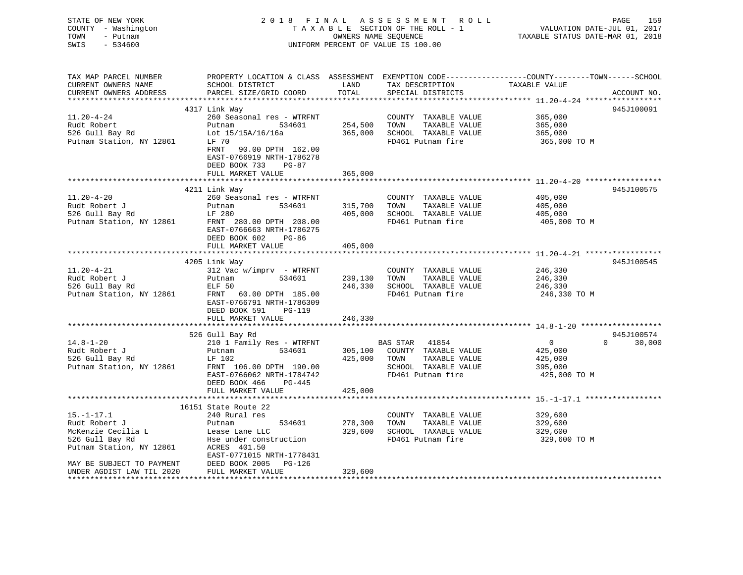STATE OF NEW YORK — COUNTY - Washington — TOWN - Putnam — SWIS - 534600

# 2018 FINAL ASSESSMENT ROLL

TAXABLE SECTION OF THE ROLL - 1
OWNERS NAME SEQUENCE
UNIFORM PERCENT OF VALUE IS 100.00

VALUATION DATE-JUL 01, 2017
TAXABLE STATUS DATE-MAR 01, 2018

| TAX MAP PARCEL NUMBER / CURRENT OWNERS NAME / CURRENT OWNERS ADDRESS | PROPERTY LOCATION & CLASS / SCHOOL DISTRICT / PARCEL SIZE/GRID COORD | ASSESSMENT LAND / TOTAL | EXEMPTION CODE / TAX DESCRIPTION / SPECIAL DISTRICTS | TAXABLE VALUE (COUNTY / TOWN / SCHOOL) | ACCOUNT NO. |
|---|---|---|---|---|---|
| **11.20-4-24** | 4317 Link Way | | | | 945J100091 |
| Rudt Robert | 260 Seasonal res - WTRFNT | | COUNTY TAXABLE VALUE | 365,000 | |
| 526 Gull Bay Rd | Putnam 534601 | 254,500 | TOWN TAXABLE VALUE | 365,000 | |
| Putnam Station, NY 12861 | Lot 15/15A/16/16a | 365,000 | SCHOOL TAXABLE VALUE | 365,000 | |
| | LF 70 | | FD461 Putnam fire | 365,000 TO M | |
| | FRNT 90.00 DPTH 162.00 | | | | |
| | EAST-0766919 NRTH-1786278 | | | | |
| | DEED BOOK 733 PG-87 | | | | |
| | FULL MARKET VALUE | 365,000 | | | |
| **11.20-4-20** | 4211 Link Way | | | | 945J100575 |
| Rudt Robert J | 260 Seasonal res - WTRFNT | | COUNTY TAXABLE VALUE | 405,000 | |
| 526 Gull Bay Rd | Putnam 534601 | 315,700 | TOWN TAXABLE VALUE | 405,000 | |
| Putnam Station, NY 12861 | LF 280 | 405,000 | SCHOOL TAXABLE VALUE | 405,000 | |
| | FRNT 280.00 DPTH 208.00 | | FD461 Putnam fire | 405,000 TO M | |
| | EAST-0766663 NRTH-1786275 | | | | |
| | DEED BOOK 602 PG-86 | | | | |
| | FULL MARKET VALUE | 405,000 | | | |
| **11.20-4-21** | 4205 Link Way | | | | 945J100545 |
| Rudt Robert J | 312 Vac w/imprv - WTRFNT | | COUNTY TAXABLE VALUE | 246,330 | |
| 526 Gull Bay Rd | Putnam 534601 | 239,130 | TOWN TAXABLE VALUE | 246,330 | |
| Putnam Station, NY 12861 | ELF 50 | 246,330 | SCHOOL TAXABLE VALUE | 246,330 | |
| | FRNT 60.00 DPTH 185.00 | | FD461 Putnam fire | 246,330 TO M | |
| | EAST-0766791 NRTH-1786309 | | | | |
| | DEED BOOK 591 PG-119 | | | | |
| | FULL MARKET VALUE | 246,330 | | | |
| **14.8-1-20** | 526 Gull Bay Rd | | | | 945J100574 |
| Rudt Robert J | 210 1 Family Res - WTRFNT | | BAS STAR 41854 | 0 / 0 / 30,000 | |
| 526 Gull Bay Rd | Putnam 534601 | 305,100 | COUNTY TAXABLE VALUE | 425,000 | |
| Putnam Station, NY 12861 | LF 102 | 425,000 | TOWN TAXABLE VALUE | 425,000 | |
| | FRNT 106.00 DPTH 190.00 | | SCHOOL TAXABLE VALUE | 395,000 | |
| | EAST-0766062 NRTH-1784742 | | FD461 Putnam fire | 425,000 TO M | |
| | DEED BOOK 466 PG-445 | | | | |
| | FULL MARKET VALUE | 425,000 | | | |
| **15.-1-17.1** | 16151 State Route 22 | | | | |
| Rudt Robert J | 240 Rural res | | COUNTY TAXABLE VALUE | 329,600 | |
| McKenzie Cecilia L | Putnam 534601 | 278,300 | TOWN TAXABLE VALUE | 329,600 | |
| 526 Gull Bay Rd | Lease Lane LLC | 329,600 | SCHOOL TAXABLE VALUE | 329,600 | |
| Putnam Station, NY 12861 | Hse under construction | | FD461 Putnam fire | 329,600 TO M | |
| | ACRES 401.50 | | | | |
| | EAST-0771015 NRTH-1778431 | | | | |
| MAY BE SUBJECT TO PAYMENT | DEED BOOK 2005 PG-126 | | | | |
| UNDER AGDIST LAW TIL 2020 | FULL MARKET VALUE | 329,600 | | | |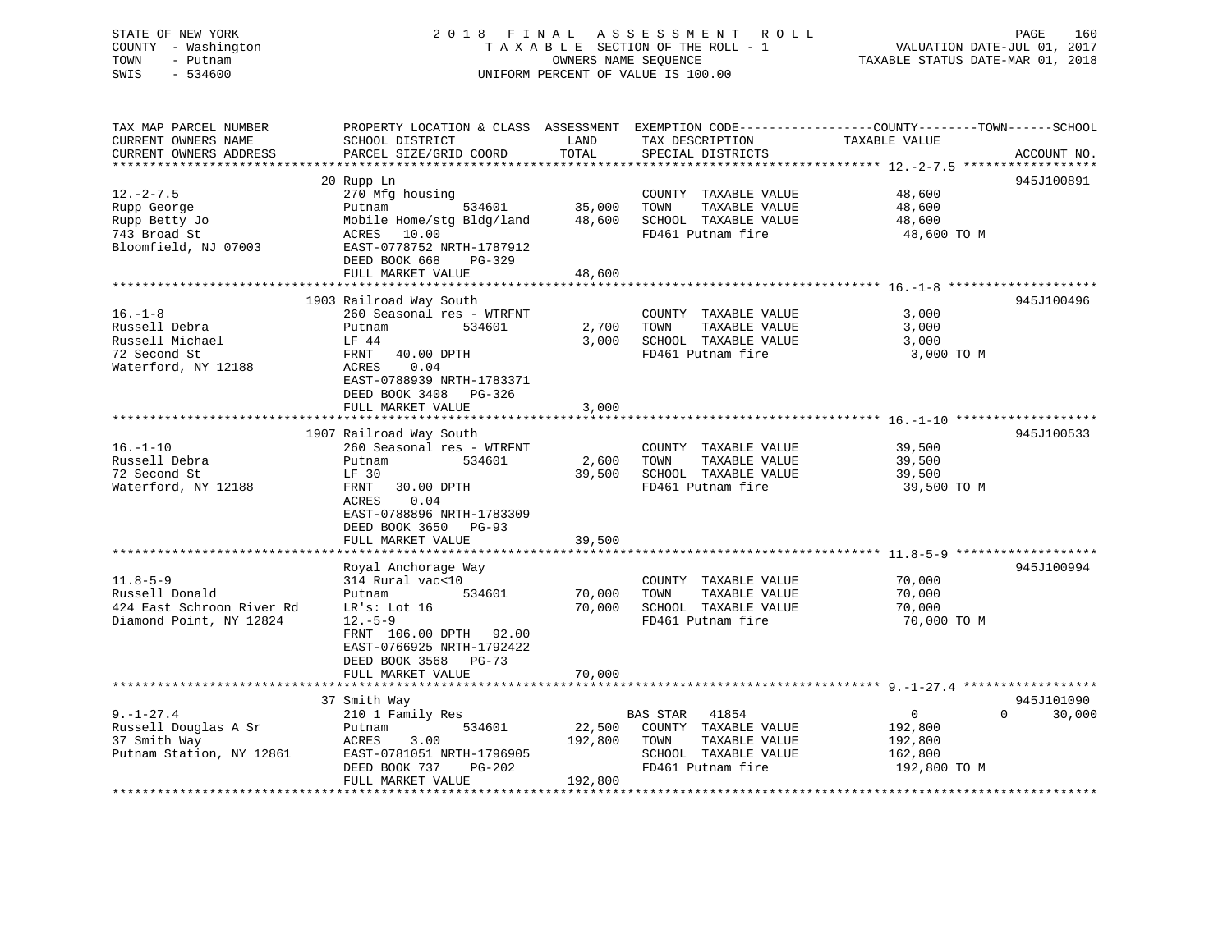STATE OF NEW YORK
COUNTY - Washington
TOWN - Putnam
SWIS - 534600

# 2018 FINAL ASSESSMENT ROLL

TAXABLE SECTION OF THE ROLL - 1
OWNERS NAME SEQUENCE
UNIFORM PERCENT OF VALUE IS 100.00

VALUATION DATE-JUL 01, 2017
TAXABLE STATUS DATE-MAR 01, 2018

| TAX MAP PARCEL NUMBER / CURRENT OWNERS NAME / CURRENT OWNERS ADDRESS | PROPERTY LOCATION & CLASS / SCHOOL DISTRICT / PARCEL SIZE/GRID COORD | ASSESSMENT LAND | TOTAL | EXEMPTION CODE / TAX DESCRIPTION / SPECIAL DISTRICTS | COUNTY TAXABLE VALUE | TOWN | SCHOOL | ACCOUNT NO. |
|---|---|---|---|---|---|---|---|---|
| 12.-2-7.5 | 20 Rupp Ln | | | | | | | 945J100891 |
| Rupp George | 270 Mfg housing | | | COUNTY TAXABLE VALUE | 48,600 | | | |
| Rupp Betty Jo | Putnam 534601 | 35,000 | | TOWN TAXABLE VALUE | 48,600 | | | |
| 743 Broad St | Mobile Home/stg Bldg/land | | 48,600 | SCHOOL TAXABLE VALUE | 48,600 | | | |
| Bloomfield, NJ 07003 | ACRES 10.00 | | | FD461 Putnam fire | 48,600 TO M | | | |
| | EAST-0778752 NRTH-1787912 | | | | | | | |
| | DEED BOOK 668 PG-329 | | | | | | | |
| | FULL MARKET VALUE | | 48,600 | | | | | |
| 16.-1-8 | 1903 Railroad Way South | | | | | | | 945J100496 |
| Russell Debra | 260 Seasonal res - WTRFNT | | | COUNTY TAXABLE VALUE | 3,000 | | | |
| Russell Michael | Putnam 534601 | 2,700 | | TOWN TAXABLE VALUE | 3,000 | | | |
| 72 Second St | LF 44 | | 3,000 | SCHOOL TAXABLE VALUE | 3,000 | | | |
| Waterford, NY 12188 | FRNT 40.00 DPTH | | | FD461 Putnam fire | 3,000 TO M | | | |
| | ACRES 0.04 | | | | | | | |
| | EAST-0788939 NRTH-1783371 | | | | | | | |
| | DEED BOOK 3408 PG-326 | | | | | | | |
| | FULL MARKET VALUE | | 3,000 | | | | | |
| 16.-1-10 | 1907 Railroad Way South | | | | | | | 945J100533 |
| Russell Debra | 260 Seasonal res - WTRFNT | | | COUNTY TAXABLE VALUE | 39,500 | | | |
| 72 Second St | Putnam 534601 | 2,600 | | TOWN TAXABLE VALUE | 39,500 | | | |
| Waterford, NY 12188 | LF 30 | | 39,500 | SCHOOL TAXABLE VALUE | 39,500 | | | |
| | FRNT 30.00 DPTH | | | FD461 Putnam fire | 39,500 TO M | | | |
| | ACRES 0.04 | | | | | | | |
| | EAST-0788896 NRTH-1783309 | | | | | | | |
| | DEED BOOK 3650 PG-93 | | | | | | | |
| | FULL MARKET VALUE | | 39,500 | | | | | |
| 11.8-5-9 | Royal Anchorage Way | | | | | | | 945J100994 |
| Russell Donald | 314 Rural vac<10 | | | COUNTY TAXABLE VALUE | 70,000 | | | |
| 424 East Schroon River Rd | Putnam 534601 | 70,000 | | TOWN TAXABLE VALUE | 70,000 | | | |
| Diamond Point, NY 12824 | LR's: Lot 16 | | 70,000 | SCHOOL TAXABLE VALUE | 70,000 | | | |
| | 12.-5-9 | | | FD461 Putnam fire | 70,000 TO M | | | |
| | FRNT 106.00 DPTH 92.00 | | | | | | | |
| | EAST-0766925 NRTH-1792422 | | | | | | | |
| | DEED BOOK 3568 PG-73 | | | | | | | |
| | FULL MARKET VALUE | | 70,000 | | | | | |
| 9.-1-27.4 | 37 Smith Way | | | | | | | 945J101090 |
| Russell Douglas A Sr | 210 1 Family Res | | | BAS STAR 41854 | 0 | 0 | 30,000 | |
| 37 Smith Way | Putnam 534601 | 22,500 | | COUNTY TAXABLE VALUE | 192,800 | | | |
| Putnam Station, NY 12861 | ACRES 3.00 | | 192,800 | TOWN TAXABLE VALUE | 192,800 | | | |
| | EAST-0781051 NRTH-1796905 | | | SCHOOL TAXABLE VALUE | 162,800 | | | |
| | DEED BOOK 737 PG-202 | | | FD461 Putnam fire | 192,800 TO M | | | |
| | FULL MARKET VALUE | | 192,800 | | | | | |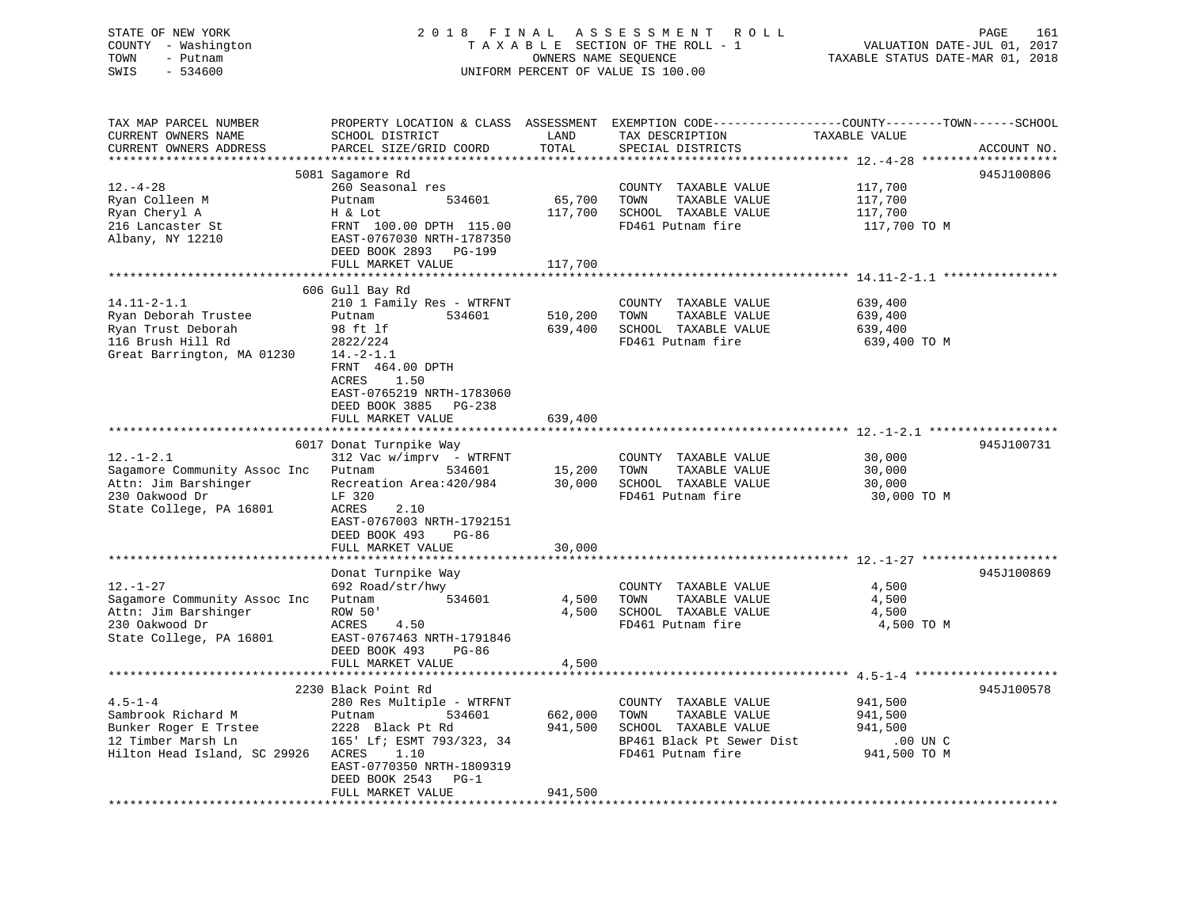STATE OF NEW YORK
COUNTY - Washington
TOWN - Putnam
SWIS - 534600

2 0 1 8 F I N A L A S S E S S M E N T R O L L
T A X A B L E SECTION OF THE ROLL - 1
OWNERS NAME SEQUENCE
UNIFORM PERCENT OF VALUE IS 100.00

VALUATION DATE-JUL 01, 2017
TAXABLE STATUS DATE-MAR 01, 2018

| TAX MAP PARCEL NUMBER / CURRENT OWNERS NAME / CURRENT OWNERS ADDRESS | PROPERTY LOCATION & CLASS / SCHOOL DISTRICT / PARCEL SIZE/GRID COORD | ASSESSMENT LAND | TOTAL | EXEMPTION CODE / TAX DESCRIPTION / SPECIAL DISTRICTS | COUNTY--------TOWN------SCHOOL TAXABLE VALUE | ACCOUNT NO. |
|---|---|---|---|---|---|---|
| 12.-4-28 | 5081 Sagamore Rd | | | | | 945J100806 |
| 12.-4-28 | 260 Seasonal res | | | COUNTY TAXABLE VALUE | 117,700 | |
| Ryan Colleen M | Putnam 534601 | 65,700 | | TOWN TAXABLE VALUE | 117,700 | |
| Ryan Cheryl A | H & Lot | | 117,700 | SCHOOL TAXABLE VALUE | 117,700 | |
| 216 Lancaster St | FRNT 100.00 DPTH 115.00 | | | FD461 Putnam fire | 117,700 TO M | |
| Albany, NY 12210 | EAST-0767030 NRTH-1787350 | | | | | |
| | DEED BOOK 2893 PG-199 | | | | | |
| | FULL MARKET VALUE | | 117,700 | | | |
| 14.11-2-1.1 | 606 Gull Bay Rd | | | | | |
| 14.11-2-1.1 | 210 1 Family Res - WTRFNT | | | COUNTY TAXABLE VALUE | 639,400 | |
| Ryan Deborah Trustee | Putnam 534601 | 510,200 | | TOWN TAXABLE VALUE | 639,400 | |
| Ryan Trust Deborah | 98 ft lf | | 639,400 | SCHOOL TAXABLE VALUE | 639,400 | |
| 116 Brush Hill Rd | 2822/224 | | | FD461 Putnam fire | 639,400 TO M | |
| Great Barrington, MA 01230 | 14.-2-1.1 | | | | | |
| | FRNT 464.00 DPTH | | | | | |
| | ACRES 1.50 | | | | | |
| | EAST-0765219 NRTH-1783060 | | | | | |
| | DEED BOOK 3885 PG-238 | | | | | |
| | FULL MARKET VALUE | | 639,400 | | | |
| 12.-1-2.1 | 6017 Donat Turnpike Way | | | | | 945J100731 |
| 12.-1-2.1 | 312 Vac w/imprv - WTRFNT | | | COUNTY TAXABLE VALUE | 30,000 | |
| Sagamore Community Assoc Inc | Putnam 534601 | 15,200 | | TOWN TAXABLE VALUE | 30,000 | |
| Attn: Jim Barshinger | Recreation Area:420/984 | | 30,000 | SCHOOL TAXABLE VALUE | 30,000 | |
| 230 Oakwood Dr | LF 320 | | | FD461 Putnam fire | 30,000 TO M | |
| State College, PA 16801 | ACRES 2.10 | | | | | |
| | EAST-0767003 NRTH-1792151 | | | | | |
| | DEED BOOK 493 PG-86 | | | | | |
| | FULL MARKET VALUE | | 30,000 | | | |
| 12.-1-27 | Donat Turnpike Way | | | | | 945J100869 |
| 12.-1-27 | 692 Road/str/hwy | | | COUNTY TAXABLE VALUE | 4,500 | |
| Sagamore Community Assoc Inc | Putnam 534601 | 4,500 | | TOWN TAXABLE VALUE | 4,500 | |
| Attn: Jim Barshinger | ROW 50' | | 4,500 | SCHOOL TAXABLE VALUE | 4,500 | |
| 230 Oakwood Dr | ACRES 4.50 | | | FD461 Putnam fire | 4,500 TO M | |
| State College, PA 16801 | EAST-0767463 NRTH-1791846 | | | | | |
| | DEED BOOK 493 PG-86 | | | | | |
| | FULL MARKET VALUE | | 4,500 | | | |
| 4.5-1-4 | 2230 Black Point Rd | | | | | 945J100578 |
| 4.5-1-4 | 280 Res Multiple - WTRFNT | | | COUNTY TAXABLE VALUE | 941,500 | |
| Sambrook Richard M | Putnam 534601 | 662,000 | | TOWN TAXABLE VALUE | 941,500 | |
| Bunker Roger E Trstee | 2228 Black Pt Rd | | 941,500 | SCHOOL TAXABLE VALUE | 941,500 | |
| 12 Timber Marsh Ln | 165' Lf; ESMT 793/323, 34 | | | BP461 Black Pt Sewer Dist | .00 UN C | |
| Hilton Head Island, SC 29926 | ACRES 1.10 | | | FD461 Putnam fire | 941,500 TO M | |
| | EAST-0770350 NRTH-1809319 | | | | | |
| | DEED BOOK 2543 PG-1 | | | | | |
| | FULL MARKET VALUE | | 941,500 | | | |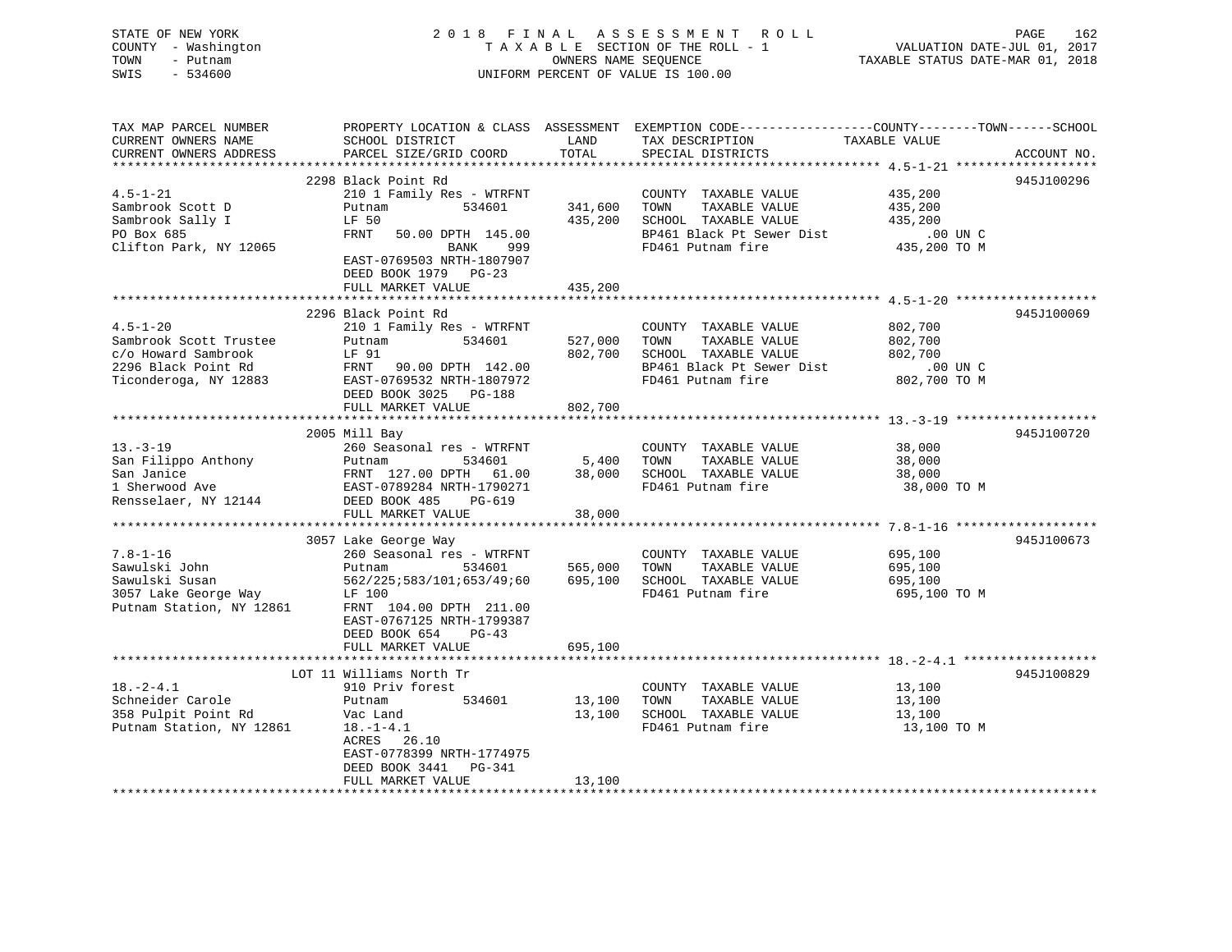STATE OF NEW YORK
COUNTY - Washington
TOWN - Putnam
SWIS - 534600

2 0 1 8 F I N A L A S S E S S M E N T R O L L
T A X A B L E SECTION OF THE ROLL - 1
OWNERS NAME SEQUENCE
UNIFORM PERCENT OF VALUE IS 100.00

VALUATION DATE-JUL 01, 2017
TAXABLE STATUS DATE-MAR 01, 2018

| TAX MAP PARCEL NUMBER / CURRENT OWNERS NAME / CURRENT OWNERS ADDRESS | PROPERTY LOCATION & CLASS / SCHOOL DISTRICT / PARCEL SIZE/GRID COORD | ASSESSMENT LAND / TOTAL | EXEMPTION CODE / TAX DESCRIPTION / SPECIAL DISTRICTS | COUNTY--------TOWN------SCHOOL TAXABLE VALUE | ACCOUNT NO. |
|---|---|---|---|---|---|
| 4.5-1-21 | 2298 Black Point Rd | | | | 945J100296 |
| 4.5-1-21 | 210 1 Family Res - WTRFNT | | COUNTY TAXABLE VALUE | 435,200 | |
| Sambrook Scott D | Putnam 534601 | 341,600 | TOWN TAXABLE VALUE | 435,200 | |
| Sambrook Sally I | LF 50 | 435,200 | SCHOOL TAXABLE VALUE | 435,200 | |
| PO Box 685 | FRNT 50.00 DPTH 145.00 | | BP461 Black Pt Sewer Dist | .00 UN C | |
| Clifton Park, NY 12065 | BANK 999 | | FD461 Putnam fire | 435,200 TO M | |
| | EAST-0769503 NRTH-1807907 | | | | |
| | DEED BOOK 1979 PG-23 | | | | |
| | FULL MARKET VALUE | 435,200 | | | |
| 4.5-1-20 | 2296 Black Point Rd | | | | 945J100069 |
| 4.5-1-20 | 210 1 Family Res - WTRFNT | | COUNTY TAXABLE VALUE | 802,700 | |
| Sambrook Scott Trustee | Putnam 534601 | 527,000 | TOWN TAXABLE VALUE | 802,700 | |
| c/o Howard Sambrook | LF 91 | 802,700 | SCHOOL TAXABLE VALUE | 802,700 | |
| 2296 Black Point Rd | FRNT 90.00 DPTH 142.00 | | BP461 Black Pt Sewer Dist | .00 UN C | |
| Ticonderoga, NY 12883 | EAST-0769532 NRTH-1807972 | | FD461 Putnam fire | 802,700 TO M | |
| | DEED BOOK 3025 PG-188 | | | | |
| | FULL MARKET VALUE | 802,700 | | | |
| 13.-3-19 | 2005 Mill Bay | | | | 945J100720 |
| 13.-3-19 | 260 Seasonal res - WTRFNT | | COUNTY TAXABLE VALUE | 38,000 | |
| San Filippo Anthony | Putnam 534601 | 5,400 | TOWN TAXABLE VALUE | 38,000 | |
| San Janice | FRNT 127.00 DPTH 61.00 | 38,000 | SCHOOL TAXABLE VALUE | 38,000 | |
| 1 Sherwood Ave | EAST-0789284 NRTH-1790271 | | FD461 Putnam fire | 38,000 TO M | |
| Rensselaer, NY 12144 | DEED BOOK 485 PG-619 | | | | |
| | FULL MARKET VALUE | 38,000 | | | |
| 7.8-1-16 | 3057 Lake George Way | | | | 945J100673 |
| 7.8-1-16 | 260 Seasonal res - WTRFNT | | COUNTY TAXABLE VALUE | 695,100 | |
| Sawulski John | Putnam 534601 | 565,000 | TOWN TAXABLE VALUE | 695,100 | |
| Sawulski Susan | 562/225;583/101;653/49;60 | 695,100 | SCHOOL TAXABLE VALUE | 695,100 | |
| 3057 Lake George Way | LF 100 | | FD461 Putnam fire | 695,100 TO M | |
| Putnam Station, NY 12861 | FRNT 104.00 DPTH 211.00 | | | | |
| | EAST-0767125 NRTH-1799387 | | | | |
| | DEED BOOK 654 PG-43 | | | | |
| | FULL MARKET VALUE | 695,100 | | | |
| 18.-2-4.1 | LOT 11 Williams North Tr | | | | 945J100829 |
| 18.-2-4.1 | 910 Priv forest | | COUNTY TAXABLE VALUE | 13,100 | |
| Schneider Carole | Putnam 534601 | 13,100 | TOWN TAXABLE VALUE | 13,100 | |
| 358 Pulpit Point Rd | Vac Land | 13,100 | SCHOOL TAXABLE VALUE | 13,100 | |
| Putnam Station, NY 12861 | 18.-1-4.1 | | FD461 Putnam fire | 13,100 TO M | |
| | ACRES 26.10 | | | | |
| | EAST-0778399 NRTH-1774975 | | | | |
| | DEED BOOK 3441 PG-341 | | | | |
| | FULL MARKET VALUE | 13,100 | | | |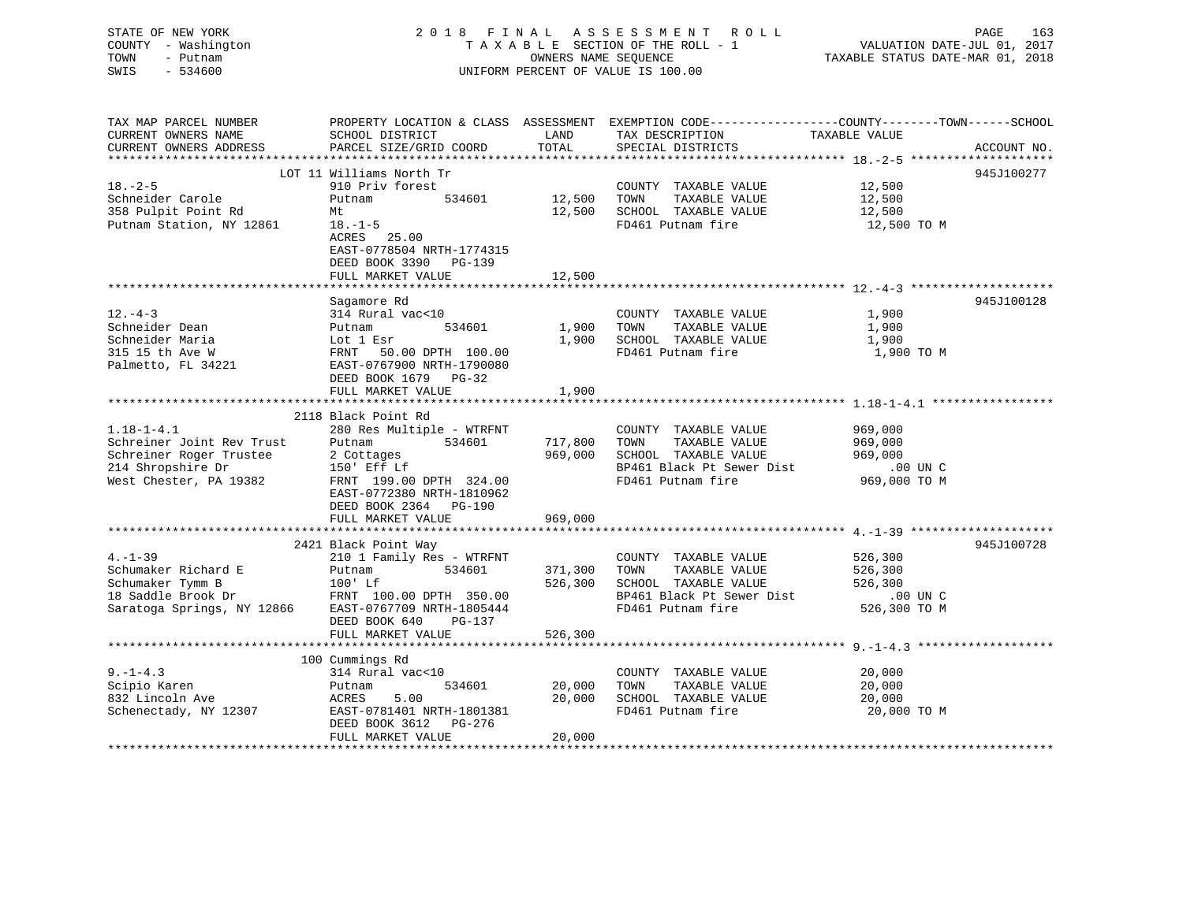STATE OF NEW YORK                    2018 FINAL ASSESSMENT ROLL
COUNTY - Washington                  TAXABLE SECTION OF THE ROLL - 1                VALUATION DATE-JUL 01, 2017
TOWN - Putnam                        OWNERS NAME SEQUENCE                           TAXABLE STATUS DATE-MAR 01, 2018
SWIS - 534600                        UNIFORM PERCENT OF VALUE IS 100.00

| TAX MAP PARCEL NUMBER / CURRENT OWNERS NAME / CURRENT OWNERS ADDRESS | PROPERTY LOCATION & CLASS / SCHOOL DISTRICT / PARCEL SIZE/GRID COORD | ASSESSMENT LAND | TOTAL | EXEMPTION CODE / TAX DESCRIPTION / SPECIAL DISTRICTS | TAXABLE VALUE (COUNTY / TOWN / SCHOOL) | ACCOUNT NO. |
|---|---|---|---|---|---|---|
| 18.-2-5 | LOT 11 Williams North Tr | | | | | 945J100277 |
| Schneider Carole | 910 Priv forest | | | COUNTY TAXABLE VALUE | 12,500 | |
| 358 Pulpit Point Rd | Putnam 534601 | 12,500 | | TOWN TAXABLE VALUE | 12,500 | |
| Putnam Station, NY 12861 | Mt | | 12,500 | SCHOOL TAXABLE VALUE | 12,500 | |
| | 18.-1-5 | | | FD461 Putnam fire | 12,500 TO M | |
| | ACRES 25.00 | | | | | |
| | EAST-0778504 NRTH-1774315 | | | | | |
| | DEED BOOK 3390 PG-139 | | | | | |
| | FULL MARKET VALUE | | 12,500 | | | |
| 12.-4-3 | Sagamore Rd | | | | | 945J100128 |
| Schneider Dean | 314 Rural vac<10 | | | COUNTY TAXABLE VALUE | 1,900 | |
| Schneider Maria | Putnam 534601 | 1,900 | | TOWN TAXABLE VALUE | 1,900 | |
| 315 15 th Ave W | Lot 1 Esr | | 1,900 | SCHOOL TAXABLE VALUE | 1,900 | |
| Palmetto, FL 34221 | FRNT 50.00 DPTH 100.00 | | | FD461 Putnam fire | 1,900 TO M | |
| | EAST-0767900 NRTH-1790080 | | | | | |
| | DEED BOOK 1679 PG-32 | | | | | |
| | FULL MARKET VALUE | | 1,900 | | | |
| 1.18-1-4.1 | 2118 Black Point Rd | | | | | |
| Schreiner Joint Rev Trust | 280 Res Multiple - WTRFNT | | | COUNTY TAXABLE VALUE | 969,000 | |
| Schreiner Roger Trustee | Putnam 534601 | 717,800 | | TOWN TAXABLE VALUE | 969,000 | |
| 214 Shropshire Dr | 2 Cottages | | 969,000 | SCHOOL TAXABLE VALUE | 969,000 | |
| West Chester, PA 19382 | 150' Eff Lf | | | BP461 Black Pt Sewer Dist | .00 UN C | |
| | FRNT 199.00 DPTH 324.00 | | | FD461 Putnam fire | 969,000 TO M | |
| | EAST-0772380 NRTH-1810962 | | | | | |
| | DEED BOOK 2364 PG-190 | | | | | |
| | FULL MARKET VALUE | | 969,000 | | | |
| 4.-1-39 | 2421 Black Point Way | | | | | 945J100728 |
| Schumaker Richard E | 210 1 Family Res - WTRFNT | | | COUNTY TAXABLE VALUE | 526,300 | |
| Schumaker Tymm B | Putnam 534601 | 371,300 | | TOWN TAXABLE VALUE | 526,300 | |
| 18 Saddle Brook Dr | 100' Lf | | 526,300 | SCHOOL TAXABLE VALUE | 526,300 | |
| Saratoga Springs, NY 12866 | FRNT 100.00 DPTH 350.00 | | | BP461 Black Pt Sewer Dist | .00 UN C | |
| | EAST-0767709 NRTH-1805444 | | | FD461 Putnam fire | 526,300 TO M | |
| | DEED BOOK 640 PG-137 | | | | | |
| | FULL MARKET VALUE | | 526,300 | | | |
| 9.-1-4.3 | 100 Cummings Rd | | | | | |
| Scipio Karen | 314 Rural vac<10 | | | COUNTY TAXABLE VALUE | 20,000 | |
| 832 Lincoln Ave | Putnam 534601 | 20,000 | | TOWN TAXABLE VALUE | 20,000 | |
| Schenectady, NY 12307 | ACRES 5.00 | | 20,000 | SCHOOL TAXABLE VALUE | 20,000 | |
| | EAST-0781401 NRTH-1801381 | | | FD461 Putnam fire | 20,000 TO M | |
| | DEED BOOK 3612 PG-276 | | | | | |
| | FULL MARKET VALUE | | 20,000 | | | |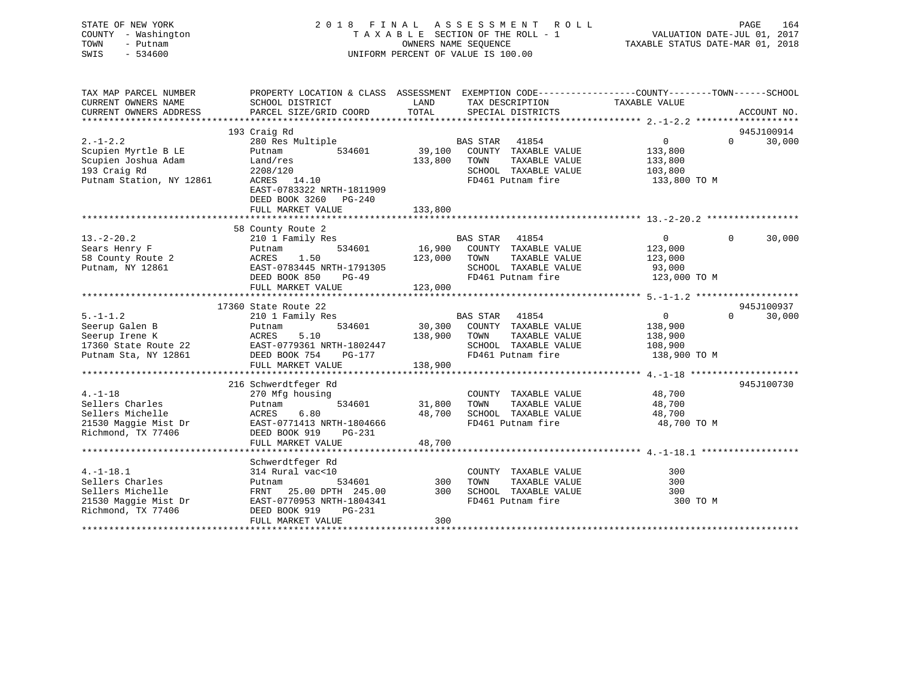STATE OF NEW YORK
COUNTY - Washington
TOWN - Putnam
SWIS - 534600

2018 FINAL ASSESSMENT ROLL
TAXABLE SECTION OF THE ROLL - 1
OWNERS NAME SEQUENCE
UNIFORM PERCENT OF VALUE IS 100.00

VALUATION DATE-JUL 01, 2017
TAXABLE STATUS DATE-MAR 01, 2018

```
TAX MAP PARCEL NUMBER          PROPERTY LOCATION & CLASS  ASSESSMENT  EXEMPTION CODE------------------COUNTY--------TOWN------SCHOOL
CURRENT OWNERS NAME            SCHOOL DISTRICT               LAND      TAX DESCRIPTION            TAXABLE VALUE
CURRENT OWNERS ADDRESS         PARCEL SIZE/GRID COORD        TOTAL     SPECIAL DISTRICTS                                    ACCOUNT NO.
******************************************************************************************************* 2.-1-2.2 *******************
                           193 Craig Rd                                                                                 945J100914
2.-1-2.2                       280 Res Multiple                      BAS STAR   41854                    0             0     30,000
Scupien Myrtle B LE            Putnam           534601      39,100   COUNTY  TAXABLE VALUE          133,800
Scupien Joshua Adam            Land/res                    133,800   TOWN    TAXABLE VALUE          133,800
193 Craig Rd                   2208/120                              SCHOOL  TAXABLE VALUE          103,800
Putnam Station, NY 12861       ACRES  14.10                          FD461 Putnam fire               133,800 TO M
                               EAST-0783322 NRTH-1811909
                               DEED BOOK 3260   PG-240
                               FULL MARKET VALUE           133,800
******************************************************************************************************* 13.-2-20.2 *****************
                            58 County Route 2
13.-2-20.2                     210 1 Family Res                      BAS STAR   41854                    0             0     30,000
Sears Henry F                  Putnam           534601      16,900   COUNTY  TAXABLE VALUE          123,000
58 County Route 2              ACRES   1.50                123,000   TOWN    TAXABLE VALUE          123,000
Putnam, NY 12861               EAST-0783445 NRTH-1791305             SCHOOL  TAXABLE VALUE           93,000
                               DEED BOOK 850    PG-49                FD461 Putnam fire               123,000 TO M
                               FULL MARKET VALUE           123,000
******************************************************************************************************* 5.-1-1.2 *******************
                         17360 State Route 22                                                                           945J100937
5.-1-1.2                       210 1 Family Res                      BAS STAR   41854                    0             0     30,000
Seerup Galen B                 Putnam           534601      30,300   COUNTY  TAXABLE VALUE          138,900
Seerup Irene K                 ACRES   5.10                138,900   TOWN    TAXABLE VALUE          138,900
17360 State Route 22           EAST-0779361 NRTH-1802447             SCHOOL  TAXABLE VALUE          108,900
Putnam Sta, NY 12861           DEED BOOK 754    PG-177               FD461 Putnam fire               138,900 TO M
                               FULL MARKET VALUE           138,900
******************************************************************************************************* 4.-1-18 ********************
                           216 Schwerdtfeger Rd                                                                         945J100730
4.-1-18                        270 Mfg housing                       COUNTY  TAXABLE VALUE           48,700
Sellers Charles                Putnam           534601      31,800   TOWN    TAXABLE VALUE           48,700
Sellers Michelle               ACRES   6.80                 48,700   SCHOOL  TAXABLE VALUE           48,700
21530 Maggie Mist Dr           EAST-0771413 NRTH-1804666             FD461 Putnam fire                48,700 TO M
Richmond, TX 77406             DEED BOOK 919    PG-231
                               FULL MARKET VALUE            48,700
******************************************************************************************************* 4.-1-18.1 ******************
                               Schwerdtfeger Rd
4.-1-18.1                      314 Rural vac<10                      COUNTY  TAXABLE VALUE              300
Sellers Charles                Putnam           534601         300   TOWN    TAXABLE VALUE              300
Sellers Michelle               FRNT  25.00 DPTH 245.00         300   SCHOOL  TAXABLE VALUE              300
21530 Maggie Mist Dr           EAST-0770953 NRTH-1804341             FD461 Putnam fire                   300 TO M
Richmond, TX 77406             DEED BOOK 919    PG-231
                               FULL MARKET VALUE               300
************************************************************************************************************************************
```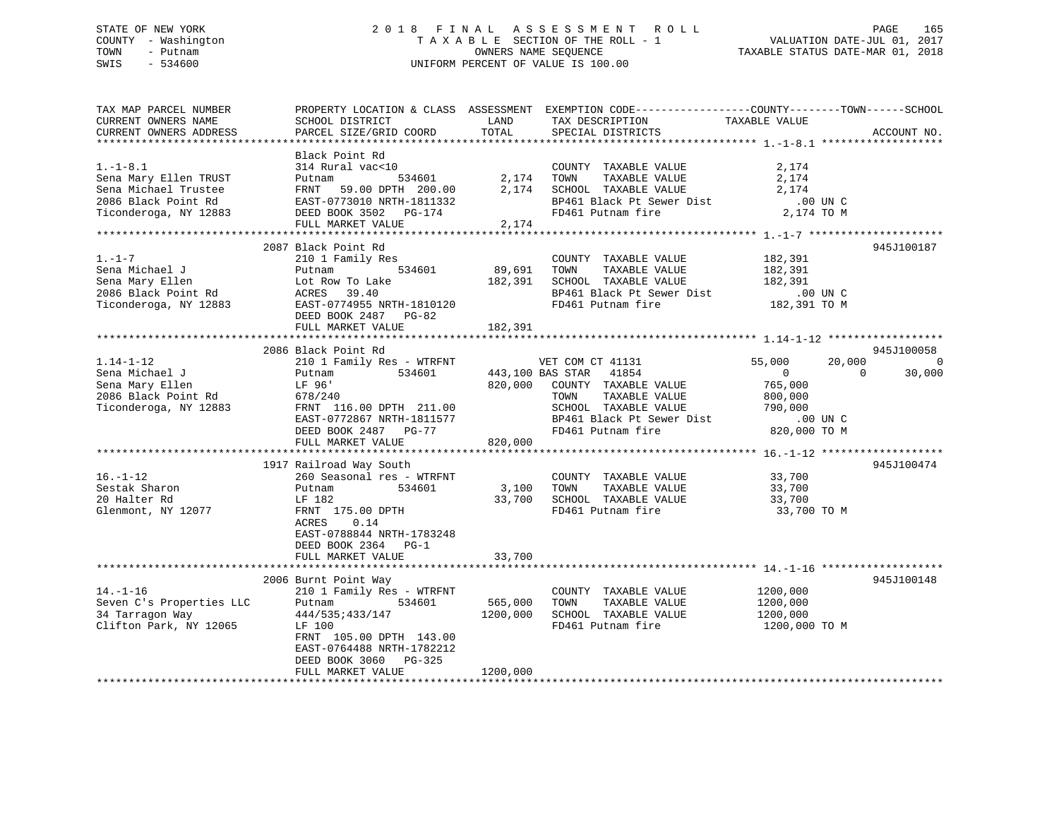STATE OF NEW YORK | 2 0 1 8 F I N A L A S S E S S M E N T R O L L | VALUATION DATE-JUL 01, 2017
COUNTY - Washington | T A X A B L E SECTION OF THE ROLL - 1 | TAXABLE STATUS DATE-MAR 01, 2018
TOWN - Putnam | OWNERS NAME SEQUENCE
SWIS - 534600 | UNIFORM PERCENT OF VALUE IS 100.00

```
TAX MAP PARCEL NUMBER          PROPERTY LOCATION & CLASS  ASSESSMENT  EXEMPTION CODE------------------COUNTY--------TOWN------SCHOOL
CURRENT OWNERS NAME            SCHOOL DISTRICT               LAND      TAX DESCRIPTION              TAXABLE VALUE
CURRENT OWNERS ADDRESS         PARCEL SIZE/GRID COORD        TOTAL     SPECIAL DISTRICTS                                     ACCOUNT NO.
******************************************************************************************************* 1.-1-8.1 *******************
                               Black Point Rd
1.-1-8.1                       314 Rural vac<10                        COUNTY  TAXABLE VALUE              2,174
Sena Mary Ellen TRUST          Putnam          534601         2,174    TOWN    TAXABLE VALUE              2,174
Sena Michael Trustee           FRNT  59.00 DPTH 200.00        2,174    SCHOOL  TAXABLE VALUE              2,174
2086 Black Point Rd            EAST-0773010 NRTH-1811332               BP461 Black Pt Sewer Dist            .00 UN C
Ticonderoga, NY 12883          DEED BOOK 3502   PG-174                 FD461 Putnam fire                  2,174 TO M
                               FULL MARKET VALUE              2,174
******************************************************************************************************* 1.-1-7 *********************
                               2087 Black Point Rd                                                                     945J100187
1.-1-7                         210 1 Family Res                        COUNTY  TAXABLE VALUE            182,391
Sena Michael J                 Putnam          534601        89,691    TOWN    TAXABLE VALUE            182,391
Sena Mary Ellen                Lot Row To Lake              182,391    SCHOOL  TAXABLE VALUE            182,391
2086 Black Point Rd            ACRES  39.40                            BP461 Black Pt Sewer Dist            .00 UN C
Ticonderoga, NY 12883          EAST-0774955 NRTH-1810120               FD461 Putnam fire                182,391 TO M
                               DEED BOOK 2487   PG-82
                               FULL MARKET VALUE            182,391
******************************************************************************************************* 1.14-1-12 ******************
                               2086 Black Point Rd                                                                     945J100058
1.14-1-12                      210 1 Family Res - WTRFNT               VET COM CT 41131          55,000      20,000          0
Sena Michael J                 Putnam          534601       443,100 BAS STAR   41854                0           0     30,000
Sena Mary Ellen                LF 96'                       820,000    COUNTY  TAXABLE VALUE            765,000
2086 Black Point Rd            678/240                                 TOWN    TAXABLE VALUE            800,000
Ticonderoga, NY 12883          FRNT 116.00 DPTH 211.00                 SCHOOL  TAXABLE VALUE            790,000
                               EAST-0772867 NRTH-1811577               BP461 Black Pt Sewer Dist            .00 UN C
                               DEED BOOK 2487   PG-77                  FD461 Putnam fire                820,000 TO M
                               FULL MARKET VALUE            820,000
******************************************************************************************************* 16.-1-12 *******************
                               1917 Railroad Way South                                                                 945J100474
16.-1-12                       260 Seasonal res - WTRFNT               COUNTY  TAXABLE VALUE             33,700
Sestak Sharon                  Putnam          534601         3,100    TOWN    TAXABLE VALUE             33,700
20 Halter Rd                   LF 182                        33,700    SCHOOL  TAXABLE VALUE             33,700
Glenmont, NY 12077             FRNT 175.00 DPTH                        FD461 Putnam fire                 33,700 TO M
                               ACRES    0.14
                               EAST-0788844 NRTH-1783248
                               DEED BOOK 2364   PG-1
                               FULL MARKET VALUE             33,700
******************************************************************************************************* 14.-1-16 *******************
                               2006 Burnt Point Way                                                                    945J100148
14.-1-16                       210 1 Family Res - WTRFNT               COUNTY  TAXABLE VALUE           1200,000
Seven C's Properties LLC       Putnam          534601       565,000    TOWN    TAXABLE VALUE           1200,000
34 Tarragon Way                444/535;433/147             1200,000    SCHOOL  TAXABLE VALUE           1200,000
Clifton Park, NY 12065         LF 100                                  FD461 Putnam fire               1200,000 TO M
                               FRNT 105.00 DPTH 143.00
                               EAST-0764488 NRTH-1782212
                               DEED BOOK 3060   PG-325
                               FULL MARKET VALUE           1200,000
************************************************************************************************************************************
```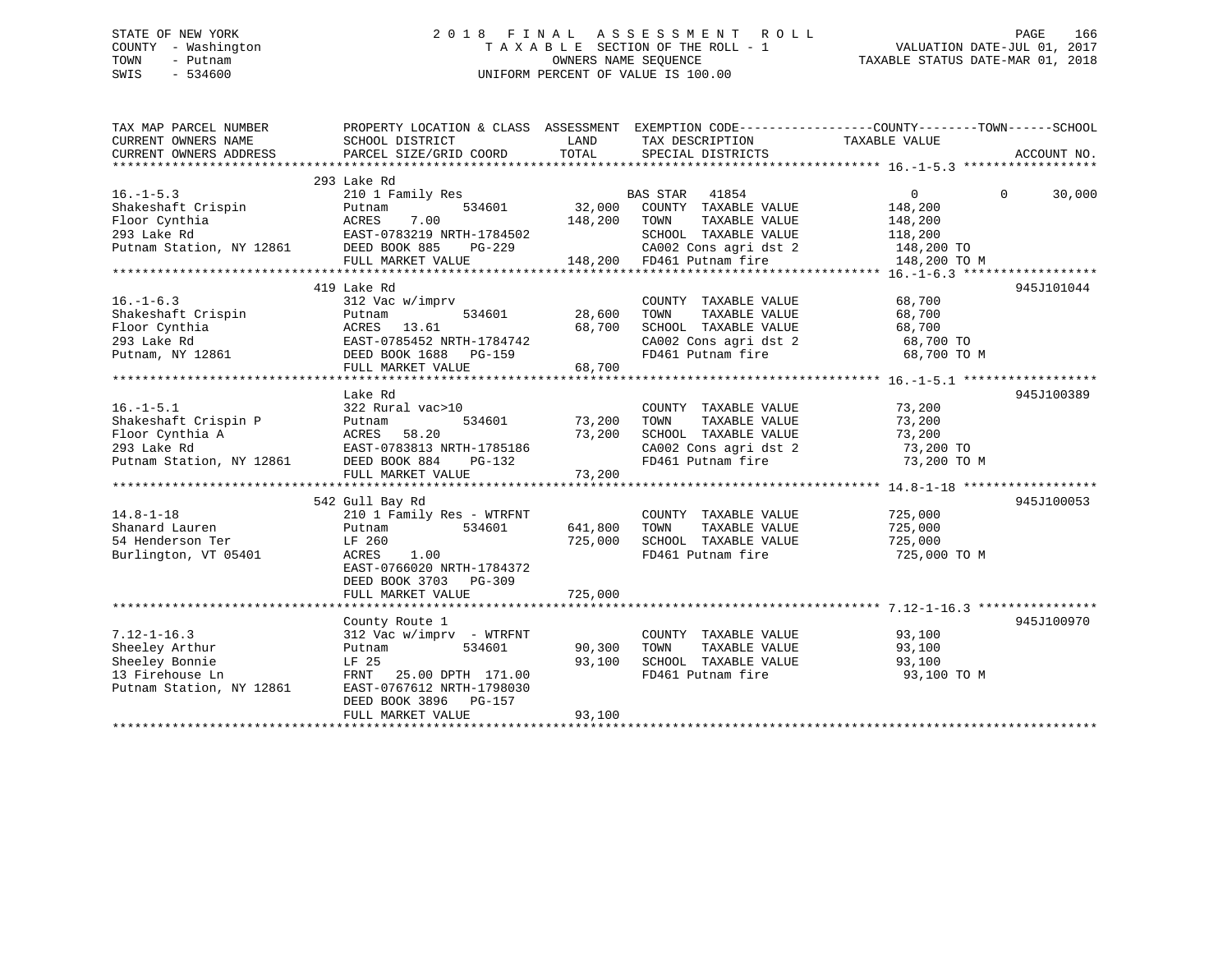STATE OF NEW YORK  
COUNTY - Washington  
TOWN - Putnam  
SWIS - 534600

# 2018 FINAL ASSESSMENT ROLL

TAXABLE SECTION OF THE ROLL - 1  
OWNERS NAME SEQUENCE  
UNIFORM PERCENT OF VALUE IS 100.00

VALUATION DATE-JUL 01, 2017  
TAXABLE STATUS DATE-MAR 01, 2018

| TAX MAP PARCEL NUMBER / CURRENT OWNERS NAME / CURRENT OWNERS ADDRESS | PROPERTY LOCATION & CLASS / SCHOOL DISTRICT / PARCEL SIZE/GRID COORD | ASSESSMENT LAND / TOTAL | EXEMPTION CODE / TAX DESCRIPTION / SPECIAL DISTRICTS | COUNTY / TOWN / SCHOOL TAXABLE VALUE | ACCOUNT NO. |
|---|---|---|---|---|---|
| 16.-1-5.3 | 293 Lake Rd | | | | |
| | 210 1 Family Res | | BAS STAR 41854 | 0 0 30,000 | |
| Shakeshaft Crispin | Putnam 534601 | 32,000 | COUNTY TAXABLE VALUE | 148,200 | |
| Floor Cynthia | ACRES 7.00 | 148,200 | TOWN TAXABLE VALUE | 148,200 | |
| 293 Lake Rd | EAST-0783219 NRTH-1784502 | | SCHOOL TAXABLE VALUE | 118,200 | |
| Putnam Station, NY 12861 | DEED BOOK 885 PG-229 | | CA002 Cons agri dst 2 | 148,200 TO | |
| | FULL MARKET VALUE | 148,200 | FD461 Putnam fire | 148,200 TO M | |
| 16.-1-6.3 | 419 Lake Rd | | | | 945J101044 |
| | 312 Vac w/imprv | | COUNTY TAXABLE VALUE | 68,700 | |
| Shakeshaft Crispin | Putnam 534601 | 28,600 | TOWN TAXABLE VALUE | 68,700 | |
| Floor Cynthia | ACRES 13.61 | 68,700 | SCHOOL TAXABLE VALUE | 68,700 | |
| 293 Lake Rd | EAST-0785452 NRTH-1784742 | | CA002 Cons agri dst 2 | 68,700 TO | |
| Putnam, NY 12861 | DEED BOOK 1688 PG-159 | | FD461 Putnam fire | 68,700 TO M | |
| | FULL MARKET VALUE | 68,700 | | | |
| 16.-1-5.1 | Lake Rd | | | | 945J100389 |
| | 322 Rural vac>10 | | COUNTY TAXABLE VALUE | 73,200 | |
| Shakeshaft Crispin P | Putnam 534601 | 73,200 | TOWN TAXABLE VALUE | 73,200 | |
| Floor Cynthia A | ACRES 58.20 | 73,200 | SCHOOL TAXABLE VALUE | 73,200 | |
| 293 Lake Rd | EAST-0783813 NRTH-1785186 | | CA002 Cons agri dst 2 | 73,200 TO | |
| Putnam Station, NY 12861 | DEED BOOK 884 PG-132 | | FD461 Putnam fire | 73,200 TO M | |
| | FULL MARKET VALUE | 73,200 | | | |
| 14.8-1-18 | 542 Gull Bay Rd | | | | 945J100053 |
| | 210 1 Family Res - WTRFNT | | COUNTY TAXABLE VALUE | 725,000 | |
| Shanard Lauren | Putnam 534601 | 641,800 | TOWN TAXABLE VALUE | 725,000 | |
| 54 Henderson Ter | LF 260 | 725,000 | SCHOOL TAXABLE VALUE | 725,000 | |
| Burlington, VT 05401 | ACRES 1.00 | | FD461 Putnam fire | 725,000 TO M | |
| | EAST-0766020 NRTH-1784372 | | | | |
| | DEED BOOK 3703 PG-309 | | | | |
| | FULL MARKET VALUE | 725,000 | | | |
| 7.12-1-16.3 | County Route 1 | | | | 945J100970 |
| | 312 Vac w/imprv - WTRFNT | | COUNTY TAXABLE VALUE | 93,100 | |
| Sheeley Arthur | Putnam 534601 | 90,300 | TOWN TAXABLE VALUE | 93,100 | |
| Sheeley Bonnie | LF 25 | 93,100 | SCHOOL TAXABLE VALUE | 93,100 | |
| 13 Firehouse Ln | FRNT 25.00 DPTH 171.00 | | FD461 Putnam fire | 93,100 TO M | |
| Putnam Station, NY 12861 | EAST-0767612 NRTH-1798030 | | | | |
| | DEED BOOK 3896 PG-157 | | | | |
| | FULL MARKET VALUE | 93,100 | | | |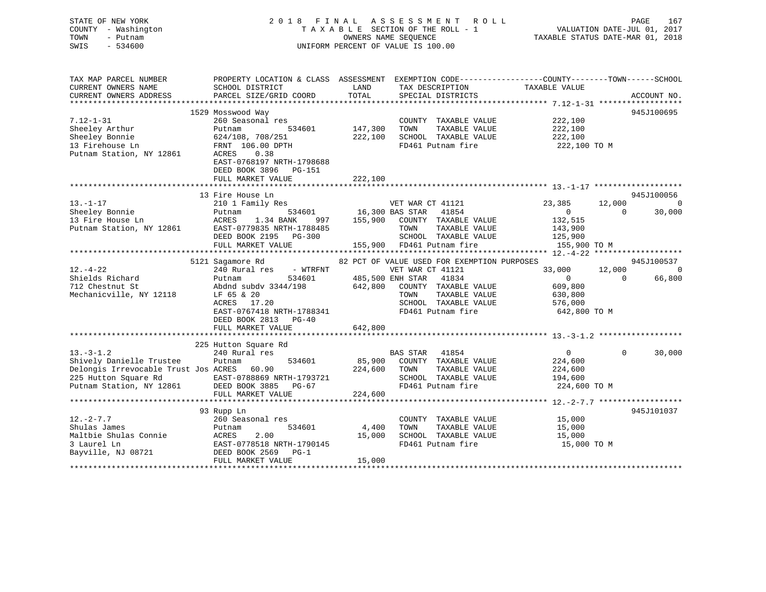STATE OF NEW YORK
COUNTY - Washington
TOWN - Putnam
SWIS - 534600

2018 FINAL ASSESSMENT ROLL
TAXABLE SECTION OF THE ROLL - 1
OWNERS NAME SEQUENCE
UNIFORM PERCENT OF VALUE IS 100.00

VALUATION DATE-JUL 01, 2017
TAXABLE STATUS DATE-MAR 01, 2018

```
TAX MAP PARCEL NUMBER          PROPERTY LOCATION & CLASS  ASSESSMENT  EXEMPTION CODE------------------COUNTY--------TOWN------SCHOOL
CURRENT OWNERS NAME            SCHOOL DISTRICT               LAND      TAX DESCRIPTION             TAXABLE VALUE
CURRENT OWNERS ADDRESS         PARCEL SIZE/GRID COORD        TOTAL     SPECIAL DISTRICTS                                        ACCOUNT NO.
******************************************************************************************************* 7.12-1-31 ******************
                               1529 Mosswood Way                                                                             945J100695
7.12-1-31                      260 Seasonal res                         COUNTY  TAXABLE VALUE            222,100
Sheeley Arthur                 Putnam          534601       147,300    TOWN    TAXABLE VALUE            222,100
Sheeley Bonnie                 624/108, 708/251             222,100    SCHOOL  TAXABLE VALUE            222,100
13 Firehouse Ln                FRNT 106.00 DPTH                         FD461 Putnam fire                222,100 TO M
Putnam Station, NY 12861       ACRES    0.38
                               EAST-0768197 NRTH-1798688
                               DEED BOOK 3896   PG-151
                               FULL MARKET VALUE            222,100
******************************************************************************************************* 13.-1-17 *******************
                               13 Fire House Ln                                                                              945J100056
13.-1-17                       210 1 Family Res                 VET WAR CT 41121                  23,385      12,000            0
Sheeley Bonnie                 Putnam          534601        16,300 BAS STAR  41854                    0           0       30,000
13 Fire House Ln               ACRES    1.34 BANK     997   155,900    COUNTY  TAXABLE VALUE            132,515
Putnam Station, NY 12861       EAST-0779835 NRTH-1788485                TOWN    TAXABLE VALUE            143,900
                               DEED BOOK 2195   PG-300                  SCHOOL  TAXABLE VALUE            125,900
                               FULL MARKET VALUE            155,900    FD461 Putnam fire                155,900 TO M
******************************************************************************************************* 12.-4-22 *******************
                               5121 Sagamore Rd              82 PCT OF VALUE USED FOR EXEMPTION PURPOSES                     945J100537
12.-4-22                       240 Rural res    - WTRFNT            VET WAR CT 41121                  33,000      12,000            0
Shields Richard                Putnam          534601       485,500 ENH STAR  41834                    0           0       66,800
712 Chestnut St                Abdnd subdv 3344/198         642,800    COUNTY  TAXABLE VALUE            609,800
Mechanicville, NY 12118        LF 65 & 20                               TOWN    TAXABLE VALUE            630,800
                               ACRES   17.20                            SCHOOL  TAXABLE VALUE            576,000
                               EAST-0767418 NRTH-1788341                FD461 Putnam fire                642,800 TO M
                               DEED BOOK 2813   PG-40
                               FULL MARKET VALUE            642,800
******************************************************************************************************* 13.-3-1.2 ******************
                               225 Hutton Square Rd
13.-3-1.2                      240 Rural res                        BAS STAR  41854                        0           0       30,000
Shively Danielle Trustee       Putnam          534601        85,900    COUNTY  TAXABLE VALUE            224,600
Delongis Irrevocable Trust Jos ACRES   60.90                224,600    TOWN    TAXABLE VALUE            224,600
225 Hutton Square Rd           EAST-0788869 NRTH-1793721                SCHOOL  TAXABLE VALUE            194,600
Putnam Station, NY 12861       DEED BOOK 3885   PG-67                   FD461 Putnam fire                224,600 TO M
                               FULL MARKET VALUE            224,600
******************************************************************************************************* 12.-2-7.7 ******************
                               93 Rupp Ln                                                                                    945J101037
12.-2-7.7                      260 Seasonal res                         COUNTY  TAXABLE VALUE             15,000
Shulas James                   Putnam          534601         4,400    TOWN    TAXABLE VALUE             15,000
Maltbie Shulas Connie          ACRES    2.00                 15,000    SCHOOL  TAXABLE VALUE             15,000
3 Laurel Ln                    EAST-0778518 NRTH-1790145                FD461 Putnam fire                 15,000 TO M
Bayville, NJ 08721             DEED BOOK 2569   PG-1
                               FULL MARKET VALUE             15,000
************************************************************************************************************************************
```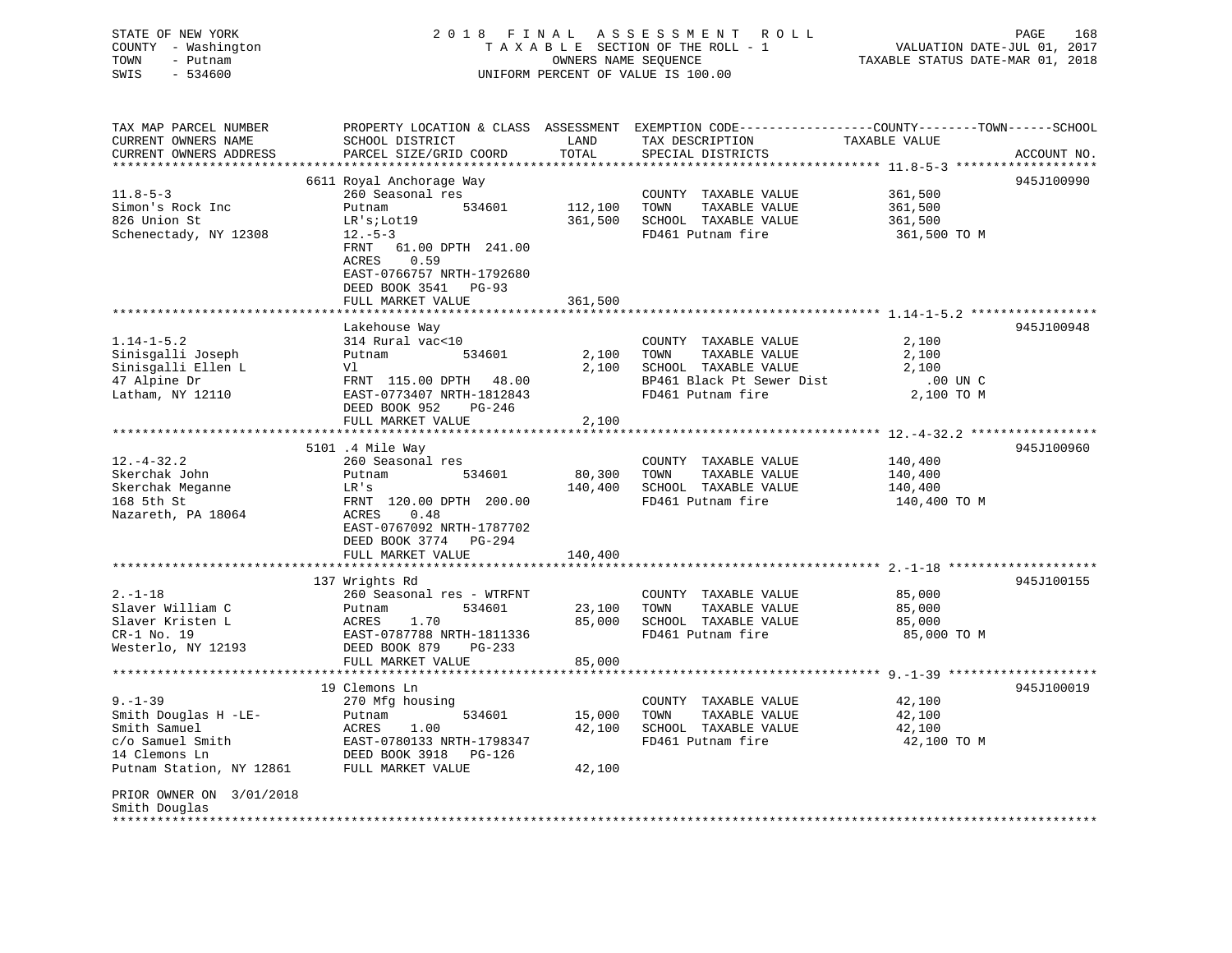STATE OF NEW YORK
COUNTY - Washington
TOWN - Putnam
SWIS - 534600

2018 FINAL ASSESSMENT ROLL
TAXABLE SECTION OF THE ROLL - 1
OWNERS NAME SEQUENCE
UNIFORM PERCENT OF VALUE IS 100.00

VALUATION DATE-JUL 01, 2017
TAXABLE STATUS DATE-MAR 01, 2018

| TAX MAP PARCEL NUMBER / CURRENT OWNERS NAME / CURRENT OWNERS ADDRESS | PROPERTY LOCATION & CLASS / SCHOOL DISTRICT / PARCEL SIZE/GRID COORD | ASSESSMENT LAND | TOTAL | EXEMPTION CODE / TAX DESCRIPTION / SPECIAL DISTRICTS | TAXABLE VALUE (COUNTY / TOWN / SCHOOL) | ACCOUNT NO. |
|---|---|---|---|---|---|---|
| 11.8-5-3 | 6611 Royal Anchorage Way | | | | | 945J100990 |
| Simon's Rock Inc | 260 Seasonal res | | | COUNTY TAXABLE VALUE | 361,500 | |
| 826 Union St | Putnam 534601 | 112,100 | | TOWN TAXABLE VALUE | 361,500 | |
| Schenectady, NY 12308 | LR's;Lot19 | | 361,500 | SCHOOL TAXABLE VALUE | 361,500 | |
| | 12.-5-3 | | | FD461 Putnam fire | 361,500 TO M | |
| | FRNT 61.00 DPTH 241.00 | | | | | |
| | ACRES 0.59 | | | | | |
| | EAST-0766757 NRTH-1792680 | | | | | |
| | DEED BOOK 3541 PG-93 | | | | | |
| | FULL MARKET VALUE | | 361,500 | | | |
| 1.14-1-5.2 | Lakehouse Way | | | | | 945J100948 |
| Sinisgalli Joseph | 314 Rural vac<10 | | | COUNTY TAXABLE VALUE | 2,100 | |
| Sinisgalli Ellen L | Putnam 534601 | 2,100 | | TOWN TAXABLE VALUE | 2,100 | |
| 47 Alpine Dr | Vl | | 2,100 | SCHOOL TAXABLE VALUE | 2,100 | |
| Latham, NY 12110 | FRNT 115.00 DPTH 48.00 | | | BP461 Black Pt Sewer Dist | .00 UN C | |
| | EAST-0773407 NRTH-1812843 | | | FD461 Putnam fire | 2,100 TO M | |
| | DEED BOOK 952 PG-246 | | | | | |
| | FULL MARKET VALUE | | 2,100 | | | |
| 12.-4-32.2 | 5101 .4 Mile Way | | | | | 945J100960 |
| Skerchak John | 260 Seasonal res | | | COUNTY TAXABLE VALUE | 140,400 | |
| Skerchak Meganne | Putnam 534601 | 80,300 | | TOWN TAXABLE VALUE | 140,400 | |
| 168 5th St | LR's | | 140,400 | SCHOOL TAXABLE VALUE | 140,400 | |
| Nazareth, PA 18064 | FRNT 120.00 DPTH 200.00 | | | FD461 Putnam fire | 140,400 TO M | |
| | ACRES 0.48 | | | | | |
| | EAST-0767092 NRTH-1787702 | | | | | |
| | DEED BOOK 3774 PG-294 | | | | | |
| | FULL MARKET VALUE | | 140,400 | | | |
| 2.-1-18 | 137 Wrights Rd | | | | | 945J100155 |
| Slaver William C | 260 Seasonal res - WTRFNT | | | COUNTY TAXABLE VALUE | 85,000 | |
| Slaver Kristen L | Putnam 534601 | 23,100 | | TOWN TAXABLE VALUE | 85,000 | |
| CR-1 No. 19 | ACRES 1.70 | | 85,000 | SCHOOL TAXABLE VALUE | 85,000 | |
| Westerlo, NY 12193 | EAST-0787788 NRTH-1811336 | | | FD461 Putnam fire | 85,000 TO M | |
| | DEED BOOK 879 PG-233 | | | | | |
| | FULL MARKET VALUE | | 85,000 | | | |
| 9.-1-39 | 19 Clemons Ln | | | | | 945J100019 |
| Smith Douglas H -LE- | 270 Mfg housing | | | COUNTY TAXABLE VALUE | 42,100 | |
| Smith Samuel | Putnam 534601 | 15,000 | | TOWN TAXABLE VALUE | 42,100 | |
| c/o Samuel Smith | ACRES 1.00 | | 42,100 | SCHOOL TAXABLE VALUE | 42,100 | |
| 14 Clemons Ln | EAST-0780133 NRTH-1798347 | | | FD461 Putnam fire | 42,100 TO M | |
| Putnam Station, NY 12861 | DEED BOOK 3918 PG-126 | | | | | |
| | FULL MARKET VALUE | | 42,100 | | | |
| PRIOR OWNER ON 3/01/2018 | | | | | | |
| Smith Douglas | | | | | | |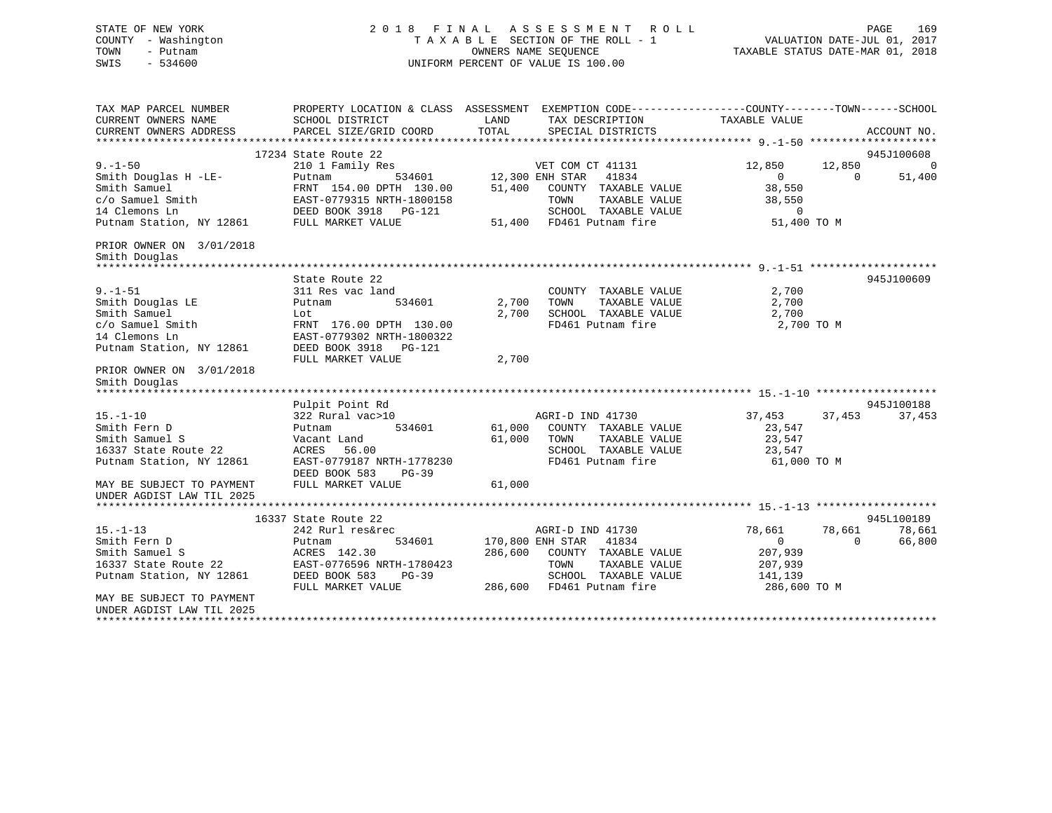STATE OF NEW YORK
COUNTY - Washington
TOWN - Putnam
SWIS - 534600

# 2018 FINAL ASSESSMENT ROLL
TAXABLE SECTION OF THE ROLL - 1
OWNERS NAME SEQUENCE
UNIFORM PERCENT OF VALUE IS 100.00

VALUATION DATE-JUL 01, 2017
TAXABLE STATUS DATE-MAR 01, 2018

```
TAX MAP PARCEL NUMBER          PROPERTY LOCATION & CLASS  ASSESSMENT  EXEMPTION CODE------------------COUNTY--------TOWN------SCHOOL
CURRENT OWNERS NAME            SCHOOL DISTRICT             LAND       TAX DESCRIPTION             TAXABLE VALUE
CURRENT OWNERS ADDRESS         PARCEL SIZE/GRID COORD      TOTAL      SPECIAL DISTRICTS                                    ACCOUNT NO.
******************************************************************************************************* 9.-1-50 ********************
                     17234 State Route 22                                                                                945J100608
9.-1-50                        210 1 Family Res                  VET COM CT 41131             12,850       12,850             0
Smith Douglas H -LE-           Putnam           534601    12,300 ENH STAR   41834                  0            0        51,400
Smith Samuel                   FRNT 154.00 DPTH 130.00    51,400   COUNTY  TAXABLE VALUE          38,550
c/o Samuel Smith               EAST-0779315 NRTH-1800158           TOWN    TAXABLE VALUE          38,550
14 Clemons Ln                  DEED BOOK 3918   PG-121             SCHOOL  TAXABLE VALUE               0
Putnam Station, NY 12861       FULL MARKET VALUE          51,400   FD461 Putnam fire              51,400 TO M

PRIOR OWNER ON  3/01/2018
Smith Douglas
******************************************************************************************************* 9.-1-51 ********************
                               State Route 22                                                                            945J100609
9.-1-51                        311 Res vac land                    COUNTY  TAXABLE VALUE           2,700
Smith Douglas LE               Putnam           534601     2,700   TOWN    TAXABLE VALUE           2,700
Smith Samuel                   Lot                         2,700   SCHOOL  TAXABLE VALUE           2,700
c/o Samuel Smith               FRNT 176.00 DPTH 130.00             FD461 Putnam fire               2,700 TO M
14 Clemons Ln                  EAST-0779302 NRTH-1800322
Putnam Station, NY 12861       DEED BOOK 3918   PG-121
                               FULL MARKET VALUE           2,700
PRIOR OWNER ON  3/01/2018
Smith Douglas
******************************************************************************************************* 15.-1-10 *******************
                               Pulpit Point Rd                                                                           945J100188
15.-1-10                       322 Rural vac>10                  AGRI-D IND 41730             37,453       37,453        37,453
Smith Fern D                   Putnam           534601    61,000   COUNTY  TAXABLE VALUE          23,547
Smith Samuel S                 Vacant Land                61,000   TOWN    TAXABLE VALUE          23,547
16337 State Route 22           ACRES   56.00                       SCHOOL  TAXABLE VALUE          23,547
Putnam Station, NY 12861       EAST-0779187 NRTH-1778230           FD461 Putnam fire              61,000 TO M
                               DEED BOOK 583    PG-39
MAY BE SUBJECT TO PAYMENT      FULL MARKET VALUE          61,000
UNDER AGDIST LAW TIL 2025
******************************************************************************************************* 15.-1-13 *******************
                     16337 State Route 22                                                                                945L100189
15.-1-13                       242 Rurl res&rec                  AGRI-D IND 41730             78,661       78,661        78,661
Smith Fern D                   Putnam           534601   170,800 ENH STAR   41834                  0            0        66,800
Smith Samuel S                 ACRES  142.30             286,600   COUNTY  TAXABLE VALUE         207,939
16337 State Route 22           EAST-0776596 NRTH-1780423           TOWN    TAXABLE VALUE         207,939
Putnam Station, NY 12861       DEED BOOK 583    PG-39              SCHOOL  TAXABLE VALUE         141,139
                               FULL MARKET VALUE         286,600   FD461 Putnam fire             286,600 TO M
MAY BE SUBJECT TO PAYMENT
UNDER AGDIST LAW TIL 2025
************************************************************************************************************************************
```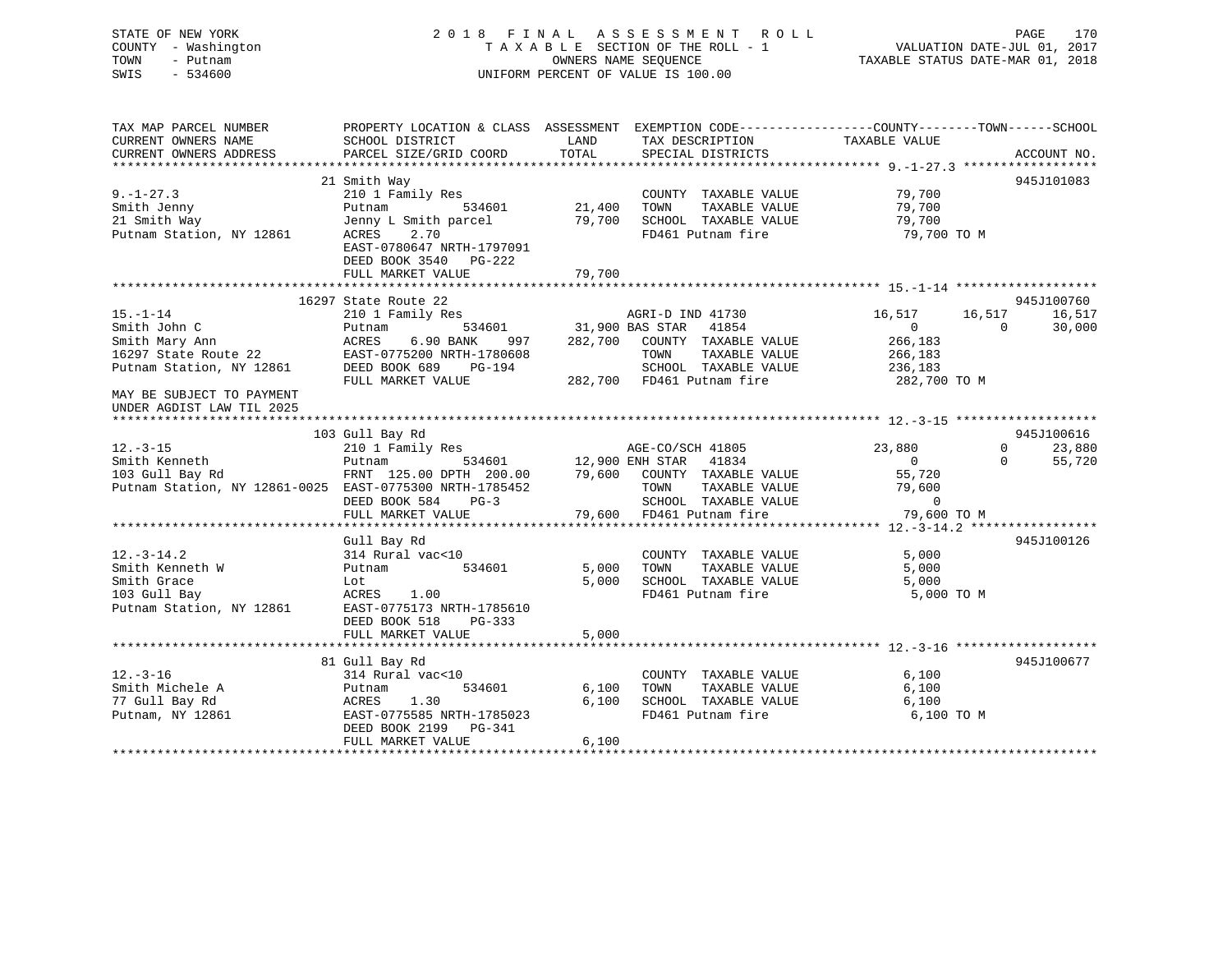STATE OF NEW YORK
COUNTY - Washington
TOWN - Putnam
SWIS - 534600

2018 FINAL ASSESSMENT ROLL
TAXABLE SECTION OF THE ROLL - 1
OWNERS NAME SEQUENCE
UNIFORM PERCENT OF VALUE IS 100.00

VALUATION DATE-JUL 01, 2017
TAXABLE STATUS DATE-MAR 01, 2018

```
TAX MAP PARCEL NUMBER          PROPERTY LOCATION & CLASS  ASSESSMENT  EXEMPTION CODE------------------COUNTY--------TOWN------SCHOOL
CURRENT OWNERS NAME            SCHOOL DISTRICT               LAND      TAX DESCRIPTION            TAXABLE VALUE
CURRENT OWNERS ADDRESS         PARCEL SIZE/GRID COORD        TOTAL     SPECIAL DISTRICTS                                    ACCOUNT NO.
******************************************************************************************************* 9.-1-27.3 ******************
                               21 Smith Way                                                                                  945J101083
9.-1-27.3                      210 1 Family Res                         COUNTY  TAXABLE VALUE          79,700
Smith Jenny                    Putnam          534601        21,400     TOWN    TAXABLE VALUE          79,700
21 Smith Way                   Jenny L Smith parcel          79,700     SCHOOL  TAXABLE VALUE          79,700
Putnam Station, NY 12861       ACRES     2.70                           FD461 Putnam fire               79,700 TO M
                               EAST-0780647 NRTH-1797091
                               DEED BOOK 3540   PG-222
                               FULL MARKET VALUE             79,700
******************************************************************************************************* 15.-1-14 *******************
                               16297 State Route 22                                                                          945J100760
15.-1-14                       210 1 Family Res                         AGRI-D IND 41730               16,517      16,517      16,517
Smith John C                   Putnam          534601        31,900 BAS STAR   41854                    0           0      30,000
Smith Mary Ann                 ACRES     6.90 BANK    997   282,700     COUNTY  TAXABLE VALUE         266,183
16297 State Route 22           EAST-0775200 NRTH-1780608                TOWN    TAXABLE VALUE         266,183
Putnam Station, NY 12861       DEED BOOK 689    PG-194                  SCHOOL  TAXABLE VALUE         236,183
                               FULL MARKET VALUE            282,700     FD461 Putnam fire              282,700 TO M
MAY BE SUBJECT TO PAYMENT
UNDER AGDIST LAW TIL 2025
******************************************************************************************************* 12.-3-15 *******************
                               103 Gull Bay Rd                                                                               945J100616
12.-3-15                       210 1 Family Res                         AGE-CO/SCH 41805               23,880           0      23,880
Smith Kenneth                  Putnam          534601        12,900 ENH STAR   41834                    0           0      55,720
103 Gull Bay Rd                FRNT 125.00 DPTH 200.00       79,600     COUNTY  TAXABLE VALUE          55,720
Putnam Station, NY 12861-0025  EAST-0775300 NRTH-1785452                TOWN    TAXABLE VALUE          79,600
                               DEED BOOK 584    PG-3                    SCHOOL  TAXABLE VALUE               0
                               FULL MARKET VALUE             79,600     FD461 Putnam fire               79,600 TO M
******************************************************************************************************* 12.-3-14.2 *****************
                               Gull Bay Rd                                                                                   945J100126
12.-3-14.2                     314 Rural vac<10                         COUNTY  TAXABLE VALUE           5,000
Smith Kenneth W                Putnam          534601         5,000     TOWN    TAXABLE VALUE           5,000
Smith Grace                    Lot                            5,000     SCHOOL  TAXABLE VALUE           5,000
103 Gull Bay                   ACRES     1.00                           FD461 Putnam fire                5,000 TO M
Putnam Station, NY 12861       EAST-0775173 NRTH-1785610
                               DEED BOOK 518    PG-333
                               FULL MARKET VALUE              5,000
******************************************************************************************************* 12.-3-16 *******************
                               81 Gull Bay Rd                                                                                945J100677
12.-3-16                       314 Rural vac<10                         COUNTY  TAXABLE VALUE           6,100
Smith Michele A                Putnam          534601         6,100     TOWN    TAXABLE VALUE           6,100
77 Gull Bay Rd                 ACRES     1.30                 6,100     SCHOOL  TAXABLE VALUE           6,100
Putnam, NY 12861               EAST-0775585 NRTH-1785023                FD461 Putnam fire                6,100 TO M
                               DEED BOOK 2199   PG-341
                               FULL MARKET VALUE              6,100
************************************************************************************************************************************
```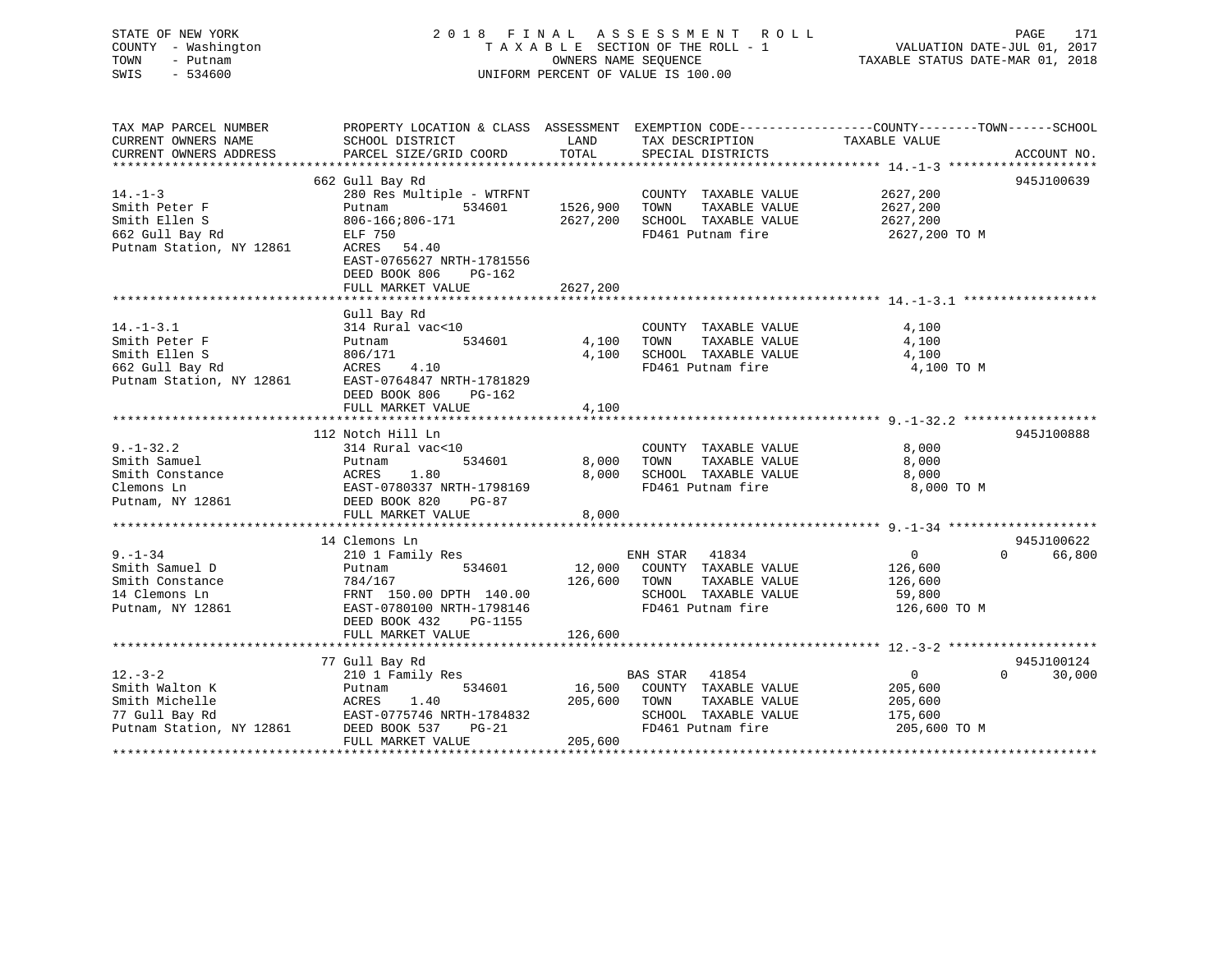STATE OF NEW YORK
COUNTY - Washington
TOWN - Putnam
SWIS - 534600

2018 FINAL ASSESSMENT ROLL
TAXABLE SECTION OF THE ROLL - 1
OWNERS NAME SEQUENCE
UNIFORM PERCENT OF VALUE IS 100.00

VALUATION DATE-JUL 01, 2017
TAXABLE STATUS DATE-MAR 01, 2018

| TAX MAP PARCEL NUMBER / CURRENT OWNERS NAME / CURRENT OWNERS ADDRESS | PROPERTY LOCATION & CLASS / SCHOOL DISTRICT / PARCEL SIZE/GRID COORD | ASSESSMENT LAND | TOTAL | EXEMPTION CODE / TAX DESCRIPTION / SPECIAL DISTRICTS | COUNTY / TOWN / SCHOOL TAXABLE VALUE | ACCOUNT NO. |
|---|---|---|---|---|---|---|
| **14.-1-3** | 662 Gull Bay Rd | | | | | 945J100639 |
| Smith Peter F | 280 Res Multiple - WTRFNT | | | COUNTY TAXABLE VALUE | 2627,200 | |
| Smith Ellen S | Putnam 534601 | 1526,900 | | TOWN TAXABLE VALUE | 2627,200 | |
| 662 Gull Bay Rd | 806-166;806-171 | | 2627,200 | SCHOOL TAXABLE VALUE | 2627,200 | |
| Putnam Station, NY 12861 | ELF 750 | | | FD461 Putnam fire | 2627,200 TO M | |
| | ACRES 54.40 | | | | | |
| | EAST-0765627 NRTH-1781556 | | | | | |
| | DEED BOOK 806 PG-162 | | | | | |
| | FULL MARKET VALUE | | 2627,200 | | | |
| **14.-1-3.1** | Gull Bay Rd | | | | | |
| Smith Peter F | 314 Rural vac<10 | | | COUNTY TAXABLE VALUE | 4,100 | |
| Smith Ellen S | Putnam 534601 | 4,100 | | TOWN TAXABLE VALUE | 4,100 | |
| 662 Gull Bay Rd | 806/171 | | 4,100 | SCHOOL TAXABLE VALUE | 4,100 | |
| Putnam Station, NY 12861 | ACRES 4.10 | | | FD461 Putnam fire | 4,100 TO M | |
| | EAST-0764847 NRTH-1781829 | | | | | |
| | DEED BOOK 806 PG-162 | | | | | |
| | FULL MARKET VALUE | | 4,100 | | | |
| **9.-1-32.2** | 112 Notch Hill Ln | | | | | 945J100888 |
| Smith Samuel | 314 Rural vac<10 | | | COUNTY TAXABLE VALUE | 8,000 | |
| Smith Constance | Putnam 534601 | 8,000 | | TOWN TAXABLE VALUE | 8,000 | |
| Clemons Ln | ACRES 1.80 | | 8,000 | SCHOOL TAXABLE VALUE | 8,000 | |
| Putnam, NY 12861 | EAST-0780337 NRTH-1798169 | | | FD461 Putnam fire | 8,000 TO M | |
| | DEED BOOK 820 PG-87 | | | | | |
| | FULL MARKET VALUE | | 8,000 | | | |
| **9.-1-34** | 14 Clemons Ln | | | | | 945J100622 |
| Smith Samuel D | 210 1 Family Res | | | ENH STAR 41834 | 0 / 0 / 66,800 | |
| Smith Constance | Putnam 534601 | 12,000 | | COUNTY TAXABLE VALUE | 126,600 | |
| 14 Clemons Ln | 784/167 | | 126,600 | TOWN TAXABLE VALUE | 126,600 | |
| Putnam, NY 12861 | FRNT 150.00 DPTH 140.00 | | | SCHOOL TAXABLE VALUE | 59,800 | |
| | EAST-0780100 NRTH-1798146 | | | FD461 Putnam fire | 126,600 TO M | |
| | DEED BOOK 432 PG-1155 | | | | | |
| | FULL MARKET VALUE | | 126,600 | | | |
| **12.-3-2** | 77 Gull Bay Rd | | | | | 945J100124 |
| Smith Walton K | 210 1 Family Res | | | BAS STAR 41854 | 0 / 0 / 30,000 | |
| Smith Michelle | Putnam 534601 | 16,500 | | COUNTY TAXABLE VALUE | 205,600 | |
| 77 Gull Bay Rd | ACRES 1.40 | | 205,600 | TOWN TAXABLE VALUE | 205,600 | |
| Putnam Station, NY 12861 | EAST-0775746 NRTH-1784832 | | | SCHOOL TAXABLE VALUE | 175,600 | |
| | DEED BOOK 537 PG-21 | | | FD461 Putnam fire | 205,600 TO M | |
| | FULL MARKET VALUE | | 205,600 | | | |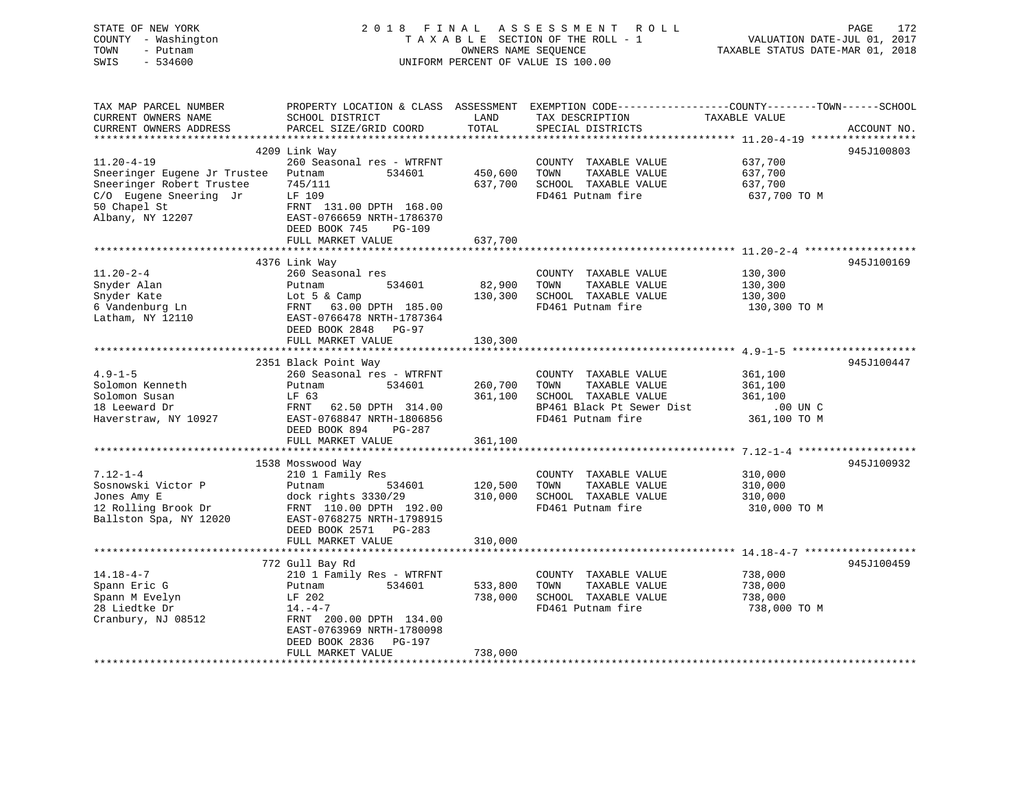STATE OF NEW YORK
COUNTY - Washington
TOWN - Putnam
SWIS - 534600

2 0 1 8 F I N A L A S S E S S M E N T R O L L
T A X A B L E SECTION OF THE ROLL - 1
OWNERS NAME SEQUENCE
UNIFORM PERCENT OF VALUE IS 100.00

VALUATION DATE-JUL 01, 2017
TAXABLE STATUS DATE-MAR 01, 2018

| TAX MAP PARCEL NUMBER / CURRENT OWNERS NAME / CURRENT OWNERS ADDRESS | PROPERTY LOCATION & CLASS / SCHOOL DISTRICT / PARCEL SIZE/GRID COORD | ASSESSMENT LAND / TOTAL | EXEMPTION CODE / TAX DESCRIPTION / SPECIAL DISTRICTS | COUNTY--TOWN--SCHOOL TAXABLE VALUE | ACCOUNT NO. |
|---|---|---|---|---|---|
| **11.20-4-19** | 4209 Link Way | | | | 945J100803 |
| 11.20-4-19 | 260 Seasonal res - WTRFNT | | COUNTY TAXABLE VALUE | 637,700 | |
| Sneeringer Eugene Jr Trustee | Putnam 534601 | 450,600 | TOWN TAXABLE VALUE | 637,700 | |
| Sneeringer Robert Trustee | 745/111 | 637,700 | SCHOOL TAXABLE VALUE | 637,700 | |
| C/O Eugene Sneering Jr | LF 109 | | FD461 Putnam fire | 637,700 TO M | |
| 50 Chapel St | FRNT 131.00 DPTH 168.00 | | | | |
| Albany, NY 12207 | EAST-0766659 NRTH-1786370 | | | | |
| | DEED BOOK 745 PG-109 | | | | |
| | FULL MARKET VALUE | 637,700 | | | |
| **11.20-2-4** | 4376 Link Way | | | | 945J100169 |
| 11.20-2-4 | 260 Seasonal res | | COUNTY TAXABLE VALUE | 130,300 | |
| Snyder Alan | Putnam 534601 | 82,900 | TOWN TAXABLE VALUE | 130,300 | |
| Snyder Kate | Lot 5 & Camp | 130,300 | SCHOOL TAXABLE VALUE | 130,300 | |
| 6 Vandenburg Ln | FRNT 63.00 DPTH 185.00 | | FD461 Putnam fire | 130,300 TO M | |
| Latham, NY 12110 | EAST-0766478 NRTH-1787364 | | | | |
| | DEED BOOK 2848 PG-97 | | | | |
| | FULL MARKET VALUE | 130,300 | | | |
| **4.9-1-5** | 2351 Black Point Way | | | | 945J100447 |
| 4.9-1-5 | 260 Seasonal res - WTRFNT | | COUNTY TAXABLE VALUE | 361,100 | |
| Solomon Kenneth | Putnam 534601 | 260,700 | TOWN TAXABLE VALUE | 361,100 | |
| Solomon Susan | LF 63 | 361,100 | SCHOOL TAXABLE VALUE | 361,100 | |
| 18 Leeward Dr | FRNT 62.50 DPTH 314.00 | | BP461 Black Pt Sewer Dist | .00 UN C | |
| Haverstraw, NY 10927 | EAST-0768847 NRTH-1806856 | | FD461 Putnam fire | 361,100 TO M | |
| | DEED BOOK 894 PG-287 | | | | |
| | FULL MARKET VALUE | 361,100 | | | |
| **7.12-1-4** | 1538 Mosswood Way | | | | 945J100932 |
| 7.12-1-4 | 210 1 Family Res | | COUNTY TAXABLE VALUE | 310,000 | |
| Sosnowski Victor P | Putnam 534601 | 120,500 | TOWN TAXABLE VALUE | 310,000 | |
| Jones Amy E | dock rights 3330/29 | 310,000 | SCHOOL TAXABLE VALUE | 310,000 | |
| 12 Rolling Brook Dr | FRNT 110.00 DPTH 192.00 | | FD461 Putnam fire | 310,000 TO M | |
| Ballston Spa, NY 12020 | EAST-0768275 NRTH-1798915 | | | | |
| | DEED BOOK 2571 PG-283 | | | | |
| | FULL MARKET VALUE | 310,000 | | | |
| **14.18-4-7** | 772 Gull Bay Rd | | | | 945J100459 |
| 14.18-4-7 | 210 1 Family Res - WTRFNT | | COUNTY TAXABLE VALUE | 738,000 | |
| Spann Eric G | Putnam 534601 | 533,800 | TOWN TAXABLE VALUE | 738,000 | |
| Spann M Evelyn | LF 202 | 738,000 | SCHOOL TAXABLE VALUE | 738,000 | |
| 28 Liedtke Dr | 14.-4-7 | | FD461 Putnam fire | 738,000 TO M | |
| Cranbury, NJ 08512 | FRNT 200.00 DPTH 134.00 | | | | |
| | EAST-0763969 NRTH-1780098 | | | | |
| | DEED BOOK 2836 PG-197 | | | | |
| | FULL MARKET VALUE | 738,000 | | | |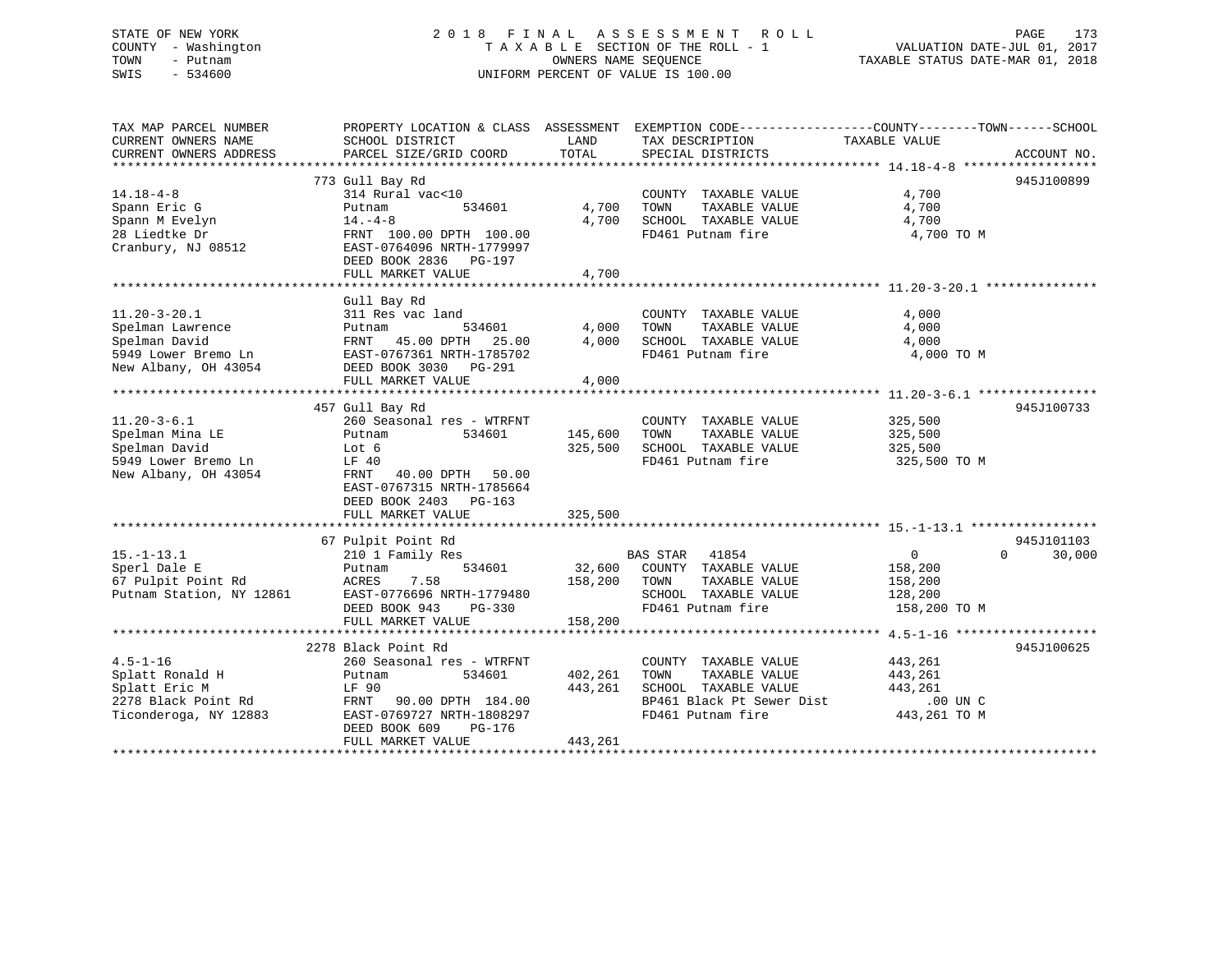STATE OF NEW YORK
COUNTY - Washington
TOWN - Putnam
SWIS - 534600

# 2018 FINAL ASSESSMENT ROLL

TAXABLE SECTION OF THE ROLL - 1
OWNERS NAME SEQUENCE
UNIFORM PERCENT OF VALUE IS 100.00

VALUATION DATE-JUL 01, 2017
TAXABLE STATUS DATE-MAR 01, 2018

| TAX MAP PARCEL NUMBER / CURRENT OWNERS NAME / CURRENT OWNERS ADDRESS | PROPERTY LOCATION & CLASS / SCHOOL DISTRICT / PARCEL SIZE/GRID COORD | ASSESSMENT LAND | TOTAL | EXEMPTION CODE / TAX DESCRIPTION / SPECIAL DISTRICTS | COUNTY / TAXABLE VALUE | TOWN | SCHOOL | ACCOUNT NO. |
|---|---|---|---|---|---|---|---|---|
| | 773 Gull Bay Rd | | | | | | | 945J100899 |
| 14.18-4-8 | 314 Rural vac<10 | | | COUNTY TAXABLE VALUE | 4,700 | | | |
| Spann Eric G | Putnam 534601 | 4,700 | | TOWN TAXABLE VALUE | 4,700 | | | |
| Spann M Evelyn | 14.-4-8 | | 4,700 | SCHOOL TAXABLE VALUE | 4,700 | | | |
| 28 Liedtke Dr | FRNT 100.00 DPTH 100.00 | | | FD461 Putnam fire | 4,700 TO M | | | |
| Cranbury, NJ 08512 | EAST-0764096 NRTH-1779997 | | | | | | | |
| | DEED BOOK 2836 PG-197 | | | | | | | |
| | FULL MARKET VALUE | | 4,700 | | | | | |
| | Gull Bay Rd | | | | | | | |
| 11.20-3-20.1 | 311 Res vac land | | | COUNTY TAXABLE VALUE | 4,000 | | | |
| Spelman Lawrence | Putnam 534601 | 4,000 | | TOWN TAXABLE VALUE | 4,000 | | | |
| Spelman David | FRNT 45.00 DPTH 25.00 | | 4,000 | SCHOOL TAXABLE VALUE | 4,000 | | | |
| 5949 Lower Bremo Ln | EAST-0767361 NRTH-1785702 | | | FD461 Putnam fire | 4,000 TO M | | | |
| New Albany, OH 43054 | DEED BOOK 3030 PG-291 | | | | | | | |
| | FULL MARKET VALUE | | 4,000 | | | | | |
| | 457 Gull Bay Rd | | | | | | | 945J100733 |
| 11.20-3-6.1 | 260 Seasonal res - WTRFNT | | | COUNTY TAXABLE VALUE | 325,500 | | | |
| Spelman Mina LE | Putnam 534601 | 145,600 | | TOWN TAXABLE VALUE | 325,500 | | | |
| Spelman David | Lot 6 | | 325,500 | SCHOOL TAXABLE VALUE | 325,500 | | | |
| 5949 Lower Bremo Ln | LF 40 | | | FD461 Putnam fire | 325,500 TO M | | | |
| New Albany, OH 43054 | FRNT 40.00 DPTH 50.00 | | | | | | | |
| | EAST-0767315 NRTH-1785664 | | | | | | | |
| | DEED BOOK 2403 PG-163 | | | | | | | |
| | FULL MARKET VALUE | | 325,500 | | | | | |
| | 67 Pulpit Point Rd | | | | | | | 945J101103 |
| 15.-1-13.1 | 210 1 Family Res | | | BAS STAR 41854 | 0 | 0 | 30,000 | |
| Sperl Dale E | Putnam 534601 | 32,600 | | COUNTY TAXABLE VALUE | 158,200 | | | |
| 67 Pulpit Point Rd | ACRES 7.58 | | 158,200 | TOWN TAXABLE VALUE | 158,200 | | | |
| Putnam Station, NY 12861 | EAST-0776696 NRTH-1779480 | | | SCHOOL TAXABLE VALUE | 128,200 | | | |
| | DEED BOOK 943 PG-330 | | | FD461 Putnam fire | 158,200 TO M | | | |
| | FULL MARKET VALUE | | 158,200 | | | | | |
| | 2278 Black Point Rd | | | | | | | 945J100625 |
| 4.5-1-16 | 260 Seasonal res - WTRFNT | | | COUNTY TAXABLE VALUE | 443,261 | | | |
| Splatt Ronald H | Putnam 534601 | 402,261 | | TOWN TAXABLE VALUE | 443,261 | | | |
| Splatt Eric M | LF 90 | | 443,261 | SCHOOL TAXABLE VALUE | 443,261 | | | |
| 2278 Black Point Rd | FRNT 90.00 DPTH 184.00 | | | BP461 Black Pt Sewer Dist | .00 UN C | | | |
| Ticonderoga, NY 12883 | EAST-0769727 NRTH-1808297 | | | FD461 Putnam fire | 443,261 TO M | | | |
| | DEED BOOK 609 PG-176 | | | | | | | |
| | FULL MARKET VALUE | | 443,261 | | | | | |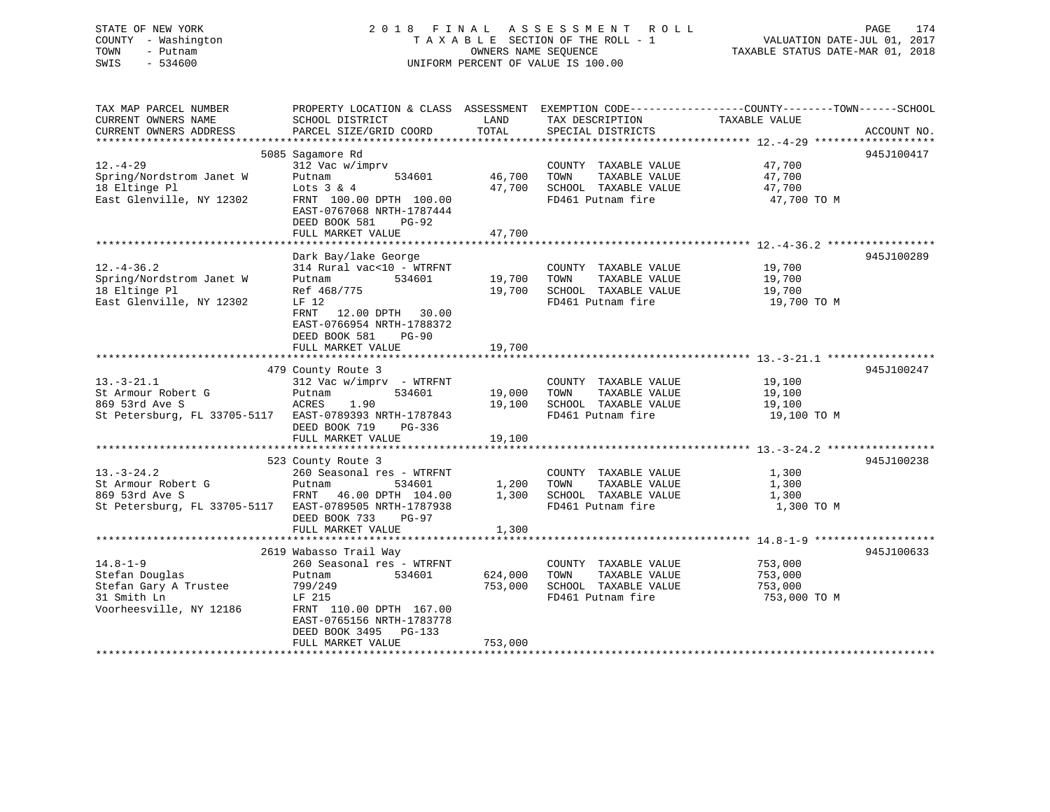STATE OF NEW YORK
COUNTY - Washington
TOWN - Putnam
SWIS - 534600

2018 FINAL ASSESSMENT ROLL
TAXABLE SECTION OF THE ROLL - 1
OWNERS NAME SEQUENCE
UNIFORM PERCENT OF VALUE IS 100.00

VALUATION DATE-JUL 01, 2017
TAXABLE STATUS DATE-MAR 01, 2018

| TAX MAP PARCEL NUMBER / CURRENT OWNERS NAME / CURRENT OWNERS ADDRESS | PROPERTY LOCATION & CLASS / SCHOOL DISTRICT / PARCEL SIZE/GRID COORD | ASSESSMENT LAND / TOTAL | EXEMPTION CODE / TAX DESCRIPTION / SPECIAL DISTRICTS | TAXABLE VALUE | ACCOUNT NO. |
|---|---|---|---|---|---|
| 12.-4-29 | 5085 Sagamore Rd | | | | 945J100417 |
| Spring/Nordstrom Janet W | 312 Vac w/imprv | | COUNTY TAXABLE VALUE | 47,700 | |
| 18 Eltinge Pl | Putnam 534601 | 46,700 | TOWN TAXABLE VALUE | 47,700 | |
| East Glenville, NY 12302 | Lots 3 & 4 | 47,700 | SCHOOL TAXABLE VALUE | 47,700 | |
| | FRNT 100.00 DPTH 100.00 | | FD461 Putnam fire | 47,700 TO M | |
| | EAST-0767068 NRTH-1787444 | | | | |
| | DEED BOOK 581 PG-92 | | | | |
| | FULL MARKET VALUE | 47,700 | | | |
| 12.-4-36.2 | Dark Bay/lake George | | | | 945J100289 |
| Spring/Nordstrom Janet W | 314 Rural vac<10 - WTRFNT | | COUNTY TAXABLE VALUE | 19,700 | |
| 18 Eltinge Pl | Putnam 534601 | 19,700 | TOWN TAXABLE VALUE | 19,700 | |
| East Glenville, NY 12302 | Ref 468/775 | 19,700 | SCHOOL TAXABLE VALUE | 19,700 | |
| | LF 12 | | FD461 Putnam fire | 19,700 TO M | |
| | FRNT 12.00 DPTH 30.00 | | | | |
| | EAST-0766954 NRTH-1788372 | | | | |
| | DEED BOOK 581 PG-90 | | | | |
| | FULL MARKET VALUE | 19,700 | | | |
| 13.-3-21.1 | 479 County Route 3 | | | | 945J100247 |
| St Armour Robert G | 312 Vac w/imprv - WTRFNT | | COUNTY TAXABLE VALUE | 19,100 | |
| 869 53rd Ave S | Putnam 534601 | 19,000 | TOWN TAXABLE VALUE | 19,100 | |
| St Petersburg, FL 33705-5117 | ACRES 1.90 | 19,100 | SCHOOL TAXABLE VALUE | 19,100 | |
| | EAST-0789393 NRTH-1787843 | | FD461 Putnam fire | 19,100 TO M | |
| | DEED BOOK 719 PG-336 | | | | |
| | FULL MARKET VALUE | 19,100 | | | |
| 13.-3-24.2 | 523 County Route 3 | | | | 945J100238 |
| St Armour Robert G | 260 Seasonal res - WTRFNT | | COUNTY TAXABLE VALUE | 1,300 | |
| 869 53rd Ave S | Putnam 534601 | 1,200 | TOWN TAXABLE VALUE | 1,300 | |
| St Petersburg, FL 33705-5117 | FRNT 46.00 DPTH 104.00 | 1,300 | SCHOOL TAXABLE VALUE | 1,300 | |
| | EAST-0789505 NRTH-1787938 | | FD461 Putnam fire | 1,300 TO M | |
| | DEED BOOK 733 PG-97 | | | | |
| | FULL MARKET VALUE | 1,300 | | | |
| 14.8-1-9 | 2619 Wabasso Trail Way | | | | 945J100633 |
| Stefan Douglas | 260 Seasonal res - WTRFNT | | COUNTY TAXABLE VALUE | 753,000 | |
| Stefan Gary A Trustee | Putnam 534601 | 624,000 | TOWN TAXABLE VALUE | 753,000 | |
| 31 Smith Ln | 799/249 | 753,000 | SCHOOL TAXABLE VALUE | 753,000 | |
| Voorheesville, NY 12186 | LF 215 | | FD461 Putnam fire | 753,000 TO M | |
| | FRNT 110.00 DPTH 167.00 | | | | |
| | EAST-0765156 NRTH-1783778 | | | | |
| | DEED BOOK 3495 PG-133 | | | | |
| | FULL MARKET VALUE | 753,000 | | | |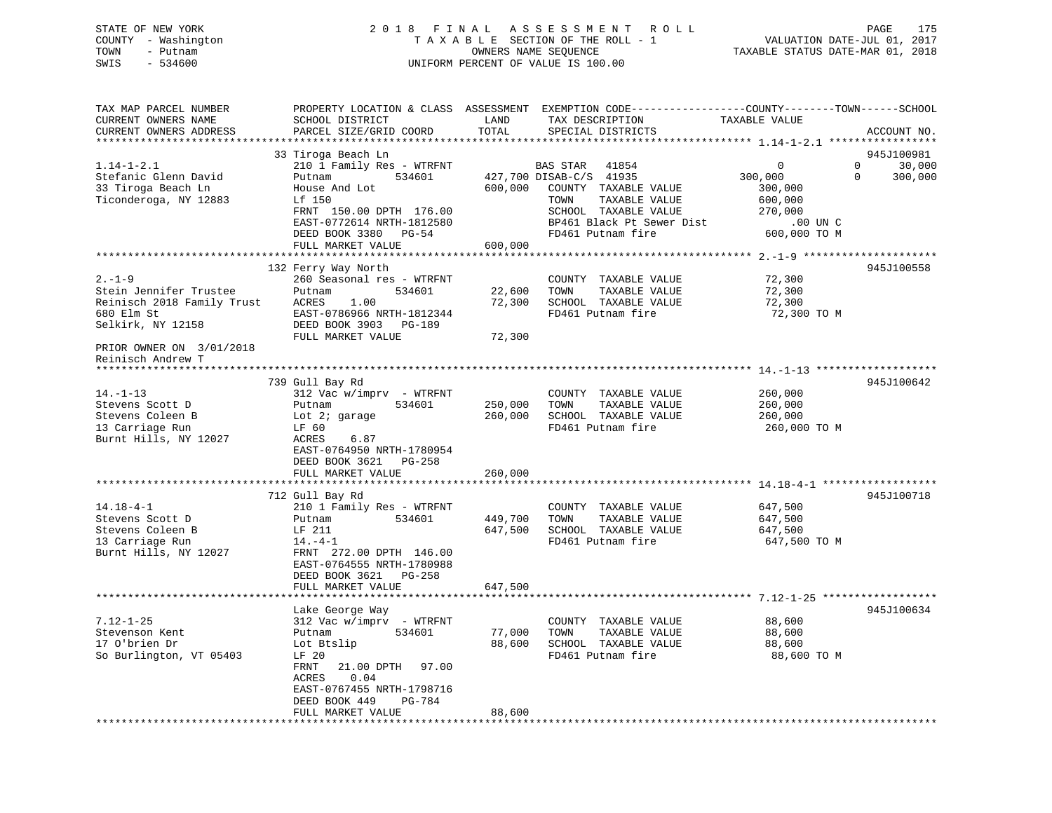STATE OF NEW YORK — 2018 FINAL ASSESSMENT ROLL
COUNTY - Washington — TAXABLE SECTION OF THE ROLL - 1 — VALUATION DATE-JUL 01, 2017
TOWN - Putnam — OWNERS NAME SEQUENCE — TAXABLE STATUS DATE-MAR 01, 2018
SWIS - 534600 — UNIFORM PERCENT OF VALUE IS 100.00

```
TAX MAP PARCEL NUMBER          PROPERTY LOCATION & CLASS  ASSESSMENT  EXEMPTION CODE------------------COUNTY--------TOWN------SCHOOL
CURRENT OWNERS NAME            SCHOOL DISTRICT               LAND      TAX DESCRIPTION             TAXABLE VALUE
CURRENT OWNERS ADDRESS         PARCEL SIZE/GRID COORD        TOTAL     SPECIAL DISTRICTS                                        ACCOUNT NO.
******************************************************************************************************* 1.14-1-2.1 *****************
                               33 Tiroga Beach Ln                                                                           945J100981
1.14-1-2.1                     210 1 Family Res - WTRFNT            BAS STAR   41854                 0              0       30,000
Stefanic Glenn David           Putnam          534601       427,700 DISAB-C/S  41935           300,000              0      300,000
33 Tiroga Beach Ln             House And Lot                600,000   COUNTY  TAXABLE VALUE          300,000
Ticonderoga, NY 12883          Lf 150                                 TOWN    TAXABLE VALUE          600,000
                               FRNT 150.00 DPTH 176.00                SCHOOL  TAXABLE VALUE          270,000
                               EAST-0772614 NRTH-1812580              BP461 Black Pt Sewer Dist          .00 UN C
                               DEED BOOK 3380   PG-54                 FD461 Putnam fire              600,000 TO M
                               FULL MARKET VALUE            600,000
******************************************************************************************************* 2.-1-9 *********************
                               132 Ferry Way North                                                                          945J100558
2.-1-9                         260 Seasonal res - WTRFNT              COUNTY  TAXABLE VALUE           72,300
Stein Jennifer Trustee         Putnam          534601        22,600   TOWN    TAXABLE VALUE           72,300
Reinisch 2018 Family Trust     ACRES    1.00                 72,300   SCHOOL  TAXABLE VALUE           72,300
680 Elm St                     EAST-0786966 NRTH-1812344              FD461 Putnam fire               72,300 TO M
Selkirk, NY 12158              DEED BOOK 3903   PG-189
                               FULL MARKET VALUE             72,300
PRIOR OWNER ON 3/01/2018
Reinisch Andrew T
******************************************************************************************************* 14.-1-13 *******************
                               739 Gull Bay Rd                                                                              945J100642
14.-1-13                       312 Vac w/imprv  - WTRFNT              COUNTY  TAXABLE VALUE          260,000
Stevens Scott D                Putnam          534601       250,000   TOWN    TAXABLE VALUE          260,000
Stevens Coleen B               Lot 2; garage                260,000   SCHOOL  TAXABLE VALUE          260,000
13 Carriage Run                LF 60                                  FD461 Putnam fire              260,000 TO M
Burnt Hills, NY 12027          ACRES    6.87
                               EAST-0764950 NRTH-1780954
                               DEED BOOK 3621   PG-258
                               FULL MARKET VALUE            260,000
******************************************************************************************************* 14.18-4-1 ******************
                               712 Gull Bay Rd                                                                              945J100718
14.18-4-1                      210 1 Family Res - WTRFNT              COUNTY  TAXABLE VALUE          647,500
Stevens Scott D                Putnam          534601       449,700   TOWN    TAXABLE VALUE          647,500
Stevens Coleen B               LF 211                       647,500   SCHOOL  TAXABLE VALUE          647,500
13 Carriage Run                14.-4-1                                FD461 Putnam fire              647,500 TO M
Burnt Hills, NY 12027          FRNT 272.00 DPTH 146.00
                               EAST-0764555 NRTH-1780988
                               DEED BOOK 3621   PG-258
                               FULL MARKET VALUE            647,500
******************************************************************************************************* 7.12-1-25 ******************
                               Lake George Way                                                                              945J100634
7.12-1-25                      312 Vac w/imprv  - WTRFNT              COUNTY  TAXABLE VALUE           88,600
Stevenson Kent                 Putnam          534601        77,000   TOWN    TAXABLE VALUE           88,600
17 O'brien Dr                  Lot Btslip                    88,600   SCHOOL  TAXABLE VALUE           88,600
So Burlington, VT 05403        LF 20                                  FD461 Putnam fire               88,600 TO M
                               FRNT    21.00 DPTH   97.00
                               ACRES    0.04
                               EAST-0767455 NRTH-1798716
                               DEED BOOK 449    PG-784
                               FULL MARKET VALUE             88,600
************************************************************************************************************************************
```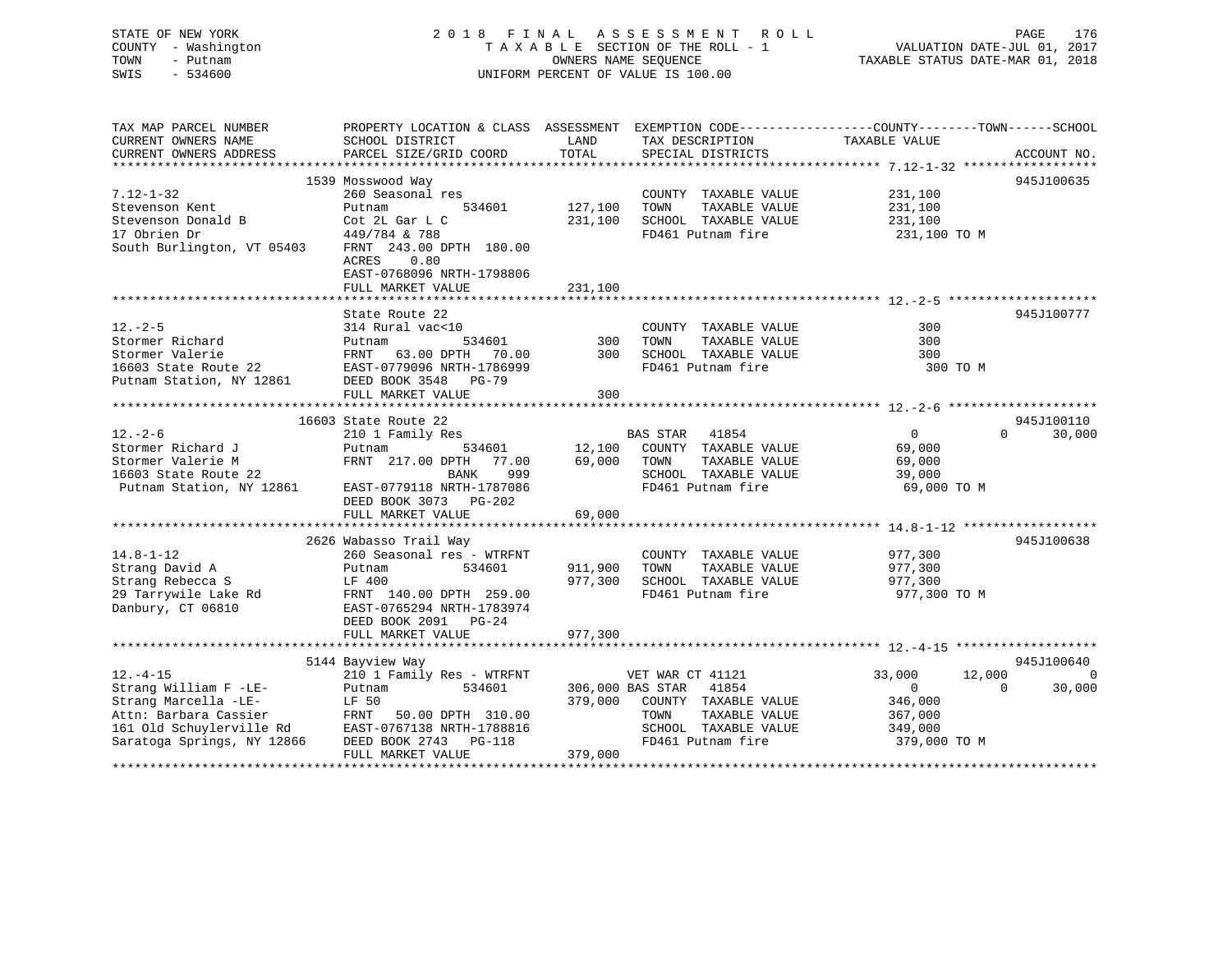STATE OF NEW YORK
COUNTY - Washington
TOWN - Putnam
SWIS - 534600

# 2018 FINAL ASSESSMENT ROLL

TAXABLE SECTION OF THE ROLL - 1
OWNERS NAME SEQUENCE
UNIFORM PERCENT OF VALUE IS 100.00

VALUATION DATE-JUL 01, 2017
TAXABLE STATUS DATE-MAR 01, 2018

| TAX MAP PARCEL NUMBER / CURRENT OWNERS NAME / CURRENT OWNERS ADDRESS | PROPERTY LOCATION & CLASS / SCHOOL DISTRICT / PARCEL SIZE/GRID COORD | ASSESSMENT LAND | TOTAL | EXEMPTION CODE / TAX DESCRIPTION / SPECIAL DISTRICTS | COUNTY TAXABLE VALUE | TOWN | SCHOOL | ACCOUNT NO. |
|---|---|---|---|---|---|---|---|---|
| **7.12-1-32** | 1539 Mosswood Way | | | | | | | 945J100635 |
| Stevenson Kent | 260 Seasonal res | | | COUNTY TAXABLE VALUE | 231,100 | | | |
| Stevenson Donald B | Putnam 534601 | 127,100 | | TOWN TAXABLE VALUE | 231,100 | | | |
| 17 Obrien Dr | Cot 2L Gar L C | | 231,100 | SCHOOL TAXABLE VALUE | 231,100 | | | |
| South Burlington, VT 05403 | 449/784 & 788 | | | FD461 Putnam fire | 231,100 TO M | | | |
| | FRNT 243.00 DPTH 180.00 | | | | | | | |
| | ACRES 0.80 | | | | | | | |
| | EAST-0768096 NRTH-1798806 | | | | | | | |
| | FULL MARKET VALUE | | 231,100 | | | | | |
| **12.-2-5** | State Route 22 | | | | | | | 945J100777 |
| Stormer Richard | 314 Rural vac<10 | | | COUNTY TAXABLE VALUE | 300 | | | |
| Stormer Valerie | Putnam 534601 | 300 | | TOWN TAXABLE VALUE | 300 | | | |
| 16603 State Route 22 | FRNT 63.00 DPTH 70.00 | | 300 | SCHOOL TAXABLE VALUE | 300 | | | |
| Putnam Station, NY 12861 | EAST-0779096 NRTH-1786999 | | | FD461 Putnam fire | 300 TO M | | | |
| | DEED BOOK 3548 PG-79 | | | | | | | |
| | FULL MARKET VALUE | | 300 | | | | | |
| **12.-2-6** | 16603 State Route 22 | | | | | | | 945J100110 |
| Stormer Richard J | 210 1 Family Res | | | BAS STAR 41854 | 0 | 0 | 30,000 | |
| Stormer Valerie M | Putnam 534601 | 12,100 | | COUNTY TAXABLE VALUE | 69,000 | | | |
| 16603 State Route 22 | FRNT 217.00 DPTH 77.00 | | 69,000 | TOWN TAXABLE VALUE | 69,000 | | | |
| Putnam Station, NY 12861 | BANK 999 | | | SCHOOL TAXABLE VALUE | 39,000 | | | |
| | EAST-0779118 NRTH-1787086 | | | FD461 Putnam fire | 69,000 TO M | | | |
| | DEED BOOK 3073 PG-202 | | | | | | | |
| | FULL MARKET VALUE | | 69,000 | | | | | |
| **14.8-1-12** | 2626 Wabasso Trail Way | | | | | | | 945J100638 |
| Strang David A | 260 Seasonal res - WTRFNT | | | COUNTY TAXABLE VALUE | 977,300 | | | |
| Strang Rebecca S | Putnam 534601 | 911,900 | | TOWN TAXABLE VALUE | 977,300 | | | |
| 29 Tarrywile Lake Rd | LF 400 | | 977,300 | SCHOOL TAXABLE VALUE | 977,300 | | | |
| Danbury, CT 06810 | FRNT 140.00 DPTH 259.00 | | | FD461 Putnam fire | 977,300 TO M | | | |
| | EAST-0765294 NRTH-1783974 | | | | | | | |
| | DEED BOOK 2091 PG-24 | | | | | | | |
| | FULL MARKET VALUE | | 977,300 | | | | | |
| **12.-4-15** | 5144 Bayview Way | | | | | | | 945J100640 |
| Strang William F -LE- | 210 1 Family Res - WTRFNT | | | VET WAR CT 41121 | 33,000 | 12,000 | 0 | |
| Strang Marcella -LE- | Putnam 534601 | 306,000 | | BAS STAR 41854 | 0 | 0 | 30,000 | |
| Attn: Barbara Cassier | LF 50 | | 379,000 | COUNTY TAXABLE VALUE | 346,000 | | | |
| 161 Old Schuylerville Rd | FRNT 50.00 DPTH 310.00 | | | TOWN TAXABLE VALUE | 367,000 | | | |
| Saratoga Springs, NY 12866 | EAST-0767138 NRTH-1788816 | | | SCHOOL TAXABLE VALUE | 349,000 | | | |
| | DEED BOOK 2743 PG-118 | | | FD461 Putnam fire | 379,000 TO M | | | |
| | FULL MARKET VALUE | | 379,000 | | | | | |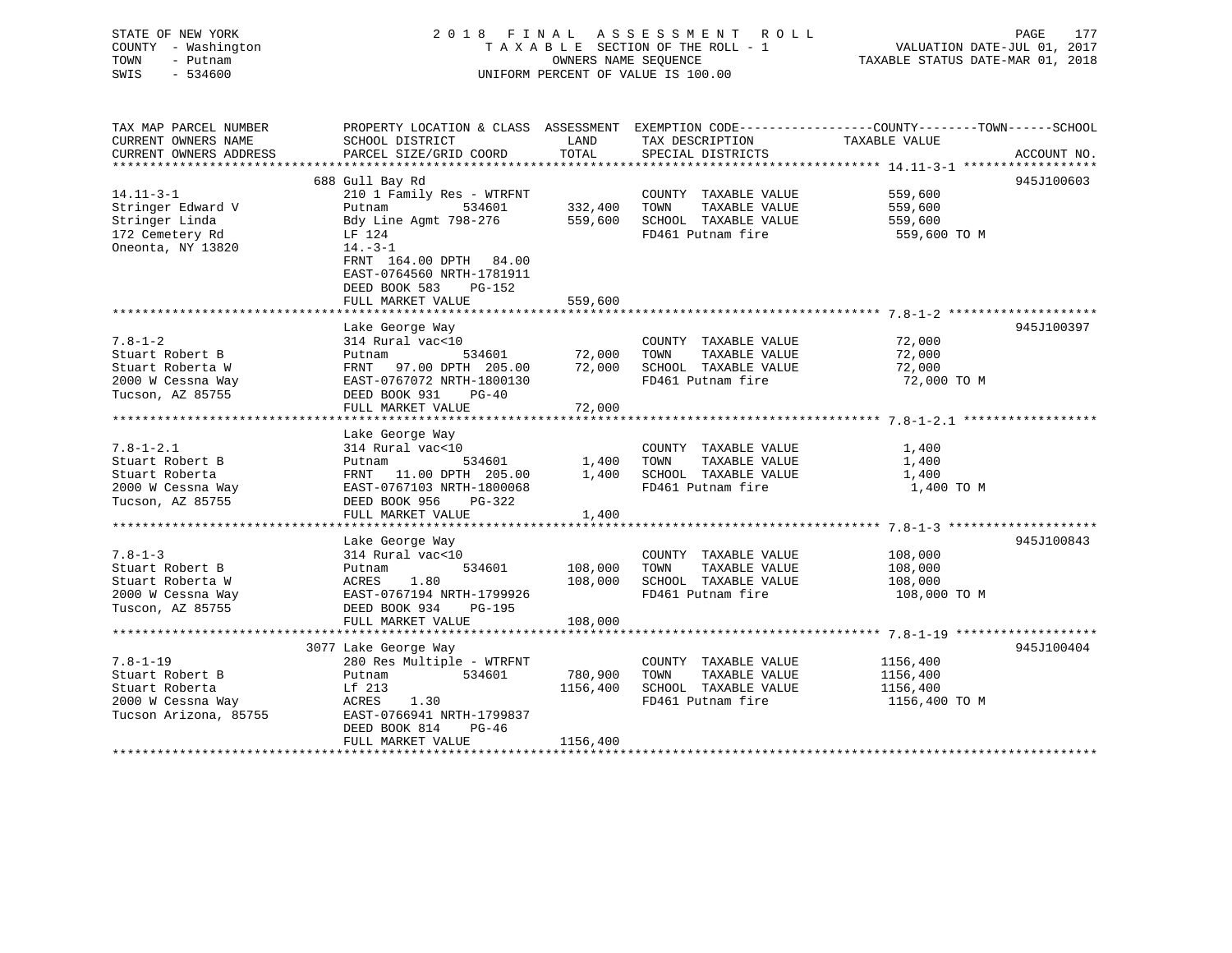STATE OF NEW YORK
COUNTY - Washington
TOWN - Putnam
SWIS - 534600

2 0 1 8 F I N A L A S S E S S M E N T R O L L
T A X A B L E SECTION OF THE ROLL - 1
OWNERS NAME SEQUENCE
UNIFORM PERCENT OF VALUE IS 100.00

VALUATION DATE-JUL 01, 2017
TAXABLE STATUS DATE-MAR 01, 2018

| TAX MAP PARCEL NUMBER / CURRENT OWNERS NAME / CURRENT OWNERS ADDRESS | PROPERTY LOCATION & CLASS / SCHOOL DISTRICT / PARCEL SIZE/GRID COORD | ASSESSMENT LAND / TOTAL | EXEMPTION CODE / TAX DESCRIPTION / SPECIAL DISTRICTS | COUNTY--TOWN--SCHOOL TAXABLE VALUE | ACCOUNT NO. |
|---|---|---|---|---|---|
| **14.11-3-1** | 688 Gull Bay Rd | | | | 945J100603 |
| 14.11-3-1 | 210 1 Family Res - WTRFNT | | COUNTY TAXABLE VALUE | 559,600 | |
| Stringer Edward V | Putnam 534601 | 332,400 | TOWN TAXABLE VALUE | 559,600 | |
| Stringer Linda | Bdy Line Agmt 798-276 | 559,600 | SCHOOL TAXABLE VALUE | 559,600 | |
| 172 Cemetery Rd | LF 124 | | FD461 Putnam fire | 559,600 TO M | |
| Oneonta, NY 13820 | 14.-3-1 | | | | |
| | FRNT 164.00 DPTH 84.00 | | | | |
| | EAST-0764560 NRTH-1781911 | | | | |
| | DEED BOOK 583 PG-152 | | | | |
| | FULL MARKET VALUE | 559,600 | | | |
| **7.8-1-2** | Lake George Way | | | | 945J100397 |
| 7.8-1-2 | 314 Rural vac<10 | | COUNTY TAXABLE VALUE | 72,000 | |
| Stuart Robert B | Putnam 534601 | 72,000 | TOWN TAXABLE VALUE | 72,000 | |
| Stuart Roberta W | FRNT 97.00 DPTH 205.00 | 72,000 | SCHOOL TAXABLE VALUE | 72,000 | |
| 2000 W Cessna Way | EAST-0767072 NRTH-1800130 | | FD461 Putnam fire | 72,000 TO M | |
| Tucson, AZ 85755 | DEED BOOK 931 PG-40 | | | | |
| | FULL MARKET VALUE | 72,000 | | | |
| **7.8-1-2.1** | Lake George Way | | | | |
| 7.8-1-2.1 | 314 Rural vac<10 | | COUNTY TAXABLE VALUE | 1,400 | |
| Stuart Robert B | Putnam 534601 | 1,400 | TOWN TAXABLE VALUE | 1,400 | |
| Stuart Roberta | FRNT 11.00 DPTH 205.00 | 1,400 | SCHOOL TAXABLE VALUE | 1,400 | |
| 2000 W Cessna Way | EAST-0767103 NRTH-1800068 | | FD461 Putnam fire | 1,400 TO M | |
| Tucson, AZ 85755 | DEED BOOK 956 PG-322 | | | | |
| | FULL MARKET VALUE | 1,400 | | | |
| **7.8-1-3** | Lake George Way | | | | 945J100843 |
| 7.8-1-3 | 314 Rural vac<10 | | COUNTY TAXABLE VALUE | 108,000 | |
| Stuart Robert B | Putnam 534601 | 108,000 | TOWN TAXABLE VALUE | 108,000 | |
| Stuart Roberta W | ACRES 1.80 | 108,000 | SCHOOL TAXABLE VALUE | 108,000 | |
| 2000 W Cessna Way | EAST-0767194 NRTH-1799926 | | FD461 Putnam fire | 108,000 TO M | |
| Tuscon, AZ 85755 | DEED BOOK 934 PG-195 | | | | |
| | FULL MARKET VALUE | 108,000 | | | |
| **7.8-1-19** | 3077 Lake George Way | | | | 945J100404 |
| 7.8-1-19 | 280 Res Multiple - WTRFNT | | COUNTY TAXABLE VALUE | 1156,400 | |
| Stuart Robert B | Putnam 534601 | 780,900 | TOWN TAXABLE VALUE | 1156,400 | |
| Stuart Roberta | Lf 213 | 1156,400 | SCHOOL TAXABLE VALUE | 1156,400 | |
| 2000 W Cessna Way | ACRES 1.30 | | FD461 Putnam fire | 1156,400 TO M | |
| Tucson Arizona, 85755 | EAST-0766941 NRTH-1799837 | | | | |
| | DEED BOOK 814 PG-46 | | | | |
| | FULL MARKET VALUE | 1156,400 | | | |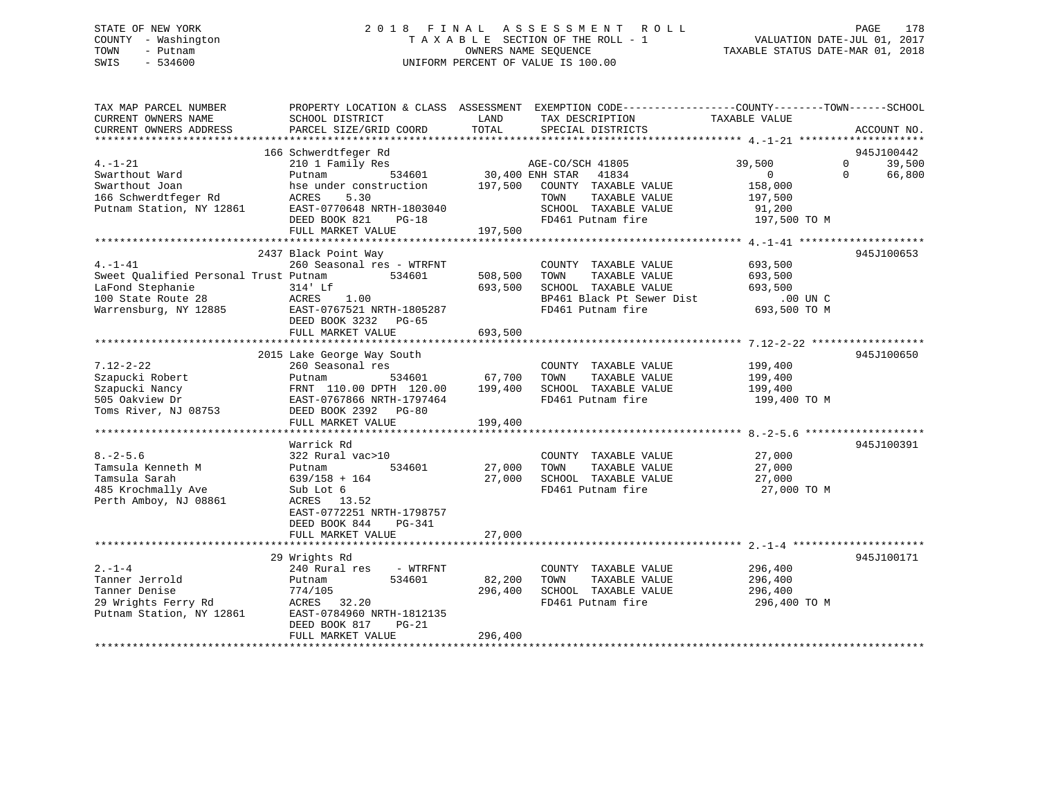STATE OF NEW YORK
COUNTY - Washington
TOWN - Putnam
SWIS - 534600

2 0 1 8 F I N A L A S S E S S M E N T R O L L
T A X A B L E SECTION OF THE ROLL - 1
OWNERS NAME SEQUENCE
UNIFORM PERCENT OF VALUE IS 100.00

VALUATION DATE-JUL 01, 2017
TAXABLE STATUS DATE-MAR 01, 2018

| TAX MAP PARCEL NUMBER<br>CURRENT OWNERS NAME<br>CURRENT OWNERS ADDRESS | PROPERTY LOCATION & CLASS<br>SCHOOL DISTRICT<br>PARCEL SIZE/GRID COORD | ASSESSMENT<br>LAND<br>TOTAL | EXEMPTION CODE / TAX DESCRIPTION / SPECIAL DISTRICTS | COUNTY TAXABLE VALUE | TOWN | SCHOOL | ACCOUNT NO. |
|---|---|---|---|---|---|---|---|
| **4.-1-21** | 166 Schwerdtfeger Rd | | | | | | 945J100442 |
| 4.-1-21 | 210 1 Family Res | | AGE-CO/SCH 41805 | 39,500 | 0 | 39,500 | |
| Swarthout Ward | Putnam 534601 | 30,400 | ENH STAR 41834 | 0 | 0 | 66,800 | |
| Swarthout Joan | hse under construction | 197,500 | COUNTY TAXABLE VALUE | 158,000 | | | |
| 166 Schwerdtfeger Rd | ACRES 5.30 | | TOWN TAXABLE VALUE | 197,500 | | | |
| Putnam Station, NY 12861 | EAST-0770648 NRTH-1803040 | | SCHOOL TAXABLE VALUE | 91,200 | | | |
| | DEED BOOK 821 PG-18 | | FD461 Putnam fire | 197,500 TO M | | | |
| | FULL MARKET VALUE | 197,500 | | | | | |
| **4.-1-41** | 2437 Black Point Way | | | | | | 945J100653 |
| 4.-1-41 | 260 Seasonal res - WTRFNT | | COUNTY TAXABLE VALUE | 693,500 | | | |
| Sweet Qualified Personal Trust | Putnam 534601 | 508,500 | TOWN TAXABLE VALUE | 693,500 | | | |
| LaFond Stephanie | 314' Lf | 693,500 | SCHOOL TAXABLE VALUE | 693,500 | | | |
| 100 State Route 28 | ACRES 1.00 | | BP461 Black Pt Sewer Dist | .00 UN C | | | |
| Warrensburg, NY 12885 | EAST-0767521 NRTH-1805287 | | FD461 Putnam fire | 693,500 TO M | | | |
| | DEED BOOK 3232 PG-65 | | | | | | |
| | FULL MARKET VALUE | 693,500 | | | | | |
| **7.12-2-22** | 2015 Lake George Way South | | | | | | 945J100650 |
| 7.12-2-22 | 260 Seasonal res | | COUNTY TAXABLE VALUE | 199,400 | | | |
| Szapucki Robert | Putnam 534601 | 67,700 | TOWN TAXABLE VALUE | 199,400 | | | |
| Szapucki Nancy | FRNT 110.00 DPTH 120.00 | 199,400 | SCHOOL TAXABLE VALUE | 199,400 | | | |
| 505 Oakview Dr | EAST-0767866 NRTH-1797464 | | FD461 Putnam fire | 199,400 TO M | | | |
| Toms River, NJ 08753 | DEED BOOK 2392 PG-80 | | | | | | |
| | FULL MARKET VALUE | 199,400 | | | | | |
| **8.-2-5.6** | Warrick Rd | | | | | | 945J100391 |
| 8.-2-5.6 | 322 Rural vac>10 | | COUNTY TAXABLE VALUE | 27,000 | | | |
| Tamsula Kenneth M | Putnam 534601 | 27,000 | TOWN TAXABLE VALUE | 27,000 | | | |
| Tamsula Sarah | 639/158 + 164 | 27,000 | SCHOOL TAXABLE VALUE | 27,000 | | | |
| 485 Krochmally Ave | Sub Lot 6 | | FD461 Putnam fire | 27,000 TO M | | | |
| Perth Amboy, NJ 08861 | ACRES 13.52 | | | | | | |
| | EAST-0772251 NRTH-1798757 | | | | | | |
| | DEED BOOK 844 PG-341 | | | | | | |
| | FULL MARKET VALUE | 27,000 | | | | | |
| **2.-1-4** | 29 Wrights Rd | | | | | | 945J100171 |
| 2.-1-4 | 240 Rural res - WTRFNT | | COUNTY TAXABLE VALUE | 296,400 | | | |
| Tanner Jerrold | Putnam 534601 | 82,200 | TOWN TAXABLE VALUE | 296,400 | | | |
| Tanner Denise | 774/105 | 296,400 | SCHOOL TAXABLE VALUE | 296,400 | | | |
| 29 Wrights Ferry Rd | ACRES 32.20 | | FD461 Putnam fire | 296,400 TO M | | | |
| Putnam Station, NY 12861 | EAST-0784960 NRTH-1812135 | | | | | | |
| | DEED BOOK 817 PG-21 | | | | | | |
| | FULL MARKET VALUE | 296,400 | | | | | |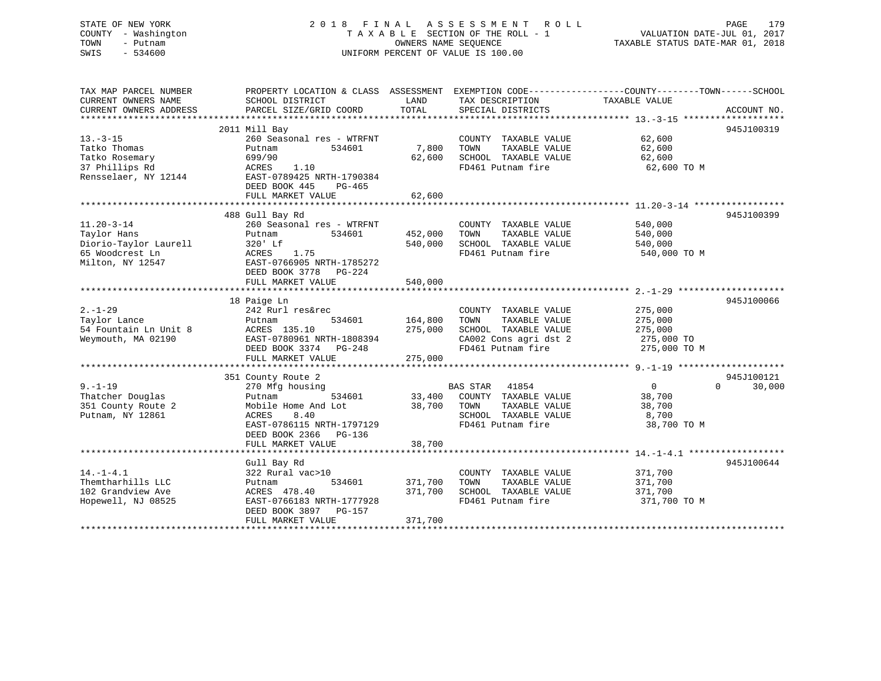STATE OF NEW YORK — 2018 FINAL ASSESSMENT ROLL
COUNTY - Washington — TAXABLE SECTION OF THE ROLL - 1 — VALUATION DATE-JUL 01, 2017
TOWN - Putnam — OWNERS NAME SEQUENCE — TAXABLE STATUS DATE-MAR 01, 2018
SWIS - 534600 — UNIFORM PERCENT OF VALUE IS 100.00

| TAX MAP PARCEL NUMBER / CURRENT OWNERS NAME / CURRENT OWNERS ADDRESS | PROPERTY LOCATION & CLASS / SCHOOL DISTRICT / PARCEL SIZE/GRID COORD | ASSESSMENT LAND / TOTAL | EXEMPTION CODE / TAX DESCRIPTION / SPECIAL DISTRICTS | COUNTY / TOWN / SCHOOL TAXABLE VALUE | ACCOUNT NO. |
|---|---|---|---|---|---|
| 13.-3-15 | 2011 Mill Bay | | | | 945J100319 |
| 13.-3-15 | 260 Seasonal res - WTRFNT | | COUNTY TAXABLE VALUE | 62,600 | |
| Tatko Thomas | Putnam 534601 | 7,800 | TOWN TAXABLE VALUE | 62,600 | |
| Tatko Rosemary | 699/90 | 62,600 | SCHOOL TAXABLE VALUE | 62,600 | |
| 37 Phillips Rd | ACRES 1.10 | | FD461 Putnam fire | 62,600 TO M | |
| Rensselaer, NY 12144 | EAST-0789425 NRTH-1790384 | | | | |
| | DEED BOOK 445 PG-465 | | | | |
| | FULL MARKET VALUE | 62,600 | | | |
| 11.20-3-14 | 488 Gull Bay Rd | | | | 945J100399 |
| 11.20-3-14 | 260 Seasonal res - WTRFNT | | COUNTY TAXABLE VALUE | 540,000 | |
| Taylor Hans | Putnam 534601 | 452,000 | TOWN TAXABLE VALUE | 540,000 | |
| Diorio-Taylor Laurell | 320' Lf | 540,000 | SCHOOL TAXABLE VALUE | 540,000 | |
| 65 Woodcrest Ln | ACRES 1.75 | | FD461 Putnam fire | 540,000 TO M | |
| Milton, NY 12547 | EAST-0766905 NRTH-1785272 | | | | |
| | DEED BOOK 3778 PG-224 | | | | |
| | FULL MARKET VALUE | 540,000 | | | |
| 2.-1-29 | 18 Paige Ln | | | | 945J100066 |
| 2.-1-29 | 242 Rurl res&rec | | COUNTY TAXABLE VALUE | 275,000 | |
| Taylor Lance | Putnam 534601 | 164,800 | TOWN TAXABLE VALUE | 275,000 | |
| 54 Fountain Ln Unit 8 | ACRES 135.10 | 275,000 | SCHOOL TAXABLE VALUE | 275,000 | |
| Weymouth, MA 02190 | EAST-0780961 NRTH-1808394 | | CA002 Cons agri dst 2 | 275,000 TO | |
| | DEED BOOK 3374 PG-248 | | FD461 Putnam fire | 275,000 TO M | |
| | FULL MARKET VALUE | 275,000 | | | |
| 9.-1-19 | 351 County Route 2 | | | | 945J100121 |
| 9.-1-19 | 270 Mfg housing | | BAS STAR 41854 | 0 / 0 / 30,000 | |
| Thatcher Douglas | Putnam 534601 | 33,400 | COUNTY TAXABLE VALUE | 38,700 | |
| 351 County Route 2 | Mobile Home And Lot | 38,700 | TOWN TAXABLE VALUE | 38,700 | |
| Putnam, NY 12861 | ACRES 8.40 | | SCHOOL TAXABLE VALUE | 8,700 | |
| | EAST-0786115 NRTH-1797129 | | FD461 Putnam fire | 38,700 TO M | |
| | DEED BOOK 2366 PG-136 | | | | |
| | FULL MARKET VALUE | 38,700 | | | |
| 14.-1-4.1 | Gull Bay Rd | | | | 945J100644 |
| 14.-1-4.1 | 322 Rural vac>10 | | COUNTY TAXABLE VALUE | 371,700 | |
| Themtharhills LLC | Putnam 534601 | 371,700 | TOWN TAXABLE VALUE | 371,700 | |
| 102 Grandview Ave | ACRES 478.40 | 371,700 | SCHOOL TAXABLE VALUE | 371,700 | |
| Hopewell, NJ 08525 | EAST-0766183 NRTH-1777928 | | FD461 Putnam fire | 371,700 TO M | |
| | DEED BOOK 3897 PG-157 | | | | |
| | FULL MARKET VALUE | 371,700 | | | |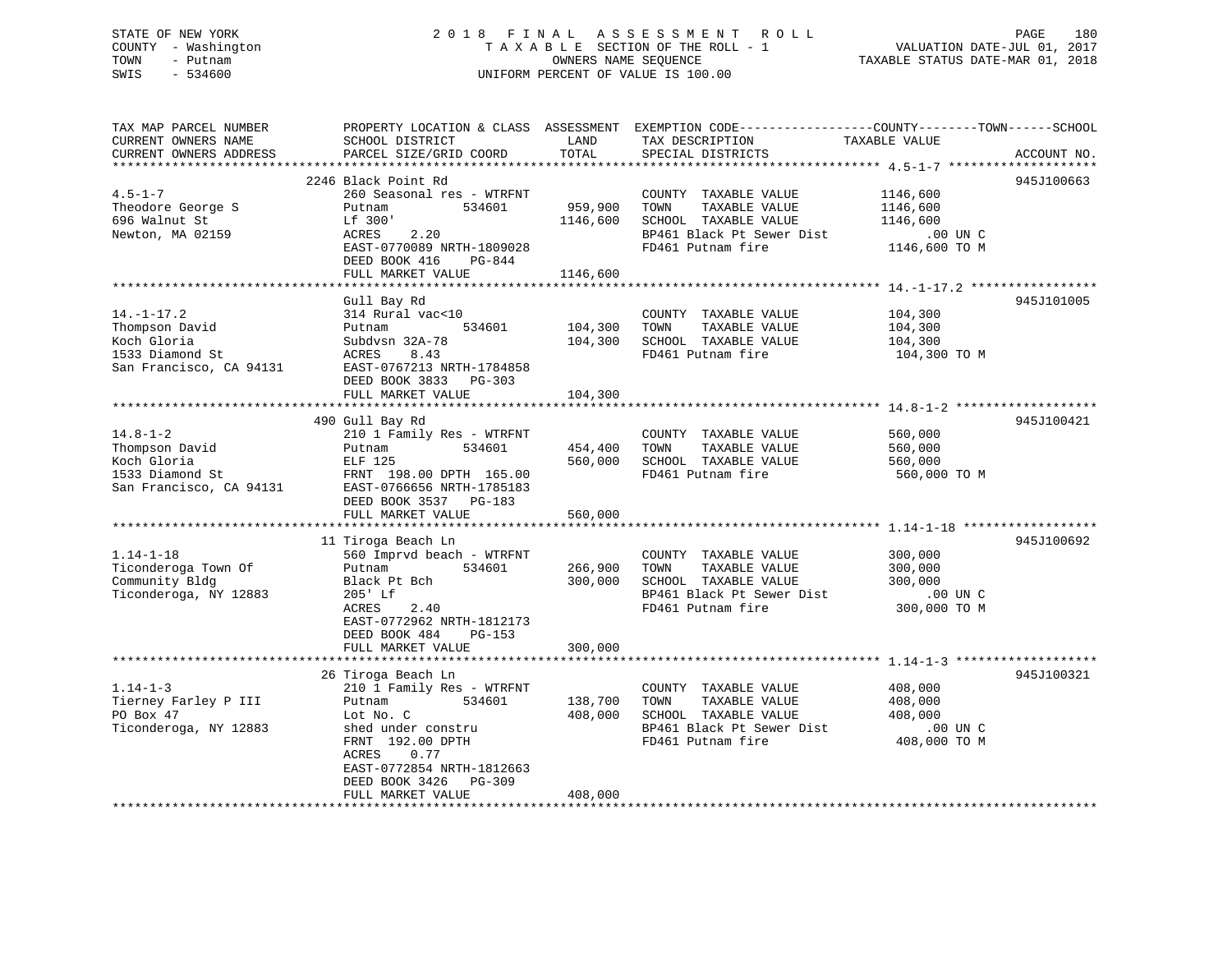STATE OF NEW YORK
COUNTY - Washington
TOWN - Putnam
SWIS - 534600

2 0 1 8 F I N A L A S S E S S M E N T R O L L
T A X A B L E SECTION OF THE ROLL - 1
OWNERS NAME SEQUENCE
UNIFORM PERCENT OF VALUE IS 100.00

VALUATION DATE-JUL 01, 2017
TAXABLE STATUS DATE-MAR 01, 2018

| TAX MAP PARCEL NUMBER<br>CURRENT OWNERS NAME<br>CURRENT OWNERS ADDRESS | PROPERTY LOCATION & CLASS<br>SCHOOL DISTRICT<br>PARCEL SIZE/GRID COORD | ASSESSMENT<br>LAND<br>TOTAL | EXEMPTION CODE-----COUNTY-----TOWN------SCHOOL<br>TAX DESCRIPTION<br>SPECIAL DISTRICTS | TAXABLE VALUE | ACCOUNT NO. |
|---|---|---|---|---|---|
| 4.5-1-7 | 2246 Black Point Rd | | | | 945J100663 |
| 4.5-1-7 | 260 Seasonal res - WTRFNT | | COUNTY TAXABLE VALUE | 1146,600 | |
| Theodore George S | Putnam 534601 | 959,900 | TOWN TAXABLE VALUE | 1146,600 | |
| 696 Walnut St | Lf 300' | 1146,600 | SCHOOL TAXABLE VALUE | 1146,600 | |
| Newton, MA 02159 | ACRES 2.20 | | BP461 Black Pt Sewer Dist | .00 UN C | |
| | EAST-0770089 NRTH-1809028 | | FD461 Putnam fire | 1146,600 TO M | |
| | DEED BOOK 416 PG-844 | | | | |
| | FULL MARKET VALUE | 1146,600 | | | |
| 14.-1-17.2 | Gull Bay Rd | | | | 945J101005 |
| 14.-1-17.2 | 314 Rural vac<10 | | COUNTY TAXABLE VALUE | 104,300 | |
| Thompson David | Putnam 534601 | 104,300 | TOWN TAXABLE VALUE | 104,300 | |
| Koch Gloria | Subdvsn 32A-78 | 104,300 | SCHOOL TAXABLE VALUE | 104,300 | |
| 1533 Diamond St | ACRES 8.43 | | FD461 Putnam fire | 104,300 TO M | |
| San Francisco, CA 94131 | EAST-0767213 NRTH-1784858 | | | | |
| | DEED BOOK 3833 PG-303 | | | | |
| | FULL MARKET VALUE | 104,300 | | | |
| 14.8-1-2 | 490 Gull Bay Rd | | | | 945J100421 |
| 14.8-1-2 | 210 1 Family Res - WTRFNT | | COUNTY TAXABLE VALUE | 560,000 | |
| Thompson David | Putnam 534601 | 454,400 | TOWN TAXABLE VALUE | 560,000 | |
| Koch Gloria | ELF 125 | 560,000 | SCHOOL TAXABLE VALUE | 560,000 | |
| 1533 Diamond St | FRNT 198.00 DPTH 165.00 | | FD461 Putnam fire | 560,000 TO M | |
| San Francisco, CA 94131 | EAST-0766656 NRTH-1785183 | | | | |
| | DEED BOOK 3537 PG-183 | | | | |
| | FULL MARKET VALUE | 560,000 | | | |
| 1.14-1-18 | 11 Tiroga Beach Ln | | | | 945J100692 |
| 1.14-1-18 | 560 Imprvd beach - WTRFNT | | COUNTY TAXABLE VALUE | 300,000 | |
| Ticonderoga Town Of | Putnam 534601 | 266,900 | TOWN TAXABLE VALUE | 300,000 | |
| Community Bldg | Black Pt Bch | 300,000 | SCHOOL TAXABLE VALUE | 300,000 | |
| Ticonderoga, NY 12883 | 205' Lf | | BP461 Black Pt Sewer Dist | .00 UN C | |
| | ACRES 2.40 | | FD461 Putnam fire | 300,000 TO M | |
| | EAST-0772962 NRTH-1812173 | | | | |
| | DEED BOOK 484 PG-153 | | | | |
| | FULL MARKET VALUE | 300,000 | | | |
| 1.14-1-3 | 26 Tiroga Beach Ln | | | | 945J100321 |
| 1.14-1-3 | 210 1 Family Res - WTRFNT | | COUNTY TAXABLE VALUE | 408,000 | |
| Tierney Farley P III | Putnam 534601 | 138,700 | TOWN TAXABLE VALUE | 408,000 | |
| PO Box 47 | Lot No. C | 408,000 | SCHOOL TAXABLE VALUE | 408,000 | |
| Ticonderoga, NY 12883 | shed under constru | | BP461 Black Pt Sewer Dist | .00 UN C | |
| | FRNT 192.00 DPTH | | FD461 Putnam fire | 408,000 TO M | |
| | ACRES 0.77 | | | | |
| | EAST-0772854 NRTH-1812663 | | | | |
| | DEED BOOK 3426 PG-309 | | | | |
| | FULL MARKET VALUE | 408,000 | | | |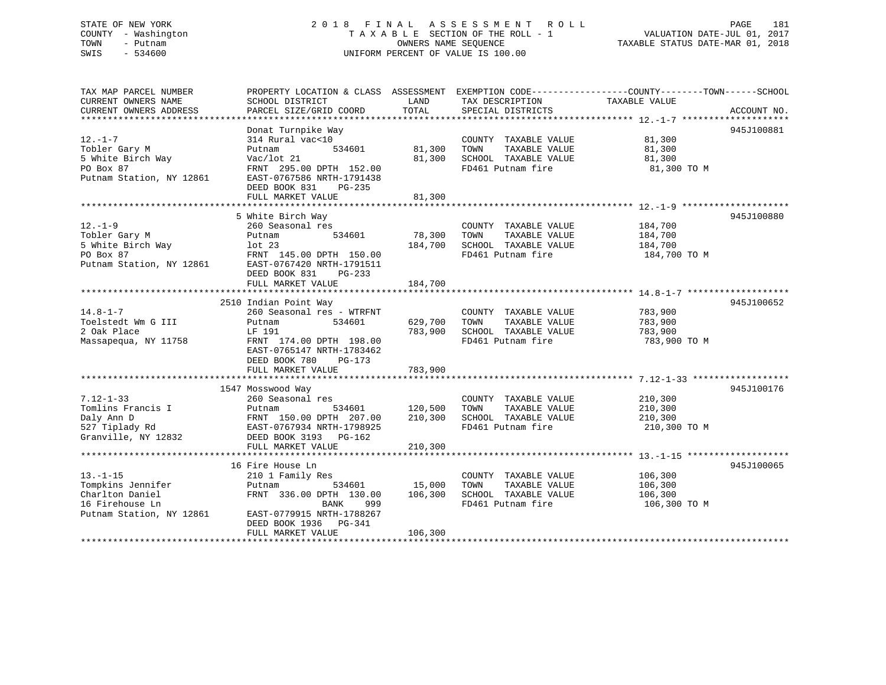STATE OF NEW YORK
COUNTY - Washington
TOWN - Putnam
SWIS - 534600

# 2018 FINAL ASSESSMENT ROLL

TAXABLE SECTION OF THE ROLL - 1
OWNERS NAME SEQUENCE
UNIFORM PERCENT OF VALUE IS 100.00

VALUATION DATE-JUL 01, 2017
TAXABLE STATUS DATE-MAR 01, 2018

| TAX MAP PARCEL NUMBER / CURRENT OWNERS NAME / CURRENT OWNERS ADDRESS | PROPERTY LOCATION & CLASS / SCHOOL DISTRICT / PARCEL SIZE/GRID COORD | ASSESSMENT LAND | TOTAL | EXEMPTION CODE / TAX DESCRIPTION / SPECIAL DISTRICTS | COUNTY--------TOWN------SCHOOL TAXABLE VALUE | ACCOUNT NO. |
|---|---|---|---|---|---|---|
| 12.-1-7 | Donat Turnpike Way | | | | | 945J100881 |
| Tobler Gary M | 314 Rural vac<10 | | | COUNTY TAXABLE VALUE | 81,300 | |
| 5 White Birch Way | Putnam 534601 | 81,300 | | TOWN TAXABLE VALUE | 81,300 | |
| PO Box 87 | Vac/lot 21 | | 81,300 | SCHOOL TAXABLE VALUE | 81,300 | |
| Putnam Station, NY 12861 | FRNT 295.00 DPTH 152.00 | | | FD461 Putnam fire | 81,300 TO M | |
| | EAST-0767586 NRTH-1791438 | | | | | |
| | DEED BOOK 831 PG-235 | | | | | |
| | FULL MARKET VALUE | | 81,300 | | | |
| 12.-1-9 | 5 White Birch Way | | | | | 945J100880 |
| Tobler Gary M | 260 Seasonal res | | | COUNTY TAXABLE VALUE | 184,700 | |
| 5 White Birch Way | Putnam 534601 | 78,300 | | TOWN TAXABLE VALUE | 184,700 | |
| PO Box 87 | lot 23 | | 184,700 | SCHOOL TAXABLE VALUE | 184,700 | |
| Putnam Station, NY 12861 | FRNT 145.00 DPTH 150.00 | | | FD461 Putnam fire | 184,700 TO M | |
| | EAST-0767420 NRTH-1791511 | | | | | |
| | DEED BOOK 831 PG-233 | | | | | |
| | FULL MARKET VALUE | | 184,700 | | | |
| 14.8-1-7 | 2510 Indian Point Way | | | | | 945J100652 |
| Toelstedt Wm G III | 260 Seasonal res - WTRFNT | | | COUNTY TAXABLE VALUE | 783,900 | |
| 2 Oak Place | Putnam 534601 | 629,700 | | TOWN TAXABLE VALUE | 783,900 | |
| Massapequa, NY 11758 | LF 191 | | 783,900 | SCHOOL TAXABLE VALUE | 783,900 | |
| | FRNT 174.00 DPTH 198.00 | | | FD461 Putnam fire | 783,900 TO M | |
| | EAST-0765147 NRTH-1783462 | | | | | |
| | DEED BOOK 780 PG-173 | | | | | |
| | FULL MARKET VALUE | | 783,900 | | | |
| 7.12-1-33 | 1547 Mosswood Way | | | | | 945J100176 |
| Tomlins Francis I | 260 Seasonal res | | | COUNTY TAXABLE VALUE | 210,300 | |
| Daly Ann D | Putnam 534601 | 120,500 | | TOWN TAXABLE VALUE | 210,300 | |
| 527 Tiplady Rd | FRNT 150.00 DPTH 207.00 | | 210,300 | SCHOOL TAXABLE VALUE | 210,300 | |
| Granville, NY 12832 | EAST-0767934 NRTH-1798925 | | | FD461 Putnam fire | 210,300 TO M | |
| | DEED BOOK 3193 PG-162 | | | | | |
| | FULL MARKET VALUE | | 210,300 | | | |
| 13.-1-15 | 16 Fire House Ln | | | | | 945J100065 |
| Tompkins Jennifer | 210 1 Family Res | | | COUNTY TAXABLE VALUE | 106,300 | |
| Charlton Daniel | Putnam 534601 | 15,000 | | TOWN TAXABLE VALUE | 106,300 | |
| 16 Firehouse Ln | FRNT 336.00 DPTH 130.00 | | 106,300 | SCHOOL TAXABLE VALUE | 106,300 | |
| Putnam Station, NY 12861 | BANK 999 | | | FD461 Putnam fire | 106,300 TO M | |
| | EAST-0779915 NRTH-1788267 | | | | | |
| | DEED BOOK 1936 PG-341 | | | | | |
| | FULL MARKET VALUE | | 106,300 | | | |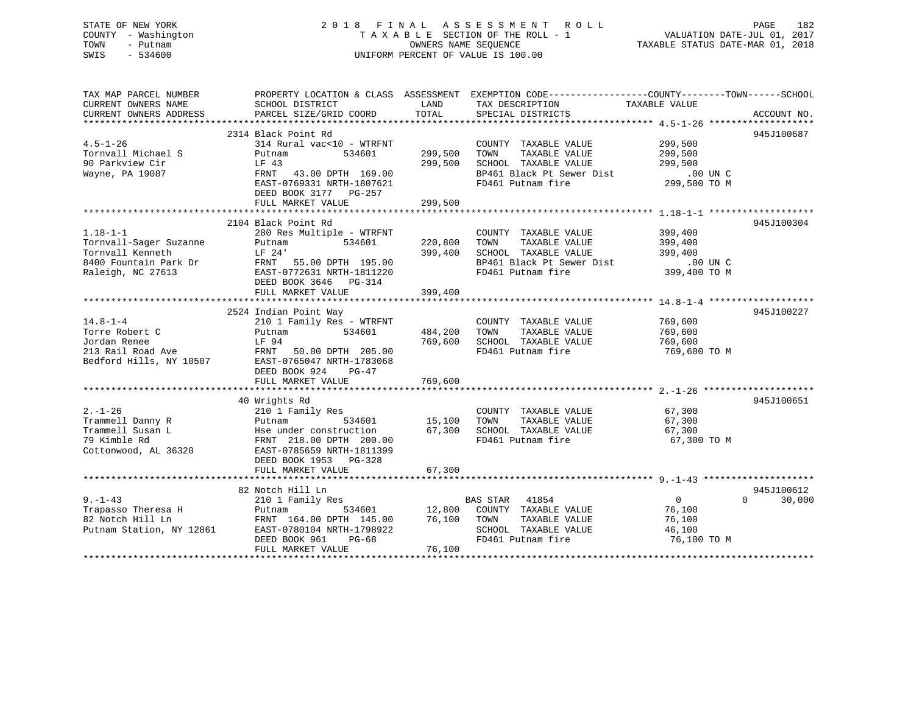STATE OF NEW YORK
COUNTY - Washington
TOWN - Putnam
SWIS - 534600

2 0 1 8 F I N A L A S S E S S M E N T R O L L
T A X A B L E SECTION OF THE ROLL - 1
OWNERS NAME SEQUENCE
UNIFORM PERCENT OF VALUE IS 100.00

VALUATION DATE-JUL 01, 2017
TAXABLE STATUS DATE-MAR 01, 2018

| TAX MAP PARCEL NUMBER / CURRENT OWNERS NAME / CURRENT OWNERS ADDRESS | PROPERTY LOCATION & CLASS / SCHOOL DISTRICT / PARCEL SIZE/GRID COORD | ASSESSMENT LAND | TOTAL | EXEMPTION CODE / TAX DESCRIPTION / SPECIAL DISTRICTS | COUNTY / TOWN / SCHOOL TAXABLE VALUE | ACCOUNT NO. |
|---|---|---|---|---|---|---|
| 4.5-1-26 | 2314 Black Point Rd | | | | | 945J100687 |
| 4.5-1-26 | 314 Rural vac<10 - WTRFNT | | | COUNTY TAXABLE VALUE | 299,500 | |
| Tornvall Michael S | Putnam 534601 | 299,500 | | TOWN TAXABLE VALUE | 299,500 | |
| 90 Parkview Cir | LF 43 | | 299,500 | SCHOOL TAXABLE VALUE | 299,500 | |
| Wayne, PA 19087 | FRNT 43.00 DPTH 169.00 | | | BP461 Black Pt Sewer Dist | .00 UN C | |
| | EAST-0769331 NRTH-1807621 | | | FD461 Putnam fire | 299,500 TO M | |
| | DEED BOOK 3177 PG-257 | | | | | |
| | FULL MARKET VALUE | | 299,500 | | | |
| 1.18-1-1 | 2104 Black Point Rd | | | | | 945J100304 |
| 1.18-1-1 | 280 Res Multiple - WTRFNT | | | COUNTY TAXABLE VALUE | 399,400 | |
| Tornvall-Sager Suzanne | Putnam 534601 | 220,800 | | TOWN TAXABLE VALUE | 399,400 | |
| Tornvall Kenneth | LF 24' | | 399,400 | SCHOOL TAXABLE VALUE | 399,400 | |
| 8400 Fountain Park Dr | FRNT 55.00 DPTH 195.00 | | | BP461 Black Pt Sewer Dist | .00 UN C | |
| Raleigh, NC 27613 | EAST-0772631 NRTH-1811220 | | | FD461 Putnam fire | 399,400 TO M | |
| | DEED BOOK 3646 PG-314 | | | | | |
| | FULL MARKET VALUE | | 399,400 | | | |
| 14.8-1-4 | 2524 Indian Point Way | | | | | 945J100227 |
| 14.8-1-4 | 210 1 Family Res - WTRFNT | | | COUNTY TAXABLE VALUE | 769,600 | |
| Torre Robert C | Putnam 534601 | 484,200 | | TOWN TAXABLE VALUE | 769,600 | |
| Jordan Renee | LF 94 | | 769,600 | SCHOOL TAXABLE VALUE | 769,600 | |
| 213 Rail Road Ave | FRNT 50.00 DPTH 205.00 | | | FD461 Putnam fire | 769,600 TO M | |
| Bedford Hills, NY 10507 | EAST-0765047 NRTH-1783068 | | | | | |
| | DEED BOOK 924 PG-47 | | | | | |
| | FULL MARKET VALUE | | 769,600 | | | |
| 2.-1-26 | 40 Wrights Rd | | | | | 945J100651 |
| 2.-1-26 | 210 1 Family Res | | | COUNTY TAXABLE VALUE | 67,300 | |
| Trammell Danny R | Putnam 534601 | 15,100 | | TOWN TAXABLE VALUE | 67,300 | |
| Trammell Susan L | Hse under construction | | 67,300 | SCHOOL TAXABLE VALUE | 67,300 | |
| 79 Kimble Rd | FRNT 218.00 DPTH 200.00 | | | FD461 Putnam fire | 67,300 TO M | |
| Cottonwood, AL 36320 | EAST-0785659 NRTH-1811399 | | | | | |
| | DEED BOOK 1953 PG-328 | | | | | |
| | FULL MARKET VALUE | | 67,300 | | | |
| 9.-1-43 | 82 Notch Hill Ln | | | | | 945J100612 |
| 9.-1-43 | 210 1 Family Res | | | BAS STAR 41854 | 0 0 30,000 | |
| Trapasso Theresa H | Putnam 534601 | 12,800 | | COUNTY TAXABLE VALUE | 76,100 | |
| 82 Notch Hill Ln | FRNT 164.00 DPTH 145.00 | | 76,100 | TOWN TAXABLE VALUE | 76,100 | |
| Putnam Station, NY 12861 | EAST-0780104 NRTH-1798922 | | | SCHOOL TAXABLE VALUE | 46,100 | |
| | DEED BOOK 961 PG-68 | | | FD461 Putnam fire | 76,100 TO M | |
| | FULL MARKET VALUE | | 76,100 | | | |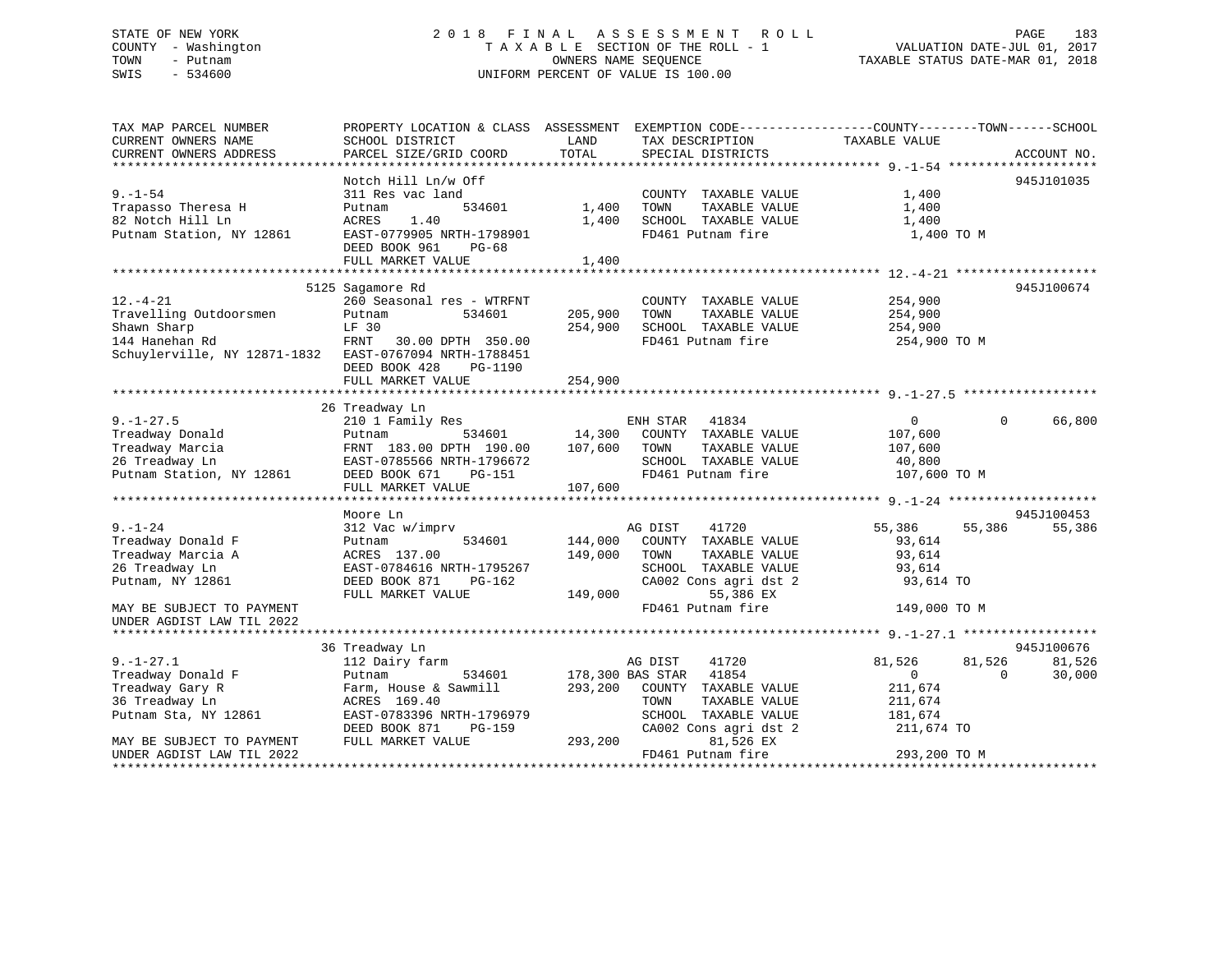STATE OF NEW YORK
COUNTY - Washington
TOWN - Putnam
SWIS - 534600

2 0 1 8 F I N A L A S S E S S M E N T R O L L
T A X A B L E SECTION OF THE ROLL - 1
OWNERS NAME SEQUENCE
UNIFORM PERCENT OF VALUE IS 100.00

VALUATION DATE-JUL 01, 2017
TAXABLE STATUS DATE-MAR 01, 2018

```
TAX MAP PARCEL NUMBER          PROPERTY LOCATION & CLASS  ASSESSMENT  EXEMPTION CODE-----------------COUNTY--------TOWN------SCHOOL
CURRENT OWNERS NAME            SCHOOL DISTRICT               LAND      TAX DESCRIPTION             TAXABLE VALUE
CURRENT OWNERS ADDRESS         PARCEL SIZE/GRID COORD        TOTAL     SPECIAL DISTRICTS                                     ACCOUNT NO.
******************************************************************************************************* 9.-1-54 ********************
                               Notch Hill Ln/w Off                                                                          945J101035
9.-1-54                        311 Res vac land                          COUNTY  TAXABLE VALUE           1,400
Trapasso Theresa H             Putnam            534601        1,400    TOWN    TAXABLE VALUE           1,400
82 Notch Hill Ln               ACRES    1.40                   1,400    SCHOOL  TAXABLE VALUE           1,400
Putnam Station, NY 12861       EAST-0779905 NRTH-1798901                FD461 Putnam fire                1,400 TO M
                               DEED BOOK 961    PG-68
                               FULL MARKET VALUE               1,400
******************************************************************************************************* 12.-4-21 *******************
                               5125 Sagamore Rd                                                                             945J100674
12.-4-21                       260 Seasonal res - WTRFNT                 COUNTY  TAXABLE VALUE         254,900
Travelling Outdoorsmen         Putnam            534601      205,900    TOWN    TAXABLE VALUE         254,900
Shawn Sharp                    LF 30                         254,900    SCHOOL  TAXABLE VALUE         254,900
144 Hanehan Rd                 FRNT   30.00 DPTH 350.00                 FD461 Putnam fire              254,900 TO M
Schuylerville, NY 12871-1832   EAST-0767094 NRTH-1788451
                               DEED BOOK 428    PG-1190
                               FULL MARKET VALUE             254,900
******************************************************************************************************* 9.-1-27.5 ******************
                               26 Treadway Ln
9.-1-27.5                      210 1 Family Res                         ENH STAR   41834                 0           0       66,800
Treadway Donald                Putnam            534601       14,300    COUNTY  TAXABLE VALUE         107,600
Treadway Marcia                FRNT  183.00 DPTH 190.00      107,600    TOWN    TAXABLE VALUE         107,600
26 Treadway Ln                 EAST-0785566 NRTH-1796672                SCHOOL  TAXABLE VALUE          40,800
Putnam Station, NY 12861       DEED BOOK 671    PG-151                  FD461 Putnam fire              107,600 TO M
                               FULL MARKET VALUE             107,600
******************************************************************************************************* 9.-1-24 ********************
                               Moore Ln                                                                                     945J100453
9.-1-24                        312 Vac w/imprv                          AG DIST    41720            55,386      55,386       55,386
Treadway Donald F              Putnam            534601      144,000    COUNTY  TAXABLE VALUE          93,614
Treadway Marcia A              ACRES  137.00                 149,000    TOWN    TAXABLE VALUE          93,614
26 Treadway Ln                 EAST-0784616 NRTH-1795267                SCHOOL  TAXABLE VALUE          93,614
Putnam, NY 12861               DEED BOOK 871    PG-162                  CA002 Cons agri dst 2           93,614 TO
                               FULL MARKET VALUE             149,000          55,386 EX
MAY BE SUBJECT TO PAYMENT                                               FD461 Putnam fire              149,000 TO M
UNDER AGDIST LAW TIL 2022
******************************************************************************************************* 9.-1-27.1 ******************
                               36 Treadway Ln                                                                               945J100676
9.-1-27.1                      112 Dairy farm                           AG DIST    41720            81,526      81,526       81,526
Treadway Donald F              Putnam            534601      178,300 BAS STAR  41854                 0           0       30,000
Treadway Gary R                Farm, House & Sawmill         293,200    COUNTY  TAXABLE VALUE         211,674
36 Treadway Ln                 ACRES  169.40                            TOWN    TAXABLE VALUE         211,674
Putnam Sta, NY 12861           EAST-0783396 NRTH-1796979                SCHOOL  TAXABLE VALUE         181,674
                               DEED BOOK 871    PG-159                  CA002 Cons agri dst 2          211,674 TO
MAY BE SUBJECT TO PAYMENT      FULL MARKET VALUE             293,200          81,526 EX
UNDER AGDIST LAW TIL 2022                                               FD461 Putnam fire              293,200 TO M
************************************************************************************************************************************
```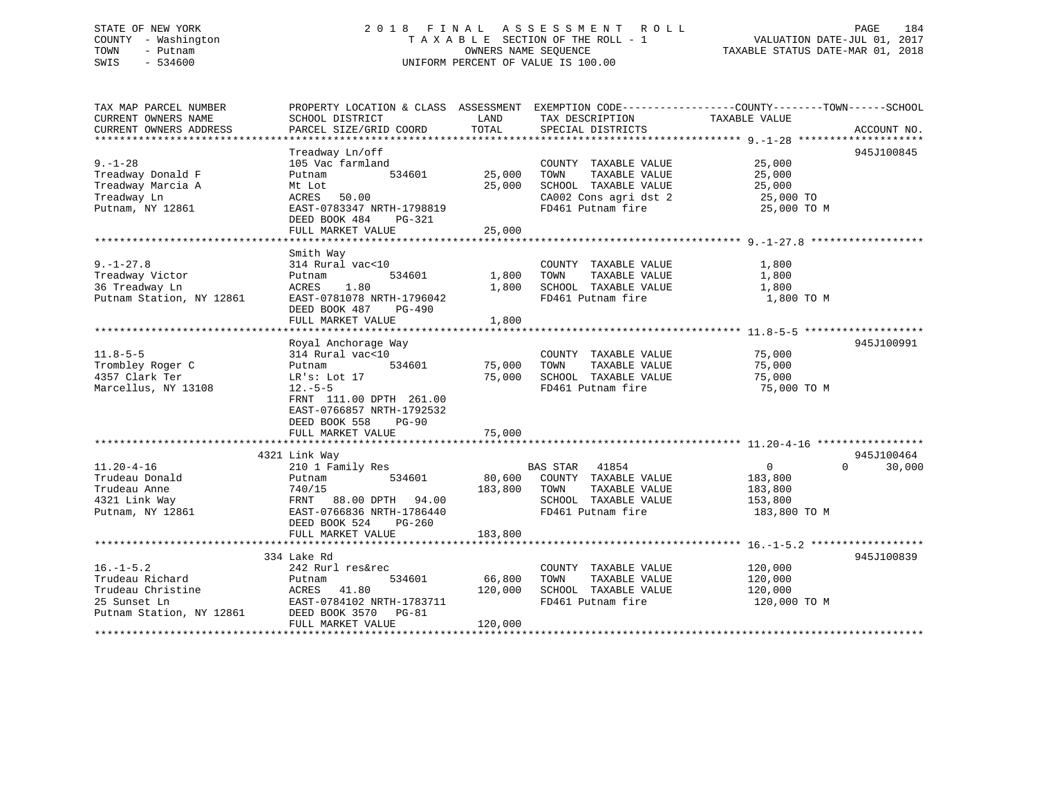STATE OF NEW YORK
COUNTY - Washington
TOWN - Putnam
SWIS - 534600

2018 FINAL ASSESSMENT ROLL
TAXABLE SECTION OF THE ROLL - 1
OWNERS NAME SEQUENCE
UNIFORM PERCENT OF VALUE IS 100.00

VALUATION DATE-JUL 01, 2017
TAXABLE STATUS DATE-MAR 01, 2018

| TAX MAP PARCEL NUMBER / CURRENT OWNERS NAME / CURRENT OWNERS ADDRESS | PROPERTY LOCATION & CLASS / SCHOOL DISTRICT / PARCEL SIZE/GRID COORD | ASSESSMENT LAND | TOTAL | EXEMPTION CODE / TAX DESCRIPTION / SPECIAL DISTRICTS | COUNTY / TOWN / SCHOOL TAXABLE VALUE | ACCOUNT NO. |
|---|---|---|---|---|---|---|
| **9.-1-28** | Treadway Ln/off | | | | | 945J100845 |
| 9.-1-28 | 105 Vac farmland | | | COUNTY TAXABLE VALUE | 25,000 | |
| Treadway Donald F | Putnam 534601 | 25,000 | | TOWN TAXABLE VALUE | 25,000 | |
| Treadway Marcia A | Mt Lot | | 25,000 | SCHOOL TAXABLE VALUE | 25,000 | |
| Treadway Ln | ACRES 50.00 | | | CA002 Cons agri dst 2 | 25,000 TO | |
| Putnam, NY 12861 | EAST-0783347 NRTH-1798819 | | | FD461 Putnam fire | 25,000 TO M | |
| | DEED BOOK 484 PG-321 | | | | | |
| | FULL MARKET VALUE | | 25,000 | | | |
| **9.-1-27.8** | Smith Way | | | | | |
| 9.-1-27.8 | 314 Rural vac<10 | | | COUNTY TAXABLE VALUE | 1,800 | |
| Treadway Victor | Putnam 534601 | 1,800 | | TOWN TAXABLE VALUE | 1,800 | |
| 36 Treadway Ln | ACRES 1.80 | | 1,800 | SCHOOL TAXABLE VALUE | 1,800 | |
| Putnam Station, NY 12861 | EAST-0781078 NRTH-1796042 | | | FD461 Putnam fire | 1,800 TO M | |
| | DEED BOOK 487 PG-490 | | | | | |
| | FULL MARKET VALUE | | 1,800 | | | |
| **11.8-5-5** | Royal Anchorage Way | | | | | 945J100991 |
| 11.8-5-5 | 314 Rural vac<10 | | | COUNTY TAXABLE VALUE | 75,000 | |
| Trombley Roger C | Putnam 534601 | 75,000 | | TOWN TAXABLE VALUE | 75,000 | |
| 4357 Clark Ter | LR's: Lot 17 | | 75,000 | SCHOOL TAXABLE VALUE | 75,000 | |
| Marcellus, NY 13108 | 12.-5-5 | | | FD461 Putnam fire | 75,000 TO M | |
| | FRNT 111.00 DPTH 261.00 | | | | | |
| | EAST-0766857 NRTH-1792532 | | | | | |
| | DEED BOOK 558 PG-90 | | | | | |
| | FULL MARKET VALUE | | 75,000 | | | |
| **11.20-4-16** | 4321 Link Way | | | | | 945J100464 |
| 11.20-4-16 | 210 1 Family Res | | | BAS STAR 41854 | 0 / 0 / 30,000 | |
| Trudeau Donald | Putnam 534601 | 80,600 | | COUNTY TAXABLE VALUE | 183,800 | |
| Trudeau Anne | 740/15 | | 183,800 | TOWN TAXABLE VALUE | 183,800 | |
| 4321 Link Way | FRNT 88.00 DPTH 94.00 | | | SCHOOL TAXABLE VALUE | 153,800 | |
| Putnam, NY 12861 | EAST-0766836 NRTH-1786440 | | | FD461 Putnam fire | 183,800 TO M | |
| | DEED BOOK 524 PG-260 | | | | | |
| | FULL MARKET VALUE | | 183,800 | | | |
| **16.-1-5.2** | 334 Lake Rd | | | | | 945J100839 |
| 16.-1-5.2 | 242 Rurl res&rec | | | COUNTY TAXABLE VALUE | 120,000 | |
| Trudeau Richard | Putnam 534601 | 66,800 | | TOWN TAXABLE VALUE | 120,000 | |
| Trudeau Christine | ACRES 41.80 | | 120,000 | SCHOOL TAXABLE VALUE | 120,000 | |
| 25 Sunset Ln | EAST-0784102 NRTH-1783711 | | | FD461 Putnam fire | 120,000 TO M | |
| Putnam Station, NY 12861 | DEED BOOK 3570 PG-81 | | | | | |
| | FULL MARKET VALUE | | 120,000 | | | |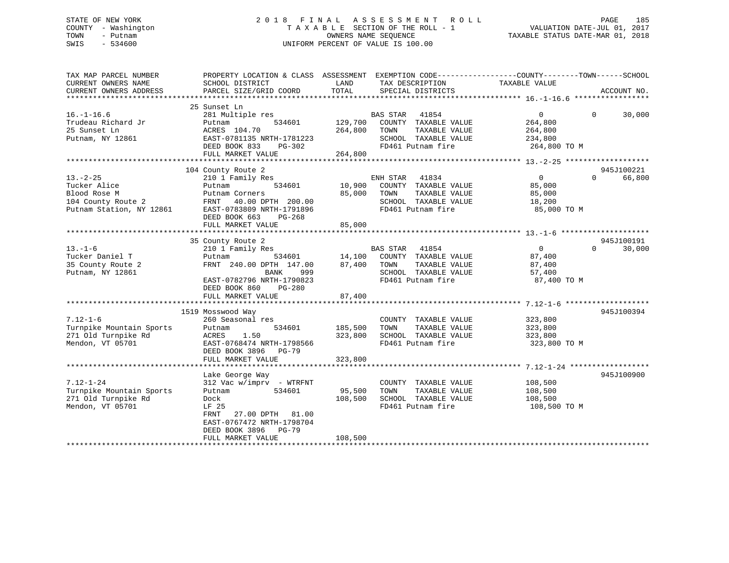STATE OF NEW YORK
COUNTY - Washington
TOWN - Putnam
SWIS - 534600

2 0 1 8 F I N A L A S S E S S M E N T R O L L
T A X A B L E SECTION OF THE ROLL - 1
OWNERS NAME SEQUENCE
UNIFORM PERCENT OF VALUE IS 100.00

VALUATION DATE-JUL 01, 2017
TAXABLE STATUS DATE-MAR 01, 2018

```
TAX MAP PARCEL NUMBER          PROPERTY LOCATION & CLASS  ASSESSMENT  EXEMPTION CODE------------------COUNTY--------TOWN------SCHOOL
CURRENT OWNERS NAME            SCHOOL DISTRICT              LAND      TAX DESCRIPTION            TAXABLE VALUE
CURRENT OWNERS ADDRESS         PARCEL SIZE/GRID COORD       TOTAL     SPECIAL DISTRICTS                                     ACCOUNT NO.
*********************************************************************************************************** 16.-1-16.6 *****************
                              25 Sunset Ln
16.-1-16.6                     281 Multiple res                       BAS STAR   41854              0            0       30,000
Trudeau Richard Jr             Putnam          534601     129,700    COUNTY  TAXABLE VALUE          264,800
25 Sunset Ln                   ACRES  104.70              264,800    TOWN    TAXABLE VALUE          264,800
Putnam, NY 12861               EAST-0781135 NRTH-1781223              SCHOOL  TAXABLE VALUE          234,800
                               DEED BOOK 833    PG-302                FD461 Putnam fire               264,800 TO M
                               FULL MARKET VALUE          264,800
*********************************************************************************************************** 13.-2-25 *******************
                              104 County Route 2                                                                        945J100221
13.-2-25                       210 1 Family Res                       ENH STAR   41834              0            0       66,800
Tucker Alice                   Putnam          534601      10,900    COUNTY  TAXABLE VALUE           85,000
Blood Rose M                   Putnam Corners              85,000    TOWN    TAXABLE VALUE           85,000
104 County Route 2             FRNT   40.00 DPTH 200.00               SCHOOL  TAXABLE VALUE           18,200
Putnam Station, NY 12861       EAST-0783809 NRTH-1791896              FD461 Putnam fire                85,000 TO M
                               DEED BOOK 663    PG-268
                               FULL MARKET VALUE           85,000
*********************************************************************************************************** 13.-1-6 ********************
                              35 County Route 2                                                                         945J100191
13.-1-6                        210 1 Family Res                       BAS STAR   41854              0            0       30,000
Tucker Daniel T                Putnam          534601      14,100    COUNTY  TAXABLE VALUE           87,400
35 County Route 2              FRNT 240.00 DPTH 147.00     87,400    TOWN    TAXABLE VALUE           87,400
Putnam, NY 12861                         BANK    999                  SCHOOL  TAXABLE VALUE           57,400
                               EAST-0782796 NRTH-1790823              FD461 Putnam fire                87,400 TO M
                               DEED BOOK 860    PG-280
                               FULL MARKET VALUE           87,400
*********************************************************************************************************** 7.12-1-6 *******************
                              1519 Mosswood Way                                                                         945J100394
7.12-1-6                       260 Seasonal res                       COUNTY  TAXABLE VALUE          323,800
Turnpike Mountain Sports       Putnam          534601     185,500    TOWN    TAXABLE VALUE          323,800
271 Old Turnpike Rd            ACRES    1.50              323,800    SCHOOL  TAXABLE VALUE          323,800
Mendon, VT 05701               EAST-0768474 NRTH-1798566              FD461 Putnam fire               323,800 TO M
                               DEED BOOK 3896   PG-79
                               FULL MARKET VALUE          323,800
*********************************************************************************************************** 7.12-1-24 ******************
                              Lake George Way                                                                           945J100900
7.12-1-24                      312 Vac w/imprv  - WTRFNT              COUNTY  TAXABLE VALUE          108,500
Turnpike Mountain Sports       Putnam          534601      95,500    TOWN    TAXABLE VALUE          108,500
271 Old Turnpike Rd            Dock                       108,500    SCHOOL  TAXABLE VALUE          108,500
Mendon, VT 05701               LF 25                                  FD461 Putnam fire               108,500 TO M
                               FRNT   27.00 DPTH  81.00
                               EAST-0767472 NRTH-1798704
                               DEED BOOK 3896   PG-79
                               FULL MARKET VALUE          108,500
****************************************************************************************************************************************
```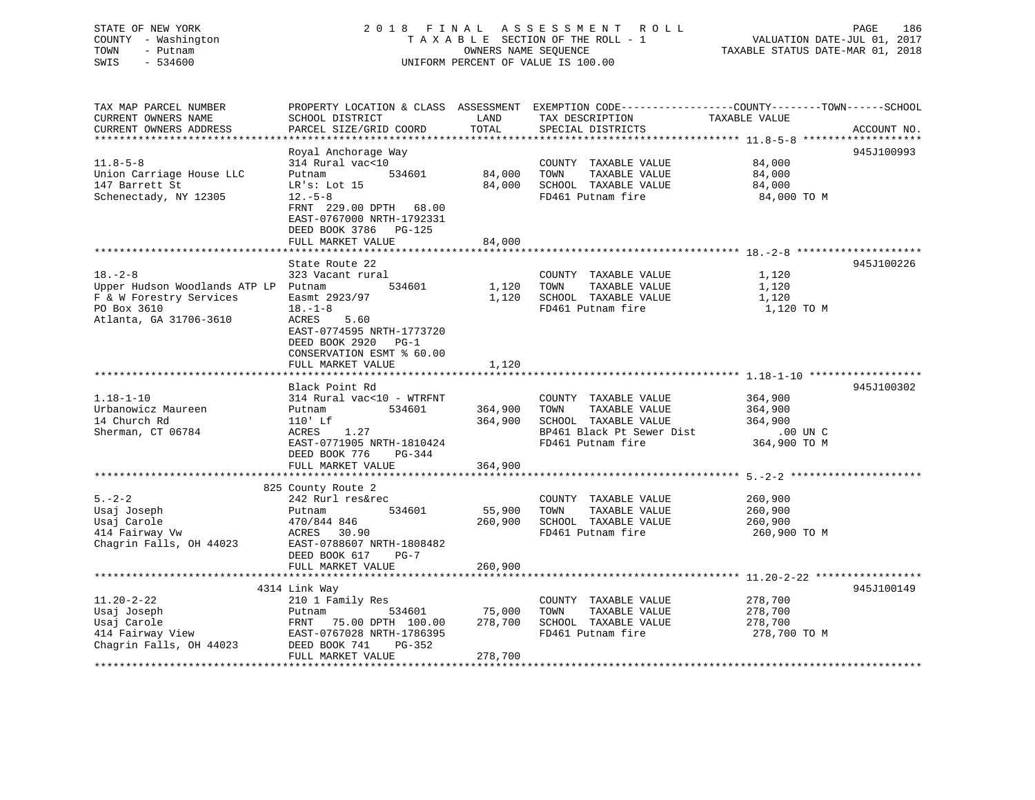STATE OF NEW YORK — 2018 FINAL ASSESSMENT ROLL
COUNTY - Washington — TAXABLE SECTION OF THE ROLL - 1 — VALUATION DATE-JUL 01, 2017
TOWN - Putnam — OWNERS NAME SEQUENCE — TAXABLE STATUS DATE-MAR 01, 2018
SWIS - 534600 — UNIFORM PERCENT OF VALUE IS 100.00

| TAX MAP PARCEL NUMBER / CURRENT OWNERS NAME / CURRENT OWNERS ADDRESS | PROPERTY LOCATION & CLASS / SCHOOL DISTRICT / PARCEL SIZE/GRID COORD | ASSESSMENT LAND | ASSESSMENT TOTAL | EXEMPTION CODE / TAX DESCRIPTION / SPECIAL DISTRICTS | TAXABLE VALUE (COUNTY / TOWN / SCHOOL) | ACCOUNT NO. |
|---|---|---|---|---|---|---|
| **11.8-5-8** | Royal Anchorage Way | | | | | 945J100993 |
| 11.8-5-8 | 314 Rural vac<10 | | | COUNTY TAXABLE VALUE | 84,000 | |
| Union Carriage House LLC | Putnam 534601 | 84,000 | | TOWN TAXABLE VALUE | 84,000 | |
| 147 Barrett St | LR's: Lot 15 | | 84,000 | SCHOOL TAXABLE VALUE | 84,000 | |
| Schenectady, NY 12305 | 12.-5-8 | | | FD461 Putnam fire | 84,000 TO M | |
| | FRNT 229.00 DPTH 68.00 | | | | | |
| | EAST-0767000 NRTH-1792331 | | | | | |
| | DEED BOOK 3786 PG-125 | | | | | |
| | FULL MARKET VALUE | | 84,000 | | | |
| **18.-2-8** | State Route 22 | | | | | 945J100226 |
| 18.-2-8 | 323 Vacant rural | | | COUNTY TAXABLE VALUE | 1,120 | |
| Upper Hudson Woodlands ATP LP | Putnam 534601 | 1,120 | | TOWN TAXABLE VALUE | 1,120 | |
| F & W Forestry Services | Easmt 2923/97 | | 1,120 | SCHOOL TAXABLE VALUE | 1,120 | |
| PO Box 3610 | 18.-1-8 | | | FD461 Putnam fire | 1,120 TO M | |
| Atlanta, GA 31706-3610 | ACRES 5.60 | | | | | |
| | EAST-0774595 NRTH-1773720 | | | | | |
| | DEED BOOK 2920 PG-1 | | | | | |
| | CONSERVATION ESMT % 60.00 | | | | | |
| | FULL MARKET VALUE | | 1,120 | | | |
| **1.18-1-10** | Black Point Rd | | | | | 945J100302 |
| 1.18-1-10 | 314 Rural vac<10 - WTRFNT | | | COUNTY TAXABLE VALUE | 364,900 | |
| Urbanowicz Maureen | Putnam 534601 | 364,900 | | TOWN TAXABLE VALUE | 364,900 | |
| 14 Church Rd | 110' Lf | | 364,900 | SCHOOL TAXABLE VALUE | 364,900 | |
| Sherman, CT 06784 | ACRES 1.27 | | | BP461 Black Pt Sewer Dist | .00 UN C | |
| | EAST-0771905 NRTH-1810424 | | | FD461 Putnam fire | 364,900 TO M | |
| | DEED BOOK 776 PG-344 | | | | | |
| | FULL MARKET VALUE | | 364,900 | | | |
| **5.-2-2** | 825 County Route 2 | | | | | |
| 5.-2-2 | 242 Rurl res&rec | | | COUNTY TAXABLE VALUE | 260,900 | |
| Usaj Joseph | Putnam 534601 | 55,900 | | TOWN TAXABLE VALUE | 260,900 | |
| Usaj Carole | 470/844 846 | | 260,900 | SCHOOL TAXABLE VALUE | 260,900 | |
| 414 Fairway Vw | ACRES 30.90 | | | FD461 Putnam fire | 260,900 TO M | |
| Chagrin Falls, OH 44023 | EAST-0788607 NRTH-1808482 | | | | | |
| | DEED BOOK 617 PG-7 | | | | | |
| | FULL MARKET VALUE | | 260,900 | | | |
| **11.20-2-22** | 4314 Link Way | | | | | 945J100149 |
| 11.20-2-22 | 210 1 Family Res | | | COUNTY TAXABLE VALUE | 278,700 | |
| Usaj Joseph | Putnam 534601 | 75,000 | | TOWN TAXABLE VALUE | 278,700 | |
| Usaj Carole | FRNT 75.00 DPTH 100.00 | | 278,700 | SCHOOL TAXABLE VALUE | 278,700 | |
| 414 Fairway View | EAST-0767028 NRTH-1786395 | | | FD461 Putnam fire | 278,700 TO M | |
| Chagrin Falls, OH 44023 | DEED BOOK 741 PG-352 | | | | | |
| | FULL MARKET VALUE | | 278,700 | | | |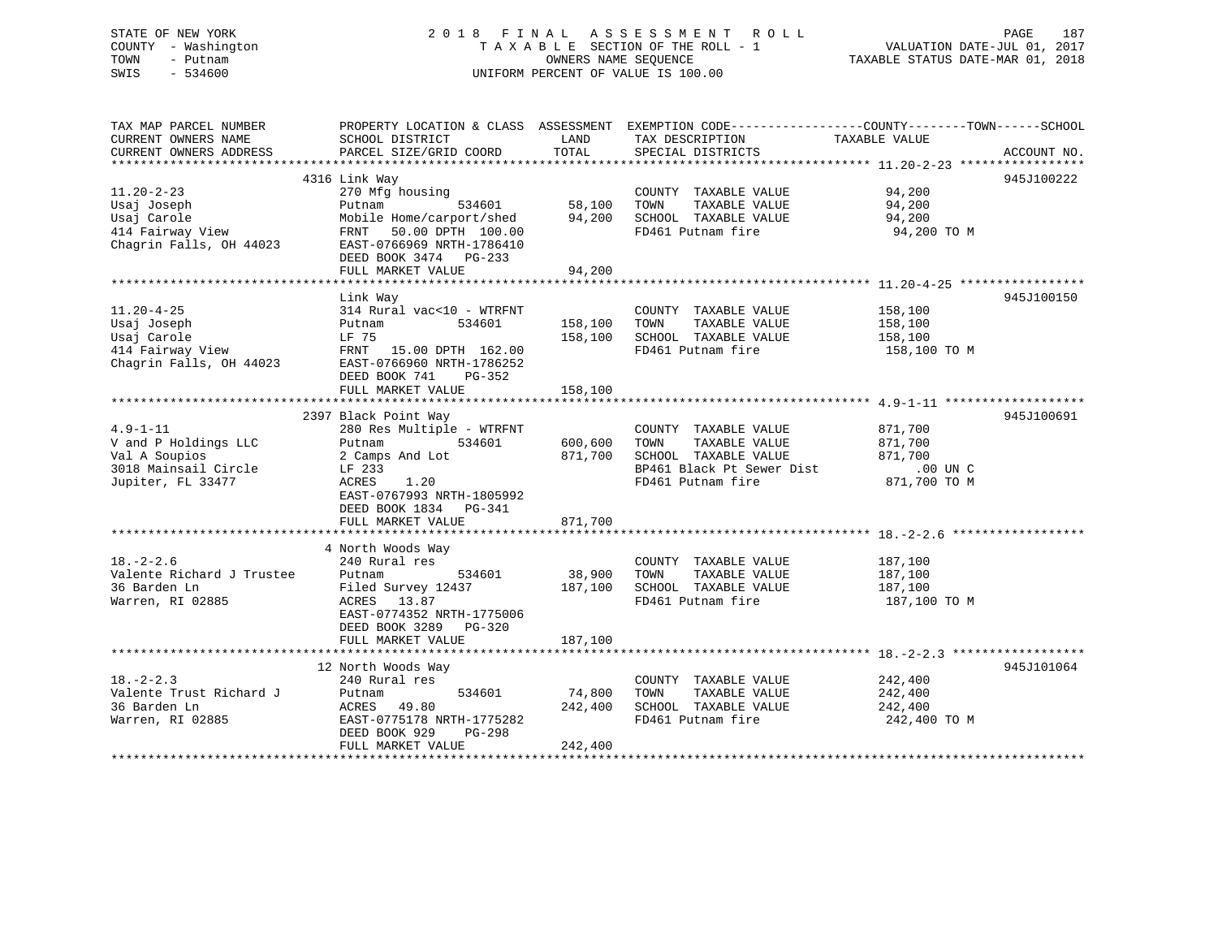STATE OF NEW YORK
COUNTY - Washington
TOWN - Putnam
SWIS - 534600

# 2018 FINAL ASSESSMENT ROLL

TAXABLE SECTION OF THE ROLL - 1
OWNERS NAME SEQUENCE
UNIFORM PERCENT OF VALUE IS 100.00

VALUATION DATE-JUL 01, 2017
TAXABLE STATUS DATE-MAR 01, 2018

| TAX MAP PARCEL NUMBER / CURRENT OWNERS NAME / CURRENT OWNERS ADDRESS | PROPERTY LOCATION & CLASS / SCHOOL DISTRICT / PARCEL SIZE/GRID COORD | ASSESSMENT LAND / TOTAL | EXEMPTION CODE / TAX DESCRIPTION / SPECIAL DISTRICTS | COUNTY--------TOWN------SCHOOL TAXABLE VALUE | ACCOUNT NO. |
|---|---|---|---|---|---|
| 11.20-2-23 | 4316 Link Way | | | | 945J100222 |
| 11.20-2-23 | 270 Mfg housing | | COUNTY TAXABLE VALUE | 94,200 | |
| Usaj Joseph | Putnam 534601 | 58,100 | TOWN TAXABLE VALUE | 94,200 | |
| Usaj Carole | Mobile Home/carport/shed | 94,200 | SCHOOL TAXABLE VALUE | 94,200 | |
| 414 Fairway View | FRNT 50.00 DPTH 100.00 | | FD461 Putnam fire | 94,200 TO M | |
| Chagrin Falls, OH 44023 | EAST-0766969 NRTH-1786410 | | | | |
| | DEED BOOK 3474 PG-233 | | | | |
| | FULL MARKET VALUE | 94,200 | | | |
| 11.20-4-25 | Link Way | | | | 945J100150 |
| 11.20-4-25 | 314 Rural vac<10 - WTRFNT | | COUNTY TAXABLE VALUE | 158,100 | |
| Usaj Joseph | Putnam 534601 | 158,100 | TOWN TAXABLE VALUE | 158,100 | |
| Usaj Carole | LF 75 | 158,100 | SCHOOL TAXABLE VALUE | 158,100 | |
| 414 Fairway View | FRNT 15.00 DPTH 162.00 | | FD461 Putnam fire | 158,100 TO M | |
| Chagrin Falls, OH 44023 | EAST-0766960 NRTH-1786252 | | | | |
| | DEED BOOK 741 PG-352 | | | | |
| | FULL MARKET VALUE | 158,100 | | | |
| 4.9-1-11 | 2397 Black Point Way | | | | 945J100691 |
| 4.9-1-11 | 280 Res Multiple - WTRFNT | | COUNTY TAXABLE VALUE | 871,700 | |
| V and P Holdings LLC | Putnam 534601 | 600,600 | TOWN TAXABLE VALUE | 871,700 | |
| Val A Soupios | 2 Camps And Lot | 871,700 | SCHOOL TAXABLE VALUE | 871,700 | |
| 3018 Mainsail Circle | LF 233 | | BP461 Black Pt Sewer Dist | .00 UN C | |
| Jupiter, FL 33477 | ACRES 1.20 | | FD461 Putnam fire | 871,700 TO M | |
| | EAST-0767993 NRTH-1805992 | | | | |
| | DEED BOOK 1834 PG-341 | | | | |
| | FULL MARKET VALUE | 871,700 | | | |
| 18.-2-2.6 | 4 North Woods Way | | | | |
| 18.-2-2.6 | 240 Rural res | | COUNTY TAXABLE VALUE | 187,100 | |
| Valente Richard J Trustee | Putnam 534601 | 38,900 | TOWN TAXABLE VALUE | 187,100 | |
| 36 Barden Ln | Filed Survey 12437 | 187,100 | SCHOOL TAXABLE VALUE | 187,100 | |
| Warren, RI 02885 | ACRES 13.87 | | FD461 Putnam fire | 187,100 TO M | |
| | EAST-0774352 NRTH-1775006 | | | | |
| | DEED BOOK 3289 PG-320 | | | | |
| | FULL MARKET VALUE | 187,100 | | | |
| 18.-2-2.3 | 12 North Woods Way | | | | 945J101064 |
| 18.-2-2.3 | 240 Rural res | | COUNTY TAXABLE VALUE | 242,400 | |
| Valente Trust Richard J | Putnam 534601 | 74,800 | TOWN TAXABLE VALUE | 242,400 | |
| 36 Barden Ln | ACRES 49.80 | 242,400 | SCHOOL TAXABLE VALUE | 242,400 | |
| Warren, RI 02885 | EAST-0775178 NRTH-1775282 | | FD461 Putnam fire | 242,400 TO M | |
| | DEED BOOK 929 PG-298 | | | | |
| | FULL MARKET VALUE | 242,400 | | | |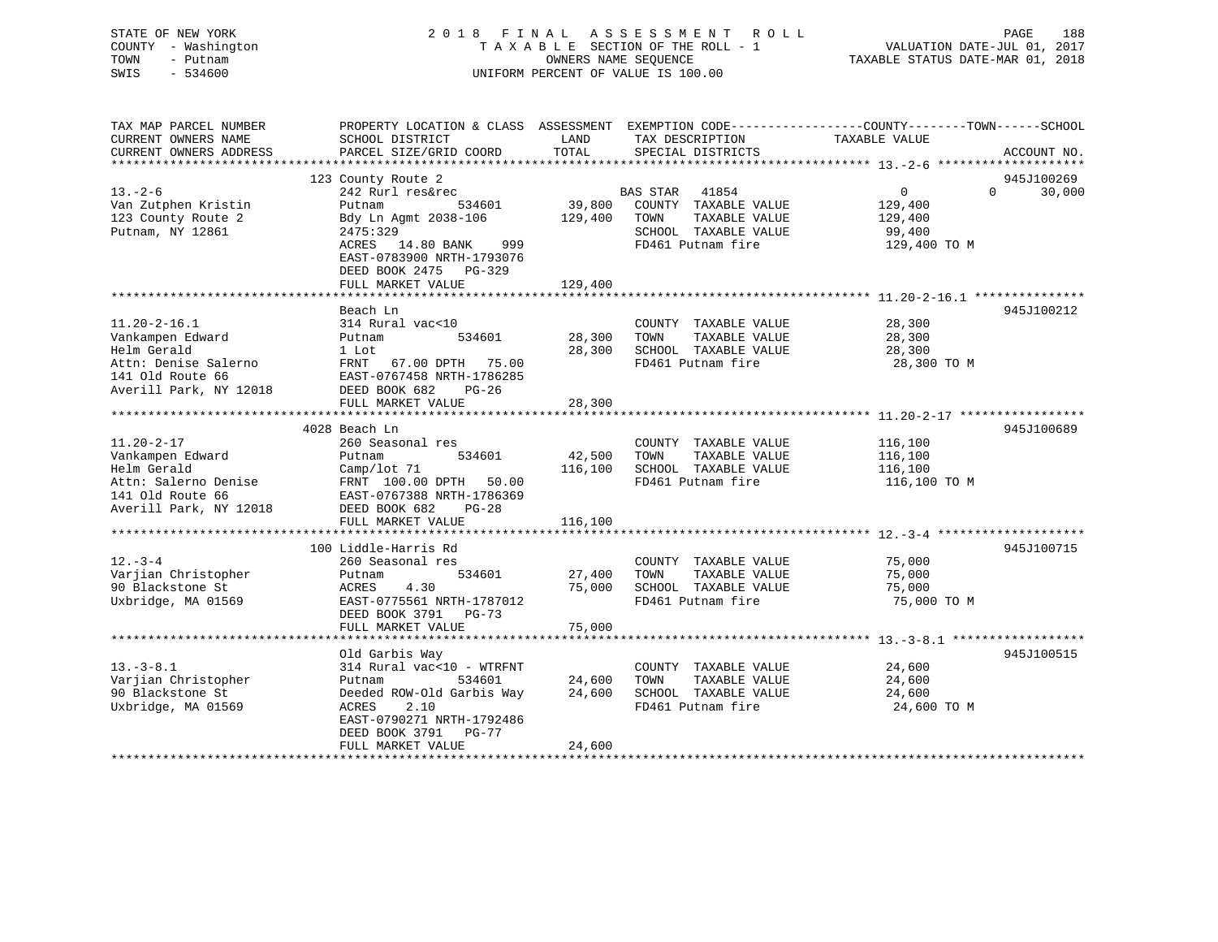STATE OF NEW YORK
COUNTY - Washington
TOWN - Putnam
SWIS - 534600

2018 FINAL ASSESSMENT ROLL
TAXABLE SECTION OF THE ROLL - 1
OWNERS NAME SEQUENCE
UNIFORM PERCENT OF VALUE IS 100.00

VALUATION DATE-JUL 01, 2017
TAXABLE STATUS DATE-MAR 01, 2018

```
TAX MAP PARCEL NUMBER          PROPERTY LOCATION & CLASS  ASSESSMENT  EXEMPTION CODE-----------------COUNTY--------TOWN------SCHOOL
CURRENT OWNERS NAME            SCHOOL DISTRICT              LAND      TAX DESCRIPTION             TAXABLE VALUE
CURRENT OWNERS ADDRESS         PARCEL SIZE/GRID COORD       TOTAL     SPECIAL DISTRICTS                                     ACCOUNT NO.
******************************************************************************************************* 13.-2-6 ********************
                               123 County Route 2                                                                          945J100269
13.-2-6                        242 Rurl res&rec                        BAS STAR   41854                 0            0      30,000
Van Zutphen Kristin            Putnam          534601       39,800     COUNTY  TAXABLE VALUE          129,400
123 County Route 2             Bdy Ln Agmt 2038-106        129,400     TOWN    TAXABLE VALUE          129,400
Putnam, NY 12861               2475:329                                SCHOOL  TAXABLE VALUE           99,400
                               ACRES  14.80 BANK    999                FD461 Putnam fire              129,400 TO M
                               EAST-0783900 NRTH-1793076
                               DEED BOOK 2475   PG-329
                               FULL MARKET VALUE           129,400
******************************************************************************************************* 11.20-2-16.1 ***************
                               Beach Ln                                                                                    945J100212
11.20-2-16.1                   314 Rural vac<10                        COUNTY  TAXABLE VALUE           28,300
Vankampen Edward               Putnam          534601       28,300     TOWN    TAXABLE VALUE           28,300
Helm Gerald                    1 Lot                        28,300     SCHOOL  TAXABLE VALUE           28,300
Attn: Denise Salerno           FRNT  67.00 DPTH  75.00                 FD461 Putnam fire               28,300 TO M
141 Old Route 66               EAST-0767458 NRTH-1786285
Averill Park, NY 12018         DEED BOOK 682    PG-26
                               FULL MARKET VALUE            28,300
******************************************************************************************************* 11.20-2-17 *****************
                               4028 Beach Ln                                                                               945J100689
11.20-2-17                     260 Seasonal res                        COUNTY  TAXABLE VALUE          116,100
Vankampen Edward               Putnam          534601       42,500     TOWN    TAXABLE VALUE          116,100
Helm Gerald                    Camp/lot 71                 116,100     SCHOOL  TAXABLE VALUE          116,100
Attn: Salerno Denise           FRNT 100.00 DPTH  50.00                 FD461 Putnam fire              116,100 TO M
141 Old Route 66               EAST-0767388 NRTH-1786369
Averill Park, NY 12018         DEED BOOK 682    PG-28
                               FULL MARKET VALUE           116,100
******************************************************************************************************* 12.-3-4 ********************
                               100 Liddle-Harris Rd                                                                        945J100715
12.-3-4                        260 Seasonal res                        COUNTY  TAXABLE VALUE           75,000
Varjian Christopher            Putnam          534601       27,400     TOWN    TAXABLE VALUE           75,000
90 Blackstone St               ACRES    4.30                75,000     SCHOOL  TAXABLE VALUE           75,000
Uxbridge, MA 01569             EAST-0775561 NRTH-1787012               FD461 Putnam fire               75,000 TO M
                               DEED BOOK 3791   PG-73
                               FULL MARKET VALUE            75,000
******************************************************************************************************* 13.-3-8.1 ******************
                               Old Garbis Way                                                                              945J100515
13.-3-8.1                      314 Rural vac<10 - WTRFNT               COUNTY  TAXABLE VALUE           24,600
Varjian Christopher            Putnam          534601       24,600     TOWN    TAXABLE VALUE           24,600
90 Blackstone St               Deeded ROW-Old Garbis Way    24,600     SCHOOL  TAXABLE VALUE           24,600
Uxbridge, MA 01569             ACRES    2.10                           FD461 Putnam fire               24,600 TO M
                               EAST-0790271 NRTH-1792486
                               DEED BOOK 3791   PG-77
                               FULL MARKET VALUE            24,600
************************************************************************************************************************************
```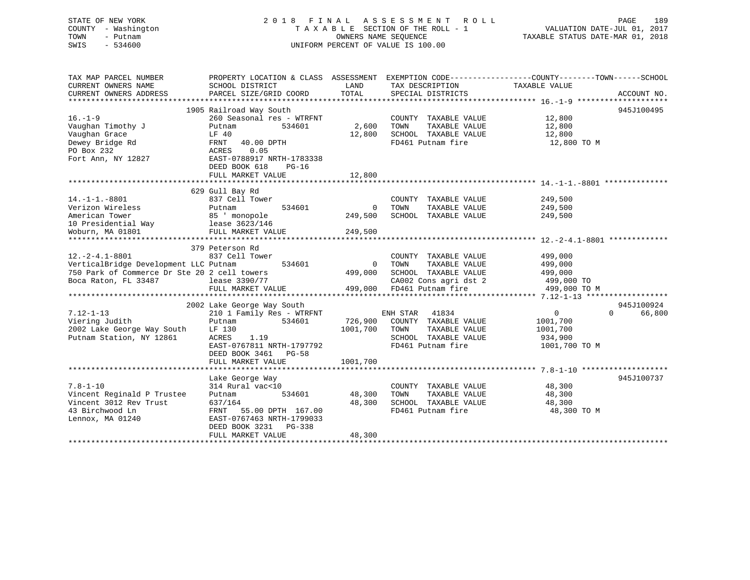STATE OF NEW YORK
COUNTY - Washington
TOWN - Putnam
SWIS - 534600

2018 FINAL ASSESSMENT ROLL
TAXABLE SECTION OF THE ROLL - 1
OWNERS NAME SEQUENCE
UNIFORM PERCENT OF VALUE IS 100.00

VALUATION DATE-JUL 01, 2017
TAXABLE STATUS DATE-MAR 01, 2018

| TAX MAP PARCEL NUMBER / CURRENT OWNERS NAME / CURRENT OWNERS ADDRESS | PROPERTY LOCATION & CLASS / SCHOOL DISTRICT / PARCEL SIZE/GRID COORD | ASSESSMENT LAND / TOTAL | EXEMPTION CODE / TAX DESCRIPTION / SPECIAL DISTRICTS | COUNTY / TOWN / SCHOOL TAXABLE VALUE | ACCOUNT NO. |
|---|---|---|---|---|---|
| 16.-1-9 | 1905 Railroad Way South | | | | 945J100495 |
| Vaughan Timothy J | 260 Seasonal res - WTRFNT | | COUNTY TAXABLE VALUE | 12,800 | |
| Vaughan Grace | Putnam 534601 | 2,600 | TOWN TAXABLE VALUE | 12,800 | |
| Dewey Bridge Rd | LF 40 | 12,800 | SCHOOL TAXABLE VALUE | 12,800 | |
| PO Box 232 | FRNT 40.00 DPTH | | FD461 Putnam fire | 12,800 TO M | |
| Fort Ann, NY 12827 | ACRES 0.05 | | | | |
| | EAST-0788917 NRTH-1783338 | | | | |
| | DEED BOOK 618 PG-16 | | | | |
| | FULL MARKET VALUE | 12,800 | | | |
| 14.-1-1.-8801 | 629 Gull Bay Rd | | | | |
| Verizon Wireless | 837 Cell Tower | | COUNTY TAXABLE VALUE | 249,500 | |
| American Tower | Putnam 534601 | 0 | TOWN TAXABLE VALUE | 249,500 | |
| 10 Presidential Way | 85 ' monopole | 249,500 | SCHOOL TAXABLE VALUE | 249,500 | |
| Woburn, MA 01801 | lease 3623/146 | | | | |
| | FULL MARKET VALUE | 249,500 | | | |
| 12.-2-4.1-8801 | 379 Peterson Rd | | | | |
| VerticalBridge Development LLC | 837 Cell Tower | | COUNTY TAXABLE VALUE | 499,000 | |
| 750 Park of Commerce Dr Ste 20 | Putnam 534601 | 0 | TOWN TAXABLE VALUE | 499,000 | |
| Boca Raton, FL 33487 | 2 cell towers | 499,000 | SCHOOL TAXABLE VALUE | 499,000 | |
| | lease 3390/77 | | CA002 Cons agri dst 2 | 499,000 TO | |
| | FULL MARKET VALUE | 499,000 | FD461 Putnam fire | 499,000 TO M | |
| 7.12-1-13 | 2002 Lake George Way South | | | | 945J100924 |
| Viering Judith | 210 1 Family Res - WTRFNT | | ENH STAR 41834 | 0 / 0 / 66,800 | |
| 2002 Lake George Way South | Putnam 534601 | 726,900 | COUNTY TAXABLE VALUE | 1001,700 | |
| Putnam Station, NY 12861 | LF 130 | 1001,700 | TOWN TAXABLE VALUE | 1001,700 | |
| | ACRES 1.19 | | SCHOOL TAXABLE VALUE | 934,900 | |
| | EAST-0767811 NRTH-1797792 | | FD461 Putnam fire | 1001,700 TO M | |
| | DEED BOOK 3461 PG-58 | | | | |
| | FULL MARKET VALUE | 1001,700 | | | |
| 7.8-1-10 | Lake George Way | | | | 945J100737 |
| Vincent Reginald P Trustee | 314 Rural vac<10 | | COUNTY TAXABLE VALUE | 48,300 | |
| Vincent 3012 Rev Trust | Putnam 534601 | 48,300 | TOWN TAXABLE VALUE | 48,300 | |
| 43 Birchwood Ln | 637/164 | 48,300 | SCHOOL TAXABLE VALUE | 48,300 | |
| Lennox, MA 01240 | FRNT 55.00 DPTH 167.00 | | FD461 Putnam fire | 48,300 TO M | |
| | EAST-0767463 NRTH-1799033 | | | | |
| | DEED BOOK 3231 PG-338 | | | | |
| | FULL MARKET VALUE | 48,300 | | | |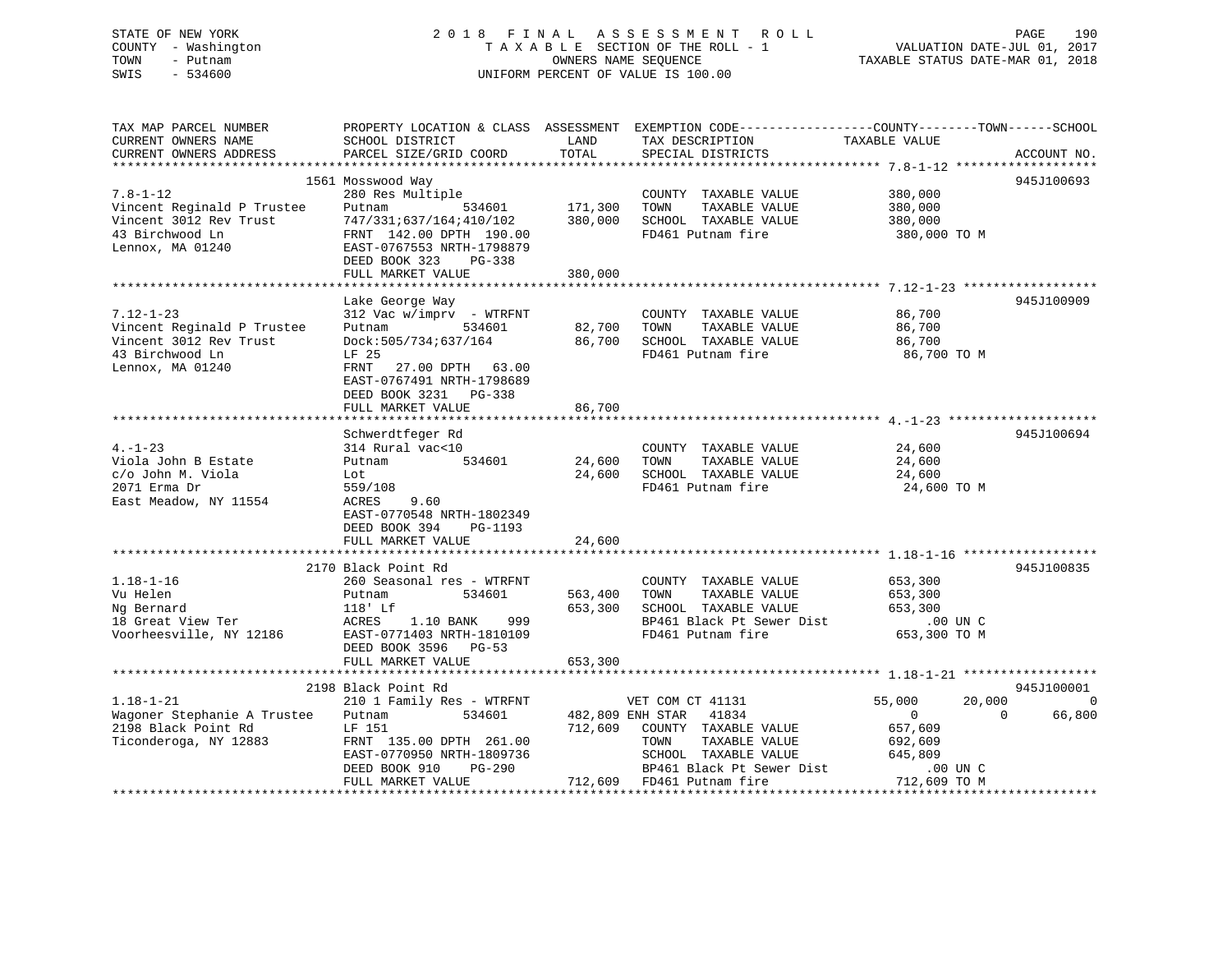STATE OF NEW YORK
COUNTY - Washington
TOWN - Putnam
SWIS - 534600

2 0 1 8 F I N A L A S S E S S M E N T R O L L
T A X A B L E SECTION OF THE ROLL - 1
OWNERS NAME SEQUENCE
UNIFORM PERCENT OF VALUE IS 100.00

VALUATION DATE-JUL 01, 2017
TAXABLE STATUS DATE-MAR 01, 2018

| TAX MAP PARCEL NUMBER / CURRENT OWNERS NAME / CURRENT OWNERS ADDRESS | PROPERTY LOCATION & CLASS / SCHOOL DISTRICT / PARCEL SIZE/GRID COORD | ASSESSMENT LAND / TOTAL | EXEMPTION CODE / TAX DESCRIPTION / SPECIAL DISTRICTS | COUNTY | TOWN | SCHOOL / TAXABLE VALUE | ACCOUNT NO. |
|---|---|---|---|---|---|---|---|
| **7.8-1-12** | 1561 Mosswood Way | | | | | | 945J100693 |
| 7.8-1-12 | 280 Res Multiple | | COUNTY TAXABLE VALUE | 380,000 | | | |
| Vincent Reginald P Trustee | Putnam 534601 | 171,300 | TOWN TAXABLE VALUE | | 380,000 | | |
| Vincent 3012 Rev Trust | 747/331;637/164;410/102 | 380,000 | SCHOOL TAXABLE VALUE | | | 380,000 | |
| 43 Birchwood Ln | FRNT 142.00 DPTH 190.00 | | FD461 Putnam fire | 380,000 TO M | | | |
| Lennox, MA 01240 | EAST-0767553 NRTH-1798879 | | | | | | |
| | DEED BOOK 323 PG-338 | | | | | | |
| | FULL MARKET VALUE | 380,000 | | | | | |
| **7.12-1-23** | Lake George Way | | | | | | 945J100909 |
| 7.12-1-23 | 312 Vac w/imprv - WTRFNT | | COUNTY TAXABLE VALUE | 86,700 | | | |
| Vincent Reginald P Trustee | Putnam 534601 | 82,700 | TOWN TAXABLE VALUE | | 86,700 | | |
| Vincent 3012 Rev Trust | Dock:505/734;637/164 | 86,700 | SCHOOL TAXABLE VALUE | | | 86,700 | |
| 43 Birchwood Ln | LF 25 | | FD461 Putnam fire | 86,700 TO M | | | |
| Lennox, MA 01240 | FRNT 27.00 DPTH 63.00 | | | | | | |
| | EAST-0767491 NRTH-1798689 | | | | | | |
| | DEED BOOK 3231 PG-338 | | | | | | |
| | FULL MARKET VALUE | 86,700 | | | | | |
| **4.-1-23** | Schwerdtfeger Rd | | | | | | 945J100694 |
| 4.-1-23 | 314 Rural vac<10 | | COUNTY TAXABLE VALUE | 24,600 | | | |
| Viola John B Estate | Putnam 534601 | 24,600 | TOWN TAXABLE VALUE | | 24,600 | | |
| c/o John M. Viola | Lot | 24,600 | SCHOOL TAXABLE VALUE | | | 24,600 | |
| 2071 Erma Dr | 559/108 | | FD461 Putnam fire | 24,600 TO M | | | |
| East Meadow, NY 11554 | ACRES 9.60 | | | | | | |
| | EAST-0770548 NRTH-1802349 | | | | | | |
| | DEED BOOK 394 PG-1193 | | | | | | |
| | FULL MARKET VALUE | 24,600 | | | | | |
| **1.18-1-16** | 2170 Black Point Rd | | | | | | 945J100835 |
| 1.18-1-16 | 260 Seasonal res - WTRFNT | | COUNTY TAXABLE VALUE | 653,300 | | | |
| Vu Helen | Putnam 534601 | 563,400 | TOWN TAXABLE VALUE | | 653,300 | | |
| Ng Bernard | 118' Lf | 653,300 | SCHOOL TAXABLE VALUE | | | 653,300 | |
| 18 Great View Ter | ACRES 1.10 BANK 999 | | BP461 Black Pt Sewer Dist | .00 UN C | | | |
| Voorheesville, NY 12186 | EAST-0771403 NRTH-1810109 | | FD461 Putnam fire | 653,300 TO M | | | |
| | DEED BOOK 3596 PG-53 | | | | | | |
| | FULL MARKET VALUE | 653,300 | | | | | |
| **1.18-1-21** | 2198 Black Point Rd | | | | | | 945J100001 |
| 1.18-1-21 | 210 1 Family Res - WTRFNT | | VET COM CT 41131 | 55,000 | 20,000 | 0 | |
| Wagoner Stephanie A Trustee | Putnam 534601 | 482,809 | ENH STAR 41834 | 0 | 0 | 66,800 | |
| 2198 Black Point Rd | LF 151 | 712,609 | COUNTY TAXABLE VALUE | 657,609 | | | |
| Ticonderoga, NY 12883 | FRNT 135.00 DPTH 261.00 | | TOWN TAXABLE VALUE | | 692,609 | | |
| | EAST-0770950 NRTH-1809736 | | SCHOOL TAXABLE VALUE | | | 645,809 | |
| | DEED BOOK 910 PG-290 | | BP461 Black Pt Sewer Dist | .00 UN C | | | |
| | FULL MARKET VALUE | 712,609 | FD461 Putnam fire | 712,609 TO M | | | |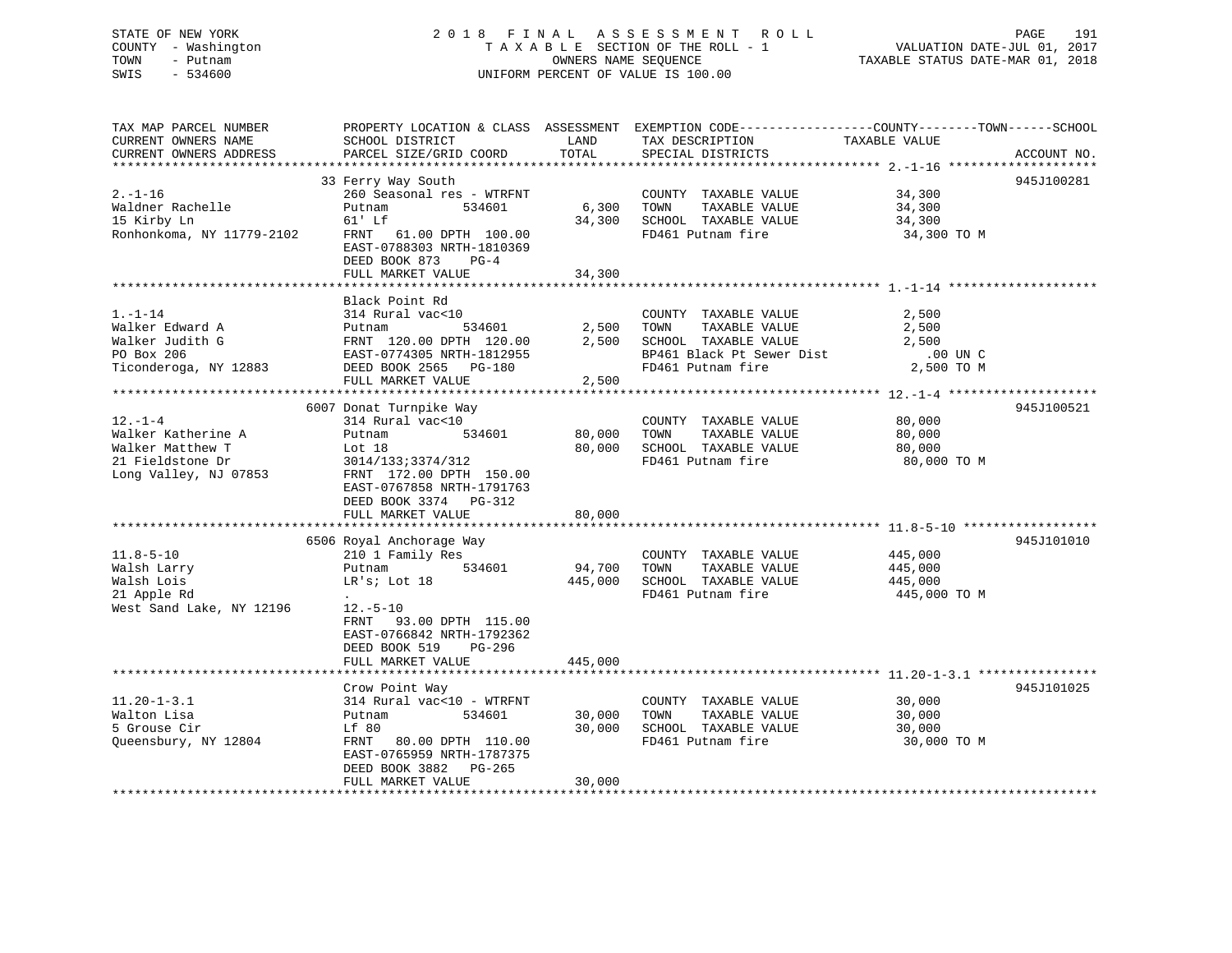STATE OF NEW YORK                    2018 FINAL ASSESSMENT ROLL
COUNTY - Washington                  TAXABLE SECTION OF THE ROLL - 1              VALUATION DATE-JUL 01, 2017
TOWN - Putnam                        OWNERS NAME SEQUENCE                         TAXABLE STATUS DATE-MAR 01, 2018
SWIS - 534600                        UNIFORM PERCENT OF VALUE IS 100.00

| TAX MAP PARCEL NUMBER / CURRENT OWNERS NAME / CURRENT OWNERS ADDRESS | PROPERTY LOCATION & CLASS / SCHOOL DISTRICT / PARCEL SIZE/GRID COORD | ASSESSMENT LAND | TOTAL | EXEMPTION CODE / TAX DESCRIPTION / SPECIAL DISTRICTS | TAXABLE VALUE | ACCOUNT NO. |
|---|---|---|---|---|---|---|
| 2.-1-16 | 33 Ferry Way South | | | | | 945J100281 |
| Waldner Rachelle | 260 Seasonal res - WTRFNT | | | COUNTY TAXABLE VALUE | 34,300 | |
| 15 Kirby Ln | Putnam 534601 | 6,300 | | TOWN TAXABLE VALUE | 34,300 | |
| Ronhonkoma, NY 11779-2102 | 61' Lf | | 34,300 | SCHOOL TAXABLE VALUE | 34,300 | |
| | FRNT 61.00 DPTH 100.00 | | | FD461 Putnam fire | 34,300 TO M | |
| | EAST-0788303 NRTH-1810369 | | | | | |
| | DEED BOOK 873 PG-4 | | | | | |
| | FULL MARKET VALUE | | 34,300 | | | |
| 1.-1-14 | Black Point Rd | | | | | |
| Walker Edward A | 314 Rural vac<10 | | | COUNTY TAXABLE VALUE | 2,500 | |
| Walker Judith G | Putnam 534601 | 2,500 | | TOWN TAXABLE VALUE | 2,500 | |
| PO Box 206 | FRNT 120.00 DPTH 120.00 | | 2,500 | SCHOOL TAXABLE VALUE | 2,500 | |
| Ticonderoga, NY 12883 | EAST-0774305 NRTH-1812955 | | | BP461 Black Pt Sewer Dist | .00 UN C | |
| | DEED BOOK 2565 PG-180 | | | FD461 Putnam fire | 2,500 TO M | |
| | FULL MARKET VALUE | | 2,500 | | | |
| 12.-1-4 | 6007 Donat Turnpike Way | | | | | 945J100521 |
| Walker Katherine A | 314 Rural vac<10 | | | COUNTY TAXABLE VALUE | 80,000 | |
| Walker Matthew T | Putnam 534601 | 80,000 | | TOWN TAXABLE VALUE | 80,000 | |
| 21 Fieldstone Dr | Lot 18 | | 80,000 | SCHOOL TAXABLE VALUE | 80,000 | |
| Long Valley, NJ 07853 | 3014/133;3374/312 | | | FD461 Putnam fire | 80,000 TO M | |
| | FRNT 172.00 DPTH 150.00 | | | | | |
| | EAST-0767858 NRTH-1791763 | | | | | |
| | DEED BOOK 3374 PG-312 | | | | | |
| | FULL MARKET VALUE | | 80,000 | | | |
| 11.8-5-10 | 6506 Royal Anchorage Way | | | | | 945J101010 |
| Walsh Larry | 210 1 Family Res | | | COUNTY TAXABLE VALUE | 445,000 | |
| Walsh Lois | Putnam 534601 | 94,700 | | TOWN TAXABLE VALUE | 445,000 | |
| 21 Apple Rd | LR's; Lot 18 | | 445,000 | SCHOOL TAXABLE VALUE | 445,000 | |
| West Sand Lake, NY 12196 | . | | | FD461 Putnam fire | 445,000 TO M | |
| | 12.-5-10 | | | | | |
| | FRNT 93.00 DPTH 115.00 | | | | | |
| | EAST-0766842 NRTH-1792362 | | | | | |
| | DEED BOOK 519 PG-296 | | | | | |
| | FULL MARKET VALUE | | 445,000 | | | |
| 11.20-1-3.1 | Crow Point Way | | | | | 945J101025 |
| Walton Lisa | 314 Rural vac<10 - WTRFNT | | | COUNTY TAXABLE VALUE | 30,000 | |
| 5 Grouse Cir | Putnam 534601 | 30,000 | | TOWN TAXABLE VALUE | 30,000 | |
| Queensbury, NY 12804 | Lf 80 | | 30,000 | SCHOOL TAXABLE VALUE | 30,000 | |
| | FRNT 80.00 DPTH 110.00 | | | FD461 Putnam fire | 30,000 TO M | |
| | EAST-0765959 NRTH-1787375 | | | | | |
| | DEED BOOK 3882 PG-265 | | | | | |
| | FULL MARKET VALUE | | 30,000 | | | |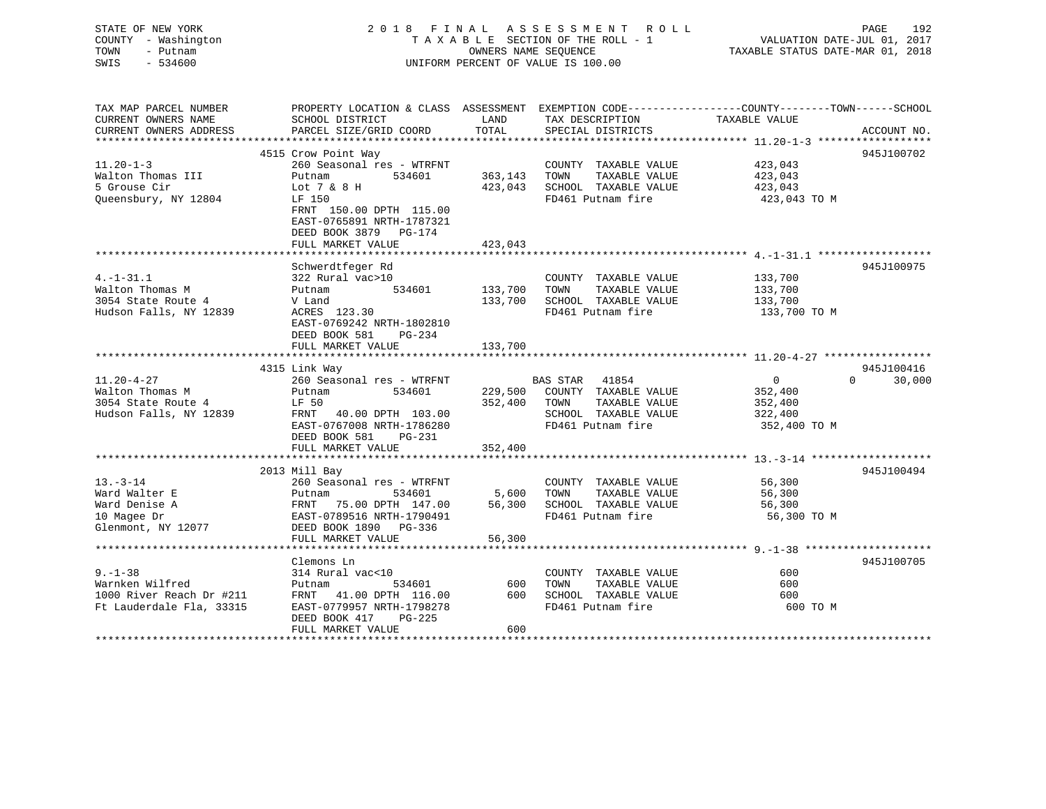STATE OF NEW YORK
COUNTY - Washington
TOWN - Putnam
SWIS - 534600

2018 FINAL ASSESSMENT ROLL
TAXABLE SECTION OF THE ROLL - 1
OWNERS NAME SEQUENCE
UNIFORM PERCENT OF VALUE IS 100.00

VALUATION DATE-JUL 01, 2017
TAXABLE STATUS DATE-MAR 01, 2018

| TAX MAP PARCEL NUMBER / CURRENT OWNERS NAME / CURRENT OWNERS ADDRESS | PROPERTY LOCATION & CLASS / SCHOOL DISTRICT / PARCEL SIZE/GRID COORD | ASSESSMENT LAND / TOTAL | EXEMPTION CODE / TAX DESCRIPTION / SPECIAL DISTRICTS | COUNTY | TOWN | SCHOOL TAXABLE VALUE | ACCOUNT NO. |
|---|---|---|---|---|---|---|---|
| **11.20-1-3** | 4515 Crow Point Way | | | | | | 945J100702 |
| Walton Thomas III | 260 Seasonal res - WTRFNT | | COUNTY TAXABLE VALUE | 423,043 | | | |
| 5 Grouse Cir | Putnam 534601 | 363,143 | TOWN TAXABLE VALUE | | 423,043 | | |
| Queensbury, NY 12804 | Lot 7 & 8 H | 423,043 | SCHOOL TAXABLE VALUE | | | 423,043 | |
| | LF 150 | | FD461 Putnam fire | 423,043 TO M | | | |
| | FRNT 150.00 DPTH 115.00 | | | | | | |
| | EAST-0765891 NRTH-1787321 | | | | | | |
| | DEED BOOK 3879 PG-174 | | | | | | |
| | FULL MARKET VALUE | 423,043 | | | | | |
| **4.-1-31.1** | Schwerdtfeger Rd | | | | | | 945J100975 |
| Walton Thomas M | 322 Rural vac>10 | | COUNTY TAXABLE VALUE | 133,700 | | | |
| 3054 State Route 4 | Putnam 534601 | 133,700 | TOWN TAXABLE VALUE | | 133,700 | | |
| Hudson Falls, NY 12839 | V Land | 133,700 | SCHOOL TAXABLE VALUE | | | 133,700 | |
| | ACRES 123.30 | | FD461 Putnam fire | 133,700 TO M | | | |
| | EAST-0769242 NRTH-1802810 | | | | | | |
| | DEED BOOK 581 PG-234 | | | | | | |
| | FULL MARKET VALUE | 133,700 | | | | | |
| **11.20-4-27** | 4315 Link Way | | | | | | 945J100416 |
| Walton Thomas M | 260 Seasonal res - WTRFNT | | BAS STAR 41854 | 0 | 0 | 30,000 | |
| 3054 State Route 4 | Putnam 534601 | 229,500 | COUNTY TAXABLE VALUE | 352,400 | | | |
| Hudson Falls, NY 12839 | LF 50 | 352,400 | TOWN TAXABLE VALUE | | 352,400 | | |
| | FRNT 40.00 DPTH 103.00 | | SCHOOL TAXABLE VALUE | | | 322,400 | |
| | EAST-0767008 NRTH-1786280 | | FD461 Putnam fire | 352,400 TO M | | | |
| | DEED BOOK 581 PG-231 | | | | | | |
| | FULL MARKET VALUE | 352,400 | | | | | |
| **13.-3-14** | 2013 Mill Bay | | | | | | 945J100494 |
| Ward Walter E | 260 Seasonal res - WTRFNT | | COUNTY TAXABLE VALUE | 56,300 | | | |
| Ward Denise A | Putnam 534601 | 5,600 | TOWN TAXABLE VALUE | | 56,300 | | |
| 10 Magee Dr | FRNT 75.00 DPTH 147.00 | 56,300 | SCHOOL TAXABLE VALUE | | | 56,300 | |
| Glenmont, NY 12077 | EAST-0789516 NRTH-1790491 | | FD461 Putnam fire | 56,300 TO M | | | |
| | DEED BOOK 1890 PG-336 | | | | | | |
| | FULL MARKET VALUE | 56,300 | | | | | |
| **9.-1-38** | Clemons Ln | | | | | | 945J100705 |
| Warnken Wilfred | 314 Rural vac<10 | | COUNTY TAXABLE VALUE | 600 | | | |
| 1000 River Reach Dr #211 | Putnam 534601 | 600 | TOWN TAXABLE VALUE | | 600 | | |
| Ft Lauderdale Fla, 33315 | FRNT 41.00 DPTH 116.00 | 600 | SCHOOL TAXABLE VALUE | | | 600 | |
| | EAST-0779957 NRTH-1798278 | | FD461 Putnam fire | 600 TO M | | | |
| | DEED BOOK 417 PG-225 | | | | | | |
| | FULL MARKET VALUE | 600 | | | | | |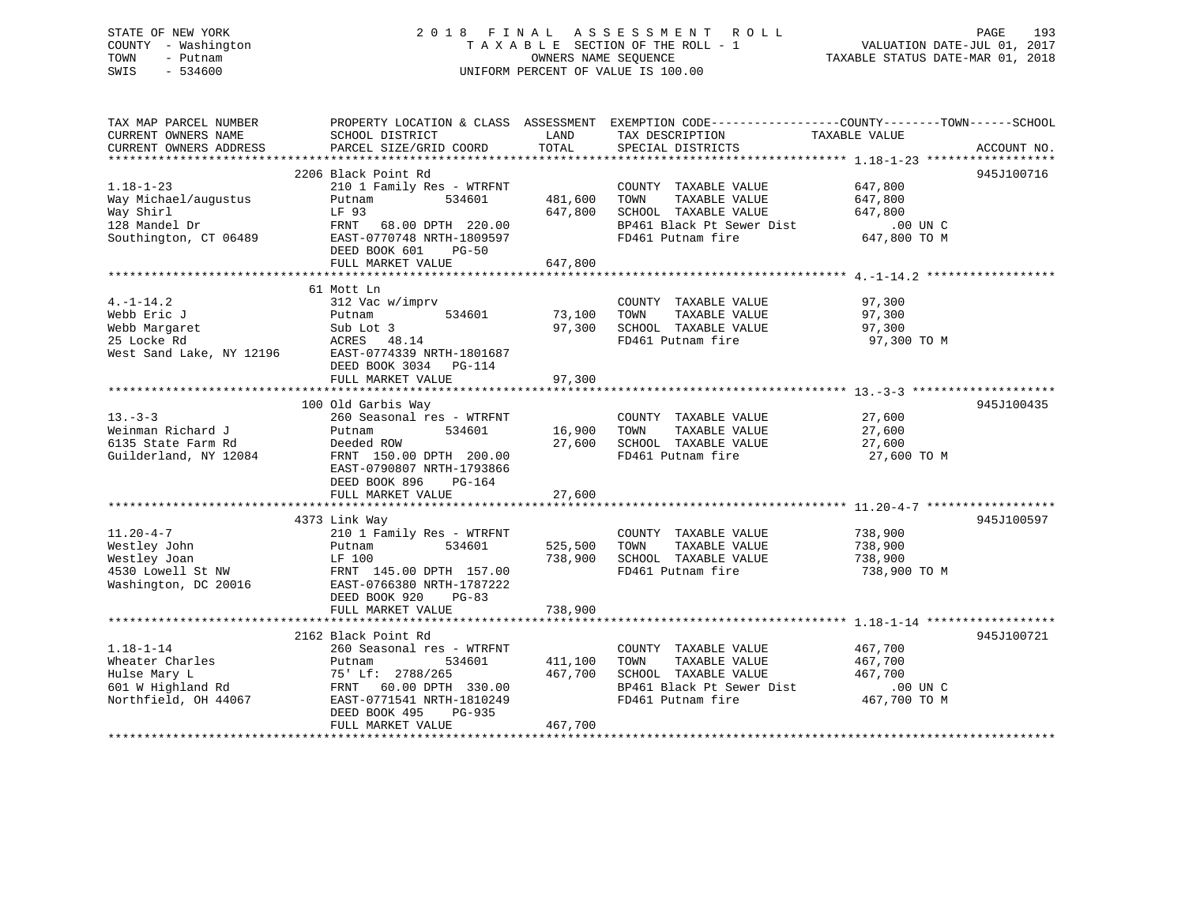STATE OF NEW YORK
COUNTY - Washington
TOWN - Putnam
SWIS - 534600

2 0 1 8  F I N A L  A S S E S S M E N T  R O L L
T A X A B L E SECTION OF THE ROLL - 1
OWNERS NAME SEQUENCE
UNIFORM PERCENT OF VALUE IS 100.00

VALUATION DATE-JUL 01, 2017
TAXABLE STATUS DATE-MAR 01, 2018

| TAX MAP PARCEL NUMBER / CURRENT OWNERS NAME / CURRENT OWNERS ADDRESS | PROPERTY LOCATION & CLASS / SCHOOL DISTRICT / PARCEL SIZE/GRID COORD | ASSESSMENT LAND / TOTAL | EXEMPTION CODE / TAX DESCRIPTION / SPECIAL DISTRICTS | COUNTY--------TOWN------SCHOOL TAXABLE VALUE | ACCOUNT NO. |
|---|---|---|---|---|---|
| 1.18-1-23 | 2206 Black Point Rd | | | | 945J100716 |
| | 210 1 Family Res - WTRFNT | | COUNTY TAXABLE VALUE | 647,800 | |
| Way Michael/augustus | Putnam 534601 | 481,600 | TOWN TAXABLE VALUE | 647,800 | |
| Way Shirl | LF 93 | 647,800 | SCHOOL TAXABLE VALUE | 647,800 | |
| 128 Mandel Dr | FRNT 68.00 DPTH 220.00 | | BP461 Black Pt Sewer Dist | .00 UN C | |
| Southington, CT 06489 | EAST-0770748 NRTH-1809597 | | FD461 Putnam fire | 647,800 TO M | |
| | DEED BOOK 601 PG-50 | | | | |
| | FULL MARKET VALUE | 647,800 | | | |
| 4.-1-14.2 | 61 Mott Ln | | | | |
| | 312 Vac w/imprv | | COUNTY TAXABLE VALUE | 97,300 | |
| Webb Eric J | Putnam 534601 | 73,100 | TOWN TAXABLE VALUE | 97,300 | |
| Webb Margaret | Sub Lot 3 | 97,300 | SCHOOL TAXABLE VALUE | 97,300 | |
| 25 Locke Rd | ACRES 48.14 | | FD461 Putnam fire | 97,300 TO M | |
| West Sand Lake, NY 12196 | EAST-0774339 NRTH-1801687 | | | | |
| | DEED BOOK 3034 PG-114 | | | | |
| | FULL MARKET VALUE | 97,300 | | | |
| 13.-3-3 | 100 Old Garbis Way | | | | 945J100435 |
| | 260 Seasonal res - WTRFNT | | COUNTY TAXABLE VALUE | 27,600 | |
| Weinman Richard J | Putnam 534601 | 16,900 | TOWN TAXABLE VALUE | 27,600 | |
| 6135 State Farm Rd | Deeded ROW | 27,600 | SCHOOL TAXABLE VALUE | 27,600 | |
| Guilderland, NY 12084 | FRNT 150.00 DPTH 200.00 | | FD461 Putnam fire | 27,600 TO M | |
| | EAST-0790807 NRTH-1793866 | | | | |
| | DEED BOOK 896 PG-164 | | | | |
| | FULL MARKET VALUE | 27,600 | | | |
| 11.20-4-7 | 4373 Link Way | | | | 945J100597 |
| | 210 1 Family Res - WTRFNT | | COUNTY TAXABLE VALUE | 738,900 | |
| Westley John | Putnam 534601 | 525,500 | TOWN TAXABLE VALUE | 738,900 | |
| Westley Joan | LF 100 | 738,900 | SCHOOL TAXABLE VALUE | 738,900 | |
| 4530 Lowell St NW | FRNT 145.00 DPTH 157.00 | | FD461 Putnam fire | 738,900 TO M | |
| Washington, DC 20016 | EAST-0766380 NRTH-1787222 | | | | |
| | DEED BOOK 920 PG-83 | | | | |
| | FULL MARKET VALUE | 738,900 | | | |
| 1.18-1-14 | 2162 Black Point Rd | | | | 945J100721 |
| | 260 Seasonal res - WTRFNT | | COUNTY TAXABLE VALUE | 467,700 | |
| Wheater Charles | Putnam 534601 | 411,100 | TOWN TAXABLE VALUE | 467,700 | |
| Hulse Mary L | 75' Lf: 2788/265 | 467,700 | SCHOOL TAXABLE VALUE | 467,700 | |
| 601 W Highland Rd | FRNT 60.00 DPTH 330.00 | | BP461 Black Pt Sewer Dist | .00 UN C | |
| Northfield, OH 44067 | EAST-0771541 NRTH-1810249 | | FD461 Putnam fire | 467,700 TO M | |
| | DEED BOOK 495 PG-935 | | | | |
| | FULL MARKET VALUE | 467,700 | | | |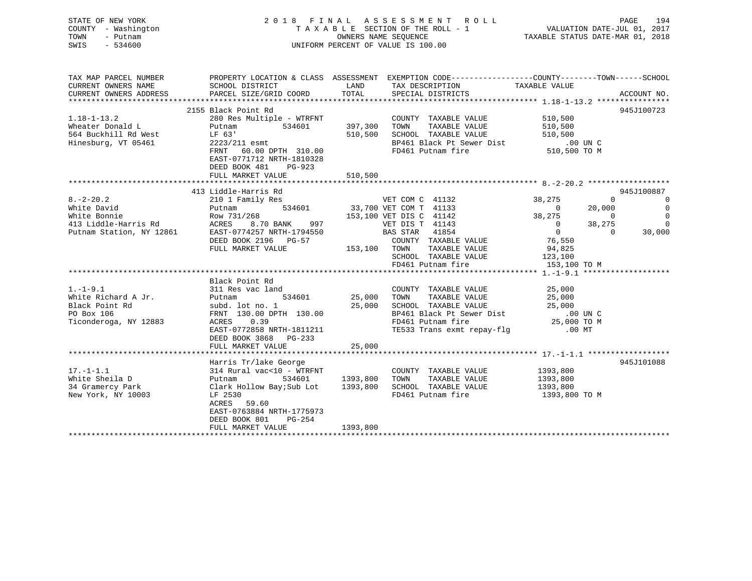STATE OF NEW YORK
COUNTY - Washington
TOWN - Putnam
SWIS - 534600

2 0 1 8 F I N A L A S S E S S M E N T R O L L
T A X A B L E SECTION OF THE ROLL - 1
OWNERS NAME SEQUENCE
UNIFORM PERCENT OF VALUE IS 100.00

VALUATION DATE-JUL 01, 2017
TAXABLE STATUS DATE-MAR 01, 2018

```
TAX MAP PARCEL NUMBER          PROPERTY LOCATION & CLASS  ASSESSMENT  EXEMPTION CODE------------------COUNTY--------TOWN------SCHOOL
CURRENT OWNERS NAME            SCHOOL DISTRICT              LAND       TAX DESCRIPTION              TAXABLE VALUE
CURRENT OWNERS ADDRESS         PARCEL SIZE/GRID COORD       TOTAL      SPECIAL DISTRICTS                                      ACCOUNT NO.
******************************************************************************************************* 1.18-1-13.2 ****************
                               2155 Black Point Rd                                                                          945J100723
1.18-1-13.2                    280 Res Multiple - WTRFNT              COUNTY  TAXABLE VALUE              510,500
Wheater Donald L               Putnam          534601       397,300   TOWN    TAXABLE VALUE              510,500
564 Buckhill Rd West           LF 63'                       510,500   SCHOOL  TAXABLE VALUE              510,500
Hinesburg, VT 05461            2223/211 esmt                          BP461 Black Pt Sewer Dist              .00 UN C
                               FRNT   60.00 DPTH 310.00               FD461 Putnam fire                  510,500 TO M
                               EAST-0771712 NRTH-1810328
                               DEED BOOK 481    PG-923
                               FULL MARKET VALUE            510,500
******************************************************************************************************* 8.-2-20.2 ******************
                               413 Liddle-Harris Rd                                                                         945J100887
8.-2-20.2                      210 1 Family Res                     VET COM C  41132              38,275            0             0
White David                    Putnam          534601        33,700 VET COM T  41133                   0       20,000             0
White Bonnie                   Row 731/268                  153,100 VET DIS C  41142              38,275            0             0
413 Liddle-Harris Rd           ACRES    8.70 BANK    997            VET DIS T  41143                   0       38,275             0
Putnam Station, NY 12861       EAST-0774257 NRTH-1794550            BAS STAR   41854                   0            0        30,000
                               DEED BOOK 2196   PG-57                 COUNTY  TAXABLE VALUE               76,550
                               FULL MARKET VALUE            153,100   TOWN    TAXABLE VALUE               94,825
                                                                      SCHOOL  TAXABLE VALUE              123,100
                                                                      FD461 Putnam fire                  153,100 TO M
******************************************************************************************************* 1.-1-9.1 *******************
                               Black Point Rd
1.-1-9.1                       311 Res vac land                       COUNTY  TAXABLE VALUE               25,000
White Richard A Jr.            Putnam          534601        25,000   TOWN    TAXABLE VALUE               25,000
Black Point Rd                 subd. lot no. 1               25,000   SCHOOL  TAXABLE VALUE               25,000
PO Box 106                     FRNT  130.00 DPTH 130.00               BP461 Black Pt Sewer Dist              .00 UN C
Ticonderoga, NY 12883          ACRES    0.39                          FD461 Putnam fire                   25,000 TO M
                               EAST-0772858 NRTH-1811211              TE533 Trans exmt repay-flg             .00 MT
                               DEED BOOK 3868   PG-233
                               FULL MARKET VALUE             25,000
******************************************************************************************************* 17.-1-1.1 ******************
                               Harris Tr/lake George                                                                        945J101088
17.-1-1.1                      314 Rural vac<10 - WTRFNT              COUNTY  TAXABLE VALUE             1393,800
White Sheila D                 Putnam          534601      1393,800   TOWN    TAXABLE VALUE             1393,800
34 Gramercy Park               Clark Hollow Bay;Sub Lot    1393,800   SCHOOL  TAXABLE VALUE             1393,800
New York, NY 10003             LF 2530                                FD461 Putnam fire                 1393,800 TO M
                               ACRES   59.60
                               EAST-0763884 NRTH-1775973
                               DEED BOOK 801    PG-254
                               FULL MARKET VALUE           1393,800
************************************************************************************************************************************
```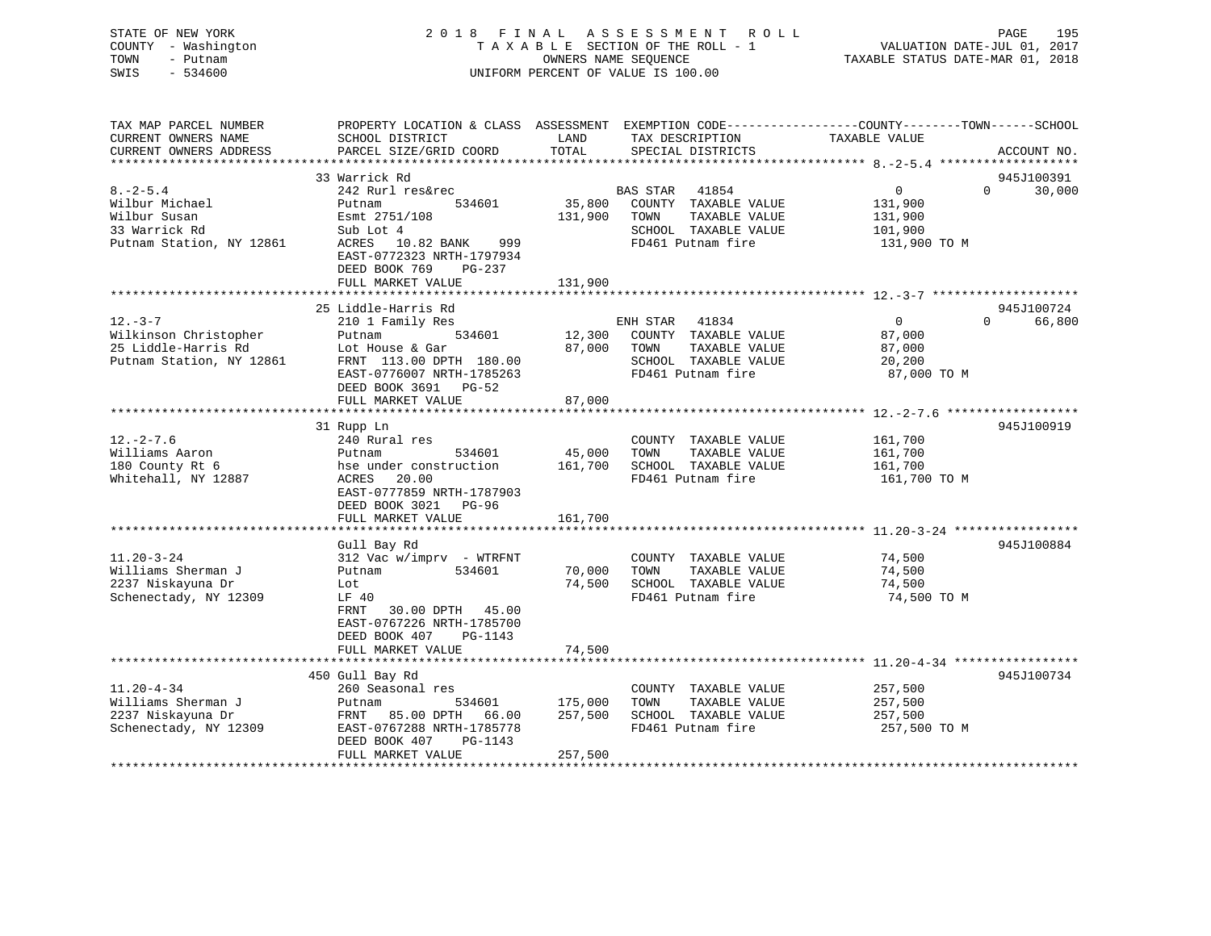STATE OF NEW YORK
COUNTY - Washington
TOWN - Putnam
SWIS - 534600

2018 FINAL ASSESSMENT ROLL
TAXABLE SECTION OF THE ROLL - 1
OWNERS NAME SEQUENCE
UNIFORM PERCENT OF VALUE IS 100.00

VALUATION DATE-JUL 01, 2017
TAXABLE STATUS DATE-MAR 01, 2018

| TAX MAP PARCEL NUMBER / CURRENT OWNERS NAME / CURRENT OWNERS ADDRESS | PROPERTY LOCATION & CLASS / SCHOOL DISTRICT / PARCEL SIZE/GRID COORD | ASSESSMENT LAND | TOTAL | EXEMPTION CODE / TAX DESCRIPTION / SPECIAL DISTRICTS | COUNTY TAXABLE VALUE | TOWN | SCHOOL | ACCOUNT NO. |
|---|---|---|---|---|---|---|---|---|
| 8.-2-5.4 | 33 Warrick Rd | | | | | | | 945J100391 |
| Wilbur Michael | 242 Rurl res&rec | | | BAS STAR 41854 | 0 | 0 | 30,000 | |
| Wilbur Susan | Putnam 534601 | 35,800 | | COUNTY TAXABLE VALUE | 131,900 | | | |
| 33 Warrick Rd | Esmt 2751/108 | | 131,900 | TOWN TAXABLE VALUE | 131,900 | | | |
| Putnam Station, NY 12861 | Sub Lot 4 | | | SCHOOL TAXABLE VALUE | 101,900 | | | |
| | ACRES 10.82 BANK 999 | | | FD461 Putnam fire | 131,900 TO M | | | |
| | EAST-0772323 NRTH-1797934 | | | | | | | |
| | DEED BOOK 769 PG-237 | | | | | | | |
| | FULL MARKET VALUE | | 131,900 | | | | | |
| 12.-3-7 | 25 Liddle-Harris Rd | | | | | | | 945J100724 |
| Wilkinson Christopher | 210 1 Family Res | | | ENH STAR 41834 | 0 | 0 | 66,800 | |
| 25 Liddle-Harris Rd | Putnam 534601 | 12,300 | | COUNTY TAXABLE VALUE | 87,000 | | | |
| Putnam Station, NY 12861 | Lot House & Gar | | 87,000 | TOWN TAXABLE VALUE | 87,000 | | | |
| | FRNT 113.00 DPTH 180.00 | | | SCHOOL TAXABLE VALUE | 20,200 | | | |
| | EAST-0776007 NRTH-1785263 | | | FD461 Putnam fire | 87,000 TO M | | | |
| | DEED BOOK 3691 PG-52 | | | | | | | |
| | FULL MARKET VALUE | | 87,000 | | | | | |
| 12.-2-7.6 | 31 Rupp Ln | | | | | | | 945J100919 |
| Williams Aaron | 240 Rural res | | | COUNTY TAXABLE VALUE | 161,700 | | | |
| 180 County Rt 6 | Putnam 534601 | 45,000 | | TOWN TAXABLE VALUE | 161,700 | | | |
| Whitehall, NY 12887 | hse under construction | | 161,700 | SCHOOL TAXABLE VALUE | 161,700 | | | |
| | ACRES 20.00 | | | FD461 Putnam fire | 161,700 TO M | | | |
| | EAST-0777859 NRTH-1787903 | | | | | | | |
| | DEED BOOK 3021 PG-96 | | | | | | | |
| | FULL MARKET VALUE | | 161,700 | | | | | |
| 11.20-3-24 | Gull Bay Rd | | | | | | | 945J100884 |
| Williams Sherman J | 312 Vac w/imprv - WTRFNT | | | COUNTY TAXABLE VALUE | 74,500 | | | |
| 2237 Niskayuna Dr | Putnam 534601 | 70,000 | | TOWN TAXABLE VALUE | 74,500 | | | |
| Schenectady, NY 12309 | Lot | | 74,500 | SCHOOL TAXABLE VALUE | 74,500 | | | |
| | LF 40 | | | FD461 Putnam fire | 74,500 TO M | | | |
| | FRNT 30.00 DPTH 45.00 | | | | | | | |
| | EAST-0767226 NRTH-1785700 | | | | | | | |
| | DEED BOOK 407 PG-1143 | | | | | | | |
| | FULL MARKET VALUE | | 74,500 | | | | | |
| 11.20-4-34 | 450 Gull Bay Rd | | | | | | | 945J100734 |
| Williams Sherman J | 260 Seasonal res | | | COUNTY TAXABLE VALUE | 257,500 | | | |
| 2237 Niskayuna Dr | Putnam 534601 | 175,000 | | TOWN TAXABLE VALUE | 257,500 | | | |
| Schenectady, NY 12309 | FRNT 85.00 DPTH 66.00 | | 257,500 | SCHOOL TAXABLE VALUE | 257,500 | | | |
| | EAST-0767288 NRTH-1785778 | | | FD461 Putnam fire | 257,500 TO M | | | |
| | DEED BOOK 407 PG-1143 | | | | | | | |
| | FULL MARKET VALUE | | 257,500 | | | | | |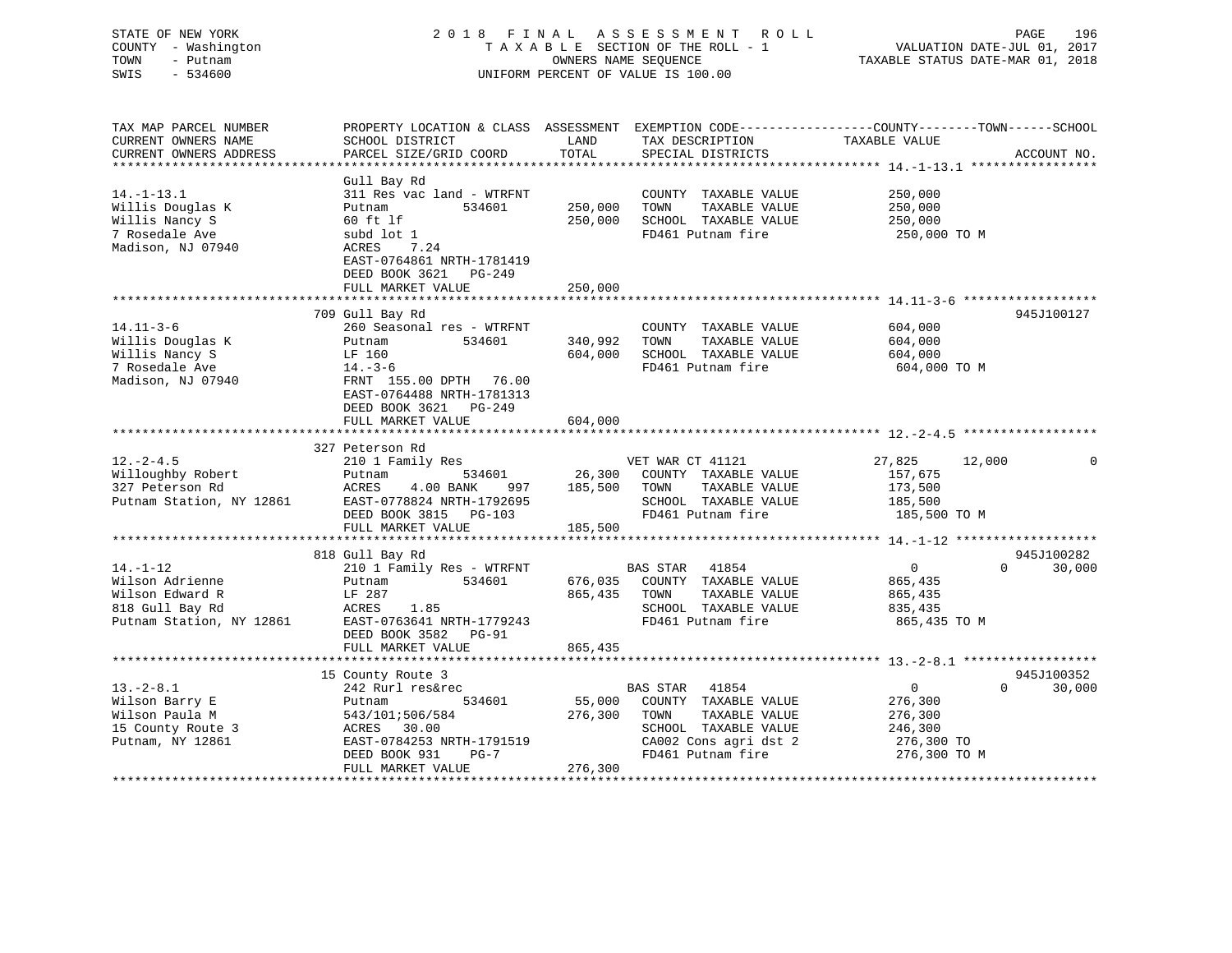STATE OF NEW YORK
COUNTY - Washington
TOWN - Putnam
SWIS - 534600

2018 FINAL ASSESSMENT ROLL
TAXABLE SECTION OF THE ROLL - 1
OWNERS NAME SEQUENCE
UNIFORM PERCENT OF VALUE IS 100.00

VALUATION DATE-JUL 01, 2017
TAXABLE STATUS DATE-MAR 01, 2018

```
TAX MAP PARCEL NUMBER          PROPERTY LOCATION & CLASS  ASSESSMENT  EXEMPTION CODE-----------------COUNTY--------TOWN------SCHOOL
CURRENT OWNERS NAME            SCHOOL DISTRICT               LAND      TAX DESCRIPTION             TAXABLE VALUE
CURRENT OWNERS ADDRESS         PARCEL SIZE/GRID COORD       TOTAL      SPECIAL DISTRICTS                                        ACCOUNT NO.
******************************************************************************************************* 14.-1-13.1 *****************
                               Gull Bay Rd
14.-1-13.1                     311 Res vac land - WTRFNT           COUNTY  TAXABLE VALUE        250,000
Willis Douglas K               Putnam          534601     250,000  TOWN    TAXABLE VALUE        250,000
Willis Nancy S                 60 ft lf                   250,000  SCHOOL  TAXABLE VALUE        250,000
7 Rosedale Ave                 subd lot 1                          FD461 Putnam fire             250,000 TO M
Madison, NJ 07940              ACRES     7.24
                               EAST-0764861 NRTH-1781419
                               DEED BOOK 3621   PG-249
                               FULL MARKET VALUE          250,000
******************************************************************************************************* 14.11-3-6 ******************
                               709 Gull Bay Rd                                                                   945J100127
14.11-3-6                      260 Seasonal res - WTRFNT           COUNTY  TAXABLE VALUE        604,000
Willis Douglas K               Putnam          534601     340,992  TOWN    TAXABLE VALUE        604,000
Willis Nancy S                 LF 160                     604,000  SCHOOL  TAXABLE VALUE        604,000
7 Rosedale Ave                 14.-3-6                             FD461 Putnam fire             604,000 TO M
Madison, NJ 07940              FRNT  155.00 DPTH   76.00
                               EAST-0764488 NRTH-1781313
                               DEED BOOK 3621   PG-249
                               FULL MARKET VALUE          604,000
******************************************************************************************************* 12.-2-4.5 ******************
                               327 Peterson Rd
12.-2-4.5                      210 1 Family Res                    VET WAR CT 41121          27,825      12,000            0
Willoughby Robert              Putnam          534601      26,300  COUNTY  TAXABLE VALUE        157,675
327 Peterson Rd                ACRES     4.00 BANK    997 185,500  TOWN    TAXABLE VALUE        173,500
Putnam Station, NY 12861       EAST-0778824 NRTH-1792695           SCHOOL  TAXABLE VALUE        185,500
                               DEED BOOK 3815   PG-103             FD461 Putnam fire             185,500 TO M
                               FULL MARKET VALUE          185,500
******************************************************************************************************* 14.-1-12 *******************
                               818 Gull Bay Rd                                                                   945J100282
14.-1-12                       210 1 Family Res - WTRFNT           BAS STAR   41854               0           0       30,000
Wilson Adrienne                Putnam          534601     676,035  COUNTY  TAXABLE VALUE        865,435
Wilson Edward R                LF 287                     865,435  TOWN    TAXABLE VALUE        865,435
818 Gull Bay Rd                ACRES     1.85                      SCHOOL  TAXABLE VALUE        835,435
Putnam Station, NY 12861       EAST-0763641 NRTH-1779243           FD461 Putnam fire             865,435 TO M
                               DEED BOOK 3582   PG-91
                               FULL MARKET VALUE          865,435
******************************************************************************************************* 13.-2-8.1 ******************
                               15 County Route 3                                                                 945J100352
13.-2-8.1                      242 Rurl res&rec                    BAS STAR   41854               0           0       30,000
Wilson Barry E                 Putnam          534601      55,000  COUNTY  TAXABLE VALUE        276,300
Wilson Paula M                 543/101;506/584            276,300  TOWN    TAXABLE VALUE        276,300
15 County Route 3              ACRES    30.00                      SCHOOL  TAXABLE VALUE        246,300
Putnam, NY 12861               EAST-0784253 NRTH-1791519           CA002 Cons agri dst 2         276,300 TO
                               DEED BOOK 931    PG-7               FD461 Putnam fire             276,300 TO M
                               FULL MARKET VALUE          276,300
************************************************************************************************************************************
```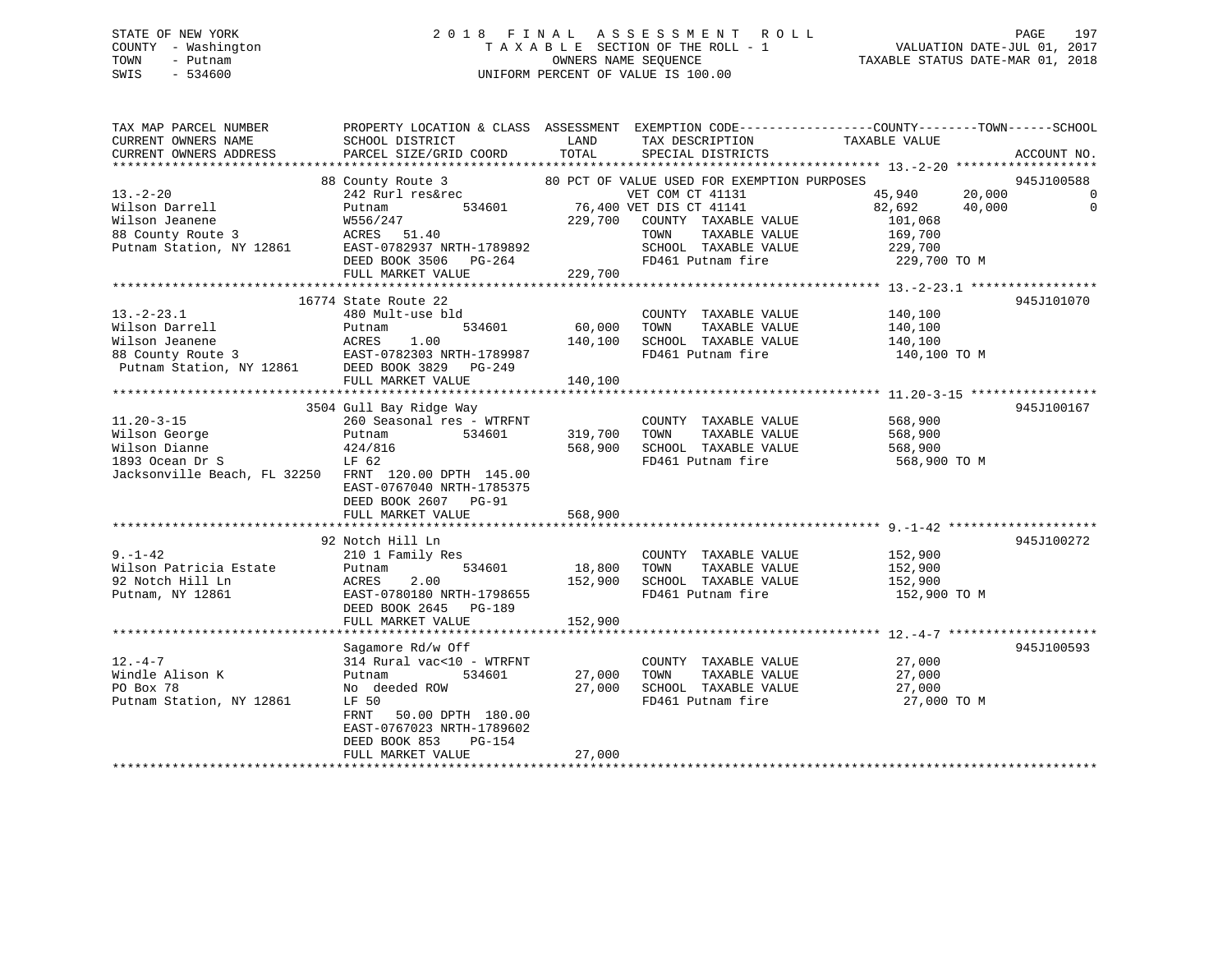STATE OF NEW YORK
COUNTY - Washington
TOWN - Putnam
SWIS - 534600

2018 FINAL ASSESSMENT ROLL
TAXABLE SECTION OF THE ROLL - 1
OWNERS NAME SEQUENCE
UNIFORM PERCENT OF VALUE IS 100.00

VALUATION DATE-JUL 01, 2017
TAXABLE STATUS DATE-MAR 01, 2018

```
TAX MAP PARCEL NUMBER          PROPERTY LOCATION & CLASS  ASSESSMENT  EXEMPTION CODE-----------------COUNTY--------TOWN------SCHOOL
CURRENT OWNERS NAME            SCHOOL DISTRICT              LAND      TAX DESCRIPTION              TAXABLE VALUE
CURRENT OWNERS ADDRESS         PARCEL SIZE/GRID COORD       TOTAL     SPECIAL DISTRICTS                                   ACCOUNT NO.
******************************************************************************************************* 13.-2-20 ******************
                    88 County Route 3              80 PCT OF VALUE USED FOR EXEMPTION PURPOSES                            945J100588
13.-2-20                       242 Rurl res&rec                       VET COM CT 41131                45,940      20,000           0
Wilson Darrell                 Putnam          534601        76,400 VET DIS CT 41141                82,692      40,000           0
Wilson Jeanene                 W556/247                     229,700   COUNTY  TAXABLE VALUE           101,068
88 County Route 3              ACRES   51.40                          TOWN    TAXABLE VALUE           169,700
Putnam Station, NY 12861       EAST-0782937 NRTH-1789892              SCHOOL  TAXABLE VALUE           229,700
                               DEED BOOK 3506   PG-264                FD461 Putnam fire                229,700 TO M
                               FULL MARKET VALUE            229,700
******************************************************************************************************* 13.-2-23.1 ****************
                    16774 State Route 22                                                                                  945J101070
13.-2-23.1                     480 Mult-use bld                       COUNTY  TAXABLE VALUE           140,100
Wilson Darrell                 Putnam          534601        60,000   TOWN    TAXABLE VALUE           140,100
Wilson Jeanene                 ACRES    1.00                140,100   SCHOOL  TAXABLE VALUE           140,100
88 County Route 3              EAST-0782303 NRTH-1789987              FD461 Putnam fire                140,100 TO M
 Putnam Station, NY 12861      DEED BOOK 3829   PG-249
                               FULL MARKET VALUE            140,100
******************************************************************************************************* 11.20-3-15 ****************
                    3504 Gull Bay Ridge Way                                                                               945J100167
11.20-3-15                     260 Seasonal res - WTRFNT              COUNTY  TAXABLE VALUE           568,900
Wilson George                  Putnam          534601       319,700   TOWN    TAXABLE VALUE           568,900
Wilson Dianne                  424/816                      568,900   SCHOOL  TAXABLE VALUE           568,900
1893 Ocean Dr S                LF 62                                  FD461 Putnam fire                568,900 TO M
Jacksonville Beach, FL 32250   FRNT 120.00 DPTH 145.00
                               EAST-0767040 NRTH-1785375
                               DEED BOOK 2607   PG-91
                               FULL MARKET VALUE            568,900
******************************************************************************************************* 9.-1-42 *******************
                    92 Notch Hill Ln                                                                                      945J100272
9.-1-42                        210 1 Family Res                       COUNTY  TAXABLE VALUE           152,900
Wilson Patricia Estate         Putnam          534601        18,800   TOWN    TAXABLE VALUE           152,900
92 Notch Hill Ln               ACRES    2.00                152,900   SCHOOL  TAXABLE VALUE           152,900
Putnam, NY 12861               EAST-0780180 NRTH-1798655              FD461 Putnam fire                152,900 TO M
                               DEED BOOK 2645   PG-189
                               FULL MARKET VALUE            152,900
******************************************************************************************************* 12.-4-7 *******************
                    Sagamore Rd/w Off                                                                                     945J100593
12.-4-7                        314 Rural vac<10 - WTRFNT              COUNTY  TAXABLE VALUE            27,000
Windle Alison K                Putnam          534601        27,000   TOWN    TAXABLE VALUE            27,000
PO Box 78                      No  deeded ROW                27,000   SCHOOL  TAXABLE VALUE            27,000
Putnam Station, NY 12861       LF 50                                  FD461 Putnam fire                 27,000 TO M
                               FRNT   50.00 DPTH 180.00
                               EAST-0767023 NRTH-1789602
                               DEED BOOK 853    PG-154
                               FULL MARKET VALUE             27,000
************************************************************************************************************************************
```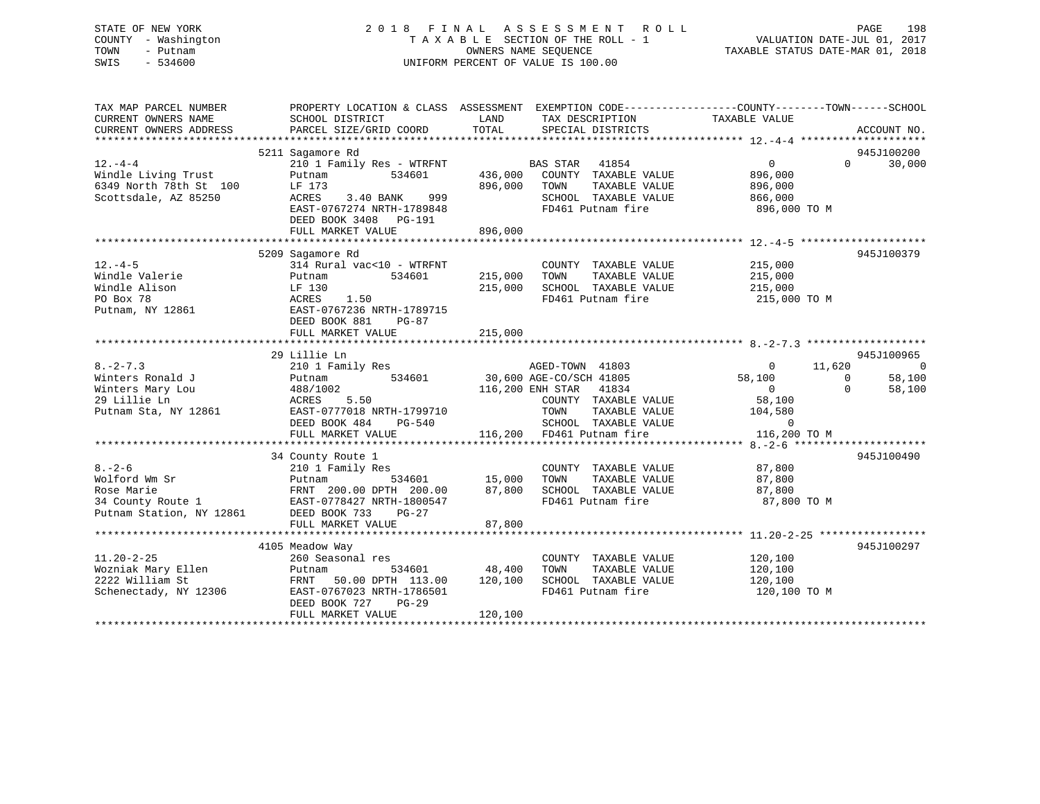STATE OF NEW YORK
COUNTY - Washington
TOWN - Putnam
SWIS - 534600

2 0 1 8 F I N A L A S S E S S M E N T R O L L
T A X A B L E SECTION OF THE ROLL - 1
OWNERS NAME SEQUENCE
UNIFORM PERCENT OF VALUE IS 100.00

VALUATION DATE-JUL 01, 2017
TAXABLE STATUS DATE-MAR 01, 2018

| TAX MAP PARCEL NUMBER / CURRENT OWNERS NAME / CURRENT OWNERS ADDRESS | PROPERTY LOCATION & CLASS / SCHOOL DISTRICT / PARCEL SIZE/GRID COORD | ASSESSMENT LAND / TOTAL | EXEMPTION CODE / TAX DESCRIPTION / SPECIAL DISTRICTS | COUNTY | TOWN | SCHOOL | ACCOUNT NO. |
|---|---|---|---|---|---|---|---|
| 12.-4-4 | 5211 Sagamore Rd | | | | | | 945J100200 |
| Windle Living Trust | 210 1 Family Res - WTRFNT | | BAS STAR 41854 | 0 | 0 | 30,000 | |
| 6349 North 78th St 100 | Putnam 534601 | 436,000 | COUNTY TAXABLE VALUE | 896,000 | | | |
| Scottsdale, AZ 85250 | LF 173 | 896,000 | TOWN TAXABLE VALUE | | 896,000 | | |
| | ACRES 3.40 BANK 999 | | SCHOOL TAXABLE VALUE | | | 866,000 | |
| | EAST-0767274 NRTH-1789848 | | FD461 Putnam fire | 896,000 TO M | | | |
| | DEED BOOK 3408 PG-191 | | | | | | |
| | FULL MARKET VALUE | 896,000 | | | | | |
| 12.-4-5 | 5209 Sagamore Rd | | | | | | 945J100379 |
| Windle Valerie | 314 Rural vac<10 - WTRFNT | | COUNTY TAXABLE VALUE | 215,000 | | | |
| Windle Alison | Putnam 534601 | 215,000 | TOWN TAXABLE VALUE | | 215,000 | | |
| PO Box 78 | LF 130 | 215,000 | SCHOOL TAXABLE VALUE | | | 215,000 | |
| Putnam, NY 12861 | ACRES 1.50 | | FD461 Putnam fire | 215,000 TO M | | | |
| | EAST-0767236 NRTH-1789715 | | | | | | |
| | DEED BOOK 881 PG-87 | | | | | | |
| | FULL MARKET VALUE | 215,000 | | | | | |
| 8.-2-7.3 | 29 Lillie Ln | | | | | | 945J100965 |
| Winters Ronald J | 210 1 Family Res | | AGED-TOWN 41803 | 0 | 11,620 | 0 | |
| Winters Mary Lou | Putnam 534601 | 30,600 | AGE-CO/SCH 41805 | 58,100 | 0 | 58,100 | |
| 29 Lillie Ln | 488/1002 | 116,200 | ENH STAR 41834 | 0 | 0 | 58,100 | |
| Putnam Sta, NY 12861 | ACRES 5.50 | | COUNTY TAXABLE VALUE | 58,100 | | | |
| | EAST-0777018 NRTH-1799710 | | TOWN TAXABLE VALUE | | 104,580 | | |
| | DEED BOOK 484 PG-540 | | SCHOOL TAXABLE VALUE | | | 0 | |
| | FULL MARKET VALUE | 116,200 | FD461 Putnam fire | 116,200 TO M | | | |
| 8.-2-6 | 34 County Route 1 | | | | | | 945J100490 |
| Wolford Wm Sr | 210 1 Family Res | | COUNTY TAXABLE VALUE | 87,800 | | | |
| Rose Marie | Putnam 534601 | 15,000 | TOWN TAXABLE VALUE | | 87,800 | | |
| 34 County Route 1 | FRNT 200.00 DPTH 200.00 | 87,800 | SCHOOL TAXABLE VALUE | | | 87,800 | |
| Putnam Station, NY 12861 | EAST-0778427 NRTH-1800547 | | FD461 Putnam fire | 87,800 TO M | | | |
| | DEED BOOK 733 PG-27 | | | | | | |
| | FULL MARKET VALUE | 87,800 | | | | | |
| 11.20-2-25 | 4105 Meadow Way | | | | | | 945J100297 |
| Wozniak Mary Ellen | 260 Seasonal res | | COUNTY TAXABLE VALUE | 120,100 | | | |
| 2222 William St | Putnam 534601 | 48,400 | TOWN TAXABLE VALUE | | 120,100 | | |
| Schenectady, NY 12306 | FRNT 50.00 DPTH 113.00 | 120,100 | SCHOOL TAXABLE VALUE | | | 120,100 | |
| | EAST-0767023 NRTH-1786501 | | FD461 Putnam fire | 120,100 TO M | | | |
| | DEED BOOK 727 PG-29 | | | | | | |
| | FULL MARKET VALUE | 120,100 | | | | | |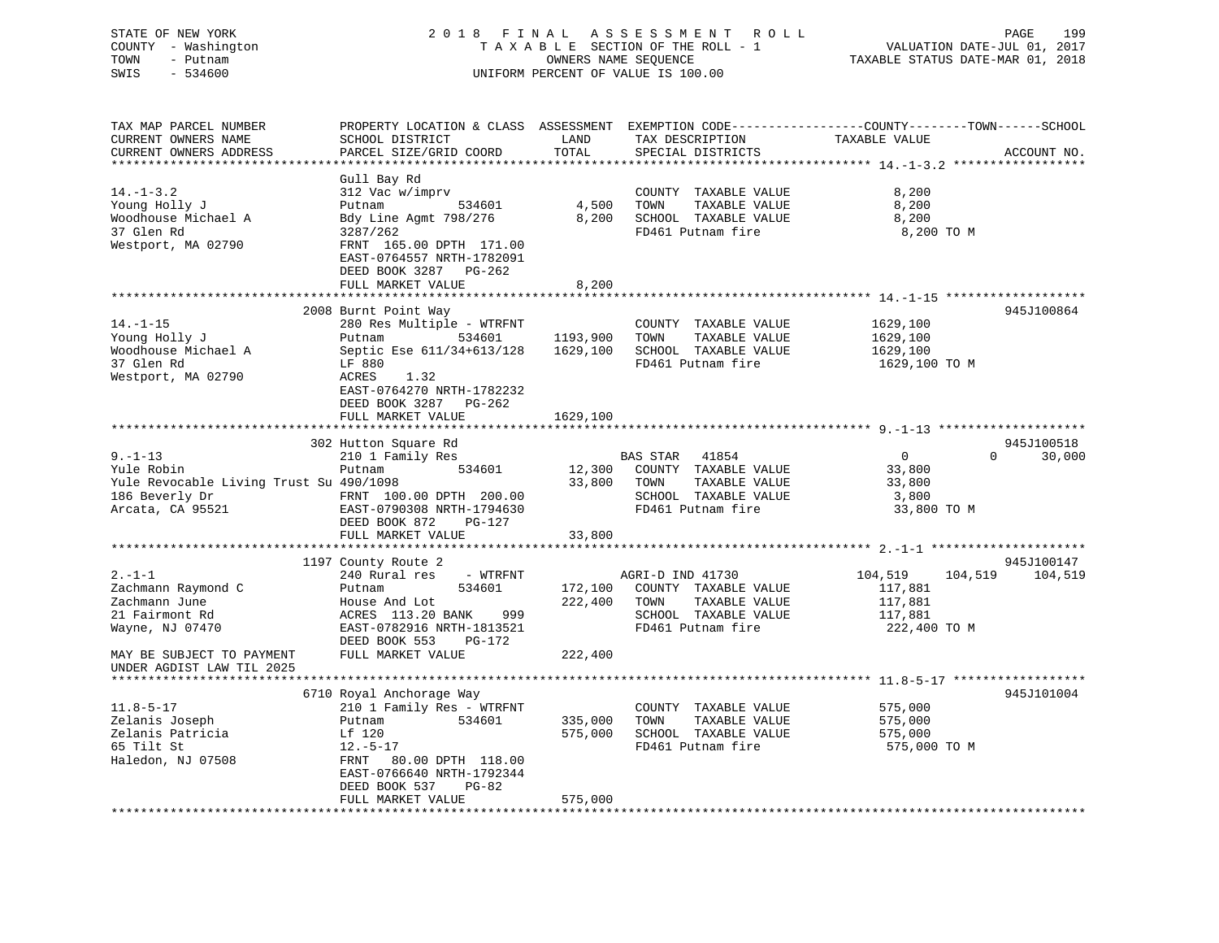STATE OF NEW YORK
COUNTY - Washington
TOWN - Putnam
SWIS - 534600

2 0 1 8 F I N A L A S S E S S M E N T R O L L
T A X A B L E SECTION OF THE ROLL - 1
OWNERS NAME SEQUENCE
UNIFORM PERCENT OF VALUE IS 100.00

VALUATION DATE-JUL 01, 2017
TAXABLE STATUS DATE-MAR 01, 2018

| TAX MAP PARCEL NUMBER / CURRENT OWNERS NAME / CURRENT OWNERS ADDRESS | PROPERTY LOCATION & CLASS / SCHOOL DISTRICT / PARCEL SIZE/GRID COORD | ASSESSMENT LAND / TOTAL | EXEMPTION CODE / TAX DESCRIPTION / SPECIAL DISTRICTS | COUNTY | TOWN | SCHOOL / ACCOUNT NO. |
|---|---|---|---|---|---|---|
| **14.-1-3.2** | Gull Bay Rd | | | | | |
| 14.-1-3.2 | 312 Vac w/imprv | | COUNTY TAXABLE VALUE | 8,200 | | |
| Young Holly J | Putnam 534601 | 4,500 | TOWN TAXABLE VALUE | | 8,200 | |
| Woodhouse Michael A | Bdy Line Agmt 798/276 | 8,200 | SCHOOL TAXABLE VALUE | | | 8,200 |
| 37 Glen Rd | 3287/262 | | FD461 Putnam fire | 8,200 TO M | | |
| Westport, MA 02790 | FRNT 165.00 DPTH 171.00 | | | | | |
| | EAST-0764557 NRTH-1782091 | | | | | |
| | DEED BOOK 3287 PG-262 | | | | | |
| | FULL MARKET VALUE | 8,200 | | | | |
| **14.-1-15** | 2008 Burnt Point Way | | | | | 945J100864 |
| 14.-1-15 | 280 Res Multiple - WTRFNT | | COUNTY TAXABLE VALUE | 1629,100 | | |
| Young Holly J | Putnam 534601 | 1193,900 | TOWN TAXABLE VALUE | | 1629,100 | |
| Woodhouse Michael A | Septic Ese 611/34+613/128 | 1629,100 | SCHOOL TAXABLE VALUE | | | 1629,100 |
| 37 Glen Rd | LF 880 | | FD461 Putnam fire | 1629,100 TO M | | |
| Westport, MA 02790 | ACRES 1.32 | | | | | |
| | EAST-0764270 NRTH-1782232 | | | | | |
| | DEED BOOK 3287 PG-262 | | | | | |
| | FULL MARKET VALUE | 1629,100 | | | | |
| **9.-1-13** | 302 Hutton Square Rd | | | | | 945J100518 |
| 9.-1-13 | 210 1 Family Res | | BAS STAR 41854 | 0 | 0 | 30,000 |
| Yule Robin | Putnam 534601 | 12,300 | COUNTY TAXABLE VALUE | 33,800 | | |
| Yule Revocable Living Trust Su | 490/1098 | 33,800 | TOWN TAXABLE VALUE | | 33,800 | |
| 186 Beverly Dr | FRNT 100.00 DPTH 200.00 | | SCHOOL TAXABLE VALUE | | | 3,800 |
| Arcata, CA 95521 | EAST-0790308 NRTH-1794630 | | FD461 Putnam fire | 33,800 TO M | | |
| | DEED BOOK 872 PG-127 | | | | | |
| | FULL MARKET VALUE | 33,800 | | | | |
| **2.-1-1** | 1197 County Route 2 | | | | | 945J100147 |
| 2.-1-1 | 240 Rural res - WTRFNT | | AGRI-D IND 41730 | 104,519 | 104,519 | 104,519 |
| Zachmann Raymond C | Putnam 534601 | 172,100 | COUNTY TAXABLE VALUE | 117,881 | | |
| Zachmann June | House And Lot | 222,400 | TOWN TAXABLE VALUE | | 117,881 | |
| 21 Fairmont Rd | ACRES 113.20 BANK 999 | | SCHOOL TAXABLE VALUE | | | 117,881 |
| Wayne, NJ 07470 | EAST-0782916 NRTH-1813521 | | FD461 Putnam fire | 222,400 TO M | | |
| | DEED BOOK 553 PG-172 | | | | | |
| MAY BE SUBJECT TO PAYMENT UNDER AGDIST LAW TIL 2025 | FULL MARKET VALUE | 222,400 | | | | |
| **11.8-5-17** | 6710 Royal Anchorage Way | | | | | 945J101004 |
| 11.8-5-17 | 210 1 Family Res - WTRFNT | | COUNTY TAXABLE VALUE | 575,000 | | |
| Zelanis Joseph | Putnam 534601 | 335,000 | TOWN TAXABLE VALUE | | 575,000 | |
| Zelanis Patricia | Lf 120 | 575,000 | SCHOOL TAXABLE VALUE | | | 575,000 |
| 65 Tilt St | 12.-5-17 | | FD461 Putnam fire | 575,000 TO M | | |
| Haledon, NJ 07508 | FRNT 80.00 DPTH 118.00 | | | | | |
| | EAST-0766640 NRTH-1792344 | | | | | |
| | DEED BOOK 537 PG-82 | | | | | |
| | FULL MARKET VALUE | 575,000 | | | | |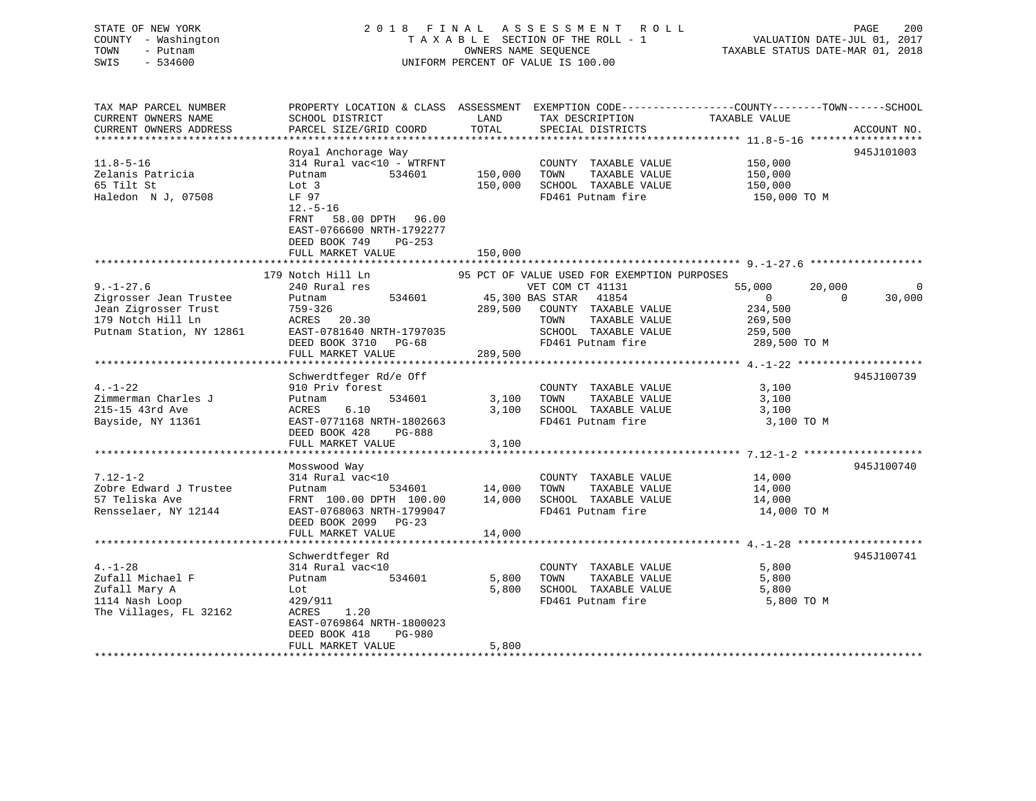STATE OF NEW YORK
COUNTY - Washington
TOWN - Putnam
SWIS - 534600

2 0 1 8 F I N A L A S S E S S M E N T R O L L
T A X A B L E SECTION OF THE ROLL - 1
OWNERS NAME SEQUENCE
UNIFORM PERCENT OF VALUE IS 100.00

VALUATION DATE-JUL 01, 2017
TAXABLE STATUS DATE-MAR 01, 2018

```
TAX MAP PARCEL NUMBER          PROPERTY LOCATION & CLASS  ASSESSMENT  EXEMPTION CODE------------------COUNTY--------TOWN------SCHOOL
CURRENT OWNERS NAME            SCHOOL DISTRICT               LAND      TAX DESCRIPTION            TAXABLE VALUE
CURRENT OWNERS ADDRESS         PARCEL SIZE/GRID COORD        TOTAL     SPECIAL DISTRICTS                                    ACCOUNT NO.
******************************************************************************************************* 11.8-5-16 ******************
                               Royal Anchorage Way                                                                      945J101003
11.8-5-16                      314 Rural vac<10 - WTRFNT              COUNTY  TAXABLE VALUE             150,000
Zelanis Patricia               Putnam          534601      150,000    TOWN    TAXABLE VALUE             150,000
65 Tilt St                     Lot 3                       150,000    SCHOOL  TAXABLE VALUE             150,000
Haledon  N J, 07508            LF 97                                  FD461 Putnam fire                  150,000 TO M
                               12.-5-16
                               FRNT   58.00 DPTH   96.00
                               EAST-0766600 NRTH-1792277
                               DEED BOOK 749    PG-253
                               FULL MARKET VALUE           150,000
******************************************************************************************************* 9.-1-27.6 ******************
                           179 Notch Hill Ln              95 PCT OF VALUE USED FOR EXEMPTION PURPOSES
9.-1-27.6                      240 Rural res                          VET COM CT 41131          55,000        20,000             0
Zigrosser Jean Trustee         Putnam          534601       45,300 BAS STAR   41854                  0             0        30,000
Jean Zigrosser Trust           759-326                     289,500    COUNTY  TAXABLE VALUE             234,500
179 Notch Hill Ln              ACRES   20.30                          TOWN    TAXABLE VALUE             269,500
Putnam Station, NY 12861       EAST-0781640 NRTH-1797035              SCHOOL  TAXABLE VALUE             259,500
                               DEED BOOK 3710   PG-68                 FD461 Putnam fire                  289,500 TO M
                               FULL MARKET VALUE           289,500
******************************************************************************************************* 4.-1-22 ********************
                               Schwerdtfeger Rd/e Off                                                                   945J100739
4.-1-22                        910 Priv forest                        COUNTY  TAXABLE VALUE               3,100
Zimmerman Charles J            Putnam          534601        3,100    TOWN    TAXABLE VALUE               3,100
215-15 43rd Ave                ACRES    6.10                 3,100    SCHOOL  TAXABLE VALUE               3,100
Bayside, NY 11361              EAST-0771168 NRTH-1802663              FD461 Putnam fire                    3,100 TO M
                               DEED BOOK 428    PG-888
                               FULL MARKET VALUE             3,100
******************************************************************************************************* 7.12-1-2 *******************
                               Mosswood Way                                                                             945J100740
7.12-1-2                       314 Rural vac<10                       COUNTY  TAXABLE VALUE              14,000
Zobre Edward J Trustee         Putnam          534601       14,000    TOWN    TAXABLE VALUE              14,000
57 Teliska Ave                 FRNT  100.00 DPTH  100.00    14,000    SCHOOL  TAXABLE VALUE              14,000
Rensselaer, NY 12144           EAST-0768063 NRTH-1799047              FD461 Putnam fire                   14,000 TO M
                               DEED BOOK 2099   PG-23
                               FULL MARKET VALUE            14,000
******************************************************************************************************* 4.-1-28 ********************
                               Schwerdtfeger Rd                                                                         945J100741
4.-1-28                        314 Rural vac<10                       COUNTY  TAXABLE VALUE               5,800
Zufall Michael F               Putnam          534601        5,800    TOWN    TAXABLE VALUE               5,800
Zufall Mary A                  Lot                           5,800    SCHOOL  TAXABLE VALUE               5,800
1114 Nash Loop                 429/911                                FD461 Putnam fire                    5,800 TO M
The Villages, FL 32162         ACRES    1.20
                               EAST-0769864 NRTH-1800023
                               DEED BOOK 418    PG-980
                               FULL MARKET VALUE             5,800
************************************************************************************************************************************
```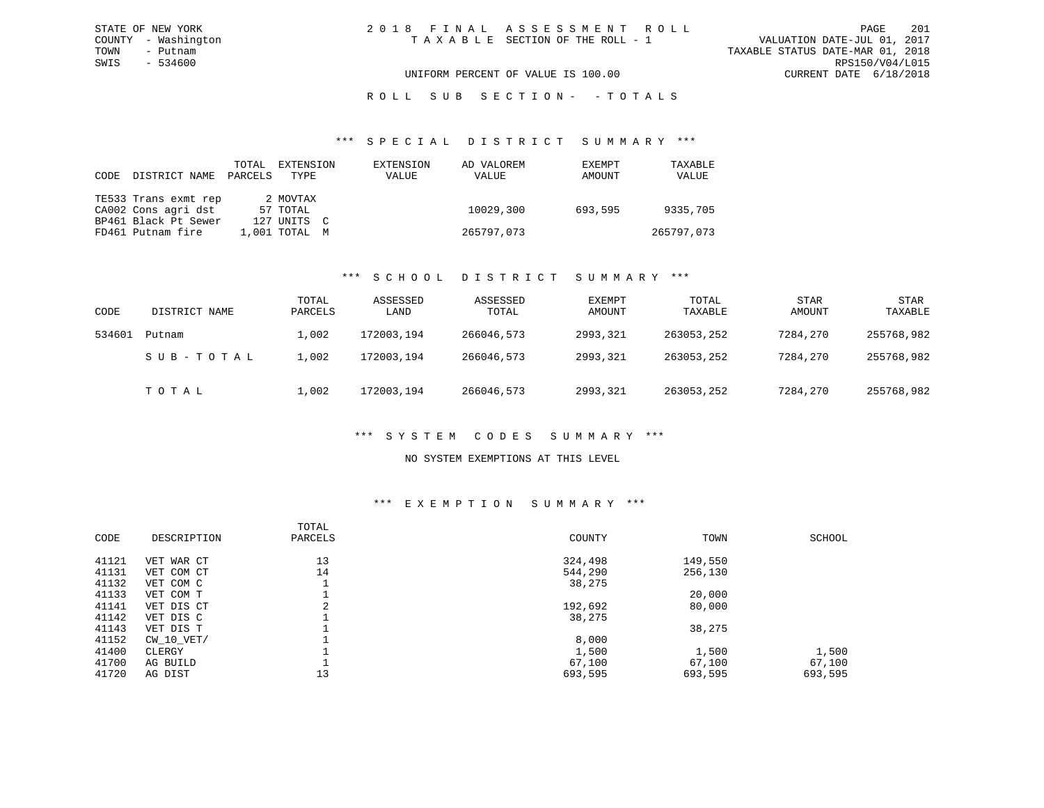STATE OF NEW YORK
COUNTY - Washington
TOWN - Putnam
SWIS - 534600

2018 FINAL ASSESSMENT ROLL
TAXABLE SECTION OF THE ROLL - 1

VALUATION DATE-JUL 01, 2017
TAXABLE STATUS DATE-MAR 01, 2018
RPS150/V04/L015
CURRENT DATE 6/18/2018

UNIFORM PERCENT OF VALUE IS 100.00

ROLL SUB SECTION- - TOTALS

## *** SPECIAL DISTRICT SUMMARY ***

| CODE | DISTRICT NAME | TOTAL PARCELS | EXTENSION TYPE | EXTENSION VALUE | AD VALOREM VALUE | EXEMPT AMOUNT | TAXABLE VALUE |
|---|---|---|---|---|---|---|---|
| TE533 | Trans exmt rep | 2 | MOVTAX | | | | |
| CA002 | Cons agri dst | 57 | TOTAL | | 10029,300 | 693,595 | 9335,705 |
| BP461 | Black Pt Sewer | 127 | UNITS C | | | | |
| FD461 | Putnam fire | 1,001 | TOTAL M | | 265797,073 | | 265797,073 |

## *** SCHOOL DISTRICT SUMMARY ***

| CODE | DISTRICT NAME | TOTAL PARCELS | ASSESSED LAND | ASSESSED TOTAL | EXEMPT AMOUNT | TOTAL TAXABLE | STAR AMOUNT | STAR TAXABLE |
|---|---|---|---|---|---|---|---|---|
| 534601 | Putnam | 1,002 | 172003,194 | 266046,573 | 2993,321 | 263053,252 | 7284,270 | 255768,982 |
| | SUB-TOTAL | 1,002 | 172003,194 | 266046,573 | 2993,321 | 263053,252 | 7284,270 | 255768,982 |
| | TOTAL | 1,002 | 172003,194 | 266046,573 | 2993,321 | 263053,252 | 7284,270 | 255768,982 |

## *** SYSTEM CODES SUMMARY ***

NO SYSTEM EXEMPTIONS AT THIS LEVEL

## *** EXEMPTION SUMMARY ***

| CODE | DESCRIPTION | TOTAL PARCELS | COUNTY | TOWN | SCHOOL |
|---|---|---|---|---|---|
| 41121 | VET WAR CT | 13 | 324,498 | 149,550 | |
| 41131 | VET COM CT | 14 | 544,290 | 256,130 | |
| 41132 | VET COM C | 1 | 38,275 | | |
| 41133 | VET COM T | 1 | | 20,000 | |
| 41141 | VET DIS CT | 2 | 192,692 | 80,000 | |
| 41142 | VET DIS C | 1 | 38,275 | | |
| 41143 | VET DIS T | 1 | | 38,275 | |
| 41152 | CW_10_VET/ | 1 | 8,000 | | |
| 41400 | CLERGY | 1 | 1,500 | 1,500 | 1,500 |
| 41700 | AG BUILD | 1 | 67,100 | 67,100 | 67,100 |
| 41720 | AG DIST | 13 | 693,595 | 693,595 | 693,595 |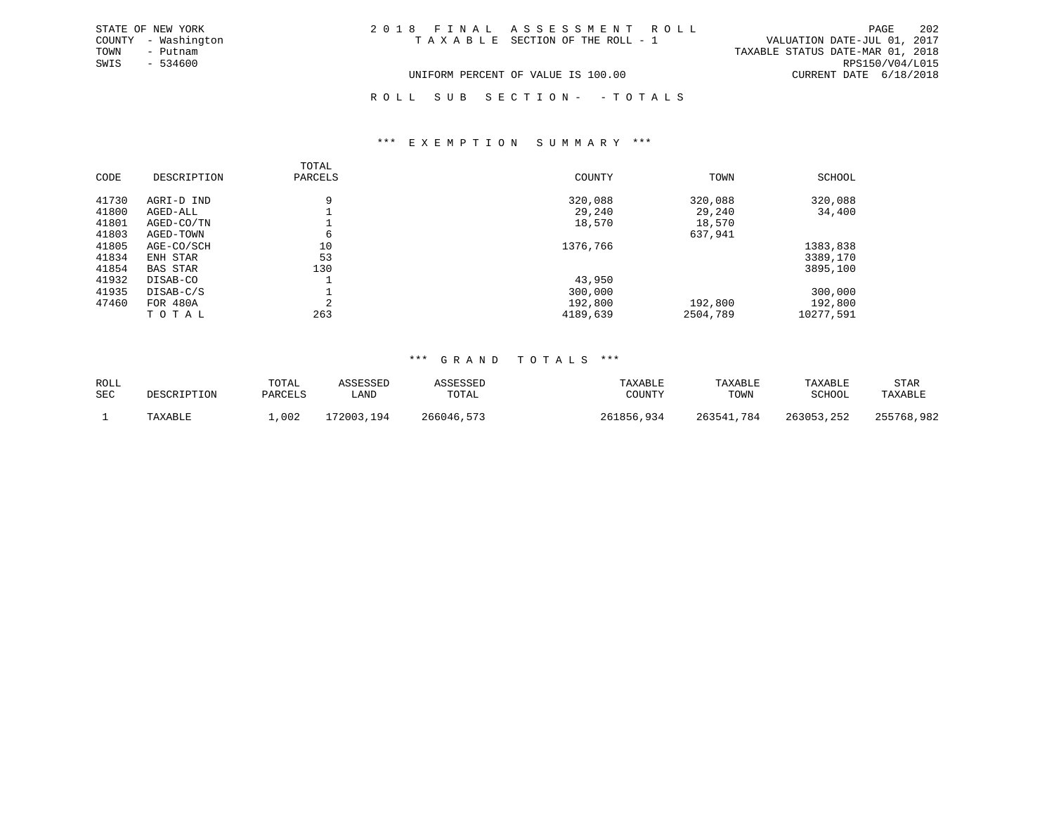STATE OF NEW YORK
COUNTY - Washington
TOWN - Putnam
SWIS - 534600

# 2018 FINAL ASSESSMENT ROLL
TAXABLE SECTION OF THE ROLL - 1

VALUATION DATE-JUL 01, 2017
TAXABLE STATUS DATE-MAR 01, 2018
RPS150/V04/L015
CURRENT DATE 6/18/2018

UNIFORM PERCENT OF VALUE IS 100.00

ROLL SUB SECTION- - TOTALS

## *** EXEMPTION SUMMARY ***

| CODE | DESCRIPTION | TOTAL PARCELS | COUNTY | TOWN | SCHOOL |
|---|---|---|---|---|---|
| 41730 | AGRI-D IND | 9 | 320,088 | 320,088 | 320,088 |
| 41800 | AGED-ALL | 1 | 29,240 | 29,240 | 34,400 |
| 41801 | AGED-CO/TN | 1 | 18,570 | 18,570 | |
| 41803 | AGED-TOWN | 6 | | 637,941 | |
| 41805 | AGE-CO/SCH | 10 | 1376,766 | | 1383,838 |
| 41834 | ENH STAR | 53 | | | 3389,170 |
| 41854 | BAS STAR | 130 | | | 3895,100 |
| 41932 | DISAB-CO | 1 | 43,950 | | |
| 41935 | DISAB-C/S | 1 | 300,000 | | 300,000 |
| 47460 | FOR 480A | 2 | 192,800 | 192,800 | 192,800 |
| | T O T A L | 263 | 4189,639 | 2504,789 | 10277,591 |

## *** GRAND TOTALS ***

| ROLL SEC | DESCRIPTION | TOTAL PARCELS | ASSESSED LAND | ASSESSED TOTAL | TAXABLE COUNTY | TAXABLE TOWN | TAXABLE SCHOOL | STAR TAXABLE |
|---|---|---|---|---|---|---|---|---|
| 1 | TAXABLE | 1,002 | 172003,194 | 266046,573 | 261856,934 | 263541,784 | 263053,252 | 255768,982 |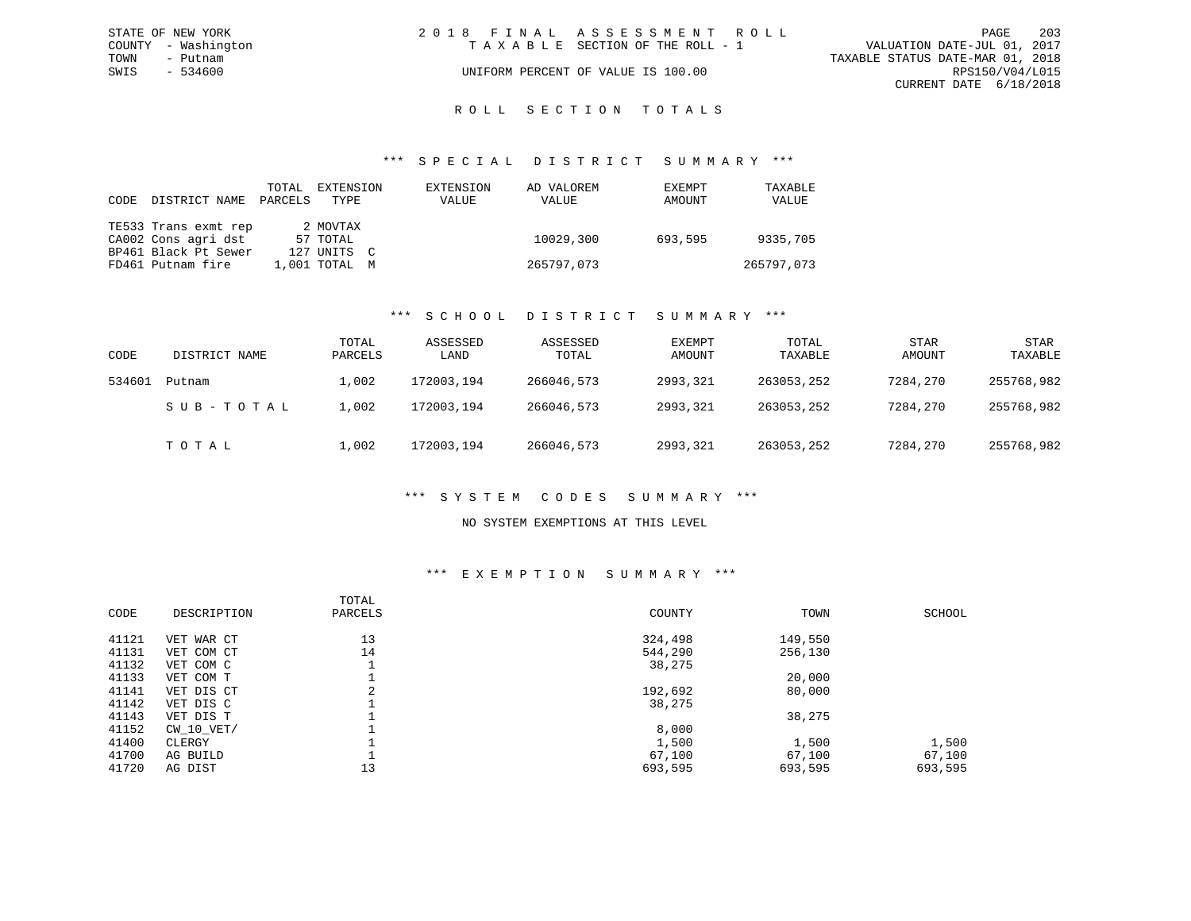STATE OF NEW YORK
COUNTY - Washington
TOWN - Putnam
SWIS - 534600

2018 FINAL ASSESSMENT ROLL
TAXABLE SECTION OF THE ROLL - 1
UNIFORM PERCENT OF VALUE IS 100.00

VALUATION DATE-JUL 01, 2017
TAXABLE STATUS DATE-MAR 01, 2018
RPS150/V04/L015
CURRENT DATE 6/18/2018

## ROLL SECTION TOTALS

### *** SPECIAL DISTRICT SUMMARY ***

| CODE | DISTRICT NAME | TOTAL PARCELS | EXTENSION TYPE | EXTENSION VALUE | AD VALOREM VALUE | EXEMPT AMOUNT | TAXABLE VALUE |
|---|---|---|---|---|---|---|---|
| TE533 | Trans exmt rep | 2 | MOVTAX | | | | |
| CA002 | Cons agri dst | 57 | TOTAL | | 10029,300 | 693,595 | 9335,705 |
| BP461 | Black Pt Sewer | 127 | UNITS C | | | | |
| FD461 | Putnam fire | 1,001 | TOTAL M | | 265797,073 | | 265797,073 |

### *** SCHOOL DISTRICT SUMMARY ***

| CODE | DISTRICT NAME | TOTAL PARCELS | ASSESSED LAND | ASSESSED TOTAL | EXEMPT AMOUNT | TOTAL TAXABLE | STAR AMOUNT | STAR TAXABLE |
|---|---|---|---|---|---|---|---|---|
| 534601 | Putnam | 1,002 | 172003,194 | 266046,573 | 2993,321 | 263053,252 | 7284,270 | 255768,982 |
| | SUB-TOTAL | 1,002 | 172003,194 | 266046,573 | 2993,321 | 263053,252 | 7284,270 | 255768,982 |
| | TOTAL | 1,002 | 172003,194 | 266046,573 | 2993,321 | 263053,252 | 7284,270 | 255768,982 |

### *** SYSTEM CODES SUMMARY ***

NO SYSTEM EXEMPTIONS AT THIS LEVEL

### *** EXEMPTION SUMMARY ***

| CODE | DESCRIPTION | TOTAL PARCELS | COUNTY | TOWN | SCHOOL |
|---|---|---|---|---|---|
| 41121 | VET WAR CT | 13 | 324,498 | 149,550 | |
| 41131 | VET COM CT | 14 | 544,290 | 256,130 | |
| 41132 | VET COM C | 1 | 38,275 | | |
| 41133 | VET COM T | 1 | | 20,000 | |
| 41141 | VET DIS CT | 2 | 192,692 | 80,000 | |
| 41142 | VET DIS C | 1 | 38,275 | | |
| 41143 | VET DIS T | 1 | | 38,275 | |
| 41152 | CW_10_VET/ | 1 | 8,000 | | |
| 41400 | CLERGY | 1 | 1,500 | 1,500 | 1,500 |
| 41700 | AG BUILD | 1 | 67,100 | 67,100 | 67,100 |
| 41720 | AG DIST | 13 | 693,595 | 693,595 | 693,595 |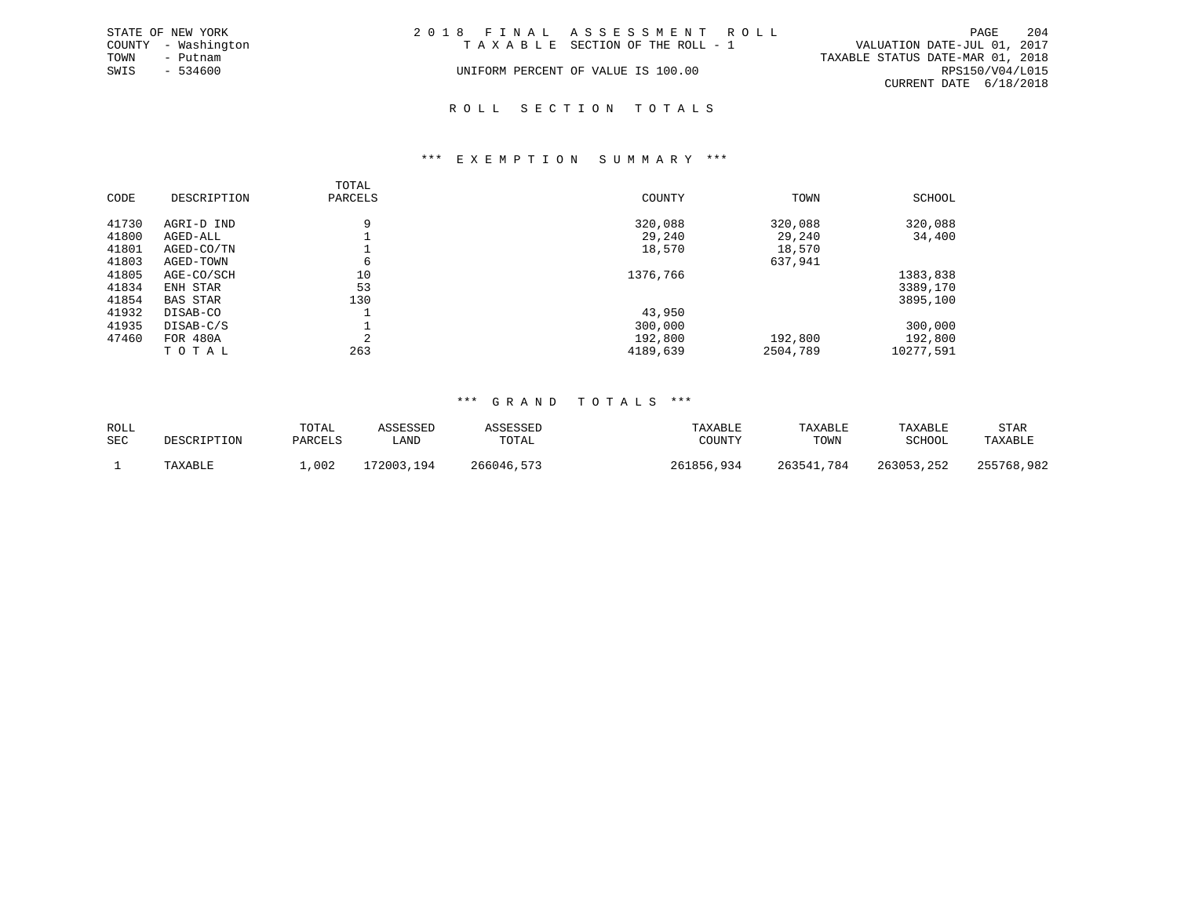STATE OF NEW YORK
COUNTY - Washington
TOWN - Putnam
SWIS - 534600

# 2018 FINAL ASSESSMENT ROLL

TAXABLE SECTION OF THE ROLL - 1

UNIFORM PERCENT OF VALUE IS 100.00

VALUATION DATE-JUL 01, 2017
TAXABLE STATUS DATE-MAR 01, 2018
RPS150/V04/L015
CURRENT DATE 6/18/2018

## ROLL SECTION TOTALS

### *** EXEMPTION SUMMARY ***

| CODE | DESCRIPTION | TOTAL PARCELS | COUNTY | TOWN | SCHOOL |
|---|---|---|---|---|---|
| 41730 | AGRI-D IND | 9 | 320,088 | 320,088 | 320,088 |
| 41800 | AGED-ALL | 1 | 29,240 | 29,240 | 34,400 |
| 41801 | AGED-CO/TN | 1 | 18,570 | 18,570 | |
| 41803 | AGED-TOWN | 6 | | 637,941 | |
| 41805 | AGE-CO/SCH | 10 | 1376,766 | | 1383,838 |
| 41834 | ENH STAR | 53 | | | 3389,170 |
| 41854 | BAS STAR | 130 | | | 3895,100 |
| 41932 | DISAB-CO | 1 | 43,950 | | |
| 41935 | DISAB-C/S | 1 | 300,000 | | 300,000 |
| 47460 | FOR 480A | 2 | 192,800 | 192,800 | 192,800 |
| | TOTAL | 263 | 4189,639 | 2504,789 | 10277,591 |

### *** GRAND TOTALS ***

| ROLL SEC | DESCRIPTION | TOTAL PARCELS | ASSESSED LAND | ASSESSED TOTAL | TAXABLE COUNTY | TAXABLE TOWN | TAXABLE SCHOOL | STAR TAXABLE |
|---|---|---|---|---|---|---|---|---|
| 1 | TAXABLE | 1,002 | 172003,194 | 266046,573 | 261856,934 | 263541,784 | 263053,252 | 255768,982 |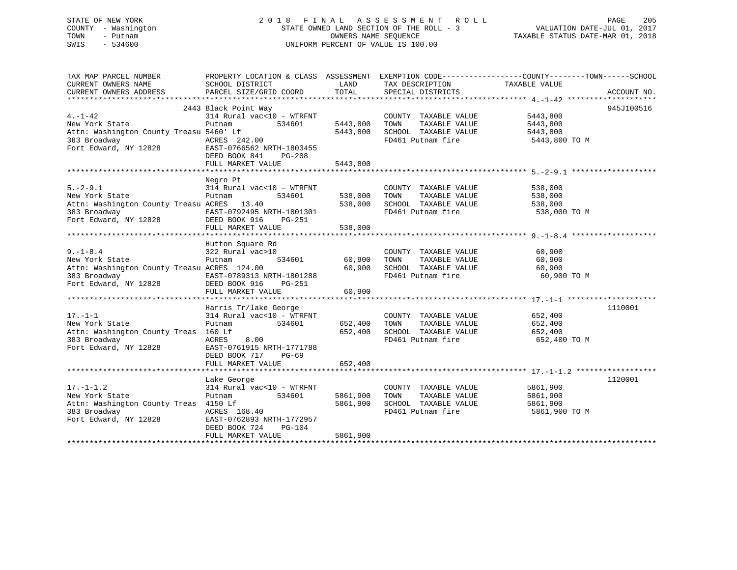STATE OF NEW YORK — 2018 FINAL ASSESSMENT ROLL
COUNTY - Washington — STATE OWNED LAND SECTION OF THE ROLL - 3 — VALUATION DATE-JUL 01, 2017
TOWN - Putnam — OWNERS NAME SEQUENCE — TAXABLE STATUS DATE-MAR 01, 2018
SWIS - 534600 — UNIFORM PERCENT OF VALUE IS 100.00

| TAX MAP PARCEL NUMBER / CURRENT OWNERS NAME / CURRENT OWNERS ADDRESS | PROPERTY LOCATION & CLASS / SCHOOL DISTRICT / PARCEL SIZE/GRID COORD | ASSESSMENT LAND | TOTAL | EXEMPTION CODE / TAX DESCRIPTION / SPECIAL DISTRICTS | COUNTY / TOWN / SCHOOL TAXABLE VALUE | ACCOUNT NO. |
|---|---|---|---|---|---|---|
| 4.-1-42 | 2443 Black Point Way | | | | | 945J100516 |
| New York State | 314 Rural vac<10 - WTRFNT | | | COUNTY TAXABLE VALUE | 5443,800 | |
| Attn: Washington County Treasu | Putnam 534601 | 5443,800 | | TOWN TAXABLE VALUE | 5443,800 | |
| 383 Broadway | 5460' Lf | | 5443,800 | SCHOOL TAXABLE VALUE | 5443,800 | |
| Fort Edward, NY 12828 | ACRES 242.00 | | | FD461 Putnam fire | 5443,800 TO M | |
| | EAST-0766562 NRTH-1803455 | | | | | |
| | DEED BOOK 841 PG-208 | | | | | |
| | FULL MARKET VALUE | | 5443,800 | | | |
| 5.-2-9.1 | Negro Pt | | | | | |
| New York State | 314 Rural vac<10 - WTRFNT | | | COUNTY TAXABLE VALUE | 538,000 | |
| Attn: Washington County Treasu | Putnam 534601 | 538,000 | | TOWN TAXABLE VALUE | 538,000 | |
| 383 Broadway | ACRES 13.40 | | 538,000 | SCHOOL TAXABLE VALUE | 538,000 | |
| Fort Edward, NY 12828 | EAST-0792495 NRTH-1801301 | | | FD461 Putnam fire | 538,000 TO M | |
| | DEED BOOK 916 PG-251 | | | | | |
| | FULL MARKET VALUE | | 538,000 | | | |
| 9.-1-8.4 | Hutton Square Rd | | | | | |
| New York State | 322 Rural vac>10 | | | COUNTY TAXABLE VALUE | 60,900 | |
| Attn: Washington County Treasu | Putnam 534601 | 60,900 | | TOWN TAXABLE VALUE | 60,900 | |
| 383 Broadway | ACRES 124.00 | | 60,900 | SCHOOL TAXABLE VALUE | 60,900 | |
| Fort Edward, NY 12828 | EAST-0789313 NRTH-1801288 | | | FD461 Putnam fire | 60,900 TO M | |
| | DEED BOOK 916 PG-251 | | | | | |
| | FULL MARKET VALUE | | 60,900 | | | |
| 17.-1-1 | Harris Tr/lake George | | | | | 1110001 |
| New York State | 314 Rural vac<10 - WTRFNT | | | COUNTY TAXABLE VALUE | 652,400 | |
| Attn: Washington County Treas | Putnam 534601 | 652,400 | | TOWN TAXABLE VALUE | 652,400 | |
| 383 Broadway | 160 Lf | | 652,400 | SCHOOL TAXABLE VALUE | 652,400 | |
| Fort Edward, NY 12828 | ACRES 8.00 | | | FD461 Putnam fire | 652,400 TO M | |
| | EAST-0761915 NRTH-1771788 | | | | | |
| | DEED BOOK 717 PG-69 | | | | | |
| | FULL MARKET VALUE | | 652,400 | | | |
| 17.-1-1.2 | Lake George | | | | | 1120001 |
| New York State | 314 Rural vac<10 - WTRFNT | | | COUNTY TAXABLE VALUE | 5861,900 | |
| Attn: Washington County Treas | Putnam 534601 | 5861,900 | | TOWN TAXABLE VALUE | 5861,900 | |
| 383 Broadway | 4150 Lf | | 5861,900 | SCHOOL TAXABLE VALUE | 5861,900 | |
| Fort Edward, NY 12828 | ACRES 168.40 | | | FD461 Putnam fire | 5861,900 TO M | |
| | EAST-0762893 NRTH-1772957 | | | | | |
| | DEED BOOK 724 PG-104 | | | | | |
| | FULL MARKET VALUE | | 5861,900 | | | |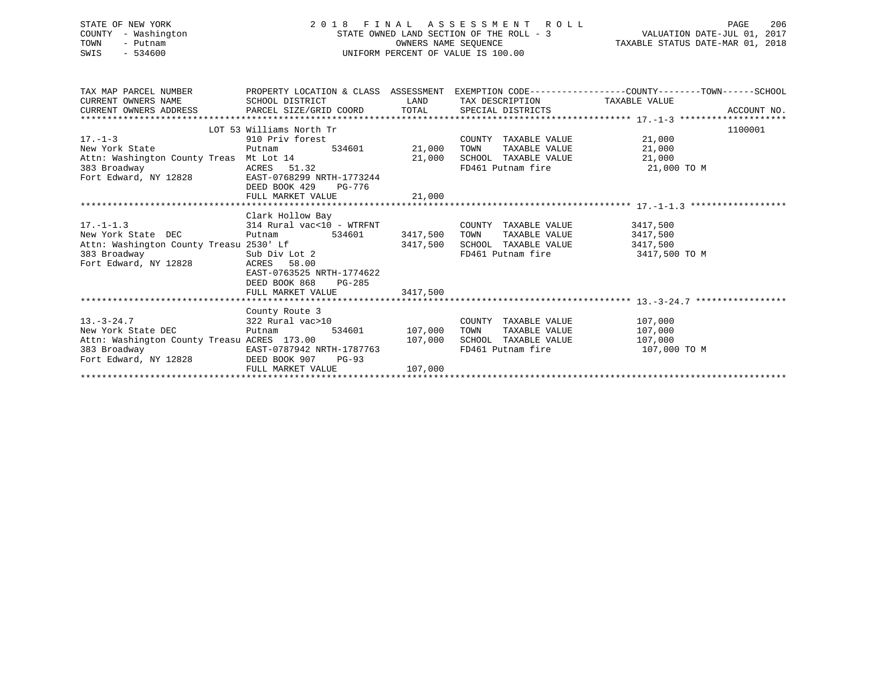STATE OF NEW YORK
COUNTY - Washington
TOWN - Putnam
SWIS - 534600

2018 FINAL ASSESSMENT ROLL
STATE OWNED LAND SECTION OF THE ROLL - 3
OWNERS NAME SEQUENCE
UNIFORM PERCENT OF VALUE IS 100.00

VALUATION DATE-JUL 01, 2017
TAXABLE STATUS DATE-MAR 01, 2018

| TAX MAP PARCEL NUMBER / CURRENT OWNERS NAME / CURRENT OWNERS ADDRESS | PROPERTY LOCATION & CLASS / SCHOOL DISTRICT / PARCEL SIZE/GRID COORD | ASSESSMENT LAND | ASSESSMENT TOTAL | EXEMPTION CODE / TAX DESCRIPTION / SPECIAL DISTRICTS | COUNTY--------TOWN------SCHOOL TAXABLE VALUE | ACCOUNT NO. |
|---|---|---|---|---|---|---|
| **17.-1-3** | LOT 53 Williams North Tr | | | | | 1100001 |
| 17.-1-3 | 910 Priv forest | | | COUNTY TAXABLE VALUE | 21,000 | |
| New York State | Putnam 534601 | 21,000 | | TOWN TAXABLE VALUE | 21,000 | |
| Attn: Washington County Treas | Mt Lot 14 | | 21,000 | SCHOOL TAXABLE VALUE | 21,000 | |
| 383 Broadway | ACRES 51.32 | | | FD461 Putnam fire | 21,000 TO M | |
| Fort Edward, NY 12828 | EAST-0768299 NRTH-1773244 | | | | | |
| | DEED BOOK 429 PG-776 | | | | | |
| | FULL MARKET VALUE | | 21,000 | | | |
| **17.-1-1.3** | Clark Hollow Bay | | | | | |
| 17.-1-1.3 | 314 Rural vac<10 - WTRFNT | | | COUNTY TAXABLE VALUE | 3417,500 | |
| New York State DEC | Putnam 534601 | 3417,500 | | TOWN TAXABLE VALUE | 3417,500 | |
| Attn: Washington County Treasu | 2530' Lf | | 3417,500 | SCHOOL TAXABLE VALUE | 3417,500 | |
| 383 Broadway | Sub Div Lot 2 | | | FD461 Putnam fire | 3417,500 TO M | |
| Fort Edward, NY 12828 | ACRES 58.00 | | | | | |
| | EAST-0763525 NRTH-1774622 | | | | | |
| | DEED BOOK 868 PG-285 | | | | | |
| | FULL MARKET VALUE | | 3417,500 | | | |
| **13.-3-24.7** | County Route 3 | | | | | |
| 13.-3-24.7 | 322 Rural vac>10 | | | COUNTY TAXABLE VALUE | 107,000 | |
| New York State DEC | Putnam 534601 | 107,000 | | TOWN TAXABLE VALUE | 107,000 | |
| Attn: Washington County Treasu | ACRES 173.00 | | 107,000 | SCHOOL TAXABLE VALUE | 107,000 | |
| 383 Broadway | EAST-0787942 NRTH-1787763 | | | FD461 Putnam fire | 107,000 TO M | |
| Fort Edward, NY 12828 | DEED BOOK 907 PG-93 | | | | | |
| | FULL MARKET VALUE | | 107,000 | | | |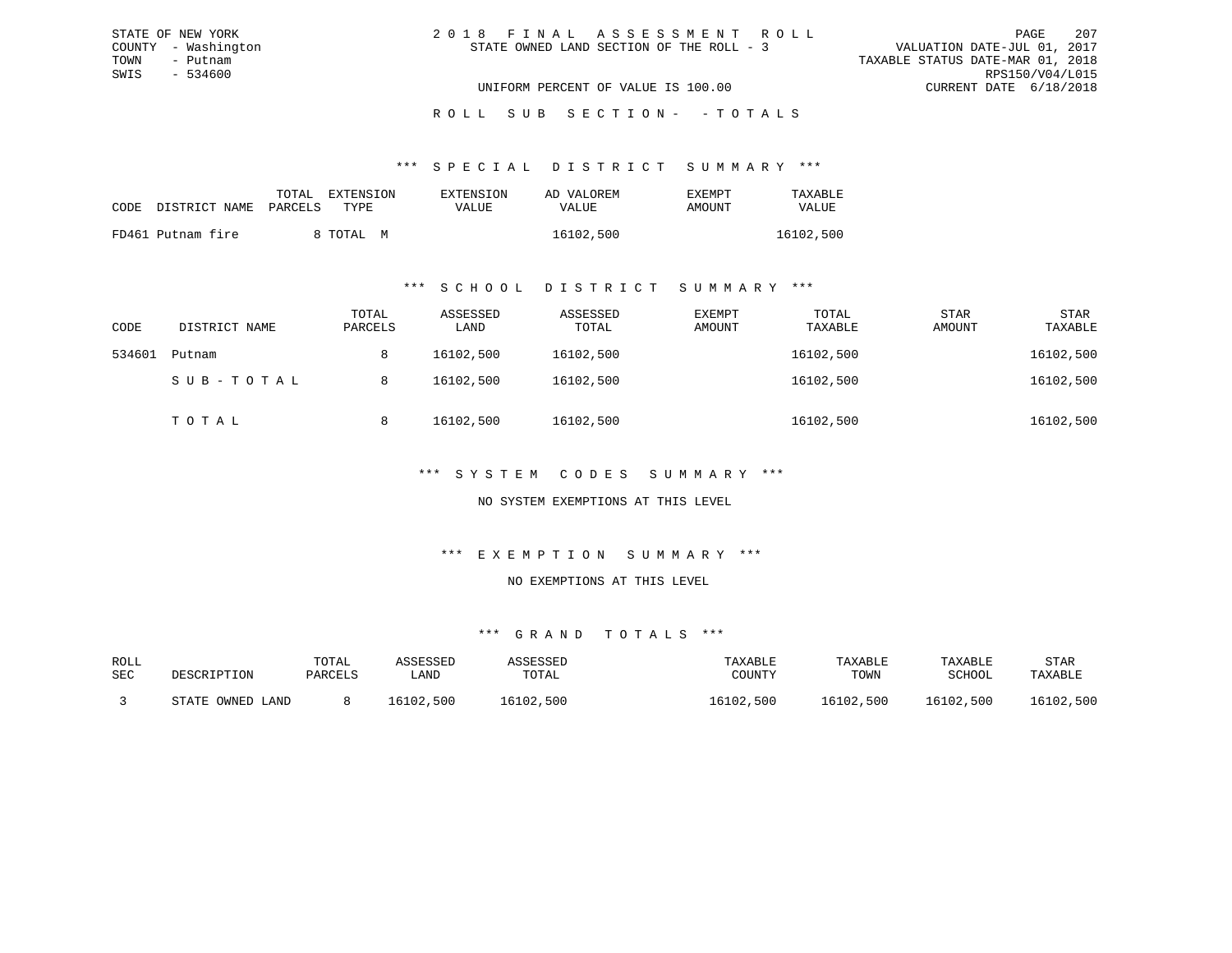STATE OF NEW YORK
COUNTY - Washington
TOWN - Putnam
SWIS - 534600

2 0 1 8 F I N A L A S S E S S M E N T R O L L
STATE OWNED LAND SECTION OF THE ROLL - 3

VALUATION DATE-JUL 01, 2017
TAXABLE STATUS DATE-MAR 01, 2018
RPS150/V04/L015
CURRENT DATE 6/18/2018

UNIFORM PERCENT OF VALUE IS 100.00

R O L L S U B S E C T I O N - - T O T A L S

### \*\*\* S P E C I A L D I S T R I C T S U M M A R Y \*\*\*

| CODE | DISTRICT NAME | TOTAL PARCELS | EXTENSION TYPE | EXTENSION VALUE | AD VALOREM VALUE | EXEMPT AMOUNT | TAXABLE VALUE |
|---|---|---|---|---|---|---|---|
| FD461 | Putnam fire | 8 | TOTAL M | | 16102,500 | | 16102,500 |

### \*\*\* S C H O O L D I S T R I C T S U M M A R Y \*\*\*

| CODE | DISTRICT NAME | TOTAL PARCELS | ASSESSED LAND | ASSESSED TOTAL | EXEMPT AMOUNT | TOTAL TAXABLE | STAR AMOUNT | STAR TAXABLE |
|---|---|---|---|---|---|---|---|---|
| 534601 | Putnam | 8 | 16102,500 | 16102,500 | | 16102,500 | | 16102,500 |
| | S U B - T O T A L | 8 | 16102,500 | 16102,500 | | 16102,500 | | 16102,500 |
| | T O T A L | 8 | 16102,500 | 16102,500 | | 16102,500 | | 16102,500 |

### \*\*\* S Y S T E M C O D E S S U M M A R Y \*\*\*

NO SYSTEM EXEMPTIONS AT THIS LEVEL

### \*\*\* E X E M P T I O N S U M M A R Y \*\*\*

NO EXEMPTIONS AT THIS LEVEL

### \*\*\* G R A N D T O T A L S \*\*\*

| ROLL SEC | DESCRIPTION | TOTAL PARCELS | ASSESSED LAND | ASSESSED TOTAL | TAXABLE COUNTY | TAXABLE TOWN | TAXABLE SCHOOL | STAR TAXABLE |
|---|---|---|---|---|---|---|---|---|
| 3 | STATE OWNED LAND | 8 | 16102,500 | 16102,500 | 16102,500 | 16102,500 | 16102,500 | 16102,500 |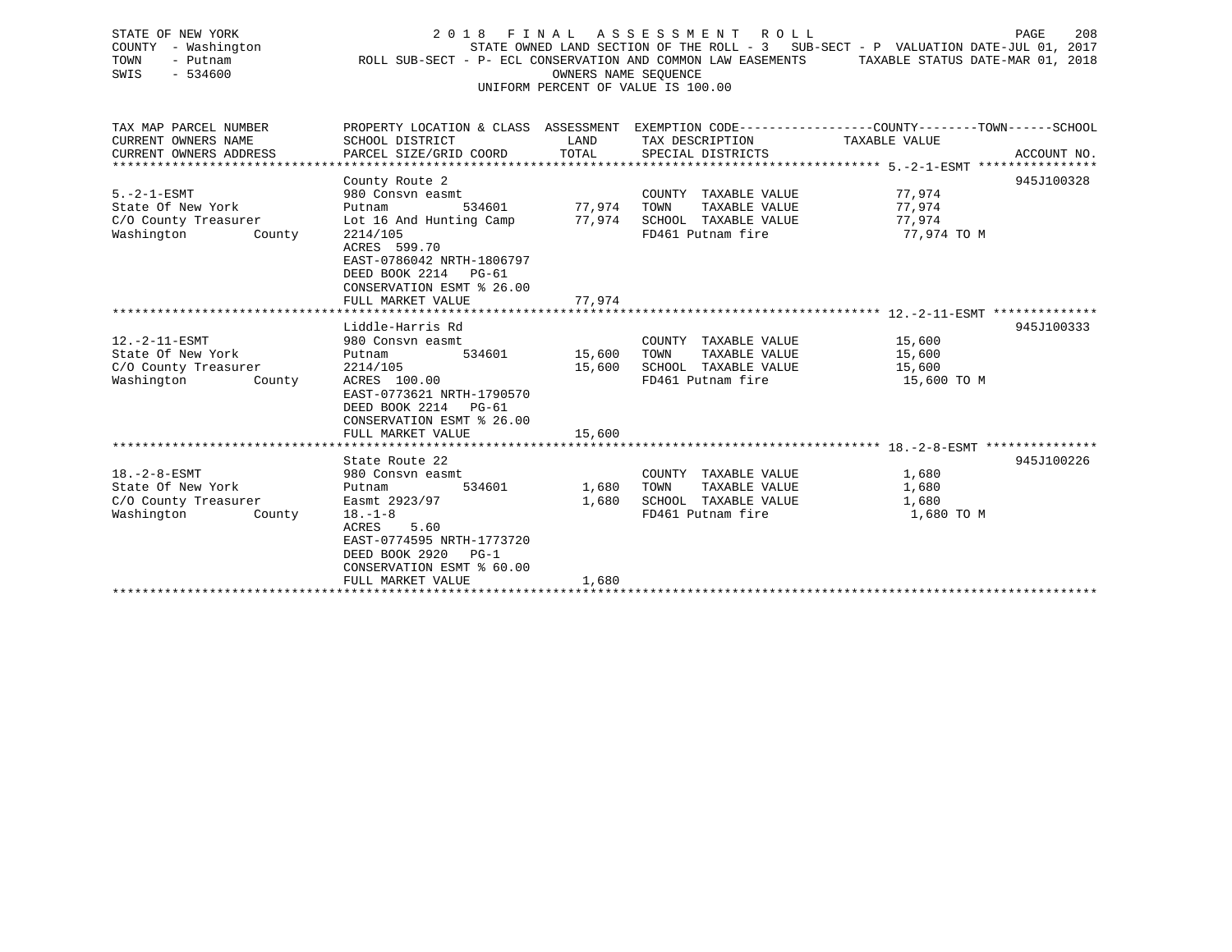STATE OF NEW YORK
COUNTY - Washington
TOWN - Putnam
SWIS - 534600

2 0 1 8 F I N A L A S S E S S M E N T R O L L
STATE OWNED LAND SECTION OF THE ROLL - 3 SUB-SECT - P VALUATION DATE-JUL 01, 2017
ROLL SUB-SECT - P- ECL CONSERVATION AND COMMON LAW EASEMENTS TAXABLE STATUS DATE-MAR 01, 2018
OWNERS NAME SEQUENCE
UNIFORM PERCENT OF VALUE IS 100.00

| TAX MAP PARCEL NUMBER / CURRENT OWNERS NAME / CURRENT OWNERS ADDRESS | PROPERTY LOCATION & CLASS / SCHOOL DISTRICT / PARCEL SIZE/GRID COORD | ASSESSMENT LAND | ASSESSMENT TOTAL | EXEMPTION CODE / TAX DESCRIPTION / SPECIAL DISTRICTS | COUNTY--------TOWN------SCHOOL TAXABLE VALUE | ACCOUNT NO. |
|---|---|---|---|---|---|---|
| **5.-2-1-ESMT** | County Route 2 | | | | | 945J100328 |
| 5.-2-1-ESMT | 980 Consvn easmt | | | COUNTY TAXABLE VALUE | 77,974 | |
| State Of New York | Putnam 534601 | 77,974 | | TOWN TAXABLE VALUE | 77,974 | |
| C/O County Treasurer | Lot 16 And Hunting Camp | | 77,974 | SCHOOL TAXABLE VALUE | 77,974 | |
| Washington County | 2214/105 | | | FD461 Putnam fire | 77,974 TO M | |
| | ACRES 599.70 | | | | | |
| | EAST-0786042 NRTH-1806797 | | | | | |
| | DEED BOOK 2214 PG-61 | | | | | |
| | CONSERVATION ESMT % 26.00 | | | | | |
| | FULL MARKET VALUE | | 77,974 | | | |
| **12.-2-11-ESMT** | Liddle-Harris Rd | | | | | 945J100333 |
| 12.-2-11-ESMT | 980 Consvn easmt | | | COUNTY TAXABLE VALUE | 15,600 | |
| State Of New York | Putnam 534601 | 15,600 | | TOWN TAXABLE VALUE | 15,600 | |
| C/O County Treasurer | 2214/105 | | 15,600 | SCHOOL TAXABLE VALUE | 15,600 | |
| Washington County | ACRES 100.00 | | | FD461 Putnam fire | 15,600 TO M | |
| | EAST-0773621 NRTH-1790570 | | | | | |
| | DEED BOOK 2214 PG-61 | | | | | |
| | CONSERVATION ESMT % 26.00 | | | | | |
| | FULL MARKET VALUE | | 15,600 | | | |
| **18.-2-8-ESMT** | State Route 22 | | | | | 945J100226 |
| 18.-2-8-ESMT | 980 Consvn easmt | | | COUNTY TAXABLE VALUE | 1,680 | |
| State Of New York | Putnam 534601 | 1,680 | | TOWN TAXABLE VALUE | 1,680 | |
| C/O County Treasurer | Easmt 2923/97 | | 1,680 | SCHOOL TAXABLE VALUE | 1,680 | |
| Washington County | 18.-1-8 | | | FD461 Putnam fire | 1,680 TO M | |
| | ACRES 5.60 | | | | | |
| | EAST-0774595 NRTH-1773720 | | | | | |
| | DEED BOOK 2920 PG-1 | | | | | |
| | CONSERVATION ESMT % 60.00 | | | | | |
| | FULL MARKET VALUE | | 1,680 | | | |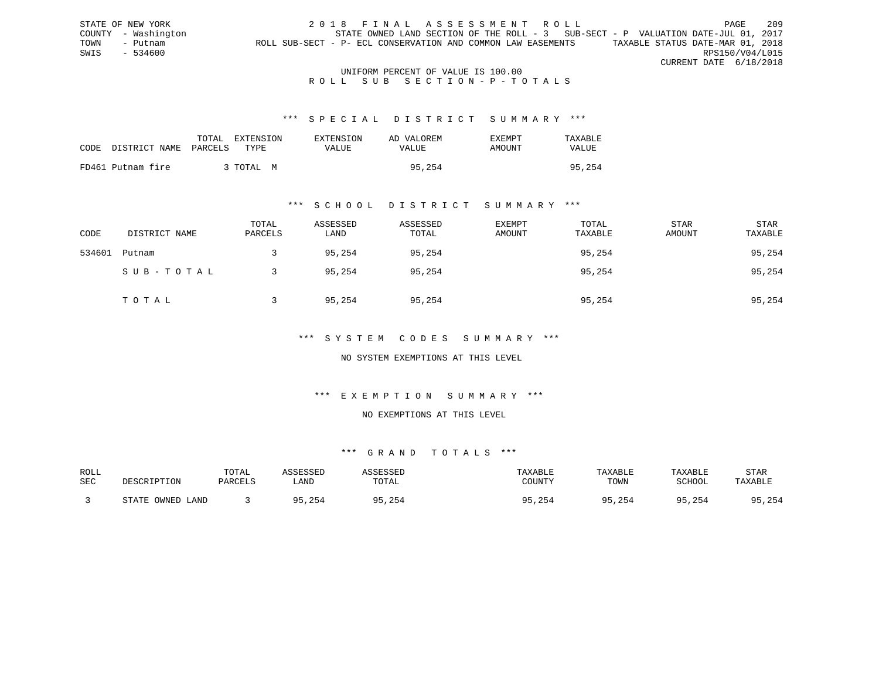STATE OF NEW YORK
COUNTY - Washington
TOWN - Putnam
SWIS - 534600

2 0 1 8 F I N A L A S S E S S M E N T R O L L
STATE OWNED LAND SECTION OF THE ROLL - 3 SUB-SECT - P VALUATION DATE-JUL 01, 2017
ROLL SUB-SECT - P- ECL CONSERVATION AND COMMON LAW EASEMENTS TAXABLE STATUS DATE-MAR 01, 2018
RPS150/V04/L015
CURRENT DATE 6/18/2018

UNIFORM PERCENT OF VALUE IS 100.00

R O L L S U B S E C T I O N - P - T O T A L S

### *** S P E C I A L D I S T R I C T S U M M A R Y ***

| CODE | DISTRICT NAME | TOTAL PARCELS | EXTENSION TYPE | EXTENSION VALUE | AD VALOREM VALUE | EXEMPT AMOUNT | TAXABLE VALUE |
|---|---|---|---|---|---|---|---|
| FD461 | Putnam fire | 3 | TOTAL M | | 95,254 | | 95,254 |

### *** S C H O O L D I S T R I C T S U M M A R Y ***

| CODE | DISTRICT NAME | TOTAL PARCELS | ASSESSED LAND | ASSESSED TOTAL | EXEMPT AMOUNT | TOTAL TAXABLE | STAR AMOUNT | STAR TAXABLE |
|---|---|---|---|---|---|---|---|---|
| 534601 | Putnam | 3 | 95,254 | 95,254 | | 95,254 | | 95,254 |
| | S U B - T O T A L | 3 | 95,254 | 95,254 | | 95,254 | | 95,254 |
| | T O T A L | 3 | 95,254 | 95,254 | | 95,254 | | 95,254 |

### *** S Y S T E M C O D E S S U M M A R Y ***

NO SYSTEM EXEMPTIONS AT THIS LEVEL

### *** E X E M P T I O N S U M M A R Y ***

NO EXEMPTIONS AT THIS LEVEL

### *** G R A N D T O T A L S ***

| ROLL SEC | DESCRIPTION | TOTAL PARCELS | ASSESSED LAND | ASSESSED TOTAL | TAXABLE COUNTY | TAXABLE TOWN | TAXABLE SCHOOL | STAR TAXABLE |
|---|---|---|---|---|---|---|---|---|
| 3 | STATE OWNED LAND | 3 | 95,254 | 95,254 | 95,254 | 95,254 | 95,254 | 95,254 |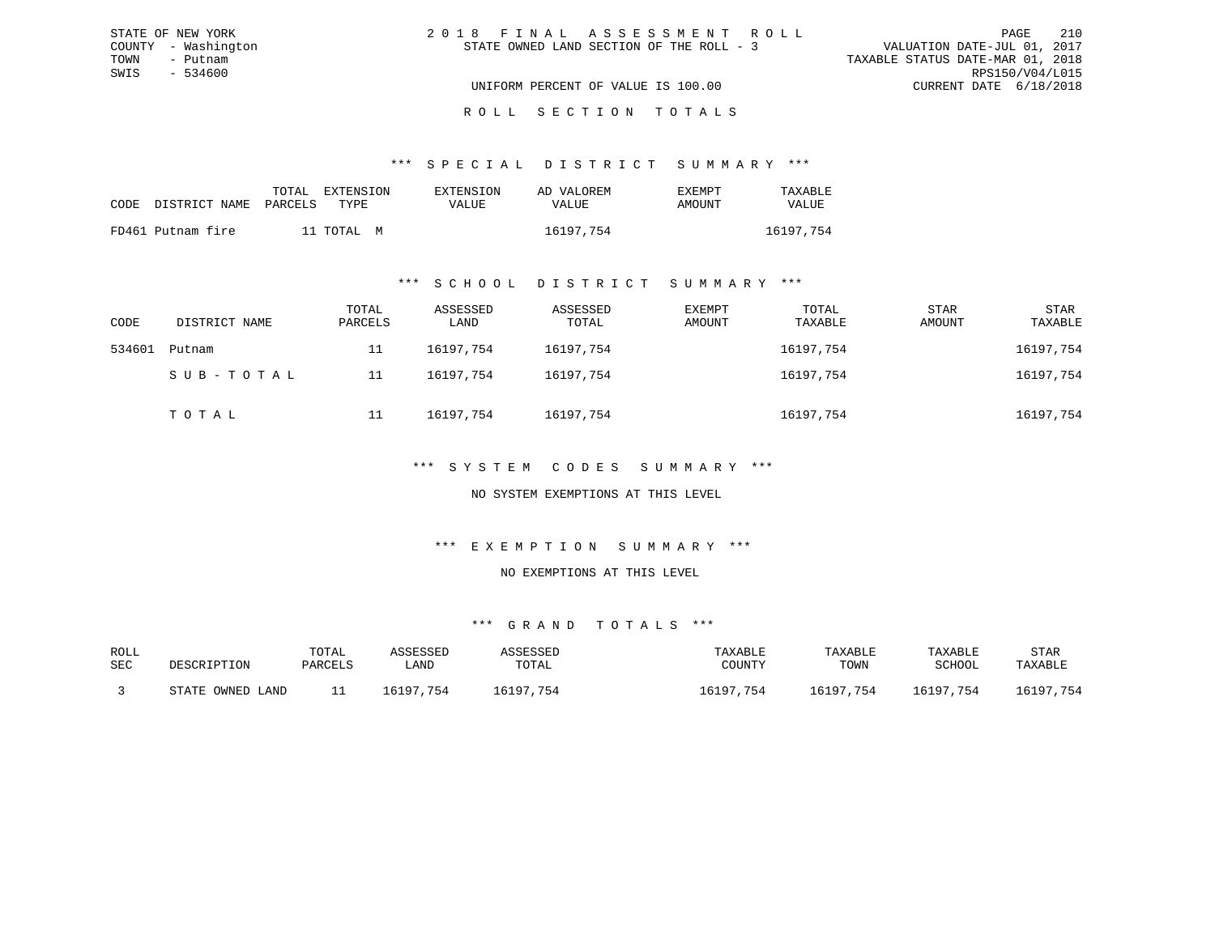STATE OF NEW YORK
COUNTY - Washington
TOWN - Putnam
SWIS - 534600

# 2018 FINAL ASSESSMENT ROLL

STATE OWNED LAND SECTION OF THE ROLL - 3

VALUATION DATE-JUL 01, 2017
TAXABLE STATUS DATE-MAR 01, 2018
RPS150/V04/L015
CURRENT DATE 6/18/2018

UNIFORM PERCENT OF VALUE IS 100.00

## ROLL SECTION TOTALS

### *** SPECIAL DISTRICT SUMMARY ***

| CODE | DISTRICT NAME | TOTAL PARCELS | EXTENSION TYPE | EXTENSION VALUE | AD VALOREM VALUE | EXEMPT AMOUNT | TAXABLE VALUE |
|---|---|---|---|---|---|---|---|
| FD461 | Putnam fire | 11 | TOTAL M | | 16197,754 | | 16197,754 |

### *** SCHOOL DISTRICT SUMMARY ***

| CODE | DISTRICT NAME | TOTAL PARCELS | ASSESSED LAND | ASSESSED TOTAL | EXEMPT AMOUNT | TOTAL TAXABLE | STAR AMOUNT | STAR TAXABLE |
|---|---|---|---|---|---|---|---|---|
| 534601 | Putnam | 11 | 16197,754 | 16197,754 | | 16197,754 | | 16197,754 |
| | SUB-TOTAL | 11 | 16197,754 | 16197,754 | | 16197,754 | | 16197,754 |
| | TOTAL | 11 | 16197,754 | 16197,754 | | 16197,754 | | 16197,754 |

### *** SYSTEM CODES SUMMARY ***

NO SYSTEM EXEMPTIONS AT THIS LEVEL

### *** EXEMPTION SUMMARY ***

NO EXEMPTIONS AT THIS LEVEL

### *** GRAND TOTALS ***

| ROLL SEC | DESCRIPTION | TOTAL PARCELS | ASSESSED LAND | ASSESSED TOTAL | TAXABLE COUNTY | TAXABLE TOWN | TAXABLE SCHOOL | STAR TAXABLE |
|---|---|---|---|---|---|---|---|---|
| 3 | STATE OWNED LAND | 11 | 16197,754 | 16197,754 | 16197,754 | 16197,754 | 16197,754 | 16197,754 |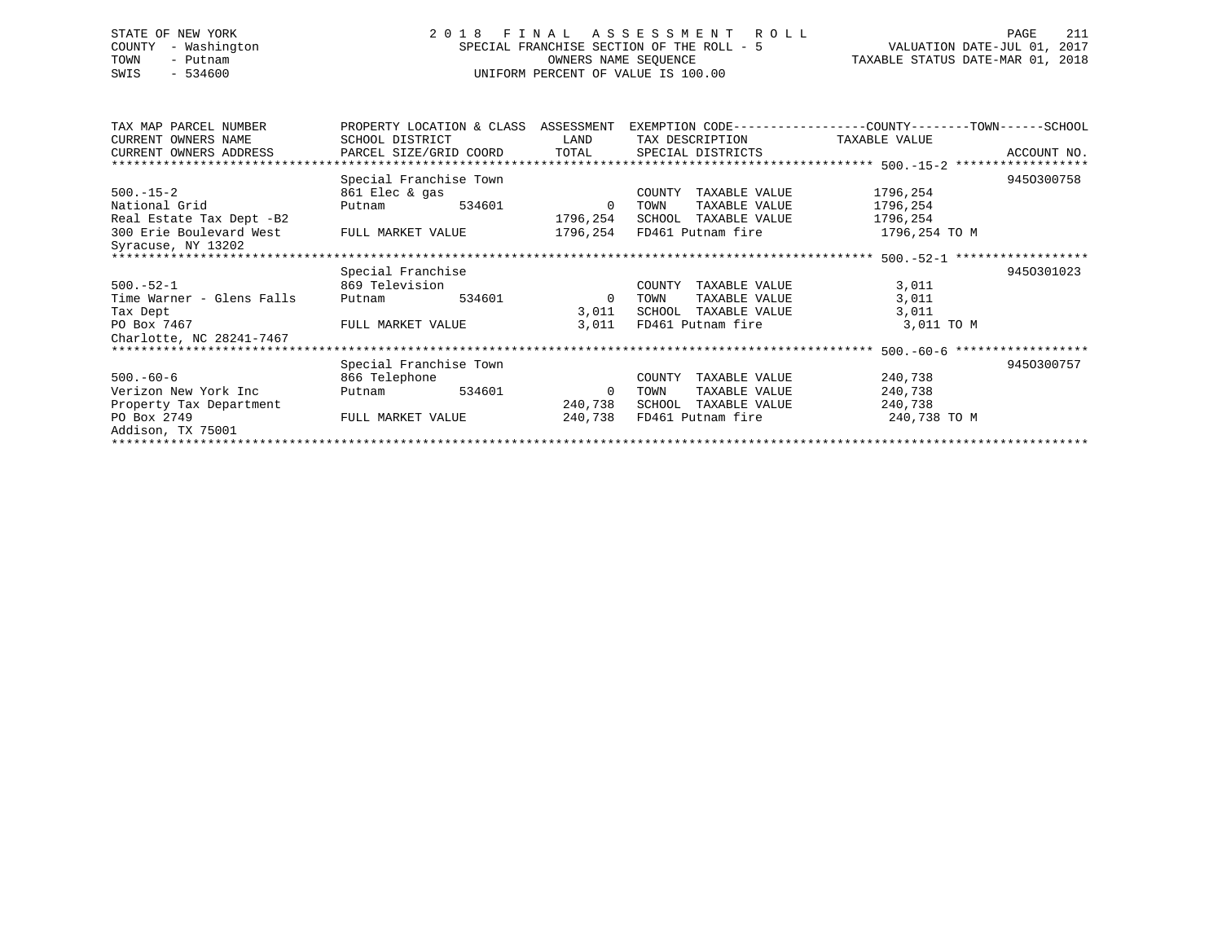STATE OF NEW YORK
COUNTY - Washington
TOWN - Putnam
SWIS - 534600

2018 FINAL ASSESSMENT ROLL
SPECIAL FRANCHISE SECTION OF THE ROLL - 5
OWNERS NAME SEQUENCE
UNIFORM PERCENT OF VALUE IS 100.00

VALUATION DATE-JUL 01, 2017
TAXABLE STATUS DATE-MAR 01, 2018

| TAX MAP PARCEL NUMBER / CURRENT OWNERS NAME / CURRENT OWNERS ADDRESS | PROPERTY LOCATION & CLASS / SCHOOL DISTRICT / PARCEL SIZE/GRID COORD | ASSESSMENT LAND / TOTAL | EXEMPTION CODE / TAX DESCRIPTION / SPECIAL DISTRICTS | COUNTY--------TOWN------SCHOOL TAXABLE VALUE | ACCOUNT NO. |
|---|---|---|---|---|---|
| 500.-15-2 | Special Franchise Town | | | | 945O300758 |
| 500.-15-2 | 861 Elec & gas | | COUNTY TAXABLE VALUE | 1796,254 | |
| National Grid | Putnam 534601 | 0 | TOWN TAXABLE VALUE | 1796,254 | |
| Real Estate Tax Dept -B2 | | 1796,254 | SCHOOL TAXABLE VALUE | 1796,254 | |
| 300 Erie Boulevard West | FULL MARKET VALUE | 1796,254 | FD461 Putnam fire | 1796,254 TO M | |
| Syracuse, NY 13202 | | | | | |
| 500.-52-1 | Special Franchise | | | | 945O301023 |
| 500.-52-1 | 869 Television | | COUNTY TAXABLE VALUE | 3,011 | |
| Time Warner - Glens Falls | Putnam 534601 | 0 | TOWN TAXABLE VALUE | 3,011 | |
| Tax Dept | | 3,011 | SCHOOL TAXABLE VALUE | 3,011 | |
| PO Box 7467 | FULL MARKET VALUE | 3,011 | FD461 Putnam fire | 3,011 TO M | |
| Charlotte, NC 28241-7467 | | | | | |
| 500.-60-6 | Special Franchise Town | | | | 945O300757 |
| 500.-60-6 | 866 Telephone | | COUNTY TAXABLE VALUE | 240,738 | |
| Verizon New York Inc | Putnam 534601 | 0 | TOWN TAXABLE VALUE | 240,738 | |
| Property Tax Department | | 240,738 | SCHOOL TAXABLE VALUE | 240,738 | |
| PO Box 2749 | FULL MARKET VALUE | 240,738 | FD461 Putnam fire | 240,738 TO M | |
| Addison, TX 75001 | | | | | |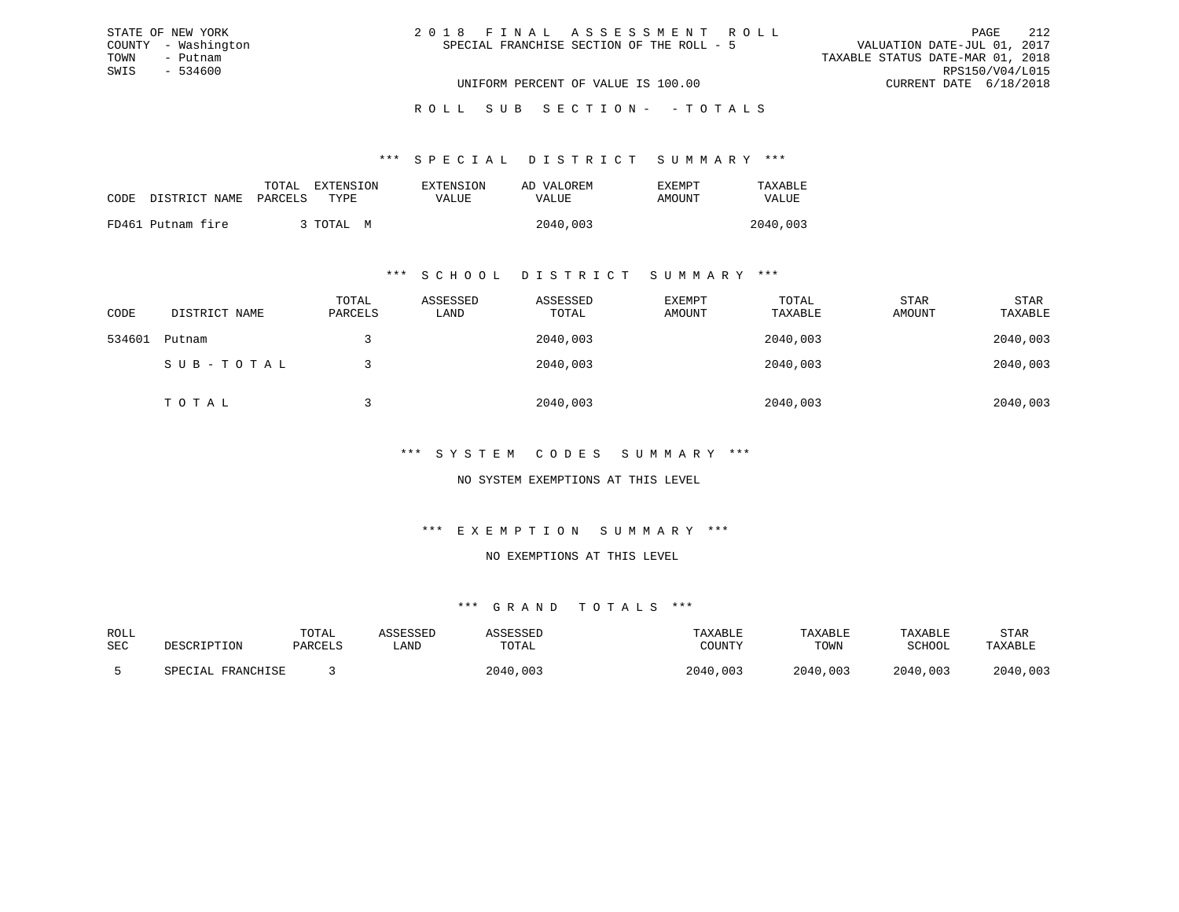STATE OF NEW YORK
COUNTY - Washington
TOWN - Putnam
SWIS - 534600

# 2018 FINAL ASSESSMENT ROLL

SPECIAL FRANCHISE SECTION OF THE ROLL - 5

UNIFORM PERCENT OF VALUE IS 100.00

VALUATION DATE-JUL 01, 2017
TAXABLE STATUS DATE-MAR 01, 2018
RPS150/V04/L015
CURRENT DATE 6/18/2018

## ROLL SUB SECTION- - TOTALS

### *** SPECIAL DISTRICT SUMMARY ***

| CODE | DISTRICT NAME | TOTAL PARCELS | EXTENSION TYPE | EXTENSION VALUE | AD VALOREM VALUE | EXEMPT AMOUNT | TAXABLE VALUE |
|---|---|---|---|---|---|---|---|
| FD461 | Putnam fire | 3 | TOTAL M | | 2040,003 | | 2040,003 |

### *** SCHOOL DISTRICT SUMMARY ***

| CODE | DISTRICT NAME | TOTAL PARCELS | ASSESSED LAND | ASSESSED TOTAL | EXEMPT AMOUNT | TOTAL TAXABLE | STAR AMOUNT | STAR TAXABLE |
|---|---|---|---|---|---|---|---|---|
| 534601 | Putnam | 3 | | 2040,003 | | 2040,003 | | 2040,003 |
| | SUB-TOTAL | 3 | | 2040,003 | | 2040,003 | | 2040,003 |
| | TOTAL | 3 | | 2040,003 | | 2040,003 | | 2040,003 |

### *** SYSTEM CODES SUMMARY ***

NO SYSTEM EXEMPTIONS AT THIS LEVEL

### *** EXEMPTION SUMMARY ***

NO EXEMPTIONS AT THIS LEVEL

### *** GRAND TOTALS ***

| ROLL SEC | DESCRIPTION | TOTAL PARCELS | ASSESSED LAND | ASSESSED TOTAL | TAXABLE COUNTY | TAXABLE TOWN | TAXABLE SCHOOL | STAR TAXABLE |
|---|---|---|---|---|---|---|---|---|
| 5 | SPECIAL FRANCHISE | 3 | | 2040,003 | 2040,003 | 2040,003 | 2040,003 | 2040,003 |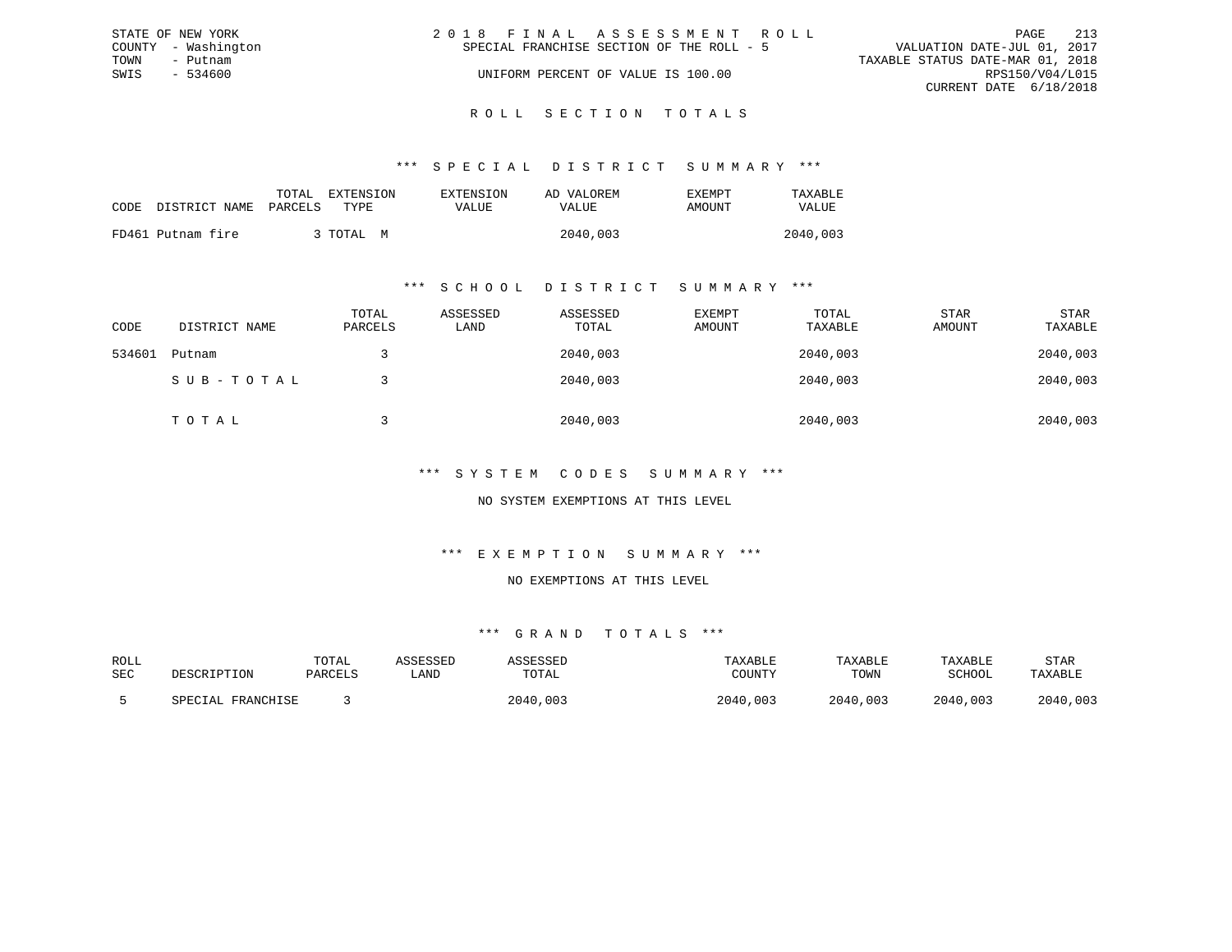STATE OF NEW YORK
COUNTY - Washington
TOWN - Putnam
SWIS - 534600

2018 FINAL ASSESSMENT ROLL
SPECIAL FRANCHISE SECTION OF THE ROLL - 5
UNIFORM PERCENT OF VALUE IS 100.00

VALUATION DATE-JUL 01, 2017
TAXABLE STATUS DATE-MAR 01, 2018
RPS150/V04/L015
CURRENT DATE 6/18/2018

## ROLL SECTION TOTALS

### *** SPECIAL DISTRICT SUMMARY ***

| CODE | DISTRICT NAME | TOTAL PARCELS | EXTENSION TYPE | EXTENSION VALUE | AD VALOREM VALUE | EXEMPT AMOUNT | TAXABLE VALUE |
|---|---|---|---|---|---|---|---|
| FD461 | Putnam fire | 3 | TOTAL M | | 2040,003 | | 2040,003 |

### *** SCHOOL DISTRICT SUMMARY ***

| CODE | DISTRICT NAME | TOTAL PARCELS | ASSESSED LAND | ASSESSED TOTAL | EXEMPT AMOUNT | TOTAL TAXABLE | STAR AMOUNT | STAR TAXABLE |
|---|---|---|---|---|---|---|---|---|
| 534601 | Putnam | 3 | | 2040,003 | | 2040,003 | | 2040,003 |
| | SUB-TOTAL | 3 | | 2040,003 | | 2040,003 | | 2040,003 |
| | TOTAL | 3 | | 2040,003 | | 2040,003 | | 2040,003 |

### *** SYSTEM CODES SUMMARY ***

NO SYSTEM EXEMPTIONS AT THIS LEVEL

### *** EXEMPTION SUMMARY ***

NO EXEMPTIONS AT THIS LEVEL

### *** GRAND TOTALS ***

| ROLL SEC | DESCRIPTION | TOTAL PARCELS | ASSESSED LAND | ASSESSED TOTAL | TAXABLE COUNTY | TAXABLE TOWN | TAXABLE SCHOOL | STAR TAXABLE |
|---|---|---|---|---|---|---|---|---|
| 5 | SPECIAL FRANCHISE | 3 | | 2040,003 | 2040,003 | 2040,003 | 2040,003 | 2040,003 |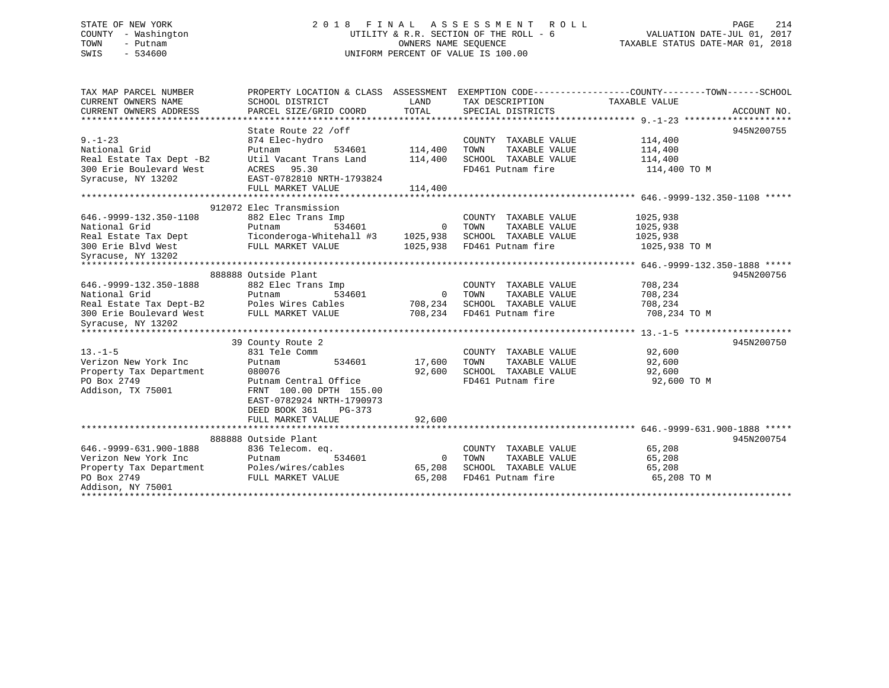STATE OF NEW YORK
COUNTY - Washington
TOWN - Putnam
SWIS - 534600

# 2018 FINAL ASSESSMENT ROLL
UTILITY & R.R. SECTION OF THE ROLL - 6
OWNERS NAME SEQUENCE
UNIFORM PERCENT OF VALUE IS 100.00

VALUATION DATE-JUL 01, 2017
TAXABLE STATUS DATE-MAR 01, 2018

| TAX MAP PARCEL NUMBER / CURRENT OWNERS NAME / CURRENT OWNERS ADDRESS | PROPERTY LOCATION & CLASS / SCHOOL DISTRICT / PARCEL SIZE/GRID COORD | ASSESSMENT LAND / TOTAL | EXEMPTION CODE / TAX DESCRIPTION / SPECIAL DISTRICTS | TAXABLE VALUE (COUNTY / TOWN / SCHOOL) | ACCOUNT NO. |
|---|---|---|---|---|---|
| **9.-1-23** | State Route 22 /off | | | | 945N200755 |
| 9.-1-23 | 874 Elec-hydro | | COUNTY TAXABLE VALUE | 114,400 | |
| National Grid | Putnam 534601 | 114,400 | TOWN TAXABLE VALUE | 114,400 | |
| Real Estate Tax Dept -B2 | Util Vacant Trans Land | 114,400 | SCHOOL TAXABLE VALUE | 114,400 | |
| 300 Erie Boulevard West | ACRES 95.30 | | FD461 Putnam fire | 114,400 TO M | |
| Syracuse, NY 13202 | EAST-0782810 NRTH-1793824 | | | | |
| | FULL MARKET VALUE | 114,400 | | | |
| **646.-9999-132.350-1108** | 912072 Elec Transmission | | | | |
| 646.-9999-132.350-1108 | 882 Elec Trans Imp | | COUNTY TAXABLE VALUE | 1025,938 | |
| National Grid | Putnam 534601 | 0 | TOWN TAXABLE VALUE | 1025,938 | |
| Real Estate Tax Dept | Ticonderoga-Whitehall #3 | 1025,938 | SCHOOL TAXABLE VALUE | 1025,938 | |
| 300 Erie Blvd West | FULL MARKET VALUE | 1025,938 | FD461 Putnam fire | 1025,938 TO M | |
| Syracuse, NY 13202 | | | | | |
| **646.-9999-132.350-1888** | 888888 Outside Plant | | | | 945N200756 |
| 646.-9999-132.350-1888 | 882 Elec Trans Imp | | COUNTY TAXABLE VALUE | 708,234 | |
| National Grid | Putnam 534601 | 0 | TOWN TAXABLE VALUE | 708,234 | |
| Real Estate Tax Dept-B2 | Poles Wires Cables | 708,234 | SCHOOL TAXABLE VALUE | 708,234 | |
| 300 Erie Boulevard West | FULL MARKET VALUE | 708,234 | FD461 Putnam fire | 708,234 TO M | |
| Syracuse, NY 13202 | | | | | |
| **13.-1-5** | 39 County Route 2 | | | | 945N200750 |
| 13.-1-5 | 831 Tele Comm | | COUNTY TAXABLE VALUE | 92,600 | |
| Verizon New York Inc | Putnam 534601 | 17,600 | TOWN TAXABLE VALUE | 92,600 | |
| Property Tax Department | 080076 | 92,600 | SCHOOL TAXABLE VALUE | 92,600 | |
| PO Box 2749 | Putnam Central Office | | FD461 Putnam fire | 92,600 TO M | |
| Addison, TX 75001 | FRNT 100.00 DPTH 155.00 | | | | |
| | EAST-0782924 NRTH-1790973 | | | | |
| | DEED BOOK 361 PG-373 | | | | |
| | FULL MARKET VALUE | 92,600 | | | |
| **646.-9999-631.900-1888** | 888888 Outside Plant | | | | 945N200754 |
| 646.-9999-631.900-1888 | 836 Telecom. eq. | | COUNTY TAXABLE VALUE | 65,208 | |
| Verizon New York Inc | Putnam 534601 | 0 | TOWN TAXABLE VALUE | 65,208 | |
| Property Tax Department | Poles/wires/cables | 65,208 | SCHOOL TAXABLE VALUE | 65,208 | |
| PO Box 2749 | FULL MARKET VALUE | 65,208 | FD461 Putnam fire | 65,208 TO M | |
| Addison, NY 75001 | | | | | |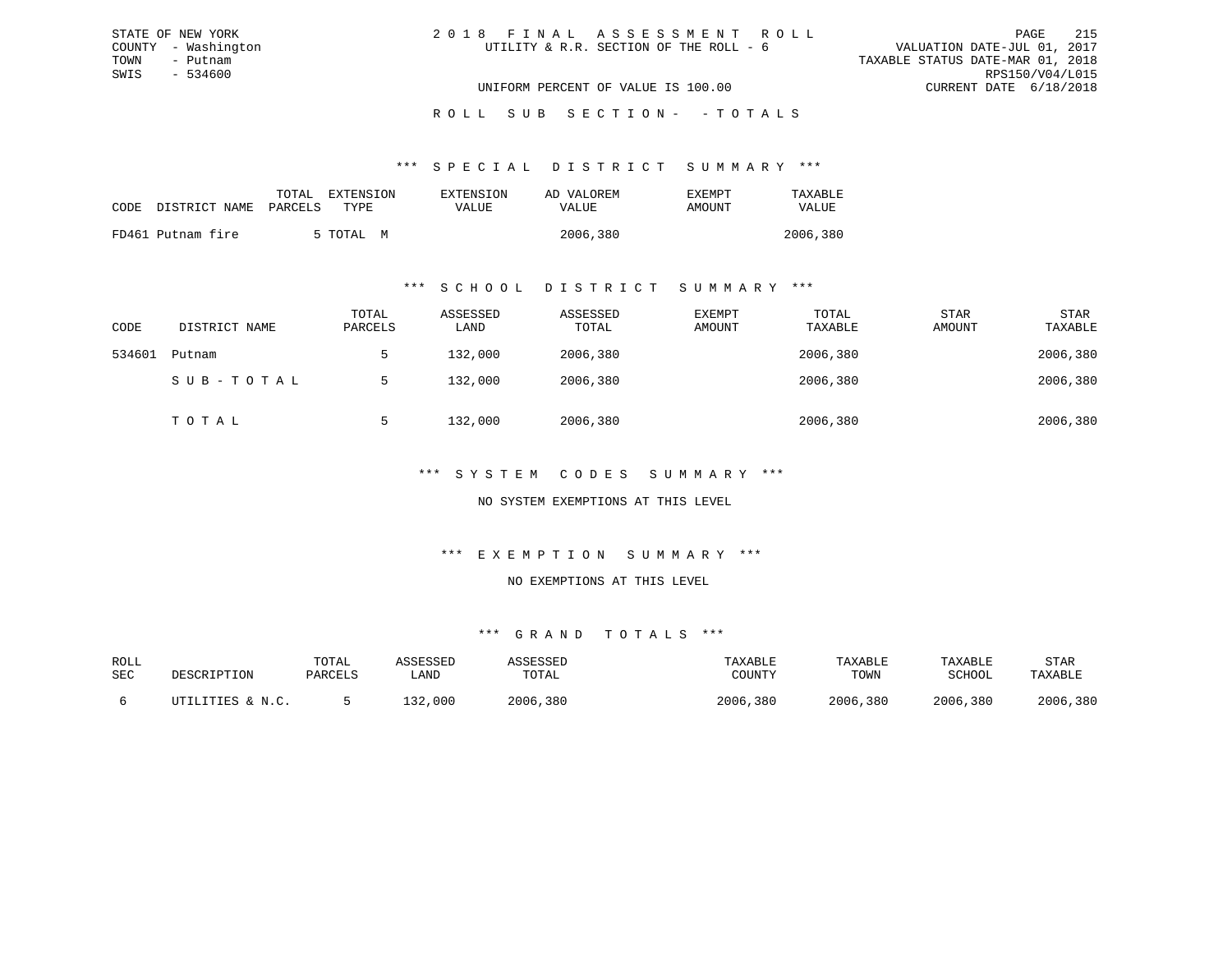STATE OF NEW YORK
COUNTY - Washington
TOWN - Putnam
SWIS - 534600

2018 FINAL ASSESSMENT ROLL
UTILITY & R.R. SECTION OF THE ROLL - 6

UNIFORM PERCENT OF VALUE IS 100.00

VALUATION DATE-JUL 01, 2017
TAXABLE STATUS DATE-MAR 01, 2018
RPS150/V04/L015
CURRENT DATE 6/18/2018

ROLL SUB SECTION- - TOTALS

*** SPECIAL DISTRICT SUMMARY ***

| CODE | DISTRICT NAME | TOTAL PARCELS | EXTENSION TYPE | EXTENSION VALUE | AD VALOREM VALUE | EXEMPT AMOUNT | TAXABLE VALUE |
|---|---|---|---|---|---|---|---|
| FD461 | Putnam fire | 5 | TOTAL M | | 2006,380 | | 2006,380 |

*** SCHOOL DISTRICT SUMMARY ***

| CODE | DISTRICT NAME | TOTAL PARCELS | ASSESSED LAND | ASSESSED TOTAL | EXEMPT AMOUNT | TOTAL TAXABLE | STAR AMOUNT | STAR TAXABLE |
|---|---|---|---|---|---|---|---|---|
| 534601 | Putnam | 5 | 132,000 | 2006,380 | | 2006,380 | | 2006,380 |
| | SUB-TOTAL | 5 | 132,000 | 2006,380 | | 2006,380 | | 2006,380 |
| | TOTAL | 5 | 132,000 | 2006,380 | | 2006,380 | | 2006,380 |

*** SYSTEM CODES SUMMARY ***

NO SYSTEM EXEMPTIONS AT THIS LEVEL

*** EXEMPTION SUMMARY ***

NO EXEMPTIONS AT THIS LEVEL

*** GRAND TOTALS ***

| ROLL SEC | DESCRIPTION | TOTAL PARCELS | ASSESSED LAND | ASSESSED TOTAL | TAXABLE COUNTY | TAXABLE TOWN | TAXABLE SCHOOL | STAR TAXABLE |
|---|---|---|---|---|---|---|---|---|
| 6 | UTILITIES & N.C. | 5 | 132,000 | 2006,380 | 2006,380 | 2006,380 | 2006,380 | 2006,380 |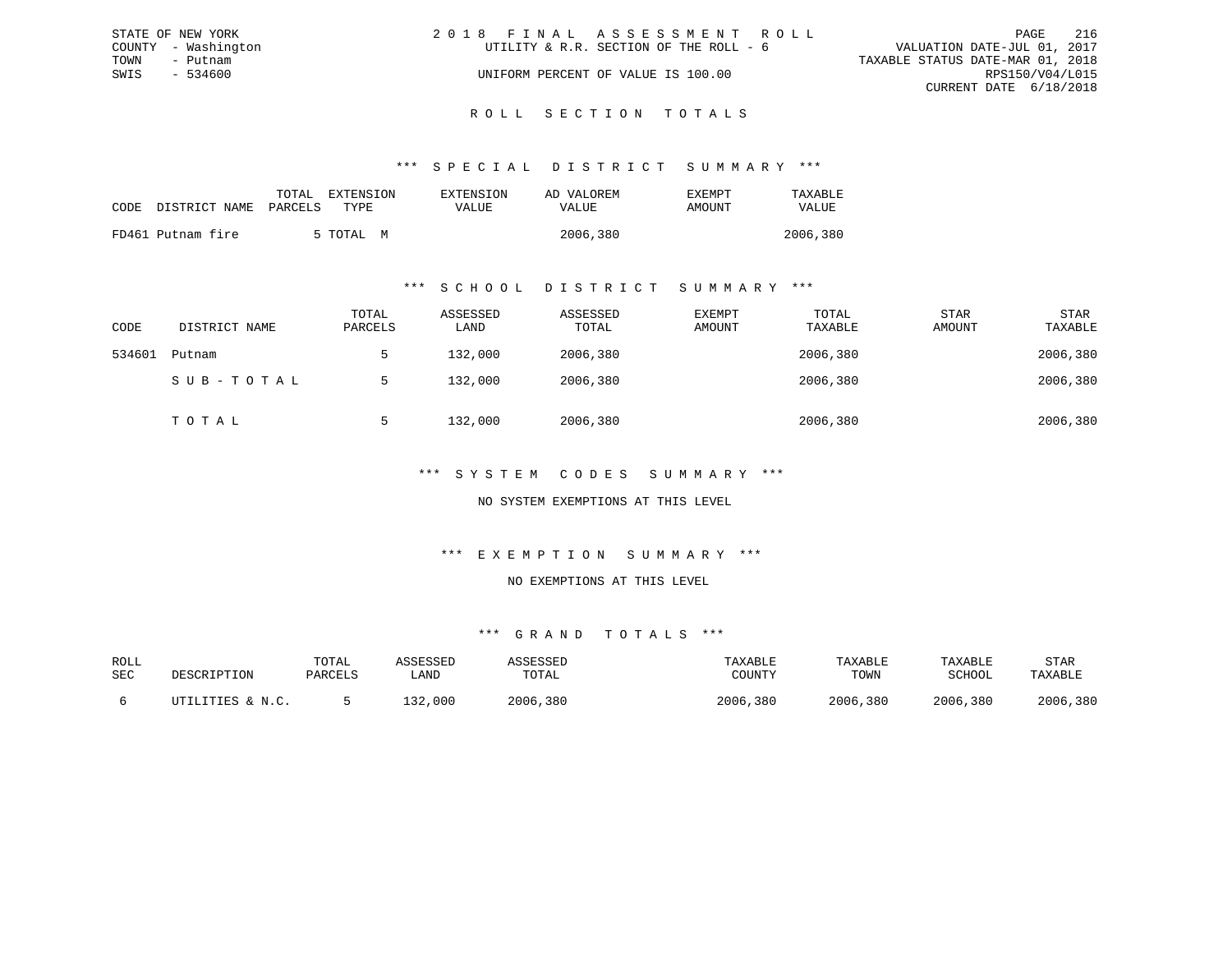STATE OF NEW YORK
COUNTY - Washington
TOWN - Putnam
SWIS - 534600

2 0 1 8 F I N A L A S S E S S M E N T R O L L
UTILITY & R.R. SECTION OF THE ROLL - 6
UNIFORM PERCENT OF VALUE IS 100.00

VALUATION DATE-JUL 01, 2017
TAXABLE STATUS DATE-MAR 01, 2018
RPS150/V04/L015
CURRENT DATE 6/18/2018

## R O L L S E C T I O N T O T A L S

### *** S P E C I A L D I S T R I C T S U M M A R Y ***

| CODE DISTRICT NAME | TOTAL PARCELS | EXTENSION TYPE | EXTENSION VALUE | AD VALOREM VALUE | EXEMPT AMOUNT | TAXABLE VALUE |
|---|---|---|---|---|---|---|
| FD461 Putnam fire | 5 | TOTAL M | | 2006,380 | | 2006,380 |

### *** S C H O O L D I S T R I C T S U M M A R Y ***

| CODE | DISTRICT NAME | TOTAL PARCELS | ASSESSED LAND | ASSESSED TOTAL | EXEMPT AMOUNT | TOTAL TAXABLE | STAR AMOUNT | STAR TAXABLE |
|---|---|---|---|---|---|---|---|---|
| 534601 | Putnam | 5 | 132,000 | 2006,380 | | 2006,380 | | 2006,380 |
| | S U B - T O T A L | 5 | 132,000 | 2006,380 | | 2006,380 | | 2006,380 |
| | T O T A L | 5 | 132,000 | 2006,380 | | 2006,380 | | 2006,380 |

### *** S Y S T E M C O D E S S U M M A R Y ***

NO SYSTEM EXEMPTIONS AT THIS LEVEL

### *** E X E M P T I O N S U M M A R Y ***

NO EXEMPTIONS AT THIS LEVEL

### *** G R A N D T O T A L S ***

| ROLL SEC | DESCRIPTION | TOTAL PARCELS | ASSESSED LAND | ASSESSED TOTAL | TAXABLE COUNTY | TAXABLE TOWN | TAXABLE SCHOOL | STAR TAXABLE |
|---|---|---|---|---|---|---|---|---|
| 6 | UTILITIES & N.C. | 5 | 132,000 | 2006,380 | 2006,380 | 2006,380 | 2006,380 | 2006,380 |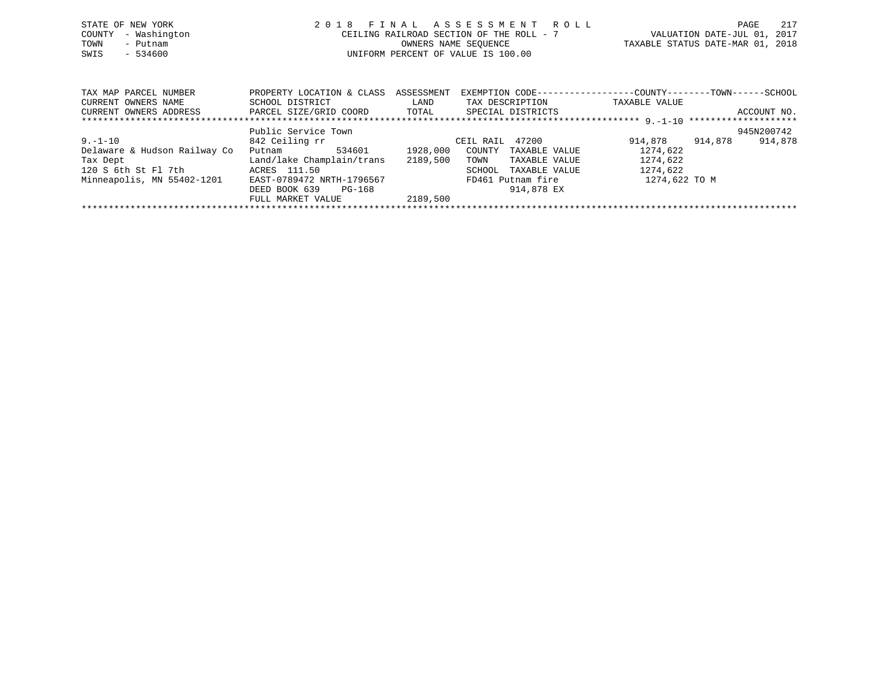STATE OF NEW YORK
COUNTY - Washington
TOWN - Putnam
SWIS - 534600

2 0 1 8 F I N A L A S S E S S M E N T R O L L
CEILING RAILROAD SECTION OF THE ROLL - 7
OWNERS NAME SEQUENCE
UNIFORM PERCENT OF VALUE IS 100.00

VALUATION DATE-JUL 01, 2017
TAXABLE STATUS DATE-MAR 01, 2018

| TAX MAP PARCEL NUMBER<br>CURRENT OWNERS NAME<br>CURRENT OWNERS ADDRESS | PROPERTY LOCATION & CLASS<br>SCHOOL DISTRICT<br>PARCEL SIZE/GRID COORD | ASSESSMENT<br>LAND<br>TOTAL | EXEMPTION CODE<br>TAX DESCRIPTION<br>SPECIAL DISTRICTS | COUNTY<br>TAXABLE VALUE | TOWN | SCHOOL<br>ACCOUNT NO. |
|---|---|---|---|---|---|---|
| | Public Service Town | | | | | 945N200742 |
| 9.-1-10 | 842 Ceiling rr | | CEIL RAIL 47200 | 914,878 | 914,878 | 914,878 |
| Delaware & Hudson Railway Co | Putnam 534601 | 1928,000 | COUNTY TAXABLE VALUE | 1274,622 | | |
| Tax Dept | Land/lake Champlain/trans | 2189,500 | TOWN TAXABLE VALUE | 1274,622 | | |
| 120 S 6th St Fl 7th | ACRES 111.50 | | SCHOOL TAXABLE VALUE | 1274,622 | | |
| Minneapolis, MN 55402-1201 | EAST-0789472 NRTH-1796567 | | FD461 Putnam fire | 1274,622 TO M | | |
| | DEED BOOK 639 PG-168 | | 914,878 EX | | | |
| | FULL MARKET VALUE | 2189,500 | | | | |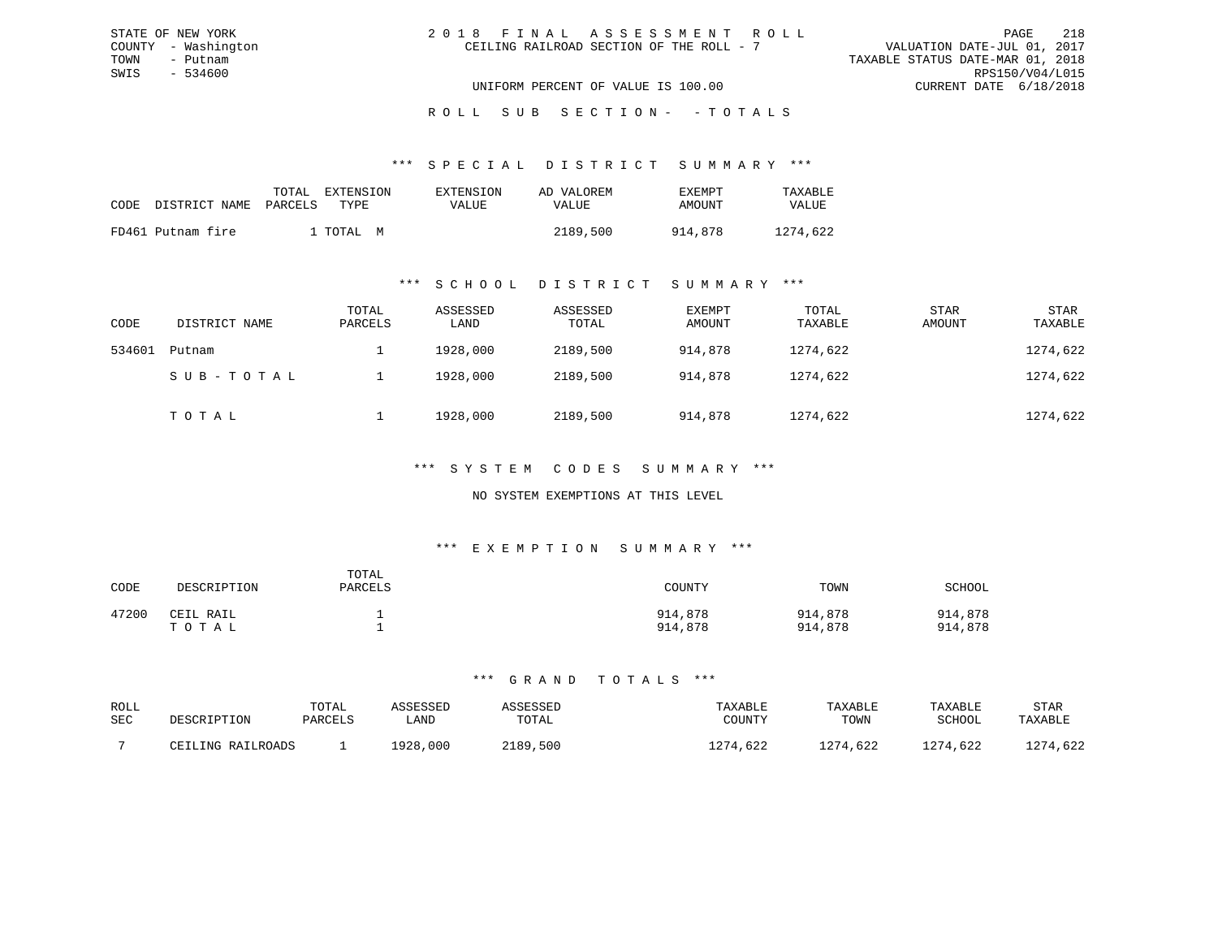STATE OF NEW YORK
COUNTY - Washington
TOWN - Putnam
SWIS - 534600

2 0 1 8 F I N A L A S S E S S M E N T R O L L
CEILING RAILROAD SECTION OF THE ROLL - 7

UNIFORM PERCENT OF VALUE IS 100.00

VALUATION DATE-JUL 01, 2017
TAXABLE STATUS DATE-MAR 01, 2018
RPS150/V04/L015
CURRENT DATE 6/18/2018

R O L L S U B S E C T I O N - - T O T A L S

*** S P E C I A L D I S T R I C T S U M M A R Y ***

| CODE | DISTRICT NAME | TOTAL PARCELS | EXTENSION TYPE | EXTENSION VALUE | AD VALOREM VALUE | EXEMPT AMOUNT | TAXABLE VALUE |
|---|---|---|---|---|---|---|---|
| FD461 | Putnam fire | 1 | TOTAL M | | 2189,500 | 914,878 | 1274,622 |

*** S C H O O L D I S T R I C T S U M M A R Y ***

| CODE | DISTRICT NAME | TOTAL PARCELS | ASSESSED LAND | ASSESSED TOTAL | EXEMPT AMOUNT | TOTAL TAXABLE | STAR AMOUNT | STAR TAXABLE |
|---|---|---|---|---|---|---|---|---|
| 534601 | Putnam | 1 | 1928,000 | 2189,500 | 914,878 | 1274,622 | | 1274,622 |
| | S U B - T O T A L | 1 | 1928,000 | 2189,500 | 914,878 | 1274,622 | | 1274,622 |
| | T O T A L | 1 | 1928,000 | 2189,500 | 914,878 | 1274,622 | | 1274,622 |

*** S Y S T E M C O D E S S U M M A R Y ***

NO SYSTEM EXEMPTIONS AT THIS LEVEL

*** E X E M P T I O N S U M M A R Y ***

| CODE | DESCRIPTION | TOTAL PARCELS | COUNTY | TOWN | SCHOOL |
|---|---|---|---|---|---|
| 47200 | CEIL RAIL | 1 | 914,878 | 914,878 | 914,878 |
| | T O T A L | 1 | 914,878 | 914,878 | 914,878 |

*** G R A N D T O T A L S ***

| ROLL SEC | DESCRIPTION | TOTAL PARCELS | ASSESSED LAND | ASSESSED TOTAL | TAXABLE COUNTY | TAXABLE TOWN | TAXABLE SCHOOL | STAR TAXABLE |
|---|---|---|---|---|---|---|---|---|
| 7 | CEILING RAILROADS | 1 | 1928,000 | 2189,500 | 1274,622 | 1274,622 | 1274,622 | 1274,622 |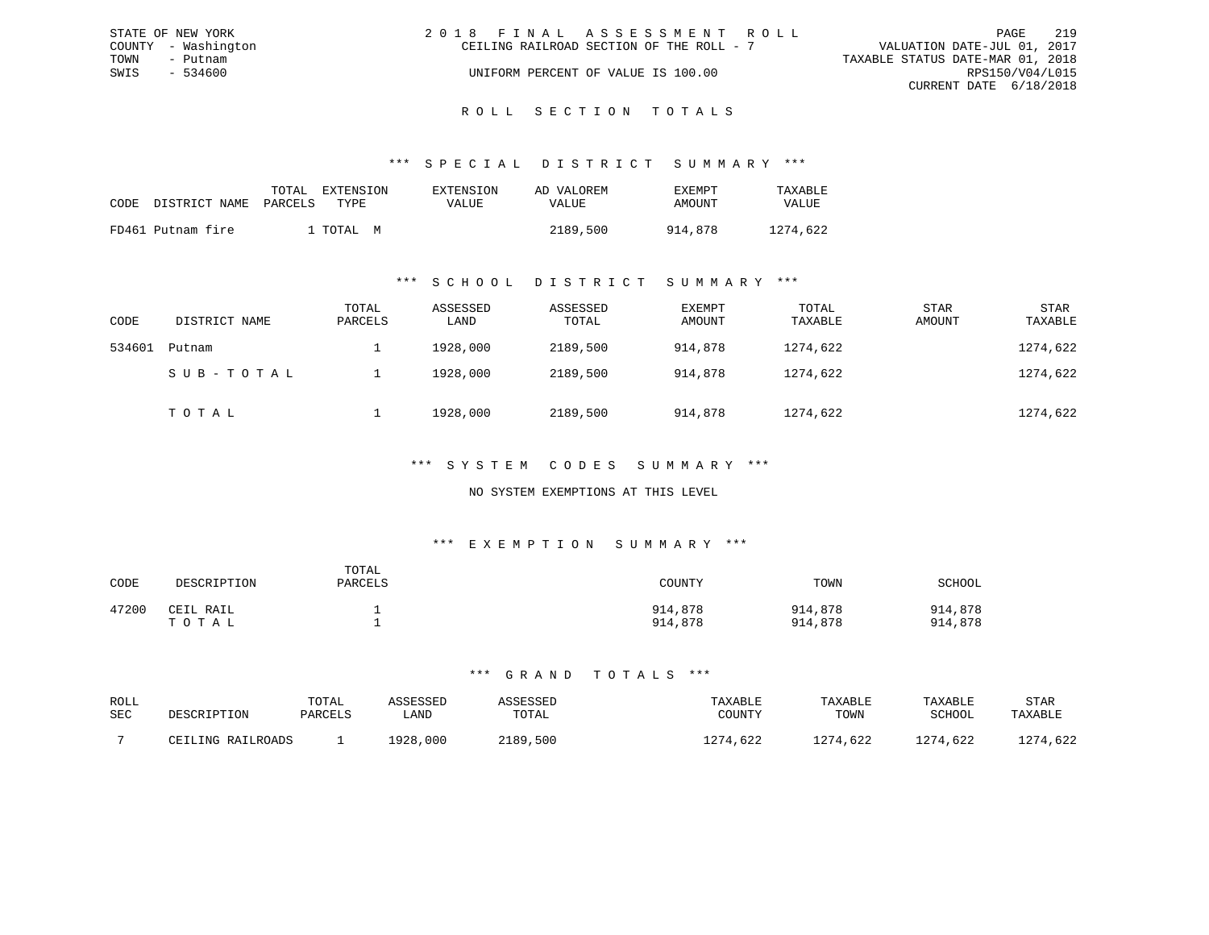STATE OF NEW YORK
COUNTY - Washington
TOWN - Putnam
SWIS - 534600

# 2018 FINAL ASSESSMENT ROLL
CEILING RAILROAD SECTION OF THE ROLL - 7

UNIFORM PERCENT OF VALUE IS 100.00

VALUATION DATE-JUL 01, 2017
TAXABLE STATUS DATE-MAR 01, 2018
RPS150/V04/L015
CURRENT DATE 6/18/2018

## ROLL SECTION TOTALS

### *** SPECIAL DISTRICT SUMMARY ***

| CODE | DISTRICT NAME | TOTAL PARCELS | EXTENSION TYPE | EXTENSION VALUE | AD VALOREM VALUE | EXEMPT AMOUNT | TAXABLE VALUE |
|---|---|---|---|---|---|---|---|
| FD461 | Putnam fire | 1 | TOTAL M | | 2189,500 | 914,878 | 1274,622 |

### *** SCHOOL DISTRICT SUMMARY ***

| CODE | DISTRICT NAME | TOTAL PARCELS | ASSESSED LAND | ASSESSED TOTAL | EXEMPT AMOUNT | TOTAL TAXABLE | STAR AMOUNT | STAR TAXABLE |
|---|---|---|---|---|---|---|---|---|
| 534601 | Putnam | 1 | 1928,000 | 2189,500 | 914,878 | 1274,622 | | 1274,622 |
| | SUB-TOTAL | 1 | 1928,000 | 2189,500 | 914,878 | 1274,622 | | 1274,622 |
| | TOTAL | 1 | 1928,000 | 2189,500 | 914,878 | 1274,622 | | 1274,622 |

### *** SYSTEM CODES SUMMARY ***

NO SYSTEM EXEMPTIONS AT THIS LEVEL

### *** EXEMPTION SUMMARY ***

| CODE | DESCRIPTION | TOTAL PARCELS | COUNTY | TOWN | SCHOOL |
|---|---|---|---|---|---|
| 47200 | CEIL RAIL | 1 | 914,878 | 914,878 | 914,878 |
| | TOTAL | 1 | 914,878 | 914,878 | 914,878 |

### *** GRAND TOTALS ***

| ROLL SEC | DESCRIPTION | TOTAL PARCELS | ASSESSED LAND | ASSESSED TOTAL | TAXABLE COUNTY | TAXABLE TOWN | TAXABLE SCHOOL | STAR TAXABLE |
|---|---|---|---|---|---|---|---|---|
| 7 | CEILING RAILROADS | 1 | 1928,000 | 2189,500 | 1274,622 | 1274,622 | 1274,622 | 1274,622 |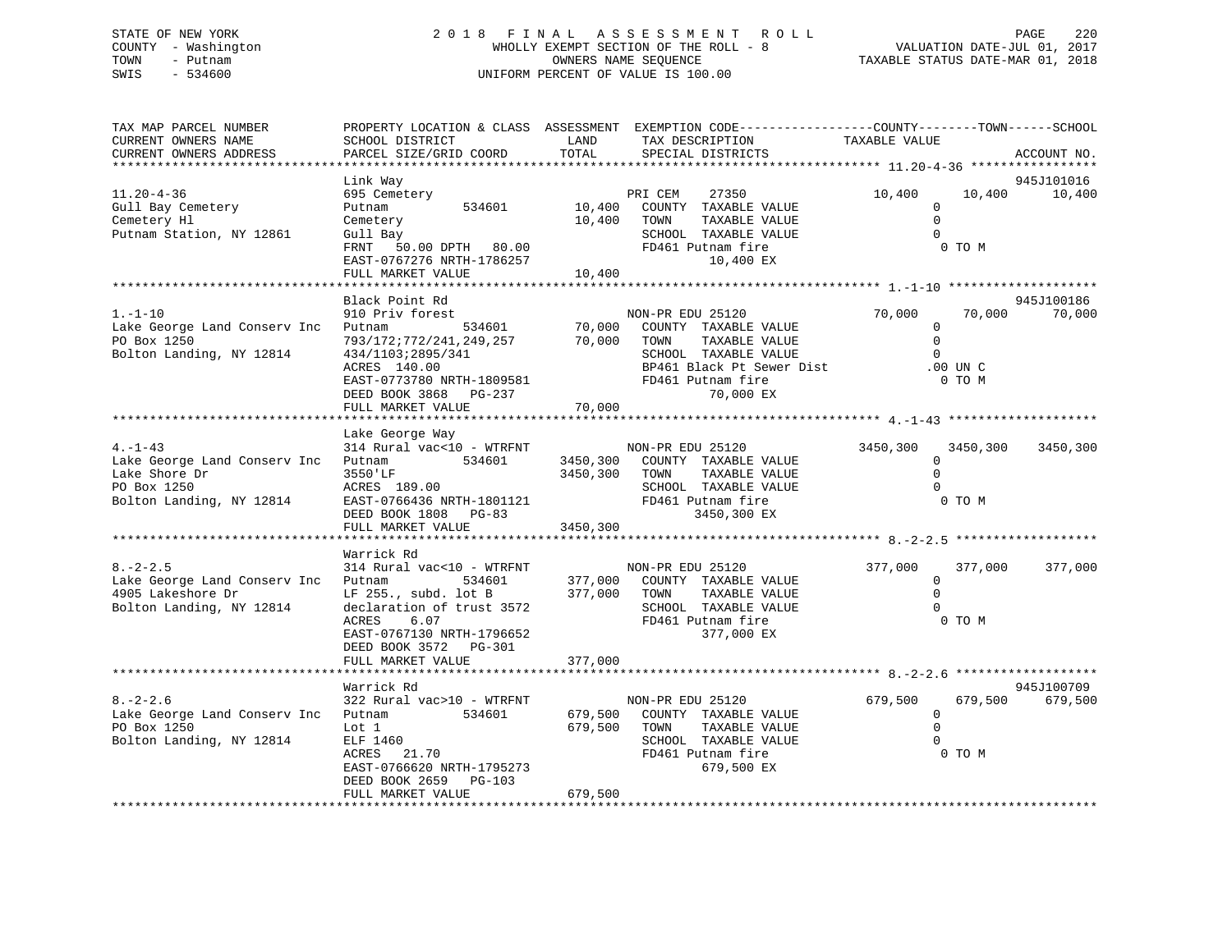STATE OF NEW YORK
COUNTY - Washington
TOWN - Putnam
SWIS - 534600

2018 FINAL ASSESSMENT ROLL
WHOLLY EXEMPT SECTION OF THE ROLL - 8
OWNERS NAME SEQUENCE
UNIFORM PERCENT OF VALUE IS 100.00

VALUATION DATE-JUL 01, 2017
TAXABLE STATUS DATE-MAR 01, 2018

```
TAX MAP PARCEL NUMBER          PROPERTY LOCATION & CLASS  ASSESSMENT  EXEMPTION CODE-----------------COUNTY--------TOWN------SCHOOL
CURRENT OWNERS NAME            SCHOOL DISTRICT               LAND      TAX DESCRIPTION            TAXABLE VALUE
CURRENT OWNERS ADDRESS         PARCEL SIZE/GRID COORD        TOTAL     SPECIAL DISTRICTS                                    ACCOUNT NO.
******************************************************************************************************* 11.20-4-36 *****************
                               Link Way                                                                                  945J101016
11.20-4-36                     695 Cemetery                            PRI CEM     27350            10,400      10,400      10,400
Gull Bay Cemetery              Putnam          534601        10,400   COUNTY  TAXABLE VALUE                0
Cemetery Hl                    Cemetery                      10,400   TOWN    TAXABLE VALUE                0
Putnam Station, NY 12861       Gull Bay                                SCHOOL  TAXABLE VALUE                0
                               FRNT   50.00 DPTH   80.00               FD461 Putnam fire                     0 TO M
                               EAST-0767276 NRTH-1786257                      10,400 EX
                               FULL MARKET VALUE             10,400
******************************************************************************************************* 1.-1-10 ********************
                               Black Point Rd                                                                            945J100186
1.-1-10                        910 Priv forest                         NON-PR EDU 25120             70,000      70,000      70,000
Lake George Land Conserv Inc   Putnam          534601        70,000   COUNTY  TAXABLE VALUE                0
PO Box 1250                    793/172;772/241,249,257       70,000   TOWN    TAXABLE VALUE                0
Bolton Landing, NY 12814       434/1103;2895/341                       SCHOOL  TAXABLE VALUE                0
                               ACRES  140.00                           BP461 Black Pt Sewer Dist           .00 UN C
                               EAST-0773780 NRTH-1809581               FD461 Putnam fire                     0 TO M
                               DEED BOOK 3868   PG-237                        70,000 EX
                               FULL MARKET VALUE             70,000
******************************************************************************************************* 4.-1-43 ********************
                               Lake George Way
4.-1-43                        314 Rural vac<10 - WTRFNT               NON-PR EDU 25120           3450,300    3450,300    3450,300
Lake George Land Conserv Inc   Putnam          534601      3450,300   COUNTY  TAXABLE VALUE                0
Lake Shore Dr                  3550'LF                     3450,300   TOWN    TAXABLE VALUE                0
PO Box 1250                    ACRES  189.00                           SCHOOL  TAXABLE VALUE                0
Bolton Landing, NY 12814       EAST-0766436 NRTH-1801121               FD461 Putnam fire                     0 TO M
                               DEED BOOK 1808   PG-83                       3450,300 EX
                               FULL MARKET VALUE           3450,300
******************************************************************************************************* 8.-2-2.5 *******************
                               Warrick Rd
8.-2-2.5                       314 Rural vac<10 - WTRFNT               NON-PR EDU 25120            377,000     377,000     377,000
Lake George Land Conserv Inc   Putnam          534601       377,000   COUNTY  TAXABLE VALUE                0
4905 Lakeshore Dr              LF 255., subd. lot B         377,000   TOWN    TAXABLE VALUE                0
Bolton Landing, NY 12814       declaration of trust 3572               SCHOOL  TAXABLE VALUE                0
                               ACRES    6.07                           FD461 Putnam fire                     0 TO M
                               EAST-0767130 NRTH-1796652                     377,000 EX
                               DEED BOOK 3572   PG-301
                               FULL MARKET VALUE            377,000
******************************************************************************************************* 8.-2-2.6 *******************
                               Warrick Rd                                                                                945J100709
8.-2-2.6                       322 Rural vac>10 - WTRFNT               NON-PR EDU 25120            679,500     679,500     679,500
Lake George Land Conserv Inc   Putnam          534601       679,500   COUNTY  TAXABLE VALUE                0
PO Box 1250                    Lot 1                        679,500   TOWN    TAXABLE VALUE                0
Bolton Landing, NY 12814       ELF 1460                                SCHOOL  TAXABLE VALUE                0
                               ACRES   21.70                           FD461 Putnam fire                     0 TO M
                               EAST-0766620 NRTH-1795273                     679,500 EX
                               DEED BOOK 2659   PG-103
                               FULL MARKET VALUE            679,500
************************************************************************************************************************************
```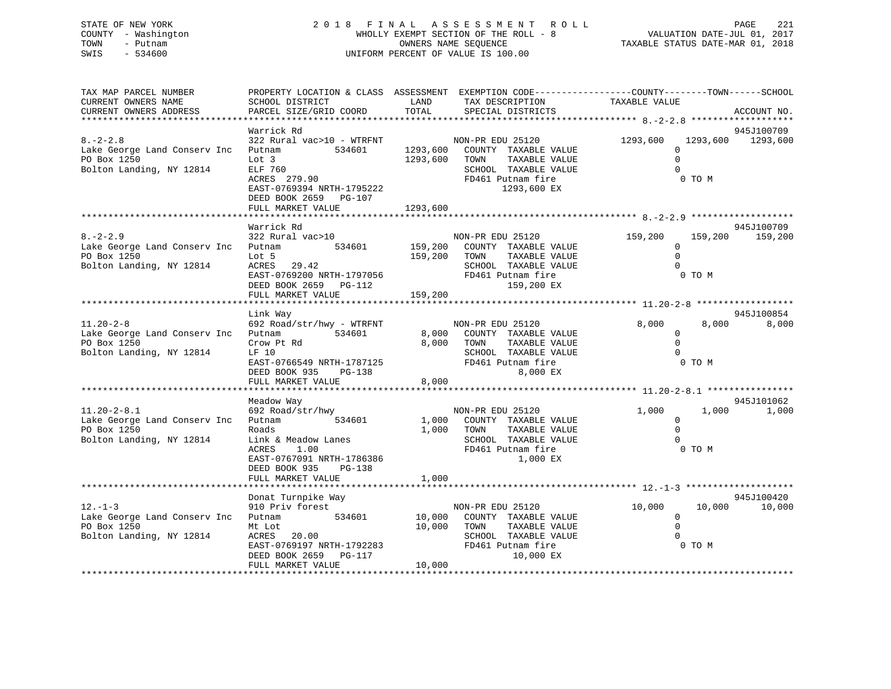STATE OF NEW YORK
COUNTY - Washington
TOWN - Putnam
SWIS - 534600

# 2018 FINAL ASSESSMENT ROLL

WHOLLY EXEMPT SECTION OF THE ROLL - 8
OWNERS NAME SEQUENCE
UNIFORM PERCENT OF VALUE IS 100.00

VALUATION DATE-JUL 01, 2017
TAXABLE STATUS DATE-MAR 01, 2018

```
TAX MAP PARCEL NUMBER          PROPERTY LOCATION & CLASS  ASSESSMENT  EXEMPTION CODE-----------------COUNTY--------TOWN------SCHOOL
CURRENT OWNERS NAME            SCHOOL DISTRICT              LAND      TAX DESCRIPTION             TAXABLE VALUE
CURRENT OWNERS ADDRESS         PARCEL SIZE/GRID COORD      TOTAL      SPECIAL DISTRICTS                                      ACCOUNT NO.
******************************************************************************************************* 8.-2-2.8 *******************
                               Warrick Rd                                                                                945J100709
8.-2-2.8                       322 Rural vac>10 - WTRFNT            NON-PR EDU 25120            1293,600    1293,600    1293,600
Lake George Land Conserv Inc   Putnam          534601     1293,600    COUNTY  TAXABLE VALUE              0
PO Box 1250                    Lot 3                      1293,600    TOWN    TAXABLE VALUE              0
Bolton Landing, NY 12814       ELF 760                                SCHOOL  TAXABLE VALUE              0
                               ACRES 279.90                           FD461 Putnam fire                  0 TO M
                               EAST-0769394 NRTH-1795222                    1293,600 EX
                               DEED BOOK 2659   PG-107
                               FULL MARKET VALUE          1293,600
******************************************************************************************************* 8.-2-2.9 *******************
                               Warrick Rd                                                                                945J100709
8.-2-2.9                       322 Rural vac>10                     NON-PR EDU 25120             159,200     159,200     159,200
Lake George Land Conserv Inc   Putnam          534601      159,200    COUNTY  TAXABLE VALUE              0
PO Box 1250                    Lot 5                       159,200    TOWN    TAXABLE VALUE              0
Bolton Landing, NY 12814       ACRES  29.42                           SCHOOL  TAXABLE VALUE              0
                               EAST-0769200 NRTH-1797056              FD461 Putnam fire                  0 TO M
                               DEED BOOK 2659   PG-112                       159,200 EX
                               FULL MARKET VALUE           159,200
******************************************************************************************************* 11.20-2-8 ******************
                               Link Way                                                                                  945J100854
11.20-2-8                      692 Road/str/hwy - WTRFNT            NON-PR EDU 25120               8,000       8,000       8,000
Lake George Land Conserv Inc   Putnam          534601        8,000    COUNTY  TAXABLE VALUE              0
PO Box 1250                    Crow Pt Rd                    8,000    TOWN    TAXABLE VALUE              0
Bolton Landing, NY 12814       LF 10                                  SCHOOL  TAXABLE VALUE              0
                               EAST-0766549 NRTH-1787125              FD461 Putnam fire                  0 TO M
                               DEED BOOK 935    PG-138                         8,000 EX
                               FULL MARKET VALUE             8,000
******************************************************************************************************* 11.20-2-8.1 ****************
                               Meadow Way                                                                                945J101062
11.20-2-8.1                    692 Road/str/hwy                     NON-PR EDU 25120               1,000       1,000       1,000
Lake George Land Conserv Inc   Putnam          534601        1,000    COUNTY  TAXABLE VALUE              0
PO Box 1250                    Roads                         1,000    TOWN    TAXABLE VALUE              0
Bolton Landing, NY 12814       Link & Meadow Lanes                    SCHOOL  TAXABLE VALUE              0
                               ACRES   1.00                           FD461 Putnam fire                  0 TO M
                               EAST-0767091 NRTH-1786386                       1,000 EX
                               DEED BOOK 935    PG-138
                               FULL MARKET VALUE             1,000
******************************************************************************************************* 12.-1-3 ********************
                               Donat Turnpike Way                                                                        945J100420
12.-1-3                        910 Priv forest                      NON-PR EDU 25120              10,000      10,000      10,000
Lake George Land Conserv Inc   Putnam          534601       10,000    COUNTY  TAXABLE VALUE              0
PO Box 1250                    Mt Lot                       10,000    TOWN    TAXABLE VALUE              0
Bolton Landing, NY 12814       ACRES  20.00                           SCHOOL  TAXABLE VALUE              0
                               EAST-0769197 NRTH-1792283              FD461 Putnam fire                  0 TO M
                               DEED BOOK 2659   PG-117                        10,000 EX
                               FULL MARKET VALUE            10,000
************************************************************************************************************************************
```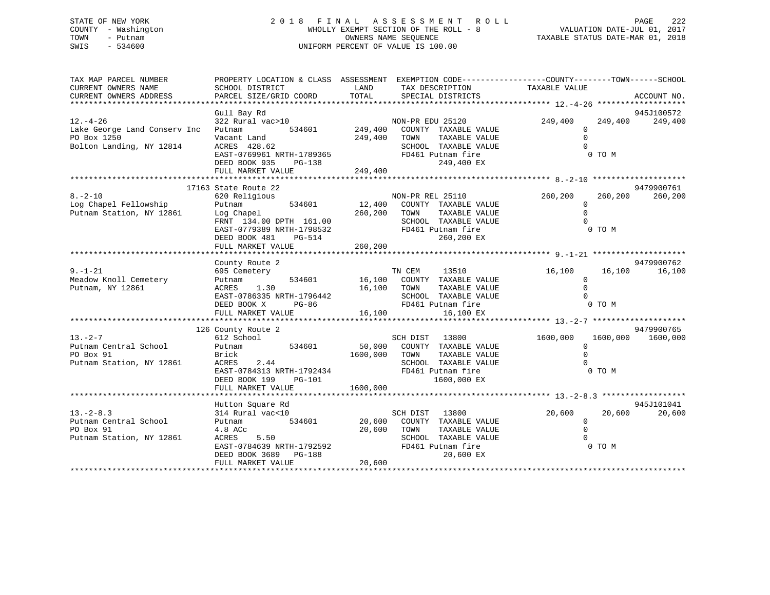STATE OF NEW YORK
COUNTY - Washington
TOWN - Putnam
SWIS - 534600

2018 FINAL ASSESSMENT ROLL
WHOLLY EXEMPT SECTION OF THE ROLL - 8
OWNERS NAME SEQUENCE
UNIFORM PERCENT OF VALUE IS 100.00

VALUATION DATE-JUL 01, 2017
TAXABLE STATUS DATE-MAR 01, 2018

| TAX MAP PARCEL NUMBER / CURRENT OWNERS NAME / CURRENT OWNERS ADDRESS | PROPERTY LOCATION & CLASS / SCHOOL DISTRICT / PARCEL SIZE/GRID COORD | ASSESSMENT LAND / TOTAL | EXEMPTION CODE / TAX DESCRIPTION / SPECIAL DISTRICTS | COUNTY TAXABLE VALUE | TOWN | SCHOOL / ACCOUNT NO. |
|---|---|---|---|---|---|---|
| 12.-4-26 | Gull Bay Rd | | | | | 945J100572 |
| 12.-4-26 | 322 Rural vac>10 | | NON-PR EDU 25120 | 249,400 | 249,400 | 249,400 |
| Lake George Land Conserv Inc | Putnam 534601 | 249,400 | COUNTY TAXABLE VALUE | 0 | | |
| PO Box 1250 | Vacant Land | 249,400 | TOWN TAXABLE VALUE | 0 | | |
| Bolton Landing, NY 12814 | ACRES 428.62 | | SCHOOL TAXABLE VALUE | 0 | | |
| | EAST-0769961 NRTH-1789365 | | FD461 Putnam fire | 0 TO M | | |
| | DEED BOOK 935 PG-138 | | 249,400 EX | | | |
| | FULL MARKET VALUE | 249,400 | | | | |
| 8.-2-10 | 17163 State Route 22 | | | | | 9479900761 |
| 8.-2-10 | 620 Religious | | NON-PR REL 25110 | 260,200 | 260,200 | 260,200 |
| Log Chapel Fellowship | Putnam 534601 | 12,400 | COUNTY TAXABLE VALUE | 0 | | |
| Putnam Station, NY 12861 | Log Chapel | 260,200 | TOWN TAXABLE VALUE | 0 | | |
| | FRNT 134.00 DPTH 161.00 | | SCHOOL TAXABLE VALUE | 0 | | |
| | EAST-0779389 NRTH-1798532 | | FD461 Putnam fire | 0 TO M | | |
| | DEED BOOK 481 PG-514 | | 260,200 EX | | | |
| | FULL MARKET VALUE | 260,200 | | | | |
| 9.-1-21 | County Route 2 | | | | | 9479900762 |
| 9.-1-21 | 695 Cemetery | | TN CEM 13510 | 16,100 | 16,100 | 16,100 |
| Meadow Knoll Cemetery | Putnam 534601 | 16,100 | COUNTY TAXABLE VALUE | 0 | | |
| Putnam, NY 12861 | ACRES 1.30 | 16,100 | TOWN TAXABLE VALUE | 0 | | |
| | EAST-0786335 NRTH-1796442 | | SCHOOL TAXABLE VALUE | 0 | | |
| | DEED BOOK X PG-86 | | FD461 Putnam fire | 0 TO M | | |
| | FULL MARKET VALUE | 16,100 | 16,100 EX | | | |
| 13.-2-7 | 126 County Route 2 | | | | | 9479900765 |
| 13.-2-7 | 612 School | | SCH DIST 13800 | 1600,000 | 1600,000 | 1600,000 |
| Putnam Central School | Putnam 534601 | 50,000 | COUNTY TAXABLE VALUE | 0 | | |
| PO Box 91 | Brick | 1600,000 | TOWN TAXABLE VALUE | 0 | | |
| Putnam Station, NY 12861 | ACRES 2.44 | | SCHOOL TAXABLE VALUE | 0 | | |
| | EAST-0784313 NRTH-1792434 | | FD461 Putnam fire | 0 TO M | | |
| | DEED BOOK 199 PG-101 | | 1600,000 EX | | | |
| | FULL MARKET VALUE | 1600,000 | | | | |
| 13.-2-8.3 | Hutton Square Rd | | | | | 945J101041 |
| 13.-2-8.3 | 314 Rural vac<10 | | SCH DIST 13800 | 20,600 | 20,600 | 20,600 |
| Putnam Central School | Putnam 534601 | 20,600 | COUNTY TAXABLE VALUE | 0 | | |
| PO Box 91 | 4.8 ACc | 20,600 | TOWN TAXABLE VALUE | 0 | | |
| Putnam Station, NY 12861 | ACRES 5.50 | | SCHOOL TAXABLE VALUE | 0 | | |
| | EAST-0784639 NRTH-1792592 | | FD461 Putnam fire | 0 TO M | | |
| | DEED BOOK 3689 PG-188 | | 20,600 EX | | | |
| | FULL MARKET VALUE | 20,600 | | | | |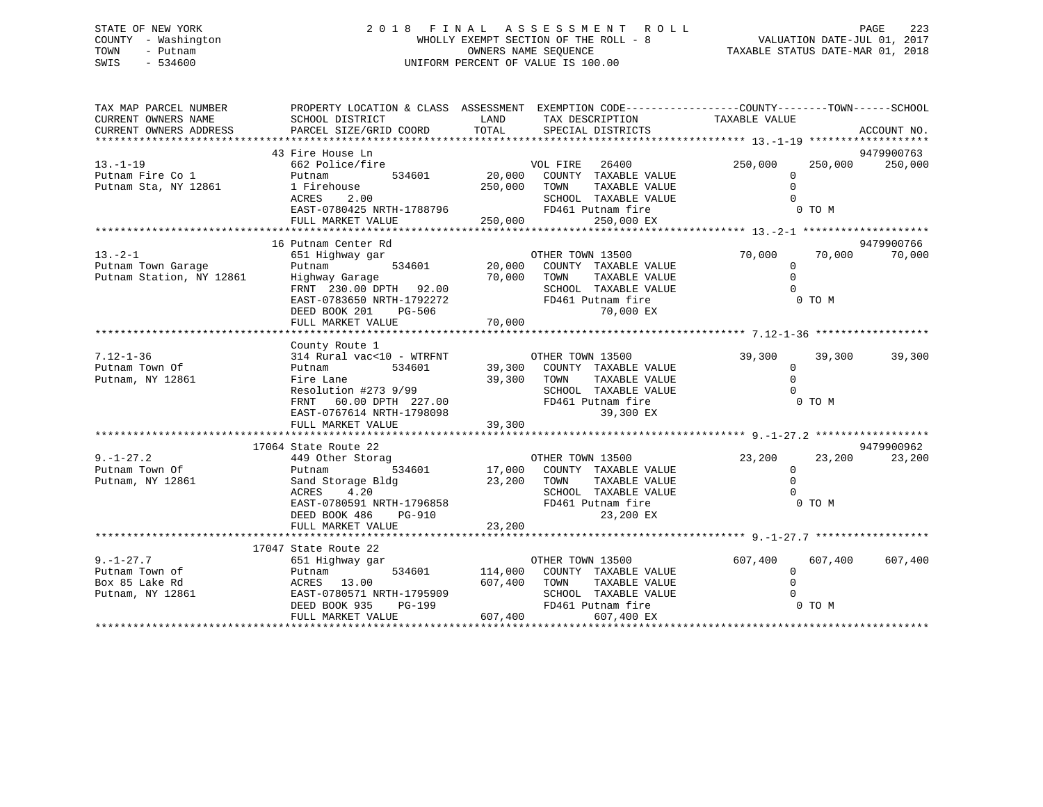STATE OF NEW YORK
COUNTY - Washington
TOWN - Putnam
SWIS - 534600

# 2018 FINAL ASSESSMENT ROLL

WHOLLY EXEMPT SECTION OF THE ROLL - 8
OWNERS NAME SEQUENCE
UNIFORM PERCENT OF VALUE IS 100.00

VALUATION DATE-JUL 01, 2017
TAXABLE STATUS DATE-MAR 01, 2018

| TAX MAP PARCEL NUMBER / CURRENT OWNERS NAME / CURRENT OWNERS ADDRESS | PROPERTY LOCATION & CLASS / SCHOOL DISTRICT / PARCEL SIZE/GRID COORD | ASSESSMENT LAND / TOTAL | EXEMPTION CODE / TAX DESCRIPTION / SPECIAL DISTRICTS | COUNTY TAXABLE VALUE | TOWN | SCHOOL / ACCOUNT NO. |
|---|---|---|---|---|---|---|
| 13.-1-19 | 43 Fire House Ln | | | | | 9479900763 |
| | 662 Police/fire | | VOL FIRE 26400 | 250,000 | 250,000 | 250,000 |
| Putnam Fire Co 1 | Putnam 534601 | 20,000 | COUNTY TAXABLE VALUE | 0 | | |
| Putnam Sta, NY 12861 | 1 Firehouse | 250,000 | TOWN TAXABLE VALUE | 0 | | |
| | ACRES 2.00 | | SCHOOL TAXABLE VALUE | 0 | | |
| | EAST-0780425 NRTH-1788796 | | FD461 Putnam fire | 0 TO M | | |
| | FULL MARKET VALUE | 250,000 | 250,000 EX | | | |
| 13.-2-1 | 16 Putnam Center Rd | | | | | 9479900766 |
| | 651 Highway gar | | OTHER TOWN 13500 | 70,000 | 70,000 | 70,000 |
| Putnam Town Garage | Putnam 534601 | 20,000 | COUNTY TAXABLE VALUE | 0 | | |
| Putnam Station, NY 12861 | Highway Garage | 70,000 | TOWN TAXABLE VALUE | 0 | | |
| | FRNT 230.00 DPTH 92.00 | | SCHOOL TAXABLE VALUE | 0 | | |
| | EAST-0783650 NRTH-1792272 | | FD461 Putnam fire | 0 TO M | | |
| | DEED BOOK 201 PG-506 | | 70,000 EX | | | |
| | FULL MARKET VALUE | 70,000 | | | | |
| 7.12-1-36 | County Route 1 | | | | | |
| | 314 Rural vac<10 - WTRFNT | | OTHER TOWN 13500 | 39,300 | 39,300 | 39,300 |
| Putnam Town Of | Putnam 534601 | 39,300 | COUNTY TAXABLE VALUE | 0 | | |
| Putnam, NY 12861 | Fire Lane | 39,300 | TOWN TAXABLE VALUE | 0 | | |
| | Resolution #273 9/99 | | SCHOOL TAXABLE VALUE | 0 | | |
| | FRNT 60.00 DPTH 227.00 | | FD461 Putnam fire | 0 TO M | | |
| | EAST-0767614 NRTH-1798098 | | 39,300 EX | | | |
| | FULL MARKET VALUE | 39,300 | | | | |
| 9.-1-27.2 | 17064 State Route 22 | | | | | 9479900962 |
| | 449 Other Storag | | OTHER TOWN 13500 | 23,200 | 23,200 | 23,200 |
| Putnam Town Of | Putnam 534601 | 17,000 | COUNTY TAXABLE VALUE | 0 | | |
| Putnam, NY 12861 | Sand Storage Bldg | 23,200 | TOWN TAXABLE VALUE | 0 | | |
| | ACRES 4.20 | | SCHOOL TAXABLE VALUE | 0 | | |
| | EAST-0780591 NRTH-1796858 | | FD461 Putnam fire | 0 TO M | | |
| | DEED BOOK 486 PG-910 | | 23,200 EX | | | |
| | FULL MARKET VALUE | 23,200 | | | | |
| 9.-1-27.7 | 17047 State Route 22 | | | | | |
| | 651 Highway gar | | OTHER TOWN 13500 | 607,400 | 607,400 | 607,400 |
| Putnam Town of | Putnam 534601 | 114,000 | COUNTY TAXABLE VALUE | 0 | | |
| Box 85 Lake Rd | ACRES 13.00 | 607,400 | TOWN TAXABLE VALUE | 0 | | |
| Putnam, NY 12861 | EAST-0780571 NRTH-1795909 | | SCHOOL TAXABLE VALUE | 0 | | |
| | DEED BOOK 935 PG-199 | | FD461 Putnam fire | 0 TO M | | |
| | FULL MARKET VALUE | 607,400 | 607,400 EX | | | |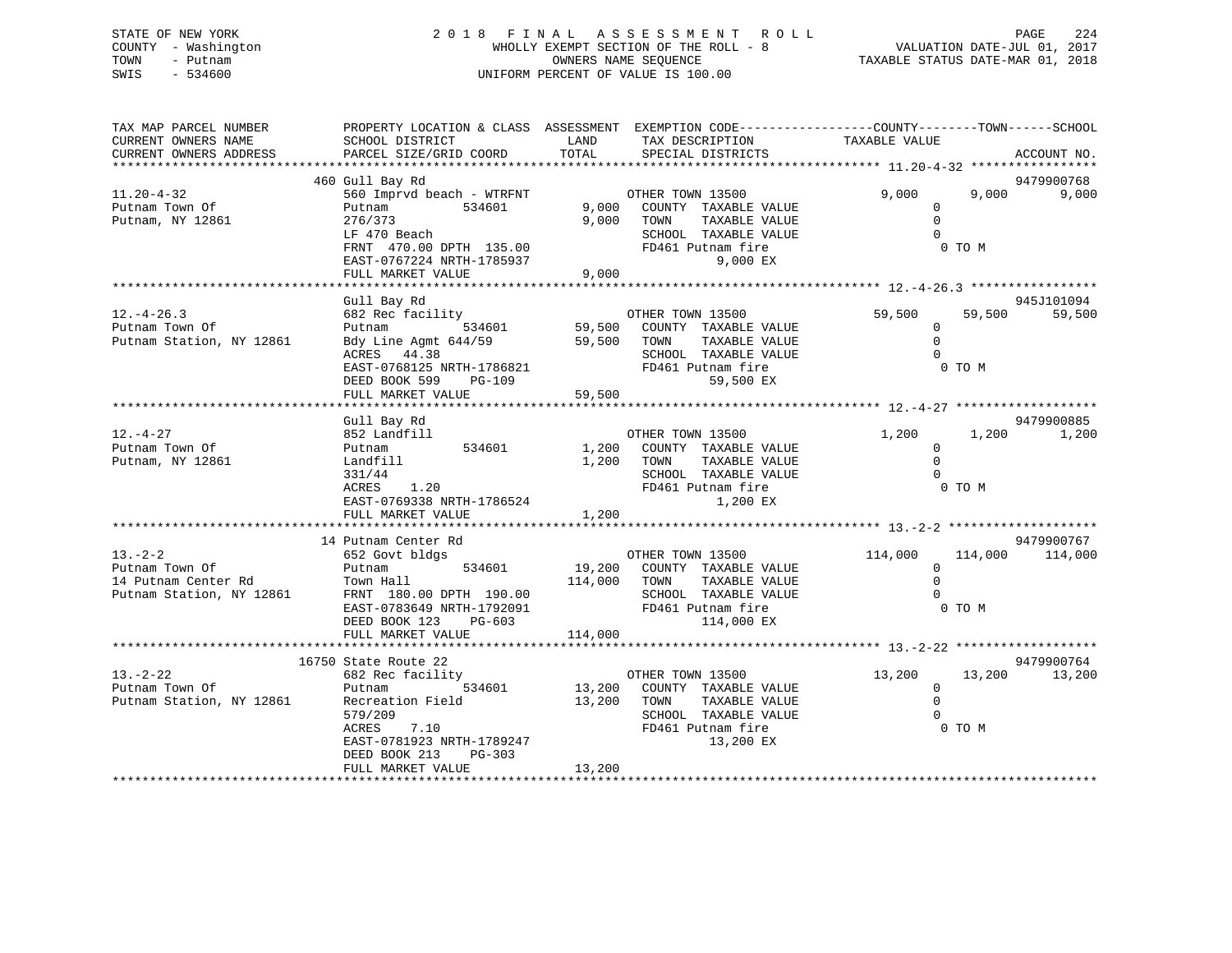STATE OF NEW YORK
COUNTY - Washington
TOWN - Putnam
SWIS - 534600

2 0 1 8 F I N A L A S S E S S M E N T R O L L
WHOLLY EXEMPT SECTION OF THE ROLL - 8
OWNERS NAME SEQUENCE
UNIFORM PERCENT OF VALUE IS 100.00

VALUATION DATE-JUL 01, 2017
TAXABLE STATUS DATE-MAR 01, 2018

| TAX MAP PARCEL NUMBER / CURRENT OWNERS NAME / CURRENT OWNERS ADDRESS | PROPERTY LOCATION & CLASS / SCHOOL DISTRICT / PARCEL SIZE/GRID COORD | ASSESSMENT LAND | TOTAL | EXEMPTION CODE / TAX DESCRIPTION / SPECIAL DISTRICTS | COUNTY TAXABLE VALUE | TOWN | SCHOOL | ACCOUNT NO. |
|---|---|---|---|---|---|---|---|---|
| 11.20-4-32 | 460 Gull Bay Rd | | | | | | | 9479900768 |
| 11.20-4-32 | 560 Imprvd beach - WTRFNT | | | OTHER TOWN 13500 | 9,000 | 9,000 | 9,000 | |
| Putnam Town Of | Putnam 534601 | 9,000 | | COUNTY TAXABLE VALUE | 0 | | | |
| Putnam, NY 12861 | 276/373 | | 9,000 | TOWN TAXABLE VALUE | 0 | | | |
| | LF 470 Beach | | | SCHOOL TAXABLE VALUE | 0 | | | |
| | FRNT 470.00 DPTH 135.00 | | | FD461 Putnam fire | 0 TO M | | | |
| | EAST-0767224 NRTH-1785937 | | | 9,000 EX | | | | |
| | FULL MARKET VALUE | | 9,000 | | | | | |
| 12.-4-26.3 | Gull Bay Rd | | | | | | | 945J101094 |
| 12.-4-26.3 | 682 Rec facility | | | OTHER TOWN 13500 | 59,500 | 59,500 | 59,500 | |
| Putnam Town Of | Putnam 534601 | 59,500 | | COUNTY TAXABLE VALUE | 0 | | | |
| Putnam Station, NY 12861 | Bdy Line Agmt 644/59 | | 59,500 | TOWN TAXABLE VALUE | 0 | | | |
| | ACRES 44.38 | | | SCHOOL TAXABLE VALUE | 0 | | | |
| | EAST-0768125 NRTH-1786821 | | | FD461 Putnam fire | 0 TO M | | | |
| | DEED BOOK 599 PG-109 | | | 59,500 EX | | | | |
| | FULL MARKET VALUE | | 59,500 | | | | | |
| 12.-4-27 | Gull Bay Rd | | | | | | | 9479900885 |
| 12.-4-27 | 852 Landfill | | | OTHER TOWN 13500 | 1,200 | 1,200 | 1,200 | |
| Putnam Town Of | Putnam 534601 | 1,200 | | COUNTY TAXABLE VALUE | 0 | | | |
| Putnam, NY 12861 | Landfill | | 1,200 | TOWN TAXABLE VALUE | 0 | | | |
| | 331/44 | | | SCHOOL TAXABLE VALUE | 0 | | | |
| | ACRES 1.20 | | | FD461 Putnam fire | 0 TO M | | | |
| | EAST-0769338 NRTH-1786524 | | | 1,200 EX | | | | |
| | FULL MARKET VALUE | | 1,200 | | | | | |
| 13.-2-2 | 14 Putnam Center Rd | | | | | | | 9479900767 |
| 13.-2-2 | 652 Govt bldgs | | | OTHER TOWN 13500 | 114,000 | 114,000 | 114,000 | |
| Putnam Town Of | Putnam 534601 | 19,200 | | COUNTY TAXABLE VALUE | 0 | | | |
| 14 Putnam Center Rd | Town Hall | | 114,000 | TOWN TAXABLE VALUE | 0 | | | |
| Putnam Station, NY 12861 | FRNT 180.00 DPTH 190.00 | | | SCHOOL TAXABLE VALUE | 0 | | | |
| | EAST-0783649 NRTH-1792091 | | | FD461 Putnam fire | 0 TO M | | | |
| | DEED BOOK 123 PG-603 | | | 114,000 EX | | | | |
| | FULL MARKET VALUE | | 114,000 | | | | | |
| 13.-2-22 | 16750 State Route 22 | | | | | | | 9479900764 |
| 13.-2-22 | 682 Rec facility | | | OTHER TOWN 13500 | 13,200 | 13,200 | 13,200 | |
| Putnam Town Of | Putnam 534601 | 13,200 | | COUNTY TAXABLE VALUE | 0 | | | |
| Putnam Station, NY 12861 | Recreation Field | | 13,200 | TOWN TAXABLE VALUE | 0 | | | |
| | 579/209 | | | SCHOOL TAXABLE VALUE | 0 | | | |
| | ACRES 7.10 | | | FD461 Putnam fire | 0 TO M | | | |
| | EAST-0781923 NRTH-1789247 | | | 13,200 EX | | | | |
| | DEED BOOK 213 PG-303 | | | | | | | |
| | FULL MARKET VALUE | | 13,200 | | | | | |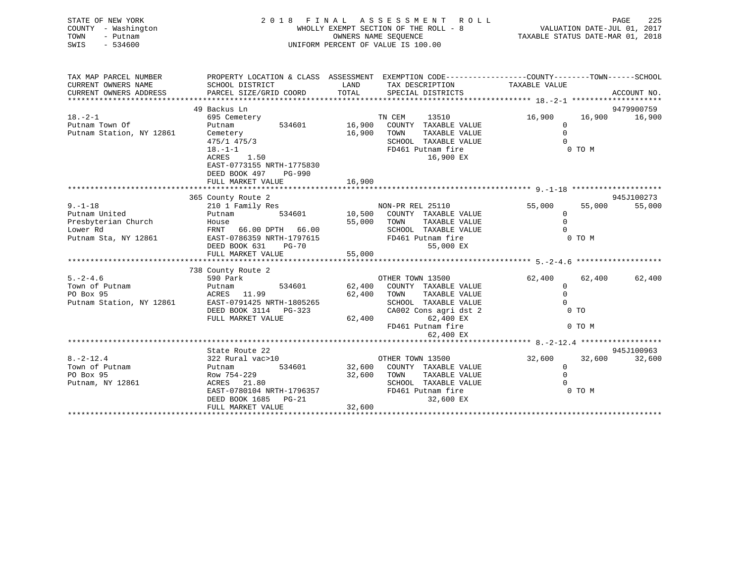STATE OF NEW YORK
COUNTY - Washington
TOWN - Putnam
SWIS - 534600

2 0 1 8 F I N A L A S S E S S M E N T R O L L
WHOLLY EXEMPT SECTION OF THE ROLL - 8
OWNERS NAME SEQUENCE
UNIFORM PERCENT OF VALUE IS 100.00

VALUATION DATE-JUL 01, 2017
TAXABLE STATUS DATE-MAR 01, 2018

```
TAX MAP PARCEL NUMBER          PROPERTY LOCATION & CLASS  ASSESSMENT  EXEMPTION CODE------------------COUNTY--------TOWN------SCHOOL
CURRENT OWNERS NAME            SCHOOL DISTRICT              LAND      TAX DESCRIPTION            TAXABLE VALUE
CURRENT OWNERS ADDRESS         PARCEL SIZE/GRID COORD       TOTAL     SPECIAL DISTRICTS                                  ACCOUNT NO.
******************************************************************************************** 18.-2-1 *******************
                               49 Backus Ln                                                                        9479900759
18.-2-1                        695 Cemetery                          TN CEM      13510           16,900    16,900    16,900
Putnam Town Of                 Putnam          534601       16,900   COUNTY  TAXABLE VALUE              0
Putnam Station, NY 12861       Cemetery                      16,900   TOWN    TAXABLE VALUE              0
                               475/1 475/3                            SCHOOL  TAXABLE VALUE              0
                               18.-1-1                                FD461 Putnam fire                  0 TO M
                               ACRES    1.50                                16,900 EX
                               EAST-0773155 NRTH-1775830
                               DEED BOOK 497    PG-990
                               FULL MARKET VALUE             16,900
******************************************************************************************** 9.-1-18 *******************
                               365 County Route 2                                                                  945J100273
9.-1-18                        210 1 Family Res                      NON-PR REL 25110            55,000    55,000    55,000
Putnam United                  Putnam          534601       10,500   COUNTY  TAXABLE VALUE              0
Presbyterian Church            House                         55,000   TOWN    TAXABLE VALUE              0
Lower Rd                       FRNT   66.00 DPTH  66.00               SCHOOL  TAXABLE VALUE              0
Putnam Sta, NY 12861           EAST-0786359 NRTH-1797615              FD461 Putnam fire                  0 TO M
                               DEED BOOK 631    PG-70                       55,000 EX
                               FULL MARKET VALUE             55,000
******************************************************************************************** 5.-2-4.6 ******************
                               738 County Route 2
5.-2-4.6                       590 Park                              OTHER TOWN 13500            62,400    62,400    62,400
Town of Putnam                 Putnam          534601       62,400   COUNTY  TAXABLE VALUE              0
PO Box 95                      ACRES   11.99                 62,400   TOWN    TAXABLE VALUE              0
Putnam Station, NY 12861       EAST-0791425 NRTH-1805265              SCHOOL  TAXABLE VALUE              0
                               DEED BOOK 3114   PG-323                CA002 Cons agri dst 2              0 TO
                               FULL MARKET VALUE             62,400         62,400 EX
                                                                      FD461 Putnam fire                  0 TO M
                                                                            62,400 EX
******************************************************************************************** 8.-2-12.4 *****************
                               State Route 22                                                                      945J100963
8.-2-12.4                      322 Rural vac>10                      OTHER TOWN 13500            32,600    32,600    32,600
Town of Putnam                 Putnam          534601       32,600   COUNTY  TAXABLE VALUE              0
PO Box 95                      Row 754-229                   32,600   TOWN    TAXABLE VALUE              0
Putnam, NY 12861               ACRES   21.80                          SCHOOL  TAXABLE VALUE              0
                               EAST-0780104 NRTH-1796357              FD461 Putnam fire                  0 TO M
                               DEED BOOK 1685   PG-21                       32,600 EX
                               FULL MARKET VALUE             32,600
************************************************************************************************************************
```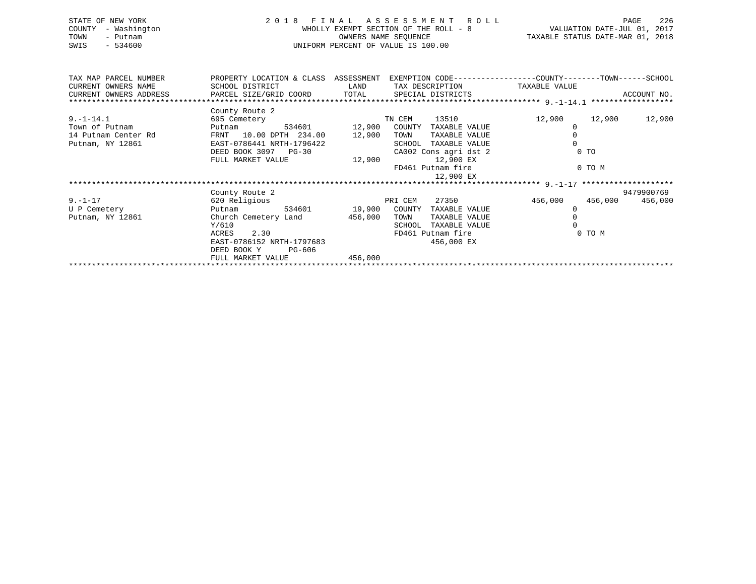STATE OF NEW YORK
COUNTY - Washington
TOWN - Putnam
SWIS - 534600

2 0 1 8 F I N A L A S S E S S M E N T R O L L
WHOLLY EXEMPT SECTION OF THE ROLL - 8
OWNERS NAME SEQUENCE
UNIFORM PERCENT OF VALUE IS 100.00

VALUATION DATE-JUL 01, 2017
TAXABLE STATUS DATE-MAR 01, 2018

| TAX MAP PARCEL NUMBER / CURRENT OWNERS NAME / CURRENT OWNERS ADDRESS | PROPERTY LOCATION & CLASS / SCHOOL DISTRICT / PARCEL SIZE/GRID COORD | ASSESSMENT LAND | TOTAL | EXEMPTION CODE / TAX DESCRIPTION / SPECIAL DISTRICTS | COUNTY TAXABLE VALUE | TOWN | SCHOOL | ACCOUNT NO. |
|---|---|---|---|---|---|---|---|---|
| | County Route 2 | | | | | | | |
| 9.-1-14.1 | 695 Cemetery | | | TN CEM 13510 | 12,900 | 12,900 | 12,900 | |
| Town of Putnam | Putnam 534601 | 12,900 | | COUNTY TAXABLE VALUE | 0 | | | |
| 14 Putnam Center Rd | FRNT 10.00 DPTH 234.00 | | 12,900 | TOWN TAXABLE VALUE | 0 | | | |
| Putnam, NY 12861 | EAST-0786441 NRTH-1796422 | | | SCHOOL TAXABLE VALUE | 0 | | | |
| | DEED BOOK 3097 PG-30 | | | CA002 Cons agri dst 2 | 0 TO | | | |
| | FULL MARKET VALUE | | 12,900 | 12,900 EX | | | | |
| | | | | FD461 Putnam fire | 0 TO M | | | |
| | | | | 12,900 EX | | | | |
| | County Route 2 | | | | | | | 9479900769 |
| 9.-1-17 | 620 Religious | | | PRI CEM 27350 | 456,000 | 456,000 | 456,000 | |
| U P Cemetery | Putnam 534601 | 19,900 | | COUNTY TAXABLE VALUE | 0 | | | |
| Putnam, NY 12861 | Church Cemetery Land | | 456,000 | TOWN TAXABLE VALUE | 0 | | | |
| | Y/610 | | | SCHOOL TAXABLE VALUE | 0 | | | |
| | ACRES 2.30 | | | FD461 Putnam fire | 0 TO M | | | |
| | EAST-0786152 NRTH-1797683 | | | 456,000 EX | | | | |
| | DEED BOOK Y PG-606 | | | | | | | |
| | FULL MARKET VALUE | | 456,000 | | | | | |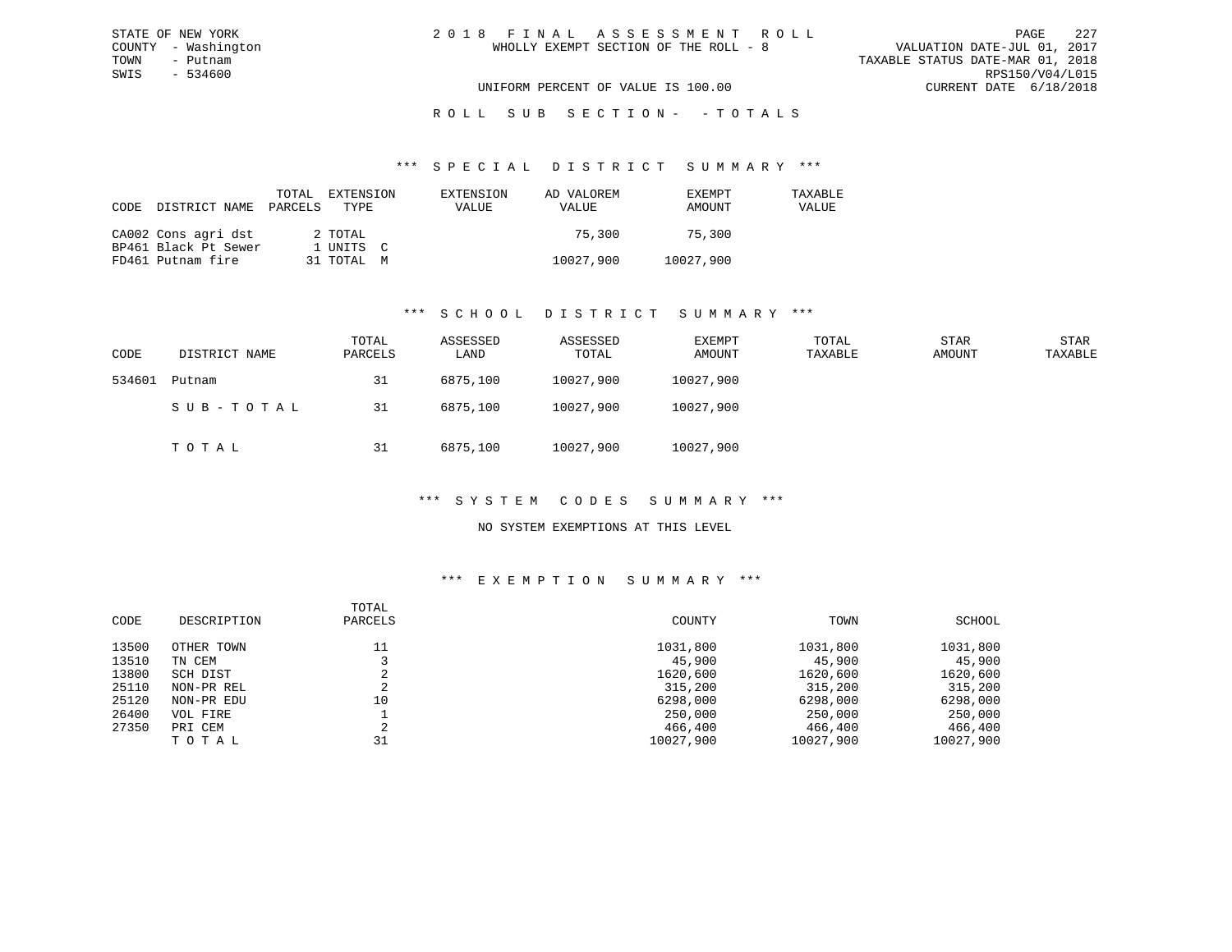STATE OF NEW YORK
COUNTY - Washington
TOWN - Putnam
SWIS - 534600

2018 FINAL ASSESSMENT ROLL
WHOLLY EXEMPT SECTION OF THE ROLL - 8

VALUATION DATE-JUL 01, 2017
TAXABLE STATUS DATE-MAR 01, 2018
RPS150/V04/L015
CURRENT DATE 6/18/2018

UNIFORM PERCENT OF VALUE IS 100.00

ROLL SUB SECTION- - TOTALS

## *** SPECIAL DISTRICT SUMMARY ***

| CODE DISTRICT NAME | TOTAL PARCELS | EXTENSION TYPE | EXTENSION VALUE | AD VALOREM VALUE | EXEMPT AMOUNT | TAXABLE VALUE |
|---|---|---|---|---|---|---|
| CA002 Cons agri dst | 2 | TOTAL | | 75,300 | 75,300 | |
| BP461 Black Pt Sewer | 1 | UNITS C | | | | |
| FD461 Putnam fire | 31 | TOTAL M | | 10027,900 | 10027,900 | |

## *** SCHOOL DISTRICT SUMMARY ***

| CODE | DISTRICT NAME | TOTAL PARCELS | ASSESSED LAND | ASSESSED TOTAL | EXEMPT AMOUNT | TOTAL TAXABLE | STAR AMOUNT | STAR TAXABLE |
|---|---|---|---|---|---|---|---|---|
| 534601 | Putnam | 31 | 6875,100 | 10027,900 | 10027,900 | | | |
| | SUB-TOTAL | 31 | 6875,100 | 10027,900 | 10027,900 | | | |
| | TOTAL | 31 | 6875,100 | 10027,900 | 10027,900 | | | |

## *** SYSTEM CODES SUMMARY ***

NO SYSTEM EXEMPTIONS AT THIS LEVEL

## *** EXEMPTION SUMMARY ***

| CODE | DESCRIPTION | TOTAL PARCELS | COUNTY | TOWN | SCHOOL |
|---|---|---|---|---|---|
| 13500 | OTHER TOWN | 11 | 1031,800 | 1031,800 | 1031,800 |
| 13510 | TN CEM | 3 | 45,900 | 45,900 | 45,900 |
| 13800 | SCH DIST | 2 | 1620,600 | 1620,600 | 1620,600 |
| 25110 | NON-PR REL | 2 | 315,200 | 315,200 | 315,200 |
| 25120 | NON-PR EDU | 10 | 6298,000 | 6298,000 | 6298,000 |
| 26400 | VOL FIRE | 1 | 250,000 | 250,000 | 250,000 |
| 27350 | PRI CEM | 2 | 466,400 | 466,400 | 466,400 |
| | TOTAL | 31 | 10027,900 | 10027,900 | 10027,900 |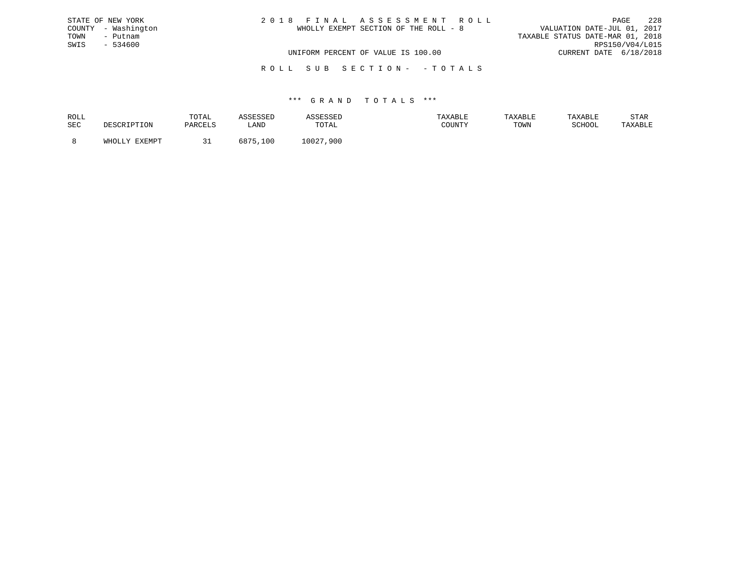STATE OF NEW YORK
COUNTY - Washington
TOWN - Putnam
SWIS - 534600

2 0 1 8 F I N A L A S S E S S M E N T R O L L
WHOLLY EXEMPT SECTION OF THE ROLL - 8

VALUATION DATE-JUL 01, 2017
TAXABLE STATUS DATE-MAR 01, 2018
RPS150/V04/L015
CURRENT DATE 6/18/2018

UNIFORM PERCENT OF VALUE IS 100.00

R O L L S U B S E C T I O N - - T O T A L S

*** G R A N D T O T A L S ***

| ROLL SEC | DESCRIPTION | TOTAL PARCELS | ASSESSED LAND | ASSESSED TOTAL | TAXABLE COUNTY | TAXABLE TOWN | TAXABLE SCHOOL | STAR TAXABLE |
|---|---|---|---|---|---|---|---|---|
| 8 | WHOLLY EXEMPT | 31 | 6875,100 | 10027,900 | | | | |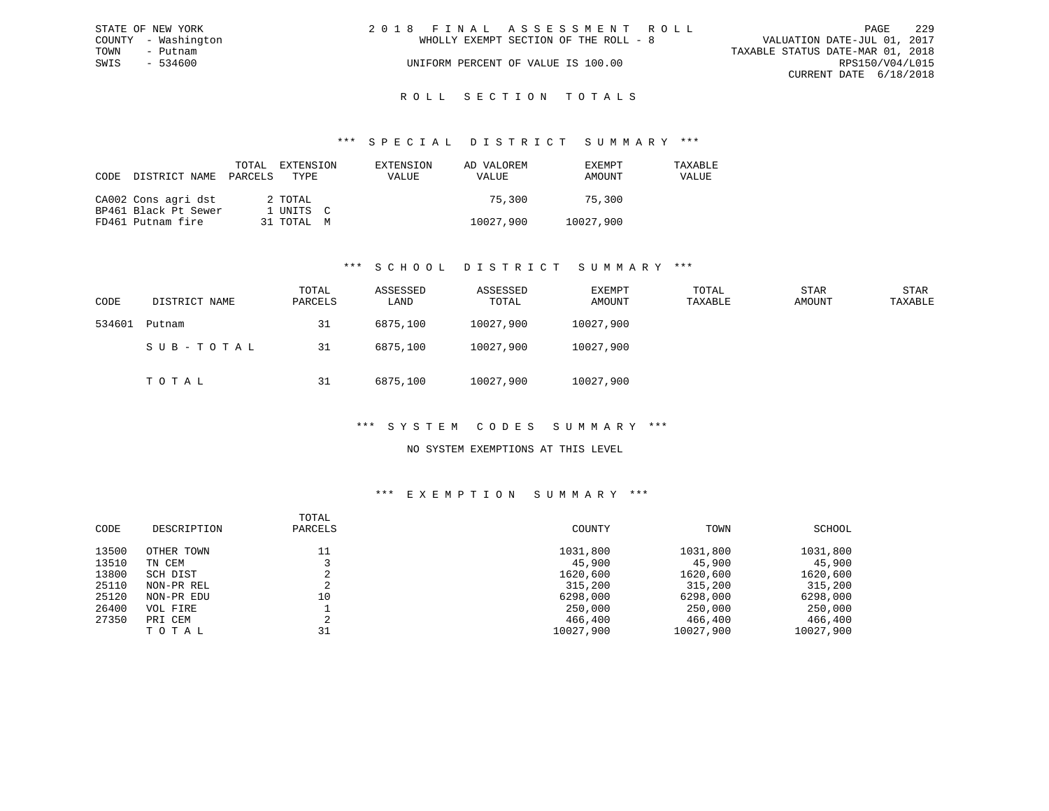STATE OF NEW YORK
COUNTY - Washington
TOWN - Putnam
SWIS - 534600

2018 FINAL ASSESSMENT ROLL
WHOLLY EXEMPT SECTION OF THE ROLL - 8
UNIFORM PERCENT OF VALUE IS 100.00

VALUATION DATE-JUL 01, 2017
TAXABLE STATUS DATE-MAR 01, 2018
RPS150/V04/L015
CURRENT DATE 6/18/2018

## ROLL SECTION TOTALS

### *** SPECIAL DISTRICT SUMMARY ***

| CODE | DISTRICT NAME | TOTAL PARCELS | EXTENSION TYPE | EXTENSION VALUE | AD VALOREM VALUE | EXEMPT AMOUNT | TAXABLE VALUE |
|---|---|---|---|---|---|---|---|
| CA002 | Cons agri dst | 2 | TOTAL | | 75,300 | 75,300 | |
| BP461 | Black Pt Sewer | 1 | UNITS C | | | | |
| FD461 | Putnam fire | 31 | TOTAL M | | 10027,900 | 10027,900 | |

### *** SCHOOL DISTRICT SUMMARY ***

| CODE | DISTRICT NAME | TOTAL PARCELS | ASSESSED LAND | ASSESSED TOTAL | EXEMPT AMOUNT | TOTAL TAXABLE | STAR AMOUNT | STAR TAXABLE |
|---|---|---|---|---|---|---|---|---|
| 534601 | Putnam | 31 | 6875,100 | 10027,900 | 10027,900 | | | |
| | SUB-TOTAL | 31 | 6875,100 | 10027,900 | 10027,900 | | | |
| | TOTAL | 31 | 6875,100 | 10027,900 | 10027,900 | | | |

### *** SYSTEM CODES SUMMARY ***

NO SYSTEM EXEMPTIONS AT THIS LEVEL

### *** EXEMPTION SUMMARY ***

| CODE | DESCRIPTION | TOTAL PARCELS | COUNTY | TOWN | SCHOOL |
|---|---|---|---|---|---|
| 13500 | OTHER TOWN | 11 | 1031,800 | 1031,800 | 1031,800 |
| 13510 | TN CEM | 3 | 45,900 | 45,900 | 45,900 |
| 13800 | SCH DIST | 2 | 1620,600 | 1620,600 | 1620,600 |
| 25110 | NON-PR REL | 2 | 315,200 | 315,200 | 315,200 |
| 25120 | NON-PR EDU | 10 | 6298,000 | 6298,000 | 6298,000 |
| 26400 | VOL FIRE | 1 | 250,000 | 250,000 | 250,000 |
| 27350 | PRI CEM | 2 | 466,400 | 466,400 | 466,400 |
| | TOTAL | 31 | 10027,900 | 10027,900 | 10027,900 |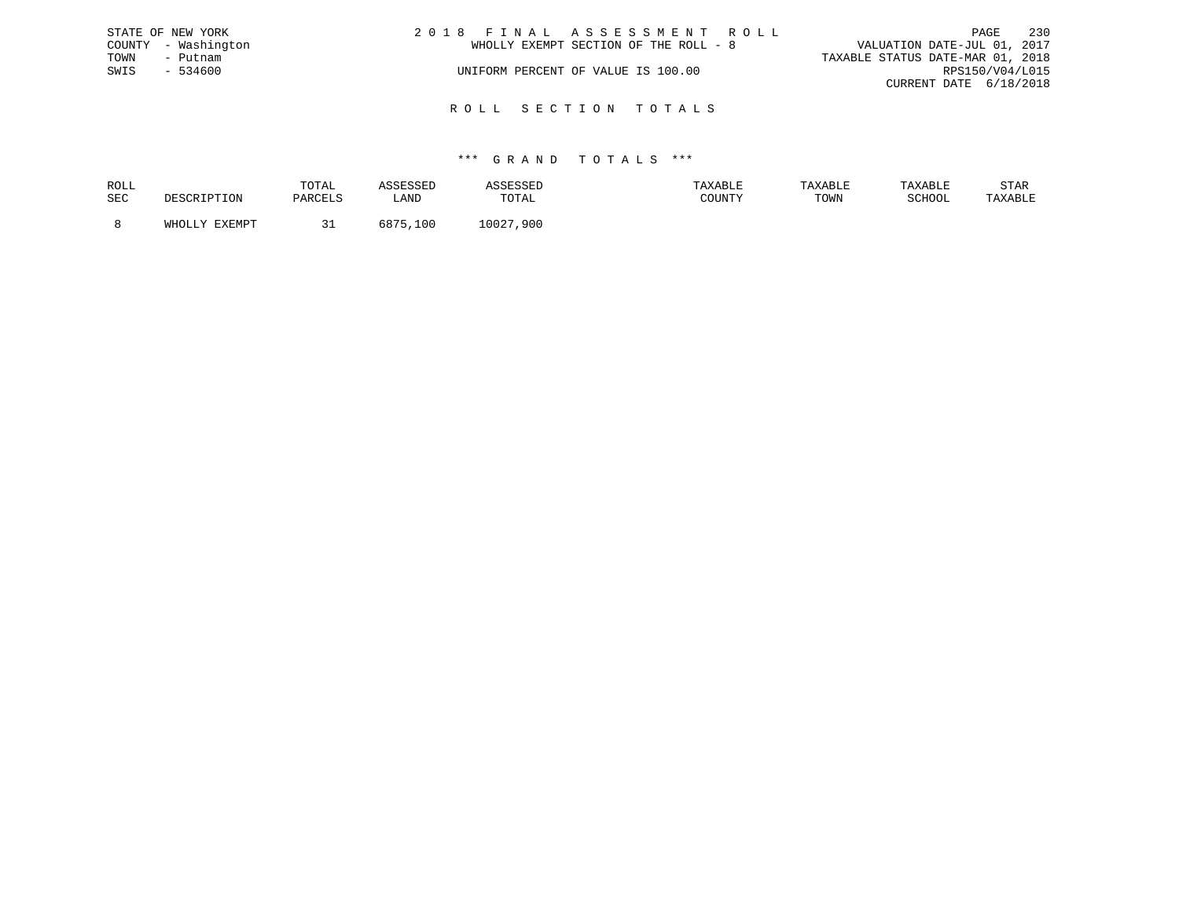STATE OF NEW YORK
COUNTY - Washington
TOWN - Putnam
SWIS - 534600

2 0 1 8 F I N A L A S S E S S M E N T R O L L
WHOLLY EXEMPT SECTION OF THE ROLL - 8
UNIFORM PERCENT OF VALUE IS 100.00

VALUATION DATE-JUL 01, 2017
TAXABLE STATUS DATE-MAR 01, 2018
RPS150/V04/L015
CURRENT DATE 6/18/2018

## R O L L S E C T I O N T O T A L S

### *** G R A N D T O T A L S ***

| ROLL SEC | DESCRIPTION | TOTAL PARCELS | ASSESSED LAND | ASSESSED TOTAL | TAXABLE COUNTY | TAXABLE TOWN | TAXABLE SCHOOL | STAR TAXABLE |
|---|---|---|---|---|---|---|---|---|
| 8 | WHOLLY EXEMPT | 31 | 6875,100 | 10027,900 | | | | |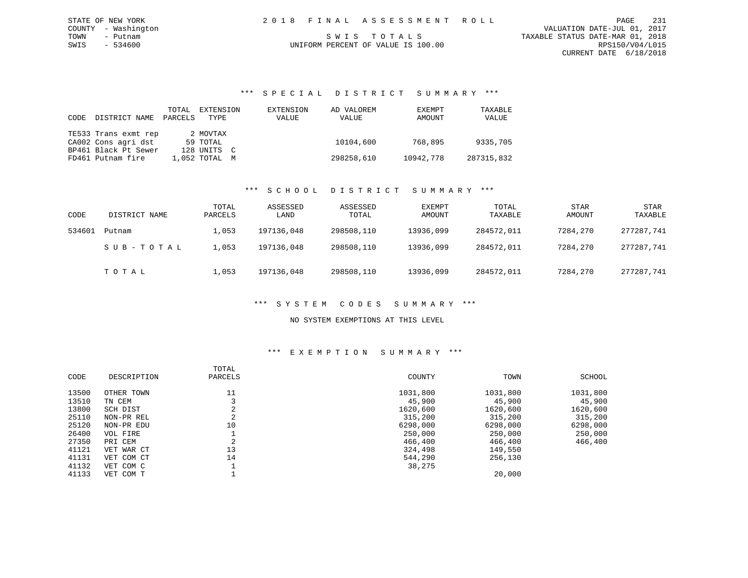STATE OF NEW YORK
COUNTY - Washington
TOWN - Putnam
SWIS - 534600

# 2018 FINAL ASSESSMENT ROLL

SWIS TOTALS
UNIFORM PERCENT OF VALUE IS 100.00

VALUATION DATE-JUL 01, 2017
TAXABLE STATUS DATE-MAR 01, 2018
RPS150/V04/L015
CURRENT DATE 6/18/2018

## *** SPECIAL DISTRICT SUMMARY ***

| CODE | DISTRICT NAME | TOTAL PARCELS | EXTENSION TYPE | EXTENSION VALUE | AD VALOREM VALUE | EXEMPT AMOUNT | TAXABLE VALUE |
|---|---|---|---|---|---|---|---|
| TE533 | Trans exmt rep | 2 | MOVTAX | | | | |
| CA002 | Cons agri dst | 59 | TOTAL | | 10104,600 | 768,895 | 9335,705 |
| BP461 | Black Pt Sewer | 128 | UNITS C | | | | |
| FD461 | Putnam fire | 1,052 | TOTAL M | | 298258,610 | 10942,778 | 287315,832 |

## *** SCHOOL DISTRICT SUMMARY ***

| CODE | DISTRICT NAME | TOTAL PARCELS | ASSESSED LAND | ASSESSED TOTAL | EXEMPT AMOUNT | TOTAL TAXABLE | STAR AMOUNT | STAR TAXABLE |
|---|---|---|---|---|---|---|---|---|
| 534601 | Putnam | 1,053 | 197136,048 | 298508,110 | 13936,099 | 284572,011 | 7284,270 | 277287,741 |
| | SUB-TOTAL | 1,053 | 197136,048 | 298508,110 | 13936,099 | 284572,011 | 7284,270 | 277287,741 |
| | TOTAL | 1,053 | 197136,048 | 298508,110 | 13936,099 | 284572,011 | 7284,270 | 277287,741 |

## *** SYSTEM CODES SUMMARY ***

NO SYSTEM EXEMPTIONS AT THIS LEVEL

## *** EXEMPTION SUMMARY ***

| CODE | DESCRIPTION | TOTAL PARCELS | COUNTY | TOWN | SCHOOL |
|---|---|---|---|---|---|
| 13500 | OTHER TOWN | 11 | 1031,800 | 1031,800 | 1031,800 |
| 13510 | TN CEM | 3 | 45,900 | 45,900 | 45,900 |
| 13800 | SCH DIST | 2 | 1620,600 | 1620,600 | 1620,600 |
| 25110 | NON-PR REL | 2 | 315,200 | 315,200 | 315,200 |
| 25120 | NON-PR EDU | 10 | 6298,000 | 6298,000 | 6298,000 |
| 26400 | VOL FIRE | 1 | 250,000 | 250,000 | 250,000 |
| 27350 | PRI CEM | 2 | 466,400 | 466,400 | 466,400 |
| 41121 | VET WAR CT | 13 | 324,498 | 149,550 | |
| 41131 | VET COM CT | 14 | 544,290 | 256,130 | |
| 41132 | VET COM C | 1 | 38,275 | | |
| 41133 | VET COM T | 1 | | 20,000 | |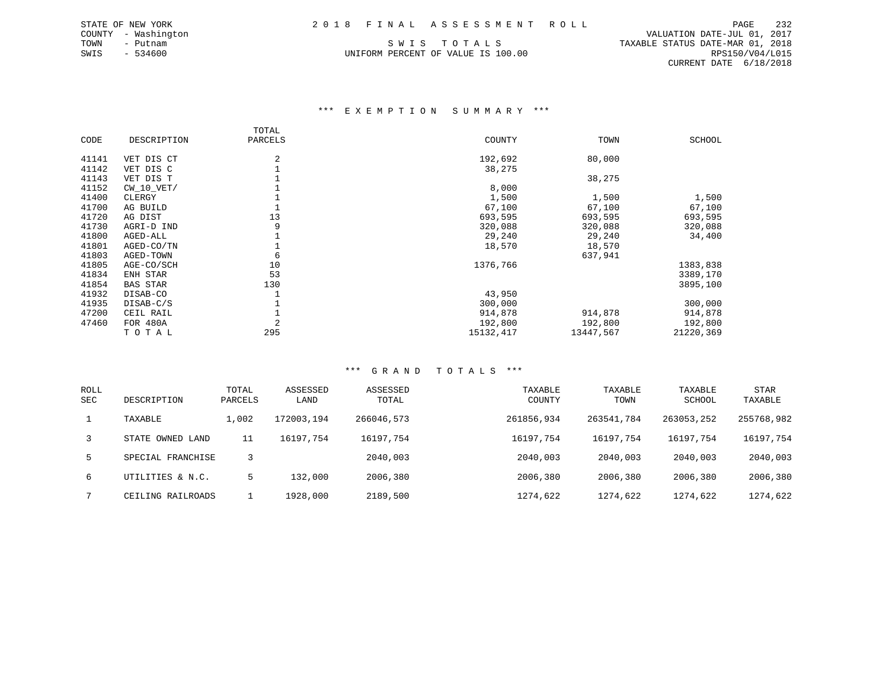STATE OF NEW YORK
COUNTY - Washington
TOWN - Putnam
SWIS - 534600

# 2018 FINAL ASSESSMENT ROLL

## SWIS TOTALS

UNIFORM PERCENT OF VALUE IS 100.00

VALUATION DATE-JUL 01, 2017
TAXABLE STATUS DATE-MAR 01, 2018
RPS150/V04/L015
CURRENT DATE 6/18/2018

### *** EXEMPTION SUMMARY ***

| CODE | DESCRIPTION | TOTAL PARCELS | COUNTY | TOWN | SCHOOL |
|---|---|---|---|---|---|
| 41141 | VET DIS CT | 2 | 192,692 | 80,000 | |
| 41142 | VET DIS C | 1 | 38,275 | | |
| 41143 | VET DIS T | 1 | | 38,275 | |
| 41152 | CW_10_VET/ | 1 | 8,000 | | |
| 41400 | CLERGY | 1 | 1,500 | 1,500 | 1,500 |
| 41700 | AG BUILD | 1 | 67,100 | 67,100 | 67,100 |
| 41720 | AG DIST | 13 | 693,595 | 693,595 | 693,595 |
| 41730 | AGRI-D IND | 9 | 320,088 | 320,088 | 320,088 |
| 41800 | AGED-ALL | 1 | 29,240 | 29,240 | 34,400 |
| 41801 | AGED-CO/TN | 1 | 18,570 | 18,570 | |
| 41803 | AGED-TOWN | 6 | | 637,941 | |
| 41805 | AGE-CO/SCH | 10 | 1376,766 | | 1383,838 |
| 41834 | ENH STAR | 53 | | | 3389,170 |
| 41854 | BAS STAR | 130 | | | 3895,100 |
| 41932 | DISAB-CO | 1 | 43,950 | | |
| 41935 | DISAB-C/S | 1 | 300,000 | | 300,000 |
| 47200 | CEIL RAIL | 1 | 914,878 | 914,878 | 914,878 |
| 47460 | FOR 480A | 2 | 192,800 | 192,800 | 192,800 |
| | TOTAL | 295 | 15132,417 | 13447,567 | 21220,369 |

### *** GRAND TOTALS ***

| ROLL SEC | DESCRIPTION | TOTAL PARCELS | ASSESSED LAND | ASSESSED TOTAL | TAXABLE COUNTY | TAXABLE TOWN | TAXABLE SCHOOL | STAR TAXABLE |
|---|---|---|---|---|---|---|---|---|
| 1 | TAXABLE | 1,002 | 172003,194 | 266046,573 | 261856,934 | 263541,784 | 263053,252 | 255768,982 |
| 3 | STATE OWNED LAND | 11 | 16197,754 | 16197,754 | 16197,754 | 16197,754 | 16197,754 | 16197,754 |
| 5 | SPECIAL FRANCHISE | 3 | | 2040,003 | 2040,003 | 2040,003 | 2040,003 | 2040,003 |
| 6 | UTILITIES & N.C. | 5 | 132,000 | 2006,380 | 2006,380 | 2006,380 | 2006,380 | 2006,380 |
| 7 | CEILING RAILROADS | 1 | 1928,000 | 2189,500 | 1274,622 | 1274,622 | 1274,622 | 1274,622 |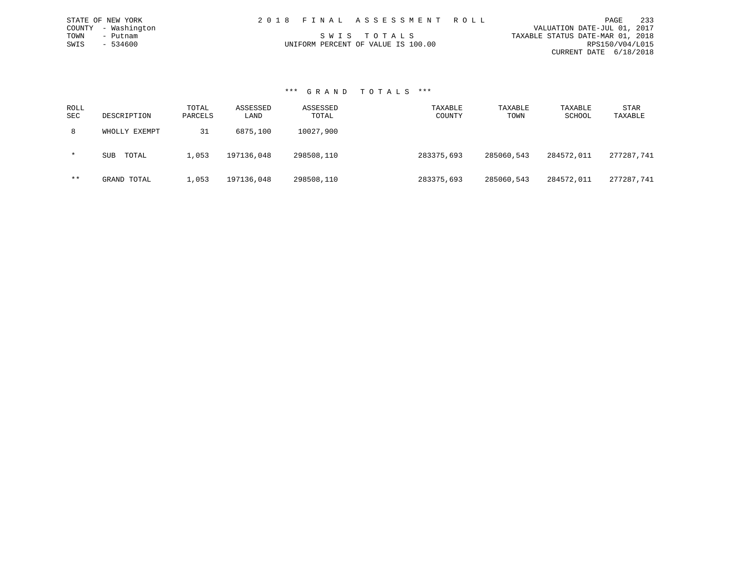STATE OF NEW YORK
COUNTY - Washington
TOWN - Putnam
SWIS - 534600

2 0 1 8 F I N A L A S S E S S M E N T R O L L

S W I S T O T A L S
UNIFORM PERCENT OF VALUE IS 100.00

VALUATION DATE-JUL 01, 2017
TAXABLE STATUS DATE-MAR 01, 2018
RPS150/V04/L015
CURRENT DATE 6/18/2018

### *** G R A N D T O T A L S ***

| ROLL SEC | DESCRIPTION | TOTAL PARCELS | ASSESSED LAND | ASSESSED TOTAL | TAXABLE COUNTY | TAXABLE TOWN | TAXABLE SCHOOL | STAR TAXABLE |
|---|---|---|---|---|---|---|---|---|
| 8 | WHOLLY EXEMPT | 31 | 6875,100 | 10027,900 | | | | |
| * | SUB TOTAL | 1,053 | 197136,048 | 298508,110 | 283375,693 | 285060,543 | 284572,011 | 277287,741 |
| ** | GRAND TOTAL | 1,053 | 197136,048 | 298508,110 | 283375,693 | 285060,543 | 284572,011 | 277287,741 |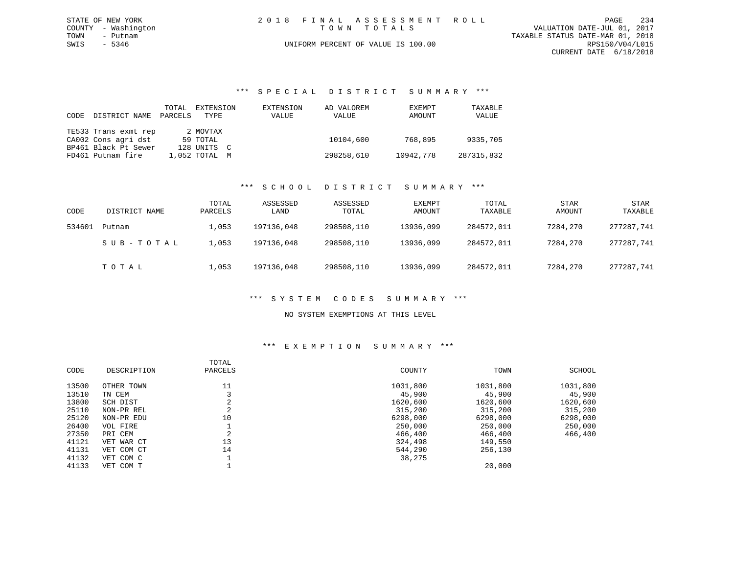STATE OF NEW YORK
COUNTY - Washington
TOWN - Putnam
SWIS - 5346

# 2018 FINAL ASSESSMENT ROLL

TOWN TOTALS

UNIFORM PERCENT OF VALUE IS 100.00

VALUATION DATE-JUL 01, 2017
TAXABLE STATUS DATE-MAR 01, 2018
RPS150/V04/L015
CURRENT DATE 6/18/2018

## *** SPECIAL DISTRICT SUMMARY ***

| CODE | DISTRICT NAME | TOTAL PARCELS | EXTENSION TYPE | EXTENSION VALUE | AD VALOREM VALUE | EXEMPT AMOUNT | TAXABLE VALUE |
|---|---|---|---|---|---|---|---|
| TE533 | Trans exmt rep | 2 | MOVTAX | | | | |
| CA002 | Cons agri dst | 59 | TOTAL | | 10104,600 | 768,895 | 9335,705 |
| BP461 | Black Pt Sewer | 128 | UNITS C | | | | |
| FD461 | Putnam fire | 1,052 | TOTAL M | | 298258,610 | 10942,778 | 287315,832 |

## *** SCHOOL DISTRICT SUMMARY ***

| CODE | DISTRICT NAME | TOTAL PARCELS | ASSESSED LAND | ASSESSED TOTAL | EXEMPT AMOUNT | TOTAL TAXABLE | STAR AMOUNT | STAR TAXABLE |
|---|---|---|---|---|---|---|---|---|
| 534601 | Putnam | 1,053 | 197136,048 | 298508,110 | 13936,099 | 284572,011 | 7284,270 | 277287,741 |
| | SUB-TOTAL | 1,053 | 197136,048 | 298508,110 | 13936,099 | 284572,011 | 7284,270 | 277287,741 |
| | TOTAL | 1,053 | 197136,048 | 298508,110 | 13936,099 | 284572,011 | 7284,270 | 277287,741 |

## *** SYSTEM CODES SUMMARY ***

NO SYSTEM EXEMPTIONS AT THIS LEVEL

## *** EXEMPTION SUMMARY ***

| CODE | DESCRIPTION | TOTAL PARCELS | COUNTY | TOWN | SCHOOL |
|---|---|---|---|---|---|
| 13500 | OTHER TOWN | 11 | 1031,800 | 1031,800 | 1031,800 |
| 13510 | TN CEM | 3 | 45,900 | 45,900 | 45,900 |
| 13800 | SCH DIST | 2 | 1620,600 | 1620,600 | 1620,600 |
| 25110 | NON-PR REL | 2 | 315,200 | 315,200 | 315,200 |
| 25120 | NON-PR EDU | 10 | 6298,000 | 6298,000 | 6298,000 |
| 26400 | VOL FIRE | 1 | 250,000 | 250,000 | 250,000 |
| 27350 | PRI CEM | 2 | 466,400 | 466,400 | 466,400 |
| 41121 | VET WAR CT | 13 | 324,498 | 149,550 | |
| 41131 | VET COM CT | 14 | 544,290 | 256,130 | |
| 41132 | VET COM C | 1 | 38,275 | | |
| 41133 | VET COM T | 1 | | 20,000 | |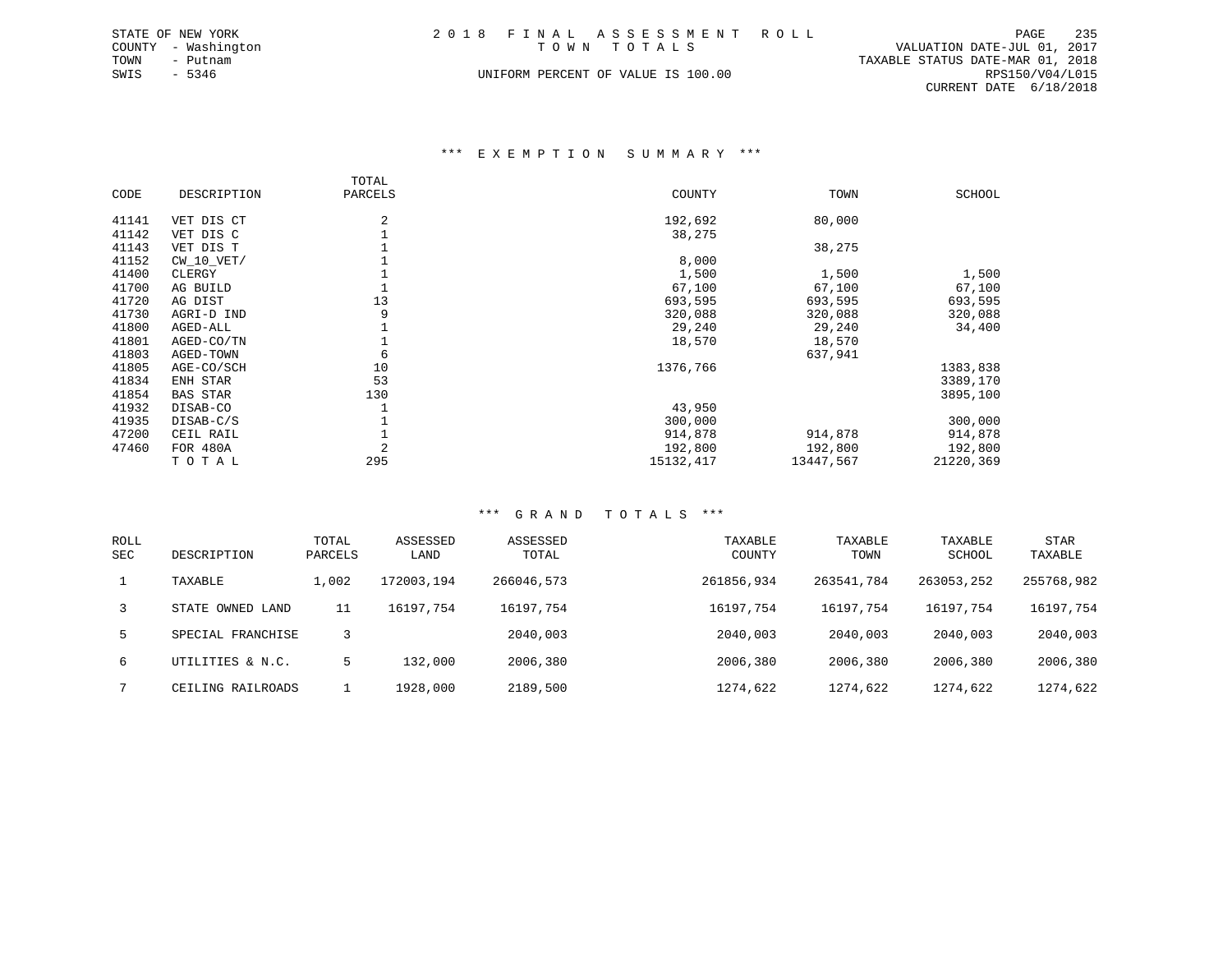STATE OF NEW YORK
COUNTY - Washington
TOWN - Putnam
SWIS - 5346

# 2018 FINAL ASSESSMENT ROLL
## TOWN TOTALS

UNIFORM PERCENT OF VALUE IS 100.00

VALUATION DATE-JUL 01, 2017
TAXABLE STATUS DATE-MAR 01, 2018
RPS150/V04/L015
CURRENT DATE 6/18/2018

### *** EXEMPTION SUMMARY ***

| CODE | DESCRIPTION | TOTAL PARCELS | COUNTY | TOWN | SCHOOL |
|---|---|---|---|---|---|
| 41141 | VET DIS CT | 2 | 192,692 | 80,000 | |
| 41142 | VET DIS C | 1 | 38,275 | | |
| 41143 | VET DIS T | 1 | | 38,275 | |
| 41152 | CW_10_VET/ | 1 | 8,000 | | |
| 41400 | CLERGY | 1 | 1,500 | 1,500 | 1,500 |
| 41700 | AG BUILD | 1 | 67,100 | 67,100 | 67,100 |
| 41720 | AG DIST | 13 | 693,595 | 693,595 | 693,595 |
| 41730 | AGRI-D IND | 9 | 320,088 | 320,088 | 320,088 |
| 41800 | AGED-ALL | 1 | 29,240 | 29,240 | 34,400 |
| 41801 | AGED-CO/TN | 1 | 18,570 | 18,570 | |
| 41803 | AGED-TOWN | 6 | | 637,941 | |
| 41805 | AGE-CO/SCH | 10 | 1376,766 | | 1383,838 |
| 41834 | ENH STAR | 53 | | | 3389,170 |
| 41854 | BAS STAR | 130 | | | 3895,100 |
| 41932 | DISAB-CO | 1 | 43,950 | | |
| 41935 | DISAB-C/S | 1 | 300,000 | | 300,000 |
| 47200 | CEIL RAIL | 1 | 914,878 | 914,878 | 914,878 |
| 47460 | FOR 480A | 2 | 192,800 | 192,800 | 192,800 |
| | T O T A L | 295 | 15132,417 | 13447,567 | 21220,369 |

### *** GRAND TOTALS ***

| ROLL SEC | DESCRIPTION | TOTAL PARCELS | ASSESSED LAND | ASSESSED TOTAL | TAXABLE COUNTY | TAXABLE TOWN | TAXABLE SCHOOL | STAR TAXABLE |
|---|---|---|---|---|---|---|---|---|
| 1 | TAXABLE | 1,002 | 172003,194 | 266046,573 | 261856,934 | 263541,784 | 263053,252 | 255768,982 |
| 3 | STATE OWNED LAND | 11 | 16197,754 | 16197,754 | 16197,754 | 16197,754 | 16197,754 | 16197,754 |
| 5 | SPECIAL FRANCHISE | 3 | | 2040,003 | 2040,003 | 2040,003 | 2040,003 | 2040,003 |
| 6 | UTILITIES & N.C. | 5 | 132,000 | 2006,380 | 2006,380 | 2006,380 | 2006,380 | 2006,380 |
| 7 | CEILING RAILROADS | 1 | 1928,000 | 2189,500 | 1274,622 | 1274,622 | 1274,622 | 1274,622 |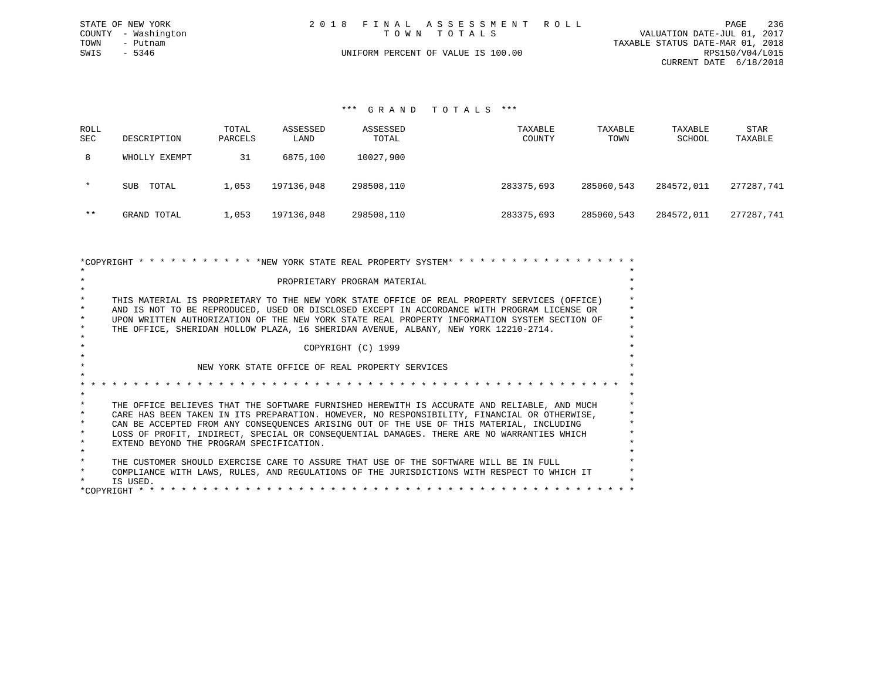STATE OF NEW YORK
COUNTY - Washington
TOWN - Putnam
SWIS - 5346

2 0 1 8 F I N A L A S S E S S M E N T R O L L
T O W N T O T A L S
UNIFORM PERCENT OF VALUE IS 100.00

VALUATION DATE-JUL 01, 2017
TAXABLE STATUS DATE-MAR 01, 2018
RPS150/V04/L015
CURRENT DATE 6/18/2018

*** G R A N D T O T A L S ***

| ROLL SEC | DESCRIPTION | TOTAL PARCELS | ASSESSED LAND | ASSESSED TOTAL | TAXABLE COUNTY | TAXABLE TOWN | TAXABLE SCHOOL | STAR TAXABLE |
|---|---|---|---|---|---|---|---|---|
| 8 | WHOLLY EXEMPT | 31 | 6875,100 | 10027,900 | | | | |
| * | SUB TOTAL | 1,053 | 197136,048 | 298508,110 | 283375,693 | 285060,543 | 284572,011 | 277287,741 |
| ** | GRAND TOTAL | 1,053 | 197136,048 | 298508,110 | 283375,693 | 285060,543 | 284572,011 | 277287,741 |

*COPYRIGHT * * * * * * * * * * * *NEW YORK STATE REAL PROPERTY SYSTEM* * * * * * * * * * * * * * * * * *

PROPRIETARY PROGRAM MATERIAL

THIS MATERIAL IS PROPRIETARY TO THE NEW YORK STATE OFFICE OF REAL PROPERTY SERVICES (OFFICE) AND IS NOT TO BE REPRODUCED, USED OR DISCLOSED EXCEPT IN ACCORDANCE WITH PROGRAM LICENSE OR UPON WRITTEN AUTHORIZATION OF THE NEW YORK STATE REAL PROPERTY INFORMATION SYSTEM SECTION OF THE OFFICE, SHERIDAN HOLLOW PLAZA, 16 SHERIDAN AVENUE, ALBANY, NEW YORK 12210-2714.

COPYRIGHT (C) 1999

NEW YORK STATE OFFICE OF REAL PROPERTY SERVICES

THE OFFICE BELIEVES THAT THE SOFTWARE FURNISHED HEREWITH IS ACCURATE AND RELIABLE, AND MUCH CARE HAS BEEN TAKEN IN ITS PREPARATION. HOWEVER, NO RESPONSIBILITY, FINANCIAL OR OTHERWISE, CAN BE ACCEPTED FROM ANY CONSEQUENCES ARISING OUT OF THE USE OF THIS MATERIAL, INCLUDING LOSS OF PROFIT, INDIRECT, SPECIAL OR CONSEQUENTIAL DAMAGES. THERE ARE NO WARRANTIES WHICH EXTEND BEYOND THE PROGRAM SPECIFICATION.

THE CUSTOMER SHOULD EXERCISE CARE TO ASSURE THAT USE OF THE SOFTWARE WILL BE IN FULL COMPLIANCE WITH LAWS, RULES, AND REGULATIONS OF THE JURISDICTIONS WITH RESPECT TO WHICH IT IS USED.

*COPYRIGHT * * * * * * * * * * * * * * * * * * * * * * * * * * * * * * * * * * * * * * * * * * * * * * *